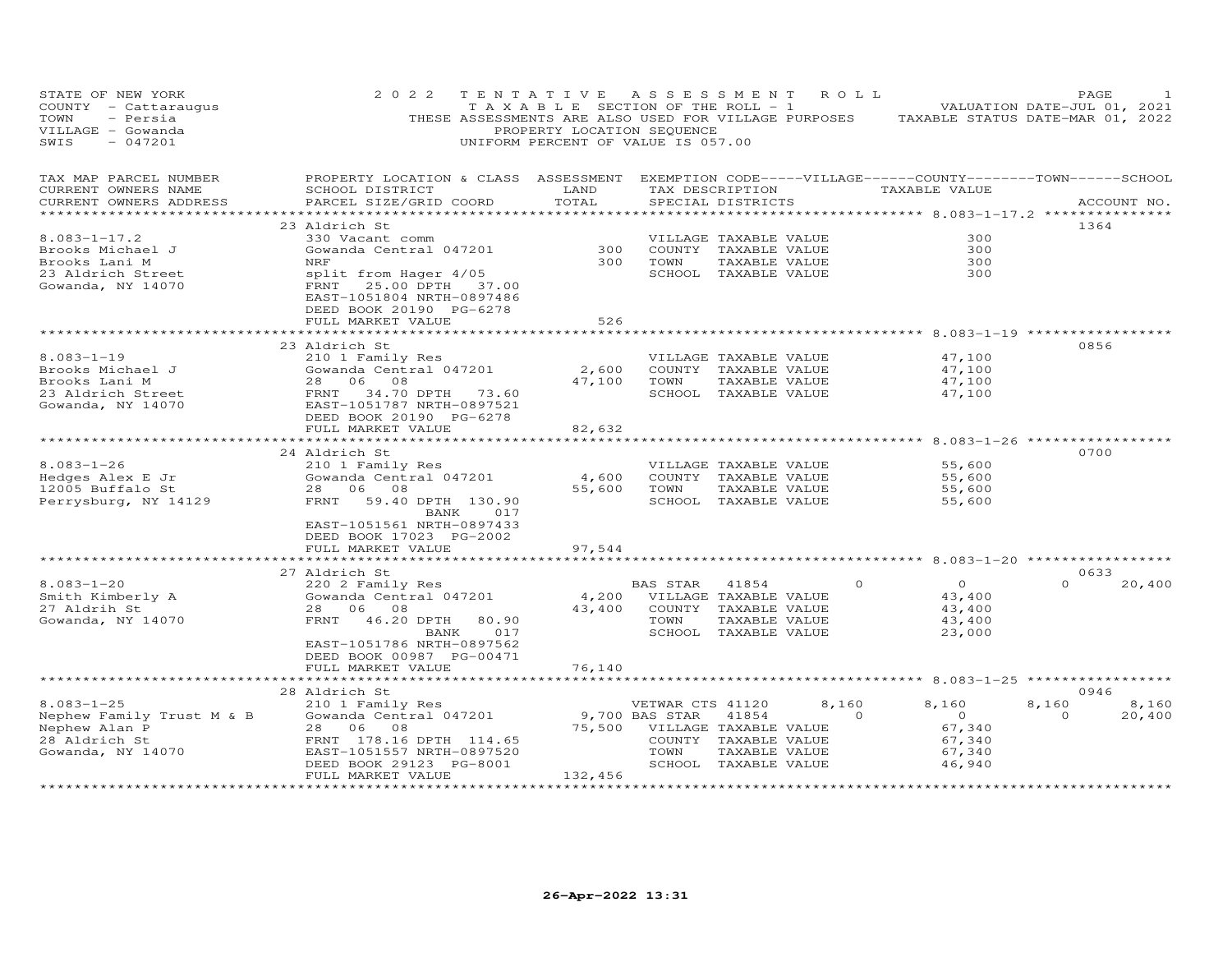STATE OF NEW YORK
COUNTY - Cattaraugus
TOWN - Persia
VILLAGE - Gowanda
SWIS - 047201

# 2022 TENTATIVE ASSESSMENT ROLL

TAXABLE SECTION OF THE ROLL - 1
THESE ASSESSMENTS ARE ALSO USED FOR VILLAGE PURPOSES
PROPERTY LOCATION SEQUENCE
UNIFORM PERCENT OF VALUE IS 057.00

VALUATION DATE-JUL 01, 2021
TAXABLE STATUS DATE-MAR 01, 2022

| TAX MAP PARCEL NUMBER / CURRENT OWNERS NAME / CURRENT OWNERS ADDRESS | PROPERTY LOCATION & CLASS / SCHOOL DISTRICT / PARCEL SIZE/GRID COORD | ASSESSMENT LAND / TOTAL | EXEMPTION CODE / TAX DESCRIPTION / SPECIAL DISTRICTS | VILLAGE | COUNTY / TAXABLE VALUE | TOWN | SCHOOL | ACCOUNT NO. |
|---|---|---|---|---|---|---|---|---|
| **8.083-1-17.2** | 23 Aldrich St | | | | | | | 1364 |
| Brooks Michael J | 330 Vacant comm | | VILLAGE TAXABLE VALUE | | 300 | | | |
| Brooks Lani M | Gowanda Central 047201 | 300 | COUNTY TAXABLE VALUE | | 300 | | | |
| 23 Aldrich Street | NRF | 300 | TOWN TAXABLE VALUE | | 300 | | | |
| Gowanda, NY 14070 | split from Hager 4/05 | | SCHOOL TAXABLE VALUE | | 300 | | | |
| | FRNT 25.00 DPTH 37.00 | | | | | | | |
| | EAST-1051804 NRTH-0897486 | | | | | | | |
| | DEED BOOK 20190 PG-6278 | | | | | | | |
| | FULL MARKET VALUE | 526 | | | | | | |
| **8.083-1-19** | 23 Aldrich St | | | | | | | 0856 |
| Brooks Michael J | 210 1 Family Res | | VILLAGE TAXABLE VALUE | | 47,100 | | | |
| Brooks Lani M | Gowanda Central 047201 | 2,600 | COUNTY TAXABLE VALUE | | 47,100 | | | |
| 23 Aldrich Street | 28 06 08 | 47,100 | TOWN TAXABLE VALUE | | 47,100 | | | |
| Gowanda, NY 14070 | FRNT 34.70 DPTH 73.60 | | SCHOOL TAXABLE VALUE | | 47,100 | | | |
| | EAST-1051787 NRTH-0897521 | | | | | | | |
| | DEED BOOK 20190 PG-6278 | | | | | | | |
| | FULL MARKET VALUE | 82,632 | | | | | | |
| **8.083-1-26** | 24 Aldrich St | | | | | | | 0700 |
| Hedges Alex E Jr | 210 1 Family Res | | VILLAGE TAXABLE VALUE | | 55,600 | | | |
| 12005 Buffalo St | Gowanda Central 047201 | 4,600 | COUNTY TAXABLE VALUE | | 55,600 | | | |
| Perrysburg, NY 14129 | 28 06 08 | 55,600 | TOWN TAXABLE VALUE | | 55,600 | | | |
| | FRNT 59.40 DPTH 130.90 | | SCHOOL TAXABLE VALUE | | 55,600 | | | |
| | BANK 017 | | | | | | | |
| | EAST-1051561 NRTH-0897433 | | | | | | | |
| | DEED BOOK 17023 PG-2002 | | | | | | | |
| | FULL MARKET VALUE | 97,544 | | | | | | |
| **8.083-1-20** | 27 Aldrich St | | | | | | | 0633 |
| Smith Kimberly A | 220 2 Family Res | | BAS STAR 41854 | 0 | 0 | 0 | 20,400 | |
| 27 Aldrih St | Gowanda Central 047201 | 4,200 | VILLAGE TAXABLE VALUE | | 43,400 | | | |
| Gowanda, NY 14070 | 28 06 08 | 43,400 | COUNTY TAXABLE VALUE | | 43,400 | | | |
| | FRNT 46.20 DPTH 80.90 | | TOWN TAXABLE VALUE | | 43,400 | | | |
| | BANK 017 | | SCHOOL TAXABLE VALUE | | 23,000 | | | |
| | EAST-1051786 NRTH-0897562 | | | | | | | |
| | DEED BOOK 00987 PG-00471 | | | | | | | |
| | FULL MARKET VALUE | 76,140 | | | | | | |
| **8.083-1-25** | 28 Aldrich St | | | | | | | 0946 |
| Nephew Family Trust M & B | 210 1 Family Res | | VETWAR CTS 41120 | 8,160 | 8,160 | 8,160 | 8,160 | |
| Nephew Alan P | Gowanda Central 047201 | 9,700 | BAS STAR 41854 | 0 | 0 | 0 | 20,400 | |
| 28 Aldrich St | 28 06 08 | 75,500 | VILLAGE TAXABLE VALUE | | 67,340 | | | |
| Gowanda, NY 14070 | FRNT 178.16 DPTH 114.65 | | COUNTY TAXABLE VALUE | | 67,340 | | | |
| | EAST-1051557 NRTH-0897520 | | TOWN TAXABLE VALUE | | 67,340 | | | |
| | DEED BOOK 29123 PG-8001 | | SCHOOL TAXABLE VALUE | | 46,940 | | | |
| | FULL MARKET VALUE | 132,456 | | | | | | |

26-Apr-2022 13:31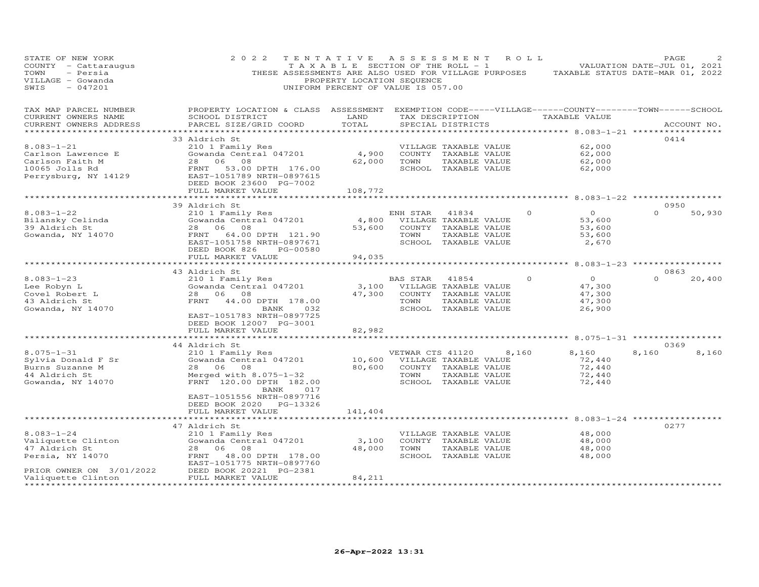STATE OF NEW YORK
COUNTY - Cattaraugus
TOWN - Persia
VILLAGE - Gowanda
SWIS - 047201

2022 TENTATIVE ASSESSMENT ROLL
TAXABLE SECTION OF THE ROLL - 1
THESE ASSESSMENTS ARE ALSO USED FOR VILLAGE PURPOSES
PROPERTY LOCATION SEQUENCE
UNIFORM PERCENT OF VALUE IS 057.00

VALUATION DATE-JUL 01, 2021
TAXABLE STATUS DATE-MAR 01, 2022

| TAX MAP PARCEL NUMBER / CURRENT OWNERS NAME / CURRENT OWNERS ADDRESS | PROPERTY LOCATION & CLASS / SCHOOL DISTRICT / PARCEL SIZE/GRID COORD | ASSESSMENT LAND | TOTAL | EXEMPTION CODE / TAX DESCRIPTION / SPECIAL DISTRICTS | VILLAGE | COUNTY | TOWN | SCHOOL | ACCOUNT NO. |
|---|---|---|---|---|---|---|---|---|---|
| 8.083-1-21 | 33 Aldrich St | | | | | | | | 0414 |
| Carlson Lawrence E | 210 1 Family Res | | | VILLAGE TAXABLE VALUE | 62,000 | | | | |
| Carlson Faith M | Gowanda Central 047201 | 4,900 | | COUNTY TAXABLE VALUE | | 62,000 | | | |
| 10065 Jolls Rd | 28 06 08 | | 62,000 | TOWN TAXABLE VALUE | | | 62,000 | | |
| Perrysburg, NY 14129 | FRNT 53.00 DPTH 176.00 | | | SCHOOL TAXABLE VALUE | | | | 62,000 | |
| | EAST-1051789 NRTH-0897615 | | | | | | | | |
| | DEED BOOK 23600 PG-7002 | | | | | | | | |
| | FULL MARKET VALUE | | 108,772 | | | | | | |
| 8.083-1-22 | 39 Aldrich St | | | | | | | | 0950 |
| Bilansky Celinda | 210 1 Family Res | | | ENH STAR 41834 | 0 | 0 | 0 | 50,930 | |
| 39 Aldrich St | Gowanda Central 047201 | 4,800 | | VILLAGE TAXABLE VALUE | 53,600 | | | | |
| Gowanda, NY 14070 | 28 06 08 | | 53,600 | COUNTY TAXABLE VALUE | | 53,600 | | | |
| | FRNT 64.00 DPTH 121.90 | | | TOWN TAXABLE VALUE | | | 53,600 | | |
| | EAST-1051758 NRTH-0897671 | | | SCHOOL TAXABLE VALUE | | | | 2,670 | |
| | DEED BOOK 826 PG-00580 | | | | | | | | |
| | FULL MARKET VALUE | | 94,035 | | | | | | |
| 8.083-1-23 | 43 Aldrich St | | | | | | | | 0863 |
| Lee Robyn L | 210 1 Family Res | | | BAS STAR 41854 | 0 | 0 | 0 | 20,400 | |
| Covel Robert L | Gowanda Central 047201 | 3,100 | | VILLAGE TAXABLE VALUE | 47,300 | | | | |
| 43 Aldrich St | 28 06 08 | | 47,300 | COUNTY TAXABLE VALUE | | 47,300 | | | |
| Gowanda, NY 14070 | FRNT 44.00 DPTH 178.00 | | | TOWN TAXABLE VALUE | | | 47,300 | | |
| | BANK 032 | | | SCHOOL TAXABLE VALUE | | | | 26,900 | |
| | EAST-1051783 NRTH-0897725 | | | | | | | | |
| | DEED BOOK 12007 PG-3001 | | | | | | | | |
| | FULL MARKET VALUE | | 82,982 | | | | | | |
| 8.075-1-31 | 44 Aldrich St | | | | | | | | 0369 |
| Sylvia Donald F Sr | 210 1 Family Res | | | VETWAR CTS 41120 | 8,160 | 8,160 | 8,160 | 8,160 | |
| Burns Suzanne M | Gowanda Central 047201 | 10,600 | | VILLAGE TAXABLE VALUE | 72,440 | | | | |
| 44 Aldrich St | 28 06 08 | | 80,600 | COUNTY TAXABLE VALUE | | 72,440 | | | |
| Gowanda, NY 14070 | Merged with 8.075-1-32 | | | TOWN TAXABLE VALUE | | | 72,440 | | |
| | FRNT 120.00 DPTH 182.00 | | | SCHOOL TAXABLE VALUE | | | | 72,440 | |
| | BANK 017 | | | | | | | | |
| | EAST-1051556 NRTH-0897716 | | | | | | | | |
| | DEED BOOK 2020 PG-13326 | | | | | | | | |
| | FULL MARKET VALUE | | 141,404 | | | | | | |
| 8.083-1-24 | 47 Aldrich St | | | | | | | | 0277 |
| Valiquette Clinton | 210 1 Family Res | | | VILLAGE TAXABLE VALUE | 48,000 | | | | |
| 47 Aldrich St | Gowanda Central 047201 | 3,100 | | COUNTY TAXABLE VALUE | | 48,000 | | | |
| Persia, NY 14070 | 28 06 08 | | 48,000 | TOWN TAXABLE VALUE | | | 48,000 | | |
| | FRNT 48.00 DPTH 178.00 | | | SCHOOL TAXABLE VALUE | | | | 48,000 | |
| | EAST-1051775 NRTH-0897760 | | | | | | | | |
| PRIOR OWNER ON 3/01/2022 | DEED BOOK 20221 PG-2381 | | | | | | | | |
| Valiquette Clinton | FULL MARKET VALUE | | 84,211 | | | | | | |

26-Apr-2022 13:31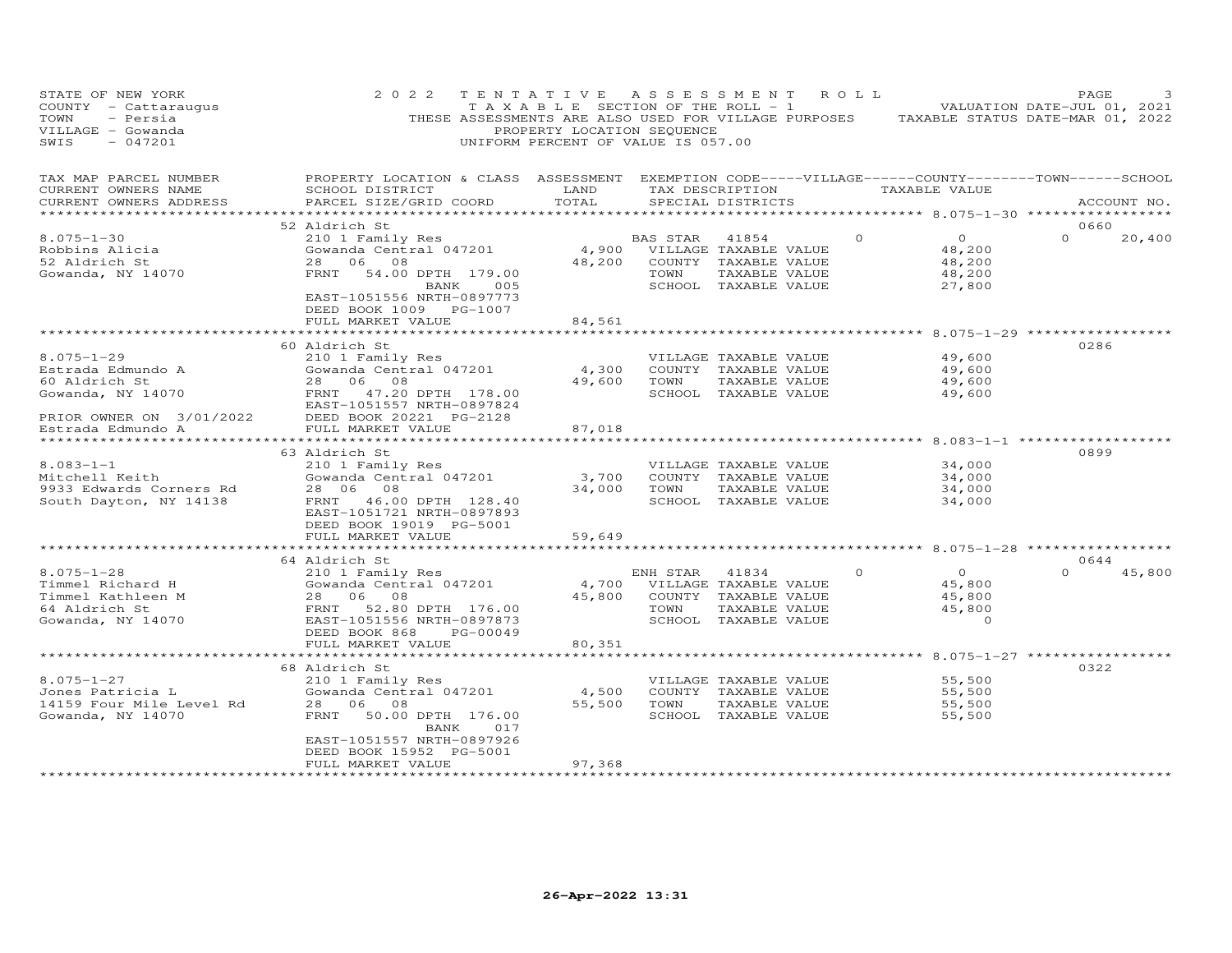STATE OF NEW YORK
COUNTY - Cattaraugus
TOWN - Persia
VILLAGE - Gowanda
SWIS - 047201

2022 TENTATIVE ASSESSMENT ROLL
TAXABLE SECTION OF THE ROLL - 1
THESE ASSESSMENTS ARE ALSO USED FOR VILLAGE PURPOSES
PROPERTY LOCATION SEQUENCE
UNIFORM PERCENT OF VALUE IS 057.00

VALUATION DATE-JUL 01, 2021
TAXABLE STATUS DATE-MAR 01, 2022

| TAX MAP PARCEL NUMBER / CURRENT OWNERS NAME / CURRENT OWNERS ADDRESS | PROPERTY LOCATION & CLASS / SCHOOL DISTRICT / PARCEL SIZE/GRID COORD | ASSESSMENT LAND | TOTAL | EXEMPTION CODE / TAX DESCRIPTION / SPECIAL DISTRICTS | VILLAGE | COUNTY / TAXABLE VALUE | TOWN | SCHOOL | ACCOUNT NO. |
|---|---|---|---|---|---|---|---|---|---|
| 8.075-1-30 | 52 Aldrich St | | | | | | | | 0660 |
| Robbins Alicia | 210 1 Family Res | | | BAS STAR 41854 | 0 | 0 | 0 | 20,400 | |
| 52 Aldrich St | Gowanda Central 047201 | 4,900 | | VILLAGE TAXABLE VALUE | | 48,200 | | | |
| Gowanda, NY 14070 | 28 06 08 | | 48,200 | COUNTY TAXABLE VALUE | | 48,200 | | | |
| | FRNT 54.00 DPTH 179.00 BANK 005 | | | TOWN TAXABLE VALUE | | 48,200 | | | |
| | EAST-1051556 NRTH-0897773 | | | SCHOOL TAXABLE VALUE | | 27,800 | | | |
| | DEED BOOK 1009 PG-1007 | | | | | | | | |
| | FULL MARKET VALUE | | 84,561 | | | | | | |
| 8.075-1-29 | 60 Aldrich St | | | | | | | | 0286 |
| Estrada Edmundo A | 210 1 Family Res | | | VILLAGE TAXABLE VALUE | | 49,600 | | | |
| 60 Aldrich St | Gowanda Central 047201 | 4,300 | | COUNTY TAXABLE VALUE | | 49,600 | | | |
| Gowanda, NY 14070 | 28 06 08 | | 49,600 | TOWN TAXABLE VALUE | | 49,600 | | | |
| | FRNT 47.20 DPTH 178.00 | | | SCHOOL TAXABLE VALUE | | 49,600 | | | |
| | EAST-1051557 NRTH-0897824 | | | | | | | | |
| PRIOR OWNER ON 3/01/2022 | DEED BOOK 20221 PG-2128 | | | | | | | | |
| Estrada Edmundo A | FULL MARKET VALUE | | 87,018 | | | | | | |
| 8.083-1-1 | 63 Aldrich St | | | | | | | | 0899 |
| Mitchell Keith | 210 1 Family Res | | | VILLAGE TAXABLE VALUE | | 34,000 | | | |
| 9933 Edwards Corners Rd | Gowanda Central 047201 | 3,700 | | COUNTY TAXABLE VALUE | | 34,000 | | | |
| South Dayton, NY 14138 | 28 06 08 | | 34,000 | TOWN TAXABLE VALUE | | 34,000 | | | |
| | FRNT 46.00 DPTH 128.40 | | | SCHOOL TAXABLE VALUE | | 34,000 | | | |
| | EAST-1051721 NRTH-0897893 | | | | | | | | |
| | DEED BOOK 19019 PG-5001 | | | | | | | | |
| | FULL MARKET VALUE | | 59,649 | | | | | | |
| 8.075-1-28 | 64 Aldrich St | | | | | | | | 0644 |
| Timmel Richard H | 210 1 Family Res | | | ENH STAR 41834 | 0 | 0 | 0 | 45,800 | |
| Timmel Kathleen M | Gowanda Central 047201 | 4,700 | | VILLAGE TAXABLE VALUE | | 45,800 | | | |
| 64 Aldrich St | 28 06 08 | | 45,800 | COUNTY TAXABLE VALUE | | 45,800 | | | |
| Gowanda, NY 14070 | FRNT 52.80 DPTH 176.00 | | | TOWN TAXABLE VALUE | | 45,800 | | | |
| | EAST-1051556 NRTH-0897873 | | | SCHOOL TAXABLE VALUE | | 0 | | | |
| | DEED BOOK 868 PG-00049 | | | | | | | | |
| | FULL MARKET VALUE | | 80,351 | | | | | | |
| 8.075-1-27 | 68 Aldrich St | | | | | | | | 0322 |
| Jones Patricia L | 210 1 Family Res | | | VILLAGE TAXABLE VALUE | | 55,500 | | | |
| 14159 Four Mile Level Rd | Gowanda Central 047201 | 4,500 | | COUNTY TAXABLE VALUE | | 55,500 | | | |
| Gowanda, NY 14070 | 28 06 08 | | 55,500 | TOWN TAXABLE VALUE | | 55,500 | | | |
| | FRNT 50.00 DPTH 176.00 BANK 017 | | | SCHOOL TAXABLE VALUE | | 55,500 | | | |
| | EAST-1051557 NRTH-0897926 | | | | | | | | |
| | DEED BOOK 15952 PG-5001 | | | | | | | | |
| | FULL MARKET VALUE | | 97,368 | | | | | | |

26-Apr-2022 13:31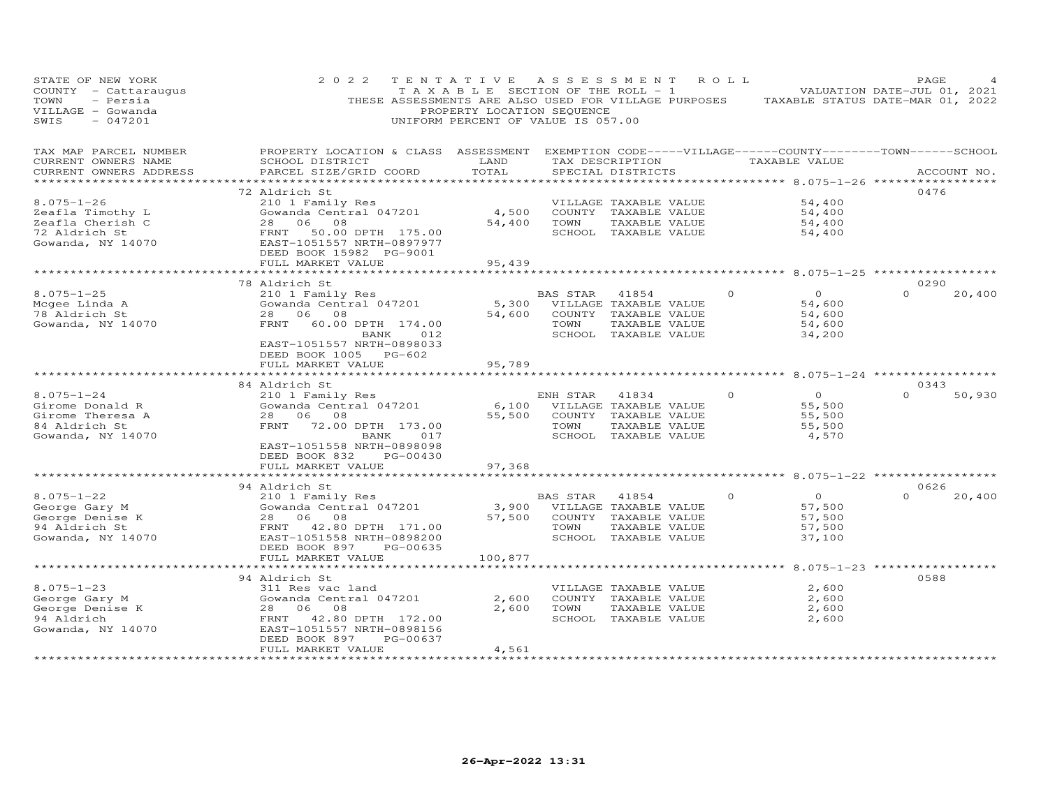STATE OF NEW YORK
COUNTY - Cattaraugus
TOWN - Persia
VILLAGE - Gowanda
SWIS - 047201

2022 TENTATIVE ASSESSMENT ROLL
TAXABLE SECTION OF THE ROLL - 1
THESE ASSESSMENTS ARE ALSO USED FOR VILLAGE PURPOSES
PROPERTY LOCATION SEQUENCE
UNIFORM PERCENT OF VALUE IS 057.00

VALUATION DATE-JUL 01, 2021
TAXABLE STATUS DATE-MAR 01, 2022

| TAX MAP PARCEL NUMBER / CURRENT OWNERS NAME / CURRENT OWNERS ADDRESS | PROPERTY LOCATION & CLASS / SCHOOL DISTRICT / PARCEL SIZE/GRID COORD | ASSESSMENT LAND / TOTAL | EXEMPTION CODE / TAX DESCRIPTION / SPECIAL DISTRICTS | VILLAGE | COUNTY / TAXABLE VALUE | TOWN | SCHOOL / ACCOUNT NO. |
|---|---|---|---|---|---|---|---|
| 8.075-1-26 | 72 Aldrich St | | | | | | 0476 |
| Zeafla Timothy L | 210 1 Family Res | | VILLAGE TAXABLE VALUE | | 54,400 | | |
| Zeafla Cherish C | Gowanda Central 047201 | 4,500 | COUNTY TAXABLE VALUE | | 54,400 | | |
| 72 Aldrich St | 28 06 08 | 54,400 | TOWN TAXABLE VALUE | | 54,400 | | |
| Gowanda, NY 14070 | FRNT 50.00 DPTH 175.00 | | SCHOOL TAXABLE VALUE | | 54,400 | | |
| | EAST-1051557 NRTH-0897977 | | | | | | |
| | DEED BOOK 15982 PG-9001 | | | | | | |
| | FULL MARKET VALUE | 95,439 | | | | | |
| 8.075-1-25 | 78 Aldrich St | | | | | | 0290 |
| Mcgee Linda A | 210 1 Family Res | | BAS STAR 41854 | 0 | 0 | 0 | 20,400 |
| 78 Aldrich St | Gowanda Central 047201 | 5,300 | VILLAGE TAXABLE VALUE | | 54,600 | | |
| Gowanda, NY 14070 | 28 06 08 | 54,600 | COUNTY TAXABLE VALUE | | 54,600 | | |
| | FRNT 60.00 DPTH 174.00 | | TOWN TAXABLE VALUE | | 54,600 | | |
| | BANK 012 | | SCHOOL TAXABLE VALUE | | 34,200 | | |
| | EAST-1051557 NRTH-0898033 | | | | | | |
| | DEED BOOK 1005 PG-602 | | | | | | |
| | FULL MARKET VALUE | 95,789 | | | | | |
| 8.075-1-24 | 84 Aldrich St | | | | | | 0343 |
| Girome Donald R | 210 1 Family Res | | ENH STAR 41834 | 0 | 0 | 0 | 50,930 |
| Girome Theresa A | Gowanda Central 047201 | 6,100 | VILLAGE TAXABLE VALUE | | 55,500 | | |
| 84 Aldrich St | 28 06 08 | 55,500 | COUNTY TAXABLE VALUE | | 55,500 | | |
| Gowanda, NY 14070 | FRNT 72.00 DPTH 173.00 | | TOWN TAXABLE VALUE | | 55,500 | | |
| | BANK 017 | | SCHOOL TAXABLE VALUE | | 4,570 | | |
| | EAST-1051558 NRTH-0898098 | | | | | | |
| | DEED BOOK 832 PG-00430 | | | | | | |
| | FULL MARKET VALUE | 97,368 | | | | | |
| 8.075-1-22 | 94 Aldrich St | | | | | | 0626 |
| George Gary M | 210 1 Family Res | | BAS STAR 41854 | 0 | 0 | 0 | 20,400 |
| George Denise K | Gowanda Central 047201 | 3,900 | VILLAGE TAXABLE VALUE | | 57,500 | | |
| 94 Aldrich St | 28 06 08 | 57,500 | COUNTY TAXABLE VALUE | | 57,500 | | |
| Gowanda, NY 14070 | FRNT 42.80 DPTH 171.00 | | TOWN TAXABLE VALUE | | 57,500 | | |
| | EAST-1051558 NRTH-0898200 | | SCHOOL TAXABLE VALUE | | 37,100 | | |
| | DEED BOOK 897 PG-00635 | | | | | | |
| | FULL MARKET VALUE | 100,877 | | | | | |
| 8.075-1-23 | 94 Aldrich St | | | | | | 0588 |
| George Gary M | 311 Res vac land | | VILLAGE TAXABLE VALUE | | 2,600 | | |
| George Denise K | Gowanda Central 047201 | 2,600 | COUNTY TAXABLE VALUE | | 2,600 | | |
| 94 Aldrich | 28 06 08 | 2,600 | TOWN TAXABLE VALUE | | 2,600 | | |
| Gowanda, NY 14070 | FRNT 42.80 DPTH 172.00 | | SCHOOL TAXABLE VALUE | | 2,600 | | |
| | EAST-1051557 NRTH-0898156 | | | | | | |
| | DEED BOOK 897 PG-00637 | | | | | | |
| | FULL MARKET VALUE | 4,561 | | | | | |

26-Apr-2022 13:31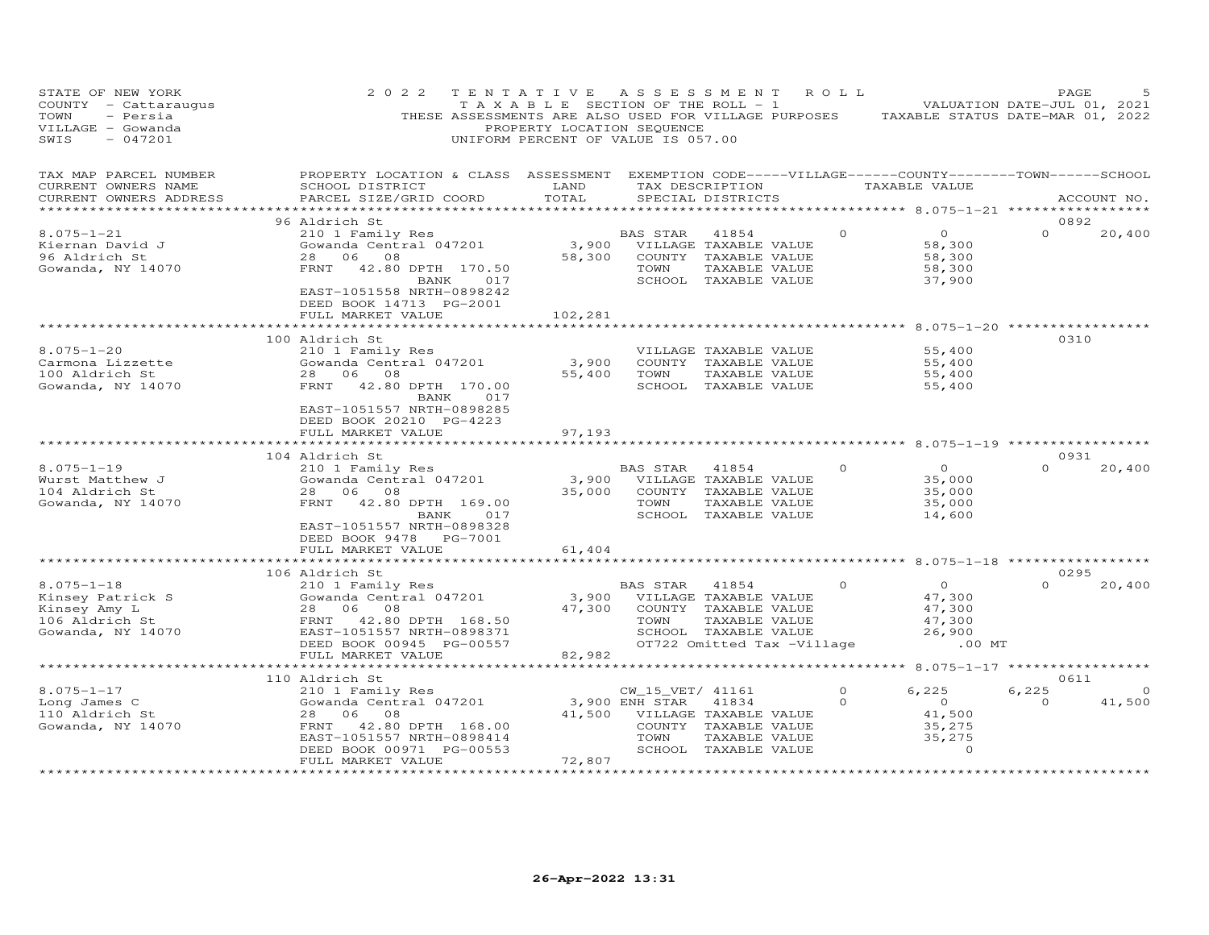STATE OF NEW YORK — 2022 TENTATIVE ASSESSMENT ROLL
COUNTY - Cattaraugus — TAXABLE SECTION OF THE ROLL - 1 — VALUATION DATE-JUL 01, 2021
TOWN - Persia — THESE ASSESSMENTS ARE ALSO USED FOR VILLAGE PURPOSES — TAXABLE STATUS DATE-MAR 01, 2022
VILLAGE - Gowanda — PROPERTY LOCATION SEQUENCE
SWIS - 047201 — UNIFORM PERCENT OF VALUE IS 057.00

| TAX MAP PARCEL NUMBER / CURRENT OWNERS NAME / CURRENT OWNERS ADDRESS | PROPERTY LOCATION & CLASS / SCHOOL DISTRICT / PARCEL SIZE/GRID COORD | ASSESSMENT LAND / TOTAL | EXEMPTION CODE / TAX DESCRIPTION / SPECIAL DISTRICTS | VILLAGE | COUNTY TAXABLE VALUE | TOWN | SCHOOL / ACCOUNT NO. |
|---|---|---|---|---|---|---|---|
| **8.075-1-21** | 96 Aldrich St | | | | | | 0892 |
| 8.075-1-21 | 210 1 Family Res | | BAS STAR 41854 | 0 | 0 | 0 | 20,400 |
| Kiernan David J | Gowanda Central 047201 | 3,900 | VILLAGE TAXABLE VALUE | | 58,300 | | |
| 96 Aldrich St | 28 06 08 | 58,300 | COUNTY TAXABLE VALUE | | 58,300 | | |
| Gowanda, NY 14070 | FRNT 42.80 DPTH 170.50 | | TOWN TAXABLE VALUE | | 58,300 | | |
| | BANK 017 | | SCHOOL TAXABLE VALUE | | 37,900 | | |
| | EAST-1051558 NRTH-0898242 | | | | | | |
| | DEED BOOK 14713 PG-2001 | | | | | | |
| | FULL MARKET VALUE | 102,281 | | | | | |
| **8.075-1-20** | 100 Aldrich St | | | | | | 0310 |
| 8.075-1-20 | 210 1 Family Res | | VILLAGE TAXABLE VALUE | | 55,400 | | |
| Carmona Lizzette | Gowanda Central 047201 | 3,900 | COUNTY TAXABLE VALUE | | 55,400 | | |
| 100 Aldrich St | 28 06 08 | 55,400 | TOWN TAXABLE VALUE | | 55,400 | | |
| Gowanda, NY 14070 | FRNT 42.80 DPTH 170.00 | | SCHOOL TAXABLE VALUE | | 55,400 | | |
| | BANK 017 | | | | | | |
| | EAST-1051557 NRTH-0898285 | | | | | | |
| | DEED BOOK 20210 PG-4223 | | | | | | |
| | FULL MARKET VALUE | 97,193 | | | | | |
| **8.075-1-19** | 104 Aldrich St | | | | | | 0931 |
| 8.075-1-19 | 210 1 Family Res | | BAS STAR 41854 | 0 | 0 | 0 | 20,400 |
| Wurst Matthew J | Gowanda Central 047201 | 3,900 | VILLAGE TAXABLE VALUE | | 35,000 | | |
| 104 Aldrich St | 28 06 08 | 35,000 | COUNTY TAXABLE VALUE | | 35,000 | | |
| Gowanda, NY 14070 | FRNT 42.80 DPTH 169.00 | | TOWN TAXABLE VALUE | | 35,000 | | |
| | BANK 017 | | SCHOOL TAXABLE VALUE | | 14,600 | | |
| | EAST-1051557 NRTH-0898328 | | | | | | |
| | DEED BOOK 9478 PG-7001 | | | | | | |
| | FULL MARKET VALUE | 61,404 | | | | | |
| **8.075-1-18** | 106 Aldrich St | | | | | | 0295 |
| 8.075-1-18 | 210 1 Family Res | | BAS STAR 41854 | 0 | 0 | 0 | 20,400 |
| Kinsey Patrick S | Gowanda Central 047201 | 3,900 | VILLAGE TAXABLE VALUE | | 47,300 | | |
| Kinsey Amy L | 28 06 08 | 47,300 | COUNTY TAXABLE VALUE | | 47,300 | | |
| 106 Aldrich St | FRNT 42.80 DPTH 168.50 | | TOWN TAXABLE VALUE | | 47,300 | | |
| Gowanda, NY 14070 | EAST-1051557 NRTH-0898371 | | SCHOOL TAXABLE VALUE | | 26,900 | | |
| | DEED BOOK 00945 PG-00557 | | OT722 Omitted Tax -Village | | .00 MT | | |
| | FULL MARKET VALUE | 82,982 | | | | | |
| **8.075-1-17** | 110 Aldrich St | | | | | | 0611 |
| 8.075-1-17 | 210 1 Family Res | | CW_15_VET/ 41161 | 0 | 6,225 | 6,225 | 0 |
| Long James C | Gowanda Central 047201 | 3,900 | ENH STAR 41834 | 0 | 0 | 0 | 41,500 |
| 110 Aldrich St | 28 06 08 | 41,500 | VILLAGE TAXABLE VALUE | | 41,500 | | |
| Gowanda, NY 14070 | FRNT 42.80 DPTH 168.00 | | COUNTY TAXABLE VALUE | | 35,275 | | |
| | EAST-1051557 NRTH-0898414 | | TOWN TAXABLE VALUE | | 35,275 | | |
| | DEED BOOK 00971 PG-00553 | | SCHOOL TAXABLE VALUE | | 0 | | |
| | FULL MARKET VALUE | 72,807 | | | | | |

26-Apr-2022 13:31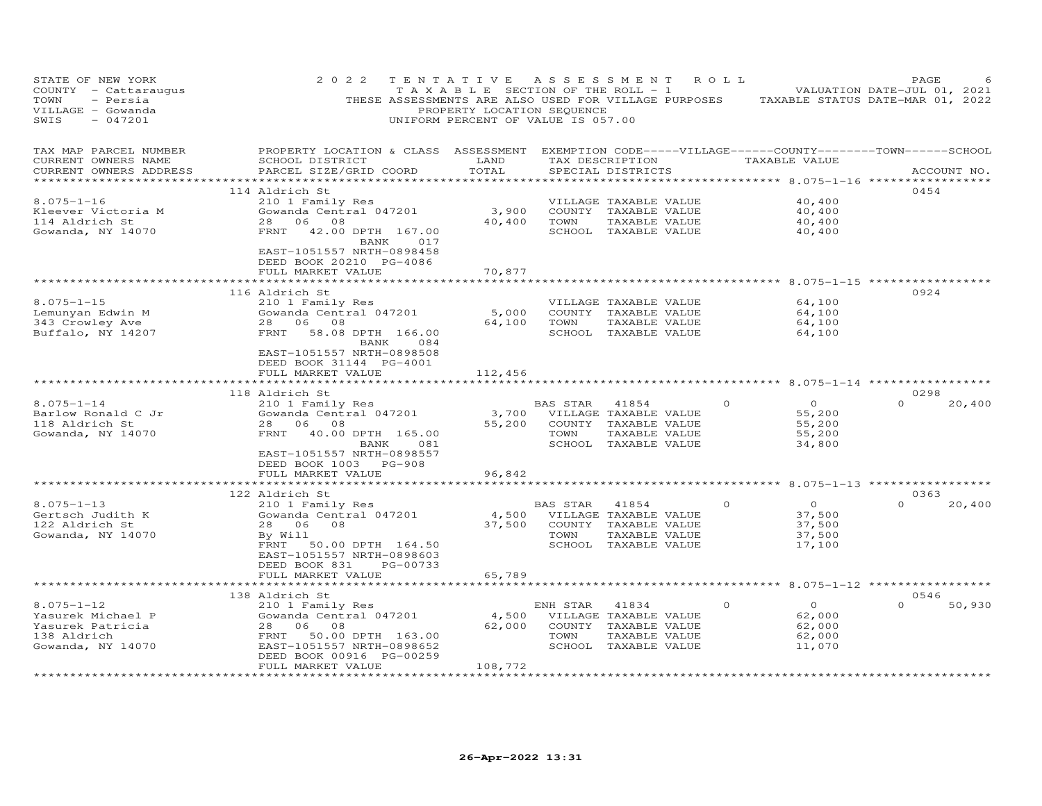STATE OF NEW YORK
COUNTY - Cattaraugus
TOWN - Persia
VILLAGE - Gowanda
SWIS - 047201

2022 TENTATIVE ASSESSMENT ROLL
TAXABLE SECTION OF THE ROLL - 1
THESE ASSESSMENTS ARE ALSO USED FOR VILLAGE PURPOSES
PROPERTY LOCATION SEQUENCE
UNIFORM PERCENT OF VALUE IS 057.00

VALUATION DATE-JUL 01, 2021
TAXABLE STATUS DATE-MAR 01, 2022

| TAX MAP PARCEL NUMBER / CURRENT OWNERS NAME / CURRENT OWNERS ADDRESS | PROPERTY LOCATION & CLASS / SCHOOL DISTRICT / PARCEL SIZE/GRID COORD | ASSESSMENT LAND | TOTAL | EXEMPTION CODE / TAX DESCRIPTION / SPECIAL DISTRICTS | VILLAGE | COUNTY / TAXABLE VALUE | TOWN | SCHOOL | ACCOUNT NO. |
|---|---|---|---|---|---|---|---|---|---|
| 8.075-1-16 | 114 Aldrich St | | | | | | | | 0454 |
| Kleever Victoria M | 210 1 Family Res | | | VILLAGE TAXABLE VALUE | | 40,400 | | | |
| 114 Aldrich St | Gowanda Central 047201 | 3,900 | | COUNTY TAXABLE VALUE | | 40,400 | | | |
| Gowanda, NY 14070 | 28 06 08 | | 40,400 | TOWN TAXABLE VALUE | | 40,400 | | | |
| | FRNT 42.00 DPTH 167.00 BANK 017 | | | SCHOOL TAXABLE VALUE | | 40,400 | | | |
| | EAST-1051557 NRTH-0898458 | | | | | | | | |
| | DEED BOOK 20210 PG-4086 | | | | | | | | |
| | FULL MARKET VALUE | | 70,877 | | | | | | |
| 8.075-1-15 | 116 Aldrich St | | | | | | | | 0924 |
| Lemunyan Edwin M | 210 1 Family Res | | | VILLAGE TAXABLE VALUE | | 64,100 | | | |
| 343 Crowley Ave | Gowanda Central 047201 | 5,000 | | COUNTY TAXABLE VALUE | | 64,100 | | | |
| Buffalo, NY 14207 | 28 06 08 | | 64,100 | TOWN TAXABLE VALUE | | 64,100 | | | |
| | FRNT 58.08 DPTH 166.00 BANK 084 | | | SCHOOL TAXABLE VALUE | | 64,100 | | | |
| | EAST-1051557 NRTH-0898508 | | | | | | | | |
| | DEED BOOK 31144 PG-4001 | | | | | | | | |
| | FULL MARKET VALUE | | 112,456 | | | | | | |
| 8.075-1-14 | 118 Aldrich St | | | | | | | | 0298 |
| Barlow Ronald C Jr | 210 1 Family Res | | | BAS STAR 41854 | 0 | 0 | 0 | 20,400 | |
| 118 Aldrich St | Gowanda Central 047201 | 3,700 | | VILLAGE TAXABLE VALUE | | 55,200 | | | |
| Gowanda, NY 14070 | 28 06 08 | | 55,200 | COUNTY TAXABLE VALUE | | 55,200 | | | |
| | FRNT 40.00 DPTH 165.00 BANK 081 | | | TOWN TAXABLE VALUE | | 55,200 | | | |
| | EAST-1051557 NRTH-0898557 | | | SCHOOL TAXABLE VALUE | | 34,800 | | | |
| | DEED BOOK 1003 PG-908 | | | | | | | | |
| | FULL MARKET VALUE | | 96,842 | | | | | | |
| 8.075-1-13 | 122 Aldrich St | | | | | | | | 0363 |
| Gertsch Judith K | 210 1 Family Res | | | BAS STAR 41854 | 0 | 0 | 0 | 20,400 | |
| 122 Aldrich St | Gowanda Central 047201 | 4,500 | | VILLAGE TAXABLE VALUE | | 37,500 | | | |
| Gowanda, NY 14070 | 28 06 08 | | 37,500 | COUNTY TAXABLE VALUE | | 37,500 | | | |
| | By Will | | | TOWN TAXABLE VALUE | | 37,500 | | | |
| | FRNT 50.00 DPTH 164.50 | | | SCHOOL TAXABLE VALUE | | 17,100 | | | |
| | EAST-1051557 NRTH-0898603 | | | | | | | | |
| | DEED BOOK 831 PG-00733 | | | | | | | | |
| | FULL MARKET VALUE | | 65,789 | | | | | | |
| 8.075-1-12 | 138 Aldrich St | | | | | | | | 0546 |
| Yasurek Michael P | 210 1 Family Res | | | ENH STAR 41834 | 0 | 0 | 0 | 50,930 | |
| Yasurek Patricia | Gowanda Central 047201 | 4,500 | | VILLAGE TAXABLE VALUE | | 62,000 | | | |
| 138 Aldrich | 28 06 08 | | 62,000 | COUNTY TAXABLE VALUE | | 62,000 | | | |
| Gowanda, NY 14070 | FRNT 50.00 DPTH 163.00 | | | TOWN TAXABLE VALUE | | 62,000 | | | |
| | EAST-1051557 NRTH-0898652 | | | SCHOOL TAXABLE VALUE | | 11,070 | | | |
| | DEED BOOK 00916 PG-00259 | | | | | | | | |
| | FULL MARKET VALUE | | 108,772 | | | | | | |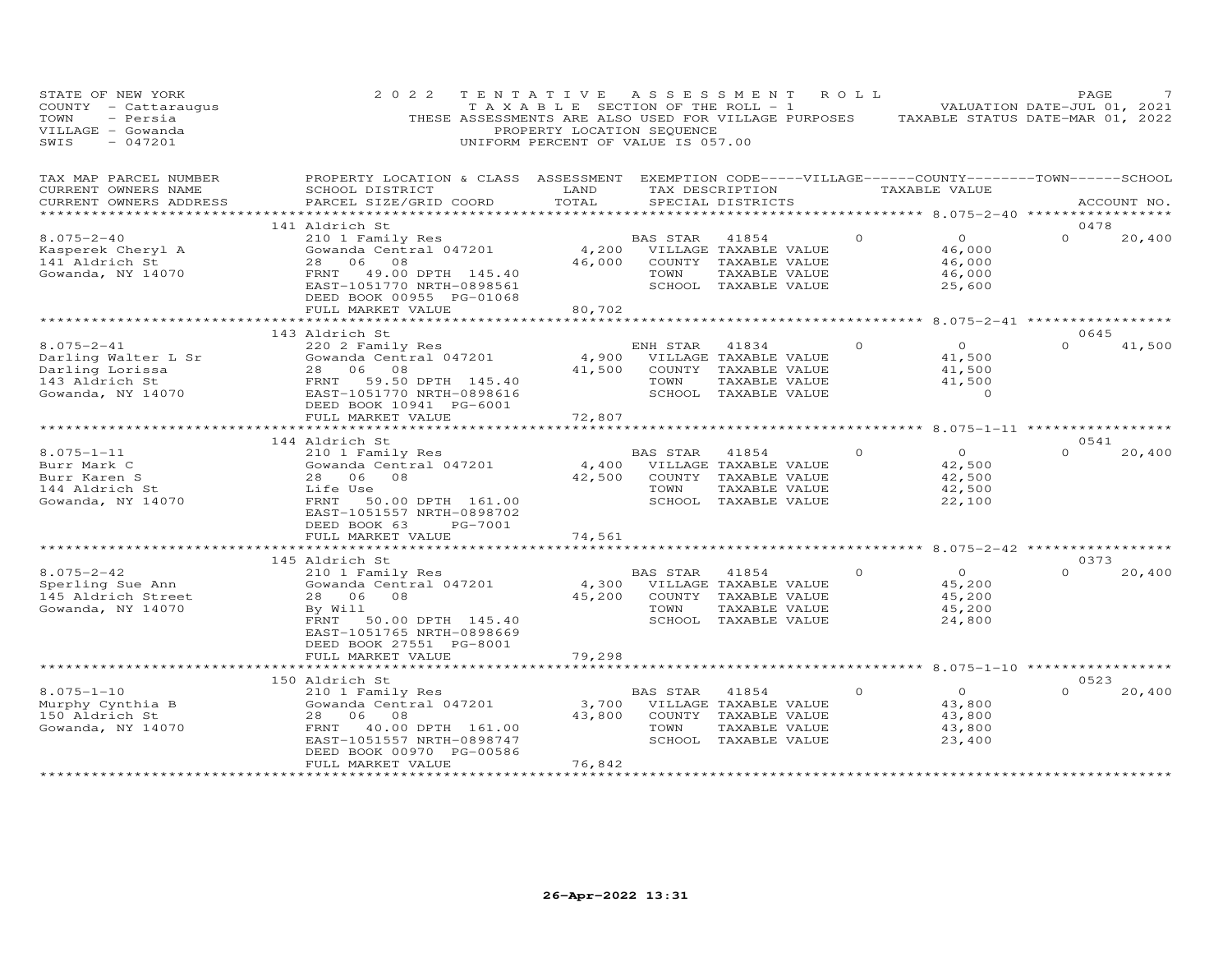STATE OF NEW YORK
COUNTY - Cattaraugus
TOWN - Persia
VILLAGE - Gowanda
SWIS - 047201

2022 TENTATIVE ASSESSMENT ROLL
TAXABLE SECTION OF THE ROLL - 1
THESE ASSESSMENTS ARE ALSO USED FOR VILLAGE PURPOSES
PROPERTY LOCATION SEQUENCE
UNIFORM PERCENT OF VALUE IS 057.00

VALUATION DATE-JUL 01, 2021
TAXABLE STATUS DATE-MAR 01, 2022

| TAX MAP PARCEL NUMBER / CURRENT OWNERS NAME / CURRENT OWNERS ADDRESS | PROPERTY LOCATION & CLASS / SCHOOL DISTRICT / PARCEL SIZE/GRID COORD | ASSESSMENT LAND | TOTAL | EXEMPTION CODE / TAX DESCRIPTION / SPECIAL DISTRICTS | VILLAGE | COUNTY / TAXABLE VALUE | TOWN | SCHOOL / ACCOUNT NO. |
|---|---|---|---|---|---|---|---|---|
| | 141 Aldrich St | | | | | | | 0478 |
| 8.075-2-40 | 210 1 Family Res | | | BAS STAR 41854 | 0 | 0 | 0 | 20,400 |
| Kasperek Cheryl A | Gowanda Central 047201 | 4,200 | | VILLAGE TAXABLE VALUE | | 46,000 | | |
| 141 Aldrich St | 28 06 08 | | 46,000 | COUNTY TAXABLE VALUE | | 46,000 | | |
| Gowanda, NY 14070 | FRNT 49.00 DPTH 145.40 | | | TOWN TAXABLE VALUE | | 46,000 | | |
| | EAST-1051770 NRTH-0898561 | | | SCHOOL TAXABLE VALUE | | 25,600 | | |
| | DEED BOOK 00955 PG-01068 | | | | | | | |
| | FULL MARKET VALUE | | 80,702 | | | | | |
| | 143 Aldrich St | | | | | | | 0645 |
| 8.075-2-41 | 220 2 Family Res | | | ENH STAR 41834 | 0 | 0 | 0 | 41,500 |
| Darling Walter L Sr | Gowanda Central 047201 | 4,900 | | VILLAGE TAXABLE VALUE | | 41,500 | | |
| Darling Lorissa | 28 06 08 | | 41,500 | COUNTY TAXABLE VALUE | | 41,500 | | |
| 143 Aldrich St | FRNT 59.50 DPTH 145.40 | | | TOWN TAXABLE VALUE | | 41,500 | | |
| Gowanda, NY 14070 | EAST-1051770 NRTH-0898616 | | | SCHOOL TAXABLE VALUE | | 0 | | |
| | DEED BOOK 10941 PG-6001 | | | | | | | |
| | FULL MARKET VALUE | | 72,807 | | | | | |
| | 144 Aldrich St | | | | | | | 0541 |
| 8.075-1-11 | 210 1 Family Res | | | BAS STAR 41854 | 0 | 0 | 0 | 20,400 |
| Burr Mark C | Gowanda Central 047201 | 4,400 | | VILLAGE TAXABLE VALUE | | 42,500 | | |
| Burr Karen S | 28 06 08 | | 42,500 | COUNTY TAXABLE VALUE | | 42,500 | | |
| 144 Aldrich St | Life Use | | | TOWN TAXABLE VALUE | | 42,500 | | |
| Gowanda, NY 14070 | FRNT 50.00 DPTH 161.00 | | | SCHOOL TAXABLE VALUE | | 22,100 | | |
| | EAST-1051557 NRTH-0898702 | | | | | | | |
| | DEED BOOK 63 PG-7001 | | | | | | | |
| | FULL MARKET VALUE | | 74,561 | | | | | |
| | 145 Aldrich St | | | | | | | 0373 |
| 8.075-2-42 | 210 1 Family Res | | | BAS STAR 41854 | 0 | 0 | 0 | 20,400 |
| Sperling Sue Ann | Gowanda Central 047201 | 4,300 | | VILLAGE TAXABLE VALUE | | 45,200 | | |
| 145 Aldrich Street | 28 06 08 | | 45,200 | COUNTY TAXABLE VALUE | | 45,200 | | |
| Gowanda, NY 14070 | By Will | | | TOWN TAXABLE VALUE | | 45,200 | | |
| | FRNT 50.00 DPTH 145.40 | | | SCHOOL TAXABLE VALUE | | 24,800 | | |
| | EAST-1051765 NRTH-0898669 | | | | | | | |
| | DEED BOOK 27551 PG-8001 | | | | | | | |
| | FULL MARKET VALUE | | 79,298 | | | | | |
| | 150 Aldrich St | | | | | | | 0523 |
| 8.075-1-10 | 210 1 Family Res | | | BAS STAR 41854 | 0 | 0 | 0 | 20,400 |
| Murphy Cynthia B | Gowanda Central 047201 | 3,700 | | VILLAGE TAXABLE VALUE | | 43,800 | | |
| 150 Aldrich St | 28 06 08 | | 43,800 | COUNTY TAXABLE VALUE | | 43,800 | | |
| Gowanda, NY 14070 | FRNT 40.00 DPTH 161.00 | | | TOWN TAXABLE VALUE | | 43,800 | | |
| | EAST-1051557 NRTH-0898747 | | | SCHOOL TAXABLE VALUE | | 23,400 | | |
| | DEED BOOK 00970 PG-00586 | | | | | | | |
| | FULL MARKET VALUE | | 76,842 | | | | | |

26-Apr-2022 13:31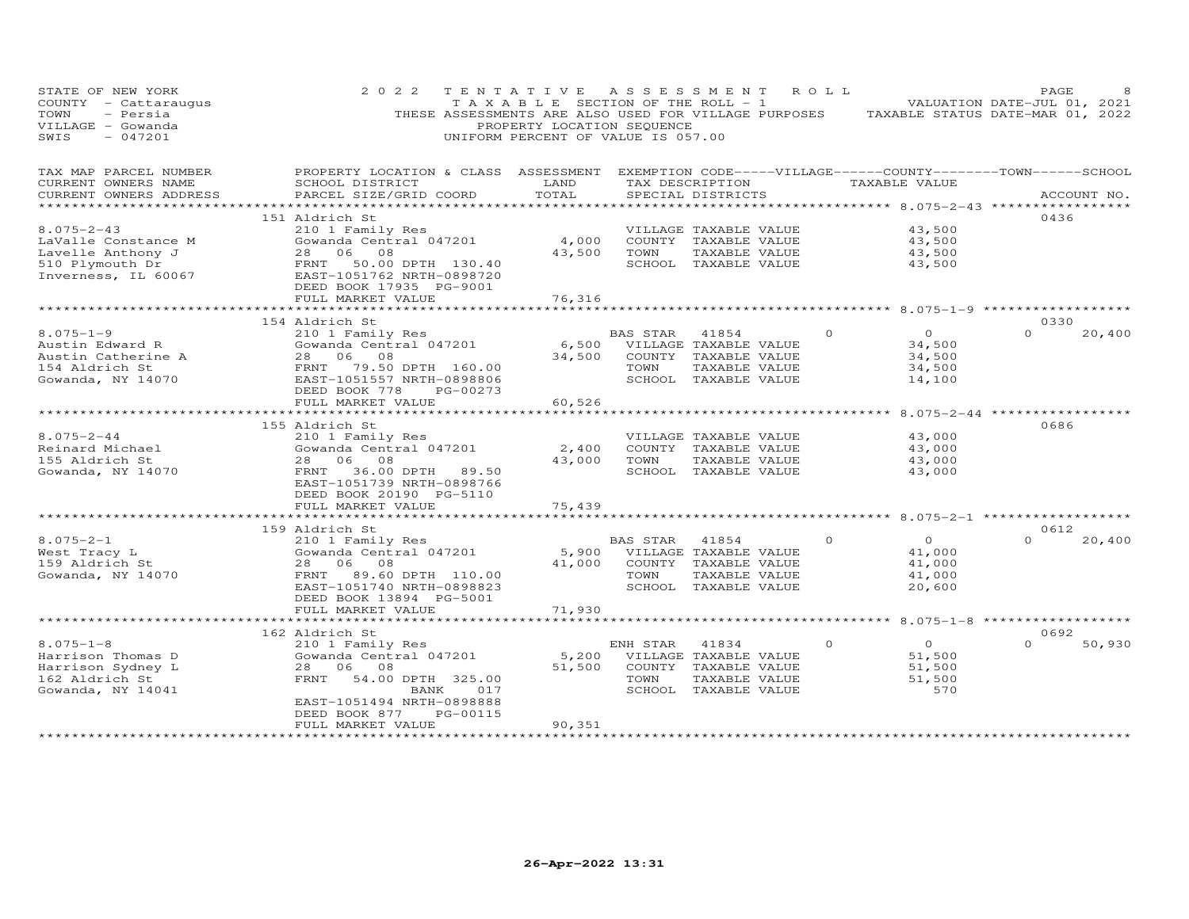STATE OF NEW YORK
COUNTY - Cattaraugus
TOWN - Persia
VILLAGE - Gowanda
SWIS - 047201

2022 TENTATIVE ASSESSMENT ROLL
TAXABLE SECTION OF THE ROLL - 1
THESE ASSESSMENTS ARE ALSO USED FOR VILLAGE PURPOSES
PROPERTY LOCATION SEQUENCE
UNIFORM PERCENT OF VALUE IS 057.00

VALUATION DATE-JUL 01, 2021
TAXABLE STATUS DATE-MAR 01, 2022

| TAX MAP PARCEL NUMBER / CURRENT OWNERS NAME / CURRENT OWNERS ADDRESS | PROPERTY LOCATION & CLASS / SCHOOL DISTRICT / PARCEL SIZE/GRID COORD | ASSESSMENT LAND | TOTAL | EXEMPTION CODE-----VILLAGE------COUNTY--------TOWN------SCHOOL / TAX DESCRIPTION / SPECIAL DISTRICTS | TAXABLE VALUE | ACCOUNT NO. |
|---|---|---|---|---|---|---|
| | 151 Aldrich St | | | | | 0436 |
| 8.075-2-43 | 210 1 Family Res | | | VILLAGE TAXABLE VALUE | 43,500 | |
| LaValle Constance M | Gowanda Central 047201 | 4,000 | | COUNTY TAXABLE VALUE | 43,500 | |
| Lavelle Anthony J | 28 06 08 | | 43,500 | TOWN TAXABLE VALUE | 43,500 | |
| 510 Plymouth Dr | FRNT 50.00 DPTH 130.40 | | | SCHOOL TAXABLE VALUE | 43,500 | |
| Inverness, IL 60067 | EAST-1051762 NRTH-0898720 | | | | | |
| | DEED BOOK 17935 PG-9001 | | | | | |
| | FULL MARKET VALUE | | 76,316 | | | |
| | 154 Aldrich St | | | | | 0330 |
| 8.075-1-9 | 210 1 Family Res | | | BAS STAR 41854 0 | 0 | 0 20,400 |
| Austin Edward R | Gowanda Central 047201 | 6,500 | | VILLAGE TAXABLE VALUE | 34,500 | |
| Austin Catherine A | 28 06 08 | | 34,500 | COUNTY TAXABLE VALUE | 34,500 | |
| 154 Aldrich St | FRNT 79.50 DPTH 160.00 | | | TOWN TAXABLE VALUE | 34,500 | |
| Gowanda, NY 14070 | EAST-1051557 NRTH-0898806 | | | SCHOOL TAXABLE VALUE | 14,100 | |
| | DEED BOOK 778 PG-00273 | | | | | |
| | FULL MARKET VALUE | | 60,526 | | | |
| | 155 Aldrich St | | | | | 0686 |
| 8.075-2-44 | 210 1 Family Res | | | VILLAGE TAXABLE VALUE | 43,000 | |
| Reinard Michael | Gowanda Central 047201 | 2,400 | | COUNTY TAXABLE VALUE | 43,000 | |
| 155 Aldrich St | 28 06 08 | | 43,000 | TOWN TAXABLE VALUE | 43,000 | |
| Gowanda, NY 14070 | FRNT 36.00 DPTH 89.50 | | | SCHOOL TAXABLE VALUE | 43,000 | |
| | EAST-1051739 NRTH-0898766 | | | | | |
| | DEED BOOK 20190 PG-5110 | | | | | |
| | FULL MARKET VALUE | | 75,439 | | | |
| | 159 Aldrich St | | | | | 0612 |
| 8.075-2-1 | 210 1 Family Res | | | BAS STAR 41854 0 | 0 | 0 20,400 |
| West Tracy L | Gowanda Central 047201 | 5,900 | | VILLAGE TAXABLE VALUE | 41,000 | |
| 159 Aldrich St | 28 06 08 | | 41,000 | COUNTY TAXABLE VALUE | 41,000 | |
| Gowanda, NY 14070 | FRNT 89.60 DPTH 110.00 | | | TOWN TAXABLE VALUE | 41,000 | |
| | EAST-1051740 NRTH-0898823 | | | SCHOOL TAXABLE VALUE | 20,600 | |
| | DEED BOOK 13894 PG-5001 | | | | | |
| | FULL MARKET VALUE | | 71,930 | | | |
| | 162 Aldrich St | | | | | 0692 |
| 8.075-1-8 | 210 1 Family Res | | | ENH STAR 41834 0 | 0 | 0 50,930 |
| Harrison Thomas D | Gowanda Central 047201 | 5,200 | | VILLAGE TAXABLE VALUE | 51,500 | |
| Harrison Sydney L | 28 06 08 | | 51,500 | COUNTY TAXABLE VALUE | 51,500 | |
| 162 Aldrich St | FRNT 54.00 DPTH 325.00 | | | TOWN TAXABLE VALUE | 51,500 | |
| Gowanda, NY 14041 | BANK 017 | | | SCHOOL TAXABLE VALUE | 570 | |
| | EAST-1051494 NRTH-0898888 | | | | | |
| | DEED BOOK 877 PG-00115 | | | | | |
| | FULL MARKET VALUE | | 90,351 | | | |

26-Apr-2022 13:31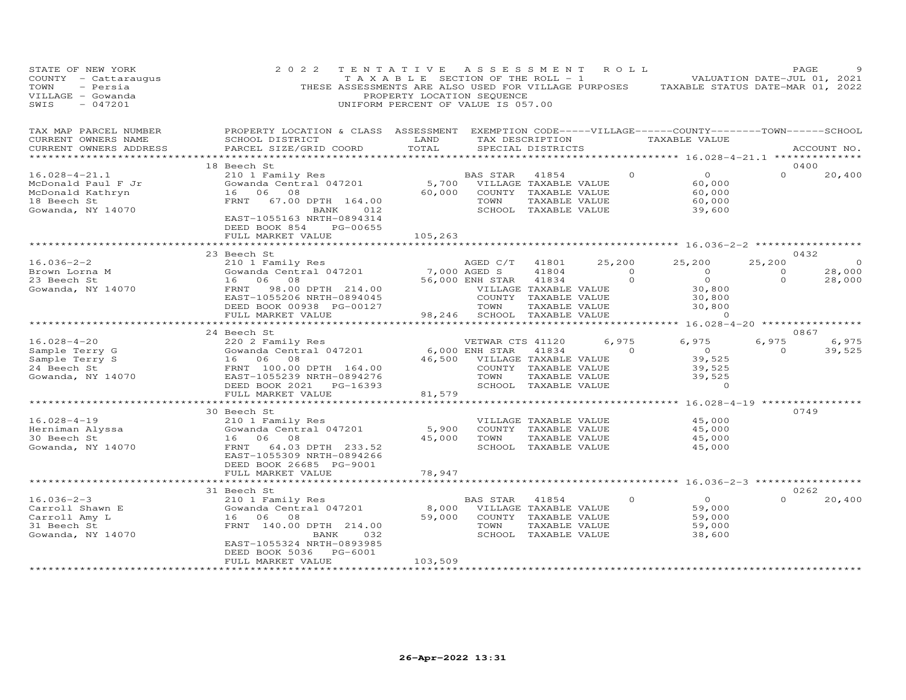STATE OF NEW YORK
COUNTY - Cattaraugus
TOWN - Persia
VILLAGE - Gowanda
SWIS - 047201

2 0 2 2 T E N T A T I V E A S S E S S M E N T R O L L
T A X A B L E SECTION OF THE ROLL - 1
THESE ASSESSMENTS ARE ALSO USED FOR VILLAGE PURPOSES
PROPERTY LOCATION SEQUENCE
UNIFORM PERCENT OF VALUE IS 057.00

VALUATION DATE-JUL 01, 2021
TAXABLE STATUS DATE-MAR 01, 2022

| TAX MAP PARCEL NUMBER / CURRENT OWNERS NAME / CURRENT OWNERS ADDRESS | PROPERTY LOCATION & CLASS / SCHOOL DISTRICT / PARCEL SIZE/GRID COORD | ASSESSMENT LAND / TOTAL | EXEMPTION CODE / TAX DESCRIPTION / SPECIAL DISTRICTS | VILLAGE | COUNTY / TAXABLE VALUE | TOWN | SCHOOL / ACCOUNT NO. |
|---|---|---|---|---|---|---|---|
| 16.028-4-21.1 | 18 Beech St | | | | | | 0400 |
| | 210 1 Family Res | | BAS STAR 41854 | 0 | 0 | 0 | 20,400 |
| McDonald Paul F Jr | Gowanda Central 047201 | 5,700 | VILLAGE TAXABLE VALUE | | 60,000 | | |
| McDonald Kathryn | 16 06 08 | 60,000 | COUNTY TAXABLE VALUE | | 60,000 | | |
| 18 Beech St | FRNT 67.00 DPTH 164.00 | | TOWN TAXABLE VALUE | | 60,000 | | |
| Gowanda, NY 14070 | BANK 012 | | SCHOOL TAXABLE VALUE | | 39,600 | | |
| | EAST-1055163 NRTH-0894314 | | | | | | |
| | DEED BOOK 854 PG-00655 | | | | | | |
| | FULL MARKET VALUE | 105,263 | | | | | |
| 16.036-2-2 | 23 Beech St | | | | | | 0432 |
| | 210 1 Family Res | | AGED C/T 41801 | 25,200 | 25,200 | 25,200 | 0 |
| Brown Lorna M | Gowanda Central 047201 | 7,000 | AGED S 41804 | 0 | 0 | 0 | 28,000 |
| 23 Beech St | 16 06 08 | 56,000 | ENH STAR 41834 | 0 | 0 | 0 | 28,000 |
| Gowanda, NY 14070 | FRNT 98.00 DPTH 214.00 | | VILLAGE TAXABLE VALUE | | 30,800 | | |
| | EAST-1055206 NRTH-0894045 | | COUNTY TAXABLE VALUE | | 30,800 | | |
| | DEED BOOK 00938 PG-00127 | | TOWN TAXABLE VALUE | | 30,800 | | |
| | FULL MARKET VALUE | 98,246 | SCHOOL TAXABLE VALUE | | 0 | | |
| 16.028-4-20 | 24 Beech St | | | | | | 0867 |
| | 220 2 Family Res | | VETWAR CTS 41120 | 6,975 | 6,975 | 6,975 | 6,975 |
| Sample Terry G | Gowanda Central 047201 | 6,000 | ENH STAR 41834 | 0 | 0 | 0 | 39,525 |
| Sample Terry S | 16 06 08 | 46,500 | VILLAGE TAXABLE VALUE | | 39,525 | | |
| 24 Beech St | FRNT 100.00 DPTH 164.00 | | COUNTY TAXABLE VALUE | | 39,525 | | |
| Gowanda, NY 14070 | EAST-1055239 NRTH-0894276 | | TOWN TAXABLE VALUE | | 39,525 | | |
| | DEED BOOK 2021 PG-16393 | | SCHOOL TAXABLE VALUE | | 0 | | |
| | FULL MARKET VALUE | 81,579 | | | | | |
| 16.028-4-19 | 30 Beech St | | | | | | 0749 |
| | 210 1 Family Res | | VILLAGE TAXABLE VALUE | | 45,000 | | |
| Herniman Alyssa | Gowanda Central 047201 | 5,900 | COUNTY TAXABLE VALUE | | 45,000 | | |
| 30 Beech St | 16 06 08 | 45,000 | TOWN TAXABLE VALUE | | 45,000 | | |
| Gowanda, NY 14070 | FRNT 64.03 DPTH 233.52 | | SCHOOL TAXABLE VALUE | | 45,000 | | |
| | EAST-1055309 NRTH-0894266 | | | | | | |
| | DEED BOOK 26685 PG-9001 | | | | | | |
| | FULL MARKET VALUE | 78,947 | | | | | |
| 16.036-2-3 | 31 Beech St | | | | | | 0262 |
| | 210 1 Family Res | | BAS STAR 41854 | 0 | 0 | 0 | 20,400 |
| Carroll Shawn E | Gowanda Central 047201 | 8,000 | VILLAGE TAXABLE VALUE | | 59,000 | | |
| Carroll Amy L | 16 06 08 | 59,000 | COUNTY TAXABLE VALUE | | 59,000 | | |
| 31 Beech St | FRNT 140.00 DPTH 214.00 | | TOWN TAXABLE VALUE | | 59,000 | | |
| Gowanda, NY 14070 | BANK 032 | | SCHOOL TAXABLE VALUE | | 38,600 | | |
| | EAST-1055324 NRTH-0893985 | | | | | | |
| | DEED BOOK 5036 PG-6001 | | | | | | |
| | FULL MARKET VALUE | 103,509 | | | | | |

26-Apr-2022 13:31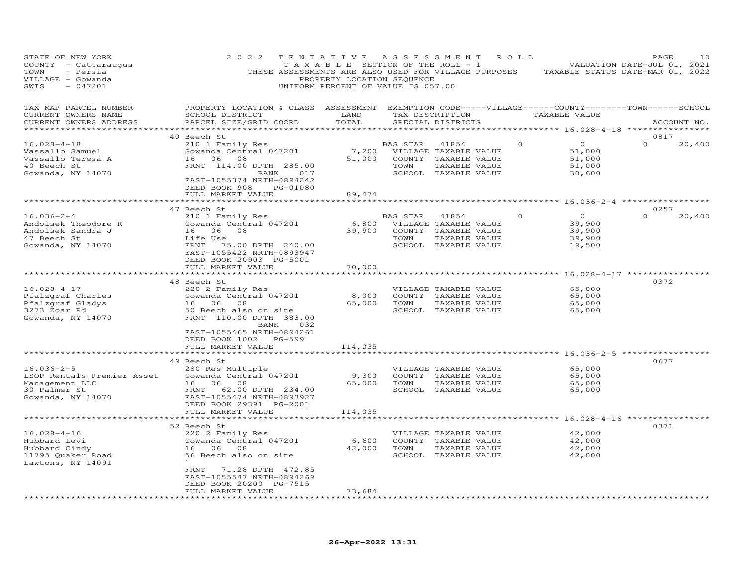STATE OF NEW YORK — 2022 TENTATIVE ASSESSMENT ROLL
COUNTY - Cattaraugus — TAXABLE SECTION OF THE ROLL - 1 — VALUATION DATE-JUL 01, 2021
TOWN - Persia — THESE ASSESSMENTS ARE ALSO USED FOR VILLAGE PURPOSES — TAXABLE STATUS DATE-MAR 01, 2022
VILLAGE - Gowanda — PROPERTY LOCATION SEQUENCE
SWIS - 047201 — UNIFORM PERCENT OF VALUE IS 057.00

| TAX MAP PARCEL NUMBER / CURRENT OWNERS NAME / CURRENT OWNERS ADDRESS | PROPERTY LOCATION & CLASS / SCHOOL DISTRICT / PARCEL SIZE/GRID COORD | ASSESSMENT LAND / TOTAL | EXEMPTION CODE / TAX DESCRIPTION / SPECIAL DISTRICTS | VILLAGE | COUNTY / TAXABLE VALUE | TOWN | SCHOOL | ACCOUNT NO. |
|---|---|---|---|---|---|---|---|---|
| 16.028-4-18 | 40 Beech St | | | | | | | 0817 |
| | 210 1 Family Res | | BAS STAR 41854 | 0 | 0 | 0 | 20,400 | |
| Vassallo Samuel | Gowanda Central 047201 | 7,200 | VILLAGE TAXABLE VALUE | | 51,000 | | | |
| Vassallo Teresa A | 16 06 08 | 51,000 | COUNTY TAXABLE VALUE | | 51,000 | | | |
| 40 Beech St | FRNT 114.00 DPTH 285.00 | | TOWN TAXABLE VALUE | | 51,000 | | | |
| Gowanda, NY 14070 | BANK 017 | | SCHOOL TAXABLE VALUE | | 30,600 | | | |
| | EAST-1055374 NRTH-0894242 | | | | | | | |
| | DEED BOOK 908 PG-01080 | | | | | | | |
| | FULL MARKET VALUE | 89,474 | | | | | | |
| 16.036-2-4 | 47 Beech St | | | | | | | 0257 |
| | 210 1 Family Res | | BAS STAR 41854 | 0 | 0 | 0 | 20,400 | |
| Andolsek Theodore R | Gowanda Central 047201 | 6,800 | VILLAGE TAXABLE VALUE | | 39,900 | | | |
| Andolsek Sandra J | 16 06 08 | 39,900 | COUNTY TAXABLE VALUE | | 39,900 | | | |
| 47 Beech St | Life Use | | TOWN TAXABLE VALUE | | 39,900 | | | |
| Gowanda, NY 14070 | FRNT 75.00 DPTH 240.00 | | SCHOOL TAXABLE VALUE | | 19,500 | | | |
| | EAST-1055422 NRTH-0893947 | | | | | | | |
| | DEED BOOK 20903 PG-5001 | | | | | | | |
| | FULL MARKET VALUE | 70,000 | | | | | | |
| 16.028-4-17 | 48 Beech St | | | | | | | 0372 |
| | 220 2 Family Res | | VILLAGE TAXABLE VALUE | | 65,000 | | | |
| Pfalzgraf Charles | Gowanda Central 047201 | 8,000 | COUNTY TAXABLE VALUE | | 65,000 | | | |
| Pfalzgraf Gladys | 16 06 08 | 65,000 | TOWN TAXABLE VALUE | | 65,000 | | | |
| 3273 Zoar Rd | 50 Beech also on site | | SCHOOL TAXABLE VALUE | | 65,000 | | | |
| Gowanda, NY 14070 | FRNT 110.00 DPTH 383.00 | | | | | | | |
| | BANK 032 | | | | | | | |
| | EAST-1055465 NRTH-0894261 | | | | | | | |
| | DEED BOOK 1002 PG-599 | | | | | | | |
| | FULL MARKET VALUE | 114,035 | | | | | | |
| 16.036-2-5 | 49 Beech St | | | | | | | 0677 |
| | 280 Res Multiple | | VILLAGE TAXABLE VALUE | | 65,000 | | | |
| LSOP Rentals Premier Asset | Gowanda Central 047201 | 9,300 | COUNTY TAXABLE VALUE | | 65,000 | | | |
| Management LLC | 16 06 08 | 65,000 | TOWN TAXABLE VALUE | | 65,000 | | | |
| 30 Palmer St | FRNT 62.00 DPTH 234.00 | | SCHOOL TAXABLE VALUE | | 65,000 | | | |
| Gowanda, NY 14070 | EAST-1055474 NRTH-0893927 | | | | | | | |
| | DEED BOOK 29391 PG-2001 | | | | | | | |
| | FULL MARKET VALUE | 114,035 | | | | | | |
| 16.028-4-16 | 52 Beech St | | | | | | | 0371 |
| | 220 2 Family Res | | VILLAGE TAXABLE VALUE | | 42,000 | | | |
| Hubbard Levi | Gowanda Central 047201 | 6,600 | COUNTY TAXABLE VALUE | | 42,000 | | | |
| Hubbard Cindy | 16 06 08 | 42,000 | TOWN TAXABLE VALUE | | 42,000 | | | |
| 11795 Quaker Road | 56 Beech also on site | | SCHOOL TAXABLE VALUE | | 42,000 | | | |
| Lawtons, NY 14091 | ` | | | | | | | |
| | FRNT 71.28 DPTH 472.85 | | | | | | | |
| | EAST-1055547 NRTH-0894269 | | | | | | | |
| | DEED BOOK 20200 PG-7515 | | | | | | | |
| | FULL MARKET VALUE | 73,684 | | | | | | |

26-Apr-2022 13:31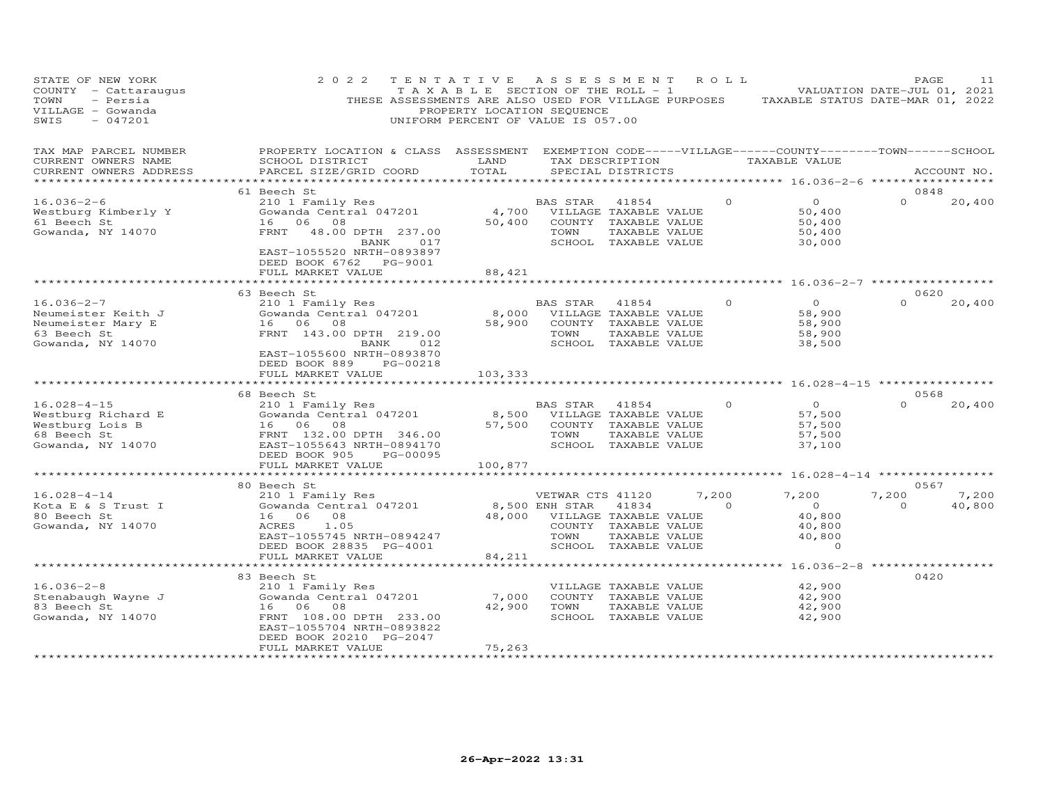STATE OF NEW YORK
COUNTY - Cattaraugus
TOWN - Persia
VILLAGE - Gowanda
SWIS - 047201

2022 TENTATIVE ASSESSMENT ROLL
TAXABLE SECTION OF THE ROLL - 1
THESE ASSESSMENTS ARE ALSO USED FOR VILLAGE PURPOSES
PROPERTY LOCATION SEQUENCE
UNIFORM PERCENT OF VALUE IS 057.00

VALUATION DATE-JUL 01, 2021
TAXABLE STATUS DATE-MAR 01, 2022

| TAX MAP PARCEL NUMBER / CURRENT OWNERS NAME / CURRENT OWNERS ADDRESS | PROPERTY LOCATION & CLASS / SCHOOL DISTRICT / PARCEL SIZE/GRID COORD | ASSESSMENT LAND / TOTAL | EXEMPTION CODE / TAX DESCRIPTION / SPECIAL DISTRICTS | VILLAGE | COUNTY / TAXABLE VALUE | TOWN | SCHOOL / ACCOUNT NO. |
|---|---|---|---|---|---|---|---|
| **16.036-2-6** | 61 Beech St | | | | | | 0848 |
| 16.036-2-6 | 210 1 Family Res | | BAS STAR 41854 | 0 | 0 | 0 | 20,400 |
| Westburg Kimberly Y | Gowanda Central 047201 | 4,700 | VILLAGE TAXABLE VALUE | | 50,400 | | |
| 61 Beech St | 16 06 08 | 50,400 | COUNTY TAXABLE VALUE | | 50,400 | | |
| Gowanda, NY 14070 | FRNT 48.00 DPTH 237.00 | | TOWN TAXABLE VALUE | | 50,400 | | |
| | BANK 017 | | SCHOOL TAXABLE VALUE | | 30,000 | | |
| | EAST-1055520 NRTH-0893897 | | | | | | |
| | DEED BOOK 6762 PG-9001 | | | | | | |
| | FULL MARKET VALUE | 88,421 | | | | | |
| **16.036-2-7** | 63 Beech St | | | | | | 0620 |
| 16.036-2-7 | 210 1 Family Res | | BAS STAR 41854 | 0 | 0 | 0 | 20,400 |
| Neumeister Keith J | Gowanda Central 047201 | 8,000 | VILLAGE TAXABLE VALUE | | 58,900 | | |
| Neumeister Mary E | 16 06 08 | 58,900 | COUNTY TAXABLE VALUE | | 58,900 | | |
| 63 Beech St | FRNT 143.00 DPTH 219.00 | | TOWN TAXABLE VALUE | | 58,900 | | |
| Gowanda, NY 14070 | BANK 012 | | SCHOOL TAXABLE VALUE | | 38,500 | | |
| | EAST-1055600 NRTH-0893870 | | | | | | |
| | DEED BOOK 889 PG-00218 | | | | | | |
| | FULL MARKET VALUE | 103,333 | | | | | |
| **16.028-4-15** | 68 Beech St | | | | | | 0568 |
| 16.028-4-15 | 210 1 Family Res | | BAS STAR 41854 | 0 | 0 | 0 | 20,400 |
| Westburg Richard E | Gowanda Central 047201 | 8,500 | VILLAGE TAXABLE VALUE | | 57,500 | | |
| Westburg Lois B | 16 06 08 | 57,500 | COUNTY TAXABLE VALUE | | 57,500 | | |
| 68 Beech St | FRNT 132.00 DPTH 346.00 | | TOWN TAXABLE VALUE | | 57,500 | | |
| Gowanda, NY 14070 | EAST-1055643 NRTH-0894170 | | SCHOOL TAXABLE VALUE | | 37,100 | | |
| | DEED BOOK 905 PG-00095 | | | | | | |
| | FULL MARKET VALUE | 100,877 | | | | | |
| **16.028-4-14** | 80 Beech St | | | | | | 0567 |
| 16.028-4-14 | 210 1 Family Res | | VETWAR CTS 41120 | 7,200 | 7,200 | 7,200 | 7,200 |
| Kota E & S Trust I | Gowanda Central 047201 | 8,500 | ENH STAR 41834 | 0 | 0 | 0 | 40,800 |
| 80 Beech St | 16 06 08 | 48,000 | VILLAGE TAXABLE VALUE | | 40,800 | | |
| Gowanda, NY 14070 | ACRES 1.05 | | COUNTY TAXABLE VALUE | | 40,800 | | |
| | EAST-1055745 NRTH-0894247 | | TOWN TAXABLE VALUE | | 40,800 | | |
| | DEED BOOK 28835 PG-4001 | | SCHOOL TAXABLE VALUE | | 0 | | |
| | FULL MARKET VALUE | 84,211 | | | | | |
| **16.036-2-8** | 83 Beech St | | | | | | 0420 |
| 16.036-2-8 | 210 1 Family Res | | VILLAGE TAXABLE VALUE | | 42,900 | | |
| Stenabaugh Wayne J | Gowanda Central 047201 | 7,000 | COUNTY TAXABLE VALUE | | 42,900 | | |
| 83 Beech St | 16 06 08 | 42,900 | TOWN TAXABLE VALUE | | 42,900 | | |
| Gowanda, NY 14070 | FRNT 108.00 DPTH 233.00 | | SCHOOL TAXABLE VALUE | | 42,900 | | |
| | EAST-1055704 NRTH-0893822 | | | | | | |
| | DEED BOOK 20210 PG-2047 | | | | | | |
| | FULL MARKET VALUE | 75,263 | | | | | |

26-Apr-2022 13:31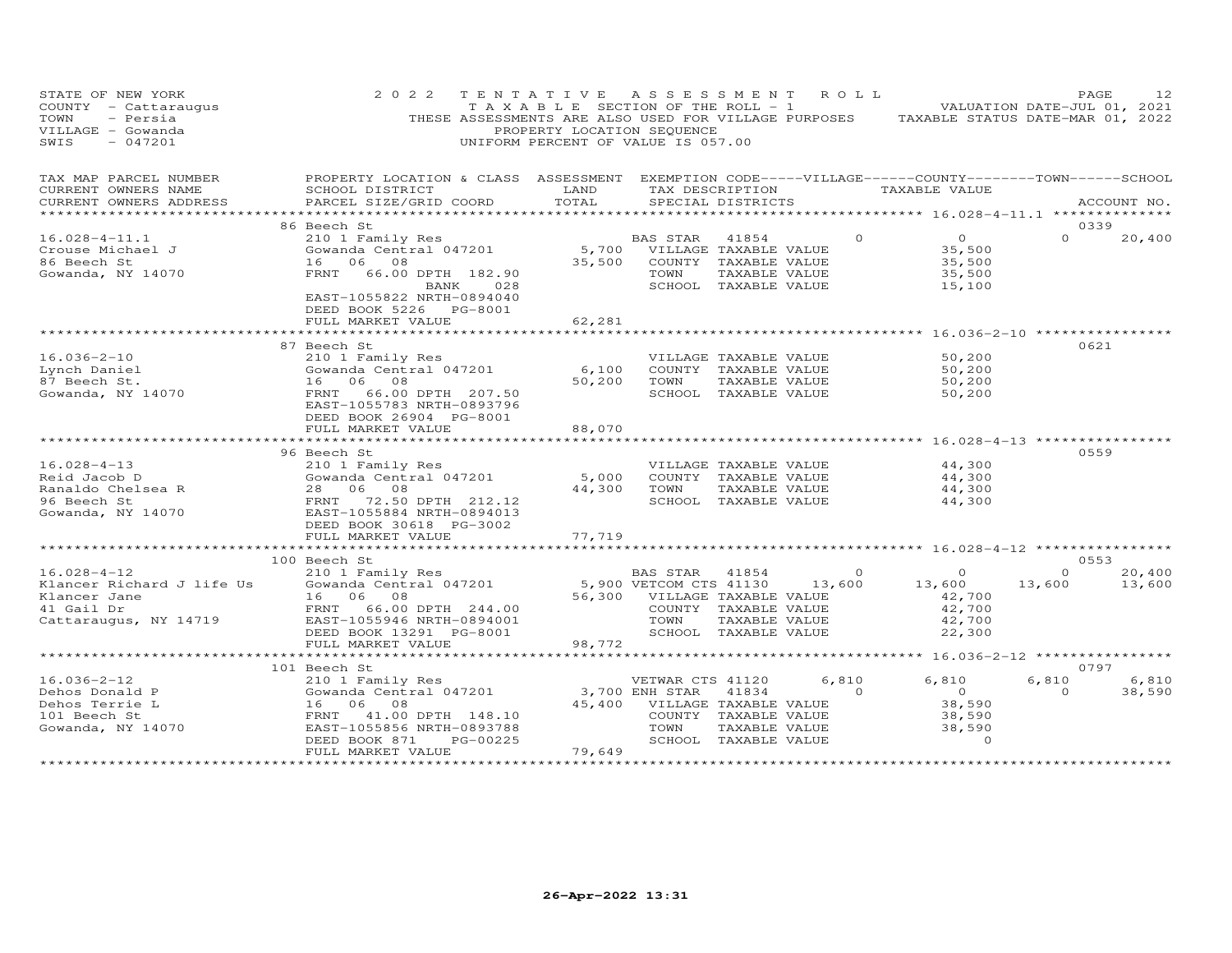STATE OF NEW YORK
COUNTY - Cattaraugus
TOWN - Persia
VILLAGE - Gowanda
SWIS - 047201

2022 TENTATIVE ASSESSMENT ROLL
TAXABLE SECTION OF THE ROLL - 1
THESE ASSESSMENTS ARE ALSO USED FOR VILLAGE PURPOSES
PROPERTY LOCATION SEQUENCE
UNIFORM PERCENT OF VALUE IS 057.00

VALUATION DATE-JUL 01, 2021
TAXABLE STATUS DATE-MAR 01, 2022

| TAX MAP PARCEL NUMBER / CURRENT OWNERS NAME / CURRENT OWNERS ADDRESS | PROPERTY LOCATION & CLASS / SCHOOL DISTRICT / PARCEL SIZE/GRID COORD | ASSESSMENT LAND | TOTAL | EXEMPTION CODE / TAX DESCRIPTION / SPECIAL DISTRICTS | VILLAGE | COUNTY TAXABLE VALUE | TOWN | SCHOOL / ACCOUNT NO. |
|---|---|---|---|---|---|---|---|---|
| 16.028-4-11.1 | 86 Beech St | | | | | | | 0339 |
| Crouse Michael J | 210 1 Family Res | | | BAS STAR 41854 | 0 | 0 | 0 | 20,400 |
| 86 Beech St | Gowanda Central 047201 | 5,700 | | VILLAGE TAXABLE VALUE | | 35,500 | | |
| Gowanda, NY 14070 | 16 06 08 | | 35,500 | COUNTY TAXABLE VALUE | | 35,500 | | |
| | FRNT 66.00 DPTH 182.90 | | | TOWN TAXABLE VALUE | | 35,500 | | |
| | BANK 028 | | | SCHOOL TAXABLE VALUE | | 15,100 | | |
| | EAST-1055822 NRTH-0894040 | | | | | | | |
| | DEED BOOK 5226 PG-8001 | | | | | | | |
| | FULL MARKET VALUE | | 62,281 | | | | | |
| 16.036-2-10 | 87 Beech St | | | | | | | 0621 |
| Lynch Daniel | 210 1 Family Res | | | VILLAGE TAXABLE VALUE | | 50,200 | | |
| 87 Beech St. | Gowanda Central 047201 | 6,100 | | COUNTY TAXABLE VALUE | | 50,200 | | |
| Gowanda, NY 14070 | 16 06 08 | | 50,200 | TOWN TAXABLE VALUE | | 50,200 | | |
| | FRNT 66.00 DPTH 207.50 | | | SCHOOL TAXABLE VALUE | | 50,200 | | |
| | EAST-1055783 NRTH-0893796 | | | | | | | |
| | DEED BOOK 26904 PG-8001 | | | | | | | |
| | FULL MARKET VALUE | | 88,070 | | | | | |
| 16.028-4-13 | 96 Beech St | | | | | | | 0559 |
| Reid Jacob D | 210 1 Family Res | | | VILLAGE TAXABLE VALUE | | 44,300 | | |
| Ranaldo Chelsea R | Gowanda Central 047201 | 5,000 | | COUNTY TAXABLE VALUE | | 44,300 | | |
| 96 Beech St | 28 06 08 | | 44,300 | TOWN TAXABLE VALUE | | 44,300 | | |
| Gowanda, NY 14070 | FRNT 72.50 DPTH 212.12 | | | SCHOOL TAXABLE VALUE | | 44,300 | | |
| | EAST-1055884 NRTH-0894013 | | | | | | | |
| | DEED BOOK 30618 PG-3002 | | | | | | | |
| | FULL MARKET VALUE | | 77,719 | | | | | |
| 16.028-4-12 | 100 Beech St | | | | | | | 0553 |
| Klancer Richard J life Us | 210 1 Family Res | | | BAS STAR 41854 | 0 | 0 | 0 | 20,400 |
| Klancer Jane | Gowanda Central 047201 | 5,900 | | VETCOM CTS 41130 | 13,600 | 13,600 | 13,600 | 13,600 |
| 41 Gail Dr | 16 06 08 | | 56,300 | VILLAGE TAXABLE VALUE | | 42,700 | | |
| Cattaraugus, NY 14719 | FRNT 66.00 DPTH 244.00 | | | COUNTY TAXABLE VALUE | | 42,700 | | |
| | EAST-1055946 NRTH-0894001 | | | TOWN TAXABLE VALUE | | 42,700 | | |
| | DEED BOOK 13291 PG-8001 | | | SCHOOL TAXABLE VALUE | | 22,300 | | |
| | FULL MARKET VALUE | | 98,772 | | | | | |
| 16.036-2-12 | 101 Beech St | | | | | | | 0797 |
| Dehos Donald P | 210 1 Family Res | | | VETWAR CTS 41120 | 6,810 | 6,810 | 6,810 | 6,810 |
| Dehos Terrie L | Gowanda Central 047201 | 3,700 | | ENH STAR 41834 | 0 | 0 | 0 | 38,590 |
| 101 Beech St | 16 06 08 | | 45,400 | VILLAGE TAXABLE VALUE | | 38,590 | | |
| Gowanda, NY 14070 | FRNT 41.00 DPTH 148.10 | | | COUNTY TAXABLE VALUE | | 38,590 | | |
| | EAST-1055856 NRTH-0893788 | | | TOWN TAXABLE VALUE | | 38,590 | | |
| | DEED BOOK 871 PG-00225 | | | SCHOOL TAXABLE VALUE | | 0 | | |
| | FULL MARKET VALUE | | 79,649 | | | | | |

26-Apr-2022 13:31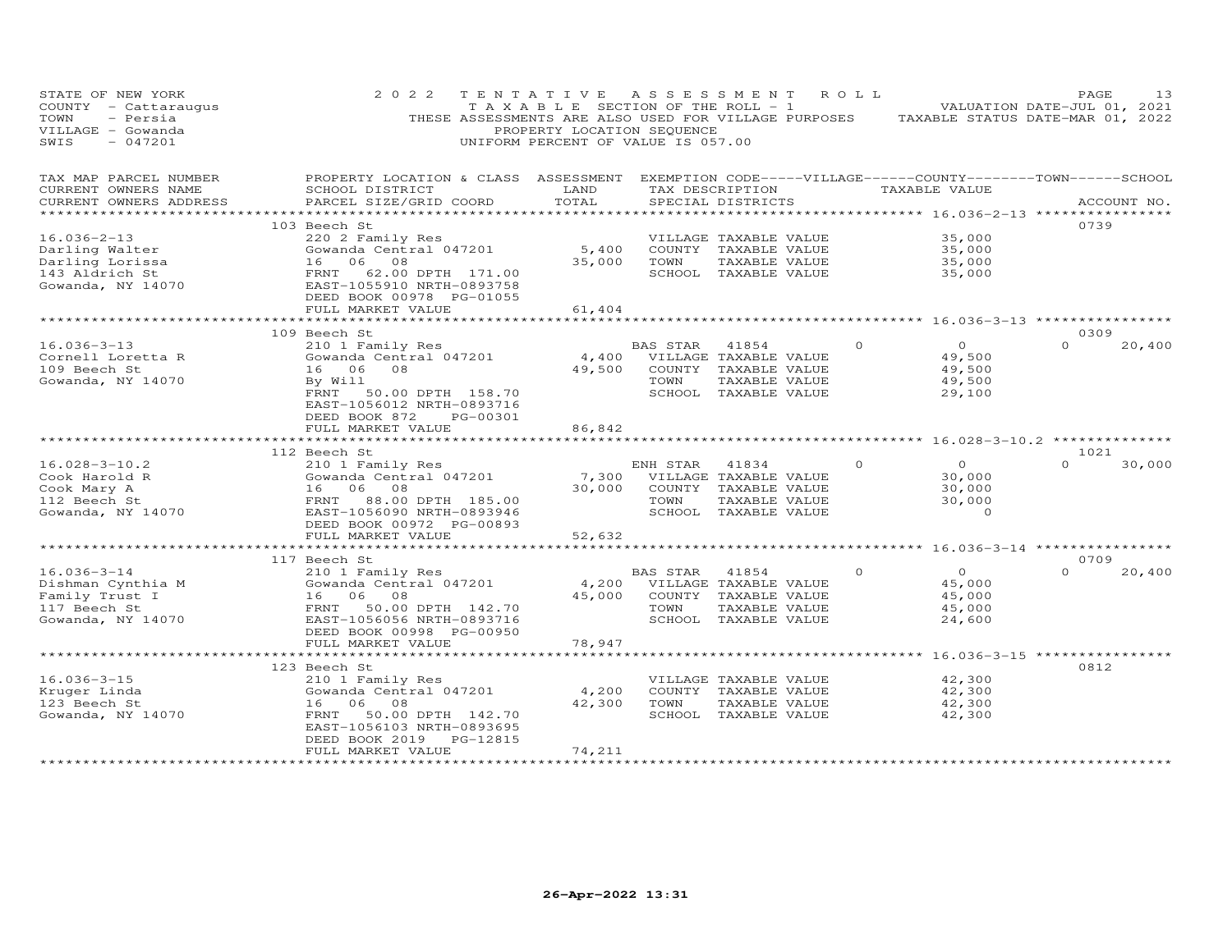STATE OF NEW YORK
COUNTY - Cattaraugus
TOWN - Persia
VILLAGE - Gowanda
SWIS - 047201

2022 TENTATIVE ASSESSMENT ROLL
TAXABLE SECTION OF THE ROLL - 1
THESE ASSESSMENTS ARE ALSO USED FOR VILLAGE PURPOSES
PROPERTY LOCATION SEQUENCE
UNIFORM PERCENT OF VALUE IS 057.00

VALUATION DATE-JUL 01, 2021
TAXABLE STATUS DATE-MAR 01, 2022

| TAX MAP PARCEL NUMBER / CURRENT OWNERS NAME / CURRENT OWNERS ADDRESS | PROPERTY LOCATION & CLASS / SCHOOL DISTRICT / PARCEL SIZE/GRID COORD | ASSESSMENT LAND / TOTAL | EXEMPTION CODE / TAX DESCRIPTION / SPECIAL DISTRICTS | VILLAGE | COUNTY / TAXABLE VALUE | TOWN | SCHOOL | ACCOUNT NO. |
|---|---|---|---|---|---|---|---|---|
| | 103 Beech St | | | | | | | 0739 |
| 16.036-2-13 | 220 2 Family Res | | VILLAGE TAXABLE VALUE | | 35,000 | | | |
| Darling Walter | Gowanda Central 047201 | 5,400 | COUNTY TAXABLE VALUE | | 35,000 | | | |
| Darling Lorissa | 16 06 08 | 35,000 | TOWN TAXABLE VALUE | | 35,000 | | | |
| 143 Aldrich St | FRNT 62.00 DPTH 171.00 | | SCHOOL TAXABLE VALUE | | 35,000 | | | |
| Gowanda, NY 14070 | EAST-1055910 NRTH-0893758 | | | | | | | |
| | DEED BOOK 00978 PG-01055 | | | | | | | |
| | FULL MARKET VALUE | 61,404 | | | | | | |
| | 109 Beech St | | | | | | | 0309 |
| 16.036-3-13 | 210 1 Family Res | | BAS STAR 41854 | 0 | 0 | 0 | 20,400 | |
| Cornell Loretta R | Gowanda Central 047201 | 4,400 | VILLAGE TAXABLE VALUE | | 49,500 | | | |
| 109 Beech St | 16 06 08 | 49,500 | COUNTY TAXABLE VALUE | | 49,500 | | | |
| Gowanda, NY 14070 | By Will | | TOWN TAXABLE VALUE | | 49,500 | | | |
| | FRNT 50.00 DPTH 158.70 | | SCHOOL TAXABLE VALUE | | 29,100 | | | |
| | EAST-1056012 NRTH-0893716 | | | | | | | |
| | DEED BOOK 872 PG-00301 | | | | | | | |
| | FULL MARKET VALUE | 86,842 | | | | | | |
| | 112 Beech St | | | | | | | 1021 |
| 16.028-3-10.2 | 210 1 Family Res | | ENH STAR 41834 | 0 | 0 | 0 | 30,000 | |
| Cook Harold R | Gowanda Central 047201 | 7,300 | VILLAGE TAXABLE VALUE | | 30,000 | | | |
| Cook Mary A | 16 06 08 | 30,000 | COUNTY TAXABLE VALUE | | 30,000 | | | |
| 112 Beech St | FRNT 88.00 DPTH 185.00 | | TOWN TAXABLE VALUE | | 30,000 | | | |
| Gowanda, NY 14070 | EAST-1056090 NRTH-0893946 | | SCHOOL TAXABLE VALUE | | 0 | | | |
| | DEED BOOK 00972 PG-00893 | | | | | | | |
| | FULL MARKET VALUE | 52,632 | | | | | | |
| | 117 Beech St | | | | | | | 0709 |
| 16.036-3-14 | 210 1 Family Res | | BAS STAR 41854 | 0 | 0 | 0 | 20,400 | |
| Dishman Cynthia M | Gowanda Central 047201 | 4,200 | VILLAGE TAXABLE VALUE | | 45,000 | | | |
| Family Trust I | 16 06 08 | 45,000 | COUNTY TAXABLE VALUE | | 45,000 | | | |
| 117 Beech St | FRNT 50.00 DPTH 142.70 | | TOWN TAXABLE VALUE | | 45,000 | | | |
| Gowanda, NY 14070 | EAST-1056056 NRTH-0893716 | | SCHOOL TAXABLE VALUE | | 24,600 | | | |
| | DEED BOOK 00998 PG-00950 | | | | | | | |
| | FULL MARKET VALUE | 78,947 | | | | | | |
| | 123 Beech St | | | | | | | 0812 |
| 16.036-3-15 | 210 1 Family Res | | VILLAGE TAXABLE VALUE | | 42,300 | | | |
| Kruger Linda | Gowanda Central 047201 | 4,200 | COUNTY TAXABLE VALUE | | 42,300 | | | |
| 123 Beech St | 16 06 08 | 42,300 | TOWN TAXABLE VALUE | | 42,300 | | | |
| Gowanda, NY 14070 | FRNT 50.00 DPTH 142.70 | | SCHOOL TAXABLE VALUE | | 42,300 | | | |
| | EAST-1056103 NRTH-0893695 | | | | | | | |
| | DEED BOOK 2019 PG-12815 | | | | | | | |
| | FULL MARKET VALUE | 74,211 | | | | | | |

26-Apr-2022 13:31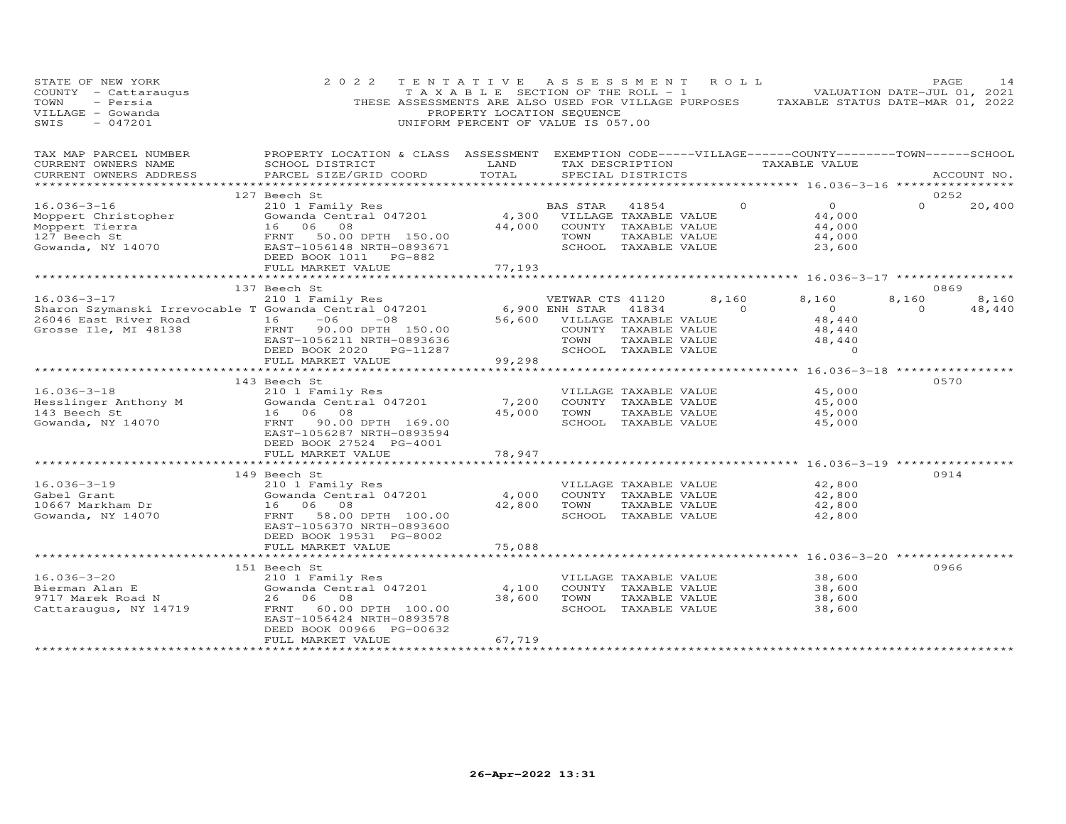STATE OF NEW YORK
COUNTY - Cattaraugus
TOWN - Persia
VILLAGE - Gowanda
SWIS - 047201

2022 TENTATIVE ASSESSMENT ROLL
TAXABLE SECTION OF THE ROLL - 1
THESE ASSESSMENTS ARE ALSO USED FOR VILLAGE PURPOSES
PROPERTY LOCATION SEQUENCE
UNIFORM PERCENT OF VALUE IS 057.00

VALUATION DATE-JUL 01, 2021
TAXABLE STATUS DATE-MAR 01, 2022

| TAX MAP PARCEL NUMBER / CURRENT OWNERS NAME / CURRENT OWNERS ADDRESS | PROPERTY LOCATION & CLASS / SCHOOL DISTRICT / PARCEL SIZE/GRID COORD | ASSESSMENT LAND / TOTAL | EXEMPTION CODE / TAX DESCRIPTION / SPECIAL DISTRICTS | VILLAGE | COUNTY TAXABLE VALUE | TOWN | SCHOOL | ACCOUNT NO. |
|---|---|---|---|---|---|---|---|---|
| **16.036-3-16** | 127 Beech St | | | | | | | 0252 |
| Moppert Christopher | 210 1 Family Res | | BAS STAR 41854 | 0 | 0 | 0 | 20,400 | |
| Moppert Tierra | Gowanda Central 047201 | 4,300 | VILLAGE TAXABLE VALUE | | 44,000 | | | |
| 127 Beech St | 16 06 08 | 44,000 | COUNTY TAXABLE VALUE | | 44,000 | | | |
| Gowanda, NY 14070 | FRNT 50.00 DPTH 150.00 | | TOWN TAXABLE VALUE | | 44,000 | | | |
| | EAST-1056148 NRTH-0893671 | | SCHOOL TAXABLE VALUE | | 23,600 | | | |
| | DEED BOOK 1011 PG-882 | | | | | | | |
| | FULL MARKET VALUE | 77,193 | | | | | | |
| **16.036-3-17** | 137 Beech St | | | | | | | 0869 |
| Sharon Szymanski Irrevocable T | 210 1 Family Res | | VETWAR CTS 41120 | 8,160 | 8,160 | 8,160 | 8,160 | |
| 26046 East River Road | Gowanda Central 047201 | 6,900 | ENH STAR 41834 | 0 | 0 | 0 | 48,440 | |
| Grosse Ile, MI 48138 | 16 -06 -08 | 56,600 | VILLAGE TAXABLE VALUE | | 48,440 | | | |
| | FRNT 90.00 DPTH 150.00 | | COUNTY TAXABLE VALUE | | 48,440 | | | |
| | EAST-1056211 NRTH-0893636 | | TOWN TAXABLE VALUE | | 48,440 | | | |
| | DEED BOOK 2020 PG-11287 | | SCHOOL TAXABLE VALUE | | 0 | | | |
| | FULL MARKET VALUE | 99,298 | | | | | | |
| **16.036-3-18** | 143 Beech St | | | | | | | 0570 |
| Hesslinger Anthony M | 210 1 Family Res | | VILLAGE TAXABLE VALUE | | 45,000 | | | |
| 143 Beech St | Gowanda Central 047201 | 7,200 | COUNTY TAXABLE VALUE | | 45,000 | | | |
| Gowanda, NY 14070 | 16 06 08 | 45,000 | TOWN TAXABLE VALUE | | 45,000 | | | |
| | FRNT 90.00 DPTH 169.00 | | SCHOOL TAXABLE VALUE | | 45,000 | | | |
| | EAST-1056287 NRTH-0893594 | | | | | | | |
| | DEED BOOK 27524 PG-4001 | | | | | | | |
| | FULL MARKET VALUE | 78,947 | | | | | | |
| **16.036-3-19** | 149 Beech St | | | | | | | 0914 |
| Gabel Grant | 210 1 Family Res | | VILLAGE TAXABLE VALUE | | 42,800 | | | |
| 10667 Markham Dr | Gowanda Central 047201 | 4,000 | COUNTY TAXABLE VALUE | | 42,800 | | | |
| Gowanda, NY 14070 | 16 06 08 | 42,800 | TOWN TAXABLE VALUE | | 42,800 | | | |
| | FRNT 58.00 DPTH 100.00 | | SCHOOL TAXABLE VALUE | | 42,800 | | | |
| | EAST-1056370 NRTH-0893600 | | | | | | | |
| | DEED BOOK 19531 PG-8002 | | | | | | | |
| | FULL MARKET VALUE | 75,088 | | | | | | |
| **16.036-3-20** | 151 Beech St | | | | | | | 0966 |
| Bierman Alan E | 210 1 Family Res | | VILLAGE TAXABLE VALUE | | 38,600 | | | |
| 9717 Marek Road N | Gowanda Central 047201 | 4,100 | COUNTY TAXABLE VALUE | | 38,600 | | | |
| Cattaraugus, NY 14719 | 26 06 08 | 38,600 | TOWN TAXABLE VALUE | | 38,600 | | | |
| | FRNT 60.00 DPTH 100.00 | | SCHOOL TAXABLE VALUE | | 38,600 | | | |
| | EAST-1056424 NRTH-0893578 | | | | | | | |
| | DEED BOOK 00966 PG-00632 | | | | | | | |
| | FULL MARKET VALUE | 67,719 | | | | | | |

26-Apr-2022 13:31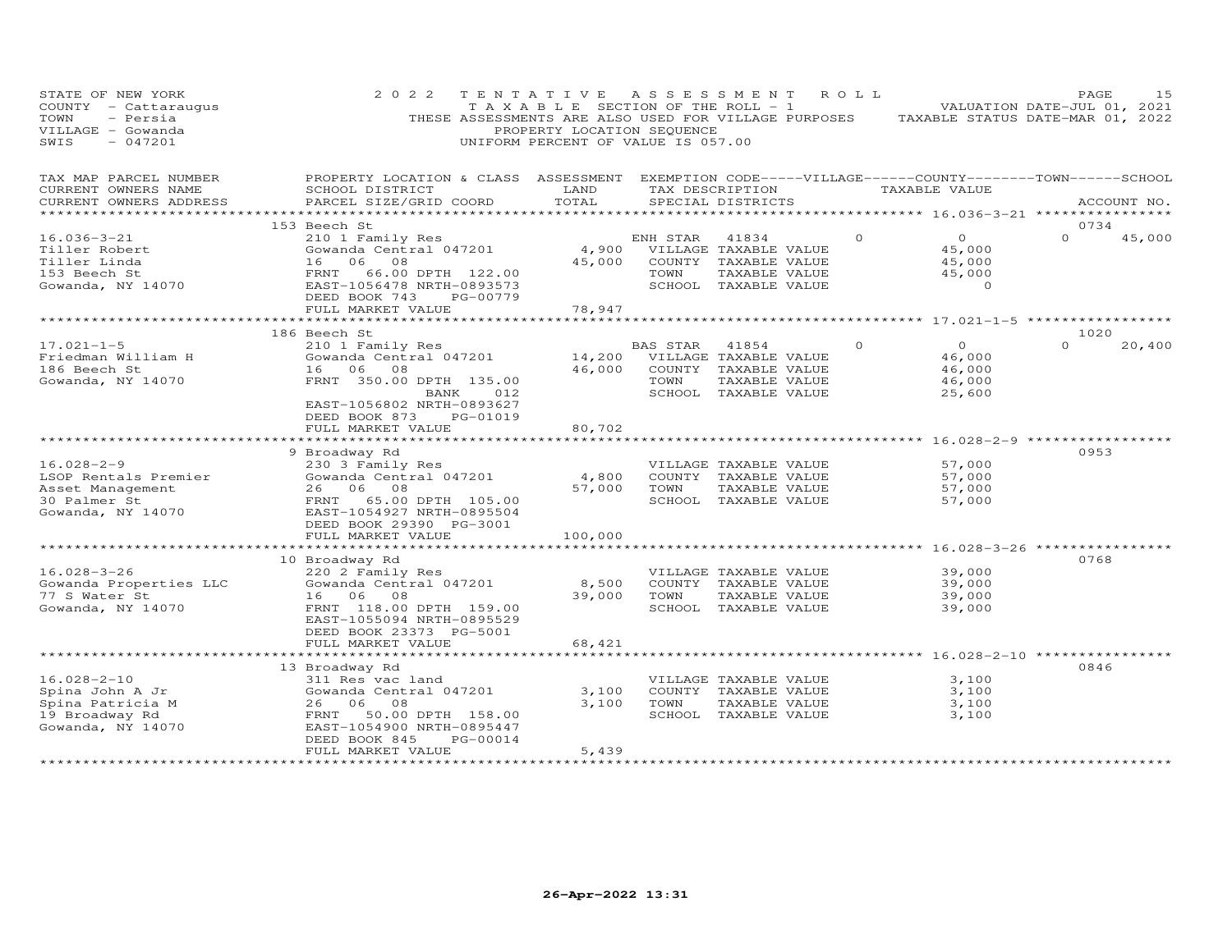STATE OF NEW YORK
COUNTY - Cattaraugus
TOWN - Persia
VILLAGE - Gowanda
SWIS - 047201

2022 TENTATIVE ASSESSMENT ROLL
TAXABLE SECTION OF THE ROLL - 1
THESE ASSESSMENTS ARE ALSO USED FOR VILLAGE PURPOSES
PROPERTY LOCATION SEQUENCE
UNIFORM PERCENT OF VALUE IS 057.00

VALUATION DATE-JUL 01, 2021
TAXABLE STATUS DATE-MAR 01, 2022

| TAX MAP PARCEL NUMBER / CURRENT OWNERS NAME / CURRENT OWNERS ADDRESS | PROPERTY LOCATION & CLASS / SCHOOL DISTRICT / PARCEL SIZE/GRID COORD | ASSESSMENT LAND / TOTAL | EXEMPTION CODE / TAX DESCRIPTION / SPECIAL DISTRICTS | VILLAGE | COUNTY TAXABLE VALUE | TOWN | SCHOOL | ACCOUNT NO. |
|---|---|---|---|---|---|---|---|---|
| **16.036-3-21** | 153 Beech St | | | | | | | 0734 |
| 16.036-3-21 | 210 1 Family Res | | ENH STAR 41834 | 0 | 0 | 0 | 45,000 | |
| Tiller Robert | Gowanda Central 047201 | 4,900 | VILLAGE TAXABLE VALUE | | 45,000 | | | |
| Tiller Linda | 16 06 08 | 45,000 | COUNTY TAXABLE VALUE | | 45,000 | | | |
| 153 Beech St | FRNT 66.00 DPTH 122.00 | | TOWN TAXABLE VALUE | | 45,000 | | | |
| Gowanda, NY 14070 | EAST-1056478 NRTH-0893573 | | SCHOOL TAXABLE VALUE | | 0 | | | |
| | DEED BOOK 743 PG-00779 | | | | | | | |
| | FULL MARKET VALUE | 78,947 | | | | | | |
| **17.021-1-5** | 186 Beech St | | | | | | | 1020 |
| 17.021-1-5 | 210 1 Family Res | | BAS STAR 41854 | 0 | 0 | 0 | 20,400 | |
| Friedman William H | Gowanda Central 047201 | 14,200 | VILLAGE TAXABLE VALUE | | 46,000 | | | |
| 186 Beech St | 16 06 08 | 46,000 | COUNTY TAXABLE VALUE | | 46,000 | | | |
| Gowanda, NY 14070 | FRNT 350.00 DPTH 135.00 | | TOWN TAXABLE VALUE | | 46,000 | | | |
| | BANK 012 | | SCHOOL TAXABLE VALUE | | 25,600 | | | |
| | EAST-1056802 NRTH-0893627 | | | | | | | |
| | DEED BOOK 873 PG-01019 | | | | | | | |
| | FULL MARKET VALUE | 80,702 | | | | | | |
| **16.028-2-9** | 9 Broadway Rd | | | | | | | 0953 |
| 16.028-2-9 | 230 3 Family Res | | VILLAGE TAXABLE VALUE | | 57,000 | | | |
| LSOP Rentals Premier | Gowanda Central 047201 | 4,800 | COUNTY TAXABLE VALUE | | 57,000 | | | |
| Asset Management | 26 06 08 | 57,000 | TOWN TAXABLE VALUE | | 57,000 | | | |
| 30 Palmer St | FRNT 65.00 DPTH 105.00 | | SCHOOL TAXABLE VALUE | | 57,000 | | | |
| Gowanda, NY 14070 | EAST-1054927 NRTH-0895504 | | | | | | | |
| | DEED BOOK 29390 PG-3001 | | | | | | | |
| | FULL MARKET VALUE | 100,000 | | | | | | |
| **16.028-3-26** | 10 Broadway Rd | | | | | | | 0768 |
| 16.028-3-26 | 220 2 Family Res | | VILLAGE TAXABLE VALUE | | 39,000 | | | |
| Gowanda Properties LLC | Gowanda Central 047201 | 8,500 | COUNTY TAXABLE VALUE | | 39,000 | | | |
| 77 S Water St | 16 06 08 | 39,000 | TOWN TAXABLE VALUE | | 39,000 | | | |
| Gowanda, NY 14070 | FRNT 118.00 DPTH 159.00 | | SCHOOL TAXABLE VALUE | | 39,000 | | | |
| | EAST-1055094 NRTH-0895529 | | | | | | | |
| | DEED BOOK 23373 PG-5001 | | | | | | | |
| | FULL MARKET VALUE | 68,421 | | | | | | |
| **16.028-2-10** | 13 Broadway Rd | | | | | | | 0846 |
| 16.028-2-10 | 311 Res vac land | | VILLAGE TAXABLE VALUE | | 3,100 | | | |
| Spina John A Jr | Gowanda Central 047201 | 3,100 | COUNTY TAXABLE VALUE | | 3,100 | | | |
| Spina Patricia M | 26 06 08 | 3,100 | TOWN TAXABLE VALUE | | 3,100 | | | |
| 19 Broadway Rd | FRNT 50.00 DPTH 158.00 | | SCHOOL TAXABLE VALUE | | 3,100 | | | |
| Gowanda, NY 14070 | EAST-1054900 NRTH-0895447 | | | | | | | |
| | DEED BOOK 845 PG-00014 | | | | | | | |
| | FULL MARKET VALUE | 5,439 | | | | | | |

26-Apr-2022 13:31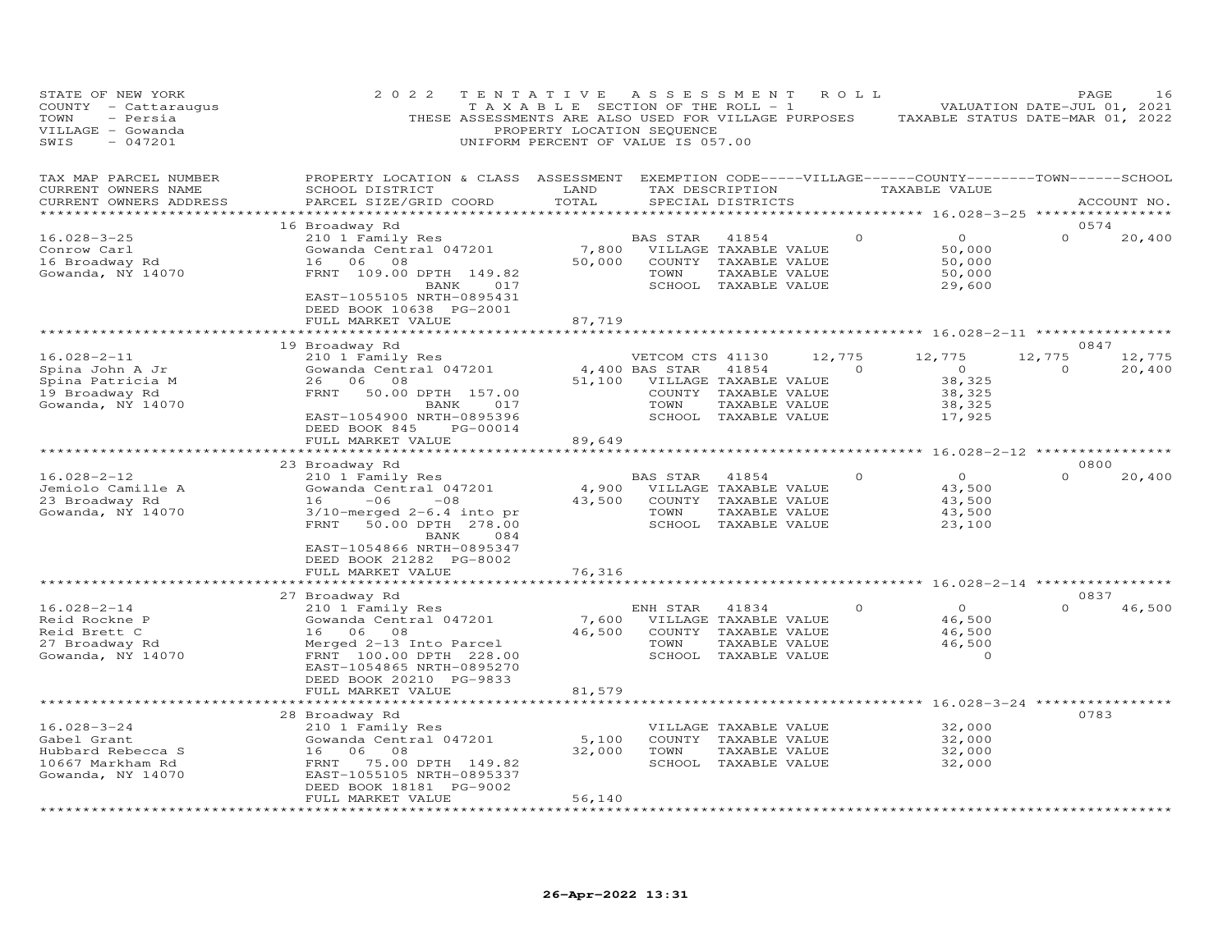STATE OF NEW YORK
COUNTY - Cattaraugus
TOWN - Persia
VILLAGE - Gowanda
SWIS - 047201

2022 TENTATIVE ASSESSMENT ROLL
TAXABLE SECTION OF THE ROLL - 1
THESE ASSESSMENTS ARE ALSO USED FOR VILLAGE PURPOSES
PROPERTY LOCATION SEQUENCE
UNIFORM PERCENT OF VALUE IS 057.00

VALUATION DATE-JUL 01, 2021
TAXABLE STATUS DATE-MAR 01, 2022

| TAX MAP PARCEL NUMBER / CURRENT OWNERS NAME / CURRENT OWNERS ADDRESS | PROPERTY LOCATION & CLASS / SCHOOL DISTRICT / PARCEL SIZE/GRID COORD | ASSESSMENT LAND | TOTAL | EXEMPTION CODE / TAX DESCRIPTION / SPECIAL DISTRICTS | VILLAGE | COUNTY | TOWN | SCHOOL | ACCOUNT NO. |
|---|---|---|---|---|---|---|---|---|---|
| **16.028-3-25** | 16 Broadway Rd | | | | | | | | 0574 |
| 16.028-3-25 | 210 1 Family Res | | | BAS STAR 41854 | 0 | 0 | 0 | 20,400 | |
| Conrow Carl | Gowanda Central 047201 | 7,800 | | VILLAGE TAXABLE VALUE | 50,000 | | | | |
| 16 Broadway Rd | 16 06 08 | | 50,000 | COUNTY TAXABLE VALUE | | 50,000 | | | |
| Gowanda, NY 14070 | FRNT 109.00 DPTH 149.82 | | | TOWN TAXABLE VALUE | | | 50,000 | | |
| | BANK 017 | | | SCHOOL TAXABLE VALUE | | | | 29,600 | |
| | EAST-1055105 NRTH-0895431 | | | | | | | | |
| | DEED BOOK 10638 PG-2001 | | | | | | | | |
| | FULL MARKET VALUE | | 87,719 | | | | | | |
| **16.028-2-11** | 19 Broadway Rd | | | | | | | | 0847 |
| 16.028-2-11 | 210 1 Family Res | | | VETCOM CTS 41130 | 12,775 | 12,775 | 12,775 | 12,775 | |
| Spina John A Jr | Gowanda Central 047201 | 4,400 | | BAS STAR 41854 | 0 | 0 | 0 | 20,400 | |
| Spina Patricia M | 26 06 08 | | 51,100 | VILLAGE TAXABLE VALUE | 38,325 | | | | |
| 19 Broadway Rd | FRNT 50.00 DPTH 157.00 | | | COUNTY TAXABLE VALUE | | 38,325 | | | |
| Gowanda, NY 14070 | BANK 017 | | | TOWN TAXABLE VALUE | | | 38,325 | | |
| | EAST-1054900 NRTH-0895396 | | | SCHOOL TAXABLE VALUE | | | | 17,925 | |
| | DEED BOOK 845 PG-00014 | | | | | | | | |
| | FULL MARKET VALUE | | 89,649 | | | | | | |
| **16.028-2-12** | 23 Broadway Rd | | | | | | | | 0800 |
| 16.028-2-12 | 210 1 Family Res | | | BAS STAR 41854 | 0 | 0 | 0 | 20,400 | |
| Jemiolo Camille A | Gowanda Central 047201 | 4,900 | | VILLAGE TAXABLE VALUE | 43,500 | | | | |
| 23 Broadway Rd | 16 -06 -08 | | 43,500 | COUNTY TAXABLE VALUE | | 43,500 | | | |
| Gowanda, NY 14070 | 3/10-merged 2-6.4 into pr | | | TOWN TAXABLE VALUE | | | 43,500 | | |
| | FRNT 50.00 DPTH 278.00 | | | SCHOOL TAXABLE VALUE | | | | 23,100 | |
| | BANK 084 | | | | | | | | |
| | EAST-1054866 NRTH-0895347 | | | | | | | | |
| | DEED BOOK 21282 PG-8002 | | | | | | | | |
| | FULL MARKET VALUE | | 76,316 | | | | | | |
| **16.028-2-14** | 27 Broadway Rd | | | | | | | | 0837 |
| 16.028-2-14 | 210 1 Family Res | | | ENH STAR 41834 | 0 | 0 | 0 | 46,500 | |
| Reid Rockne P | Gowanda Central 047201 | 7,600 | | VILLAGE TAXABLE VALUE | 46,500 | | | | |
| Reid Brett C | 16 06 08 | | 46,500 | COUNTY TAXABLE VALUE | | 46,500 | | | |
| 27 Broadway Rd | Merged 2-13 Into Parcel | | | TOWN TAXABLE VALUE | | | 46,500 | | |
| Gowanda, NY 14070 | FRNT 100.00 DPTH 228.00 | | | SCHOOL TAXABLE VALUE | | | | 0 | |
| | EAST-1054865 NRTH-0895270 | | | | | | | | |
| | DEED BOOK 20210 PG-9833 | | | | | | | | |
| | FULL MARKET VALUE | | 81,579 | | | | | | |
| **16.028-3-24** | 28 Broadway Rd | | | | | | | | 0783 |
| 16.028-3-24 | 210 1 Family Res | | | VILLAGE TAXABLE VALUE | 32,000 | | | | |
| Gabel Grant | Gowanda Central 047201 | 5,100 | | COUNTY TAXABLE VALUE | | 32,000 | | | |
| Hubbard Rebecca S | 16 06 08 | | 32,000 | TOWN TAXABLE VALUE | | | 32,000 | | |
| 10667 Markham Rd | FRNT 75.00 DPTH 149.82 | | | SCHOOL TAXABLE VALUE | | | | 32,000 | |
| Gowanda, NY 14070 | EAST-1055105 NRTH-0895337 | | | | | | | | |
| | DEED BOOK 18181 PG-9002 | | | | | | | | |
| | FULL MARKET VALUE | | 56,140 | | | | | | |

26-Apr-2022 13:31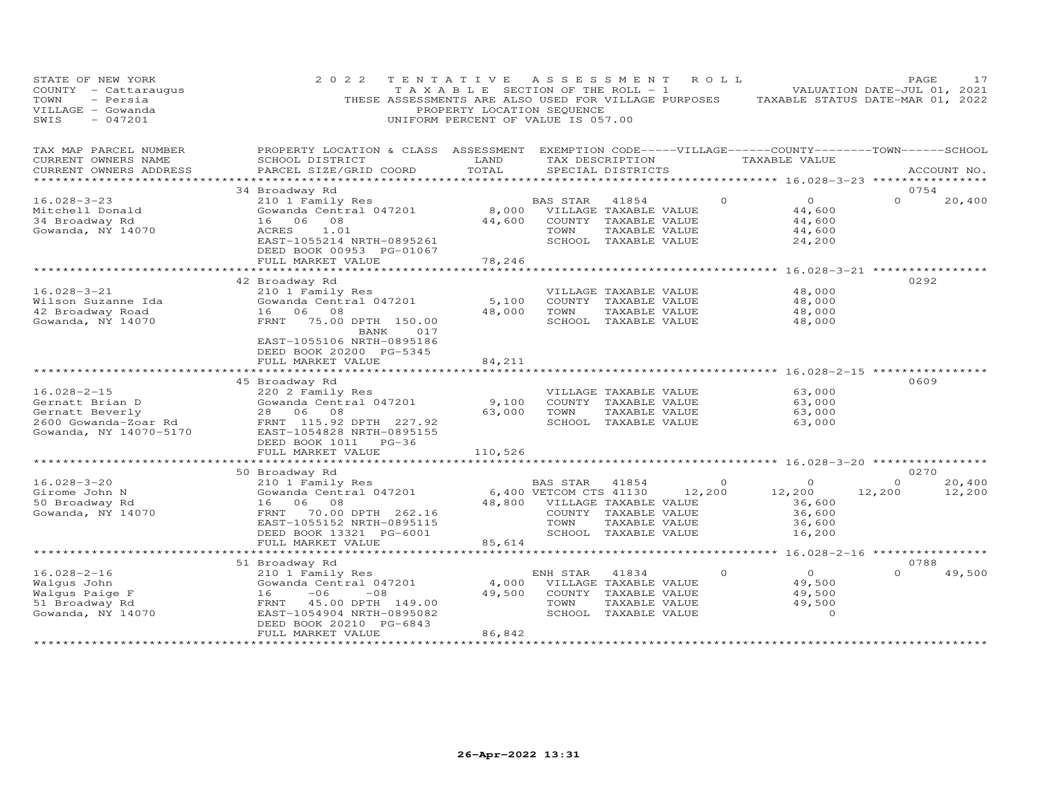STATE OF NEW YORK
COUNTY - Cattaraugus
TOWN - Persia
VILLAGE - Gowanda
SWIS - 047201

2022 TENTATIVE ASSESSMENT ROLL
TAXABLE SECTION OF THE ROLL - 1
THESE ASSESSMENTS ARE ALSO USED FOR VILLAGE PURPOSES
PROPERTY LOCATION SEQUENCE
UNIFORM PERCENT OF VALUE IS 057.00

VALUATION DATE-JUL 01, 2021
TAXABLE STATUS DATE-MAR 01, 2022

| TAX MAP PARCEL NUMBER / CURRENT OWNERS NAME / CURRENT OWNERS ADDRESS | PROPERTY LOCATION & CLASS / SCHOOL DISTRICT / PARCEL SIZE/GRID COORD | ASSESSMENT LAND / TOTAL | EXEMPTION CODE / TAX DESCRIPTION / SPECIAL DISTRICTS | VILLAGE | COUNTY / TAXABLE VALUE | TOWN | SCHOOL / ACCOUNT NO. |
|---|---|---|---|---|---|---|---|
| 16.028-3-23 | 34 Broadway Rd | | | | | | 0754 |
| Mitchell Donald | 210 1 Family Res | | BAS STAR 41854 | 0 | 0 | 0 | 20,400 |
| 34 Broadway Rd | Gowanda Central 047201 | 8,000 | VILLAGE TAXABLE VALUE | | 44,600 | | |
| Gowanda, NY 14070 | 16 06 08 | 44,600 | COUNTY TAXABLE VALUE | | 44,600 | | |
| | ACRES 1.01 | | TOWN TAXABLE VALUE | | 44,600 | | |
| | EAST-1055214 NRTH-0895261 | | SCHOOL TAXABLE VALUE | | 24,200 | | |
| | DEED BOOK 00953 PG-01067 | | | | | | |
| | FULL MARKET VALUE | 78,246 | | | | | |
| 16.028-3-21 | 42 Broadway Rd | | | | | | 0292 |
| Wilson Suzanne Ida | 210 1 Family Res | | VILLAGE TAXABLE VALUE | | 48,000 | | |
| 42 Broadway Road | Gowanda Central 047201 | 5,100 | COUNTY TAXABLE VALUE | | 48,000 | | |
| Gowanda, NY 14070 | 16 06 08 | 48,000 | TOWN TAXABLE VALUE | | 48,000 | | |
| | FRNT 75.00 DPTH 150.00 | | SCHOOL TAXABLE VALUE | | 48,000 | | |
| | BANK 017 | | | | | | |
| | EAST-1055106 NRTH-0895186 | | | | | | |
| | DEED BOOK 20200 PG-5345 | | | | | | |
| | FULL MARKET VALUE | 84,211 | | | | | |
| 16.028-2-15 | 45 Broadway Rd | | | | | | 0609 |
| Gernatt Brian D | 220 2 Family Res | | VILLAGE TAXABLE VALUE | | 63,000 | | |
| Gernatt Beverly | Gowanda Central 047201 | 9,100 | COUNTY TAXABLE VALUE | | 63,000 | | |
| 2600 Gowanda-Zoar Rd | 28 06 08 | 63,000 | TOWN TAXABLE VALUE | | 63,000 | | |
| Gowanda, NY 14070-5170 | FRNT 115.92 DPTH 227.92 | | SCHOOL TAXABLE VALUE | | 63,000 | | |
| | EAST-1054828 NRTH-0895155 | | | | | | |
| | DEED BOOK 1011 PG-36 | | | | | | |
| | FULL MARKET VALUE | 110,526 | | | | | |
| 16.028-3-20 | 50 Broadway Rd | | | | | | 0270 |
| Girome John N | 210 1 Family Res | | BAS STAR 41854 | 0 | 0 | 0 | 20,400 |
| 50 Broadway Rd | Gowanda Central 047201 | 6,400 | VETCOM CTS 41130 | 12,200 | 12,200 | 12,200 | 12,200 |
| Gowanda, NY 14070 | 16 06 08 | 48,800 | VILLAGE TAXABLE VALUE | | 36,600 | | |
| | FRNT 70.00 DPTH 262.16 | | COUNTY TAXABLE VALUE | | 36,600 | | |
| | EAST-1055152 NRTH-0895115 | | TOWN TAXABLE VALUE | | 36,600 | | |
| | DEED BOOK 13321 PG-6001 | | SCHOOL TAXABLE VALUE | | 16,200 | | |
| | FULL MARKET VALUE | 85,614 | | | | | |
| 16.028-2-16 | 51 Broadway Rd | | | | | | 0788 |
| Walgus John | 210 1 Family Res | | ENH STAR 41834 | 0 | 0 | 0 | 49,500 |
| Walgus Paige F | Gowanda Central 047201 | 4,000 | VILLAGE TAXABLE VALUE | | 49,500 | | |
| 51 Broadway Rd | 16 -06 -08 | 49,500 | COUNTY TAXABLE VALUE | | 49,500 | | |
| Gowanda, NY 14070 | FRNT 45.00 DPTH 149.00 | | TOWN TAXABLE VALUE | | 49,500 | | |
| | EAST-1054904 NRTH-0895082 | | SCHOOL TAXABLE VALUE | | 0 | | |
| | DEED BOOK 20210 PG-6843 | | | | | | |
| | FULL MARKET VALUE | 86,842 | | | | | |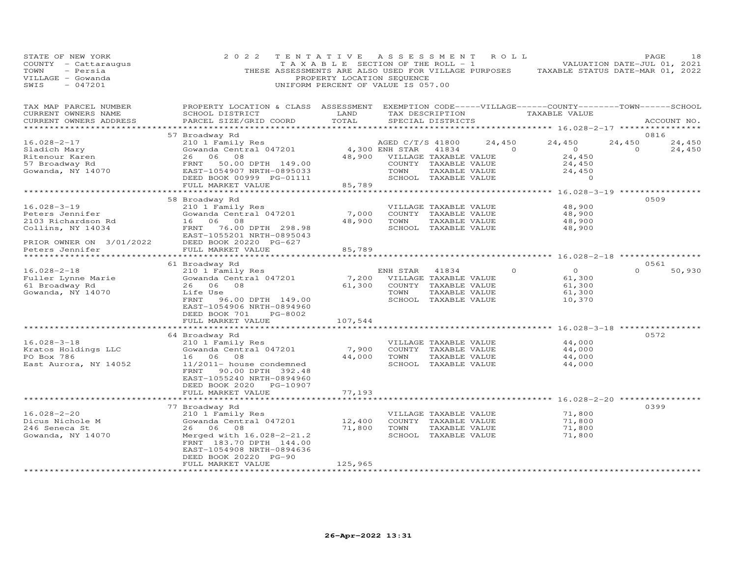STATE OF NEW YORK
COUNTY - Cattaraugus
TOWN - Persia
VILLAGE - Gowanda
SWIS - 047201

2022 TENTATIVE ASSESSMENT ROLL
TAXABLE SECTION OF THE ROLL - 1
THESE ASSESSMENTS ARE ALSO USED FOR VILLAGE PURPOSES
PROPERTY LOCATION SEQUENCE
UNIFORM PERCENT OF VALUE IS 057.00

VALUATION DATE-JUL 01, 2021
TAXABLE STATUS DATE-MAR 01, 2022

| TAX MAP PARCEL NUMBER / CURRENT OWNERS NAME / CURRENT OWNERS ADDRESS | PROPERTY LOCATION & CLASS / SCHOOL DISTRICT / PARCEL SIZE/GRID COORD | ASSESSMENT LAND | TOTAL | EXEMPTION CODE / TAX DESCRIPTION / SPECIAL DISTRICTS | VILLAGE | COUNTY TAXABLE VALUE | TOWN | SCHOOL | ACCOUNT NO. |
|---|---|---|---|---|---|---|---|---|---|
| 16.028-2-17 | 57 Broadway Rd | | | | | | | | 0816 |
| | 210 1 Family Res | | | AGED C/T/S 41800 | 24,450 | 24,450 | 24,450 | 24,450 | |
| Sladich Mary | Gowanda Central 047201 | 4,300 | | ENH STAR 41834 | 0 | 0 | 0 | 24,450 | |
| Ritenour Karen | 26 06 08 | | 48,900 | VILLAGE TAXABLE VALUE | | 24,450 | | | |
| 57 Broadway Rd | FRNT 50.00 DPTH 149.00 | | | COUNTY TAXABLE VALUE | | 24,450 | | | |
| Gowanda, NY 14070 | EAST-1054907 NRTH-0895033 | | | TOWN TAXABLE VALUE | | 24,450 | | | |
| | DEED BOOK 00999 PG-01111 | | | SCHOOL TAXABLE VALUE | | 0 | | | |
| | FULL MARKET VALUE | | 85,789 | | | | | | |
| 16.028-3-19 | 58 Broadway Rd | | | | | | | | 0509 |
| | 210 1 Family Res | | | VILLAGE TAXABLE VALUE | | 48,900 | | | |
| Peters Jennifer | Gowanda Central 047201 | 7,000 | | COUNTY TAXABLE VALUE | | 48,900 | | | |
| 2103 Richardson Rd | 16 06 08 | | 48,900 | TOWN TAXABLE VALUE | | 48,900 | | | |
| Collins, NY 14034 | FRNT 76.00 DPTH 298.98 | | | SCHOOL TAXABLE VALUE | | 48,900 | | | |
| | EAST-1055201 NRTH-0895043 | | | | | | | | |
| PRIOR OWNER ON 3/01/2022 | DEED BOOK 20220 PG-627 | | | | | | | | |
| Peters Jennifer | FULL MARKET VALUE | | 85,789 | | | | | | |
| 16.028-2-18 | 61 Broadway Rd | | | | | | | | 0561 |
| | 210 1 Family Res | | | ENH STAR 41834 | 0 | 0 | 0 | 50,930 | |
| Fuller Lynne Marie | Gowanda Central 047201 | 7,200 | | VILLAGE TAXABLE VALUE | | 61,300 | | | |
| 61 Broadway Rd | 26 06 08 | | 61,300 | COUNTY TAXABLE VALUE | | 61,300 | | | |
| Gowanda, NY 14070 | Life Use | | | TOWN TAXABLE VALUE | | 61,300 | | | |
| | FRNT 96.00 DPTH 149.00 | | | SCHOOL TAXABLE VALUE | | 10,370 | | | |
| | EAST-1054906 NRTH-0894960 | | | | | | | | |
| | DEED BOOK 701 PG-8002 | | | | | | | | |
| | FULL MARKET VALUE | | 107,544 | | | | | | |
| 16.028-3-18 | 64 Broadway Rd | | | | | | | | 0572 |
| | 210 1 Family Res | | | VILLAGE TAXABLE VALUE | | 44,000 | | | |
| Kratos Holdings LLC | Gowanda Central 047201 | 7,900 | | COUNTY TAXABLE VALUE | | 44,000 | | | |
| PO Box 786 | 16 06 08 | | 44,000 | TOWN TAXABLE VALUE | | 44,000 | | | |
| East Aurora, NY 14052 | 11/2011- house condemned | | | SCHOOL TAXABLE VALUE | | 44,000 | | | |
| | FRNT 90.00 DPTH 392.48 | | | | | | | | |
| | EAST-1055240 NRTH-0894960 | | | | | | | | |
| | DEED BOOK 2020 PG-10907 | | | | | | | | |
| | FULL MARKET VALUE | | 77,193 | | | | | | |
| 16.028-2-20 | 77 Broadway Rd | | | | | | | | 0399 |
| | 210 1 Family Res | | | VILLAGE TAXABLE VALUE | | 71,800 | | | |
| Dicus Nichole M | Gowanda Central 047201 | 12,400 | | COUNTY TAXABLE VALUE | | 71,800 | | | |
| 246 Seneca St | 26 06 08 | | 71,800 | TOWN TAXABLE VALUE | | 71,800 | | | |
| Gowanda, NY 14070 | Merged with 16.028-2-21.2 | | | SCHOOL TAXABLE VALUE | | 71,800 | | | |
| | FRNT 183.70 DPTH 144.00 | | | | | | | | |
| | EAST-1054908 NRTH-0894636 | | | | | | | | |
| | DEED BOOK 20220 PG-90 | | | | | | | | |
| | FULL MARKET VALUE | | 125,965 | | | | | | |

26-Apr-2022 13:31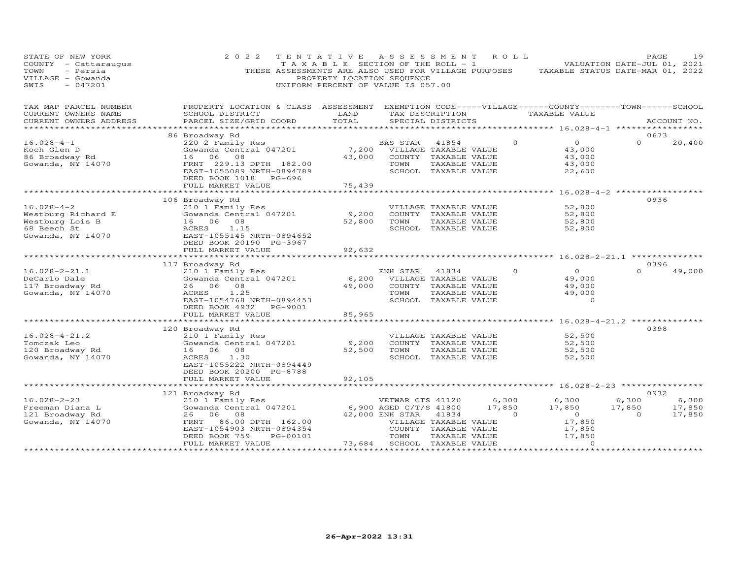STATE OF NEW YORK — 2022 TENTATIVE ASSESSMENT ROLL
COUNTY - Cattaraugus — TAXABLE SECTION OF THE ROLL - 1 — VALUATION DATE-JUL 01, 2021
TOWN - Persia — THESE ASSESSMENTS ARE ALSO USED FOR VILLAGE PURPOSES — TAXABLE STATUS DATE-MAR 01, 2022
VILLAGE - Gowanda — PROPERTY LOCATION SEQUENCE
SWIS - 047201 — UNIFORM PERCENT OF VALUE IS 057.00

| TAX MAP PARCEL NUMBER / CURRENT OWNERS NAME / CURRENT OWNERS ADDRESS | PROPERTY LOCATION & CLASS / SCHOOL DISTRICT / PARCEL SIZE/GRID COORD | ASSESSMENT LAND / TOTAL | EXEMPTION CODE / TAX DESCRIPTION / SPECIAL DISTRICTS | VILLAGE | COUNTY / TAXABLE VALUE | TOWN | SCHOOL / ACCOUNT NO. |
|---|---|---|---|---|---|---|---|
| | 86 Broadway Rd | | | | | | 0673 |
| 16.028-4-1 | 220 2 Family Res | | BAS STAR 41854 | 0 | 0 | 0 | 20,400 |
| Koch Glen D | Gowanda Central 047201 | 7,200 | VILLAGE TAXABLE VALUE | | 43,000 | | |
| 86 Broadway Rd | 16 06 08 | 43,000 | COUNTY TAXABLE VALUE | | 43,000 | | |
| Gowanda, NY 14070 | FRNT 229.13 DPTH 182.00 | | TOWN TAXABLE VALUE | | 43,000 | | |
| | EAST-1055089 NRTH-0894789 | | SCHOOL TAXABLE VALUE | | 22,600 | | |
| | DEED BOOK 1018 PG-696 | | | | | | |
| | FULL MARKET VALUE | 75,439 | | | | | |
| | 106 Broadway Rd | | | | | | 0936 |
| 16.028-4-2 | 210 1 Family Res | | VILLAGE TAXABLE VALUE | | 52,800 | | |
| Westburg Richard E | Gowanda Central 047201 | 9,200 | COUNTY TAXABLE VALUE | | 52,800 | | |
| Westburg Lois B | 16 06 08 | 52,800 | TOWN TAXABLE VALUE | | 52,800 | | |
| 68 Beech St | ACRES 1.15 | | SCHOOL TAXABLE VALUE | | 52,800 | | |
| Gowanda, NY 14070 | EAST-1055145 NRTH-0894652 | | | | | | |
| | DEED BOOK 20190 PG-3967 | | | | | | |
| | FULL MARKET VALUE | 92,632 | | | | | |
| | 117 Broadway Rd | | | | | | 0396 |
| 16.028-2-21.1 | 210 1 Family Res | | ENH STAR 41834 | 0 | 0 | 0 | 49,000 |
| DeCarlo Dale | Gowanda Central 047201 | 6,200 | VILLAGE TAXABLE VALUE | | 49,000 | | |
| 117 Broadway Rd | 26 06 08 | 49,000 | COUNTY TAXABLE VALUE | | 49,000 | | |
| Gowanda, NY 14070 | ACRES 1.25 | | TOWN TAXABLE VALUE | | 49,000 | | |
| | EAST-1054768 NRTH-0894453 | | SCHOOL TAXABLE VALUE | | 0 | | |
| | DEED BOOK 4932 PG-9001 | | | | | | |
| | FULL MARKET VALUE | 85,965 | | | | | |
| | 120 Broadway Rd | | | | | | 0398 |
| 16.028-4-21.2 | 210 1 Family Res | | VILLAGE TAXABLE VALUE | | 52,500 | | |
| Tomczak Leo | Gowanda Central 047201 | 9,200 | COUNTY TAXABLE VALUE | | 52,500 | | |
| 120 Broadway Rd | 16 06 08 | 52,500 | TOWN TAXABLE VALUE | | 52,500 | | |
| Gowanda, NY 14070 | ACRES 1.30 | | SCHOOL TAXABLE VALUE | | 52,500 | | |
| | EAST-1055222 NRTH-0894449 | | | | | | |
| | DEED BOOK 20200 PG-8788 | | | | | | |
| | FULL MARKET VALUE | 92,105 | | | | | |
| | 121 Broadway Rd | | | | | | 0932 |
| 16.028-2-23 | 210 1 Family Res | | VETWAR CTS 41120 | 6,300 | 6,300 | 6,300 | 6,300 |
| Freeman Diana L | Gowanda Central 047201 | 6,900 | AGED C/T/S 41800 | 17,850 | 17,850 | 17,850 | 17,850 |
| 121 Broadway Rd | 26 06 08 | 42,000 | ENH STAR 41834 | 0 | 0 | 0 | 17,850 |
| Gowanda, NY 14070 | FRNT 86.00 DPTH 162.00 | | VILLAGE TAXABLE VALUE | | 17,850 | | |
| | EAST-1054903 NRTH-0894354 | | COUNTY TAXABLE VALUE | | 17,850 | | |
| | DEED BOOK 759 PG-00101 | | TOWN TAXABLE VALUE | | 17,850 | | |
| | FULL MARKET VALUE | 73,684 | SCHOOL TAXABLE VALUE | | 0 | | |

26-Apr-2022 13:31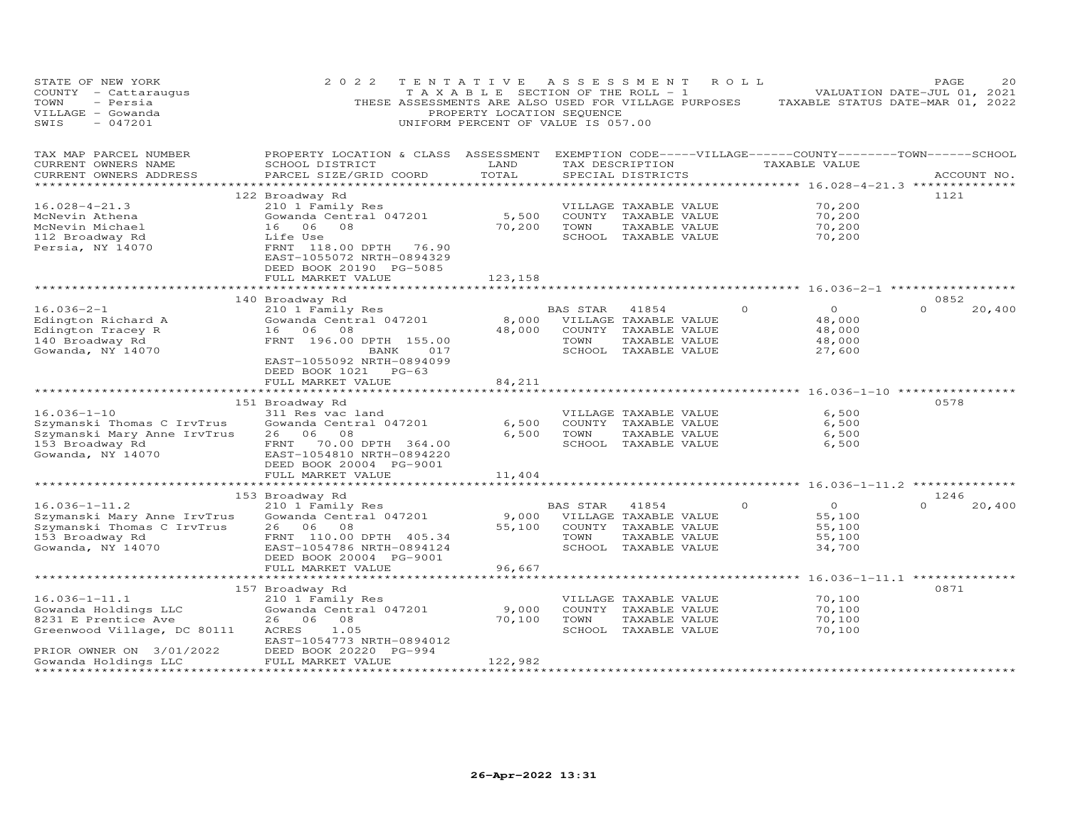STATE OF NEW YORK
COUNTY - Cattaraugus
TOWN - Persia
VILLAGE - Gowanda
SWIS - 047201

2022 TENTATIVE ASSESSMENT ROLL
TAXABLE SECTION OF THE ROLL - 1
THESE ASSESSMENTS ARE ALSO USED FOR VILLAGE PURPOSES
PROPERTY LOCATION SEQUENCE
UNIFORM PERCENT OF VALUE IS 057.00

VALUATION DATE-JUL 01, 2021
TAXABLE STATUS DATE-MAR 01, 2022

| TAX MAP PARCEL NUMBER / CURRENT OWNERS NAME / CURRENT OWNERS ADDRESS | PROPERTY LOCATION & CLASS / SCHOOL DISTRICT / PARCEL SIZE/GRID COORD | ASSESSMENT LAND | TOTAL | EXEMPTION CODE-----VILLAGE------COUNTY--------TOWN------SCHOOL / TAX DESCRIPTION / SPECIAL DISTRICTS | TAXABLE VALUE | ACCOUNT NO. |
|---|---|---|---|---|---|---|
| **16.028-4-21.3** | 122 Broadway Rd | | | | | 1121 |
| 16.028-4-21.3 | 210 1 Family Res | | | VILLAGE TAXABLE VALUE | 70,200 | |
| McNevin Athena | Gowanda Central 047201 | 5,500 | | COUNTY TAXABLE VALUE | 70,200 | |
| McNevin Michael | 16 06 08 | | 70,200 | TOWN TAXABLE VALUE | 70,200 | |
| 112 Broadway Rd | Life Use | | | SCHOOL TAXABLE VALUE | 70,200 | |
| Persia, NY 14070 | FRNT 118.00 DPTH 76.90 | | | | | |
| | EAST-1055072 NRTH-0894329 | | | | | |
| | DEED BOOK 20190 PG-5085 | | | | | |
| | FULL MARKET VALUE | | 123,158 | | | |
| **16.036-2-1** | 140 Broadway Rd | | | | | 0852 |
| 16.036-2-1 | 210 1 Family Res | | | BAS STAR 41854 | 0 0 0 20,400 | |
| Edington Richard A | Gowanda Central 047201 | 8,000 | | VILLAGE TAXABLE VALUE | 48,000 | |
| Edington Tracey R | 16 06 08 | | 48,000 | COUNTY TAXABLE VALUE | 48,000 | |
| 140 Broadway Rd | FRNT 196.00 DPTH 155.00 | | | TOWN TAXABLE VALUE | 48,000 | |
| Gowanda, NY 14070 | BANK 017 | | | SCHOOL TAXABLE VALUE | 27,600 | |
| | EAST-1055092 NRTH-0894099 | | | | | |
| | DEED BOOK 1021 PG-63 | | | | | |
| | FULL MARKET VALUE | | 84,211 | | | |
| **16.036-1-10** | 151 Broadway Rd | | | | | 0578 |
| 16.036-1-10 | 311 Res vac land | | | VILLAGE TAXABLE VALUE | 6,500 | |
| Szymanski Thomas C IrvTrus | Gowanda Central 047201 | 6,500 | | COUNTY TAXABLE VALUE | 6,500 | |
| Szymanski Mary Anne IrvTrus | 26 06 08 | | 6,500 | TOWN TAXABLE VALUE | 6,500 | |
| 153 Broadway Rd | FRNT 70.00 DPTH 364.00 | | | SCHOOL TAXABLE VALUE | 6,500 | |
| Gowanda, NY 14070 | EAST-1054810 NRTH-0894220 | | | | | |
| | DEED BOOK 20004 PG-9001 | | | | | |
| | FULL MARKET VALUE | | 11,404 | | | |
| **16.036-1-11.2** | 153 Broadway Rd | | | | | 1246 |
| 16.036-1-11.2 | 210 1 Family Res | | | BAS STAR 41854 | 0 0 0 20,400 | |
| Szymanski Mary Anne IrvTrus | Gowanda Central 047201 | 9,000 | | VILLAGE TAXABLE VALUE | 55,100 | |
| Szymanski Thomas C IrvTrus | 26 06 08 | | 55,100 | COUNTY TAXABLE VALUE | 55,100 | |
| 153 Broadway Rd | FRNT 110.00 DPTH 405.34 | | | TOWN TAXABLE VALUE | 55,100 | |
| Gowanda, NY 14070 | EAST-1054786 NRTH-0894124 | | | SCHOOL TAXABLE VALUE | 34,700 | |
| | DEED BOOK 20004 PG-9001 | | | | | |
| | FULL MARKET VALUE | | 96,667 | | | |
| **16.036-1-11.1** | 157 Broadway Rd | | | | | 0871 |
| 16.036-1-11.1 | 210 1 Family Res | | | VILLAGE TAXABLE VALUE | 70,100 | |
| Gowanda Holdings LLC | Gowanda Central 047201 | 9,000 | | COUNTY TAXABLE VALUE | 70,100 | |
| 8231 E Prentice Ave | 26 06 08 | | 70,100 | TOWN TAXABLE VALUE | 70,100 | |
| Greenwood Village, DC 80111 | ACRES 1.05 | | | SCHOOL TAXABLE VALUE | 70,100 | |
| | EAST-1054773 NRTH-0894012 | | | | | |
| PRIOR OWNER ON 3/01/2022 | DEED BOOK 20220 PG-994 | | | | | |
| Gowanda Holdings LLC | FULL MARKET VALUE | | 122,982 | | | |

26-Apr-2022 13:31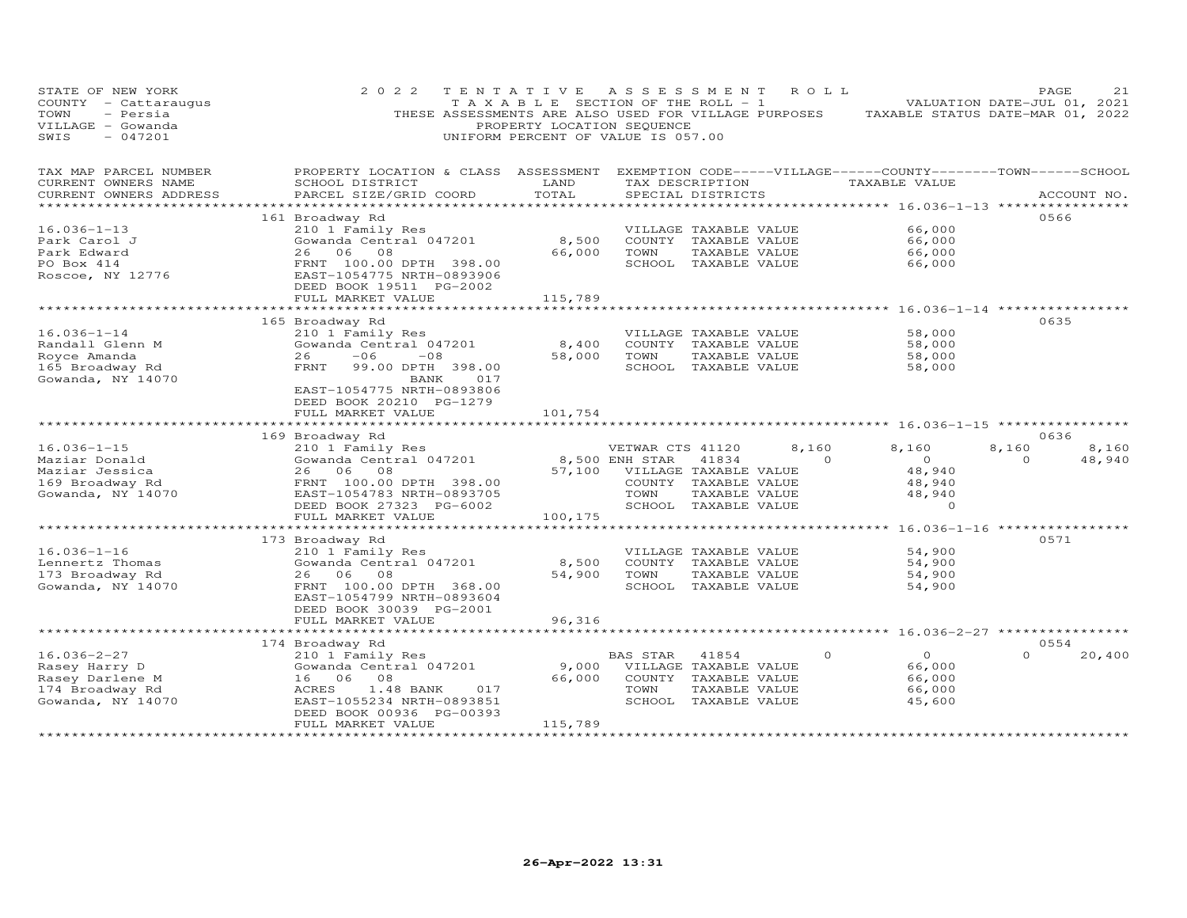STATE OF NEW YORK
COUNTY - Cattaraugus
TOWN - Persia
VILLAGE - Gowanda
SWIS - 047201

2022 TENTATIVE ASSESSMENT ROLL
TAXABLE SECTION OF THE ROLL - 1
THESE ASSESSMENTS ARE ALSO USED FOR VILLAGE PURPOSES
PROPERTY LOCATION SEQUENCE
UNIFORM PERCENT OF VALUE IS 057.00

VALUATION DATE-JUL 01, 2021
TAXABLE STATUS DATE-MAR 01, 2022

| TAX MAP PARCEL NUMBER / CURRENT OWNERS NAME / CURRENT OWNERS ADDRESS | PROPERTY LOCATION & CLASS / SCHOOL DISTRICT / PARCEL SIZE/GRID COORD | ASSESSMENT LAND | TOTAL | EXEMPTION CODE / TAX DESCRIPTION / SPECIAL DISTRICTS | VILLAGE | COUNTY TAXABLE VALUE | TOWN | SCHOOL | ACCOUNT NO. |
|---|---|---|---|---|---|---|---|---|---|
| 16.036-1-13 | 161 Broadway Rd | | | | | | | | 0566 |
| Park Carol J | 210 1 Family Res | | | VILLAGE TAXABLE VALUE | | 66,000 | | | |
| Park Edward | Gowanda Central 047201 | 8,500 | | COUNTY TAXABLE VALUE | | 66,000 | | | |
| PO Box 414 | 26 06 08 | | 66,000 | TOWN TAXABLE VALUE | | 66,000 | | | |
| Roscoe, NY 12776 | FRNT 100.00 DPTH 398.00 | | | SCHOOL TAXABLE VALUE | | 66,000 | | | |
| | EAST-1054775 NRTH-0893906 | | | | | | | | |
| | DEED BOOK 19511 PG-2002 | | | | | | | | |
| | FULL MARKET VALUE | | 115,789 | | | | | | |
| 16.036-1-14 | 165 Broadway Rd | | | | | | | | 0635 |
| Randall Glenn M | 210 1 Family Res | | | VILLAGE TAXABLE VALUE | | 58,000 | | | |
| Royce Amanda | Gowanda Central 047201 | 8,400 | | COUNTY TAXABLE VALUE | | 58,000 | | | |
| 165 Broadway Rd | 26 -06 -08 | | 58,000 | TOWN TAXABLE VALUE | | 58,000 | | | |
| Gowanda, NY 14070 | FRNT 99.00 DPTH 398.00 | | | SCHOOL TAXABLE VALUE | | 58,000 | | | |
| | BANK 017 | | | | | | | | |
| | EAST-1054775 NRTH-0893806 | | | | | | | | |
| | DEED BOOK 20210 PG-1279 | | | | | | | | |
| | FULL MARKET VALUE | | 101,754 | | | | | | |
| 16.036-1-15 | 169 Broadway Rd | | | | | | | | 0636 |
| Maziar Donald | 210 1 Family Res | | | VETWAR CTS 41120 | 8,160 | 8,160 | 8,160 | 8,160 | |
| Maziar Jessica | Gowanda Central 047201 | 8,500 | | ENH STAR 41834 | 0 | 0 | 0 | 48,940 | |
| 169 Broadway Rd | 26 06 08 | | 57,100 | VILLAGE TAXABLE VALUE | | 48,940 | | | |
| Gowanda, NY 14070 | FRNT 100.00 DPTH 398.00 | | | COUNTY TAXABLE VALUE | | 48,940 | | | |
| | EAST-1054783 NRTH-0893705 | | | TOWN TAXABLE VALUE | | 48,940 | | | |
| | DEED BOOK 27323 PG-6002 | | | SCHOOL TAXABLE VALUE | | 0 | | | |
| | FULL MARKET VALUE | | 100,175 | | | | | | |
| 16.036-1-16 | 173 Broadway Rd | | | | | | | | 0571 |
| Lennertz Thomas | 210 1 Family Res | | | VILLAGE TAXABLE VALUE | | 54,900 | | | |
| 173 Broadway Rd | Gowanda Central 047201 | 8,500 | | COUNTY TAXABLE VALUE | | 54,900 | | | |
| Gowanda, NY 14070 | 26 06 08 | | 54,900 | TOWN TAXABLE VALUE | | 54,900 | | | |
| | FRNT 100.00 DPTH 368.00 | | | SCHOOL TAXABLE VALUE | | 54,900 | | | |
| | EAST-1054799 NRTH-0893604 | | | | | | | | |
| | DEED BOOK 30039 PG-2001 | | | | | | | | |
| | FULL MARKET VALUE | | 96,316 | | | | | | |
| 16.036-2-27 | 174 Broadway Rd | | | | | | | | 0554 |
| Rasey Harry D | 210 1 Family Res | | | BAS STAR 41854 | 0 | 0 | 0 | 20,400 | |
| Rasey Darlene M | Gowanda Central 047201 | 9,000 | | VILLAGE TAXABLE VALUE | | 66,000 | | | |
| 174 Broadway Rd | 16 06 08 | | 66,000 | COUNTY TAXABLE VALUE | | 66,000 | | | |
| Gowanda, NY 14070 | ACRES 1.48 BANK 017 | | | TOWN TAXABLE VALUE | | 66,000 | | | |
| | EAST-1055234 NRTH-0893851 | | | SCHOOL TAXABLE VALUE | | 45,600 | | | |
| | DEED BOOK 00936 PG-00393 | | | | | | | | |
| | FULL MARKET VALUE | | 115,789 | | | | | | |

26-Apr-2022 13:31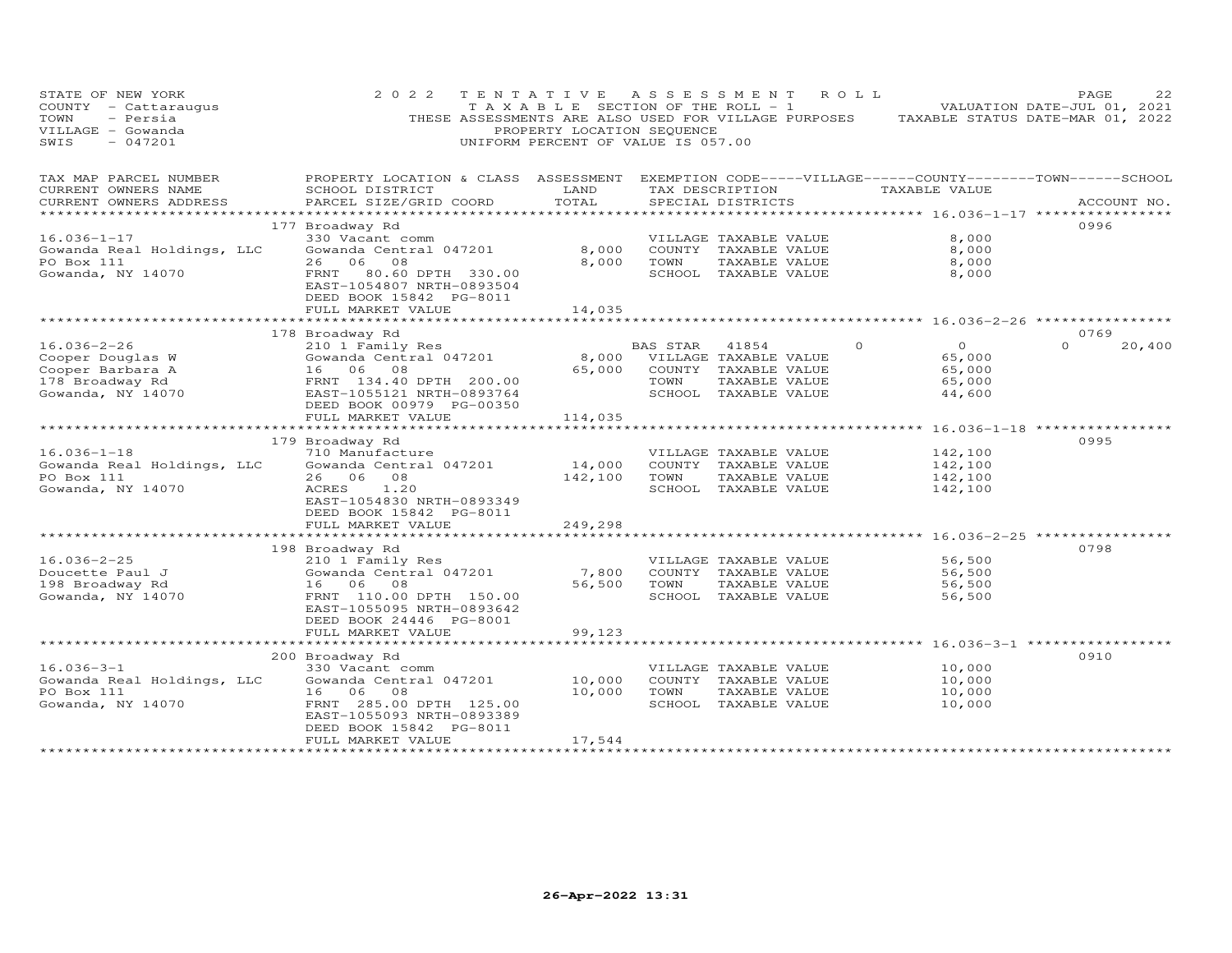STATE OF NEW YORK
COUNTY - Cattaraugus
TOWN - Persia
VILLAGE - Gowanda
SWIS - 047201

2022 TENTATIVE ASSESSMENT ROLL
TAXABLE SECTION OF THE ROLL - 1
THESE ASSESSMENTS ARE ALSO USED FOR VILLAGE PURPOSES
PROPERTY LOCATION SEQUENCE
UNIFORM PERCENT OF VALUE IS 057.00

VALUATION DATE-JUL 01, 2021
TAXABLE STATUS DATE-MAR 01, 2022

| TAX MAP PARCEL NUMBER / CURRENT OWNERS NAME / CURRENT OWNERS ADDRESS | PROPERTY LOCATION & CLASS / SCHOOL DISTRICT / PARCEL SIZE/GRID COORD | ASSESSMENT LAND / TOTAL | EXEMPTION CODE / TAX DESCRIPTION / SPECIAL DISTRICTS | VILLAGE | COUNTY / TAXABLE VALUE | TOWN | SCHOOL | ACCOUNT NO. |
|---|---|---|---|---|---|---|---|---|
| | 177 Broadway Rd | | | | | | | 0996 |
| 16.036-1-17 | 330 Vacant comm | | VILLAGE TAXABLE VALUE | | 8,000 | | | |
| Gowanda Real Holdings, LLC | Gowanda Central 047201 | 8,000 | COUNTY TAXABLE VALUE | | 8,000 | | | |
| PO Box 111 | 26 06 08 | 8,000 | TOWN TAXABLE VALUE | | 8,000 | | | |
| Gowanda, NY 14070 | FRNT 80.60 DPTH 330.00 | | SCHOOL TAXABLE VALUE | | 8,000 | | | |
| | EAST-1054807 NRTH-0893504 | | | | | | | |
| | DEED BOOK 15842 PG-8011 | | | | | | | |
| | FULL MARKET VALUE | 14,035 | | | | | | |
| | 178 Broadway Rd | | | | | | | 0769 |
| 16.036-2-26 | 210 1 Family Res | | BAS STAR 41854 | 0 | 0 | 0 | 20,400 | |
| Cooper Douglas W | Gowanda Central 047201 | 8,000 | VILLAGE TAXABLE VALUE | | 65,000 | | | |
| Cooper Barbara A | 16 06 08 | 65,000 | COUNTY TAXABLE VALUE | | 65,000 | | | |
| 178 Broadway Rd | FRNT 134.40 DPTH 200.00 | | TOWN TAXABLE VALUE | | 65,000 | | | |
| Gowanda, NY 14070 | EAST-1055121 NRTH-0893764 | | SCHOOL TAXABLE VALUE | | 44,600 | | | |
| | DEED BOOK 00979 PG-00350 | | | | | | | |
| | FULL MARKET VALUE | 114,035 | | | | | | |
| | 179 Broadway Rd | | | | | | | 0995 |
| 16.036-1-18 | 710 Manufacture | | VILLAGE TAXABLE VALUE | | 142,100 | | | |
| Gowanda Real Holdings, LLC | Gowanda Central 047201 | 14,000 | COUNTY TAXABLE VALUE | | 142,100 | | | |
| PO Box 111 | 26 06 08 | 142,100 | TOWN TAXABLE VALUE | | 142,100 | | | |
| Gowanda, NY 14070 | ACRES 1.20 | | SCHOOL TAXABLE VALUE | | 142,100 | | | |
| | EAST-1054830 NRTH-0893349 | | | | | | | |
| | DEED BOOK 15842 PG-8011 | | | | | | | |
| | FULL MARKET VALUE | 249,298 | | | | | | |
| | 198 Broadway Rd | | | | | | | 0798 |
| 16.036-2-25 | 210 1 Family Res | | VILLAGE TAXABLE VALUE | | 56,500 | | | |
| Doucette Paul J | Gowanda Central 047201 | 7,800 | COUNTY TAXABLE VALUE | | 56,500 | | | |
| 198 Broadway Rd | 16 06 08 | 56,500 | TOWN TAXABLE VALUE | | 56,500 | | | |
| Gowanda, NY 14070 | FRNT 110.00 DPTH 150.00 | | SCHOOL TAXABLE VALUE | | 56,500 | | | |
| | EAST-1055095 NRTH-0893642 | | | | | | | |
| | DEED BOOK 24446 PG-8001 | | | | | | | |
| | FULL MARKET VALUE | 99,123 | | | | | | |
| | 200 Broadway Rd | | | | | | | 0910 |
| 16.036-3-1 | 330 Vacant comm | | VILLAGE TAXABLE VALUE | | 10,000 | | | |
| Gowanda Real Holdings, LLC | Gowanda Central 047201 | 10,000 | COUNTY TAXABLE VALUE | | 10,000 | | | |
| PO Box 111 | 16 06 08 | 10,000 | TOWN TAXABLE VALUE | | 10,000 | | | |
| Gowanda, NY 14070 | FRNT 285.00 DPTH 125.00 | | SCHOOL TAXABLE VALUE | | 10,000 | | | |
| | EAST-1055093 NRTH-0893389 | | | | | | | |
| | DEED BOOK 15842 PG-8011 | | | | | | | |
| | FULL MARKET VALUE | 17,544 | | | | | | |

26-Apr-2022 13:31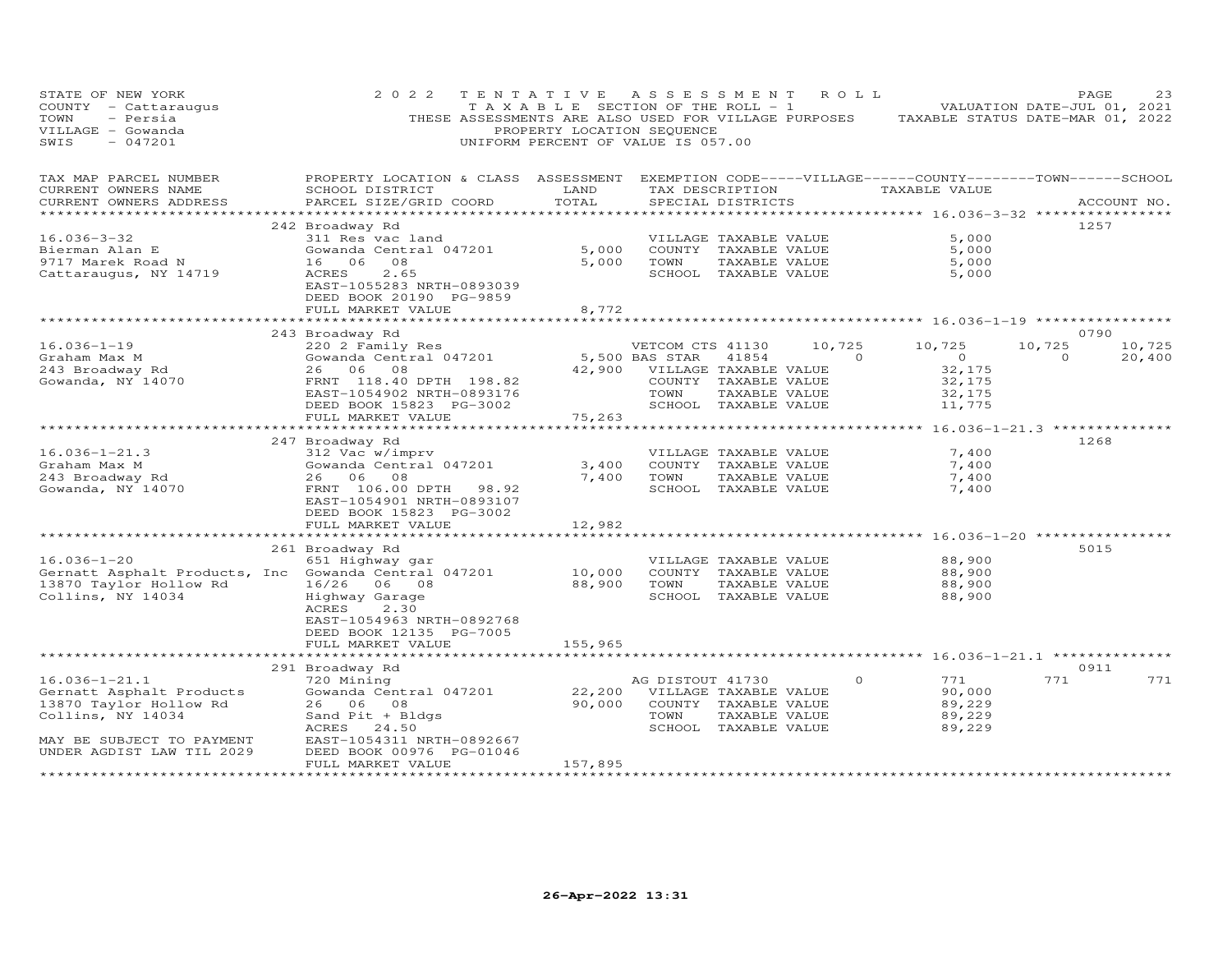STATE OF NEW YORK
COUNTY - Cattaraugus
TOWN - Persia
VILLAGE - Gowanda
SWIS - 047201

2022 TENTATIVE ASSESSMENT ROLL
TAXABLE SECTION OF THE ROLL - 1
THESE ASSESSMENTS ARE ALSO USED FOR VILLAGE PURPOSES
PROPERTY LOCATION SEQUENCE
UNIFORM PERCENT OF VALUE IS 057.00

VALUATION DATE-JUL 01, 2021
TAXABLE STATUS DATE-MAR 01, 2022

| TAX MAP PARCEL NUMBER / CURRENT OWNERS NAME / CURRENT OWNERS ADDRESS | PROPERTY LOCATION & CLASS / SCHOOL DISTRICT / PARCEL SIZE/GRID COORD | ASSESSMENT LAND | TOTAL | EXEMPTION CODE / TAX DESCRIPTION / SPECIAL DISTRICTS | VILLAGE | COUNTY TAXABLE VALUE | TOWN | SCHOOL | ACCOUNT NO. |
|---|---|---|---|---|---|---|---|---|---|
| 16.036-3-32 | 242 Broadway Rd | | | | | | | | 1257 |
| Bierman Alan E | 311 Res vac land | | | VILLAGE TAXABLE VALUE | | 5,000 | | | |
| 9717 Marek Road N | Gowanda Central 047201 | 5,000 | | COUNTY TAXABLE VALUE | | 5,000 | | | |
| Cattaraugus, NY 14719 | 16 06 08 | | 5,000 | TOWN TAXABLE VALUE | | 5,000 | | | |
| | ACRES 2.65 | | | SCHOOL TAXABLE VALUE | | 5,000 | | | |
| | EAST-1055283 NRTH-0893039 | | | | | | | | |
| | DEED BOOK 20190 PG-9859 | | | | | | | | |
| | FULL MARKET VALUE | | 8,772 | | | | | | |
| 16.036-1-19 | 243 Broadway Rd | | | | | | | | 0790 |
| Graham Max M | 220 2 Family Res | | | VETCOM CTS 41130 | 10,725 | 10,725 | 10,725 | 10,725 | |
| 243 Broadway Rd | Gowanda Central 047201 | 5,500 | | BAS STAR 41854 | 0 | 0 | 0 | 20,400 | |
| Gowanda, NY 14070 | 26 06 08 | | 42,900 | VILLAGE TAXABLE VALUE | | 32,175 | | | |
| | FRNT 118.40 DPTH 198.82 | | | COUNTY TAXABLE VALUE | | 32,175 | | | |
| | EAST-1054902 NRTH-0893176 | | | TOWN TAXABLE VALUE | | 32,175 | | | |
| | DEED BOOK 15823 PG-3002 | | | SCHOOL TAXABLE VALUE | | 11,775 | | | |
| | FULL MARKET VALUE | | 75,263 | | | | | | |
| 16.036-1-21.3 | 247 Broadway Rd | | | | | | | | 1268 |
| Graham Max M | 312 Vac w/imprv | | | VILLAGE TAXABLE VALUE | | 7,400 | | | |
| 243 Broadway Rd | Gowanda Central 047201 | 3,400 | | COUNTY TAXABLE VALUE | | 7,400 | | | |
| Gowanda, NY 14070 | 26 06 08 | | 7,400 | TOWN TAXABLE VALUE | | 7,400 | | | |
| | FRNT 106.00 DPTH 98.92 | | | SCHOOL TAXABLE VALUE | | 7,400 | | | |
| | EAST-1054901 NRTH-0893107 | | | | | | | | |
| | DEED BOOK 15823 PG-3002 | | | | | | | | |
| | FULL MARKET VALUE | | 12,982 | | | | | | |
| 16.036-1-20 | 261 Broadway Rd | | | | | | | | 5015 |
| Gernatt Asphalt Products, Inc | 651 Highway gar | | | VILLAGE TAXABLE VALUE | | 88,900 | | | |
| 13870 Taylor Hollow Rd | Gowanda Central 047201 | 10,000 | | COUNTY TAXABLE VALUE | | 88,900 | | | |
| Collins, NY 14034 | 16/26 06 08 | | 88,900 | TOWN TAXABLE VALUE | | 88,900 | | | |
| | Highway Garage | | | SCHOOL TAXABLE VALUE | | 88,900 | | | |
| | ACRES 2.30 | | | | | | | | |
| | EAST-1054963 NRTH-0892768 | | | | | | | | |
| | DEED BOOK 12135 PG-7005 | | | | | | | | |
| | FULL MARKET VALUE | | 155,965 | | | | | | |
| 16.036-1-21.1 | 291 Broadway Rd | | | | | | | | 0911 |
| Gernatt Asphalt Products | 720 Mining | | | AG DISTOUT 41730 | 0 | 771 | 771 | 771 | |
| 13870 Taylor Hollow Rd | Gowanda Central 047201 | 22,200 | | VILLAGE TAXABLE VALUE | | 90,000 | | | |
| Collins, NY 14034 | 26 06 08 | | 90,000 | COUNTY TAXABLE VALUE | | 89,229 | | | |
| | Sand Pit + Bldgs | | | TOWN TAXABLE VALUE | | 89,229 | | | |
| | ACRES 24.50 | | | SCHOOL TAXABLE VALUE | | 89,229 | | | |
| MAY BE SUBJECT TO PAYMENT | EAST-1054311 NRTH-0892667 | | | | | | | | |
| UNDER AGDIST LAW TIL 2029 | DEED BOOK 00976 PG-01046 | | | | | | | | |
| | FULL MARKET VALUE | | 157,895 | | | | | | |

26-Apr-2022 13:31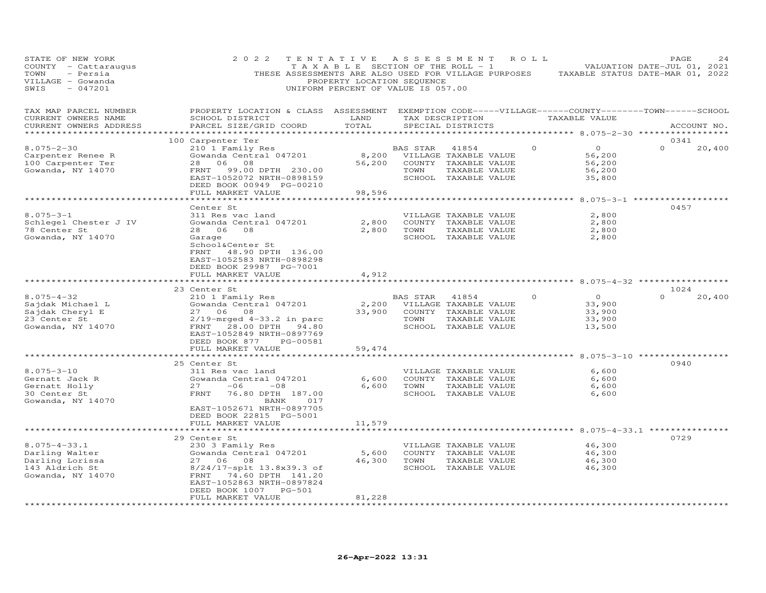STATE OF NEW YORK — 2022 TENTATIVE ASSESSMENT ROLL — VALUATION DATE-JUL 01, 2021
COUNTY - Cattaraugus — TAXABLE SECTION OF THE ROLL - 1 — TAXABLE STATUS DATE-MAR 01, 2022
TOWN - Persia — THESE ASSESSMENTS ARE ALSO USED FOR VILLAGE PURPOSES
VILLAGE - Gowanda — PROPERTY LOCATION SEQUENCE
SWIS - 047201 — UNIFORM PERCENT OF VALUE IS 057.00

| TAX MAP PARCEL NUMBER / CURRENT OWNERS NAME / CURRENT OWNERS ADDRESS | PROPERTY LOCATION & CLASS / SCHOOL DISTRICT / PARCEL SIZE/GRID COORD | ASSESSMENT LAND | TOTAL | EXEMPTION CODE / TAX DESCRIPTION / SPECIAL DISTRICTS | VILLAGE | COUNTY / TAXABLE VALUE | TOWN | SCHOOL | ACCOUNT NO. |
|---|---|---|---|---|---|---|---|---|---|
| 8.075-2-30 | 100 Carpenter Ter | | | | | | | | 0341 |
| Carpenter Renee R | 210 1 Family Res | | | BAS STAR 41854 | 0 | 0 | 0 | 20,400 | |
| 100 Carpenter Ter | Gowanda Central 047201 | 8,200 | | VILLAGE TAXABLE VALUE | | 56,200 | | | |
| Gowanda, NY 14070 | 28 06 08 | | 56,200 | COUNTY TAXABLE VALUE | | 56,200 | | | |
| | FRNT 99.00 DPTH 230.00 | | | TOWN TAXABLE VALUE | | 56,200 | | | |
| | EAST-1052072 NRTH-0898159 | | | SCHOOL TAXABLE VALUE | | 35,800 | | | |
| | DEED BOOK 00949 PG-00210 | | | | | | | | |
| | FULL MARKET VALUE | | 98,596 | | | | | | |
| 8.075-3-1 | Center St | | | | | | | | 0457 |
| Schlegel Chester J IV | 311 Res vac land | | | VILLAGE TAXABLE VALUE | | 2,800 | | | |
| 78 Center St | Gowanda Central 047201 | 2,800 | | COUNTY TAXABLE VALUE | | 2,800 | | | |
| Gowanda, NY 14070 | 28 06 08 | | 2,800 | TOWN TAXABLE VALUE | | 2,800 | | | |
| | Garage | | | SCHOOL TAXABLE VALUE | | 2,800 | | | |
| | School&Center St | | | | | | | | |
| | FRNT 48.90 DPTH 136.00 | | | | | | | | |
| | EAST-1052583 NRTH-0898298 | | | | | | | | |
| | DEED BOOK 29987 PG-7001 | | | | | | | | |
| | FULL MARKET VALUE | | 4,912 | | | | | | |
| 8.075-4-32 | 23 Center St | | | | | | | | 1024 |
| Sajdak Michael L | 210 1 Family Res | | | BAS STAR 41854 | 0 | 0 | 0 | 20,400 | |
| Sajdak Cheryl E | Gowanda Central 047201 | 2,200 | | VILLAGE TAXABLE VALUE | | 33,900 | | | |
| 23 Center St | 27 06 08 | | 33,900 | COUNTY TAXABLE VALUE | | 33,900 | | | |
| Gowanda, NY 14070 | 2/19-mrged 4-33.2 in parc | | | TOWN TAXABLE VALUE | | 33,900 | | | |
| | FRNT 28.00 DPTH 94.80 | | | SCHOOL TAXABLE VALUE | | 13,500 | | | |
| | EAST-1052849 NRTH-0897769 | | | | | | | | |
| | DEED BOOK 877 PG-00581 | | | | | | | | |
| | FULL MARKET VALUE | | 59,474 | | | | | | |
| 8.075-3-10 | 25 Center St | | | | | | | | 0940 |
| Gernatt Jack R | 311 Res vac land | | | VILLAGE TAXABLE VALUE | | 6,600 | | | |
| Gernatt Holly | Gowanda Central 047201 | 6,600 | | COUNTY TAXABLE VALUE | | 6,600 | | | |
| 30 Center St | 27 -06 -08 | | 6,600 | TOWN TAXABLE VALUE | | 6,600 | | | |
| Gowanda, NY 14070 | FRNT 76.80 DPTH 187.00 | | | SCHOOL TAXABLE VALUE | | 6,600 | | | |
| | BANK 017 | | | | | | | | |
| | EAST-1052671 NRTH-0897705 | | | | | | | | |
| | DEED BOOK 22815 PG-5001 | | | | | | | | |
| | FULL MARKET VALUE | | 11,579 | | | | | | |
| 8.075-4-33.1 | 29 Center St | | | | | | | | 0729 |
| Darling Walter | 230 3 Family Res | | | VILLAGE TAXABLE VALUE | | 46,300 | | | |
| Darling Lorissa | Gowanda Central 047201 | 5,600 | | COUNTY TAXABLE VALUE | | 46,300 | | | |
| 143 Aldrich St | 27 06 08 | | 46,300 | TOWN TAXABLE VALUE | | 46,300 | | | |
| Gowanda, NY 14070 | 8/24/17-splt 13.8x39.3 of | | | SCHOOL TAXABLE VALUE | | 46,300 | | | |
| | FRNT 74.60 DPTH 141.20 | | | | | | | | |
| | EAST-1052863 NRTH-0897824 | | | | | | | | |
| | DEED BOOK 1007 PG-501 | | | | | | | | |
| | FULL MARKET VALUE | | 81,228 | | | | | | |

26-Apr-2022 13:31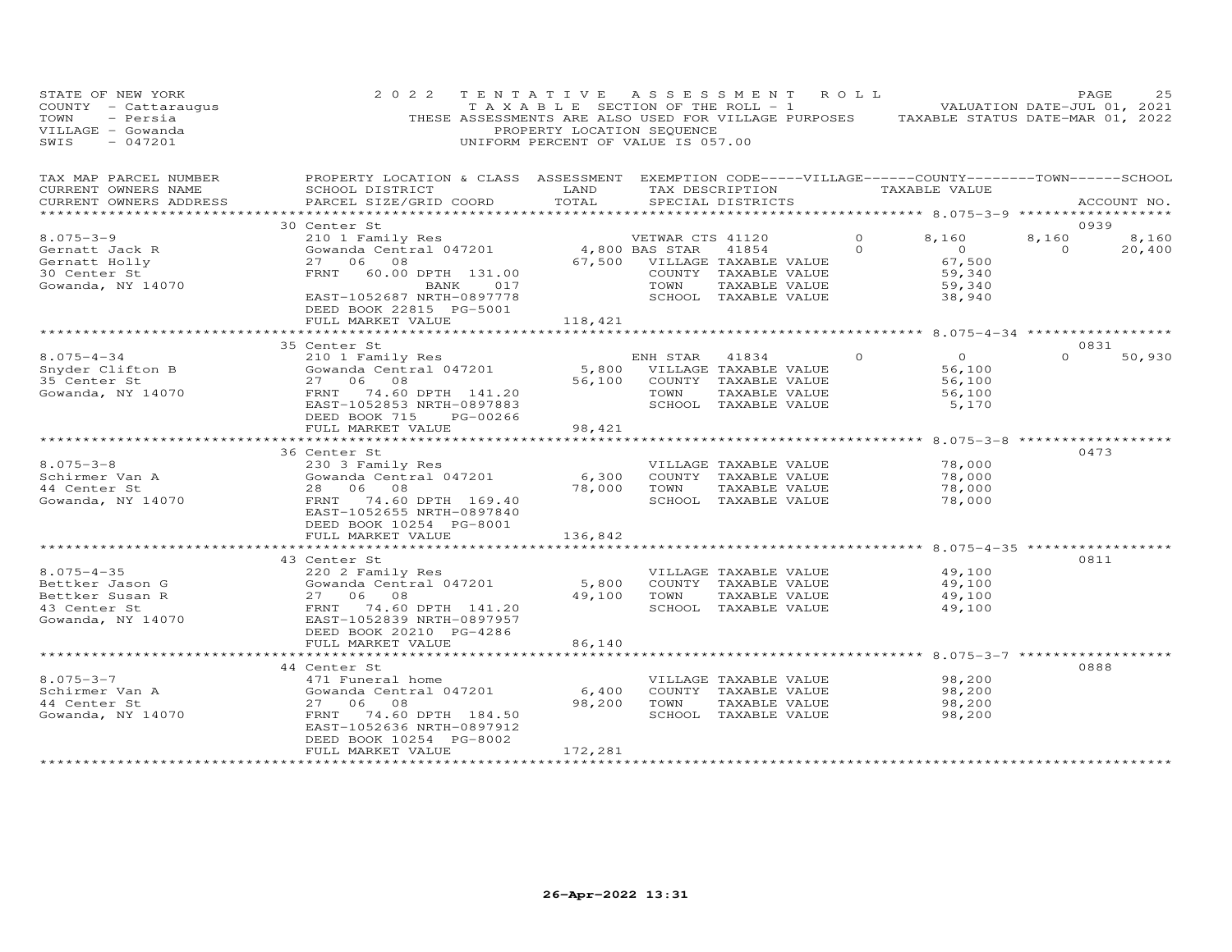STATE OF NEW YORK
COUNTY - Cattaraugus
TOWN - Persia
VILLAGE - Gowanda
SWIS - 047201

2022 TENTATIVE ASSESSMENT ROLL
TAXABLE SECTION OF THE ROLL - 1
THESE ASSESSMENTS ARE ALSO USED FOR VILLAGE PURPOSES
PROPERTY LOCATION SEQUENCE
UNIFORM PERCENT OF VALUE IS 057.00

VALUATION DATE-JUL 01, 2021
TAXABLE STATUS DATE-MAR 01, 2022

| TAX MAP PARCEL NUMBER / CURRENT OWNERS NAME / CURRENT OWNERS ADDRESS | PROPERTY LOCATION & CLASS / SCHOOL DISTRICT / PARCEL SIZE/GRID COORD | ASSESSMENT LAND | TOTAL | EXEMPTION CODE / TAX DESCRIPTION / SPECIAL DISTRICTS | VILLAGE | COUNTY | TOWN | SCHOOL | ACCOUNT NO. |
|---|---|---|---|---|---|---|---|---|---|
| **8.075-3-9** | 30 Center St | | | | | | | | 0939 |
| Gernatt Jack R | 210 1 Family Res | | | VETWAR CTS 41120 | 0 | 8,160 | 8,160 | 8,160 | |
| Gernatt Holly | Gowanda Central 047201 | 4,800 | | BAS STAR 41854 | 0 | 0 | 0 | 20,400 | |
| 30 Center St | 27 06 08 | | 67,500 | VILLAGE TAXABLE VALUE | 67,500 | | | | |
| Gowanda, NY 14070 | FRNT 60.00 DPTH 131.00 | | | COUNTY TAXABLE VALUE | | 59,340 | | | |
| | BANK 017 | | | TOWN TAXABLE VALUE | | | 59,340 | | |
| | EAST-1052687 NRTH-0897778 | | | SCHOOL TAXABLE VALUE | | | | 38,940 | |
| | DEED BOOK 22815 PG-5001 | | | | | | | | |
| | FULL MARKET VALUE | | 118,421 | | | | | | |
| **8.075-4-34** | 35 Center St | | | | | | | | 0831 |
| Snyder Clifton B | 210 1 Family Res | | | ENH STAR 41834 | 0 | 0 | 0 | 50,930 | |
| 35 Center St | Gowanda Central 047201 | 5,800 | | VILLAGE TAXABLE VALUE | 56,100 | | | | |
| Gowanda, NY 14070 | 27 06 08 | | 56,100 | COUNTY TAXABLE VALUE | | 56,100 | | | |
| | FRNT 74.60 DPTH 141.20 | | | TOWN TAXABLE VALUE | | | 56,100 | | |
| | EAST-1052853 NRTH-0897883 | | | SCHOOL TAXABLE VALUE | | | | 5,170 | |
| | DEED BOOK 715 PG-00266 | | | | | | | | |
| | FULL MARKET VALUE | | 98,421 | | | | | | |
| **8.075-3-8** | 36 Center St | | | | | | | | 0473 |
| Schirmer Van A | 230 3 Family Res | | | VILLAGE TAXABLE VALUE | 78,000 | | | | |
| 44 Center St | Gowanda Central 047201 | 6,300 | | COUNTY TAXABLE VALUE | | 78,000 | | | |
| Gowanda, NY 14070 | 28 06 08 | | 78,000 | TOWN TAXABLE VALUE | | | 78,000 | | |
| | FRNT 74.60 DPTH 169.40 | | | SCHOOL TAXABLE VALUE | | | | 78,000 | |
| | EAST-1052655 NRTH-0897840 | | | | | | | | |
| | DEED BOOK 10254 PG-8001 | | | | | | | | |
| | FULL MARKET VALUE | | 136,842 | | | | | | |
| **8.075-4-35** | 43 Center St | | | | | | | | 0811 |
| Bettker Jason G | 220 2 Family Res | | | VILLAGE TAXABLE VALUE | 49,100 | | | | |
| Bettker Susan R | Gowanda Central 047201 | 5,800 | | COUNTY TAXABLE VALUE | | 49,100 | | | |
| 43 Center St | 27 06 08 | | 49,100 | TOWN TAXABLE VALUE | | | 49,100 | | |
| Gowanda, NY 14070 | FRNT 74.60 DPTH 141.20 | | | SCHOOL TAXABLE VALUE | | | | 49,100 | |
| | EAST-1052839 NRTH-0897957 | | | | | | | | |
| | DEED BOOK 20210 PG-4286 | | | | | | | | |
| | FULL MARKET VALUE | | 86,140 | | | | | | |
| **8.075-3-7** | 44 Center St | | | | | | | | 0888 |
| Schirmer Van A | 471 Funeral home | | | VILLAGE TAXABLE VALUE | 98,200 | | | | |
| 44 Center St | Gowanda Central 047201 | 6,400 | | COUNTY TAXABLE VALUE | | 98,200 | | | |
| Gowanda, NY 14070 | 27 06 08 | | 98,200 | TOWN TAXABLE VALUE | | | 98,200 | | |
| | FRNT 74.60 DPTH 184.50 | | | SCHOOL TAXABLE VALUE | | | | 98,200 | |
| | EAST-1052636 NRTH-0897912 | | | | | | | | |
| | DEED BOOK 10254 PG-8002 | | | | | | | | |
| | FULL MARKET VALUE | | 172,281 | | | | | | |

26-Apr-2022 13:31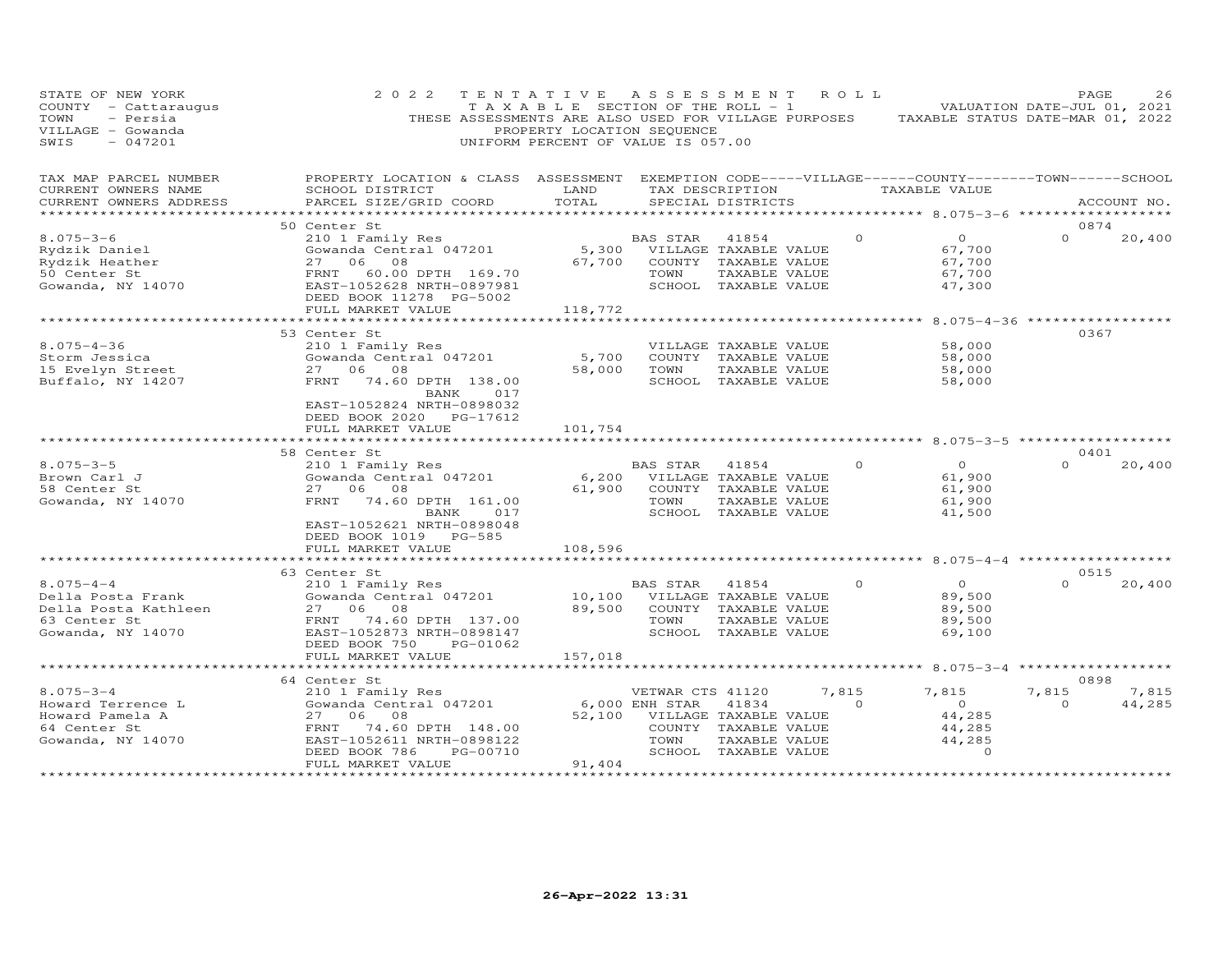STATE OF NEW YORK — 2022 TENTATIVE ASSESSMENT ROLL — PAGE 26
COUNTY - Cattaraugus — TAXABLE SECTION OF THE ROLL - 1 — VALUATION DATE-JUL 01, 2021
TOWN - Persia — THESE ASSESSMENTS ARE ALSO USED FOR VILLAGE PURPOSES — TAXABLE STATUS DATE-MAR 01, 2022
VILLAGE - Gowanda — PROPERTY LOCATION SEQUENCE
SWIS - 047201 — UNIFORM PERCENT OF VALUE IS 057.00

| TAX MAP PARCEL NUMBER / CURRENT OWNERS NAME / CURRENT OWNERS ADDRESS | PROPERTY LOCATION & CLASS / SCHOOL DISTRICT / PARCEL SIZE/GRID COORD | ASSESSMENT LAND / TOTAL | EXEMPTION CODE / TAX DESCRIPTION / SPECIAL DISTRICTS | VILLAGE | COUNTY TAXABLE VALUE | TOWN | SCHOOL / ACCOUNT NO. |
|---|---|---|---|---|---|---|---|
| **8.075-3-6** | 50 Center St | | | | | | 0874 |
| Rydzik Daniel | 210 1 Family Res | | BAS STAR 41854 | 0 | 0 | 0 | 20,400 |
| Rydzik Heather | Gowanda Central 047201 | 5,300 | VILLAGE TAXABLE VALUE | | 67,700 | | |
| 50 Center St | 27 06 08 | 67,700 | COUNTY TAXABLE VALUE | | 67,700 | | |
| Gowanda, NY 14070 | FRNT 60.00 DPTH 169.70 | | TOWN TAXABLE VALUE | | 67,700 | | |
| | EAST-1052628 NRTH-0897981 | | SCHOOL TAXABLE VALUE | | 47,300 | | |
| | DEED BOOK 11278 PG-5002 | | | | | | |
| | FULL MARKET VALUE | 118,772 | | | | | |
| **8.075-4-36** | 53 Center St | | | | | | 0367 |
| Storm Jessica | 210 1 Family Res | | VILLAGE TAXABLE VALUE | | 58,000 | | |
| 15 Evelyn Street | Gowanda Central 047201 | 5,700 | COUNTY TAXABLE VALUE | | 58,000 | | |
| Buffalo, NY 14207 | 27 06 08 | 58,000 | TOWN TAXABLE VALUE | | 58,000 | | |
| | FRNT 74.60 DPTH 138.00 | | SCHOOL TAXABLE VALUE | | 58,000 | | |
| | BANK 017 | | | | | | |
| | EAST-1052824 NRTH-0898032 | | | | | | |
| | DEED BOOK 2020 PG-17612 | | | | | | |
| | FULL MARKET VALUE | 101,754 | | | | | |
| **8.075-3-5** | 58 Center St | | | | | | 0401 |
| Brown Carl J | 210 1 Family Res | | BAS STAR 41854 | 0 | 0 | 0 | 20,400 |
| 58 Center St | Gowanda Central 047201 | 6,200 | VILLAGE TAXABLE VALUE | | 61,900 | | |
| Gowanda, NY 14070 | 27 06 08 | 61,900 | COUNTY TAXABLE VALUE | | 61,900 | | |
| | FRNT 74.60 DPTH 161.00 | | TOWN TAXABLE VALUE | | 61,900 | | |
| | BANK 017 | | SCHOOL TAXABLE VALUE | | 41,500 | | |
| | EAST-1052621 NRTH-0898048 | | | | | | |
| | DEED BOOK 1019 PG-585 | | | | | | |
| | FULL MARKET VALUE | 108,596 | | | | | |
| **8.075-4-4** | 63 Center St | | | | | | 0515 |
| Della Posta Frank | 210 1 Family Res | | BAS STAR 41854 | 0 | 0 | 0 | 20,400 |
| Della Posta Kathleen | Gowanda Central 047201 | 10,100 | VILLAGE TAXABLE VALUE | | 89,500 | | |
| 63 Center St | 27 06 08 | 89,500 | COUNTY TAXABLE VALUE | | 89,500 | | |
| Gowanda, NY 14070 | FRNT 74.60 DPTH 137.00 | | TOWN TAXABLE VALUE | | 89,500 | | |
| | EAST-1052873 NRTH-0898147 | | SCHOOL TAXABLE VALUE | | 69,100 | | |
| | DEED BOOK 750 PG-01062 | | | | | | |
| | FULL MARKET VALUE | 157,018 | | | | | |
| **8.075-3-4** | 64 Center St | | | | | | 0898 |
| Howard Terrence L | 210 1 Family Res | | VETWAR CTS 41120 | 7,815 | 7,815 | 7,815 | 7,815 |
| Howard Pamela A | Gowanda Central 047201 | 6,000 | ENH STAR 41834 | 0 | 0 | 0 | 44,285 |
| 64 Center St | 27 06 08 | 52,100 | VILLAGE TAXABLE VALUE | | 44,285 | | |
| Gowanda, NY 14070 | FRNT 74.60 DPTH 148.00 | | COUNTY TAXABLE VALUE | | 44,285 | | |
| | EAST-1052611 NRTH-0898122 | | TOWN TAXABLE VALUE | | 44,285 | | |
| | DEED BOOK 786 PG-00710 | | SCHOOL TAXABLE VALUE | | 0 | | |
| | FULL MARKET VALUE | 91,404 | | | | | |

26-Apr-2022 13:31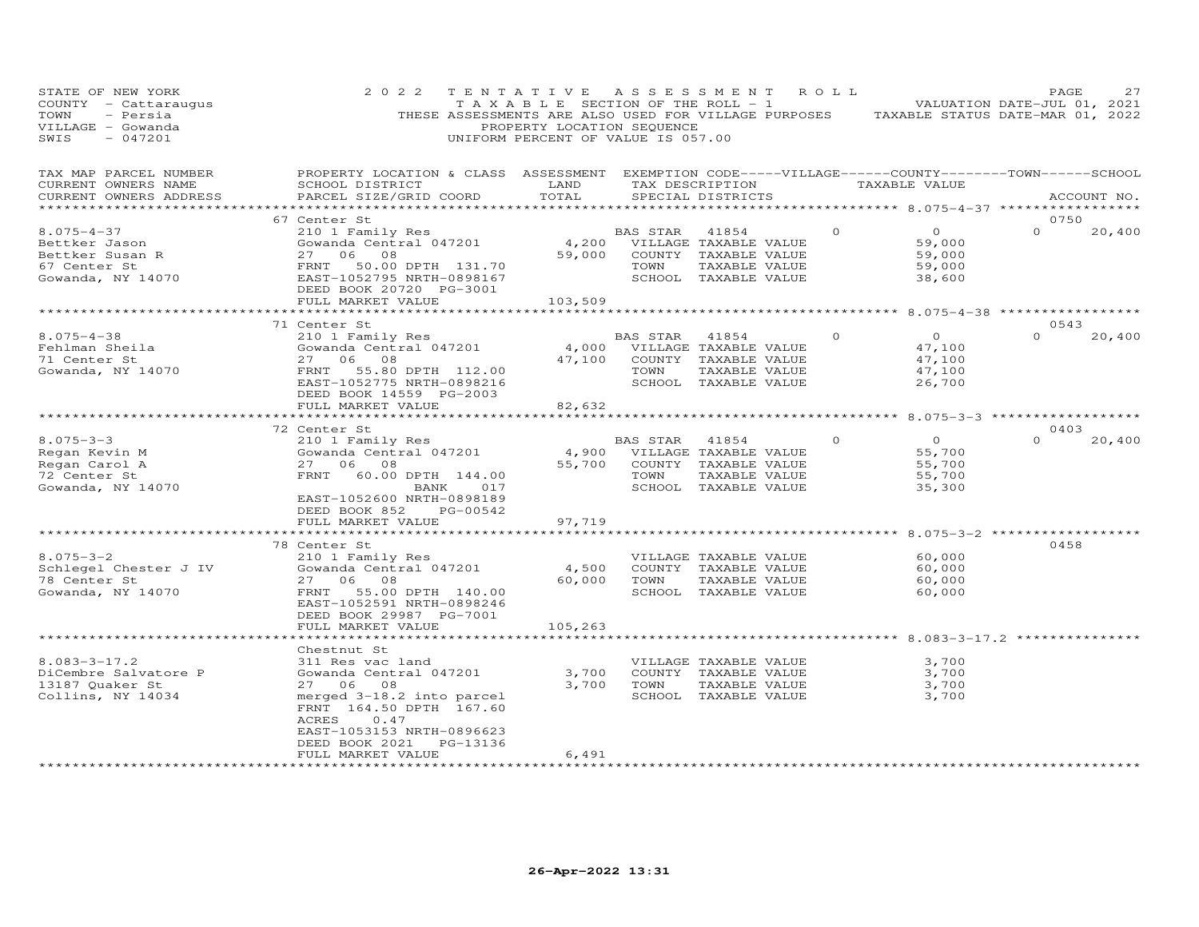STATE OF NEW YORK
COUNTY - Cattaraugus
TOWN - Persia
VILLAGE - Gowanda
SWIS - 047201

2022 TENTATIVE ASSESSMENT ROLL
TAXABLE SECTION OF THE ROLL - 1
THESE ASSESSMENTS ARE ALSO USED FOR VILLAGE PURPOSES
PROPERTY LOCATION SEQUENCE
UNIFORM PERCENT OF VALUE IS 057.00

VALUATION DATE-JUL 01, 2021
TAXABLE STATUS DATE-MAR 01, 2022

| TAX MAP PARCEL NUMBER / CURRENT OWNERS NAME / CURRENT OWNERS ADDRESS | PROPERTY LOCATION & CLASS / SCHOOL DISTRICT / PARCEL SIZE/GRID COORD | ASSESSMENT LAND | TOTAL | EXEMPTION CODE / TAX DESCRIPTION / SPECIAL DISTRICTS | VILLAGE | COUNTY / TAXABLE VALUE | TOWN | SCHOOL | ACCOUNT NO. |
|---|---|---|---|---|---|---|---|---|---|
| 8.075-4-37 | 67 Center St | | | | | | | | 0750 |
| Bettker Jason | 210 1 Family Res | | | BAS STAR 41854 | 0 | 0 | 0 | 20,400 | |
| Bettker Susan R | Gowanda Central 047201 | 4,200 | | VILLAGE TAXABLE VALUE | | 59,000 | | | |
| 67 Center St | 27 06 08 | | 59,000 | COUNTY TAXABLE VALUE | | 59,000 | | | |
| Gowanda, NY 14070 | FRNT 50.00 DPTH 131.70 | | | TOWN TAXABLE VALUE | | 59,000 | | | |
| | EAST-1052795 NRTH-0898167 | | | SCHOOL TAXABLE VALUE | | 38,600 | | | |
| | DEED BOOK 20720 PG-3001 | | | | | | | | |
| | FULL MARKET VALUE | | 103,509 | | | | | | |
| 8.075-4-38 | 71 Center St | | | | | | | | 0543 |
| Fehlman Sheila | 210 1 Family Res | | | BAS STAR 41854 | 0 | 0 | 0 | 20,400 | |
| 71 Center St | Gowanda Central 047201 | 4,000 | | VILLAGE TAXABLE VALUE | | 47,100 | | | |
| Gowanda, NY 14070 | 27 06 08 | | 47,100 | COUNTY TAXABLE VALUE | | 47,100 | | | |
| | FRNT 55.80 DPTH 112.00 | | | TOWN TAXABLE VALUE | | 47,100 | | | |
| | EAST-1052775 NRTH-0898216 | | | SCHOOL TAXABLE VALUE | | 26,700 | | | |
| | DEED BOOK 14559 PG-2003 | | | | | | | | |
| | FULL MARKET VALUE | | 82,632 | | | | | | |
| 8.075-3-3 | 72 Center St | | | | | | | | 0403 |
| Regan Kevin M | 210 1 Family Res | | | BAS STAR 41854 | 0 | 0 | 0 | 20,400 | |
| Regan Carol A | Gowanda Central 047201 | 4,900 | | VILLAGE TAXABLE VALUE | | 55,700 | | | |
| 72 Center St | 27 06 08 | | 55,700 | COUNTY TAXABLE VALUE | | 55,700 | | | |
| Gowanda, NY 14070 | FRNT 60.00 DPTH 144.00 | | | TOWN TAXABLE VALUE | | 55,700 | | | |
| | BANK 017 | | | SCHOOL TAXABLE VALUE | | 35,300 | | | |
| | EAST-1052600 NRTH-0898189 | | | | | | | | |
| | DEED BOOK 852 PG-00542 | | | | | | | | |
| | FULL MARKET VALUE | | 97,719 | | | | | | |
| 8.075-3-2 | 78 Center St | | | | | | | | 0458 |
| Schlegel Chester J IV | 210 1 Family Res | | | VILLAGE TAXABLE VALUE | | 60,000 | | | |
| 78 Center St | Gowanda Central 047201 | 4,500 | | COUNTY TAXABLE VALUE | | 60,000 | | | |
| Gowanda, NY 14070 | 27 06 08 | | 60,000 | TOWN TAXABLE VALUE | | 60,000 | | | |
| | FRNT 55.00 DPTH 140.00 | | | SCHOOL TAXABLE VALUE | | 60,000 | | | |
| | EAST-1052591 NRTH-0898246 | | | | | | | | |
| | DEED BOOK 29987 PG-7001 | | | | | | | | |
| | FULL MARKET VALUE | | 105,263 | | | | | | |
| 8.083-3-17.2 | Chestnut St | | | | | | | | |
| DiCembre Salvatore P | 311 Res vac land | | | VILLAGE TAXABLE VALUE | | 3,700 | | | |
| 13187 Quaker St | Gowanda Central 047201 | 3,700 | | COUNTY TAXABLE VALUE | | 3,700 | | | |
| Collins, NY 14034 | 27 06 08 | | 3,700 | TOWN TAXABLE VALUE | | 3,700 | | | |
| | merged 3-18.2 into parcel | | | SCHOOL TAXABLE VALUE | | 3,700 | | | |
| | FRNT 164.50 DPTH 167.60 | | | | | | | | |
| | ACRES 0.47 | | | | | | | | |
| | EAST-1053153 NRTH-0896623 | | | | | | | | |
| | DEED BOOK 2021 PG-13136 | | | | | | | | |
| | FULL MARKET VALUE | | 6,491 | | | | | | |

26-Apr-2022 13:31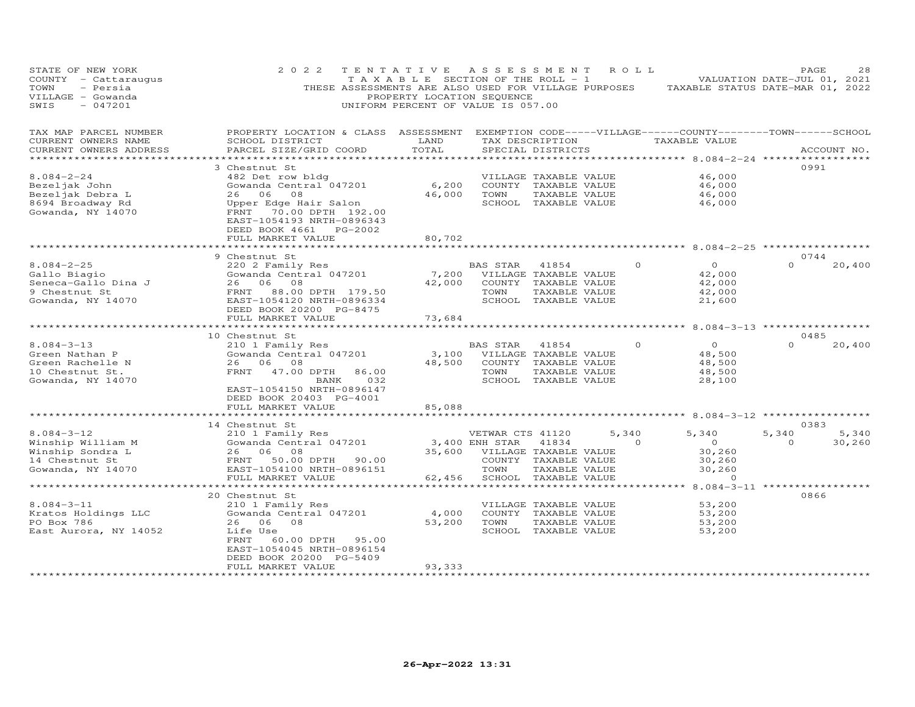STATE OF NEW YORK
COUNTY - Cattaraugus
TOWN - Persia
VILLAGE - Gowanda
SWIS - 047201

2022 TENTATIVE ASSESSMENT ROLL
TAXABLE SECTION OF THE ROLL - 1
THESE ASSESSMENTS ARE ALSO USED FOR VILLAGE PURPOSES
PROPERTY LOCATION SEQUENCE
UNIFORM PERCENT OF VALUE IS 057.00

VALUATION DATE-JUL 01, 2021
TAXABLE STATUS DATE-MAR 01, 2022

| TAX MAP PARCEL NUMBER / CURRENT OWNERS NAME / CURRENT OWNERS ADDRESS | PROPERTY LOCATION & CLASS / SCHOOL DISTRICT / PARCEL SIZE/GRID COORD | ASSESSMENT LAND / TOTAL | EXEMPTION CODE / TAX DESCRIPTION / SPECIAL DISTRICTS | VILLAGE | COUNTY / TAXABLE VALUE | TOWN | SCHOOL / ACCOUNT NO. |
|---|---|---|---|---|---|---|---|
| **8.084-2-24** | 3 Chestnut St | | | | | | 0991 |
| Bezeljak John | 482 Det row bldg | | VILLAGE TAXABLE VALUE | | 46,000 | | |
| Bezeljak Debra L | Gowanda Central 047201 | 6,200 | COUNTY TAXABLE VALUE | | 46,000 | | |
| 8694 Broadway Rd | 26 06 08 | 46,000 | TOWN TAXABLE VALUE | | 46,000 | | |
| Gowanda, NY 14070 | Upper Edge Hair Salon | | SCHOOL TAXABLE VALUE | | 46,000 | | |
| | FRNT 70.00 DPTH 192.00 | | | | | | |
| | EAST-1054193 NRTH-0896343 | | | | | | |
| | DEED BOOK 4661 PG-2002 | | | | | | |
| | FULL MARKET VALUE | 80,702 | | | | | |
| **8.084-2-25** | 9 Chestnut St | | | | | | 0744 |
| Gallo Biagio | 220 2 Family Res | | BAS STAR 41854 | 0 | 0 | 0 | 20,400 |
| Seneca-Gallo Dina J | Gowanda Central 047201 | 7,200 | VILLAGE TAXABLE VALUE | | 42,000 | | |
| 9 Chestnut St | 26 06 08 | 42,000 | COUNTY TAXABLE VALUE | | 42,000 | | |
| Gowanda, NY 14070 | FRNT 88.00 DPTH 179.50 | | TOWN TAXABLE VALUE | | 42,000 | | |
| | EAST-1054120 NRTH-0896334 | | SCHOOL TAXABLE VALUE | | 21,600 | | |
| | DEED BOOK 20200 PG-8475 | | | | | | |
| | FULL MARKET VALUE | 73,684 | | | | | |
| **8.084-3-13** | 10 Chestnut St | | | | | | 0485 |
| Green Nathan P | 210 1 Family Res | | BAS STAR 41854 | 0 | 0 | 0 | 20,400 |
| Green Rachelle N | Gowanda Central 047201 | 3,100 | VILLAGE TAXABLE VALUE | | 48,500 | | |
| 10 Chestnut St. | 26 06 08 | 48,500 | COUNTY TAXABLE VALUE | | 48,500 | | |
| Gowanda, NY 14070 | FRNT 47.00 DPTH 86.00 | | TOWN TAXABLE VALUE | | 48,500 | | |
| | BANK 032 | | SCHOOL TAXABLE VALUE | | 28,100 | | |
| | EAST-1054150 NRTH-0896147 | | | | | | |
| | DEED BOOK 20403 PG-4001 | | | | | | |
| | FULL MARKET VALUE | 85,088 | | | | | |
| **8.084-3-12** | 14 Chestnut St | | | | | | 0383 |
| Winship William M | 210 1 Family Res | | VETWAR CTS 41120 | 5,340 | 5,340 | 5,340 | 5,340 |
| Winship Sondra L | Gowanda Central 047201 | 3,400 | ENH STAR 41834 | 0 | 0 | 0 | 30,260 |
| 14 Chestnut St | 26 06 08 | 35,600 | VILLAGE TAXABLE VALUE | | 30,260 | | |
| Gowanda, NY 14070 | FRNT 50.00 DPTH 90.00 | | COUNTY TAXABLE VALUE | | 30,260 | | |
| | EAST-1054100 NRTH-0896151 | | TOWN TAXABLE VALUE | | 30,260 | | |
| | FULL MARKET VALUE | 62,456 | SCHOOL TAXABLE VALUE | | 0 | | |
| **8.084-3-11** | 20 Chestnut St | | | | | | 0866 |
| Kratos Holdings LLC | 210 1 Family Res | | VILLAGE TAXABLE VALUE | | 53,200 | | |
| PO Box 786 | Gowanda Central 047201 | 4,000 | COUNTY TAXABLE VALUE | | 53,200 | | |
| East Aurora, NY 14052 | 26 06 08 | 53,200 | TOWN TAXABLE VALUE | | 53,200 | | |
| | Life Use | | SCHOOL TAXABLE VALUE | | 53,200 | | |
| | FRNT 60.00 DPTH 95.00 | | | | | | |
| | EAST-1054045 NRTH-0896154 | | | | | | |
| | DEED BOOK 20200 PG-5409 | | | | | | |
| | FULL MARKET VALUE | 93,333 | | | | | |

26-Apr-2022 13:31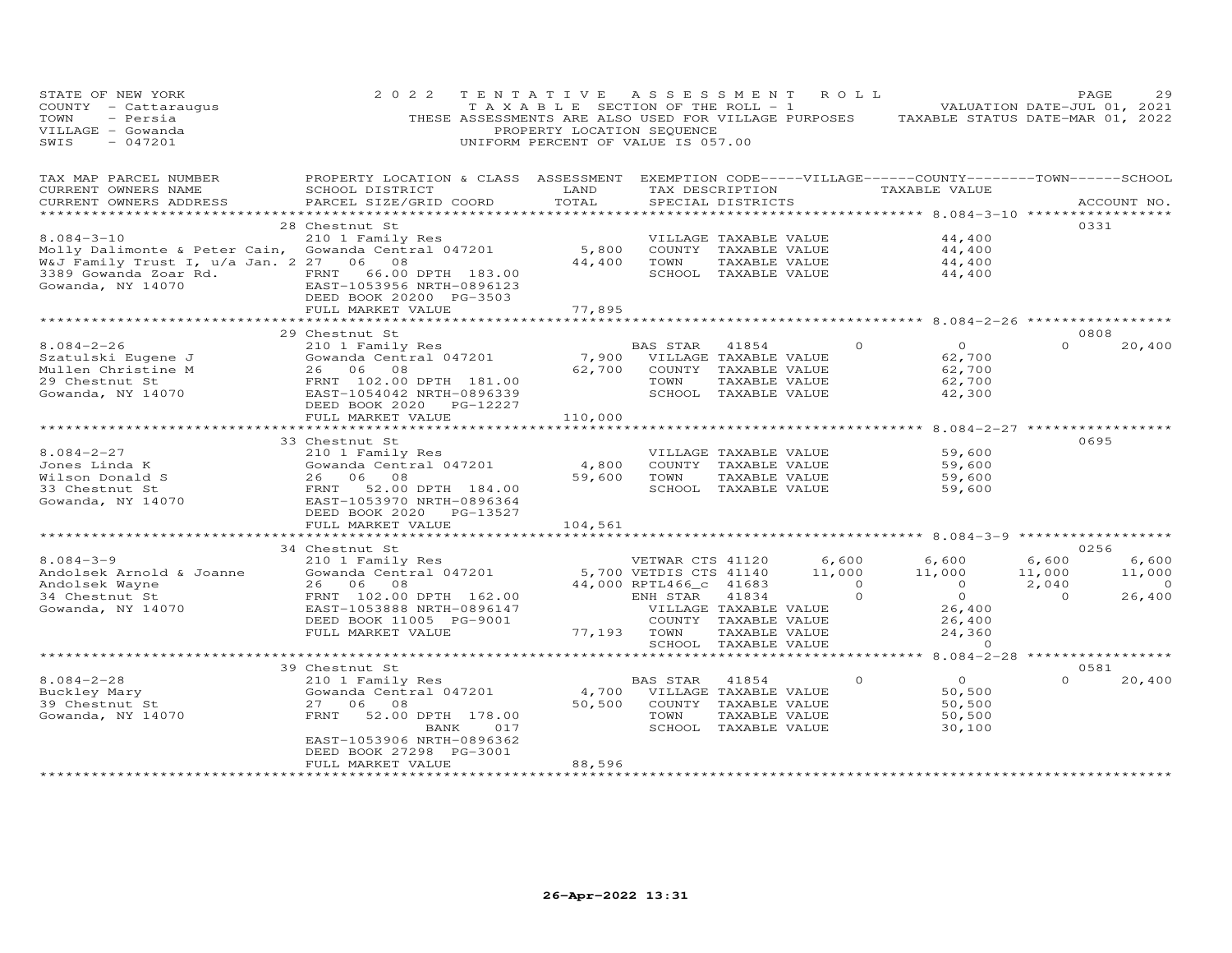STATE OF NEW YORK
COUNTY - Cattaraugus
TOWN - Persia
VILLAGE - Gowanda
SWIS - 047201

2022 TENTATIVE ASSESSMENT ROLL
TAXABLE SECTION OF THE ROLL - 1
THESE ASSESSMENTS ARE ALSO USED FOR VILLAGE PURPOSES
PROPERTY LOCATION SEQUENCE
UNIFORM PERCENT OF VALUE IS 057.00

VALUATION DATE-JUL 01, 2021
TAXABLE STATUS DATE-MAR 01, 2022

| TAX MAP PARCEL NUMBER / CURRENT OWNERS NAME / CURRENT OWNERS ADDRESS | PROPERTY LOCATION & CLASS / SCHOOL DISTRICT / PARCEL SIZE/GRID COORD | ASSESSMENT LAND / TOTAL | EXEMPTION CODE / TAX DESCRIPTION / SPECIAL DISTRICTS | VILLAGE | COUNTY TAXABLE VALUE | TOWN | SCHOOL | ACCOUNT NO. |
|---|---|---|---|---|---|---|---|---|
| **8.084-3-10** | 28 Chestnut St | | | | | | | 0331 |
| Molly Dalimonte & Peter Cain, | 210 1 Family Res | 5,800 | VILLAGE TAXABLE VALUE | | 44,400 | | | |
| W&J Family Trust I, u/a Jan. 2 | Gowanda Central 047201 | 44,400 | COUNTY TAXABLE VALUE | | 44,400 | | | |
| 3389 Gowanda Zoar Rd. | 27 06 08 | | TOWN TAXABLE VALUE | | 44,400 | | | |
| Gowanda, NY 14070 | FRNT 66.00 DPTH 183.00 | | SCHOOL TAXABLE VALUE | | 44,400 | | | |
| | EAST-1053956 NRTH-0896123 | | | | | | | |
| | DEED BOOK 20200 PG-3503 | | | | | | | |
| | FULL MARKET VALUE | 77,895 | | | | | | |
| **8.084-2-26** | 29 Chestnut St | | | | | | | 0808 |
| Szatulski Eugene J | 210 1 Family Res | 7,900 | BAS STAR 41854 | 0 | 0 | 0 | 20,400 | |
| Mullen Christine M | Gowanda Central 047201 | 62,700 | VILLAGE TAXABLE VALUE | | 62,700 | | | |
| 29 Chestnut St | 26 06 08 | | COUNTY TAXABLE VALUE | | 62,700 | | | |
| Gowanda, NY 14070 | FRNT 102.00 DPTH 181.00 | | TOWN TAXABLE VALUE | | 62,700 | | | |
| | EAST-1054042 NRTH-0896339 | | SCHOOL TAXABLE VALUE | | 42,300 | | | |
| | DEED BOOK 2020 PG-12227 | | | | | | | |
| | FULL MARKET VALUE | 110,000 | | | | | | |
| **8.084-2-27** | 33 Chestnut St | | | | | | | 0695 |
| Jones Linda K | 210 1 Family Res | 4,800 | VILLAGE TAXABLE VALUE | | 59,600 | | | |
| Wilson Donald S | Gowanda Central 047201 | 59,600 | COUNTY TAXABLE VALUE | | 59,600 | | | |
| 33 Chestnut St | 26 06 08 | | TOWN TAXABLE VALUE | | 59,600 | | | |
| Gowanda, NY 14070 | FRNT 52.00 DPTH 184.00 | | SCHOOL TAXABLE VALUE | | 59,600 | | | |
| | EAST-1053970 NRTH-0896364 | | | | | | | |
| | DEED BOOK 2020 PG-13527 | | | | | | | |
| | FULL MARKET VALUE | 104,561 | | | | | | |
| **8.084-3-9** | 34 Chestnut St | | | | | | | 0256 |
| Andolsek Arnold & Joanne | 210 1 Family Res | 5,700 | VETWAR CTS 41120 | 6,600 | 6,600 | 6,600 | 6,600 | |
| Andolsek Wayne | Gowanda Central 047201 | 44,000 | VETDIS CTS 41140 | 11,000 | 11,000 | 11,000 | 11,000 | |
| 34 Chestnut St | 26 06 08 | | RPTL466_c 41683 | 0 | 0 | 2,040 | 0 | |
| Gowanda, NY 14070 | FRNT 102.00 DPTH 162.00 | | ENH STAR 41834 | 0 | 0 | 0 | 26,400 | |
| | EAST-1053888 NRTH-0896147 | | VILLAGE TAXABLE VALUE | | 26,400 | | | |
| | DEED BOOK 11005 PG-9001 | | COUNTY TAXABLE VALUE | | 26,400 | | | |
| | FULL MARKET VALUE | 77,193 | TOWN TAXABLE VALUE | | 24,360 | | | |
| | | | SCHOOL TAXABLE VALUE | | 0 | | | |
| **8.084-2-28** | 39 Chestnut St | | | | | | | 0581 |
| Buckley Mary | 210 1 Family Res | 4,700 | BAS STAR 41854 | 0 | 0 | 0 | 20,400 | |
| 39 Chestnut St | Gowanda Central 047201 | 50,500 | VILLAGE TAXABLE VALUE | | 50,500 | | | |
| Gowanda, NY 14070 | 27 06 08 | | COUNTY TAXABLE VALUE | | 50,500 | | | |
| | FRNT 52.00 DPTH 178.00 | | TOWN TAXABLE VALUE | | 50,500 | | | |
| | BANK 017 | | SCHOOL TAXABLE VALUE | | 30,100 | | | |
| | EAST-1053906 NRTH-0896362 | | | | | | | |
| | DEED BOOK 27298 PG-3001 | | | | | | | |
| | FULL MARKET VALUE | 88,596 | | | | | | |

26-Apr-2022 13:31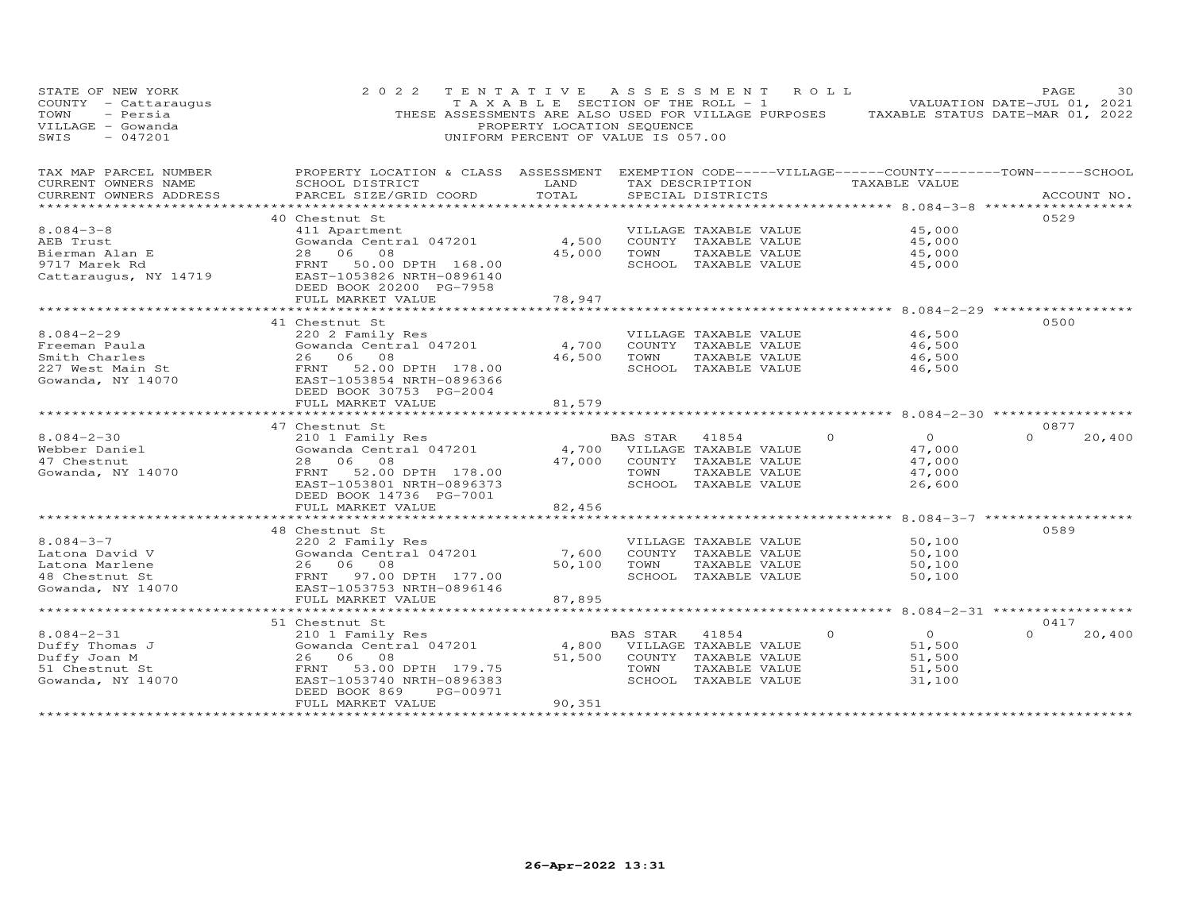STATE OF NEW YORK
COUNTY - Cattaraugus
TOWN - Persia
VILLAGE - Gowanda
SWIS - 047201

2022 TENTATIVE ASSESSMENT ROLL
TAXABLE SECTION OF THE ROLL - 1
THESE ASSESSMENTS ARE ALSO USED FOR VILLAGE PURPOSES
PROPERTY LOCATION SEQUENCE
UNIFORM PERCENT OF VALUE IS 057.00

VALUATION DATE-JUL 01, 2021
TAXABLE STATUS DATE-MAR 01, 2022

| TAX MAP PARCEL NUMBER / CURRENT OWNERS NAME / CURRENT OWNERS ADDRESS | PROPERTY LOCATION & CLASS / SCHOOL DISTRICT / PARCEL SIZE/GRID COORD | ASSESSMENT LAND / TOTAL | EXEMPTION CODE / TAX DESCRIPTION / SPECIAL DISTRICTS | VILLAGE | COUNTY / TAXABLE VALUE | TOWN | SCHOOL | ACCOUNT NO. |
|---|---|---|---|---|---|---|---|---|
| **8.084-3-8** | 40 Chestnut St | | | | | | | 0529 |
| 8.084-3-8 | 411 Apartment | | VILLAGE TAXABLE VALUE | | 45,000 | | | |
| AEB Trust | Gowanda Central 047201 | 4,500 | COUNTY TAXABLE VALUE | | 45,000 | | | |
| Bierman Alan E | 28 06 08 | 45,000 | TOWN TAXABLE VALUE | | 45,000 | | | |
| 9717 Marek Rd | FRNT 50.00 DPTH 168.00 | | SCHOOL TAXABLE VALUE | | 45,000 | | | |
| Cattaraugus, NY 14719 | EAST-1053826 NRTH-0896140 | | | | | | | |
| | DEED BOOK 20200 PG-7958 | | | | | | | |
| | FULL MARKET VALUE | 78,947 | | | | | | |
| **8.084-2-29** | 41 Chestnut St | | | | | | | 0500 |
| 8.084-2-29 | 220 2 Family Res | | VILLAGE TAXABLE VALUE | | 46,500 | | | |
| Freeman Paula | Gowanda Central 047201 | 4,700 | COUNTY TAXABLE VALUE | | 46,500 | | | |
| Smith Charles | 26 06 08 | 46,500 | TOWN TAXABLE VALUE | | 46,500 | | | |
| 227 West Main St | FRNT 52.00 DPTH 178.00 | | SCHOOL TAXABLE VALUE | | 46,500 | | | |
| Gowanda, NY 14070 | EAST-1053854 NRTH-0896366 | | | | | | | |
| | DEED BOOK 30753 PG-2004 | | | | | | | |
| | FULL MARKET VALUE | 81,579 | | | | | | |
| **8.084-2-30** | 47 Chestnut St | | | | | | | 0877 |
| 8.084-2-30 | 210 1 Family Res | | BAS STAR 41854 | 0 | 0 | 0 | 20,400 | |
| Webber Daniel | Gowanda Central 047201 | 4,700 | VILLAGE TAXABLE VALUE | | 47,000 | | | |
| 47 Chestnut | 28 06 08 | 47,000 | COUNTY TAXABLE VALUE | | 47,000 | | | |
| Gowanda, NY 14070 | FRNT 52.00 DPTH 178.00 | | TOWN TAXABLE VALUE | | 47,000 | | | |
| | EAST-1053801 NRTH-0896373 | | SCHOOL TAXABLE VALUE | | 26,600 | | | |
| | DEED BOOK 14736 PG-7001 | | | | | | | |
| | FULL MARKET VALUE | 82,456 | | | | | | |
| **8.084-3-7** | 48 Chestnut St | | | | | | | 0589 |
| 8.084-3-7 | 220 2 Family Res | | VILLAGE TAXABLE VALUE | | 50,100 | | | |
| Latona David V | Gowanda Central 047201 | 7,600 | COUNTY TAXABLE VALUE | | 50,100 | | | |
| Latona Marlene | 26 06 08 | 50,100 | TOWN TAXABLE VALUE | | 50,100 | | | |
| 48 Chestnut St | FRNT 97.00 DPTH 177.00 | | SCHOOL TAXABLE VALUE | | 50,100 | | | |
| Gowanda, NY 14070 | EAST-1053753 NRTH-0896146 | | | | | | | |
| | FULL MARKET VALUE | 87,895 | | | | | | |
| **8.084-2-31** | 51 Chestnut St | | | | | | | 0417 |
| 8.084-2-31 | 210 1 Family Res | | BAS STAR 41854 | 0 | 0 | 0 | 20,400 | |
| Duffy Thomas J | Gowanda Central 047201 | 4,800 | VILLAGE TAXABLE VALUE | | 51,500 | | | |
| Duffy Joan M | 26 06 08 | 51,500 | COUNTY TAXABLE VALUE | | 51,500 | | | |
| 51 Chestnut St | FRNT 53.00 DPTH 179.75 | | TOWN TAXABLE VALUE | | 51,500 | | | |
| Gowanda, NY 14070 | EAST-1053740 NRTH-0896383 | | SCHOOL TAXABLE VALUE | | 31,100 | | | |
| | DEED BOOK 869 PG-00971 | | | | | | | |
| | FULL MARKET VALUE | 90,351 | | | | | | |

26-Apr-2022 13:31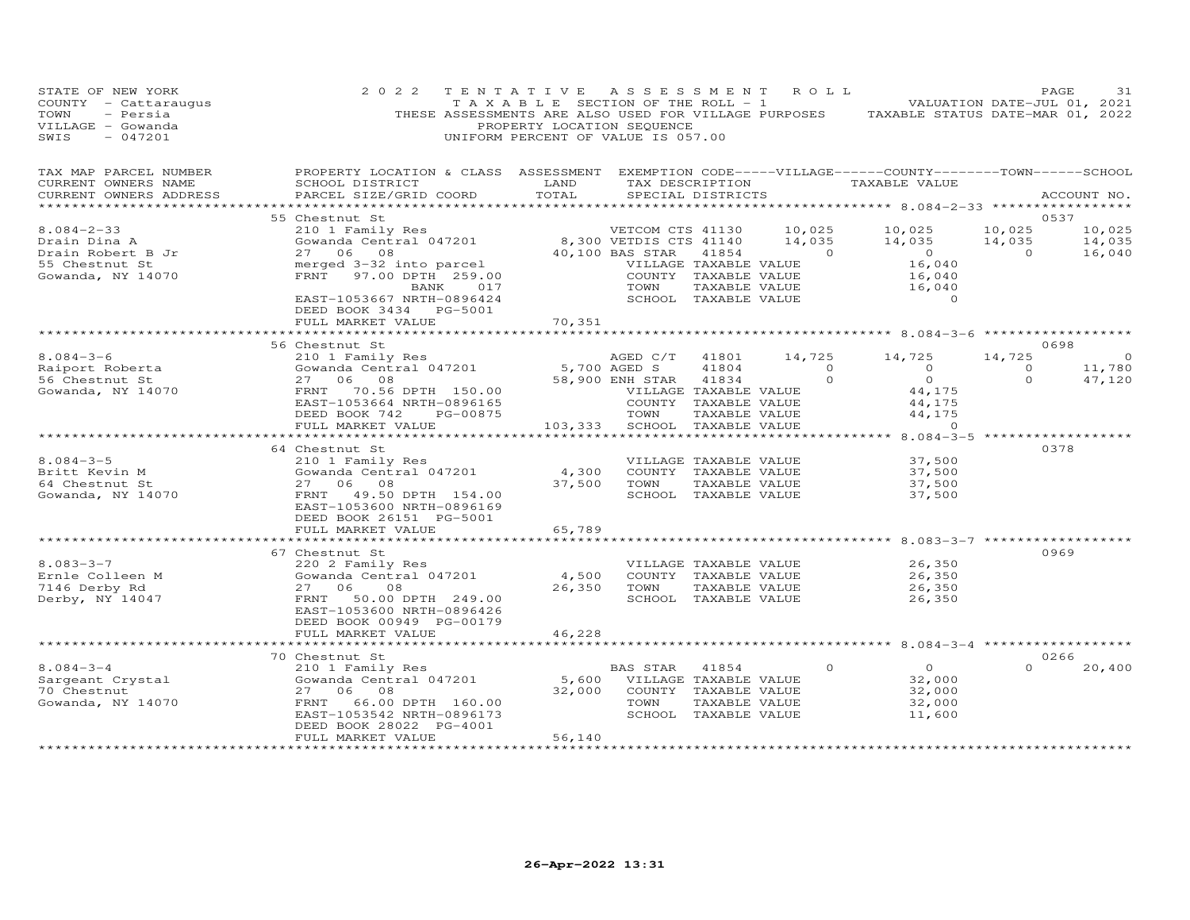STATE OF NEW YORK
COUNTY - Cattaraugus
TOWN - Persia
VILLAGE - Gowanda
SWIS - 047201

2022 TENTATIVE ASSESSMENT ROLL
TAXABLE SECTION OF THE ROLL - 1
THESE ASSESSMENTS ARE ALSO USED FOR VILLAGE PURPOSES
PROPERTY LOCATION SEQUENCE
UNIFORM PERCENT OF VALUE IS 057.00

VALUATION DATE-JUL 01, 2021
TAXABLE STATUS DATE-MAR 01, 2022

| TAX MAP PARCEL NUMBER / CURRENT OWNERS NAME / CURRENT OWNERS ADDRESS | PROPERTY LOCATION & CLASS / SCHOOL DISTRICT / PARCEL SIZE/GRID COORD | ASSESSMENT LAND / TOTAL | EXEMPTION CODE / TAX DESCRIPTION / SPECIAL DISTRICTS | VILLAGE | COUNTY TAXABLE VALUE | TOWN | SCHOOL | ACCOUNT NO. |
|---|---|---|---|---|---|---|---|---|
| 8.084-2-33 | 55 Chestnut St | | | | | | | 0537 |
| | 210 1 Family Res | | VETCOM CTS 41130 | 10,025 | 10,025 | 10,025 | 10,025 | |
| Drain Dina A | Gowanda Central 047201 | 8,300 | VETDIS CTS 41140 | 14,035 | 14,035 | 14,035 | 14,035 | |
| Drain Robert B Jr | 27 06 08 | 40,100 | BAS STAR 41854 | 0 | 0 | 0 | 16,040 | |
| 55 Chestnut St | merged 3-32 into parcel | | VILLAGE TAXABLE VALUE | | 16,040 | | | |
| Gowanda, NY 14070 | FRNT 97.00 DPTH 259.00 | | COUNTY TAXABLE VALUE | | 16,040 | | | |
| | BANK 017 | | TOWN TAXABLE VALUE | | 16,040 | | | |
| | EAST-1053667 NRTH-0896424 | | SCHOOL TAXABLE VALUE | | 0 | | | |
| | DEED BOOK 3434 PG-5001 | | | | | | | |
| | FULL MARKET VALUE | 70,351 | | | | | | |
| 8.084-3-6 | 56 Chestnut St | | | | | | | 0698 |
| | 210 1 Family Res | | AGED C/T 41801 | 14,725 | 14,725 | 14,725 | 0 | |
| Raiport Roberta | Gowanda Central 047201 | 5,700 | AGED S 41804 | 0 | 0 | 0 | 11,780 | |
| 56 Chestnut St | 27 06 08 | 58,900 | ENH STAR 41834 | 0 | 0 | 0 | 47,120 | |
| Gowanda, NY 14070 | FRNT 70.56 DPTH 150.00 | | VILLAGE TAXABLE VALUE | | 44,175 | | | |
| | EAST-1053664 NRTH-0896165 | | COUNTY TAXABLE VALUE | | 44,175 | | | |
| | DEED BOOK 742 PG-00875 | | TOWN TAXABLE VALUE | | 44,175 | | | |
| | FULL MARKET VALUE | 103,333 | SCHOOL TAXABLE VALUE | | 0 | | | |
| 8.084-3-5 | 64 Chestnut St | | | | | | | 0378 |
| | 210 1 Family Res | | VILLAGE TAXABLE VALUE | | 37,500 | | | |
| Britt Kevin M | Gowanda Central 047201 | 4,300 | COUNTY TAXABLE VALUE | | 37,500 | | | |
| 64 Chestnut St | 27 06 08 | 37,500 | TOWN TAXABLE VALUE | | 37,500 | | | |
| Gowanda, NY 14070 | FRNT 49.50 DPTH 154.00 | | SCHOOL TAXABLE VALUE | | 37,500 | | | |
| | EAST-1053600 NRTH-0896169 | | | | | | | |
| | DEED BOOK 26151 PG-5001 | | | | | | | |
| | FULL MARKET VALUE | 65,789 | | | | | | |
| 8.083-3-7 | 67 Chestnut St | | | | | | | 0969 |
| | 220 2 Family Res | | VILLAGE TAXABLE VALUE | | 26,350 | | | |
| Ernle Colleen M | Gowanda Central 047201 | 4,500 | COUNTY TAXABLE VALUE | | 26,350 | | | |
| 7146 Derby Rd | 27 06 08 | 26,350 | TOWN TAXABLE VALUE | | 26,350 | | | |
| Derby, NY 14047 | FRNT 50.00 DPTH 249.00 | | SCHOOL TAXABLE VALUE | | 26,350 | | | |
| | EAST-1053600 NRTH-0896426 | | | | | | | |
| | DEED BOOK 00949 PG-00179 | | | | | | | |
| | FULL MARKET VALUE | 46,228 | | | | | | |
| 8.084-3-4 | 70 Chestnut St | | | | | | | 0266 |
| | 210 1 Family Res | | BAS STAR 41854 | 0 | 0 | 0 | 20,400 | |
| Sargeant Crystal | Gowanda Central 047201 | 5,600 | VILLAGE TAXABLE VALUE | | 32,000 | | | |
| 70 Chestnut | 27 06 08 | 32,000 | COUNTY TAXABLE VALUE | | 32,000 | | | |
| Gowanda, NY 14070 | FRNT 66.00 DPTH 160.00 | | TOWN TAXABLE VALUE | | 32,000 | | | |
| | EAST-1053542 NRTH-0896173 | | SCHOOL TAXABLE VALUE | | 11,600 | | | |
| | DEED BOOK 28022 PG-4001 | | | | | | | |
| | FULL MARKET VALUE | 56,140 | | | | | | |

26-Apr-2022 13:31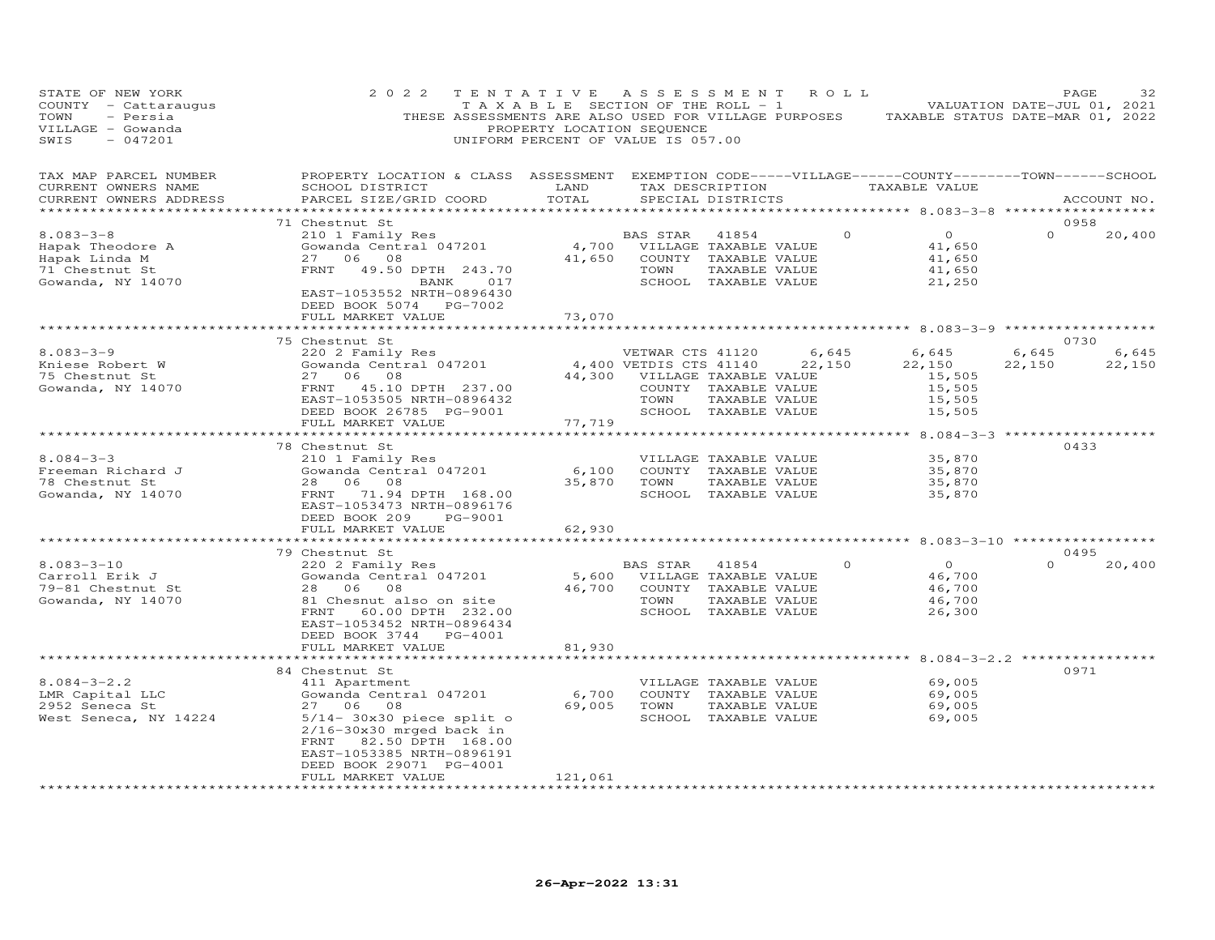STATE OF NEW YORK
COUNTY - Cattaraugus
TOWN - Persia
VILLAGE - Gowanda
SWIS - 047201

2022 TENTATIVE ASSESSMENT ROLL
TAXABLE SECTION OF THE ROLL - 1
THESE ASSESSMENTS ARE ALSO USED FOR VILLAGE PURPOSES
PROPERTY LOCATION SEQUENCE
UNIFORM PERCENT OF VALUE IS 057.00

VALUATION DATE-JUL 01, 2021
TAXABLE STATUS DATE-MAR 01, 2022

| TAX MAP PARCEL NUMBER / CURRENT OWNERS NAME / CURRENT OWNERS ADDRESS | PROPERTY LOCATION & CLASS / SCHOOL DISTRICT / PARCEL SIZE/GRID COORD | ASSESSMENT LAND / TOTAL | EXEMPTION CODE / TAX DESCRIPTION / SPECIAL DISTRICTS | VILLAGE | COUNTY TAXABLE VALUE | TOWN | SCHOOL | ACCOUNT NO. |
|---|---|---|---|---|---|---|---|---|
| 8.083-3-8 | 71 Chestnut St | | | | | | | 0958 |
| Hapak Theodore A | 210 1 Family Res | | BAS STAR 41854 | 0 | 0 | 0 | 20,400 | |
| Hapak Linda M | Gowanda Central 047201 | 4,700 | VILLAGE TAXABLE VALUE | | 41,650 | | | |
| 71 Chestnut St | 27 06 08 | 41,650 | COUNTY TAXABLE VALUE | | 41,650 | | | |
| Gowanda, NY 14070 | FRNT 49.50 DPTH 243.70 BANK 017 | | TOWN TAXABLE VALUE | | 41,650 | | | |
| | EAST-1053552 NRTH-0896430 | | SCHOOL TAXABLE VALUE | | 21,250 | | | |
| | DEED BOOK 5074 PG-7002 | | | | | | | |
| | FULL MARKET VALUE | 73,070 | | | | | | |
| 8.083-3-9 | 75 Chestnut St | | | | | | | 0730 |
| Kniese Robert W | 220 2 Family Res | | VETWAR CTS 41120 | 6,645 | 6,645 | 6,645 | 6,645 | |
| 75 Chestnut St | Gowanda Central 047201 | 4,400 | VETDIS CTS 41140 | 22,150 | 22,150 | 22,150 | 22,150 | |
| Gowanda, NY 14070 | 27 06 08 | 44,300 | VILLAGE TAXABLE VALUE | | 15,505 | | | |
| | FRNT 45.10 DPTH 237.00 | | COUNTY TAXABLE VALUE | | 15,505 | | | |
| | EAST-1053505 NRTH-0896432 | | TOWN TAXABLE VALUE | | 15,505 | | | |
| | DEED BOOK 26785 PG-9001 | | SCHOOL TAXABLE VALUE | | 15,505 | | | |
| | FULL MARKET VALUE | 77,719 | | | | | | |
| 8.084-3-3 | 78 Chestnut St | | | | | | | 0433 |
| Freeman Richard J | 210 1 Family Res | | VILLAGE TAXABLE VALUE | | 35,870 | | | |
| 78 Chestnut St | Gowanda Central 047201 | 6,100 | COUNTY TAXABLE VALUE | | 35,870 | | | |
| Gowanda, NY 14070 | 28 06 08 | 35,870 | TOWN TAXABLE VALUE | | 35,870 | | | |
| | FRNT 71.94 DPTH 168.00 | | SCHOOL TAXABLE VALUE | | 35,870 | | | |
| | EAST-1053473 NRTH-0896176 | | | | | | | |
| | DEED BOOK 209 PG-9001 | | | | | | | |
| | FULL MARKET VALUE | 62,930 | | | | | | |
| 8.083-3-10 | 79 Chestnut St | | | | | | | 0495 |
| Carroll Erik J | 220 2 Family Res | | BAS STAR 41854 | 0 | 0 | 0 | 20,400 | |
| 79-81 Chestnut St | Gowanda Central 047201 | 5,600 | VILLAGE TAXABLE VALUE | | 46,700 | | | |
| Gowanda, NY 14070 | 28 06 08 | 46,700 | COUNTY TAXABLE VALUE | | 46,700 | | | |
| | 81 Chesnut also on site | | TOWN TAXABLE VALUE | | 46,700 | | | |
| | FRNT 60.00 DPTH 232.00 | | SCHOOL TAXABLE VALUE | | 26,300 | | | |
| | EAST-1053452 NRTH-0896434 | | | | | | | |
| | DEED BOOK 3744 PG-4001 | | | | | | | |
| | FULL MARKET VALUE | 81,930 | | | | | | |
| 8.084-3-2.2 | 84 Chestnut St | | | | | | | 0971 |
| LMR Capital LLC | 411 Apartment | | VILLAGE TAXABLE VALUE | | 69,005 | | | |
| 2952 Seneca St | Gowanda Central 047201 | 6,700 | COUNTY TAXABLE VALUE | | 69,005 | | | |
| West Seneca, NY 14224 | 27 06 08 | 69,005 | TOWN TAXABLE VALUE | | 69,005 | | | |
| | 5/14- 30x30 piece split o | | SCHOOL TAXABLE VALUE | | 69,005 | | | |
| | 2/16-30x30 mrged back in | | | | | | | |
| | FRNT 82.50 DPTH 168.00 | | | | | | | |
| | EAST-1053385 NRTH-0896191 | | | | | | | |
| | DEED BOOK 29071 PG-4001 | | | | | | | |
| | FULL MARKET VALUE | 121,061 | | | | | | |

26-Apr-2022 13:31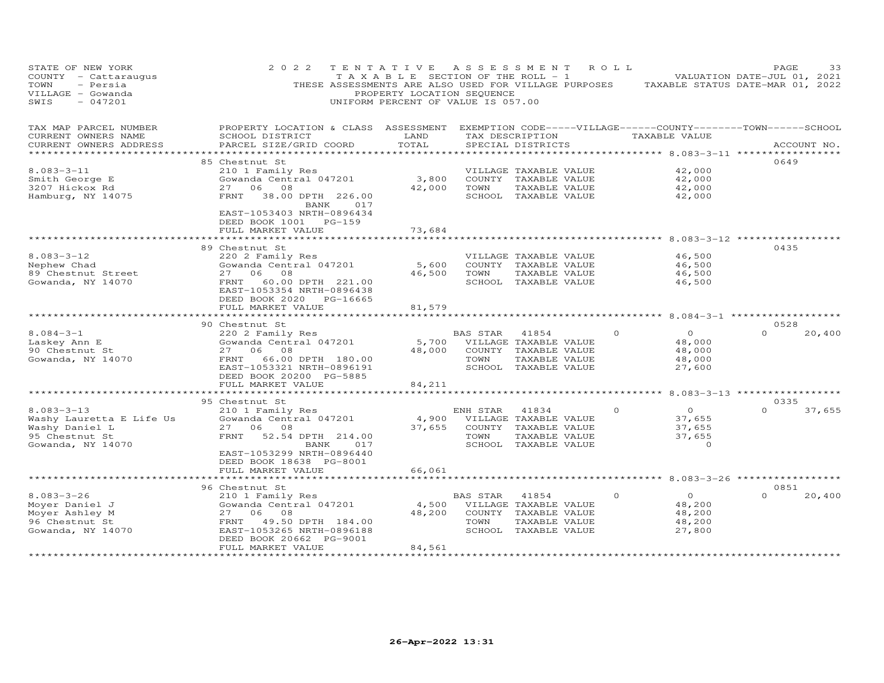STATE OF NEW YORK
COUNTY - Cattaraugus
TOWN - Persia
VILLAGE - Gowanda
SWIS - 047201

2 0 2 2 T E N T A T I V E A S S E S S M E N T R O L L
T A X A B L E SECTION OF THE ROLL - 1
THESE ASSESSMENTS ARE ALSO USED FOR VILLAGE PURPOSES
PROPERTY LOCATION SEQUENCE
UNIFORM PERCENT OF VALUE IS 057.00

VALUATION DATE-JUL 01, 2021
TAXABLE STATUS DATE-MAR 01, 2022

| TAX MAP PARCEL NUMBER / CURRENT OWNERS NAME / CURRENT OWNERS ADDRESS | PROPERTY LOCATION & CLASS / SCHOOL DISTRICT / PARCEL SIZE/GRID COORD | ASSESSMENT LAND | TOTAL | EXEMPTION CODE / TAX DESCRIPTION / SPECIAL DISTRICTS | VILLAGE | COUNTY / TAXABLE VALUE | TOWN | SCHOOL | ACCOUNT NO. |
|---|---|---|---|---|---|---|---|---|---|
| 8.083-3-11 | 85 Chestnut St | | | | | | | | 0649 |
| Smith George E | 210 1 Family Res | | | VILLAGE TAXABLE VALUE | | 42,000 | | | |
| 3207 Hickox Rd | Gowanda Central 047201 | 3,800 | | COUNTY TAXABLE VALUE | | 42,000 | | | |
| Hamburg, NY 14075 | 27 06 08 | | 42,000 | TOWN TAXABLE VALUE | | 42,000 | | | |
| | FRNT 38.00 DPTH 226.00 | | | SCHOOL TAXABLE VALUE | | 42,000 | | | |
| | BANK 017 | | | | | | | | |
| | EAST-1053403 NRTH-0896434 | | | | | | | | |
| | DEED BOOK 1001 PG-159 | | | | | | | | |
| | FULL MARKET VALUE | | 73,684 | | | | | | |
| 8.083-3-12 | 89 Chestnut St | | | | | | | | 0435 |
| Nephew Chad | 220 2 Family Res | | | VILLAGE TAXABLE VALUE | | 46,500 | | | |
| 89 Chestnut Street | Gowanda Central 047201 | 5,600 | | COUNTY TAXABLE VALUE | | 46,500 | | | |
| Gowanda, NY 14070 | 27 06 08 | | 46,500 | TOWN TAXABLE VALUE | | 46,500 | | | |
| | FRNT 60.00 DPTH 221.00 | | | SCHOOL TAXABLE VALUE | | 46,500 | | | |
| | EAST-1053354 NRTH-0896438 | | | | | | | | |
| | DEED BOOK 2020 PG-16665 | | | | | | | | |
| | FULL MARKET VALUE | | 81,579 | | | | | | |
| 8.084-3-1 | 90 Chestnut St | | | | | | | | 0528 |
| Laskey Ann E | 220 2 Family Res | | | BAS STAR 41854 | 0 | 0 | 0 | 20,400 | |
| 90 Chestnut St | Gowanda Central 047201 | 5,700 | | VILLAGE TAXABLE VALUE | | 48,000 | | | |
| Gowanda, NY 14070 | 27 06 08 | | 48,000 | COUNTY TAXABLE VALUE | | 48,000 | | | |
| | FRNT 66.00 DPTH 180.00 | | | TOWN TAXABLE VALUE | | 48,000 | | | |
| | EAST-1053321 NRTH-0896191 | | | SCHOOL TAXABLE VALUE | | 27,600 | | | |
| | DEED BOOK 20200 PG-5885 | | | | | | | | |
| | FULL MARKET VALUE | | 84,211 | | | | | | |
| 8.083-3-13 | 95 Chestnut St | | | | | | | | 0335 |
| Washy Lauretta E Life Us | 210 1 Family Res | | | ENH STAR 41834 | 0 | 0 | 0 | 37,655 | |
| Washy Daniel L | Gowanda Central 047201 | 4,900 | | VILLAGE TAXABLE VALUE | | 37,655 | | | |
| 95 Chestnut St | 27 06 08 | | 37,655 | COUNTY TAXABLE VALUE | | 37,655 | | | |
| Gowanda, NY 14070 | FRNT 52.54 DPTH 214.00 | | | TOWN TAXABLE VALUE | | 37,655 | | | |
| | BANK 017 | | | SCHOOL TAXABLE VALUE | | 0 | | | |
| | EAST-1053299 NRTH-0896440 | | | | | | | | |
| | DEED BOOK 18638 PG-8001 | | | | | | | | |
| | FULL MARKET VALUE | | 66,061 | | | | | | |
| 8.083-3-26 | 96 Chestnut St | | | | | | | | 0851 |
| Moyer Daniel J | 210 1 Family Res | | | BAS STAR 41854 | 0 | 0 | 0 | 20,400 | |
| Moyer Ashley M | Gowanda Central 047201 | 4,500 | | VILLAGE TAXABLE VALUE | | 48,200 | | | |
| 96 Chestnut St | 27 06 08 | | 48,200 | COUNTY TAXABLE VALUE | | 48,200 | | | |
| Gowanda, NY 14070 | FRNT 49.50 DPTH 184.00 | | | TOWN TAXABLE VALUE | | 48,200 | | | |
| | EAST-1053265 NRTH-0896188 | | | SCHOOL TAXABLE VALUE | | 27,800 | | | |
| | DEED BOOK 20662 PG-9001 | | | | | | | | |
| | FULL MARKET VALUE | | 84,561 | | | | | | |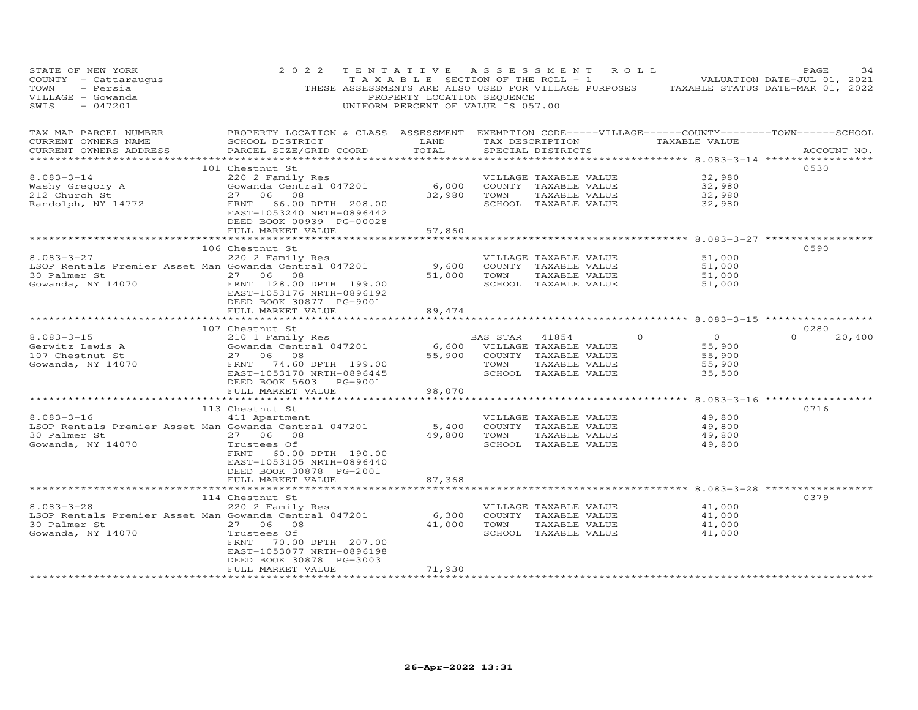STATE OF NEW YORK
COUNTY - Cattaraugus
TOWN - Persia
VILLAGE - Gowanda
SWIS - 047201

2022 TENTATIVE ASSESSMENT ROLL
TAXABLE SECTION OF THE ROLL - 1
THESE ASSESSMENTS ARE ALSO USED FOR VILLAGE PURPOSES
PROPERTY LOCATION SEQUENCE
UNIFORM PERCENT OF VALUE IS 057.00

VALUATION DATE-JUL 01, 2021
TAXABLE STATUS DATE-MAR 01, 2022

| TAX MAP PARCEL NUMBER / CURRENT OWNERS NAME / CURRENT OWNERS ADDRESS | PROPERTY LOCATION & CLASS / SCHOOL DISTRICT / PARCEL SIZE/GRID COORD | ASSESSMENT LAND / TOTAL | EXEMPTION CODE / TAX DESCRIPTION / SPECIAL DISTRICTS | VILLAGE | COUNTY | TOWN | SCHOOL | TAXABLE VALUE | ACCOUNT NO. |
|---|---|---|---|---|---|---|---|---|---|
| | 101 Chestnut St | | | | | | | | 0530 |
| 8.083-3-14 | 220 2 Family Res | | VILLAGE TAXABLE VALUE | | | | | 32,980 | |
| Washy Gregory A | Gowanda Central 047201 | 6,000 | COUNTY TAXABLE VALUE | | | | | 32,980 | |
| 212 Church St | 27 06 08 | 32,980 | TOWN TAXABLE VALUE | | | | | 32,980 | |
| Randolph, NY 14772 | FRNT 66.00 DPTH 208.00 | | SCHOOL TAXABLE VALUE | | | | | 32,980 | |
| | EAST-1053240 NRTH-0896442 | | | | | | | | |
| | DEED BOOK 00939 PG-00028 | | | | | | | | |
| | FULL MARKET VALUE | 57,860 | | | | | | | |
| | 106 Chestnut St | | | | | | | | 0590 |
| 8.083-3-27 | 220 2 Family Res | | VILLAGE TAXABLE VALUE | | | | | 51,000 | |
| LSOP Rentals Premier Asset Man | Gowanda Central 047201 | 9,600 | COUNTY TAXABLE VALUE | | | | | 51,000 | |
| 30 Palmer St | 27 06 08 | 51,000 | TOWN TAXABLE VALUE | | | | | 51,000 | |
| Gowanda, NY 14070 | FRNT 128.00 DPTH 199.00 | | SCHOOL TAXABLE VALUE | | | | | 51,000 | |
| | EAST-1053176 NRTH-0896192 | | | | | | | | |
| | DEED BOOK 30877 PG-9001 | | | | | | | | |
| | FULL MARKET VALUE | 89,474 | | | | | | | |
| | 107 Chestnut St | | | | | | | | 0280 |
| 8.083-3-15 | 210 1 Family Res | | BAS STAR 41854 | 0 | 0 | 0 | 20,400 | | |
| Gerwitz Lewis A | Gowanda Central 047201 | 6,600 | VILLAGE TAXABLE VALUE | | | | | 55,900 | |
| 107 Chestnut St | 27 06 08 | 55,900 | COUNTY TAXABLE VALUE | | | | | 55,900 | |
| Gowanda, NY 14070 | FRNT 74.60 DPTH 199.00 | | TOWN TAXABLE VALUE | | | | | 55,900 | |
| | EAST-1053170 NRTH-0896445 | | SCHOOL TAXABLE VALUE | | | | | 35,500 | |
| | DEED BOOK 5603 PG-9001 | | | | | | | | |
| | FULL MARKET VALUE | 98,070 | | | | | | | |
| | 113 Chestnut St | | | | | | | | 0716 |
| 8.083-3-16 | 411 Apartment | | VILLAGE TAXABLE VALUE | | | | | 49,800 | |
| LSOP Rentals Premier Asset Man | Gowanda Central 047201 | 5,400 | COUNTY TAXABLE VALUE | | | | | 49,800 | |
| 30 Palmer St | 27 06 08 | 49,800 | TOWN TAXABLE VALUE | | | | | 49,800 | |
| Gowanda, NY 14070 | Trustees Of | | SCHOOL TAXABLE VALUE | | | | | 49,800 | |
| | FRNT 60.00 DPTH 190.00 | | | | | | | | |
| | EAST-1053105 NRTH-0896440 | | | | | | | | |
| | DEED BOOK 30878 PG-2001 | | | | | | | | |
| | FULL MARKET VALUE | 87,368 | | | | | | | |
| | 114 Chestnut St | | | | | | | | 0379 |
| 8.083-3-28 | 220 2 Family Res | | VILLAGE TAXABLE VALUE | | | | | 41,000 | |
| LSOP Rentals Premier Asset Man | Gowanda Central 047201 | 6,300 | COUNTY TAXABLE VALUE | | | | | 41,000 | |
| 30 Palmer St | 27 06 08 | 41,000 | TOWN TAXABLE VALUE | | | | | 41,000 | |
| Gowanda, NY 14070 | Trustees Of | | SCHOOL TAXABLE VALUE | | | | | 41,000 | |
| | FRNT 70.00 DPTH 207.00 | | | | | | | | |
| | EAST-1053077 NRTH-0896198 | | | | | | | | |
| | DEED BOOK 30878 PG-3003 | | | | | | | | |
| | FULL MARKET VALUE | 71,930 | | | | | | | |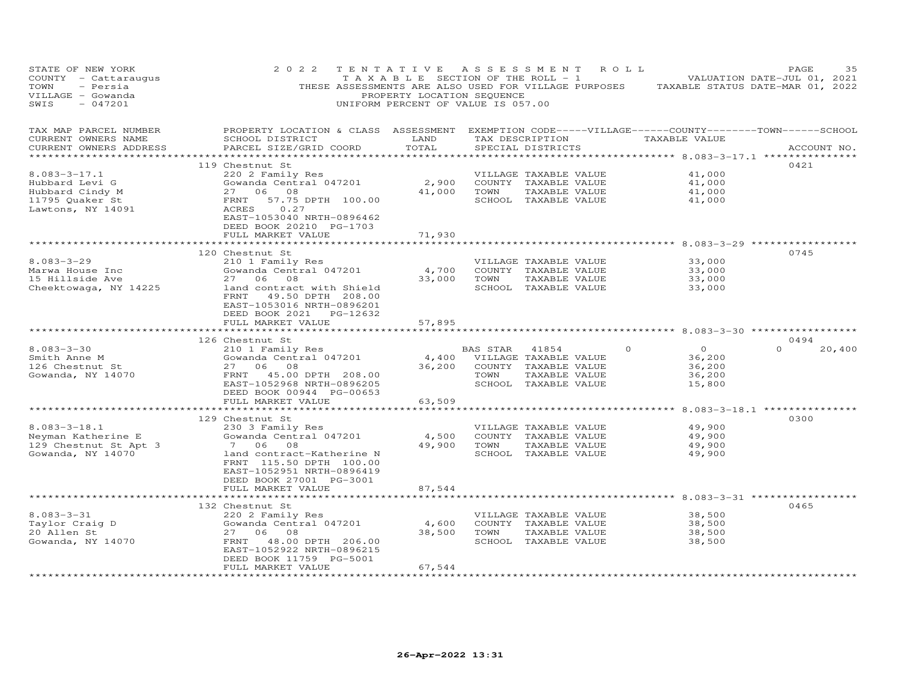STATE OF NEW YORK — 2022 TENTATIVE ASSESSMENT ROLL
COUNTY - Cattaraugus — TAXABLE SECTION OF THE ROLL - 1 — VALUATION DATE-JUL 01, 2021
TOWN - Persia — THESE ASSESSMENTS ARE ALSO USED FOR VILLAGE PURPOSES — TAXABLE STATUS DATE-MAR 01, 2022
VILLAGE - Gowanda — PROPERTY LOCATION SEQUENCE
SWIS - 047201 — UNIFORM PERCENT OF VALUE IS 057.00

| TAX MAP PARCEL NUMBER / CURRENT OWNERS NAME / CURRENT OWNERS ADDRESS | PROPERTY LOCATION & CLASS / SCHOOL DISTRICT / PARCEL SIZE/GRID COORD | ASSESSMENT LAND | TOTAL | EXEMPTION CODE / TAX DESCRIPTION / SPECIAL DISTRICTS | VILLAGE | COUNTY / TAXABLE VALUE | TOWN | SCHOOL | ACCOUNT NO. |
|---|---|---|---|---|---|---|---|---|---|
| **8.083-3-17.1** | 119 Chestnut St | | | | | | | | 0421 |
| Hubbard Levi G | 220 2 Family Res | | | VILLAGE TAXABLE VALUE | | 41,000 | | | |
| Hubbard Cindy M | Gowanda Central 047201 | 2,900 | | COUNTY TAXABLE VALUE | | 41,000 | | | |
| 11795 Quaker St | 27 06 08 | | 41,000 | TOWN TAXABLE VALUE | | 41,000 | | | |
| Lawtons, NY 14091 | FRNT 57.75 DPTH 100.00 | | | SCHOOL TAXABLE VALUE | | 41,000 | | | |
| | ACRES 0.27 | | | | | | | | |
| | EAST-1053040 NRTH-0896462 | | | | | | | | |
| | DEED BOOK 20210 PG-1703 | | | | | | | | |
| | FULL MARKET VALUE | | 71,930 | | | | | | |
| **8.083-3-29** | 120 Chestnut St | | | | | | | | 0745 |
| Marwa House Inc | 210 1 Family Res | | | VILLAGE TAXABLE VALUE | | 33,000 | | | |
| 15 Hillside Ave | Gowanda Central 047201 | 4,700 | | COUNTY TAXABLE VALUE | | 33,000 | | | |
| Cheektowaga, NY 14225 | 27 06 08 | | 33,000 | TOWN TAXABLE VALUE | | 33,000 | | | |
| | land contract with Shield | | | SCHOOL TAXABLE VALUE | | 33,000 | | | |
| | FRNT 49.50 DPTH 208.00 | | | | | | | | |
| | EAST-1053016 NRTH-0896201 | | | | | | | | |
| | DEED BOOK 2021 PG-12632 | | | | | | | | |
| | FULL MARKET VALUE | | 57,895 | | | | | | |
| **8.083-3-30** | 126 Chestnut St | | | | | | | | 0494 |
| Smith Anne M | 210 1 Family Res | | | BAS STAR 41854 | 0 | 0 | | 20,400 | |
| 126 Chestnut St | Gowanda Central 047201 | 4,400 | | VILLAGE TAXABLE VALUE | | 36,200 | | | |
| Gowanda, NY 14070 | 27 06 08 | | 36,200 | COUNTY TAXABLE VALUE | | 36,200 | | | |
| | FRNT 45.00 DPTH 208.00 | | | TOWN TAXABLE VALUE | | 36,200 | | | |
| | EAST-1052968 NRTH-0896205 | | | SCHOOL TAXABLE VALUE | | 15,800 | | | |
| | DEED BOOK 00944 PG-00653 | | | | | | | | |
| | FULL MARKET VALUE | | 63,509 | | | | | | |
| **8.083-3-18.1** | 129 Chestnut St | | | | | | | | 0300 |
| Neyman Katherine E | 230 3 Family Res | | | VILLAGE TAXABLE VALUE | | 49,900 | | | |
| 129 Chestnut St Apt 3 | Gowanda Central 047201 | 4,500 | | COUNTY TAXABLE VALUE | | 49,900 | | | |
| Gowanda, NY 14070 | 7 06 08 | | 49,900 | TOWN TAXABLE VALUE | | 49,900 | | | |
| | land contract-Katherine N | | | SCHOOL TAXABLE VALUE | | 49,900 | | | |
| | FRNT 115.50 DPTH 100.00 | | | | | | | | |
| | EAST-1052951 NRTH-0896419 | | | | | | | | |
| | DEED BOOK 27001 PG-3001 | | | | | | | | |
| | FULL MARKET VALUE | | 87,544 | | | | | | |
| **8.083-3-31** | 132 Chestnut St | | | | | | | | 0465 |
| Taylor Craig D | 220 2 Family Res | | | VILLAGE TAXABLE VALUE | | 38,500 | | | |
| 20 Allen St | Gowanda Central 047201 | 4,600 | | COUNTY TAXABLE VALUE | | 38,500 | | | |
| Gowanda, NY 14070 | 27 06 08 | | 38,500 | TOWN TAXABLE VALUE | | 38,500 | | | |
| | FRNT 48.00 DPTH 206.00 | | | SCHOOL TAXABLE VALUE | | 38,500 | | | |
| | EAST-1052922 NRTH-0896215 | | | | | | | | |
| | DEED BOOK 11759 PG-5001 | | | | | | | | |
| | FULL MARKET VALUE | | 67,544 | | | | | | |

26-Apr-2022 13:31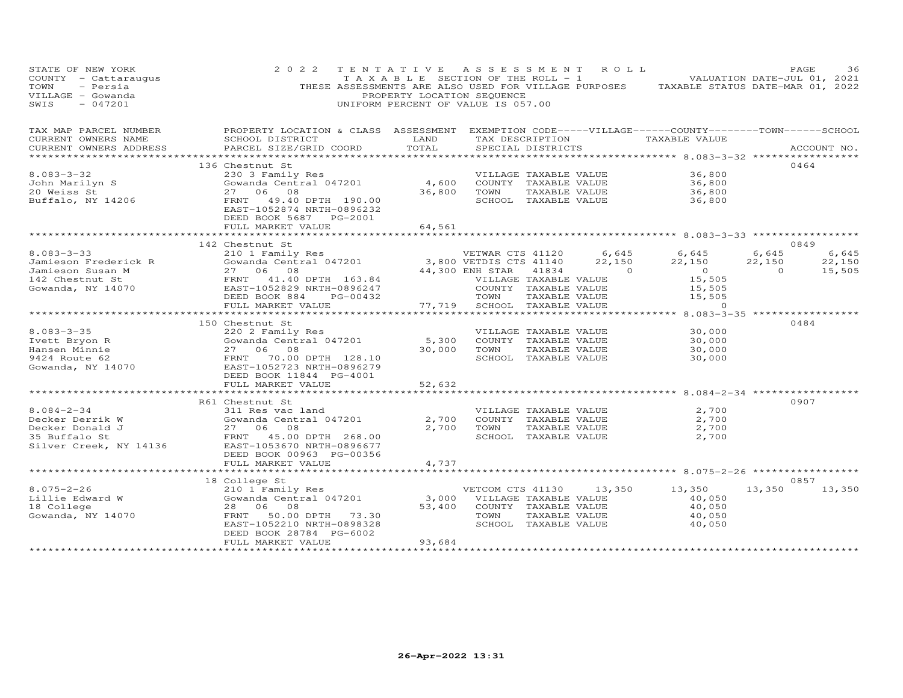STATE OF NEW YORK
COUNTY - Cattaraugus
TOWN - Persia
VILLAGE - Gowanda
SWIS - 047201

2022 TENTATIVE ASSESSMENT ROLL
TAXABLE SECTION OF THE ROLL - 1
THESE ASSESSMENTS ARE ALSO USED FOR VILLAGE PURPOSES
PROPERTY LOCATION SEQUENCE
UNIFORM PERCENT OF VALUE IS 057.00

VALUATION DATE-JUL 01, 2021
TAXABLE STATUS DATE-MAR 01, 2022

| TAX MAP PARCEL NUMBER / CURRENT OWNERS NAME / CURRENT OWNERS ADDRESS | PROPERTY LOCATION & CLASS / SCHOOL DISTRICT / PARCEL SIZE/GRID COORD | ASSESSMENT LAND / TOTAL | EXEMPTION CODE / TAX DESCRIPTION / SPECIAL DISTRICTS | | VILLAGE | COUNTY TAXABLE VALUE | TOWN | SCHOOL | ACCOUNT NO. |
|---|---|---|---|---|---|---|---|---|---|
| **8.083-3-32** | 136 Chestnut St | | | | | | | | 0464 |
| John Marilyn S | 230 3 Family Res | | VILLAGE TAXABLE VALUE | | | 36,800 | | | |
| 20 Weiss St | Gowanda Central 047201 | 4,600 | COUNTY TAXABLE VALUE | | | 36,800 | | | |
| Buffalo, NY 14206 | 27 06 08 | 36,800 | TOWN TAXABLE VALUE | | | 36,800 | | | |
| | FRNT 49.40 DPTH 190.00 | | SCHOOL TAXABLE VALUE | | | 36,800 | | | |
| | EAST-1052874 NRTH-0896232 | | | | | | | | |
| | DEED BOOK 5687 PG-2001 | | | | | | | | |
| | FULL MARKET VALUE | 64,561 | | | | | | | |
| **8.083-3-33** | 142 Chestnut St | | | | | | | | 0849 |
| Jamieson Frederick R | 210 1 Family Res | | VETWAR CTS 41120 | 6,645 | | 6,645 | 6,645 | 6,645 | |
| Jamieson Susan M | Gowanda Central 047201 | 3,800 | VETDIS CTS 41140 | 22,150 | | 22,150 | 22,150 | 22,150 | |
| 142 Chestnut St | 27 06 08 | 44,300 | ENH STAR 41834 | 0 | | 0 | 0 | 15,505 | |
| Gowanda, NY 14070 | FRNT 41.40 DPTH 163.84 | | VILLAGE TAXABLE VALUE | | | 15,505 | | | |
| | EAST-1052829 NRTH-0896247 | | COUNTY TAXABLE VALUE | | | 15,505 | | | |
| | DEED BOOK 884 PG-00432 | | TOWN TAXABLE VALUE | | | 15,505 | | | |
| | FULL MARKET VALUE | 77,719 | SCHOOL TAXABLE VALUE | | | 0 | | | |
| **8.083-3-35** | 150 Chestnut St | | | | | | | | 0484 |
| Ivett Bryon R | 220 2 Family Res | | VILLAGE TAXABLE VALUE | | | 30,000 | | | |
| Hansen Minnie | Gowanda Central 047201 | 5,300 | COUNTY TAXABLE VALUE | | | 30,000 | | | |
| 9424 Route 62 | 27 06 08 | 30,000 | TOWN TAXABLE VALUE | | | 30,000 | | | |
| Gowanda, NY 14070 | FRNT 70.00 DPTH 128.10 | | SCHOOL TAXABLE VALUE | | | 30,000 | | | |
| | EAST-1052723 NRTH-0896279 | | | | | | | | |
| | DEED BOOK 11844 PG-4001 | | | | | | | | |
| | FULL MARKET VALUE | 52,632 | | | | | | | |
| **8.084-2-34** | R61 Chestnut St | | | | | | | | 0907 |
| Decker Derrik W | 311 Res vac land | | VILLAGE TAXABLE VALUE | | | 2,700 | | | |
| Decker Donald J | Gowanda Central 047201 | 2,700 | COUNTY TAXABLE VALUE | | | 2,700 | | | |
| 35 Buffalo St | 27 06 08 | 2,700 | TOWN TAXABLE VALUE | | | 2,700 | | | |
| Silver Creek, NY 14136 | FRNT 45.00 DPTH 268.00 | | SCHOOL TAXABLE VALUE | | | 2,700 | | | |
| | EAST-1053670 NRTH-0896677 | | | | | | | | |
| | DEED BOOK 00963 PG-00356 | | | | | | | | |
| | FULL MARKET VALUE | 4,737 | | | | | | | |
| **8.075-2-26** | 18 College St | | | | | | | | 0857 |
| Lillie Edward W | 210 1 Family Res | | VETCOM CTS 41130 | 13,350 | | 13,350 | 13,350 | 13,350 | |
| 18 College | Gowanda Central 047201 | 3,000 | VILLAGE TAXABLE VALUE | | | 40,050 | | | |
| Gowanda, NY 14070 | 28 06 08 | 53,400 | COUNTY TAXABLE VALUE | | | 40,050 | | | |
| | FRNT 50.00 DPTH 73.30 | | TOWN TAXABLE VALUE | | | 40,050 | | | |
| | EAST-1052210 NRTH-0898328 | | SCHOOL TAXABLE VALUE | | | 40,050 | | | |
| | DEED BOOK 28784 PG-6002 | | | | | | | | |
| | FULL MARKET VALUE | 93,684 | | | | | | | |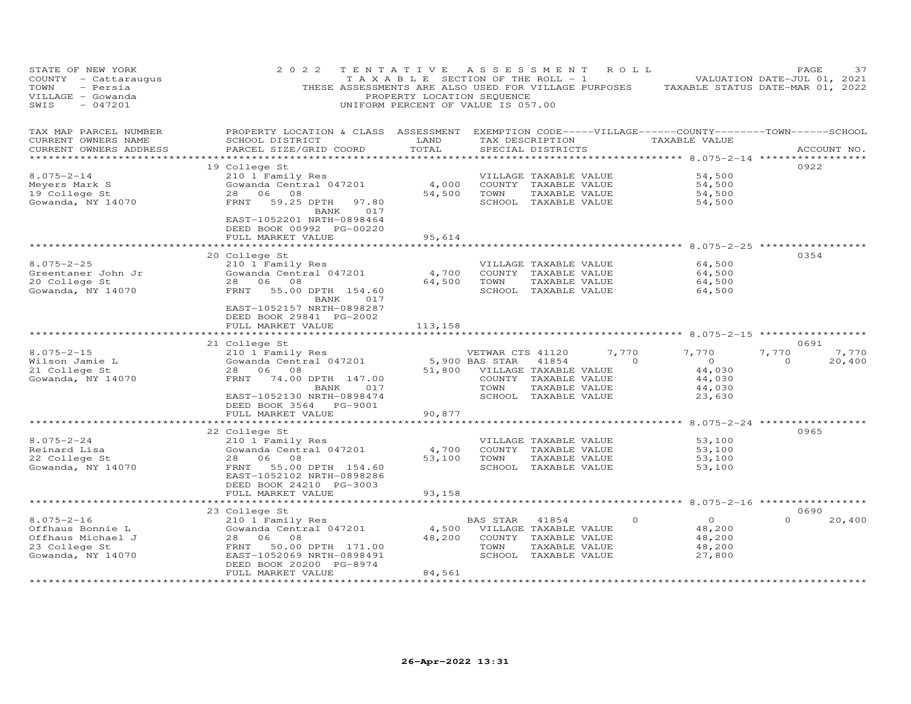STATE OF NEW YORK
COUNTY - Cattaraugus
TOWN - Persia
VILLAGE - Gowanda
SWIS - 047201

2022 TENTATIVE ASSESSMENT ROLL
TAXABLE SECTION OF THE ROLL - 1
THESE ASSESSMENTS ARE ALSO USED FOR VILLAGE PURPOSES
PROPERTY LOCATION SEQUENCE
UNIFORM PERCENT OF VALUE IS 057.00

VALUATION DATE-JUL 01, 2021
TAXABLE STATUS DATE-MAR 01, 2022

| TAX MAP PARCEL NUMBER / CURRENT OWNERS NAME / CURRENT OWNERS ADDRESS | PROPERTY LOCATION & CLASS / SCHOOL DISTRICT / PARCEL SIZE/GRID COORD | ASSESSMENT LAND | TOTAL | EXEMPTION CODE / TAX DESCRIPTION / SPECIAL DISTRICTS | VILLAGE | COUNTY TAXABLE VALUE | TOWN | SCHOOL | ACCOUNT NO. |
|---|---|---|---|---|---|---|---|---|---|
| **8.075-2-14** | 19 College St | | | | | | | | 0922 |
| 8.075-2-14 | 210 1 Family Res | | | VILLAGE TAXABLE VALUE | | 54,500 | | | |
| Meyers Mark S | Gowanda Central 047201 | 4,000 | | COUNTY TAXABLE VALUE | | 54,500 | | | |
| 19 College St | 28 06 08 | | 54,500 | TOWN TAXABLE VALUE | | 54,500 | | | |
| Gowanda, NY 14070 | FRNT 59.25 DPTH 97.80 BANK 017 | | | SCHOOL TAXABLE VALUE | | 54,500 | | | |
| | EAST-1052201 NRTH-0898464 | | | | | | | | |
| | DEED BOOK 00992 PG-00220 | | | | | | | | |
| | FULL MARKET VALUE | | 95,614 | | | | | | |
| **8.075-2-25** | 20 College St | | | | | | | | 0354 |
| 8.075-2-25 | 210 1 Family Res | | | VILLAGE TAXABLE VALUE | | 64,500 | | | |
| Greentaner John Jr | Gowanda Central 047201 | 4,700 | | COUNTY TAXABLE VALUE | | 64,500 | | | |
| 20 College St | 28 06 08 | | 64,500 | TOWN TAXABLE VALUE | | 64,500 | | | |
| Gowanda, NY 14070 | FRNT 55.00 DPTH 154.60 BANK 017 | | | SCHOOL TAXABLE VALUE | | 64,500 | | | |
| | EAST-1052157 NRTH-0898287 | | | | | | | | |
| | DEED BOOK 29841 PG-2002 | | | | | | | | |
| | FULL MARKET VALUE | | 113,158 | | | | | | |
| **8.075-2-15** | 21 College St | | | | | | | | 0691 |
| 8.075-2-15 | 210 1 Family Res | | | VETWAR CTS 41120 | 7,770 | 7,770 | 7,770 | 7,770 | |
| Wilson Jamie L | Gowanda Central 047201 | 5,900 | | BAS STAR 41854 | 0 | 0 | 0 | 20,400 | |
| 21 College St | 28 06 08 | | 51,800 | VILLAGE TAXABLE VALUE | | 44,030 | | | |
| Gowanda, NY 14070 | FRNT 74.00 DPTH 147.00 BANK 017 | | | COUNTY TAXABLE VALUE | | 44,030 | | | |
| | EAST-1052130 NRTH-0898474 | | | TOWN TAXABLE VALUE | | 44,030 | | | |
| | DEED BOOK 3564 PG-9001 | | | SCHOOL TAXABLE VALUE | | 23,630 | | | |
| | FULL MARKET VALUE | | 90,877 | | | | | | |
| **8.075-2-24** | 22 College St | | | | | | | | 0965 |
| 8.075-2-24 | 210 1 Family Res | | | VILLAGE TAXABLE VALUE | | 53,100 | | | |
| Reinard Lisa | Gowanda Central 047201 | 4,700 | | COUNTY TAXABLE VALUE | | 53,100 | | | |
| 22 College St | 28 06 08 | | 53,100 | TOWN TAXABLE VALUE | | 53,100 | | | |
| Gowanda, NY 14070 | FRNT 55.00 DPTH 154.60 | | | SCHOOL TAXABLE VALUE | | 53,100 | | | |
| | EAST-1052102 NRTH-0898286 | | | | | | | | |
| | DEED BOOK 24210 PG-3003 | | | | | | | | |
| | FULL MARKET VALUE | | 93,158 | | | | | | |
| **8.075-2-16** | 23 College St | | | | | | | | 0690 |
| 8.075-2-16 | 210 1 Family Res | | | BAS STAR 41854 | 0 | 0 | 0 | 20,400 | |
| Offhaus Bonnie L | Gowanda Central 047201 | 4,500 | | VILLAGE TAXABLE VALUE | | 48,200 | | | |
| Offhaus Michael J | 28 06 08 | | 48,200 | COUNTY TAXABLE VALUE | | 48,200 | | | |
| 23 College St | FRNT 50.00 DPTH 171.00 | | | TOWN TAXABLE VALUE | | 48,200 | | | |
| Gowanda, NY 14070 | EAST-1052069 NRTH-0898491 | | | SCHOOL TAXABLE VALUE | | 27,800 | | | |
| | DEED BOOK 20200 PG-8974 | | | | | | | | |
| | FULL MARKET VALUE | | 84,561 | | | | | | |

26-Apr-2022 13:31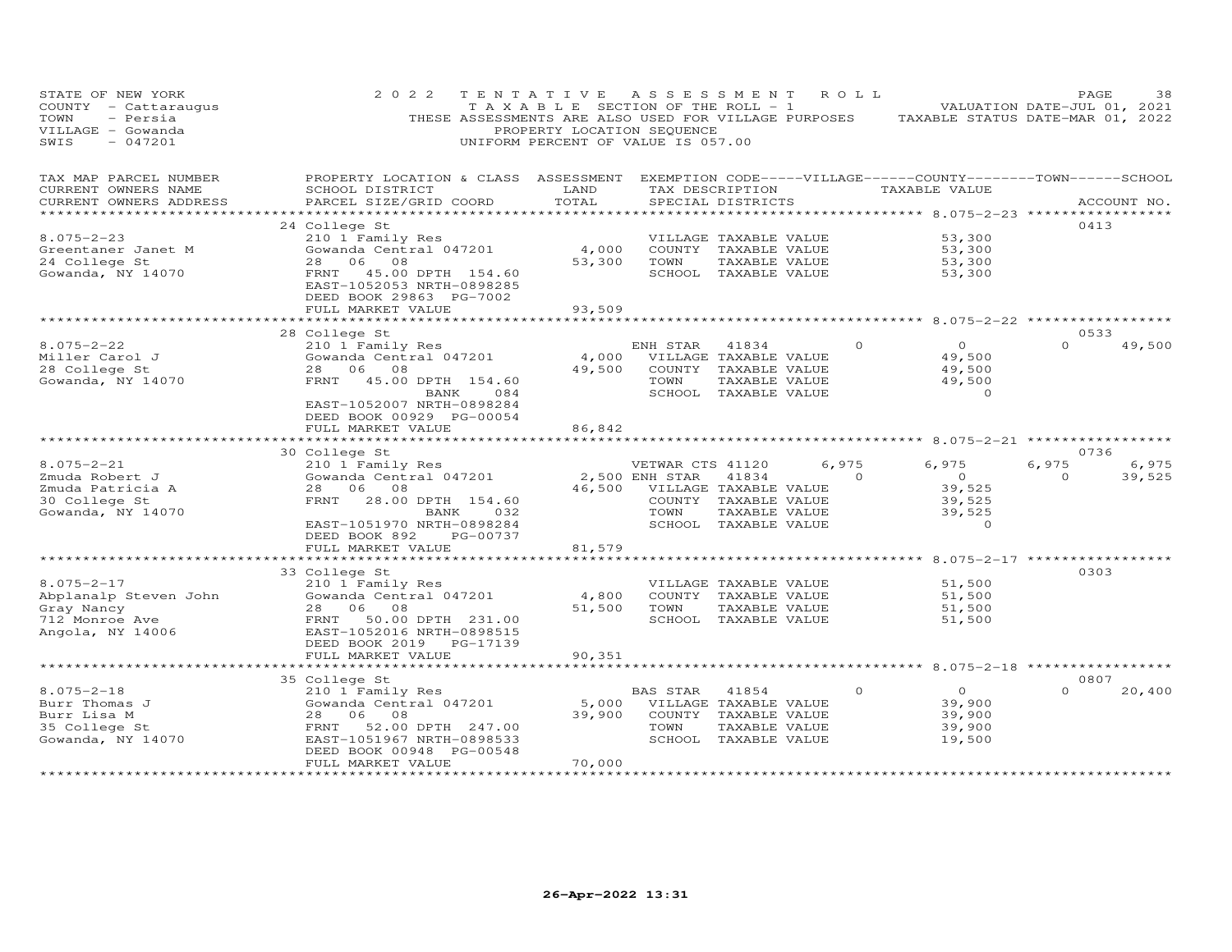STATE OF NEW YORK
COUNTY - Cattaraugus
TOWN - Persia
VILLAGE - Gowanda
SWIS - 047201

2022 TENTATIVE ASSESSMENT ROLL
TAXABLE SECTION OF THE ROLL - 1
THESE ASSESSMENTS ARE ALSO USED FOR VILLAGE PURPOSES
PROPERTY LOCATION SEQUENCE
UNIFORM PERCENT OF VALUE IS 057.00

VALUATION DATE-JUL 01, 2021
TAXABLE STATUS DATE-MAR 01, 2022

| TAX MAP PARCEL NUMBER / CURRENT OWNERS NAME / CURRENT OWNERS ADDRESS | PROPERTY LOCATION & CLASS / SCHOOL DISTRICT / PARCEL SIZE/GRID COORD | ASSESSMENT LAND / TOTAL | EXEMPTION CODE / TAX DESCRIPTION / SPECIAL DISTRICTS | VILLAGE | COUNTY / TAXABLE VALUE | TOWN | SCHOOL / ACCOUNT NO. |
|---|---|---|---|---|---|---|---|
| **8.075-2-23** | 24 College St | | | | | | 0413 |
| Greentaner Janet M | 210 1 Family Res | | VILLAGE TAXABLE VALUE | | 53,300 | | |
| 24 College St | Gowanda Central 047201 | 4,000 | COUNTY TAXABLE VALUE | | 53,300 | | |
| Gowanda, NY 14070 | 28 06 08 | 53,300 | TOWN TAXABLE VALUE | | 53,300 | | |
| | FRNT 45.00 DPTH 154.60 | | SCHOOL TAXABLE VALUE | | 53,300 | | |
| | EAST-1052053 NRTH-0898285 | | | | | | |
| | DEED BOOK 29863 PG-7002 | | | | | | |
| | FULL MARKET VALUE | 93,509 | | | | | |
| **8.075-2-22** | 28 College St | | | | | | 0533 |
| Miller Carol J | 210 1 Family Res | | ENH STAR 41834 | 0 | 0 | 0 | 49,500 |
| 28 College St | Gowanda Central 047201 | 4,000 | VILLAGE TAXABLE VALUE | | 49,500 | | |
| Gowanda, NY 14070 | 28 06 08 | 49,500 | COUNTY TAXABLE VALUE | | 49,500 | | |
| | FRNT 45.00 DPTH 154.60 | | TOWN TAXABLE VALUE | | 49,500 | | |
| | BANK 084 | | SCHOOL TAXABLE VALUE | | 0 | | |
| | EAST-1052007 NRTH-0898284 | | | | | | |
| | DEED BOOK 00929 PG-00054 | | | | | | |
| | FULL MARKET VALUE | 86,842 | | | | | |
| **8.075-2-21** | 30 College St | | | | | | 0736 |
| Zmuda Robert J | 210 1 Family Res | | VETWAR CTS 41120 | 6,975 | 6,975 | 6,975 | 6,975 |
| Zmuda Patricia A | Gowanda Central 047201 | 2,500 | ENH STAR 41834 | 0 | 0 | 0 | 39,525 |
| 30 College St | 28 06 08 | 46,500 | VILLAGE TAXABLE VALUE | | 39,525 | | |
| Gowanda, NY 14070 | FRNT 28.00 DPTH 154.60 | | COUNTY TAXABLE VALUE | | 39,525 | | |
| | BANK 032 | | TOWN TAXABLE VALUE | | 39,525 | | |
| | EAST-1051970 NRTH-0898284 | | SCHOOL TAXABLE VALUE | | 0 | | |
| | DEED BOOK 892 PG-00737 | | | | | | |
| | FULL MARKET VALUE | 81,579 | | | | | |
| **8.075-2-17** | 33 College St | | | | | | 0303 |
| Abplanalp Steven John | 210 1 Family Res | | VILLAGE TAXABLE VALUE | | 51,500 | | |
| Gray Nancy | Gowanda Central 047201 | 4,800 | COUNTY TAXABLE VALUE | | 51,500 | | |
| 712 Monroe Ave | 28 06 08 | 51,500 | TOWN TAXABLE VALUE | | 51,500 | | |
| Angola, NY 14006 | FRNT 50.00 DPTH 231.00 | | SCHOOL TAXABLE VALUE | | 51,500 | | |
| | EAST-1052016 NRTH-0898515 | | | | | | |
| | DEED BOOK 2019 PG-17139 | | | | | | |
| | FULL MARKET VALUE | 90,351 | | | | | |
| **8.075-2-18** | 35 College St | | | | | | 0807 |
| Burr Thomas J | 210 1 Family Res | | BAS STAR 41854 | 0 | 0 | 0 | 20,400 |
| Burr Lisa M | Gowanda Central 047201 | 5,000 | VILLAGE TAXABLE VALUE | | 39,900 | | |
| 35 College St | 28 06 08 | 39,900 | COUNTY TAXABLE VALUE | | 39,900 | | |
| Gowanda, NY 14070 | FRNT 52.00 DPTH 247.00 | | TOWN TAXABLE VALUE | | 39,900 | | |
| | EAST-1051967 NRTH-0898533 | | SCHOOL TAXABLE VALUE | | 19,500 | | |
| | DEED BOOK 00948 PG-00548 | | | | | | |
| | FULL MARKET VALUE | 70,000 | | | | | |

26-Apr-2022 13:31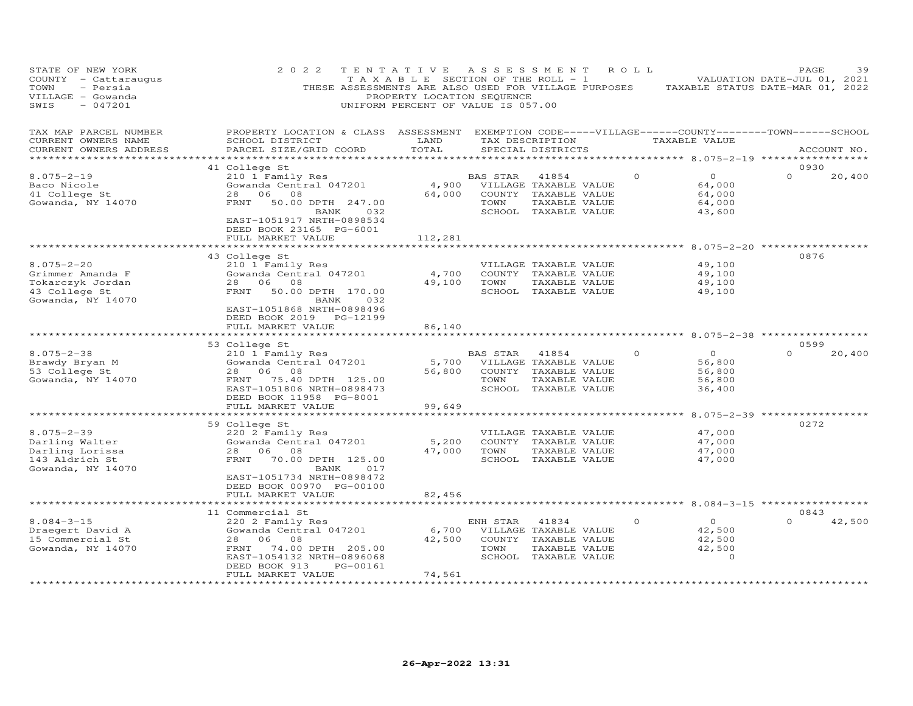STATE OF NEW YORK
COUNTY - Cattaraugus
TOWN - Persia
VILLAGE - Gowanda
SWIS - 047201

2022 TENTATIVE ASSESSMENT ROLL
TAXABLE SECTION OF THE ROLL - 1
THESE ASSESSMENTS ARE ALSO USED FOR VILLAGE PURPOSES
PROPERTY LOCATION SEQUENCE
UNIFORM PERCENT OF VALUE IS 057.00

VALUATION DATE-JUL 01, 2021
TAXABLE STATUS DATE-MAR 01, 2022

| TAX MAP PARCEL NUMBER / CURRENT OWNERS NAME / CURRENT OWNERS ADDRESS | PROPERTY LOCATION & CLASS / SCHOOL DISTRICT / PARCEL SIZE/GRID COORD | ASSESSMENT LAND | TOTAL | EXEMPTION CODE / TAX DESCRIPTION / SPECIAL DISTRICTS | VILLAGE | COUNTY / TAXABLE VALUE | TOWN | SCHOOL | ACCOUNT NO. |
|---|---|---|---|---|---|---|---|---|---|
| **41 College St** | | | | | | | | | 0930 |
| 8.075-2-19 | 210 1 Family Res | | | BAS STAR 41854 | 0 | 0 | 0 | 20,400 | |
| Baco Nicole | Gowanda Central 047201 | 4,900 | | VILLAGE TAXABLE VALUE | | 64,000 | | | |
| 41 College St | 28 06 08 | | 64,000 | COUNTY TAXABLE VALUE | | 64,000 | | | |
| Gowanda, NY 14070 | FRNT 50.00 DPTH 247.00 | | | TOWN TAXABLE VALUE | | 64,000 | | | |
| | BANK 032 | | | SCHOOL TAXABLE VALUE | | 43,600 | | | |
| | EAST-1051917 NRTH-0898534 | | | | | | | | |
| | DEED BOOK 23165 PG-6001 | | | | | | | | |
| | FULL MARKET VALUE | | 112,281 | | | | | | |
| **43 College St** | | | | | | | | | 0876 |
| 8.075-2-20 | 210 1 Family Res | | | VILLAGE TAXABLE VALUE | | 49,100 | | | |
| Grimmer Amanda F | Gowanda Central 047201 | 4,700 | | COUNTY TAXABLE VALUE | | 49,100 | | | |
| Tokarczyk Jordan | 28 06 08 | | 49,100 | TOWN TAXABLE VALUE | | 49,100 | | | |
| 43 College St | FRNT 50.00 DPTH 170.00 | | | SCHOOL TAXABLE VALUE | | 49,100 | | | |
| Gowanda, NY 14070 | BANK 032 | | | | | | | | |
| | EAST-1051868 NRTH-0898496 | | | | | | | | |
| | DEED BOOK 2019 PG-12199 | | | | | | | | |
| | FULL MARKET VALUE | | 86,140 | | | | | | |
| **53 College St** | | | | | | | | | 0599 |
| 8.075-2-38 | 210 1 Family Res | | | BAS STAR 41854 | 0 | 0 | 0 | 20,400 | |
| Brawdy Bryan M | Gowanda Central 047201 | 5,700 | | VILLAGE TAXABLE VALUE | | 56,800 | | | |
| 53 College St | 28 06 08 | | 56,800 | COUNTY TAXABLE VALUE | | 56,800 | | | |
| Gowanda, NY 14070 | FRNT 75.40 DPTH 125.00 | | | TOWN TAXABLE VALUE | | 56,800 | | | |
| | EAST-1051806 NRTH-0898473 | | | SCHOOL TAXABLE VALUE | | 36,400 | | | |
| | DEED BOOK 11958 PG-8001 | | | | | | | | |
| | FULL MARKET VALUE | | 99,649 | | | | | | |
| **59 College St** | | | | | | | | | 0272 |
| 8.075-2-39 | 220 2 Family Res | | | VILLAGE TAXABLE VALUE | | 47,000 | | | |
| Darling Walter | Gowanda Central 047201 | 5,200 | | COUNTY TAXABLE VALUE | | 47,000 | | | |
| Darling Lorissa | 28 06 08 | | 47,000 | TOWN TAXABLE VALUE | | 47,000 | | | |
| 143 Aldrich St | FRNT 70.00 DPTH 125.00 | | | SCHOOL TAXABLE VALUE | | 47,000 | | | |
| Gowanda, NY 14070 | BANK 017 | | | | | | | | |
| | EAST-1051734 NRTH-0898472 | | | | | | | | |
| | DEED BOOK 00970 PG-00100 | | | | | | | | |
| | FULL MARKET VALUE | | 82,456 | | | | | | |
| **11 Commercial St** | | | | | | | | | 0843 |
| 8.084-3-15 | 220 2 Family Res | | | ENH STAR 41834 | 0 | 0 | 0 | 42,500 | |
| Draegert David A | Gowanda Central 047201 | 6,700 | | VILLAGE TAXABLE VALUE | | 42,500 | | | |
| 15 Commercial St | 28 06 08 | | 42,500 | COUNTY TAXABLE VALUE | | 42,500 | | | |
| Gowanda, NY 14070 | FRNT 74.00 DPTH 205.00 | | | TOWN TAXABLE VALUE | | 42,500 | | | |
| | EAST-1054132 NRTH-0896068 | | | SCHOOL TAXABLE VALUE | | 0 | | | |
| | DEED BOOK 913 PG-00161 | | | | | | | | |
| | FULL MARKET VALUE | | 74,561 | | | | | | |

26-Apr-2022 13:31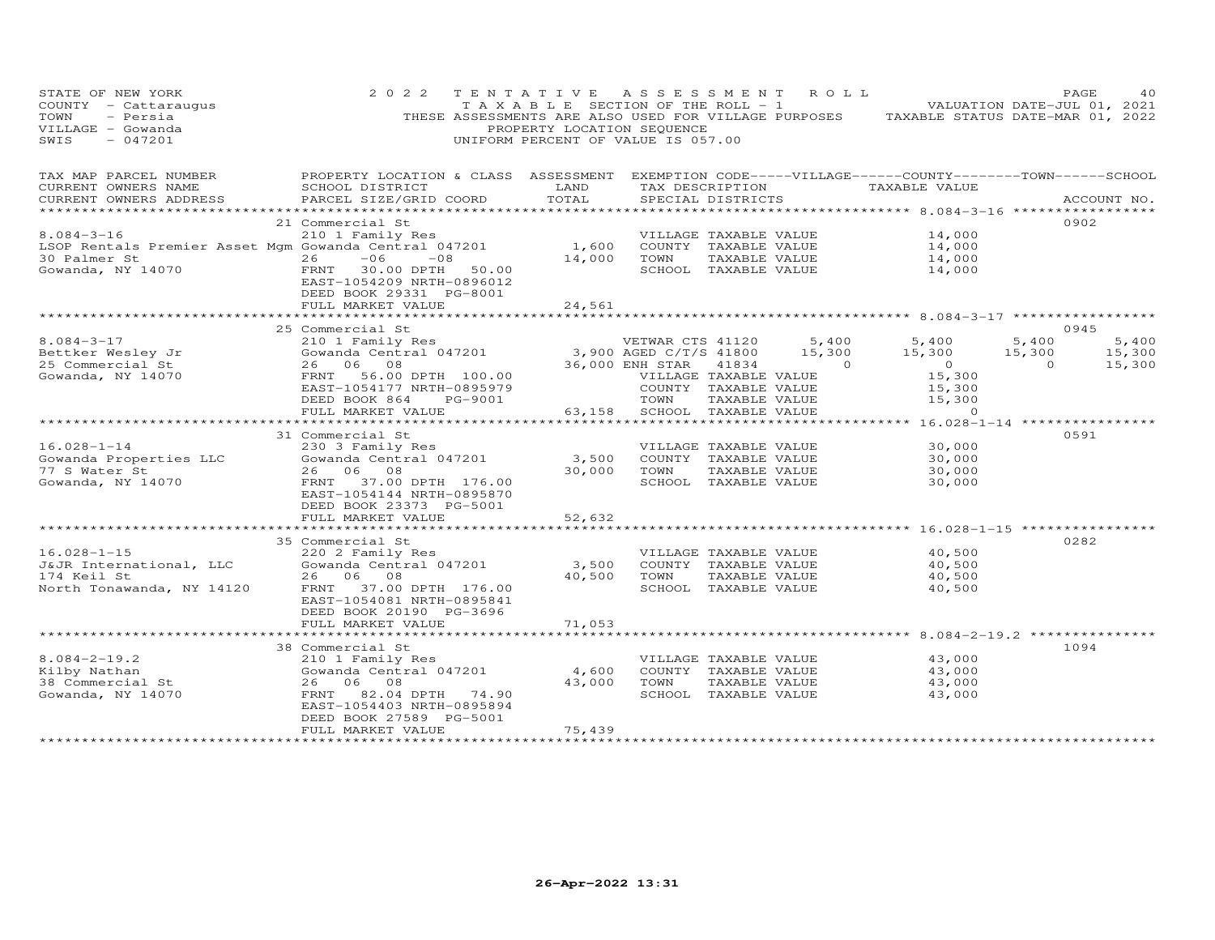STATE OF NEW YORK — COUNTY - Cattaraugus — TOWN - Persia — VILLAGE - Gowanda — SWIS - 047201

2022 TENTATIVE ASSESSMENT ROLL
TAXABLE SECTION OF THE ROLL - 1
THESE ASSESSMENTS ARE ALSO USED FOR VILLAGE PURPOSES
PROPERTY LOCATION SEQUENCE
UNIFORM PERCENT OF VALUE IS 057.00

VALUATION DATE-JUL 01, 2021
TAXABLE STATUS DATE-MAR 01, 2022

| TAX MAP PARCEL NUMBER / CURRENT OWNERS NAME / CURRENT OWNERS ADDRESS | PROPERTY LOCATION & CLASS / SCHOOL DISTRICT / PARCEL SIZE/GRID COORD | ASSESSMENT LAND / TOTAL | EXEMPTION CODE / TAX DESCRIPTION / SPECIAL DISTRICTS | VILLAGE | COUNTY | TOWN | SCHOOL | ACCOUNT NO. |
|---|---|---|---|---|---|---|---|---|
| **8.084-3-16** | 21 Commercial St | | | | | | | 0902 |
| LSOP Rentals Premier Asset Mgm | 210 1 Family Res | | VILLAGE TAXABLE VALUE | 14,000 | | | | |
| 30 Palmer St | Gowanda Central 047201 | 1,600 | COUNTY TAXABLE VALUE | | 14,000 | | | |
| Gowanda, NY 14070 | 26 -06 -08 | 14,000 | TOWN TAXABLE VALUE | | | 14,000 | | |
| | FRNT 30.00 DPTH 50.00 | | SCHOOL TAXABLE VALUE | | | | 14,000 | |
| | EAST-1054209 NRTH-0896012 | | | | | | | |
| | DEED BOOK 29331 PG-8001 | | | | | | | |
| | FULL MARKET VALUE | 24,561 | | | | | | |
| **8.084-3-17** | 25 Commercial St | | | | | | | 0945 |
| Bettker Wesley Jr | 210 1 Family Res | | VETWAR CTS 41120 | 5,400 | 5,400 | 5,400 | 5,400 | |
| 25 Commercial St | Gowanda Central 047201 | 3,900 | AGED C/T/S 41800 | 15,300 | 15,300 | 15,300 | 15,300 | |
| Gowanda, NY 14070 | 26 06 08 | 36,000 | ENH STAR 41834 | 0 | 0 | 0 | 15,300 | |
| | FRNT 56.00 DPTH 100.00 | | VILLAGE TAXABLE VALUE | 15,300 | | | | |
| | EAST-1054177 NRTH-0895979 | | COUNTY TAXABLE VALUE | | 15,300 | | | |
| | DEED BOOK 864 PG-9001 | | TOWN TAXABLE VALUE | | | 15,300 | | |
| | FULL MARKET VALUE | 63,158 | SCHOOL TAXABLE VALUE | | | | 0 | |
| **16.028-1-14** | 31 Commercial St | | | | | | | 0591 |
| Gowanda Properties LLC | 230 3 Family Res | | VILLAGE TAXABLE VALUE | 30,000 | | | | |
| 77 S Water St | Gowanda Central 047201 | 3,500 | COUNTY TAXABLE VALUE | | 30,000 | | | |
| Gowanda, NY 14070 | 26 06 08 | 30,000 | TOWN TAXABLE VALUE | | | 30,000 | | |
| | FRNT 37.00 DPTH 176.00 | | SCHOOL TAXABLE VALUE | | | | 30,000 | |
| | EAST-1054144 NRTH-0895870 | | | | | | | |
| | DEED BOOK 23373 PG-5001 | | | | | | | |
| | FULL MARKET VALUE | 52,632 | | | | | | |
| **16.028-1-15** | 35 Commercial St | | | | | | | 0282 |
| J&JR International, LLC | 220 2 Family Res | | VILLAGE TAXABLE VALUE | 40,500 | | | | |
| 174 Keil St | Gowanda Central 047201 | 3,500 | COUNTY TAXABLE VALUE | | 40,500 | | | |
| North Tonawanda, NY 14120 | 26 06 08 | 40,500 | TOWN TAXABLE VALUE | | | 40,500 | | |
| | FRNT 37.00 DPTH 176.00 | | SCHOOL TAXABLE VALUE | | | | 40,500 | |
| | EAST-1054081 NRTH-0895841 | | | | | | | |
| | DEED BOOK 20190 PG-3696 | | | | | | | |
| | FULL MARKET VALUE | 71,053 | | | | | | |
| **8.084-2-19.2** | 38 Commercial St | | | | | | | 1094 |
| Kilby Nathan | 210 1 Family Res | | VILLAGE TAXABLE VALUE | 43,000 | | | | |
| 38 Commercial St | Gowanda Central 047201 | 4,600 | COUNTY TAXABLE VALUE | | 43,000 | | | |
| Gowanda, NY 14070 | 26 06 08 | 43,000 | TOWN TAXABLE VALUE | | | 43,000 | | |
| | FRNT 82.04 DPTH 74.90 | | SCHOOL TAXABLE VALUE | | | | 43,000 | |
| | EAST-1054403 NRTH-0895894 | | | | | | | |
| | DEED BOOK 27589 PG-5001 | | | | | | | |
| | FULL MARKET VALUE | 75,439 | | | | | | |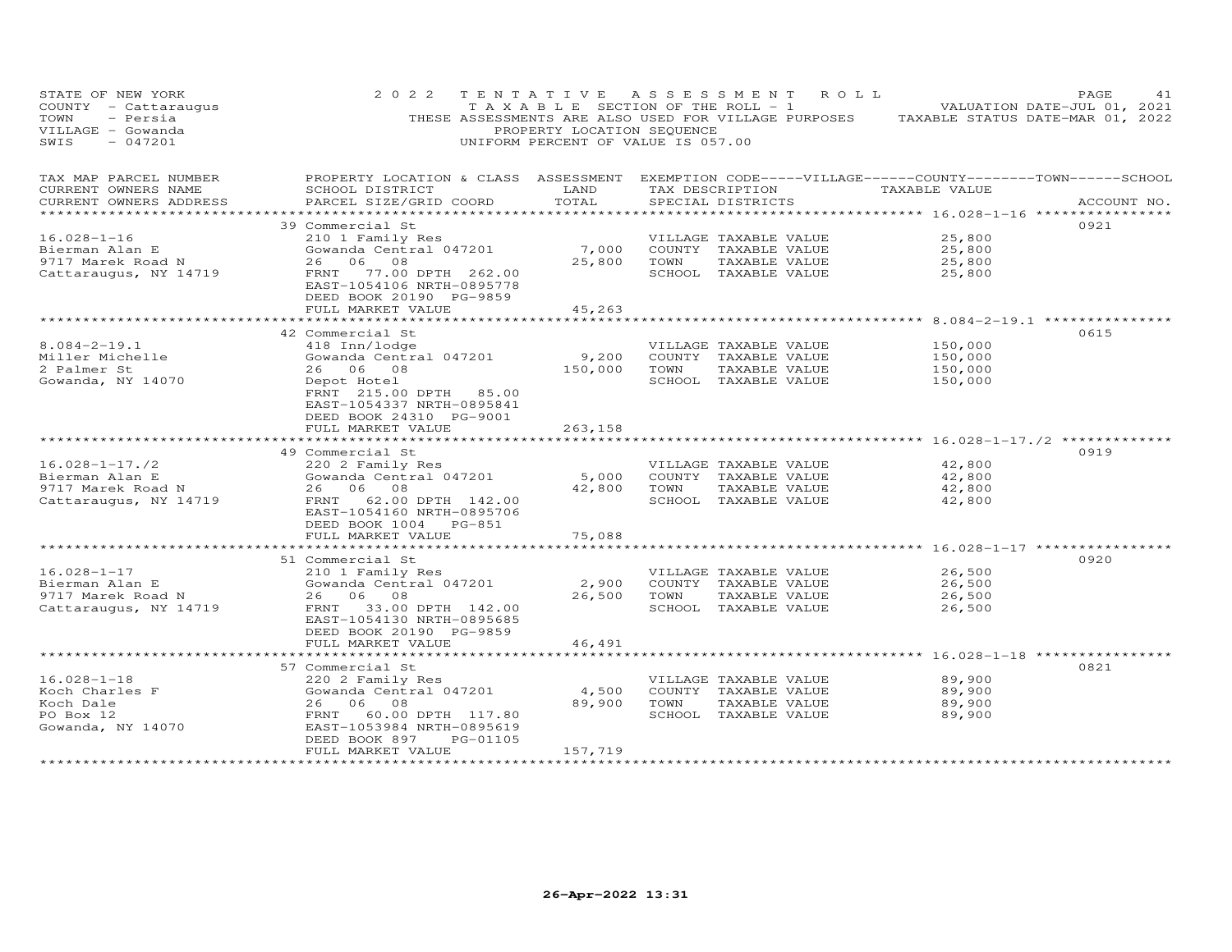STATE OF NEW YORK
COUNTY - Cattaraugus
TOWN - Persia
VILLAGE - Gowanda
SWIS - 047201

2022 TENTATIVE ASSESSMENT ROLL
TAXABLE SECTION OF THE ROLL - 1
THESE ASSESSMENTS ARE ALSO USED FOR VILLAGE PURPOSES
PROPERTY LOCATION SEQUENCE
UNIFORM PERCENT OF VALUE IS 057.00

VALUATION DATE-JUL 01, 2021
TAXABLE STATUS DATE-MAR 01, 2022

| TAX MAP PARCEL NUMBER / CURRENT OWNERS NAME / CURRENT OWNERS ADDRESS | PROPERTY LOCATION & CLASS / SCHOOL DISTRICT / PARCEL SIZE/GRID COORD | ASSESSMENT LAND / TOTAL | EXEMPTION CODE-----VILLAGE------COUNTY--------TOWN------SCHOOL / TAX DESCRIPTION / SPECIAL DISTRICTS | TAXABLE VALUE | ACCOUNT NO. |
|---|---|---|---|---|---|
| 16.028-1-16 | 39 Commercial St | | | | 0921 |
| Bierman Alan E | 210 1 Family Res | | VILLAGE TAXABLE VALUE | 25,800 | |
| 9717 Marek Road N | Gowanda Central 047201 | 7,000 | COUNTY TAXABLE VALUE | 25,800 | |
| Cattaraugus, NY 14719 | 26 06 08 | 25,800 | TOWN TAXABLE VALUE | 25,800 | |
| | FRNT 77.00 DPTH 262.00 | | SCHOOL TAXABLE VALUE | 25,800 | |
| | EAST-1054106 NRTH-0895778 | | | | |
| | DEED BOOK 20190 PG-9859 | | | | |
| | FULL MARKET VALUE | 45,263 | | | |
| 8.084-2-19.1 | 42 Commercial St | | | | 0615 |
| Miller Michelle | 418 Inn/lodge | | VILLAGE TAXABLE VALUE | 150,000 | |
| 2 Palmer St | Gowanda Central 047201 | 9,200 | COUNTY TAXABLE VALUE | 150,000 | |
| Gowanda, NY 14070 | 26 06 08 | 150,000 | TOWN TAXABLE VALUE | 150,000 | |
| | Depot Hotel | | SCHOOL TAXABLE VALUE | 150,000 | |
| | FRNT 215.00 DPTH 85.00 | | | | |
| | EAST-1054337 NRTH-0895841 | | | | |
| | DEED BOOK 24310 PG-9001 | | | | |
| | FULL MARKET VALUE | 263,158 | | | |
| 16.028-1-17./2 | 49 Commercial St | | | | 0919 |
| Bierman Alan E | 220 2 Family Res | | VILLAGE TAXABLE VALUE | 42,800 | |
| 9717 Marek Road N | Gowanda Central 047201 | 5,000 | COUNTY TAXABLE VALUE | 42,800 | |
| Cattaraugus, NY 14719 | 26 06 08 | 42,800 | TOWN TAXABLE VALUE | 42,800 | |
| | FRNT 62.00 DPTH 142.00 | | SCHOOL TAXABLE VALUE | 42,800 | |
| | EAST-1054160 NRTH-0895706 | | | | |
| | DEED BOOK 1004 PG-851 | | | | |
| | FULL MARKET VALUE | 75,088 | | | |
| 16.028-1-17 | 51 Commercial St | | | | 0920 |
| Bierman Alan E | 210 1 Family Res | | VILLAGE TAXABLE VALUE | 26,500 | |
| 9717 Marek Road N | Gowanda Central 047201 | 2,900 | COUNTY TAXABLE VALUE | 26,500 | |
| Cattaraugus, NY 14719 | 26 06 08 | 26,500 | TOWN TAXABLE VALUE | 26,500 | |
| | FRNT 33.00 DPTH 142.00 | | SCHOOL TAXABLE VALUE | 26,500 | |
| | EAST-1054130 NRTH-0895685 | | | | |
| | DEED BOOK 20190 PG-9859 | | | | |
| | FULL MARKET VALUE | 46,491 | | | |
| 16.028-1-18 | 57 Commercial St | | | | 0821 |
| Koch Charles F | 220 2 Family Res | | VILLAGE TAXABLE VALUE | 89,900 | |
| Koch Dale | Gowanda Central 047201 | 4,500 | COUNTY TAXABLE VALUE | 89,900 | |
| PO Box 12 | 26 06 08 | 89,900 | TOWN TAXABLE VALUE | 89,900 | |
| Gowanda, NY 14070 | FRNT 60.00 DPTH 117.80 | | SCHOOL TAXABLE VALUE | 89,900 | |
| | EAST-1053984 NRTH-0895619 | | | | |
| | DEED BOOK 897 PG-01105 | | | | |
| | FULL MARKET VALUE | 157,719 | | | |

26-Apr-2022 13:31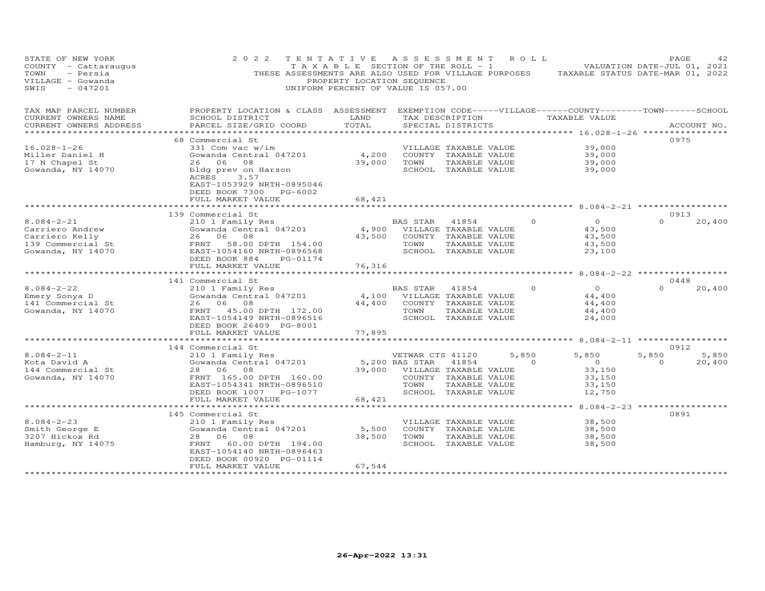STATE OF NEW YORK
COUNTY - Cattaraugus
TOWN - Persia
VILLAGE - Gowanda
SWIS - 047201

2022 TENTATIVE ASSESSMENT ROLL
TAXABLE SECTION OF THE ROLL - 1
THESE ASSESSMENTS ARE ALSO USED FOR VILLAGE PURPOSES
PROPERTY LOCATION SEQUENCE
UNIFORM PERCENT OF VALUE IS 057.00

VALUATION DATE-JUL 01, 2021
TAXABLE STATUS DATE-MAR 01, 2022

| TAX MAP PARCEL NUMBER / CURRENT OWNERS NAME / CURRENT OWNERS ADDRESS | PROPERTY LOCATION & CLASS / SCHOOL DISTRICT / PARCEL SIZE/GRID COORD | ASSESSMENT LAND | TOTAL | EXEMPTION CODE / TAX DESCRIPTION / SPECIAL DISTRICTS | VILLAGE | COUNTY TAXABLE VALUE | TOWN | SCHOOL | ACCOUNT NO. |
|---|---|---|---|---|---|---|---|---|---|
| **16.028-1-26** | 68 Commercial St | | | | | | | | 0975 |
| Miller Daniel H | 331 Com vac w/im | | | VILLAGE TAXABLE VALUE | | 39,000 | | | |
| 17 N Chapel St | Gowanda Central 047201 | 4,200 | | COUNTY TAXABLE VALUE | | 39,000 | | | |
| Gowanda, NY 14070 | 26 06 08 | | 39,000 | TOWN TAXABLE VALUE | | 39,000 | | | |
| | bldg prev on Harson | | | SCHOOL TAXABLE VALUE | | 39,000 | | | |
| | ACRES 3.57 | | | | | | | | |
| | EAST-1053929 NRTH-0895046 | | | | | | | | |
| | DEED BOOK 7300 PG-6002 | | | | | | | | |
| | FULL MARKET VALUE | | 68,421 | | | | | | |
| **8.084-2-21** | 139 Commercial St | | | | | | | | 0913 |
| Carriero Andrew | 210 1 Family Res | | | BAS STAR 41854 | 0 | 0 | 0 | 20,400 | |
| Carriero Kelly | Gowanda Central 047201 | 4,900 | | VILLAGE TAXABLE VALUE | | 43,500 | | | |
| 139 Commercial St | 26 06 08 | | 43,500 | COUNTY TAXABLE VALUE | | 43,500 | | | |
| Gowanda, NY 14070 | FRNT 58.00 DPTH 154.00 | | | TOWN TAXABLE VALUE | | 43,500 | | | |
| | EAST-1054160 NRTH-0896568 | | | SCHOOL TAXABLE VALUE | | 23,100 | | | |
| | DEED BOOK 884 PG-01174 | | | | | | | | |
| | FULL MARKET VALUE | | 76,316 | | | | | | |
| **8.084-2-22** | 141 Commercial St | | | | | | | | 0448 |
| Emery Sonya D | 210 1 Family Res | | | BAS STAR 41854 | 0 | 0 | 0 | 20,400 | |
| 141 Commercial St | Gowanda Central 047201 | 4,100 | | VILLAGE TAXABLE VALUE | | 44,400 | | | |
| Gowanda, NY 14070 | 26 06 08 | | 44,400 | COUNTY TAXABLE VALUE | | 44,400 | | | |
| | FRNT 45.00 DPTH 172.00 | | | TOWN TAXABLE VALUE | | 44,400 | | | |
| | EAST-1054149 NRTH-0896516 | | | SCHOOL TAXABLE VALUE | | 24,000 | | | |
| | DEED BOOK 26409 PG-8001 | | | | | | | | |
| | FULL MARKET VALUE | | 77,895 | | | | | | |
| **8.084-2-11** | 144 Commercial St | | | | | | | | 0912 |
| Kota David A | 210 1 Family Res | | | VETWAR CTS 41120 | 5,850 | 5,850 | 5,850 | 5,850 | |
| 144 Commercial St | Gowanda Central 047201 | 5,200 | | BAS STAR 41854 | 0 | 0 | 0 | 20,400 | |
| Gowanda, NY 14070 | 28 06 08 | | 39,000 | VILLAGE TAXABLE VALUE | | 33,150 | | | |
| | FRNT 165.00 DPTH 160.00 | | | COUNTY TAXABLE VALUE | | 33,150 | | | |
| | EAST-1054341 NRTH-0896510 | | | TOWN TAXABLE VALUE | | 33,150 | | | |
| | DEED BOOK 1007 PG-1077 | | | SCHOOL TAXABLE VALUE | | 12,750 | | | |
| | FULL MARKET VALUE | | 68,421 | | | | | | |
| **8.084-2-23** | 145 Commercial St | | | | | | | | 0891 |
| Smith George E | 210 1 Family Res | | | VILLAGE TAXABLE VALUE | | 38,500 | | | |
| 3207 Hickox Rd | Gowanda Central 047201 | 5,500 | | COUNTY TAXABLE VALUE | | 38,500 | | | |
| Hamburg, NY 14075 | 28 06 08 | | 38,500 | TOWN TAXABLE VALUE | | 38,500 | | | |
| | FRNT 60.00 DPTH 194.00 | | | SCHOOL TAXABLE VALUE | | 38,500 | | | |
| | EAST-1054140 NRTH-0896463 | | | | | | | | |
| | DEED BOOK 00920 PG-01114 | | | | | | | | |
| | FULL MARKET VALUE | | 67,544 | | | | | | |

26-Apr-2022 13:31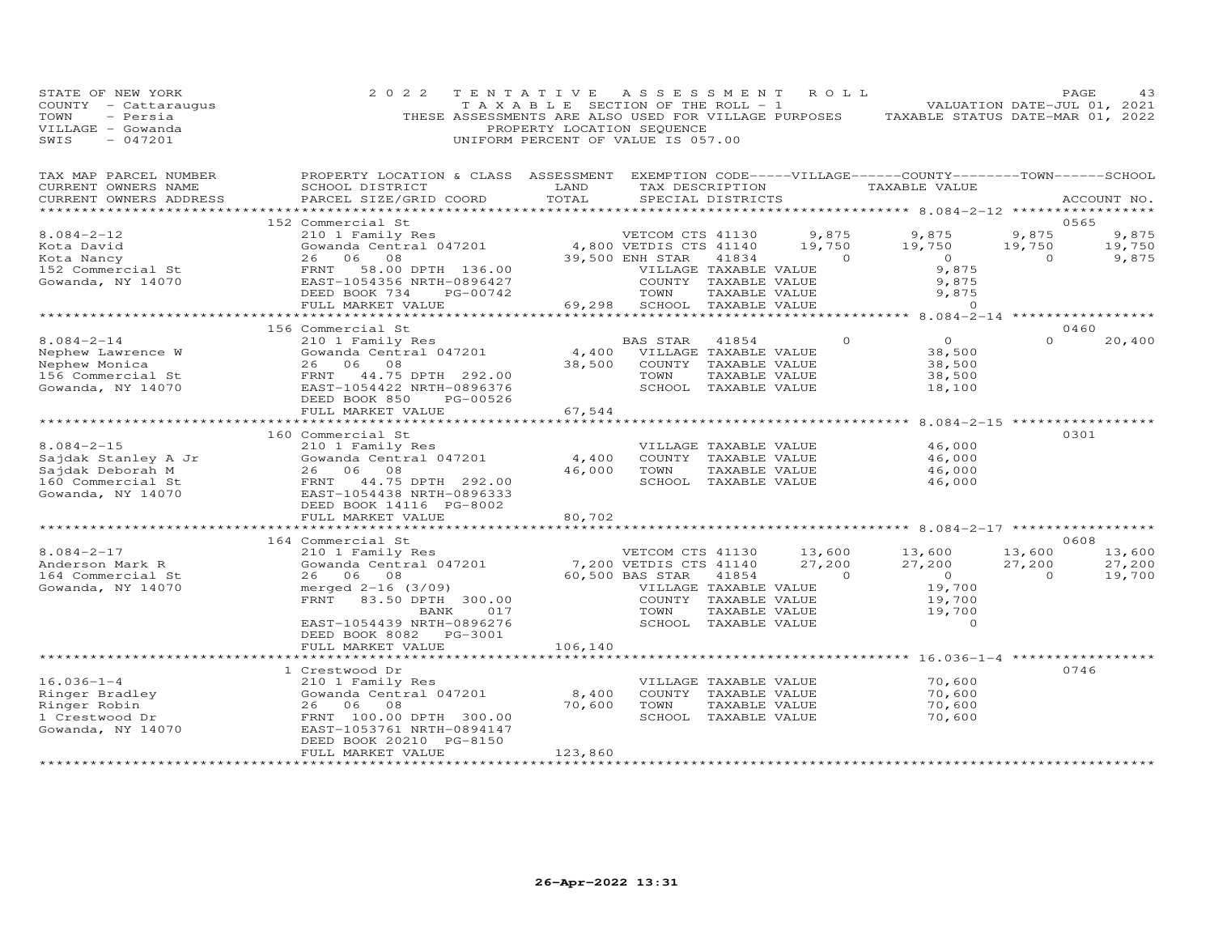STATE OF NEW YORK
COUNTY - Cattaraugus
TOWN - Persia
VILLAGE - Gowanda
SWIS - 047201

2022 TENTATIVE ASSESSMENT ROLL
TAXABLE SECTION OF THE ROLL - 1
THESE ASSESSMENTS ARE ALSO USED FOR VILLAGE PURPOSES
PROPERTY LOCATION SEQUENCE
UNIFORM PERCENT OF VALUE IS 057.00

VALUATION DATE-JUL 01, 2021
TAXABLE STATUS DATE-MAR 01, 2022

| TAX MAP PARCEL NUMBER / CURRENT OWNERS NAME / CURRENT OWNERS ADDRESS | PROPERTY LOCATION & CLASS / SCHOOL DISTRICT / PARCEL SIZE/GRID COORD | ASSESSMENT LAND / TOTAL | EXEMPTION CODE / TAX DESCRIPTION / SPECIAL DISTRICTS | VILLAGE | COUNTY TAXABLE VALUE | TOWN | SCHOOL / ACCOUNT NO. |
|---|---|---|---|---|---|---|---|
| **8.084-2-12** | 152 Commercial St | | | | | | 0565 |
| Kota David | 210 1 Family Res | | VETCOM CTS 41130 | 9,875 | 9,875 | 9,875 | 9,875 |
| Kota Nancy | Gowanda Central 047201 | 4,800 | VETDIS CTS 41140 | 19,750 | 19,750 | 19,750 | 19,750 |
| 152 Commercial St | 26 06 08 | 39,500 | ENH STAR 41834 | 0 | 0 | 0 | 9,875 |
| Gowanda, NY 14070 | FRNT 58.00 DPTH 136.00 | | VILLAGE TAXABLE VALUE | | 9,875 | | |
| | EAST-1054356 NRTH-0896427 | | COUNTY TAXABLE VALUE | | 9,875 | | |
| | DEED BOOK 734 PG-00742 | | TOWN TAXABLE VALUE | | 9,875 | | |
| | FULL MARKET VALUE | 69,298 | SCHOOL TAXABLE VALUE | | 0 | | |
| **8.084-2-14** | 156 Commercial St | | | | | | 0460 |
| Nephew Lawrence W | 210 1 Family Res | | BAS STAR 41854 | 0 | 0 | 0 | 20,400 |
| Nephew Monica | Gowanda Central 047201 | 4,400 | VILLAGE TAXABLE VALUE | | 38,500 | | |
| 156 Commercial St | 26 06 08 | 38,500 | COUNTY TAXABLE VALUE | | 38,500 | | |
| Gowanda, NY 14070 | FRNT 44.75 DPTH 292.00 | | TOWN TAXABLE VALUE | | 38,500 | | |
| | EAST-1054422 NRTH-0896376 | | SCHOOL TAXABLE VALUE | | 18,100 | | |
| | DEED BOOK 850 PG-00526 | | | | | | |
| | FULL MARKET VALUE | 67,544 | | | | | |
| **8.084-2-15** | 160 Commercial St | | | | | | 0301 |
| Sajdak Stanley A Jr | 210 1 Family Res | | VILLAGE TAXABLE VALUE | | 46,000 | | |
| Sajdak Deborah M | Gowanda Central 047201 | 4,400 | COUNTY TAXABLE VALUE | | 46,000 | | |
| 160 Commercial St | 26 06 08 | 46,000 | TOWN TAXABLE VALUE | | 46,000 | | |
| Gowanda, NY 14070 | FRNT 44.75 DPTH 292.00 | | SCHOOL TAXABLE VALUE | | 46,000 | | |
| | EAST-1054438 NRTH-0896333 | | | | | | |
| | DEED BOOK 14116 PG-8002 | | | | | | |
| | FULL MARKET VALUE | 80,702 | | | | | |
| **8.084-2-17** | 164 Commercial St | | | | | | 0608 |
| Anderson Mark R | 210 1 Family Res | | VETCOM CTS 41130 | 13,600 | 13,600 | 13,600 | 13,600 |
| 164 Commercial St | Gowanda Central 047201 | 7,200 | VETDIS CTS 41140 | 27,200 | 27,200 | 27,200 | 27,200 |
| Gowanda, NY 14070 | 26 06 08 | 60,500 | BAS STAR 41854 | 0 | 0 | 0 | 19,700 |
| | merged 2-16 (3/09) | | VILLAGE TAXABLE VALUE | | 19,700 | | |
| | FRNT 83.50 DPTH 300.00 | | COUNTY TAXABLE VALUE | | 19,700 | | |
| | BANK 017 | | TOWN TAXABLE VALUE | | 19,700 | | |
| | EAST-1054439 NRTH-0896276 | | SCHOOL TAXABLE VALUE | | 0 | | |
| | DEED BOOK 8082 PG-3001 | | | | | | |
| | FULL MARKET VALUE | 106,140 | | | | | |
| **16.036-1-4** | 1 Crestwood Dr | | | | | | 0746 |
| Ringer Bradley | 210 1 Family Res | | VILLAGE TAXABLE VALUE | | 70,600 | | |
| Ringer Robin | Gowanda Central 047201 | 8,400 | COUNTY TAXABLE VALUE | | 70,600 | | |
| 1 Crestwood Dr | 26 06 08 | 70,600 | TOWN TAXABLE VALUE | | 70,600 | | |
| Gowanda, NY 14070 | FRNT 100.00 DPTH 300.00 | | SCHOOL TAXABLE VALUE | | 70,600 | | |
| | EAST-1053761 NRTH-0894147 | | | | | | |
| | DEED BOOK 20210 PG-8150 | | | | | | |
| | FULL MARKET VALUE | 123,860 | | | | | |

26-Apr-2022 13:31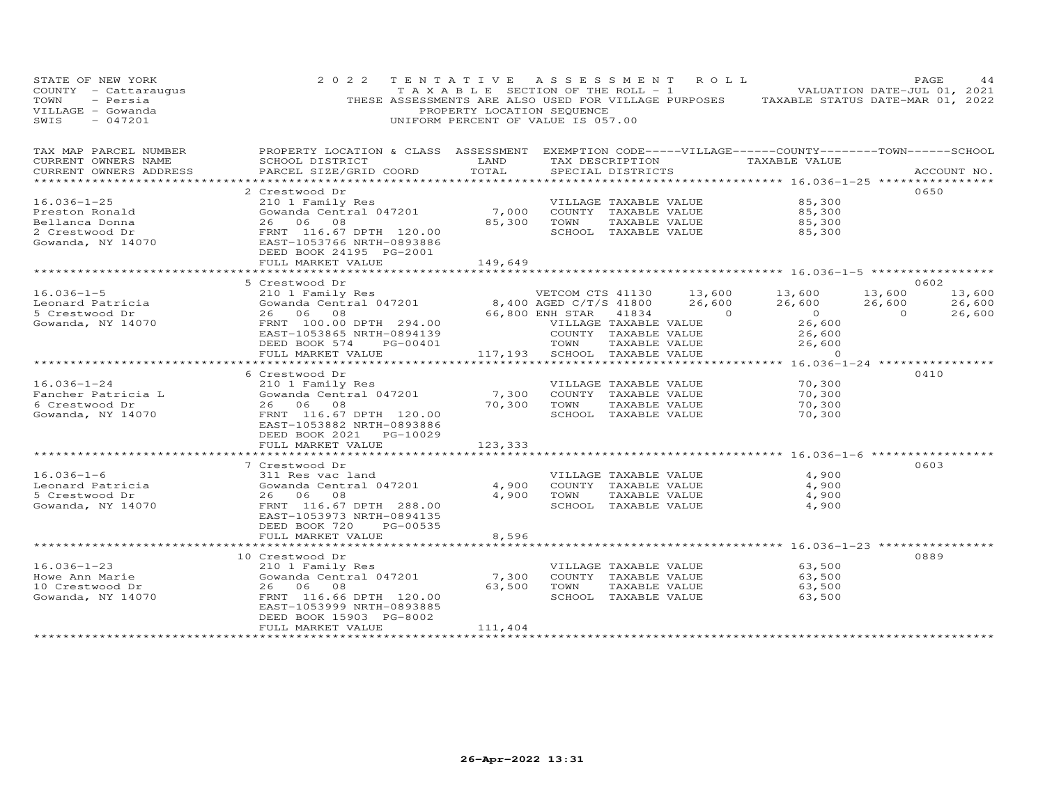STATE OF NEW YORK — 2022 TENTATIVE ASSESSMENT ROLL
COUNTY - Cattaraugus — TAXABLE SECTION OF THE ROLL - 1 — VALUATION DATE-JUL 01, 2021
TOWN - Persia — THESE ASSESSMENTS ARE ALSO USED FOR VILLAGE PURPOSES — TAXABLE STATUS DATE-MAR 01, 2022
VILLAGE - Gowanda — PROPERTY LOCATION SEQUENCE
SWIS - 047201 — UNIFORM PERCENT OF VALUE IS 057.00

| TAX MAP PARCEL NUMBER / CURRENT OWNERS NAME / CURRENT OWNERS ADDRESS | PROPERTY LOCATION & CLASS / SCHOOL DISTRICT / PARCEL SIZE/GRID COORD | ASSESSMENT LAND | TOTAL | EXEMPTION CODE / TAX DESCRIPTION / SPECIAL DISTRICTS | VILLAGE | COUNTY | TOWN | SCHOOL | ACCOUNT NO. |
|---|---|---|---|---|---|---|---|---|---|
| | 2 Crestwood Dr | | | | | | | | 0650 |
| 16.036-1-25 | 210 1 Family Res | | | VILLAGE TAXABLE VALUE | 85,300 | | | | |
| Preston Ronald | Gowanda Central 047201 | 7,000 | | COUNTY TAXABLE VALUE | 85,300 | | | | |
| Bellanca Donna | 26 06 08 | | 85,300 | TOWN TAXABLE VALUE | 85,300 | | | | |
| 2 Crestwood Dr | FRNT 116.67 DPTH 120.00 | | | SCHOOL TAXABLE VALUE | 85,300 | | | | |
| Gowanda, NY 14070 | EAST-1053766 NRTH-0893886 | | | | | | | | |
| | DEED BOOK 24195 PG-2001 | | | | | | | | |
| | FULL MARKET VALUE | | 149,649 | | | | | | |
| | 5 Crestwood Dr | | | | | | | | 0602 |
| 16.036-1-5 | 210 1 Family Res | | | VETCOM CTS 41130 | 13,600 | 13,600 | 13,600 | 13,600 | |
| Leonard Patricia | Gowanda Central 047201 | 8,400 | | AGED C/T/S 41800 | 26,600 | 26,600 | 26,600 | 26,600 | |
| 5 Crestwood Dr | 26 06 08 | | 66,800 | ENH STAR 41834 | 0 | 0 | 0 | 26,600 | |
| Gowanda, NY 14070 | FRNT 100.00 DPTH 294.00 | | | VILLAGE TAXABLE VALUE | 26,600 | | | | |
| | EAST-1053865 NRTH-0894139 | | | COUNTY TAXABLE VALUE | 26,600 | | | | |
| | DEED BOOK 574 PG-00401 | | | TOWN TAXABLE VALUE | 26,600 | | | | |
| | FULL MARKET VALUE | | 117,193 | SCHOOL TAXABLE VALUE | 0 | | | | |
| | 6 Crestwood Dr | | | | | | | | 0410 |
| 16.036-1-24 | 210 1 Family Res | | | VILLAGE TAXABLE VALUE | 70,300 | | | | |
| Fancher Patricia L | Gowanda Central 047201 | 7,300 | | COUNTY TAXABLE VALUE | 70,300 | | | | |
| 6 Crestwood Dr | 26 06 08 | | 70,300 | TOWN TAXABLE VALUE | 70,300 | | | | |
| Gowanda, NY 14070 | FRNT 116.67 DPTH 120.00 | | | SCHOOL TAXABLE VALUE | 70,300 | | | | |
| | EAST-1053882 NRTH-0893886 | | | | | | | | |
| | DEED BOOK 2021 PG-10029 | | | | | | | | |
| | FULL MARKET VALUE | | 123,333 | | | | | | |
| | 7 Crestwood Dr | | | | | | | | 0603 |
| 16.036-1-6 | 311 Res vac land | | | VILLAGE TAXABLE VALUE | 4,900 | | | | |
| Leonard Patricia | Gowanda Central 047201 | 4,900 | | COUNTY TAXABLE VALUE | 4,900 | | | | |
| 5 Crestwood Dr | 26 06 08 | | 4,900 | TOWN TAXABLE VALUE | 4,900 | | | | |
| Gowanda, NY 14070 | FRNT 116.67 DPTH 288.00 | | | SCHOOL TAXABLE VALUE | 4,900 | | | | |
| | EAST-1053973 NRTH-0894135 | | | | | | | | |
| | DEED BOOK 720 PG-00535 | | | | | | | | |
| | FULL MARKET VALUE | | 8,596 | | | | | | |
| | 10 Crestwood Dr | | | | | | | | 0889 |
| 16.036-1-23 | 210 1 Family Res | | | VILLAGE TAXABLE VALUE | 63,500 | | | | |
| Howe Ann Marie | Gowanda Central 047201 | 7,300 | | COUNTY TAXABLE VALUE | 63,500 | | | | |
| 10 Crestwood Dr | 26 06 08 | | 63,500 | TOWN TAXABLE VALUE | 63,500 | | | | |
| Gowanda, NY 14070 | FRNT 116.66 DPTH 120.00 | | | SCHOOL TAXABLE VALUE | 63,500 | | | | |
| | EAST-1053999 NRTH-0893885 | | | | | | | | |
| | DEED BOOK 15903 PG-8002 | | | | | | | | |
| | FULL MARKET VALUE | | 111,404 | | | | | | |

26-Apr-2022 13:31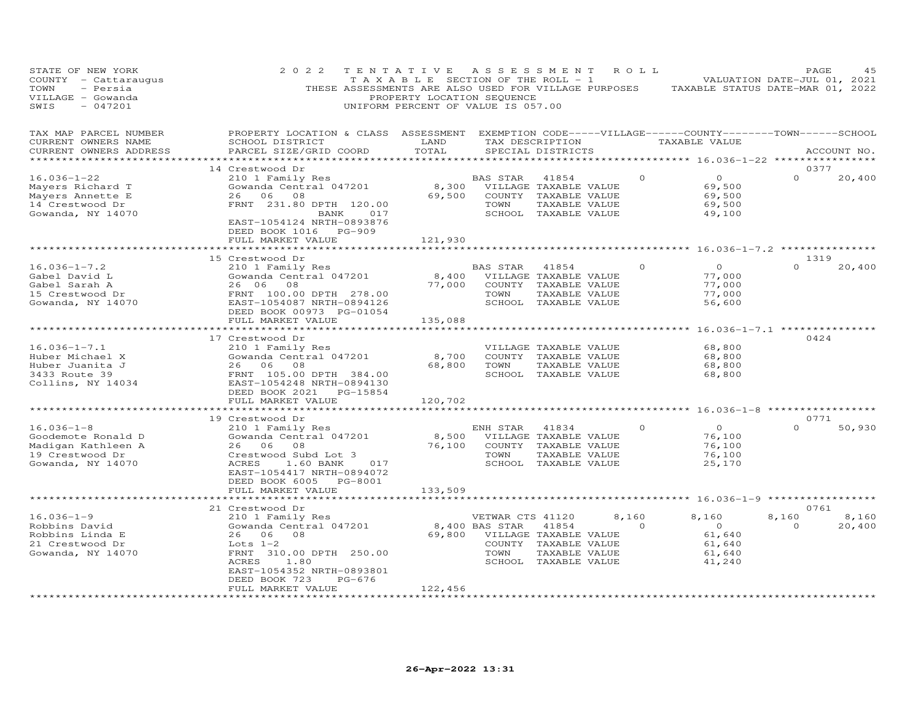STATE OF NEW YORK
COUNTY - Cattaraugus
TOWN - Persia
VILLAGE - Gowanda
SWIS - 047201

2022 TENTATIVE ASSESSMENT ROLL
TAXABLE SECTION OF THE ROLL - 1
THESE ASSESSMENTS ARE ALSO USED FOR VILLAGE PURPOSES
PROPERTY LOCATION SEQUENCE
UNIFORM PERCENT OF VALUE IS 057.00

VALUATION DATE-JUL 01, 2021
TAXABLE STATUS DATE-MAR 01, 2022

| TAX MAP PARCEL NUMBER / CURRENT OWNERS NAME / CURRENT OWNERS ADDRESS | PROPERTY LOCATION & CLASS / SCHOOL DISTRICT / PARCEL SIZE/GRID COORD | ASSESSMENT LAND / TOTAL | EXEMPTION CODE / TAX DESCRIPTION / SPECIAL DISTRICTS | VILLAGE | COUNTY / TAXABLE VALUE | TOWN | SCHOOL / ACCOUNT NO. |
|---|---|---|---|---|---|---|---|
| | 14 Crestwood Dr | | | | | | 0377 |
| 16.036-1-22 | 210 1 Family Res | | BAS STAR 41854 | 0 | 0 | 0 | 20,400 |
| Mayers Richard T | Gowanda Central 047201 | 8,300 | VILLAGE TAXABLE VALUE | | 69,500 | | |
| Mayers Annette E | 26 06 08 | 69,500 | COUNTY TAXABLE VALUE | | 69,500 | | |
| 14 Crestwood Dr | FRNT 231.80 DPTH 120.00 | | TOWN TAXABLE VALUE | | 69,500 | | |
| Gowanda, NY 14070 | BANK 017 | | SCHOOL TAXABLE VALUE | | 49,100 | | |
| | EAST-1054124 NRTH-0893876 | | | | | | |
| | DEED BOOK 1016 PG-909 | | | | | | |
| | FULL MARKET VALUE | 121,930 | | | | | |
| | 15 Crestwood Dr | | | | | | 1319 |
| 16.036-1-7.2 | 210 1 Family Res | | BAS STAR 41854 | 0 | 0 | 0 | 20,400 |
| Gabel David L | Gowanda Central 047201 | 8,400 | VILLAGE TAXABLE VALUE | | 77,000 | | |
| Gabel Sarah A | 26 06 08 | 77,000 | COUNTY TAXABLE VALUE | | 77,000 | | |
| 15 Crestwood Dr | FRNT 100.00 DPTH 278.00 | | TOWN TAXABLE VALUE | | 77,000 | | |
| Gowanda, NY 14070 | EAST-1054087 NRTH-0894126 | | SCHOOL TAXABLE VALUE | | 56,600 | | |
| | DEED BOOK 00973 PG-01054 | | | | | | |
| | FULL MARKET VALUE | 135,088 | | | | | |
| | 17 Crestwood Dr | | | | | | 0424 |
| 16.036-1-7.1 | 210 1 Family Res | | VILLAGE TAXABLE VALUE | | 68,800 | | |
| Huber Michael X | Gowanda Central 047201 | 8,700 | COUNTY TAXABLE VALUE | | 68,800 | | |
| Huber Juanita J | 26 06 08 | 68,800 | TOWN TAXABLE VALUE | | 68,800 | | |
| 3433 Route 39 | FRNT 105.00 DPTH 384.00 | | SCHOOL TAXABLE VALUE | | 68,800 | | |
| Collins, NY 14034 | EAST-1054248 NRTH-0894130 | | | | | | |
| | DEED BOOK 2021 PG-15854 | | | | | | |
| | FULL MARKET VALUE | 120,702 | | | | | |
| | 19 Crestwood Dr | | | | | | 0771 |
| 16.036-1-8 | 210 1 Family Res | | ENH STAR 41834 | 0 | 0 | 0 | 50,930 |
| Goodemote Ronald D | Gowanda Central 047201 | 8,500 | VILLAGE TAXABLE VALUE | | 76,100 | | |
| Madigan Kathleen A | 26 06 08 | 76,100 | COUNTY TAXABLE VALUE | | 76,100 | | |
| 19 Crestwood Dr | Crestwood Subd Lot 3 | | TOWN TAXABLE VALUE | | 76,100 | | |
| Gowanda, NY 14070 | ACRES 1.60 BANK 017 | | SCHOOL TAXABLE VALUE | | 25,170 | | |
| | EAST-1054417 NRTH-0894072 | | | | | | |
| | DEED BOOK 6005 PG-8001 | | | | | | |
| | FULL MARKET VALUE | 133,509 | | | | | |
| | 21 Crestwood Dr | | | | | | 0761 |
| 16.036-1-9 | 210 1 Family Res | | VETWAR CTS 41120 | 8,160 | 8,160 | 8,160 | 8,160 |
| Robbins David | Gowanda Central 047201 | 8,400 | BAS STAR 41854 | 0 | 0 | 0 | 20,400 |
| Robbins Linda E | 26 06 08 | 69,800 | VILLAGE TAXABLE VALUE | | 61,640 | | |
| 21 Crestwood Dr | Lots 1-2 | | COUNTY TAXABLE VALUE | | 61,640 | | |
| Gowanda, NY 14070 | FRNT 310.00 DPTH 250.00 | | TOWN TAXABLE VALUE | | 61,640 | | |
| | ACRES 1.80 | | SCHOOL TAXABLE VALUE | | 41,240 | | |
| | EAST-1054352 NRTH-0893801 | | | | | | |
| | DEED BOOK 723 PG-676 | | | | | | |
| | FULL MARKET VALUE | 122,456 | | | | | |

26-Apr-2022 13:31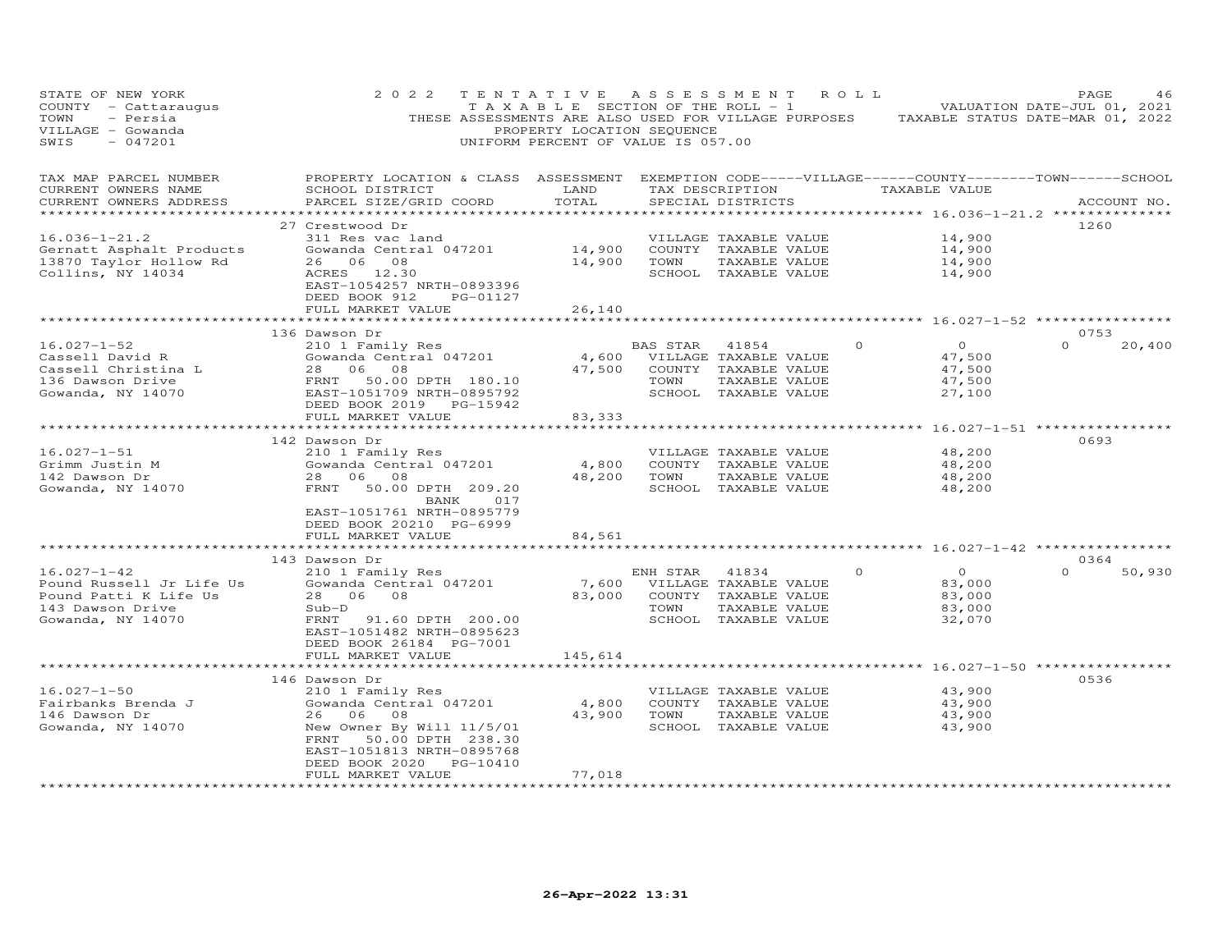STATE OF NEW YORK
COUNTY - Cattaraugus
TOWN - Persia
VILLAGE - Gowanda
SWIS - 047201

2022 TENTATIVE ASSESSMENT ROLL
TAXABLE SECTION OF THE ROLL - 1
THESE ASSESSMENTS ARE ALSO USED FOR VILLAGE PURPOSES
PROPERTY LOCATION SEQUENCE
UNIFORM PERCENT OF VALUE IS 057.00

VALUATION DATE-JUL 01, 2021
TAXABLE STATUS DATE-MAR 01, 2022

| TAX MAP PARCEL NUMBER / CURRENT OWNERS NAME / CURRENT OWNERS ADDRESS | PROPERTY LOCATION & CLASS / SCHOOL DISTRICT / PARCEL SIZE/GRID COORD | ASSESSMENT LAND / TOTAL | EXEMPTION CODE / TAX DESCRIPTION / SPECIAL DISTRICTS | VILLAGE | COUNTY TAXABLE VALUE | TOWN | SCHOOL | ACCOUNT NO. |
|---|---|---|---|---|---|---|---|---|
| | 27 Crestwood Dr | | | | | | | 1260 |
| 16.036-1-21.2 | 311 Res vac land | | VILLAGE TAXABLE VALUE | | 14,900 | | | |
| Gernatt Asphalt Products | Gowanda Central 047201 | 14,900 | COUNTY TAXABLE VALUE | | 14,900 | | | |
| 13870 Taylor Hollow Rd | 26 06 08 | 14,900 | TOWN TAXABLE VALUE | | 14,900 | | | |
| Collins, NY 14034 | ACRES 12.30 | | SCHOOL TAXABLE VALUE | | 14,900 | | | |
| | EAST-1054257 NRTH-0893396 | | | | | | | |
| | DEED BOOK 912 PG-01127 | | | | | | | |
| | FULL MARKET VALUE | 26,140 | | | | | | |
| | 136 Dawson Dr | | | | | | | 0753 |
| 16.027-1-52 | 210 1 Family Res | | BAS STAR 41854 | 0 | 0 | | 0 | 20,400 |
| Cassell David R | Gowanda Central 047201 | 4,600 | VILLAGE TAXABLE VALUE | | 47,500 | | | |
| Cassell Christina L | 28 06 08 | 47,500 | COUNTY TAXABLE VALUE | | 47,500 | | | |
| 136 Dawson Drive | FRNT 50.00 DPTH 180.10 | | TOWN TAXABLE VALUE | | 47,500 | | | |
| Gowanda, NY 14070 | EAST-1051709 NRTH-0895792 | | SCHOOL TAXABLE VALUE | | 27,100 | | | |
| | DEED BOOK 2019 PG-15942 | | | | | | | |
| | FULL MARKET VALUE | 83,333 | | | | | | |
| | 142 Dawson Dr | | | | | | | 0693 |
| 16.027-1-51 | 210 1 Family Res | | VILLAGE TAXABLE VALUE | | 48,200 | | | |
| Grimm Justin M | Gowanda Central 047201 | 4,800 | COUNTY TAXABLE VALUE | | 48,200 | | | |
| 142 Dawson Dr | 28 06 08 | 48,200 | TOWN TAXABLE VALUE | | 48,200 | | | |
| Gowanda, NY 14070 | FRNT 50.00 DPTH 209.20 | | SCHOOL TAXABLE VALUE | | 48,200 | | | |
| | BANK 017 | | | | | | | |
| | EAST-1051761 NRTH-0895779 | | | | | | | |
| | DEED BOOK 20210 PG-6999 | | | | | | | |
| | FULL MARKET VALUE | 84,561 | | | | | | |
| | 143 Dawson Dr | | | | | | | 0364 |
| 16.027-1-42 | 210 1 Family Res | | ENH STAR 41834 | 0 | 0 | | 0 | 50,930 |
| Pound Russell Jr Life Us | Gowanda Central 047201 | 7,600 | VILLAGE TAXABLE VALUE | | 83,000 | | | |
| Pound Patti K Life Us | 28 06 08 | 83,000 | COUNTY TAXABLE VALUE | | 83,000 | | | |
| 143 Dawson Drive | Sub-D | | TOWN TAXABLE VALUE | | 83,000 | | | |
| Gowanda, NY 14070 | FRNT 91.60 DPTH 200.00 | | SCHOOL TAXABLE VALUE | | 32,070 | | | |
| | EAST-1051482 NRTH-0895623 | | | | | | | |
| | DEED BOOK 26184 PG-7001 | | | | | | | |
| | FULL MARKET VALUE | 145,614 | | | | | | |
| | 146 Dawson Dr | | | | | | | 0536 |
| 16.027-1-50 | 210 1 Family Res | | VILLAGE TAXABLE VALUE | | 43,900 | | | |
| Fairbanks Brenda J | Gowanda Central 047201 | 4,800 | COUNTY TAXABLE VALUE | | 43,900 | | | |
| 146 Dawson Dr | 26 06 08 | 43,900 | TOWN TAXABLE VALUE | | 43,900 | | | |
| Gowanda, NY 14070 | New Owner By Will 11/5/01 | | SCHOOL TAXABLE VALUE | | 43,900 | | | |
| | FRNT 50.00 DPTH 238.30 | | | | | | | |
| | EAST-1051813 NRTH-0895768 | | | | | | | |
| | DEED BOOK 2020 PG-10410 | | | | | | | |
| | FULL MARKET VALUE | 77,018 | | | | | | |

26-Apr-2022 13:31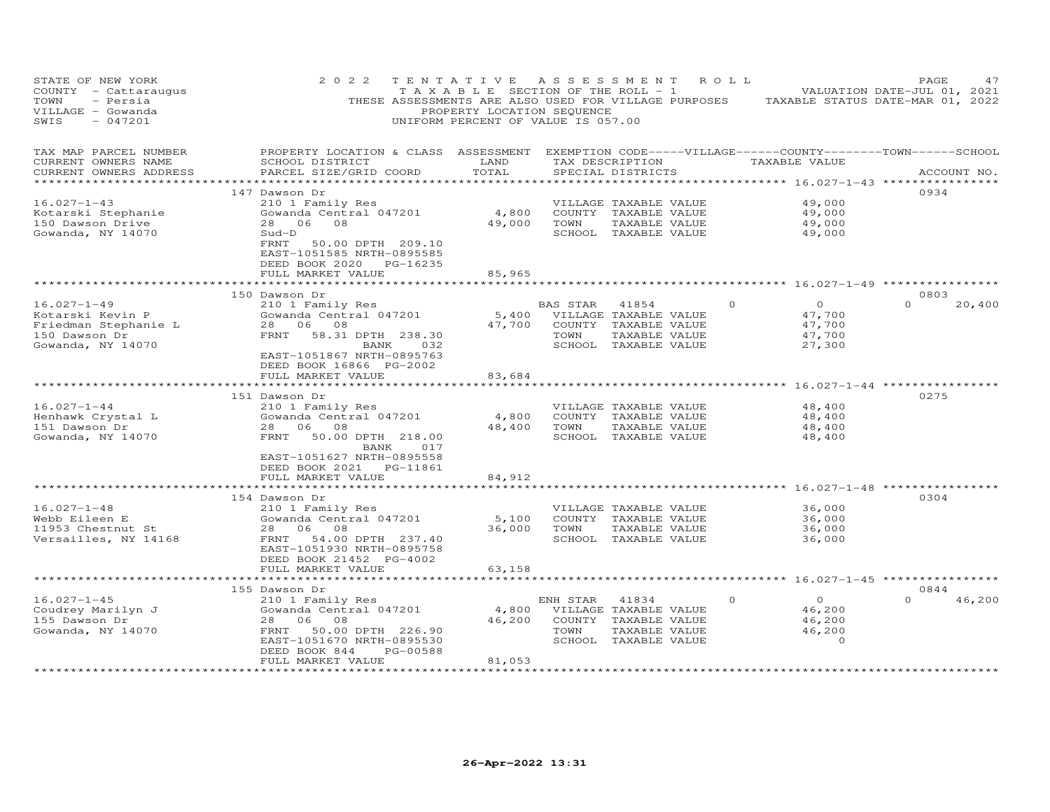STATE OF NEW YORK — 2022 TENTATIVE ASSESSMENT ROLL — VALUATION DATE-JUL 01, 2021
COUNTY - Cattaraugus — TAXABLE SECTION OF THE ROLL - 1 — TAXABLE STATUS DATE-MAR 01, 2022
TOWN - Persia — THESE ASSESSMENTS ARE ALSO USED FOR VILLAGE PURPOSES
VILLAGE - Gowanda — PROPERTY LOCATION SEQUENCE
SWIS - 047201 — UNIFORM PERCENT OF VALUE IS 057.00

| TAX MAP PARCEL NUMBER / CURRENT OWNERS NAME / CURRENT OWNERS ADDRESS | PROPERTY LOCATION & CLASS / SCHOOL DISTRICT / PARCEL SIZE/GRID COORD | ASSESSMENT LAND / TOTAL | EXEMPTION CODE / TAX DESCRIPTION / SPECIAL DISTRICTS | VILLAGE | COUNTY | TOWN | SCHOOL | TAXABLE VALUE | ACCOUNT NO. |
|---|---|---|---|---|---|---|---|---|---|
| 16.027-1-43 | 147 Dawson Dr | | | | | | | | 0934 |
| Kotarski Stephanie | 210 1 Family Res | | VILLAGE TAXABLE VALUE | | | | | 49,000 | |
| 150 Dawson Drive | Gowanda Central 047201 | 4,800 | COUNTY TAXABLE VALUE | | | | | 49,000 | |
| Gowanda, NY 14070 | 28 06 08 | 49,000 | TOWN TAXABLE VALUE | | | | | 49,000 | |
| | Sud-D | | SCHOOL TAXABLE VALUE | | | | | 49,000 | |
| | FRNT 50.00 DPTH 209.10 | | | | | | | | |
| | EAST-1051585 NRTH-0895585 | | | | | | | | |
| | DEED BOOK 2020 PG-16235 | | | | | | | | |
| | FULL MARKET VALUE | 85,965 | | | | | | | |
| 16.027-1-49 | 150 Dawson Dr | | | | | | | | 0803 |
| Kotarski Kevin P | 210 1 Family Res | | BAS STAR 41854 | 0 | | | 20,400 | 0 | |
| Friedman Stephanie L | Gowanda Central 047201 | 5,400 | VILLAGE TAXABLE VALUE | | | | | 47,700 | |
| 150 Dawson Dr | 28 06 08 | 47,700 | COUNTY TAXABLE VALUE | | | | | 47,700 | |
| Gowanda, NY 14070 | FRNT 58.31 DPTH 238.30 | | TOWN TAXABLE VALUE | | | | | 47,700 | |
| | BANK 032 | | SCHOOL TAXABLE VALUE | | | | | 27,300 | |
| | EAST-1051867 NRTH-0895763 | | | | | | | | |
| | DEED BOOK 16866 PG-2002 | | | | | | | | |
| | FULL MARKET VALUE | 83,684 | | | | | | | |
| 16.027-1-44 | 151 Dawson Dr | | | | | | | | 0275 |
| Henhawk Crystal L | 210 1 Family Res | | VILLAGE TAXABLE VALUE | | | | | 48,400 | |
| 151 Dawson Dr | Gowanda Central 047201 | 4,800 | COUNTY TAXABLE VALUE | | | | | 48,400 | |
| Gowanda, NY 14070 | 28 06 08 | 48,400 | TOWN TAXABLE VALUE | | | | | 48,400 | |
| | FRNT 50.00 DPTH 218.00 | | SCHOOL TAXABLE VALUE | | | | | 48,400 | |
| | BANK 017 | | | | | | | | |
| | EAST-1051627 NRTH-0895558 | | | | | | | | |
| | DEED BOOK 2021 PG-11861 | | | | | | | | |
| | FULL MARKET VALUE | 84,912 | | | | | | | |
| 16.027-1-48 | 154 Dawson Dr | | | | | | | | 0304 |
| Webb Eileen E | 210 1 Family Res | | VILLAGE TAXABLE VALUE | | | | | 36,000 | |
| 11953 Chestnut St | Gowanda Central 047201 | 5,100 | COUNTY TAXABLE VALUE | | | | | 36,000 | |
| Versailles, NY 14168 | 28 06 08 | 36,000 | TOWN TAXABLE VALUE | | | | | 36,000 | |
| | FRNT 54.00 DPTH 237.40 | | SCHOOL TAXABLE VALUE | | | | | 36,000 | |
| | EAST-1051930 NRTH-0895758 | | | | | | | | |
| | DEED BOOK 21452 PG-4002 | | | | | | | | |
| | FULL MARKET VALUE | 63,158 | | | | | | | |
| 16.027-1-45 | 155 Dawson Dr | | | | | | | | 0844 |
| Coudrey Marilyn J | 210 1 Family Res | | ENH STAR 41834 | 0 | | | 46,200 | 0 | |
| 155 Dawson Dr | Gowanda Central 047201 | 4,800 | VILLAGE TAXABLE VALUE | | | | | 46,200 | |
| Gowanda, NY 14070 | 28 06 08 | 46,200 | COUNTY TAXABLE VALUE | | | | | 46,200 | |
| | FRNT 50.00 DPTH 226.90 | | TOWN TAXABLE VALUE | | | | | 46,200 | |
| | EAST-1051670 NRTH-0895530 | | SCHOOL TAXABLE VALUE | | | | | 0 | |
| | DEED BOOK 844 PG-00588 | | | | | | | | |
| | FULL MARKET VALUE | 81,053 | | | | | | | |

26-Apr-2022 13:31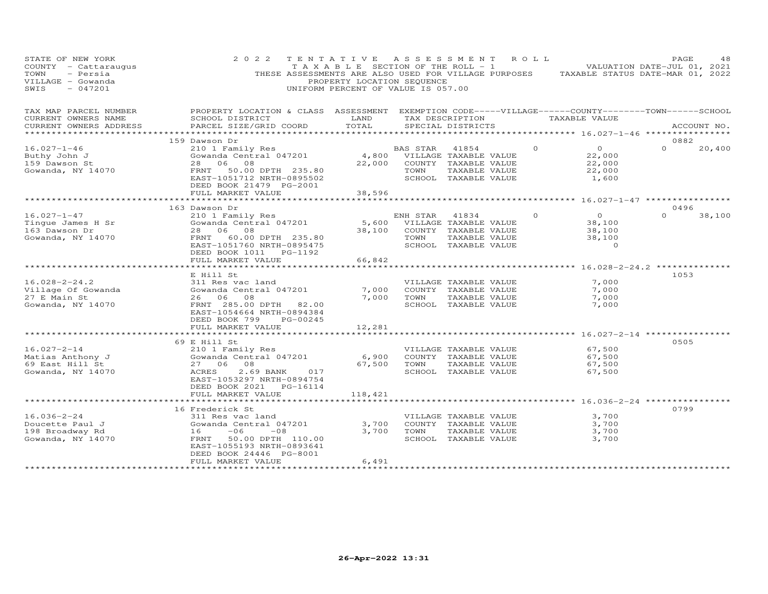STATE OF NEW YORK
COUNTY - Cattaraugus
TOWN - Persia
VILLAGE - Gowanda
SWIS - 047201

2022 TENTATIVE ASSESSMENT ROLL
TAXABLE SECTION OF THE ROLL - 1
THESE ASSESSMENTS ARE ALSO USED FOR VILLAGE PURPOSES
PROPERTY LOCATION SEQUENCE
UNIFORM PERCENT OF VALUE IS 057.00

VALUATION DATE-JUL 01, 2021
TAXABLE STATUS DATE-MAR 01, 2022

| TAX MAP PARCEL NUMBER / CURRENT OWNERS NAME / CURRENT OWNERS ADDRESS | PROPERTY LOCATION & CLASS / SCHOOL DISTRICT / PARCEL SIZE/GRID COORD | ASSESSMENT LAND / TOTAL | EXEMPTION CODE / TAX DESCRIPTION / SPECIAL DISTRICTS | VILLAGE | COUNTY / TAXABLE VALUE | TOWN | SCHOOL | ACCOUNT NO. |
|---|---|---|---|---|---|---|---|---|
| 16.027-1-46 | 159 Dawson Dr | | | | | | | 0882 |
| 16.027-1-46 | 210 1 Family Res | | BAS STAR 41854 | 0 | 0 | 0 | 20,400 | |
| Buthy John J | Gowanda Central 047201 | 4,800 | VILLAGE TAXABLE VALUE | | 22,000 | | | |
| 159 Dawson St | 28 06 08 | 22,000 | COUNTY TAXABLE VALUE | | 22,000 | | | |
| Gowanda, NY 14070 | FRNT 50.00 DPTH 235.80 | | TOWN TAXABLE VALUE | | 22,000 | | | |
| | EAST-1051712 NRTH-0895502 | | SCHOOL TAXABLE VALUE | | 1,600 | | | |
| | DEED BOOK 21479 PG-2001 | | | | | | | |
| | FULL MARKET VALUE | 38,596 | | | | | | |
| 16.027-1-47 | 163 Dawson Dr | | | | | | | 0496 |
| 16.027-1-47 | 210 1 Family Res | | ENH STAR 41834 | 0 | 0 | 0 | 38,100 | |
| Tingue James H Sr | Gowanda Central 047201 | 5,600 | VILLAGE TAXABLE VALUE | | 38,100 | | | |
| 163 Dawson Dr | 28 06 08 | 38,100 | COUNTY TAXABLE VALUE | | 38,100 | | | |
| Gowanda, NY 14070 | FRNT 60.00 DPTH 235.80 | | TOWN TAXABLE VALUE | | 38,100 | | | |
| | EAST-1051760 NRTH-0895475 | | SCHOOL TAXABLE VALUE | | 0 | | | |
| | DEED BOOK 1011 PG-1192 | | | | | | | |
| | FULL MARKET VALUE | 66,842 | | | | | | |
| 16.028-2-24.2 | E Hill St | | | | | | | 1053 |
| 16.028-2-24.2 | 311 Res vac land | | VILLAGE TAXABLE VALUE | | 7,000 | | | |
| Village Of Gowanda | Gowanda Central 047201 | 7,000 | COUNTY TAXABLE VALUE | | 7,000 | | | |
| 27 E Main St | 26 06 08 | 7,000 | TOWN TAXABLE VALUE | | 7,000 | | | |
| Gowanda, NY 14070 | FRNT 285.00 DPTH 82.00 | | SCHOOL TAXABLE VALUE | | 7,000 | | | |
| | EAST-1054664 NRTH-0894384 | | | | | | | |
| | DEED BOOK 799 PG-00245 | | | | | | | |
| | FULL MARKET VALUE | 12,281 | | | | | | |
| 16.027-2-14 | 69 E Hill St | | | | | | | 0505 |
| 16.027-2-14 | 210 1 Family Res | | VILLAGE TAXABLE VALUE | | 67,500 | | | |
| Matias Anthony J | Gowanda Central 047201 | 6,900 | COUNTY TAXABLE VALUE | | 67,500 | | | |
| 69 East Hill St | 27 06 08 | 67,500 | TOWN TAXABLE VALUE | | 67,500 | | | |
| Gowanda, NY 14070 | ACRES 2.69 BANK 017 | | SCHOOL TAXABLE VALUE | | 67,500 | | | |
| | EAST-1053297 NRTH-0894754 | | | | | | | |
| | DEED BOOK 2021 PG-16114 | | | | | | | |
| | FULL MARKET VALUE | 118,421 | | | | | | |
| 16.036-2-24 | 16 Frederick St | | | | | | | 0799 |
| 16.036-2-24 | 311 Res vac land | | VILLAGE TAXABLE VALUE | | 3,700 | | | |
| Doucette Paul J | Gowanda Central 047201 | 3,700 | COUNTY TAXABLE VALUE | | 3,700 | | | |
| 198 Broadway Rd | 16 -06 -08 | 3,700 | TOWN TAXABLE VALUE | | 3,700 | | | |
| Gowanda, NY 14070 | FRNT 50.00 DPTH 110.00 | | SCHOOL TAXABLE VALUE | | 3,700 | | | |
| | EAST-1055193 NRTH-0893641 | | | | | | | |
| | DEED BOOK 24446 PG-8001 | | | | | | | |
| | FULL MARKET VALUE | 6,491 | | | | | | |

26-Apr-2022 13:31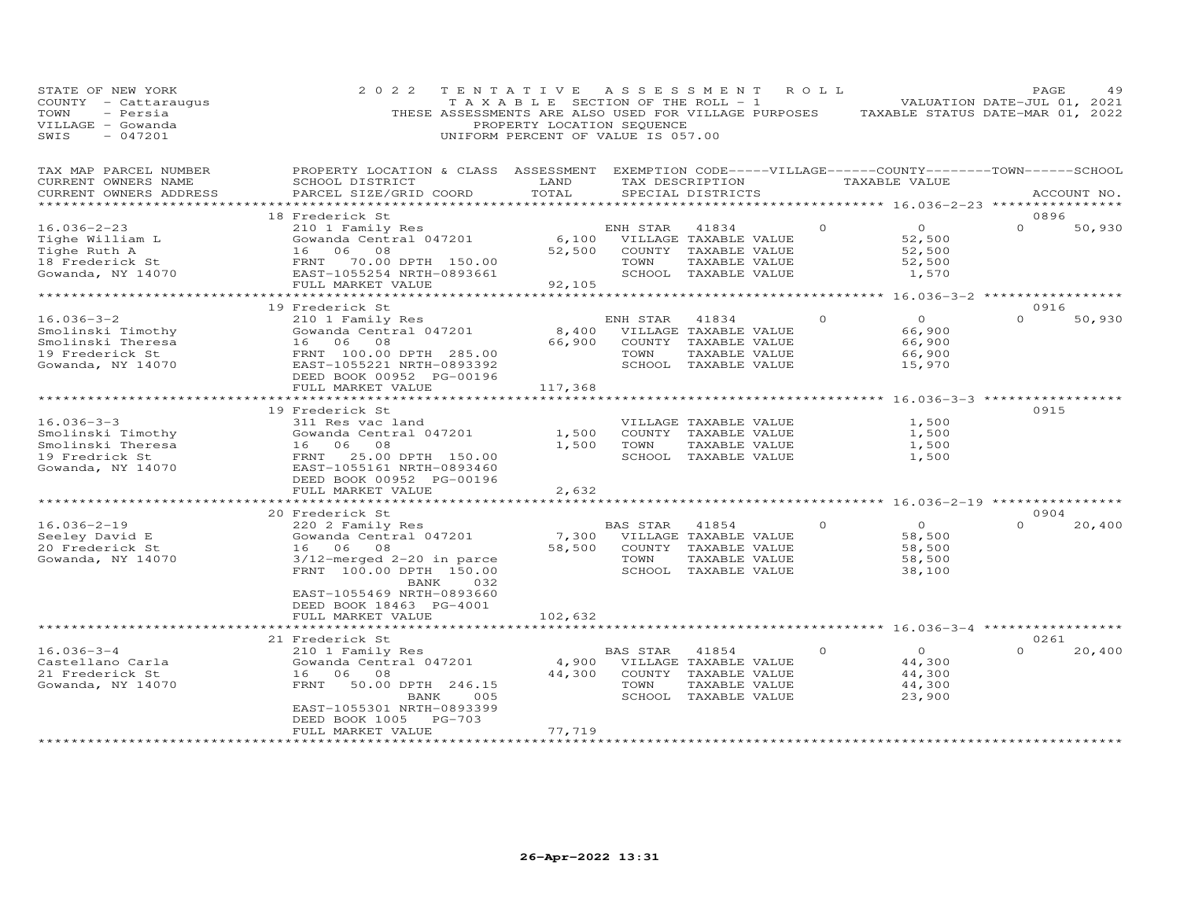STATE OF NEW YORK
COUNTY - Cattaraugus
TOWN - Persia
VILLAGE - Gowanda
SWIS - 047201

2022 TENTATIVE ASSESSMENT ROLL
TAXABLE SECTION OF THE ROLL - 1
THESE ASSESSMENTS ARE ALSO USED FOR VILLAGE PURPOSES
PROPERTY LOCATION SEQUENCE
UNIFORM PERCENT OF VALUE IS 057.00

VALUATION DATE-JUL 01, 2021
TAXABLE STATUS DATE-MAR 01, 2022

| TAX MAP PARCEL NUMBER / CURRENT OWNERS NAME / CURRENT OWNERS ADDRESS | PROPERTY LOCATION & CLASS / SCHOOL DISTRICT / PARCEL SIZE/GRID COORD | ASSESSMENT LAND | ASSESSMENT TOTAL | EXEMPTION CODE / TAX DESCRIPTION / SPECIAL DISTRICTS | VILLAGE | COUNTY / TAXABLE VALUE | TOWN | SCHOOL / ACCOUNT NO. |
|---|---|---|---|---|---|---|---|---|
| **16.036-2-23** | 18 Frederick St | | | | | | | 0896 |
| Tighe William L | 210 1 Family Res | | | ENH STAR 41834 | 0 | 0 | 0 | 50,930 |
| Tighe Ruth A | Gowanda Central 047201 | 6,100 | | VILLAGE TAXABLE VALUE | | 52,500 | | |
| 18 Frederick St | 16 06 08 | | 52,500 | COUNTY TAXABLE VALUE | | 52,500 | | |
| Gowanda, NY 14070 | FRNT 70.00 DPTH 150.00 | | | TOWN TAXABLE VALUE | | 52,500 | | |
| | EAST-1055254 NRTH-0893661 | | | SCHOOL TAXABLE VALUE | | 1,570 | | |
| | FULL MARKET VALUE | | 92,105 | | | | | |
| **16.036-3-2** | 19 Frederick St | | | | | | | 0916 |
| Smolinski Timothy | 210 1 Family Res | | | ENH STAR 41834 | 0 | 0 | 0 | 50,930 |
| Smolinski Theresa | Gowanda Central 047201 | 8,400 | | VILLAGE TAXABLE VALUE | | 66,900 | | |
| 19 Frederick St | 16 06 08 | | 66,900 | COUNTY TAXABLE VALUE | | 66,900 | | |
| Gowanda, NY 14070 | FRNT 100.00 DPTH 285.00 | | | TOWN TAXABLE VALUE | | 66,900 | | |
| | EAST-1055221 NRTH-0893392 | | | SCHOOL TAXABLE VALUE | | 15,970 | | |
| | DEED BOOK 00952 PG-00196 | | | | | | | |
| | FULL MARKET VALUE | | 117,368 | | | | | |
| **16.036-3-3** | 19 Frederick St | | | | | | | 0915 |
| Smolinski Timothy | 311 Res vac land | | | VILLAGE TAXABLE VALUE | | 1,500 | | |
| Smolinski Theresa | Gowanda Central 047201 | 1,500 | | COUNTY TAXABLE VALUE | | 1,500 | | |
| 19 Fredrick St | 16 06 08 | | 1,500 | TOWN TAXABLE VALUE | | 1,500 | | |
| Gowanda, NY 14070 | FRNT 25.00 DPTH 150.00 | | | SCHOOL TAXABLE VALUE | | 1,500 | | |
| | EAST-1055161 NRTH-0893460 | | | | | | | |
| | DEED BOOK 00952 PG-00196 | | | | | | | |
| | FULL MARKET VALUE | | 2,632 | | | | | |
| **16.036-2-19** | 20 Frederick St | | | | | | | 0904 |
| Seeley David E | 220 2 Family Res | | | BAS STAR 41854 | 0 | 0 | 0 | 20,400 |
| 20 Frederick St | Gowanda Central 047201 | 7,300 | | VILLAGE TAXABLE VALUE | | 58,500 | | |
| Gowanda, NY 14070 | 16 06 08 | | 58,500 | COUNTY TAXABLE VALUE | | 58,500 | | |
| | 3/12-merged 2-20 in parce | | | TOWN TAXABLE VALUE | | 58,500 | | |
| | FRNT 100.00 DPTH 150.00 | | | SCHOOL TAXABLE VALUE | | 38,100 | | |
| | BANK 032 | | | | | | | |
| | EAST-1055469 NRTH-0893660 | | | | | | | |
| | DEED BOOK 18463 PG-4001 | | | | | | | |
| | FULL MARKET VALUE | | 102,632 | | | | | |
| **16.036-3-4** | 21 Frederick St | | | | | | | 0261 |
| Castellano Carla | 210 1 Family Res | | | BAS STAR 41854 | 0 | 0 | 0 | 20,400 |
| 21 Frederick St | Gowanda Central 047201 | 4,900 | | VILLAGE TAXABLE VALUE | | 44,300 | | |
| Gowanda, NY 14070 | 16 06 08 | | 44,300 | COUNTY TAXABLE VALUE | | 44,300 | | |
| | FRNT 50.00 DPTH 246.15 | | | TOWN TAXABLE VALUE | | 44,300 | | |
| | BANK 005 | | | SCHOOL TAXABLE VALUE | | 23,900 | | |
| | EAST-1055301 NRTH-0893399 | | | | | | | |
| | DEED BOOK 1005 PG-703 | | | | | | | |
| | FULL MARKET VALUE | | 77,719 | | | | | |

26-Apr-2022 13:31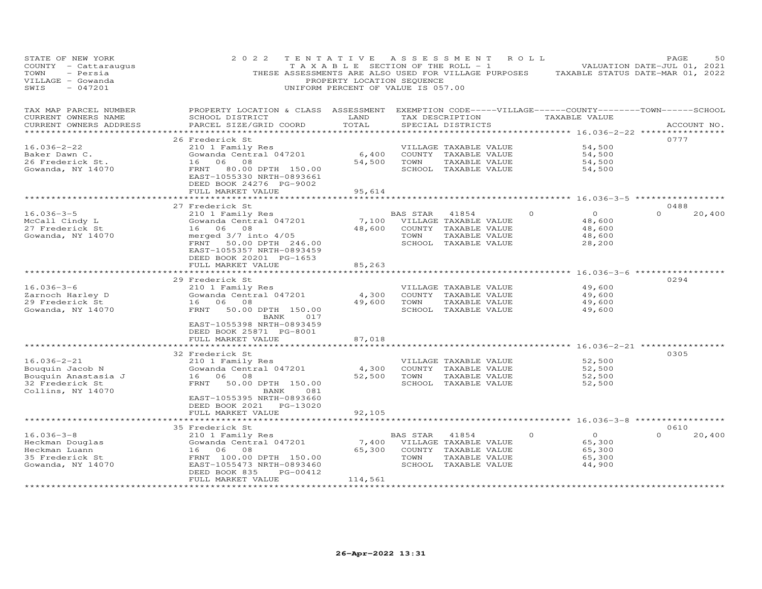STATE OF NEW YORK
COUNTY - Cattaraugus
TOWN - Persia
VILLAGE - Gowanda
SWIS - 047201

2022 TENTATIVE ASSESSMENT ROLL
TAXABLE SECTION OF THE ROLL - 1
THESE ASSESSMENTS ARE ALSO USED FOR VILLAGE PURPOSES
PROPERTY LOCATION SEQUENCE
UNIFORM PERCENT OF VALUE IS 057.00

VALUATION DATE-JUL 01, 2021
TAXABLE STATUS DATE-MAR 01, 2022

| TAX MAP PARCEL NUMBER / CURRENT OWNERS NAME / CURRENT OWNERS ADDRESS | PROPERTY LOCATION & CLASS / SCHOOL DISTRICT / PARCEL SIZE/GRID COORD | ASSESSMENT LAND / TOTAL | EXEMPTION CODE-----VILLAGE------COUNTY--------TOWN------SCHOOL / TAX DESCRIPTION / SPECIAL DISTRICTS | TAXABLE VALUE | ACCOUNT NO. |
|---|---|---|---|---|---|
| | 26 Frederick St | | | | 0777 |
| 16.036-2-22 | 210 1 Family Res | | VILLAGE TAXABLE VALUE | 54,500 | |
| Baker Dawn C. | Gowanda Central 047201 | 6,400 | COUNTY TAXABLE VALUE | 54,500 | |
| 26 Frederick St. | 16 06 08 | 54,500 | TOWN TAXABLE VALUE | 54,500 | |
| Gowanda, NY 14070 | FRNT 80.00 DPTH 150.00 | | SCHOOL TAXABLE VALUE | 54,500 | |
| | EAST-1055330 NRTH-0893661 | | | | |
| | DEED BOOK 24276 PG-9002 | | | | |
| | FULL MARKET VALUE | 95,614 | | | |
| | 27 Frederick St | | | | 0488 |
| 16.036-3-5 | 210 1 Family Res | | BAS STAR 41854 0 | 0 | 0 20,400 |
| McCall Cindy L | Gowanda Central 047201 | 7,100 | VILLAGE TAXABLE VALUE | 48,600 | |
| 27 Frederick St | 16 06 08 | 48,600 | COUNTY TAXABLE VALUE | 48,600 | |
| Gowanda, NY 14070 | merged 3/7 into 4/05 | | TOWN TAXABLE VALUE | 48,600 | |
| | FRNT 50.00 DPTH 246.00 | | SCHOOL TAXABLE VALUE | 28,200 | |
| | EAST-1055357 NRTH-0893459 | | | | |
| | DEED BOOK 20201 PG-1653 | | | | |
| | FULL MARKET VALUE | 85,263 | | | |
| | 29 Frederick St | | | | 0294 |
| 16.036-3-6 | 210 1 Family Res | | VILLAGE TAXABLE VALUE | 49,600 | |
| Zarnoch Harley D | Gowanda Central 047201 | 4,300 | COUNTY TAXABLE VALUE | 49,600 | |
| 29 Frederick St | 16 06 08 | 49,600 | TOWN TAXABLE VALUE | 49,600 | |
| Gowanda, NY 14070 | FRNT 50.00 DPTH 150.00 | | SCHOOL TAXABLE VALUE | 49,600 | |
| | BANK 017 | | | | |
| | EAST-1055398 NRTH-0893459 | | | | |
| | DEED BOOK 25871 PG-8001 | | | | |
| | FULL MARKET VALUE | 87,018 | | | |
| | 32 Frederick St | | | | 0305 |
| 16.036-2-21 | 210 1 Family Res | | VILLAGE TAXABLE VALUE | 52,500 | |
| Bouquin Jacob N | Gowanda Central 047201 | 4,300 | COUNTY TAXABLE VALUE | 52,500 | |
| Bouquin Anastasia J | 16 06 08 | 52,500 | TOWN TAXABLE VALUE | 52,500 | |
| 32 Frederick St | FRNT 50.00 DPTH 150.00 | | SCHOOL TAXABLE VALUE | 52,500 | |
| Collins, NY 14070 | BANK 081 | | | | |
| | EAST-1055395 NRTH-0893660 | | | | |
| | DEED BOOK 2021 PG-13020 | | | | |
| | FULL MARKET VALUE | 92,105 | | | |
| | 35 Frederick St | | | | 0610 |
| 16.036-3-8 | 210 1 Family Res | | BAS STAR 41854 0 | 0 | 0 20,400 |
| Heckman Douglas | Gowanda Central 047201 | 7,400 | VILLAGE TAXABLE VALUE | 65,300 | |
| Heckman Luann | 16 06 08 | 65,300 | COUNTY TAXABLE VALUE | 65,300 | |
| 35 Frederick St | FRNT 100.00 DPTH 150.00 | | TOWN TAXABLE VALUE | 65,300 | |
| Gowanda, NY 14070 | EAST-1055473 NRTH-0893460 | | SCHOOL TAXABLE VALUE | 44,900 | |
| | DEED BOOK 835 PG-00412 | | | | |
| | FULL MARKET VALUE | 114,561 | | | |

26-Apr-2022 13:31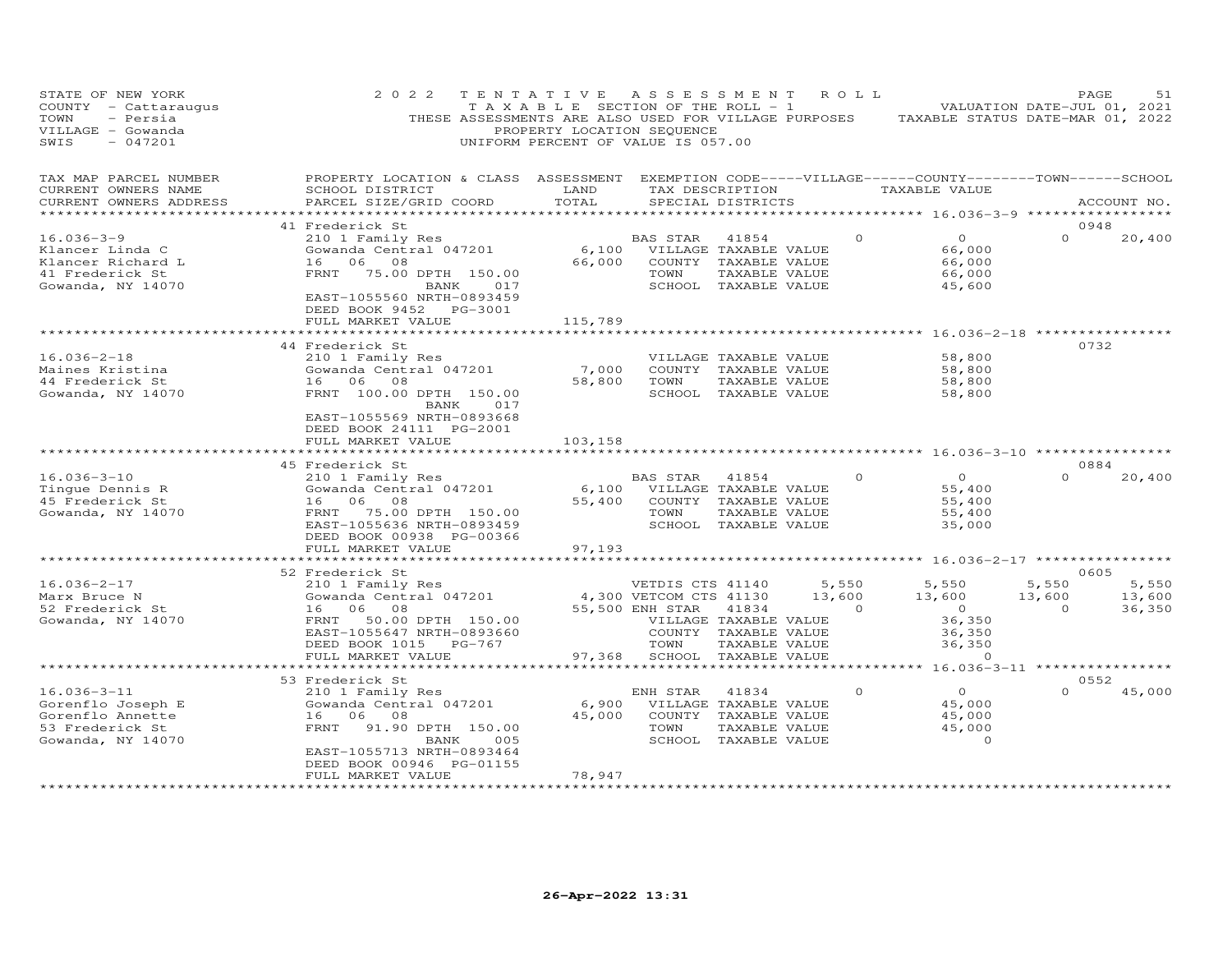STATE OF NEW YORK
COUNTY - Cattaraugus
TOWN - Persia
VILLAGE - Gowanda
SWIS - 047201

2 0 2 2 T E N T A T I V E A S S E S S M E N T R O L L
T A X A B L E SECTION OF THE ROLL - 1
THESE ASSESSMENTS ARE ALSO USED FOR VILLAGE PURPOSES
PROPERTY LOCATION SEQUENCE
UNIFORM PERCENT OF VALUE IS 057.00

VALUATION DATE-JUL 01, 2021
TAXABLE STATUS DATE-MAR 01, 2022

| TAX MAP PARCEL NUMBER / CURRENT OWNERS NAME / CURRENT OWNERS ADDRESS | PROPERTY LOCATION & CLASS / SCHOOL DISTRICT / PARCEL SIZE/GRID COORD | ASSESSMENT LAND / TOTAL | EXEMPTION CODE / TAX DESCRIPTION / SPECIAL DISTRICTS | VILLAGE | COUNTY / TAXABLE VALUE | TOWN | SCHOOL / ACCOUNT NO. |
|---|---|---|---|---|---|---|---|
| **16.036-3-9** | 41 Frederick St | | | | | | 0948 |
| Klancer Linda C | 210 1 Family Res | | BAS STAR 41854 | 0 | 0 | 0 | 20,400 |
| Klancer Richard L | Gowanda Central 047201 | 6,100 | VILLAGE TAXABLE VALUE | | 66,000 | | |
| 41 Frederick St | 16 06 08 | 66,000 | COUNTY TAXABLE VALUE | | 66,000 | | |
| Gowanda, NY 14070 | FRNT 75.00 DPTH 150.00 BANK 017 | | TOWN TAXABLE VALUE | | 66,000 | | |
| | EAST-1055560 NRTH-0893459 | | SCHOOL TAXABLE VALUE | | 45,600 | | |
| | DEED BOOK 9452 PG-3001 | | | | | | |
| | FULL MARKET VALUE | 115,789 | | | | | |
| **16.036-2-18** | 44 Frederick St | | | | | | 0732 |
| Maines Kristina | 210 1 Family Res | | VILLAGE TAXABLE VALUE | | 58,800 | | |
| 44 Frederick St | Gowanda Central 047201 | 7,000 | COUNTY TAXABLE VALUE | | 58,800 | | |
| Gowanda, NY 14070 | 16 06 08 | 58,800 | TOWN TAXABLE VALUE | | 58,800 | | |
| | FRNT 100.00 DPTH 150.00 BANK 017 | | SCHOOL TAXABLE VALUE | | 58,800 | | |
| | EAST-1055569 NRTH-0893668 | | | | | | |
| | DEED BOOK 24111 PG-2001 | | | | | | |
| | FULL MARKET VALUE | 103,158 | | | | | |
| **16.036-3-10** | 45 Frederick St | | | | | | 0884 |
| Tingue Dennis R | 210 1 Family Res | | BAS STAR 41854 | 0 | 0 | 0 | 20,400 |
| 45 Frederick St | Gowanda Central 047201 | 6,100 | VILLAGE TAXABLE VALUE | | 55,400 | | |
| Gowanda, NY 14070 | 16 06 08 | 55,400 | COUNTY TAXABLE VALUE | | 55,400 | | |
| | FRNT 75.00 DPTH 150.00 | | TOWN TAXABLE VALUE | | 55,400 | | |
| | EAST-1055636 NRTH-0893459 | | SCHOOL TAXABLE VALUE | | 35,000 | | |
| | DEED BOOK 00938 PG-00366 | | | | | | |
| | FULL MARKET VALUE | 97,193 | | | | | |
| **16.036-2-17** | 52 Frederick St | | | | | | 0605 |
| Marx Bruce N | 210 1 Family Res | | VETDIS CTS 41140 | 5,550 | 5,550 | 5,550 | 5,550 |
| 52 Frederick St | Gowanda Central 047201 | 4,300 | VETCOM CTS 41130 | 13,600 | 13,600 | 13,600 | 13,600 |
| Gowanda, NY 14070 | 16 06 08 | 55,500 | ENH STAR 41834 | 0 | 0 | 0 | 36,350 |
| | FRNT 50.00 DPTH 150.00 | | VILLAGE TAXABLE VALUE | | 36,350 | | |
| | EAST-1055647 NRTH-0893660 | | COUNTY TAXABLE VALUE | | 36,350 | | |
| | DEED BOOK 1015 PG-767 | | TOWN TAXABLE VALUE | | 36,350 | | |
| | FULL MARKET VALUE | 97,368 | SCHOOL TAXABLE VALUE | | 0 | | |
| **16.036-3-11** | 53 Frederick St | | | | | | 0552 |
| Gorenflo Joseph E | 210 1 Family Res | | ENH STAR 41834 | 0 | 0 | 0 | 45,000 |
| Gorenflo Annette | Gowanda Central 047201 | 6,900 | VILLAGE TAXABLE VALUE | | 45,000 | | |
| 53 Frederick St | 16 06 08 | 45,000 | COUNTY TAXABLE VALUE | | 45,000 | | |
| Gowanda, NY 14070 | FRNT 91.90 DPTH 150.00 BANK 005 | | TOWN TAXABLE VALUE | | 45,000 | | |
| | EAST-1055713 NRTH-0893464 | | SCHOOL TAXABLE VALUE | | 0 | | |
| | DEED BOOK 00946 PG-01155 | | | | | | |
| | FULL MARKET VALUE | 78,947 | | | | | |

26-Apr-2022 13:31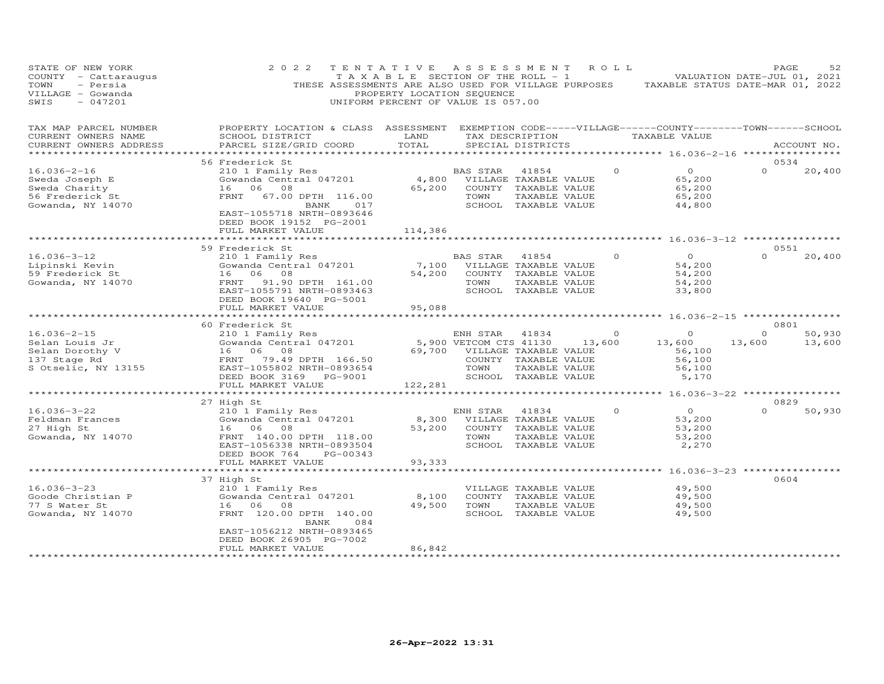STATE OF NEW YORK
COUNTY - Cattaraugus
TOWN - Persia
VILLAGE - Gowanda
SWIS - 047201

2022 TENTATIVE ASSESSMENT ROLL
TAXABLE SECTION OF THE ROLL - 1
THESE ASSESSMENTS ARE ALSO USED FOR VILLAGE PURPOSES
PROPERTY LOCATION SEQUENCE
UNIFORM PERCENT OF VALUE IS 057.00

VALUATION DATE-JUL 01, 2021
TAXABLE STATUS DATE-MAR 01, 2022

| TAX MAP PARCEL NUMBER / CURRENT OWNERS NAME / CURRENT OWNERS ADDRESS | PROPERTY LOCATION & CLASS / SCHOOL DISTRICT / PARCEL SIZE/GRID COORD | ASSESSMENT LAND / TOTAL | EXEMPTION CODE / TAX DESCRIPTION / SPECIAL DISTRICTS | VILLAGE | COUNTY / TAXABLE VALUE | TOWN | SCHOOL | ACCOUNT NO. |
|---|---|---|---|---|---|---|---|---|
| **16.036-2-16** | 56 Frederick St | | | | | | | 0534 |
| 16.036-2-16 | 210 1 Family Res | | BAS STAR 41854 | 0 | 0 | 0 | 20,400 | |
| Sweda Joseph E | Gowanda Central 047201 | 4,800 | VILLAGE TAXABLE VALUE | | 65,200 | | | |
| Sweda Charity | 16 06 08 | 65,200 | COUNTY TAXABLE VALUE | | 65,200 | | | |
| 56 Frederick St | FRNT 67.00 DPTH 116.00 | | TOWN TAXABLE VALUE | | 65,200 | | | |
| Gowanda, NY 14070 | BANK 017 | | SCHOOL TAXABLE VALUE | | 44,800 | | | |
| | EAST-1055718 NRTH-0893646 | | | | | | | |
| | DEED BOOK 19152 PG-2001 | | | | | | | |
| | FULL MARKET VALUE | 114,386 | | | | | | |
| **16.036-3-12** | 59 Frederick St | | | | | | | 0551 |
| 16.036-3-12 | 210 1 Family Res | | BAS STAR 41854 | 0 | 0 | 0 | 20,400 | |
| Lipinski Kevin | Gowanda Central 047201 | 7,100 | VILLAGE TAXABLE VALUE | | 54,200 | | | |
| 59 Frederick St | 16 06 08 | 54,200 | COUNTY TAXABLE VALUE | | 54,200 | | | |
| Gowanda, NY 14070 | FRNT 91.90 DPTH 161.00 | | TOWN TAXABLE VALUE | | 54,200 | | | |
| | EAST-1055791 NRTH-0893463 | | SCHOOL TAXABLE VALUE | | 33,800 | | | |
| | DEED BOOK 19640 PG-5001 | | | | | | | |
| | FULL MARKET VALUE | 95,088 | | | | | | |
| **16.036-2-15** | 60 Frederick St | | | | | | | 0801 |
| 16.036-2-15 | 210 1 Family Res | | ENH STAR 41834 | 0 | 0 | 0 | 50,930 | |
| Selan Louis Jr | Gowanda Central 047201 | 5,900 | VETCOM CTS 41130 | 13,600 | 13,600 | 13,600 | 13,600 | |
| Selan Dorothy V | 16 06 08 | 69,700 | VILLAGE TAXABLE VALUE | | 56,100 | | | |
| 137 Stage Rd | FRNT 79.49 DPTH 166.50 | | COUNTY TAXABLE VALUE | | 56,100 | | | |
| S Otselic, NY 13155 | EAST-1055802 NRTH-0893654 | | TOWN TAXABLE VALUE | | 56,100 | | | |
| | DEED BOOK 3169 PG-9001 | | SCHOOL TAXABLE VALUE | | 5,170 | | | |
| | FULL MARKET VALUE | 122,281 | | | | | | |
| **16.036-3-22** | 27 High St | | | | | | | 0829 |
| 16.036-3-22 | 210 1 Family Res | | ENH STAR 41834 | 0 | 0 | 0 | 50,930 | |
| Feldman Frances | Gowanda Central 047201 | 8,300 | VILLAGE TAXABLE VALUE | | 53,200 | | | |
| 27 High St | 16 06 08 | 53,200 | COUNTY TAXABLE VALUE | | 53,200 | | | |
| Gowanda, NY 14070 | FRNT 140.00 DPTH 118.00 | | TOWN TAXABLE VALUE | | 53,200 | | | |
| | EAST-1056338 NRTH-0893504 | | SCHOOL TAXABLE VALUE | | 2,270 | | | |
| | DEED BOOK 764 PG-00343 | | | | | | | |
| | FULL MARKET VALUE | 93,333 | | | | | | |
| **16.036-3-23** | 37 High St | | | | | | | 0604 |
| 16.036-3-23 | 210 1 Family Res | | VILLAGE TAXABLE VALUE | | 49,500 | | | |
| Goode Christian P | Gowanda Central 047201 | 8,100 | COUNTY TAXABLE VALUE | | 49,500 | | | |
| 77 S Water St | 16 06 08 | 49,500 | TOWN TAXABLE VALUE | | 49,500 | | | |
| Gowanda, NY 14070 | FRNT 120.00 DPTH 140.00 | | SCHOOL TAXABLE VALUE | | 49,500 | | | |
| | BANK 084 | | | | | | | |
| | EAST-1056212 NRTH-0893465 | | | | | | | |
| | DEED BOOK 26905 PG-7002 | | | | | | | |
| | FULL MARKET VALUE | 86,842 | | | | | | |

26-Apr-2022 13:31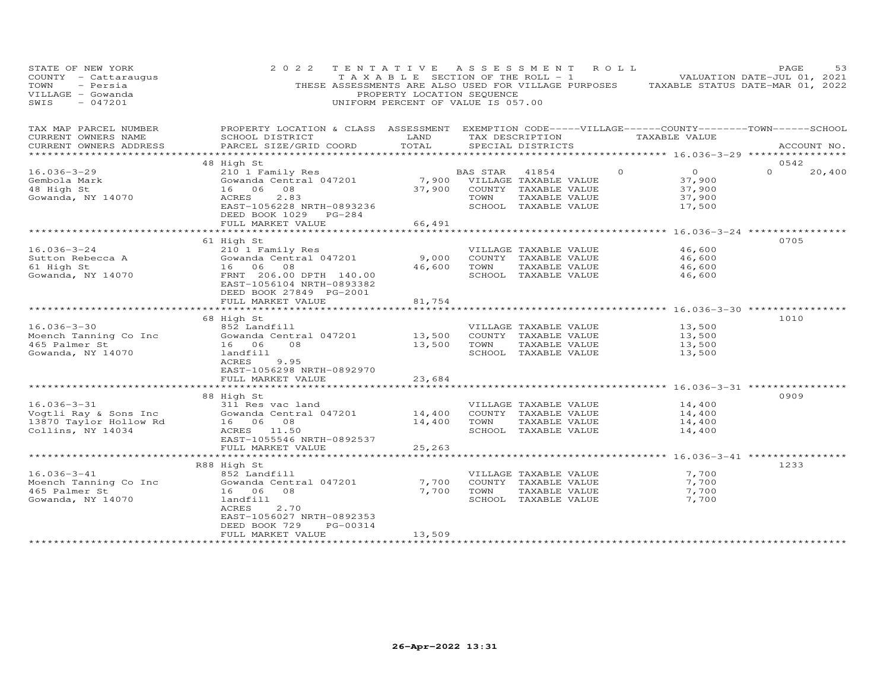STATE OF NEW YORK — 2022 TENTATIVE ASSESSMENT ROLL
COUNTY - Cattaraugus — TAXABLE SECTION OF THE ROLL - 1 — VALUATION DATE-JUL 01, 2021
TOWN - Persia — THESE ASSESSMENTS ARE ALSO USED FOR VILLAGE PURPOSES — TAXABLE STATUS DATE-MAR 01, 2022
VILLAGE - Gowanda — PROPERTY LOCATION SEQUENCE
SWIS - 047201 — UNIFORM PERCENT OF VALUE IS 057.00

| TAX MAP PARCEL NUMBER / CURRENT OWNERS NAME / CURRENT OWNERS ADDRESS | PROPERTY LOCATION & CLASS / SCHOOL DISTRICT / PARCEL SIZE/GRID COORD | ASSESSMENT LAND | TOTAL | EXEMPTION CODE / TAX DESCRIPTION / SPECIAL DISTRICTS | VILLAGE | COUNTY / TAXABLE VALUE | TOWN | SCHOOL | ACCOUNT NO. |
|---|---|---|---|---|---|---|---|---|---|
| 16.036-3-29 | 48 High St | | | | | | | | 0542 |
| Gembola Mark | 210 1 Family Res | | | BAS STAR 41854 | 0 | 0 | 0 | 20,400 | |
| 48 High St | Gowanda Central 047201 | 7,900 | | VILLAGE TAXABLE VALUE | | 37,900 | | | |
| Gowanda, NY 14070 | 16 06 08 | | 37,900 | COUNTY TAXABLE VALUE | | 37,900 | | | |
| | ACRES 2.83 | | | TOWN TAXABLE VALUE | | 37,900 | | | |
| | EAST-1056228 NRTH-0893236 | | | SCHOOL TAXABLE VALUE | | 17,500 | | | |
| | DEED BOOK 1029 PG-284 | | | | | | | | |
| | FULL MARKET VALUE | | 66,491 | | | | | | |
| 16.036-3-24 | 61 High St | | | | | | | | 0705 |
| Sutton Rebecca A | 210 1 Family Res | | | VILLAGE TAXABLE VALUE | | 46,600 | | | |
| 61 High St | Gowanda Central 047201 | 9,000 | | COUNTY TAXABLE VALUE | | 46,600 | | | |
| Gowanda, NY 14070 | 16 06 08 | | 46,600 | TOWN TAXABLE VALUE | | 46,600 | | | |
| | FRNT 206.00 DPTH 140.00 | | | SCHOOL TAXABLE VALUE | | 46,600 | | | |
| | EAST-1056104 NRTH-0893382 | | | | | | | | |
| | DEED BOOK 27849 PG-2001 | | | | | | | | |
| | FULL MARKET VALUE | | 81,754 | | | | | | |
| 16.036-3-30 | 68 High St | | | | | | | | 1010 |
| Moench Tanning Co Inc | 852 Landfill | | | VILLAGE TAXABLE VALUE | | 13,500 | | | |
| 465 Palmer St | Gowanda Central 047201 | 13,500 | | COUNTY TAXABLE VALUE | | 13,500 | | | |
| Gowanda, NY 14070 | 16 06 08 | | 13,500 | TOWN TAXABLE VALUE | | 13,500 | | | |
| | landfill | | | SCHOOL TAXABLE VALUE | | 13,500 | | | |
| | ACRES 9.95 | | | | | | | | |
| | EAST-1056298 NRTH-0892970 | | | | | | | | |
| | FULL MARKET VALUE | | 23,684 | | | | | | |
| 16.036-3-31 | 88 High St | | | | | | | | 0909 |
| Vogtli Ray & Sons Inc | 311 Res vac land | | | VILLAGE TAXABLE VALUE | | 14,400 | | | |
| 13870 Taylor Hollow Rd | Gowanda Central 047201 | 14,400 | | COUNTY TAXABLE VALUE | | 14,400 | | | |
| Collins, NY 14034 | 16 06 08 | | 14,400 | TOWN TAXABLE VALUE | | 14,400 | | | |
| | ACRES 11.50 | | | SCHOOL TAXABLE VALUE | | 14,400 | | | |
| | EAST-1055546 NRTH-0892537 | | | | | | | | |
| | FULL MARKET VALUE | | 25,263 | | | | | | |
| 16.036-3-41 | R88 High St | | | | | | | | 1233 |
| Moench Tanning Co Inc | 852 Landfill | | | VILLAGE TAXABLE VALUE | | 7,700 | | | |
| 465 Palmer St | Gowanda Central 047201 | 7,700 | | COUNTY TAXABLE VALUE | | 7,700 | | | |
| Gowanda, NY 14070 | 16 06 08 | | 7,700 | TOWN TAXABLE VALUE | | 7,700 | | | |
| | landfill | | | SCHOOL TAXABLE VALUE | | 7,700 | | | |
| | ACRES 2.70 | | | | | | | | |
| | EAST-1056027 NRTH-0892353 | | | | | | | | |
| | DEED BOOK 729 PG-00314 | | | | | | | | |
| | FULL MARKET VALUE | | 13,509 | | | | | | |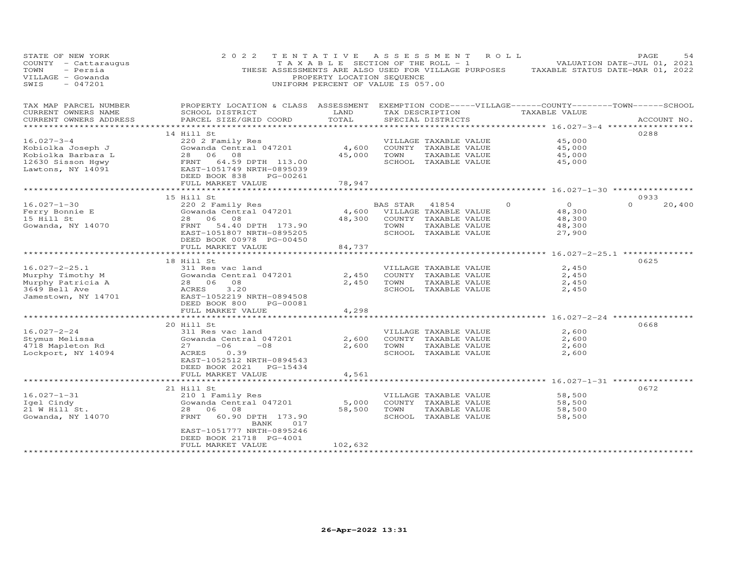STATE OF NEW YORK
COUNTY - Cattaraugus
TOWN - Persia
VILLAGE - Gowanda
SWIS - 047201

2022 TENTATIVE ASSESSMENT ROLL
TAXABLE SECTION OF THE ROLL - 1
THESE ASSESSMENTS ARE ALSO USED FOR VILLAGE PURPOSES
PROPERTY LOCATION SEQUENCE
UNIFORM PERCENT OF VALUE IS 057.00

VALUATION DATE-JUL 01, 2021
TAXABLE STATUS DATE-MAR 01, 2022

| TAX MAP PARCEL NUMBER / CURRENT OWNERS NAME / CURRENT OWNERS ADDRESS | PROPERTY LOCATION & CLASS / SCHOOL DISTRICT / PARCEL SIZE/GRID COORD | ASSESSMENT LAND | TOTAL | EXEMPTION CODE / TAX DESCRIPTION / SPECIAL DISTRICTS | VILLAGE | COUNTY / TAXABLE VALUE | TOWN | SCHOOL | ACCOUNT NO. |
|---|---|---|---|---|---|---|---|---|---|
| | 14 Hill St | | | | | | | | 0288 |
| 16.027-3-4 | 220 2 Family Res | | | VILLAGE TAXABLE VALUE | | 45,000 | | | |
| Kobiolka Joseph J | Gowanda Central 047201 | 4,600 | | COUNTY TAXABLE VALUE | | 45,000 | | | |
| Kobiolka Barbara L | 28 06 08 | | 45,000 | TOWN TAXABLE VALUE | | 45,000 | | | |
| 12630 Sisson Hgwy | FRNT 64.59 DPTH 113.00 | | | SCHOOL TAXABLE VALUE | | 45,000 | | | |
| Lawtons, NY 14091 | EAST-1051749 NRTH-0895039 | | | | | | | | |
| | DEED BOOK 838 PG-00261 | | | | | | | | |
| | FULL MARKET VALUE | | 78,947 | | | | | | |
| | 15 Hill St | | | | | | | | 0933 |
| 16.027-1-30 | 220 2 Family Res | | | BAS STAR 41854 | 0 | 0 | 0 | 20,400 | |
| Ferry Bonnie E | Gowanda Central 047201 | 4,600 | | VILLAGE TAXABLE VALUE | | 48,300 | | | |
| 15 Hill St | 28 06 08 | | 48,300 | COUNTY TAXABLE VALUE | | 48,300 | | | |
| Gowanda, NY 14070 | FRNT 54.40 DPTH 173.90 | | | TOWN TAXABLE VALUE | | 48,300 | | | |
| | EAST-1051807 NRTH-0895205 | | | SCHOOL TAXABLE VALUE | | 27,900 | | | |
| | DEED BOOK 00978 PG-00450 | | | | | | | | |
| | FULL MARKET VALUE | | 84,737 | | | | | | |
| | 18 Hill St | | | | | | | | 0625 |
| 16.027-2-25.1 | 311 Res vac land | | | VILLAGE TAXABLE VALUE | | 2,450 | | | |
| Murphy Timothy M | Gowanda Central 047201 | 2,450 | | COUNTY TAXABLE VALUE | | 2,450 | | | |
| Murphy Patricia A | 28 06 08 | | 2,450 | TOWN TAXABLE VALUE | | 2,450 | | | |
| 3649 Bell Ave | ACRES 3.20 | | | SCHOOL TAXABLE VALUE | | 2,450 | | | |
| Jamestown, NY 14701 | EAST-1052219 NRTH-0894508 | | | | | | | | |
| | DEED BOOK 800 PG-00081 | | | | | | | | |
| | FULL MARKET VALUE | | 4,298 | | | | | | |
| | 20 Hill St | | | | | | | | 0668 |
| 16.027-2-24 | 311 Res vac land | | | VILLAGE TAXABLE VALUE | | 2,600 | | | |
| Stymus Melissa | Gowanda Central 047201 | 2,600 | | COUNTY TAXABLE VALUE | | 2,600 | | | |
| 4718 Mapleton Rd | 27 -06 -08 | | 2,600 | TOWN TAXABLE VALUE | | 2,600 | | | |
| Lockport, NY 14094 | ACRES 0.39 | | | SCHOOL TAXABLE VALUE | | 2,600 | | | |
| | EAST-1052512 NRTH-0894543 | | | | | | | | |
| | DEED BOOK 2021 PG-15434 | | | | | | | | |
| | FULL MARKET VALUE | | 4,561 | | | | | | |
| | 21 Hill St | | | | | | | | 0672 |
| 16.027-1-31 | 210 1 Family Res | | | VILLAGE TAXABLE VALUE | | 58,500 | | | |
| Igel Cindy | Gowanda Central 047201 | 5,000 | | COUNTY TAXABLE VALUE | | 58,500 | | | |
| 21 W Hill St. | 28 06 08 | | 58,500 | TOWN TAXABLE VALUE | | 58,500 | | | |
| Gowanda, NY 14070 | FRNT 60.90 DPTH 173.90 | | | SCHOOL TAXABLE VALUE | | 58,500 | | | |
| | BANK 017 | | | | | | | | |
| | EAST-1051777 NRTH-0895246 | | | | | | | | |
| | DEED BOOK 21718 PG-4001 | | | | | | | | |
| | FULL MARKET VALUE | | 102,632 | | | | | | |

26-Apr-2022 13:31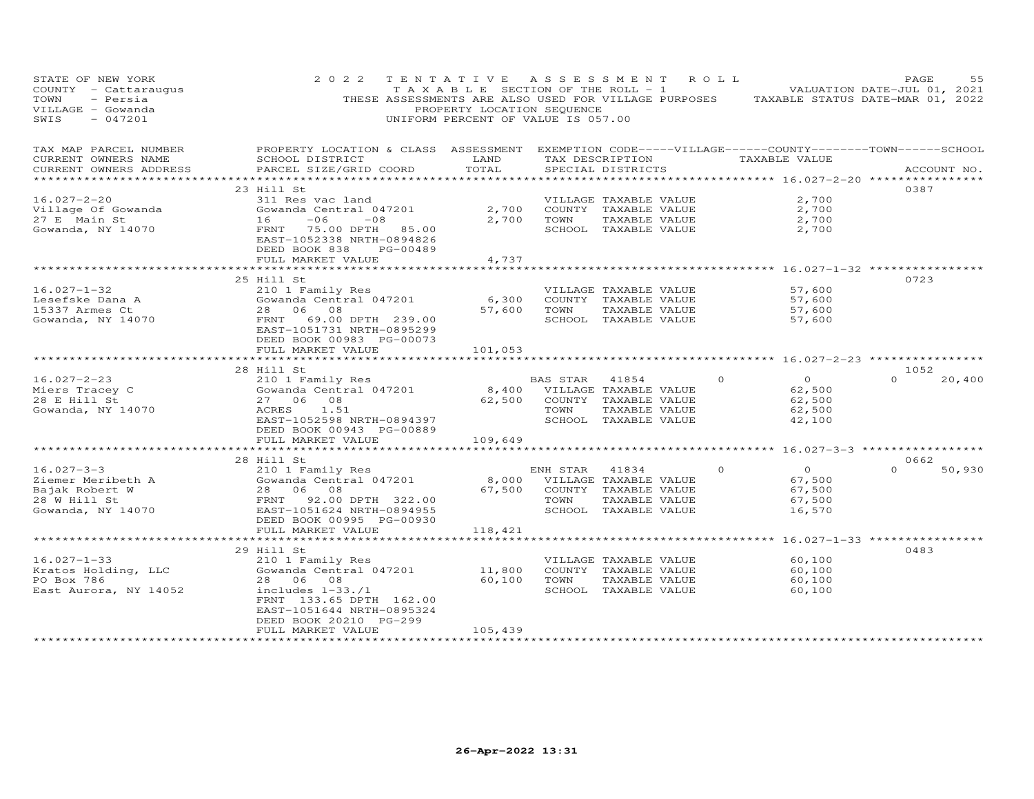STATE OF NEW YORK — 2022 TENTATIVE ASSESSMENT ROLL
COUNTY - Cattaraugus — TAXABLE SECTION OF THE ROLL - 1 — VALUATION DATE-JUL 01, 2021
TOWN - Persia — THESE ASSESSMENTS ARE ALSO USED FOR VILLAGE PURPOSES — TAXABLE STATUS DATE-MAR 01, 2022
VILLAGE - Gowanda — PROPERTY LOCATION SEQUENCE
SWIS - 047201 — UNIFORM PERCENT OF VALUE IS 057.00

| TAX MAP PARCEL NUMBER / CURRENT OWNERS NAME / CURRENT OWNERS ADDRESS | PROPERTY LOCATION & CLASS / SCHOOL DISTRICT / PARCEL SIZE/GRID COORD | ASSESSMENT LAND / TOTAL | EXEMPTION CODE / TAX DESCRIPTION / SPECIAL DISTRICTS | VILLAGE | COUNTY | TOWN | SCHOOL | TAXABLE VALUE | ACCOUNT NO. |
|---|---|---|---|---|---|---|---|---|---|
| **16.027-2-20** | 23 Hill St | | | | | | | | 0387 |
| 16.027-2-20 | 311 Res vac land | | VILLAGE TAXABLE VALUE | | | | | 2,700 | |
| Village Of Gowanda | Gowanda Central 047201 | 2,700 | COUNTY TAXABLE VALUE | | | | | 2,700 | |
| 27 E Main St | 16 -06 -08 | 2,700 | TOWN TAXABLE VALUE | | | | | 2,700 | |
| Gowanda, NY 14070 | FRNT 75.00 DPTH 85.00 | | SCHOOL TAXABLE VALUE | | | | | 2,700 | |
| | EAST-1052338 NRTH-0894826 | | | | | | | | |
| | DEED BOOK 838 PG-00489 | | | | | | | | |
| | FULL MARKET VALUE | 4,737 | | | | | | | |
| **16.027-1-32** | 25 Hill St | | | | | | | | 0723 |
| 16.027-1-32 | 210 1 Family Res | | VILLAGE TAXABLE VALUE | | | | | 57,600 | |
| Lesefske Dana A | Gowanda Central 047201 | 6,300 | COUNTY TAXABLE VALUE | | | | | 57,600 | |
| 15337 Armes Ct | 28 06 08 | 57,600 | TOWN TAXABLE VALUE | | | | | 57,600 | |
| Gowanda, NY 14070 | FRNT 69.00 DPTH 239.00 | | SCHOOL TAXABLE VALUE | | | | | 57,600 | |
| | EAST-1051731 NRTH-0895299 | | | | | | | | |
| | DEED BOOK 00983 PG-00073 | | | | | | | | |
| | FULL MARKET VALUE | 101,053 | | | | | | | |
| **16.027-2-23** | 28 Hill St | | | | | | | | 1052 |
| 16.027-2-23 | 210 1 Family Res | | BAS STAR 41854 | 0 | 0 | 0 | 20,400 | | |
| Miers Tracey C | Gowanda Central 047201 | 8,400 | VILLAGE TAXABLE VALUE | | | | | 62,500 | |
| 28 E Hill St | 27 06 08 | 62,500 | COUNTY TAXABLE VALUE | | | | | 62,500 | |
| Gowanda, NY 14070 | ACRES 1.51 | | TOWN TAXABLE VALUE | | | | | 62,500 | |
| | EAST-1052598 NRTH-0894397 | | SCHOOL TAXABLE VALUE | | | | | 42,100 | |
| | DEED BOOK 00943 PG-00889 | | | | | | | | |
| | FULL MARKET VALUE | 109,649 | | | | | | | |
| **16.027-3-3** | 28 Hill St | | | | | | | | 0662 |
| 16.027-3-3 | 210 1 Family Res | | ENH STAR 41834 | 0 | 0 | 0 | 50,930 | | |
| Ziemer Meribeth A | Gowanda Central 047201 | 8,000 | VILLAGE TAXABLE VALUE | | | | | 67,500 | |
| Bajak Robert W | 28 06 08 | 67,500 | COUNTY TAXABLE VALUE | | | | | 67,500 | |
| 28 W Hill St | FRNT 92.00 DPTH 322.00 | | TOWN TAXABLE VALUE | | | | | 67,500 | |
| Gowanda, NY 14070 | EAST-1051624 NRTH-0894955 | | SCHOOL TAXABLE VALUE | | | | | 16,570 | |
| | DEED BOOK 00995 PG-00930 | | | | | | | | |
| | FULL MARKET VALUE | 118,421 | | | | | | | |
| **16.027-1-33** | 29 Hill St | | | | | | | | 0483 |
| 16.027-1-33 | 210 1 Family Res | | VILLAGE TAXABLE VALUE | | | | | 60,100 | |
| Kratos Holding, LLC | Gowanda Central 047201 | 11,800 | COUNTY TAXABLE VALUE | | | | | 60,100 | |
| PO Box 786 | 28 06 08 | 60,100 | TOWN TAXABLE VALUE | | | | | 60,100 | |
| East Aurora, NY 14052 | includes 1-33./1 | | SCHOOL TAXABLE VALUE | | | | | 60,100 | |
| | FRNT 133.65 DPTH 162.00 | | | | | | | | |
| | EAST-1051644 NRTH-0895324 | | | | | | | | |
| | DEED BOOK 20210 PG-299 | | | | | | | | |
| | FULL MARKET VALUE | 105,439 | | | | | | | |

26-Apr-2022 13:31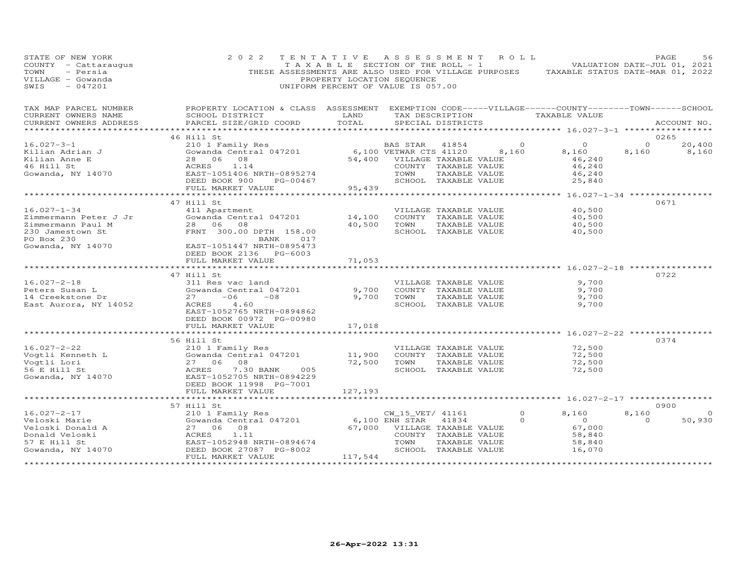STATE OF NEW YORK
COUNTY - Cattaraugus
TOWN - Persia
VILLAGE - Gowanda
SWIS - 047201

2022 TENTATIVE ASSESSMENT ROLL
TAXABLE SECTION OF THE ROLL - 1
THESE ASSESSMENTS ARE ALSO USED FOR VILLAGE PURPOSES
PROPERTY LOCATION SEQUENCE
UNIFORM PERCENT OF VALUE IS 057.00

VALUATION DATE-JUL 01, 2021
TAXABLE STATUS DATE-MAR 01, 2022

| TAX MAP PARCEL NUMBER / CURRENT OWNERS NAME / CURRENT OWNERS ADDRESS | PROPERTY LOCATION & CLASS / SCHOOL DISTRICT / PARCEL SIZE/GRID COORD | ASSESSMENT LAND / TOTAL | EXEMPTION CODE / TAX DESCRIPTION / SPECIAL DISTRICTS | VILLAGE | COUNTY / TAXABLE VALUE | TOWN | SCHOOL / ACCOUNT NO. |
|---|---|---|---|---|---|---|---|
| | 46 Hill St | | | | | | 0265 |
| 16.027-3-1 | 210 1 Family Res | | BAS STAR 41854 | 0 | 0 | 0 | 20,400 |
| Kilian Adrian J | Gowanda Central 047201 | 6,100 | VETWAR CTS 41120 | 8,160 | 8,160 | 8,160 | 8,160 |
| Kilian Anne E | 28 06 08 | 54,400 | VILLAGE TAXABLE VALUE | | 46,240 | | |
| 46 Hill St | ACRES 1.14 | | COUNTY TAXABLE VALUE | | 46,240 | | |
| Gowanda, NY 14070 | EAST-1051406 NRTH-0895274 | | TOWN TAXABLE VALUE | | 46,240 | | |
| | DEED BOOK 900 PG-00467 | | SCHOOL TAXABLE VALUE | | 25,840 | | |
| | FULL MARKET VALUE | 95,439 | | | | | |
| | 47 Hill St | | | | | | 0671 |
| 16.027-1-34 | 411 Apartment | | VILLAGE TAXABLE VALUE | | 40,500 | | |
| Zimmermann Peter J Jr | Gowanda Central 047201 | 14,100 | COUNTY TAXABLE VALUE | | 40,500 | | |
| Zimmermann Paul M | 28 06 08 | 40,500 | TOWN TAXABLE VALUE | | 40,500 | | |
| 230 Jamestown St | FRNT 300.00 DPTH 158.00 | | SCHOOL TAXABLE VALUE | | 40,500 | | |
| PO Box 230 | BANK 017 | | | | | | |
| Gowanda, NY 14070 | EAST-1051447 NRTH-0895473 | | | | | | |
| | DEED BOOK 2136 PG-6003 | | | | | | |
| | FULL MARKET VALUE | 71,053 | | | | | |
| | 47 Hill St | | | | | | 0722 |
| 16.027-2-18 | 311 Res vac land | | VILLAGE TAXABLE VALUE | | 9,700 | | |
| Peters Susan L | Gowanda Central 047201 | 9,700 | COUNTY TAXABLE VALUE | | 9,700 | | |
| 14 Creekstone Dr | 27 -06 -08 | 9,700 | TOWN TAXABLE VALUE | | 9,700 | | |
| East Aurora, NY 14052 | ACRES 4.60 | | SCHOOL TAXABLE VALUE | | 9,700 | | |
| | EAST-1052765 NRTH-0894862 | | | | | | |
| | DEED BOOK 00972 PG-00980 | | | | | | |
| | FULL MARKET VALUE | 17,018 | | | | | |
| | 56 Hill St | | | | | | 0374 |
| 16.027-2-22 | 210 1 Family Res | | VILLAGE TAXABLE VALUE | | 72,500 | | |
| Vogtli Kenneth L | Gowanda Central 047201 | 11,900 | COUNTY TAXABLE VALUE | | 72,500 | | |
| Vogtli Lori | 27 06 08 | 72,500 | TOWN TAXABLE VALUE | | 72,500 | | |
| 56 E Hill St | ACRES 7.30 BANK 005 | | SCHOOL TAXABLE VALUE | | 72,500 | | |
| Gowanda, NY 14070 | EAST-1052705 NRTH-0894229 | | | | | | |
| | DEED BOOK 11998 PG-7001 | | | | | | |
| | FULL MARKET VALUE | 127,193 | | | | | |
| | 57 Hill St | | | | | | 0900 |
| 16.027-2-17 | 210 1 Family Res | | CW_15_VET/ 41161 | 0 | 8,160 | 8,160 | 0 |
| Veloski Marie | Gowanda Central 047201 | 6,100 | ENH STAR 41834 | 0 | 0 | 0 | 50,930 |
| Veloski Donald A | 27 06 08 | 67,000 | VILLAGE TAXABLE VALUE | | 67,000 | | |
| Donald Veloski | ACRES 1.11 | | COUNTY TAXABLE VALUE | | 58,840 | | |
| 57 E Hill St | EAST-1052948 NRTH-0894674 | | TOWN TAXABLE VALUE | | 58,840 | | |
| Gowanda, NY 14070 | DEED BOOK 27087 PG-8002 | | SCHOOL TAXABLE VALUE | | 16,070 | | |
| | FULL MARKET VALUE | 117,544 | | | | | |

26-Apr-2022 13:31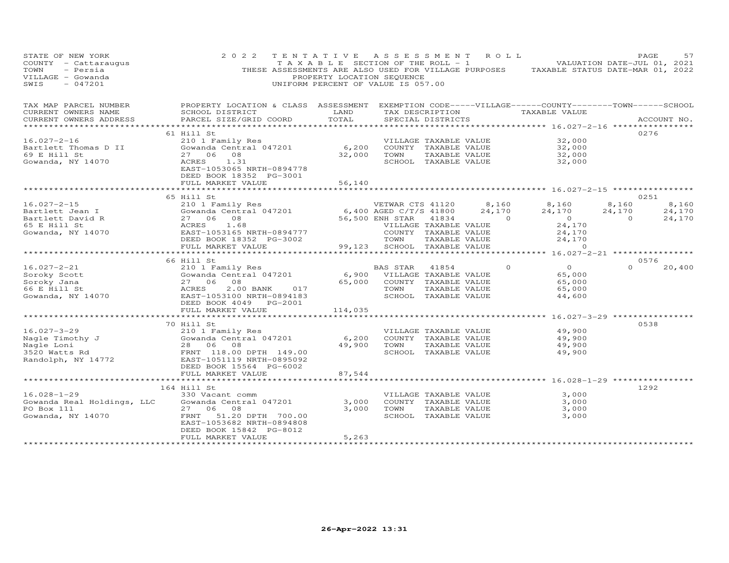STATE OF NEW YORK
COUNTY - Cattaraugus
TOWN - Persia
VILLAGE - Gowanda
SWIS - 047201

2022 TENTATIVE ASSESSMENT ROLL
TAXABLE SECTION OF THE ROLL - 1
THESE ASSESSMENTS ARE ALSO USED FOR VILLAGE PURPOSES
PROPERTY LOCATION SEQUENCE
UNIFORM PERCENT OF VALUE IS 057.00

VALUATION DATE-JUL 01, 2021
TAXABLE STATUS DATE-MAR 01, 2022

| TAX MAP PARCEL NUMBER / CURRENT OWNERS NAME / CURRENT OWNERS ADDRESS | PROPERTY LOCATION & CLASS / SCHOOL DISTRICT / PARCEL SIZE/GRID COORD | ASSESSMENT LAND / TOTAL | EXEMPTION CODE / TAX DESCRIPTION / SPECIAL DISTRICTS | VILLAGE | COUNTY | TOWN | SCHOOL | ACCOUNT NO. |
|---|---|---|---|---|---|---|---|---|
| 16.027-2-16 | 61 Hill St | | | | | | | 0276 |
| Bartlett Thomas D II | 210 1 Family Res | | VILLAGE TAXABLE VALUE | | 32,000 | | | |
| 69 E Hill St | Gowanda Central 047201 | 6,200 | COUNTY TAXABLE VALUE | | 32,000 | | | |
| Gowanda, NY 14070 | 27 06 08 | 32,000 | TOWN TAXABLE VALUE | | 32,000 | | | |
| | ACRES 1.31 | | SCHOOL TAXABLE VALUE | | 32,000 | | | |
| | EAST-1053065 NRTH-0894778 | | | | | | | |
| | DEED BOOK 18352 PG-3001 | | | | | | | |
| | FULL MARKET VALUE | 56,140 | | | | | | |
| 16.027-2-15 | 65 Hill St | | | | | | | 0251 |
| Bartlett Jean I | 210 1 Family Res | | VETWAR CTS 41120 | 8,160 | 8,160 | 8,160 | 8,160 | |
| Bartlett David R | Gowanda Central 047201 | 6,400 | AGED C/T/S 41800 | 24,170 | 24,170 | 24,170 | 24,170 | |
| 65 E Hill St | 27 06 08 | 56,500 | ENH STAR 41834 | 0 | 0 | 0 | 24,170 | |
| Gowanda, NY 14070 | ACRES 1.68 | | VILLAGE TAXABLE VALUE | | 24,170 | | | |
| | EAST-1053165 NRTH-0894777 | | COUNTY TAXABLE VALUE | | 24,170 | | | |
| | DEED BOOK 18352 PG-3002 | | TOWN TAXABLE VALUE | | 24,170 | | | |
| | FULL MARKET VALUE | 99,123 | SCHOOL TAXABLE VALUE | | 0 | | | |
| 16.027-2-21 | 66 Hill St | | | | | | | 0576 |
| Soroky Scott | 210 1 Family Res | | BAS STAR 41854 | 0 | 0 | 0 | 20,400 | |
| Soroky Jana | Gowanda Central 047201 | 6,900 | VILLAGE TAXABLE VALUE | | 65,000 | | | |
| 66 E Hill St | 27 06 08 | 65,000 | COUNTY TAXABLE VALUE | | 65,000 | | | |
| Gowanda, NY 14070 | ACRES 2.00 BANK 017 | | TOWN TAXABLE VALUE | | 65,000 | | | |
| | EAST-1053100 NRTH-0894183 | | SCHOOL TAXABLE VALUE | | 44,600 | | | |
| | DEED BOOK 4049 PG-2001 | | | | | | | |
| | FULL MARKET VALUE | 114,035 | | | | | | |
| 16.027-3-29 | 70 Hill St | | | | | | | 0538 |
| Nagle Timothy J | 210 1 Family Res | | VILLAGE TAXABLE VALUE | | 49,900 | | | |
| Nagle Loni | Gowanda Central 047201 | 6,200 | COUNTY TAXABLE VALUE | | 49,900 | | | |
| 3520 Watts Rd | 28 06 08 | 49,900 | TOWN TAXABLE VALUE | | 49,900 | | | |
| Randolph, NY 14772 | FRNT 118.00 DPTH 149.00 | | SCHOOL TAXABLE VALUE | | 49,900 | | | |
| | EAST-1051119 NRTH-0895092 | | | | | | | |
| | DEED BOOK 15564 PG-6002 | | | | | | | |
| | FULL MARKET VALUE | 87,544 | | | | | | |
| 16.028-1-29 | 164 Hill St | | | | | | | 1292 |
| Gowanda Real Holdings, LLC | 330 Vacant comm | | VILLAGE TAXABLE VALUE | | 3,000 | | | |
| PO Box 111 | Gowanda Central 047201 | 3,000 | COUNTY TAXABLE VALUE | | 3,000 | | | |
| Gowanda, NY 14070 | 27 06 08 | 3,000 | TOWN TAXABLE VALUE | | 3,000 | | | |
| | FRNT 51.20 DPTH 700.00 | | SCHOOL TAXABLE VALUE | | 3,000 | | | |
| | EAST-1053682 NRTH-0894808 | | | | | | | |
| | DEED BOOK 15842 PG-8012 | | | | | | | |
| | FULL MARKET VALUE | 5,263 | | | | | | |

26-Apr-2022 13:31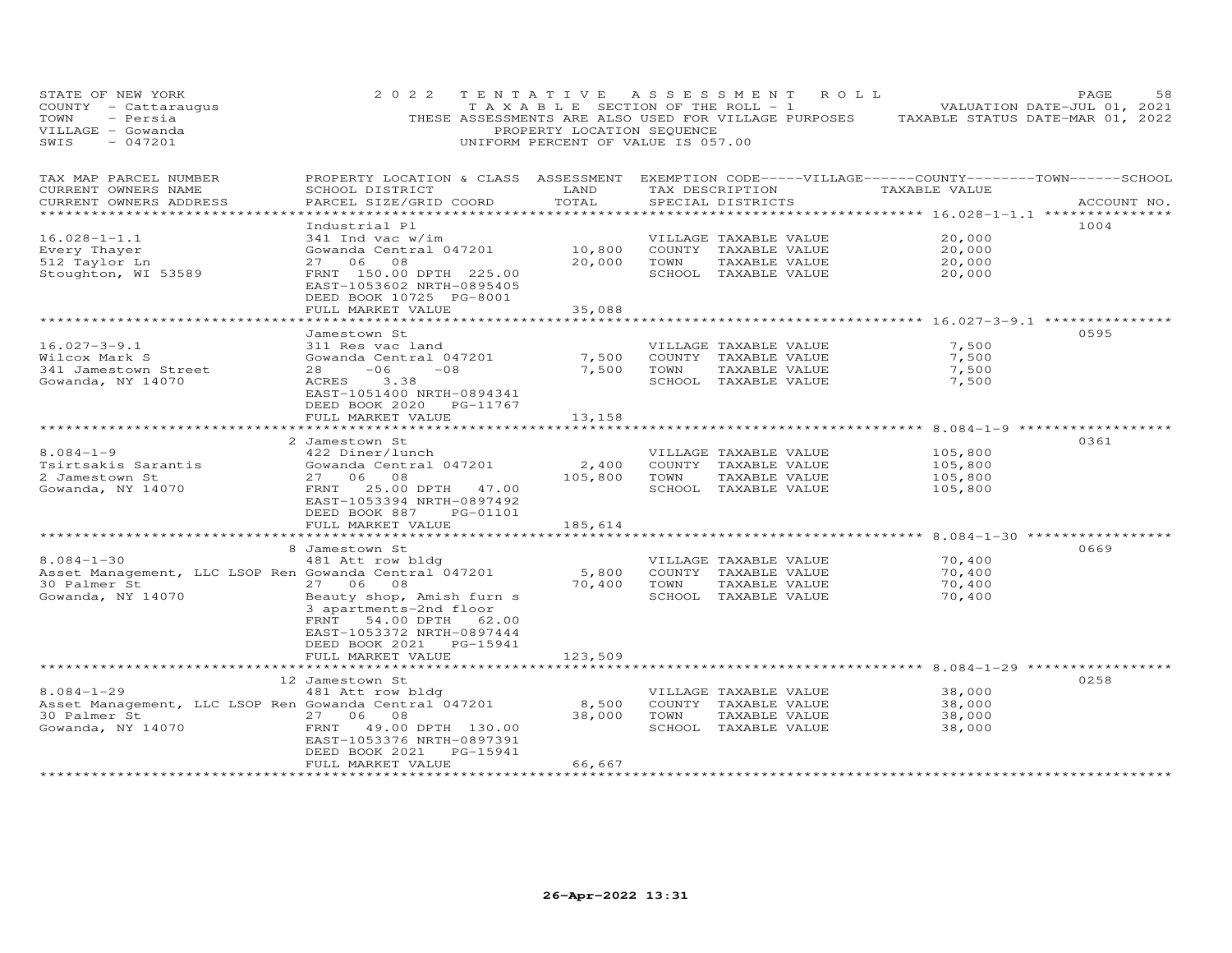STATE OF NEW YORK
COUNTY - Cattaraugus
TOWN - Persia
VILLAGE - Gowanda
SWIS - 047201

2022 TENTATIVE ASSESSMENT ROLL
TAXABLE SECTION OF THE ROLL - 1
THESE ASSESSMENTS ARE ALSO USED FOR VILLAGE PURPOSES
PROPERTY LOCATION SEQUENCE
UNIFORM PERCENT OF VALUE IS 057.00

VALUATION DATE-JUL 01, 2021
TAXABLE STATUS DATE-MAR 01, 2022

| TAX MAP PARCEL NUMBER / CURRENT OWNERS NAME / CURRENT OWNERS ADDRESS | PROPERTY LOCATION & CLASS / SCHOOL DISTRICT / PARCEL SIZE/GRID COORD | ASSESSMENT LAND / TOTAL | EXEMPTION CODE-----VILLAGE------COUNTY--------TOWN------SCHOOL / TAX DESCRIPTION / SPECIAL DISTRICTS | TAXABLE VALUE | ACCOUNT NO. |
|---|---|---|---|---|---|
| | Industrial Pl | | | | 1004 |
| 16.028-1-1.1 | 341 Ind vac w/im | | VILLAGE TAXABLE VALUE | 20,000 | |
| Every Thayer | Gowanda Central 047201 | 10,800 | COUNTY TAXABLE VALUE | 20,000 | |
| 512 Taylor Ln | 27 06 08 | 20,000 | TOWN TAXABLE VALUE | 20,000 | |
| Stoughton, WI 53589 | FRNT 150.00 DPTH 225.00 | | SCHOOL TAXABLE VALUE | 20,000 | |
| | EAST-1053602 NRTH-0895405 | | | | |
| | DEED BOOK 10725 PG-8001 | | | | |
| | FULL MARKET VALUE | 35,088 | | | |
| | Jamestown St | | | | 0595 |
| 16.027-3-9.1 | 311 Res vac land | | VILLAGE TAXABLE VALUE | 7,500 | |
| Wilcox Mark S | Gowanda Central 047201 | 7,500 | COUNTY TAXABLE VALUE | 7,500 | |
| 341 Jamestown Street | 28 -06 -08 | 7,500 | TOWN TAXABLE VALUE | 7,500 | |
| Gowanda, NY 14070 | ACRES 3.38 | | SCHOOL TAXABLE VALUE | 7,500 | |
| | EAST-1051400 NRTH-0894341 | | | | |
| | DEED BOOK 2020 PG-11767 | | | | |
| | FULL MARKET VALUE | 13,158 | | | |
| | 2 Jamestown St | | | | 0361 |
| 8.084-1-9 | 422 Diner/lunch | | VILLAGE TAXABLE VALUE | 105,800 | |
| Tsirtsakis Sarantis | Gowanda Central 047201 | 2,400 | COUNTY TAXABLE VALUE | 105,800 | |
| 2 Jamestown St | 27 06 08 | 105,800 | TOWN TAXABLE VALUE | 105,800 | |
| Gowanda, NY 14070 | FRNT 25.00 DPTH 47.00 | | SCHOOL TAXABLE VALUE | 105,800 | |
| | EAST-1053394 NRTH-0897492 | | | | |
| | DEED BOOK 887 PG-01101 | | | | |
| | FULL MARKET VALUE | 185,614 | | | |
| | 8 Jamestown St | | | | 0669 |
| 8.084-1-30 | 481 Att row bldg | | VILLAGE TAXABLE VALUE | 70,400 | |
| Asset Management, LLC LSOP Ren | Gowanda Central 047201 | 5,800 | COUNTY TAXABLE VALUE | 70,400 | |
| 30 Palmer St | 27 06 08 | 70,400 | TOWN TAXABLE VALUE | 70,400 | |
| Gowanda, NY 14070 | Beauty shop, Amish furn s | | SCHOOL TAXABLE VALUE | 70,400 | |
| | 3 apartments-2nd floor | | | | |
| | FRNT 54.00 DPTH 62.00 | | | | |
| | EAST-1053372 NRTH-0897444 | | | | |
| | DEED BOOK 2021 PG-15941 | | | | |
| | FULL MARKET VALUE | 123,509 | | | |
| | 12 Jamestown St | | | | 0258 |
| 8.084-1-29 | 481 Att row bldg | | VILLAGE TAXABLE VALUE | 38,000 | |
| Asset Management, LLC LSOP Ren | Gowanda Central 047201 | 8,500 | COUNTY TAXABLE VALUE | 38,000 | |
| 30 Palmer St | 27 06 08 | 38,000 | TOWN TAXABLE VALUE | 38,000 | |
| Gowanda, NY 14070 | FRNT 49.00 DPTH 130.00 | | SCHOOL TAXABLE VALUE | 38,000 | |
| | EAST-1053376 NRTH-0897391 | | | | |
| | DEED BOOK 2021 PG-15941 | | | | |
| | FULL MARKET VALUE | 66,667 | | | |

26-Apr-2022 13:31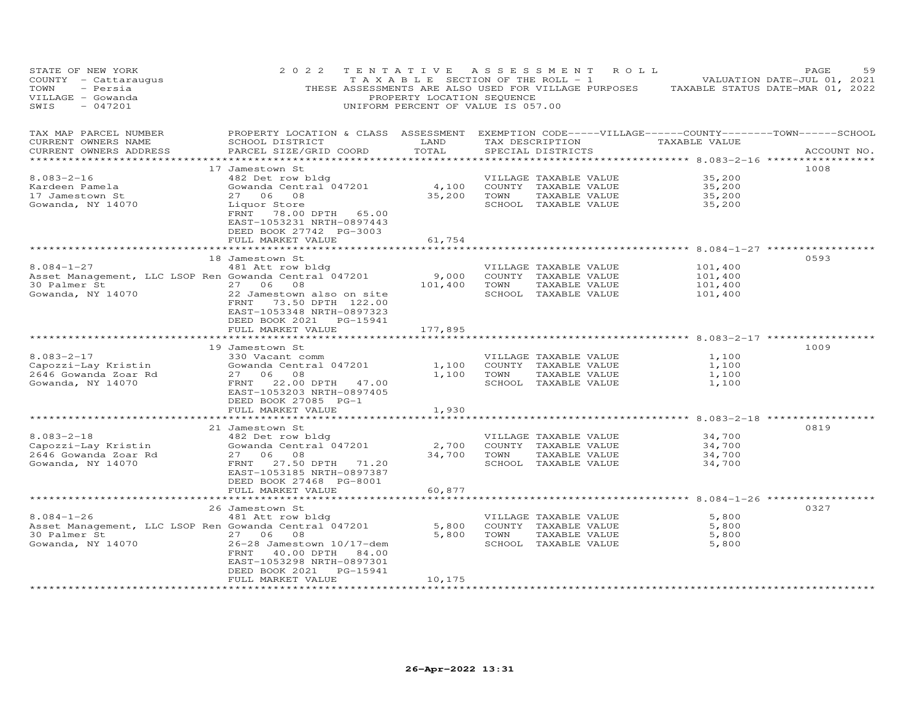STATE OF NEW YORK
COUNTY - Cattaraugus
TOWN - Persia
VILLAGE - Gowanda
SWIS - 047201

2022 TENTATIVE ASSESSMENT ROLL
TAXABLE SECTION OF THE ROLL - 1
THESE ASSESSMENTS ARE ALSO USED FOR VILLAGE PURPOSES
PROPERTY LOCATION SEQUENCE
UNIFORM PERCENT OF VALUE IS 057.00

VALUATION DATE-JUL 01, 2021
TAXABLE STATUS DATE-MAR 01, 2022

| TAX MAP PARCEL NUMBER / CURRENT OWNERS NAME / CURRENT OWNERS ADDRESS | PROPERTY LOCATION & CLASS / SCHOOL DISTRICT / PARCEL SIZE/GRID COORD | ASSESSMENT LAND | TOTAL | EXEMPTION CODE / TAX DESCRIPTION / SPECIAL DISTRICTS | TAXABLE VALUE | ACCOUNT NO. |
|---|---|---|---|---|---|---|
| 8.083-2-16 | 17 Jamestown St | | | | | 1008 |
| Kardeen Pamela | 482 Det row bldg | | | VILLAGE TAXABLE VALUE | 35,200 | |
| 17 Jamestown St | Gowanda Central 047201 | 4,100 | | COUNTY TAXABLE VALUE | 35,200 | |
| Gowanda, NY 14070 | 27 06 08 | | 35,200 | TOWN TAXABLE VALUE | 35,200 | |
| | Liquor Store | | | SCHOOL TAXABLE VALUE | 35,200 | |
| | FRNT 78.00 DPTH 65.00 | | | | | |
| | EAST-1053231 NRTH-0897443 | | | | | |
| | DEED BOOK 27742 PG-3003 | | | | | |
| | FULL MARKET VALUE | | 61,754 | | | |
| 8.084-1-27 | 18 Jamestown St | | | | | 0593 |
| Asset Management, LLC LSOP Ren | 481 Att row bldg | | | VILLAGE TAXABLE VALUE | 101,400 | |
| 30 Palmer St | Gowanda Central 047201 | 9,000 | | COUNTY TAXABLE VALUE | 101,400 | |
| Gowanda, NY 14070 | 27 06 08 | | 101,400 | TOWN TAXABLE VALUE | 101,400 | |
| | 22 Jamestown also on site | | | SCHOOL TAXABLE VALUE | 101,400 | |
| | FRNT 73.50 DPTH 122.00 | | | | | |
| | EAST-1053348 NRTH-0897323 | | | | | |
| | DEED BOOK 2021 PG-15941 | | | | | |
| | FULL MARKET VALUE | | 177,895 | | | |
| 8.083-2-17 | 19 Jamestown St | | | | | 1009 |
| Capozzi-Lay Kristin | 330 Vacant comm | | | VILLAGE TAXABLE VALUE | 1,100 | |
| 2646 Gowanda Zoar Rd | Gowanda Central 047201 | 1,100 | | COUNTY TAXABLE VALUE | 1,100 | |
| Gowanda, NY 14070 | 27 06 08 | | 1,100 | TOWN TAXABLE VALUE | 1,100 | |
| | FRNT 22.00 DPTH 47.00 | | | SCHOOL TAXABLE VALUE | 1,100 | |
| | EAST-1053203 NRTH-0897405 | | | | | |
| | DEED BOOK 27085 PG-1 | | | | | |
| | FULL MARKET VALUE | | 1,930 | | | |
| 8.083-2-18 | 21 Jamestown St | | | | | 0819 |
| Capozzi-Lay Kristin | 482 Det row bldg | | | VILLAGE TAXABLE VALUE | 34,700 | |
| 2646 Gowanda Zoar Rd | Gowanda Central 047201 | 2,700 | | COUNTY TAXABLE VALUE | 34,700 | |
| Gowanda, NY 14070 | 27 06 08 | | 34,700 | TOWN TAXABLE VALUE | 34,700 | |
| | FRNT 27.50 DPTH 71.20 | | | SCHOOL TAXABLE VALUE | 34,700 | |
| | EAST-1053185 NRTH-0897387 | | | | | |
| | DEED BOOK 27468 PG-8001 | | | | | |
| | FULL MARKET VALUE | | 60,877 | | | |
| 8.084-1-26 | 26 Jamestown St | | | | | 0327 |
| Asset Management, LLC LSOP Ren | 481 Att row bldg | | | VILLAGE TAXABLE VALUE | 5,800 | |
| 30 Palmer St | Gowanda Central 047201 | 5,800 | | COUNTY TAXABLE VALUE | 5,800 | |
| Gowanda, NY 14070 | 27 06 08 | | 5,800 | TOWN TAXABLE VALUE | 5,800 | |
| | 26-28 Jamestown 10/17-dem | | | SCHOOL TAXABLE VALUE | 5,800 | |
| | FRNT 40.00 DPTH 84.00 | | | | | |
| | EAST-1053298 NRTH-0897301 | | | | | |
| | DEED BOOK 2021 PG-15941 | | | | | |
| | FULL MARKET VALUE | | 10,175 | | | |

26-Apr-2022 13:31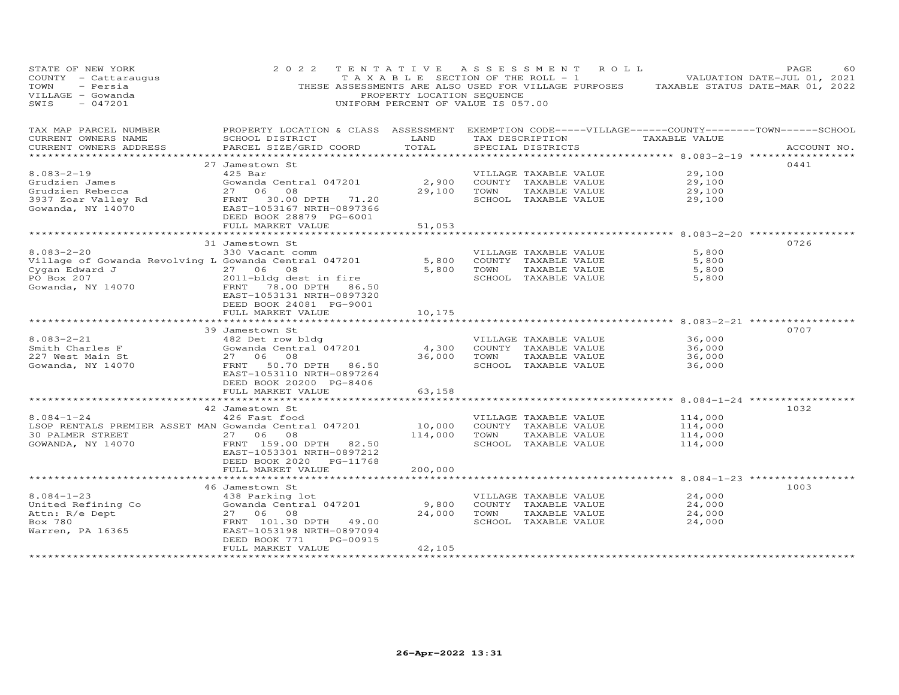STATE OF NEW YORK
COUNTY - Cattaraugus
TOWN - Persia
VILLAGE - Gowanda
SWIS - 047201

2022 TENTATIVE ASSESSMENT ROLL
TAXABLE SECTION OF THE ROLL - 1
THESE ASSESSMENTS ARE ALSO USED FOR VILLAGE PURPOSES
PROPERTY LOCATION SEQUENCE
UNIFORM PERCENT OF VALUE IS 057.00

VALUATION DATE-JUL 01, 2021
TAXABLE STATUS DATE-MAR 01, 2022

| TAX MAP PARCEL NUMBER / CURRENT OWNERS NAME / CURRENT OWNERS ADDRESS | PROPERTY LOCATION & CLASS / SCHOOL DISTRICT / PARCEL SIZE/GRID COORD | ASSESSMENT LAND | TOTAL | EXEMPTION CODE / TAX DESCRIPTION / SPECIAL DISTRICTS | TAXABLE VALUE | ACCOUNT NO. |
|---|---|---|---|---|---|---|
| 8.083-2-19 | 27 Jamestown St | | | | | 0441 |
| | 425 Bar | | | VILLAGE TAXABLE VALUE | 29,100 | |
| Grudzien James | Gowanda Central 047201 | 2,900 | | COUNTY TAXABLE VALUE | 29,100 | |
| Grudzien Rebecca | 27 06 08 | | 29,100 | TOWN TAXABLE VALUE | 29,100 | |
| 3937 Zoar Valley Rd | FRNT 30.00 DPTH 71.20 | | | SCHOOL TAXABLE VALUE | 29,100 | |
| Gowanda, NY 14070 | EAST-1053167 NRTH-0897366 | | | | | |
| | DEED BOOK 28879 PG-6001 | | | | | |
| | FULL MARKET VALUE | | 51,053 | | | |
| 8.083-2-20 | 31 Jamestown St | | | | | 0726 |
| | 330 Vacant comm | | | VILLAGE TAXABLE VALUE | 5,800 | |
| Village of Gowanda Revolving L | Gowanda Central 047201 | 5,800 | | COUNTY TAXABLE VALUE | 5,800 | |
| Cygan Edward J | 27 06 08 | | 5,800 | TOWN TAXABLE VALUE | 5,800 | |
| PO Box 207 | 2011-bldg dest in fire | | | SCHOOL TAXABLE VALUE | 5,800 | |
| Gowanda, NY 14070 | FRNT 78.00 DPTH 86.50 | | | | | |
| | EAST-1053131 NRTH-0897320 | | | | | |
| | DEED BOOK 24081 PG-9001 | | | | | |
| | FULL MARKET VALUE | | 10,175 | | | |
| 8.083-2-21 | 39 Jamestown St | | | | | 0707 |
| | 482 Det row bldg | | | VILLAGE TAXABLE VALUE | 36,000 | |
| Smith Charles F | Gowanda Central 047201 | 4,300 | | COUNTY TAXABLE VALUE | 36,000 | |
| 227 West Main St | 27 06 08 | | 36,000 | TOWN TAXABLE VALUE | 36,000 | |
| Gowanda, NY 14070 | FRNT 50.70 DPTH 86.50 | | | SCHOOL TAXABLE VALUE | 36,000 | |
| | EAST-1053110 NRTH-0897264 | | | | | |
| | DEED BOOK 20200 PG-8406 | | | | | |
| | FULL MARKET VALUE | | 63,158 | | | |
| 8.084-1-24 | 42 Jamestown St | | | | | 1032 |
| | 426 Fast food | | | VILLAGE TAXABLE VALUE | 114,000 | |
| LSOP RENTALS PREMIER ASSET MAN | Gowanda Central 047201 | 10,000 | | COUNTY TAXABLE VALUE | 114,000 | |
| 30 PALMER STREET | 27 06 08 | | 114,000 | TOWN TAXABLE VALUE | 114,000 | |
| GOWANDA, NY 14070 | FRNT 159.00 DPTH 82.50 | | | SCHOOL TAXABLE VALUE | 114,000 | |
| | EAST-1053301 NRTH-0897212 | | | | | |
| | DEED BOOK 2020 PG-11768 | | | | | |
| | FULL MARKET VALUE | | 200,000 | | | |
| 8.084-1-23 | 46 Jamestown St | | | | | 1003 |
| | 438 Parking lot | | | VILLAGE TAXABLE VALUE | 24,000 | |
| United Refining Co | Gowanda Central 047201 | 9,800 | | COUNTY TAXABLE VALUE | 24,000 | |
| Attn: R/e Dept | 27 06 08 | | 24,000 | TOWN TAXABLE VALUE | 24,000 | |
| Box 780 | FRNT 101.30 DPTH 49.00 | | | SCHOOL TAXABLE VALUE | 24,000 | |
| Warren, PA 16365 | EAST-1053198 NRTH-0897094 | | | | | |
| | DEED BOOK 771 PG-00915 | | | | | |
| | FULL MARKET VALUE | | 42,105 | | | |

26-Apr-2022 13:31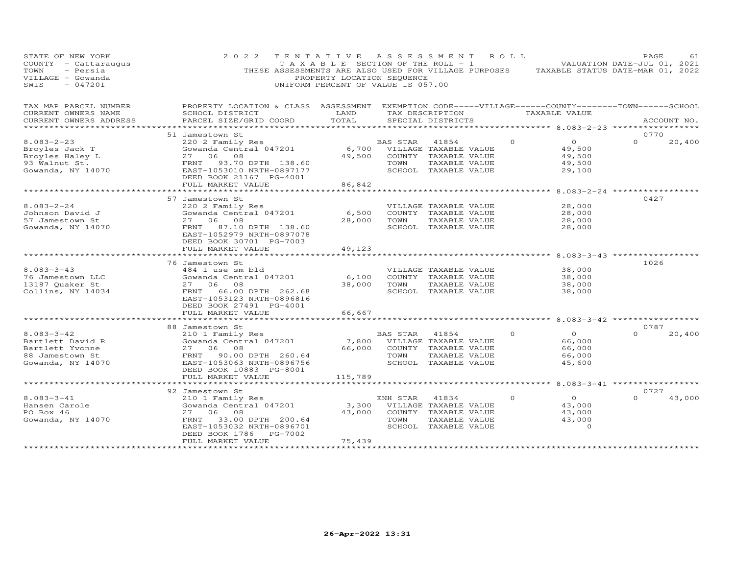STATE OF NEW YORK
COUNTY - Cattaraugus
TOWN - Persia
VILLAGE - Gowanda
SWIS - 047201

2022 TENTATIVE ASSESSMENT ROLL
TAXABLE SECTION OF THE ROLL - 1
THESE ASSESSMENTS ARE ALSO USED FOR VILLAGE PURPOSES
PROPERTY LOCATION SEQUENCE
UNIFORM PERCENT OF VALUE IS 057.00

VALUATION DATE-JUL 01, 2021
TAXABLE STATUS DATE-MAR 01, 2022

| TAX MAP PARCEL NUMBER / CURRENT OWNERS NAME / CURRENT OWNERS ADDRESS | PROPERTY LOCATION & CLASS / SCHOOL DISTRICT / PARCEL SIZE/GRID COORD | ASSESSMENT LAND | TOTAL | EXEMPTION CODE / TAX DESCRIPTION / SPECIAL DISTRICTS | VILLAGE | COUNTY TAXABLE VALUE | TOWN | SCHOOL | ACCOUNT NO. |
|---|---|---|---|---|---|---|---|---|---|
| 8.083-2-23 | 51 Jamestown St | | | | | | | | 0770 |
| Broyles Jack T | 220 2 Family Res | | | BAS STAR 41854 | 0 | 0 | 0 | 20,400 | |
| Broyles Haley L | Gowanda Central 047201 | 6,700 | | VILLAGE TAXABLE VALUE | | 49,500 | | | |
| 93 Walnut St. | 27 06 08 | | 49,500 | COUNTY TAXABLE VALUE | | 49,500 | | | |
| Gowanda, NY 14070 | FRNT 93.70 DPTH 138.60 | | | TOWN TAXABLE VALUE | | 49,500 | | | |
| | EAST-1053010 NRTH-0897177 | | | SCHOOL TAXABLE VALUE | | 29,100 | | | |
| | DEED BOOK 21167 PG-4001 | | | | | | | | |
| | FULL MARKET VALUE | | 86,842 | | | | | | |
| 8.083-2-24 | 57 Jamestown St | | | | | | | | 0427 |
| Johnson David J | 220 2 Family Res | | | VILLAGE TAXABLE VALUE | | 28,000 | | | |
| 57 Jamestown St | Gowanda Central 047201 | 6,500 | | COUNTY TAXABLE VALUE | | 28,000 | | | |
| Gowanda, NY 14070 | 27 06 08 | | 28,000 | TOWN TAXABLE VALUE | | 28,000 | | | |
| | FRNT 87.10 DPTH 138.60 | | | SCHOOL TAXABLE VALUE | | 28,000 | | | |
| | EAST-1052979 NRTH-0897078 | | | | | | | | |
| | DEED BOOK 30701 PG-7003 | | | | | | | | |
| | FULL MARKET VALUE | | 49,123 | | | | | | |
| 8.083-3-43 | 76 Jamestown St | | | | | | | | 1026 |
| 76 Jamestown LLC | 484 1 use sm bld | | | VILLAGE TAXABLE VALUE | | 38,000 | | | |
| 13187 Quaker St | Gowanda Central 047201 | 6,100 | | COUNTY TAXABLE VALUE | | 38,000 | | | |
| Collins, NY 14034 | 27 06 08 | | 38,000 | TOWN TAXABLE VALUE | | 38,000 | | | |
| | FRNT 66.00 DPTH 262.68 | | | SCHOOL TAXABLE VALUE | | 38,000 | | | |
| | EAST-1053123 NRTH-0896816 | | | | | | | | |
| | DEED BOOK 27491 PG-4001 | | | | | | | | |
| | FULL MARKET VALUE | | 66,667 | | | | | | |
| 8.083-3-42 | 88 Jamestown St | | | | | | | | 0787 |
| Bartlett David R | 210 1 Family Res | | | BAS STAR 41854 | 0 | 0 | 0 | 20,400 | |
| Bartlett Yvonne | Gowanda Central 047201 | 7,800 | | VILLAGE TAXABLE VALUE | | 66,000 | | | |
| 88 Jamestown St | 27 06 08 | | 66,000 | COUNTY TAXABLE VALUE | | 66,000 | | | |
| Gowanda, NY 14070 | FRNT 90.00 DPTH 260.64 | | | TOWN TAXABLE VALUE | | 66,000 | | | |
| | EAST-1053063 NRTH-0896756 | | | SCHOOL TAXABLE VALUE | | 45,600 | | | |
| | DEED BOOK 10883 PG-8001 | | | | | | | | |
| | FULL MARKET VALUE | | 115,789 | | | | | | |
| 8.083-3-41 | 92 Jamestown St | | | | | | | | 0727 |
| Hansen Carole | 210 1 Family Res | | | ENH STAR 41834 | 0 | 0 | 0 | 43,000 | |
| PO Box 46 | Gowanda Central 047201 | 3,300 | | VILLAGE TAXABLE VALUE | | 43,000 | | | |
| Gowanda, NY 14070 | 27 06 08 | | 43,000 | COUNTY TAXABLE VALUE | | 43,000 | | | |
| | FRNT 33.00 DPTH 200.64 | | | TOWN TAXABLE VALUE | | 43,000 | | | |
| | EAST-1053032 NRTH-0896701 | | | SCHOOL TAXABLE VALUE | | 0 | | | |
| | DEED BOOK 1786 PG-7002 | | | | | | | | |
| | FULL MARKET VALUE | | 75,439 | | | | | | |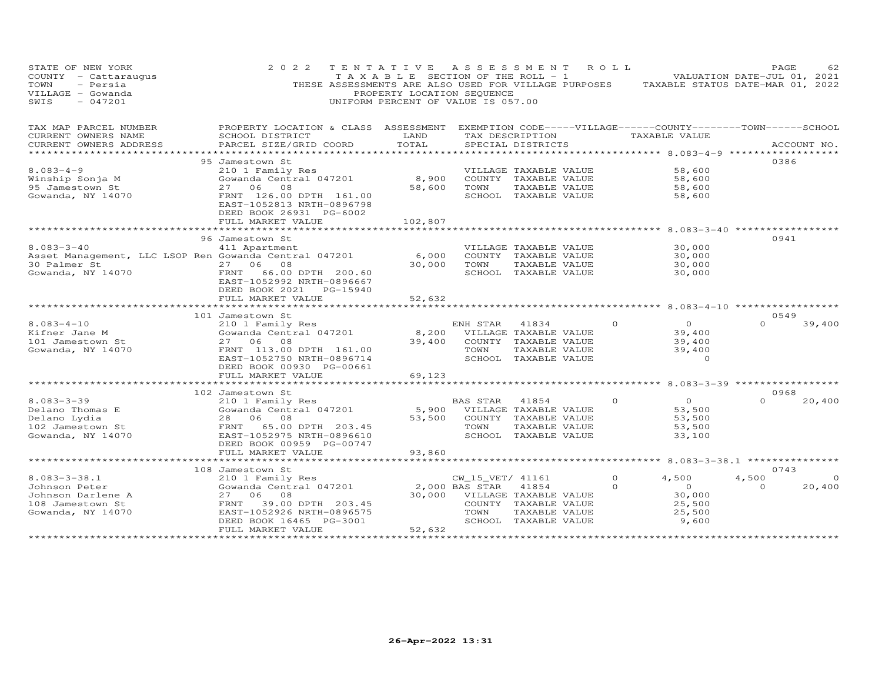STATE OF NEW YORK
COUNTY - Cattaraugus
TOWN - Persia
VILLAGE - Gowanda
SWIS - 047201

2022 TENTATIVE ASSESSMENT ROLL
TAXABLE SECTION OF THE ROLL - 1
THESE ASSESSMENTS ARE ALSO USED FOR VILLAGE PURPOSES
PROPERTY LOCATION SEQUENCE
UNIFORM PERCENT OF VALUE IS 057.00

VALUATION DATE-JUL 01, 2021
TAXABLE STATUS DATE-MAR 01, 2022

| TAX MAP PARCEL NUMBER / CURRENT OWNERS NAME / CURRENT OWNERS ADDRESS | PROPERTY LOCATION & CLASS / SCHOOL DISTRICT / PARCEL SIZE/GRID COORD | ASSESSMENT LAND / TOTAL | EXEMPTION CODE / TAX DESCRIPTION / SPECIAL DISTRICTS | VILLAGE | COUNTY / TAXABLE VALUE | TOWN | SCHOOL / ACCOUNT NO. |
|---|---|---|---|---|---|---|---|
| | 95 Jamestown St | | | | | | 0386 |
| 8.083-4-9 | 210 1 Family Res | | VILLAGE TAXABLE VALUE | | 58,600 | | |
| Winship Sonja M | Gowanda Central 047201 | 8,900 | COUNTY TAXABLE VALUE | | 58,600 | | |
| 95 Jamestown St | 27 06 08 | 58,600 | TOWN TAXABLE VALUE | | 58,600 | | |
| Gowanda, NY 14070 | FRNT 126.00 DPTH 161.00 | | SCHOOL TAXABLE VALUE | | 58,600 | | |
| | EAST-1052813 NRTH-0896798 | | | | | | |
| | DEED BOOK 26931 PG-6002 | | | | | | |
| | FULL MARKET VALUE | 102,807 | | | | | |
| | 96 Jamestown St | | | | | | 0941 |
| 8.083-3-40 | 411 Apartment | | VILLAGE TAXABLE VALUE | | 30,000 | | |
| Asset Management, LLC LSOP Ren | Gowanda Central 047201 | 6,000 | COUNTY TAXABLE VALUE | | 30,000 | | |
| 30 Palmer St | 27 06 08 | 30,000 | TOWN TAXABLE VALUE | | 30,000 | | |
| Gowanda, NY 14070 | FRNT 66.00 DPTH 200.60 | | SCHOOL TAXABLE VALUE | | 30,000 | | |
| | EAST-1052992 NRTH-0896667 | | | | | | |
| | DEED BOOK 2021 PG-15940 | | | | | | |
| | FULL MARKET VALUE | 52,632 | | | | | |
| | 101 Jamestown St | | | | | | 0549 |
| 8.083-4-10 | 210 1 Family Res | | ENH STAR 41834 | 0 | 0 | 0 | 39,400 |
| Kifner Jane M | Gowanda Central 047201 | 8,200 | VILLAGE TAXABLE VALUE | | 39,400 | | |
| 101 Jamestown St | 27 06 08 | 39,400 | COUNTY TAXABLE VALUE | | 39,400 | | |
| Gowanda, NY 14070 | FRNT 113.00 DPTH 161.00 | | TOWN TAXABLE VALUE | | 39,400 | | |
| | EAST-1052750 NRTH-0896714 | | SCHOOL TAXABLE VALUE | | 0 | | |
| | DEED BOOK 00930 PG-00661 | | | | | | |
| | FULL MARKET VALUE | 69,123 | | | | | |
| | 102 Jamestown St | | | | | | 0968 |
| 8.083-3-39 | 210 1 Family Res | | BAS STAR 41854 | 0 | 0 | 0 | 20,400 |
| Delano Thomas E | Gowanda Central 047201 | 5,900 | VILLAGE TAXABLE VALUE | | 53,500 | | |
| Delano Lydia | 28 06 08 | 53,500 | COUNTY TAXABLE VALUE | | 53,500 | | |
| 102 Jamestown St | FRNT 65.00 DPTH 203.45 | | TOWN TAXABLE VALUE | | 53,500 | | |
| Gowanda, NY 14070 | EAST-1052975 NRTH-0896610 | | SCHOOL TAXABLE VALUE | | 33,100 | | |
| | DEED BOOK 00959 PG-00747 | | | | | | |
| | FULL MARKET VALUE | 93,860 | | | | | |
| | 108 Jamestown St | | | | | | 0743 |
| 8.083-3-38.1 | 210 1 Family Res | | CW_15_VET/ 41161 | 0 | 4,500 | 4,500 | 0 |
| Johnson Peter | Gowanda Central 047201 | 2,000 | BAS STAR 41854 | 0 | 0 | 0 | 20,400 |
| Johnson Darlene A | 27 06 08 | 30,000 | VILLAGE TAXABLE VALUE | | 30,000 | | |
| 108 Jamestown St | FRNT 39.00 DPTH 203.45 | | COUNTY TAXABLE VALUE | | 25,500 | | |
| Gowanda, NY 14070 | EAST-1052926 NRTH-0896575 | | TOWN TAXABLE VALUE | | 25,500 | | |
| | DEED BOOK 16465 PG-3001 | | SCHOOL TAXABLE VALUE | | 9,600 | | |
| | FULL MARKET VALUE | 52,632 | | | | | |

26-Apr-2022 13:31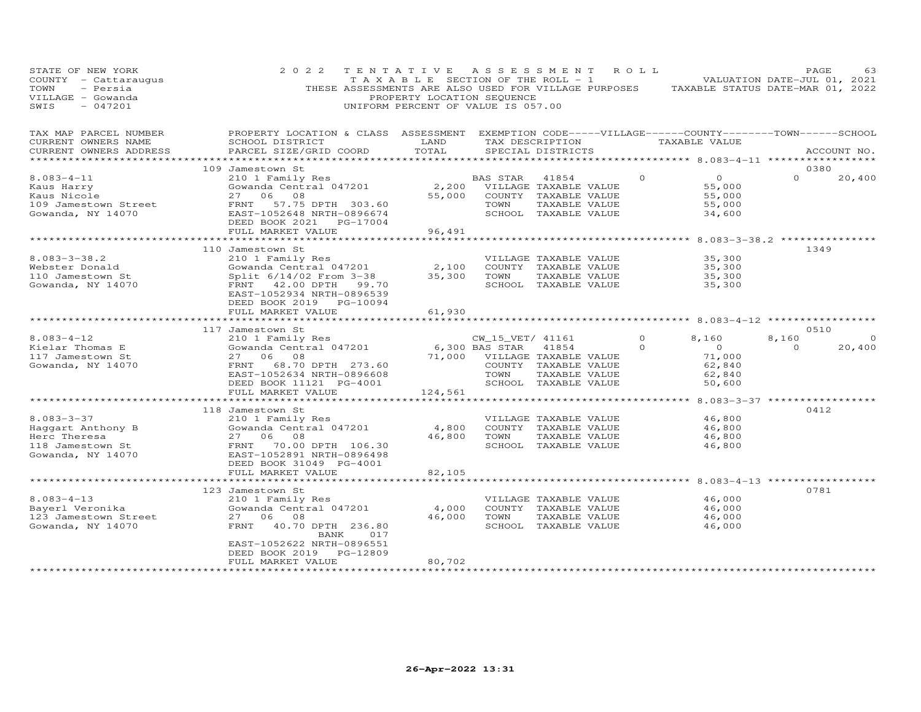STATE OF NEW YORK
COUNTY - Cattaraugus
TOWN - Persia
VILLAGE - Gowanda
SWIS - 047201

2022 TENTATIVE ASSESSMENT ROLL
TAXABLE SECTION OF THE ROLL - 1
THESE ASSESSMENTS ARE ALSO USED FOR VILLAGE PURPOSES
PROPERTY LOCATION SEQUENCE
UNIFORM PERCENT OF VALUE IS 057.00

VALUATION DATE-JUL 01, 2021
TAXABLE STATUS DATE-MAR 01, 2022

| TAX MAP PARCEL NUMBER / CURRENT OWNERS NAME / CURRENT OWNERS ADDRESS | PROPERTY LOCATION & CLASS / SCHOOL DISTRICT / PARCEL SIZE/GRID COORD | ASSESSMENT LAND / TOTAL | EXEMPTION CODE / TAX DESCRIPTION / SPECIAL DISTRICTS | VILLAGE | COUNTY / TAXABLE VALUE | TOWN | SCHOOL / ACCOUNT NO. |
|---|---|---|---|---|---|---|---|
| | 109 Jamestown St | | | | | | 0380 |
| 8.083-4-11 | 210 1 Family Res | | BAS STAR 41854 | 0 | 0 | 0 | 20,400 |
| Kaus Harry | Gowanda Central 047201 | 2,200 | VILLAGE TAXABLE VALUE | | 55,000 | | |
| Kaus Nicole | 27 06 08 | 55,000 | COUNTY TAXABLE VALUE | | 55,000 | | |
| 109 Jamestown Street | FRNT 57.75 DPTH 303.60 | | TOWN TAXABLE VALUE | | 55,000 | | |
| Gowanda, NY 14070 | EAST-1052648 NRTH-0896674 | | SCHOOL TAXABLE VALUE | | 34,600 | | |
| | DEED BOOK 2021 PG-17004 | | | | | | |
| | FULL MARKET VALUE | 96,491 | | | | | |
| | 110 Jamestown St | | | | | | 1349 |
| 8.083-3-38.2 | 210 1 Family Res | | VILLAGE TAXABLE VALUE | | 35,300 | | |
| Webster Donald | Gowanda Central 047201 | 2,100 | COUNTY TAXABLE VALUE | | 35,300 | | |
| 110 Jamestown St | Split 6/14/02 From 3-38 | 35,300 | TOWN TAXABLE VALUE | | 35,300 | | |
| Gowanda, NY 14070 | FRNT 42.00 DPTH 99.70 | | SCHOOL TAXABLE VALUE | | 35,300 | | |
| | EAST-1052934 NRTH-0896539 | | | | | | |
| | DEED BOOK 2019 PG-10094 | | | | | | |
| | FULL MARKET VALUE | 61,930 | | | | | |
| | 117 Jamestown St | | | | | | 0510 |
| 8.083-4-12 | 210 1 Family Res | | CW_15_VET/ 41161 | 0 | 8,160 | 8,160 | 0 |
| Kielar Thomas E | Gowanda Central 047201 | 6,300 | BAS STAR 41854 | 0 | 0 | 0 | 20,400 |
| 117 Jamestown St | 27 06 08 | 71,000 | VILLAGE TAXABLE VALUE | | 71,000 | | |
| Gowanda, NY 14070 | FRNT 68.70 DPTH 273.60 | | COUNTY TAXABLE VALUE | | 62,840 | | |
| | EAST-1052634 NRTH-0896608 | | TOWN TAXABLE VALUE | | 62,840 | | |
| | DEED BOOK 11121 PG-4001 | | SCHOOL TAXABLE VALUE | | 50,600 | | |
| | FULL MARKET VALUE | 124,561 | | | | | |
| | 118 Jamestown St | | | | | | 0412 |
| 8.083-3-37 | 210 1 Family Res | | VILLAGE TAXABLE VALUE | | 46,800 | | |
| Haggart Anthony B | Gowanda Central 047201 | 4,800 | COUNTY TAXABLE VALUE | | 46,800 | | |
| Herc Theresa | 27 06 08 | 46,800 | TOWN TAXABLE VALUE | | 46,800 | | |
| 118 Jamestown St | FRNT 70.00 DPTH 106.30 | | SCHOOL TAXABLE VALUE | | 46,800 | | |
| Gowanda, NY 14070 | EAST-1052891 NRTH-0896498 | | | | | | |
| | DEED BOOK 31049 PG-4001 | | | | | | |
| | FULL MARKET VALUE | 82,105 | | | | | |
| | 123 Jamestown St | | | | | | 0781 |
| 8.083-4-13 | 210 1 Family Res | | VILLAGE TAXABLE VALUE | | 46,000 | | |
| Bayerl Veronika | Gowanda Central 047201 | 4,000 | COUNTY TAXABLE VALUE | | 46,000 | | |
| 123 Jamestown Street | 27 06 08 | 46,000 | TOWN TAXABLE VALUE | | 46,000 | | |
| Gowanda, NY 14070 | FRNT 40.70 DPTH 236.80 | | SCHOOL TAXABLE VALUE | | 46,000 | | |
| | BANK 017 | | | | | | |
| | EAST-1052622 NRTH-0896551 | | | | | | |
| | DEED BOOK 2019 PG-12809 | | | | | | |
| | FULL MARKET VALUE | 80,702 | | | | | |

26-Apr-2022 13:31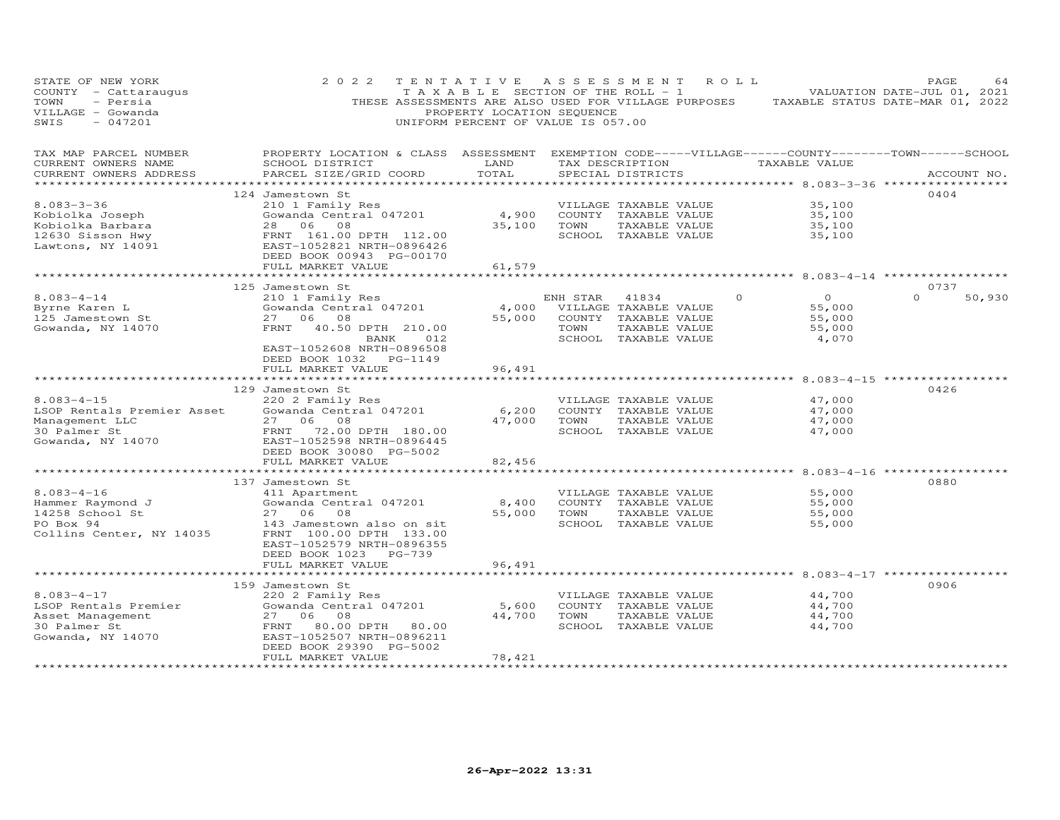STATE OF NEW YORK
COUNTY - Cattaraugus
TOWN - Persia
VILLAGE - Gowanda
SWIS - 047201

2022 TENTATIVE ASSESSMENT ROLL
TAXABLE SECTION OF THE ROLL - 1
THESE ASSESSMENTS ARE ALSO USED FOR VILLAGE PURPOSES
PROPERTY LOCATION SEQUENCE
UNIFORM PERCENT OF VALUE IS 057.00

VALUATION DATE-JUL 01, 2021
TAXABLE STATUS DATE-MAR 01, 2022

| TAX MAP PARCEL NUMBER / CURRENT OWNERS NAME / CURRENT OWNERS ADDRESS | PROPERTY LOCATION & CLASS / SCHOOL DISTRICT / PARCEL SIZE/GRID COORD | ASSESSMENT LAND / TOTAL | EXEMPTION CODE / TAX DESCRIPTION / SPECIAL DISTRICTS | VILLAGE | COUNTY / TAXABLE VALUE | TOWN | SCHOOL | ACCOUNT NO. |
|---|---|---|---|---|---|---|---|---|
| | 124 Jamestown St | | | | | | | 0404 |
| 8.083-3-36 | 210 1 Family Res | | VILLAGE TAXABLE VALUE | | 35,100 | | | |
| Kobiolka Joseph | Gowanda Central 047201 | 4,900 | COUNTY TAXABLE VALUE | | 35,100 | | | |
| Kobiolka Barbara | 28 06 08 | 35,100 | TOWN TAXABLE VALUE | | 35,100 | | | |
| 12630 Sisson Hwy | FRNT 161.00 DPTH 112.00 | | SCHOOL TAXABLE VALUE | | 35,100 | | | |
| Lawtons, NY 14091 | EAST-1052821 NRTH-0896426 | | | | | | | |
| | DEED BOOK 00943 PG-00170 | | | | | | | |
| | FULL MARKET VALUE | 61,579 | | | | | | |
| | 125 Jamestown St | | | | | | | 0737 |
| 8.083-4-14 | 210 1 Family Res | | ENH STAR 41834 | 0 | 0 | 0 | 50,930 | |
| Byrne Karen L | Gowanda Central 047201 | 4,000 | VILLAGE TAXABLE VALUE | | 55,000 | | | |
| 125 Jamestown St | 27 06 08 | 55,000 | COUNTY TAXABLE VALUE | | 55,000 | | | |
| Gowanda, NY 14070 | FRNT 40.50 DPTH 210.00 | | TOWN TAXABLE VALUE | | 55,000 | | | |
| | BANK 012 | | SCHOOL TAXABLE VALUE | | 4,070 | | | |
| | EAST-1052608 NRTH-0896508 | | | | | | | |
| | DEED BOOK 1032 PG-1149 | | | | | | | |
| | FULL MARKET VALUE | 96,491 | | | | | | |
| | 129 Jamestown St | | | | | | | 0426 |
| 8.083-4-15 | 220 2 Family Res | | VILLAGE TAXABLE VALUE | | 47,000 | | | |
| LSOP Rentals Premier Asset | Gowanda Central 047201 | 6,200 | COUNTY TAXABLE VALUE | | 47,000 | | | |
| Management LLC | 27 06 08 | 47,000 | TOWN TAXABLE VALUE | | 47,000 | | | |
| 30 Palmer St | FRNT 72.00 DPTH 180.00 | | SCHOOL TAXABLE VALUE | | 47,000 | | | |
| Gowanda, NY 14070 | EAST-1052598 NRTH-0896445 | | | | | | | |
| | DEED BOOK 30080 PG-5002 | | | | | | | |
| | FULL MARKET VALUE | 82,456 | | | | | | |
| | 137 Jamestown St | | | | | | | 0880 |
| 8.083-4-16 | 411 Apartment | | VILLAGE TAXABLE VALUE | | 55,000 | | | |
| Hammer Raymond J | Gowanda Central 047201 | 8,400 | COUNTY TAXABLE VALUE | | 55,000 | | | |
| 14258 School St | 27 06 08 | 55,000 | TOWN TAXABLE VALUE | | 55,000 | | | |
| PO Box 94 | 143 Jamestown also on sit | | SCHOOL TAXABLE VALUE | | 55,000 | | | |
| Collins Center, NY 14035 | FRNT 100.00 DPTH 133.00 | | | | | | | |
| | EAST-1052579 NRTH-0896355 | | | | | | | |
| | DEED BOOK 1023 PG-739 | | | | | | | |
| | FULL MARKET VALUE | 96,491 | | | | | | |
| | 159 Jamestown St | | | | | | | 0906 |
| 8.083-4-17 | 220 2 Family Res | | VILLAGE TAXABLE VALUE | | 44,700 | | | |
| LSOP Rentals Premier | Gowanda Central 047201 | 5,600 | COUNTY TAXABLE VALUE | | 44,700 | | | |
| Asset Management | 27 06 08 | 44,700 | TOWN TAXABLE VALUE | | 44,700 | | | |
| 30 Palmer St | FRNT 80.00 DPTH 80.00 | | SCHOOL TAXABLE VALUE | | 44,700 | | | |
| Gowanda, NY 14070 | EAST-1052507 NRTH-0896211 | | | | | | | |
| | DEED BOOK 29390 PG-5002 | | | | | | | |
| | FULL MARKET VALUE | 78,421 | | | | | | |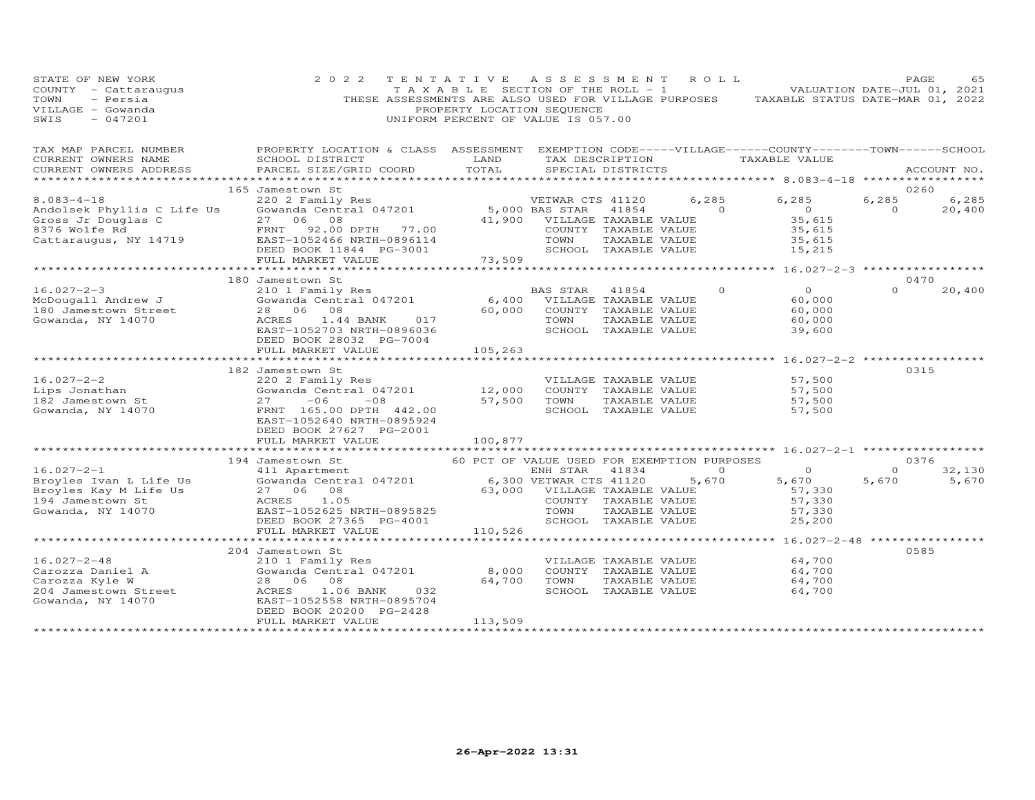STATE OF NEW YORK — COUNTY - Cattaraugus — TOWN - Persia — VILLAGE - Gowanda — SWIS - 047201

2022 TENTATIVE ASSESSMENT ROLL
TAXABLE SECTION OF THE ROLL - 1
THESE ASSESSMENTS ARE ALSO USED FOR VILLAGE PURPOSES
PROPERTY LOCATION SEQUENCE
UNIFORM PERCENT OF VALUE IS 057.00

VALUATION DATE-JUL 01, 2021
TAXABLE STATUS DATE-MAR 01, 2022

```
TAX MAP PARCEL NUMBER          PROPERTY LOCATION & CLASS  ASSESSMENT  EXEMPTION CODE-----VILLAGE------COUNTY--------TOWN------SCHOOL
CURRENT OWNERS NAME            SCHOOL DISTRICT               LAND      TAX DESCRIPTION              TAXABLE VALUE
CURRENT OWNERS ADDRESS         PARCEL SIZE/GRID COORD        TOTAL     SPECIAL DISTRICTS                                     ACCOUNT NO.
*************************************************************************************************** 8.083-4-18 ******************
                               165 Jamestown St                                                                          0260
8.083-4-18                     220 2 Family Res                  VETWAR CTS 41120       6,285        6,285      6,285       6,285
Andolsek Phyllis C Life Us     Gowanda Central 047201      5,000 BAS STAR   41854           0            0          0      20,400
Gross Jr Douglas C             27  06  08                 41,900   VILLAGE TAXABLE VALUE            35,615
8376 Wolfe Rd                  FRNT   92.00 DPTH   77.00           COUNTY  TAXABLE VALUE            35,615
Cattaraugus, NY 14719          EAST-1052466 NRTH-0896114           TOWN    TAXABLE VALUE            35,615
                               DEED BOOK 11844  PG-3001            SCHOOL  TAXABLE VALUE            15,215
                               FULL MARKET VALUE          73,509
*************************************************************************************************** 16.027-2-3 ******************
                               180 Jamestown St                                                                          0470
16.027-2-3                     210 1 Family Res                  BAS STAR   41854           0            0          0      20,400
McDougall Andrew J             Gowanda Central 047201      6,400   VILLAGE TAXABLE VALUE            60,000
180 Jamestown Street           28  06  08                 60,000   COUNTY  TAXABLE VALUE            60,000
Gowanda, NY 14070              ACRES     1.44 BANK    017          TOWN    TAXABLE VALUE            60,000
                               EAST-1052703 NRTH-0896036           SCHOOL  TAXABLE VALUE            39,600
                               DEED BOOK 28032  PG-7004
                               FULL MARKET VALUE         105,263
*************************************************************************************************** 16.027-2-2 ******************
                               182 Jamestown St                                                                          0315
16.027-2-2                     220 2 Family Res                    VILLAGE TAXABLE VALUE            57,500
Lips Jonathan                  Gowanda Central 047201     12,000   COUNTY  TAXABLE VALUE            57,500
182 Jamestown St               27    -06    -08           57,500   TOWN    TAXABLE VALUE            57,500
Gowanda, NY 14070              FRNT  165.00 DPTH  442.00           SCHOOL  TAXABLE VALUE            57,500
                               EAST-1052640 NRTH-0895924
                               DEED BOOK 27627  PG-2001
                               FULL MARKET VALUE         100,877
*************************************************************************************************** 16.027-2-1 ******************
                               194 Jamestown St           60 PCT OF VALUE USED FOR EXEMPTION PURPOSES                    0376
16.027-2-1                     411 Apartment                     ENH STAR   41834           0            0          0      32,130
Broyles Ivan L Life Us         Gowanda Central 047201      6,300 VETWAR CTS 41120       5,670        5,670      5,670       5,670
Broyles Kay M Life Us          27  06  08                 63,000   VILLAGE TAXABLE VALUE            57,330
194 Jamestown St               ACRES     1.05                      COUNTY  TAXABLE VALUE            57,330
Gowanda, NY 14070              EAST-1052625 NRTH-0895825           TOWN    TAXABLE VALUE            57,330
                               DEED BOOK 27365  PG-4001            SCHOOL  TAXABLE VALUE            25,200
                               FULL MARKET VALUE         110,526
*************************************************************************************************** 16.027-2-48 *****************
                               204 Jamestown St                                                                          0585
16.027-2-48                    210 1 Family Res                    VILLAGE TAXABLE VALUE            64,700
Carozza Daniel A               Gowanda Central 047201      8,000   COUNTY  TAXABLE VALUE            64,700
Carozza Kyle W                 28  06  08                 64,700   TOWN    TAXABLE VALUE            64,700
204 Jamestown Street           ACRES     1.06 BANK    032          SCHOOL  TAXABLE VALUE            64,700
Gowanda, NY 14070              EAST-1052558 NRTH-0895704
                               DEED BOOK 20200  PG-2428
                               FULL MARKET VALUE         113,509
************************************************************************************************************************************
```

26-Apr-2022 13:31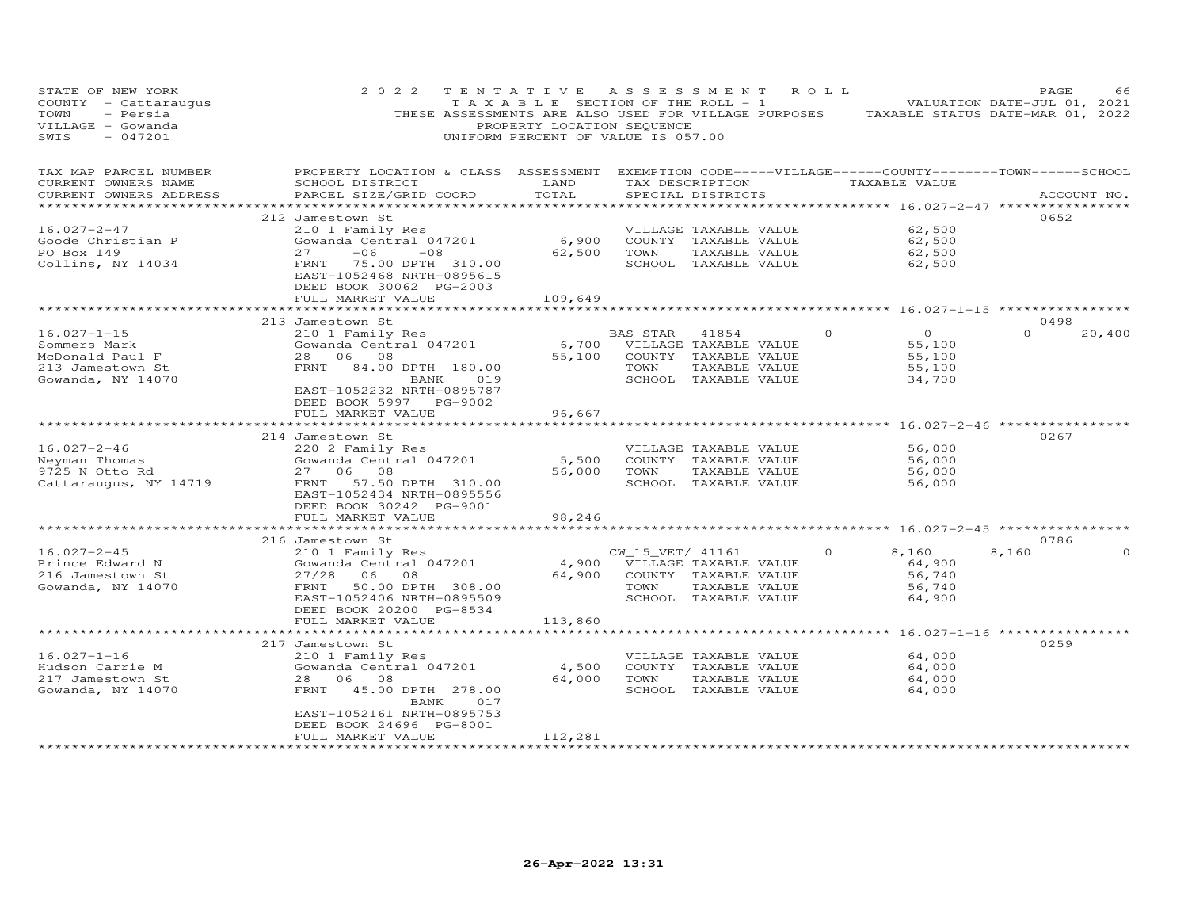STATE OF NEW YORK
COUNTY - Cattaraugus
TOWN - Persia
VILLAGE - Gowanda
SWIS - 047201

2022 TENTATIVE ASSESSMENT ROLL
TAXABLE SECTION OF THE ROLL - 1
THESE ASSESSMENTS ARE ALSO USED FOR VILLAGE PURPOSES
PROPERTY LOCATION SEQUENCE
UNIFORM PERCENT OF VALUE IS 057.00

VALUATION DATE-JUL 01, 2021
TAXABLE STATUS DATE-MAR 01, 2022

| TAX MAP PARCEL NUMBER / CURRENT OWNERS NAME / CURRENT OWNERS ADDRESS | PROPERTY LOCATION & CLASS / SCHOOL DISTRICT / PARCEL SIZE/GRID COORD | ASSESSMENT LAND | TOTAL | EXEMPTION CODE / TAX DESCRIPTION / SPECIAL DISTRICTS | VILLAGE | COUNTY | TOWN | SCHOOL | ACCOUNT NO. |
|---|---|---|---|---|---|---|---|---|---|
| | 212 Jamestown St | | | | | | | | 0652 |
| 16.027-2-47 | 210 1 Family Res | | | VILLAGE TAXABLE VALUE | 62,500 | | | | |
| Goode Christian P | Gowanda Central 047201 | 6,900 | | COUNTY TAXABLE VALUE | | 62,500 | | | |
| PO Box 149 | 27 -06 -08 | | 62,500 | TOWN TAXABLE VALUE | | | 62,500 | | |
| Collins, NY 14034 | FRNT 75.00 DPTH 310.00 | | | SCHOOL TAXABLE VALUE | | | | 62,500 | |
| | EAST-1052468 NRTH-0895615 | | | | | | | | |
| | DEED BOOK 30062 PG-2003 | | | | | | | | |
| | FULL MARKET VALUE | | 109,649 | | | | | | |
| | 213 Jamestown St | | | | | | | | 0498 |
| 16.027-1-15 | 210 1 Family Res | | | BAS STAR 41854 | 0 | 0 | 0 | 20,400 | |
| Sommers Mark | Gowanda Central 047201 | 6,700 | | VILLAGE TAXABLE VALUE | 55,100 | | | | |
| McDonald Paul F | 28 06 08 | | 55,100 | COUNTY TAXABLE VALUE | | 55,100 | | | |
| 213 Jamestown St | FRNT 84.00 DPTH 180.00 | | | TOWN TAXABLE VALUE | | | 55,100 | | |
| Gowanda, NY 14070 | BANK 019 | | | SCHOOL TAXABLE VALUE | | | | 34,700 | |
| | EAST-1052232 NRTH-0895787 | | | | | | | | |
| | DEED BOOK 5997 PG-9002 | | | | | | | | |
| | FULL MARKET VALUE | | 96,667 | | | | | | |
| | 214 Jamestown St | | | | | | | | 0267 |
| 16.027-2-46 | 220 2 Family Res | | | VILLAGE TAXABLE VALUE | 56,000 | | | | |
| Neyman Thomas | Gowanda Central 047201 | 5,500 | | COUNTY TAXABLE VALUE | | 56,000 | | | |
| 9725 N Otto Rd | 27 06 08 | | 56,000 | TOWN TAXABLE VALUE | | | 56,000 | | |
| Cattaraugus, NY 14719 | FRNT 57.50 DPTH 310.00 | | | SCHOOL TAXABLE VALUE | | | | 56,000 | |
| | EAST-1052434 NRTH-0895556 | | | | | | | | |
| | DEED BOOK 30242 PG-9001 | | | | | | | | |
| | FULL MARKET VALUE | | 98,246 | | | | | | |
| | 216 Jamestown St | | | | | | | | 0786 |
| 16.027-2-45 | 210 1 Family Res | | | CW_15_VET/ 41161 | 0 | 8,160 | 8,160 | 0 | |
| Prince Edward N | Gowanda Central 047201 | 4,900 | | VILLAGE TAXABLE VALUE | 64,900 | | | | |
| 216 Jamestown St | 27/28 06 08 | | 64,900 | COUNTY TAXABLE VALUE | | 56,740 | | | |
| Gowanda, NY 14070 | FRNT 50.00 DPTH 308.00 | | | TOWN TAXABLE VALUE | | | 56,740 | | |
| | EAST-1052406 NRTH-0895509 | | | SCHOOL TAXABLE VALUE | | | | 64,900 | |
| | DEED BOOK 20200 PG-8534 | | | | | | | | |
| | FULL MARKET VALUE | | 113,860 | | | | | | |
| | 217 Jamestown St | | | | | | | | 0259 |
| 16.027-1-16 | 210 1 Family Res | | | VILLAGE TAXABLE VALUE | 64,000 | | | | |
| Hudson Carrie M | Gowanda Central 047201 | 4,500 | | COUNTY TAXABLE VALUE | | 64,000 | | | |
| 217 Jamestown St | 28 06 08 | | 64,000 | TOWN TAXABLE VALUE | | | 64,000 | | |
| Gowanda, NY 14070 | FRNT 45.00 DPTH 278.00 | | | SCHOOL TAXABLE VALUE | | | | 64,000 | |
| | BANK 017 | | | | | | | | |
| | EAST-1052161 NRTH-0895753 | | | | | | | | |
| | DEED BOOK 24696 PG-8001 | | | | | | | | |
| | FULL MARKET VALUE | | 112,281 | | | | | | |

26-Apr-2022 13:31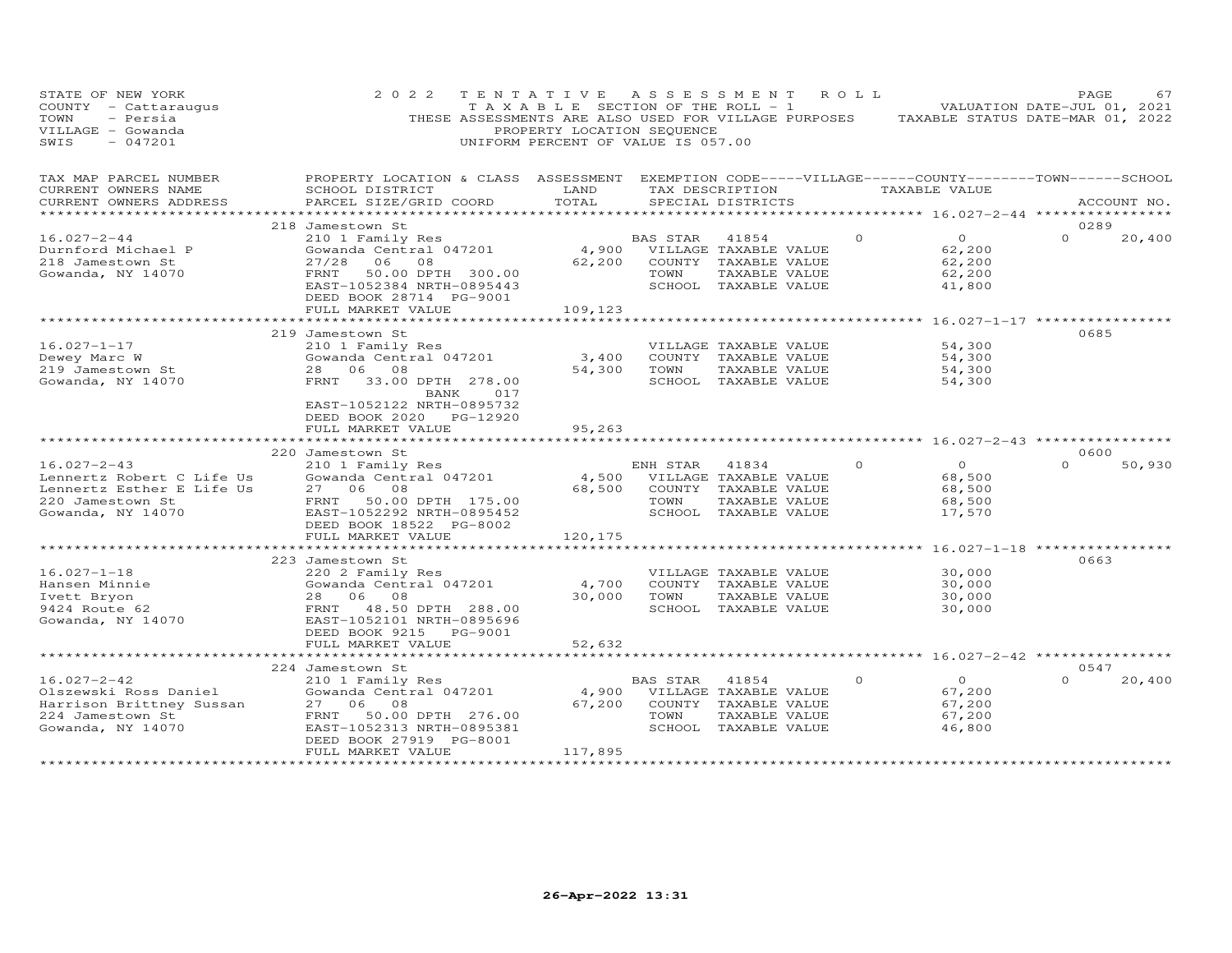STATE OF NEW YORK
COUNTY - Cattaraugus
TOWN - Persia
VILLAGE - Gowanda
SWIS - 047201

2022 TENTATIVE ASSESSMENT ROLL
TAXABLE SECTION OF THE ROLL - 1
THESE ASSESSMENTS ARE ALSO USED FOR VILLAGE PURPOSES
PROPERTY LOCATION SEQUENCE
UNIFORM PERCENT OF VALUE IS 057.00

VALUATION DATE-JUL 01, 2021
TAXABLE STATUS DATE-MAR 01, 2022

| TAX MAP PARCEL NUMBER / CURRENT OWNERS NAME / CURRENT OWNERS ADDRESS | PROPERTY LOCATION & CLASS / SCHOOL DISTRICT / PARCEL SIZE/GRID COORD | ASSESSMENT LAND | TOTAL | EXEMPTION CODE / TAX DESCRIPTION / SPECIAL DISTRICTS | VILLAGE | COUNTY / TAXABLE VALUE | TOWN | SCHOOL | ACCOUNT NO. |
|---|---|---|---|---|---|---|---|---|---|
| 16.027-2-44 | 218 Jamestown St | | | | | | | | 0289 |
| Durnford Michael P | 210 1 Family Res | | | BAS STAR 41854 | 0 | 0 | 0 | 20,400 | |
| 218 Jamestown St | Gowanda Central 047201 | 4,900 | | VILLAGE TAXABLE VALUE | | 62,200 | | | |
| Gowanda, NY 14070 | 27/28 06 08 | | 62,200 | COUNTY TAXABLE VALUE | | 62,200 | | | |
| | FRNT 50.00 DPTH 300.00 | | | TOWN TAXABLE VALUE | | 62,200 | | | |
| | EAST-1052384 NRTH-0895443 | | | SCHOOL TAXABLE VALUE | | 41,800 | | | |
| | DEED BOOK 28714 PG-9001 | | | | | | | | |
| | FULL MARKET VALUE | | 109,123 | | | | | | |
| 16.027-1-17 | 219 Jamestown St | | | | | | | | 0685 |
| Dewey Marc W | 210 1 Family Res | | | VILLAGE TAXABLE VALUE | | 54,300 | | | |
| 219 Jamestown St | Gowanda Central 047201 | 3,400 | | COUNTY TAXABLE VALUE | | 54,300 | | | |
| Gowanda, NY 14070 | 28 06 08 | | 54,300 | TOWN TAXABLE VALUE | | 54,300 | | | |
| | FRNT 33.00 DPTH 278.00 | | | SCHOOL TAXABLE VALUE | | 54,300 | | | |
| | BANK 017 | | | | | | | | |
| | EAST-1052122 NRTH-0895732 | | | | | | | | |
| | DEED BOOK 2020 PG-12920 | | | | | | | | |
| | FULL MARKET VALUE | | 95,263 | | | | | | |
| 16.027-2-43 | 220 Jamestown St | | | | | | | | 0600 |
| Lennertz Robert C Life Us | 210 1 Family Res | | | ENH STAR 41834 | 0 | 0 | 0 | 50,930 | |
| Lennertz Esther E Life Us | Gowanda Central 047201 | 4,500 | | VILLAGE TAXABLE VALUE | | 68,500 | | | |
| 220 Jamestown St | 27 06 08 | | 68,500 | COUNTY TAXABLE VALUE | | 68,500 | | | |
| Gowanda, NY 14070 | FRNT 50.00 DPTH 175.00 | | | TOWN TAXABLE VALUE | | 68,500 | | | |
| | EAST-1052292 NRTH-0895452 | | | SCHOOL TAXABLE VALUE | | 17,570 | | | |
| | DEED BOOK 18522 PG-8002 | | | | | | | | |
| | FULL MARKET VALUE | | 120,175 | | | | | | |
| 16.027-1-18 | 223 Jamestown St | | | | | | | | 0663 |
| Hansen Minnie | 220 2 Family Res | | | VILLAGE TAXABLE VALUE | | 30,000 | | | |
| Ivett Bryon | Gowanda Central 047201 | 4,700 | | COUNTY TAXABLE VALUE | | 30,000 | | | |
| 9424 Route 62 | 28 06 08 | | 30,000 | TOWN TAXABLE VALUE | | 30,000 | | | |
| Gowanda, NY 14070 | FRNT 48.50 DPTH 288.00 | | | SCHOOL TAXABLE VALUE | | 30,000 | | | |
| | EAST-1052101 NRTH-0895696 | | | | | | | | |
| | DEED BOOK 9215 PG-9001 | | | | | | | | |
| | FULL MARKET VALUE | | 52,632 | | | | | | |
| 16.027-2-42 | 224 Jamestown St | | | | | | | | 0547 |
| Olszewski Ross Daniel | 210 1 Family Res | | | BAS STAR 41854 | 0 | 0 | 0 | 20,400 | |
| Harrison Brittney Sussan | Gowanda Central 047201 | 4,900 | | VILLAGE TAXABLE VALUE | | 67,200 | | | |
| 224 Jamestown St | 27 06 08 | | 67,200 | COUNTY TAXABLE VALUE | | 67,200 | | | |
| Gowanda, NY 14070 | FRNT 50.00 DPTH 276.00 | | | TOWN TAXABLE VALUE | | 67,200 | | | |
| | EAST-1052313 NRTH-0895381 | | | SCHOOL TAXABLE VALUE | | 46,800 | | | |
| | DEED BOOK 27919 PG-8001 | | | | | | | | |
| | FULL MARKET VALUE | | 117,895 | | | | | | |

26-Apr-2022 13:31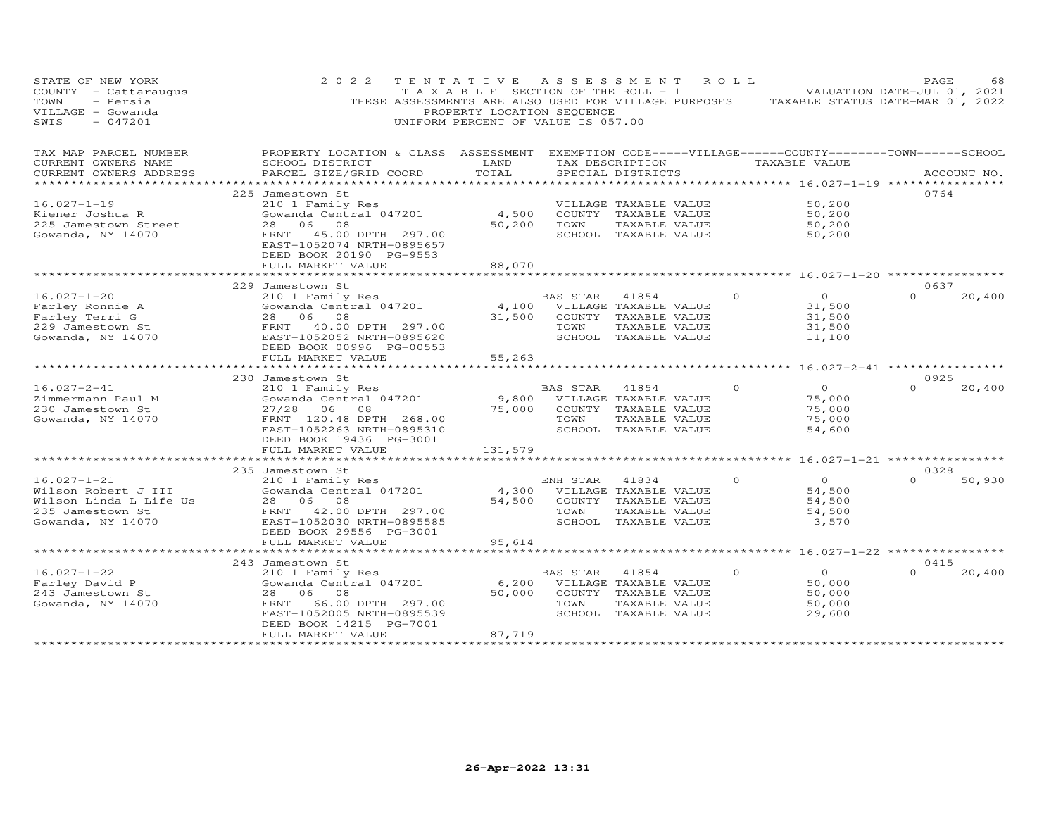STATE OF NEW YORK
COUNTY - Cattaraugus
TOWN - Persia
VILLAGE - Gowanda
SWIS - 047201

2022 TENTATIVE ASSESSMENT ROLL
TAXABLE SECTION OF THE ROLL - 1
THESE ASSESSMENTS ARE ALSO USED FOR VILLAGE PURPOSES
PROPERTY LOCATION SEQUENCE
UNIFORM PERCENT OF VALUE IS 057.00

VALUATION DATE-JUL 01, 2021
TAXABLE STATUS DATE-MAR 01, 2022

| TAX MAP PARCEL NUMBER / CURRENT OWNERS NAME / CURRENT OWNERS ADDRESS | PROPERTY LOCATION & CLASS / SCHOOL DISTRICT / PARCEL SIZE/GRID COORD | ASSESSMENT LAND / TOTAL | EXEMPTION CODE / TAX DESCRIPTION / SPECIAL DISTRICTS | VILLAGE | COUNTY / TAXABLE VALUE | TOWN | SCHOOL | ACCOUNT NO. |
|---|---|---|---|---|---|---|---|---|
| **16.027-1-19** | 225 Jamestown St | | | | | | | 0764 |
| 16.027-1-19 | 210 1 Family Res | | VILLAGE TAXABLE VALUE | | 50,200 | | | |
| Kiener Joshua R | Gowanda Central 047201 | 4,500 | COUNTY TAXABLE VALUE | | 50,200 | | | |
| 225 Jamestown Street | 28 06 08 | 50,200 | TOWN TAXABLE VALUE | | 50,200 | | | |
| Gowanda, NY 14070 | FRNT 45.00 DPTH 297.00 | | SCHOOL TAXABLE VALUE | | 50,200 | | | |
| | EAST-1052074 NRTH-0895657 | | | | | | | |
| | DEED BOOK 20190 PG-9553 | | | | | | | |
| | FULL MARKET VALUE | 88,070 | | | | | | |
| **16.027-1-20** | 229 Jamestown St | | | | | | | 0637 |
| 16.027-1-20 | 210 1 Family Res | | BAS STAR 41854 | 0 | 0 | 0 | 20,400 | |
| Farley Ronnie A | Gowanda Central 047201 | 4,100 | VILLAGE TAXABLE VALUE | | 31,500 | | | |
| Farley Terri G | 28 06 08 | 31,500 | COUNTY TAXABLE VALUE | | 31,500 | | | |
| 229 Jamestown St | FRNT 40.00 DPTH 297.00 | | TOWN TAXABLE VALUE | | 31,500 | | | |
| Gowanda, NY 14070 | EAST-1052052 NRTH-0895620 | | SCHOOL TAXABLE VALUE | | 11,100 | | | |
| | DEED BOOK 00996 PG-00553 | | | | | | | |
| | FULL MARKET VALUE | 55,263 | | | | | | |
| **16.027-2-41** | 230 Jamestown St | | | | | | | 0925 |
| 16.027-2-41 | 210 1 Family Res | | BAS STAR 41854 | 0 | 0 | 0 | 20,400 | |
| Zimmermann Paul M | Gowanda Central 047201 | 9,800 | VILLAGE TAXABLE VALUE | | 75,000 | | | |
| 230 Jamestown St | 27/28 06 08 | 75,000 | COUNTY TAXABLE VALUE | | 75,000 | | | |
| Gowanda, NY 14070 | FRNT 120.48 DPTH 268.00 | | TOWN TAXABLE VALUE | | 75,000 | | | |
| | EAST-1052263 NRTH-0895310 | | SCHOOL TAXABLE VALUE | | 54,600 | | | |
| | DEED BOOK 19436 PG-3001 | | | | | | | |
| | FULL MARKET VALUE | 131,579 | | | | | | |
| **16.027-1-21** | 235 Jamestown St | | | | | | | 0328 |
| 16.027-1-21 | 210 1 Family Res | | ENH STAR 41834 | 0 | 0 | 0 | 50,930 | |
| Wilson Robert J III | Gowanda Central 047201 | 4,300 | VILLAGE TAXABLE VALUE | | 54,500 | | | |
| Wilson Linda L Life Us | 28 06 08 | 54,500 | COUNTY TAXABLE VALUE | | 54,500 | | | |
| 235 Jamestown St | FRNT 42.00 DPTH 297.00 | | TOWN TAXABLE VALUE | | 54,500 | | | |
| Gowanda, NY 14070 | EAST-1052030 NRTH-0895585 | | SCHOOL TAXABLE VALUE | | 3,570 | | | |
| | DEED BOOK 29556 PG-3001 | | | | | | | |
| | FULL MARKET VALUE | 95,614 | | | | | | |
| **16.027-1-22** | 243 Jamestown St | | | | | | | 0415 |
| 16.027-1-22 | 210 1 Family Res | | BAS STAR 41854 | 0 | 0 | 0 | 20,400 | |
| Farley David P | Gowanda Central 047201 | 6,200 | VILLAGE TAXABLE VALUE | | 50,000 | | | |
| 243 Jamestown St | 28 06 08 | 50,000 | COUNTY TAXABLE VALUE | | 50,000 | | | |
| Gowanda, NY 14070 | FRNT 66.00 DPTH 297.00 | | TOWN TAXABLE VALUE | | 50,000 | | | |
| | EAST-1052005 NRTH-0895539 | | SCHOOL TAXABLE VALUE | | 29,600 | | | |
| | DEED BOOK 14215 PG-7001 | | | | | | | |
| | FULL MARKET VALUE | 87,719 | | | | | | |

26-Apr-2022 13:31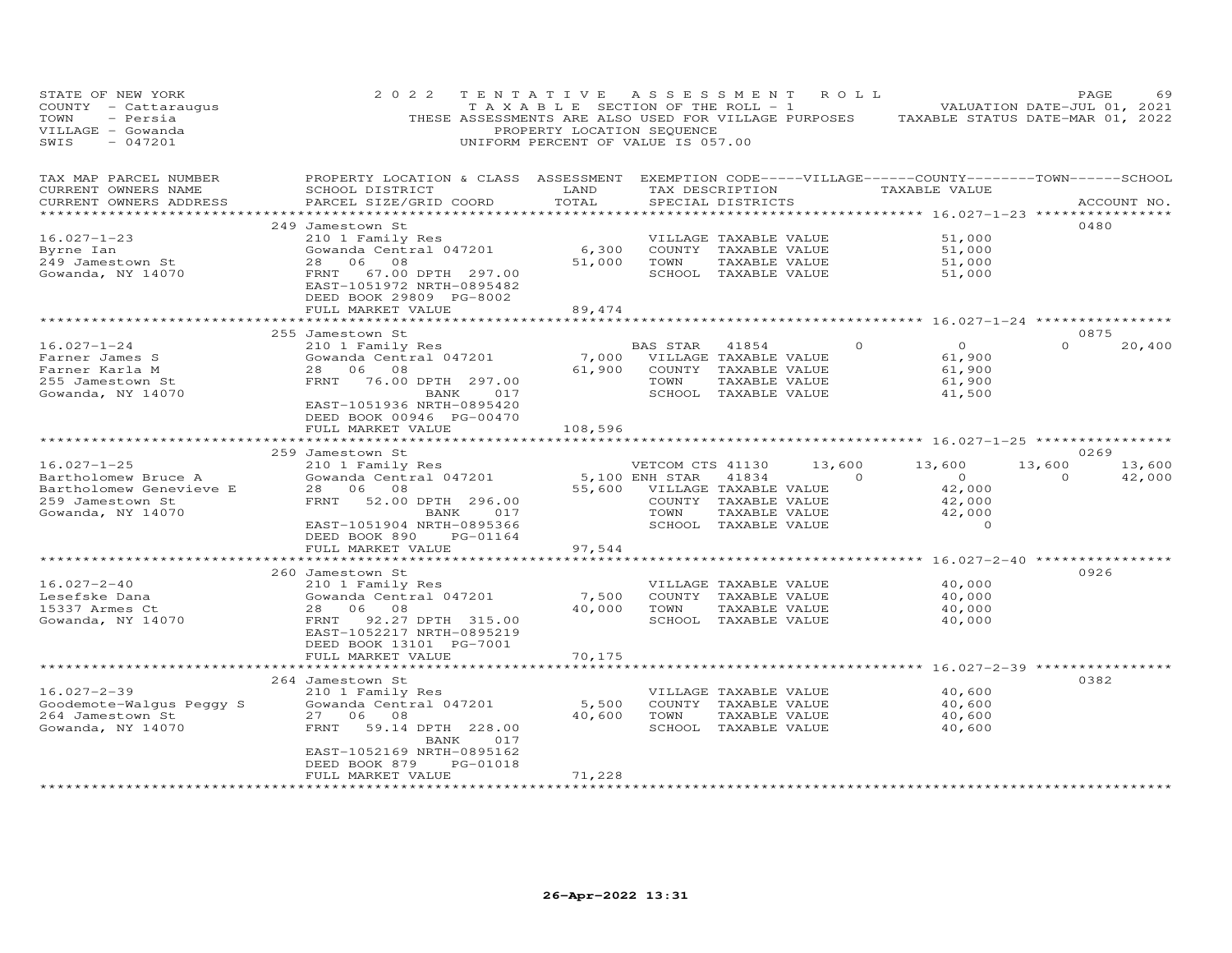STATE OF NEW YORK | 2022 TENTATIVE ASSESSMENT ROLL
COUNTY - Cattaraugus | TAXABLE SECTION OF THE ROLL - 1 | VALUATION DATE-JUL 01, 2021
TOWN - Persia | THESE ASSESSMENTS ARE ALSO USED FOR VILLAGE PURPOSES | TAXABLE STATUS DATE-MAR 01, 2022
VILLAGE - Gowanda | PROPERTY LOCATION SEQUENCE
SWIS - 047201 | UNIFORM PERCENT OF VALUE IS 057.00

| TAX MAP PARCEL NUMBER / CURRENT OWNERS NAME / CURRENT OWNERS ADDRESS | PROPERTY LOCATION & CLASS / SCHOOL DISTRICT / PARCEL SIZE/GRID COORD | ASSESSMENT LAND / TOTAL | EXEMPTION CODE / TAX DESCRIPTION / SPECIAL DISTRICTS | VILLAGE | COUNTY TAXABLE VALUE | TOWN | SCHOOL / ACCOUNT NO. |
|---|---|---|---|---|---|---|---|
| | 249 Jamestown St | | | | | | 0480 |
| 16.027-1-23 | 210 1 Family Res | | VILLAGE TAXABLE VALUE | | 51,000 | | |
| Byrne Ian | Gowanda Central 047201 | 6,300 | COUNTY TAXABLE VALUE | | 51,000 | | |
| 249 Jamestown St | 28 06 08 | 51,000 | TOWN TAXABLE VALUE | | 51,000 | | |
| Gowanda, NY 14070 | FRNT 67.00 DPTH 297.00 | | SCHOOL TAXABLE VALUE | | 51,000 | | |
| | EAST-1051972 NRTH-0895482 | | | | | | |
| | DEED BOOK 29809 PG-8002 | | | | | | |
| | FULL MARKET VALUE | 89,474 | | | | | |
| | 255 Jamestown St | | | | | | 0875 |
| 16.027-1-24 | 210 1 Family Res | | BAS STAR 41854 | 0 | 0 | 0 | 20,400 |
| Farner James S | Gowanda Central 047201 | 7,000 | VILLAGE TAXABLE VALUE | | 61,900 | | |
| Farner Karla M | 28 06 08 | 61,900 | COUNTY TAXABLE VALUE | | 61,900 | | |
| 255 Jamestown St | FRNT 76.00 DPTH 297.00 | | TOWN TAXABLE VALUE | | 61,900 | | |
| Gowanda, NY 14070 | BANK 017 | | SCHOOL TAXABLE VALUE | | 41,500 | | |
| | EAST-1051936 NRTH-0895420 | | | | | | |
| | DEED BOOK 00946 PG-00470 | | | | | | |
| | FULL MARKET VALUE | 108,596 | | | | | |
| | 259 Jamestown St | | | | | | 0269 |
| 16.027-1-25 | 210 1 Family Res | | VETCOM CTS 41130 | 13,600 | 13,600 | 13,600 | 13,600 |
| Bartholomew Bruce A | Gowanda Central 047201 | 5,100 | ENH STAR 41834 | 0 | 0 | 0 | 42,000 |
| Bartholomew Genevieve E | 28 06 08 | 55,600 | VILLAGE TAXABLE VALUE | | 42,000 | | |
| 259 Jamestown St | FRNT 52.00 DPTH 296.00 | | COUNTY TAXABLE VALUE | | 42,000 | | |
| Gowanda, NY 14070 | BANK 017 | | TOWN TAXABLE VALUE | | 42,000 | | |
| | EAST-1051904 NRTH-0895366 | | SCHOOL TAXABLE VALUE | | 0 | | |
| | DEED BOOK 890 PG-01164 | | | | | | |
| | FULL MARKET VALUE | 97,544 | | | | | |
| | 260 Jamestown St | | | | | | 0926 |
| 16.027-2-40 | 210 1 Family Res | | VILLAGE TAXABLE VALUE | | 40,000 | | |
| Lesefske Dana | Gowanda Central 047201 | 7,500 | COUNTY TAXABLE VALUE | | 40,000 | | |
| 15337 Armes Ct | 28 06 08 | 40,000 | TOWN TAXABLE VALUE | | 40,000 | | |
| Gowanda, NY 14070 | FRNT 92.27 DPTH 315.00 | | SCHOOL TAXABLE VALUE | | 40,000 | | |
| | EAST-1052217 NRTH-0895219 | | | | | | |
| | DEED BOOK 13101 PG-7001 | | | | | | |
| | FULL MARKET VALUE | 70,175 | | | | | |
| | 264 Jamestown St | | | | | | 0382 |
| 16.027-2-39 | 210 1 Family Res | | VILLAGE TAXABLE VALUE | | 40,600 | | |
| Goodemote-Walgus Peggy S | Gowanda Central 047201 | 5,500 | COUNTY TAXABLE VALUE | | 40,600 | | |
| 264 Jamestown St | 27 06 08 | 40,600 | TOWN TAXABLE VALUE | | 40,600 | | |
| Gowanda, NY 14070 | FRNT 59.14 DPTH 228.00 | | SCHOOL TAXABLE VALUE | | 40,600 | | |
| | BANK 017 | | | | | | |
| | EAST-1052169 NRTH-0895162 | | | | | | |
| | DEED BOOK 879 PG-01018 | | | | | | |
| | FULL MARKET VALUE | 71,228 | | | | | |

26-Apr-2022 13:31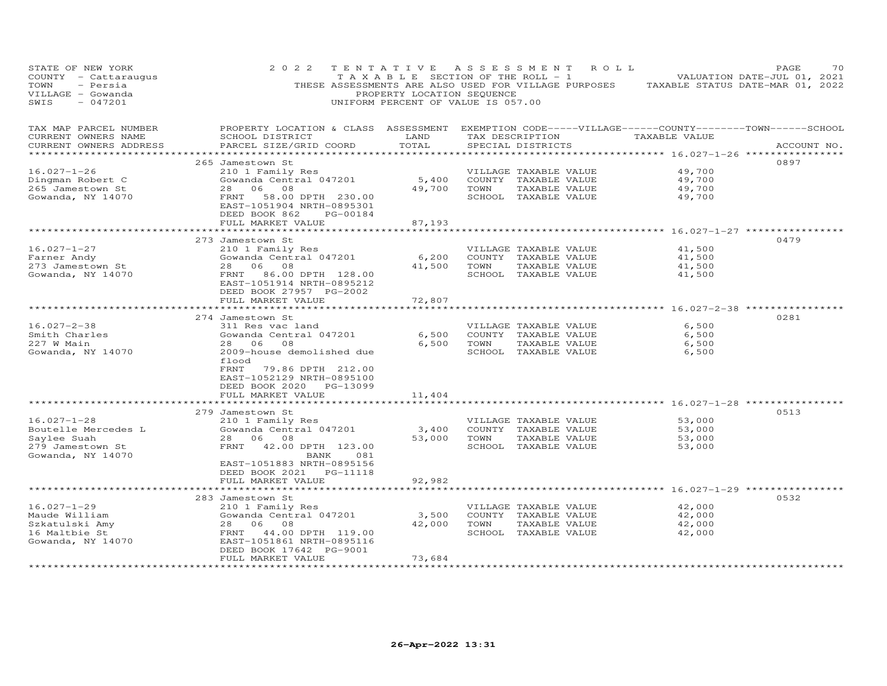STATE OF NEW YORK — 2022 TENTATIVE ASSESSMENT ROLL
COUNTY - Cattaraugus — TAXABLE SECTION OF THE ROLL - 1 — VALUATION DATE-JUL 01, 2021
TOWN - Persia — THESE ASSESSMENTS ARE ALSO USED FOR VILLAGE PURPOSES — TAXABLE STATUS DATE-MAR 01, 2022
VILLAGE - Gowanda — PROPERTY LOCATION SEQUENCE
SWIS - 047201 — UNIFORM PERCENT OF VALUE IS 057.00

| TAX MAP PARCEL NUMBER / CURRENT OWNERS NAME / CURRENT OWNERS ADDRESS | PROPERTY LOCATION & CLASS / SCHOOL DISTRICT / PARCEL SIZE/GRID COORD | ASSESSMENT LAND | TOTAL | EXEMPTION CODE / TAX DESCRIPTION / SPECIAL DISTRICTS | TAXABLE VALUE | ACCOUNT NO. |
|---|---|---|---|---|---|---|
| **16.027-1-26** | 265 Jamestown St | | | | | 0897 |
| Dingman Robert C | 210 1 Family Res | | | VILLAGE TAXABLE VALUE | 49,700 | |
| 265 Jamestown St | Gowanda Central 047201 | 5,400 | | COUNTY TAXABLE VALUE | 49,700 | |
| Gowanda, NY 14070 | 28 06 08 | | 49,700 | TOWN TAXABLE VALUE | 49,700 | |
| | FRNT 58.00 DPTH 230.00 | | | SCHOOL TAXABLE VALUE | 49,700 | |
| | EAST-1051904 NRTH-0895301 | | | | | |
| | DEED BOOK 862 PG-00184 | | | | | |
| | FULL MARKET VALUE | | 87,193 | | | |
| **16.027-1-27** | 273 Jamestown St | | | | | 0479 |
| Farner Andy | 210 1 Family Res | | | VILLAGE TAXABLE VALUE | 41,500 | |
| 273 Jamestown St | Gowanda Central 047201 | 6,200 | | COUNTY TAXABLE VALUE | 41,500 | |
| Gowanda, NY 14070 | 28 06 08 | | 41,500 | TOWN TAXABLE VALUE | 41,500 | |
| | FRNT 86.00 DPTH 128.00 | | | SCHOOL TAXABLE VALUE | 41,500 | |
| | EAST-1051914 NRTH-0895212 | | | | | |
| | DEED BOOK 27957 PG-2002 | | | | | |
| | FULL MARKET VALUE | | 72,807 | | | |
| **16.027-2-38** | 274 Jamestown St | | | | | 0281 |
| Smith Charles | 311 Res vac land | | | VILLAGE TAXABLE VALUE | 6,500 | |
| 227 W Main | Gowanda Central 047201 | 6,500 | | COUNTY TAXABLE VALUE | 6,500 | |
| Gowanda, NY 14070 | 28 06 08 | | 6,500 | TOWN TAXABLE VALUE | 6,500 | |
| | 2009-house demolished due flood | | | SCHOOL TAXABLE VALUE | 6,500 | |
| | FRNT 79.86 DPTH 212.00 | | | | | |
| | EAST-1052129 NRTH-0895100 | | | | | |
| | DEED BOOK 2020 PG-13099 | | | | | |
| | FULL MARKET VALUE | | 11,404 | | | |
| **16.027-1-28** | 279 Jamestown St | | | | | 0513 |
| Boutelle Mercedes L | 210 1 Family Res | | | VILLAGE TAXABLE VALUE | 53,000 | |
| Saylee Suah | Gowanda Central 047201 | 3,400 | | COUNTY TAXABLE VALUE | 53,000 | |
| 279 Jamestown St | 28 06 08 | | 53,000 | TOWN TAXABLE VALUE | 53,000 | |
| Gowanda, NY 14070 | FRNT 42.00 DPTH 123.00 | | | SCHOOL TAXABLE VALUE | 53,000 | |
| | BANK 081 | | | | | |
| | EAST-1051883 NRTH-0895156 | | | | | |
| | DEED BOOK 2021 PG-11118 | | | | | |
| | FULL MARKET VALUE | | 92,982 | | | |
| **16.027-1-29** | 283 Jamestown St | | | | | 0532 |
| Maude William | 210 1 Family Res | | | VILLAGE TAXABLE VALUE | 42,000 | |
| Szkatulski Amy | Gowanda Central 047201 | 3,500 | | COUNTY TAXABLE VALUE | 42,000 | |
| 16 Maltbie St | 28 06 08 | | 42,000 | TOWN TAXABLE VALUE | 42,000 | |
| Gowanda, NY 14070 | FRNT 44.00 DPTH 119.00 | | | SCHOOL TAXABLE VALUE | 42,000 | |
| | EAST-1051861 NRTH-0895116 | | | | | |
| | DEED BOOK 17642 PG-9001 | | | | | |
| | FULL MARKET VALUE | | 73,684 | | | |

26-Apr-2022 13:31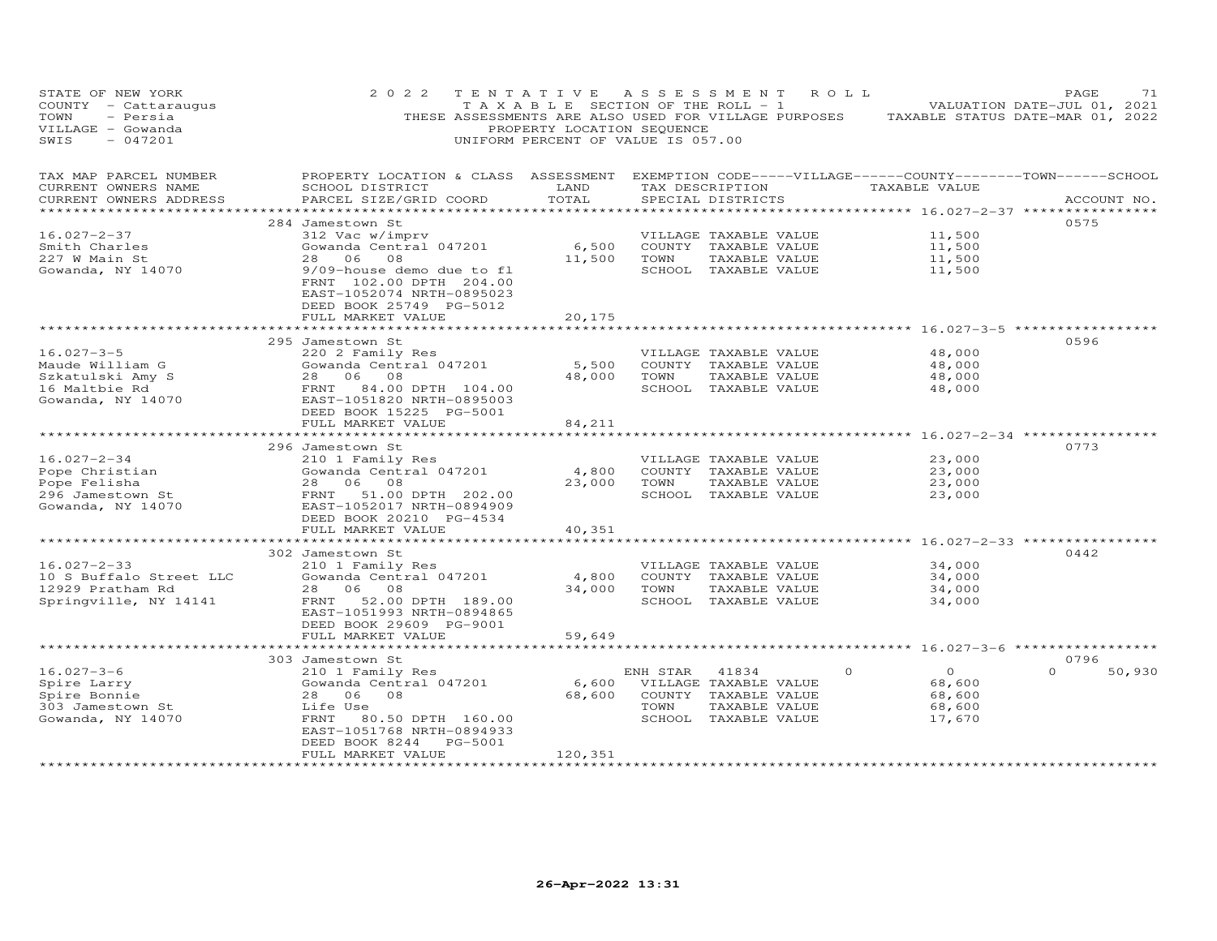STATE OF NEW YORK
COUNTY - Cattaraugus
TOWN - Persia
VILLAGE - Gowanda
SWIS - 047201

2022 TENTATIVE ASSESSMENT ROLL
TAXABLE SECTION OF THE ROLL - 1
THESE ASSESSMENTS ARE ALSO USED FOR VILLAGE PURPOSES
PROPERTY LOCATION SEQUENCE
UNIFORM PERCENT OF VALUE IS 057.00

VALUATION DATE-JUL 01, 2021
TAXABLE STATUS DATE-MAR 01, 2022

| TAX MAP PARCEL NUMBER / CURRENT OWNERS NAME / CURRENT OWNERS ADDRESS | PROPERTY LOCATION & CLASS / SCHOOL DISTRICT / PARCEL SIZE/GRID COORD | ASSESSMENT LAND | TOTAL | EXEMPTION CODE / TAX DESCRIPTION / SPECIAL DISTRICTS | VILLAGE | COUNTY / TAXABLE VALUE | TOWN | SCHOOL | ACCOUNT NO. |
|---|---|---|---|---|---|---|---|---|---|
| 16.027-2-37 | 284 Jamestown St | | | | | | | | 0575 |
| Smith Charles | 312 Vac w/imprv | | | VILLAGE TAXABLE VALUE | | 11,500 | | | |
| 227 W Main St | Gowanda Central 047201 | 6,500 | | COUNTY TAXABLE VALUE | | 11,500 | | | |
| Gowanda, NY 14070 | 28 06 08 | | 11,500 | TOWN TAXABLE VALUE | | 11,500 | | | |
| | 9/09-house demo due to fl | | | SCHOOL TAXABLE VALUE | | 11,500 | | | |
| | FRNT 102.00 DPTH 204.00 | | | | | | | | |
| | EAST-1052074 NRTH-0895023 | | | | | | | | |
| | DEED BOOK 25749 PG-5012 | | | | | | | | |
| | FULL MARKET VALUE | | 20,175 | | | | | | |
| 16.027-3-5 | 295 Jamestown St | | | | | | | | 0596 |
| Maude William G | 220 2 Family Res | | | VILLAGE TAXABLE VALUE | | 48,000 | | | |
| Szkatulski Amy S | Gowanda Central 047201 | 5,500 | | COUNTY TAXABLE VALUE | | 48,000 | | | |
| 16 Maltbie Rd | 28 06 08 | | 48,000 | TOWN TAXABLE VALUE | | 48,000 | | | |
| Gowanda, NY 14070 | FRNT 84.00 DPTH 104.00 | | | SCHOOL TAXABLE VALUE | | 48,000 | | | |
| | EAST-1051820 NRTH-0895003 | | | | | | | | |
| | DEED BOOK 15225 PG-5001 | | | | | | | | |
| | FULL MARKET VALUE | | 84,211 | | | | | | |
| 16.027-2-34 | 296 Jamestown St | | | | | | | | 0773 |
| Pope Christian | 210 1 Family Res | | | VILLAGE TAXABLE VALUE | | 23,000 | | | |
| Pope Felisha | Gowanda Central 047201 | 4,800 | | COUNTY TAXABLE VALUE | | 23,000 | | | |
| 296 Jamestown St | 28 06 08 | | 23,000 | TOWN TAXABLE VALUE | | 23,000 | | | |
| Gowanda, NY 14070 | FRNT 51.00 DPTH 202.00 | | | SCHOOL TAXABLE VALUE | | 23,000 | | | |
| | EAST-1052017 NRTH-0894909 | | | | | | | | |
| | DEED BOOK 20210 PG-4534 | | | | | | | | |
| | FULL MARKET VALUE | | 40,351 | | | | | | |
| 16.027-2-33 | 302 Jamestown St | | | | | | | | 0442 |
| 10 S Buffalo Street LLC | 210 1 Family Res | | | VILLAGE TAXABLE VALUE | | 34,000 | | | |
| 12929 Pratham Rd | Gowanda Central 047201 | 4,800 | | COUNTY TAXABLE VALUE | | 34,000 | | | |
| Springville, NY 14141 | 28 06 08 | | 34,000 | TOWN TAXABLE VALUE | | 34,000 | | | |
| | FRNT 52.00 DPTH 189.00 | | | SCHOOL TAXABLE VALUE | | 34,000 | | | |
| | EAST-1051993 NRTH-0894865 | | | | | | | | |
| | DEED BOOK 29609 PG-9001 | | | | | | | | |
| | FULL MARKET VALUE | | 59,649 | | | | | | |
| 16.027-3-6 | 303 Jamestown St | | | | | | | | 0796 |
| Spire Larry | 210 1 Family Res | | | ENH STAR 41834 | 0 | 0 | 0 | 50,930 | |
| Spire Bonnie | Gowanda Central 047201 | 6,600 | | VILLAGE TAXABLE VALUE | | 68,600 | | | |
| 303 Jamestown St | 28 06 08 | | 68,600 | COUNTY TAXABLE VALUE | | 68,600 | | | |
| Gowanda, NY 14070 | Life Use | | | TOWN TAXABLE VALUE | | 68,600 | | | |
| | FRNT 80.50 DPTH 160.00 | | | SCHOOL TAXABLE VALUE | | 17,670 | | | |
| | EAST-1051768 NRTH-0894933 | | | | | | | | |
| | DEED BOOK 8244 PG-5001 | | | | | | | | |
| | FULL MARKET VALUE | | 120,351 | | | | | | |

26-Apr-2022 13:31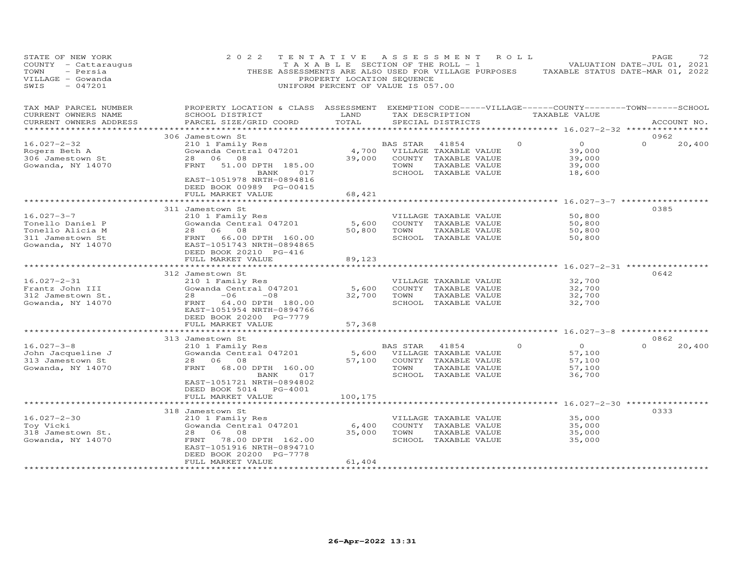STATE OF NEW YORK
COUNTY - Cattaraugus
TOWN - Persia
VILLAGE - Gowanda
SWIS - 047201

2022 TENTATIVE ASSESSMENT ROLL
TAXABLE SECTION OF THE ROLL - 1
THESE ASSESSMENTS ARE ALSO USED FOR VILLAGE PURPOSES
PROPERTY LOCATION SEQUENCE
UNIFORM PERCENT OF VALUE IS 057.00

VALUATION DATE-JUL 01, 2021
TAXABLE STATUS DATE-MAR 01, 2022

| TAX MAP PARCEL NUMBER / CURRENT OWNERS NAME / CURRENT OWNERS ADDRESS | PROPERTY LOCATION & CLASS / SCHOOL DISTRICT / PARCEL SIZE/GRID COORD | ASSESSMENT LAND | TOTAL | EXEMPTION CODE / TAX DESCRIPTION / SPECIAL DISTRICTS | VILLAGE | COUNTY TAXABLE VALUE | TOWN | SCHOOL | ACCOUNT NO. |
|---|---|---|---|---|---|---|---|---|---|
| **16.027-2-32** | 306 Jamestown St | | | | | | | | 0962 |
| Rogers Beth A | 210 1 Family Res | | | BAS STAR 41854 | 0 | 0 | 0 | 20,400 | |
| 306 Jamestown St | Gowanda Central 047201 | 4,700 | | VILLAGE TAXABLE VALUE | | 39,000 | | | |
| Gowanda, NY 14070 | 28 06 08 | | 39,000 | COUNTY TAXABLE VALUE | | 39,000 | | | |
| | FRNT 51.00 DPTH 185.00 | | | TOWN TAXABLE VALUE | | 39,000 | | | |
| | BANK 017 | | | SCHOOL TAXABLE VALUE | | 18,600 | | | |
| | EAST-1051978 NRTH-0894816 | | | | | | | | |
| | DEED BOOK 00989 PG-00415 | | | | | | | | |
| | FULL MARKET VALUE | | 68,421 | | | | | | |
| **16.027-3-7** | 311 Jamestown St | | | | | | | | 0385 |
| Tonello Daniel P | 210 1 Family Res | | | VILLAGE TAXABLE VALUE | | 50,800 | | | |
| Tonello Alicia M | Gowanda Central 047201 | 5,600 | | COUNTY TAXABLE VALUE | | 50,800 | | | |
| 311 Jamestown St | 28 06 08 | | 50,800 | TOWN TAXABLE VALUE | | 50,800 | | | |
| Gowanda, NY 14070 | FRNT 66.00 DPTH 160.00 | | | SCHOOL TAXABLE VALUE | | 50,800 | | | |
| | EAST-1051743 NRTH-0894865 | | | | | | | | |
| | DEED BOOK 20210 PG-416 | | | | | | | | |
| | FULL MARKET VALUE | | 89,123 | | | | | | |
| **16.027-2-31** | 312 Jamestown St | | | | | | | | 0642 |
| Frantz John III | 210 1 Family Res | | | VILLAGE TAXABLE VALUE | | 32,700 | | | |
| 312 Jamestown St. | Gowanda Central 047201 | 5,600 | | COUNTY TAXABLE VALUE | | 32,700 | | | |
| Gowanda, NY 14070 | 28 -06 -08 | | 32,700 | TOWN TAXABLE VALUE | | 32,700 | | | |
| | FRNT 64.00 DPTH 180.00 | | | SCHOOL TAXABLE VALUE | | 32,700 | | | |
| | EAST-1051954 NRTH-0894766 | | | | | | | | |
| | DEED BOOK 20200 PG-7779 | | | | | | | | |
| | FULL MARKET VALUE | | 57,368 | | | | | | |
| **16.027-3-8** | 313 Jamestown St | | | | | | | | 0862 |
| John Jacqueline J | 210 1 Family Res | | | BAS STAR 41854 | 0 | 0 | 0 | 20,400 | |
| 313 Jamestown St | Gowanda Central 047201 | 5,600 | | VILLAGE TAXABLE VALUE | | 57,100 | | | |
| Gowanda, NY 14070 | 28 06 08 | | 57,100 | COUNTY TAXABLE VALUE | | 57,100 | | | |
| | FRNT 68.00 DPTH 160.00 | | | TOWN TAXABLE VALUE | | 57,100 | | | |
| | BANK 017 | | | SCHOOL TAXABLE VALUE | | 36,700 | | | |
| | EAST-1051721 NRTH-0894802 | | | | | | | | |
| | DEED BOOK 5014 PG-4001 | | | | | | | | |
| | FULL MARKET VALUE | | 100,175 | | | | | | |
| **16.027-2-30** | 318 Jamestown St | | | | | | | | 0333 |
| Toy Vicki | 210 1 Family Res | | | VILLAGE TAXABLE VALUE | | 35,000 | | | |
| 318 Jamestown St. | Gowanda Central 047201 | 6,400 | | COUNTY TAXABLE VALUE | | 35,000 | | | |
| Gowanda, NY 14070 | 28 06 08 | | 35,000 | TOWN TAXABLE VALUE | | 35,000 | | | |
| | FRNT 78.00 DPTH 162.00 | | | SCHOOL TAXABLE VALUE | | 35,000 | | | |
| | EAST-1051916 NRTH-0894710 | | | | | | | | |
| | DEED BOOK 20200 PG-7778 | | | | | | | | |
| | FULL MARKET VALUE | | 61,404 | | | | | | |

26-Apr-2022 13:31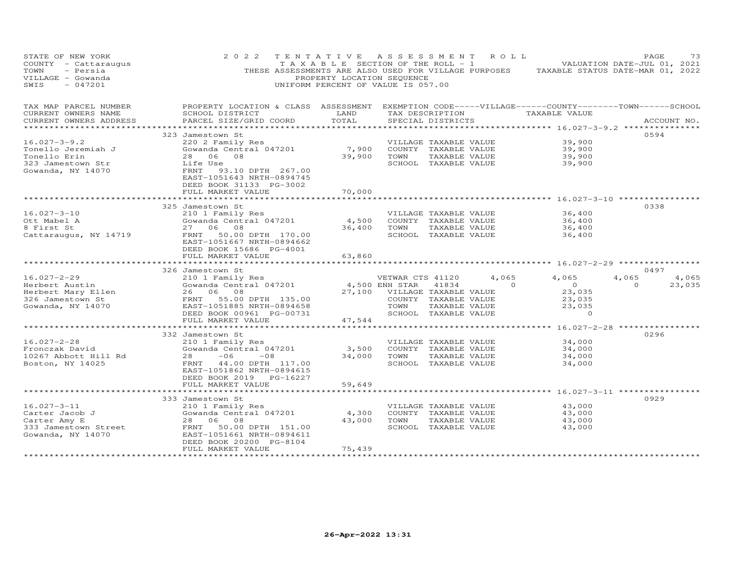STATE OF NEW YORK
COUNTY - Cattaraugus
TOWN - Persia
VILLAGE - Gowanda
SWIS - 047201

2 0 2 2 T E N T A T I V E A S S E S S M E N T R O L L
T A X A B L E SECTION OF THE ROLL - 1
THESE ASSESSMENTS ARE ALSO USED FOR VILLAGE PURPOSES
PROPERTY LOCATION SEQUENCE
UNIFORM PERCENT OF VALUE IS 057.00

VALUATION DATE-JUL 01, 2021
TAXABLE STATUS DATE-MAR 01, 2022

| TAX MAP PARCEL NUMBER / CURRENT OWNERS NAME / CURRENT OWNERS ADDRESS | PROPERTY LOCATION & CLASS / SCHOOL DISTRICT / PARCEL SIZE/GRID COORD | ASSESSMENT LAND | TOTAL | EXEMPTION CODE / TAX DESCRIPTION / SPECIAL DISTRICTS | VILLAGE | COUNTY | TOWN | SCHOOL | ACCOUNT NO. |
|---|---|---|---|---|---|---|---|---|---|
| **16.027-3-9.2** | 323 Jamestown St | | | | | | | | 0594 |
| Tonello Jeremiah J | 220 2 Family Res | | | VILLAGE TAXABLE VALUE | 39,900 | | | | |
| Tonello Erin | Gowanda Central 047201 | 7,900 | | COUNTY TAXABLE VALUE | | 39,900 | | | |
| 323 Jamestown Str | 28 06 08 | | 39,900 | TOWN TAXABLE VALUE | | | 39,900 | | |
| Gowanda, NY 14070 | Life Use | | | SCHOOL TAXABLE VALUE | | | | 39,900 | |
| | FRNT 93.10 DPTH 267.00 | | | | | | | | |
| | EAST-1051643 NRTH-0894745 | | | | | | | | |
| | DEED BOOK 31133 PG-3002 | | | | | | | | |
| | FULL MARKET VALUE | | 70,000 | | | | | | |
| **16.027-3-10** | 325 Jamestown St | | | | | | | | 0338 |
| Ott Mabel A | 210 1 Family Res | | | VILLAGE TAXABLE VALUE | 36,400 | | | | |
| 8 First St | Gowanda Central 047201 | 4,500 | | COUNTY TAXABLE VALUE | | 36,400 | | | |
| Cattaraugus, NY 14719 | 27 06 08 | | 36,400 | TOWN TAXABLE VALUE | | | 36,400 | | |
| | FRNT 50.00 DPTH 170.00 | | | SCHOOL TAXABLE VALUE | | | | 36,400 | |
| | EAST-1051667 NRTH-0894662 | | | | | | | | |
| | DEED BOOK 15686 PG-4001 | | | | | | | | |
| | FULL MARKET VALUE | | 63,860 | | | | | | |
| **16.027-2-29** | 326 Jamestown St | | | | | | | | 0497 |
| Herbert Austin | 210 1 Family Res | | | VETWAR CTS 41120 | 4,065 | 4,065 | 4,065 | 4,065 | |
| Herbert Mary Ellen | Gowanda Central 047201 | 4,500 | | ENH STAR 41834 | 0 | 0 | 0 | 23,035 | |
| 326 Jamestown St | 26 06 08 | | 27,100 | VILLAGE TAXABLE VALUE | 23,035 | | | | |
| Gowanda, NY 14070 | FRNT 55.00 DPTH 135.00 | | | COUNTY TAXABLE VALUE | | 23,035 | | | |
| | EAST-1051885 NRTH-0894658 | | | TOWN TAXABLE VALUE | | | 23,035 | | |
| | DEED BOOK 00961 PG-00731 | | | SCHOOL TAXABLE VALUE | | | | 0 | |
| | FULL MARKET VALUE | | 47,544 | | | | | | |
| **16.027-2-28** | 332 Jamestown St | | | | | | | | 0296 |
| Fronczak David | 210 1 Family Res | | | VILLAGE TAXABLE VALUE | 34,000 | | | | |
| 10267 Abbott Hill Rd | Gowanda Central 047201 | 3,500 | | COUNTY TAXABLE VALUE | | 34,000 | | | |
| Boston, NY 14025 | 28 -06 -08 | | 34,000 | TOWN TAXABLE VALUE | | | 34,000 | | |
| | FRNT 44.00 DPTH 117.00 | | | SCHOOL TAXABLE VALUE | | | | 34,000 | |
| | EAST-1051862 NRTH-0894615 | | | | | | | | |
| | DEED BOOK 2019 PG-16227 | | | | | | | | |
| | FULL MARKET VALUE | | 59,649 | | | | | | |
| **16.027-3-11** | 333 Jamestown St | | | | | | | | 0929 |
| Carter Jacob J | 210 1 Family Res | | | VILLAGE TAXABLE VALUE | 43,000 | | | | |
| Carter Amy E | Gowanda Central 047201 | 4,300 | | COUNTY TAXABLE VALUE | | 43,000 | | | |
| 333 Jamestown Street | 28 06 08 | | 43,000 | TOWN TAXABLE VALUE | | | 43,000 | | |
| Gowanda, NY 14070 | FRNT 50.00 DPTH 151.00 | | | SCHOOL TAXABLE VALUE | | | | 43,000 | |
| | EAST-1051661 NRTH-0894611 | | | | | | | | |
| | DEED BOOK 20200 PG-8104 | | | | | | | | |
| | FULL MARKET VALUE | | 75,439 | | | | | | |

26-Apr-2022 13:31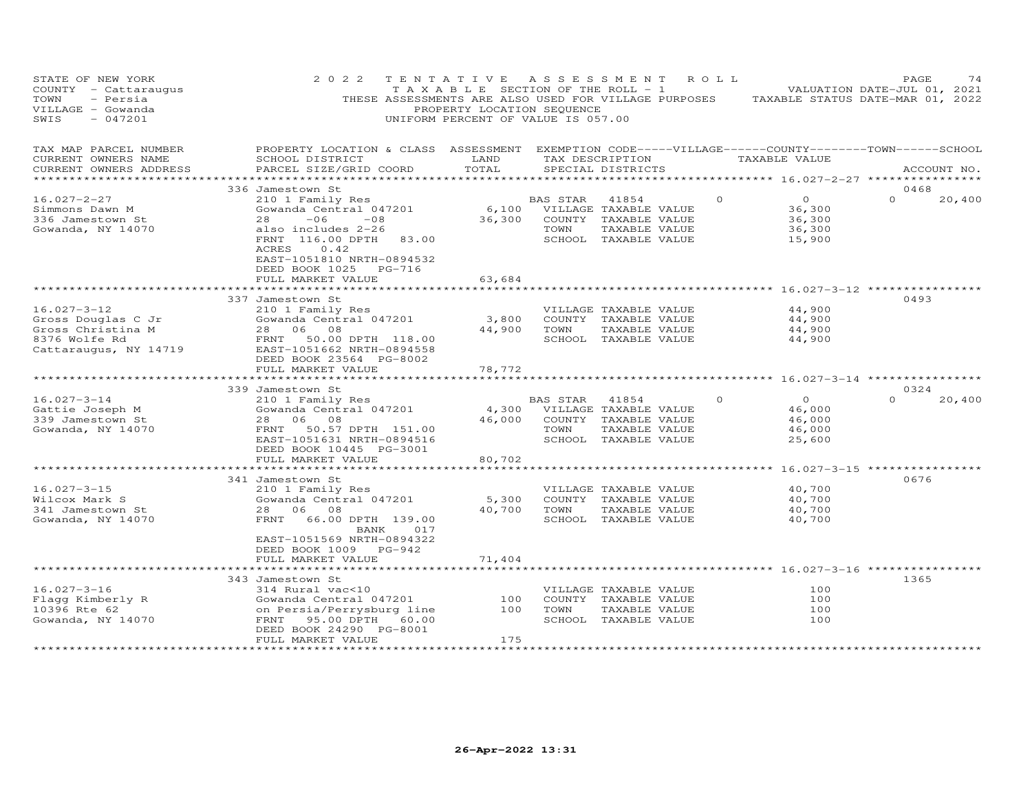STATE OF NEW YORK
COUNTY - Cattaraugus
TOWN - Persia
VILLAGE - Gowanda
SWIS - 047201

2022 TENTATIVE ASSESSMENT ROLL
TAXABLE SECTION OF THE ROLL - 1
THESE ASSESSMENTS ARE ALSO USED FOR VILLAGE PURPOSES
PROPERTY LOCATION SEQUENCE
UNIFORM PERCENT OF VALUE IS 057.00

VALUATION DATE-JUL 01, 2021
TAXABLE STATUS DATE-MAR 01, 2022

| TAX MAP PARCEL NUMBER / CURRENT OWNERS NAME / CURRENT OWNERS ADDRESS | PROPERTY LOCATION & CLASS / SCHOOL DISTRICT / PARCEL SIZE/GRID COORD | ASSESSMENT LAND | TOTAL | EXEMPTION CODE / TAX DESCRIPTION / SPECIAL DISTRICTS | VILLAGE | COUNTY / TAXABLE VALUE | TOWN | SCHOOL | ACCOUNT NO. |
|---|---|---|---|---|---|---|---|---|---|
| 16.027-2-27 | 336 Jamestown St | | | | | | | | 0468 |
| 16.027-2-27 | 210 1 Family Res | | | BAS STAR 41854 | 0 | 0 | 0 | 20,400 | |
| Simmons Dawn M | Gowanda Central 047201 | 6,100 | | VILLAGE TAXABLE VALUE | | 36,300 | | | |
| 336 Jamestown St | 28 -06 -08 | | 36,300 | COUNTY TAXABLE VALUE | | 36,300 | | | |
| Gowanda, NY 14070 | also includes 2-26 | | | TOWN TAXABLE VALUE | | 36,300 | | | |
| | FRNT 116.00 DPTH 83.00 | | | SCHOOL TAXABLE VALUE | | 15,900 | | | |
| | ACRES 0.42 | | | | | | | | |
| | EAST-1051810 NRTH-0894532 | | | | | | | | |
| | DEED BOOK 1025 PG-716 | | | | | | | | |
| | FULL MARKET VALUE | | 63,684 | | | | | | |
| 16.027-3-12 | 337 Jamestown St | | | | | | | | 0493 |
| 16.027-3-12 | 210 1 Family Res | | | VILLAGE TAXABLE VALUE | | 44,900 | | | |
| Gross Douglas C Jr | Gowanda Central 047201 | 3,800 | | COUNTY TAXABLE VALUE | | 44,900 | | | |
| Gross Christina M | 28 06 08 | | 44,900 | TOWN TAXABLE VALUE | | 44,900 | | | |
| 8376 Wolfe Rd | FRNT 50.00 DPTH 118.00 | | | SCHOOL TAXABLE VALUE | | 44,900 | | | |
| Cattaraugus, NY 14719 | EAST-1051662 NRTH-0894558 | | | | | | | | |
| | DEED BOOK 23564 PG-8002 | | | | | | | | |
| | FULL MARKET VALUE | | 78,772 | | | | | | |
| 16.027-3-14 | 339 Jamestown St | | | | | | | | 0324 |
| 16.027-3-14 | 210 1 Family Res | | | BAS STAR 41854 | 0 | 0 | 0 | 20,400 | |
| Gattie Joseph M | Gowanda Central 047201 | 4,300 | | VILLAGE TAXABLE VALUE | | 46,000 | | | |
| 339 Jamestown St | 28 06 08 | | 46,000 | COUNTY TAXABLE VALUE | | 46,000 | | | |
| Gowanda, NY 14070 | FRNT 50.57 DPTH 151.00 | | | TOWN TAXABLE VALUE | | 46,000 | | | |
| | EAST-1051631 NRTH-0894516 | | | SCHOOL TAXABLE VALUE | | 25,600 | | | |
| | DEED BOOK 10445 PG-3001 | | | | | | | | |
| | FULL MARKET VALUE | | 80,702 | | | | | | |
| 16.027-3-15 | 341 Jamestown St | | | | | | | | 0676 |
| 16.027-3-15 | 210 1 Family Res | | | VILLAGE TAXABLE VALUE | | 40,700 | | | |
| Wilcox Mark S | Gowanda Central 047201 | 5,300 | | COUNTY TAXABLE VALUE | | 40,700 | | | |
| 341 Jamestown St | 28 06 08 | | 40,700 | TOWN TAXABLE VALUE | | 40,700 | | | |
| Gowanda, NY 14070 | FRNT 66.00 DPTH 139.00 | | | SCHOOL TAXABLE VALUE | | 40,700 | | | |
| | BANK 017 | | | | | | | | |
| | EAST-1051569 NRTH-0894322 | | | | | | | | |
| | DEED BOOK 1009 PG-942 | | | | | | | | |
| | FULL MARKET VALUE | | 71,404 | | | | | | |
| 16.027-3-16 | 343 Jamestown St | | | | | | | | 1365 |
| 16.027-3-16 | 314 Rural vac<10 | | | VILLAGE TAXABLE VALUE | | 100 | | | |
| Flagg Kimberly R | Gowanda Central 047201 | 100 | | COUNTY TAXABLE VALUE | | 100 | | | |
| 10396 Rte 62 | on Persia/Perrysburg line | | 100 | TOWN TAXABLE VALUE | | 100 | | | |
| Gowanda, NY 14070 | FRNT 95.00 DPTH 60.00 | | | SCHOOL TAXABLE VALUE | | 100 | | | |
| | DEED BOOK 24290 PG-8001 | | | | | | | | |
| | FULL MARKET VALUE | | 175 | | | | | | |

26-Apr-2022 13:31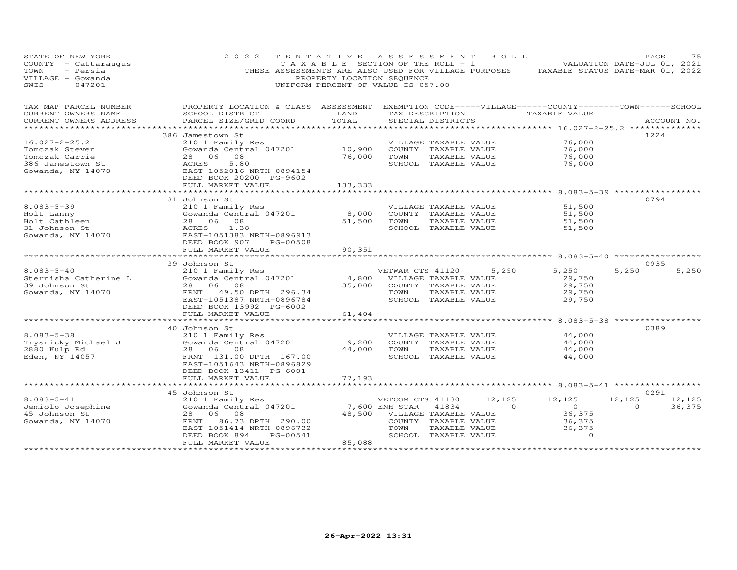STATE OF NEW YORK
COUNTY - Cattaraugus
TOWN - Persia
VILLAGE - Gowanda
SWIS - 047201

2022 TENTATIVE ASSESSMENT ROLL
TAXABLE SECTION OF THE ROLL - 1
THESE ASSESSMENTS ARE ALSO USED FOR VILLAGE PURPOSES
PROPERTY LOCATION SEQUENCE
UNIFORM PERCENT OF VALUE IS 057.00

VALUATION DATE-JUL 01, 2021
TAXABLE STATUS DATE-MAR 01, 2022

| TAX MAP PARCEL NUMBER / CURRENT OWNERS NAME / CURRENT OWNERS ADDRESS | PROPERTY LOCATION & CLASS / SCHOOL DISTRICT / PARCEL SIZE/GRID COORD | ASSESSMENT LAND / TOTAL | EXEMPTION CODE / TAX DESCRIPTION / SPECIAL DISTRICTS | VILLAGE | COUNTY / TAXABLE VALUE | TOWN | SCHOOL | ACCOUNT NO. |
|---|---|---|---|---|---|---|---|---|
| 16.027-2-25.2 | 386 Jamestown St | | | | | | | 1224 |
| Tomczak Steven | 210 1 Family Res | | VILLAGE TAXABLE VALUE | | 76,000 | | | |
| Tomczak Carrie | Gowanda Central 047201 | 10,900 | COUNTY TAXABLE VALUE | | 76,000 | | | |
| 386 Jamestown St | 28 06 08 | 76,000 | TOWN TAXABLE VALUE | | 76,000 | | | |
| Gowanda, NY 14070 | ACRES 5.80 | | SCHOOL TAXABLE VALUE | | 76,000 | | | |
| | EAST-1052016 NRTH-0894154 | | | | | | | |
| | DEED BOOK 20200 PG-9602 | | | | | | | |
| | FULL MARKET VALUE | 133,333 | | | | | | |
| 8.083-5-39 | 31 Johnson St | | | | | | | 0794 |
| Holt Lanny | 210 1 Family Res | | VILLAGE TAXABLE VALUE | | 51,500 | | | |
| Holt Cathleen | Gowanda Central 047201 | 8,000 | COUNTY TAXABLE VALUE | | 51,500 | | | |
| 31 Johnson St | 28 06 08 | 51,500 | TOWN TAXABLE VALUE | | 51,500 | | | |
| Gowanda, NY 14070 | ACRES 1.38 | | SCHOOL TAXABLE VALUE | | 51,500 | | | |
| | EAST-1051383 NRTH-0896913 | | | | | | | |
| | DEED BOOK 907 PG-00508 | | | | | | | |
| | FULL MARKET VALUE | 90,351 | | | | | | |
| 8.083-5-40 | 39 Johnson St | | | | | | | 0935 |
| Sternisha Catherine L | 210 1 Family Res | | VETWAR CTS 41120 | 5,250 | 5,250 | 5,250 | 5,250 | |
| 39 Johnson St | Gowanda Central 047201 | 4,800 | VILLAGE TAXABLE VALUE | | 29,750 | | | |
| Gowanda, NY 14070 | 28 06 08 | 35,000 | COUNTY TAXABLE VALUE | | 29,750 | | | |
| | FRNT 49.50 DPTH 296.34 | | TOWN TAXABLE VALUE | | 29,750 | | | |
| | EAST-1051387 NRTH-0896784 | | SCHOOL TAXABLE VALUE | | 29,750 | | | |
| | DEED BOOK 13992 PG-6002 | | | | | | | |
| | FULL MARKET VALUE | 61,404 | | | | | | |
| 8.083-5-38 | 40 Johnson St | | | | | | | 0389 |
| Trysnicky Michael J | 210 1 Family Res | | VILLAGE TAXABLE VALUE | | 44,000 | | | |
| 2880 Kulp Rd | Gowanda Central 047201 | 9,200 | COUNTY TAXABLE VALUE | | 44,000 | | | |
| Eden, NY 14057 | 28 06 08 | 44,000 | TOWN TAXABLE VALUE | | 44,000 | | | |
| | FRNT 131.00 DPTH 167.00 | | SCHOOL TAXABLE VALUE | | 44,000 | | | |
| | EAST-1051643 NRTH-0896829 | | | | | | | |
| | DEED BOOK 13411 PG-6001 | | | | | | | |
| | FULL MARKET VALUE | 77,193 | | | | | | |
| 8.083-5-41 | 45 Johnson St | | | | | | | 0291 |
| Jemiolo Josephine | 210 1 Family Res | | VETCOM CTS 41130 | 12,125 | 12,125 | 12,125 | 12,125 | |
| 45 Johnson St | Gowanda Central 047201 | 7,600 | ENH STAR 41834 | 0 | 0 | 0 | 36,375 | |
| Gowanda, NY 14070 | 28 06 08 | 48,500 | VILLAGE TAXABLE VALUE | | 36,375 | | | |
| | FRNT 86.73 DPTH 290.00 | | COUNTY TAXABLE VALUE | | 36,375 | | | |
| | EAST-1051414 NRTH-0896732 | | TOWN TAXABLE VALUE | | 36,375 | | | |
| | DEED BOOK 894 PG-00541 | | SCHOOL TAXABLE VALUE | | 0 | | | |
| | FULL MARKET VALUE | 85,088 | | | | | | |

26-Apr-2022 13:31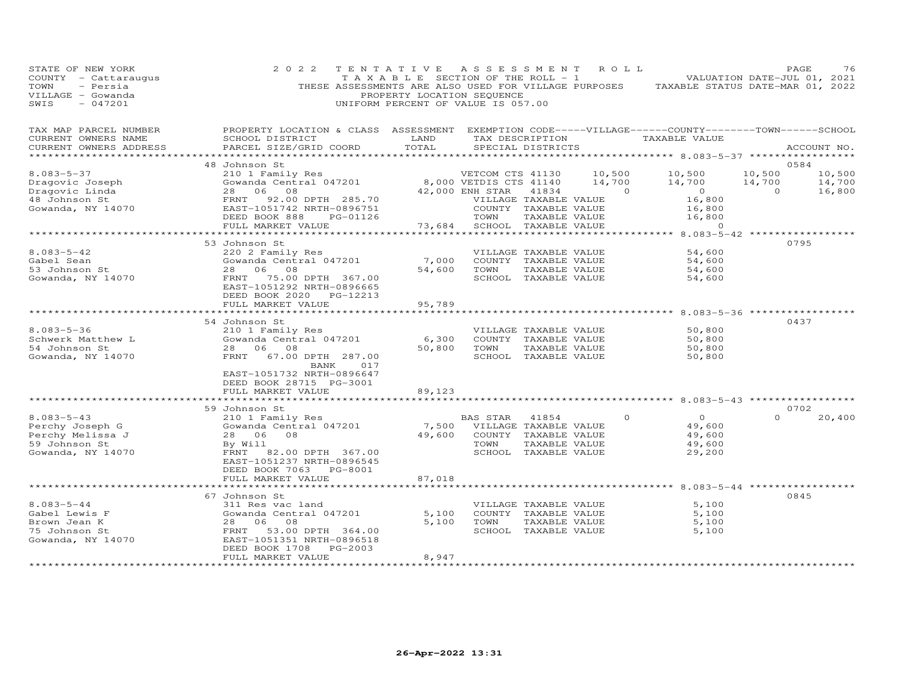STATE OF NEW YORK
COUNTY - Cattaraugus
TOWN - Persia
VILLAGE - Gowanda
SWIS - 047201

2022 TENTATIVE ASSESSMENT ROLL
TAXABLE SECTION OF THE ROLL - 1
THESE ASSESSMENTS ARE ALSO USED FOR VILLAGE PURPOSES
PROPERTY LOCATION SEQUENCE
UNIFORM PERCENT OF VALUE IS 057.00

VALUATION DATE-JUL 01, 2021
TAXABLE STATUS DATE-MAR 01, 2022

| TAX MAP PARCEL NUMBER / CURRENT OWNERS NAME / CURRENT OWNERS ADDRESS | PROPERTY LOCATION & CLASS / SCHOOL DISTRICT / PARCEL SIZE/GRID COORD | ASSESSMENT LAND / TOTAL | EXEMPTION CODE / TAX DESCRIPTION / SPECIAL DISTRICTS | VILLAGE | COUNTY TAXABLE VALUE | TOWN | SCHOOL | ACCOUNT NO. |
|---|---|---|---|---|---|---|---|---|
| **8.083-5-37** | 48 Johnson St | | | | | | | 0584 |
| Dragovic Joseph | 210 1 Family Res | | VETCOM CTS 41130 | 10,500 | 10,500 | 10,500 | 10,500 | |
| Dragovic Linda | Gowanda Central 047201 | 8,000 | VETDIS CTS 41140 | 14,700 | 14,700 | 14,700 | 14,700 | |
| 48 Johnson St | 28 06 08 | 42,000 | ENH STAR 41834 | 0 | 0 | 0 | 16,800 | |
| Gowanda, NY 14070 | FRNT 92.00 DPTH 285.70 | | VILLAGE TAXABLE VALUE | | 16,800 | | | |
| | EAST-1051742 NRTH-0896751 | | COUNTY TAXABLE VALUE | | 16,800 | | | |
| | DEED BOOK 888 PG-01126 | | TOWN TAXABLE VALUE | | 16,800 | | | |
| | FULL MARKET VALUE | 73,684 | SCHOOL TAXABLE VALUE | | 0 | | | |
| **8.083-5-42** | 53 Johnson St | | | | | | | 0795 |
| Gabel Sean | 220 2 Family Res | | VILLAGE TAXABLE VALUE | | 54,600 | | | |
| 53 Johnson St | Gowanda Central 047201 | 7,000 | COUNTY TAXABLE VALUE | | 54,600 | | | |
| Gowanda, NY 14070 | 28 06 08 | 54,600 | TOWN TAXABLE VALUE | | 54,600 | | | |
| | FRNT 75.00 DPTH 367.00 | | SCHOOL TAXABLE VALUE | | 54,600 | | | |
| | EAST-1051292 NRTH-0896665 | | | | | | | |
| | DEED BOOK 2020 PG-12213 | | | | | | | |
| | FULL MARKET VALUE | 95,789 | | | | | | |
| **8.083-5-36** | 54 Johnson St | | | | | | | 0437 |
| Schwerk Matthew L | 210 1 Family Res | | VILLAGE TAXABLE VALUE | | 50,800 | | | |
| 54 Johnson St | Gowanda Central 047201 | 6,300 | COUNTY TAXABLE VALUE | | 50,800 | | | |
| Gowanda, NY 14070 | 28 06 08 | 50,800 | TOWN TAXABLE VALUE | | 50,800 | | | |
| | FRNT 67.00 DPTH 287.00 | | SCHOOL TAXABLE VALUE | | 50,800 | | | |
| | BANK 017 | | | | | | | |
| | EAST-1051732 NRTH-0896647 | | | | | | | |
| | DEED BOOK 28715 PG-3001 | | | | | | | |
| | FULL MARKET VALUE | 89,123 | | | | | | |
| **8.083-5-43** | 59 Johnson St | | | | | | | 0702 |
| Perchy Joseph G | 210 1 Family Res | | BAS STAR 41854 | 0 | 0 | 0 | 20,400 | |
| Perchy Melissa J | Gowanda Central 047201 | 7,500 | VILLAGE TAXABLE VALUE | | 49,600 | | | |
| 59 Johnson St | 28 06 08 | 49,600 | COUNTY TAXABLE VALUE | | 49,600 | | | |
| Gowanda, NY 14070 | By Will | | TOWN TAXABLE VALUE | | 49,600 | | | |
| | FRNT 82.00 DPTH 367.00 | | SCHOOL TAXABLE VALUE | | 29,200 | | | |
| | EAST-1051237 NRTH-0896545 | | | | | | | |
| | DEED BOOK 7063 PG-8001 | | | | | | | |
| | FULL MARKET VALUE | 87,018 | | | | | | |
| **8.083-5-44** | 67 Johnson St | | | | | | | 0845 |
| Gabel Lewis F | 311 Res vac land | | VILLAGE TAXABLE VALUE | | 5,100 | | | |
| Brown Jean K | Gowanda Central 047201 | 5,100 | COUNTY TAXABLE VALUE | | 5,100 | | | |
| 75 Johnson St | 28 06 08 | 5,100 | TOWN TAXABLE VALUE | | 5,100 | | | |
| Gowanda, NY 14070 | FRNT 53.00 DPTH 364.00 | | SCHOOL TAXABLE VALUE | | 5,100 | | | |
| | EAST-1051351 NRTH-0896518 | | | | | | | |
| | DEED BOOK 1708 PG-2003 | | | | | | | |
| | FULL MARKET VALUE | 8,947 | | | | | | |

26-Apr-2022 13:31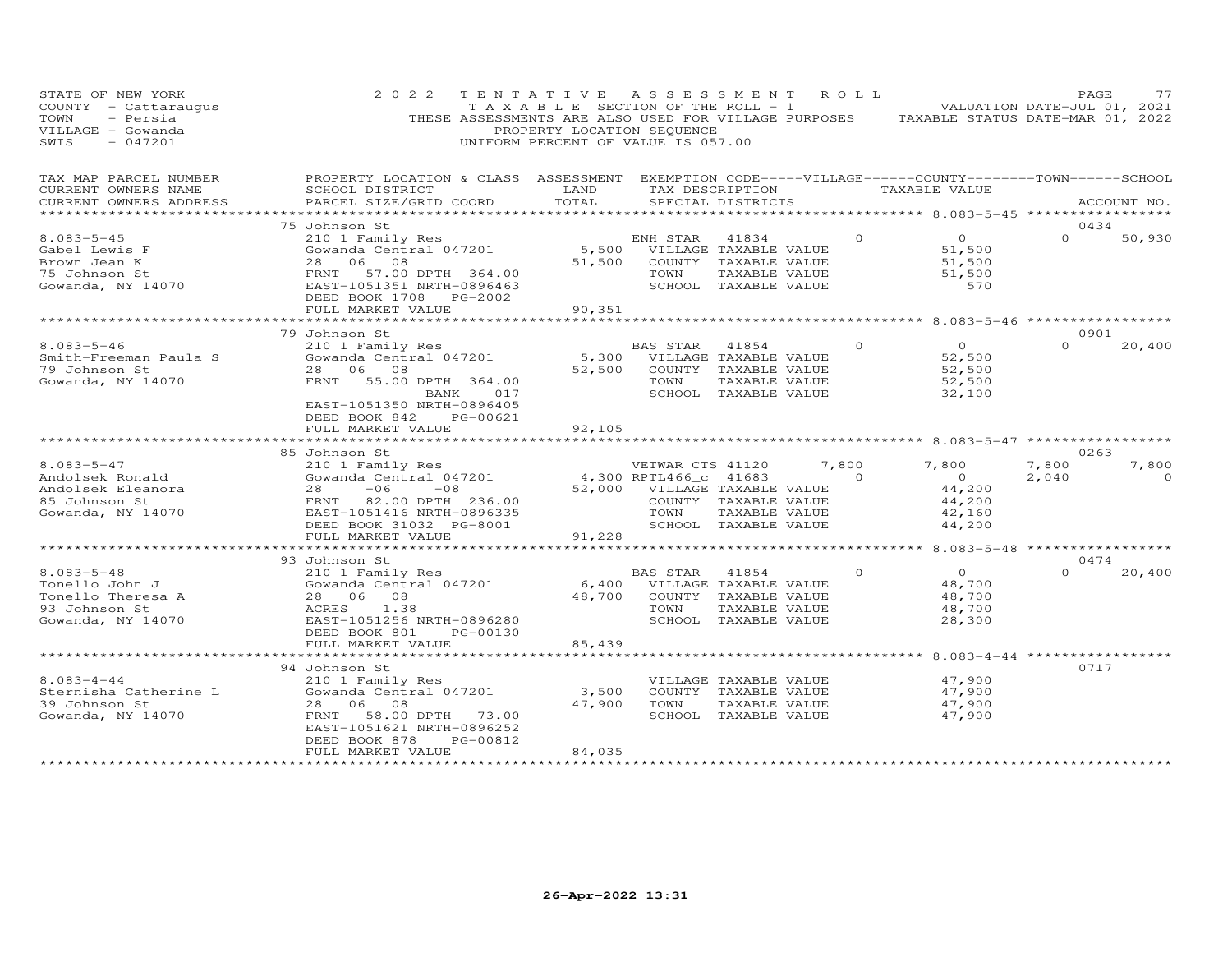STATE OF NEW YORK
COUNTY - Cattaraugus
TOWN - Persia
VILLAGE - Gowanda
SWIS - 047201

2022 TENTATIVE ASSESSMENT ROLL
TAXABLE SECTION OF THE ROLL - 1
THESE ASSESSMENTS ARE ALSO USED FOR VILLAGE PURPOSES
PROPERTY LOCATION SEQUENCE
UNIFORM PERCENT OF VALUE IS 057.00

VALUATION DATE-JUL 01, 2021
TAXABLE STATUS DATE-MAR 01, 2022

| TAX MAP PARCEL NUMBER / CURRENT OWNERS NAME / CURRENT OWNERS ADDRESS | PROPERTY LOCATION & CLASS / SCHOOL DISTRICT / PARCEL SIZE/GRID COORD | ASSESSMENT LAND / TOTAL | EXEMPTION CODE / TAX DESCRIPTION / SPECIAL DISTRICTS | VILLAGE | COUNTY / TAXABLE VALUE | TOWN | SCHOOL / ACCOUNT NO. |
|---|---|---|---|---|---|---|---|
| **8.083-5-45** | 75 Johnson St | | | | | | 0434 |
| 8.083-5-45 | 210 1 Family Res | | ENH STAR 41834 | 0 | 0 | 0 | 50,930 |
| Gabel Lewis F | Gowanda Central 047201 | 5,500 | VILLAGE TAXABLE VALUE | | 51,500 | | |
| Brown Jean K | 28 06 08 | 51,500 | COUNTY TAXABLE VALUE | | 51,500 | | |
| 75 Johnson St | FRNT 57.00 DPTH 364.00 | | TOWN TAXABLE VALUE | | 51,500 | | |
| Gowanda, NY 14070 | EAST-1051351 NRTH-0896463 | | SCHOOL TAXABLE VALUE | | 570 | | |
| | DEED BOOK 1708 PG-2002 | | | | | | |
| | FULL MARKET VALUE | 90,351 | | | | | |
| **8.083-5-46** | 79 Johnson St | | | | | | 0901 |
| 8.083-5-46 | 210 1 Family Res | | BAS STAR 41854 | 0 | 0 | 0 | 20,400 |
| Smith-Freeman Paula S | Gowanda Central 047201 | 5,300 | VILLAGE TAXABLE VALUE | | 52,500 | | |
| 79 Johnson St | 28 06 08 | 52,500 | COUNTY TAXABLE VALUE | | 52,500 | | |
| Gowanda, NY 14070 | FRNT 55.00 DPTH 364.00 | | TOWN TAXABLE VALUE | | 52,500 | | |
| | BANK 017 | | SCHOOL TAXABLE VALUE | | 32,100 | | |
| | EAST-1051350 NRTH-0896405 | | | | | | |
| | DEED BOOK 842 PG-00621 | | | | | | |
| | FULL MARKET VALUE | 92,105 | | | | | |
| **8.083-5-47** | 85 Johnson St | | | | | | 0263 |
| 8.083-5-47 | 210 1 Family Res | | VETWAR CTS 41120 | 7,800 | 7,800 | 7,800 | 7,800 |
| Andolsek Ronald | Gowanda Central 047201 | 4,300 | RPTL466_c 41683 | 0 | 0 | 2,040 | 0 |
| Andolsek Eleanora | 28 -06 -08 | 52,000 | VILLAGE TAXABLE VALUE | | 44,200 | | |
| 85 Johnson St | FRNT 82.00 DPTH 236.00 | | COUNTY TAXABLE VALUE | | 44,200 | | |
| Gowanda, NY 14070 | EAST-1051416 NRTH-0896335 | | TOWN TAXABLE VALUE | | 42,160 | | |
| | DEED BOOK 31032 PG-8001 | | SCHOOL TAXABLE VALUE | | 44,200 | | |
| | FULL MARKET VALUE | 91,228 | | | | | |
| **8.083-5-48** | 93 Johnson St | | | | | | 0474 |
| 8.083-5-48 | 210 1 Family Res | | BAS STAR 41854 | 0 | 0 | 0 | 20,400 |
| Tonello John J | Gowanda Central 047201 | 6,400 | VILLAGE TAXABLE VALUE | | 48,700 | | |
| Tonello Theresa A | 28 06 08 | 48,700 | COUNTY TAXABLE VALUE | | 48,700 | | |
| 93 Johnson St | ACRES 1.38 | | TOWN TAXABLE VALUE | | 48,700 | | |
| Gowanda, NY 14070 | EAST-1051256 NRTH-0896280 | | SCHOOL TAXABLE VALUE | | 28,300 | | |
| | DEED BOOK 801 PG-00130 | | | | | | |
| | FULL MARKET VALUE | 85,439 | | | | | |
| **8.083-4-44** | 94 Johnson St | | | | | | 0717 |
| 8.083-4-44 | 210 1 Family Res | | VILLAGE TAXABLE VALUE | | 47,900 | | |
| Sternisha Catherine L | Gowanda Central 047201 | 3,500 | COUNTY TAXABLE VALUE | | 47,900 | | |
| 39 Johnson St | 28 06 08 | 47,900 | TOWN TAXABLE VALUE | | 47,900 | | |
| Gowanda, NY 14070 | FRNT 58.00 DPTH 73.00 | | SCHOOL TAXABLE VALUE | | 47,900 | | |
| | EAST-1051621 NRTH-0896252 | | | | | | |
| | DEED BOOK 878 PG-00812 | | | | | | |
| | FULL MARKET VALUE | 84,035 | | | | | |

26-Apr-2022 13:31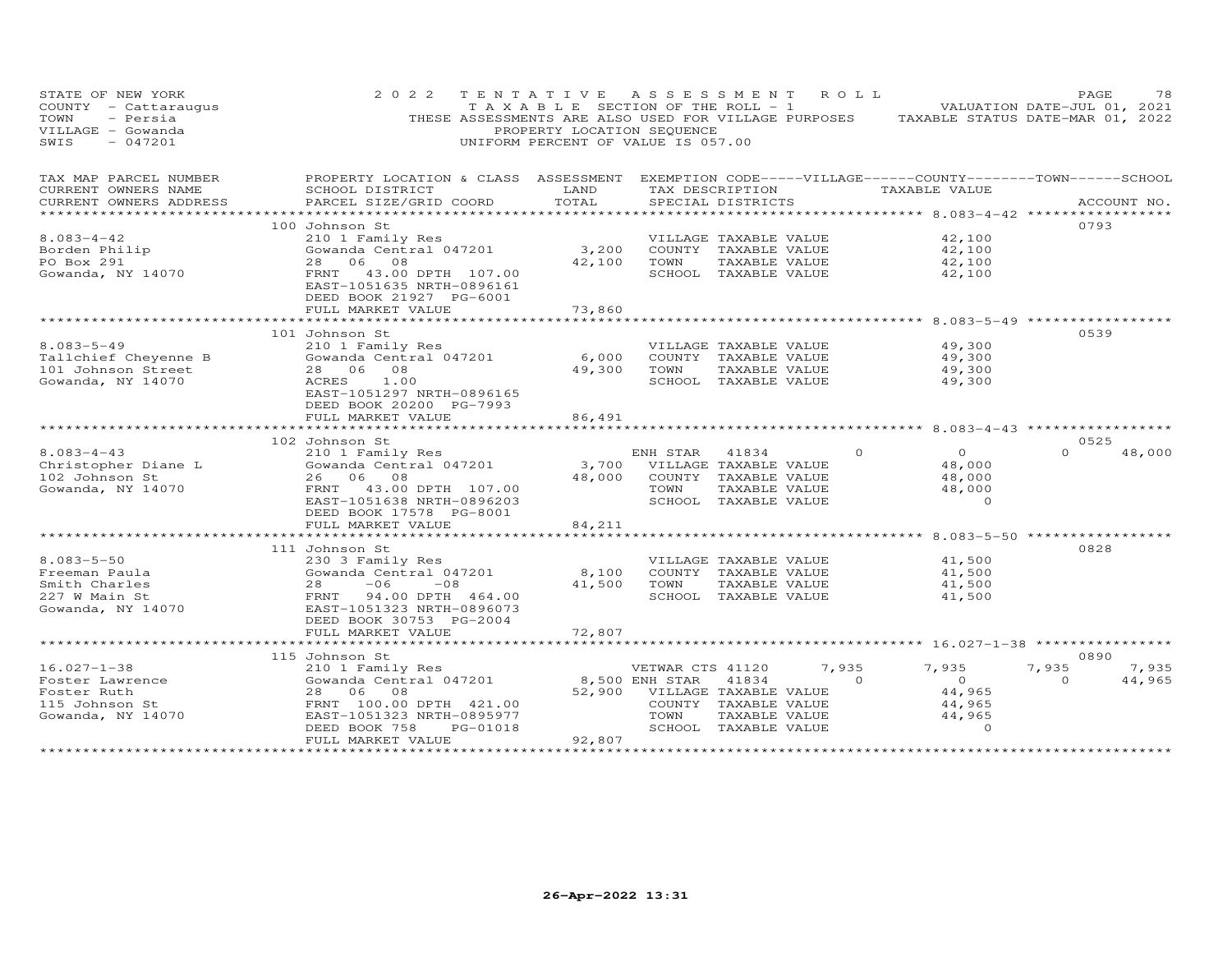STATE OF NEW YORK
COUNTY - Cattaraugus
TOWN - Persia
VILLAGE - Gowanda
SWIS - 047201

2022 TENTATIVE ASSESSMENT ROLL
TAXABLE SECTION OF THE ROLL - 1
THESE ASSESSMENTS ARE ALSO USED FOR VILLAGE PURPOSES
PROPERTY LOCATION SEQUENCE
UNIFORM PERCENT OF VALUE IS 057.00

VALUATION DATE-JUL 01, 2021
TAXABLE STATUS DATE-MAR 01, 2022

| TAX MAP PARCEL NUMBER / CURRENT OWNERS NAME / CURRENT OWNERS ADDRESS | PROPERTY LOCATION & CLASS / SCHOOL DISTRICT / PARCEL SIZE/GRID COORD | ASSESSMENT LAND / TOTAL | EXEMPTION CODE / TAX DESCRIPTION / SPECIAL DISTRICTS | VILLAGE | COUNTY / TAXABLE VALUE | TOWN | SCHOOL | ACCOUNT NO. |
|---|---|---|---|---|---|---|---|---|
| | 100 Johnson St | | | | | | | 0793 |
| 8.083-4-42 | 210 1 Family Res | | VILLAGE TAXABLE VALUE | | 42,100 | | | |
| Borden Philip | Gowanda Central 047201 | 3,200 | COUNTY TAXABLE VALUE | | 42,100 | | | |
| PO Box 291 | 28 06 08 | 42,100 | TOWN TAXABLE VALUE | | 42,100 | | | |
| Gowanda, NY 14070 | FRNT 43.00 DPTH 107.00 | | SCHOOL TAXABLE VALUE | | 42,100 | | | |
| | EAST-1051635 NRTH-0896161 | | | | | | | |
| | DEED BOOK 21927 PG-6001 | | | | | | | |
| | FULL MARKET VALUE | 73,860 | | | | | | |
| | 101 Johnson St | | | | | | | 0539 |
| 8.083-5-49 | 210 1 Family Res | | VILLAGE TAXABLE VALUE | | 49,300 | | | |
| Tallchief Cheyenne B | Gowanda Central 047201 | 6,000 | COUNTY TAXABLE VALUE | | 49,300 | | | |
| 101 Johnson Street | 28 06 08 | 49,300 | TOWN TAXABLE VALUE | | 49,300 | | | |
| Gowanda, NY 14070 | ACRES 1.00 | | SCHOOL TAXABLE VALUE | | 49,300 | | | |
| | EAST-1051297 NRTH-0896165 | | | | | | | |
| | DEED BOOK 20200 PG-7993 | | | | | | | |
| | FULL MARKET VALUE | 86,491 | | | | | | |
| | 102 Johnson St | | | | | | | 0525 |
| 8.083-4-43 | 210 1 Family Res | | ENH STAR 41834 | 0 | 0 | 0 | 48,000 | |
| Christopher Diane L | Gowanda Central 047201 | 3,700 | VILLAGE TAXABLE VALUE | | 48,000 | | | |
| 102 Johnson St | 26 06 08 | 48,000 | COUNTY TAXABLE VALUE | | 48,000 | | | |
| Gowanda, NY 14070 | FRNT 43.00 DPTH 107.00 | | TOWN TAXABLE VALUE | | 48,000 | | | |
| | EAST-1051638 NRTH-0896203 | | SCHOOL TAXABLE VALUE | | 0 | | | |
| | DEED BOOK 17578 PG-8001 | | | | | | | |
| | FULL MARKET VALUE | 84,211 | | | | | | |
| | 111 Johnson St | | | | | | | 0828 |
| 8.083-5-50 | 230 3 Family Res | | VILLAGE TAXABLE VALUE | | 41,500 | | | |
| Freeman Paula | Gowanda Central 047201 | 8,100 | COUNTY TAXABLE VALUE | | 41,500 | | | |
| Smith Charles | 28 -06 -08 | 41,500 | TOWN TAXABLE VALUE | | 41,500 | | | |
| 227 W Main St | FRNT 94.00 DPTH 464.00 | | SCHOOL TAXABLE VALUE | | 41,500 | | | |
| Gowanda, NY 14070 | EAST-1051323 NRTH-0896073 | | | | | | | |
| | DEED BOOK 30753 PG-2004 | | | | | | | |
| | FULL MARKET VALUE | 72,807 | | | | | | |
| | 115 Johnson St | | | | | | | 0890 |
| 16.027-1-38 | 210 1 Family Res | | VETWAR CTS 41120 | 7,935 | 7,935 | 7,935 | 7,935 | |
| Foster Lawrence | Gowanda Central 047201 | 8,500 | ENH STAR 41834 | 0 | 0 | 0 | 44,965 | |
| Foster Ruth | 28 06 08 | 52,900 | VILLAGE TAXABLE VALUE | | 44,965 | | | |
| 115 Johnson St | FRNT 100.00 DPTH 421.00 | | COUNTY TAXABLE VALUE | | 44,965 | | | |
| Gowanda, NY 14070 | EAST-1051323 NRTH-0895977 | | TOWN TAXABLE VALUE | | 44,965 | | | |
| | DEED BOOK 758 PG-01018 | | SCHOOL TAXABLE VALUE | | 0 | | | |
| | FULL MARKET VALUE | 92,807 | | | | | | |

26-Apr-2022 13:31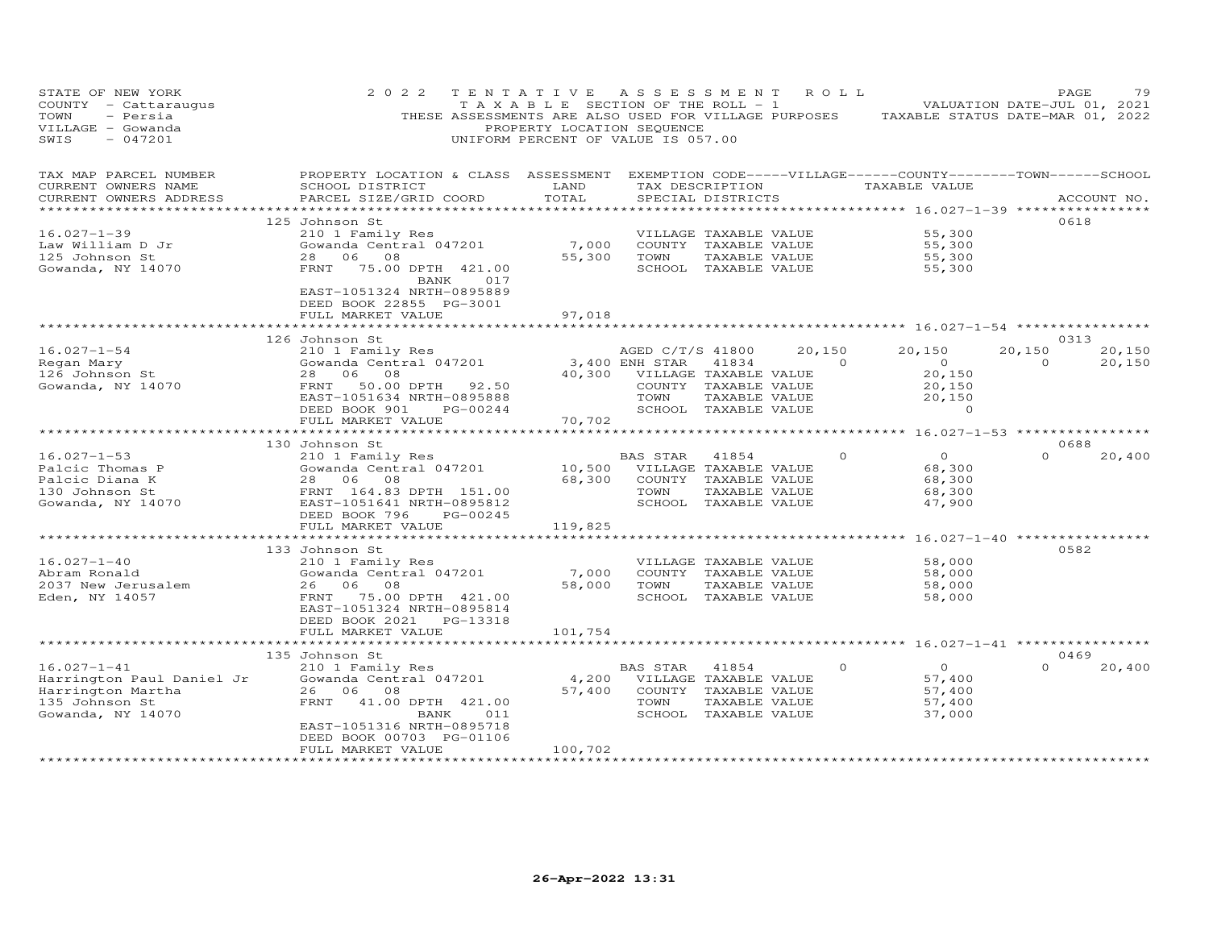STATE OF NEW YORK
COUNTY - Cattaraugus
TOWN - Persia
VILLAGE - Gowanda
SWIS - 047201

2022 TENTATIVE ASSESSMENT ROLL
TAXABLE SECTION OF THE ROLL - 1
THESE ASSESSMENTS ARE ALSO USED FOR VILLAGE PURPOSES
PROPERTY LOCATION SEQUENCE
UNIFORM PERCENT OF VALUE IS 057.00

VALUATION DATE-JUL 01, 2021
TAXABLE STATUS DATE-MAR 01, 2022

| TAX MAP PARCEL NUMBER / CURRENT OWNERS NAME / CURRENT OWNERS ADDRESS | PROPERTY LOCATION & CLASS / SCHOOL DISTRICT / PARCEL SIZE/GRID COORD | ASSESSMENT LAND / TOTAL | EXEMPTION CODE / TAX DESCRIPTION / SPECIAL DISTRICTS | VILLAGE | COUNTY / TAXABLE VALUE | TOWN | SCHOOL | ACCOUNT NO. |
|---|---|---|---|---|---|---|---|---|
| | 125 Johnson St | | | | | | | 0618 |
| 16.027-1-39 | 210 1 Family Res | | VILLAGE TAXABLE VALUE | | 55,300 | | | |
| Law William D Jr | Gowanda Central 047201 | 7,000 | COUNTY TAXABLE VALUE | | 55,300 | | | |
| 125 Johnson St | 28 06 08 | 55,300 | TOWN TAXABLE VALUE | | 55,300 | | | |
| Gowanda, NY 14070 | FRNT 75.00 DPTH 421.00 | | SCHOOL TAXABLE VALUE | | 55,300 | | | |
| | BANK 017 | | | | | | | |
| | EAST-1051324 NRTH-0895889 | | | | | | | |
| | DEED BOOK 22855 PG-3001 | | | | | | | |
| | FULL MARKET VALUE | 97,018 | | | | | | |
| | 126 Johnson St | | | | | | | 0313 |
| 16.027-1-54 | 210 1 Family Res | | AGED C/T/S 41800 | 20,150 | 20,150 | 20,150 | 20,150 | |
| Regan Mary | Gowanda Central 047201 | 3,400 | ENH STAR 41834 | 0 | 0 | 0 | 20,150 | |
| 126 Johnson St | 28 06 08 | 40,300 | VILLAGE TAXABLE VALUE | | 20,150 | | | |
| Gowanda, NY 14070 | FRNT 50.00 DPTH 92.50 | | COUNTY TAXABLE VALUE | | 20,150 | | | |
| | EAST-1051634 NRTH-0895888 | | TOWN TAXABLE VALUE | | 20,150 | | | |
| | DEED BOOK 901 PG-00244 | | SCHOOL TAXABLE VALUE | | 0 | | | |
| | FULL MARKET VALUE | 70,702 | | | | | | |
| | 130 Johnson St | | | | | | | 0688 |
| 16.027-1-53 | 210 1 Family Res | | BAS STAR 41854 | 0 | 0 | 0 | 20,400 | |
| Palcic Thomas P | Gowanda Central 047201 | 10,500 | VILLAGE TAXABLE VALUE | | 68,300 | | | |
| Palcic Diana K | 28 06 08 | 68,300 | COUNTY TAXABLE VALUE | | 68,300 | | | |
| 130 Johnson St | FRNT 164.83 DPTH 151.00 | | TOWN TAXABLE VALUE | | 68,300 | | | |
| Gowanda, NY 14070 | EAST-1051641 NRTH-0895812 | | SCHOOL TAXABLE VALUE | | 47,900 | | | |
| | DEED BOOK 796 PG-00245 | | | | | | | |
| | FULL MARKET VALUE | 119,825 | | | | | | |
| | 133 Johnson St | | | | | | | 0582 |
| 16.027-1-40 | 210 1 Family Res | | VILLAGE TAXABLE VALUE | | 58,000 | | | |
| Abram Ronald | Gowanda Central 047201 | 7,000 | COUNTY TAXABLE VALUE | | 58,000 | | | |
| 2037 New Jerusalem | 26 06 08 | 58,000 | TOWN TAXABLE VALUE | | 58,000 | | | |
| Eden, NY 14057 | FRNT 75.00 DPTH 421.00 | | SCHOOL TAXABLE VALUE | | 58,000 | | | |
| | EAST-1051324 NRTH-0895814 | | | | | | | |
| | DEED BOOK 2021 PG-13318 | | | | | | | |
| | FULL MARKET VALUE | 101,754 | | | | | | |
| | 135 Johnson St | | | | | | | 0469 |
| 16.027-1-41 | 210 1 Family Res | | BAS STAR 41854 | 0 | 0 | 0 | 20,400 | |
| Harrington Paul Daniel Jr | Gowanda Central 047201 | 4,200 | VILLAGE TAXABLE VALUE | | 57,400 | | | |
| Harrington Martha | 26 06 08 | 57,400 | COUNTY TAXABLE VALUE | | 57,400 | | | |
| 135 Johnson St | FRNT 41.00 DPTH 421.00 | | TOWN TAXABLE VALUE | | 57,400 | | | |
| Gowanda, NY 14070 | BANK 011 | | SCHOOL TAXABLE VALUE | | 37,000 | | | |
| | EAST-1051316 NRTH-0895718 | | | | | | | |
| | DEED BOOK 00703 PG-01106 | | | | | | | |
| | FULL MARKET VALUE | 100,702 | | | | | | |

26-Apr-2022 13:31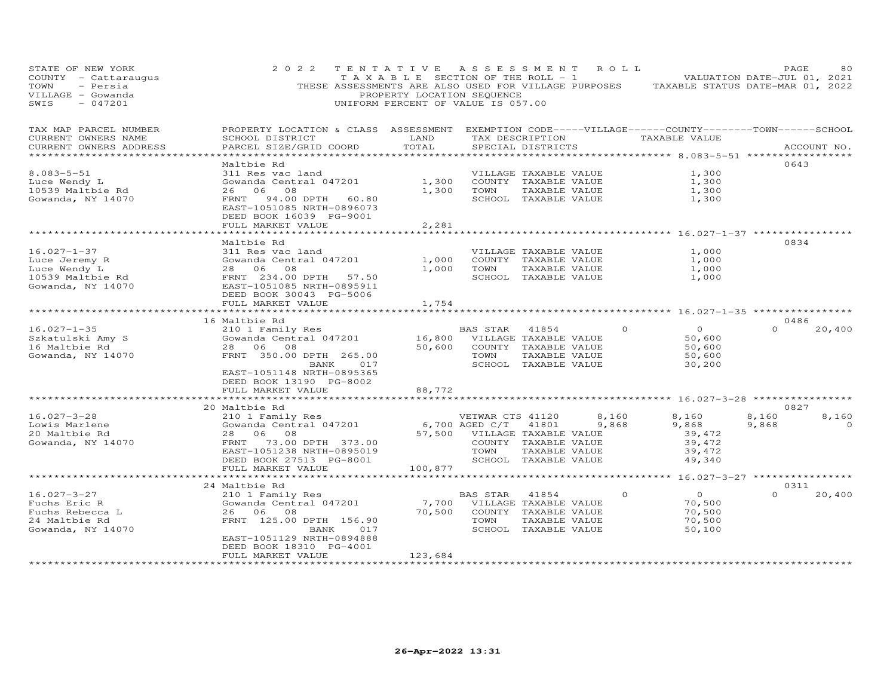STATE OF NEW YORK
COUNTY - Cattaraugus
TOWN - Persia
VILLAGE - Gowanda
SWIS - 047201

2022 TENTATIVE ASSESSMENT ROLL
TAXABLE SECTION OF THE ROLL - 1
THESE ASSESSMENTS ARE ALSO USED FOR VILLAGE PURPOSES
PROPERTY LOCATION SEQUENCE
UNIFORM PERCENT OF VALUE IS 057.00

VALUATION DATE-JUL 01, 2021
TAXABLE STATUS DATE-MAR 01, 2022

| TAX MAP PARCEL NUMBER / CURRENT OWNERS NAME / CURRENT OWNERS ADDRESS | PROPERTY LOCATION & CLASS / SCHOOL DISTRICT / PARCEL SIZE/GRID COORD | ASSESSMENT LAND | TOTAL | EXEMPTION CODE / TAX DESCRIPTION / SPECIAL DISTRICTS | VILLAGE | COUNTY TAXABLE VALUE | TOWN | SCHOOL | ACCOUNT NO. |
|---|---|---|---|---|---|---|---|---|---|
| **8.083-5-51** | Maltbie Rd | | | | | | | | 0643 |
| Luce Wendy L | 311 Res vac land | | | VILLAGE TAXABLE VALUE | | 1,300 | | | |
| 10539 Maltbie Rd | Gowanda Central 047201 | 1,300 | | COUNTY TAXABLE VALUE | | 1,300 | | | |
| Gowanda, NY 14070 | 26 06 08 | | 1,300 | TOWN TAXABLE VALUE | | 1,300 | | | |
| | FRNT 94.00 DPTH 60.80 | | | SCHOOL TAXABLE VALUE | | 1,300 | | | |
| | EAST-1051085 NRTH-0896073 | | | | | | | | |
| | DEED BOOK 16039 PG-9001 | | | | | | | | |
| | FULL MARKET VALUE | | 2,281 | | | | | | |
| **16.027-1-37** | Maltbie Rd | | | | | | | | 0834 |
| Luce Jeremy R | 311 Res vac land | | | VILLAGE TAXABLE VALUE | | 1,000 | | | |
| Luce Wendy L | Gowanda Central 047201 | 1,000 | | COUNTY TAXABLE VALUE | | 1,000 | | | |
| 10539 Maltbie Rd | 28 06 08 | | 1,000 | TOWN TAXABLE VALUE | | 1,000 | | | |
| Gowanda, NY 14070 | FRNT 234.00 DPTH 57.50 | | | SCHOOL TAXABLE VALUE | | 1,000 | | | |
| | EAST-1051085 NRTH-0895911 | | | | | | | | |
| | DEED BOOK 30043 PG-5006 | | | | | | | | |
| | FULL MARKET VALUE | | 1,754 | | | | | | |
| **16.027-1-35** | 16 Maltbie Rd | | | | | | | | 0486 |
| Szkatulski Amy S | 210 1 Family Res | | | BAS STAR 41854 | 0 | 0 | 0 | 20,400 | |
| 16 Maltbie Rd | Gowanda Central 047201 | 16,800 | | VILLAGE TAXABLE VALUE | | 50,600 | | | |
| Gowanda, NY 14070 | 28 06 08 | | 50,600 | COUNTY TAXABLE VALUE | | 50,600 | | | |
| | FRNT 350.00 DPTH 265.00 | | | TOWN TAXABLE VALUE | | 50,600 | | | |
| | BANK 017 | | | SCHOOL TAXABLE VALUE | | 30,200 | | | |
| | EAST-1051148 NRTH-0895365 | | | | | | | | |
| | DEED BOOK 13190 PG-8002 | | | | | | | | |
| | FULL MARKET VALUE | | 88,772 | | | | | | |
| **16.027-3-28** | 20 Maltbie Rd | | | | | | | | 0827 |
| Lowis Marlene | 210 1 Family Res | | | VETWAR CTS 41120 | 8,160 | 8,160 | 8,160 | 8,160 | |
| 20 Maltbie Rd | Gowanda Central 047201 | 6,700 | | AGED C/T 41801 | 9,868 | 9,868 | 9,868 | 0 | |
| Gowanda, NY 14070 | 28 06 08 | | 57,500 | VILLAGE TAXABLE VALUE | | 39,472 | | | |
| | FRNT 73.00 DPTH 373.00 | | | COUNTY TAXABLE VALUE | | 39,472 | | | |
| | EAST-1051238 NRTH-0895019 | | | TOWN TAXABLE VALUE | | 39,472 | | | |
| | DEED BOOK 27513 PG-8001 | | | SCHOOL TAXABLE VALUE | | 49,340 | | | |
| | FULL MARKET VALUE | | 100,877 | | | | | | |
| **16.027-3-27** | 24 Maltbie Rd | | | | | | | | 0311 |
| Fuchs Eric R | 210 1 Family Res | | | BAS STAR 41854 | 0 | 0 | 0 | 20,400 | |
| Fuchs Rebecca L | Gowanda Central 047201 | 7,700 | | VILLAGE TAXABLE VALUE | | 70,500 | | | |
| 24 Maltbie Rd | 26 06 08 | | 70,500 | COUNTY TAXABLE VALUE | | 70,500 | | | |
| Gowanda, NY 14070 | FRNT 125.00 DPTH 156.90 | | | TOWN TAXABLE VALUE | | 70,500 | | | |
| | BANK 017 | | | SCHOOL TAXABLE VALUE | | 50,100 | | | |
| | EAST-1051129 NRTH-0894888 | | | | | | | | |
| | DEED BOOK 18310 PG-4001 | | | | | | | | |
| | FULL MARKET VALUE | | 123,684 | | | | | | |

26-Apr-2022 13:31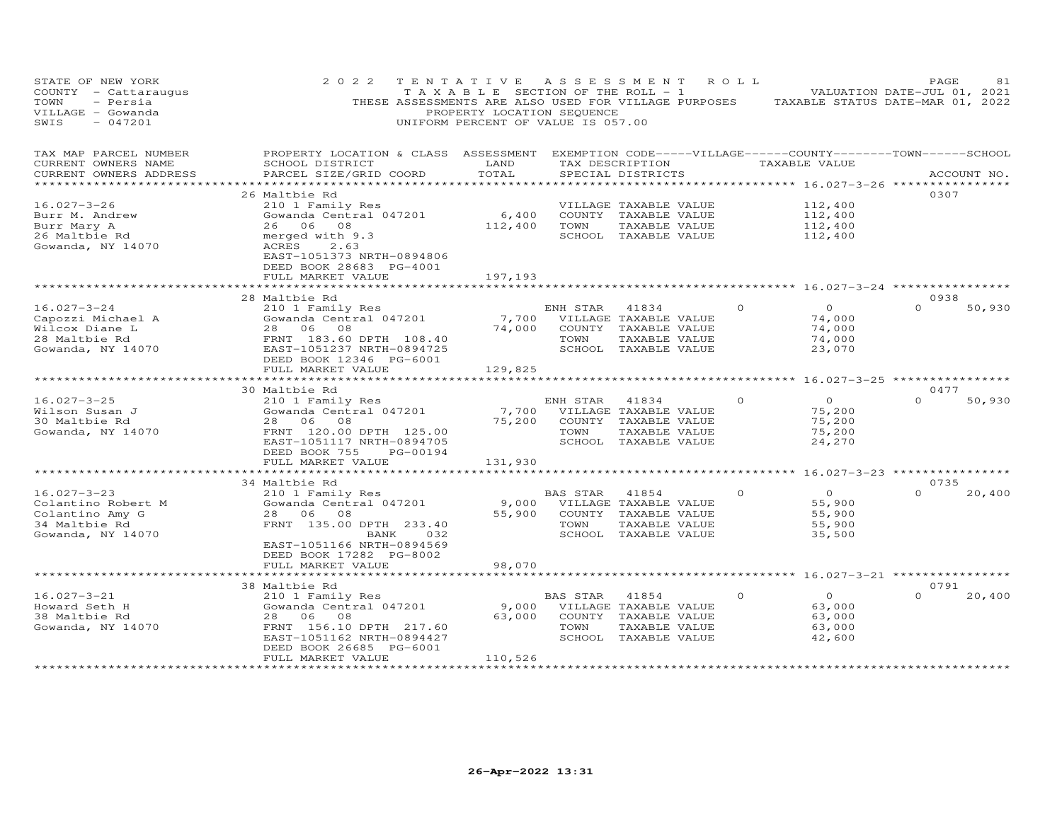STATE OF NEW YORK
COUNTY - Cattaraugus
TOWN - Persia
VILLAGE - Gowanda
SWIS - 047201

2022 TENTATIVE ASSESSMENT ROLL
TAXABLE SECTION OF THE ROLL - 1
THESE ASSESSMENTS ARE ALSO USED FOR VILLAGE PURPOSES
PROPERTY LOCATION SEQUENCE
UNIFORM PERCENT OF VALUE IS 057.00

VALUATION DATE-JUL 01, 2021
TAXABLE STATUS DATE-MAR 01, 2022

| TAX MAP PARCEL NUMBER / CURRENT OWNERS NAME / CURRENT OWNERS ADDRESS | PROPERTY LOCATION & CLASS / SCHOOL DISTRICT / PARCEL SIZE/GRID COORD | ASSESSMENT LAND | TOTAL | EXEMPTION CODE / TAX DESCRIPTION / SPECIAL DISTRICTS | VILLAGE | COUNTY | TOWN | SCHOOL | ACCOUNT NO. |
|---|---|---|---|---|---|---|---|---|---|
| **16.027-3-26** | 26 Maltbie Rd | | | | | | | | 0307 |
| 16.027-3-26 | 210 1 Family Res | | | VILLAGE TAXABLE VALUE | 112,400 | | | | |
| Burr M. Andrew | Gowanda Central 047201 | 6,400 | | COUNTY TAXABLE VALUE | | 112,400 | | | |
| Burr Mary A | 26 06 08 | | 112,400 | TOWN TAXABLE VALUE | | | 112,400 | | |
| 26 Maltbie Rd | merged with 9.3 | | | SCHOOL TAXABLE VALUE | | | | 112,400 | |
| Gowanda, NY 14070 | ACRES 2.63 | | | | | | | | |
| | EAST-1051373 NRTH-0894806 | | | | | | | | |
| | DEED BOOK 28683 PG-4001 | | | | | | | | |
| | FULL MARKET VALUE | | 197,193 | | | | | | |
| **16.027-3-24** | 28 Maltbie Rd | | | | | | | | 0938 |
| 16.027-3-24 | 210 1 Family Res | | | ENH STAR 41834 | 0 | 0 | 0 | 50,930 | |
| Capozzi Michael A | Gowanda Central 047201 | 7,700 | | VILLAGE TAXABLE VALUE | 74,000 | | | | |
| Wilcox Diane L | 28 06 08 | | 74,000 | COUNTY TAXABLE VALUE | | 74,000 | | | |
| 28 Maltbie Rd | FRNT 183.60 DPTH 108.40 | | | TOWN TAXABLE VALUE | | | 74,000 | | |
| Gowanda, NY 14070 | EAST-1051237 NRTH-0894725 | | | SCHOOL TAXABLE VALUE | | | | 23,070 | |
| | DEED BOOK 12346 PG-6001 | | | | | | | | |
| | FULL MARKET VALUE | | 129,825 | | | | | | |
| **16.027-3-25** | 30 Maltbie Rd | | | | | | | | 0477 |
| 16.027-3-25 | 210 1 Family Res | | | ENH STAR 41834 | 0 | 0 | 0 | 50,930 | |
| Wilson Susan J | Gowanda Central 047201 | 7,700 | | VILLAGE TAXABLE VALUE | 75,200 | | | | |
| 30 Maltbie Rd | 28 06 08 | | 75,200 | COUNTY TAXABLE VALUE | | 75,200 | | | |
| Gowanda, NY 14070 | FRNT 120.00 DPTH 125.00 | | | TOWN TAXABLE VALUE | | | 75,200 | | |
| | EAST-1051117 NRTH-0894705 | | | SCHOOL TAXABLE VALUE | | | | 24,270 | |
| | DEED BOOK 755 PG-00194 | | | | | | | | |
| | FULL MARKET VALUE | | 131,930 | | | | | | |
| **16.027-3-23** | 34 Maltbie Rd | | | | | | | | 0735 |
| 16.027-3-23 | 210 1 Family Res | | | BAS STAR 41854 | 0 | 0 | 0 | 20,400 | |
| Colantino Robert M | Gowanda Central 047201 | 9,000 | | VILLAGE TAXABLE VALUE | 55,900 | | | | |
| Colantino Amy G | 28 06 08 | | 55,900 | COUNTY TAXABLE VALUE | | 55,900 | | | |
| 34 Maltbie Rd | FRNT 135.00 DPTH 233.40 | | | TOWN TAXABLE VALUE | | | 55,900 | | |
| Gowanda, NY 14070 | BANK 032 | | | SCHOOL TAXABLE VALUE | | | | 35,500 | |
| | EAST-1051166 NRTH-0894569 | | | | | | | | |
| | DEED BOOK 17282 PG-8002 | | | | | | | | |
| | FULL MARKET VALUE | | 98,070 | | | | | | |
| **16.027-3-21** | 38 Maltbie Rd | | | | | | | | 0791 |
| 16.027-3-21 | 210 1 Family Res | | | BAS STAR 41854 | 0 | 0 | 0 | 20,400 | |
| Howard Seth H | Gowanda Central 047201 | 9,000 | | VILLAGE TAXABLE VALUE | 63,000 | | | | |
| 38 Maltbie Rd | 28 06 08 | | 63,000 | COUNTY TAXABLE VALUE | | 63,000 | | | |
| Gowanda, NY 14070 | FRNT 156.10 DPTH 217.60 | | | TOWN TAXABLE VALUE | | | 63,000 | | |
| | EAST-1051162 NRTH-0894427 | | | SCHOOL TAXABLE VALUE | | | | 42,600 | |
| | DEED BOOK 26685 PG-6001 | | | | | | | | |
| | FULL MARKET VALUE | | 110,526 | | | | | | |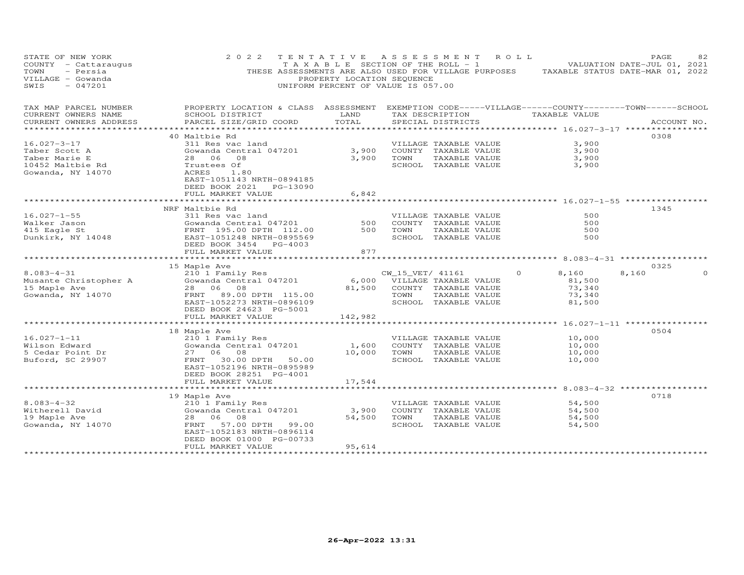STATE OF NEW YORK — 2022 TENTATIVE ASSESSMENT ROLL
COUNTY - Cattaraugus — TAXABLE SECTION OF THE ROLL - 1 — VALUATION DATE-JUL 01, 2021
TOWN - Persia — THESE ASSESSMENTS ARE ALSO USED FOR VILLAGE PURPOSES — TAXABLE STATUS DATE-MAR 01, 2022
VILLAGE - Gowanda — PROPERTY LOCATION SEQUENCE
SWIS - 047201 — UNIFORM PERCENT OF VALUE IS 057.00

| TAX MAP PARCEL NUMBER / CURRENT OWNERS NAME / CURRENT OWNERS ADDRESS | PROPERTY LOCATION & CLASS / SCHOOL DISTRICT / PARCEL SIZE/GRID COORD | ASSESSMENT LAND / TOTAL | EXEMPTION CODE / TAX DESCRIPTION / SPECIAL DISTRICTS | VILLAGE | COUNTY | TOWN | SCHOOL | TAXABLE VALUE | ACCOUNT NO. |
|---|---|---|---|---|---|---|---|---|---|
| **16.027-3-17** | 40 Maltbie Rd | | | | | | | | 0308 |
| Taber Scott A | 311 Res vac land | | VILLAGE TAXABLE VALUE | | | | | 3,900 | |
| Taber Marie E | Gowanda Central 047201 | 3,900 | COUNTY TAXABLE VALUE | | | | | 3,900 | |
| 10452 Maltbie Rd | 28 06 08 | 3,900 | TOWN TAXABLE VALUE | | | | | 3,900 | |
| Gowanda, NY 14070 | Trustees Of | | SCHOOL TAXABLE VALUE | | | | | 3,900 | |
| | ACRES 1.80 | | | | | | | | |
| | EAST-1051143 NRTH-0894185 | | | | | | | | |
| | DEED BOOK 2021 PG-13090 | | | | | | | | |
| | FULL MARKET VALUE | 6,842 | | | | | | | |
| **16.027-1-55** | NRF Maltbie Rd | | | | | | | | 1345 |
| Walker Jason | 311 Res vac land | | VILLAGE TAXABLE VALUE | | | | | 500 | |
| 415 Eagle St | Gowanda Central 047201 | 500 | COUNTY TAXABLE VALUE | | | | | 500 | |
| Dunkirk, NY 14048 | FRNT 195.00 DPTH 112.00 | 500 | TOWN TAXABLE VALUE | | | | | 500 | |
| | EAST-1051248 NRTH-0895569 | | SCHOOL TAXABLE VALUE | | | | | 500 | |
| | DEED BOOK 3454 PG-4003 | | | | | | | | |
| | FULL MARKET VALUE | 877 | | | | | | | |
| **8.083-4-31** | 15 Maple Ave | | | | | | | | 0325 |
| Musante Christopher A | 210 1 Family Res | | CW_15_VET/ 41161 | 0 | 8,160 | 8,160 | 0 | | |
| 15 Maple Ave | Gowanda Central 047201 | 6,000 | VILLAGE TAXABLE VALUE | | | | | 81,500 | |
| Gowanda, NY 14070 | 28 06 08 | 81,500 | COUNTY TAXABLE VALUE | | | | | 73,340 | |
| | FRNT 89.00 DPTH 115.00 | | TOWN TAXABLE VALUE | | | | | 73,340 | |
| | EAST-1052273 NRTH-0896109 | | SCHOOL TAXABLE VALUE | | | | | 81,500 | |
| | DEED BOOK 24623 PG-5001 | | | | | | | | |
| | FULL MARKET VALUE | 142,982 | | | | | | | |
| **16.027-1-11** | 18 Maple Ave | | | | | | | | 0504 |
| Wilson Edward | 210 1 Family Res | | VILLAGE TAXABLE VALUE | | | | | 10,000 | |
| 5 Cedar Point Dr | Gowanda Central 047201 | 1,600 | COUNTY TAXABLE VALUE | | | | | 10,000 | |
| Buford, SC 29907 | 27 06 08 | 10,000 | TOWN TAXABLE VALUE | | | | | 10,000 | |
| | FRNT 30.00 DPTH 50.00 | | SCHOOL TAXABLE VALUE | | | | | 10,000 | |
| | EAST-1052196 NRTH-0895989 | | | | | | | | |
| | DEED BOOK 28251 PG-4001 | | | | | | | | |
| | FULL MARKET VALUE | 17,544 | | | | | | | |
| **8.083-4-32** | 19 Maple Ave | | | | | | | | 0718 |
| Witherell David | 210 1 Family Res | | VILLAGE TAXABLE VALUE | | | | | 54,500 | |
| 19 Maple Ave | Gowanda Central 047201 | 3,900 | COUNTY TAXABLE VALUE | | | | | 54,500 | |
| Gowanda, NY 14070 | 28 06 08 | 54,500 | TOWN TAXABLE VALUE | | | | | 54,500 | |
| | FRNT 57.00 DPTH 99.00 | | SCHOOL TAXABLE VALUE | | | | | 54,500 | |
| | EAST-1052183 NRTH-0896114 | | | | | | | | |
| | DEED BOOK 01000 PG-00733 | | | | | | | | |
| | FULL MARKET VALUE | 95,614 | | | | | | | |

26-Apr-2022 13:31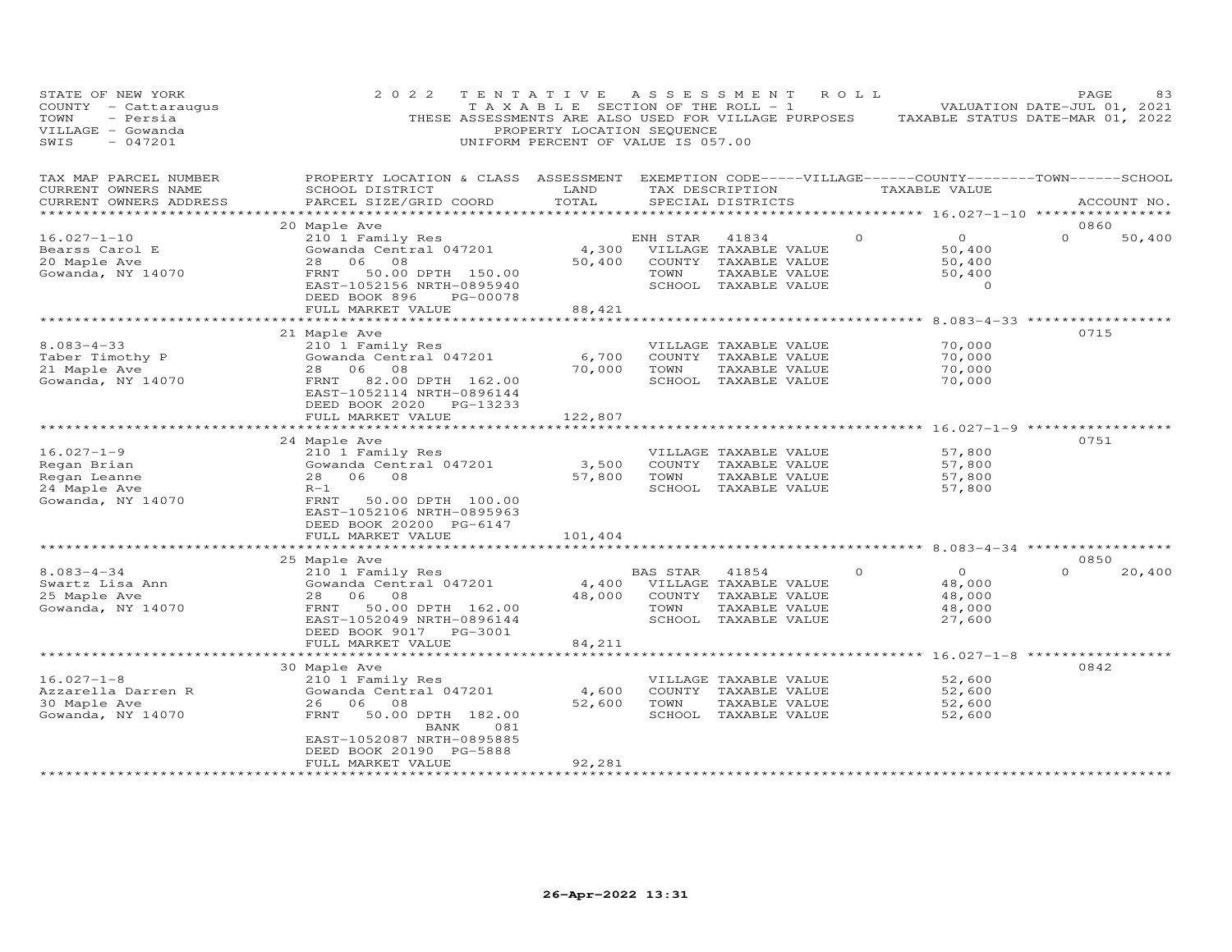STATE OF NEW YORK
COUNTY - Cattaraugus
TOWN - Persia
VILLAGE - Gowanda
SWIS - 047201

2022 TENTATIVE ASSESSMENT ROLL
TAXABLE SECTION OF THE ROLL - 1
THESE ASSESSMENTS ARE ALSO USED FOR VILLAGE PURPOSES
PROPERTY LOCATION SEQUENCE
UNIFORM PERCENT OF VALUE IS 057.00

VALUATION DATE-JUL 01, 2021
TAXABLE STATUS DATE-MAR 01, 2022

| TAX MAP PARCEL NUMBER / CURRENT OWNERS NAME / CURRENT OWNERS ADDRESS | PROPERTY LOCATION & CLASS / SCHOOL DISTRICT / PARCEL SIZE/GRID COORD | ASSESSMENT LAND / TOTAL | EXEMPTION CODE / TAX DESCRIPTION / SPECIAL DISTRICTS | VILLAGE | COUNTY / TAXABLE VALUE | TOWN | SCHOOL | ACCOUNT NO. |
|---|---|---|---|---|---|---|---|---|
| **16.027-1-10** | 20 Maple Ave | | | | | | | 0860 |
| 16.027-1-10 | 210 1 Family Res | | ENH STAR 41834 | 0 | 0 | 0 | 50,400 | |
| Bearss Carol E | Gowanda Central 047201 | 4,300 | VILLAGE TAXABLE VALUE | | 50,400 | | | |
| 20 Maple Ave | 28 06 08 | 50,400 | COUNTY TAXABLE VALUE | | 50,400 | | | |
| Gowanda, NY 14070 | FRNT 50.00 DPTH 150.00 | | TOWN TAXABLE VALUE | | 50,400 | | | |
| | EAST-1052156 NRTH-0895940 | | SCHOOL TAXABLE VALUE | | 0 | | | |
| | DEED BOOK 896 PG-00078 | | | | | | | |
| | FULL MARKET VALUE | 88,421 | | | | | | |
| **8.083-4-33** | 21 Maple Ave | | | | | | | 0715 |
| 8.083-4-33 | 210 1 Family Res | | VILLAGE TAXABLE VALUE | | 70,000 | | | |
| Taber Timothy P | Gowanda Central 047201 | 6,700 | COUNTY TAXABLE VALUE | | 70,000 | | | |
| 21 Maple Ave | 28 06 08 | 70,000 | TOWN TAXABLE VALUE | | 70,000 | | | |
| Gowanda, NY 14070 | FRNT 82.00 DPTH 162.00 | | SCHOOL TAXABLE VALUE | | 70,000 | | | |
| | EAST-1052114 NRTH-0896144 | | | | | | | |
| | DEED BOOK 2020 PG-13233 | | | | | | | |
| | FULL MARKET VALUE | 122,807 | | | | | | |
| **16.027-1-9** | 24 Maple Ave | | | | | | | 0751 |
| 16.027-1-9 | 210 1 Family Res | | VILLAGE TAXABLE VALUE | | 57,800 | | | |
| Regan Brian | Gowanda Central 047201 | 3,500 | COUNTY TAXABLE VALUE | | 57,800 | | | |
| Regan Leanne | 28 06 08 | 57,800 | TOWN TAXABLE VALUE | | 57,800 | | | |
| 24 Maple Ave | R-1 | | SCHOOL TAXABLE VALUE | | 57,800 | | | |
| Gowanda, NY 14070 | FRNT 50.00 DPTH 100.00 | | | | | | | |
| | EAST-1052106 NRTH-0895963 | | | | | | | |
| | DEED BOOK 20200 PG-6147 | | | | | | | |
| | FULL MARKET VALUE | 101,404 | | | | | | |
| **8.083-4-34** | 25 Maple Ave | | | | | | | 0850 |
| 8.083-4-34 | 210 1 Family Res | | BAS STAR 41854 | 0 | 0 | 0 | 20,400 | |
| Swartz Lisa Ann | Gowanda Central 047201 | 4,400 | VILLAGE TAXABLE VALUE | | 48,000 | | | |
| 25 Maple Ave | 28 06 08 | 48,000 | COUNTY TAXABLE VALUE | | 48,000 | | | |
| Gowanda, NY 14070 | FRNT 50.00 DPTH 162.00 | | TOWN TAXABLE VALUE | | 48,000 | | | |
| | EAST-1052049 NRTH-0896144 | | SCHOOL TAXABLE VALUE | | 27,600 | | | |
| | DEED BOOK 9017 PG-3001 | | | | | | | |
| | FULL MARKET VALUE | 84,211 | | | | | | |
| **16.027-1-8** | 30 Maple Ave | | | | | | | 0842 |
| 16.027-1-8 | 210 1 Family Res | | VILLAGE TAXABLE VALUE | | 52,600 | | | |
| Azzarella Darren R | Gowanda Central 047201 | 4,600 | COUNTY TAXABLE VALUE | | 52,600 | | | |
| 30 Maple Ave | 26 06 08 | 52,600 | TOWN TAXABLE VALUE | | 52,600 | | | |
| Gowanda, NY 14070 | FRNT 50.00 DPTH 182.00 | | SCHOOL TAXABLE VALUE | | 52,600 | | | |
| | BANK 081 | | | | | | | |
| | EAST-1052087 NRTH-0895885 | | | | | | | |
| | DEED BOOK 20190 PG-5888 | | | | | | | |
| | FULL MARKET VALUE | 92,281 | | | | | | |

26-Apr-2022 13:31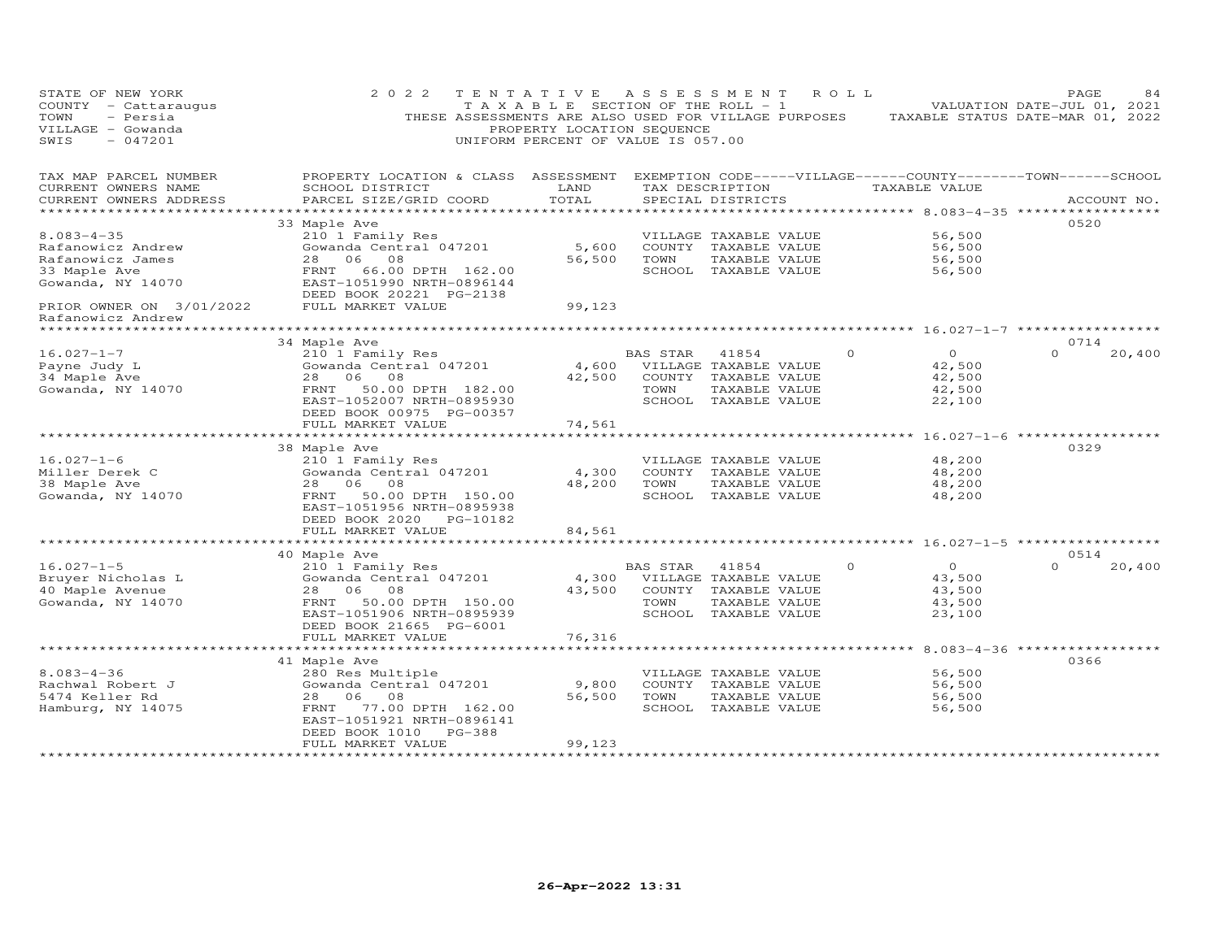STATE OF NEW YORK
COUNTY - Cattaraugus
TOWN - Persia
VILLAGE - Gowanda
SWIS - 047201

2022 TENTATIVE ASSESSMENT ROLL
TAXABLE SECTION OF THE ROLL - 1
THESE ASSESSMENTS ARE ALSO USED FOR VILLAGE PURPOSES
PROPERTY LOCATION SEQUENCE
UNIFORM PERCENT OF VALUE IS 057.00

VALUATION DATE-JUL 01, 2021
TAXABLE STATUS DATE-MAR 01, 2022

| TAX MAP PARCEL NUMBER / CURRENT OWNERS NAME / CURRENT OWNERS ADDRESS | PROPERTY LOCATION & CLASS / SCHOOL DISTRICT / PARCEL SIZE/GRID COORD | ASSESSMENT LAND | TOTAL | EXEMPTION CODE / TAX DESCRIPTION / SPECIAL DISTRICTS | VILLAGE | COUNTY | TOWN | SCHOOL | ACCOUNT NO. |
|---|---|---|---|---|---|---|---|---|---|
| 8.083-4-35 | 33 Maple Ave | | | | | | | | 0520 |
| Rafanowicz Andrew | 210 1 Family Res | | | VILLAGE TAXABLE VALUE | 56,500 | | | | |
| Rafanowicz James | Gowanda Central 047201 | 5,600 | | COUNTY TAXABLE VALUE | | 56,500 | | | |
| 33 Maple Ave | 28 06 08 | | 56,500 | TOWN TAXABLE VALUE | | | 56,500 | | |
| Gowanda, NY 14070 | FRNT 66.00 DPTH 162.00 | | | SCHOOL TAXABLE VALUE | | | | 56,500 | |
| | EAST-1051990 NRTH-0896144 | | | | | | | | |
| | DEED BOOK 20221 PG-2138 | | | | | | | | |
| PRIOR OWNER ON 3/01/2022 Rafanowicz Andrew | FULL MARKET VALUE | | 99,123 | | | | | | |
| 16.027-1-7 | 34 Maple Ave | | | | | | | | 0714 |
| Payne Judy L | 210 1 Family Res | | | BAS STAR 41854 | 0 | 0 | 0 | 20,400 | |
| 34 Maple Ave | Gowanda Central 047201 | 4,600 | | VILLAGE TAXABLE VALUE | 42,500 | | | | |
| Gowanda, NY 14070 | 28 06 08 | | 42,500 | COUNTY TAXABLE VALUE | | 42,500 | | | |
| | FRNT 50.00 DPTH 182.00 | | | TOWN TAXABLE VALUE | | | 42,500 | | |
| | EAST-1052007 NRTH-0895930 | | | SCHOOL TAXABLE VALUE | | | | 22,100 | |
| | DEED BOOK 00975 PG-00357 | | | | | | | | |
| | FULL MARKET VALUE | | 74,561 | | | | | | |
| 16.027-1-6 | 38 Maple Ave | | | | | | | | 0329 |
| Miller Derek C | 210 1 Family Res | | | VILLAGE TAXABLE VALUE | 48,200 | | | | |
| 38 Maple Ave | Gowanda Central 047201 | 4,300 | | COUNTY TAXABLE VALUE | | 48,200 | | | |
| Gowanda, NY 14070 | 28 06 08 | | 48,200 | TOWN TAXABLE VALUE | | | 48,200 | | |
| | FRNT 50.00 DPTH 150.00 | | | SCHOOL TAXABLE VALUE | | | | 48,200 | |
| | EAST-1051956 NRTH-0895938 | | | | | | | | |
| | DEED BOOK 2020 PG-10182 | | | | | | | | |
| | FULL MARKET VALUE | | 84,561 | | | | | | |
| 16.027-1-5 | 40 Maple Ave | | | | | | | | 0514 |
| Bruyer Nicholas L | 210 1 Family Res | | | BAS STAR 41854 | 0 | 0 | 0 | 20,400 | |
| 40 Maple Avenue | Gowanda Central 047201 | 4,300 | | VILLAGE TAXABLE VALUE | 43,500 | | | | |
| Gowanda, NY 14070 | 28 06 08 | | 43,500 | COUNTY TAXABLE VALUE | | 43,500 | | | |
| | FRNT 50.00 DPTH 150.00 | | | TOWN TAXABLE VALUE | | | 43,500 | | |
| | EAST-1051906 NRTH-0895939 | | | SCHOOL TAXABLE VALUE | | | | 23,100 | |
| | DEED BOOK 21665 PG-6001 | | | | | | | | |
| | FULL MARKET VALUE | | 76,316 | | | | | | |
| 8.083-4-36 | 41 Maple Ave | | | | | | | | 0366 |
| Rachwal Robert J | 280 Res Multiple | | | VILLAGE TAXABLE VALUE | 56,500 | | | | |
| 5474 Keller Rd | Gowanda Central 047201 | 9,800 | | COUNTY TAXABLE VALUE | | 56,500 | | | |
| Hamburg, NY 14075 | 28 06 08 | | 56,500 | TOWN TAXABLE VALUE | | | 56,500 | | |
| | FRNT 77.00 DPTH 162.00 | | | SCHOOL TAXABLE VALUE | | | | 56,500 | |
| | EAST-1051921 NRTH-0896141 | | | | | | | | |
| | DEED BOOK 1010 PG-388 | | | | | | | | |
| | FULL MARKET VALUE | | 99,123 | | | | | | |

26-Apr-2022 13:31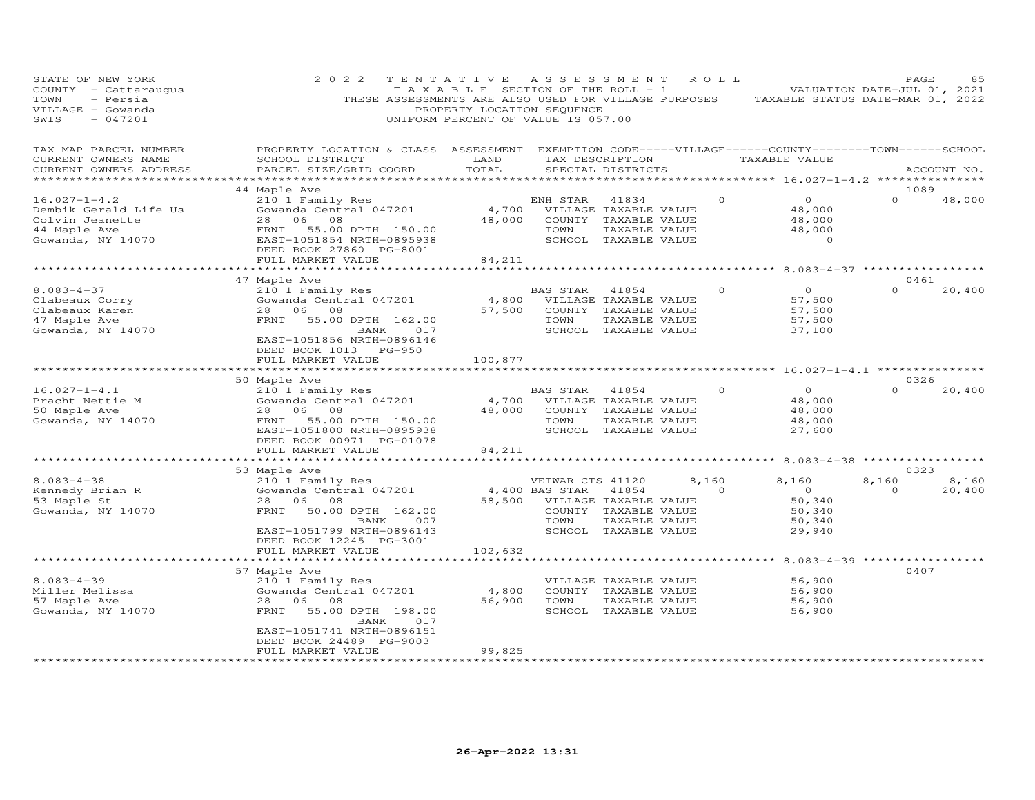STATE OF NEW YORK
COUNTY - Cattaraugus
TOWN - Persia
VILLAGE - Gowanda
SWIS - 047201

2022 TENTATIVE ASSESSMENT ROLL
TAXABLE SECTION OF THE ROLL - 1
THESE ASSESSMENTS ARE ALSO USED FOR VILLAGE PURPOSES
PROPERTY LOCATION SEQUENCE
UNIFORM PERCENT OF VALUE IS 057.00

VALUATION DATE-JUL 01, 2021
TAXABLE STATUS DATE-MAR 01, 2022

| TAX MAP PARCEL NUMBER / CURRENT OWNERS NAME / CURRENT OWNERS ADDRESS | PROPERTY LOCATION & CLASS / SCHOOL DISTRICT / PARCEL SIZE/GRID COORD | ASSESSMENT LAND / TOTAL | EXEMPTION CODE / TAX DESCRIPTION / SPECIAL DISTRICTS | VILLAGE | COUNTY / TAXABLE VALUE | TOWN | SCHOOL / ACCOUNT NO. |
|---|---|---|---|---|---|---|---|
| **16.027-1-4.2** | 44 Maple Ave | | | | | | 1089 |
| 16.027-1-4.2 | 210 1 Family Res | | ENH STAR 41834 | 0 | 0 | 0 | 48,000 |
| Dembik Gerald Life Us | Gowanda Central 047201 | 4,700 | VILLAGE TAXABLE VALUE | | 48,000 | | |
| Colvin Jeanette | 28 06 08 | 48,000 | COUNTY TAXABLE VALUE | | 48,000 | | |
| 44 Maple Ave | FRNT 55.00 DPTH 150.00 | | TOWN TAXABLE VALUE | | 48,000 | | |
| Gowanda, NY 14070 | EAST-1051854 NRTH-0895938 | | SCHOOL TAXABLE VALUE | | 0 | | |
| | DEED BOOK 27860 PG-8001 | | | | | | |
| | FULL MARKET VALUE | 84,211 | | | | | |
| **8.083-4-37** | 47 Maple Ave | | | | | | 0461 |
| 8.083-4-37 | 210 1 Family Res | | BAS STAR 41854 | 0 | 0 | 0 | 20,400 |
| Clabeaux Corry | Gowanda Central 047201 | 4,800 | VILLAGE TAXABLE VALUE | | 57,500 | | |
| Clabeaux Karen | 28 06 08 | 57,500 | COUNTY TAXABLE VALUE | | 57,500 | | |
| 47 Maple Ave | FRNT 55.00 DPTH 162.00 | | TOWN TAXABLE VALUE | | 57,500 | | |
| Gowanda, NY 14070 | BANK 017 | | SCHOOL TAXABLE VALUE | | 37,100 | | |
| | EAST-1051856 NRTH-0896146 | | | | | | |
| | DEED BOOK 1013 PG-950 | | | | | | |
| | FULL MARKET VALUE | 100,877 | | | | | |
| **16.027-1-4.1** | 50 Maple Ave | | | | | | 0326 |
| 16.027-1-4.1 | 210 1 Family Res | | BAS STAR 41854 | 0 | 0 | 0 | 20,400 |
| Pracht Nettie M | Gowanda Central 047201 | 4,700 | VILLAGE TAXABLE VALUE | | 48,000 | | |
| 50 Maple Ave | 28 06 08 | 48,000 | COUNTY TAXABLE VALUE | | 48,000 | | |
| Gowanda, NY 14070 | FRNT 55.00 DPTH 150.00 | | TOWN TAXABLE VALUE | | 48,000 | | |
| | EAST-1051800 NRTH-0895938 | | SCHOOL TAXABLE VALUE | | 27,600 | | |
| | DEED BOOK 00971 PG-01078 | | | | | | |
| | FULL MARKET VALUE | 84,211 | | | | | |
| **8.083-4-38** | 53 Maple Ave | | | | | | 0323 |
| 8.083-4-38 | 210 1 Family Res | | VETWAR CTS 41120 | 8,160 | 8,160 | 8,160 | 8,160 |
| Kennedy Brian R | Gowanda Central 047201 | 4,400 | BAS STAR 41854 | 0 | 0 | 0 | 20,400 |
| 53 Maple St | 28 06 08 | 58,500 | VILLAGE TAXABLE VALUE | | 50,340 | | |
| Gowanda, NY 14070 | FRNT 50.00 DPTH 162.00 | | COUNTY TAXABLE VALUE | | 50,340 | | |
| | BANK 007 | | TOWN TAXABLE VALUE | | 50,340 | | |
| | EAST-1051799 NRTH-0896143 | | SCHOOL TAXABLE VALUE | | 29,940 | | |
| | DEED BOOK 12245 PG-3001 | | | | | | |
| | FULL MARKET VALUE | 102,632 | | | | | |
| **8.083-4-39** | 57 Maple Ave | | | | | | 0407 |
| 8.083-4-39 | 210 1 Family Res | | VILLAGE TAXABLE VALUE | | 56,900 | | |
| Miller Melissa | Gowanda Central 047201 | 4,800 | COUNTY TAXABLE VALUE | | 56,900 | | |
| 57 Maple Ave | 28 06 08 | 56,900 | TOWN TAXABLE VALUE | | 56,900 | | |
| Gowanda, NY 14070 | FRNT 55.00 DPTH 198.00 | | SCHOOL TAXABLE VALUE | | 56,900 | | |
| | BANK 017 | | | | | | |
| | EAST-1051741 NRTH-0896151 | | | | | | |
| | DEED BOOK 24489 PG-9003 | | | | | | |
| | FULL MARKET VALUE | 99,825 | | | | | |

26-Apr-2022 13:31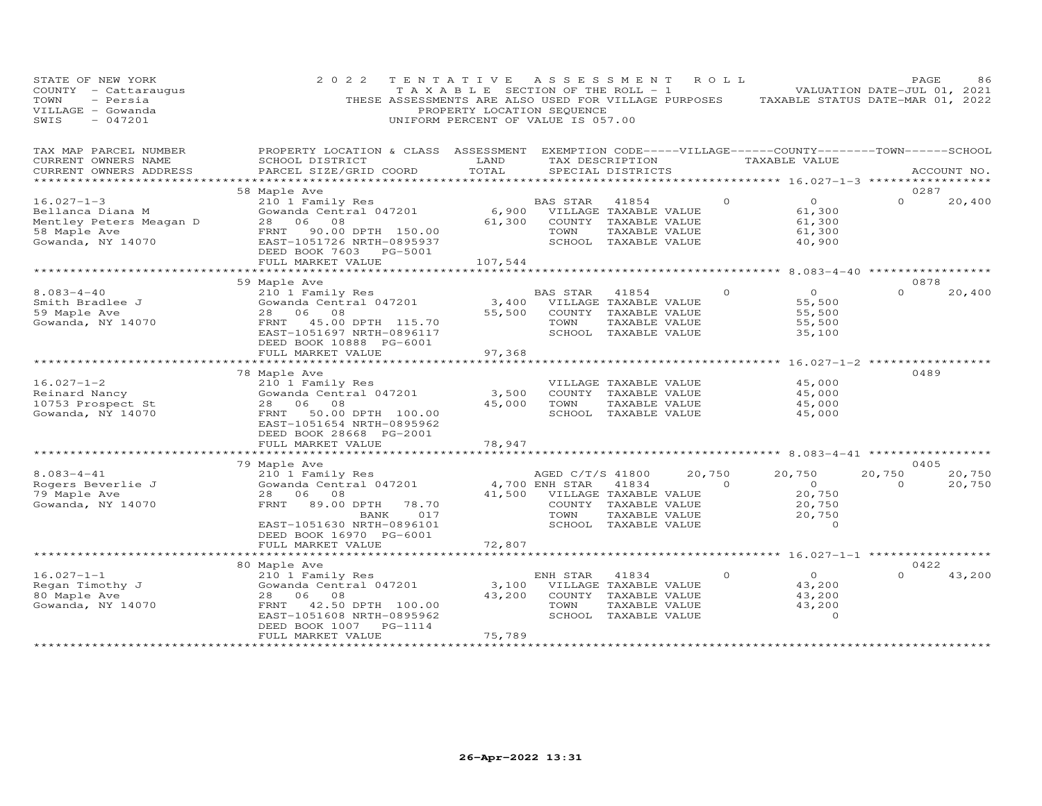STATE OF NEW YORK
COUNTY - Cattaraugus
TOWN - Persia
VILLAGE - Gowanda
SWIS - 047201

2022 TENTATIVE ASSESSMENT ROLL
TAXABLE SECTION OF THE ROLL - 1
THESE ASSESSMENTS ARE ALSO USED FOR VILLAGE PURPOSES
PROPERTY LOCATION SEQUENCE
UNIFORM PERCENT OF VALUE IS 057.00

VALUATION DATE-JUL 01, 2021
TAXABLE STATUS DATE-MAR 01, 2022

| TAX MAP PARCEL NUMBER / CURRENT OWNERS NAME / CURRENT OWNERS ADDRESS | PROPERTY LOCATION & CLASS / SCHOOL DISTRICT / PARCEL SIZE/GRID COORD | ASSESSMENT LAND / TOTAL | EXEMPTION CODE / TAX DESCRIPTION / SPECIAL DISTRICTS | VILLAGE | COUNTY / TAXABLE VALUE | TOWN | SCHOOL / ACCOUNT NO. |
|---|---|---|---|---|---|---|---|
| **16.027-1-3** | 58 Maple Ave | | | | | | 0287 |
| Bellanca Diana M | 210 1 Family Res | | BAS STAR 41854 | 0 | 0 | 0 | 20,400 |
| Mentley Peters Meagan D | Gowanda Central 047201 | 6,900 | VILLAGE TAXABLE VALUE | | 61,300 | | |
| 58 Maple Ave | 28 06 08 | 61,300 | COUNTY TAXABLE VALUE | | 61,300 | | |
| Gowanda, NY 14070 | FRNT 90.00 DPTH 150.00 | | TOWN TAXABLE VALUE | | 61,300 | | |
| | EAST-1051726 NRTH-0895937 | | SCHOOL TAXABLE VALUE | | 40,900 | | |
| | DEED BOOK 7603 PG-5001 | | | | | | |
| | FULL MARKET VALUE | 107,544 | | | | | |
| **8.083-4-40** | 59 Maple Ave | | | | | | 0878 |
| Smith Bradlee J | 210 1 Family Res | | BAS STAR 41854 | 0 | 0 | 0 | 20,400 |
| 59 Maple Ave | Gowanda Central 047201 | 3,400 | VILLAGE TAXABLE VALUE | | 55,500 | | |
| Gowanda, NY 14070 | 28 06 08 | 55,500 | COUNTY TAXABLE VALUE | | 55,500 | | |
| | FRNT 45.00 DPTH 115.70 | | TOWN TAXABLE VALUE | | 55,500 | | |
| | EAST-1051697 NRTH-0896117 | | SCHOOL TAXABLE VALUE | | 35,100 | | |
| | DEED BOOK 10888 PG-6001 | | | | | | |
| | FULL MARKET VALUE | 97,368 | | | | | |
| **16.027-1-2** | 78 Maple Ave | | | | | | 0489 |
| Reinard Nancy | 210 1 Family Res | | VILLAGE TAXABLE VALUE | | 45,000 | | |
| 10753 Prospect St | Gowanda Central 047201 | 3,500 | COUNTY TAXABLE VALUE | | 45,000 | | |
| Gowanda, NY 14070 | 28 06 08 | 45,000 | TOWN TAXABLE VALUE | | 45,000 | | |
| | FRNT 50.00 DPTH 100.00 | | SCHOOL TAXABLE VALUE | | 45,000 | | |
| | EAST-1051654 NRTH-0895962 | | | | | | |
| | DEED BOOK 28668 PG-2001 | | | | | | |
| | FULL MARKET VALUE | 78,947 | | | | | |
| **8.083-4-41** | 79 Maple Ave | | | | | | 0405 |
| Rogers Beverlie J | 210 1 Family Res | | AGED C/T/S 41800 | 20,750 | 20,750 | 20,750 | 20,750 |
| 79 Maple Ave | Gowanda Central 047201 | 4,700 | ENH STAR 41834 | 0 | 0 | 0 | 20,750 |
| Gowanda, NY 14070 | 28 06 08 | 41,500 | VILLAGE TAXABLE VALUE | | 20,750 | | |
| | FRNT 89.00 DPTH 78.70 | | COUNTY TAXABLE VALUE | | 20,750 | | |
| | BANK 017 | | TOWN TAXABLE VALUE | | 20,750 | | |
| | EAST-1051630 NRTH-0896101 | | SCHOOL TAXABLE VALUE | | 0 | | |
| | DEED BOOK 16970 PG-6001 | | | | | | |
| | FULL MARKET VALUE | 72,807 | | | | | |
| **16.027-1-1** | 80 Maple Ave | | | | | | 0422 |
| Regan Timothy J | 210 1 Family Res | | ENH STAR 41834 | 0 | 0 | 0 | 43,200 |
| 80 Maple Ave | Gowanda Central 047201 | 3,100 | VILLAGE TAXABLE VALUE | | 43,200 | | |
| Gowanda, NY 14070 | 28 06 08 | 43,200 | COUNTY TAXABLE VALUE | | 43,200 | | |
| | FRNT 42.50 DPTH 100.00 | | TOWN TAXABLE VALUE | | 43,200 | | |
| | EAST-1051608 NRTH-0895962 | | SCHOOL TAXABLE VALUE | | 0 | | |
| | DEED BOOK 1007 PG-1114 | | | | | | |
| | FULL MARKET VALUE | 75,789 | | | | | |

26-Apr-2022 13:31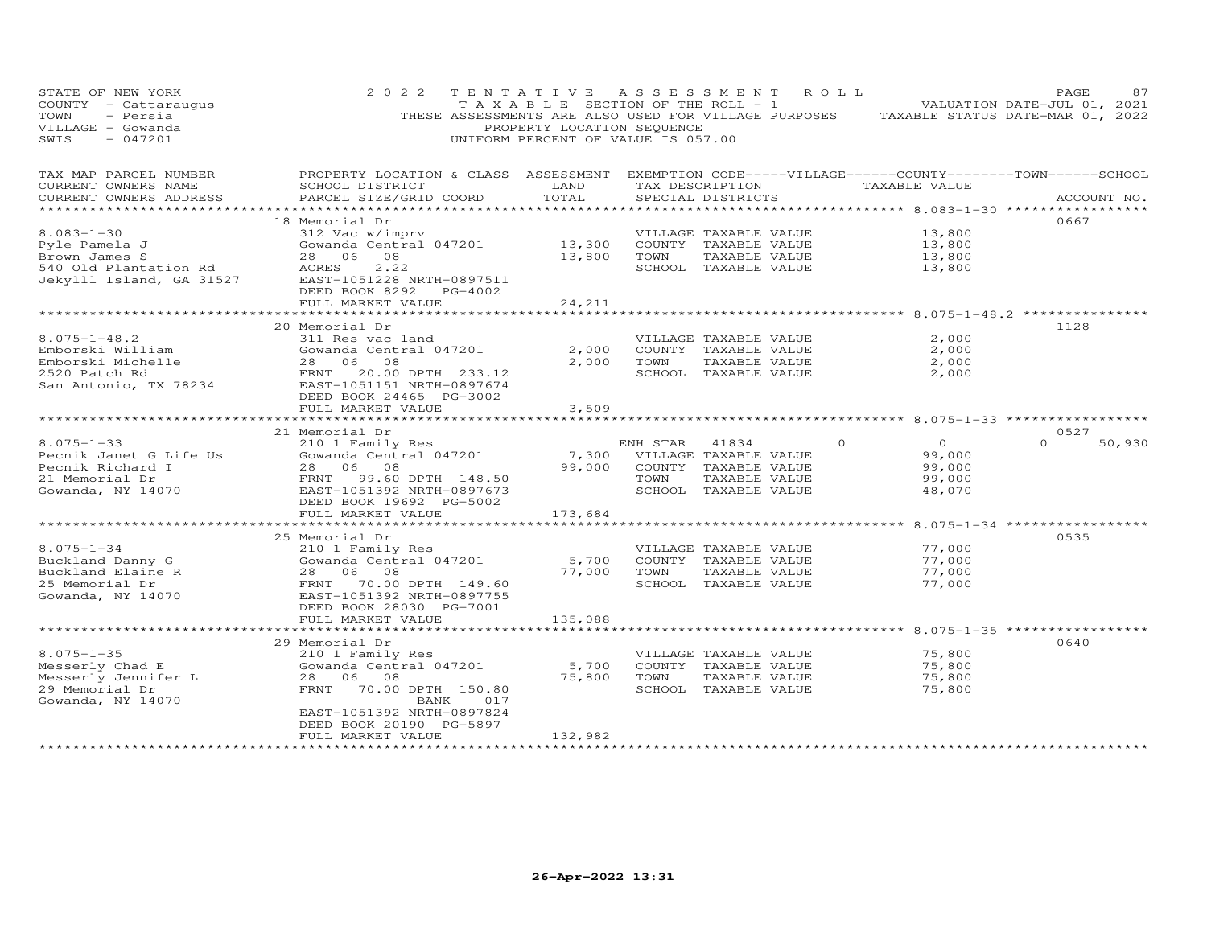STATE OF NEW YORK
COUNTY - Cattaraugus
TOWN - Persia
VILLAGE - Gowanda
SWIS - 047201

2022 TENTATIVE ASSESSMENT ROLL
TAXABLE SECTION OF THE ROLL - 1
THESE ASSESSMENTS ARE ALSO USED FOR VILLAGE PURPOSES
PROPERTY LOCATION SEQUENCE
UNIFORM PERCENT OF VALUE IS 057.00

VALUATION DATE-JUL 01, 2021
TAXABLE STATUS DATE-MAR 01, 2022

| TAX MAP PARCEL NUMBER / CURRENT OWNERS NAME / CURRENT OWNERS ADDRESS | PROPERTY LOCATION & CLASS / SCHOOL DISTRICT / PARCEL SIZE/GRID COORD | ASSESSMENT LAND / TOTAL | EXEMPTION CODE / TAX DESCRIPTION / SPECIAL DISTRICTS | VILLAGE / COUNTY / TOWN / SCHOOL TAXABLE VALUE | ACCOUNT NO. |
|---|---|---|---|---|---|
| **8.083-1-30** | 18 Memorial Dr | | | | 0667 |
| Pyle Pamela J | 312 Vac w/imprv | | VILLAGE TAXABLE VALUE | 13,800 | |
| Brown James S | Gowanda Central 047201 | 13,300 | COUNTY TAXABLE VALUE | 13,800 | |
| 540 Old Plantation Rd | 28 06 08 | 13,800 | TOWN TAXABLE VALUE | 13,800 | |
| Jekylll Island, GA 31527 | ACRES 2.22 | | SCHOOL TAXABLE VALUE | 13,800 | |
| | EAST-1051228 NRTH-0897511 | | | | |
| | DEED BOOK 8292 PG-4002 | | | | |
| | FULL MARKET VALUE | 24,211 | | | |
| **8.075-1-48.2** | 20 Memorial Dr | | | | 1128 |
| Emborski William | 311 Res vac land | | VILLAGE TAXABLE VALUE | 2,000 | |
| Emborski Michelle | Gowanda Central 047201 | 2,000 | COUNTY TAXABLE VALUE | 2,000 | |
| 2520 Patch Rd | 28 06 08 | 2,000 | TOWN TAXABLE VALUE | 2,000 | |
| San Antonio, TX 78234 | FRNT 20.00 DPTH 233.12 | | SCHOOL TAXABLE VALUE | 2,000 | |
| | EAST-1051151 NRTH-0897674 | | | | |
| | DEED BOOK 24465 PG-3002 | | | | |
| | FULL MARKET VALUE | 3,509 | | | |
| **8.075-1-33** | 21 Memorial Dr | | | | 0527 |
| Pecnik Janet G Life Us | 210 1 Family Res | | ENH STAR 41834 | 0 0 0 50,930 | |
| Pecnik Richard I | Gowanda Central 047201 | 7,300 | VILLAGE TAXABLE VALUE | 99,000 | |
| 21 Memorial Dr | 28 06 08 | 99,000 | COUNTY TAXABLE VALUE | 99,000 | |
| Gowanda, NY 14070 | FRNT 99.60 DPTH 148.50 | | TOWN TAXABLE VALUE | 99,000 | |
| | EAST-1051392 NRTH-0897673 | | SCHOOL TAXABLE VALUE | 48,070 | |
| | DEED BOOK 19692 PG-5002 | | | | |
| | FULL MARKET VALUE | 173,684 | | | |
| **8.075-1-34** | 25 Memorial Dr | | | | 0535 |
| Buckland Danny G | 210 1 Family Res | | VILLAGE TAXABLE VALUE | 77,000 | |
| Buckland Elaine R | Gowanda Central 047201 | 5,700 | COUNTY TAXABLE VALUE | 77,000 | |
| 25 Memorial Dr | 28 06 08 | 77,000 | TOWN TAXABLE VALUE | 77,000 | |
| Gowanda, NY 14070 | FRNT 70.00 DPTH 149.60 | | SCHOOL TAXABLE VALUE | 77,000 | |
| | EAST-1051392 NRTH-0897755 | | | | |
| | DEED BOOK 28030 PG-7001 | | | | |
| | FULL MARKET VALUE | 135,088 | | | |
| **8.075-1-35** | 29 Memorial Dr | | | | 0640 |
| Messerly Chad E | 210 1 Family Res | | VILLAGE TAXABLE VALUE | 75,800 | |
| Messerly Jennifer L | Gowanda Central 047201 | 5,700 | COUNTY TAXABLE VALUE | 75,800 | |
| 29 Memorial Dr | 28 06 08 | 75,800 | TOWN TAXABLE VALUE | 75,800 | |
| Gowanda, NY 14070 | FRNT 70.00 DPTH 150.80 | | SCHOOL TAXABLE VALUE | 75,800 | |
| | BANK 017 | | | | |
| | EAST-1051392 NRTH-0897824 | | | | |
| | DEED BOOK 20190 PG-5897 | | | | |
| | FULL MARKET VALUE | 132,982 | | | |

26-Apr-2022 13:31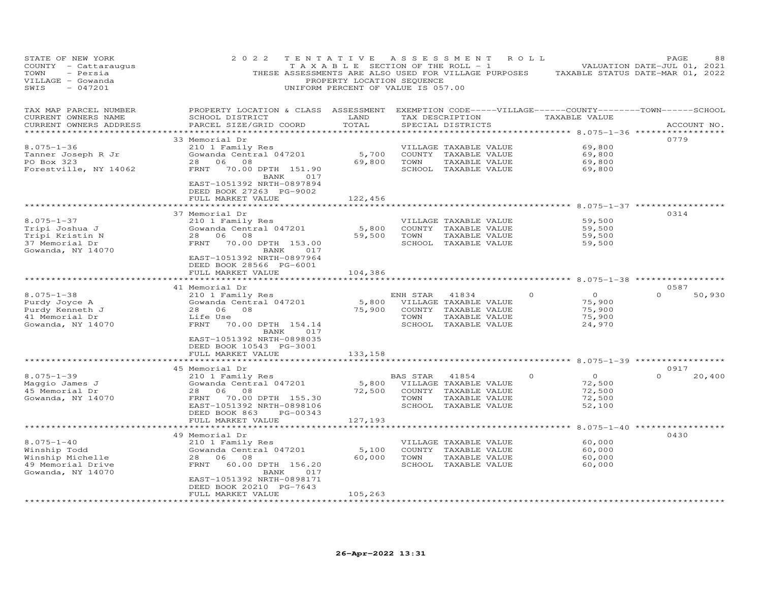STATE OF NEW YORK
COUNTY - Cattaraugus
TOWN - Persia
VILLAGE - Gowanda
SWIS - 047201

2022 TENTATIVE ASSESSMENT ROLL
TAXABLE SECTION OF THE ROLL - 1
THESE ASSESSMENTS ARE ALSO USED FOR VILLAGE PURPOSES
PROPERTY LOCATION SEQUENCE
UNIFORM PERCENT OF VALUE IS 057.00

VALUATION DATE-JUL 01, 2021
TAXABLE STATUS DATE-MAR 01, 2022

| TAX MAP PARCEL NUMBER / CURRENT OWNERS NAME / CURRENT OWNERS ADDRESS | PROPERTY LOCATION & CLASS / SCHOOL DISTRICT / PARCEL SIZE/GRID COORD | ASSESSMENT LAND / TOTAL | EXEMPTION CODE / TAX DESCRIPTION / SPECIAL DISTRICTS | VILLAGE | COUNTY / TAXABLE VALUE | TOWN | SCHOOL / ACCOUNT NO. |
|---|---|---|---|---|---|---|---|
| | 33 Memorial Dr | | | | | | 0779 |
| 8.075-1-36 | 210 1 Family Res | | VILLAGE TAXABLE VALUE | | 69,800 | | |
| Tanner Joseph R Jr | Gowanda Central 047201 | 5,700 | COUNTY TAXABLE VALUE | | 69,800 | | |
| PO Box 323 | 28 06 08 | 69,800 | TOWN TAXABLE VALUE | | 69,800 | | |
| Forestville, NY 14062 | FRNT 70.00 DPTH 151.90 | | SCHOOL TAXABLE VALUE | | 69,800 | | |
| | BANK 017 | | | | | | |
| | EAST-1051392 NRTH-0897894 | | | | | | |
| | DEED BOOK 27263 PG-9002 | | | | | | |
| | FULL MARKET VALUE | 122,456 | | | | | |
| | 37 Memorial Dr | | | | | | 0314 |
| 8.075-1-37 | 210 1 Family Res | | VILLAGE TAXABLE VALUE | | 59,500 | | |
| Tripi Joshua J | Gowanda Central 047201 | 5,800 | COUNTY TAXABLE VALUE | | 59,500 | | |
| Tripi Kristin N | 28 06 08 | 59,500 | TOWN TAXABLE VALUE | | 59,500 | | |
| 37 Memorial Dr | FRNT 70.00 DPTH 153.00 | | SCHOOL TAXABLE VALUE | | 59,500 | | |
| Gowanda, NY 14070 | BANK 017 | | | | | | |
| | EAST-1051392 NRTH-0897964 | | | | | | |
| | DEED BOOK 28566 PG-6001 | | | | | | |
| | FULL MARKET VALUE | 104,386 | | | | | |
| | 41 Memorial Dr | | | | | | 0587 |
| 8.075-1-38 | 210 1 Family Res | | ENH STAR 41834 | 0 | 0 | 0 | 50,930 |
| Purdy Joyce A | Gowanda Central 047201 | 5,800 | VILLAGE TAXABLE VALUE | | 75,900 | | |
| Purdy Kenneth J | 28 06 08 | 75,900 | COUNTY TAXABLE VALUE | | 75,900 | | |
| 41 Memorial Dr | Life Use | | TOWN TAXABLE VALUE | | 75,900 | | |
| Gowanda, NY 14070 | FRNT 70.00 DPTH 154.14 | | SCHOOL TAXABLE VALUE | | 24,970 | | |
| | BANK 017 | | | | | | |
| | EAST-1051392 NRTH-0898035 | | | | | | |
| | DEED BOOK 10543 PG-3001 | | | | | | |
| | FULL MARKET VALUE | 133,158 | | | | | |
| | 45 Memorial Dr | | | | | | 0917 |
| 8.075-1-39 | 210 1 Family Res | | BAS STAR 41854 | 0 | 0 | 0 | 20,400 |
| Maggio James J | Gowanda Central 047201 | 5,800 | VILLAGE TAXABLE VALUE | | 72,500 | | |
| 45 Memorial Dr | 28 06 08 | 72,500 | COUNTY TAXABLE VALUE | | 72,500 | | |
| Gowanda, NY 14070 | FRNT 70.00 DPTH 155.30 | | TOWN TAXABLE VALUE | | 72,500 | | |
| | EAST-1051392 NRTH-0898106 | | SCHOOL TAXABLE VALUE | | 52,100 | | |
| | DEED BOOK 863 PG-00343 | | | | | | |
| | FULL MARKET VALUE | 127,193 | | | | | |
| | 49 Memorial Dr | | | | | | 0430 |
| 8.075-1-40 | 210 1 Family Res | | VILLAGE TAXABLE VALUE | | 60,000 | | |
| Winship Todd | Gowanda Central 047201 | 5,100 | COUNTY TAXABLE VALUE | | 60,000 | | |
| Winship Michelle | 28 06 08 | 60,000 | TOWN TAXABLE VALUE | | 60,000 | | |
| 49 Memorial Drive | FRNT 60.00 DPTH 156.20 | | SCHOOL TAXABLE VALUE | | 60,000 | | |
| Gowanda, NY 14070 | BANK 017 | | | | | | |
| | EAST-1051392 NRTH-0898171 | | | | | | |
| | DEED BOOK 20210 PG-7643 | | | | | | |
| | FULL MARKET VALUE | 105,263 | | | | | |

26-Apr-2022 13:31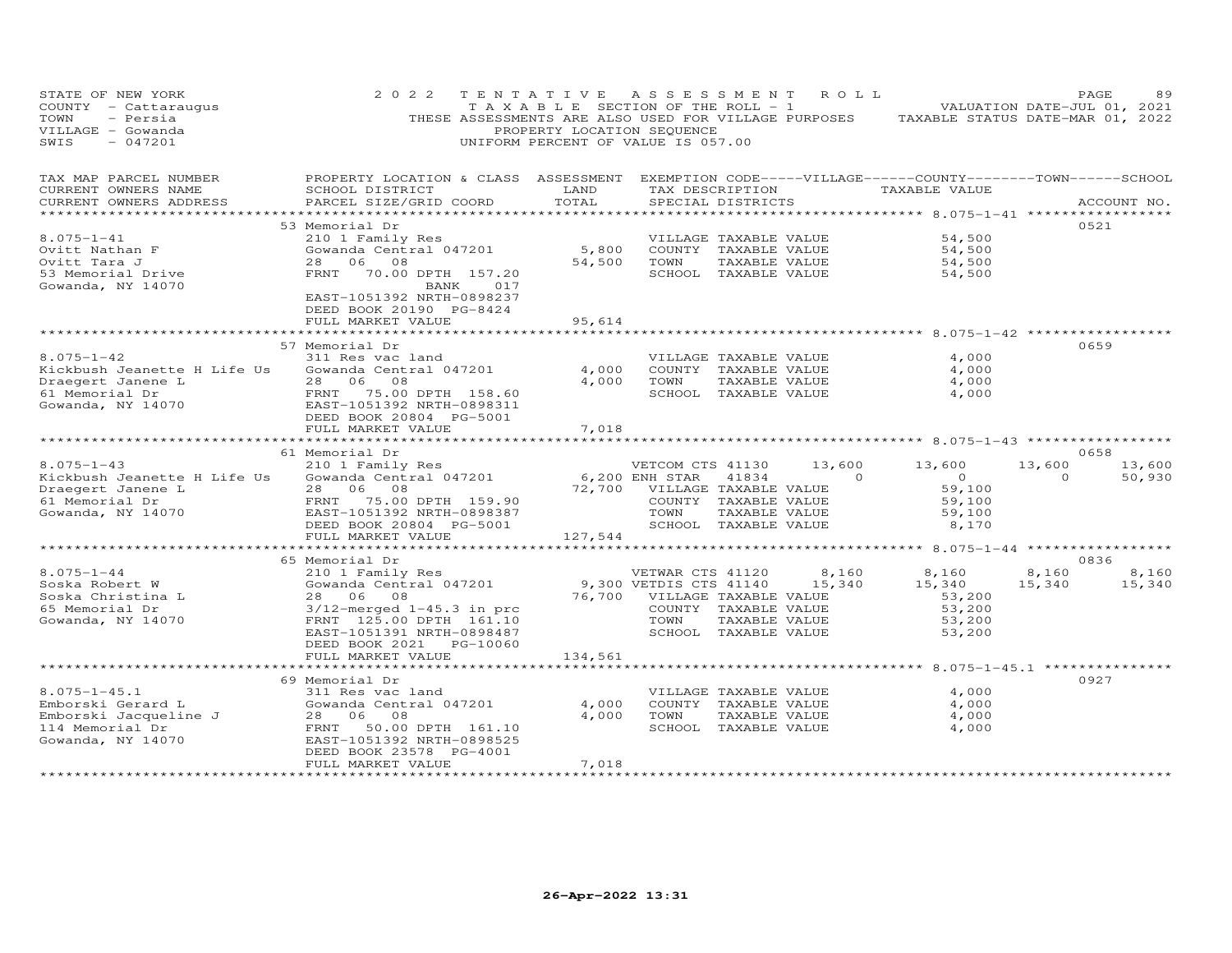STATE OF NEW YORK — 2022 TENTATIVE ASSESSMENT ROLL
COUNTY - Cattaraugus — TAXABLE SECTION OF THE ROLL - 1 — VALUATION DATE-JUL 01, 2021
TOWN - Persia — THESE ASSESSMENTS ARE ALSO USED FOR VILLAGE PURPOSES — TAXABLE STATUS DATE-MAR 01, 2022
VILLAGE - Gowanda — PROPERTY LOCATION SEQUENCE
SWIS - 047201 — UNIFORM PERCENT OF VALUE IS 057.00

| TAX MAP PARCEL NUMBER / CURRENT OWNERS NAME / CURRENT OWNERS ADDRESS | PROPERTY LOCATION & CLASS / SCHOOL DISTRICT / PARCEL SIZE/GRID COORD | ASSESSMENT LAND / TOTAL | EXEMPTION CODE / TAX DESCRIPTION / SPECIAL DISTRICTS | VILLAGE | COUNTY TAXABLE VALUE | TOWN | SCHOOL / ACCOUNT NO. |
|---|---|---|---|---|---|---|---|
| **8.075-1-41** | 53 Memorial Dr | | | | | | 0521 |
| | 210 1 Family Res | | VILLAGE TAXABLE VALUE | | 54,500 | | |
| Ovitt Nathan F | Gowanda Central 047201 | 5,800 | COUNTY TAXABLE VALUE | | 54,500 | | |
| Ovitt Tara J | 28 06 08 | 54,500 | TOWN TAXABLE VALUE | | 54,500 | | |
| 53 Memorial Drive | FRNT 70.00 DPTH 157.20 | | SCHOOL TAXABLE VALUE | | 54,500 | | |
| Gowanda, NY 14070 | BANK 017 | | | | | | |
| | EAST-1051392 NRTH-0898237 | | | | | | |
| | DEED BOOK 20190 PG-8424 | | | | | | |
| | FULL MARKET VALUE | 95,614 | | | | | |
| **8.075-1-42** | 57 Memorial Dr | | | | | | 0659 |
| | 311 Res vac land | | VILLAGE TAXABLE VALUE | | 4,000 | | |
| Kickbush Jeanette H Life Us | Gowanda Central 047201 | 4,000 | COUNTY TAXABLE VALUE | | 4,000 | | |
| Draegert Janene L | 28 06 08 | 4,000 | TOWN TAXABLE VALUE | | 4,000 | | |
| 61 Memorial Dr | FRNT 75.00 DPTH 158.60 | | SCHOOL TAXABLE VALUE | | 4,000 | | |
| Gowanda, NY 14070 | EAST-1051392 NRTH-0898311 | | | | | | |
| | DEED BOOK 20804 PG-5001 | | | | | | |
| | FULL MARKET VALUE | 7,018 | | | | | |
| **8.075-1-43** | 61 Memorial Dr | | | | | | 0658 |
| | 210 1 Family Res | | VETCOM CTS 41130 | 13,600 | 13,600 | 13,600 | 13,600 |
| Kickbush Jeanette H Life Us | Gowanda Central 047201 | 6,200 | ENH STAR 41834 | 0 | 0 | 0 | 50,930 |
| Draegert Janene L | 28 06 08 | 72,700 | VILLAGE TAXABLE VALUE | | 59,100 | | |
| 61 Memorial Dr | FRNT 75.00 DPTH 159.90 | | COUNTY TAXABLE VALUE | | 59,100 | | |
| Gowanda, NY 14070 | EAST-1051392 NRTH-0898387 | | TOWN TAXABLE VALUE | | 59,100 | | |
| | DEED BOOK 20804 PG-5001 | | SCHOOL TAXABLE VALUE | | 8,170 | | |
| | FULL MARKET VALUE | 127,544 | | | | | |
| **8.075-1-44** | 65 Memorial Dr | | | | | | 0836 |
| | 210 1 Family Res | | VETWAR CTS 41120 | 8,160 | 8,160 | 8,160 | 8,160 |
| Soska Robert W | Gowanda Central 047201 | 9,300 | VETDIS CTS 41140 | 15,340 | 15,340 | 15,340 | 15,340 |
| Soska Christina L | 28 06 08 | 76,700 | VILLAGE TAXABLE VALUE | | 53,200 | | |
| 65 Memorial Dr | 3/12-merged 1-45.3 in prc | | COUNTY TAXABLE VALUE | | 53,200 | | |
| Gowanda, NY 14070 | FRNT 125.00 DPTH 161.10 | | TOWN TAXABLE VALUE | | 53,200 | | |
| | EAST-1051391 NRTH-0898487 | | SCHOOL TAXABLE VALUE | | 53,200 | | |
| | DEED BOOK 2021 PG-10060 | | | | | | |
| | FULL MARKET VALUE | 134,561 | | | | | |
| **8.075-1-45.1** | 69 Memorial Dr | | | | | | 0927 |
| | 311 Res vac land | | VILLAGE TAXABLE VALUE | | 4,000 | | |
| Emborski Gerard L | Gowanda Central 047201 | 4,000 | COUNTY TAXABLE VALUE | | 4,000 | | |
| Emborski Jacqueline J | 28 06 08 | 4,000 | TOWN TAXABLE VALUE | | 4,000 | | |
| 114 Memorial Dr | FRNT 50.00 DPTH 161.10 | | SCHOOL TAXABLE VALUE | | 4,000 | | |
| Gowanda, NY 14070 | EAST-1051392 NRTH-0898525 | | | | | | |
| | DEED BOOK 23578 PG-4001 | | | | | | |
| | FULL MARKET VALUE | 7,018 | | | | | |

26-Apr-2022 13:31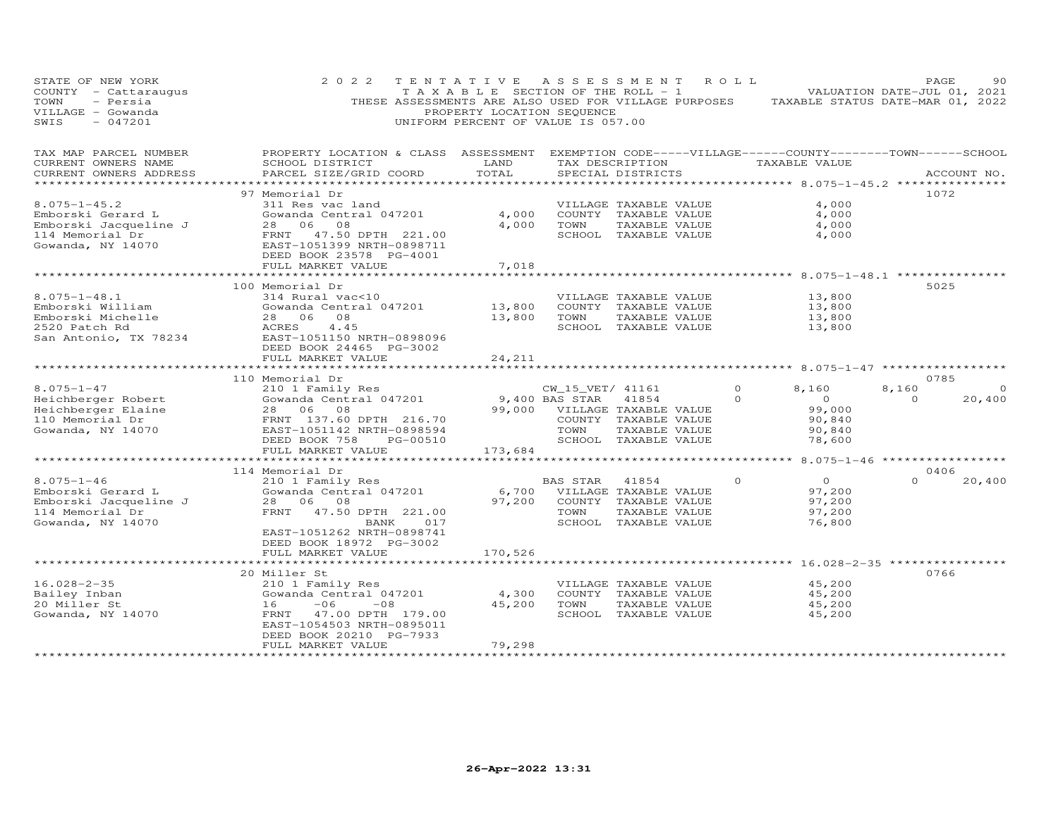STATE OF NEW YORK — 2022 TENTATIVE ASSESSMENT ROLL
COUNTY - Cattaraugus — TAXABLE SECTION OF THE ROLL - 1 — VALUATION DATE-JUL 01, 2021
TOWN - Persia — THESE ASSESSMENTS ARE ALSO USED FOR VILLAGE PURPOSES — TAXABLE STATUS DATE-MAR 01, 2022
VILLAGE - Gowanda — PROPERTY LOCATION SEQUENCE
SWIS - 047201 — UNIFORM PERCENT OF VALUE IS 057.00

| TAX MAP PARCEL NUMBER / CURRENT OWNERS NAME / CURRENT OWNERS ADDRESS | PROPERTY LOCATION & CLASS / SCHOOL DISTRICT / PARCEL SIZE/GRID COORD | ASSESSMENT LAND | TOTAL | EXEMPTION CODE / TAX DESCRIPTION / SPECIAL DISTRICTS | VILLAGE | COUNTY TAXABLE VALUE | TOWN | SCHOOL | ACCOUNT NO. |
|---|---|---|---|---|---|---|---|---|---|
| | 97 Memorial Dr | | | | | | | | 1072 |
| 8.075-1-45.2 | 311 Res vac land | | | VILLAGE TAXABLE VALUE | | 4,000 | | | |
| Emborski Gerard L | Gowanda Central 047201 | 4,000 | | COUNTY TAXABLE VALUE | | 4,000 | | | |
| Emborski Jacqueline J | 28 06 08 | | 4,000 | TOWN TAXABLE VALUE | | 4,000 | | | |
| 114 Memorial Dr | FRNT 47.50 DPTH 221.00 | | | SCHOOL TAXABLE VALUE | | 4,000 | | | |
| Gowanda, NY 14070 | EAST-1051399 NRTH-0898711 | | | | | | | | |
| | DEED BOOK 23578 PG-4001 | | | | | | | | |
| | FULL MARKET VALUE | | 7,018 | | | | | | |
| | 100 Memorial Dr | | | | | | | | 5025 |
| 8.075-1-48.1 | 314 Rural vac<10 | | | VILLAGE TAXABLE VALUE | | 13,800 | | | |
| Emborski William | Gowanda Central 047201 | 13,800 | | COUNTY TAXABLE VALUE | | 13,800 | | | |
| Emborski Michelle | 28 06 08 | | 13,800 | TOWN TAXABLE VALUE | | 13,800 | | | |
| 2520 Patch Rd | ACRES 4.45 | | | SCHOOL TAXABLE VALUE | | 13,800 | | | |
| San Antonio, TX 78234 | EAST-1051150 NRTH-0898096 | | | | | | | | |
| | DEED BOOK 24465 PG-3002 | | | | | | | | |
| | FULL MARKET VALUE | | 24,211 | | | | | | |
| | 110 Memorial Dr | | | | | | | | 0785 |
| 8.075-1-47 | 210 1 Family Res | | | CW_15_VET/ 41161 | 0 | 8,160 | 8,160 | 0 | |
| Heichberger Robert | Gowanda Central 047201 | 9,400 | | BAS STAR 41854 | 0 | 0 | 0 | 20,400 | |
| Heichberger Elaine | 28 06 08 | | 99,000 | VILLAGE TAXABLE VALUE | | 99,000 | | | |
| 110 Memorial Dr | FRNT 137.60 DPTH 216.70 | | | COUNTY TAXABLE VALUE | | 90,840 | | | |
| Gowanda, NY 14070 | EAST-1051142 NRTH-0898594 | | | TOWN TAXABLE VALUE | | 90,840 | | | |
| | DEED BOOK 758 PG-00510 | | | SCHOOL TAXABLE VALUE | | 78,600 | | | |
| | FULL MARKET VALUE | | 173,684 | | | | | | |
| | 114 Memorial Dr | | | | | | | | 0406 |
| 8.075-1-46 | 210 1 Family Res | | | BAS STAR 41854 | 0 | 0 | 0 | 20,400 | |
| Emborski Gerard L | Gowanda Central 047201 | 6,700 | | VILLAGE TAXABLE VALUE | | 97,200 | | | |
| Emborski Jacqueline J | 28 06 08 | | 97,200 | COUNTY TAXABLE VALUE | | 97,200 | | | |
| 114 Memorial Dr | FRNT 47.50 DPTH 221.00 BANK 017 | | | TOWN TAXABLE VALUE | | 97,200 | | | |
| Gowanda, NY 14070 | EAST-1051262 NRTH-0898741 | | | SCHOOL TAXABLE VALUE | | 76,800 | | | |
| | DEED BOOK 18972 PG-3002 | | | | | | | | |
| | FULL MARKET VALUE | | 170,526 | | | | | | |
| | 20 Miller St | | | | | | | | 0766 |
| 16.028-2-35 | 210 1 Family Res | | | VILLAGE TAXABLE VALUE | | 45,200 | | | |
| Bailey Inban | Gowanda Central 047201 | 4,300 | | COUNTY TAXABLE VALUE | | 45,200 | | | |
| 20 Miller St | 16 -06 -08 | | 45,200 | TOWN TAXABLE VALUE | | 45,200 | | | |
| Gowanda, NY 14070 | FRNT 47.00 DPTH 179.00 | | | SCHOOL TAXABLE VALUE | | 45,200 | | | |
| | EAST-1054503 NRTH-0895011 | | | | | | | | |
| | DEED BOOK 20210 PG-7933 | | | | | | | | |
| | FULL MARKET VALUE | | 79,298 | | | | | | |

26-Apr-2022 13:31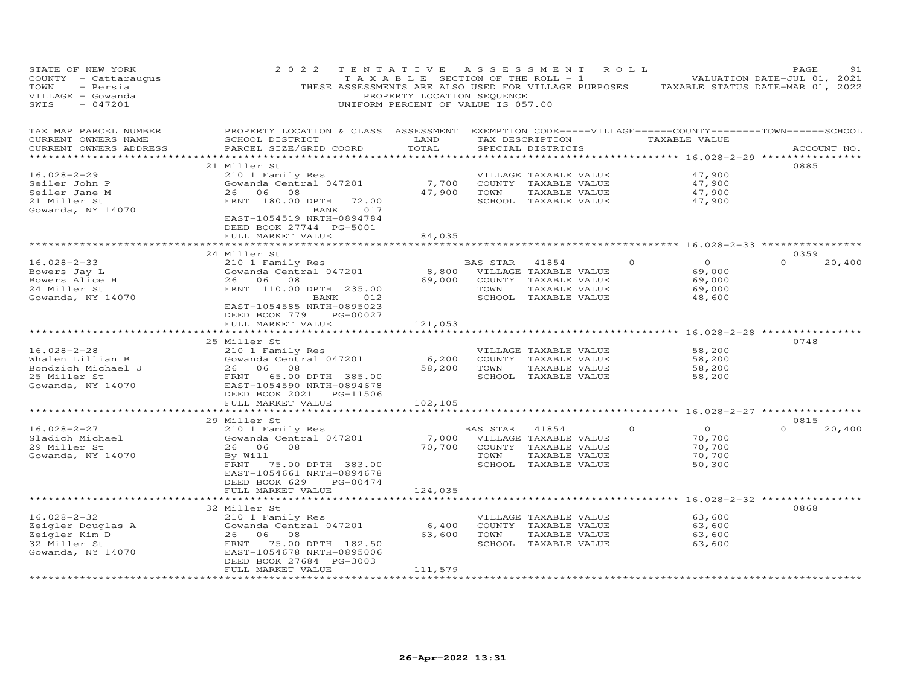STATE OF NEW YORK
COUNTY - Cattaraugus
TOWN - Persia
VILLAGE - Gowanda
SWIS - 047201

2022 TENTATIVE ASSESSMENT ROLL
TAXABLE SECTION OF THE ROLL - 1
THESE ASSESSMENTS ARE ALSO USED FOR VILLAGE PURPOSES
PROPERTY LOCATION SEQUENCE
UNIFORM PERCENT OF VALUE IS 057.00

VALUATION DATE-JUL 01, 2021
TAXABLE STATUS DATE-MAR 01, 2022

| TAX MAP PARCEL NUMBER / CURRENT OWNERS NAME / CURRENT OWNERS ADDRESS | PROPERTY LOCATION & CLASS / SCHOOL DISTRICT / PARCEL SIZE/GRID COORD | ASSESSMENT LAND | ASSESSMENT TOTAL | EXEMPTION CODE / TAX DESCRIPTION / SPECIAL DISTRICTS | VILLAGE | COUNTY | TOWN | SCHOOL | ACCOUNT NO. |
|---|---|---|---|---|---|---|---|---|---|
| **16.028-2-29** | 21 Miller St | | | | | | | | 0885 |
| Seiler John P | 210 1 Family Res | | | VILLAGE TAXABLE VALUE | 47,900 | | | | |
| Seiler Jane M | Gowanda Central 047201 | 7,700 | | COUNTY TAXABLE VALUE | | 47,900 | | | |
| 21 Miller St | 26 06 08 | | 47,900 | TOWN TAXABLE VALUE | | | 47,900 | | |
| Gowanda, NY 14070 | FRNT 180.00 DPTH 72.00 | | | SCHOOL TAXABLE VALUE | | | | 47,900 | |
| | BANK 017 | | | | | | | | |
| | EAST-1054519 NRTH-0894784 | | | | | | | | |
| | DEED BOOK 27744 PG-5001 | | | | | | | | |
| | FULL MARKET VALUE | | 84,035 | | | | | | |
| **16.028-2-33** | 24 Miller St | | | | | | | | 0359 |
| Bowers Jay L | 210 1 Family Res | | | BAS STAR 41854 | 0 | 0 | 0 | 20,400 | |
| Bowers Alice H | Gowanda Central 047201 | 8,800 | | VILLAGE TAXABLE VALUE | 69,000 | | | | |
| 24 Miller St | 26 06 08 | | 69,000 | COUNTY TAXABLE VALUE | | 69,000 | | | |
| Gowanda, NY 14070 | FRNT 110.00 DPTH 235.00 | | | TOWN TAXABLE VALUE | | | 69,000 | | |
| | BANK 012 | | | SCHOOL TAXABLE VALUE | | | | 48,600 | |
| | EAST-1054585 NRTH-0895023 | | | | | | | | |
| | DEED BOOK 779 PG-00027 | | | | | | | | |
| | FULL MARKET VALUE | | 121,053 | | | | | | |
| **16.028-2-28** | 25 Miller St | | | | | | | | 0748 |
| Whalen Lillian B | 210 1 Family Res | | | VILLAGE TAXABLE VALUE | 58,200 | | | | |
| Bondzich Michael J | Gowanda Central 047201 | 6,200 | | COUNTY TAXABLE VALUE | | 58,200 | | | |
| 25 Miller St | 26 06 08 | | 58,200 | TOWN TAXABLE VALUE | | | 58,200 | | |
| Gowanda, NY 14070 | FRNT 65.00 DPTH 385.00 | | | SCHOOL TAXABLE VALUE | | | | 58,200 | |
| | EAST-1054590 NRTH-0894678 | | | | | | | | |
| | DEED BOOK 2021 PG-11506 | | | | | | | | |
| | FULL MARKET VALUE | | 102,105 | | | | | | |
| **16.028-2-27** | 29 Miller St | | | | | | | | 0815 |
| Sladich Michael | 210 1 Family Res | | | BAS STAR 41854 | 0 | 0 | 0 | 20,400 | |
| 29 Miller St | Gowanda Central 047201 | 7,000 | | VILLAGE TAXABLE VALUE | 70,700 | | | | |
| Gowanda, NY 14070 | 26 06 08 | | 70,700 | COUNTY TAXABLE VALUE | | 70,700 | | | |
| | By Will | | | TOWN TAXABLE VALUE | | | 70,700 | | |
| | FRNT 75.00 DPTH 383.00 | | | SCHOOL TAXABLE VALUE | | | | 50,300 | |
| | EAST-1054661 NRTH-0894678 | | | | | | | | |
| | DEED BOOK 629 PG-00474 | | | | | | | | |
| | FULL MARKET VALUE | | 124,035 | | | | | | |
| **16.028-2-32** | 32 Miller St | | | | | | | | 0868 |
| Zeigler Douglas A | 210 1 Family Res | | | VILLAGE TAXABLE VALUE | 63,600 | | | | |
| Zeigler Kim D | Gowanda Central 047201 | 6,400 | | COUNTY TAXABLE VALUE | | 63,600 | | | |
| 32 Miller St | 26 06 08 | | 63,600 | TOWN TAXABLE VALUE | | | 63,600 | | |
| Gowanda, NY 14070 | FRNT 75.00 DPTH 182.50 | | | SCHOOL TAXABLE VALUE | | | | 63,600 | |
| | EAST-1054678 NRTH-0895006 | | | | | | | | |
| | DEED BOOK 27684 PG-3003 | | | | | | | | |
| | FULL MARKET VALUE | | 111,579 | | | | | | |

26-Apr-2022 13:31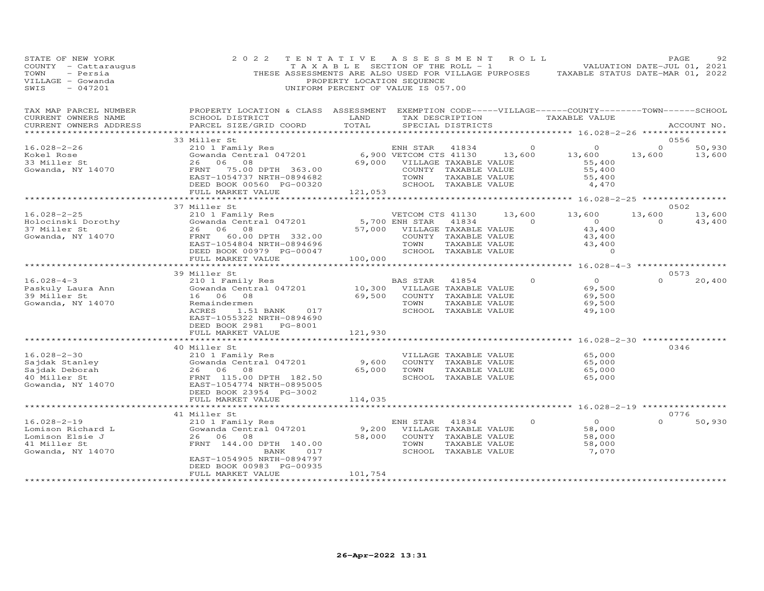STATE OF NEW YORK — 2022 TENTATIVE ASSESSMENT ROLL
COUNTY - Cattaraugus — TAXABLE SECTION OF THE ROLL - 1 — VALUATION DATE-JUL 01, 2021
TOWN - Persia — THESE ASSESSMENTS ARE ALSO USED FOR VILLAGE PURPOSES — TAXABLE STATUS DATE-MAR 01, 2022
VILLAGE - Gowanda — PROPERTY LOCATION SEQUENCE
SWIS - 047201 — UNIFORM PERCENT OF VALUE IS 057.00

| TAX MAP PARCEL NUMBER / CURRENT OWNERS NAME / CURRENT OWNERS ADDRESS | PROPERTY LOCATION & CLASS / SCHOOL DISTRICT / PARCEL SIZE/GRID COORD | ASSESSMENT LAND | TOTAL | EXEMPTION CODE / TAX DESCRIPTION / SPECIAL DISTRICTS | VILLAGE | COUNTY | TOWN | SCHOOL | ACCOUNT NO. |
|---|---|---|---|---|---|---|---|---|---|
| **16.028-2-26** | 33 Miller St | | | | | | | | 0556 |
| Kokel Rose | 210 1 Family Res | | | ENH STAR 41834 | 0 | 0 | 0 | 50,930 | |
| 33 Miller St | Gowanda Central 047201 | 6,900 | | VETCOM CTS 41130 | 13,600 | 13,600 | 13,600 | 13,600 | |
| Gowanda, NY 14070 | 26 06 08 | | 69,000 | VILLAGE TAXABLE VALUE | 55,400 | | | | |
| | FRNT 75.00 DPTH 363.00 | | | COUNTY TAXABLE VALUE | | 55,400 | | | |
| | EAST-1054737 NRTH-0894682 | | | TOWN TAXABLE VALUE | | | 55,400 | | |
| | DEED BOOK 00560 PG-00320 | | | SCHOOL TAXABLE VALUE | | | | 4,470 | |
| | FULL MARKET VALUE | | 121,053 | | | | | | |
| **16.028-2-25** | 37 Miller St | | | | | | | | 0502 |
| Holocinski Dorothy | 210 1 Family Res | | | VETCOM CTS 41130 | 13,600 | 13,600 | 13,600 | 13,600 | |
| 37 Miller St | Gowanda Central 047201 | 5,700 | | ENH STAR 41834 | 0 | 0 | 0 | 43,400 | |
| Gowanda, NY 14070 | 26 06 08 | | 57,000 | VILLAGE TAXABLE VALUE | 43,400 | | | | |
| | FRNT 60.00 DPTH 332.00 | | | COUNTY TAXABLE VALUE | | 43,400 | | | |
| | EAST-1054804 NRTH-0894696 | | | TOWN TAXABLE VALUE | | | 43,400 | | |
| | DEED BOOK 00979 PG-00047 | | | SCHOOL TAXABLE VALUE | | | | 0 | |
| | FULL MARKET VALUE | | 100,000 | | | | | | |
| **16.028-4-3** | 39 Miller St | | | | | | | | 0573 |
| Paskuly Laura Ann | 210 1 Family Res | | | BAS STAR 41854 | 0 | 0 | 0 | 20,400 | |
| 39 Miller St | Gowanda Central 047201 | 10,300 | | VILLAGE TAXABLE VALUE | 69,500 | | | | |
| Gowanda, NY 14070 | 16 06 08 | | 69,500 | COUNTY TAXABLE VALUE | | 69,500 | | | |
| | Remaindermen | | | TOWN TAXABLE VALUE | | | 69,500 | | |
| | ACRES 1.51 BANK 017 | | | SCHOOL TAXABLE VALUE | | | | 49,100 | |
| | EAST-1055322 NRTH-0894690 | | | | | | | | |
| | DEED BOOK 2981 PG-8001 | | | | | | | | |
| | FULL MARKET VALUE | | 121,930 | | | | | | |
| **16.028-2-30** | 40 Miller St | | | | | | | | 0346 |
| Sajdak Stanley | 210 1 Family Res | | | VILLAGE TAXABLE VALUE | 65,000 | | | | |
| Sajdak Deborah | Gowanda Central 047201 | 9,600 | | COUNTY TAXABLE VALUE | | 65,000 | | | |
| 40 Miller St | 26 06 08 | | 65,000 | TOWN TAXABLE VALUE | | | 65,000 | | |
| Gowanda, NY 14070 | FRNT 115.00 DPTH 182.50 | | | SCHOOL TAXABLE VALUE | | | | 65,000 | |
| | EAST-1054774 NRTH-0895005 | | | | | | | | |
| | DEED BOOK 23954 PG-3002 | | | | | | | | |
| | FULL MARKET VALUE | | 114,035 | | | | | | |
| **16.028-2-19** | 41 Miller St | | | | | | | | 0776 |
| Lomison Richard L | 210 1 Family Res | | | ENH STAR 41834 | 0 | 0 | 0 | 50,930 | |
| Lomison Elsie J | Gowanda Central 047201 | 9,200 | | VILLAGE TAXABLE VALUE | 58,000 | | | | |
| 41 Miller St | 26 06 08 | | 58,000 | COUNTY TAXABLE VALUE | | 58,000 | | | |
| Gowanda, NY 14070 | FRNT 144.00 DPTH 140.00 | | | TOWN TAXABLE VALUE | | | 58,000 | | |
| | BANK 017 | | | SCHOOL TAXABLE VALUE | | | | 7,070 | |
| | EAST-1054905 NRTH-0894797 | | | | | | | | |
| | DEED BOOK 00983 PG-00935 | | | | | | | | |
| | FULL MARKET VALUE | | 101,754 | | | | | | |

26-Apr-2022 13:31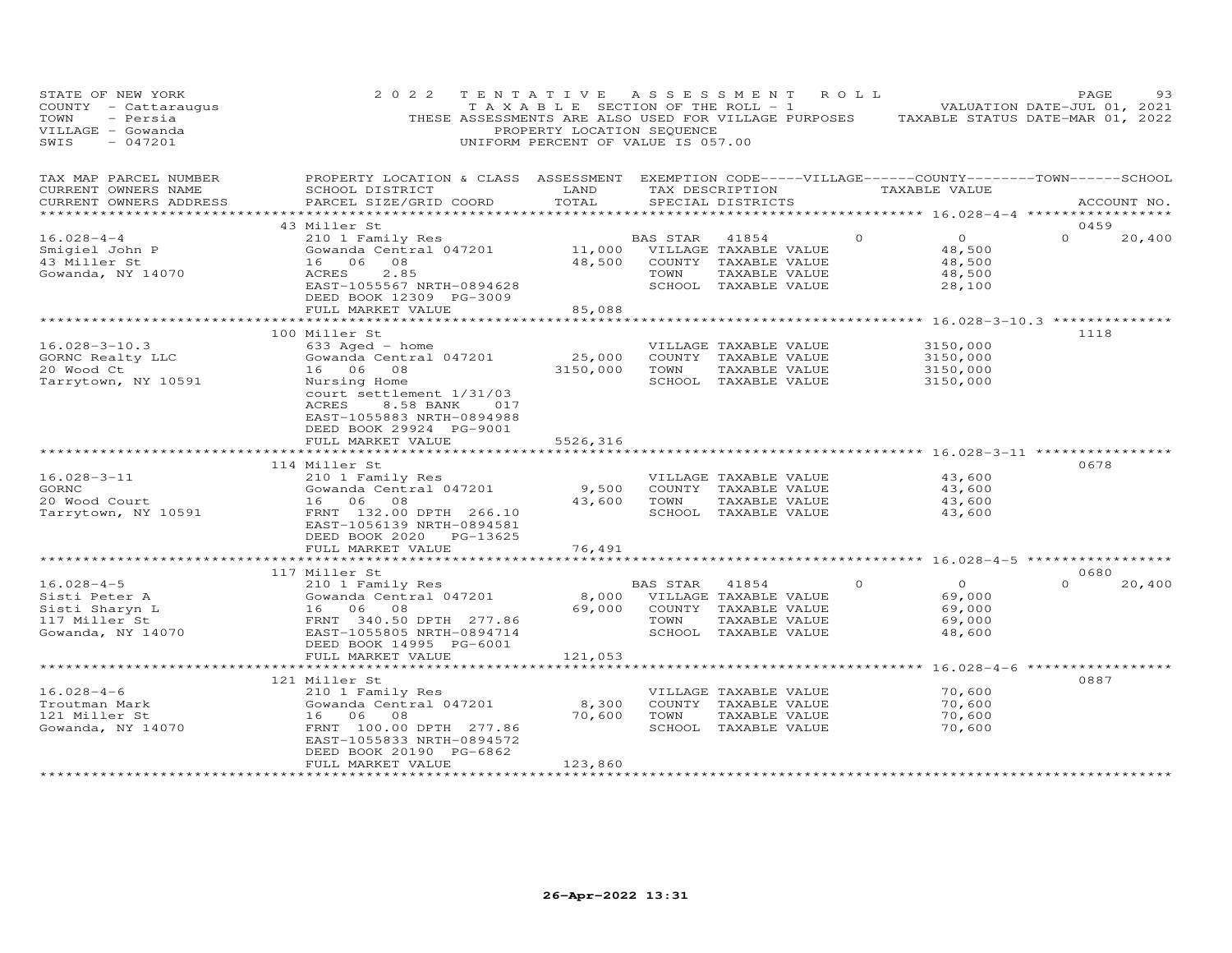STATE OF NEW YORK
COUNTY - Cattaraugus
TOWN - Persia
VILLAGE - Gowanda
SWIS - 047201

2022 TENTATIVE ASSESSMENT ROLL
TAXABLE SECTION OF THE ROLL - 1
THESE ASSESSMENTS ARE ALSO USED FOR VILLAGE PURPOSES
PROPERTY LOCATION SEQUENCE
UNIFORM PERCENT OF VALUE IS 057.00

VALUATION DATE-JUL 01, 2021
TAXABLE STATUS DATE-MAR 01, 2022

| TAX MAP PARCEL NUMBER / CURRENT OWNERS NAME / CURRENT OWNERS ADDRESS | PROPERTY LOCATION & CLASS / SCHOOL DISTRICT / PARCEL SIZE/GRID COORD | ASSESSMENT LAND / TOTAL | EXEMPTION CODE / TAX DESCRIPTION / SPECIAL DISTRICTS | VILLAGE | COUNTY / TAXABLE VALUE | TOWN | SCHOOL / ACCOUNT NO. |
|---|---|---|---|---|---|---|---|
| | 43 Miller St | | | | | | 0459 |
| 16.028-4-4 | 210 1 Family Res | | BAS STAR 41854 | 0 | 0 | 0 | 20,400 |
| Smigiel John P | Gowanda Central 047201 | 11,000 | VILLAGE TAXABLE VALUE | | 48,500 | | |
| 43 Miller St | 16 06 08 | 48,500 | COUNTY TAXABLE VALUE | | 48,500 | | |
| Gowanda, NY 14070 | ACRES 2.85 | | TOWN TAXABLE VALUE | | 48,500 | | |
| | EAST-1055567 NRTH-0894628 | | SCHOOL TAXABLE VALUE | | 28,100 | | |
| | DEED BOOK 12309 PG-3009 | | | | | | |
| | FULL MARKET VALUE | 85,088 | | | | | |
| | 100 Miller St | | | | | | 1118 |
| 16.028-3-10.3 | 633 Aged - home | | VILLAGE TAXABLE VALUE | | 3150,000 | | |
| GORNC Realty LLC | Gowanda Central 047201 | 25,000 | COUNTY TAXABLE VALUE | | 3150,000 | | |
| 20 Wood Ct | 16 06 08 | 3150,000 | TOWN TAXABLE VALUE | | 3150,000 | | |
| Tarrytown, NY 10591 | Nursing Home | | SCHOOL TAXABLE VALUE | | 3150,000 | | |
| | court settlement 1/31/03 | | | | | | |
| | ACRES 8.58 BANK 017 | | | | | | |
| | EAST-1055883 NRTH-0894988 | | | | | | |
| | DEED BOOK 29924 PG-9001 | | | | | | |
| | FULL MARKET VALUE | 5526,316 | | | | | |
| | 114 Miller St | | | | | | 0678 |
| 16.028-3-11 | 210 1 Family Res | | VILLAGE TAXABLE VALUE | | 43,600 | | |
| GORNC | Gowanda Central 047201 | 9,500 | COUNTY TAXABLE VALUE | | 43,600 | | |
| 20 Wood Court | 16 06 08 | 43,600 | TOWN TAXABLE VALUE | | 43,600 | | |
| Tarrytown, NY 10591 | FRNT 132.00 DPTH 266.10 | | SCHOOL TAXABLE VALUE | | 43,600 | | |
| | EAST-1056139 NRTH-0894581 | | | | | | |
| | DEED BOOK 2020 PG-13625 | | | | | | |
| | FULL MARKET VALUE | 76,491 | | | | | |
| | 117 Miller St | | | | | | 0680 |
| 16.028-4-5 | 210 1 Family Res | | BAS STAR 41854 | 0 | 0 | 0 | 20,400 |
| Sisti Peter A | Gowanda Central 047201 | 8,000 | VILLAGE TAXABLE VALUE | | 69,000 | | |
| Sisti Sharyn L | 16 06 08 | 69,000 | COUNTY TAXABLE VALUE | | 69,000 | | |
| 117 Miller St | FRNT 340.50 DPTH 277.86 | | TOWN TAXABLE VALUE | | 69,000 | | |
| Gowanda, NY 14070 | EAST-1055805 NRTH-0894714 | | SCHOOL TAXABLE VALUE | | 48,600 | | |
| | DEED BOOK 14995 PG-6001 | | | | | | |
| | FULL MARKET VALUE | 121,053 | | | | | |
| | 121 Miller St | | | | | | 0887 |
| 16.028-4-6 | 210 1 Family Res | | VILLAGE TAXABLE VALUE | | 70,600 | | |
| Troutman Mark | Gowanda Central 047201 | 8,300 | COUNTY TAXABLE VALUE | | 70,600 | | |
| 121 Miller St | 16 06 08 | 70,600 | TOWN TAXABLE VALUE | | 70,600 | | |
| Gowanda, NY 14070 | FRNT 100.00 DPTH 277.86 | | SCHOOL TAXABLE VALUE | | 70,600 | | |
| | EAST-1055833 NRTH-0894572 | | | | | | |
| | DEED BOOK 20190 PG-6862 | | | | | | |
| | FULL MARKET VALUE | 123,860 | | | | | |

26-Apr-2022 13:31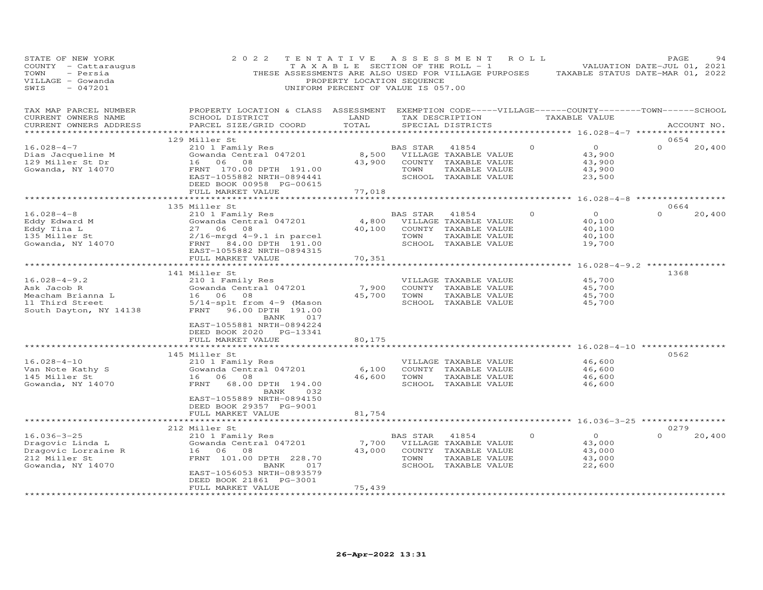STATE OF NEW YORK
COUNTY - Cattaraugus
TOWN - Persia
VILLAGE - Gowanda
SWIS - 047201

2022 TENTATIVE ASSESSMENT ROLL
TAXABLE SECTION OF THE ROLL - 1
THESE ASSESSMENTS ARE ALSO USED FOR VILLAGE PURPOSES
PROPERTY LOCATION SEQUENCE
UNIFORM PERCENT OF VALUE IS 057.00

VALUATION DATE-JUL 01, 2021
TAXABLE STATUS DATE-MAR 01, 2022

| TAX MAP PARCEL NUMBER / CURRENT OWNERS NAME / CURRENT OWNERS ADDRESS | PROPERTY LOCATION & CLASS / SCHOOL DISTRICT / PARCEL SIZE/GRID COORD | ASSESSMENT LAND / TOTAL | EXEMPTION CODE / TAX DESCRIPTION / SPECIAL DISTRICTS | VILLAGE | TAXABLE VALUE | SCHOOL / ACCOUNT NO. |
|---|---|---|---|---|---|---|
| | 129 Miller St | | | | | 0654 |
| 16.028-4-7 | 210 1 Family Res | | BAS STAR 41854 | 0 | 0 | 0 20,400 |
| Dias Jacqueline M | Gowanda Central 047201 | 8,500 | VILLAGE TAXABLE VALUE | | 43,900 | |
| 129 Miller St Dr | 16 06 08 | 43,900 | COUNTY TAXABLE VALUE | | 43,900 | |
| Gowanda, NY 14070 | FRNT 170.00 DPTH 191.00 | | TOWN TAXABLE VALUE | | 43,900 | |
| | EAST-1055882 NRTH-0894441 | | SCHOOL TAXABLE VALUE | | 23,500 | |
| | DEED BOOK 00958 PG-00615 | | | | | |
| | FULL MARKET VALUE | 77,018 | | | | |
| | 135 Miller St | | | | | 0664 |
| 16.028-4-8 | 210 1 Family Res | | BAS STAR 41854 | 0 | 0 | 0 20,400 |
| Eddy Edward M | Gowanda Central 047201 | 4,800 | VILLAGE TAXABLE VALUE | | 40,100 | |
| Eddy Tina L | 27 06 08 | 40,100 | COUNTY TAXABLE VALUE | | 40,100 | |
| 135 Miller St | 2/16-mrgd 4-9.1 in parcel | | TOWN TAXABLE VALUE | | 40,100 | |
| Gowanda, NY 14070 | FRNT 84.00 DPTH 191.00 | | SCHOOL TAXABLE VALUE | | 19,700 | |
| | EAST-1055882 NRTH-0894315 | | | | | |
| | FULL MARKET VALUE | 70,351 | | | | |
| | 141 Miller St | | | | | 1368 |
| 16.028-4-9.2 | 210 1 Family Res | | VILLAGE TAXABLE VALUE | | 45,700 | |
| Ask Jacob R | Gowanda Central 047201 | 7,900 | COUNTY TAXABLE VALUE | | 45,700 | |
| Meacham Brianna L | 16 06 08 | 45,700 | TOWN TAXABLE VALUE | | 45,700 | |
| 11 Third Street | 5/14-splt from 4-9 (Mason | | SCHOOL TAXABLE VALUE | | 45,700 | |
| South Dayton, NY 14138 | FRNT 96.00 DPTH 191.00 | | | | | |
| | BANK 017 | | | | | |
| | EAST-1055881 NRTH-0894224 | | | | | |
| | DEED BOOK 2020 PG-13341 | | | | | |
| | FULL MARKET VALUE | 80,175 | | | | |
| | 145 Miller St | | | | | 0562 |
| 16.028-4-10 | 210 1 Family Res | | VILLAGE TAXABLE VALUE | | 46,600 | |
| Van Note Kathy S | Gowanda Central 047201 | 6,100 | COUNTY TAXABLE VALUE | | 46,600 | |
| 145 Miller St | 16 06 08 | 46,600 | TOWN TAXABLE VALUE | | 46,600 | |
| Gowanda, NY 14070 | FRNT 68.00 DPTH 194.00 | | SCHOOL TAXABLE VALUE | | 46,600 | |
| | BANK 032 | | | | | |
| | EAST-1055889 NRTH-0894150 | | | | | |
| | DEED BOOK 29357 PG-9001 | | | | | |
| | FULL MARKET VALUE | 81,754 | | | | |
| | 212 Miller St | | | | | 0279 |
| 16.036-3-25 | 210 1 Family Res | | BAS STAR 41854 | 0 | 0 | 0 20,400 |
| Dragovic Linda L | Gowanda Central 047201 | 7,700 | VILLAGE TAXABLE VALUE | | 43,000 | |
| Dragovic Lorraine R | 16 06 08 | 43,000 | COUNTY TAXABLE VALUE | | 43,000 | |
| 212 Miller St | FRNT 101.00 DPTH 228.70 | | TOWN TAXABLE VALUE | | 43,000 | |
| Gowanda, NY 14070 | BANK 017 | | SCHOOL TAXABLE VALUE | | 22,600 | |
| | EAST-1056053 NRTH-0893579 | | | | | |
| | DEED BOOK 21861 PG-3001 | | | | | |
| | FULL MARKET VALUE | 75,439 | | | | |

26-Apr-2022 13:31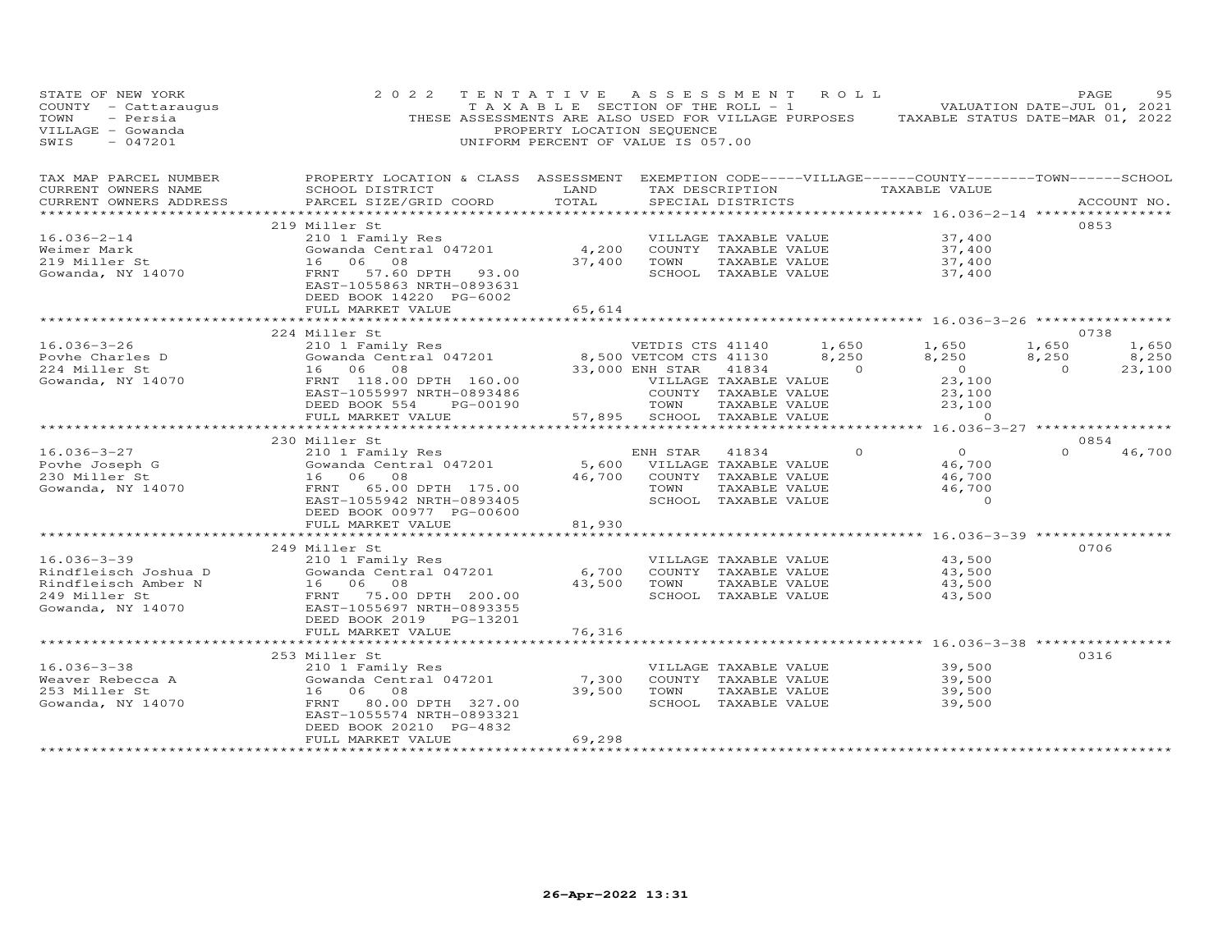STATE OF NEW YORK — 2022 TENTATIVE ASSESSMENT ROLL — PAGE 95
COUNTY - Cattaraugus — TAXABLE SECTION OF THE ROLL - 1 — VALUATION DATE-JUL 01, 2021
TOWN - Persia — THESE ASSESSMENTS ARE ALSO USED FOR VILLAGE PURPOSES — TAXABLE STATUS DATE-MAR 01, 2022
VILLAGE - Gowanda — PROPERTY LOCATION SEQUENCE
SWIS - 047201 — UNIFORM PERCENT OF VALUE IS 057.00

| TAX MAP PARCEL NUMBER / CURRENT OWNERS NAME / CURRENT OWNERS ADDRESS | PROPERTY LOCATION & CLASS / SCHOOL DISTRICT / PARCEL SIZE/GRID COORD | ASSESSMENT LAND / TOTAL | EXEMPTION CODE / TAX DESCRIPTION / SPECIAL DISTRICTS | VILLAGE | COUNTY | TOWN | SCHOOL | ACCOUNT NO. |
|---|---|---|---|---|---|---|---|---|
| **16.036-2-14** | 219 Miller St | | | | | | | 0853 |
| Weimer Mark | 210 1 Family Res | | VILLAGE TAXABLE VALUE | 37,400 | | | | |
| 219 Miller St | Gowanda Central 047201 | 4,200 | COUNTY TAXABLE VALUE | | 37,400 | | | |
| Gowanda, NY 14070 | 16 06 08 | 37,400 | TOWN TAXABLE VALUE | | | 37,400 | | |
| | FRNT 57.60 DPTH 93.00 | | SCHOOL TAXABLE VALUE | | | | 37,400 | |
| | EAST-1055863 NRTH-0893631 | | | | | | | |
| | DEED BOOK 14220 PG-6002 | | | | | | | |
| | FULL MARKET VALUE | 65,614 | | | | | | |
| **16.036-3-26** | 224 Miller St | | | | | | | 0738 |
| Povhe Charles D | 210 1 Family Res | | VETDIS CTS 41140 | 1,650 | 1,650 | 1,650 | 1,650 | |
| 224 Miller St | Gowanda Central 047201 | 8,500 | VETCOM CTS 41130 | 8,250 | 8,250 | 8,250 | 8,250 | |
| Gowanda, NY 14070 | 16 06 08 | 33,000 | ENH STAR 41834 | 0 | 0 | 0 | 23,100 | |
| | FRNT 118.00 DPTH 160.00 | | VILLAGE TAXABLE VALUE | 23,100 | | | | |
| | EAST-1055997 NRTH-0893486 | | COUNTY TAXABLE VALUE | | 23,100 | | | |
| | DEED BOOK 554 PG-00190 | | TOWN TAXABLE VALUE | | | 23,100 | | |
| | FULL MARKET VALUE | 57,895 | SCHOOL TAXABLE VALUE | | | | 0 | |
| **16.036-3-27** | 230 Miller St | | | | | | | 0854 |
| Povhe Joseph G | 210 1 Family Res | | ENH STAR 41834 | 0 | 0 | 0 | 46,700 | |
| 230 Miller St | Gowanda Central 047201 | 5,600 | VILLAGE TAXABLE VALUE | 46,700 | | | | |
| Gowanda, NY 14070 | 16 06 08 | 46,700 | COUNTY TAXABLE VALUE | | 46,700 | | | |
| | FRNT 65.00 DPTH 175.00 | | TOWN TAXABLE VALUE | | | 46,700 | | |
| | EAST-1055942 NRTH-0893405 | | SCHOOL TAXABLE VALUE | | | | 0 | |
| | DEED BOOK 00977 PG-00600 | | | | | | | |
| | FULL MARKET VALUE | 81,930 | | | | | | |
| **16.036-3-39** | 249 Miller St | | | | | | | 0706 |
| Rindfleisch Joshua D | 210 1 Family Res | | VILLAGE TAXABLE VALUE | 43,500 | | | | |
| Rindfleisch Amber N | Gowanda Central 047201 | 6,700 | COUNTY TAXABLE VALUE | | 43,500 | | | |
| 249 Miller St | 16 06 08 | 43,500 | TOWN TAXABLE VALUE | | | 43,500 | | |
| Gowanda, NY 14070 | FRNT 75.00 DPTH 200.00 | | SCHOOL TAXABLE VALUE | | | | 43,500 | |
| | EAST-1055697 NRTH-0893355 | | | | | | | |
| | DEED BOOK 2019 PG-13201 | | | | | | | |
| | FULL MARKET VALUE | 76,316 | | | | | | |
| **16.036-3-38** | 253 Miller St | | | | | | | 0316 |
| Weaver Rebecca A | 210 1 Family Res | | VILLAGE TAXABLE VALUE | 39,500 | | | | |
| 253 Miller St | Gowanda Central 047201 | 7,300 | COUNTY TAXABLE VALUE | | 39,500 | | | |
| Gowanda, NY 14070 | 16 06 08 | 39,500 | TOWN TAXABLE VALUE | | | 39,500 | | |
| | FRNT 80.00 DPTH 327.00 | | SCHOOL TAXABLE VALUE | | | | 39,500 | |
| | EAST-1055574 NRTH-0893321 | | | | | | | |
| | DEED BOOK 20210 PG-4832 | | | | | | | |
| | FULL MARKET VALUE | 69,298 | | | | | | |

26-Apr-2022 13:31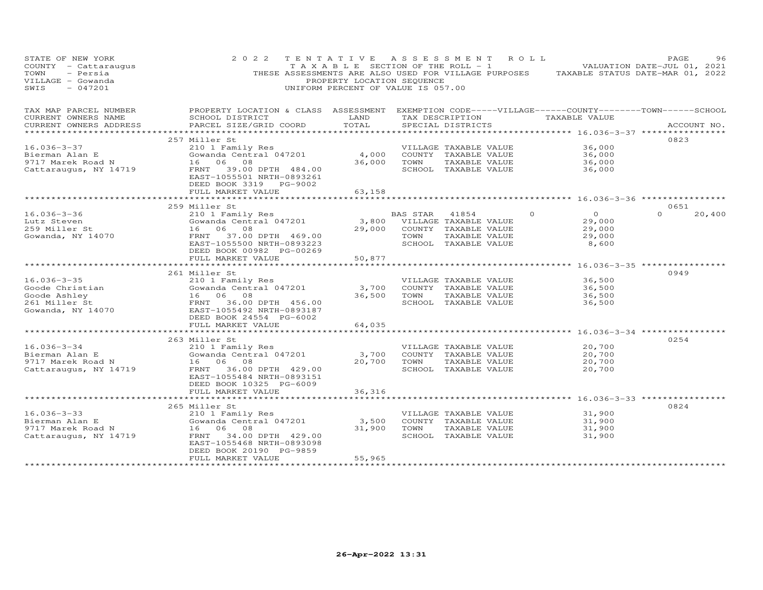STATE OF NEW YORK
COUNTY - Cattaraugus
TOWN - Persia
VILLAGE - Gowanda
SWIS - 047201

2022 TENTATIVE ASSESSMENT ROLL
TAXABLE SECTION OF THE ROLL - 1
THESE ASSESSMENTS ARE ALSO USED FOR VILLAGE PURPOSES
PROPERTY LOCATION SEQUENCE
UNIFORM PERCENT OF VALUE IS 057.00

VALUATION DATE-JUL 01, 2021
TAXABLE STATUS DATE-MAR 01, 2022

| TAX MAP PARCEL NUMBER / CURRENT OWNERS NAME / CURRENT OWNERS ADDRESS | PROPERTY LOCATION & CLASS / SCHOOL DISTRICT / PARCEL SIZE/GRID COORD | ASSESSMENT LAND / TOTAL | EXEMPTION CODE-----VILLAGE------COUNTY--------TOWN------SCHOOL / TAX DESCRIPTION / SPECIAL DISTRICTS | TAXABLE VALUE | ACCOUNT NO. |
|---|---|---|---|---|---|
| | 257 Miller St | | | | 0823 |
| 16.036-3-37 | 210 1 Family Res | | VILLAGE TAXABLE VALUE | 36,000 | |
| Bierman Alan E | Gowanda Central 047201 | 4,000 | COUNTY TAXABLE VALUE | 36,000 | |
| 9717 Marek Road N | 16 06 08 | 36,000 | TOWN TAXABLE VALUE | 36,000 | |
| Cattaraugus, NY 14719 | FRNT 39.00 DPTH 484.00 | | SCHOOL TAXABLE VALUE | 36,000 | |
| | EAST-1055501 NRTH-0893261 | | | | |
| | DEED BOOK 3319 PG-9002 | | | | |
| | FULL MARKET VALUE | 63,158 | | | |
| | 259 Miller St | | | | 0651 |
| 16.036-3-36 | 210 1 Family Res | | BAS STAR 41854 0 | 0 | 0 20,400 |
| Lutz Steven | Gowanda Central 047201 | 3,800 | VILLAGE TAXABLE VALUE | 29,000 | |
| 259 Miller St | 16 06 08 | 29,000 | COUNTY TAXABLE VALUE | 29,000 | |
| Gowanda, NY 14070 | FRNT 37.00 DPTH 469.00 | | TOWN TAXABLE VALUE | 29,000 | |
| | EAST-1055500 NRTH-0893223 | | SCHOOL TAXABLE VALUE | 8,600 | |
| | DEED BOOK 00982 PG-00269 | | | | |
| | FULL MARKET VALUE | 50,877 | | | |
| | 261 Miller St | | | | 0949 |
| 16.036-3-35 | 210 1 Family Res | | VILLAGE TAXABLE VALUE | 36,500 | |
| Goode Christian | Gowanda Central 047201 | 3,700 | COUNTY TAXABLE VALUE | 36,500 | |
| Goode Ashley | 16 06 08 | 36,500 | TOWN TAXABLE VALUE | 36,500 | |
| 261 Miller St | FRNT 36.00 DPTH 456.00 | | SCHOOL TAXABLE VALUE | 36,500 | |
| Gowanda, NY 14070 | EAST-1055492 NRTH-0893187 | | | | |
| | DEED BOOK 24554 PG-6002 | | | | |
| | FULL MARKET VALUE | 64,035 | | | |
| | 263 Miller St | | | | 0254 |
| 16.036-3-34 | 210 1 Family Res | | VILLAGE TAXABLE VALUE | 20,700 | |
| Bierman Alan E | Gowanda Central 047201 | 3,700 | COUNTY TAXABLE VALUE | 20,700 | |
| 9717 Marek Road N | 16 06 08 | 20,700 | TOWN TAXABLE VALUE | 20,700 | |
| Cattaraugus, NY 14719 | FRNT 36.00 DPTH 429.00 | | SCHOOL TAXABLE VALUE | 20,700 | |
| | EAST-1055484 NRTH-0893151 | | | | |
| | DEED BOOK 10325 PG-6009 | | | | |
| | FULL MARKET VALUE | 36,316 | | | |
| | 265 Miller St | | | | 0824 |
| 16.036-3-33 | 210 1 Family Res | | VILLAGE TAXABLE VALUE | 31,900 | |
| Bierman Alan E | Gowanda Central 047201 | 3,500 | COUNTY TAXABLE VALUE | 31,900 | |
| 9717 Marek Road N | 16 06 08 | 31,900 | TOWN TAXABLE VALUE | 31,900 | |
| Cattaraugus, NY 14719 | FRNT 34.00 DPTH 429.00 | | SCHOOL TAXABLE VALUE | 31,900 | |
| | EAST-1055468 NRTH-0893098 | | | | |
| | DEED BOOK 20190 PG-9859 | | | | |
| | FULL MARKET VALUE | 55,965 | | | |

26-Apr-2022 13:31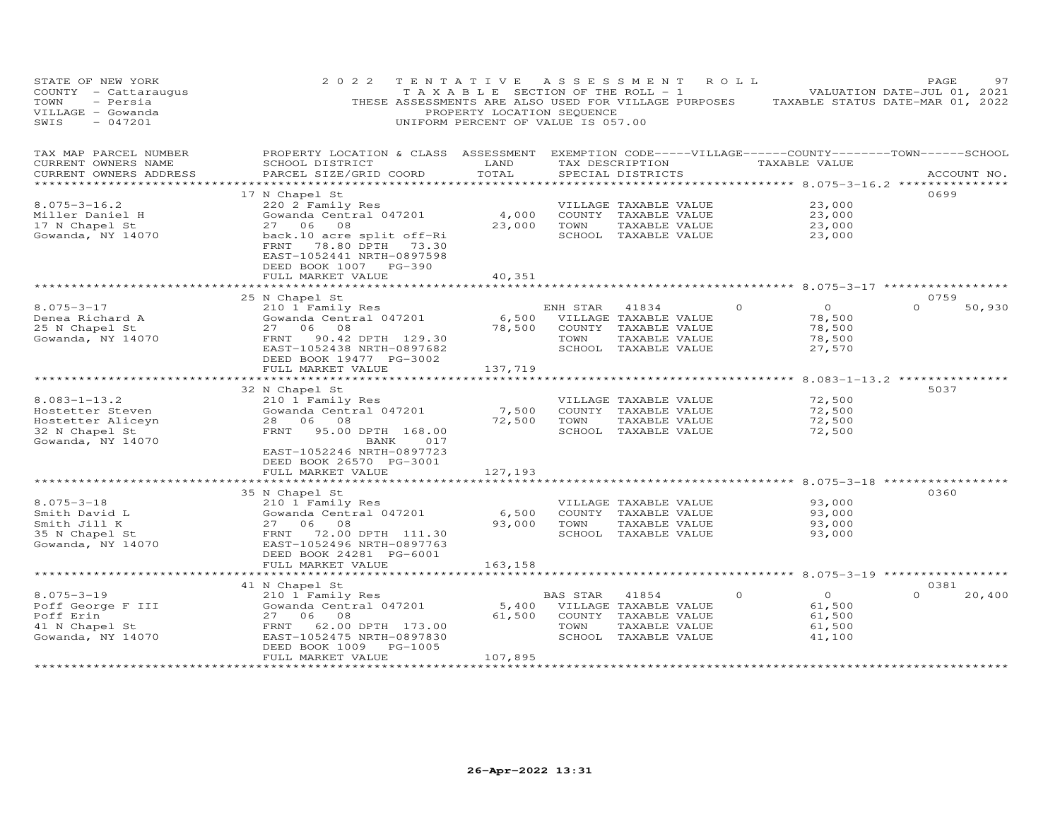STATE OF NEW YORK
COUNTY - Cattaraugus
TOWN - Persia
VILLAGE - Gowanda
SWIS - 047201

**2022 TENTATIVE ASSESSMENT ROLL**
TAXABLE SECTION OF THE ROLL - 1
THESE ASSESSMENTS ARE ALSO USED FOR VILLAGE PURPOSES
PROPERTY LOCATION SEQUENCE
UNIFORM PERCENT OF VALUE IS 057.00

VALUATION DATE-JUL 01, 2021
TAXABLE STATUS DATE-MAR 01, 2022

| TAX MAP PARCEL NUMBER / CURRENT OWNERS NAME / CURRENT OWNERS ADDRESS | PROPERTY LOCATION & CLASS / SCHOOL DISTRICT / PARCEL SIZE/GRID COORD | ASSESSMENT LAND / TOTAL | EXEMPTION CODE / TAX DESCRIPTION / SPECIAL DISTRICTS | VILLAGE | COUNTY TAXABLE VALUE | TOWN | SCHOOL | ACCOUNT NO. |
|---|---|---|---|---|---|---|---|---|
| 8.075-3-16.2 | 17 N Chapel St | | | | | | | 0699 |
| Miller Daniel H | 220 2 Family Res | | VILLAGE TAXABLE VALUE | | 23,000 | | | |
| 17 N Chapel St | Gowanda Central 047201 | 4,000 | COUNTY TAXABLE VALUE | | 23,000 | | | |
| Gowanda, NY 14070 | 27 06 08 | 23,000 | TOWN TAXABLE VALUE | | 23,000 | | | |
| | back.10 acre split off-Ri | | SCHOOL TAXABLE VALUE | | 23,000 | | | |
| | FRNT 78.80 DPTH 73.30 | | | | | | | |
| | EAST-1052441 NRTH-0897598 | | | | | | | |
| | DEED BOOK 1007 PG-390 | | | | | | | |
| | FULL MARKET VALUE | 40,351 | | | | | | |
| 8.075-3-17 | 25 N Chapel St | | | | | | | 0759 |
| Denea Richard A | 210 1 Family Res | | ENH STAR 41834 | 0 | 0 | 0 | 50,930 | |
| 25 N Chapel St | Gowanda Central 047201 | 6,500 | VILLAGE TAXABLE VALUE | | 78,500 | | | |
| Gowanda, NY 14070 | 27 06 08 | 78,500 | COUNTY TAXABLE VALUE | | 78,500 | | | |
| | FRNT 90.42 DPTH 129.30 | | TOWN TAXABLE VALUE | | 78,500 | | | |
| | EAST-1052438 NRTH-0897682 | | SCHOOL TAXABLE VALUE | | 27,570 | | | |
| | DEED BOOK 19477 PG-3002 | | | | | | | |
| | FULL MARKET VALUE | 137,719 | | | | | | |
| 8.083-1-13.2 | 32 N Chapel St | | | | | | | 5037 |
| Hostetter Steven | 210 1 Family Res | | VILLAGE TAXABLE VALUE | | 72,500 | | | |
| Hostetter Aliceyn | Gowanda Central 047201 | 7,500 | COUNTY TAXABLE VALUE | | 72,500 | | | |
| 32 N Chapel St | 28 06 08 | 72,500 | TOWN TAXABLE VALUE | | 72,500 | | | |
| Gowanda, NY 14070 | FRNT 95.00 DPTH 168.00 | | SCHOOL TAXABLE VALUE | | 72,500 | | | |
| | BANK 017 | | | | | | | |
| | EAST-1052246 NRTH-0897723 | | | | | | | |
| | DEED BOOK 26570 PG-3001 | | | | | | | |
| | FULL MARKET VALUE | 127,193 | | | | | | |
| 8.075-3-18 | 35 N Chapel St | | | | | | | 0360 |
| Smith David L | 210 1 Family Res | | VILLAGE TAXABLE VALUE | | 93,000 | | | |
| Smith Jill K | Gowanda Central 047201 | 6,500 | COUNTY TAXABLE VALUE | | 93,000 | | | |
| 35 N Chapel St | 27 06 08 | 93,000 | TOWN TAXABLE VALUE | | 93,000 | | | |
| Gowanda, NY 14070 | FRNT 72.00 DPTH 111.30 | | SCHOOL TAXABLE VALUE | | 93,000 | | | |
| | EAST-1052496 NRTH-0897763 | | | | | | | |
| | DEED BOOK 24281 PG-6001 | | | | | | | |
| | FULL MARKET VALUE | 163,158 | | | | | | |
| 8.075-3-19 | 41 N Chapel St | | | | | | | 0381 |
| Poff George F III | 210 1 Family Res | | BAS STAR 41854 | 0 | 0 | 0 | 20,400 | |
| Poff Erin | Gowanda Central 047201 | 5,400 | VILLAGE TAXABLE VALUE | | 61,500 | | | |
| 41 N Chapel St | 27 06 08 | 61,500 | COUNTY TAXABLE VALUE | | 61,500 | | | |
| Gowanda, NY 14070 | FRNT 62.00 DPTH 173.00 | | TOWN TAXABLE VALUE | | 61,500 | | | |
| | EAST-1052475 NRTH-0897830 | | SCHOOL TAXABLE VALUE | | 41,100 | | | |
| | DEED BOOK 1009 PG-1005 | | | | | | | |
| | FULL MARKET VALUE | 107,895 | | | | | | |

26-Apr-2022 13:31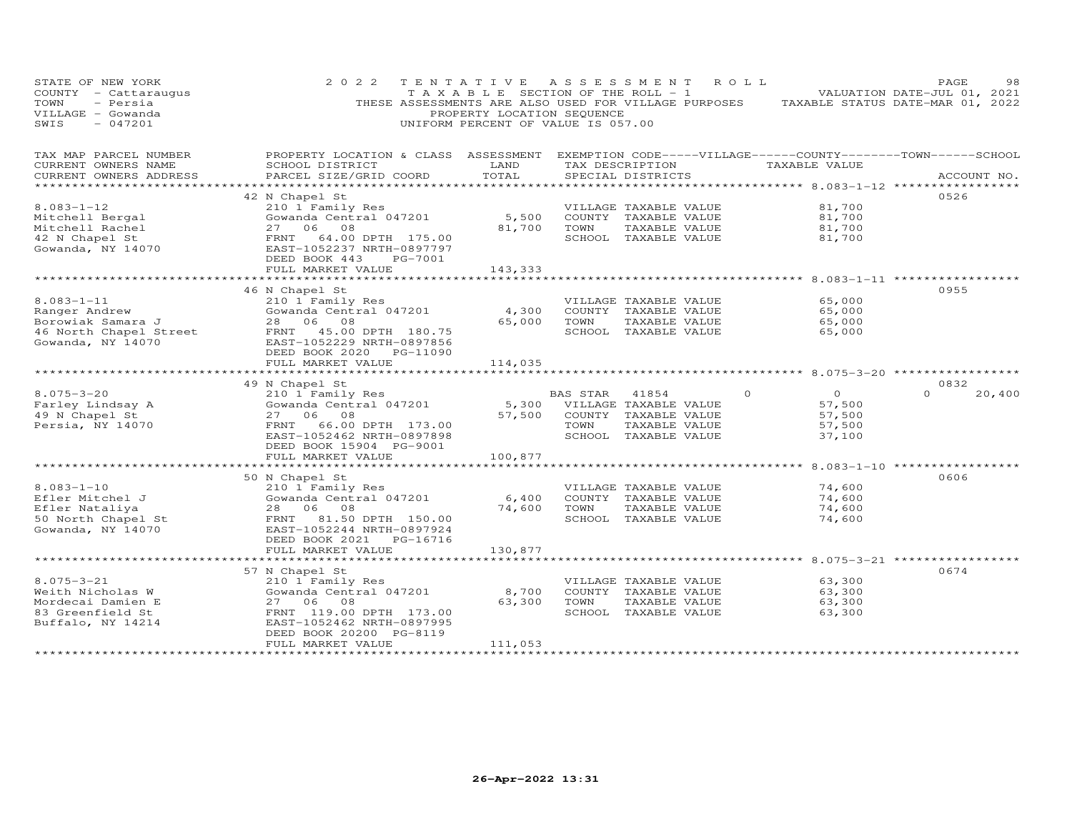STATE OF NEW YORK | COUNTY - Cattaraugus | TOWN - Persia | VILLAGE - Gowanda | SWIS - 047201

2022 TENTATIVE ASSESSMENT ROLL
TAXABLE SECTION OF THE ROLL - 1
THESE ASSESSMENTS ARE ALSO USED FOR VILLAGE PURPOSES
PROPERTY LOCATION SEQUENCE
UNIFORM PERCENT OF VALUE IS 057.00

VALUATION DATE-JUL 01, 2021
TAXABLE STATUS DATE-MAR 01, 2022

| TAX MAP PARCEL NUMBER / CURRENT OWNERS NAME / CURRENT OWNERS ADDRESS | PROPERTY LOCATION & CLASS / SCHOOL DISTRICT / PARCEL SIZE/GRID COORD | LAND | ASSESSMENT TOTAL | EXEMPTION CODE / TAX DESCRIPTION / SPECIAL DISTRICTS | VILLAGE | COUNTY | TOWN | SCHOOL | ACCOUNT NO. |
|---|---|---|---|---|---|---|---|---|---|
| **8.083-1-12** | 42 N Chapel St | | | | | | | | 0526 |
| Mitchell Bergal | 210 1 Family Res | | | VILLAGE TAXABLE VALUE | 81,700 | | | | |
| Mitchell Rachel | Gowanda Central 047201 | 5,500 | | COUNTY TAXABLE VALUE | | 81,700 | | | |
| 42 N Chapel St | 27 06 08 | | 81,700 | TOWN TAXABLE VALUE | | | 81,700 | | |
| Gowanda, NY 14070 | FRNT 64.00 DPTH 175.00 | | | SCHOOL TAXABLE VALUE | | | | 81,700 | |
| | EAST-1052237 NRTH-0897797 | | | | | | | | |
| | DEED BOOK 443 PG-7001 | | | | | | | | |
| | FULL MARKET VALUE | | 143,333 | | | | | | |
| **8.083-1-11** | 46 N Chapel St | | | | | | | | 0955 |
| Ranger Andrew | 210 1 Family Res | | | VILLAGE TAXABLE VALUE | 65,000 | | | | |
| Borowiak Samara J | Gowanda Central 047201 | 4,300 | | COUNTY TAXABLE VALUE | | 65,000 | | | |
| 46 North Chapel Street | 28 06 08 | | 65,000 | TOWN TAXABLE VALUE | | | 65,000 | | |
| Gowanda, NY 14070 | FRNT 45.00 DPTH 180.75 | | | SCHOOL TAXABLE VALUE | | | | 65,000 | |
| | EAST-1052229 NRTH-0897856 | | | | | | | | |
| | DEED BOOK 2020 PG-11090 | | | | | | | | |
| | FULL MARKET VALUE | | 114,035 | | | | | | |
| **8.075-3-20** | 49 N Chapel St | | | | | | | | 0832 |
| Farley Lindsay A | 210 1 Family Res | | | BAS STAR 41854 | 0 | 0 | 0 | 20,400 | |
| 49 N Chapel St | Gowanda Central 047201 | 5,300 | | VILLAGE TAXABLE VALUE | 57,500 | | | | |
| Persia, NY 14070 | 27 06 08 | | 57,500 | COUNTY TAXABLE VALUE | | 57,500 | | | |
| | FRNT 66.00 DPTH 173.00 | | | TOWN TAXABLE VALUE | | | 57,500 | | |
| | EAST-1052462 NRTH-0897898 | | | SCHOOL TAXABLE VALUE | | | | 37,100 | |
| | DEED BOOK 15904 PG-9001 | | | | | | | | |
| | FULL MARKET VALUE | | 100,877 | | | | | | |
| **8.083-1-10** | 50 N Chapel St | | | | | | | | 0606 |
| Efler Mitchel J | 210 1 Family Res | | | VILLAGE TAXABLE VALUE | 74,600 | | | | |
| Efler Nataliya | Gowanda Central 047201 | 6,400 | | COUNTY TAXABLE VALUE | | 74,600 | | | |
| 50 North Chapel St | 28 06 08 | | 74,600 | TOWN TAXABLE VALUE | | | 74,600 | | |
| Gowanda, NY 14070 | FRNT 81.50 DPTH 150.00 | | | SCHOOL TAXABLE VALUE | | | | 74,600 | |
| | EAST-1052244 NRTH-0897924 | | | | | | | | |
| | DEED BOOK 2021 PG-16716 | | | | | | | | |
| | FULL MARKET VALUE | | 130,877 | | | | | | |
| **8.075-3-21** | 57 N Chapel St | | | | | | | | 0674 |
| Weith Nicholas W | 210 1 Family Res | | | VILLAGE TAXABLE VALUE | 63,300 | | | | |
| Mordecai Damien E | Gowanda Central 047201 | 8,700 | | COUNTY TAXABLE VALUE | | 63,300 | | | |
| 83 Greenfield St | 27 06 08 | | 63,300 | TOWN TAXABLE VALUE | | | 63,300 | | |
| Buffalo, NY 14214 | FRNT 119.00 DPTH 173.00 | | | SCHOOL TAXABLE VALUE | | | | 63,300 | |
| | EAST-1052462 NRTH-0897995 | | | | | | | | |
| | DEED BOOK 20200 PG-8119 | | | | | | | | |
| | FULL MARKET VALUE | | 111,053 | | | | | | |

26-Apr-2022 13:31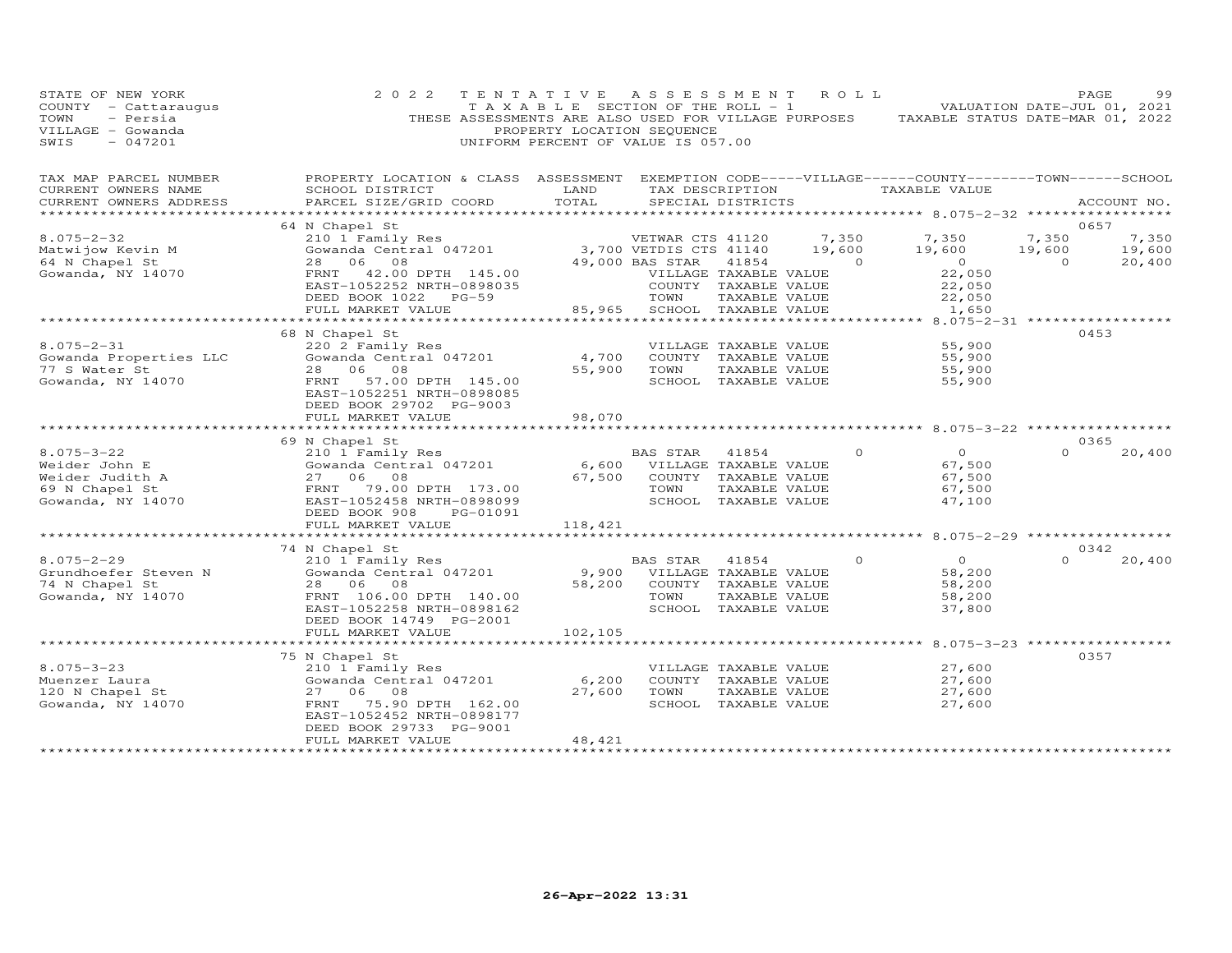STATE OF NEW YORK | 2022 TENTATIVE ASSESSMENT ROLL | VALUATION DATE-JUL 01, 2021
COUNTY - Cattaraugus | TAXABLE SECTION OF THE ROLL - 1 | TAXABLE STATUS DATE-MAR 01, 2022
TOWN - Persia | THESE ASSESSMENTS ARE ALSO USED FOR VILLAGE PURPOSES
VILLAGE - Gowanda | PROPERTY LOCATION SEQUENCE
SWIS - 047201 | UNIFORM PERCENT OF VALUE IS 057.00

```
TAX MAP PARCEL NUMBER      PROPERTY LOCATION & CLASS  ASSESSMENT  EXEMPTION CODE-----VILLAGE------COUNTY--------TOWN------SCHOOL
CURRENT OWNERS NAME        SCHOOL DISTRICT             LAND       TAX DESCRIPTION               TAXABLE VALUE
CURRENT OWNERS ADDRESS     PARCEL SIZE/GRID COORD      TOTAL      SPECIAL DISTRICTS                                         ACCOUNT NO.
******************************************************************************************************* 8.075-2-32 *****************
                           64 N Chapel St                                                                                   0657
8.075-2-32                 210 1 Family Res                       VETWAR CTS 41120      7,350       7,350       7,350       7,350
Matwijow Kevin M           Gowanda Central 047201     3,700 VETDIS CTS 41140     19,600      19,600      19,600      19,600
64 N Chapel St             28   06   08               49,000 BAS STAR   41854           0           0           0      20,400
Gowanda, NY 14070          FRNT   42.00 DPTH 145.00         VILLAGE TAXABLE VALUE                  22,050
                           EAST-1052252 NRTH-0898035         COUNTY  TAXABLE VALUE                  22,050
                           DEED BOOK 1022    PG-59           TOWN    TAXABLE VALUE                  22,050
                           FULL MARKET VALUE          85,965 SCHOOL  TAXABLE VALUE                   1,650
******************************************************************************************************* 8.075-2-31 *****************
                           68 N Chapel St                                                                                   0453
8.075-2-31                 220 2 Family Res                       VILLAGE TAXABLE VALUE                  55,900
Gowanda Properties LLC     Gowanda Central 047201      4,700     COUNTY  TAXABLE VALUE                  55,900
77 S Water St              28   06   08               55,900     TOWN    TAXABLE VALUE                  55,900
Gowanda, NY 14070          FRNT   57.00 DPTH 145.00              SCHOOL  TAXABLE VALUE                  55,900
                           EAST-1052251 NRTH-0898085
                           DEED BOOK 29702 PG-9003
                           FULL MARKET VALUE          98,070
******************************************************************************************************* 8.075-3-22 *****************
                           69 N Chapel St                                                                                   0365
8.075-3-22                 210 1 Family Res                       BAS STAR   41854           0           0           0      20,400
Weider John E              Gowanda Central 047201      6,600     VILLAGE TAXABLE VALUE                  67,500
Weider Judith A            27   06   08               67,500     COUNTY  TAXABLE VALUE                  67,500
69 N Chapel St             FRNT   79.00 DPTH 173.00              TOWN    TAXABLE VALUE                  67,500
Gowanda, NY 14070          EAST-1052458 NRTH-0898099              SCHOOL  TAXABLE VALUE                  47,100
                           DEED BOOK 908     PG-01091
                           FULL MARKET VALUE         118,421
******************************************************************************************************* 8.075-2-29 *****************
                           74 N Chapel St                                                                                   0342
8.075-2-29                 210 1 Family Res                       BAS STAR   41854           0           0           0      20,400
Grundhoefer Steven N       Gowanda Central 047201      9,900     VILLAGE TAXABLE VALUE                  58,200
74 N Chapel St             28   06   08               58,200     COUNTY  TAXABLE VALUE                  58,200
Gowanda, NY 14070          FRNT  106.00 DPTH 140.00              TOWN    TAXABLE VALUE                  58,200
                           EAST-1052258 NRTH-0898162              SCHOOL  TAXABLE VALUE                  37,800
                           DEED BOOK 14749 PG-2001
                           FULL MARKET VALUE         102,105
******************************************************************************************************* 8.075-3-23 *****************
                           75 N Chapel St                                                                                   0357
8.075-3-23                 210 1 Family Res                       VILLAGE TAXABLE VALUE                  27,600
Muenzer Laura              Gowanda Central 047201      6,200     COUNTY  TAXABLE VALUE                  27,600
120 N Chapel St            27   06   08               27,600     TOWN    TAXABLE VALUE                  27,600
Gowanda, NY 14070          FRNT   75.90 DPTH 162.00              SCHOOL  TAXABLE VALUE                  27,600
                           EAST-1052452 NRTH-0898177
                           DEED BOOK 29733 PG-9001
                           FULL MARKET VALUE          48,421
************************************************************************************************************************************
```

26-Apr-2022 13:31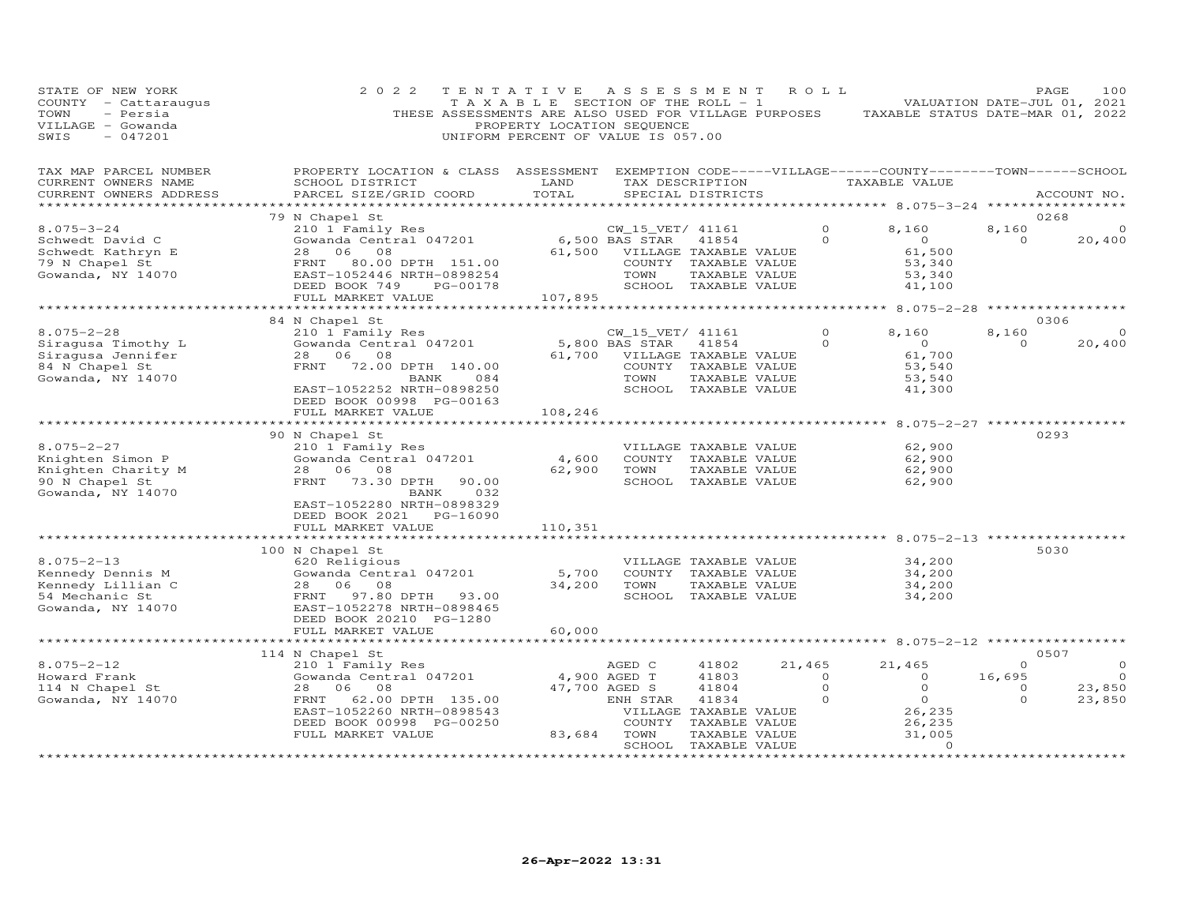STATE OF NEW YORK
COUNTY - Cattaraugus
TOWN - Persia
VILLAGE - Gowanda
SWIS - 047201

2022 TENTATIVE ASSESSMENT ROLL
TAXABLE SECTION OF THE ROLL - 1
THESE ASSESSMENTS ARE ALSO USED FOR VILLAGE PURPOSES
PROPERTY LOCATION SEQUENCE
UNIFORM PERCENT OF VALUE IS 057.00

VALUATION DATE-JUL 01, 2021
TAXABLE STATUS DATE-MAR 01, 2022

```
TAX MAP PARCEL NUMBER     PROPERTY LOCATION & CLASS  ASSESSMENT  EXEMPTION CODE-----VILLAGE------COUNTY--------TOWN------SCHOOL
CURRENT OWNERS NAME       SCHOOL DISTRICT               LAND      TAX DESCRIPTION              TAXABLE VALUE
CURRENT OWNERS ADDRESS    PARCEL SIZE/GRID COORD        TOTAL     SPECIAL DISTRICTS                                       ACCOUNT NO.
******************************************************************************************************* 8.075-3-24 *****************
                          79 N Chapel St                                                                                   0268
8.075-3-24                210 1 Family Res                       CW_15_VET/ 41161          0         8,160        8,160           0
Schwedt David C           Gowanda Central 047201        6,500 BAS STAR   41854          0             0            0      20,400
Schwedt Kathryn E         28   06   08                 61,500    VILLAGE TAXABLE VALUE              61,500
79 N Chapel St            FRNT   80.00 DPTH 151.00               COUNTY  TAXABLE VALUE              53,340
Gowanda, NY 14070         EAST-1052446 NRTH-0898254              TOWN    TAXABLE VALUE              53,340
                          DEED BOOK 749    PG-00178              SCHOOL  TAXABLE VALUE              41,100
                          FULL MARKET VALUE            107,895
******************************************************************************************************* 8.075-2-28 *****************
                          84 N Chapel St                                                                                   0306
8.075-2-28                210 1 Family Res                       CW_15_VET/ 41161          0         8,160        8,160           0
Siragusa Timothy L        Gowanda Central 047201        5,800 BAS STAR   41854          0             0            0      20,400
Siragusa Jennifer         28   06   08                 61,700    VILLAGE TAXABLE VALUE              61,700
84 N Chapel St            FRNT   72.00 DPTH 140.00               COUNTY  TAXABLE VALUE              53,540
Gowanda, NY 14070                        BANK     084            TOWN    TAXABLE VALUE              53,540
                          EAST-1052252 NRTH-0898250              SCHOOL  TAXABLE VALUE              41,300
                          DEED BOOK 00998 PG-00163
                          FULL MARKET VALUE            108,246
******************************************************************************************************* 8.075-2-27 *****************
                          90 N Chapel St                                                                                   0293
8.075-2-27                210 1 Family Res                          VILLAGE TAXABLE VALUE           62,900
Knighten Simon P          Gowanda Central 047201        4,600    COUNTY  TAXABLE VALUE              62,900
Knighten Charity M        28   06   08                 62,900    TOWN    TAXABLE VALUE              62,900
90 N Chapel St            FRNT   73.30 DPTH  90.00               SCHOOL  TAXABLE VALUE              62,900
Gowanda, NY 14070                        BANK     032
                          EAST-1052280 NRTH-0898329
                          DEED BOOK 2021   PG-16090
                          FULL MARKET VALUE            110,351
******************************************************************************************************* 8.075-2-13 *****************
                          100 N Chapel St                                                                                  5030
8.075-2-13                620 Religious                             VILLAGE TAXABLE VALUE           34,200
Kennedy Dennis M          Gowanda Central 047201        5,700    COUNTY  TAXABLE VALUE              34,200
Kennedy Lillian C         28   06   08                 34,200    TOWN    TAXABLE VALUE              34,200
54 Mechanic St            FRNT   97.80 DPTH  93.00               SCHOOL  TAXABLE VALUE              34,200
Gowanda, NY 14070         EAST-1052278 NRTH-0898465
                          DEED BOOK 20210 PG-1280
                          FULL MARKET VALUE             60,000
******************************************************************************************************* 8.075-2-12 *****************
                          114 N Chapel St                                                                                  0507
8.075-2-12                210 1 Family Res                       AGED C      41802     21,465       21,465            0           0
Howard Frank              Gowanda Central 047201        4,900 AGED T     41803          0             0       16,695           0
114 N Chapel St           28   06   08                 47,700 AGED S     41804          0             0            0      23,850
Gowanda, NY 14070         FRNT   62.00 DPTH 135.00            ENH STAR   41834          0             0            0      23,850
                          EAST-1052260 NRTH-0898543              VILLAGE TAXABLE VALUE              26,235
                          DEED BOOK 00998 PG-00250               COUNTY  TAXABLE VALUE              26,235
                          FULL MARKET VALUE             83,684   TOWN    TAXABLE VALUE              31,005
                                                                 SCHOOL  TAXABLE VALUE                   0
************************************************************************************************************************************
```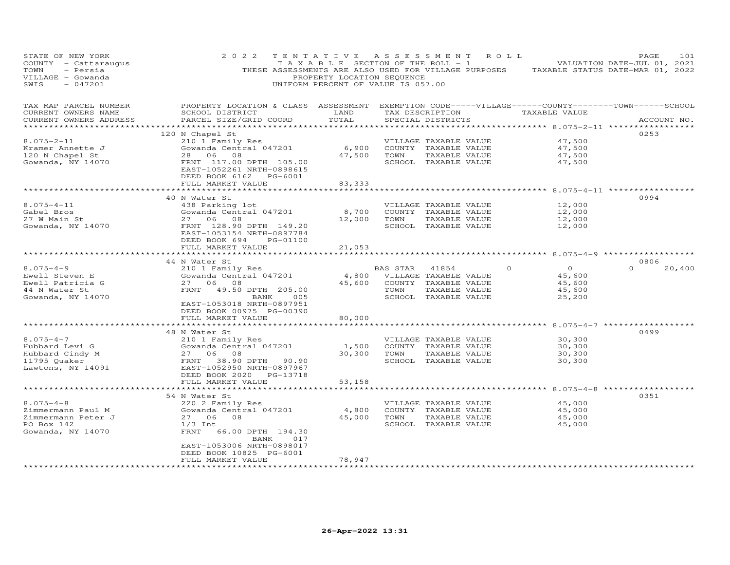STATE OF NEW YORK
COUNTY - Cattaraugus
TOWN - Persia
VILLAGE - Gowanda
SWIS - 047201

2022 TENTATIVE ASSESSMENT ROLL
TAXABLE SECTION OF THE ROLL - 1
THESE ASSESSMENTS ARE ALSO USED FOR VILLAGE PURPOSES
PROPERTY LOCATION SEQUENCE
UNIFORM PERCENT OF VALUE IS 057.00

VALUATION DATE-JUL 01, 2021
TAXABLE STATUS DATE-MAR 01, 2022

| TAX MAP PARCEL NUMBER / CURRENT OWNERS NAME / CURRENT OWNERS ADDRESS | PROPERTY LOCATION & CLASS / SCHOOL DISTRICT / PARCEL SIZE/GRID COORD | ASSESSMENT LAND | ASSESSMENT TOTAL | EXEMPTION CODE / TAX DESCRIPTION / SPECIAL DISTRICTS | VILLAGE | COUNTY | TOWN | SCHOOL | ACCOUNT NO. |
|---|---|---|---|---|---|---|---|---|---|
| 8.075-2-11 | 120 N Chapel St | | | | | | | | 0253 |
| Kramer Annette J | 210 1 Family Res | | | VILLAGE TAXABLE VALUE | 47,500 | | | | |
| 120 N Chapel St | Gowanda Central 047201 | 6,900 | | COUNTY TAXABLE VALUE | | 47,500 | | | |
| Gowanda, NY 14070 | 28 06 08 | | 47,500 | TOWN TAXABLE VALUE | | | 47,500 | | |
| | FRNT 117.00 DPTH 105.00 | | | SCHOOL TAXABLE VALUE | | | | 47,500 | |
| | EAST-1052261 NRTH-0898615 | | | | | | | | |
| | DEED BOOK 6162 PG-6001 | | | | | | | | |
| | FULL MARKET VALUE | | 83,333 | | | | | | |
| 8.075-4-11 | 40 N Water St | | | | | | | | 0994 |
| Gabel Bros | 438 Parking lot | | | VILLAGE TAXABLE VALUE | 12,000 | | | | |
| 27 W Main St | Gowanda Central 047201 | 8,700 | | COUNTY TAXABLE VALUE | | 12,000 | | | |
| Gowanda, NY 14070 | 27 06 08 | | 12,000 | TOWN TAXABLE VALUE | | | 12,000 | | |
| | FRNT 128.90 DPTH 149.20 | | | SCHOOL TAXABLE VALUE | | | | 12,000 | |
| | EAST-1053154 NRTH-0897784 | | | | | | | | |
| | DEED BOOK 694 PG-01100 | | | | | | | | |
| | FULL MARKET VALUE | | 21,053 | | | | | | |
| 8.075-4-9 | 44 N Water St | | | | | | | | 0806 |
| Ewell Steven E | 210 1 Family Res | | | BAS STAR 41854 | 0 | 0 | 0 | 20,400 | |
| Ewell Patricia G | Gowanda Central 047201 | 4,800 | | VILLAGE TAXABLE VALUE | 45,600 | | | | |
| 44 N Water St | 27 06 08 | | 45,600 | COUNTY TAXABLE VALUE | | 45,600 | | | |
| Gowanda, NY 14070 | FRNT 49.50 DPTH 205.00 | | | TOWN TAXABLE VALUE | | | 45,600 | | |
| | BANK 005 | | | SCHOOL TAXABLE VALUE | | | | 25,200 | |
| | EAST-1053018 NRTH-0897951 | | | | | | | | |
| | DEED BOOK 00975 PG-00390 | | | | | | | | |
| | FULL MARKET VALUE | | 80,000 | | | | | | |
| 8.075-4-7 | 48 N Water St | | | | | | | | 0499 |
| Hubbard Levi G | 210 1 Family Res | | | VILLAGE TAXABLE VALUE | 30,300 | | | | |
| Hubbard Cindy M | Gowanda Central 047201 | 1,500 | | COUNTY TAXABLE VALUE | | 30,300 | | | |
| 11795 Quaker | 27 06 08 | | 30,300 | TOWN TAXABLE VALUE | | | 30,300 | | |
| Lawtons, NY 14091 | FRNT 38.90 DPTH 90.90 | | | SCHOOL TAXABLE VALUE | | | | 30,300 | |
| | EAST-1052950 NRTH-0897967 | | | | | | | | |
| | DEED BOOK 2020 PG-13718 | | | | | | | | |
| | FULL MARKET VALUE | | 53,158 | | | | | | |
| 8.075-4-8 | 54 N Water St | | | | | | | | 0351 |
| Zimmermann Paul M | 220 2 Family Res | | | VILLAGE TAXABLE VALUE | 45,000 | | | | |
| Zimmermann Peter J | Gowanda Central 047201 | 4,800 | | COUNTY TAXABLE VALUE | | 45,000 | | | |
| PO Box 142 | 27 06 08 | | 45,000 | TOWN TAXABLE VALUE | | | 45,000 | | |
| Gowanda, NY 14070 | 1/3 Int | | | SCHOOL TAXABLE VALUE | | | | 45,000 | |
| | FRNT 66.00 DPTH 194.30 | | | | | | | | |
| | BANK 017 | | | | | | | | |
| | EAST-1053006 NRTH-0898017 | | | | | | | | |
| | DEED BOOK 10825 PG-6001 | | | | | | | | |
| | FULL MARKET VALUE | | 78,947 | | | | | | |

26-Apr-2022 13:31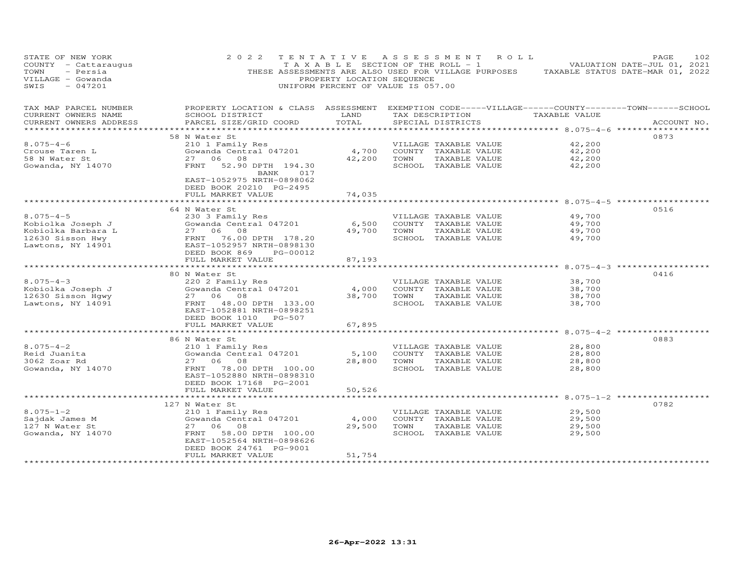STATE OF NEW YORK
COUNTY - Cattaraugus
TOWN - Persia
VILLAGE - Gowanda
SWIS - 047201

2022 TENTATIVE ASSESSMENT ROLL
TAXABLE SECTION OF THE ROLL - 1
THESE ASSESSMENTS ARE ALSO USED FOR VILLAGE PURPOSES
PROPERTY LOCATION SEQUENCE
UNIFORM PERCENT OF VALUE IS 057.00

VALUATION DATE-JUL 01, 2021
TAXABLE STATUS DATE-MAR 01, 2022

| TAX MAP PARCEL NUMBER / CURRENT OWNERS NAME / CURRENT OWNERS ADDRESS | PROPERTY LOCATION & CLASS / SCHOOL DISTRICT / PARCEL SIZE/GRID COORD | ASSESSMENT LAND | TOTAL | EXEMPTION CODE-----VILLAGE------COUNTY--------TOWN------SCHOOL / TAX DESCRIPTION / SPECIAL DISTRICTS | TAXABLE VALUE | ACCOUNT NO. |
|---|---|---|---|---|---|---|
| | 58 N Water St | | | | | 0873 |
| 8.075-4-6 | 210 1 Family Res | | | VILLAGE TAXABLE VALUE | 42,200 | |
| Crouse Taren L | Gowanda Central 047201 | 4,700 | | COUNTY TAXABLE VALUE | 42,200 | |
| 58 N Water St | 27 06 08 | | 42,200 | TOWN TAXABLE VALUE | 42,200 | |
| Gowanda, NY 14070 | FRNT 52.90 DPTH 194.30 | | | SCHOOL TAXABLE VALUE | 42,200 | |
| | BANK 017 | | | | | |
| | EAST-1052975 NRTH-0898062 | | | | | |
| | DEED BOOK 20210 PG-2495 | | | | | |
| | FULL MARKET VALUE | | 74,035 | | | |
| | 64 N Water St | | | | | 0516 |
| 8.075-4-5 | 230 3 Family Res | | | VILLAGE TAXABLE VALUE | 49,700 | |
| Kobiolka Joseph J | Gowanda Central 047201 | 6,500 | | COUNTY TAXABLE VALUE | 49,700 | |
| Kobiolka Barbara L | 27 06 08 | | 49,700 | TOWN TAXABLE VALUE | 49,700 | |
| 12630 Sisson Hwy | FRNT 76.00 DPTH 178.20 | | | SCHOOL TAXABLE VALUE | 49,700 | |
| Lawtons, NY 14901 | EAST-1052957 NRTH-0898130 | | | | | |
| | DEED BOOK 869 PG-00012 | | | | | |
| | FULL MARKET VALUE | | 87,193 | | | |
| | 80 N Water St | | | | | 0416 |
| 8.075-4-3 | 220 2 Family Res | | | VILLAGE TAXABLE VALUE | 38,700 | |
| Kobiolka Joseph J | Gowanda Central 047201 | 4,000 | | COUNTY TAXABLE VALUE | 38,700 | |
| 12630 Sisson Hgwy | 27 06 08 | | 38,700 | TOWN TAXABLE VALUE | 38,700 | |
| Lawtons, NY 14091 | FRNT 48.00 DPTH 133.00 | | | SCHOOL TAXABLE VALUE | 38,700 | |
| | EAST-1052881 NRTH-0898251 | | | | | |
| | DEED BOOK 1010 PG-507 | | | | | |
| | FULL MARKET VALUE | | 67,895 | | | |
| | 86 N Water St | | | | | 0883 |
| 8.075-4-2 | 210 1 Family Res | | | VILLAGE TAXABLE VALUE | 28,800 | |
| Reid Juanita | Gowanda Central 047201 | 5,100 | | COUNTY TAXABLE VALUE | 28,800 | |
| 3062 Zoar Rd | 27 06 08 | | 28,800 | TOWN TAXABLE VALUE | 28,800 | |
| Gowanda, NY 14070 | FRNT 78.00 DPTH 100.00 | | | SCHOOL TAXABLE VALUE | 28,800 | |
| | EAST-1052880 NRTH-0898310 | | | | | |
| | DEED BOOK 17168 PG-2001 | | | | | |
| | FULL MARKET VALUE | | 50,526 | | | |
| | 127 N Water St | | | | | 0782 |
| 8.075-1-2 | 210 1 Family Res | | | VILLAGE TAXABLE VALUE | 29,500 | |
| Sajdak James M | Gowanda Central 047201 | 4,000 | | COUNTY TAXABLE VALUE | 29,500 | |
| 127 N Water St | 27 06 08 | | 29,500 | TOWN TAXABLE VALUE | 29,500 | |
| Gowanda, NY 14070 | FRNT 58.00 DPTH 100.00 | | | SCHOOL TAXABLE VALUE | 29,500 | |
| | EAST-1052564 NRTH-0898626 | | | | | |
| | DEED BOOK 24761 PG-9001 | | | | | |
| | FULL MARKET VALUE | | 51,754 | | | |

26-Apr-2022 13:31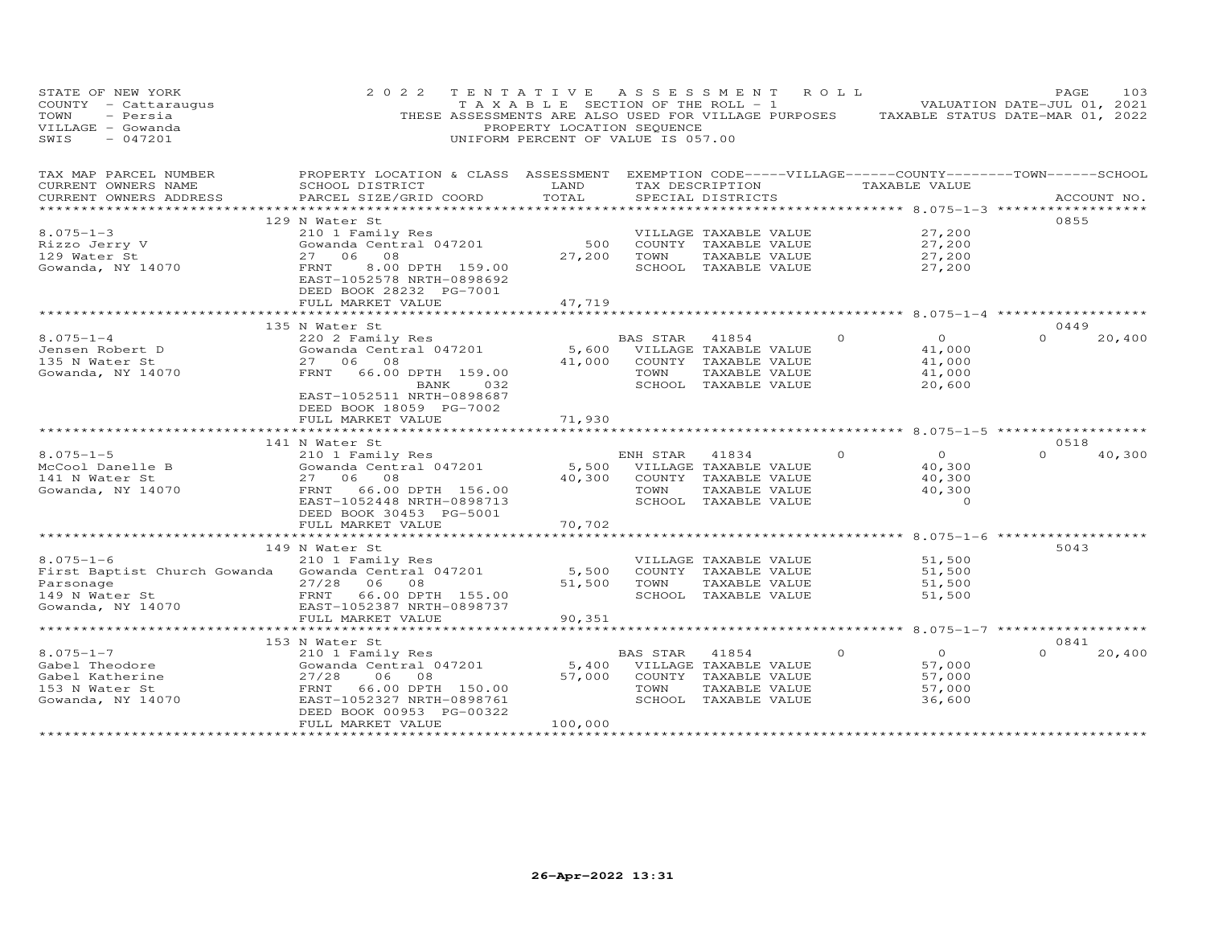STATE OF NEW YORK
COUNTY - Cattaraugus
TOWN - Persia
VILLAGE - Gowanda
SWIS - 047201

2022 TENTATIVE ASSESSMENT ROLL
TAXABLE SECTION OF THE ROLL - 1
THESE ASSESSMENTS ARE ALSO USED FOR VILLAGE PURPOSES
PROPERTY LOCATION SEQUENCE
UNIFORM PERCENT OF VALUE IS 057.00

VALUATION DATE-JUL 01, 2021
TAXABLE STATUS DATE-MAR 01, 2022

| TAX MAP PARCEL NUMBER / CURRENT OWNERS NAME / CURRENT OWNERS ADDRESS | PROPERTY LOCATION & CLASS / SCHOOL DISTRICT / PARCEL SIZE/GRID COORD | ASSESSMENT LAND / TOTAL | EXEMPTION CODE / TAX DESCRIPTION / SPECIAL DISTRICTS | VILLAGE | COUNTY / TAXABLE VALUE | TOWN | SCHOOL | ACCOUNT NO. |
|---|---|---|---|---|---|---|---|---|
| | 129 N Water St | | | | | | | 0855 |
| 8.075-1-3 | 210 1 Family Res | | VILLAGE TAXABLE VALUE | | 27,200 | | | |
| Rizzo Jerry V | Gowanda Central 047201 | 500 | COUNTY TAXABLE VALUE | | 27,200 | | | |
| 129 Water St | 27 06 08 | 27,200 | TOWN TAXABLE VALUE | | 27,200 | | | |
| Gowanda, NY 14070 | FRNT 8.00 DPTH 159.00 | | SCHOOL TAXABLE VALUE | | 27,200 | | | |
| | EAST-1052578 NRTH-0898692 | | | | | | | |
| | DEED BOOK 28232 PG-7001 | | | | | | | |
| | FULL MARKET VALUE | 47,719 | | | | | | |
| | 135 N Water St | | | | | | | 0449 |
| 8.075-1-4 | 220 2 Family Res | | BAS STAR 41854 | 0 | 0 | 0 | 20,400 | |
| Jensen Robert D | Gowanda Central 047201 | 5,600 | VILLAGE TAXABLE VALUE | | 41,000 | | | |
| 135 N Water St | 27 06 08 | 41,000 | COUNTY TAXABLE VALUE | | 41,000 | | | |
| Gowanda, NY 14070 | FRNT 66.00 DPTH 159.00 | | TOWN TAXABLE VALUE | | 41,000 | | | |
| | BANK 032 | | SCHOOL TAXABLE VALUE | | 20,600 | | | |
| | EAST-1052511 NRTH-0898687 | | | | | | | |
| | DEED BOOK 18059 PG-7002 | | | | | | | |
| | FULL MARKET VALUE | 71,930 | | | | | | |
| | 141 N Water St | | | | | | | 0518 |
| 8.075-1-5 | 210 1 Family Res | | ENH STAR 41834 | 0 | 0 | 0 | 40,300 | |
| McCool Danelle B | Gowanda Central 047201 | 5,500 | VILLAGE TAXABLE VALUE | | 40,300 | | | |
| 141 N Water St | 27 06 08 | 40,300 | COUNTY TAXABLE VALUE | | 40,300 | | | |
| Gowanda, NY 14070 | FRNT 66.00 DPTH 156.00 | | TOWN TAXABLE VALUE | | 40,300 | | | |
| | EAST-1052448 NRTH-0898713 | | SCHOOL TAXABLE VALUE | | 0 | | | |
| | DEED BOOK 30453 PG-5001 | | | | | | | |
| | FULL MARKET VALUE | 70,702 | | | | | | |
| | 149 N Water St | | | | | | | 5043 |
| 8.075-1-6 | 210 1 Family Res | | VILLAGE TAXABLE VALUE | | 51,500 | | | |
| First Baptist Church Gowanda | Gowanda Central 047201 | 5,500 | COUNTY TAXABLE VALUE | | 51,500 | | | |
| Parsonage | 27/28 06 08 | 51,500 | TOWN TAXABLE VALUE | | 51,500 | | | |
| 149 N Water St | FRNT 66.00 DPTH 155.00 | | SCHOOL TAXABLE VALUE | | 51,500 | | | |
| Gowanda, NY 14070 | EAST-1052387 NRTH-0898737 | | | | | | | |
| | FULL MARKET VALUE | 90,351 | | | | | | |
| | 153 N Water St | | | | | | | 0841 |
| 8.075-1-7 | 210 1 Family Res | | BAS STAR 41854 | 0 | 0 | 0 | 20,400 | |
| Gabel Theodore | Gowanda Central 047201 | 5,400 | VILLAGE TAXABLE VALUE | | 57,000 | | | |
| Gabel Katherine | 27/28 06 08 | 57,000 | COUNTY TAXABLE VALUE | | 57,000 | | | |
| 153 N Water St | FRNT 66.00 DPTH 150.00 | | TOWN TAXABLE VALUE | | 57,000 | | | |
| Gowanda, NY 14070 | EAST-1052327 NRTH-0898761 | | SCHOOL TAXABLE VALUE | | 36,600 | | | |
| | DEED BOOK 00953 PG-00322 | | | | | | | |
| | FULL MARKET VALUE | 100,000 | | | | | | |

26-Apr-2022 13:31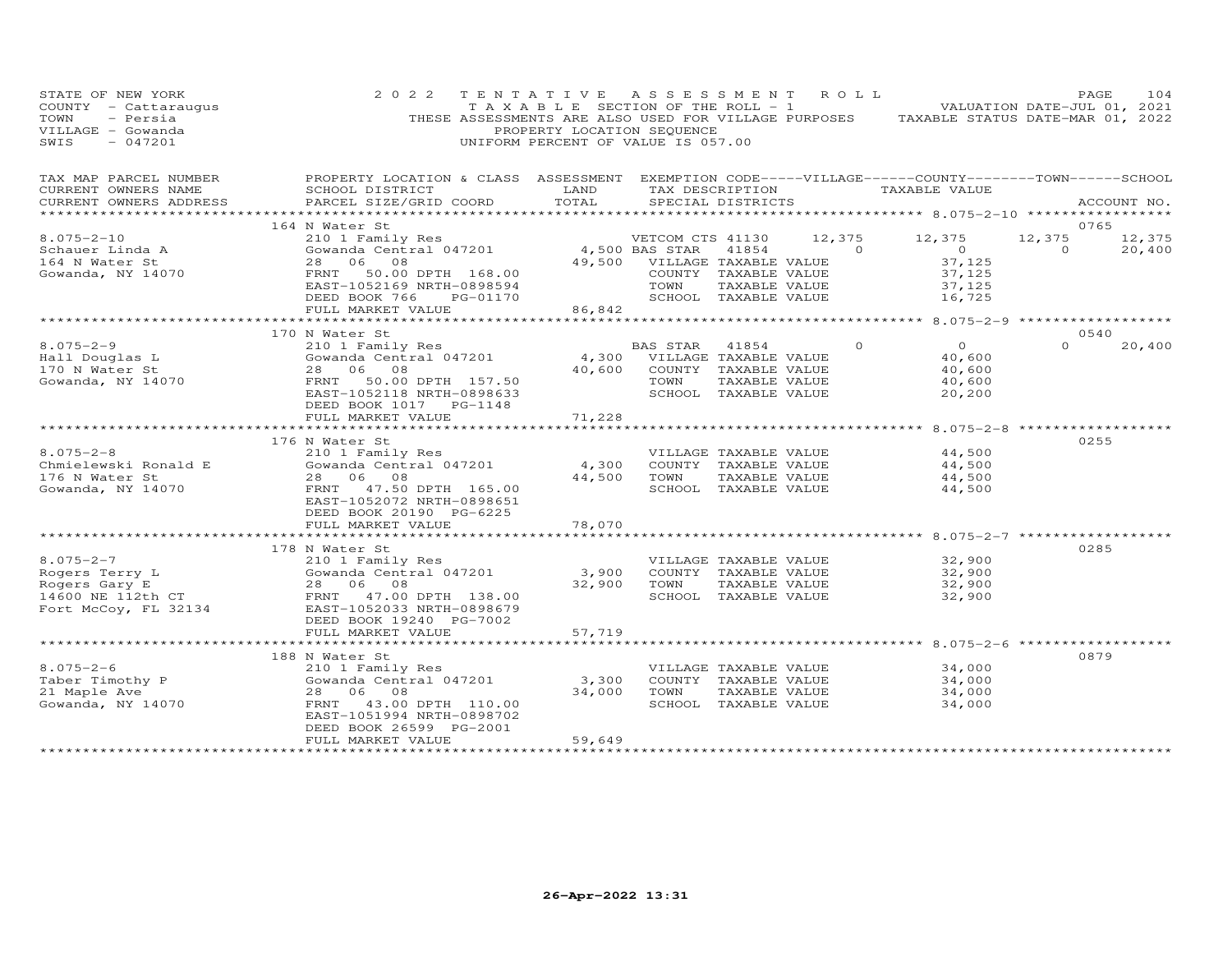STATE OF NEW YORK — 2022 TENTATIVE ASSESSMENT ROLL — VALUATION DATE-JUL 01, 2021
COUNTY - Cattaraugus — TAXABLE SECTION OF THE ROLL - 1 — TAXABLE STATUS DATE-MAR 01, 2022
TOWN - Persia — THESE ASSESSMENTS ARE ALSO USED FOR VILLAGE PURPOSES
VILLAGE - Gowanda — PROPERTY LOCATION SEQUENCE
SWIS - 047201 — UNIFORM PERCENT OF VALUE IS 057.00

| TAX MAP PARCEL NUMBER / CURRENT OWNERS NAME / CURRENT OWNERS ADDRESS | PROPERTY LOCATION & CLASS / SCHOOL DISTRICT / PARCEL SIZE/GRID COORD | ASSESSMENT LAND / TOTAL | EXEMPTION CODE / TAX DESCRIPTION / SPECIAL DISTRICTS | VILLAGE | COUNTY / TAXABLE VALUE | TOWN | SCHOOL / ACCOUNT NO. |
|---|---|---|---|---|---|---|---|
| **8.075-2-10** | 164 N Water St | | | | | | 0765 |
| 8.075-2-10 | 210 1 Family Res | | VETCOM CTS 41130 | 12,375 | 12,375 | 12,375 | 12,375 |
| Schauer Linda A | Gowanda Central 047201 | 4,500 | BAS STAR 41854 | 0 | 0 | 0 | 20,400 |
| 164 N Water St | 28 06 08 | 49,500 | VILLAGE TAXABLE VALUE | | 37,125 | | |
| Gowanda, NY 14070 | FRNT 50.00 DPTH 168.00 | | COUNTY TAXABLE VALUE | | 37,125 | | |
| | EAST-1052169 NRTH-0898594 | | TOWN TAXABLE VALUE | | 37,125 | | |
| | DEED BOOK 766 PG-01170 | | SCHOOL TAXABLE VALUE | | 16,725 | | |
| | FULL MARKET VALUE | 86,842 | | | | | |
| **8.075-2-9** | 170 N Water St | | | | | | 0540 |
| 8.075-2-9 | 210 1 Family Res | | BAS STAR 41854 | 0 | 0 | 0 | 20,400 |
| Hall Douglas L | Gowanda Central 047201 | 4,300 | VILLAGE TAXABLE VALUE | | 40,600 | | |
| 170 N Water St | 28 06 08 | 40,600 | COUNTY TAXABLE VALUE | | 40,600 | | |
| Gowanda, NY 14070 | FRNT 50.00 DPTH 157.50 | | TOWN TAXABLE VALUE | | 40,600 | | |
| | EAST-1052118 NRTH-0898633 | | SCHOOL TAXABLE VALUE | | 20,200 | | |
| | DEED BOOK 1017 PG-1148 | | | | | | |
| | FULL MARKET VALUE | 71,228 | | | | | |
| **8.075-2-8** | 176 N Water St | | | | | | 0255 |
| 8.075-2-8 | 210 1 Family Res | | VILLAGE TAXABLE VALUE | | 44,500 | | |
| Chmielewski Ronald E | Gowanda Central 047201 | 4,300 | COUNTY TAXABLE VALUE | | 44,500 | | |
| 176 N Water St | 28 06 08 | 44,500 | TOWN TAXABLE VALUE | | 44,500 | | |
| Gowanda, NY 14070 | FRNT 47.50 DPTH 165.00 | | SCHOOL TAXABLE VALUE | | 44,500 | | |
| | EAST-1052072 NRTH-0898651 | | | | | | |
| | DEED BOOK 20190 PG-6225 | | | | | | |
| | FULL MARKET VALUE | 78,070 | | | | | |
| **8.075-2-7** | 178 N Water St | | | | | | 0285 |
| 8.075-2-7 | 210 1 Family Res | | VILLAGE TAXABLE VALUE | | 32,900 | | |
| Rogers Terry L | Gowanda Central 047201 | 3,900 | COUNTY TAXABLE VALUE | | 32,900 | | |
| Rogers Gary E | 28 06 08 | 32,900 | TOWN TAXABLE VALUE | | 32,900 | | |
| 14600 NE 112th CT | FRNT 47.00 DPTH 138.00 | | SCHOOL TAXABLE VALUE | | 32,900 | | |
| Fort McCoy, FL 32134 | EAST-1052033 NRTH-0898679 | | | | | | |
| | DEED BOOK 19240 PG-7002 | | | | | | |
| | FULL MARKET VALUE | 57,719 | | | | | |
| **8.075-2-6** | 188 N Water St | | | | | | 0879 |
| 8.075-2-6 | 210 1 Family Res | | VILLAGE TAXABLE VALUE | | 34,000 | | |
| Taber Timothy P | Gowanda Central 047201 | 3,300 | COUNTY TAXABLE VALUE | | 34,000 | | |
| 21 Maple Ave | 28 06 08 | 34,000 | TOWN TAXABLE VALUE | | 34,000 | | |
| Gowanda, NY 14070 | FRNT 43.00 DPTH 110.00 | | SCHOOL TAXABLE VALUE | | 34,000 | | |
| | EAST-1051994 NRTH-0898702 | | | | | | |
| | DEED BOOK 26599 PG-2001 | | | | | | |
| | FULL MARKET VALUE | 59,649 | | | | | |

26-Apr-2022 13:31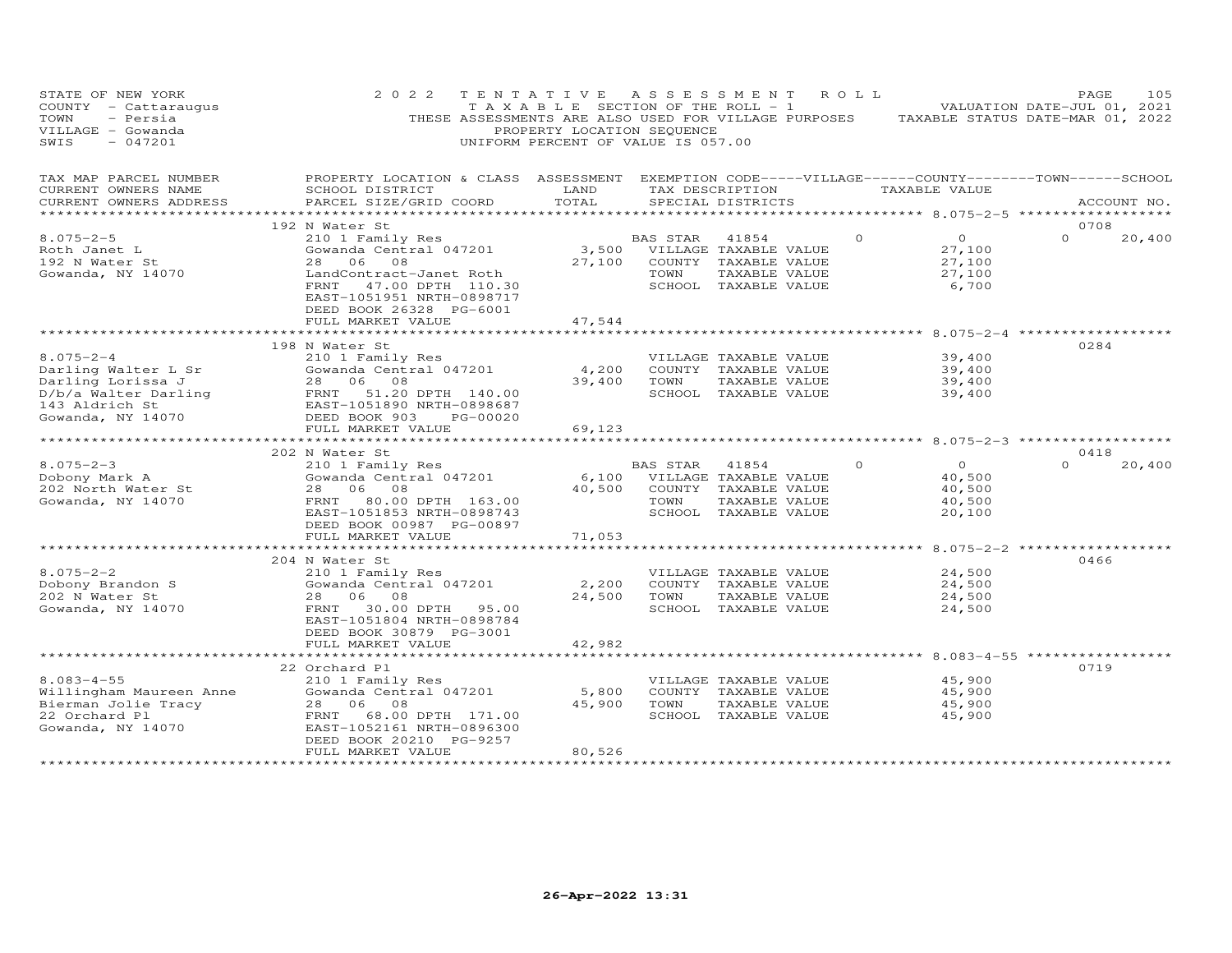STATE OF NEW YORK
COUNTY - Cattaraugus
TOWN - Persia
VILLAGE - Gowanda
SWIS - 047201

2022 TENTATIVE ASSESSMENT ROLL
TAXABLE SECTION OF THE ROLL - 1
THESE ASSESSMENTS ARE ALSO USED FOR VILLAGE PURPOSES
PROPERTY LOCATION SEQUENCE
UNIFORM PERCENT OF VALUE IS 057.00

VALUATION DATE-JUL 01, 2021
TAXABLE STATUS DATE-MAR 01, 2022

| TAX MAP PARCEL NUMBER / CURRENT OWNERS NAME / CURRENT OWNERS ADDRESS | PROPERTY LOCATION & CLASS / SCHOOL DISTRICT / PARCEL SIZE/GRID COORD | ASSESSMENT LAND | TOTAL | EXEMPTION CODE / TAX DESCRIPTION / SPECIAL DISTRICTS | VILLAGE | COUNTY TAXABLE VALUE | TOWN | SCHOOL | ACCOUNT NO. |
|---|---|---|---|---|---|---|---|---|---|
| **8.075-2-5** | 192 N Water St | | | | | | | | 0708 |
| Roth Janet L | 210 1 Family Res | | | BAS STAR 41854 | 0 | 0 | 0 | 20,400 | |
| 192 N Water St | Gowanda Central 047201 | 3,500 | | VILLAGE TAXABLE VALUE | | 27,100 | | | |
| Gowanda, NY 14070 | 28 06 08 | | 27,100 | COUNTY TAXABLE VALUE | | 27,100 | | | |
| | LandContract-Janet Roth | | | TOWN TAXABLE VALUE | | 27,100 | | | |
| | FRNT 47.00 DPTH 110.30 | | | SCHOOL TAXABLE VALUE | | 6,700 | | | |
| | EAST-1051951 NRTH-0898717 | | | | | | | | |
| | DEED BOOK 26328 PG-6001 | | | | | | | | |
| | FULL MARKET VALUE | | 47,544 | | | | | | |
| **8.075-2-4** | 198 N Water St | | | | | | | | 0284 |
| Darling Walter L Sr | 210 1 Family Res | | | VILLAGE TAXABLE VALUE | | 39,400 | | | |
| Darling Lorissa J | Gowanda Central 047201 | 4,200 | | COUNTY TAXABLE VALUE | | 39,400 | | | |
| D/b/a Walter Darling | 28 06 08 | | 39,400 | TOWN TAXABLE VALUE | | 39,400 | | | |
| 143 Aldrich St | FRNT 51.20 DPTH 140.00 | | | SCHOOL TAXABLE VALUE | | 39,400 | | | |
| Gowanda, NY 14070 | EAST-1051890 NRTH-0898687 | | | | | | | | |
| | DEED BOOK 903 PG-00020 | | | | | | | | |
| | FULL MARKET VALUE | | 69,123 | | | | | | |
| **8.075-2-3** | 202 N Water St | | | | | | | | 0418 |
| Dobony Mark A | 210 1 Family Res | | | BAS STAR 41854 | 0 | 0 | 0 | 20,400 | |
| 202 North Water St | Gowanda Central 047201 | 6,100 | | VILLAGE TAXABLE VALUE | | 40,500 | | | |
| Gowanda, NY 14070 | 28 06 08 | | 40,500 | COUNTY TAXABLE VALUE | | 40,500 | | | |
| | FRNT 80.00 DPTH 163.00 | | | TOWN TAXABLE VALUE | | 40,500 | | | |
| | EAST-1051853 NRTH-0898743 | | | SCHOOL TAXABLE VALUE | | 20,100 | | | |
| | DEED BOOK 00987 PG-00897 | | | | | | | | |
| | FULL MARKET VALUE | | 71,053 | | | | | | |
| **8.075-2-2** | 204 N Water St | | | | | | | | 0466 |
| Dobony Brandon S | 210 1 Family Res | | | VILLAGE TAXABLE VALUE | | 24,500 | | | |
| 202 N Water St | Gowanda Central 047201 | 2,200 | | COUNTY TAXABLE VALUE | | 24,500 | | | |
| Gowanda, NY 14070 | 28 06 08 | | 24,500 | TOWN TAXABLE VALUE | | 24,500 | | | |
| | FRNT 30.00 DPTH 95.00 | | | SCHOOL TAXABLE VALUE | | 24,500 | | | |
| | EAST-1051804 NRTH-0898784 | | | | | | | | |
| | DEED BOOK 30879 PG-3001 | | | | | | | | |
| | FULL MARKET VALUE | | 42,982 | | | | | | |
| **8.083-4-55** | 22 Orchard Pl | | | | | | | | 0719 |
| Willingham Maureen Anne | 210 1 Family Res | | | VILLAGE TAXABLE VALUE | | 45,900 | | | |
| Bierman Jolie Tracy | Gowanda Central 047201 | 5,800 | | COUNTY TAXABLE VALUE | | 45,900 | | | |
| 22 Orchard Pl | 28 06 08 | | 45,900 | TOWN TAXABLE VALUE | | 45,900 | | | |
| Gowanda, NY 14070 | FRNT 68.00 DPTH 171.00 | | | SCHOOL TAXABLE VALUE | | 45,900 | | | |
| | EAST-1052161 NRTH-0896300 | | | | | | | | |
| | DEED BOOK 20210 PG-9257 | | | | | | | | |
| | FULL MARKET VALUE | | 80,526 | | | | | | |

26-Apr-2022 13:31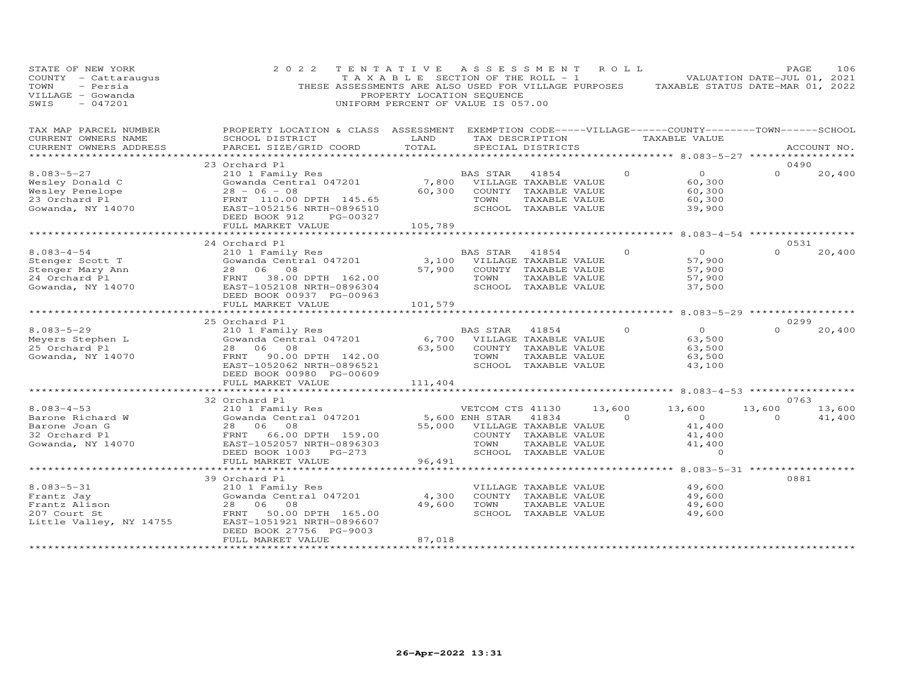STATE OF NEW YORK
COUNTY - Cattaraugus
TOWN - Persia
VILLAGE - Gowanda
SWIS - 047201

2022 TENTATIVE ASSESSMENT ROLL
TAXABLE SECTION OF THE ROLL - 1
THESE ASSESSMENTS ARE ALSO USED FOR VILLAGE PURPOSES
PROPERTY LOCATION SEQUENCE
UNIFORM PERCENT OF VALUE IS 057.00

VALUATION DATE-JUL 01, 2021
TAXABLE STATUS DATE-MAR 01, 2022

| TAX MAP PARCEL NUMBER / CURRENT OWNERS NAME / CURRENT OWNERS ADDRESS | PROPERTY LOCATION & CLASS / SCHOOL DISTRICT / PARCEL SIZE/GRID COORD | ASSESSMENT LAND | TOTAL | EXEMPTION CODE / TAX DESCRIPTION / SPECIAL DISTRICTS | VILLAGE | COUNTY TAXABLE VALUE | TOWN | SCHOOL | ACCOUNT NO. |
|---|---|---|---|---|---|---|---|---|---|
| | 23 Orchard Pl | | | | | | | | 0490 |
| 8.083-5-27 | 210 1 Family Res | | | BAS STAR 41854 | 0 | 0 | 0 | 20,400 | |
| Wesley Donald C | Gowanda Central 047201 | 7,800 | | VILLAGE TAXABLE VALUE | | 60,300 | | | |
| Wesley Penelope | 28 - 06 - 08 | | 60,300 | COUNTY TAXABLE VALUE | | 60,300 | | | |
| 23 Orchard Pl | FRNT 110.00 DPTH 145.65 | | | TOWN TAXABLE VALUE | | 60,300 | | | |
| Gowanda, NY 14070 | EAST-1052156 NRTH-0896510 | | | SCHOOL TAXABLE VALUE | | 39,900 | | | |
| | DEED BOOK 912 PG-00327 | | | | | | | | |
| | FULL MARKET VALUE | | 105,789 | | | | | | |
| | 24 Orchard Pl | | | | | | | | 0531 |
| 8.083-4-54 | 210 1 Family Res | | | BAS STAR 41854 | 0 | 0 | 0 | 20,400 | |
| Stenger Scott T | Gowanda Central 047201 | 3,100 | | VILLAGE TAXABLE VALUE | | 57,900 | | | |
| Stenger Mary Ann | 28 06 08 | | 57,900 | COUNTY TAXABLE VALUE | | 57,900 | | | |
| 24 Orchard Pl | FRNT 38.00 DPTH 162.00 | | | TOWN TAXABLE VALUE | | 57,900 | | | |
| Gowanda, NY 14070 | EAST-1052108 NRTH-0896304 | | | SCHOOL TAXABLE VALUE | | 37,500 | | | |
| | DEED BOOK 00937 PG-00963 | | | | | | | | |
| | FULL MARKET VALUE | | 101,579 | | | | | | |
| | 25 Orchard Pl | | | | | | | | 0299 |
| 8.083-5-29 | 210 1 Family Res | | | BAS STAR 41854 | 0 | 0 | 0 | 20,400 | |
| Meyers Stephen L | Gowanda Central 047201 | 6,700 | | VILLAGE TAXABLE VALUE | | 63,500 | | | |
| 25 Orchard Pl | 28 06 08 | | 63,500 | COUNTY TAXABLE VALUE | | 63,500 | | | |
| Gowanda, NY 14070 | FRNT 90.00 DPTH 142.00 | | | TOWN TAXABLE VALUE | | 63,500 | | | |
| | EAST-1052062 NRTH-0896521 | | | SCHOOL TAXABLE VALUE | | 43,100 | | | |
| | DEED BOOK 00980 PG-00609 | | | | | | | | |
| | FULL MARKET VALUE | | 111,404 | | | | | | |
| | 32 Orchard Pl | | | | | | | | 0763 |
| 8.083-4-53 | 210 1 Family Res | | | VETCOM CTS 41130 | 13,600 | 13,600 | 13,600 | 13,600 | |
| Barone Richard W | Gowanda Central 047201 | 5,600 | | ENH STAR 41834 | 0 | 0 | 0 | 41,400 | |
| Barone Joan G | 28 06 08 | | 55,000 | VILLAGE TAXABLE VALUE | | 41,400 | | | |
| 32 Orchard Pl | FRNT 66.00 DPTH 159.00 | | | COUNTY TAXABLE VALUE | | 41,400 | | | |
| Gowanda, NY 14070 | EAST-1052057 NRTH-0896303 | | | TOWN TAXABLE VALUE | | 41,400 | | | |
| | DEED BOOK 1003 PG-273 | | | SCHOOL TAXABLE VALUE | | 0 | | | |
| | FULL MARKET VALUE | | 96,491 | | | | | | |
| | 39 Orchard Pl | | | | | | | | 0881 |
| 8.083-5-31 | 210 1 Family Res | | | VILLAGE TAXABLE VALUE | | 49,600 | | | |
| Frantz Jay | Gowanda Central 047201 | 4,300 | | COUNTY TAXABLE VALUE | | 49,600 | | | |
| Frantz Alison | 28 06 08 | | 49,600 | TOWN TAXABLE VALUE | | 49,600 | | | |
| 207 Court St | FRNT 50.00 DPTH 165.00 | | | SCHOOL TAXABLE VALUE | | 49,600 | | | |
| Little Valley, NY 14755 | EAST-1051921 NRTH-0896607 | | | | | | | | |
| | DEED BOOK 27756 PG-9003 | | | | | | | | |
| | FULL MARKET VALUE | | 87,018 | | | | | | |

26-Apr-2022 13:31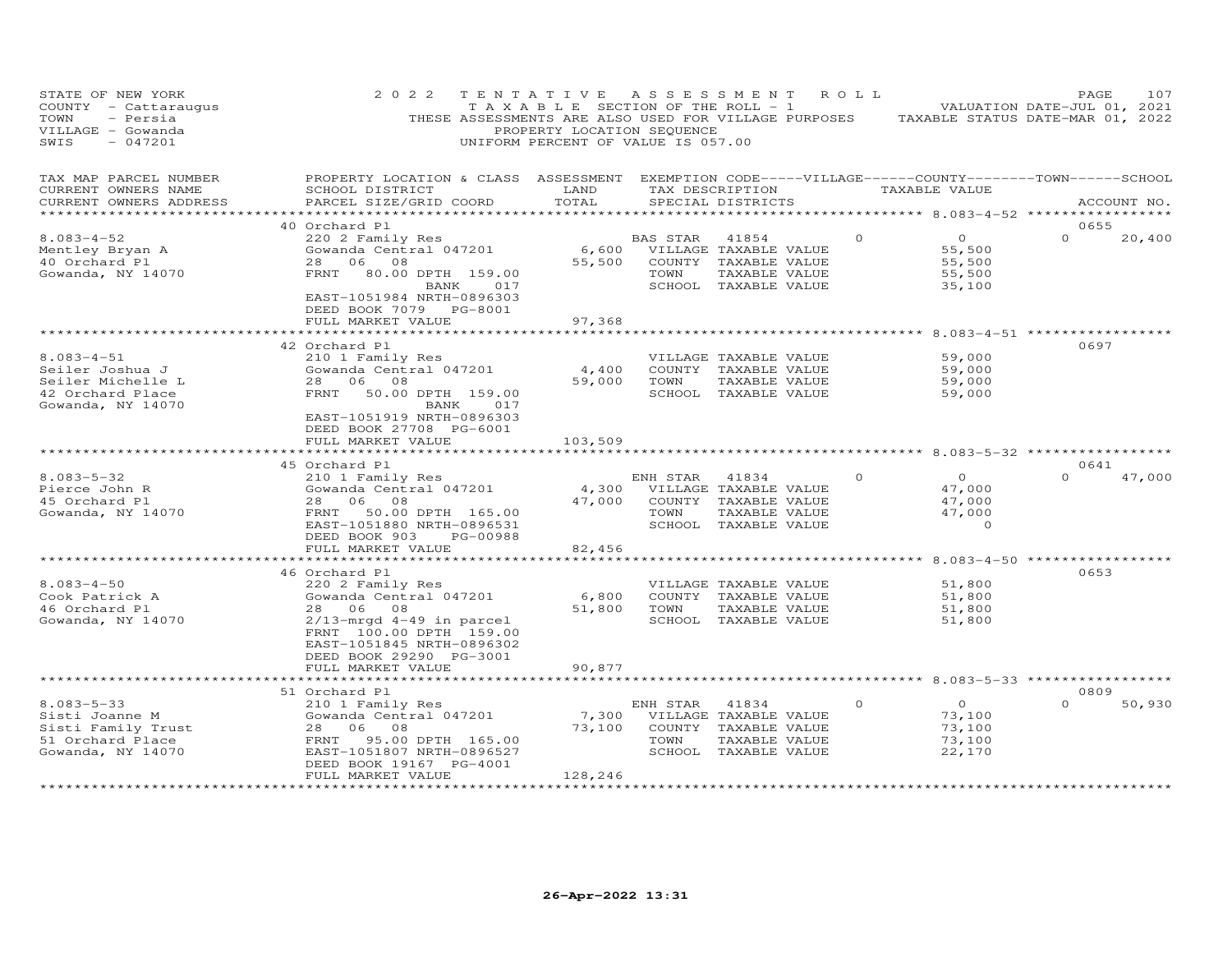STATE OF NEW YORK — 2022 TENTATIVE ASSESSMENT ROLL — VALUATION DATE-JUL 01, 2021
COUNTY - Cattaraugus — TAXABLE SECTION OF THE ROLL - 1 — TAXABLE STATUS DATE-MAR 01, 2022
TOWN - Persia — THESE ASSESSMENTS ARE ALSO USED FOR VILLAGE PURPOSES
VILLAGE - Gowanda — PROPERTY LOCATION SEQUENCE
SWIS - 047201 — UNIFORM PERCENT OF VALUE IS 057.00

| TAX MAP PARCEL NUMBER / CURRENT OWNERS NAME / CURRENT OWNERS ADDRESS | PROPERTY LOCATION & CLASS / SCHOOL DISTRICT / PARCEL SIZE/GRID COORD | ASSESSMENT LAND | TOTAL | EXEMPTION CODE / TAX DESCRIPTION / SPECIAL DISTRICTS | VILLAGE / COUNTY / TOWN / SCHOOL TAXABLE VALUE | ACCOUNT NO. |
|---|---|---|---|---|---|---|
| **8.083-4-52** | 40 Orchard Pl | | | | | 0655 |
| Mentley Bryan A | 220 2 Family Res | | | BAS STAR 41854 | 0 / 0 / 0 | 20,400 |
| 40 Orchard Pl | Gowanda Central 047201 | 6,600 | | VILLAGE TAXABLE VALUE | 55,500 | |
| Gowanda, NY 14070 | 28 06 08 | | 55,500 | COUNTY TAXABLE VALUE | 55,500 | |
| | FRNT 80.00 DPTH 159.00 BANK 017 | | | TOWN TAXABLE VALUE | 55,500 | |
| | EAST-1051984 NRTH-0896303 | | | SCHOOL TAXABLE VALUE | 35,100 | |
| | DEED BOOK 7079 PG-8001 | | | | | |
| | FULL MARKET VALUE | | 97,368 | | | |
| **8.083-4-51** | 42 Orchard Pl | | | | | 0697 |
| Seiler Joshua J | 210 1 Family Res | | | VILLAGE TAXABLE VALUE | 59,000 | |
| Seiler Michelle L | Gowanda Central 047201 | 4,400 | | COUNTY TAXABLE VALUE | 59,000 | |
| 42 Orchard Place | 28 06 08 | | 59,000 | TOWN TAXABLE VALUE | 59,000 | |
| Gowanda, NY 14070 | FRNT 50.00 DPTH 159.00 BANK 017 | | | SCHOOL TAXABLE VALUE | 59,000 | |
| | EAST-1051919 NRTH-0896303 | | | | | |
| | DEED BOOK 27708 PG-6001 | | | | | |
| | FULL MARKET VALUE | | 103,509 | | | |
| **8.083-5-32** | 45 Orchard Pl | | | | | 0641 |
| Pierce John R | 210 1 Family Res | | | ENH STAR 41834 | 0 / 0 / 0 | 47,000 |
| 45 Orchard Pl | Gowanda Central 047201 | 4,300 | | VILLAGE TAXABLE VALUE | 47,000 | |
| Gowanda, NY 14070 | 28 06 08 | | 47,000 | COUNTY TAXABLE VALUE | 47,000 | |
| | FRNT 50.00 DPTH 165.00 | | | TOWN TAXABLE VALUE | 47,000 | |
| | EAST-1051880 NRTH-0896531 | | | SCHOOL TAXABLE VALUE | 0 | |
| | DEED BOOK 903 PG-00988 | | | | | |
| | FULL MARKET VALUE | | 82,456 | | | |
| **8.083-4-50** | 46 Orchard Pl | | | | | 0653 |
| Cook Patrick A | 220 2 Family Res | | | VILLAGE TAXABLE VALUE | 51,800 | |
| 46 Orchard Pl | Gowanda Central 047201 | 6,800 | | COUNTY TAXABLE VALUE | 51,800 | |
| Gowanda, NY 14070 | 28 06 08 | | 51,800 | TOWN TAXABLE VALUE | 51,800 | |
| | 2/13-mrgd 4-49 in parcel | | | SCHOOL TAXABLE VALUE | 51,800 | |
| | FRNT 100.00 DPTH 159.00 | | | | | |
| | EAST-1051845 NRTH-0896302 | | | | | |
| | DEED BOOK 29290 PG-3001 | | | | | |
| | FULL MARKET VALUE | | 90,877 | | | |
| **8.083-5-33** | 51 Orchard Pl | | | | | 0809 |
| Sisti Joanne M | 210 1 Family Res | | | ENH STAR 41834 | 0 / 0 / 0 | 50,930 |
| Sisti Family Trust | Gowanda Central 047201 | 7,300 | | VILLAGE TAXABLE VALUE | 73,100 | |
| 51 Orchard Place | 28 06 08 | | 73,100 | COUNTY TAXABLE VALUE | 73,100 | |
| Gowanda, NY 14070 | FRNT 95.00 DPTH 165.00 | | | TOWN TAXABLE VALUE | 73,100 | |
| | EAST-1051807 NRTH-0896527 | | | SCHOOL TAXABLE VALUE | 22,170 | |
| | DEED BOOK 19167 PG-4001 | | | | | |
| | FULL MARKET VALUE | | 128,246 | | | |

26-Apr-2022 13:31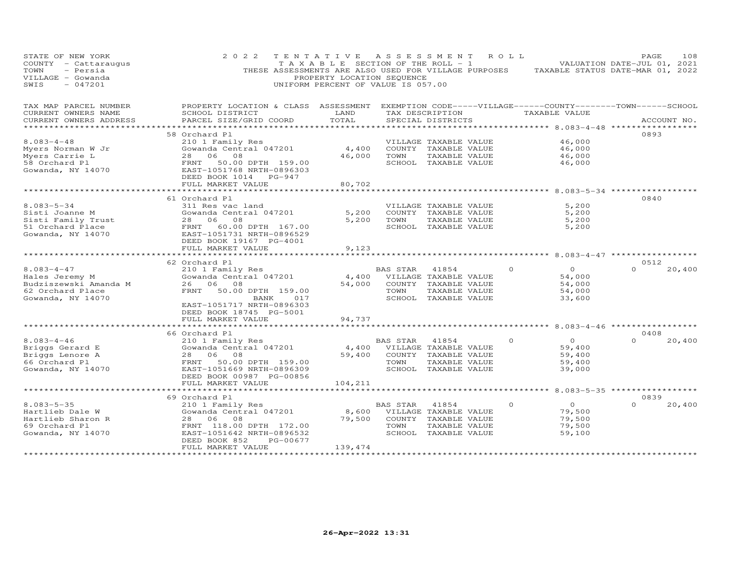STATE OF NEW YORK
COUNTY - Cattaraugus
TOWN - Persia
VILLAGE - Gowanda
SWIS - 047201

2022 TENTATIVE ASSESSMENT ROLL
TAXABLE SECTION OF THE ROLL - 1
THESE ASSESSMENTS ARE ALSO USED FOR VILLAGE PURPOSES
PROPERTY LOCATION SEQUENCE
UNIFORM PERCENT OF VALUE IS 057.00

VALUATION DATE-JUL 01, 2021
TAXABLE STATUS DATE-MAR 01, 2022

| TAX MAP PARCEL NUMBER / CURRENT OWNERS NAME / CURRENT OWNERS ADDRESS | PROPERTY LOCATION & CLASS / SCHOOL DISTRICT / PARCEL SIZE/GRID COORD | ASSESSMENT LAND | TOTAL | EXEMPTION CODE / TAX DESCRIPTION / SPECIAL DISTRICTS | VILLAGE | COUNTY / TAXABLE VALUE | TOWN | SCHOOL | ACCOUNT NO. |
|---|---|---|---|---|---|---|---|---|---|
| | 58 Orchard Pl | | | | | | | | 0893 |
| 8.083-4-48 | 210 1 Family Res | | | VILLAGE TAXABLE VALUE | | 46,000 | | | |
| Myers Norman W Jr | Gowanda Central 047201 | 4,400 | | COUNTY TAXABLE VALUE | | 46,000 | | | |
| Myers Carrie L | 28 06 08 | | 46,000 | TOWN TAXABLE VALUE | | 46,000 | | | |
| 58 Orchard Pl | FRNT 50.00 DPTH 159.00 | | | SCHOOL TAXABLE VALUE | | 46,000 | | | |
| Gowanda, NY 14070 | EAST-1051768 NRTH-0896303 | | | | | | | | |
| | DEED BOOK 1014 PG-947 | | | | | | | | |
| | FULL MARKET VALUE | | 80,702 | | | | | | |
| | 61 Orchard Pl | | | | | | | | 0840 |
| 8.083-5-34 | 311 Res vac land | | | VILLAGE TAXABLE VALUE | | 5,200 | | | |
| Sisti Joanne M | Gowanda Central 047201 | 5,200 | | COUNTY TAXABLE VALUE | | 5,200 | | | |
| Sisti Family Trust | 28 06 08 | | 5,200 | TOWN TAXABLE VALUE | | 5,200 | | | |
| 51 Orchard Place | FRNT 60.00 DPTH 167.00 | | | SCHOOL TAXABLE VALUE | | 5,200 | | | |
| Gowanda, NY 14070 | EAST-1051731 NRTH-0896529 | | | | | | | | |
| | DEED BOOK 19167 PG-4001 | | | | | | | | |
| | FULL MARKET VALUE | | 9,123 | | | | | | |
| | 62 Orchard Pl | | | | | | | | 0512 |
| 8.083-4-47 | 210 1 Family Res | | | BAS STAR 41854 | 0 | 0 | | 0 | 20,400 |
| Hales Jeremy M | Gowanda Central 047201 | 4,400 | | VILLAGE TAXABLE VALUE | | 54,000 | | | |
| Budziszewski Amanda M | 26 06 08 | | 54,000 | COUNTY TAXABLE VALUE | | 54,000 | | | |
| 62 Orchard Place | FRNT 50.00 DPTH 159.00 | | | TOWN TAXABLE VALUE | | 54,000 | | | |
| Gowanda, NY 14070 | BANK 017 | | | SCHOOL TAXABLE VALUE | | 33,600 | | | |
| | EAST-1051717 NRTH-0896303 | | | | | | | | |
| | DEED BOOK 18745 PG-5001 | | | | | | | | |
| | FULL MARKET VALUE | | 94,737 | | | | | | |
| | 66 Orchard Pl | | | | | | | | 0408 |
| 8.083-4-46 | 210 1 Family Res | | | BAS STAR 41854 | 0 | 0 | | 0 | 20,400 |
| Briggs Gerard E | Gowanda Central 047201 | 4,400 | | VILLAGE TAXABLE VALUE | | 59,400 | | | |
| Briggs Lenore A | 28 06 08 | | 59,400 | COUNTY TAXABLE VALUE | | 59,400 | | | |
| 66 Orchard Pl | FRNT 50.00 DPTH 159.00 | | | TOWN TAXABLE VALUE | | 59,400 | | | |
| Gowanda, NY 14070 | EAST-1051669 NRTH-0896309 | | | SCHOOL TAXABLE VALUE | | 39,000 | | | |
| | DEED BOOK 00987 PG-00856 | | | | | | | | |
| | FULL MARKET VALUE | | 104,211 | | | | | | |
| | 69 Orchard Pl | | | | | | | | 0839 |
| 8.083-5-35 | 210 1 Family Res | | | BAS STAR 41854 | 0 | 0 | | 0 | 20,400 |
| Hartlieb Dale W | Gowanda Central 047201 | 8,600 | | VILLAGE TAXABLE VALUE | | 79,500 | | | |
| Hartlieb Sharon R | 28 06 08 | | 79,500 | COUNTY TAXABLE VALUE | | 79,500 | | | |
| 69 Orchard Pl | FRNT 118.00 DPTH 172.00 | | | TOWN TAXABLE VALUE | | 79,500 | | | |
| Gowanda, NY 14070 | EAST-1051642 NRTH-0896532 | | | SCHOOL TAXABLE VALUE | | 59,100 | | | |
| | DEED BOOK 852 PG-00677 | | | | | | | | |
| | FULL MARKET VALUE | | 139,474 | | | | | | |

26-Apr-2022 13:31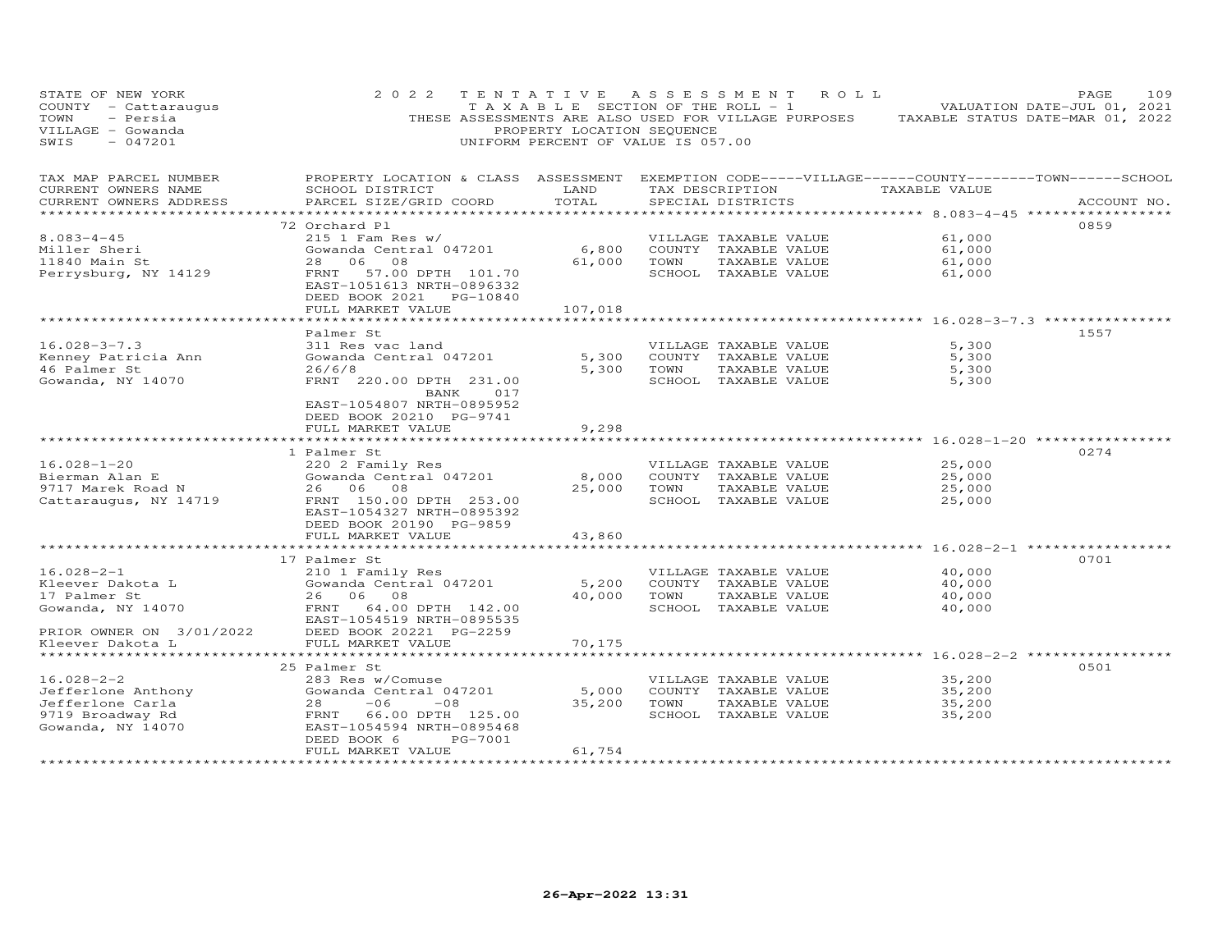STATE OF NEW YORK
COUNTY - Cattaraugus
TOWN - Persia
VILLAGE - Gowanda
SWIS - 047201

2022 TENTATIVE ASSESSMENT ROLL
TAXABLE SECTION OF THE ROLL - 1
THESE ASSESSMENTS ARE ALSO USED FOR VILLAGE PURPOSES
PROPERTY LOCATION SEQUENCE
UNIFORM PERCENT OF VALUE IS 057.00

VALUATION DATE-JUL 01, 2021
TAXABLE STATUS DATE-MAR 01, 2022

| TAX MAP PARCEL NUMBER<br>CURRENT OWNERS NAME<br>CURRENT OWNERS ADDRESS | PROPERTY LOCATION & CLASS<br>SCHOOL DISTRICT<br>PARCEL SIZE/GRID COORD | ASSESSMENT<br>LAND<br>TOTAL | EXEMPTION CODE-----VILLAGE------COUNTY--------TOWN------SCHOOL<br>TAX DESCRIPTION<br>SPECIAL DISTRICTS | TAXABLE VALUE | ACCOUNT NO. |
|---|---|---|---|---|---|
| 8.083-4-45 | 72 Orchard Pl | | | | 0859 |
| 8.083-4-45 | 215 1 Fam Res w/ | | VILLAGE TAXABLE VALUE | 61,000 | |
| Miller Sheri | Gowanda Central 047201 | 6,800 | COUNTY TAXABLE VALUE | 61,000 | |
| 11840 Main St | 28 06 08 | 61,000 | TOWN TAXABLE VALUE | 61,000 | |
| Perrysburg, NY 14129 | FRNT 57.00 DPTH 101.70 | | SCHOOL TAXABLE VALUE | 61,000 | |
| | EAST-1051613 NRTH-0896332 | | | | |
| | DEED BOOK 2021 PG-10840 | | | | |
| | FULL MARKET VALUE | 107,018 | | | |
| 16.028-3-7.3 | Palmer St | | | | 1557 |
| 16.028-3-7.3 | 311 Res vac land | | VILLAGE TAXABLE VALUE | 5,300 | |
| Kenney Patricia Ann | Gowanda Central 047201 | 5,300 | COUNTY TAXABLE VALUE | 5,300 | |
| 46 Palmer St | 26/6/8 | 5,300 | TOWN TAXABLE VALUE | 5,300 | |
| Gowanda, NY 14070 | FRNT 220.00 DPTH 231.00 | | SCHOOL TAXABLE VALUE | 5,300 | |
| | BANK 017 | | | | |
| | EAST-1054807 NRTH-0895952 | | | | |
| | DEED BOOK 20210 PG-9741 | | | | |
| | FULL MARKET VALUE | 9,298 | | | |
| 16.028-1-20 | 1 Palmer St | | | | 0274 |
| 16.028-1-20 | 220 2 Family Res | | VILLAGE TAXABLE VALUE | 25,000 | |
| Bierman Alan E | Gowanda Central 047201 | 8,000 | COUNTY TAXABLE VALUE | 25,000 | |
| 9717 Marek Road N | 26 06 08 | 25,000 | TOWN TAXABLE VALUE | 25,000 | |
| Cattaraugus, NY 14719 | FRNT 150.00 DPTH 253.00 | | SCHOOL TAXABLE VALUE | 25,000 | |
| | EAST-1054327 NRTH-0895392 | | | | |
| | DEED BOOK 20190 PG-9859 | | | | |
| | FULL MARKET VALUE | 43,860 | | | |
| 16.028-2-1 | 17 Palmer St | | | | 0701 |
| 16.028-2-1 | 210 1 Family Res | | VILLAGE TAXABLE VALUE | 40,000 | |
| Kleever Dakota L | Gowanda Central 047201 | 5,200 | COUNTY TAXABLE VALUE | 40,000 | |
| 17 Palmer St | 26 06 08 | 40,000 | TOWN TAXABLE VALUE | 40,000 | |
| Gowanda, NY 14070 | FRNT 64.00 DPTH 142.00 | | SCHOOL TAXABLE VALUE | 40,000 | |
| | EAST-1054519 NRTH-0895535 | | | | |
| PRIOR OWNER ON 3/01/2022 | DEED BOOK 20221 PG-2259 | | | | |
| Kleever Dakota L | FULL MARKET VALUE | 70,175 | | | |
| 16.028-2-2 | 25 Palmer St | | | | 0501 |
| 16.028-2-2 | 283 Res w/Comuse | | VILLAGE TAXABLE VALUE | 35,200 | |
| Jefferlone Anthony | Gowanda Central 047201 | 5,000 | COUNTY TAXABLE VALUE | 35,200 | |
| Jefferlone Carla | 28 -06 -08 | 35,200 | TOWN TAXABLE VALUE | 35,200 | |
| 9719 Broadway Rd | FRNT 66.00 DPTH 125.00 | | SCHOOL TAXABLE VALUE | 35,200 | |
| Gowanda, NY 14070 | EAST-1054594 NRTH-0895468 | | | | |
| | DEED BOOK 6 PG-7001 | | | | |
| | FULL MARKET VALUE | 61,754 | | | |

26-Apr-2022 13:31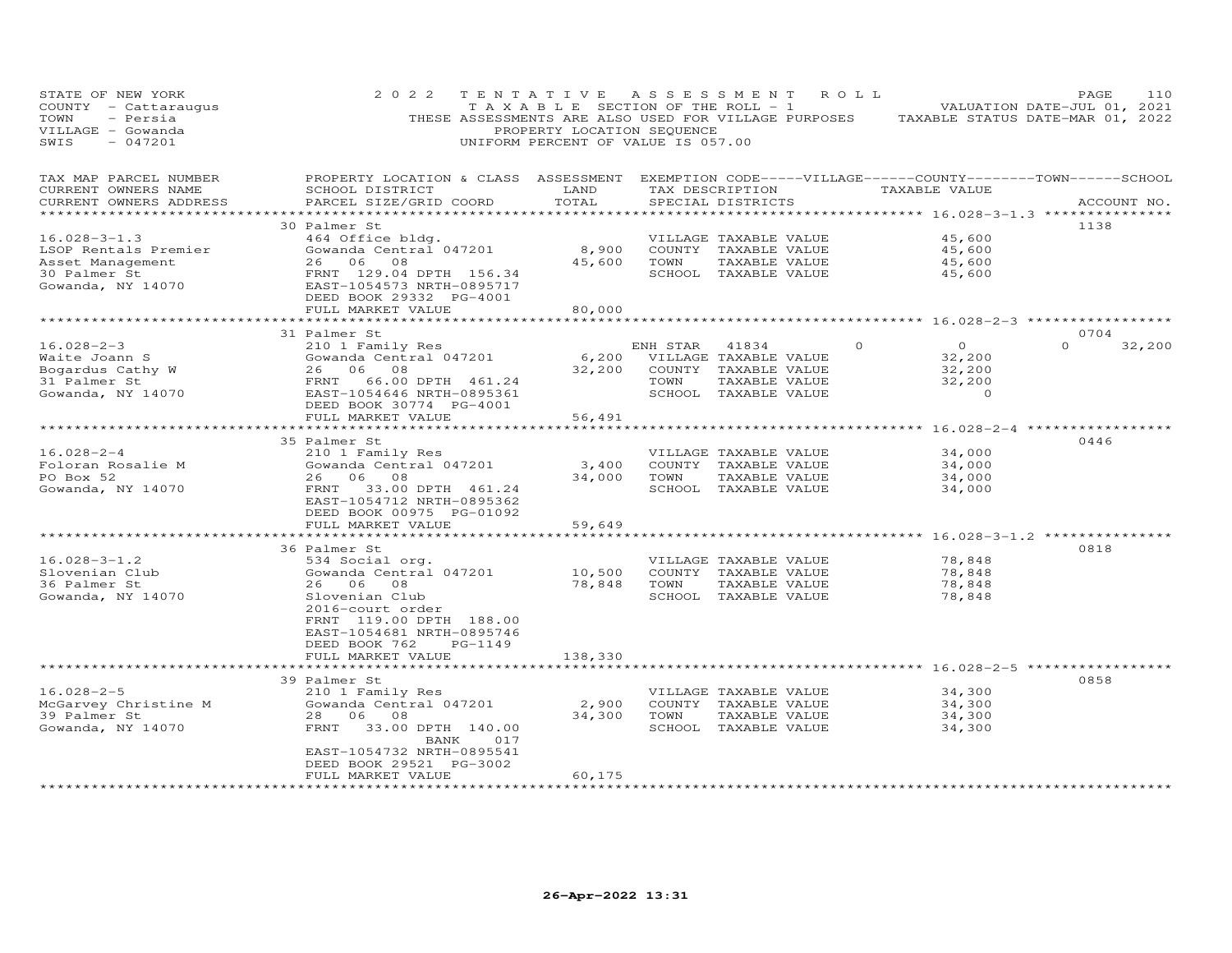STATE OF NEW YORK
COUNTY - Cattaraugus
TOWN - Persia
VILLAGE - Gowanda
SWIS - 047201

2022 TENTATIVE ASSESSMENT ROLL
TAXABLE SECTION OF THE ROLL - 1
THESE ASSESSMENTS ARE ALSO USED FOR VILLAGE PURPOSES
PROPERTY LOCATION SEQUENCE
UNIFORM PERCENT OF VALUE IS 057.00

VALUATION DATE-JUL 01, 2021
TAXABLE STATUS DATE-MAR 01, 2022

| TAX MAP PARCEL NUMBER / CURRENT OWNERS NAME / CURRENT OWNERS ADDRESS | PROPERTY LOCATION & CLASS / SCHOOL DISTRICT / PARCEL SIZE/GRID COORD | ASSESSMENT LAND / TOTAL | EXEMPTION CODE / TAX DESCRIPTION / SPECIAL DISTRICTS | VILLAGE | COUNTY | TOWN | SCHOOL | ACCOUNT NO. |
|---|---|---|---|---|---|---|---|---|
| 16.028-3-1.3 | 30 Palmer St | | | | | | | 1138 |
| | 464 Office bldg. | | VILLAGE TAXABLE VALUE | 45,600 | | | | |
| LSOP Rentals Premier | Gowanda Central 047201 | 8,900 | COUNTY TAXABLE VALUE | | 45,600 | | | |
| Asset Management | 26 06 08 | 45,600 | TOWN TAXABLE VALUE | | | 45,600 | | |
| 30 Palmer St | FRNT 129.04 DPTH 156.34 | | SCHOOL TAXABLE VALUE | | | | 45,600 | |
| Gowanda, NY 14070 | EAST-1054573 NRTH-0895717 | | | | | | | |
| | DEED BOOK 29332 PG-4001 | | | | | | | |
| | FULL MARKET VALUE | 80,000 | | | | | | |
| 16.028-2-3 | 31 Palmer St | | | | | | | 0704 |
| | 210 1 Family Res | | ENH STAR 41834 | 0 | 0 | 0 | 32,200 | |
| Waite Joann S | Gowanda Central 047201 | 6,200 | VILLAGE TAXABLE VALUE | 32,200 | | | | |
| Bogardus Cathy W | 26 06 08 | 32,200 | COUNTY TAXABLE VALUE | | 32,200 | | | |
| 31 Palmer St | FRNT 66.00 DPTH 461.24 | | TOWN TAXABLE VALUE | | | 32,200 | | |
| Gowanda, NY 14070 | EAST-1054646 NRTH-0895361 | | SCHOOL TAXABLE VALUE | | | | 0 | |
| | DEED BOOK 30774 PG-4001 | | | | | | | |
| | FULL MARKET VALUE | 56,491 | | | | | | |
| 16.028-2-4 | 35 Palmer St | | | | | | | 0446 |
| | 210 1 Family Res | | VILLAGE TAXABLE VALUE | 34,000 | | | | |
| Foloran Rosalie M | Gowanda Central 047201 | 3,400 | COUNTY TAXABLE VALUE | | 34,000 | | | |
| PO Box 52 | 26 06 08 | 34,000 | TOWN TAXABLE VALUE | | | 34,000 | | |
| Gowanda, NY 14070 | FRNT 33.00 DPTH 461.24 | | SCHOOL TAXABLE VALUE | | | | 34,000 | |
| | EAST-1054712 NRTH-0895362 | | | | | | | |
| | DEED BOOK 00975 PG-01092 | | | | | | | |
| | FULL MARKET VALUE | 59,649 | | | | | | |
| 16.028-3-1.2 | 36 Palmer St | | | | | | | 0818 |
| | 534 Social org. | | VILLAGE TAXABLE VALUE | 78,848 | | | | |
| Slovenian Club | Gowanda Central 047201 | 10,500 | COUNTY TAXABLE VALUE | | 78,848 | | | |
| 36 Palmer St | 26 06 08 | 78,848 | TOWN TAXABLE VALUE | | | 78,848 | | |
| Gowanda, NY 14070 | Slovenian Club | | SCHOOL TAXABLE VALUE | | | | 78,848 | |
| | 2016-court order | | | | | | | |
| | FRNT 119.00 DPTH 188.00 | | | | | | | |
| | EAST-1054681 NRTH-0895746 | | | | | | | |
| | DEED BOOK 762 PG-1149 | | | | | | | |
| | FULL MARKET VALUE | 138,330 | | | | | | |
| 16.028-2-5 | 39 Palmer St | | | | | | | 0858 |
| | 210 1 Family Res | | VILLAGE TAXABLE VALUE | 34,300 | | | | |
| McGarvey Christine M | Gowanda Central 047201 | 2,900 | COUNTY TAXABLE VALUE | | 34,300 | | | |
| 39 Palmer St | 28 06 08 | 34,300 | TOWN TAXABLE VALUE | | | 34,300 | | |
| Gowanda, NY 14070 | FRNT 33.00 DPTH 140.00 | | SCHOOL TAXABLE VALUE | | | | 34,300 | |
| | BANK 017 | | | | | | | |
| | EAST-1054732 NRTH-0895541 | | | | | | | |
| | DEED BOOK 29521 PG-3002 | | | | | | | |
| | FULL MARKET VALUE | 60,175 | | | | | | |

26-Apr-2022 13:31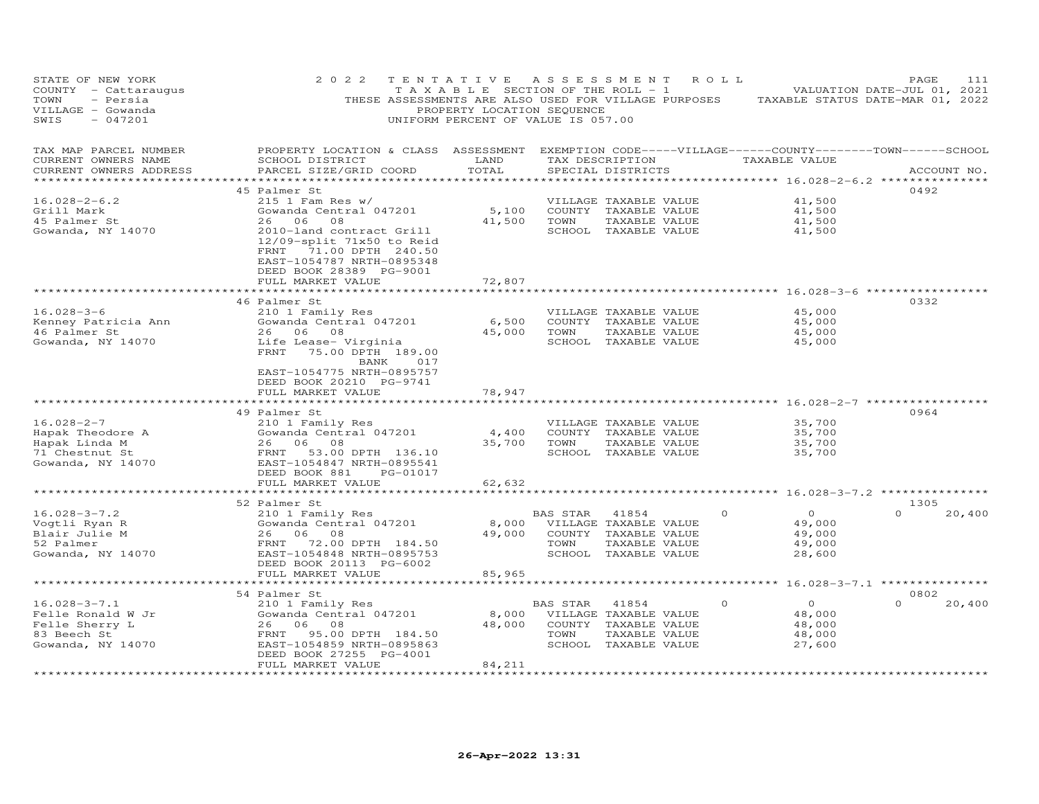STATE OF NEW YORK
COUNTY - Cattaraugus
TOWN - Persia
VILLAGE - Gowanda
SWIS - 047201

2022 TENTATIVE ASSESSMENT ROLL
TAXABLE SECTION OF THE ROLL - 1
THESE ASSESSMENTS ARE ALSO USED FOR VILLAGE PURPOSES
PROPERTY LOCATION SEQUENCE
UNIFORM PERCENT OF VALUE IS 057.00

VALUATION DATE-JUL 01, 2021
TAXABLE STATUS DATE-MAR 01, 2022

| TAX MAP PARCEL NUMBER / CURRENT OWNERS NAME / CURRENT OWNERS ADDRESS | PROPERTY LOCATION & CLASS / SCHOOL DISTRICT / PARCEL SIZE/GRID COORD | ASSESSMENT LAND | TOTAL | EXEMPTION CODE / TAX DESCRIPTION / SPECIAL DISTRICTS | VILLAGE | COUNTY | TOWN | SCHOOL | ACCOUNT NO. |
|---|---|---|---|---|---|---|---|---|---|
| **16.028-2-6.2** | 45 Palmer St | | | | | | | | 0492 |
| Grill Mark | 215 1 Fam Res w/ | | | VILLAGE TAXABLE VALUE | 41,500 | | | | |
| 45 Palmer St | Gowanda Central 047201 | 5,100 | | COUNTY TAXABLE VALUE | | 41,500 | | | |
| Gowanda, NY 14070 | 26 06 08 | | 41,500 | TOWN TAXABLE VALUE | | | 41,500 | | |
| | 2010-land contract Grill | | | SCHOOL TAXABLE VALUE | | | | 41,500 | |
| | 12/09-split 71x50 to Reid | | | | | | | | |
| | FRNT 71.00 DPTH 240.50 | | | | | | | | |
| | EAST-1054787 NRTH-0895348 | | | | | | | | |
| | DEED BOOK 28389 PG-9001 | | | | | | | | |
| | FULL MARKET VALUE | | 72,807 | | | | | | |
| **16.028-3-6** | 46 Palmer St | | | | | | | | 0332 |
| Kenney Patricia Ann | 210 1 Family Res | | | VILLAGE TAXABLE VALUE | 45,000 | | | | |
| 46 Palmer St | Gowanda Central 047201 | 6,500 | | COUNTY TAXABLE VALUE | | 45,000 | | | |
| Gowanda, NY 14070 | 26 06 08 | | 45,000 | TOWN TAXABLE VALUE | | | 45,000 | | |
| | Life Lease- Virginia | | | SCHOOL TAXABLE VALUE | | | | 45,000 | |
| | FRNT 75.00 DPTH 189.00 | | | | | | | | |
| | BANK 017 | | | | | | | | |
| | EAST-1054775 NRTH-0895757 | | | | | | | | |
| | DEED BOOK 20210 PG-9741 | | | | | | | | |
| | FULL MARKET VALUE | | 78,947 | | | | | | |
| **16.028-2-7** | 49 Palmer St | | | | | | | | 0964 |
| Hapak Theodore A | 210 1 Family Res | | | VILLAGE TAXABLE VALUE | 35,700 | | | | |
| Hapak Linda M | Gowanda Central 047201 | 4,400 | | COUNTY TAXABLE VALUE | | 35,700 | | | |
| 71 Chestnut St | 26 06 08 | | 35,700 | TOWN TAXABLE VALUE | | | 35,700 | | |
| Gowanda, NY 14070 | FRNT 53.00 DPTH 136.10 | | | SCHOOL TAXABLE VALUE | | | | 35,700 | |
| | EAST-1054847 NRTH-0895541 | | | | | | | | |
| | DEED BOOK 881 PG-01017 | | | | | | | | |
| | FULL MARKET VALUE | | 62,632 | | | | | | |
| **16.028-3-7.2** | 52 Palmer St | | | | | | | | 1305 |
| Vogtli Ryan R | 210 1 Family Res | | | BAS STAR 41854 | 0 | 0 | 0 | 20,400 | |
| Blair Julie M | Gowanda Central 047201 | 8,000 | | VILLAGE TAXABLE VALUE | 49,000 | | | | |
| 52 Palmer | 26 06 08 | | 49,000 | COUNTY TAXABLE VALUE | | 49,000 | | | |
| Gowanda, NY 14070 | FRNT 72.00 DPTH 184.50 | | | TOWN TAXABLE VALUE | | | 49,000 | | |
| | EAST-1054848 NRTH-0895753 | | | SCHOOL TAXABLE VALUE | | | | 28,600 | |
| | DEED BOOK 20113 PG-6002 | | | | | | | | |
| | FULL MARKET VALUE | | 85,965 | | | | | | |
| **16.028-3-7.1** | 54 Palmer St | | | | | | | | 0802 |
| Felle Ronald W Jr | 210 1 Family Res | | | BAS STAR 41854 | 0 | 0 | 0 | 20,400 | |
| Felle Sherry L | Gowanda Central 047201 | 8,000 | | VILLAGE TAXABLE VALUE | 48,000 | | | | |
| 83 Beech St | 26 06 08 | | 48,000 | COUNTY TAXABLE VALUE | | 48,000 | | | |
| Gowanda, NY 14070 | FRNT 95.00 DPTH 184.50 | | | TOWN TAXABLE VALUE | | | 48,000 | | |
| | EAST-1054859 NRTH-0895863 | | | SCHOOL TAXABLE VALUE | | | | 27,600 | |
| | DEED BOOK 27255 PG-4001 | | | | | | | | |
| | FULL MARKET VALUE | | 84,211 | | | | | | |

26-Apr-2022 13:31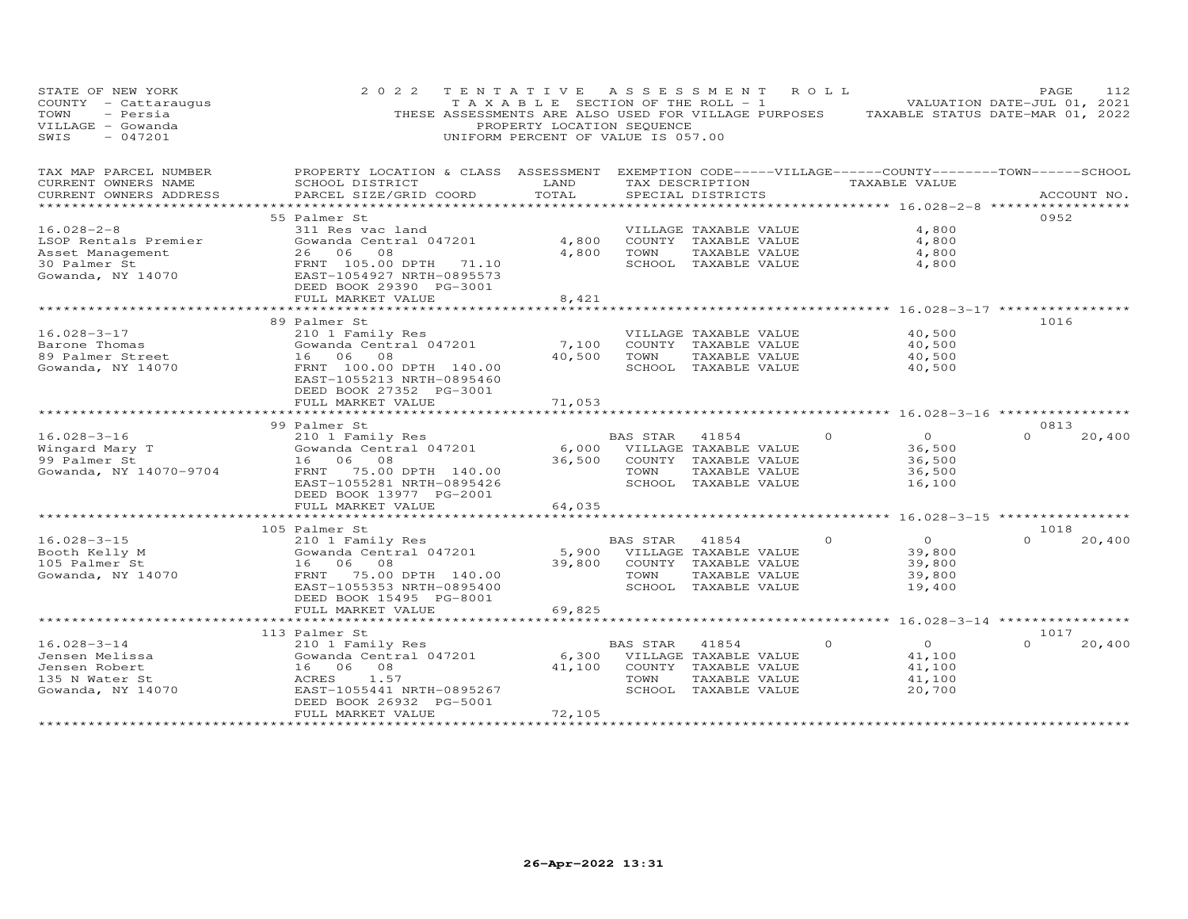STATE OF NEW YORK — 2022 TENTATIVE ASSESSMENT ROLL
COUNTY - Cattaraugus — TAXABLE SECTION OF THE ROLL - 1 — VALUATION DATE-JUL 01, 2021
TOWN - Persia — THESE ASSESSMENTS ARE ALSO USED FOR VILLAGE PURPOSES — TAXABLE STATUS DATE-MAR 01, 2022
VILLAGE - Gowanda — PROPERTY LOCATION SEQUENCE
SWIS - 047201 — UNIFORM PERCENT OF VALUE IS 057.00

| TAX MAP PARCEL NUMBER / CURRENT OWNERS NAME / CURRENT OWNERS ADDRESS | PROPERTY LOCATION & CLASS / SCHOOL DISTRICT / PARCEL SIZE/GRID COORD | ASSESSMENT LAND / TOTAL | EXEMPTION CODE / TAX DESCRIPTION / SPECIAL DISTRICTS | VILLAGE | COUNTY / TAXABLE VALUE | TOWN | SCHOOL | ACCOUNT NO. |
|---|---|---|---|---|---|---|---|---|
| **16.028-2-8** | 55 Palmer St | | | | | | | 0952 |
| LSOP Rentals Premier | 311 Res vac land | | VILLAGE TAXABLE VALUE | | 4,800 | | | |
| Asset Management | Gowanda Central 047201 | 4,800 | COUNTY TAXABLE VALUE | | 4,800 | | | |
| 30 Palmer St | 26 06 08 | 4,800 | TOWN TAXABLE VALUE | | 4,800 | | | |
| Gowanda, NY 14070 | FRNT 105.00 DPTH 71.10 | | SCHOOL TAXABLE VALUE | | 4,800 | | | |
| | EAST-1054927 NRTH-0895573 | | | | | | | |
| | DEED BOOK 29390 PG-3001 | | | | | | | |
| | FULL MARKET VALUE | 8,421 | | | | | | |
| **16.028-3-17** | 89 Palmer St | | | | | | | 1016 |
| Barone Thomas | 210 1 Family Res | | VILLAGE TAXABLE VALUE | | 40,500 | | | |
| 89 Palmer Street | Gowanda Central 047201 | 7,100 | COUNTY TAXABLE VALUE | | 40,500 | | | |
| Gowanda, NY 14070 | 16 06 08 | 40,500 | TOWN TAXABLE VALUE | | 40,500 | | | |
| | FRNT 100.00 DPTH 140.00 | | SCHOOL TAXABLE VALUE | | 40,500 | | | |
| | EAST-1055213 NRTH-0895460 | | | | | | | |
| | DEED BOOK 27352 PG-3001 | | | | | | | |
| | FULL MARKET VALUE | 71,053 | | | | | | |
| **16.028-3-16** | 99 Palmer St | | | | | | | 0813 |
| Wingard Mary T | 210 1 Family Res | | BAS STAR 41854 | 0 | 0 | 0 | 20,400 | |
| 99 Palmer St | Gowanda Central 047201 | 6,000 | VILLAGE TAXABLE VALUE | | 36,500 | | | |
| Gowanda, NY 14070-9704 | 16 06 08 | 36,500 | COUNTY TAXABLE VALUE | | 36,500 | | | |
| | FRNT 75.00 DPTH 140.00 | | TOWN TAXABLE VALUE | | 36,500 | | | |
| | EAST-1055281 NRTH-0895426 | | SCHOOL TAXABLE VALUE | | 16,100 | | | |
| | DEED BOOK 13977 PG-2001 | | | | | | | |
| | FULL MARKET VALUE | 64,035 | | | | | | |
| **16.028-3-15** | 105 Palmer St | | | | | | | 1018 |
| Booth Kelly M | 210 1 Family Res | | BAS STAR 41854 | 0 | 0 | 0 | 20,400 | |
| 105 Palmer St | Gowanda Central 047201 | 5,900 | VILLAGE TAXABLE VALUE | | 39,800 | | | |
| Gowanda, NY 14070 | 16 06 08 | 39,800 | COUNTY TAXABLE VALUE | | 39,800 | | | |
| | FRNT 75.00 DPTH 140.00 | | TOWN TAXABLE VALUE | | 39,800 | | | |
| | EAST-1055353 NRTH-0895400 | | SCHOOL TAXABLE VALUE | | 19,400 | | | |
| | DEED BOOK 15495 PG-8001 | | | | | | | |
| | FULL MARKET VALUE | 69,825 | | | | | | |
| **16.028-3-14** | 113 Palmer St | | | | | | | 1017 |
| Jensen Melissa | 210 1 Family Res | | BAS STAR 41854 | 0 | 0 | 0 | 20,400 | |
| Jensen Robert | Gowanda Central 047201 | 6,300 | VILLAGE TAXABLE VALUE | | 41,100 | | | |
| 135 N Water St | 16 06 08 | 41,100 | COUNTY TAXABLE VALUE | | 41,100 | | | |
| Gowanda, NY 14070 | ACRES 1.57 | | TOWN TAXABLE VALUE | | 41,100 | | | |
| | EAST-1055441 NRTH-0895267 | | SCHOOL TAXABLE VALUE | | 20,700 | | | |
| | DEED BOOK 26932 PG-5001 | | | | | | | |
| | FULL MARKET VALUE | 72,105 | | | | | | |

26-Apr-2022 13:31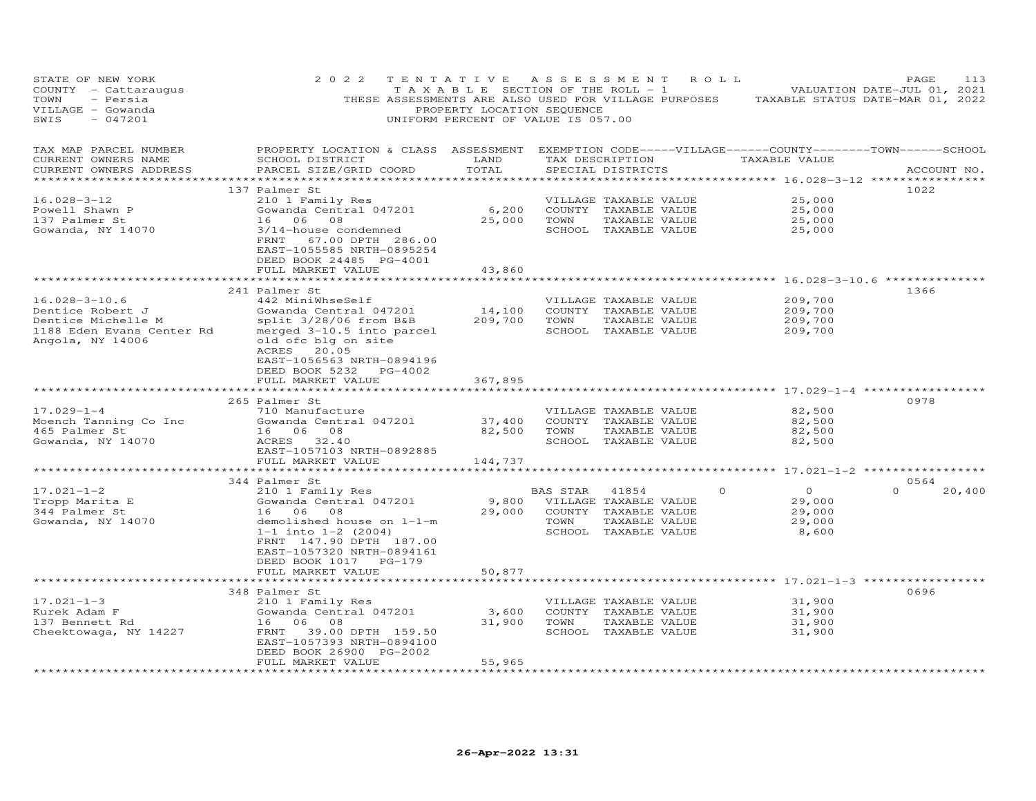STATE OF NEW YORK — 2022 TENTATIVE ASSESSMENT ROLL — PAGE 113
COUNTY - Cattaraugus — TAXABLE SECTION OF THE ROLL - 1 — VALUATION DATE-JUL 01, 2021
TOWN - Persia — THESE ASSESSMENTS ARE ALSO USED FOR VILLAGE PURPOSES — TAXABLE STATUS DATE-MAR 01, 2022
VILLAGE - Gowanda — PROPERTY LOCATION SEQUENCE
SWIS - 047201 — UNIFORM PERCENT OF VALUE IS 057.00

| TAX MAP PARCEL NUMBER / CURRENT OWNERS NAME / CURRENT OWNERS ADDRESS | PROPERTY LOCATION & CLASS / SCHOOL DISTRICT / PARCEL SIZE/GRID COORD | ASSESSMENT LAND | TOTAL | EXEMPTION CODE-----VILLAGE------COUNTY--------TOWN------SCHOOL / TAX DESCRIPTION / SPECIAL DISTRICTS | TAXABLE VALUE | ACCOUNT NO. |
|---|---|---|---|---|---|---|
| **16.028-3-12** | 137 Palmer St | | | | | 1022 |
| 16.028-3-12 | 210 1 Family Res | | | VILLAGE TAXABLE VALUE | 25,000 | |
| Powell Shawn P | Gowanda Central 047201 | 6,200 | | COUNTY TAXABLE VALUE | 25,000 | |
| 137 Palmer St | 16 06 08 | | 25,000 | TOWN TAXABLE VALUE | 25,000 | |
| Gowanda, NY 14070 | 3/14-house condemned | | | SCHOOL TAXABLE VALUE | 25,000 | |
| | FRNT 67.00 DPTH 286.00 | | | | | |
| | EAST-1055585 NRTH-0895254 | | | | | |
| | DEED BOOK 24485 PG-4001 | | | | | |
| | FULL MARKET VALUE | | 43,860 | | | |
| **16.028-3-10.6** | 241 Palmer St | | | | | 1366 |
| 16.028-3-10.6 | 442 MiniWhseSelf | | | VILLAGE TAXABLE VALUE | 209,700 | |
| Dentice Robert J | Gowanda Central 047201 | 14,100 | | COUNTY TAXABLE VALUE | 209,700 | |
| Dentice Michelle M | split 3/28/06 from B&B | | 209,700 | TOWN TAXABLE VALUE | 209,700 | |
| 1188 Eden Evans Center Rd | merged 3-10.5 into parcel | | | SCHOOL TAXABLE VALUE | 209,700 | |
| Angola, NY 14006 | old ofc blg on site | | | | | |
| | ACRES 20.05 | | | | | |
| | EAST-1056563 NRTH-0894196 | | | | | |
| | DEED BOOK 5232 PG-4002 | | | | | |
| | FULL MARKET VALUE | | 367,895 | | | |
| **17.029-1-4** | 265 Palmer St | | | | | 0978 |
| 17.029-1-4 | 710 Manufacture | | | VILLAGE TAXABLE VALUE | 82,500 | |
| Moench Tanning Co Inc | Gowanda Central 047201 | 37,400 | | COUNTY TAXABLE VALUE | 82,500 | |
| 465 Palmer St | 16 06 08 | | 82,500 | TOWN TAXABLE VALUE | 82,500 | |
| Gowanda, NY 14070 | ACRES 32.40 | | | SCHOOL TAXABLE VALUE | 82,500 | |
| | EAST-1057103 NRTH-0892885 | | | | | |
| | FULL MARKET VALUE | | 144,737 | | | |
| **17.021-1-2** | 344 Palmer St | | | | | 0564 |
| 17.021-1-2 | 210 1 Family Res | | | BAS STAR 41854 0 0 0 20,400 | | |
| Tropp Marita E | Gowanda Central 047201 | 9,800 | | VILLAGE TAXABLE VALUE | 29,000 | |
| 344 Palmer St | 16 06 08 | | 29,000 | COUNTY TAXABLE VALUE | 29,000 | |
| Gowanda, NY 14070 | demolished house on 1-1-m | | | TOWN TAXABLE VALUE | 29,000 | |
| | 1-1 into 1-2 (2004) | | | SCHOOL TAXABLE VALUE | 8,600 | |
| | FRNT 147.90 DPTH 187.00 | | | | | |
| | EAST-1057320 NRTH-0894161 | | | | | |
| | DEED BOOK 1017 PG-179 | | | | | |
| | FULL MARKET VALUE | | 50,877 | | | |
| **17.021-1-3** | 348 Palmer St | | | | | 0696 |
| 17.021-1-3 | 210 1 Family Res | | | VILLAGE TAXABLE VALUE | 31,900 | |
| Kurek Adam F | Gowanda Central 047201 | 3,600 | | COUNTY TAXABLE VALUE | 31,900 | |
| 137 Bennett Rd | 16 06 08 | | 31,900 | TOWN TAXABLE VALUE | 31,900 | |
| Cheektowaga, NY 14227 | FRNT 39.00 DPTH 159.50 | | | SCHOOL TAXABLE VALUE | 31,900 | |
| | EAST-1057393 NRTH-0894100 | | | | | |
| | DEED BOOK 26900 PG-2002 | | | | | |
| | FULL MARKET VALUE | | 55,965 | | | |

26-Apr-2022 13:31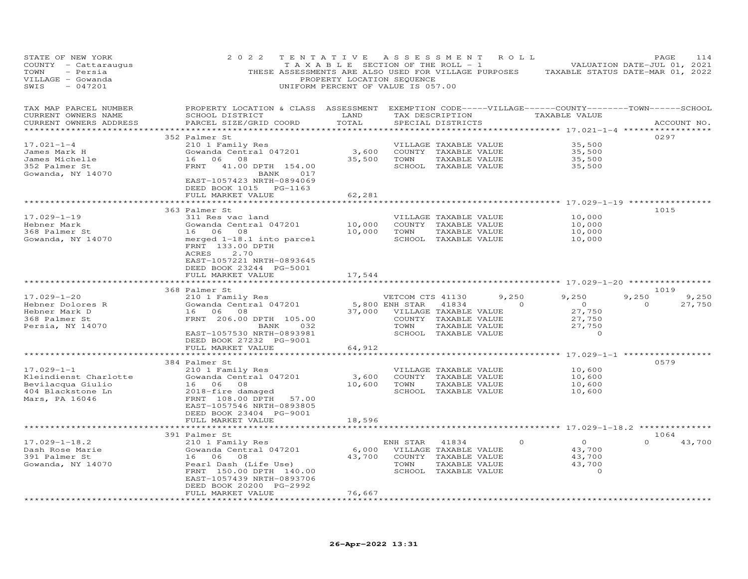STATE OF NEW YORK
COUNTY - Cattaraugus
TOWN - Persia
VILLAGE - Gowanda
SWIS - 047201

2022 TENTATIVE ASSESSMENT ROLL
TAXABLE SECTION OF THE ROLL - 1
THESE ASSESSMENTS ARE ALSO USED FOR VILLAGE PURPOSES
PROPERTY LOCATION SEQUENCE
UNIFORM PERCENT OF VALUE IS 057.00

VALUATION DATE-JUL 01, 2021
TAXABLE STATUS DATE-MAR 01, 2022

| TAX MAP PARCEL NUMBER / CURRENT OWNERS NAME / CURRENT OWNERS ADDRESS | PROPERTY LOCATION & CLASS / SCHOOL DISTRICT / PARCEL SIZE/GRID COORD | ASSESSMENT LAND / TOTAL | EXEMPTION CODE / TAX DESCRIPTION / SPECIAL DISTRICTS | VILLAGE | COUNTY TAXABLE VALUE | TOWN | SCHOOL | ACCOUNT NO. |
|---|---|---|---|---|---|---|---|---|
| 17.021-1-4 | 352 Palmer St | | | | | | | 0297 |
| James Mark H | 210 1 Family Res | | VILLAGE TAXABLE VALUE | | 35,500 | | | |
| James Michelle | Gowanda Central 047201 | 3,600 | COUNTY TAXABLE VALUE | | 35,500 | | | |
| 352 Palmer St | 16 06 08 | 35,500 | TOWN TAXABLE VALUE | | 35,500 | | | |
| Gowanda, NY 14070 | FRNT 41.00 DPTH 154.00 BANK 017 | | SCHOOL TAXABLE VALUE | | 35,500 | | | |
| | EAST-1057423 NRTH-0894069 | | | | | | | |
| | DEED BOOK 1015 PG-1163 | | | | | | | |
| | FULL MARKET VALUE | 62,281 | | | | | | |
| 17.029-1-19 | 363 Palmer St | | | | | | | 1015 |
| Hebner Mark | 311 Res vac land | | VILLAGE TAXABLE VALUE | | 10,000 | | | |
| 368 Palmer St | Gowanda Central 047201 | 10,000 | COUNTY TAXABLE VALUE | | 10,000 | | | |
| Gowanda, NY 14070 | 16 06 08 | 10,000 | TOWN TAXABLE VALUE | | 10,000 | | | |
| | merged 1-18.1 into parcel | | SCHOOL TAXABLE VALUE | | 10,000 | | | |
| | FRNT 133.00 DPTH | | | | | | | |
| | ACRES 2.70 | | | | | | | |
| | EAST-1057221 NRTH-0893645 | | | | | | | |
| | DEED BOOK 23244 PG-5001 | | | | | | | |
| | FULL MARKET VALUE | 17,544 | | | | | | |
| 17.029-1-20 | 368 Palmer St | | | | | | | 1019 |
| Hebner Dolores R | 210 1 Family Res | | VETCOM CTS 41130 | 9,250 | 9,250 | 9,250 | 9,250 | |
| Hebner Mark D | Gowanda Central 047201 | 5,800 | ENH STAR 41834 | 0 | 0 | 0 | 27,750 | |
| 368 Palmer St | 16 06 08 | 37,000 | VILLAGE TAXABLE VALUE | | 27,750 | | | |
| Persia, NY 14070 | FRNT 206.00 DPTH 105.00 BANK 032 | | COUNTY TAXABLE VALUE | | 27,750 | | | |
| | EAST-1057530 NRTH-0893981 | | TOWN TAXABLE VALUE | | 27,750 | | | |
| | DEED BOOK 27232 PG-9001 | | SCHOOL TAXABLE VALUE | | 0 | | | |
| | FULL MARKET VALUE | 64,912 | | | | | | |
| 17.029-1-1 | 384 Palmer St | | | | | | | 0579 |
| Kleindienst Charlotte | 210 1 Family Res | | VILLAGE TAXABLE VALUE | | 10,600 | | | |
| Bevilacqua Giulio | Gowanda Central 047201 | 3,600 | COUNTY TAXABLE VALUE | | 10,600 | | | |
| 404 Blackstone Ln | 16 06 08 | 10,600 | TOWN TAXABLE VALUE | | 10,600 | | | |
| Mars, PA 16046 | 2018-fire damaged | | SCHOOL TAXABLE VALUE | | 10,600 | | | |
| | FRNT 108.00 DPTH 57.00 | | | | | | | |
| | EAST-1057546 NRTH-0893805 | | | | | | | |
| | DEED BOOK 23404 PG-9001 | | | | | | | |
| | FULL MARKET VALUE | 18,596 | | | | | | |
| 17.029-1-18.2 | 391 Palmer St | | | | | | | 1064 |
| Dash Rose Marie | 210 1 Family Res | | ENH STAR 41834 | 0 | 0 | 0 | 43,700 | |
| 391 Palmer St | Gowanda Central 047201 | 6,000 | VILLAGE TAXABLE VALUE | | 43,700 | | | |
| Gowanda, NY 14070 | 16 06 08 | 43,700 | COUNTY TAXABLE VALUE | | 43,700 | | | |
| | Pearl Dash (Life Use) | | TOWN TAXABLE VALUE | | 43,700 | | | |
| | FRNT 150.00 DPTH 140.00 | | SCHOOL TAXABLE VALUE | | 0 | | | |
| | EAST-1057439 NRTH-0893706 | | | | | | | |
| | DEED BOOK 20200 PG-2992 | | | | | | | |
| | FULL MARKET VALUE | 76,667 | | | | | | |

26-Apr-2022 13:31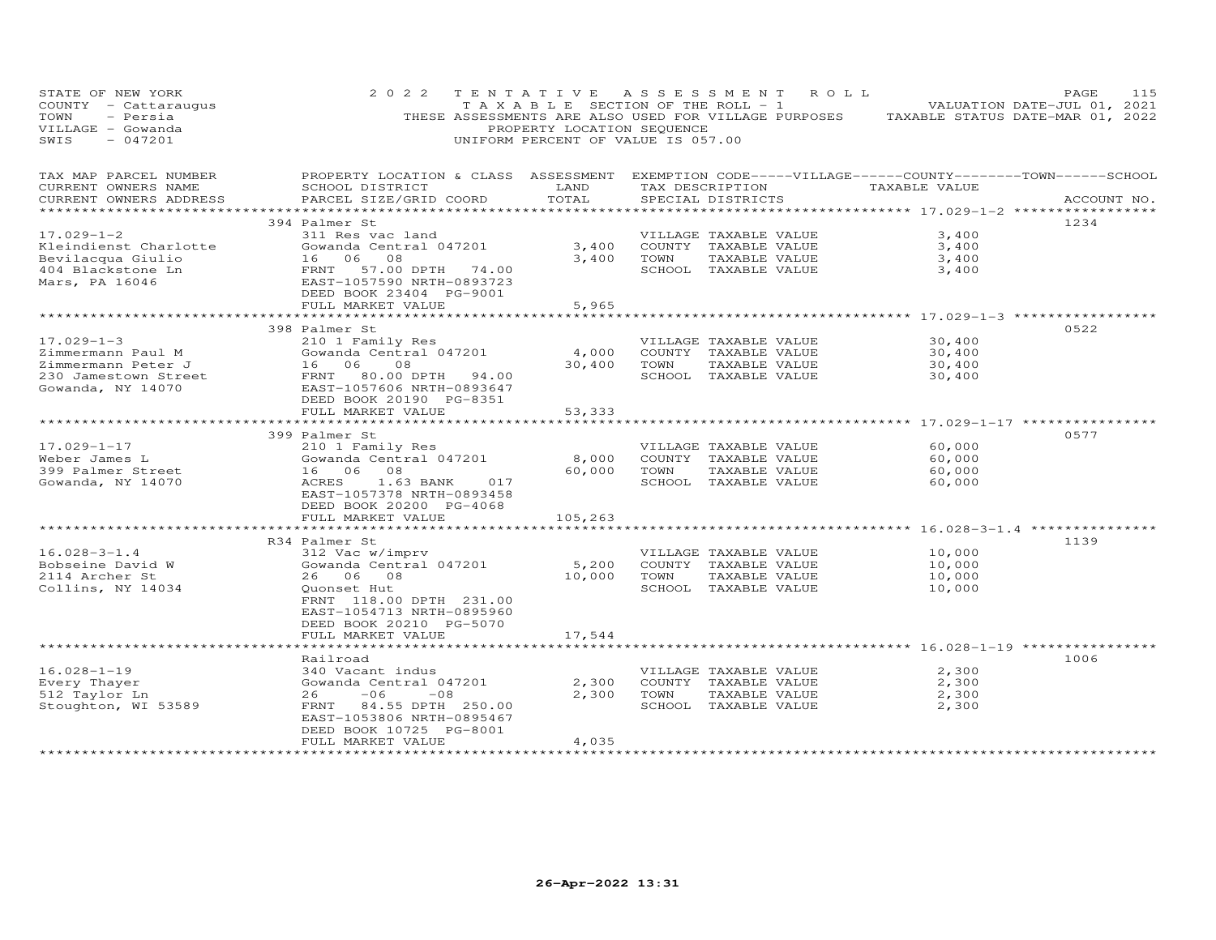STATE OF NEW YORK
COUNTY - Cattaraugus
TOWN - Persia
VILLAGE - Gowanda
SWIS - 047201

2022 TENTATIVE ASSESSMENT ROLL
TAXABLE SECTION OF THE ROLL - 1
THESE ASSESSMENTS ARE ALSO USED FOR VILLAGE PURPOSES
PROPERTY LOCATION SEQUENCE
UNIFORM PERCENT OF VALUE IS 057.00

VALUATION DATE-JUL 01, 2021
TAXABLE STATUS DATE-MAR 01, 2022

| TAX MAP PARCEL NUMBER / CURRENT OWNERS NAME / CURRENT OWNERS ADDRESS | PROPERTY LOCATION & CLASS / SCHOOL DISTRICT / PARCEL SIZE/GRID COORD | ASSESSMENT LAND | TOTAL | EXEMPTION CODE / TAX DESCRIPTION / SPECIAL DISTRICTS | TAXABLE VALUE | ACCOUNT NO. |
|---|---|---|---|---|---|---|
| | 394 Palmer St | | | | | 1234 |
| 17.029-1-2 | 311 Res vac land | | | VILLAGE TAXABLE VALUE | 3,400 | |
| Kleindienst Charlotte | Gowanda Central 047201 | 3,400 | | COUNTY TAXABLE VALUE | 3,400 | |
| Bevilacqua Giulio | 16 06 08 | | 3,400 | TOWN TAXABLE VALUE | 3,400 | |
| 404 Blackstone Ln | FRNT 57.00 DPTH 74.00 | | | SCHOOL TAXABLE VALUE | 3,400 | |
| Mars, PA 16046 | EAST-1057590 NRTH-0893723 | | | | | |
| | DEED BOOK 23404 PG-9001 | | | | | |
| | FULL MARKET VALUE | | 5,965 | | | |
| | 398 Palmer St | | | | | 0522 |
| 17.029-1-3 | 210 1 Family Res | | | VILLAGE TAXABLE VALUE | 30,400 | |
| Zimmermann Paul M | Gowanda Central 047201 | 4,000 | | COUNTY TAXABLE VALUE | 30,400 | |
| Zimmermann Peter J | 16 06 08 | | 30,400 | TOWN TAXABLE VALUE | 30,400 | |
| 230 Jamestown Street | FRNT 80.00 DPTH 94.00 | | | SCHOOL TAXABLE VALUE | 30,400 | |
| Gowanda, NY 14070 | EAST-1057606 NRTH-0893647 | | | | | |
| | DEED BOOK 20190 PG-8351 | | | | | |
| | FULL MARKET VALUE | | 53,333 | | | |
| | 399 Palmer St | | | | | 0577 |
| 17.029-1-17 | 210 1 Family Res | | | VILLAGE TAXABLE VALUE | 60,000 | |
| Weber James L | Gowanda Central 047201 | 8,000 | | COUNTY TAXABLE VALUE | 60,000 | |
| 399 Palmer Street | 16 06 08 | | 60,000 | TOWN TAXABLE VALUE | 60,000 | |
| Gowanda, NY 14070 | ACRES 1.63 BANK 017 | | | SCHOOL TAXABLE VALUE | 60,000 | |
| | EAST-1057378 NRTH-0893458 | | | | | |
| | DEED BOOK 20200 PG-4068 | | | | | |
| | FULL MARKET VALUE | | 105,263 | | | |
| | R34 Palmer St | | | | | 1139 |
| 16.028-3-1.4 | 312 Vac w/imprv | | | VILLAGE TAXABLE VALUE | 10,000 | |
| Bobseine David W | Gowanda Central 047201 | 5,200 | | COUNTY TAXABLE VALUE | 10,000 | |
| 2114 Archer St | 26 06 08 | | 10,000 | TOWN TAXABLE VALUE | 10,000 | |
| Collins, NY 14034 | Quonset Hut | | | SCHOOL TAXABLE VALUE | 10,000 | |
| | FRNT 118.00 DPTH 231.00 | | | | | |
| | EAST-1054713 NRTH-0895960 | | | | | |
| | DEED BOOK 20210 PG-5070 | | | | | |
| | FULL MARKET VALUE | | 17,544 | | | |
| | Railroad | | | | | 1006 |
| 16.028-1-19 | 340 Vacant indus | | | VILLAGE TAXABLE VALUE | 2,300 | |
| Every Thayer | Gowanda Central 047201 | 2,300 | | COUNTY TAXABLE VALUE | 2,300 | |
| 512 Taylor Ln | 26 -06 -08 | | 2,300 | TOWN TAXABLE VALUE | 2,300 | |
| Stoughton, WI 53589 | FRNT 84.55 DPTH 250.00 | | | SCHOOL TAXABLE VALUE | 2,300 | |
| | EAST-1053806 NRTH-0895467 | | | | | |
| | DEED BOOK 10725 PG-8001 | | | | | |
| | FULL MARKET VALUE | | 4,035 | | | |

26-Apr-2022 13:31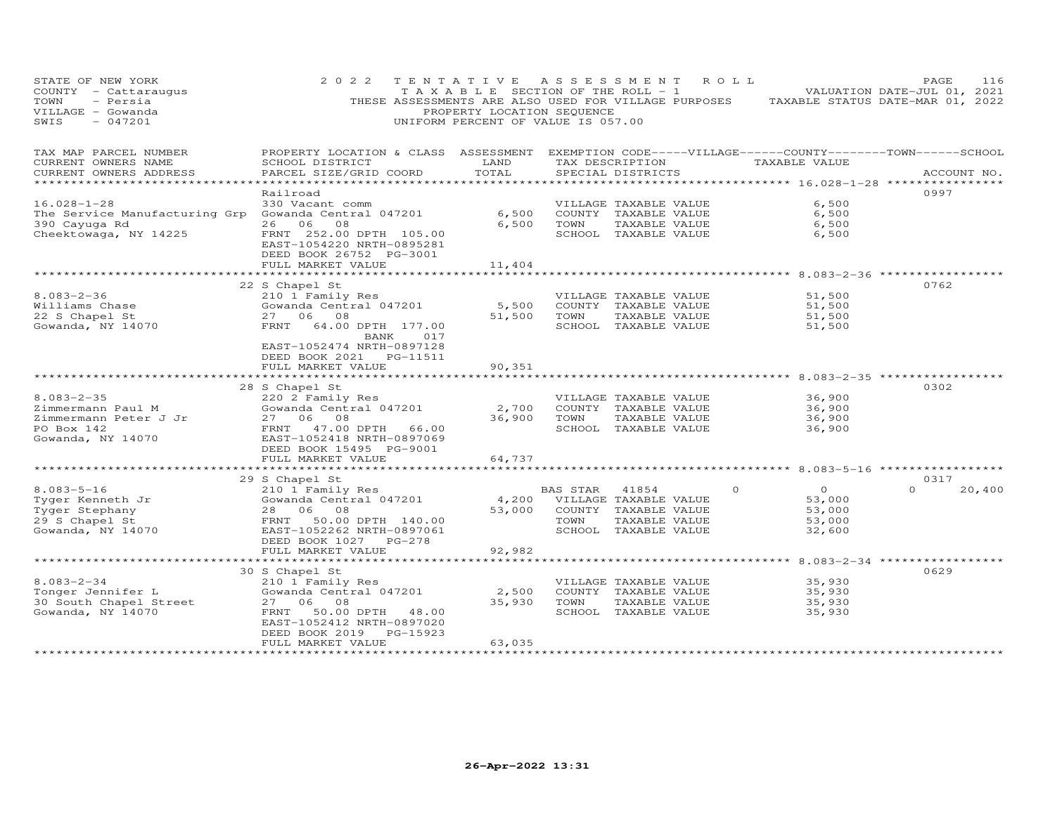STATE OF NEW YORK | 2022 TENTATIVE ASSESSMENT ROLL | VALUATION DATE-JUL 01, 2021
COUNTY - Cattaraugus | TAXABLE SECTION OF THE ROLL - 1 | TAXABLE STATUS DATE-MAR 01, 2022
TOWN - Persia | THESE ASSESSMENTS ARE ALSO USED FOR VILLAGE PURPOSES
VILLAGE - Gowanda | PROPERTY LOCATION SEQUENCE
SWIS - 047201 | UNIFORM PERCENT OF VALUE IS 057.00

| TAX MAP PARCEL NUMBER / CURRENT OWNERS NAME / CURRENT OWNERS ADDRESS | PROPERTY LOCATION & CLASS / SCHOOL DISTRICT / PARCEL SIZE/GRID COORD | ASSESSMENT LAND | TOTAL | EXEMPTION CODE / TAX DESCRIPTION / SPECIAL DISTRICTS | VILLAGE | COUNTY / TAXABLE VALUE | TOWN | SCHOOL | ACCOUNT NO. |
|---|---|---|---|---|---|---|---|---|---|
| **16.028-1-28** | Railroad | | | | | | | | 0997 |
| The Service Manufacturing Grp | 330 Vacant comm | | | VILLAGE TAXABLE VALUE | | 6,500 | | | |
| 390 Cayuga Rd | Gowanda Central 047201 | 6,500 | | COUNTY TAXABLE VALUE | | 6,500 | | | |
| Cheektowaga, NY 14225 | 26 06 08 | | 6,500 | TOWN TAXABLE VALUE | | 6,500 | | | |
| | FRNT 252.00 DPTH 105.00 | | | SCHOOL TAXABLE VALUE | | 6,500 | | | |
| | EAST-1054220 NRTH-0895281 | | | | | | | | |
| | DEED BOOK 26752 PG-3001 | | | | | | | | |
| | FULL MARKET VALUE | | 11,404 | | | | | | |
| **8.083-2-36** | 22 S Chapel St | | | | | | | | 0762 |
| Williams Chase | 210 1 Family Res | | | VILLAGE TAXABLE VALUE | | 51,500 | | | |
| 22 S Chapel St | Gowanda Central 047201 | 5,500 | | COUNTY TAXABLE VALUE | | 51,500 | | | |
| Gowanda, NY 14070 | 27 06 08 | | 51,500 | TOWN TAXABLE VALUE | | 51,500 | | | |
| | FRNT 64.00 DPTH 177.00 | | | SCHOOL TAXABLE VALUE | | 51,500 | | | |
| | BANK 017 | | | | | | | | |
| | EAST-1052474 NRTH-0897128 | | | | | | | | |
| | DEED BOOK 2021 PG-11511 | | | | | | | | |
| | FULL MARKET VALUE | | 90,351 | | | | | | |
| **8.083-2-35** | 28 S Chapel St | | | | | | | | 0302 |
| Zimmermann Paul M | 220 2 Family Res | | | VILLAGE TAXABLE VALUE | | 36,900 | | | |
| Zimmermann Peter J Jr | Gowanda Central 047201 | 2,700 | | COUNTY TAXABLE VALUE | | 36,900 | | | |
| PO Box 142 | 27 06 08 | | 36,900 | TOWN TAXABLE VALUE | | 36,900 | | | |
| Gowanda, NY 14070 | FRNT 47.00 DPTH 66.00 | | | SCHOOL TAXABLE VALUE | | 36,900 | | | |
| | EAST-1052418 NRTH-0897069 | | | | | | | | |
| | DEED BOOK 15495 PG-9001 | | | | | | | | |
| | FULL MARKET VALUE | | 64,737 | | | | | | |
| **8.083-5-16** | 29 S Chapel St | | | | | | | | 0317 |
| Tyger Kenneth Jr | 210 1 Family Res | | | BAS STAR 41854 | 0 | 0 | | 0 | 20,400 |
| Tyger Stephany | Gowanda Central 047201 | 4,200 | | VILLAGE TAXABLE VALUE | | 53,000 | | | |
| 29 S Chapel St | 28 06 08 | | 53,000 | COUNTY TAXABLE VALUE | | 53,000 | | | |
| Gowanda, NY 14070 | FRNT 50.00 DPTH 140.00 | | | TOWN TAXABLE VALUE | | 53,000 | | | |
| | EAST-1052262 NRTH-0897061 | | | SCHOOL TAXABLE VALUE | | 32,600 | | | |
| | DEED BOOK 1027 PG-278 | | | | | | | | |
| | FULL MARKET VALUE | | 92,982 | | | | | | |
| **8.083-2-34** | 30 S Chapel St | | | | | | | | 0629 |
| Tonger Jennifer L | 210 1 Family Res | | | VILLAGE TAXABLE VALUE | | 35,930 | | | |
| 30 South Chapel Street | Gowanda Central 047201 | 2,500 | | COUNTY TAXABLE VALUE | | 35,930 | | | |
| Gowanda, NY 14070 | 27 06 08 | | 35,930 | TOWN TAXABLE VALUE | | 35,930 | | | |
| | FRNT 50.00 DPTH 48.00 | | | SCHOOL TAXABLE VALUE | | 35,930 | | | |
| | EAST-1052412 NRTH-0897020 | | | | | | | | |
| | DEED BOOK 2019 PG-15923 | | | | | | | | |
| | FULL MARKET VALUE | | 63,035 | | | | | | |

26-Apr-2022 13:31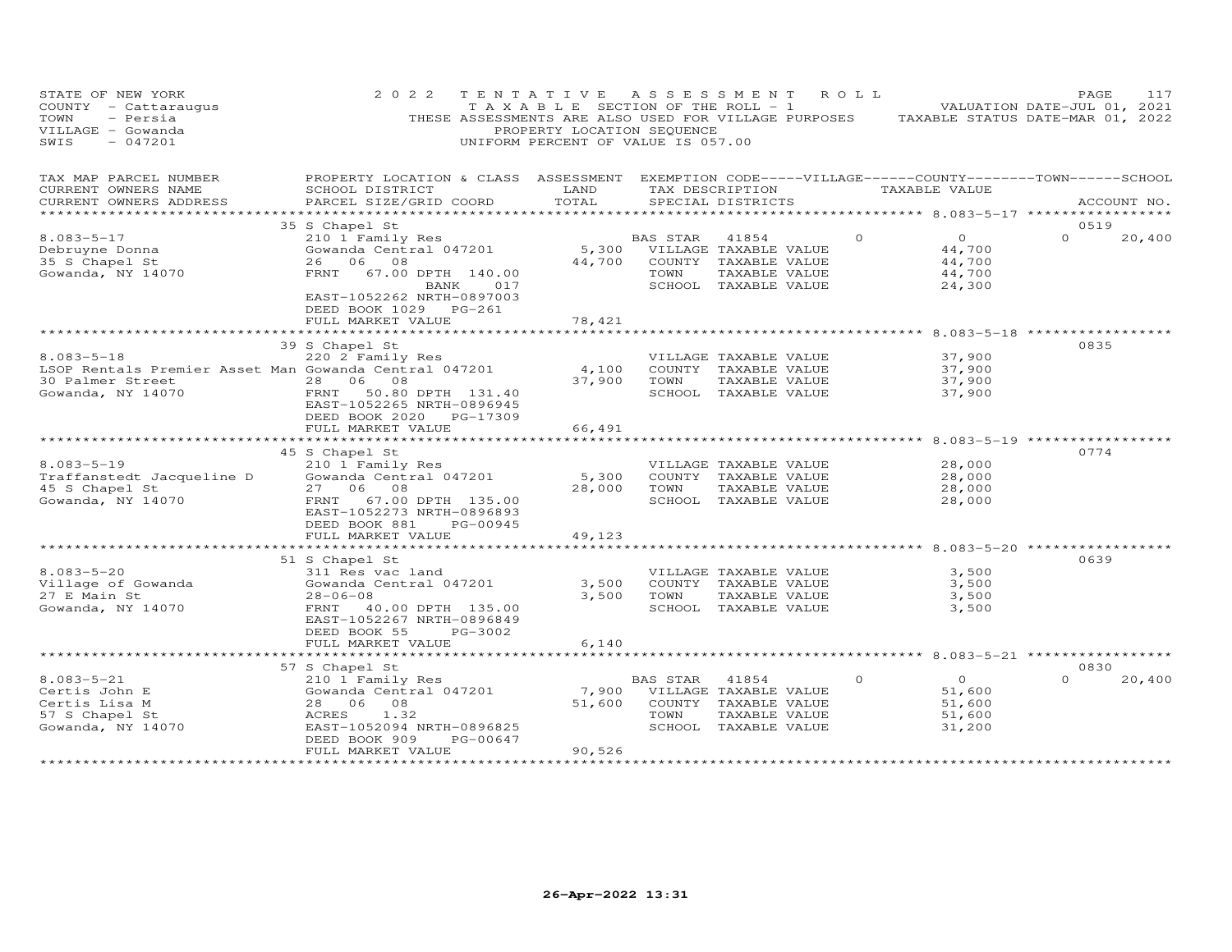STATE OF NEW YORK
COUNTY - Cattaraugus
TOWN - Persia
VILLAGE - Gowanda
SWIS - 047201

2022 TENTATIVE ASSESSMENT ROLL
TAXABLE SECTION OF THE ROLL - 1
THESE ASSESSMENTS ARE ALSO USED FOR VILLAGE PURPOSES
PROPERTY LOCATION SEQUENCE
UNIFORM PERCENT OF VALUE IS 057.00

VALUATION DATE-JUL 01, 2021
TAXABLE STATUS DATE-MAR 01, 2022

| TAX MAP PARCEL NUMBER / CURRENT OWNERS NAME / CURRENT OWNERS ADDRESS | PROPERTY LOCATION & CLASS / SCHOOL DISTRICT / PARCEL SIZE/GRID COORD | ASSESSMENT LAND | TOTAL | EXEMPTION CODE / TAX DESCRIPTION / SPECIAL DISTRICTS | VILLAGE | COUNTY / TAXABLE VALUE | TOWN | SCHOOL | ACCOUNT NO. |
|---|---|---|---|---|---|---|---|---|---|
| **8.083-5-17** | 35 S Chapel St | | | | | | | | 0519 |
| 8.083-5-17 | 210 1 Family Res | | | BAS STAR 41854 | 0 | 0 | 0 | 20,400 | |
| Debruyne Donna | Gowanda Central 047201 | 5,300 | | VILLAGE TAXABLE VALUE | | 44,700 | | | |
| 35 S Chapel St | 26 06 08 | | 44,700 | COUNTY TAXABLE VALUE | | 44,700 | | | |
| Gowanda, NY 14070 | FRNT 67.00 DPTH 140.00 BANK 017 | | | TOWN TAXABLE VALUE | | 44,700 | | | |
| | EAST-1052262 NRTH-0897003 | | | SCHOOL TAXABLE VALUE | | 24,300 | | | |
| | DEED BOOK 1029 PG-261 | | | | | | | | |
| | FULL MARKET VALUE | | 78,421 | | | | | | |
| **8.083-5-18** | 39 S Chapel St | | | | | | | | 0835 |
| 8.083-5-18 | 220 2 Family Res | | | VILLAGE TAXABLE VALUE | | 37,900 | | | |
| LSOP Rentals Premier Asset Man | Gowanda Central 047201 | 4,100 | | COUNTY TAXABLE VALUE | | 37,900 | | | |
| 30 Palmer Street | 28 06 08 | | 37,900 | TOWN TAXABLE VALUE | | 37,900 | | | |
| Gowanda, NY 14070 | FRNT 50.80 DPTH 131.40 | | | SCHOOL TAXABLE VALUE | | 37,900 | | | |
| | EAST-1052265 NRTH-0896945 | | | | | | | | |
| | DEED BOOK 2020 PG-17309 | | | | | | | | |
| | FULL MARKET VALUE | | 66,491 | | | | | | |
| **8.083-5-19** | 45 S Chapel St | | | | | | | | 0774 |
| 8.083-5-19 | 210 1 Family Res | | | VILLAGE TAXABLE VALUE | | 28,000 | | | |
| Traffanstedt Jacqueline D | Gowanda Central 047201 | 5,300 | | COUNTY TAXABLE VALUE | | 28,000 | | | |
| 45 S Chapel St | 27 06 08 | | 28,000 | TOWN TAXABLE VALUE | | 28,000 | | | |
| Gowanda, NY 14070 | FRNT 67.00 DPTH 135.00 | | | SCHOOL TAXABLE VALUE | | 28,000 | | | |
| | EAST-1052273 NRTH-0896893 | | | | | | | | |
| | DEED BOOK 881 PG-00945 | | | | | | | | |
| | FULL MARKET VALUE | | 49,123 | | | | | | |
| **8.083-5-20** | 51 S Chapel St | | | | | | | | 0639 |
| 8.083-5-20 | 311 Res vac land | | | VILLAGE TAXABLE VALUE | | 3,500 | | | |
| Village of Gowanda | Gowanda Central 047201 | 3,500 | | COUNTY TAXABLE VALUE | | 3,500 | | | |
| 27 E Main St | 28-06-08 | | 3,500 | TOWN TAXABLE VALUE | | 3,500 | | | |
| Gowanda, NY 14070 | FRNT 40.00 DPTH 135.00 | | | SCHOOL TAXABLE VALUE | | 3,500 | | | |
| | EAST-1052267 NRTH-0896849 | | | | | | | | |
| | DEED BOOK 55 PG-3002 | | | | | | | | |
| | FULL MARKET VALUE | | 6,140 | | | | | | |
| **8.083-5-21** | 57 S Chapel St | | | | | | | | 0830 |
| 8.083-5-21 | 210 1 Family Res | | | BAS STAR 41854 | 0 | 0 | 0 | 20,400 | |
| Certis John E | Gowanda Central 047201 | 7,900 | | VILLAGE TAXABLE VALUE | | 51,600 | | | |
| Certis Lisa M | 28 06 08 | | 51,600 | COUNTY TAXABLE VALUE | | 51,600 | | | |
| 57 S Chapel St | ACRES 1.32 | | | TOWN TAXABLE VALUE | | 51,600 | | | |
| Gowanda, NY 14070 | EAST-1052094 NRTH-0896825 | | | SCHOOL TAXABLE VALUE | | 31,200 | | | |
| | DEED BOOK 909 PG-00647 | | | | | | | | |
| | FULL MARKET VALUE | | 90,526 | | | | | | |

26-Apr-2022 13:31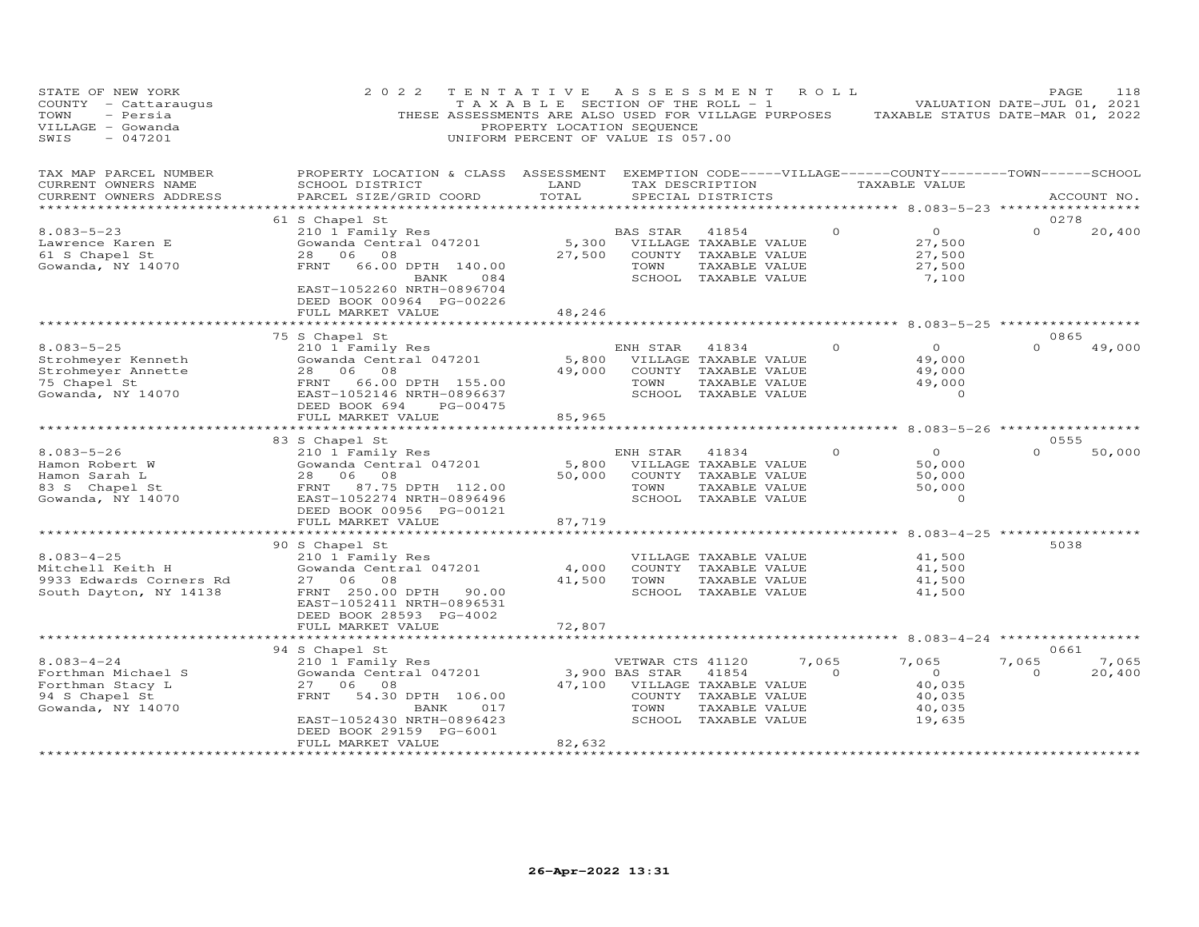STATE OF NEW YORK — 2022 TENTATIVE ASSESSMENT ROLL
COUNTY - Cattaraugus — TAXABLE SECTION OF THE ROLL - 1 — VALUATION DATE-JUL 01, 2021
TOWN - Persia — THESE ASSESSMENTS ARE ALSO USED FOR VILLAGE PURPOSES — TAXABLE STATUS DATE-MAR 01, 2022
VILLAGE - Gowanda — PROPERTY LOCATION SEQUENCE
SWIS - 047201 — UNIFORM PERCENT OF VALUE IS 057.00

| TAX MAP PARCEL NUMBER / CURRENT OWNERS NAME / CURRENT OWNERS ADDRESS | PROPERTY LOCATION & CLASS / SCHOOL DISTRICT / PARCEL SIZE/GRID COORD | ASSESSMENT LAND | TOTAL | EXEMPTION CODE / TAX DESCRIPTION / SPECIAL DISTRICTS | VILLAGE | COUNTY TAXABLE VALUE | TOWN | SCHOOL / ACCOUNT NO. |
|---|---|---|---|---|---|---|---|---|
| **8.083-5-23** | 61 S Chapel St | | | | | | | 0278 |
| 8.083-5-23 | 210 1 Family Res | | | BAS STAR 41854 | 0 | 0 | 0 | 20,400 |
| Lawrence Karen E | Gowanda Central 047201 | 5,300 | | VILLAGE TAXABLE VALUE | | 27,500 | | |
| 61 S Chapel St | 28 06 08 | | 27,500 | COUNTY TAXABLE VALUE | | 27,500 | | |
| Gowanda, NY 14070 | FRNT 66.00 DPTH 140.00 | | | TOWN TAXABLE VALUE | | 27,500 | | |
| | BANK 084 | | | SCHOOL TAXABLE VALUE | | 7,100 | | |
| | EAST-1052260 NRTH-0896704 | | | | | | | |
| | DEED BOOK 00964 PG-00226 | | | | | | | |
| | FULL MARKET VALUE | | 48,246 | | | | | |
| **8.083-5-25** | 75 S Chapel St | | | | | | | 0865 |
| 8.083-5-25 | 210 1 Family Res | | | ENH STAR 41834 | 0 | 0 | 0 | 49,000 |
| Strohmeyer Kenneth | Gowanda Central 047201 | 5,800 | | VILLAGE TAXABLE VALUE | | 49,000 | | |
| Strohmeyer Annette | 28 06 08 | | 49,000 | COUNTY TAXABLE VALUE | | 49,000 | | |
| 75 Chapel St | FRNT 66.00 DPTH 155.00 | | | TOWN TAXABLE VALUE | | 49,000 | | |
| Gowanda, NY 14070 | EAST-1052146 NRTH-0896637 | | | SCHOOL TAXABLE VALUE | | 0 | | |
| | DEED BOOK 694 PG-00475 | | | | | | | |
| | FULL MARKET VALUE | | 85,965 | | | | | |
| **8.083-5-26** | 83 S Chapel St | | | | | | | 0555 |
| 8.083-5-26 | 210 1 Family Res | | | ENH STAR 41834 | 0 | 0 | 0 | 50,000 |
| Hamon Robert W | Gowanda Central 047201 | 5,800 | | VILLAGE TAXABLE VALUE | | 50,000 | | |
| Hamon Sarah L | 28 06 08 | | 50,000 | COUNTY TAXABLE VALUE | | 50,000 | | |
| 83 S Chapel St | FRNT 87.75 DPTH 112.00 | | | TOWN TAXABLE VALUE | | 50,000 | | |
| Gowanda, NY 14070 | EAST-1052274 NRTH-0896496 | | | SCHOOL TAXABLE VALUE | | 0 | | |
| | DEED BOOK 00956 PG-00121 | | | | | | | |
| | FULL MARKET VALUE | | 87,719 | | | | | |
| **8.083-4-25** | 90 S Chapel St | | | | | | | 5038 |
| 8.083-4-25 | 210 1 Family Res | | | VILLAGE TAXABLE VALUE | | 41,500 | | |
| Mitchell Keith H | Gowanda Central 047201 | 4,000 | | COUNTY TAXABLE VALUE | | 41,500 | | |
| 9933 Edwards Corners Rd | 27 06 08 | | 41,500 | TOWN TAXABLE VALUE | | 41,500 | | |
| South Dayton, NY 14138 | FRNT 250.00 DPTH 90.00 | | | SCHOOL TAXABLE VALUE | | 41,500 | | |
| | EAST-1052411 NRTH-0896531 | | | | | | | |
| | DEED BOOK 28593 PG-4002 | | | | | | | |
| | FULL MARKET VALUE | | 72,807 | | | | | |
| **8.083-4-24** | 94 S Chapel St | | | | | | | 0661 |
| 8.083-4-24 | 210 1 Family Res | | | VETWAR CTS 41120 | 7,065 | 7,065 | 7,065 | 7,065 |
| Forthman Michael S | Gowanda Central 047201 | 3,900 | | BAS STAR 41854 | 0 | 0 | 0 | 20,400 |
| Forthman Stacy L | 27 06 08 | | 47,100 | VILLAGE TAXABLE VALUE | | 40,035 | | |
| 94 S Chapel St | FRNT 54.30 DPTH 106.00 | | | COUNTY TAXABLE VALUE | | 40,035 | | |
| Gowanda, NY 14070 | BANK 017 | | | TOWN TAXABLE VALUE | | 40,035 | | |
| | EAST-1052430 NRTH-0896423 | | | SCHOOL TAXABLE VALUE | | 19,635 | | |
| | DEED BOOK 29159 PG-6001 | | | | | | | |
| | FULL MARKET VALUE | | 82,632 | | | | | |

26-Apr-2022 13:31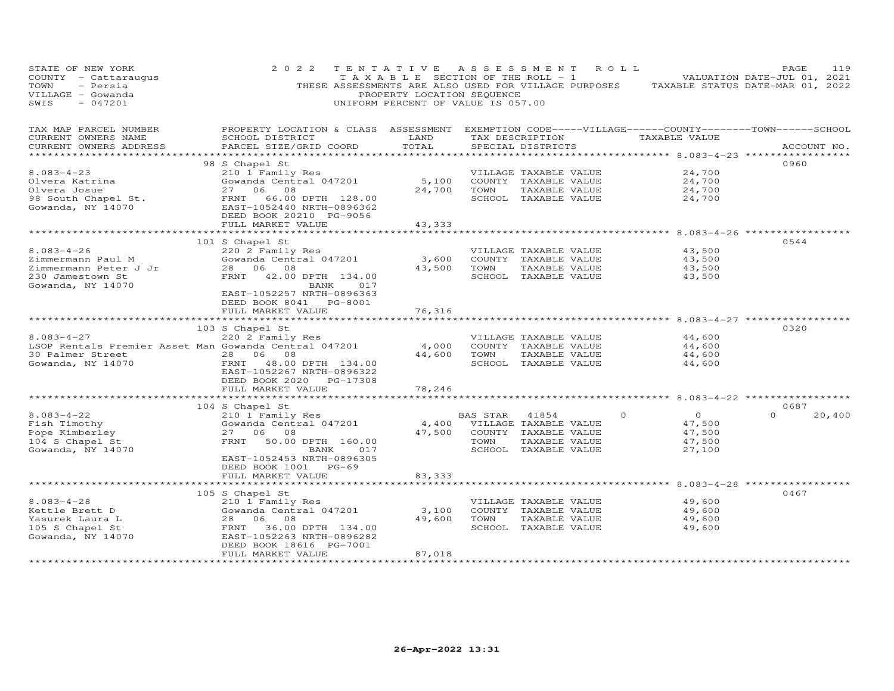STATE OF NEW YORK
COUNTY - Cattaraugus
TOWN - Persia
VILLAGE - Gowanda
SWIS - 047201

2022 TENTATIVE ASSESSMENT ROLL
TAXABLE SECTION OF THE ROLL - 1
THESE ASSESSMENTS ARE ALSO USED FOR VILLAGE PURPOSES
PROPERTY LOCATION SEQUENCE
UNIFORM PERCENT OF VALUE IS 057.00

VALUATION DATE-JUL 01, 2021
TAXABLE STATUS DATE-MAR 01, 2022

| TAX MAP PARCEL NUMBER / CURRENT OWNERS NAME / CURRENT OWNERS ADDRESS | PROPERTY LOCATION & CLASS / SCHOOL DISTRICT / PARCEL SIZE/GRID COORD | ASSESSMENT LAND / TOTAL | EXEMPTION CODE / TAX DESCRIPTION / SPECIAL DISTRICTS | VILLAGE | COUNTY | TOWN | SCHOOL | TAXABLE VALUE | ACCOUNT NO. |
|---|---|---|---|---|---|---|---|---|---|
| **8.083-4-23** | 98 S Chapel St | | | | | | | | 0960 |
| Olvera Katrina | 210 1 Family Res | | VILLAGE TAXABLE VALUE | | | | | 24,700 | |
| Olvera Josue | Gowanda Central 047201 | 5,100 | COUNTY TAXABLE VALUE | | | | | 24,700 | |
| 98 South Chapel St. | 27 06 08 | 24,700 | TOWN TAXABLE VALUE | | | | | 24,700 | |
| Gowanda, NY 14070 | FRNT 66.00 DPTH 128.00 | | SCHOOL TAXABLE VALUE | | | | | 24,700 | |
| | EAST-1052440 NRTH-0896362 | | | | | | | | |
| | DEED BOOK 20210 PG-9056 | | | | | | | | |
| | FULL MARKET VALUE | 43,333 | | | | | | | |
| **8.083-4-26** | 101 S Chapel St | | | | | | | | 0544 |
| Zimmermann Paul M | 220 2 Family Res | | VILLAGE TAXABLE VALUE | | | | | 43,500 | |
| Zimmermann Peter J Jr | Gowanda Central 047201 | 3,600 | COUNTY TAXABLE VALUE | | | | | 43,500 | |
| 230 Jamestown St | 28 06 08 | 43,500 | TOWN TAXABLE VALUE | | | | | 43,500 | |
| Gowanda, NY 14070 | FRNT 42.00 DPTH 134.00 | | SCHOOL TAXABLE VALUE | | | | | 43,500 | |
| | BANK 017 | | | | | | | | |
| | EAST-1052257 NRTH-0896363 | | | | | | | | |
| | DEED BOOK 8041 PG-8001 | | | | | | | | |
| | FULL MARKET VALUE | 76,316 | | | | | | | |
| **8.083-4-27** | 103 S Chapel St | | | | | | | | 0320 |
| LSOP Rentals Premier Asset Man | 220 2 Family Res | | VILLAGE TAXABLE VALUE | | | | | 44,600 | |
| 30 Palmer Street | Gowanda Central 047201 | 4,000 | COUNTY TAXABLE VALUE | | | | | 44,600 | |
| Gowanda, NY 14070 | 28 06 08 | 44,600 | TOWN TAXABLE VALUE | | | | | 44,600 | |
| | FRNT 48.00 DPTH 134.00 | | SCHOOL TAXABLE VALUE | | | | | 44,600 | |
| | EAST-1052267 NRTH-0896322 | | | | | | | | |
| | DEED BOOK 2020 PG-17308 | | | | | | | | |
| | FULL MARKET VALUE | 78,246 | | | | | | | |
| **8.083-4-22** | 104 S Chapel St | | | | | | | | 0687 |
| Fish Timothy | 210 1 Family Res | | BAS STAR 41854 | 0 | 0 | 0 | 20,400 | | |
| Pope Kimberley | Gowanda Central 047201 | 4,400 | VILLAGE TAXABLE VALUE | | | | | 47,500 | |
| 104 S Chapel St | 27 06 08 | 47,500 | COUNTY TAXABLE VALUE | | | | | 47,500 | |
| Gowanda, NY 14070 | FRNT 50.00 DPTH 160.00 | | TOWN TAXABLE VALUE | | | | | 47,500 | |
| | BANK 017 | | SCHOOL TAXABLE VALUE | | | | | 27,100 | |
| | EAST-1052453 NRTH-0896305 | | | | | | | | |
| | DEED BOOK 1001 PG-69 | | | | | | | | |
| | FULL MARKET VALUE | 83,333 | | | | | | | |
| **8.083-4-28** | 105 S Chapel St | | | | | | | | 0467 |
| Kettle Brett D | 210 1 Family Res | | VILLAGE TAXABLE VALUE | | | | | 49,600 | |
| Yasurek Laura L | Gowanda Central 047201 | 3,100 | COUNTY TAXABLE VALUE | | | | | 49,600 | |
| 105 S Chapel St | 28 06 08 | 49,600 | TOWN TAXABLE VALUE | | | | | 49,600 | |
| Gowanda, NY 14070 | FRNT 36.00 DPTH 134.00 | | SCHOOL TAXABLE VALUE | | | | | 49,600 | |
| | EAST-1052263 NRTH-0896282 | | | | | | | | |
| | DEED BOOK 18616 PG-7001 | | | | | | | | |
| | FULL MARKET VALUE | 87,018 | | | | | | | |

26-Apr-2022 13:31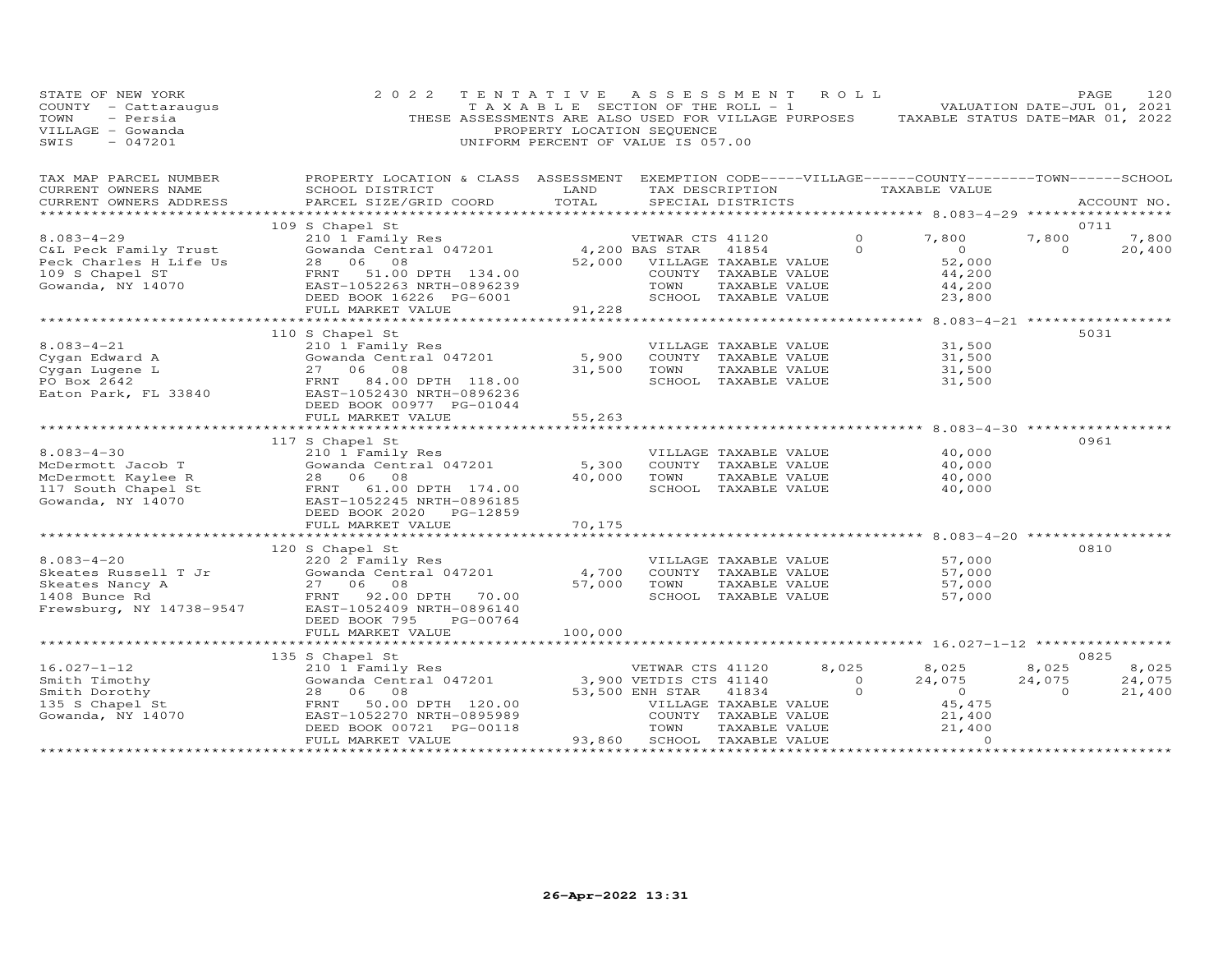STATE OF NEW YORK
COUNTY - Cattaraugus
TOWN - Persia
VILLAGE - Gowanda
SWIS - 047201

2022 TENTATIVE ASSESSMENT ROLL
TAXABLE SECTION OF THE ROLL - 1
THESE ASSESSMENTS ARE ALSO USED FOR VILLAGE PURPOSES
PROPERTY LOCATION SEQUENCE
UNIFORM PERCENT OF VALUE IS 057.00

VALUATION DATE-JUL 01, 2021
TAXABLE STATUS DATE-MAR 01, 2022

| TAX MAP PARCEL NUMBER / CURRENT OWNERS NAME / CURRENT OWNERS ADDRESS | PROPERTY LOCATION & CLASS / SCHOOL DISTRICT / PARCEL SIZE/GRID COORD | ASSESSMENT LAND | TOTAL | EXEMPTION CODE / TAX DESCRIPTION / SPECIAL DISTRICTS | VILLAGE | COUNTY TAXABLE VALUE | TOWN | SCHOOL | ACCOUNT NO. |
|---|---|---|---|---|---|---|---|---|---|
| 8.083-4-29 | 109 S Chapel St | | | | | | | | 0711 |
| 8.083-4-29 | 210 1 Family Res | | | VETWAR CTS 41120 | 0 | 7,800 | 7,800 | 7,800 | |
| C&L Peck Family Trust | Gowanda Central 047201 | 4,200 | | BAS STAR 41854 | 0 | 0 | 0 | 20,400 | |
| Peck Charles H Life Us | 28 06 08 | | 52,000 | VILLAGE TAXABLE VALUE | | 52,000 | | | |
| 109 S Chapel ST | FRNT 51.00 DPTH 134.00 | | | COUNTY TAXABLE VALUE | | 44,200 | | | |
| Gowanda, NY 14070 | EAST-1052263 NRTH-0896239 | | | TOWN TAXABLE VALUE | | 44,200 | | | |
| | DEED BOOK 16226 PG-6001 | | | SCHOOL TAXABLE VALUE | | 23,800 | | | |
| | FULL MARKET VALUE | | 91,228 | | | | | | |
| 8.083-4-21 | 110 S Chapel St | | | | | | | | 5031 |
| 8.083-4-21 | 210 1 Family Res | | | VILLAGE TAXABLE VALUE | | 31,500 | | | |
| Cygan Edward A | Gowanda Central 047201 | 5,900 | | COUNTY TAXABLE VALUE | | 31,500 | | | |
| Cygan Lugene L | 27 06 08 | | 31,500 | TOWN TAXABLE VALUE | | 31,500 | | | |
| PO Box 2642 | FRNT 84.00 DPTH 118.00 | | | SCHOOL TAXABLE VALUE | | 31,500 | | | |
| Eaton Park, FL 33840 | EAST-1052430 NRTH-0896236 | | | | | | | | |
| | DEED BOOK 00977 PG-01044 | | | | | | | | |
| | FULL MARKET VALUE | | 55,263 | | | | | | |
| 8.083-4-30 | 117 S Chapel St | | | | | | | | 0961 |
| 8.083-4-30 | 210 1 Family Res | | | VILLAGE TAXABLE VALUE | | 40,000 | | | |
| McDermott Jacob T | Gowanda Central 047201 | 5,300 | | COUNTY TAXABLE VALUE | | 40,000 | | | |
| McDermott Kaylee R | 28 06 08 | | 40,000 | TOWN TAXABLE VALUE | | 40,000 | | | |
| 117 South Chapel St | FRNT 61.00 DPTH 174.00 | | | SCHOOL TAXABLE VALUE | | 40,000 | | | |
| Gowanda, NY 14070 | EAST-1052245 NRTH-0896185 | | | | | | | | |
| | DEED BOOK 2020 PG-12859 | | | | | | | | |
| | FULL MARKET VALUE | | 70,175 | | | | | | |
| 8.083-4-20 | 120 S Chapel St | | | | | | | | 0810 |
| 8.083-4-20 | 220 2 Family Res | | | VILLAGE TAXABLE VALUE | | 57,000 | | | |
| Skeates Russell T Jr | Gowanda Central 047201 | 4,700 | | COUNTY TAXABLE VALUE | | 57,000 | | | |
| Skeates Nancy A | 27 06 08 | | 57,000 | TOWN TAXABLE VALUE | | 57,000 | | | |
| 1408 Bunce Rd | FRNT 92.00 DPTH 70.00 | | | SCHOOL TAXABLE VALUE | | 57,000 | | | |
| Frewsburg, NY 14738-9547 | EAST-1052409 NRTH-0896140 | | | | | | | | |
| | DEED BOOK 795 PG-00764 | | | | | | | | |
| | FULL MARKET VALUE | | 100,000 | | | | | | |
| 16.027-1-12 | 135 S Chapel St | | | | | | | | 0825 |
| 16.027-1-12 | 210 1 Family Res | | | VETWAR CTS 41120 | 8,025 | 8,025 | 8,025 | 8,025 | |
| Smith Timothy | Gowanda Central 047201 | 3,900 | | VETDIS CTS 41140 | 0 | 24,075 | 24,075 | 24,075 | |
| Smith Dorothy | 28 06 08 | | 53,500 | ENH STAR 41834 | 0 | 0 | 0 | 21,400 | |
| 135 S Chapel St | FRNT 50.00 DPTH 120.00 | | | VILLAGE TAXABLE VALUE | | 45,475 | | | |
| Gowanda, NY 14070 | EAST-1052270 NRTH-0895989 | | | COUNTY TAXABLE VALUE | | 21,400 | | | |
| | DEED BOOK 00721 PG-00118 | | | TOWN TAXABLE VALUE | | 21,400 | | | |
| | FULL MARKET VALUE | | 93,860 | SCHOOL TAXABLE VALUE | | 0 | | | |

26-Apr-2022 13:31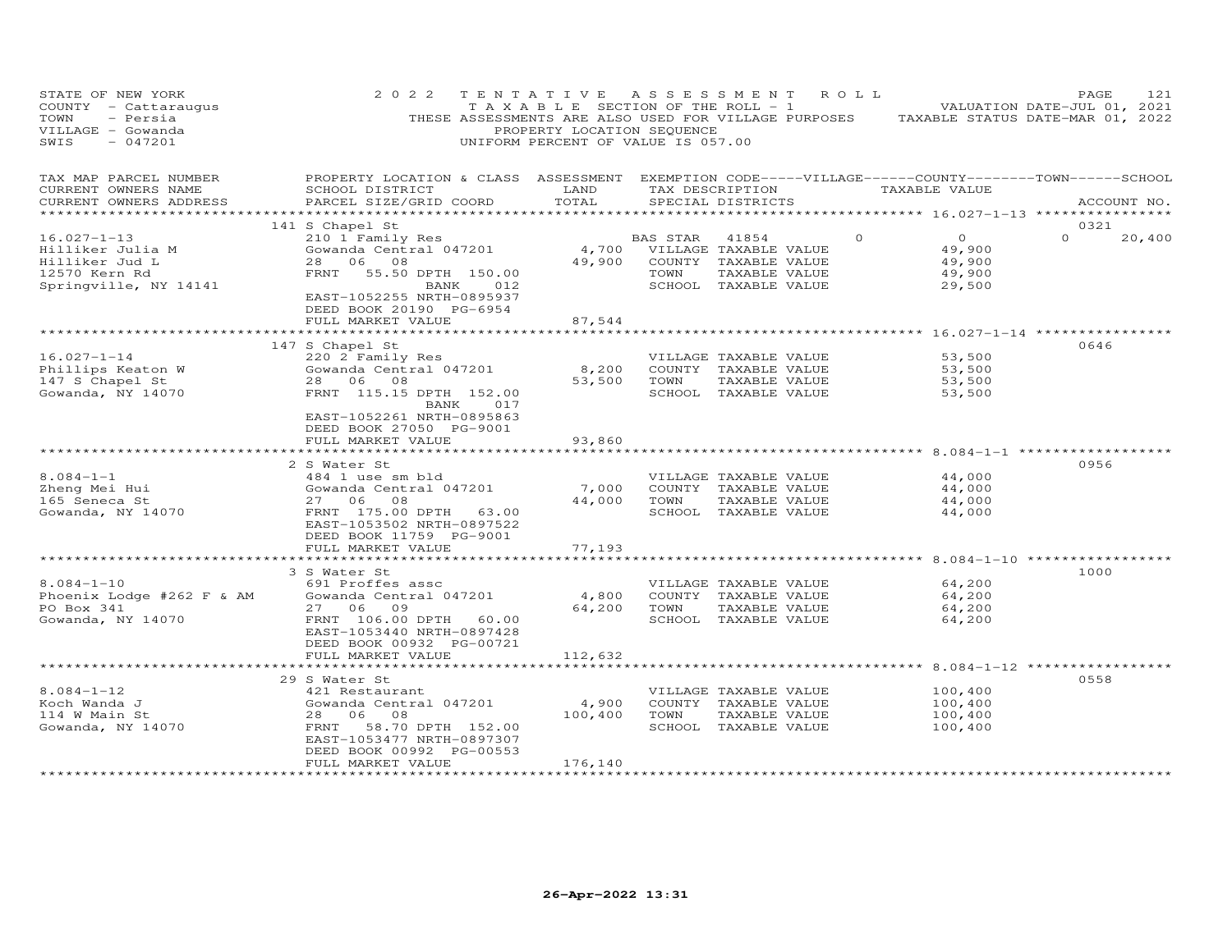STATE OF NEW YORK
COUNTY - Cattaraugus
TOWN - Persia
VILLAGE - Gowanda
SWIS - 047201

2022 TENTATIVE ASSESSMENT ROLL
TAXABLE SECTION OF THE ROLL - 1
THESE ASSESSMENTS ARE ALSO USED FOR VILLAGE PURPOSES
PROPERTY LOCATION SEQUENCE
UNIFORM PERCENT OF VALUE IS 057.00

VALUATION DATE-JUL 01, 2021
TAXABLE STATUS DATE-MAR 01, 2022

| TAX MAP PARCEL NUMBER / CURRENT OWNERS NAME / CURRENT OWNERS ADDRESS | PROPERTY LOCATION & CLASS / SCHOOL DISTRICT / PARCEL SIZE/GRID COORD | ASSESSMENT LAND | TOTAL | EXEMPTION CODE / TAX DESCRIPTION / SPECIAL DISTRICTS | VILLAGE | COUNTY | TOWN | SCHOOL | ACCOUNT NO. |
|---|---|---|---|---|---|---|---|---|---|
| 16.027-1-13 | 141 S Chapel St | | | | | | | | 0321 |
| Hilliker Julia M | 210 1 Family Res | | | BAS STAR 41854 | 0 | 0 | 0 | 20,400 | |
| Hilliker Jud L | Gowanda Central 047201 | 4,700 | | VILLAGE TAXABLE VALUE | 49,900 | | | | |
| 12570 Kern Rd | 28 06 08 | | 49,900 | COUNTY TAXABLE VALUE | | 49,900 | | | |
| Springville, NY 14141 | FRNT 55.50 DPTH 150.00 | | | TOWN TAXABLE VALUE | | | 49,900 | | |
| | BANK 012 | | | SCHOOL TAXABLE VALUE | | | | 29,500 | |
| | EAST-1052255 NRTH-0895937 | | | | | | | | |
| | DEED BOOK 20190 PG-6954 | | | | | | | | |
| | FULL MARKET VALUE | | 87,544 | | | | | | |
| 16.027-1-14 | 147 S Chapel St | | | | | | | | 0646 |
| Phillips Keaton W | 220 2 Family Res | | | VILLAGE TAXABLE VALUE | 53,500 | | | | |
| 147 S Chapel St | Gowanda Central 047201 | 8,200 | | COUNTY TAXABLE VALUE | | 53,500 | | | |
| Gowanda, NY 14070 | 28 06 08 | | 53,500 | TOWN TAXABLE VALUE | | | 53,500 | | |
| | FRNT 115.15 DPTH 152.00 | | | SCHOOL TAXABLE VALUE | | | | 53,500 | |
| | BANK 017 | | | | | | | | |
| | EAST-1052261 NRTH-0895863 | | | | | | | | |
| | DEED BOOK 27050 PG-9001 | | | | | | | | |
| | FULL MARKET VALUE | | 93,860 | | | | | | |
| 8.084-1-1 | 2 S Water St | | | | | | | | 0956 |
| Zheng Mei Hui | 484 1 use sm bld | | | VILLAGE TAXABLE VALUE | 44,000 | | | | |
| 165 Seneca St | Gowanda Central 047201 | 7,000 | | COUNTY TAXABLE VALUE | | 44,000 | | | |
| Gowanda, NY 14070 | 27 06 08 | | 44,000 | TOWN TAXABLE VALUE | | | 44,000 | | |
| | FRNT 175.00 DPTH 63.00 | | | SCHOOL TAXABLE VALUE | | | | 44,000 | |
| | EAST-1053502 NRTH-0897522 | | | | | | | | |
| | DEED BOOK 11759 PG-9001 | | | | | | | | |
| | FULL MARKET VALUE | | 77,193 | | | | | | |
| 8.084-1-10 | 3 S Water St | | | | | | | | 1000 |
| Phoenix Lodge #262 F & AM | 691 Proffes assc | | | VILLAGE TAXABLE VALUE | 64,200 | | | | |
| PO Box 341 | Gowanda Central 047201 | 4,800 | | COUNTY TAXABLE VALUE | | 64,200 | | | |
| Gowanda, NY 14070 | 27 06 09 | | 64,200 | TOWN TAXABLE VALUE | | | 64,200 | | |
| | FRNT 106.00 DPTH 60.00 | | | SCHOOL TAXABLE VALUE | | | | 64,200 | |
| | EAST-1053440 NRTH-0897428 | | | | | | | | |
| | DEED BOOK 00932 PG-00721 | | | | | | | | |
| | FULL MARKET VALUE | | 112,632 | | | | | | |
| 8.084-1-12 | 29 S Water St | | | | | | | | 0558 |
| Koch Wanda J | 421 Restaurant | | | VILLAGE TAXABLE VALUE | 100,400 | | | | |
| 114 W Main St | Gowanda Central 047201 | 4,900 | | COUNTY TAXABLE VALUE | | 100,400 | | | |
| Gowanda, NY 14070 | 28 06 08 | | 100,400 | TOWN TAXABLE VALUE | | | 100,400 | | |
| | FRNT 58.70 DPTH 152.00 | | | SCHOOL TAXABLE VALUE | | | | 100,400 | |
| | EAST-1053477 NRTH-0897307 | | | | | | | | |
| | DEED BOOK 00992 PG-00553 | | | | | | | | |
| | FULL MARKET VALUE | | 176,140 | | | | | | |

26-Apr-2022 13:31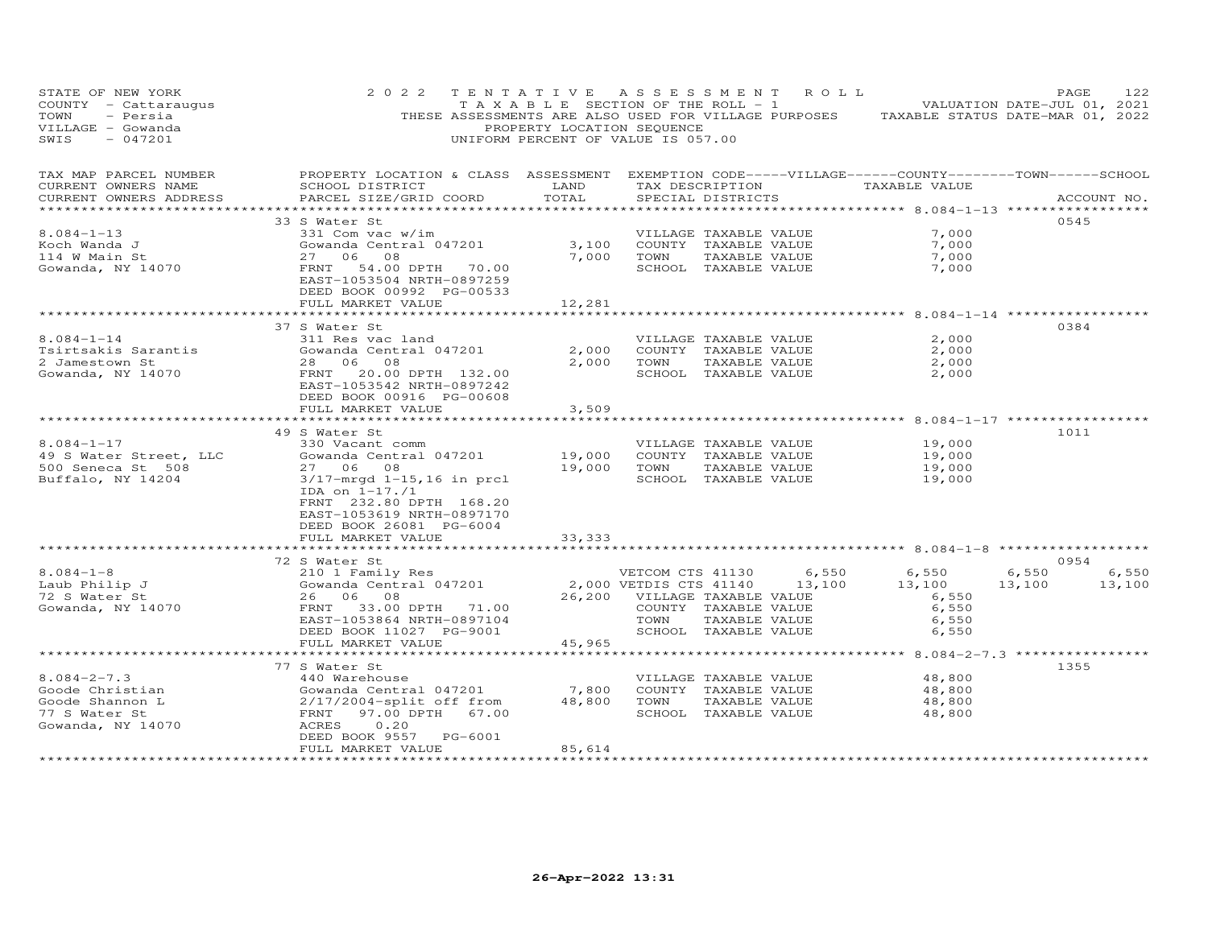STATE OF NEW YORK
COUNTY - Cattaraugus
TOWN - Persia
VILLAGE - Gowanda
SWIS - 047201

2022 TENTATIVE ASSESSMENT ROLL
TAXABLE SECTION OF THE ROLL - 1
THESE ASSESSMENTS ARE ALSO USED FOR VILLAGE PURPOSES
PROPERTY LOCATION SEQUENCE
UNIFORM PERCENT OF VALUE IS 057.00

VALUATION DATE-JUL 01, 2021
TAXABLE STATUS DATE-MAR 01, 2022

| TAX MAP PARCEL NUMBER / CURRENT OWNERS NAME / CURRENT OWNERS ADDRESS | PROPERTY LOCATION & CLASS / SCHOOL DISTRICT / PARCEL SIZE/GRID COORD | ASSESSMENT LAND | TOTAL | EXEMPTION CODE / TAX DESCRIPTION / SPECIAL DISTRICTS | VILLAGE | COUNTY TAXABLE VALUE | TOWN | SCHOOL | ACCOUNT NO. |
|---|---|---|---|---|---|---|---|---|---|
| 8.084-1-13 | 33 S Water St | | | | | | | | 0545 |
| 8.084-1-13 | 331 Com vac w/im | | | VILLAGE TAXABLE VALUE | | 7,000 | | | |
| Koch Wanda J | Gowanda Central 047201 | 3,100 | | COUNTY TAXABLE VALUE | | 7,000 | | | |
| 114 W Main St | 27 06 08 | | 7,000 | TOWN TAXABLE VALUE | | 7,000 | | | |
| Gowanda, NY 14070 | FRNT 54.00 DPTH 70.00 | | | SCHOOL TAXABLE VALUE | | 7,000 | | | |
| | EAST-1053504 NRTH-0897259 | | | | | | | | |
| | DEED BOOK 00992 PG-00533 | | | | | | | | |
| | FULL MARKET VALUE | | 12,281 | | | | | | |
| 8.084-1-14 | 37 S Water St | | | | | | | | 0384 |
| 8.084-1-14 | 311 Res vac land | | | VILLAGE TAXABLE VALUE | | 2,000 | | | |
| Tsirtsakis Sarantis | Gowanda Central 047201 | 2,000 | | COUNTY TAXABLE VALUE | | 2,000 | | | |
| 2 Jamestown St | 28 06 08 | | 2,000 | TOWN TAXABLE VALUE | | 2,000 | | | |
| Gowanda, NY 14070 | FRNT 20.00 DPTH 132.00 | | | SCHOOL TAXABLE VALUE | | 2,000 | | | |
| | EAST-1053542 NRTH-0897242 | | | | | | | | |
| | DEED BOOK 00916 PG-00608 | | | | | | | | |
| | FULL MARKET VALUE | | 3,509 | | | | | | |
| 8.084-1-17 | 49 S Water St | | | | | | | | 1011 |
| 8.084-1-17 | 330 Vacant comm | | | VILLAGE TAXABLE VALUE | | 19,000 | | | |
| 49 S Water Street, LLC | Gowanda Central 047201 | 19,000 | | COUNTY TAXABLE VALUE | | 19,000 | | | |
| 500 Seneca St 508 | 27 06 08 | | 19,000 | TOWN TAXABLE VALUE | | 19,000 | | | |
| Buffalo, NY 14204 | 3/17-mrgd 1-15,16 in prcl | | | SCHOOL TAXABLE VALUE | | 19,000 | | | |
| | IDA on 1-17./1 | | | | | | | | |
| | FRNT 232.80 DPTH 168.20 | | | | | | | | |
| | EAST-1053619 NRTH-0897170 | | | | | | | | |
| | DEED BOOK 26081 PG-6004 | | | | | | | | |
| | FULL MARKET VALUE | | 33,333 | | | | | | |
| 8.084-1-8 | 72 S Water St | | | | | | | | 0954 |
| 8.084-1-8 | 210 1 Family Res | | | VETCOM CTS 41130 | 6,550 | 6,550 | 6,550 | 6,550 | |
| Laub Philip J | Gowanda Central 047201 | 2,000 | | VETDIS CTS 41140 | 13,100 | 13,100 | 13,100 | 13,100 | |
| 72 S Water St | 26 06 08 | | 26,200 | VILLAGE TAXABLE VALUE | | 6,550 | | | |
| Gowanda, NY 14070 | FRNT 33.00 DPTH 71.00 | | | COUNTY TAXABLE VALUE | | 6,550 | | | |
| | EAST-1053864 NRTH-0897104 | | | TOWN TAXABLE VALUE | | 6,550 | | | |
| | DEED BOOK 11027 PG-9001 | | | SCHOOL TAXABLE VALUE | | 6,550 | | | |
| | FULL MARKET VALUE | | 45,965 | | | | | | |
| 8.084-2-7.3 | 77 S Water St | | | | | | | | 1355 |
| 8.084-2-7.3 | 440 Warehouse | | | VILLAGE TAXABLE VALUE | | 48,800 | | | |
| Goode Christian | Gowanda Central 047201 | 7,800 | | COUNTY TAXABLE VALUE | | 48,800 | | | |
| Goode Shannon L | 2/17/2004-split off from | | 48,800 | TOWN TAXABLE VALUE | | 48,800 | | | |
| 77 S Water St | FRNT 97.00 DPTH 67.00 | | | SCHOOL TAXABLE VALUE | | 48,800 | | | |
| Gowanda, NY 14070 | ACRES 0.20 | | | | | | | | |
| | DEED BOOK 9557 PG-6001 | | | | | | | | |
| | FULL MARKET VALUE | | 85,614 | | | | | | |

26-Apr-2022 13:31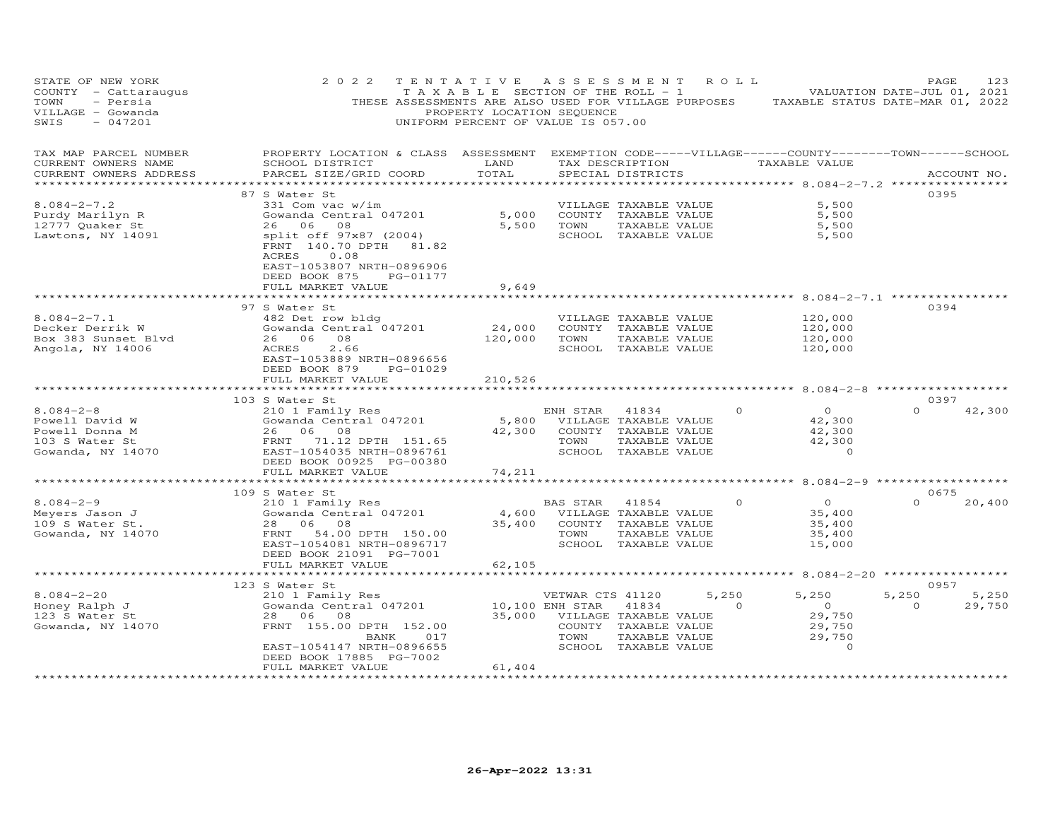STATE OF NEW YORK
COUNTY - Cattaraugus
TOWN - Persia
VILLAGE - Gowanda
SWIS - 047201

2022 TENTATIVE ASSESSMENT ROLL
TAXABLE SECTION OF THE ROLL - 1
THESE ASSESSMENTS ARE ALSO USED FOR VILLAGE PURPOSES
PROPERTY LOCATION SEQUENCE
UNIFORM PERCENT OF VALUE IS 057.00

VALUATION DATE-JUL 01, 2021
TAXABLE STATUS DATE-MAR 01, 2022

| TAX MAP PARCEL NUMBER / CURRENT OWNERS NAME / CURRENT OWNERS ADDRESS | PROPERTY LOCATION & CLASS / SCHOOL DISTRICT / PARCEL SIZE/GRID COORD | ASSESSMENT LAND | TOTAL | EXEMPTION CODE / TAX DESCRIPTION / SPECIAL DISTRICTS | VILLAGE | COUNTY TAXABLE VALUE | TOWN | SCHOOL | ACCOUNT NO. |
|---|---|---|---|---|---|---|---|---|---|
| | 87 S Water St | | | | | | | | 0395 |
| 8.084-2-7.2 | 331 Com vac w/im | | | VILLAGE TAXABLE VALUE | | 5,500 | | | |
| Purdy Marilyn R | Gowanda Central 047201 | 5,000 | | COUNTY TAXABLE VALUE | | 5,500 | | | |
| 12777 Quaker St | 26 06 08 | | 5,500 | TOWN TAXABLE VALUE | | 5,500 | | | |
| Lawtons, NY 14091 | split off 97x87 (2004) | | | SCHOOL TAXABLE VALUE | | 5,500 | | | |
| | FRNT 140.70 DPTH 81.82 | | | | | | | | |
| | ACRES 0.08 | | | | | | | | |
| | EAST-1053807 NRTH-0896906 | | | | | | | | |
| | DEED BOOK 875 PG-01177 | | | | | | | | |
| | FULL MARKET VALUE | | 9,649 | | | | | | |
| | 97 S Water St | | | | | | | | 0394 |
| 8.084-2-7.1 | 482 Det row bldg | | | VILLAGE TAXABLE VALUE | | 120,000 | | | |
| Decker Derrik W | Gowanda Central 047201 | 24,000 | | COUNTY TAXABLE VALUE | | 120,000 | | | |
| Box 383 Sunset Blvd | 26 06 08 | | 120,000 | TOWN TAXABLE VALUE | | 120,000 | | | |
| Angola, NY 14006 | ACRES 2.66 | | | SCHOOL TAXABLE VALUE | | 120,000 | | | |
| | EAST-1053889 NRTH-0896656 | | | | | | | | |
| | DEED BOOK 879 PG-01029 | | | | | | | | |
| | FULL MARKET VALUE | | 210,526 | | | | | | |
| | 103 S Water St | | | | | | | | 0397 |
| 8.084-2-8 | 210 1 Family Res | | | ENH STAR 41834 | 0 | 0 | 0 | 42,300 | |
| Powell David W | Gowanda Central 047201 | 5,800 | | VILLAGE TAXABLE VALUE | | 42,300 | | | |
| Powell Donna M | 26 06 08 | | 42,300 | COUNTY TAXABLE VALUE | | 42,300 | | | |
| 103 S Water St | FRNT 71.12 DPTH 151.65 | | | TOWN TAXABLE VALUE | | 42,300 | | | |
| Gowanda, NY 14070 | EAST-1054035 NRTH-0896761 | | | SCHOOL TAXABLE VALUE | | 0 | | | |
| | DEED BOOK 00925 PG-00380 | | | | | | | | |
| | FULL MARKET VALUE | | 74,211 | | | | | | |
| | 109 S Water St | | | | | | | | 0675 |
| 8.084-2-9 | 210 1 Family Res | | | BAS STAR 41854 | 0 | 0 | 0 | 20,400 | |
| Meyers Jason J | Gowanda Central 047201 | 4,600 | | VILLAGE TAXABLE VALUE | | 35,400 | | | |
| 109 S Water St. | 28 06 08 | | 35,400 | COUNTY TAXABLE VALUE | | 35,400 | | | |
| Gowanda, NY 14070 | FRNT 54.00 DPTH 150.00 | | | TOWN TAXABLE VALUE | | 35,400 | | | |
| | EAST-1054081 NRTH-0896717 | | | SCHOOL TAXABLE VALUE | | 15,000 | | | |
| | DEED BOOK 21091 PG-7001 | | | | | | | | |
| | FULL MARKET VALUE | | 62,105 | | | | | | |
| | 123 S Water St | | | | | | | | 0957 |
| 8.084-2-20 | 210 1 Family Res | | | VETWAR CTS 41120 | 5,250 | 5,250 | 5,250 | 5,250 | |
| Honey Ralph J | Gowanda Central 047201 | 10,100 | | ENH STAR 41834 | 0 | 0 | 0 | 29,750 | |
| 123 S Water St | 28 06 08 | | 35,000 | VILLAGE TAXABLE VALUE | | 29,750 | | | |
| Gowanda, NY 14070 | FRNT 155.00 DPTH 152.00 | | | COUNTY TAXABLE VALUE | | 29,750 | | | |
| | BANK 017 | | | TOWN TAXABLE VALUE | | 29,750 | | | |
| | EAST-1054147 NRTH-0896655 | | | SCHOOL TAXABLE VALUE | | 0 | | | |
| | DEED BOOK 17885 PG-7002 | | | | | | | | |
| | FULL MARKET VALUE | | 61,404 | | | | | | |

26-Apr-2022 13:31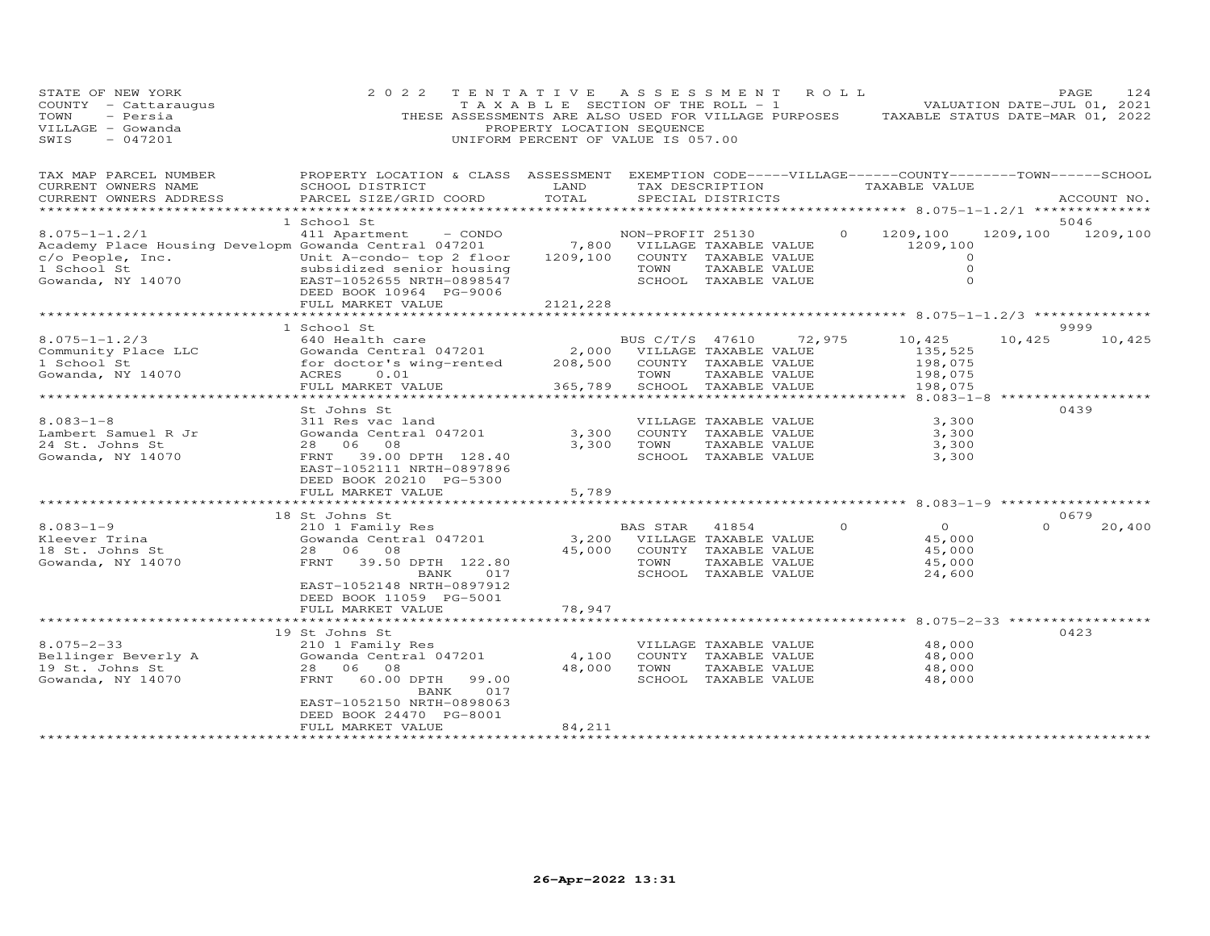STATE OF NEW YORK
COUNTY - Cattaraugus
TOWN - Persia
VILLAGE - Gowanda
SWIS - 047201

2022 TENTATIVE ASSESSMENT ROLL
TAXABLE SECTION OF THE ROLL - 1
THESE ASSESSMENTS ARE ALSO USED FOR VILLAGE PURPOSES
PROPERTY LOCATION SEQUENCE
UNIFORM PERCENT OF VALUE IS 057.00

VALUATION DATE-JUL 01, 2021
TAXABLE STATUS DATE-MAR 01, 2022

| TAX MAP PARCEL NUMBER / CURRENT OWNERS NAME / CURRENT OWNERS ADDRESS | PROPERTY LOCATION & CLASS / SCHOOL DISTRICT / PARCEL SIZE/GRID COORD | ASSESSMENT LAND / TOTAL | EXEMPTION CODE / TAX DESCRIPTION / SPECIAL DISTRICTS | VILLAGE | COUNTY TAXABLE VALUE | TOWN | SCHOOL | ACCOUNT NO. |
|---|---|---|---|---|---|---|---|---|
| **8.075-1-1.2/1** | 1 School St | | | | | | | 5046 |
| 8.075-1-1.2/1 | 411 Apartment - CONDO | | NON-PROFIT 25130 | 0 | 1209,100 | 1209,100 | 1209,100 | |
| Academy Place Housing Developm | Gowanda Central 047201 | 7,800 | VILLAGE TAXABLE VALUE | | 1209,100 | | | |
| c/o People, Inc. | Unit A-condo- top 2 floor | 1209,100 | COUNTY TAXABLE VALUE | | 0 | | | |
| 1 School St | subsidized senior housing | | TOWN TAXABLE VALUE | | 0 | | | |
| Gowanda, NY 14070 | EAST-1052655 NRTH-0898547 | | SCHOOL TAXABLE VALUE | | 0 | | | |
| | DEED BOOK 10964 PG-9006 | | | | | | | |
| | FULL MARKET VALUE | 2121,228 | | | | | | |
| **8.075-1-1.2/3** | 1 School St | | | | | | | 9999 |
| 8.075-1-1.2/3 | 640 Health care | | BUS C/T/S 47610 | 72,975 | 10,425 | 10,425 | 10,425 | |
| Community Place LLC | Gowanda Central 047201 | 2,000 | VILLAGE TAXABLE VALUE | | 135,525 | | | |
| 1 School St | for doctor's wing-rented | 208,500 | COUNTY TAXABLE VALUE | | 198,075 | | | |
| Gowanda, NY 14070 | ACRES 0.01 | | TOWN TAXABLE VALUE | | 198,075 | | | |
| | FULL MARKET VALUE | 365,789 | SCHOOL TAXABLE VALUE | | 198,075 | | | |
| **8.083-1-8** | St Johns St | | | | | | | 0439 |
| 8.083-1-8 | 311 Res vac land | | VILLAGE TAXABLE VALUE | | 3,300 | | | |
| Lambert Samuel R Jr | Gowanda Central 047201 | 3,300 | COUNTY TAXABLE VALUE | | 3,300 | | | |
| 24 St. Johns St | 28 06 08 | 3,300 | TOWN TAXABLE VALUE | | 3,300 | | | |
| Gowanda, NY 14070 | FRNT 39.00 DPTH 128.40 | | SCHOOL TAXABLE VALUE | | 3,300 | | | |
| | EAST-1052111 NRTH-0897896 | | | | | | | |
| | DEED BOOK 20210 PG-5300 | | | | | | | |
| | FULL MARKET VALUE | 5,789 | | | | | | |
| **8.083-1-9** | 18 St Johns St | | | | | | | 0679 |
| 8.083-1-9 | 210 1 Family Res | | BAS STAR 41854 | 0 | 0 | 0 | 20,400 | |
| Kleever Trina | Gowanda Central 047201 | 3,200 | VILLAGE TAXABLE VALUE | | 45,000 | | | |
| 18 St. Johns St | 28 06 08 | 45,000 | COUNTY TAXABLE VALUE | | 45,000 | | | |
| Gowanda, NY 14070 | FRNT 39.50 DPTH 122.80 | | TOWN TAXABLE VALUE | | 45,000 | | | |
| | BANK 017 | | SCHOOL TAXABLE VALUE | | 24,600 | | | |
| | EAST-1052148 NRTH-0897912 | | | | | | | |
| | DEED BOOK 11059 PG-5001 | | | | | | | |
| | FULL MARKET VALUE | 78,947 | | | | | | |
| **8.075-2-33** | 19 St Johns St | | | | | | | 0423 |
| 8.075-2-33 | 210 1 Family Res | | VILLAGE TAXABLE VALUE | | 48,000 | | | |
| Bellinger Beverly A | Gowanda Central 047201 | 4,100 | COUNTY TAXABLE VALUE | | 48,000 | | | |
| 19 St. Johns St | 28 06 08 | 48,000 | TOWN TAXABLE VALUE | | 48,000 | | | |
| Gowanda, NY 14070 | FRNT 60.00 DPTH 99.00 | | SCHOOL TAXABLE VALUE | | 48,000 | | | |
| | BANK 017 | | | | | | | |
| | EAST-1052150 NRTH-0898063 | | | | | | | |
| | DEED BOOK 24470 PG-8001 | | | | | | | |
| | FULL MARKET VALUE | 84,211 | | | | | | |

26-Apr-2022 13:31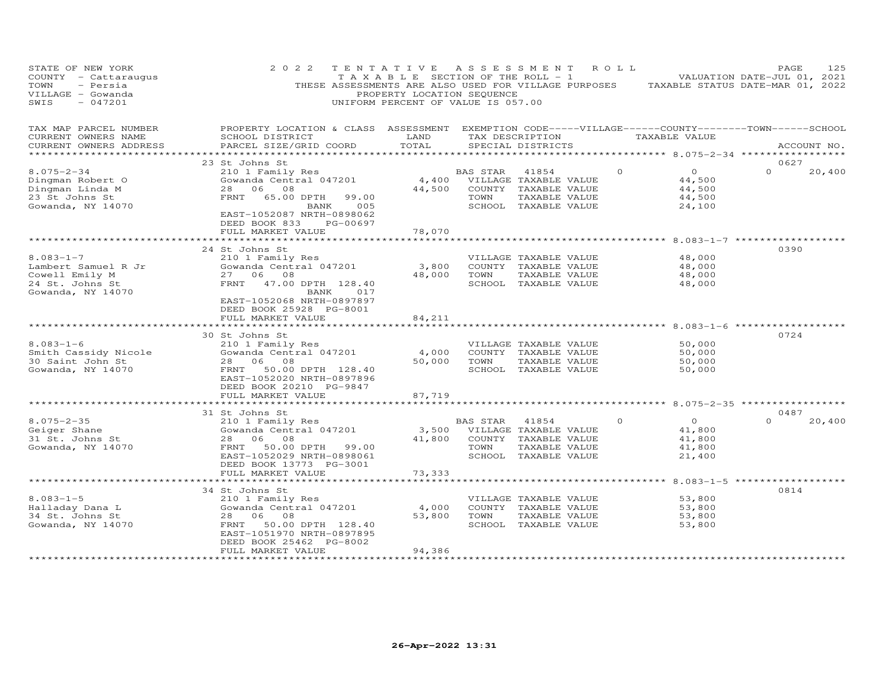STATE OF NEW YORK
COUNTY - Cattaraugus
TOWN - Persia
VILLAGE - Gowanda
SWIS - 047201

2022 TENTATIVE ASSESSMENT ROLL
TAXABLE SECTION OF THE ROLL - 1
THESE ASSESSMENTS ARE ALSO USED FOR VILLAGE PURPOSES
PROPERTY LOCATION SEQUENCE
UNIFORM PERCENT OF VALUE IS 057.00

VALUATION DATE-JUL 01, 2021
TAXABLE STATUS DATE-MAR 01, 2022

| TAX MAP PARCEL NUMBER / CURRENT OWNERS NAME / CURRENT OWNERS ADDRESS | PROPERTY LOCATION & CLASS / SCHOOL DISTRICT / PARCEL SIZE/GRID COORD | ASSESSMENT LAND | TOTAL | EXEMPTION CODE / TAX DESCRIPTION / SPECIAL DISTRICTS | VILLAGE | COUNTY TAXABLE VALUE | TOWN | SCHOOL / ACCOUNT NO. |
|---|---|---|---|---|---|---|---|---|
| 8.075-2-34 | 23 St Johns St | | | | | | | 0627 |
| Dingman Robert O | 210 1 Family Res | | | BAS STAR 41854 | 0 | 0 | 0 | 20,400 |
| Dingman Linda M | Gowanda Central 047201 | 4,400 | | VILLAGE TAXABLE VALUE | | 44,500 | | |
| 23 St Johns St | 28 06 08 | | 44,500 | COUNTY TAXABLE VALUE | | 44,500 | | |
| Gowanda, NY 14070 | FRNT 65.00 DPTH 99.00 BANK 005 | | | TOWN TAXABLE VALUE | | 44,500 | | |
| | EAST-1052087 NRTH-0898062 | | | SCHOOL TAXABLE VALUE | | 24,100 | | |
| | DEED BOOK 833 PG-00697 | | | | | | | |
| | FULL MARKET VALUE | | 78,070 | | | | | |
| 8.083-1-7 | 24 St Johns St | | | | | | | 0390 |
| Lambert Samuel R Jr | 210 1 Family Res | | | VILLAGE TAXABLE VALUE | | 48,000 | | |
| Cowell Emily M | Gowanda Central 047201 | 3,800 | | COUNTY TAXABLE VALUE | | 48,000 | | |
| 24 St. Johns St | 27 06 08 | | 48,000 | TOWN TAXABLE VALUE | | 48,000 | | |
| Gowanda, NY 14070 | FRNT 47.00 DPTH 128.40 BANK 017 | | | SCHOOL TAXABLE VALUE | | 48,000 | | |
| | EAST-1052068 NRTH-0897897 | | | | | | | |
| | DEED BOOK 25928 PG-8001 | | | | | | | |
| | FULL MARKET VALUE | | 84,211 | | | | | |
| 8.083-1-6 | 30 St Johns St | | | | | | | 0724 |
| Smith Cassidy Nicole | 210 1 Family Res | | | VILLAGE TAXABLE VALUE | | 50,000 | | |
| 30 Saint John St | Gowanda Central 047201 | 4,000 | | COUNTY TAXABLE VALUE | | 50,000 | | |
| Gowanda, NY 14070 | 28 06 08 | | 50,000 | TOWN TAXABLE VALUE | | 50,000 | | |
| | FRNT 50.00 DPTH 128.40 | | | SCHOOL TAXABLE VALUE | | 50,000 | | |
| | EAST-1052020 NRTH-0897896 | | | | | | | |
| | DEED BOOK 20210 PG-9847 | | | | | | | |
| | FULL MARKET VALUE | | 87,719 | | | | | |
| 8.075-2-35 | 31 St Johns St | | | | | | | 0487 |
| Geiger Shane | 210 1 Family Res | | | BAS STAR 41854 | 0 | 0 | 0 | 20,400 |
| 31 St. Johns St | Gowanda Central 047201 | 3,500 | | VILLAGE TAXABLE VALUE | | 41,800 | | |
| Gowanda, NY 14070 | 28 06 08 | | 41,800 | COUNTY TAXABLE VALUE | | 41,800 | | |
| | FRNT 50.00 DPTH 99.00 | | | TOWN TAXABLE VALUE | | 41,800 | | |
| | EAST-1052029 NRTH-0898061 | | | SCHOOL TAXABLE VALUE | | 21,400 | | |
| | DEED BOOK 13773 PG-3001 | | | | | | | |
| | FULL MARKET VALUE | | 73,333 | | | | | |
| 8.083-1-5 | 34 St Johns St | | | | | | | 0814 |
| Halladay Dana L | 210 1 Family Res | | | VILLAGE TAXABLE VALUE | | 53,800 | | |
| 34 St. Johns St | Gowanda Central 047201 | 4,000 | | COUNTY TAXABLE VALUE | | 53,800 | | |
| Gowanda, NY 14070 | 28 06 08 | | 53,800 | TOWN TAXABLE VALUE | | 53,800 | | |
| | FRNT 50.00 DPTH 128.40 | | | SCHOOL TAXABLE VALUE | | 53,800 | | |
| | EAST-1051970 NRTH-0897895 | | | | | | | |
| | DEED BOOK 25462 PG-8002 | | | | | | | |
| | FULL MARKET VALUE | | 94,386 | | | | | |

26-Apr-2022 13:31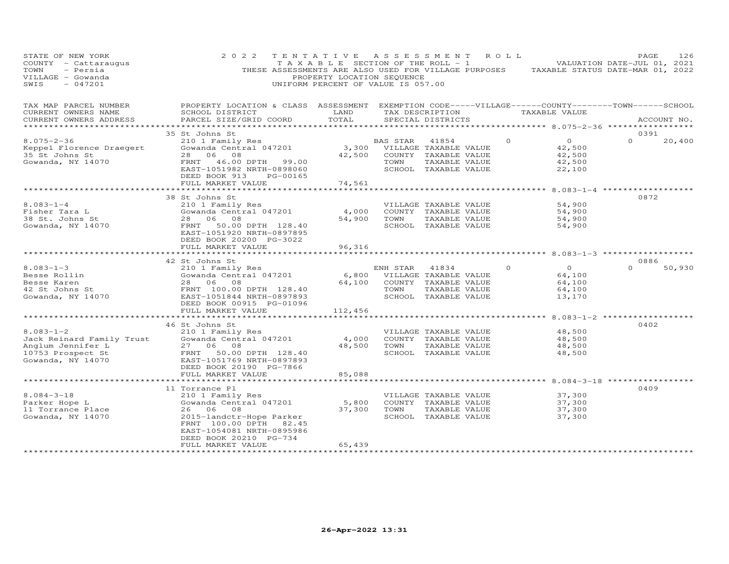STATE OF NEW YORK — 2022 TENTATIVE ASSESSMENT ROLL
COUNTY - Cattaraugus — TAXABLE SECTION OF THE ROLL - 1 — VALUATION DATE-JUL 01, 2021
TOWN - Persia — THESE ASSESSMENTS ARE ALSO USED FOR VILLAGE PURPOSES — TAXABLE STATUS DATE-MAR 01, 2022
VILLAGE - Gowanda — PROPERTY LOCATION SEQUENCE
SWIS - 047201 — UNIFORM PERCENT OF VALUE IS 057.00

| TAX MAP PARCEL NUMBER / CURRENT OWNERS NAME / CURRENT OWNERS ADDRESS | PROPERTY LOCATION & CLASS / SCHOOL DISTRICT / PARCEL SIZE/GRID COORD | ASSESSMENT LAND | TOTAL | EXEMPTION CODE / TAX DESCRIPTION / SPECIAL DISTRICTS | VILLAGE | COUNTY / TAXABLE VALUE | TOWN | SCHOOL | ACCOUNT NO. |
|---|---|---|---|---|---|---|---|---|---|
| | 35 St Johns St | | | | | | | | 0391 |
| 8.075-2-36 | 210 1 Family Res | | | BAS STAR 41854 | 0 | 0 | 0 | 20,400 | |
| Keppel Florence Draegert | Gowanda Central 047201 | 3,300 | | VILLAGE TAXABLE VALUE | | 42,500 | | | |
| 35 St Johns St | 28 06 08 | | 42,500 | COUNTY TAXABLE VALUE | | 42,500 | | | |
| Gowanda, NY 14070 | FRNT 46.00 DPTH 99.00 | | | TOWN TAXABLE VALUE | | 42,500 | | | |
| | EAST-1051982 NRTH-0898060 | | | SCHOOL TAXABLE VALUE | | 22,100 | | | |
| | DEED BOOK 913 PG-00165 | | | | | | | | |
| | FULL MARKET VALUE | | 74,561 | | | | | | |
| | 38 St Johns St | | | | | | | | 0872 |
| 8.083-1-4 | 210 1 Family Res | | | VILLAGE TAXABLE VALUE | | 54,900 | | | |
| Fisher Tara L | Gowanda Central 047201 | 4,000 | | COUNTY TAXABLE VALUE | | 54,900 | | | |
| 38 St. Johns St | 28 06 08 | | 54,900 | TOWN TAXABLE VALUE | | 54,900 | | | |
| Gowanda, NY 14070 | FRNT 50.00 DPTH 128.40 | | | SCHOOL TAXABLE VALUE | | 54,900 | | | |
| | EAST-1051920 NRTH-0897895 | | | | | | | | |
| | DEED BOOK 20200 PG-3022 | | | | | | | | |
| | FULL MARKET VALUE | | 96,316 | | | | | | |
| | 42 St Johns St | | | | | | | | 0886 |
| 8.083-1-3 | 210 1 Family Res | | | ENH STAR 41834 | 0 | 0 | 0 | 50,930 | |
| Besse Rollin | Gowanda Central 047201 | 6,800 | | VILLAGE TAXABLE VALUE | | 64,100 | | | |
| Besse Karen | 28 06 08 | | 64,100 | COUNTY TAXABLE VALUE | | 64,100 | | | |
| 42 St Johns St | FRNT 100.00 DPTH 128.40 | | | TOWN TAXABLE VALUE | | 64,100 | | | |
| Gowanda, NY 14070 | EAST-1051844 NRTH-0897893 | | | SCHOOL TAXABLE VALUE | | 13,170 | | | |
| | DEED BOOK 00915 PG-01096 | | | | | | | | |
| | FULL MARKET VALUE | | 112,456 | | | | | | |
| | 46 St Johns St | | | | | | | | 0402 |
| 8.083-1-2 | 210 1 Family Res | | | VILLAGE TAXABLE VALUE | | 48,500 | | | |
| Jack Reinard Family Trust | Gowanda Central 047201 | 4,000 | | COUNTY TAXABLE VALUE | | 48,500 | | | |
| Anglum Jennifer L | 27 06 08 | | 48,500 | TOWN TAXABLE VALUE | | 48,500 | | | |
| 10753 Prospect St | FRNT 50.00 DPTH 128.40 | | | SCHOOL TAXABLE VALUE | | 48,500 | | | |
| Gowanda, NY 14070 | EAST-1051769 NRTH-0897893 | | | | | | | | |
| | DEED BOOK 20190 PG-7866 | | | | | | | | |
| | FULL MARKET VALUE | | 85,088 | | | | | | |
| | 11 Torrance Pl | | | | | | | | 0409 |
| 8.084-3-18 | 210 1 Family Res | | | VILLAGE TAXABLE VALUE | | 37,300 | | | |
| Parker Hope L | Gowanda Central 047201 | 5,800 | | COUNTY TAXABLE VALUE | | 37,300 | | | |
| 11 Torrance Place | 26 06 08 | | 37,300 | TOWN TAXABLE VALUE | | 37,300 | | | |
| Gowanda, NY 14070 | 2015-landctr-Hope Parker | | | SCHOOL TAXABLE VALUE | | 37,300 | | | |
| | FRNT 100.00 DPTH 82.45 | | | | | | | | |
| | EAST-1054081 NRTH-0895986 | | | | | | | | |
| | DEED BOOK 20210 PG-734 | | | | | | | | |
| | FULL MARKET VALUE | | 65,439 | | | | | | |

26-Apr-2022 13:31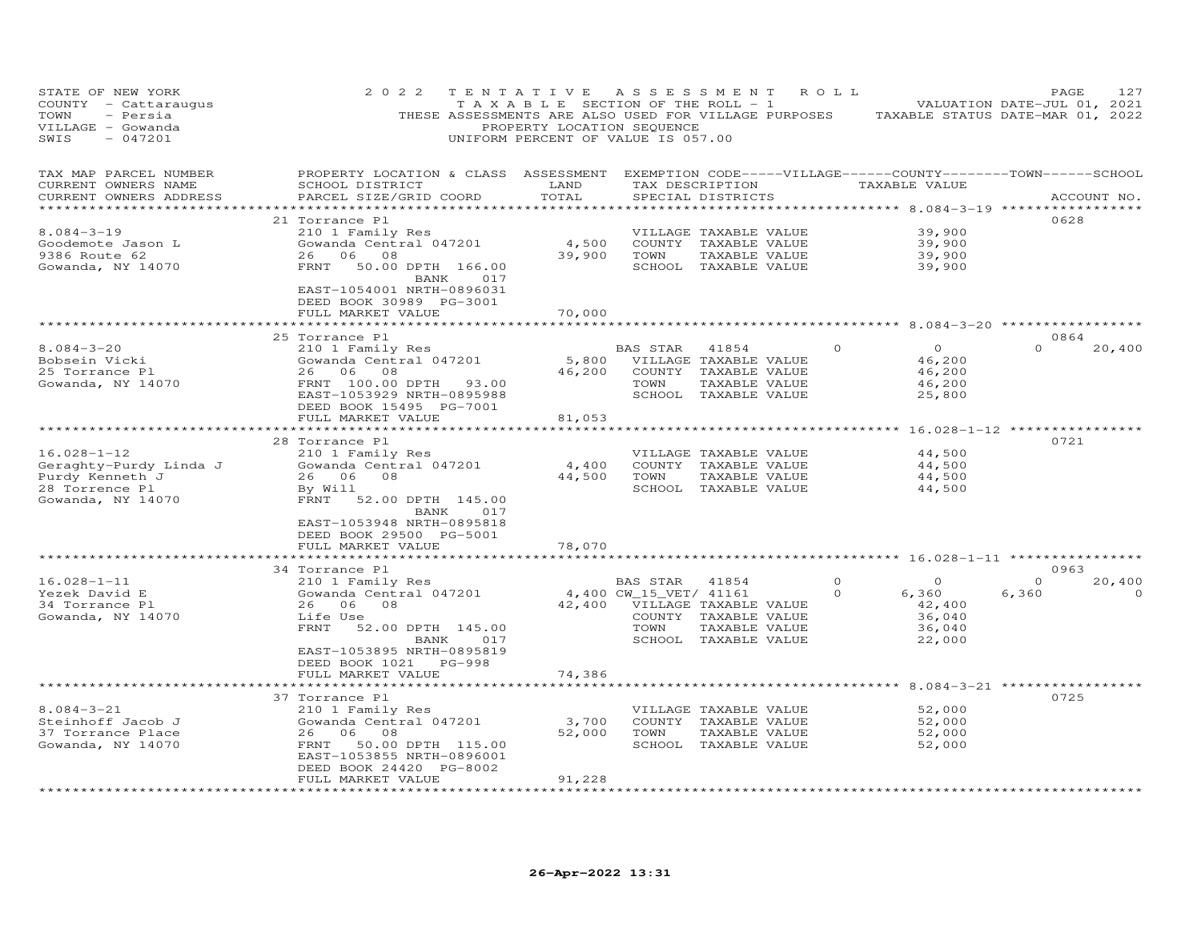STATE OF NEW YORK
COUNTY - Cattaraugus
TOWN - Persia
VILLAGE - Gowanda
SWIS - 047201

2022 TENTATIVE ASSESSMENT ROLL
TAXABLE SECTION OF THE ROLL - 1
THESE ASSESSMENTS ARE ALSO USED FOR VILLAGE PURPOSES
PROPERTY LOCATION SEQUENCE
UNIFORM PERCENT OF VALUE IS 057.00

VALUATION DATE-JUL 01, 2021
TAXABLE STATUS DATE-MAR 01, 2022

| TAX MAP PARCEL NUMBER / CURRENT OWNERS NAME / CURRENT OWNERS ADDRESS | PROPERTY LOCATION & CLASS / SCHOOL DISTRICT / PARCEL SIZE/GRID COORD | ASSESSMENT LAND | TOTAL | EXEMPTION CODE / TAX DESCRIPTION / SPECIAL DISTRICTS | VILLAGE | COUNTY TAXABLE VALUE | TOWN | SCHOOL | ACCOUNT NO. |
|---|---|---|---|---|---|---|---|---|---|
| | 21 Torrance Pl | | | | | | | | 0628 |
| 8.084-3-19 | 210 1 Family Res | | | VILLAGE TAXABLE VALUE | | 39,900 | | | |
| Goodemote Jason L | Gowanda Central 047201 | 4,500 | | COUNTY TAXABLE VALUE | | 39,900 | | | |
| 9386 Route 62 | 26 06 08 | | 39,900 | TOWN TAXABLE VALUE | | 39,900 | | | |
| Gowanda, NY 14070 | FRNT 50.00 DPTH 166.00 | | | SCHOOL TAXABLE VALUE | | 39,900 | | | |
| | BANK 017 | | | | | | | | |
| | EAST-1054001 NRTH-0896031 | | | | | | | | |
| | DEED BOOK 30989 PG-3001 | | | | | | | | |
| | FULL MARKET VALUE | | 70,000 | | | | | | |
| | 25 Torrance Pl | | | | | | | | 0864 |
| 8.084-3-20 | 210 1 Family Res | | | BAS STAR 41854 | 0 | 0 | 0 | 20,400 | |
| Bobsein Vicki | Gowanda Central 047201 | 5,800 | | VILLAGE TAXABLE VALUE | | 46,200 | | | |
| 25 Torrance Pl | 26 06 08 | | 46,200 | COUNTY TAXABLE VALUE | | 46,200 | | | |
| Gowanda, NY 14070 | FRNT 100.00 DPTH 93.00 | | | TOWN TAXABLE VALUE | | 46,200 | | | |
| | EAST-1053929 NRTH-0895988 | | | SCHOOL TAXABLE VALUE | | 25,800 | | | |
| | DEED BOOK 15495 PG-7001 | | | | | | | | |
| | FULL MARKET VALUE | | 81,053 | | | | | | |
| | 28 Torrance Pl | | | | | | | | 0721 |
| 16.028-1-12 | 210 1 Family Res | | | VILLAGE TAXABLE VALUE | | 44,500 | | | |
| Geraghty-Purdy Linda J | Gowanda Central 047201 | 4,400 | | COUNTY TAXABLE VALUE | | 44,500 | | | |
| Purdy Kenneth J | 26 06 08 | | 44,500 | TOWN TAXABLE VALUE | | 44,500 | | | |
| 28 Torrence Pl | By Will | | | SCHOOL TAXABLE VALUE | | 44,500 | | | |
| Gowanda, NY 14070 | FRNT 52.00 DPTH 145.00 | | | | | | | | |
| | BANK 017 | | | | | | | | |
| | EAST-1053948 NRTH-0895818 | | | | | | | | |
| | DEED BOOK 29500 PG-5001 | | | | | | | | |
| | FULL MARKET VALUE | | 78,070 | | | | | | |
| | 34 Torrance Pl | | | | | | | | 0963 |
| 16.028-1-11 | 210 1 Family Res | | | BAS STAR 41854 | 0 | 0 | 0 | 20,400 | |
| Yezek David E | Gowanda Central 047201 | 4,400 | | CW_15_VET/ 41161 | 0 | 6,360 | 6,360 | 0 | |
| 34 Torrance Pl | 26 06 08 | | 42,400 | VILLAGE TAXABLE VALUE | | 42,400 | | | |
| Gowanda, NY 14070 | Life Use | | | COUNTY TAXABLE VALUE | | 36,040 | | | |
| | FRNT 52.00 DPTH 145.00 | | | TOWN TAXABLE VALUE | | 36,040 | | | |
| | BANK 017 | | | SCHOOL TAXABLE VALUE | | 22,000 | | | |
| | EAST-1053895 NRTH-0895819 | | | | | | | | |
| | DEED BOOK 1021 PG-998 | | | | | | | | |
| | FULL MARKET VALUE | | 74,386 | | | | | | |
| | 37 Torrance Pl | | | | | | | | 0725 |
| 8.084-3-21 | 210 1 Family Res | | | VILLAGE TAXABLE VALUE | | 52,000 | | | |
| Steinhoff Jacob J | Gowanda Central 047201 | 3,700 | | COUNTY TAXABLE VALUE | | 52,000 | | | |
| 37 Torrance Place | 26 06 08 | | 52,000 | TOWN TAXABLE VALUE | | 52,000 | | | |
| Gowanda, NY 14070 | FRNT 50.00 DPTH 115.00 | | | SCHOOL TAXABLE VALUE | | 52,000 | | | |
| | EAST-1053855 NRTH-0896001 | | | | | | | | |
| | DEED BOOK 24420 PG-8002 | | | | | | | | |
| | FULL MARKET VALUE | | 91,228 | | | | | | |

26-Apr-2022 13:31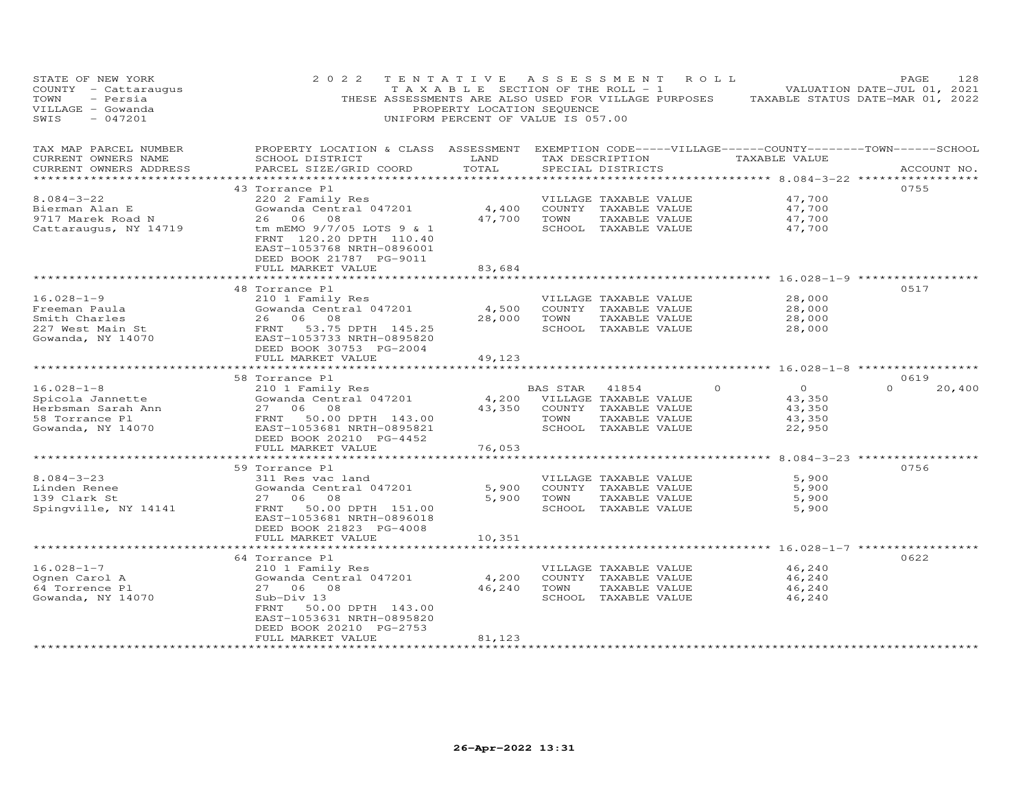STATE OF NEW YORK
COUNTY - Cattaraugus
TOWN - Persia
VILLAGE - Gowanda
SWIS - 047201

2022 TENTATIVE ASSESSMENT ROLL
TAXABLE SECTION OF THE ROLL - 1
THESE ASSESSMENTS ARE ALSO USED FOR VILLAGE PURPOSES
PROPERTY LOCATION SEQUENCE
UNIFORM PERCENT OF VALUE IS 057.00

VALUATION DATE-JUL 01, 2021
TAXABLE STATUS DATE-MAR 01, 2022

| TAX MAP PARCEL NUMBER / CURRENT OWNERS NAME / CURRENT OWNERS ADDRESS | PROPERTY LOCATION & CLASS / SCHOOL DISTRICT / PARCEL SIZE/GRID COORD | ASSESSMENT LAND | TOTAL | EXEMPTION CODE / TAX DESCRIPTION / SPECIAL DISTRICTS | VILLAGE | COUNTY TAXABLE VALUE | TOWN | SCHOOL | ACCOUNT NO. |
|---|---|---|---|---|---|---|---|---|---|
| 8.084-3-22 | 43 Torrance Pl | | | | | | | | 0755 |
| Bierman Alan E | 220 2 Family Res | | | VILLAGE TAXABLE VALUE | | 47,700 | | | |
| 9717 Marek Road N | Gowanda Central 047201 | 4,400 | | COUNTY TAXABLE VALUE | | 47,700 | | | |
| Cattaraugus, NY 14719 | 26 06 08 | | 47,700 | TOWN TAXABLE VALUE | | 47,700 | | | |
| | tm mEMO 9/7/05 LOTS 9 & 1 | | | SCHOOL TAXABLE VALUE | | 47,700 | | | |
| | FRNT 120.20 DPTH 110.40 | | | | | | | | |
| | EAST-1053768 NRTH-0896001 | | | | | | | | |
| | DEED BOOK 21787 PG-9011 | | | | | | | | |
| | FULL MARKET VALUE | | 83,684 | | | | | | |
| 16.028-1-9 | 48 Torrance Pl | | | | | | | | 0517 |
| Freeman Paula | 210 1 Family Res | | | VILLAGE TAXABLE VALUE | | 28,000 | | | |
| Smith Charles | Gowanda Central 047201 | 4,500 | | COUNTY TAXABLE VALUE | | 28,000 | | | |
| 227 West Main St | 26 06 08 | | 28,000 | TOWN TAXABLE VALUE | | 28,000 | | | |
| Gowanda, NY 14070 | FRNT 53.75 DPTH 145.25 | | | SCHOOL TAXABLE VALUE | | 28,000 | | | |
| | EAST-1053733 NRTH-0895820 | | | | | | | | |
| | DEED BOOK 30753 PG-2004 | | | | | | | | |
| | FULL MARKET VALUE | | 49,123 | | | | | | |
| 16.028-1-8 | 58 Torrance Pl | | | | | | | | 0619 |
| Spicola Jannette | 210 1 Family Res | | | BAS STAR 41854 | 0 | 0 | | 0 | 20,400 |
| Herbsman Sarah Ann | Gowanda Central 047201 | 4,200 | | VILLAGE TAXABLE VALUE | | 43,350 | | | |
| 58 Torrance Pl | 27 06 08 | | 43,350 | COUNTY TAXABLE VALUE | | 43,350 | | | |
| Gowanda, NY 14070 | FRNT 50.00 DPTH 143.00 | | | TOWN TAXABLE VALUE | | 43,350 | | | |
| | EAST-1053681 NRTH-0895821 | | | SCHOOL TAXABLE VALUE | | 22,950 | | | |
| | DEED BOOK 20210 PG-4452 | | | | | | | | |
| | FULL MARKET VALUE | | 76,053 | | | | | | |
| 8.084-3-23 | 59 Torrance Pl | | | | | | | | 0756 |
| Linden Renee | 311 Res vac land | | | VILLAGE TAXABLE VALUE | | 5,900 | | | |
| 139 Clark St | Gowanda Central 047201 | 5,900 | | COUNTY TAXABLE VALUE | | 5,900 | | | |
| Spingville, NY 14141 | 27 06 08 | | 5,900 | TOWN TAXABLE VALUE | | 5,900 | | | |
| | FRNT 50.00 DPTH 151.00 | | | SCHOOL TAXABLE VALUE | | 5,900 | | | |
| | EAST-1053681 NRTH-0896018 | | | | | | | | |
| | DEED BOOK 21823 PG-4008 | | | | | | | | |
| | FULL MARKET VALUE | | 10,351 | | | | | | |
| 16.028-1-7 | 64 Torrance Pl | | | | | | | | 0622 |
| Ognen Carol A | 210 1 Family Res | | | VILLAGE TAXABLE VALUE | | 46,240 | | | |
| 64 Torrence Pl | Gowanda Central 047201 | 4,200 | | COUNTY TAXABLE VALUE | | 46,240 | | | |
| Gowanda, NY 14070 | 27 06 08 | | 46,240 | TOWN TAXABLE VALUE | | 46,240 | | | |
| | Sub-Div 13 | | | SCHOOL TAXABLE VALUE | | 46,240 | | | |
| | FRNT 50.00 DPTH 143.00 | | | | | | | | |
| | EAST-1053631 NRTH-0895820 | | | | | | | | |
| | DEED BOOK 20210 PG-2753 | | | | | | | | |
| | FULL MARKET VALUE | | 81,123 | | | | | | |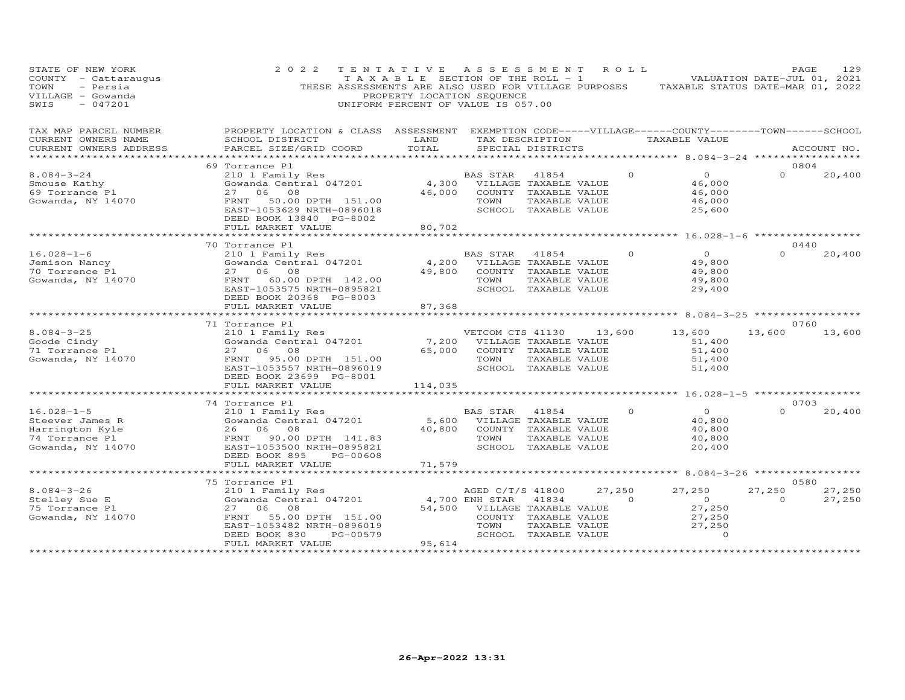STATE OF NEW YORK
COUNTY - Cattaraugus
TOWN - Persia
VILLAGE - Gowanda
SWIS - 047201

2022 TENTATIVE ASSESSMENT ROLL
TAXABLE SECTION OF THE ROLL - 1
THESE ASSESSMENTS ARE ALSO USED FOR VILLAGE PURPOSES
PROPERTY LOCATION SEQUENCE
UNIFORM PERCENT OF VALUE IS 057.00

VALUATION DATE-JUL 01, 2021
TAXABLE STATUS DATE-MAR 01, 2022

| TAX MAP PARCEL NUMBER / CURRENT OWNERS NAME / CURRENT OWNERS ADDRESS | PROPERTY LOCATION & CLASS / SCHOOL DISTRICT / PARCEL SIZE/GRID COORD | ASSESSMENT LAND / TOTAL | EXEMPTION CODE / TAX DESCRIPTION / SPECIAL DISTRICTS | VILLAGE | COUNTY TAXABLE VALUE | TOWN | SCHOOL / ACCOUNT NO. |
|---|---|---|---|---|---|---|---|
| **8.084-3-24** | 69 Torrance Pl | | | | | | 0804 |
| Smouse Kathy | 210 1 Family Res | | BAS STAR 41854 | 0 | 0 | 0 | 20,400 |
| 69 Torrance Pl | Gowanda Central 047201 | 4,300 | VILLAGE TAXABLE VALUE | | 46,000 | | |
| Gowanda, NY 14070 | 27 06 08 | 46,000 | COUNTY TAXABLE VALUE | | 46,000 | | |
| | FRNT 50.00 DPTH 151.00 | | TOWN TAXABLE VALUE | | 46,000 | | |
| | EAST-1053629 NRTH-0896018 | | SCHOOL TAXABLE VALUE | | 25,600 | | |
| | DEED BOOK 13840 PG-8002 | | | | | | |
| | FULL MARKET VALUE | 80,702 | | | | | |
| **16.028-1-6** | 70 Torrance Pl | | | | | | 0440 |
| Jemison Nancy | 210 1 Family Res | | BAS STAR 41854 | 0 | 0 | 0 | 20,400 |
| 70 Torrence Pl | Gowanda Central 047201 | 4,200 | VILLAGE TAXABLE VALUE | | 49,800 | | |
| Gowanda, NY 14070 | 27 06 08 | 49,800 | COUNTY TAXABLE VALUE | | 49,800 | | |
| | FRNT 60.00 DPTH 142.00 | | TOWN TAXABLE VALUE | | 49,800 | | |
| | EAST-1053575 NRTH-0895821 | | SCHOOL TAXABLE VALUE | | 29,400 | | |
| | DEED BOOK 20368 PG-8003 | | | | | | |
| | FULL MARKET VALUE | 87,368 | | | | | |
| **8.084-3-25** | 71 Torrance Pl | | | | | | 0760 |
| Goode Cindy | 210 1 Family Res | | VETCOM CTS 41130 | 13,600 | 13,600 | 13,600 | 13,600 |
| 71 Torrance Pl | Gowanda Central 047201 | 7,200 | VILLAGE TAXABLE VALUE | | 51,400 | | |
| Gowanda, NY 14070 | 27 06 08 | 65,000 | COUNTY TAXABLE VALUE | | 51,400 | | |
| | FRNT 95.00 DPTH 151.00 | | TOWN TAXABLE VALUE | | 51,400 | | |
| | EAST-1053557 NRTH-0896019 | | SCHOOL TAXABLE VALUE | | 51,400 | | |
| | DEED BOOK 23699 PG-8001 | | | | | | |
| | FULL MARKET VALUE | 114,035 | | | | | |
| **16.028-1-5** | 74 Torrance Pl | | | | | | 0703 |
| Steever James R | 210 1 Family Res | | BAS STAR 41854 | 0 | 0 | 0 | 20,400 |
| Harrington Kyle | Gowanda Central 047201 | 5,600 | VILLAGE TAXABLE VALUE | | 40,800 | | |
| 74 Torrance Pl | 26 06 08 | 40,800 | COUNTY TAXABLE VALUE | | 40,800 | | |
| Gowanda, NY 14070 | FRNT 90.00 DPTH 141.83 | | TOWN TAXABLE VALUE | | 40,800 | | |
| | EAST-1053500 NRTH-0895821 | | SCHOOL TAXABLE VALUE | | 20,400 | | |
| | DEED BOOK 895 PG-00608 | | | | | | |
| | FULL MARKET VALUE | 71,579 | | | | | |
| **8.084-3-26** | 75 Torrance Pl | | | | | | 0580 |
| Stelley Sue E | 210 1 Family Res | | AGED C/T/S 41800 | 27,250 | 27,250 | 27,250 | 27,250 |
| 75 Torrance Pl | Gowanda Central 047201 | 4,700 | ENH STAR 41834 | 0 | 0 | 0 | 27,250 |
| Gowanda, NY 14070 | 27 06 08 | 54,500 | VILLAGE TAXABLE VALUE | | 27,250 | | |
| | FRNT 55.00 DPTH 151.00 | | COUNTY TAXABLE VALUE | | 27,250 | | |
| | EAST-1053482 NRTH-0896019 | | TOWN TAXABLE VALUE | | 27,250 | | |
| | DEED BOOK 830 PG-00579 | | SCHOOL TAXABLE VALUE | | 0 | | |
| | FULL MARKET VALUE | 95,614 | | | | | |

26-Apr-2022 13:31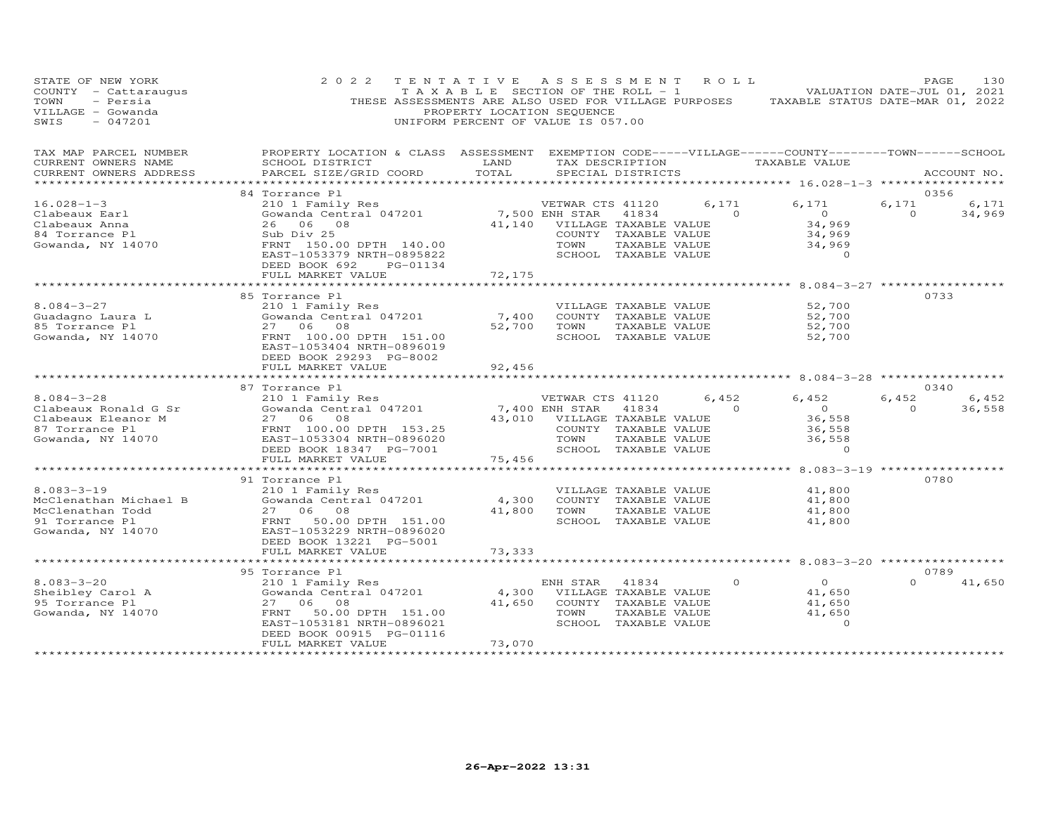STATE OF NEW YORK
COUNTY - Cattaraugus
TOWN - Persia
VILLAGE - Gowanda
SWIS - 047201

2022 TENTATIVE ASSESSMENT ROLL
TAXABLE SECTION OF THE ROLL - 1
THESE ASSESSMENTS ARE ALSO USED FOR VILLAGE PURPOSES
PROPERTY LOCATION SEQUENCE
UNIFORM PERCENT OF VALUE IS 057.00

VALUATION DATE-JUL 01, 2021
TAXABLE STATUS DATE-MAR 01, 2022

| TAX MAP PARCEL NUMBER / CURRENT OWNERS NAME / CURRENT OWNERS ADDRESS | PROPERTY LOCATION & CLASS / SCHOOL DISTRICT / PARCEL SIZE/GRID COORD | ASSESSMENT LAND | TOTAL | EXEMPTION CODE / TAX DESCRIPTION / SPECIAL DISTRICTS | VILLAGE | COUNTY / TAXABLE VALUE | TOWN | SCHOOL / ACCOUNT NO. |
|---|---|---|---|---|---|---|---|---|
| **16.028-1-3** | 84 Torrance Pl | | | | | | | 0356 |
| 16.028-1-3 | 210 1 Family Res | | | VETWAR CTS 41120 | 6,171 | 6,171 | 6,171 | 6,171 |
| Clabeaux Earl | Gowanda Central 047201 | 7,500 | | ENH STAR 41834 | 0 | 0 | 0 | 34,969 |
| Clabeaux Anna | 26 06 08 | | 41,140 | VILLAGE TAXABLE VALUE | | 34,969 | | |
| 84 Torrance Pl | Sub Div 25 | | | COUNTY TAXABLE VALUE | | 34,969 | | |
| Gowanda, NY 14070 | FRNT 150.00 DPTH 140.00 | | | TOWN TAXABLE VALUE | | 34,969 | | |
| | EAST-1053379 NRTH-0895822 | | | SCHOOL TAXABLE VALUE | | 0 | | |
| | DEED BOOK 692 PG-01134 | | | | | | | |
| | FULL MARKET VALUE | | 72,175 | | | | | |
| **8.084-3-27** | 85 Torrance Pl | | | | | | | 0733 |
| 8.084-3-27 | 210 1 Family Res | | | VILLAGE TAXABLE VALUE | | 52,700 | | |
| Guadagno Laura L | Gowanda Central 047201 | 7,400 | | COUNTY TAXABLE VALUE | | 52,700 | | |
| 85 Torrance Pl | 27 06 08 | | 52,700 | TOWN TAXABLE VALUE | | 52,700 | | |
| Gowanda, NY 14070 | FRNT 100.00 DPTH 151.00 | | | SCHOOL TAXABLE VALUE | | 52,700 | | |
| | EAST-1053404 NRTH-0896019 | | | | | | | |
| | DEED BOOK 29293 PG-8002 | | | | | | | |
| | FULL MARKET VALUE | | 92,456 | | | | | |
| **8.084-3-28** | 87 Torrance Pl | | | | | | | 0340 |
| 8.084-3-28 | 210 1 Family Res | | | VETWAR CTS 41120 | 6,452 | 6,452 | 6,452 | 6,452 |
| Clabeaux Ronald G Sr | Gowanda Central 047201 | 7,400 | | ENH STAR 41834 | 0 | 0 | 0 | 36,558 |
| Clabeaux Eleanor M | 27 06 08 | | 43,010 | VILLAGE TAXABLE VALUE | | 36,558 | | |
| 87 Torrance Pl | FRNT 100.00 DPTH 153.25 | | | COUNTY TAXABLE VALUE | | 36,558 | | |
| Gowanda, NY 14070 | EAST-1053304 NRTH-0896020 | | | TOWN TAXABLE VALUE | | 36,558 | | |
| | DEED BOOK 18347 PG-7001 | | | SCHOOL TAXABLE VALUE | | 0 | | |
| | FULL MARKET VALUE | | 75,456 | | | | | |
| **8.083-3-19** | 91 Torrance Pl | | | | | | | 0780 |
| 8.083-3-19 | 210 1 Family Res | | | VILLAGE TAXABLE VALUE | | 41,800 | | |
| McClenathan Michael B | Gowanda Central 047201 | 4,300 | | COUNTY TAXABLE VALUE | | 41,800 | | |
| McClenathan Todd | 27 06 08 | | 41,800 | TOWN TAXABLE VALUE | | 41,800 | | |
| 91 Torrance Pl | FRNT 50.00 DPTH 151.00 | | | SCHOOL TAXABLE VALUE | | 41,800 | | |
| Gowanda, NY 14070 | EAST-1053229 NRTH-0896020 | | | | | | | |
| | DEED BOOK 13221 PG-5001 | | | | | | | |
| | FULL MARKET VALUE | | 73,333 | | | | | |
| **8.083-3-20** | 95 Torrance Pl | | | | | | | 0789 |
| 8.083-3-20 | 210 1 Family Res | | | ENH STAR 41834 | 0 | 0 | 0 | 41,650 |
| Sheibley Carol A | Gowanda Central 047201 | 4,300 | | VILLAGE TAXABLE VALUE | | 41,650 | | |
| 95 Torrance Pl | 27 06 08 | | 41,650 | COUNTY TAXABLE VALUE | | 41,650 | | |
| Gowanda, NY 14070 | FRNT 50.00 DPTH 151.00 | | | TOWN TAXABLE VALUE | | 41,650 | | |
| | EAST-1053181 NRTH-0896021 | | | SCHOOL TAXABLE VALUE | | 0 | | |
| | DEED BOOK 00915 PG-01116 | | | | | | | |
| | FULL MARKET VALUE | | 73,070 | | | | | |

26-Apr-2022 13:31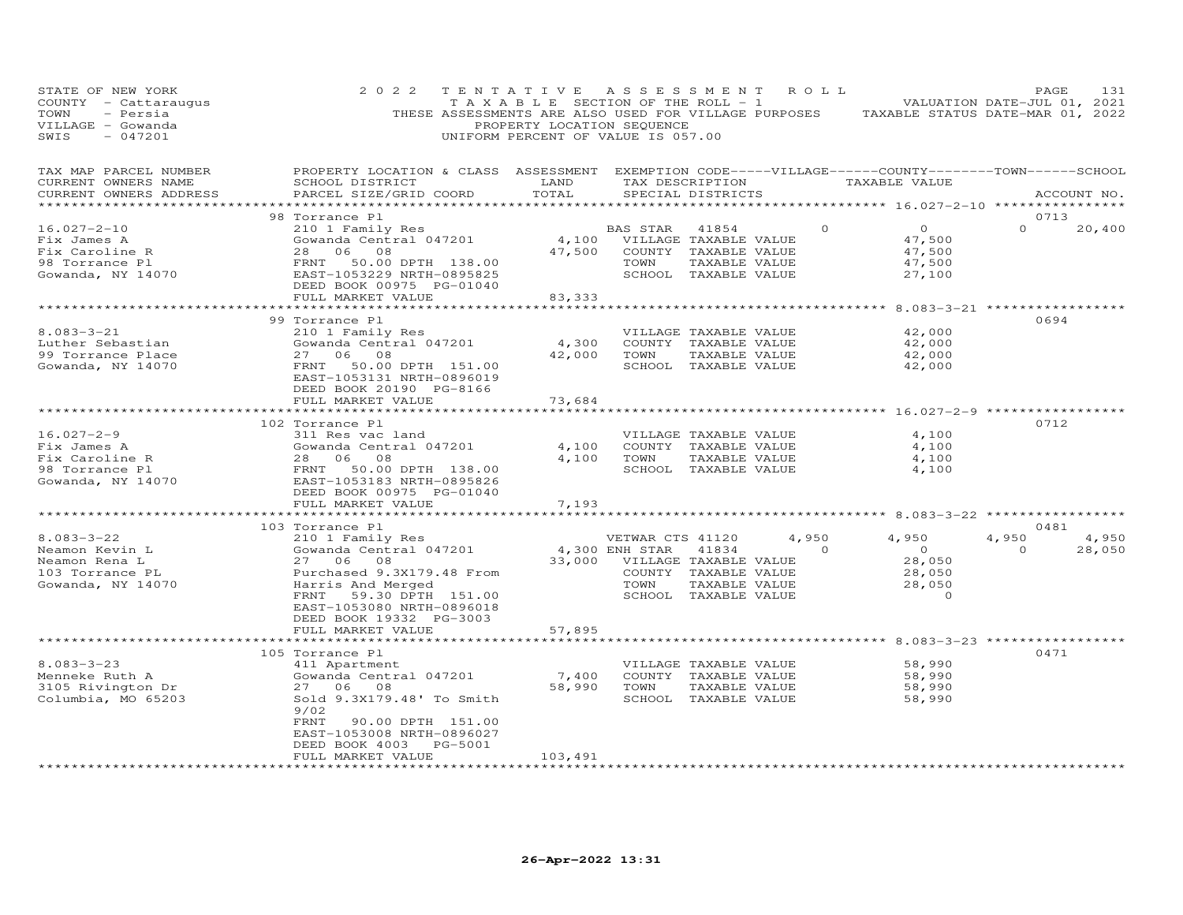STATE OF NEW YORK
COUNTY - Cattaraugus
TOWN - Persia
VILLAGE - Gowanda
SWIS - 047201

2022 TENTATIVE ASSESSMENT ROLL
TAXABLE SECTION OF THE ROLL - 1
THESE ASSESSMENTS ARE ALSO USED FOR VILLAGE PURPOSES
PROPERTY LOCATION SEQUENCE
UNIFORM PERCENT OF VALUE IS 057.00

VALUATION DATE-JUL 01, 2021
TAXABLE STATUS DATE-MAR 01, 2022

| TAX MAP PARCEL NUMBER / CURRENT OWNERS NAME / CURRENT OWNERS ADDRESS | PROPERTY LOCATION & CLASS / SCHOOL DISTRICT / PARCEL SIZE/GRID COORD | ASSESSMENT LAND / TOTAL | EXEMPTION CODE / TAX DESCRIPTION / SPECIAL DISTRICTS | VILLAGE | COUNTY TAXABLE VALUE | TOWN | SCHOOL | ACCOUNT NO. |
|---|---|---|---|---|---|---|---|---|
| **16.027-2-10** | 98 Torrance Pl | | | | | | | 0713 |
| Fix James A | 210 1 Family Res | | BAS STAR 41854 | 0 | 0 | 0 | 20,400 | |
| Fix Caroline R | Gowanda Central 047201 | 4,100 | VILLAGE TAXABLE VALUE | | 47,500 | | | |
| 98 Torrance Pl | 28 06 08 | 47,500 | COUNTY TAXABLE VALUE | | 47,500 | | | |
| Gowanda, NY 14070 | FRNT 50.00 DPTH 138.00 | | TOWN TAXABLE VALUE | | 47,500 | | | |
| | EAST-1053229 NRTH-0895825 | | SCHOOL TAXABLE VALUE | | 27,100 | | | |
| | DEED BOOK 00975 PG-01040 | | | | | | | |
| | FULL MARKET VALUE | 83,333 | | | | | | |
| **8.083-3-21** | 99 Torrance Pl | | | | | | | 0694 |
| Luther Sebastian | 210 1 Family Res | | VILLAGE TAXABLE VALUE | | 42,000 | | | |
| 99 Torrance Place | Gowanda Central 047201 | 4,300 | COUNTY TAXABLE VALUE | | 42,000 | | | |
| Gowanda, NY 14070 | 27 06 08 | 42,000 | TOWN TAXABLE VALUE | | 42,000 | | | |
| | FRNT 50.00 DPTH 151.00 | | SCHOOL TAXABLE VALUE | | 42,000 | | | |
| | EAST-1053131 NRTH-0896019 | | | | | | | |
| | DEED BOOK 20190 PG-8166 | | | | | | | |
| | FULL MARKET VALUE | 73,684 | | | | | | |
| **16.027-2-9** | 102 Torrance Pl | | | | | | | 0712 |
| Fix James A | 311 Res vac land | | VILLAGE TAXABLE VALUE | | 4,100 | | | |
| Fix Caroline R | Gowanda Central 047201 | 4,100 | COUNTY TAXABLE VALUE | | 4,100 | | | |
| 98 Torrance Pl | 28 06 08 | 4,100 | TOWN TAXABLE VALUE | | 4,100 | | | |
| Gowanda, NY 14070 | FRNT 50.00 DPTH 138.00 | | SCHOOL TAXABLE VALUE | | 4,100 | | | |
| | EAST-1053183 NRTH-0895826 | | | | | | | |
| | DEED BOOK 00975 PG-01040 | | | | | | | |
| | FULL MARKET VALUE | 7,193 | | | | | | |
| **8.083-3-22** | 103 Torrance Pl | | | | | | | 0481 |
| Neamon Kevin L | 210 1 Family Res | | VETWAR CTS 41120 | 4,950 | 4,950 | 4,950 | 4,950 | |
| Neamon Rena L | Gowanda Central 047201 | 4,300 | ENH STAR 41834 | 0 | 0 | 0 | 28,050 | |
| 103 Torrance PL | 27 06 08 | 33,000 | VILLAGE TAXABLE VALUE | | 28,050 | | | |
| Gowanda, NY 14070 | Purchased 9.3X179.48 From | | COUNTY TAXABLE VALUE | | 28,050 | | | |
| | Harris And Merged | | TOWN TAXABLE VALUE | | 28,050 | | | |
| | FRNT 59.30 DPTH 151.00 | | SCHOOL TAXABLE VALUE | | 0 | | | |
| | EAST-1053080 NRTH-0896018 | | | | | | | |
| | DEED BOOK 19332 PG-3003 | | | | | | | |
| | FULL MARKET VALUE | 57,895 | | | | | | |
| **8.083-3-23** | 105 Torrance Pl | | | | | | | 0471 |
| Menneke Ruth A | 411 Apartment | | VILLAGE TAXABLE VALUE | | 58,990 | | | |
| 3105 Rivington Dr | Gowanda Central 047201 | 7,400 | COUNTY TAXABLE VALUE | | 58,990 | | | |
| Columbia, MO 65203 | 27 06 08 | 58,990 | TOWN TAXABLE VALUE | | 58,990 | | | |
| | Sold 9.3X179.48' To Smith 9/02 | | SCHOOL TAXABLE VALUE | | 58,990 | | | |
| | FRNT 90.00 DPTH 151.00 | | | | | | | |
| | EAST-1053008 NRTH-0896027 | | | | | | | |
| | DEED BOOK 4003 PG-5001 | | | | | | | |
| | FULL MARKET VALUE | 103,491 | | | | | | |

26-Apr-2022 13:31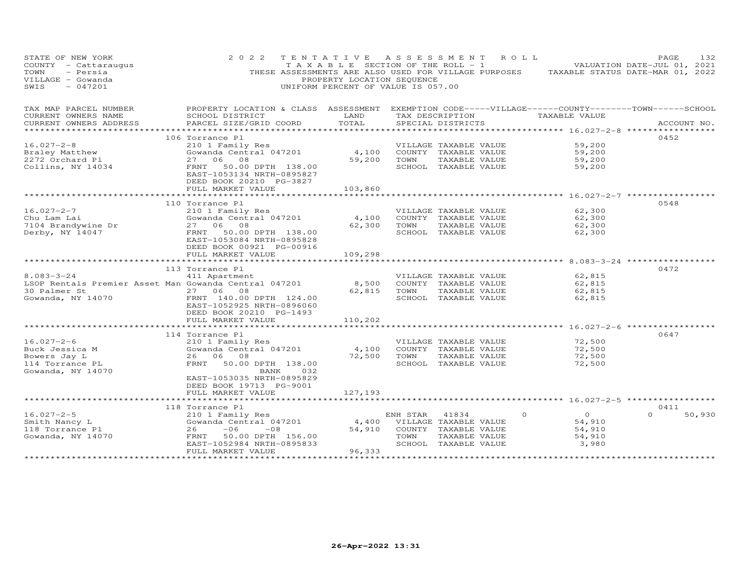STATE OF NEW YORK
COUNTY - Cattaraugus
TOWN - Persia
VILLAGE - Gowanda
SWIS - 047201

2022 TENTATIVE ASSESSMENT ROLL
TAXABLE SECTION OF THE ROLL - 1
THESE ASSESSMENTS ARE ALSO USED FOR VILLAGE PURPOSES
PROPERTY LOCATION SEQUENCE
UNIFORM PERCENT OF VALUE IS 057.00

VALUATION DATE-JUL 01, 2021
TAXABLE STATUS DATE-MAR 01, 2022

| TAX MAP PARCEL NUMBER / CURRENT OWNERS NAME / CURRENT OWNERS ADDRESS | PROPERTY LOCATION & CLASS / SCHOOL DISTRICT / PARCEL SIZE/GRID COORD | ASSESSMENT LAND / TOTAL | EXEMPTION CODE / TAX DESCRIPTION / SPECIAL DISTRICTS | VILLAGE | COUNTY | TOWN | SCHOOL | TAXABLE VALUE | ACCOUNT NO. |
|---|---|---|---|---|---|---|---|---|---|
| 16.027-2-8 | 106 Torrance Pl | | | | | | | | 0452 |
| Braley Matthew | 210 1 Family Res | | VILLAGE TAXABLE VALUE | | | | | 59,200 | |
| 2272 Orchard Pl | Gowanda Central 047201 | 4,100 | COUNTY TAXABLE VALUE | | | | | 59,200 | |
| Collins, NY 14034 | 27 06 08 | 59,200 | TOWN TAXABLE VALUE | | | | | 59,200 | |
| | FRNT 50.00 DPTH 138.00 | | SCHOOL TAXABLE VALUE | | | | | 59,200 | |
| | EAST-1053134 NRTH-0895827 | | | | | | | | |
| | DEED BOOK 20210 PG-3827 | | | | | | | | |
| | FULL MARKET VALUE | 103,860 | | | | | | | |
| 16.027-2-7 | 110 Torrance Pl | | | | | | | | 0548 |
| Chu Lam Lai | 210 1 Family Res | | VILLAGE TAXABLE VALUE | | | | | 62,300 | |
| 7104 Brandywine Dr | Gowanda Central 047201 | 4,100 | COUNTY TAXABLE VALUE | | | | | 62,300 | |
| Derby, NY 14047 | 27 06 08 | 62,300 | TOWN TAXABLE VALUE | | | | | 62,300 | |
| | FRNT 50.00 DPTH 138.00 | | SCHOOL TAXABLE VALUE | | | | | 62,300 | |
| | EAST-1053084 NRTH-0895828 | | | | | | | | |
| | DEED BOOK 00921 PG-00916 | | | | | | | | |
| | FULL MARKET VALUE | 109,298 | | | | | | | |
| 8.083-3-24 | 113 Torrance Pl | | | | | | | | 0472 |
| LSOP Rentals Premier Asset Man | 411 Apartment | | VILLAGE TAXABLE VALUE | | | | | 62,815 | |
| 30 Palmer St | Gowanda Central 047201 | 8,500 | COUNTY TAXABLE VALUE | | | | | 62,815 | |
| Gowanda, NY 14070 | 27 06 08 | 62,815 | TOWN TAXABLE VALUE | | | | | 62,815 | |
| | FRNT 140.00 DPTH 124.00 | | SCHOOL TAXABLE VALUE | | | | | 62,815 | |
| | EAST-1052925 NRTH-0896060 | | | | | | | | |
| | DEED BOOK 20210 PG-1493 | | | | | | | | |
| | FULL MARKET VALUE | 110,202 | | | | | | | |
| 16.027-2-6 | 114 Torrance Pl | | | | | | | | 0647 |
| Buck Jessica M | 210 1 Family Res | | VILLAGE TAXABLE VALUE | | | | | 72,500 | |
| Bowers Jay L | Gowanda Central 047201 | 4,100 | COUNTY TAXABLE VALUE | | | | | 72,500 | |
| 114 Torrance PL | 26 06 08 | 72,500 | TOWN TAXABLE VALUE | | | | | 72,500 | |
| Gowanda, NY 14070 | FRNT 50.00 DPTH 138.00 | | SCHOOL TAXABLE VALUE | | | | | 72,500 | |
| | BANK 032 | | | | | | | | |
| | EAST-1053035 NRTH-0895829 | | | | | | | | |
| | DEED BOOK 19713 PG-9001 | | | | | | | | |
| | FULL MARKET VALUE | 127,193 | | | | | | | |
| 16.027-2-5 | 118 Torrance Pl | | | | | | | | 0411 |
| Smith Nancy L | 210 1 Family Res | | ENH STAR 41834 | 0 | 0 | 0 | 50,930 | | |
| 118 Torrance Pl | Gowanda Central 047201 | 4,400 | VILLAGE TAXABLE VALUE | | | | | 54,910 | |
| Gowanda, NY 14070 | 26 -06 -08 | 54,910 | COUNTY TAXABLE VALUE | | | | | 54,910 | |
| | FRNT 50.00 DPTH 156.00 | | TOWN TAXABLE VALUE | | | | | 54,910 | |
| | EAST-1052984 NRTH-0895833 | | SCHOOL TAXABLE VALUE | | | | | 3,980 | |
| | FULL MARKET VALUE | 96,333 | | | | | | | |

26-Apr-2022 13:31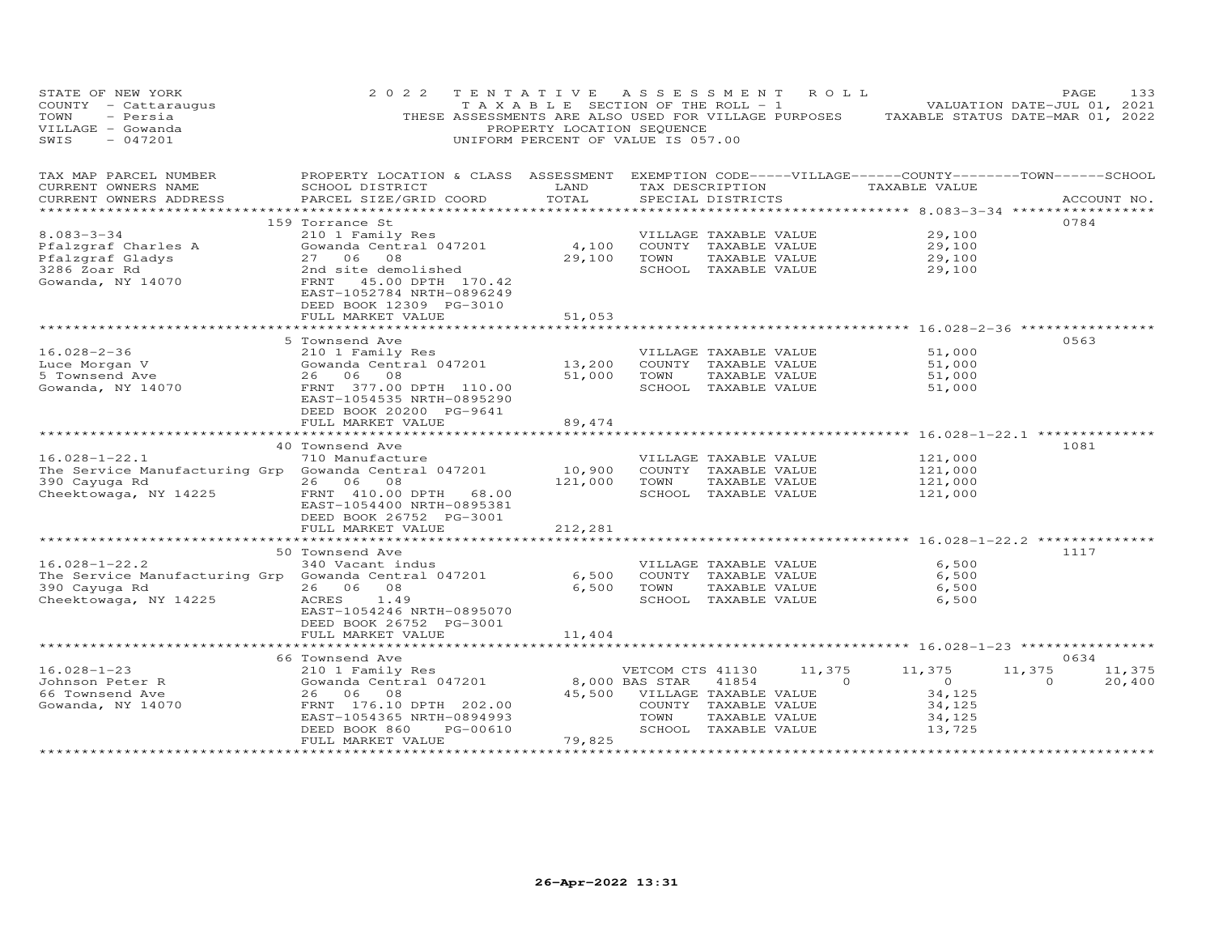STATE OF NEW YORK
COUNTY - Cattaraugus
TOWN - Persia
VILLAGE - Gowanda
SWIS - 047201

2022 TENTATIVE ASSESSMENT ROLL
TAXABLE SECTION OF THE ROLL - 1
THESE ASSESSMENTS ARE ALSO USED FOR VILLAGE PURPOSES
PROPERTY LOCATION SEQUENCE
UNIFORM PERCENT OF VALUE IS 057.00

VALUATION DATE-JUL 01, 2021
TAXABLE STATUS DATE-MAR 01, 2022

| TAX MAP PARCEL NUMBER / CURRENT OWNERS NAME / CURRENT OWNERS ADDRESS | PROPERTY LOCATION & CLASS / SCHOOL DISTRICT / PARCEL SIZE/GRID COORD | ASSESSMENT LAND / TOTAL | EXEMPTION CODE / TAX DESCRIPTION / SPECIAL DISTRICTS | VILLAGE | COUNTY / TAXABLE VALUE | TOWN | SCHOOL | ACCOUNT NO. |
|---|---|---|---|---|---|---|---|---|
| 8.083-3-34 | 159 Torrance St | | | | | | | 0784 |
| 8.083-3-34 | 210 1 Family Res | | VILLAGE TAXABLE VALUE | | 29,100 | | | |
| Pfalzgraf Charles A | Gowanda Central 047201 | 4,100 | COUNTY TAXABLE VALUE | | 29,100 | | | |
| Pfalzgraf Gladys | 27 06 08 | 29,100 | TOWN TAXABLE VALUE | | 29,100 | | | |
| 3286 Zoar Rd | 2nd site demolished | | SCHOOL TAXABLE VALUE | | 29,100 | | | |
| Gowanda, NY 14070 | FRNT 45.00 DPTH 170.42 | | | | | | | |
| | EAST-1052784 NRTH-0896249 | | | | | | | |
| | DEED BOOK 12309 PG-3010 | | | | | | | |
| | FULL MARKET VALUE | 51,053 | | | | | | |
| 16.028-2-36 | 5 Townsend Ave | | | | | | | 0563 |
| 16.028-2-36 | 210 1 Family Res | | VILLAGE TAXABLE VALUE | | 51,000 | | | |
| Luce Morgan V | Gowanda Central 047201 | 13,200 | COUNTY TAXABLE VALUE | | 51,000 | | | |
| 5 Townsend Ave | 26 06 08 | 51,000 | TOWN TAXABLE VALUE | | 51,000 | | | |
| Gowanda, NY 14070 | FRNT 377.00 DPTH 110.00 | | SCHOOL TAXABLE VALUE | | 51,000 | | | |
| | EAST-1054535 NRTH-0895290 | | | | | | | |
| | DEED BOOK 20200 PG-9641 | | | | | | | |
| | FULL MARKET VALUE | 89,474 | | | | | | |
| 16.028-1-22.1 | 40 Townsend Ave | | | | | | | 1081 |
| 16.028-1-22.1 | 710 Manufacture | | VILLAGE TAXABLE VALUE | | 121,000 | | | |
| The Service Manufacturing Grp | Gowanda Central 047201 | 10,900 | COUNTY TAXABLE VALUE | | 121,000 | | | |
| 390 Cayuga Rd | 26 06 08 | 121,000 | TOWN TAXABLE VALUE | | 121,000 | | | |
| Cheektowaga, NY 14225 | FRNT 410.00 DPTH 68.00 | | SCHOOL TAXABLE VALUE | | 121,000 | | | |
| | EAST-1054400 NRTH-0895381 | | | | | | | |
| | DEED BOOK 26752 PG-3001 | | | | | | | |
| | FULL MARKET VALUE | 212,281 | | | | | | |
| 16.028-1-22.2 | 50 Townsend Ave | | | | | | | 1117 |
| 16.028-1-22.2 | 340 Vacant indus | | VILLAGE TAXABLE VALUE | | 6,500 | | | |
| The Service Manufacturing Grp | Gowanda Central 047201 | 6,500 | COUNTY TAXABLE VALUE | | 6,500 | | | |
| 390 Cayuga Rd | 26 06 08 | 6,500 | TOWN TAXABLE VALUE | | 6,500 | | | |
| Cheektowaga, NY 14225 | ACRES 1.49 | | SCHOOL TAXABLE VALUE | | 6,500 | | | |
| | EAST-1054246 NRTH-0895070 | | | | | | | |
| | DEED BOOK 26752 PG-3001 | | | | | | | |
| | FULL MARKET VALUE | 11,404 | | | | | | |
| 16.028-1-23 | 66 Townsend Ave | | | | | | | 0634 |
| 16.028-1-23 | 210 1 Family Res | | VETCOM CTS 41130 | 11,375 | 11,375 | 11,375 | 11,375 | |
| Johnson Peter R | Gowanda Central 047201 | 8,000 | BAS STAR 41854 | 0 | 0 | 0 | 20,400 | |
| 66 Townsend Ave | 26 06 08 | 45,500 | VILLAGE TAXABLE VALUE | | 34,125 | | | |
| Gowanda, NY 14070 | FRNT 176.10 DPTH 202.00 | | COUNTY TAXABLE VALUE | | 34,125 | | | |
| | EAST-1054365 NRTH-0894993 | | TOWN TAXABLE VALUE | | 34,125 | | | |
| | DEED BOOK 860 PG-00610 | | SCHOOL TAXABLE VALUE | | 13,725 | | | |
| | FULL MARKET VALUE | 79,825 | | | | | | |

26-Apr-2022 13:31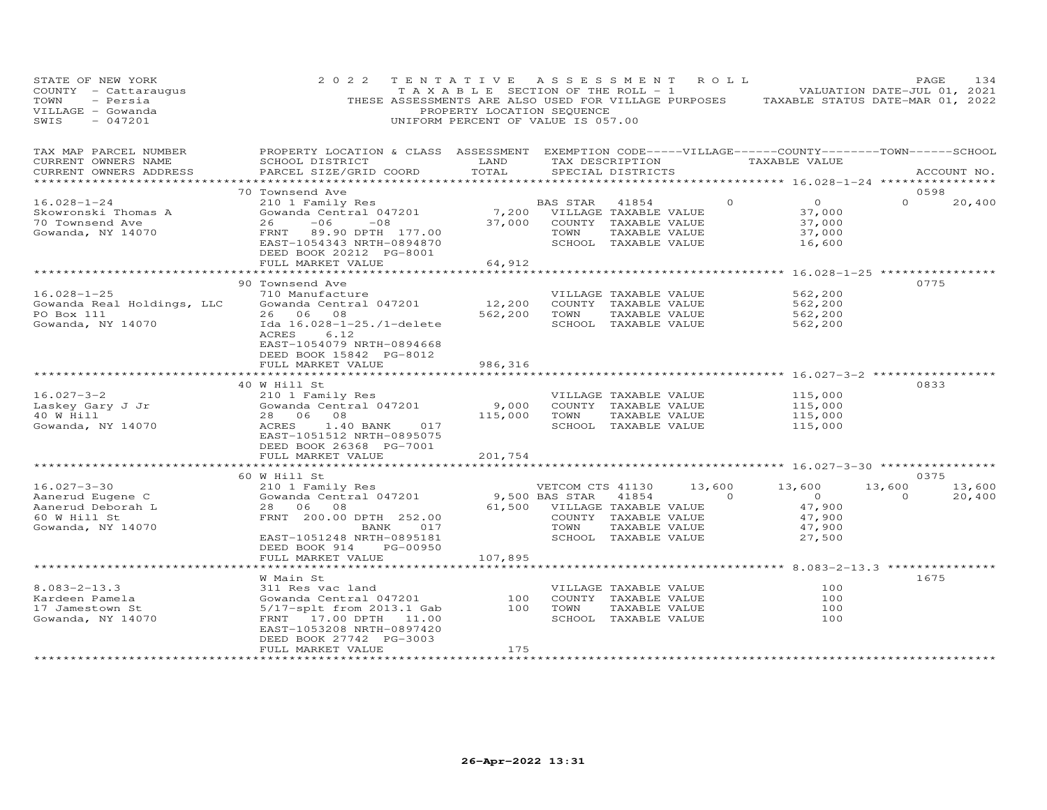STATE OF NEW YORK
COUNTY - Cattaraugus
TOWN - Persia
VILLAGE - Gowanda
SWIS - 047201

2022 TENTATIVE ASSESSMENT ROLL
TAXABLE SECTION OF THE ROLL - 1
THESE ASSESSMENTS ARE ALSO USED FOR VILLAGE PURPOSES
PROPERTY LOCATION SEQUENCE
UNIFORM PERCENT OF VALUE IS 057.00

VALUATION DATE-JUL 01, 2021
TAXABLE STATUS DATE-MAR 01, 2022

| TAX MAP PARCEL NUMBER / CURRENT OWNERS NAME / CURRENT OWNERS ADDRESS | PROPERTY LOCATION & CLASS / SCHOOL DISTRICT / PARCEL SIZE/GRID COORD | ASSESSMENT LAND | TOTAL | EXEMPTION CODE / TAX DESCRIPTION / SPECIAL DISTRICTS | VILLAGE | COUNTY TAXABLE VALUE | TOWN | SCHOOL | ACCOUNT NO. |
|---|---|---|---|---|---|---|---|---|---|
| | 70 Townsend Ave | | | | | | | | 0598 |
| 16.028-1-24 | 210 1 Family Res | | | BAS STAR 41854 | 0 | 0 | 0 | 20,400 | |
| Skowronski Thomas A | Gowanda Central 047201 | 7,200 | | VILLAGE TAXABLE VALUE | | 37,000 | | | |
| 70 Townsend Ave | 26 -06 -08 | | 37,000 | COUNTY TAXABLE VALUE | | 37,000 | | | |
| Gowanda, NY 14070 | FRNT 89.90 DPTH 177.00 | | | TOWN TAXABLE VALUE | | 37,000 | | | |
| | EAST-1054343 NRTH-0894870 | | | SCHOOL TAXABLE VALUE | | 16,600 | | | |
| | DEED BOOK 20212 PG-8001 | | | | | | | | |
| | FULL MARKET VALUE | | 64,912 | | | | | | |
| | 90 Townsend Ave | | | | | | | | 0775 |
| 16.028-1-25 | 710 Manufacture | | | VILLAGE TAXABLE VALUE | | 562,200 | | | |
| Gowanda Real Holdings, LLC | Gowanda Central 047201 | 12,200 | | COUNTY TAXABLE VALUE | | 562,200 | | | |
| PO Box 111 | 26 06 08 | | 562,200 | TOWN TAXABLE VALUE | | 562,200 | | | |
| Gowanda, NY 14070 | Ida 16.028-1-25./1-delete | | | SCHOOL TAXABLE VALUE | | 562,200 | | | |
| | ACRES 6.12 | | | | | | | | |
| | EAST-1054079 NRTH-0894668 | | | | | | | | |
| | DEED BOOK 15842 PG-8012 | | | | | | | | |
| | FULL MARKET VALUE | | 986,316 | | | | | | |
| | 40 W Hill St | | | | | | | | 0833 |
| 16.027-3-2 | 210 1 Family Res | | | VILLAGE TAXABLE VALUE | | 115,000 | | | |
| Laskey Gary J Jr | Gowanda Central 047201 | 9,000 | | COUNTY TAXABLE VALUE | | 115,000 | | | |
| 40 W Hill | 28 06 08 | | 115,000 | TOWN TAXABLE VALUE | | 115,000 | | | |
| Gowanda, NY 14070 | ACRES 1.40 BANK 017 | | | SCHOOL TAXABLE VALUE | | 115,000 | | | |
| | EAST-1051512 NRTH-0895075 | | | | | | | | |
| | DEED BOOK 26368 PG-7001 | | | | | | | | |
| | FULL MARKET VALUE | | 201,754 | | | | | | |
| | 60 W Hill St | | | | | | | | 0375 |
| 16.027-3-30 | 210 1 Family Res | | | VETCOM CTS 41130 | 13,600 | 13,600 | 13,600 | 13,600 | |
| Aanerud Eugene C | Gowanda Central 047201 | 9,500 | | BAS STAR 41854 | 0 | 0 | 0 | 20,400 | |
| Aanerud Deborah L | 28 06 08 | | 61,500 | VILLAGE TAXABLE VALUE | | 47,900 | | | |
| 60 W Hill St | FRNT 200.00 DPTH 252.00 | | | COUNTY TAXABLE VALUE | | 47,900 | | | |
| Gowanda, NY 14070 | BANK 017 | | | TOWN TAXABLE VALUE | | 47,900 | | | |
| | EAST-1051248 NRTH-0895181 | | | SCHOOL TAXABLE VALUE | | 27,500 | | | |
| | DEED BOOK 914 PG-00950 | | | | | | | | |
| | FULL MARKET VALUE | | 107,895 | | | | | | |
| | W Main St | | | | | | | | 1675 |
| 8.083-2-13.3 | 311 Res vac land | | | VILLAGE TAXABLE VALUE | | 100 | | | |
| Kardeen Pamela | Gowanda Central 047201 | 100 | | COUNTY TAXABLE VALUE | | 100 | | | |
| 17 Jamestown St | 5/17-splt from 2013.1 Gab | | 100 | TOWN TAXABLE VALUE | | 100 | | | |
| Gowanda, NY 14070 | FRNT 17.00 DPTH 11.00 | | | SCHOOL TAXABLE VALUE | | 100 | | | |
| | EAST-1053208 NRTH-0897420 | | | | | | | | |
| | DEED BOOK 27742 PG-3003 | | | | | | | | |
| | FULL MARKET VALUE | | 175 | | | | | | |

26-Apr-2022 13:31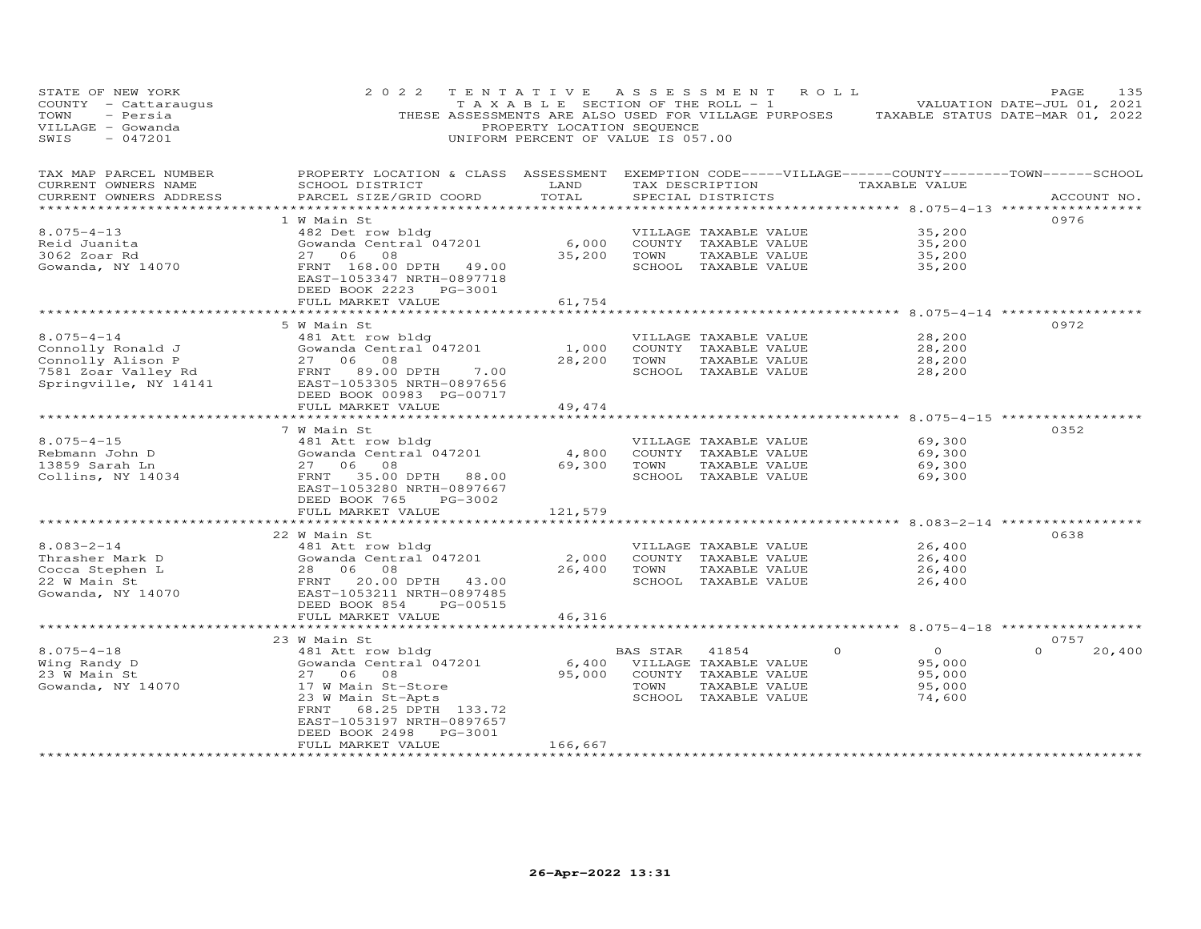STATE OF NEW YORK
COUNTY - Cattaraugus
TOWN - Persia
VILLAGE - Gowanda
SWIS - 047201

2022 TENTATIVE ASSESSMENT ROLL
TAXABLE SECTION OF THE ROLL - 1
THESE ASSESSMENTS ARE ALSO USED FOR VILLAGE PURPOSES
PROPERTY LOCATION SEQUENCE
UNIFORM PERCENT OF VALUE IS 057.00

VALUATION DATE-JUL 01, 2021
TAXABLE STATUS DATE-MAR 01, 2022

| TAX MAP PARCEL NUMBER / CURRENT OWNERS NAME / CURRENT OWNERS ADDRESS | PROPERTY LOCATION & CLASS / SCHOOL DISTRICT / PARCEL SIZE/GRID COORD | ASSESSMENT LAND | TOTAL | EXEMPTION CODE / TAX DESCRIPTION / SPECIAL DISTRICTS | VILLAGE | COUNTY | TOWN | SCHOOL | ACCOUNT NO. |
|---|---|---|---|---|---|---|---|---|---|
| **8.075-4-13** | 1 W Main St | | | | | | | | 0976 |
| Reid Juanita | 482 Det row bldg | | | VILLAGE TAXABLE VALUE | 35,200 | | | | |
| 3062 Zoar Rd | Gowanda Central 047201 | 6,000 | | COUNTY TAXABLE VALUE | | 35,200 | | | |
| Gowanda, NY 14070 | 27 06 08 | | 35,200 | TOWN TAXABLE VALUE | | | 35,200 | | |
| | FRNT 168.00 DPTH 49.00 | | | SCHOOL TAXABLE VALUE | | | | 35,200 | |
| | EAST-1053347 NRTH-0897718 | | | | | | | | |
| | DEED BOOK 2223 PG-3001 | | | | | | | | |
| | FULL MARKET VALUE | | 61,754 | | | | | | |
| **8.075-4-14** | 5 W Main St | | | | | | | | 0972 |
| Connolly Ronald J | 481 Att row bldg | | | VILLAGE TAXABLE VALUE | 28,200 | | | | |
| Connolly Alison P | Gowanda Central 047201 | 1,000 | | COUNTY TAXABLE VALUE | | 28,200 | | | |
| 7581 Zoar Valley Rd | 27 06 08 | | 28,200 | TOWN TAXABLE VALUE | | | 28,200 | | |
| Springville, NY 14141 | FRNT 89.00 DPTH 7.00 | | | SCHOOL TAXABLE VALUE | | | | 28,200 | |
| | EAST-1053305 NRTH-0897656 | | | | | | | | |
| | DEED BOOK 00983 PG-00717 | | | | | | | | |
| | FULL MARKET VALUE | | 49,474 | | | | | | |
| **8.075-4-15** | 7 W Main St | | | | | | | | 0352 |
| Rebmann John D | 481 Att row bldg | | | VILLAGE TAXABLE VALUE | 69,300 | | | | |
| 13859 Sarah Ln | Gowanda Central 047201 | 4,800 | | COUNTY TAXABLE VALUE | | 69,300 | | | |
| Collins, NY 14034 | 27 06 08 | | 69,300 | TOWN TAXABLE VALUE | | | 69,300 | | |
| | FRNT 35.00 DPTH 88.00 | | | SCHOOL TAXABLE VALUE | | | | 69,300 | |
| | EAST-1053280 NRTH-0897667 | | | | | | | | |
| | DEED BOOK 765 PG-3002 | | | | | | | | |
| | FULL MARKET VALUE | | 121,579 | | | | | | |
| **8.083-2-14** | 22 W Main St | | | | | | | | 0638 |
| Thrasher Mark D | 481 Att row bldg | | | VILLAGE TAXABLE VALUE | 26,400 | | | | |
| Cocca Stephen L | Gowanda Central 047201 | 2,000 | | COUNTY TAXABLE VALUE | | 26,400 | | | |
| 22 W Main St | 28 06 08 | | 26,400 | TOWN TAXABLE VALUE | | | 26,400 | | |
| Gowanda, NY 14070 | FRNT 20.00 DPTH 43.00 | | | SCHOOL TAXABLE VALUE | | | | 26,400 | |
| | EAST-1053211 NRTH-0897485 | | | | | | | | |
| | DEED BOOK 854 PG-00515 | | | | | | | | |
| | FULL MARKET VALUE | | 46,316 | | | | | | |
| **8.075-4-18** | 23 W Main St | | | | | | | | 0757 |
| Wing Randy D | 481 Att row bldg | | | BAS STAR 41854 | 0 | 0 | 0 | 20,400 | |
| 23 W Main St | Gowanda Central 047201 | 6,400 | | VILLAGE TAXABLE VALUE | 95,000 | | | | |
| Gowanda, NY 14070 | 27 06 08 | | 95,000 | COUNTY TAXABLE VALUE | | 95,000 | | | |
| | 17 W Main St-Store | | | TOWN TAXABLE VALUE | | | 95,000 | | |
| | 23 W Main St-Apts | | | SCHOOL TAXABLE VALUE | | | | 74,600 | |
| | FRNT 68.25 DPTH 133.72 | | | | | | | | |
| | EAST-1053197 NRTH-0897657 | | | | | | | | |
| | DEED BOOK 2498 PG-3001 | | | | | | | | |
| | FULL MARKET VALUE | | 166,667 | | | | | | |

26-Apr-2022 13:31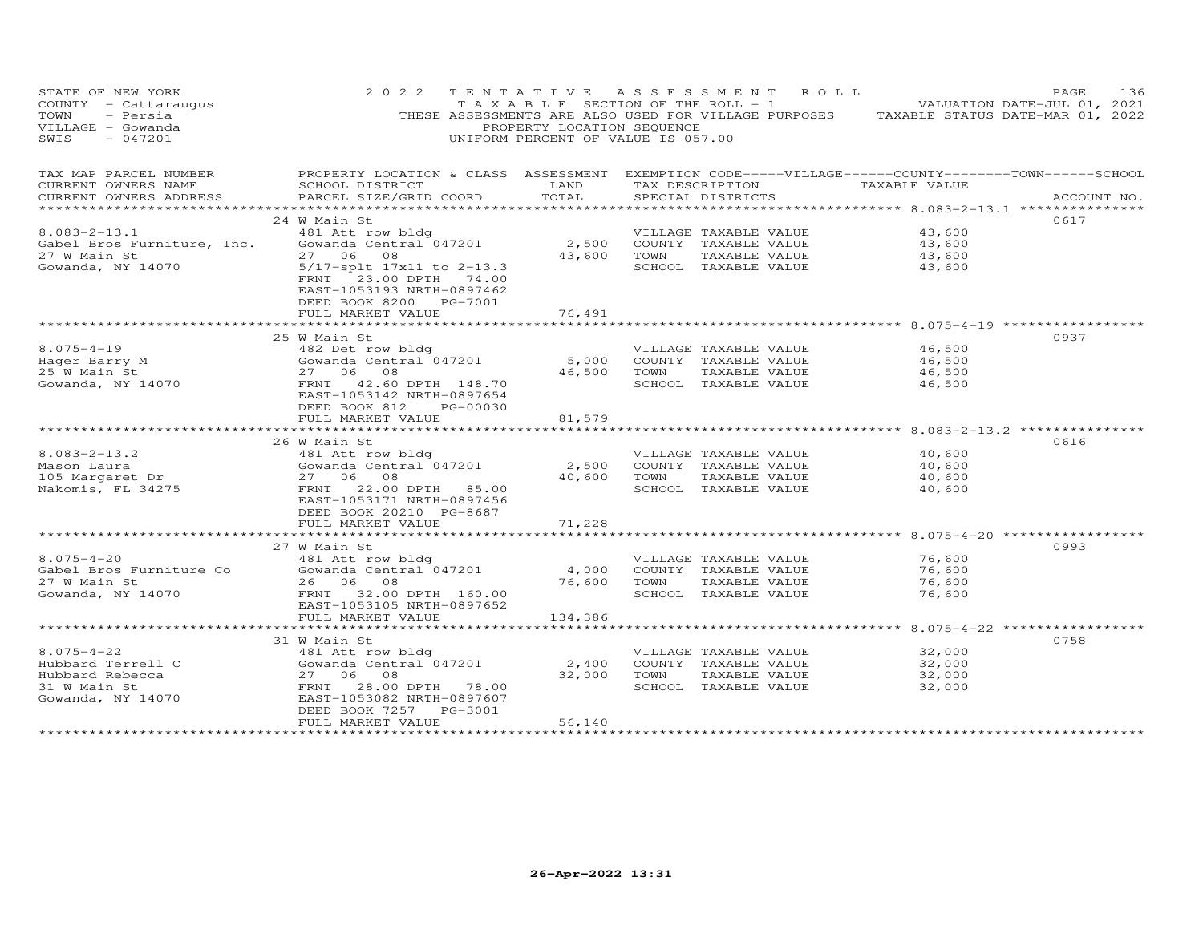STATE OF NEW YORK
COUNTY - Cattaraugus
TOWN - Persia
VILLAGE - Gowanda
SWIS - 047201

# 2022 TENTATIVE ASSESSMENT ROLL

TAXABLE SECTION OF THE ROLL - 1
THESE ASSESSMENTS ARE ALSO USED FOR VILLAGE PURPOSES
PROPERTY LOCATION SEQUENCE
UNIFORM PERCENT OF VALUE IS 057.00

VALUATION DATE-JUL 01, 2021
TAXABLE STATUS DATE-MAR 01, 2022

| TAX MAP PARCEL NUMBER / CURRENT OWNERS NAME / CURRENT OWNERS ADDRESS | PROPERTY LOCATION & CLASS / SCHOOL DISTRICT / PARCEL SIZE/GRID COORD | ASSESSMENT LAND / TOTAL | EXEMPTION CODE-----VILLAGE------COUNTY--------TOWN------SCHOOL / TAX DESCRIPTION / SPECIAL DISTRICTS | TAXABLE VALUE | ACCOUNT NO. |
|---|---|---|---|---|---|
| | 24 W Main St | | | | 0617 |
| 8.083-2-13.1 | 481 Att row bldg | | VILLAGE TAXABLE VALUE | 43,600 | |
| Gabel Bros Furniture, Inc. | Gowanda Central 047201 | 2,500 | COUNTY TAXABLE VALUE | 43,600 | |
| 27 W Main St | 27 06 08 | 43,600 | TOWN TAXABLE VALUE | 43,600 | |
| Gowanda, NY 14070 | 5/17-splt 17x11 to 2-13.3 | | SCHOOL TAXABLE VALUE | 43,600 | |
| | FRNT 23.00 DPTH 74.00 | | | | |
| | EAST-1053193 NRTH-0897462 | | | | |
| | DEED BOOK 8200 PG-7001 | | | | |
| | FULL MARKET VALUE | 76,491 | | | |
| | 25 W Main St | | | | 0937 |
| 8.075-4-19 | 482 Det row bldg | | VILLAGE TAXABLE VALUE | 46,500 | |
| Hager Barry M | Gowanda Central 047201 | 5,000 | COUNTY TAXABLE VALUE | 46,500 | |
| 25 W Main St | 27 06 08 | 46,500 | TOWN TAXABLE VALUE | 46,500 | |
| Gowanda, NY 14070 | FRNT 42.60 DPTH 148.70 | | SCHOOL TAXABLE VALUE | 46,500 | |
| | EAST-1053142 NRTH-0897654 | | | | |
| | DEED BOOK 812 PG-00030 | | | | |
| | FULL MARKET VALUE | 81,579 | | | |
| | 26 W Main St | | | | 0616 |
| 8.083-2-13.2 | 481 Att row bldg | | VILLAGE TAXABLE VALUE | 40,600 | |
| Mason Laura | Gowanda Central 047201 | 2,500 | COUNTY TAXABLE VALUE | 40,600 | |
| 105 Margaret Dr | 27 06 08 | 40,600 | TOWN TAXABLE VALUE | 40,600 | |
| Nakomis, FL 34275 | FRNT 22.00 DPTH 85.00 | | SCHOOL TAXABLE VALUE | 40,600 | |
| | EAST-1053171 NRTH-0897456 | | | | |
| | DEED BOOK 20210 PG-8687 | | | | |
| | FULL MARKET VALUE | 71,228 | | | |
| | 27 W Main St | | | | 0993 |
| 8.075-4-20 | 481 Att row bldg | | VILLAGE TAXABLE VALUE | 76,600 | |
| Gabel Bros Furniture Co | Gowanda Central 047201 | 4,000 | COUNTY TAXABLE VALUE | 76,600 | |
| 27 W Main St | 26 06 08 | 76,600 | TOWN TAXABLE VALUE | 76,600 | |
| Gowanda, NY 14070 | FRNT 32.00 DPTH 160.00 | | SCHOOL TAXABLE VALUE | 76,600 | |
| | EAST-1053105 NRTH-0897652 | | | | |
| | FULL MARKET VALUE | 134,386 | | | |
| | 31 W Main St | | | | 0758 |
| 8.075-4-22 | 481 Att row bldg | | VILLAGE TAXABLE VALUE | 32,000 | |
| Hubbard Terrell C | Gowanda Central 047201 | 2,400 | COUNTY TAXABLE VALUE | 32,000 | |
| Hubbard Rebecca | 27 06 08 | 32,000 | TOWN TAXABLE VALUE | 32,000 | |
| 31 W Main St | FRNT 28.00 DPTH 78.00 | | SCHOOL TAXABLE VALUE | 32,000 | |
| Gowanda, NY 14070 | EAST-1053082 NRTH-0897607 | | | | |
| | DEED BOOK 7257 PG-3001 | | | | |
| | FULL MARKET VALUE | 56,140 | | | |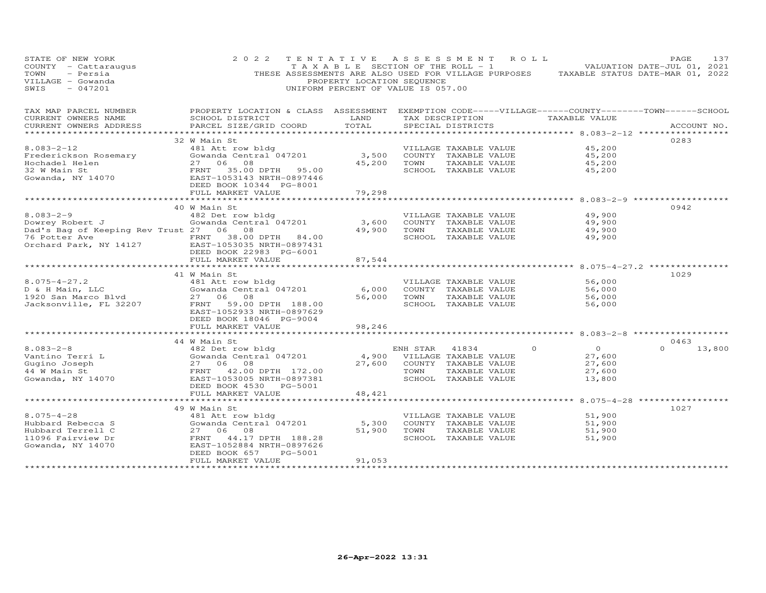STATE OF NEW YORK
COUNTY - Cattaraugus
TOWN - Persia
VILLAGE - Gowanda
SWIS - 047201

2022 TENTATIVE ASSESSMENT ROLL
TAXABLE SECTION OF THE ROLL - 1
THESE ASSESSMENTS ARE ALSO USED FOR VILLAGE PURPOSES
PROPERTY LOCATION SEQUENCE
UNIFORM PERCENT OF VALUE IS 057.00

VALUATION DATE-JUL 01, 2021
TAXABLE STATUS DATE-MAR 01, 2022

| TAX MAP PARCEL NUMBER / CURRENT OWNERS NAME / CURRENT OWNERS ADDRESS | PROPERTY LOCATION & CLASS / SCHOOL DISTRICT / PARCEL SIZE/GRID COORD | ASSESSMENT LAND | TOTAL | EXEMPTION CODE / TAX DESCRIPTION / SPECIAL DISTRICTS | VILLAGE | COUNTY | TOWN | SCHOOL | ACCOUNT NO. |
|---|---|---|---|---|---|---|---|---|---|
| 8.083-2-12 | 32 W Main St | | | | | | | | 0283 |
| Frederickson Rosemary | 481 Att row bldg | | | VILLAGE TAXABLE VALUE | 45,200 | | | | |
| Hochadel Helen | Gowanda Central 047201 | 3,500 | | COUNTY TAXABLE VALUE | | 45,200 | | | |
| 32 W Main St | 27 06 08 | | 45,200 | TOWN TAXABLE VALUE | | | 45,200 | | |
| Gowanda, NY 14070 | FRNT 35.00 DPTH 95.00 | | | SCHOOL TAXABLE VALUE | | | | 45,200 | |
| | EAST-1053143 NRTH-0897446 | | | | | | | | |
| | DEED BOOK 10344 PG-8001 | | | | | | | | |
| | FULL MARKET VALUE | | 79,298 | | | | | | |
| 8.083-2-9 | 40 W Main St | | | | | | | | 0942 |
| Dowrey Robert J | 482 Det row bldg | | | VILLAGE TAXABLE VALUE | 49,900 | | | | |
| Dad's Bag of Keeping Rev Trust | Gowanda Central 047201 | 3,600 | | COUNTY TAXABLE VALUE | | 49,900 | | | |
| 76 Potter Ave | 27 06 08 | | 49,900 | TOWN TAXABLE VALUE | | | 49,900 | | |
| Orchard Park, NY 14127 | FRNT 38.00 DPTH 84.00 | | | SCHOOL TAXABLE VALUE | | | | 49,900 | |
| | EAST-1053035 NRTH-0897431 | | | | | | | | |
| | DEED BOOK 22983 PG-6001 | | | | | | | | |
| | FULL MARKET VALUE | | 87,544 | | | | | | |
| 8.075-4-27.2 | 41 W Main St | | | | | | | | 1029 |
| D & H Main, LLC | 481 Att row bldg | | | VILLAGE TAXABLE VALUE | 56,000 | | | | |
| 1920 San Marco Blvd | Gowanda Central 047201 | 6,000 | | COUNTY TAXABLE VALUE | | 56,000 | | | |
| Jacksonville, FL 32207 | 27 06 08 | | 56,000 | TOWN TAXABLE VALUE | | | 56,000 | | |
| | FRNT 59.00 DPTH 188.00 | | | SCHOOL TAXABLE VALUE | | | | 56,000 | |
| | EAST-1052933 NRTH-0897629 | | | | | | | | |
| | DEED BOOK 18046 PG-9004 | | | | | | | | |
| | FULL MARKET VALUE | | 98,246 | | | | | | |
| 8.083-2-8 | 44 W Main St | | | | | | | | 0463 |
| Vantino Terri L | 482 Det row bldg | | | ENH STAR 41834 | 0 | 0 | 0 | 13,800 | |
| Gugino Joseph | Gowanda Central 047201 | 4,900 | | VILLAGE TAXABLE VALUE | 27,600 | | | | |
| 44 W Main St | 27 06 08 | | 27,600 | COUNTY TAXABLE VALUE | | 27,600 | | | |
| Gowanda, NY 14070 | FRNT 42.00 DPTH 172.00 | | | TOWN TAXABLE VALUE | | | 27,600 | | |
| | EAST-1053005 NRTH-0897381 | | | SCHOOL TAXABLE VALUE | | | | 13,800 | |
| | DEED BOOK 4530 PG-5001 | | | | | | | | |
| | FULL MARKET VALUE | | 48,421 | | | | | | |
| 8.075-4-28 | 49 W Main St | | | | | | | | 1027 |
| Hubbard Rebecca S | 481 Att row bldg | | | VILLAGE TAXABLE VALUE | 51,900 | | | | |
| Hubbard Terrell C | Gowanda Central 047201 | 5,300 | | COUNTY TAXABLE VALUE | | 51,900 | | | |
| 11096 Fairview Dr | 27 06 08 | | 51,900 | TOWN TAXABLE VALUE | | | 51,900 | | |
| Gowanda, NY 14070 | FRNT 44.17 DPTH 188.28 | | | SCHOOL TAXABLE VALUE | | | | 51,900 | |
| | EAST-1052884 NRTH-0897626 | | | | | | | | |
| | DEED BOOK 657 PG-5001 | | | | | | | | |
| | FULL MARKET VALUE | | 91,053 | | | | | | |

26-Apr-2022 13:31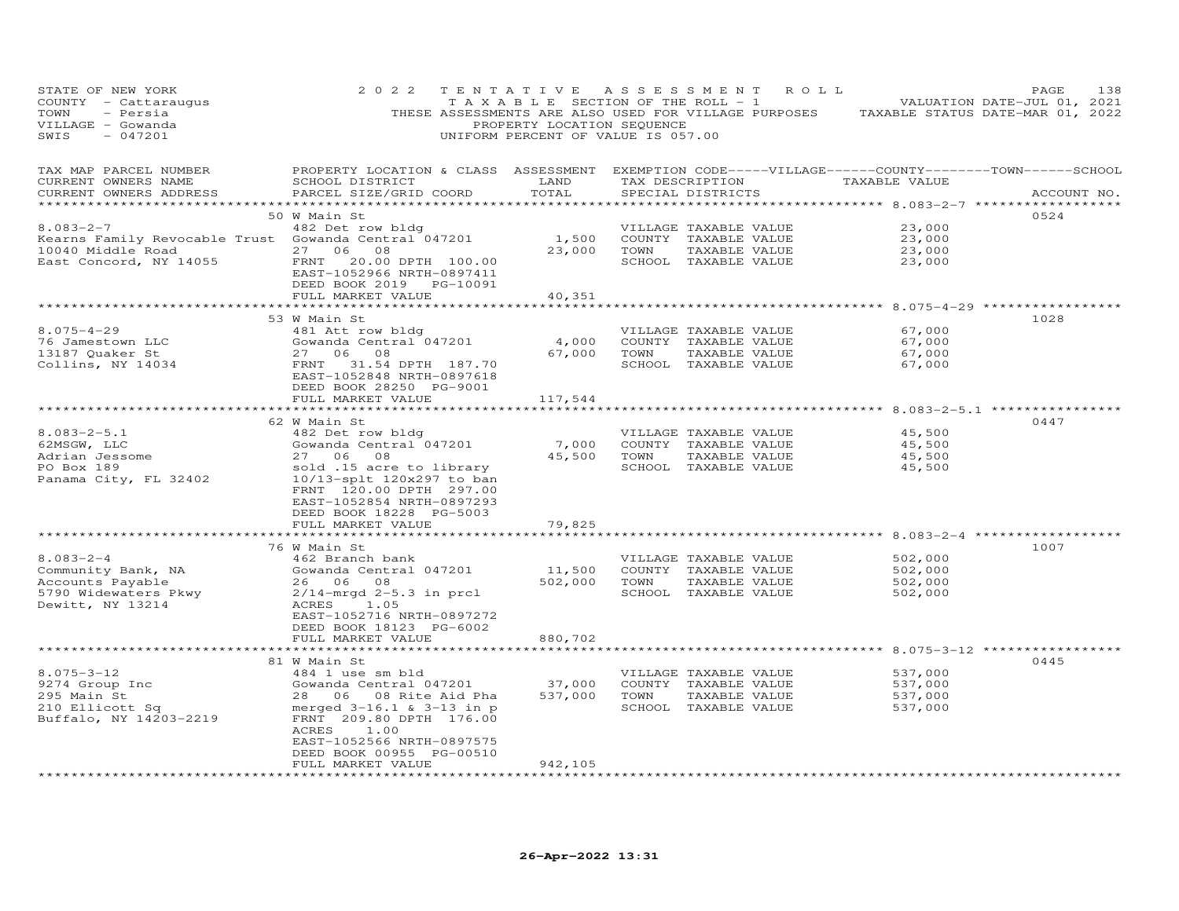STATE OF NEW YORK
COUNTY - Cattaraugus
TOWN - Persia
VILLAGE - Gowanda
SWIS - 047201

2022 TENTATIVE ASSESSMENT ROLL
TAXABLE SECTION OF THE ROLL - 1
THESE ASSESSMENTS ARE ALSO USED FOR VILLAGE PURPOSES
PROPERTY LOCATION SEQUENCE
UNIFORM PERCENT OF VALUE IS 057.00

VALUATION DATE-JUL 01, 2021
TAXABLE STATUS DATE-MAR 01, 2022

| TAX MAP PARCEL NUMBER / CURRENT OWNERS NAME / CURRENT OWNERS ADDRESS | PROPERTY LOCATION & CLASS / SCHOOL DISTRICT / PARCEL SIZE/GRID COORD | ASSESSMENT LAND | TOTAL | EXEMPTION CODE-----VILLAGE------COUNTY--------TOWN------SCHOOL / TAX DESCRIPTION / SPECIAL DISTRICTS | TAXABLE VALUE | ACCOUNT NO. |
|---|---|---|---|---|---|---|
| **8.083-2-7** | 50 W Main St | | | | | 0524 |
| 8.083-2-7 | 482 Det row bldg | | | VILLAGE TAXABLE VALUE | 23,000 | |
| Kearns Family Revocable Trust | Gowanda Central 047201 | 1,500 | | COUNTY TAXABLE VALUE | 23,000 | |
| 10040 Middle Road | 27 06 08 | | 23,000 | TOWN TAXABLE VALUE | 23,000 | |
| East Concord, NY 14055 | FRNT 20.00 DPTH 100.00 | | | SCHOOL TAXABLE VALUE | 23,000 | |
| | EAST-1052966 NRTH-0897411 | | | | | |
| | DEED BOOK 2019 PG-10091 | | | | | |
| | FULL MARKET VALUE | | 40,351 | | | |
| **8.075-4-29** | 53 W Main St | | | | | 1028 |
| 8.075-4-29 | 481 Att row bldg | | | VILLAGE TAXABLE VALUE | 67,000 | |
| 76 Jamestown LLC | Gowanda Central 047201 | 4,000 | | COUNTY TAXABLE VALUE | 67,000 | |
| 13187 Quaker St | 27 06 08 | | 67,000 | TOWN TAXABLE VALUE | 67,000 | |
| Collins, NY 14034 | FRNT 31.54 DPTH 187.70 | | | SCHOOL TAXABLE VALUE | 67,000 | |
| | EAST-1052848 NRTH-0897618 | | | | | |
| | DEED BOOK 28250 PG-9001 | | | | | |
| | FULL MARKET VALUE | | 117,544 | | | |
| **8.083-2-5.1** | 62 W Main St | | | | | 0447 |
| 8.083-2-5.1 | 482 Det row bldg | | | VILLAGE TAXABLE VALUE | 45,500 | |
| 62MSGW, LLC | Gowanda Central 047201 | 7,000 | | COUNTY TAXABLE VALUE | 45,500 | |
| Adrian Jessome | 27 06 08 | | 45,500 | TOWN TAXABLE VALUE | 45,500 | |
| PO Box 189 | sold .15 acre to library | | | SCHOOL TAXABLE VALUE | 45,500 | |
| Panama City, FL 32402 | 10/13-splt 120x297 to ban | | | | | |
| | FRNT 120.00 DPTH 297.00 | | | | | |
| | EAST-1052854 NRTH-0897293 | | | | | |
| | DEED BOOK 18228 PG-5003 | | | | | |
| | FULL MARKET VALUE | | 79,825 | | | |
| **8.083-2-4** | 76 W Main St | | | | | 1007 |
| 8.083-2-4 | 462 Branch bank | | | VILLAGE TAXABLE VALUE | 502,000 | |
| Community Bank, NA | Gowanda Central 047201 | 11,500 | | COUNTY TAXABLE VALUE | 502,000 | |
| Accounts Payable | 26 06 08 | | 502,000 | TOWN TAXABLE VALUE | 502,000 | |
| 5790 Widewaters Pkwy | 2/14-mrgd 2-5.3 in prcl | | | SCHOOL TAXABLE VALUE | 502,000 | |
| Dewitt, NY 13214 | ACRES 1.05 | | | | | |
| | EAST-1052716 NRTH-0897272 | | | | | |
| | DEED BOOK 18123 PG-6002 | | | | | |
| | FULL MARKET VALUE | | 880,702 | | | |
| **8.075-3-12** | 81 W Main St | | | | | 0445 |
| 8.075-3-12 | 484 1 use sm bld | | | VILLAGE TAXABLE VALUE | 537,000 | |
| 9274 Group Inc | Gowanda Central 047201 | 37,000 | | COUNTY TAXABLE VALUE | 537,000 | |
| 295 Main St | 28 06 08 Rite Aid Pha | | 537,000 | TOWN TAXABLE VALUE | 537,000 | |
| 210 Ellicott Sq | merged 3-16.1 & 3-13 in p | | | SCHOOL TAXABLE VALUE | 537,000 | |
| Buffalo, NY 14203-2219 | FRNT 209.80 DPTH 176.00 | | | | | |
| | ACRES 1.00 | | | | | |
| | EAST-1052566 NRTH-0897575 | | | | | |
| | DEED BOOK 00955 PG-00510 | | | | | |
| | FULL MARKET VALUE | | 942,105 | | | |

26-Apr-2022 13:31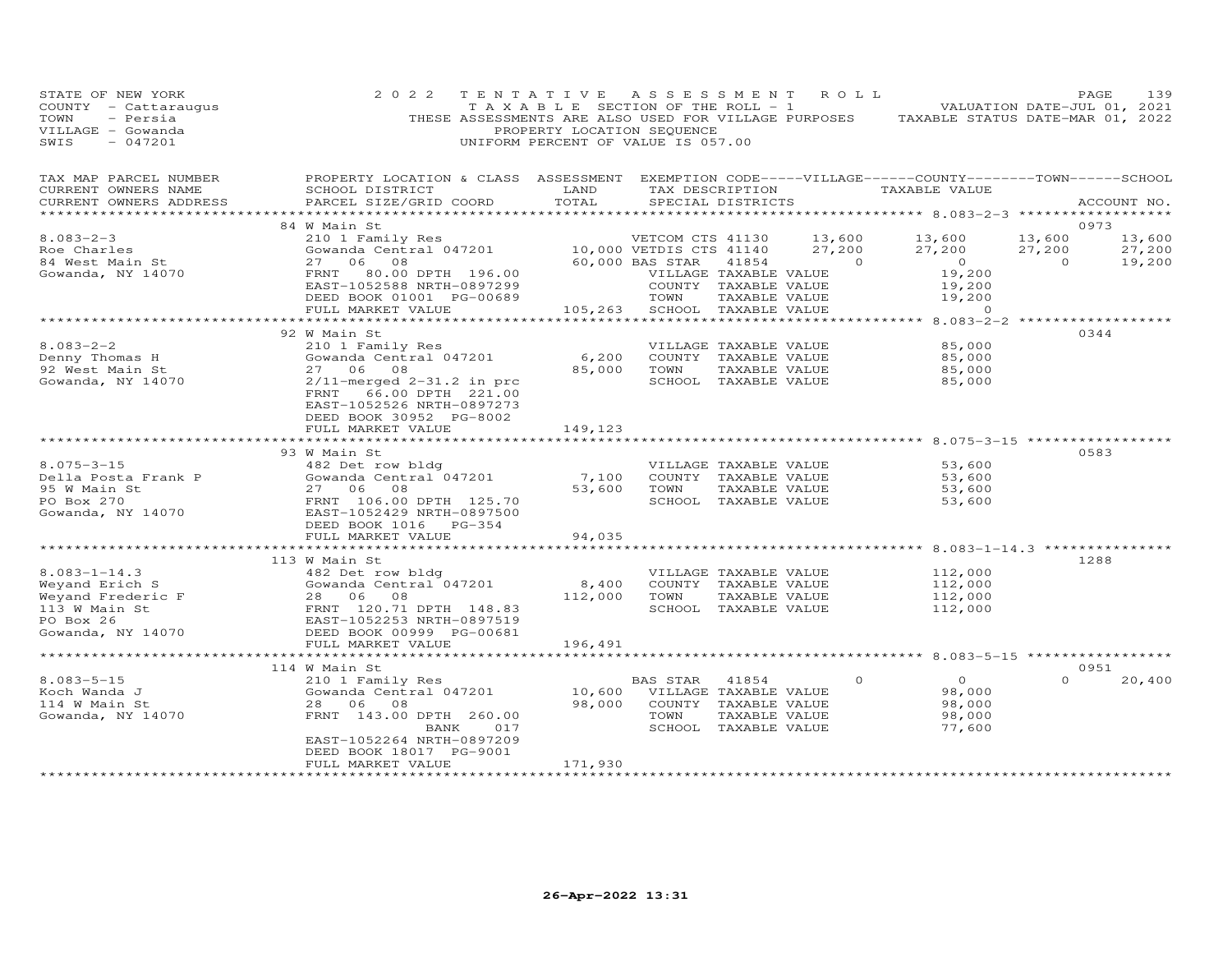STATE OF NEW YORK
COUNTY - Cattaraugus
TOWN - Persia
VILLAGE - Gowanda
SWIS - 047201

2022 TENTATIVE ASSESSMENT ROLL
TAXABLE SECTION OF THE ROLL - 1
THESE ASSESSMENTS ARE ALSO USED FOR VILLAGE PURPOSES
PROPERTY LOCATION SEQUENCE
UNIFORM PERCENT OF VALUE IS 057.00

VALUATION DATE-JUL 01, 2021
TAXABLE STATUS DATE-MAR 01, 2022

| TAX MAP PARCEL NUMBER / CURRENT OWNERS NAME / CURRENT OWNERS ADDRESS | PROPERTY LOCATION & CLASS / SCHOOL DISTRICT / PARCEL SIZE/GRID COORD | ASSESSMENT LAND / TOTAL | EXEMPTION CODE / TAX DESCRIPTION / SPECIAL DISTRICTS | VILLAGE | COUNTY TAXABLE VALUE | TOWN | SCHOOL | ACCOUNT NO. |
|---|---|---|---|---|---|---|---|---|
| | 84 W Main St | | | | | | | 0973 |
| 8.083-2-3 | 210 1 Family Res | | VETCOM CTS 41130 | 13,600 | 13,600 | 13,600 | 13,600 | |
| Roe Charles | Gowanda Central 047201 | 10,000 | VETDIS CTS 41140 | 27,200 | 27,200 | 27,200 | 27,200 | |
| 84 West Main St | 27 06 08 | 60,000 | BAS STAR 41854 | 0 | 0 | 0 | 19,200 | |
| Gowanda, NY 14070 | FRNT 80.00 DPTH 196.00 | | VILLAGE TAXABLE VALUE | | 19,200 | | | |
| | EAST-1052588 NRTH-0897299 | | COUNTY TAXABLE VALUE | | 19,200 | | | |
| | DEED BOOK 01001 PG-00689 | | TOWN TAXABLE VALUE | | 19,200 | | | |
| | FULL MARKET VALUE | 105,263 | SCHOOL TAXABLE VALUE | | 0 | | | |
| | 92 W Main St | | | | | | | 0344 |
| 8.083-2-2 | 210 1 Family Res | | VILLAGE TAXABLE VALUE | | 85,000 | | | |
| Denny Thomas H | Gowanda Central 047201 | 6,200 | COUNTY TAXABLE VALUE | | 85,000 | | | |
| 92 West Main St | 27 06 08 | 85,000 | TOWN TAXABLE VALUE | | 85,000 | | | |
| Gowanda, NY 14070 | 2/11-merged 2-31.2 in prc | | SCHOOL TAXABLE VALUE | | 85,000 | | | |
| | FRNT 66.00 DPTH 221.00 | | | | | | | |
| | EAST-1052526 NRTH-0897273 | | | | | | | |
| | DEED BOOK 30952 PG-8002 | | | | | | | |
| | FULL MARKET VALUE | 149,123 | | | | | | |
| | 93 W Main St | | | | | | | 0583 |
| 8.075-3-15 | 482 Det row bldg | | VILLAGE TAXABLE VALUE | | 53,600 | | | |
| Della Posta Frank P | Gowanda Central 047201 | 7,100 | COUNTY TAXABLE VALUE | | 53,600 | | | |
| 95 W Main St | 27 06 08 | 53,600 | TOWN TAXABLE VALUE | | 53,600 | | | |
| PO Box 270 | FRNT 106.00 DPTH 125.70 | | SCHOOL TAXABLE VALUE | | 53,600 | | | |
| Gowanda, NY 14070 | EAST-1052429 NRTH-0897500 | | | | | | | |
| | DEED BOOK 1016 PG-354 | | | | | | | |
| | FULL MARKET VALUE | 94,035 | | | | | | |
| | 113 W Main St | | | | | | | 1288 |
| 8.083-1-14.3 | 482 Det row bldg | | VILLAGE TAXABLE VALUE | | 112,000 | | | |
| Weyand Erich S | Gowanda Central 047201 | 8,400 | COUNTY TAXABLE VALUE | | 112,000 | | | |
| Weyand Frederic F | 28 06 08 | 112,000 | TOWN TAXABLE VALUE | | 112,000 | | | |
| 113 W Main St | FRNT 120.71 DPTH 148.83 | | SCHOOL TAXABLE VALUE | | 112,000 | | | |
| PO Box 26 | EAST-1052253 NRTH-0897519 | | | | | | | |
| Gowanda, NY 14070 | DEED BOOK 00999 PG-00681 | | | | | | | |
| | FULL MARKET VALUE | 196,491 | | | | | | |
| | 114 W Main St | | | | | | | 0951 |
| 8.083-5-15 | 210 1 Family Res | | BAS STAR 41854 | 0 | 0 | 0 | 20,400 | |
| Koch Wanda J | Gowanda Central 047201 | 10,600 | VILLAGE TAXABLE VALUE | | 98,000 | | | |
| 114 W Main St | 28 06 08 | 98,000 | COUNTY TAXABLE VALUE | | 98,000 | | | |
| Gowanda, NY 14070 | FRNT 143.00 DPTH 260.00 | | TOWN TAXABLE VALUE | | 98,000 | | | |
| | BANK 017 | | SCHOOL TAXABLE VALUE | | 77,600 | | | |
| | EAST-1052264 NRTH-0897209 | | | | | | | |
| | DEED BOOK 18017 PG-9001 | | | | | | | |
| | FULL MARKET VALUE | 171,930 | | | | | | |

26-Apr-2022 13:31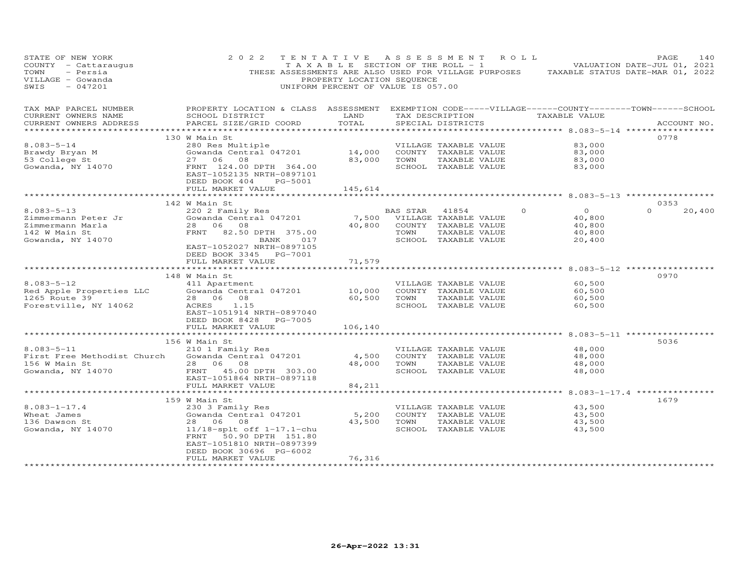STATE OF NEW YORK
COUNTY - Cattaraugus
TOWN - Persia
VILLAGE - Gowanda
SWIS - 047201

2022 TENTATIVE ASSESSMENT ROLL
TAXABLE SECTION OF THE ROLL - 1
THESE ASSESSMENTS ARE ALSO USED FOR VILLAGE PURPOSES
PROPERTY LOCATION SEQUENCE
UNIFORM PERCENT OF VALUE IS 057.00

VALUATION DATE-JUL 01, 2021
TAXABLE STATUS DATE-MAR 01, 2022

| TAX MAP PARCEL NUMBER / CURRENT OWNERS NAME / CURRENT OWNERS ADDRESS | PROPERTY LOCATION & CLASS / SCHOOL DISTRICT / PARCEL SIZE/GRID COORD | ASSESSMENT LAND | TOTAL | EXEMPTION CODE / TAX DESCRIPTION / SPECIAL DISTRICTS | VILLAGE | COUNTY | TOWN | SCHOOL / TAXABLE VALUE | ACCOUNT NO. |
|---|---|---|---|---|---|---|---|---|---|
| **8.083-5-14** | 130 W Main St | | | | | | | | 0778 |
| Brawdy Bryan M | 280 Res Multiple | | | VILLAGE TAXABLE VALUE | | | | 83,000 | |
| 53 College St | Gowanda Central 047201 | 14,000 | | COUNTY TAXABLE VALUE | | | | 83,000 | |
| Gowanda, NY 14070 | 27 06 08 | | 83,000 | TOWN TAXABLE VALUE | | | | 83,000 | |
| | FRNT 124.00 DPTH 364.00 | | | SCHOOL TAXABLE VALUE | | | | 83,000 | |
| | EAST-1052135 NRTH-0897101 | | | | | | | | |
| | DEED BOOK 404 PG-5001 | | | | | | | | |
| | FULL MARKET VALUE | | 145,614 | | | | | | |
| **8.083-5-13** | 142 W Main St | | | | | | | | 0353 |
| Zimmermann Peter Jr | 220 2 Family Res | | | BAS STAR 41854 | 0 | 0 | 0 | 20,400 | |
| Zimmermann Marla | Gowanda Central 047201 | 7,500 | | VILLAGE TAXABLE VALUE | | | | 40,800 | |
| 142 W Main St | 28 06 08 | | 40,800 | COUNTY TAXABLE VALUE | | | | 40,800 | |
| Gowanda, NY 14070 | FRNT 82.50 DPTH 375.00 | | | TOWN TAXABLE VALUE | | | | 40,800 | |
| | BANK 017 | | | SCHOOL TAXABLE VALUE | | | | 20,400 | |
| | EAST-1052027 NRTH-0897105 | | | | | | | | |
| | DEED BOOK 3345 PG-7001 | | | | | | | | |
| | FULL MARKET VALUE | | 71,579 | | | | | | |
| **8.083-5-12** | 148 W Main St | | | | | | | | 0970 |
| Red Apple Properties LLC | 411 Apartment | | | VILLAGE TAXABLE VALUE | | | | 60,500 | |
| 1265 Route 39 | Gowanda Central 047201 | 10,000 | | COUNTY TAXABLE VALUE | | | | 60,500 | |
| Forestville, NY 14062 | 28 06 08 | | 60,500 | TOWN TAXABLE VALUE | | | | 60,500 | |
| | ACRES 1.15 | | | SCHOOL TAXABLE VALUE | | | | 60,500 | |
| | EAST-1051914 NRTH-0897040 | | | | | | | | |
| | DEED BOOK 8428 PG-7005 | | | | | | | | |
| | FULL MARKET VALUE | | 106,140 | | | | | | |
| **8.083-5-11** | 156 W Main St | | | | | | | | 5036 |
| First Free Methodist Church | 210 1 Family Res | | | VILLAGE TAXABLE VALUE | | | | 48,000 | |
| 156 W Main St | Gowanda Central 047201 | 4,500 | | COUNTY TAXABLE VALUE | | | | 48,000 | |
| Gowanda, NY 14070 | 28 06 08 | | 48,000 | TOWN TAXABLE VALUE | | | | 48,000 | |
| | FRNT 45.00 DPTH 303.00 | | | SCHOOL TAXABLE VALUE | | | | 48,000 | |
| | EAST-1051864 NRTH-0897118 | | | | | | | | |
| | FULL MARKET VALUE | | 84,211 | | | | | | |
| **8.083-1-17.4** | 159 W Main St | | | | | | | | 1679 |
| Wheat James | 230 3 Family Res | | | VILLAGE TAXABLE VALUE | | | | 43,500 | |
| 136 Dawson St | Gowanda Central 047201 | 5,200 | | COUNTY TAXABLE VALUE | | | | 43,500 | |
| Gowanda, NY 14070 | 28 06 08 | | 43,500 | TOWN TAXABLE VALUE | | | | 43,500 | |
| | 11/18-splt off 1-17.1-chu | | | SCHOOL TAXABLE VALUE | | | | 43,500 | |
| | FRNT 50.90 DPTH 151.80 | | | | | | | | |
| | EAST-1051810 NRTH-0897399 | | | | | | | | |
| | DEED BOOK 30696 PG-6002 | | | | | | | | |
| | FULL MARKET VALUE | | 76,316 | | | | | | |

26-Apr-2022 13:31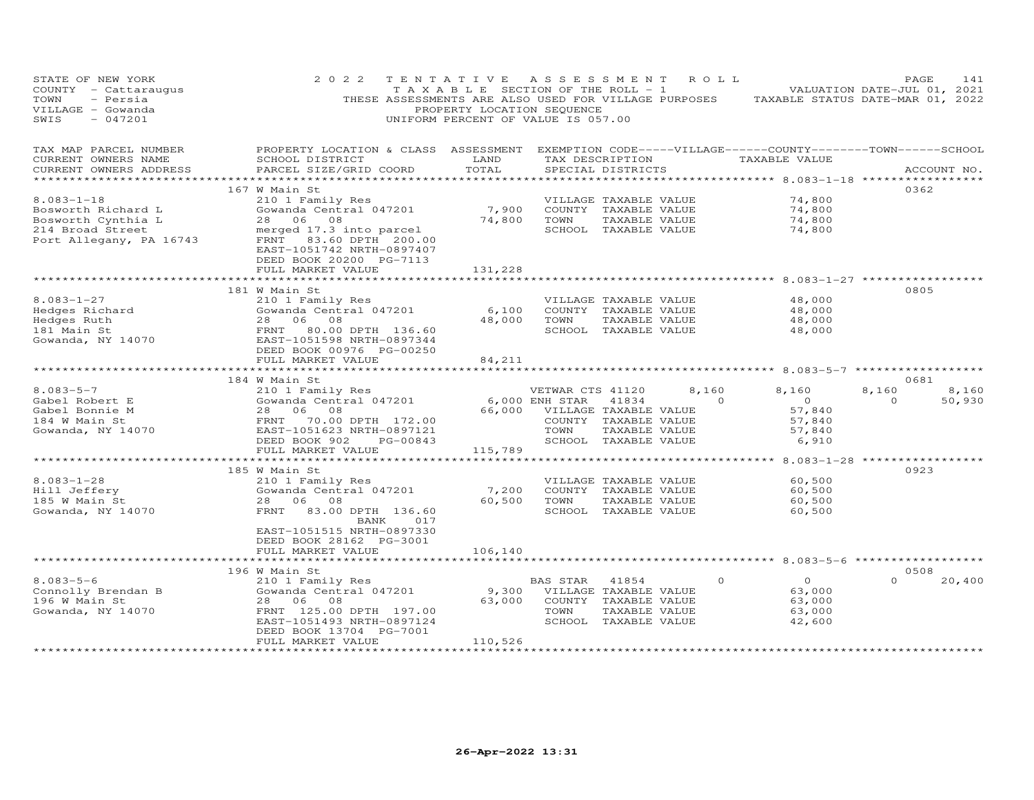STATE OF NEW YORK — 2022 TENTATIVE ASSESSMENT ROLL — PAGE 141
COUNTY - Cattaraugus — TAXABLE SECTION OF THE ROLL - 1 — VALUATION DATE-JUL 01, 2021
TOWN - Persia — THESE ASSESSMENTS ARE ALSO USED FOR VILLAGE PURPOSES — TAXABLE STATUS DATE-MAR 01, 2022
VILLAGE - Gowanda — PROPERTY LOCATION SEQUENCE
SWIS - 047201 — UNIFORM PERCENT OF VALUE IS 057.00

| TAX MAP PARCEL NUMBER / CURRENT OWNERS NAME / CURRENT OWNERS ADDRESS | PROPERTY LOCATION & CLASS / SCHOOL DISTRICT / PARCEL SIZE/GRID COORD | ASSESSMENT LAND / TOTAL | EXEMPTION CODE / TAX DESCRIPTION / SPECIAL DISTRICTS | VILLAGE | COUNTY | TOWN | SCHOOL | ACCOUNT NO. |
|---|---|---|---|---|---|---|---|---|
| **8.083-1-18** | 167 W Main St | | | | | | | 0362 |
| Bosworth Richard L | 210 1 Family Res | | VILLAGE TAXABLE VALUE | 74,800 | | | | |
| Bosworth Cynthia L | Gowanda Central 047201 | 7,900 | COUNTY TAXABLE VALUE | | 74,800 | | | |
| 214 Broad Street | 28 06 08 | 74,800 | TOWN TAXABLE VALUE | | | 74,800 | | |
| Port Allegany, PA 16743 | merged 17.3 into parcel | | SCHOOL TAXABLE VALUE | | | | 74,800 | |
| | FRNT 83.60 DPTH 200.00 | | | | | | | |
| | EAST-1051742 NRTH-0897407 | | | | | | | |
| | DEED BOOK 20200 PG-7113 | | | | | | | |
| | FULL MARKET VALUE | 131,228 | | | | | | |
| **8.083-1-27** | 181 W Main St | | | | | | | 0805 |
| Hedges Richard | 210 1 Family Res | | VILLAGE TAXABLE VALUE | 48,000 | | | | |
| Hedges Ruth | Gowanda Central 047201 | 6,100 | COUNTY TAXABLE VALUE | | 48,000 | | | |
| 181 Main St | 28 06 08 | 48,000 | TOWN TAXABLE VALUE | | | 48,000 | | |
| Gowanda, NY 14070 | FRNT 80.00 DPTH 136.60 | | SCHOOL TAXABLE VALUE | | | | 48,000 | |
| | EAST-1051598 NRTH-0897344 | | | | | | | |
| | DEED BOOK 00976 PG-00250 | | | | | | | |
| | FULL MARKET VALUE | 84,211 | | | | | | |
| **8.083-5-7** | 184 W Main St | | | | | | | 0681 |
| Gabel Robert E | 210 1 Family Res | | VETWAR CTS 41120 | 8,160 | 8,160 | 8,160 | 8,160 | |
| Gabel Bonnie M | Gowanda Central 047201 | 6,000 | ENH STAR 41834 | 0 | 0 | 0 | 50,930 | |
| 184 W Main St | 28 06 08 | 66,000 | VILLAGE TAXABLE VALUE | 57,840 | | | | |
| Gowanda, NY 14070 | FRNT 70.00 DPTH 172.00 | | COUNTY TAXABLE VALUE | | 57,840 | | | |
| | EAST-1051623 NRTH-0897121 | | TOWN TAXABLE VALUE | | | 57,840 | | |
| | DEED BOOK 902 PG-00843 | | SCHOOL TAXABLE VALUE | | | | 6,910 | |
| | FULL MARKET VALUE | 115,789 | | | | | | |
| **8.083-1-28** | 185 W Main St | | | | | | | 0923 |
| Hill Jeffery | 210 1 Family Res | | VILLAGE TAXABLE VALUE | 60,500 | | | | |
| 185 W Main St | Gowanda Central 047201 | 7,200 | COUNTY TAXABLE VALUE | | 60,500 | | | |
| Gowanda, NY 14070 | 28 06 08 | 60,500 | TOWN TAXABLE VALUE | | | 60,500 | | |
| | FRNT 83.00 DPTH 136.60 | | SCHOOL TAXABLE VALUE | | | | 60,500 | |
| | BANK 017 | | | | | | | |
| | EAST-1051515 NRTH-0897330 | | | | | | | |
| | DEED BOOK 28162 PG-3001 | | | | | | | |
| | FULL MARKET VALUE | 106,140 | | | | | | |
| **8.083-5-6** | 196 W Main St | | | | | | | 0508 |
| Connolly Brendan B | 210 1 Family Res | | BAS STAR 41854 | 0 | 0 | 0 | 20,400 | |
| 196 W Main St | Gowanda Central 047201 | 9,300 | VILLAGE TAXABLE VALUE | 63,000 | | | | |
| Gowanda, NY 14070 | 28 06 08 | 63,000 | COUNTY TAXABLE VALUE | | 63,000 | | | |
| | FRNT 125.00 DPTH 197.00 | | TOWN TAXABLE VALUE | | | 63,000 | | |
| | EAST-1051493 NRTH-0897124 | | SCHOOL TAXABLE VALUE | | | | 42,600 | |
| | DEED BOOK 13704 PG-7001 | | | | | | | |
| | FULL MARKET VALUE | 110,526 | | | | | | |

26-Apr-2022 13:31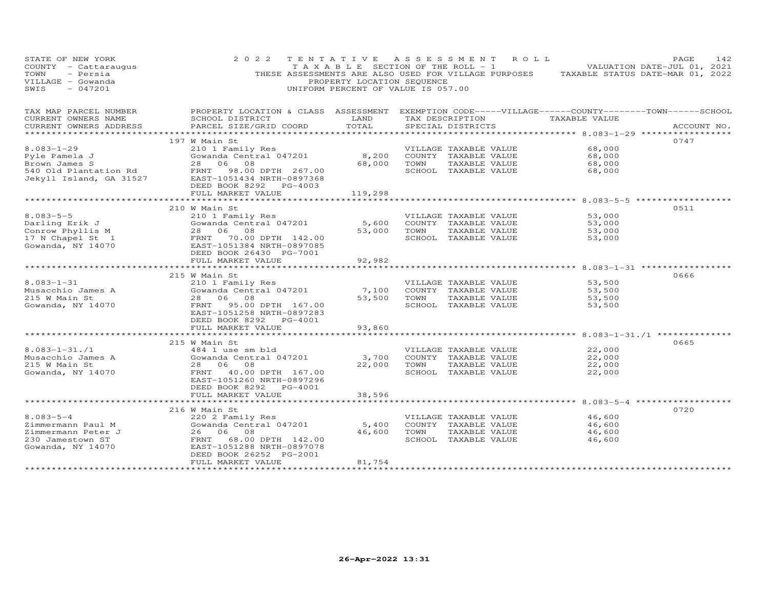STATE OF NEW YORK
COUNTY - Cattaraugus
TOWN - Persia
VILLAGE - Gowanda
SWIS - 047201

2022 TENTATIVE ASSESSMENT ROLL
TAXABLE SECTION OF THE ROLL - 1
THESE ASSESSMENTS ARE ALSO USED FOR VILLAGE PURPOSES
PROPERTY LOCATION SEQUENCE
UNIFORM PERCENT OF VALUE IS 057.00

VALUATION DATE-JUL 01, 2021
TAXABLE STATUS DATE-MAR 01, 2022

| TAX MAP PARCEL NUMBER / CURRENT OWNERS NAME / CURRENT OWNERS ADDRESS | PROPERTY LOCATION & CLASS / SCHOOL DISTRICT / PARCEL SIZE/GRID COORD | ASSESSMENT LAND | TOTAL | EXEMPTION CODE / TAX DESCRIPTION / SPECIAL DISTRICTS | TAXABLE VALUE | ACCOUNT NO. |
|---|---|---|---|---|---|---|
| **8.083-1-29** | 197 W Main St | | | | | 0747 |
| Pyle Pamela J | 210 1 Family Res | | | VILLAGE TAXABLE VALUE | 68,000 | |
| Brown James S | Gowanda Central 047201 | 8,200 | | COUNTY TAXABLE VALUE | 68,000 | |
| 540 Old Plantation Rd | 28 06 08 | | 68,000 | TOWN TAXABLE VALUE | 68,000 | |
| Jekyll Island, GA 31527 | FRNT 98.00 DPTH 267.00 | | | SCHOOL TAXABLE VALUE | 68,000 | |
| | EAST-1051434 NRTH-0897368 | | | | | |
| | DEED BOOK 8292 PG-4003 | | | | | |
| | FULL MARKET VALUE | | 119,298 | | | |
| **8.083-5-5** | 210 W Main St | | | | | 0511 |
| Darling Erik J | 210 1 Family Res | | | VILLAGE TAXABLE VALUE | 53,000 | |
| Conrow Phyllis M | Gowanda Central 047201 | 5,600 | | COUNTY TAXABLE VALUE | 53,000 | |
| 17 N Chapel St 1 | 28 06 08 | | 53,000 | TOWN TAXABLE VALUE | 53,000 | |
| Gowanda, NY 14070 | FRNT 70.00 DPTH 142.00 | | | SCHOOL TAXABLE VALUE | 53,000 | |
| | EAST-1051384 NRTH-0897085 | | | | | |
| | DEED BOOK 26430 PG-7001 | | | | | |
| | FULL MARKET VALUE | | 92,982 | | | |
| **8.083-1-31** | 215 W Main St | | | | | 0666 |
| Musacchio James A | 210 1 Family Res | | | VILLAGE TAXABLE VALUE | 53,500 | |
| 215 W Main St | Gowanda Central 047201 | 7,100 | | COUNTY TAXABLE VALUE | 53,500 | |
| Gowanda, NY 14070 | 28 06 08 | | 53,500 | TOWN TAXABLE VALUE | 53,500 | |
| | FRNT 95.00 DPTH 167.00 | | | SCHOOL TAXABLE VALUE | 53,500 | |
| | EAST-1051258 NRTH-0897283 | | | | | |
| | DEED BOOK 8292 PG-4001 | | | | | |
| | FULL MARKET VALUE | | 93,860 | | | |
| **8.083-1-31./1** | 215 W Main St | | | | | 0665 |
| Musacchio James A | 484 1 use sm bld | | | VILLAGE TAXABLE VALUE | 22,000 | |
| 215 W Main St | Gowanda Central 047201 | 3,700 | | COUNTY TAXABLE VALUE | 22,000 | |
| Gowanda, NY 14070 | 28 06 08 | | 22,000 | TOWN TAXABLE VALUE | 22,000 | |
| | FRNT 40.00 DPTH 167.00 | | | SCHOOL TAXABLE VALUE | 22,000 | |
| | EAST-1051260 NRTH-0897296 | | | | | |
| | DEED BOOK 8292 PG-4001 | | | | | |
| | FULL MARKET VALUE | | 38,596 | | | |
| **8.083-5-4** | 216 W Main St | | | | | 0720 |
| Zimmermann Paul M | 220 2 Family Res | | | VILLAGE TAXABLE VALUE | 46,600 | |
| Zimmermann Peter J | Gowanda Central 047201 | 5,400 | | COUNTY TAXABLE VALUE | 46,600 | |
| 230 Jamestown ST | 26 06 08 | | 46,600 | TOWN TAXABLE VALUE | 46,600 | |
| Gowanda, NY 14070 | FRNT 68.00 DPTH 142.00 | | | SCHOOL TAXABLE VALUE | 46,600 | |
| | EAST-1051288 NRTH-0897078 | | | | | |
| | DEED BOOK 26252 PG-2001 | | | | | |
| | FULL MARKET VALUE | | 81,754 | | | |

26-Apr-2022 13:31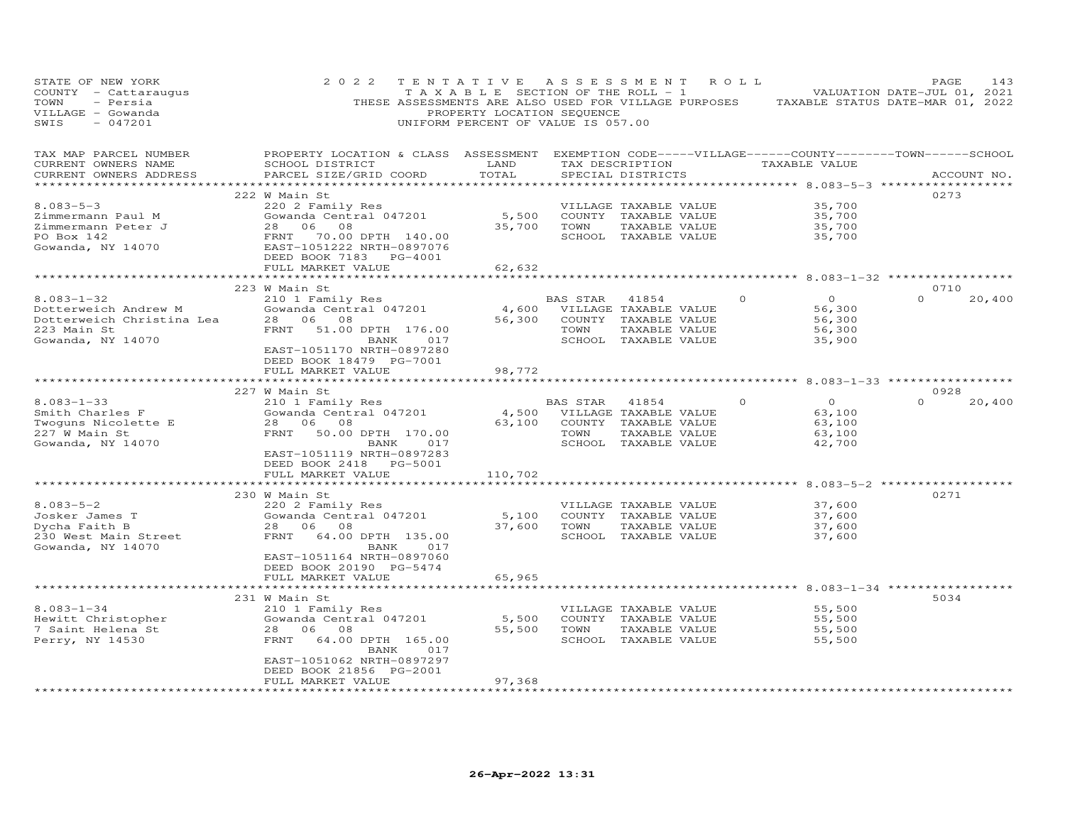STATE OF NEW YORK — 2022 TENTATIVE ASSESSMENT ROLL
COUNTY - Cattaraugus — TAXABLE SECTION OF THE ROLL - 1 — VALUATION DATE-JUL 01, 2021
TOWN - Persia — THESE ASSESSMENTS ARE ALSO USED FOR VILLAGE PURPOSES — TAXABLE STATUS DATE-MAR 01, 2022
VILLAGE - Gowanda — PROPERTY LOCATION SEQUENCE
SWIS - 047201 — UNIFORM PERCENT OF VALUE IS 057.00

| TAX MAP PARCEL NUMBER / CURRENT OWNERS NAME / CURRENT OWNERS ADDRESS | PROPERTY LOCATION & CLASS / SCHOOL DISTRICT / PARCEL SIZE/GRID COORD | ASSESSMENT LAND / TOTAL | EXEMPTION CODE / TAX DESCRIPTION / SPECIAL DISTRICTS | VILLAGE | COUNTY TAXABLE VALUE | TOWN | SCHOOL | ACCOUNT NO. |
|---|---|---|---|---|---|---|---|---|
| **222 W Main St** | | | | | | | | 0273 |
| 8.083-5-3 | 220 2 Family Res | | VILLAGE TAXABLE VALUE | | 35,700 | | | |
| Zimmermann Paul M | Gowanda Central 047201 | 5,500 | COUNTY TAXABLE VALUE | | 35,700 | | | |
| Zimmermann Peter J | 28 06 08 | 35,700 | TOWN TAXABLE VALUE | | 35,700 | | | |
| PO Box 142 | FRNT 70.00 DPTH 140.00 | | SCHOOL TAXABLE VALUE | | 35,700 | | | |
| Gowanda, NY 14070 | EAST-1051222 NRTH-0897076 | | | | | | | |
| | DEED BOOK 7183 PG-4001 | | | | | | | |
| | FULL MARKET VALUE | 62,632 | | | | | | |
| **223 W Main St** | | | | | | | | 0710 |
| 8.083-1-32 | 210 1 Family Res | | BAS STAR 41854 | 0 | 0 | 0 | 20,400 | |
| Dotterweich Andrew M | Gowanda Central 047201 | 4,600 | VILLAGE TAXABLE VALUE | | 56,300 | | | |
| Dotterweich Christina Lea | 28 06 08 | 56,300 | COUNTY TAXABLE VALUE | | 56,300 | | | |
| 223 Main St | FRNT 51.00 DPTH 176.00 | | TOWN TAXABLE VALUE | | 56,300 | | | |
| Gowanda, NY 14070 | BANK 017 | | SCHOOL TAXABLE VALUE | | 35,900 | | | |
| | EAST-1051170 NRTH-0897280 | | | | | | | |
| | DEED BOOK 18479 PG-7001 | | | | | | | |
| | FULL MARKET VALUE | 98,772 | | | | | | |
| **227 W Main St** | | | | | | | | 0928 |
| 8.083-1-33 | 210 1 Family Res | | BAS STAR 41854 | 0 | 0 | 0 | 20,400 | |
| Smith Charles F | Gowanda Central 047201 | 4,500 | VILLAGE TAXABLE VALUE | | 63,100 | | | |
| Twoguns Nicolette E | 28 06 08 | 63,100 | COUNTY TAXABLE VALUE | | 63,100 | | | |
| 227 W Main St | FRNT 50.00 DPTH 170.00 | | TOWN TAXABLE VALUE | | 63,100 | | | |
| Gowanda, NY 14070 | BANK 017 | | SCHOOL TAXABLE VALUE | | 42,700 | | | |
| | EAST-1051119 NRTH-0897283 | | | | | | | |
| | DEED BOOK 2418 PG-5001 | | | | | | | |
| | FULL MARKET VALUE | 110,702 | | | | | | |
| **230 W Main St** | | | | | | | | 0271 |
| 8.083-5-2 | 220 2 Family Res | | VILLAGE TAXABLE VALUE | | 37,600 | | | |
| Josker James T | Gowanda Central 047201 | 5,100 | COUNTY TAXABLE VALUE | | 37,600 | | | |
| Dycha Faith B | 28 06 08 | 37,600 | TOWN TAXABLE VALUE | | 37,600 | | | |
| 230 West Main Street | FRNT 64.00 DPTH 135.00 | | SCHOOL TAXABLE VALUE | | 37,600 | | | |
| Gowanda, NY 14070 | BANK 017 | | | | | | | |
| | EAST-1051164 NRTH-0897060 | | | | | | | |
| | DEED BOOK 20190 PG-5474 | | | | | | | |
| | FULL MARKET VALUE | 65,965 | | | | | | |
| **231 W Main St** | | | | | | | | 5034 |
| 8.083-1-34 | 210 1 Family Res | | VILLAGE TAXABLE VALUE | | 55,500 | | | |
| Hewitt Christopher | Gowanda Central 047201 | 5,500 | COUNTY TAXABLE VALUE | | 55,500 | | | |
| 7 Saint Helena St | 28 06 08 | 55,500 | TOWN TAXABLE VALUE | | 55,500 | | | |
| Perry, NY 14530 | FRNT 64.00 DPTH 165.00 | | SCHOOL TAXABLE VALUE | | 55,500 | | | |
| | BANK 017 | | | | | | | |
| | EAST-1051062 NRTH-0897297 | | | | | | | |
| | DEED BOOK 21856 PG-2001 | | | | | | | |
| | FULL MARKET VALUE | 97,368 | | | | | | |

26-Apr-2022 13:31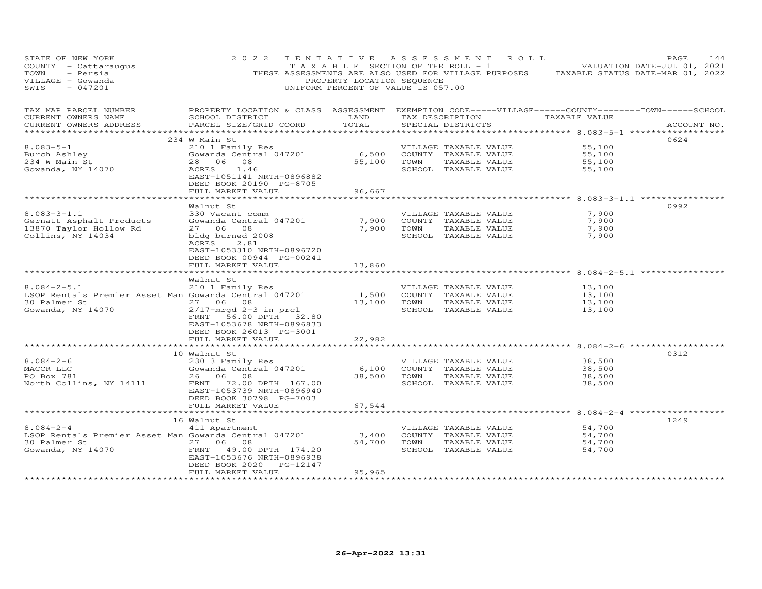STATE OF NEW YORK — COUNTY - Cattaraugus — TOWN - Persia — VILLAGE - Gowanda — SWIS - 047201

**2022 TENTATIVE ASSESSMENT ROLL**
TAXABLE SECTION OF THE ROLL - 1
THESE ASSESSMENTS ARE ALSO USED FOR VILLAGE PURPOSES
PROPERTY LOCATION SEQUENCE
UNIFORM PERCENT OF VALUE IS 057.00

VALUATION DATE-JUL 01, 2021
TAXABLE STATUS DATE-MAR 01, 2022

| TAX MAP PARCEL NUMBER / CURRENT OWNERS NAME / CURRENT OWNERS ADDRESS | PROPERTY LOCATION & CLASS / SCHOOL DISTRICT / PARCEL SIZE/GRID COORD | ASSESSMENT LAND / TOTAL | EXEMPTION CODE / TAX DESCRIPTION / SPECIAL DISTRICTS | TAXABLE VALUE | ACCOUNT NO. |
|---|---|---|---|---|---|
| 8.083-5-1 | 234 W Main St | | | | 0624 |
| Burch Ashley | 210 1 Family Res | | VILLAGE TAXABLE VALUE | 55,100 | |
| 234 W Main St | Gowanda Central 047201 | 6,500 | COUNTY TAXABLE VALUE | 55,100 | |
| Gowanda, NY 14070 | 28 06 08 | 55,100 | TOWN TAXABLE VALUE | 55,100 | |
| | ACRES 1.46 | | SCHOOL TAXABLE VALUE | 55,100 | |
| | EAST-1051141 NRTH-0896882 | | | | |
| | DEED BOOK 20190 PG-8705 | | | | |
| | FULL MARKET VALUE | 96,667 | | | |
| 8.083-3-1.1 | Walnut St | | | | 0992 |
| Gernatt Asphalt Products | 330 Vacant comm | | VILLAGE TAXABLE VALUE | 7,900 | |
| 13870 Taylor Hollow Rd | Gowanda Central 047201 | 7,900 | COUNTY TAXABLE VALUE | 7,900 | |
| Collins, NY 14034 | 27 06 08 | 7,900 | TOWN TAXABLE VALUE | 7,900 | |
| | bldg burned 2008 | | SCHOOL TAXABLE VALUE | 7,900 | |
| | ACRES 2.81 | | | | |
| | EAST-1053310 NRTH-0896720 | | | | |
| | DEED BOOK 00944 PG-00241 | | | | |
| | FULL MARKET VALUE | 13,860 | | | |
| 8.084-2-5.1 | Walnut St | | | | |
| LSOP Rentals Premier Asset Man | 210 1 Family Res | | VILLAGE TAXABLE VALUE | 13,100 | |
| 30 Palmer St | Gowanda Central 047201 | 1,500 | COUNTY TAXABLE VALUE | 13,100 | |
| Gowanda, NY 14070 | 27 06 08 | 13,100 | TOWN TAXABLE VALUE | 13,100 | |
| | 2/17-mrgd 2-3 in prcl | | SCHOOL TAXABLE VALUE | 13,100 | |
| | FRNT 56.00 DPTH 32.80 | | | | |
| | EAST-1053678 NRTH-0896833 | | | | |
| | DEED BOOK 26013 PG-3001 | | | | |
| | FULL MARKET VALUE | 22,982 | | | |
| 8.084-2-6 | 10 Walnut St | | | | 0312 |
| MACCR LLC | 230 3 Family Res | | VILLAGE TAXABLE VALUE | 38,500 | |
| PO Box 781 | Gowanda Central 047201 | 6,100 | COUNTY TAXABLE VALUE | 38,500 | |
| North Collins, NY 14111 | 26 06 08 | 38,500 | TOWN TAXABLE VALUE | 38,500 | |
| | FRNT 72.00 DPTH 167.00 | | SCHOOL TAXABLE VALUE | 38,500 | |
| | EAST-1053739 NRTH-0896940 | | | | |
| | DEED BOOK 30798 PG-7003 | | | | |
| | FULL MARKET VALUE | 67,544 | | | |
| 8.084-2-4 | 16 Walnut St | | | | 1249 |
| LSOP Rentals Premier Asset Man | 411 Apartment | | VILLAGE TAXABLE VALUE | 54,700 | |
| 30 Palmer St | Gowanda Central 047201 | 3,400 | COUNTY TAXABLE VALUE | 54,700 | |
| Gowanda, NY 14070 | 27 06 08 | 54,700 | TOWN TAXABLE VALUE | 54,700 | |
| | FRNT 49.00 DPTH 174.20 | | SCHOOL TAXABLE VALUE | 54,700 | |
| | EAST-1053676 NRTH-0896938 | | | | |
| | DEED BOOK 2020 PG-12147 | | | | |
| | FULL MARKET VALUE | 95,965 | | | |

26-Apr-2022 13:31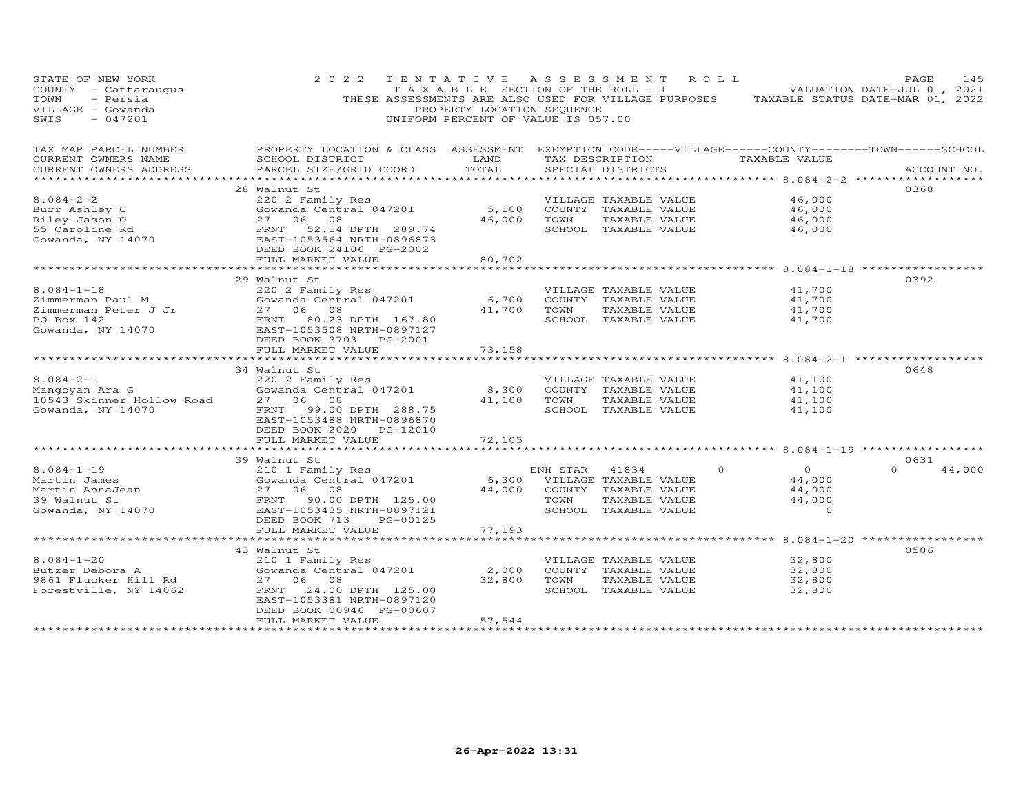STATE OF NEW YORK
COUNTY - Cattaraugus
TOWN - Persia
VILLAGE - Gowanda
SWIS - 047201

2022 TENTATIVE ASSESSMENT ROLL
TAXABLE SECTION OF THE ROLL - 1
THESE ASSESSMENTS ARE ALSO USED FOR VILLAGE PURPOSES
PROPERTY LOCATION SEQUENCE
UNIFORM PERCENT OF VALUE IS 057.00

VALUATION DATE-JUL 01, 2021
TAXABLE STATUS DATE-MAR 01, 2022

| TAX MAP PARCEL NUMBER / CURRENT OWNERS NAME / CURRENT OWNERS ADDRESS | PROPERTY LOCATION & CLASS / SCHOOL DISTRICT / PARCEL SIZE/GRID COORD | ASSESSMENT LAND / TOTAL | EXEMPTION CODE / TAX DESCRIPTION / SPECIAL DISTRICTS | VILLAGE | COUNTY | TOWN | SCHOOL | TAXABLE VALUE | ACCOUNT NO. |
|---|---|---|---|---|---|---|---|---|---|
| 8.084-2-2 | 28 Walnut St | | | | | | | | 0368 |
| Burr Ashley C | 220 2 Family Res | | VILLAGE TAXABLE VALUE | | | | | 46,000 | |
| Riley Jason O | Gowanda Central 047201 | 5,100 | COUNTY TAXABLE VALUE | | | | | 46,000 | |
| 55 Caroline Rd | 27 06 08 | 46,000 | TOWN TAXABLE VALUE | | | | | 46,000 | |
| Gowanda, NY 14070 | FRNT 52.14 DPTH 289.74 | | SCHOOL TAXABLE VALUE | | | | | 46,000 | |
| | EAST-1053564 NRTH-0896873 | | | | | | | | |
| | DEED BOOK 24106 PG-2002 | | | | | | | | |
| | FULL MARKET VALUE | 80,702 | | | | | | | |
| 8.084-1-18 | 29 Walnut St | | | | | | | | 0392 |
| Zimmerman Paul M | 220 2 Family Res | | VILLAGE TAXABLE VALUE | | | | | 41,700 | |
| Zimmerman Peter J Jr | Gowanda Central 047201 | 6,700 | COUNTY TAXABLE VALUE | | | | | 41,700 | |
| PO Box 142 | 27 06 08 | 41,700 | TOWN TAXABLE VALUE | | | | | 41,700 | |
| Gowanda, NY 14070 | FRNT 80.23 DPTH 167.80 | | SCHOOL TAXABLE VALUE | | | | | 41,700 | |
| | EAST-1053508 NRTH-0897127 | | | | | | | | |
| | DEED BOOK 3703 PG-2001 | | | | | | | | |
| | FULL MARKET VALUE | 73,158 | | | | | | | |
| 8.084-2-1 | 34 Walnut St | | | | | | | | 0648 |
| Mangoyan Ara G | 220 2 Family Res | | VILLAGE TAXABLE VALUE | | | | | 41,100 | |
| 10543 Skinner Hollow Road | Gowanda Central 047201 | 8,300 | COUNTY TAXABLE VALUE | | | | | 41,100 | |
| Gowanda, NY 14070 | 27 06 08 | 41,100 | TOWN TAXABLE VALUE | | | | | 41,100 | |
| | FRNT 99.00 DPTH 288.75 | | SCHOOL TAXABLE VALUE | | | | | 41,100 | |
| | EAST-1053488 NRTH-0896870 | | | | | | | | |
| | DEED BOOK 2020 PG-12010 | | | | | | | | |
| | FULL MARKET VALUE | 72,105 | | | | | | | |
| 8.084-1-19 | 39 Walnut St | | | | | | | | 0631 |
| Martin James | 210 1 Family Res | | ENH STAR 41834 | 0 | 0 | 0 | 44,000 | | |
| Martin AnnaJean | Gowanda Central 047201 | 6,300 | VILLAGE TAXABLE VALUE | | | | | 44,000 | |
| 39 Walnut St | 27 06 08 | 44,000 | COUNTY TAXABLE VALUE | | | | | 44,000 | |
| Gowanda, NY 14070 | FRNT 90.00 DPTH 125.00 | | TOWN TAXABLE VALUE | | | | | 44,000 | |
| | EAST-1053435 NRTH-0897121 | | SCHOOL TAXABLE VALUE | | | | | 0 | |
| | DEED BOOK 713 PG-00125 | | | | | | | | |
| | FULL MARKET VALUE | 77,193 | | | | | | | |
| 8.084-1-20 | 43 Walnut St | | | | | | | | 0506 |
| Butzer Debora A | 210 1 Family Res | | VILLAGE TAXABLE VALUE | | | | | 32,800 | |
| 9861 Flucker Hill Rd | Gowanda Central 047201 | 2,000 | COUNTY TAXABLE VALUE | | | | | 32,800 | |
| Forestville, NY 14062 | 27 06 08 | 32,800 | TOWN TAXABLE VALUE | | | | | 32,800 | |
| | FRNT 24.00 DPTH 125.00 | | SCHOOL TAXABLE VALUE | | | | | 32,800 | |
| | EAST-1053381 NRTH-0897120 | | | | | | | | |
| | DEED BOOK 00946 PG-00607 | | | | | | | | |
| | FULL MARKET VALUE | 57,544 | | | | | | | |

26-Apr-2022 13:31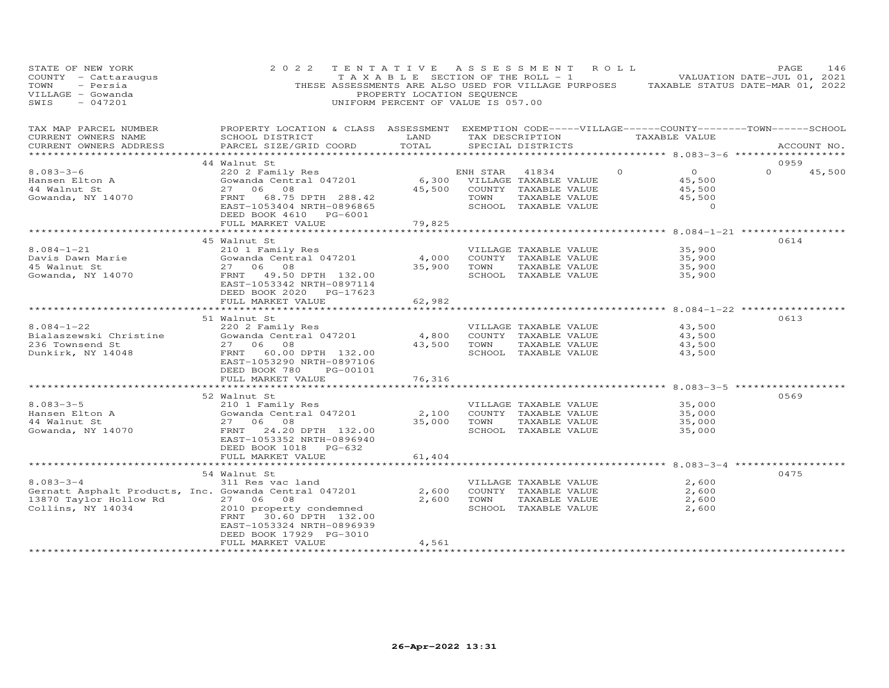STATE OF NEW YORK — 2022 TENTATIVE ASSESSMENT ROLL
COUNTY - Cattaraugus — TAXABLE SECTION OF THE ROLL - 1 — VALUATION DATE-JUL 01, 2021
TOWN - Persia — THESE ASSESSMENTS ARE ALSO USED FOR VILLAGE PURPOSES — TAXABLE STATUS DATE-MAR 01, 2022
VILLAGE - Gowanda — PROPERTY LOCATION SEQUENCE
SWIS - 047201 — UNIFORM PERCENT OF VALUE IS 057.00

| TAX MAP PARCEL NUMBER / CURRENT OWNERS NAME / CURRENT OWNERS ADDRESS | PROPERTY LOCATION & CLASS / SCHOOL DISTRICT / PARCEL SIZE/GRID COORD | ASSESSMENT LAND | TOTAL | EXEMPTION CODE / TAX DESCRIPTION / SPECIAL DISTRICTS | VILLAGE | COUNTY TAXABLE VALUE | TOWN | SCHOOL | ACCOUNT NO. |
|---|---|---|---|---|---|---|---|---|---|
| **8.083-3-6** | 44 Walnut St | | | | | | | | 0959 |
| Hansen Elton A | 220 2 Family Res | | | ENH STAR 41834 | 0 | 0 | 0 | 45,500 | |
| 44 Walnut St | Gowanda Central 047201 | 6,300 | | VILLAGE TAXABLE VALUE | | 45,500 | | | |
| Gowanda, NY 14070 | 27 06 08 | | 45,500 | COUNTY TAXABLE VALUE | | 45,500 | | | |
| | FRNT 68.75 DPTH 288.42 | | | TOWN TAXABLE VALUE | | 45,500 | | | |
| | EAST-1053404 NRTH-0896865 | | | SCHOOL TAXABLE VALUE | | 0 | | | |
| | DEED BOOK 4610 PG-6001 | | | | | | | | |
| | FULL MARKET VALUE | | 79,825 | | | | | | |
| **8.084-1-21** | 45 Walnut St | | | | | | | | 0614 |
| Davis Dawn Marie | 210 1 Family Res | | | VILLAGE TAXABLE VALUE | | 35,900 | | | |
| 45 Walnut St | Gowanda Central 047201 | 4,000 | | COUNTY TAXABLE VALUE | | 35,900 | | | |
| Gowanda, NY 14070 | 27 06 08 | | 35,900 | TOWN TAXABLE VALUE | | 35,900 | | | |
| | FRNT 49.50 DPTH 132.00 | | | SCHOOL TAXABLE VALUE | | 35,900 | | | |
| | EAST-1053342 NRTH-0897114 | | | | | | | | |
| | DEED BOOK 2020 PG-17623 | | | | | | | | |
| | FULL MARKET VALUE | | 62,982 | | | | | | |
| **8.084-1-22** | 51 Walnut St | | | | | | | | 0613 |
| Bialaszewski Christine | 220 2 Family Res | | | VILLAGE TAXABLE VALUE | | 43,500 | | | |
| 236 Townsend St | Gowanda Central 047201 | 4,800 | | COUNTY TAXABLE VALUE | | 43,500 | | | |
| Dunkirk, NY 14048 | 27 06 08 | | 43,500 | TOWN TAXABLE VALUE | | 43,500 | | | |
| | FRNT 60.00 DPTH 132.00 | | | SCHOOL TAXABLE VALUE | | 43,500 | | | |
| | EAST-1053290 NRTH-0897106 | | | | | | | | |
| | DEED BOOK 780 PG-00101 | | | | | | | | |
| | FULL MARKET VALUE | | 76,316 | | | | | | |
| **8.083-3-5** | 52 Walnut St | | | | | | | | 0569 |
| Hansen Elton A | 210 1 Family Res | | | VILLAGE TAXABLE VALUE | | 35,000 | | | |
| 44 Walnut St | Gowanda Central 047201 | 2,100 | | COUNTY TAXABLE VALUE | | 35,000 | | | |
| Gowanda, NY 14070 | 27 06 08 | | 35,000 | TOWN TAXABLE VALUE | | 35,000 | | | |
| | FRNT 24.20 DPTH 132.00 | | | SCHOOL TAXABLE VALUE | | 35,000 | | | |
| | EAST-1053352 NRTH-0896940 | | | | | | | | |
| | DEED BOOK 1018 PG-632 | | | | | | | | |
| | FULL MARKET VALUE | | 61,404 | | | | | | |
| **8.083-3-4** | 54 Walnut St | | | | | | | | 0475 |
| Gernatt Asphalt Products, Inc. | 311 Res vac land | | | VILLAGE TAXABLE VALUE | | 2,600 | | | |
| 13870 Taylor Hollow Rd | Gowanda Central 047201 | 2,600 | | COUNTY TAXABLE VALUE | | 2,600 | | | |
| Collins, NY 14034 | 27 06 08 | | 2,600 | TOWN TAXABLE VALUE | | 2,600 | | | |
| | 2010 property condemned | | | SCHOOL TAXABLE VALUE | | 2,600 | | | |
| | FRNT 30.60 DPTH 132.00 | | | | | | | | |
| | EAST-1053324 NRTH-0896939 | | | | | | | | |
| | DEED BOOK 17929 PG-3010 | | | | | | | | |
| | FULL MARKET VALUE | | 4,561 | | | | | | |

26-Apr-2022 13:31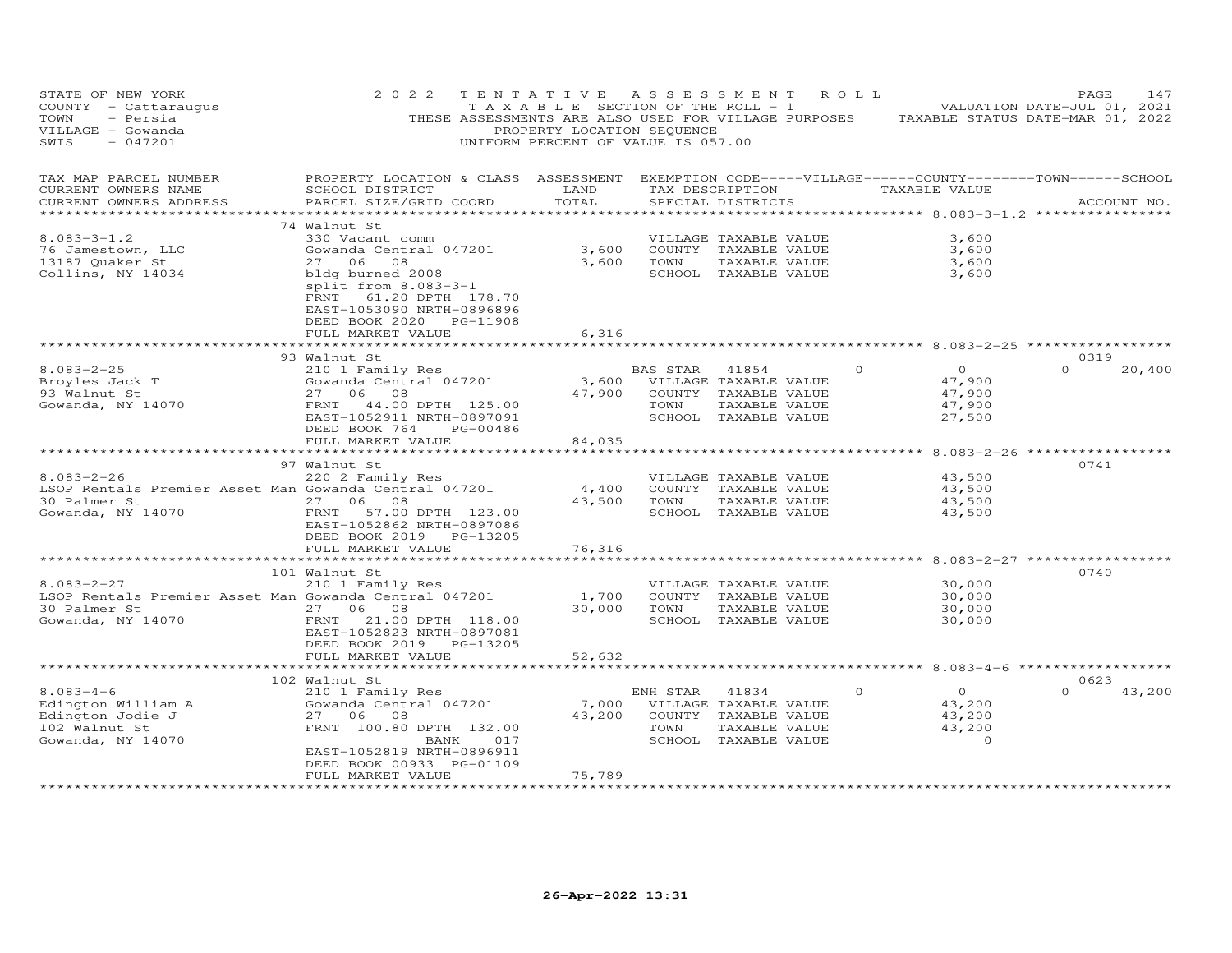STATE OF NEW YORK
COUNTY - Cattaraugus
TOWN - Persia
VILLAGE - Gowanda
SWIS - 047201

2022 TENTATIVE ASSESSMENT ROLL
TAXABLE SECTION OF THE ROLL - 1
THESE ASSESSMENTS ARE ALSO USED FOR VILLAGE PURPOSES
PROPERTY LOCATION SEQUENCE
UNIFORM PERCENT OF VALUE IS 057.00

VALUATION DATE-JUL 01, 2021
TAXABLE STATUS DATE-MAR 01, 2022

| TAX MAP PARCEL NUMBER / CURRENT OWNERS NAME / CURRENT OWNERS ADDRESS | PROPERTY LOCATION & CLASS / SCHOOL DISTRICT / PARCEL SIZE/GRID COORD | ASSESSMENT LAND / TOTAL | EXEMPTION CODE / TAX DESCRIPTION / SPECIAL DISTRICTS | VILLAGE | COUNTY TAXABLE VALUE | TOWN | SCHOOL / ACCOUNT NO. |
|---|---|---|---|---|---|---|---|
| | 74 Walnut St | | | | | | |
| 8.083-3-1.2 | 330 Vacant comm | | VILLAGE TAXABLE VALUE | | 3,600 | | |
| 76 Jamestown, LLC | Gowanda Central 047201 | 3,600 | COUNTY TAXABLE VALUE | | 3,600 | | |
| 13187 Quaker St | 27 06 08 | 3,600 | TOWN TAXABLE VALUE | | 3,600 | | |
| Collins, NY 14034 | bldg burned 2008 | | SCHOOL TAXABLE VALUE | | 3,600 | | |
| | split from 8.083-3-1 | | | | | | |
| | FRNT 61.20 DPTH 178.70 | | | | | | |
| | EAST-1053090 NRTH-0896896 | | | | | | |
| | DEED BOOK 2020 PG-11908 | | | | | | |
| | FULL MARKET VALUE | 6,316 | | | | | |
| | 93 Walnut St | | | | | | 0319 |
| 8.083-2-25 | 210 1 Family Res | | BAS STAR 41854 | 0 | 0 | 0 | 20,400 |
| Broyles Jack T | Gowanda Central 047201 | 3,600 | VILLAGE TAXABLE VALUE | | 47,900 | | |
| 93 Walnut St | 27 06 08 | 47,900 | COUNTY TAXABLE VALUE | | 47,900 | | |
| Gowanda, NY 14070 | FRNT 44.00 DPTH 125.00 | | TOWN TAXABLE VALUE | | 47,900 | | |
| | EAST-1052911 NRTH-0897091 | | SCHOOL TAXABLE VALUE | | 27,500 | | |
| | DEED BOOK 764 PG-00486 | | | | | | |
| | FULL MARKET VALUE | 84,035 | | | | | |
| | 97 Walnut St | | | | | | 0741 |
| 8.083-2-26 | 220 2 Family Res | | VILLAGE TAXABLE VALUE | | 43,500 | | |
| LSOP Rentals Premier Asset Man | Gowanda Central 047201 | 4,400 | COUNTY TAXABLE VALUE | | 43,500 | | |
| 30 Palmer St | 27 06 08 | 43,500 | TOWN TAXABLE VALUE | | 43,500 | | |
| Gowanda, NY 14070 | FRNT 57.00 DPTH 123.00 | | SCHOOL TAXABLE VALUE | | 43,500 | | |
| | EAST-1052862 NRTH-0897086 | | | | | | |
| | DEED BOOK 2019 PG-13205 | | | | | | |
| | FULL MARKET VALUE | 76,316 | | | | | |
| | 101 Walnut St | | | | | | 0740 |
| 8.083-2-27 | 210 1 Family Res | | VILLAGE TAXABLE VALUE | | 30,000 | | |
| LSOP Rentals Premier Asset Man | Gowanda Central 047201 | 1,700 | COUNTY TAXABLE VALUE | | 30,000 | | |
| 30 Palmer St | 27 06 08 | 30,000 | TOWN TAXABLE VALUE | | 30,000 | | |
| Gowanda, NY 14070 | FRNT 21.00 DPTH 118.00 | | SCHOOL TAXABLE VALUE | | 30,000 | | |
| | EAST-1052823 NRTH-0897081 | | | | | | |
| | DEED BOOK 2019 PG-13205 | | | | | | |
| | FULL MARKET VALUE | 52,632 | | | | | |
| | 102 Walnut St | | | | | | 0623 |
| 8.083-4-6 | 210 1 Family Res | | ENH STAR 41834 | 0 | 0 | 0 | 43,200 |
| Edington William A | Gowanda Central 047201 | 7,000 | VILLAGE TAXABLE VALUE | | 43,200 | | |
| Edington Jodie J | 27 06 08 | 43,200 | COUNTY TAXABLE VALUE | | 43,200 | | |
| 102 Walnut St | FRNT 100.80 DPTH 132.00 | | TOWN TAXABLE VALUE | | 43,200 | | |
| Gowanda, NY 14070 | BANK 017 | | SCHOOL TAXABLE VALUE | | 0 | | |
| | EAST-1052819 NRTH-0896911 | | | | | | |
| | DEED BOOK 00933 PG-01109 | | | | | | |
| | FULL MARKET VALUE | 75,789 | | | | | |

26-Apr-2022 13:31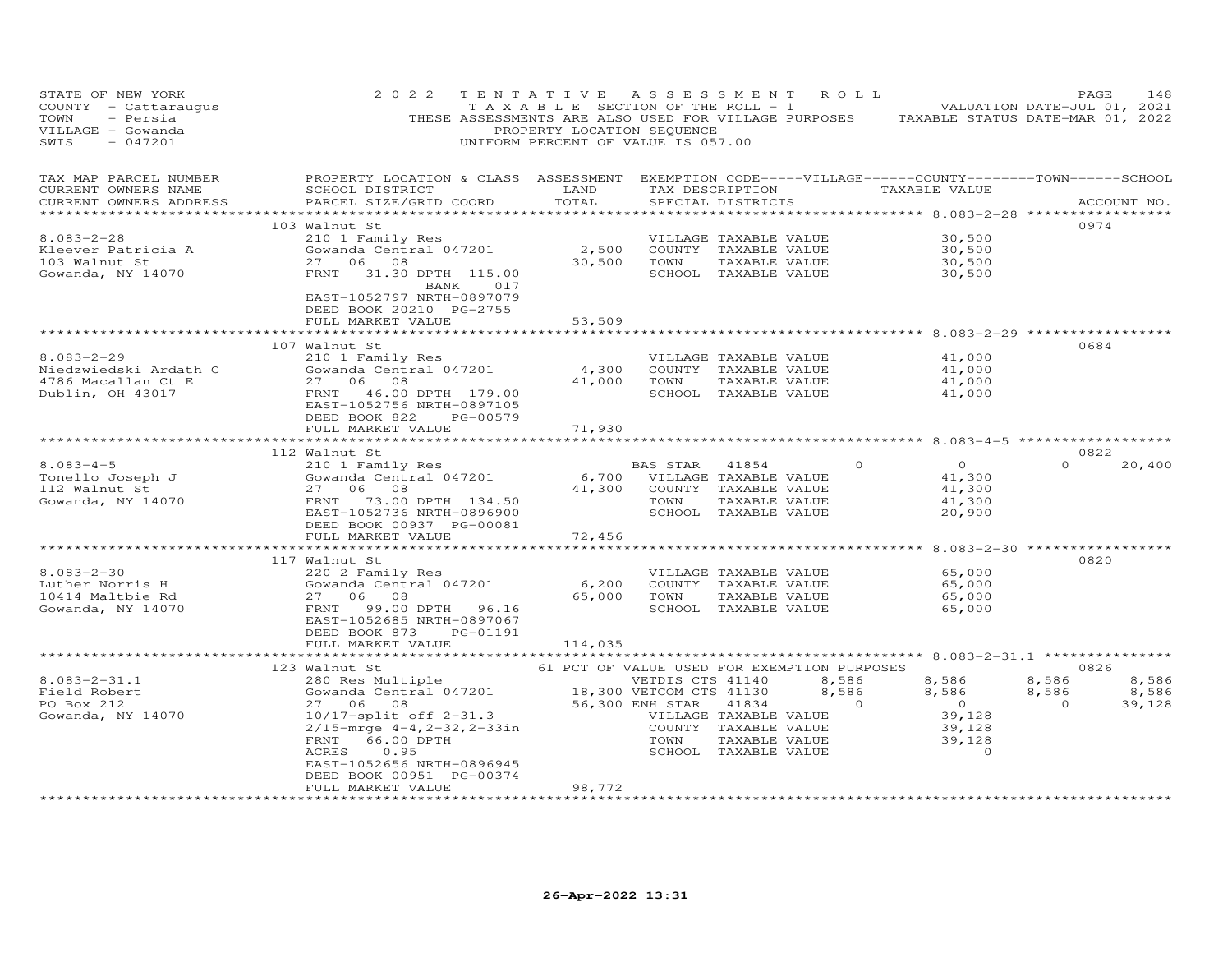STATE OF NEW YORK
COUNTY - Cattaraugus
TOWN - Persia
VILLAGE - Gowanda
SWIS - 047201

2022 TENTATIVE ASSESSMENT ROLL
TAXABLE SECTION OF THE ROLL - 1
THESE ASSESSMENTS ARE ALSO USED FOR VILLAGE PURPOSES
PROPERTY LOCATION SEQUENCE
UNIFORM PERCENT OF VALUE IS 057.00

VALUATION DATE-JUL 01, 2021
TAXABLE STATUS DATE-MAR 01, 2022

| TAX MAP PARCEL NUMBER / CURRENT OWNERS NAME / CURRENT OWNERS ADDRESS | PROPERTY LOCATION & CLASS / SCHOOL DISTRICT / PARCEL SIZE/GRID COORD | ASSESSMENT LAND | TOTAL | EXEMPTION CODE / TAX DESCRIPTION / SPECIAL DISTRICTS | VILLAGE | COUNTY TAXABLE VALUE | TOWN | SCHOOL | ACCOUNT NO. |
|---|---|---|---|---|---|---|---|---|---|
| 8.083-2-28 | 103 Walnut St | | | | | | | | 0974 |
| Kleever Patricia A | 210 1 Family Res | | | VILLAGE TAXABLE VALUE | | 30,500 | | | |
| 103 Walnut St | Gowanda Central 047201 | 2,500 | | COUNTY TAXABLE VALUE | | 30,500 | | | |
| Gowanda, NY 14070 | 27 06 08 | | 30,500 | TOWN TAXABLE VALUE | | 30,500 | | | |
| | FRNT 31.30 DPTH 115.00 | | | SCHOOL TAXABLE VALUE | | 30,500 | | | |
| | BANK 017 | | | | | | | | |
| | EAST-1052797 NRTH-0897079 | | | | | | | | |
| | DEED BOOK 20210 PG-2755 | | | | | | | | |
| | FULL MARKET VALUE | | 53,509 | | | | | | |
| 8.083-2-29 | 107 Walnut St | | | | | | | | 0684 |
| Niedzwiedski Ardath C | 210 1 Family Res | | | VILLAGE TAXABLE VALUE | | 41,000 | | | |
| 4786 Macallan Ct E | Gowanda Central 047201 | 4,300 | | COUNTY TAXABLE VALUE | | 41,000 | | | |
| Dublin, OH 43017 | 27 06 08 | | 41,000 | TOWN TAXABLE VALUE | | 41,000 | | | |
| | FRNT 46.00 DPTH 179.00 | | | SCHOOL TAXABLE VALUE | | 41,000 | | | |
| | EAST-1052756 NRTH-0897105 | | | | | | | | |
| | DEED BOOK 822 PG-00579 | | | | | | | | |
| | FULL MARKET VALUE | | 71,930 | | | | | | |
| 8.083-4-5 | 112 Walnut St | | | | | | | | 0822 |
| Tonello Joseph J | 210 1 Family Res | | | BAS STAR 41854 | 0 | 0 | 0 | 20,400 | |
| 112 Walnut St | Gowanda Central 047201 | 6,700 | | VILLAGE TAXABLE VALUE | | 41,300 | | | |
| Gowanda, NY 14070 | 27 06 08 | | 41,300 | COUNTY TAXABLE VALUE | | 41,300 | | | |
| | FRNT 73.00 DPTH 134.50 | | | TOWN TAXABLE VALUE | | 41,300 | | | |
| | EAST-1052736 NRTH-0896900 | | | SCHOOL TAXABLE VALUE | | 20,900 | | | |
| | DEED BOOK 00937 PG-00081 | | | | | | | | |
| | FULL MARKET VALUE | | 72,456 | | | | | | |
| 8.083-2-30 | 117 Walnut St | | | | | | | | 0820 |
| Luther Norris H | 220 2 Family Res | | | VILLAGE TAXABLE VALUE | | 65,000 | | | |
| 10414 Maltbie Rd | Gowanda Central 047201 | 6,200 | | COUNTY TAXABLE VALUE | | 65,000 | | | |
| Gowanda, NY 14070 | 27 06 08 | | 65,000 | TOWN TAXABLE VALUE | | 65,000 | | | |
| | FRNT 99.00 DPTH 96.16 | | | SCHOOL TAXABLE VALUE | | 65,000 | | | |
| | EAST-1052685 NRTH-0897067 | | | | | | | | |
| | DEED BOOK 873 PG-01191 | | | | | | | | |
| | FULL MARKET VALUE | | 114,035 | | | | | | |
| 8.083-2-31.1 | 123 Walnut St | | | 61 PCT OF VALUE USED FOR EXEMPTION PURPOSES | | | | | 0826 |
| Field Robert | 280 Res Multiple | | | VETDIS CTS 41140 | 8,586 | 8,586 | 8,586 | 8,586 | |
| PO Box 212 | Gowanda Central 047201 | 18,300 | | VETCOM CTS 41130 | 8,586 | 8,586 | 8,586 | 8,586 | |
| Gowanda, NY 14070 | 27 06 08 | | 56,300 | ENH STAR 41834 | 0 | 0 | 0 | 39,128 | |
| | 10/17-split off 2-31.3 | | | VILLAGE TAXABLE VALUE | | 39,128 | | | |
| | 2/15-mrge 4-4,2-32,2-33in | | | COUNTY TAXABLE VALUE | | 39,128 | | | |
| | FRNT 66.00 DPTH | | | TOWN TAXABLE VALUE | | 39,128 | | | |
| | ACRES 0.95 | | | SCHOOL TAXABLE VALUE | | 0 | | | |
| | EAST-1052656 NRTH-0896945 | | | | | | | | |
| | DEED BOOK 00951 PG-00374 | | | | | | | | |
| | FULL MARKET VALUE | | 98,772 | | | | | | |

26-Apr-2022 13:31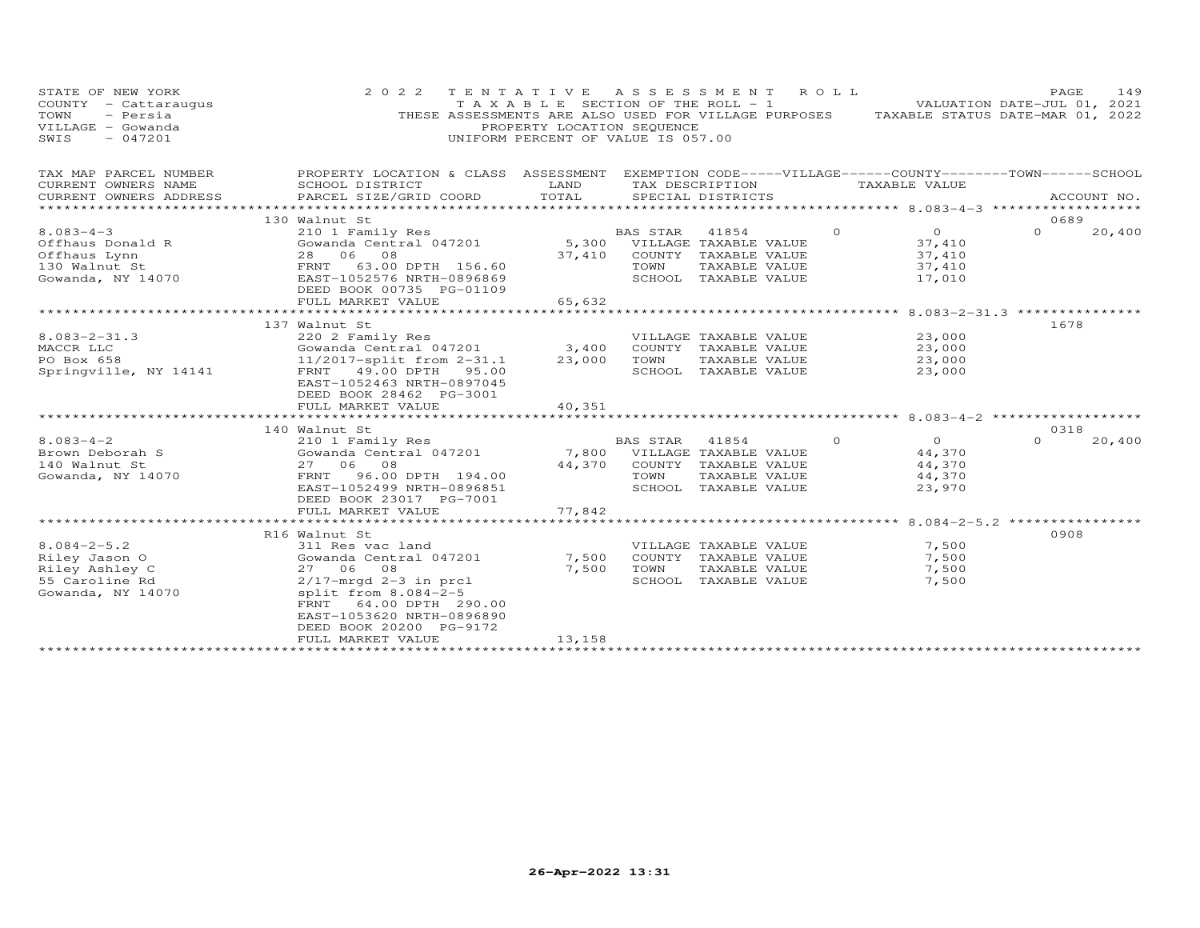STATE OF NEW YORK
COUNTY - Cattaraugus
TOWN - Persia
VILLAGE - Gowanda
SWIS - 047201

2022 TENTATIVE ASSESSMENT ROLL
TAXABLE SECTION OF THE ROLL - 1
THESE ASSESSMENTS ARE ALSO USED FOR VILLAGE PURPOSES
PROPERTY LOCATION SEQUENCE
UNIFORM PERCENT OF VALUE IS 057.00

VALUATION DATE-JUL 01, 2021
TAXABLE STATUS DATE-MAR 01, 2022

| TAX MAP PARCEL NUMBER / CURRENT OWNERS NAME / CURRENT OWNERS ADDRESS | PROPERTY LOCATION & CLASS / SCHOOL DISTRICT / PARCEL SIZE/GRID COORD | ASSESSMENT LAND / TOTAL | EXEMPTION CODE / TAX DESCRIPTION / SPECIAL DISTRICTS | VILLAGE | COUNTY / TAXABLE VALUE | TOWN | SCHOOL | ACCOUNT NO. |
|---|---|---|---|---|---|---|---|---|
| 8.083-4-3 | 130 Walnut St | | | | | | | 0689 |
| Offhaus Donald R | 210 1 Family Res | | BAS STAR 41854 | 0 | 0 | 0 | 20,400 | |
| Offhaus Lynn | Gowanda Central 047201 | 5,300 | VILLAGE TAXABLE VALUE | | 37,410 | | | |
| 130 Walnut St | 28 06 08 | 37,410 | COUNTY TAXABLE VALUE | | 37,410 | | | |
| Gowanda, NY 14070 | FRNT 63.00 DPTH 156.60 | | TOWN TAXABLE VALUE | | 37,410 | | | |
| | EAST-1052576 NRTH-0896869 | | SCHOOL TAXABLE VALUE | | 17,010 | | | |
| | DEED BOOK 00735 PG-01109 | | | | | | | |
| | FULL MARKET VALUE | 65,632 | | | | | | |
| 8.083-2-31.3 | 137 Walnut St | | | | | | | 1678 |
| MACCR LLC | 220 2 Family Res | | VILLAGE TAXABLE VALUE | | 23,000 | | | |
| PO Box 658 | Gowanda Central 047201 | 3,400 | COUNTY TAXABLE VALUE | | 23,000 | | | |
| Springville, NY 14141 | 11/2017-split from 2-31.1 | 23,000 | TOWN TAXABLE VALUE | | 23,000 | | | |
| | FRNT 49.00 DPTH 95.00 | | SCHOOL TAXABLE VALUE | | 23,000 | | | |
| | EAST-1052463 NRTH-0897045 | | | | | | | |
| | DEED BOOK 28462 PG-3001 | | | | | | | |
| | FULL MARKET VALUE | 40,351 | | | | | | |
| 8.083-4-2 | 140 Walnut St | | | | | | | 0318 |
| Brown Deborah S | 210 1 Family Res | | BAS STAR 41854 | 0 | 0 | 0 | 20,400 | |
| 140 Walnut St | Gowanda Central 047201 | 7,800 | VILLAGE TAXABLE VALUE | | 44,370 | | | |
| Gowanda, NY 14070 | 27 06 08 | 44,370 | COUNTY TAXABLE VALUE | | 44,370 | | | |
| | FRNT 96.00 DPTH 194.00 | | TOWN TAXABLE VALUE | | 44,370 | | | |
| | EAST-1052499 NRTH-0896851 | | SCHOOL TAXABLE VALUE | | 23,970 | | | |
| | DEED BOOK 23017 PG-7001 | | | | | | | |
| | FULL MARKET VALUE | 77,842 | | | | | | |
| 8.084-2-5.2 | R16 Walnut St | | | | | | | 0908 |
| Riley Jason O | 311 Res vac land | | VILLAGE TAXABLE VALUE | | 7,500 | | | |
| Riley Ashley C | Gowanda Central 047201 | 7,500 | COUNTY TAXABLE VALUE | | 7,500 | | | |
| 55 Caroline Rd | 27 06 08 | 7,500 | TOWN TAXABLE VALUE | | 7,500 | | | |
| Gowanda, NY 14070 | 2/17-mrgd 2-3 in prcl | | SCHOOL TAXABLE VALUE | | 7,500 | | | |
| | split from 8.084-2-5 | | | | | | | |
| | FRNT 64.00 DPTH 290.00 | | | | | | | |
| | EAST-1053620 NRTH-0896890 | | | | | | | |
| | DEED BOOK 20200 PG-9172 | | | | | | | |
| | FULL MARKET VALUE | 13,158 | | | | | | |

26-Apr-2022 13:31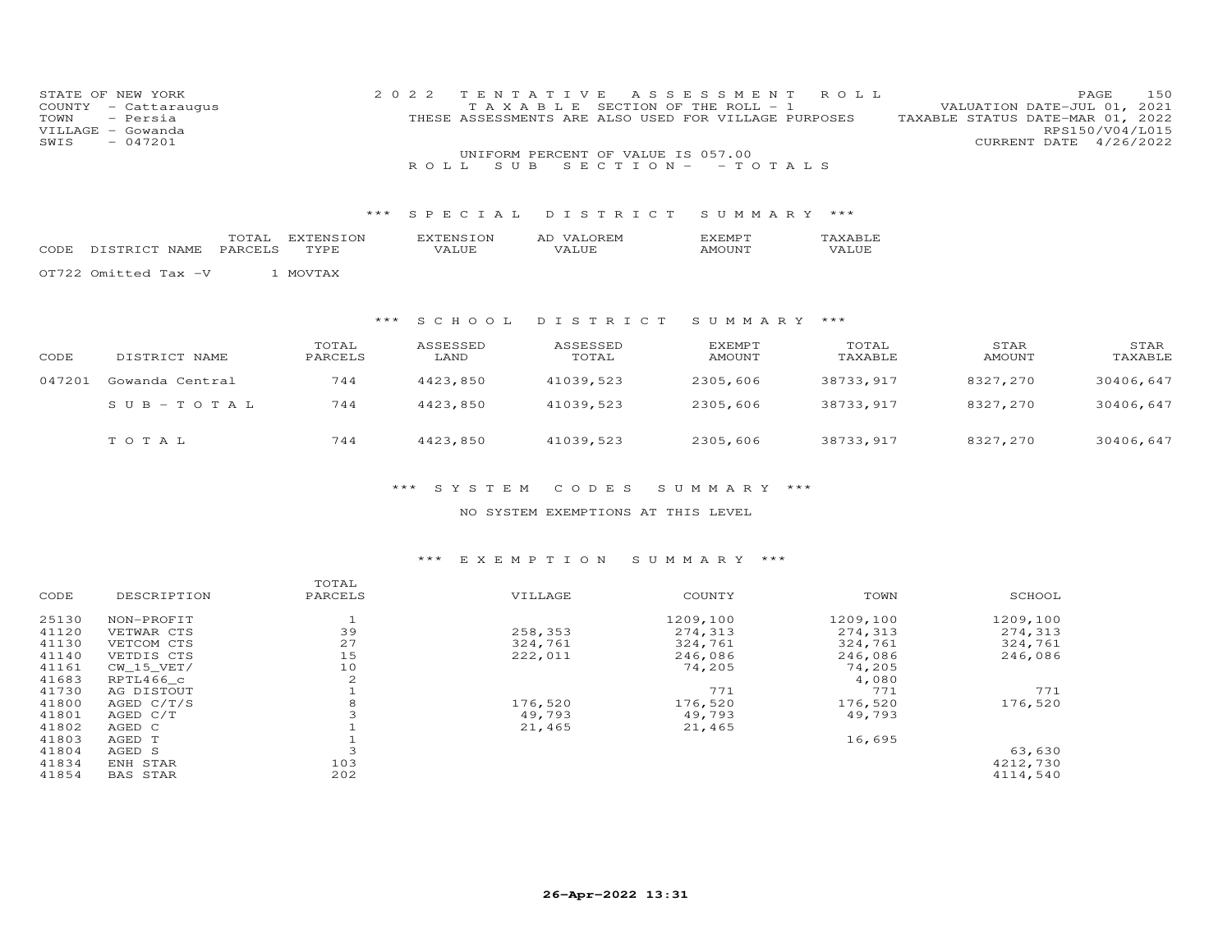STATE OF NEW YORK
COUNTY - Cattaraugus
TOWN - Persia
VILLAGE - Gowanda
SWIS - 047201

2022 TENTATIVE ASSESSMENT ROLL
TAXABLE SECTION OF THE ROLL - 1
THESE ASSESSMENTS ARE ALSO USED FOR VILLAGE PURPOSES

VALUATION DATE-JUL 01, 2021
TAXABLE STATUS DATE-MAR 01, 2022
RPS150/V04/L015
CURRENT DATE 4/26/2022

UNIFORM PERCENT OF VALUE IS 057.00

ROLL SUB SECTION- - TOTALS

## *** SPECIAL DISTRICT SUMMARY ***

| CODE | DISTRICT NAME | TOTAL PARCELS | EXTENSION TYPE | EXTENSION VALUE | AD VALOREM VALUE | EXEMPT AMOUNT | TAXABLE VALUE |
|---|---|---|---|---|---|---|---|
| OT722 | Omitted Tax -V | 1 | MOVTAX | | | | |

## *** SCHOOL DISTRICT SUMMARY ***

| CODE | DISTRICT NAME | TOTAL PARCELS | ASSESSED LAND | ASSESSED TOTAL | EXEMPT AMOUNT | TOTAL TAXABLE | STAR AMOUNT | STAR TAXABLE |
|---|---|---|---|---|---|---|---|---|
| 047201 | Gowanda Central | 744 | 4423,850 | 41039,523 | 2305,606 | 38733,917 | 8327,270 | 30406,647 |
| | SUB-TOTAL | 744 | 4423,850 | 41039,523 | 2305,606 | 38733,917 | 8327,270 | 30406,647 |
| | TOTAL | 744 | 4423,850 | 41039,523 | 2305,606 | 38733,917 | 8327,270 | 30406,647 |

## *** SYSTEM CODES SUMMARY ***

NO SYSTEM EXEMPTIONS AT THIS LEVEL

## *** EXEMPTION SUMMARY ***

| CODE | DESCRIPTION | TOTAL PARCELS | VILLAGE | COUNTY | TOWN | SCHOOL |
|---|---|---|---|---|---|---|
| 25130 | NON-PROFIT | 1 | | 1209,100 | 1209,100 | 1209,100 |
| 41120 | VETWAR CTS | 39 | 258,353 | 274,313 | 274,313 | 274,313 |
| 41130 | VETCOM CTS | 27 | 324,761 | 324,761 | 324,761 | 324,761 |
| 41140 | VETDIS CTS | 15 | 222,011 | 246,086 | 246,086 | 246,086 |
| 41161 | CW_15_VET/ | 10 | | 74,205 | 74,205 | |
| 41683 | RPTL466_c | 2 | | | 4,080 | |
| 41730 | AG DISTOUT | 1 | | 771 | 771 | 771 |
| 41800 | AGED C/T/S | 8 | 176,520 | 176,520 | 176,520 | 176,520 |
| 41801 | AGED C/T | 3 | 49,793 | 49,793 | 49,793 | |
| 41802 | AGED C | 1 | 21,465 | 21,465 | | |
| 41803 | AGED T | 1 | | | 16,695 | |
| 41804 | AGED S | 3 | | | | 63,630 |
| 41834 | ENH STAR | 103 | | | | 4212,730 |
| 41854 | BAS STAR | 202 | | | | 4114,540 |

26-Apr-2022 13:31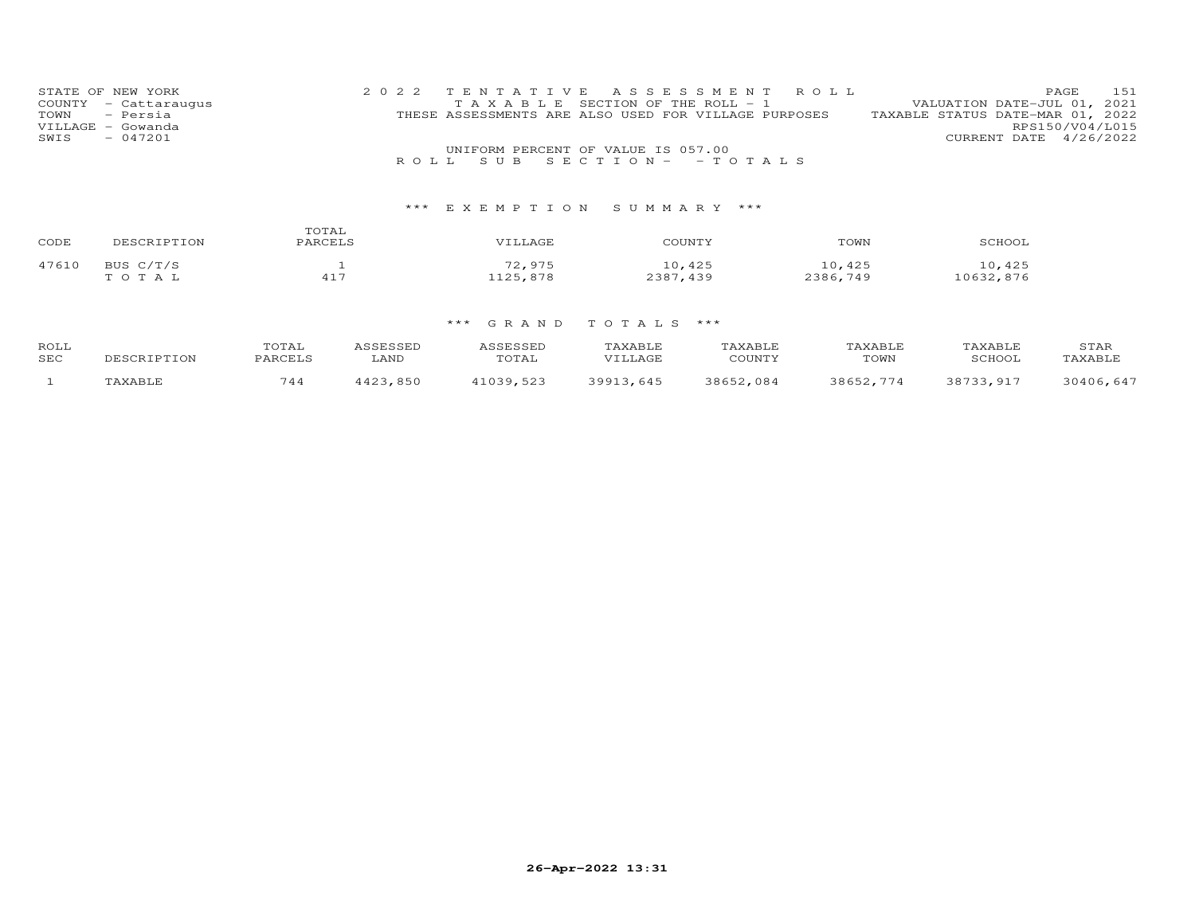STATE OF NEW YORK
COUNTY - Cattaraugus
TOWN - Persia
VILLAGE - Gowanda
SWIS - 047201

2022 TENTATIVE ASSESSMENT ROLL
TAXABLE SECTION OF THE ROLL - 1
THESE ASSESSMENTS ARE ALSO USED FOR VILLAGE PURPOSES

VALUATION DATE-JUL 01, 2021
TAXABLE STATUS DATE-MAR 01, 2022
RPS150/V04/L015
CURRENT DATE 4/26/2022

UNIFORM PERCENT OF VALUE IS 057.00

ROLL SUB SECTION- - TOTALS

### *** EXEMPTION SUMMARY ***

| CODE | DESCRIPTION | TOTAL PARCELS | VILLAGE | COUNTY | TOWN | SCHOOL |
|---|---|---|---|---|---|---|
| 47610 | BUS C/T/S | 1 | 72,975 | 10,425 | 10,425 | 10,425 |
| | TOTAL | 417 | 1125,878 | 2387,439 | 2386,749 | 10632,876 |

### *** GRAND TOTALS ***

| ROLL SEC | DESCRIPTION | TOTAL PARCELS | ASSESSED LAND | ASSESSED TOTAL | TAXABLE VILLAGE | TAXABLE COUNTY | TAXABLE TOWN | TAXABLE SCHOOL | STAR TAXABLE |
|---|---|---|---|---|---|---|---|---|---|
| 1 | TAXABLE | 744 | 4423,850 | 41039,523 | 39913,645 | 38652,084 | 38652,774 | 38733,917 | 30406,647 |

26-Apr-2022 13:31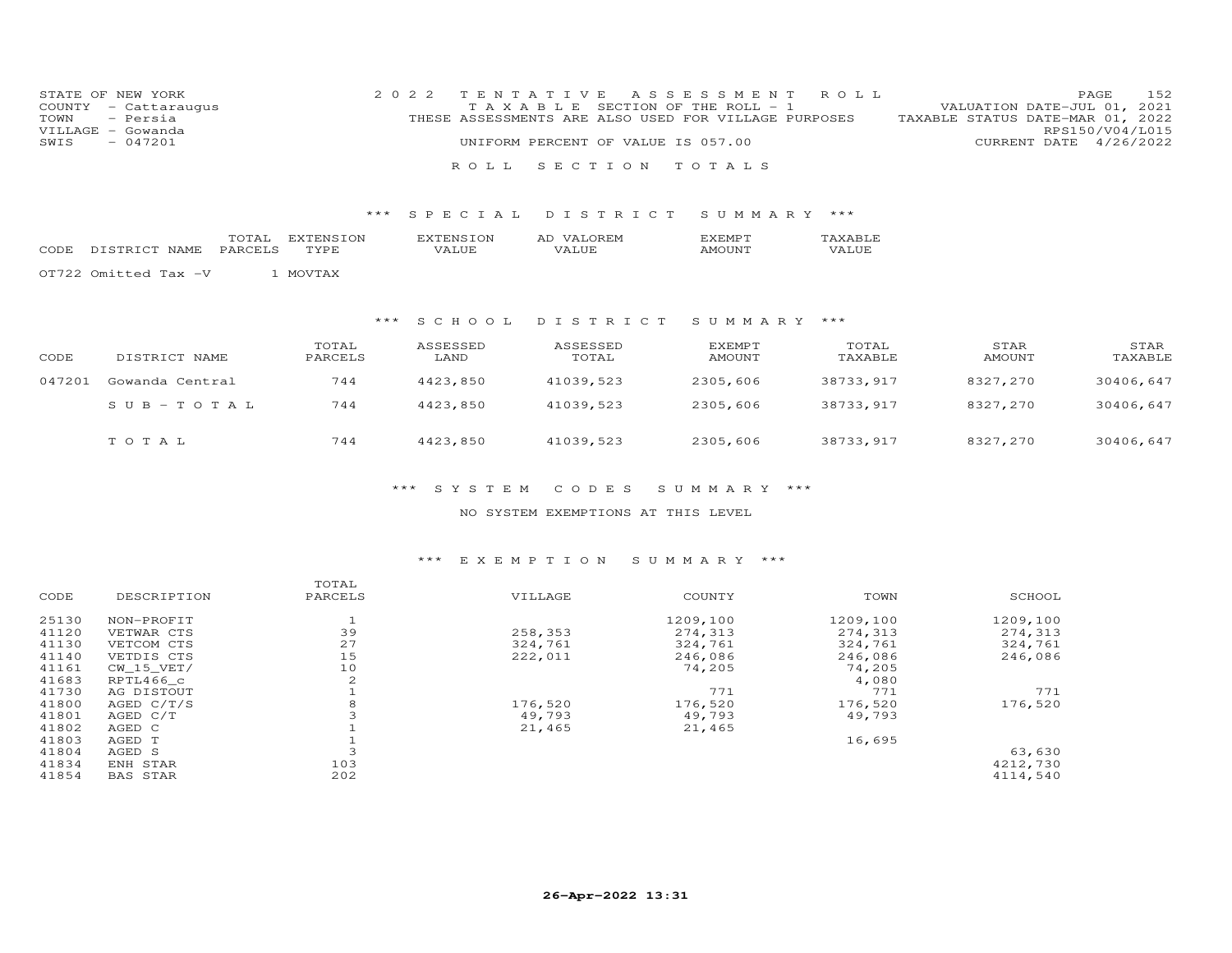STATE OF NEW YORK
COUNTY - Cattaraugus
TOWN - Persia
VILLAGE - Gowanda
SWIS - 047201

2 0 2 2 T E N T A T I V E A S S E S S M E N T R O L L
T A X A B L E SECTION OF THE ROLL - 1
THESE ASSESSMENTS ARE ALSO USED FOR VILLAGE PURPOSES
UNIFORM PERCENT OF VALUE IS 057.00

VALUATION DATE-JUL 01, 2021
TAXABLE STATUS DATE-MAR 01, 2022
RPS150/V04/L015
CURRENT DATE 4/26/2022

## R O L L S E C T I O N T O T A L S

### *** S P E C I A L D I S T R I C T S U M M A R Y ***

| CODE | DISTRICT NAME | TOTAL PARCELS | EXTENSION TYPE | EXTENSION VALUE | AD VALOREM VALUE | EXEMPT AMOUNT | TAXABLE VALUE |
|---|---|---|---|---|---|---|---|
| OT722 | Omitted Tax -V | | 1 MOVTAX | | | | |

### *** S C H O O L D I S T R I C T S U M M A R Y ***

| CODE | DISTRICT NAME | TOTAL PARCELS | ASSESSED LAND | ASSESSED TOTAL | EXEMPT AMOUNT | TOTAL TAXABLE | STAR AMOUNT | STAR TAXABLE |
|---|---|---|---|---|---|---|---|---|
| 047201 | Gowanda Central | 744 | 4423,850 | 41039,523 | 2305,606 | 38733,917 | 8327,270 | 30406,647 |
| | S U B - T O T A L | 744 | 4423,850 | 41039,523 | 2305,606 | 38733,917 | 8327,270 | 30406,647 |
| | T O T A L | 744 | 4423,850 | 41039,523 | 2305,606 | 38733,917 | 8327,270 | 30406,647 |

### *** S Y S T E M C O D E S S U M M A R Y ***

NO SYSTEM EXEMPTIONS AT THIS LEVEL

### *** E X E M P T I O N S U M M A R Y ***

| CODE | DESCRIPTION | TOTAL PARCELS | VILLAGE | COUNTY | TOWN | SCHOOL |
|---|---|---|---|---|---|---|
| 25130 | NON-PROFIT | 1 | | 1209,100 | 1209,100 | 1209,100 |
| 41120 | VETWAR CTS | 39 | 258,353 | 274,313 | 274,313 | 274,313 |
| 41130 | VETCOM CTS | 27 | 324,761 | 324,761 | 324,761 | 324,761 |
| 41140 | VETDIS CTS | 15 | 222,011 | 246,086 | 246,086 | 246,086 |
| 41161 | CW_15_VET/ | 10 | | 74,205 | 74,205 | |
| 41683 | RPTL466_c | 2 | | | 4,080 | |
| 41730 | AG DISTOUT | 1 | | 771 | 771 | 771 |
| 41800 | AGED C/T/S | 8 | 176,520 | 176,520 | 176,520 | 176,520 |
| 41801 | AGED C/T | 3 | 49,793 | 49,793 | 49,793 | |
| 41802 | AGED C | 1 | 21,465 | 21,465 | | |
| 41803 | AGED T | 1 | | | 16,695 | |
| 41804 | AGED S | 3 | | | | 63,630 |
| 41834 | ENH STAR | 103 | | | | 4212,730 |
| 41854 | BAS STAR | 202 | | | | 4114,540 |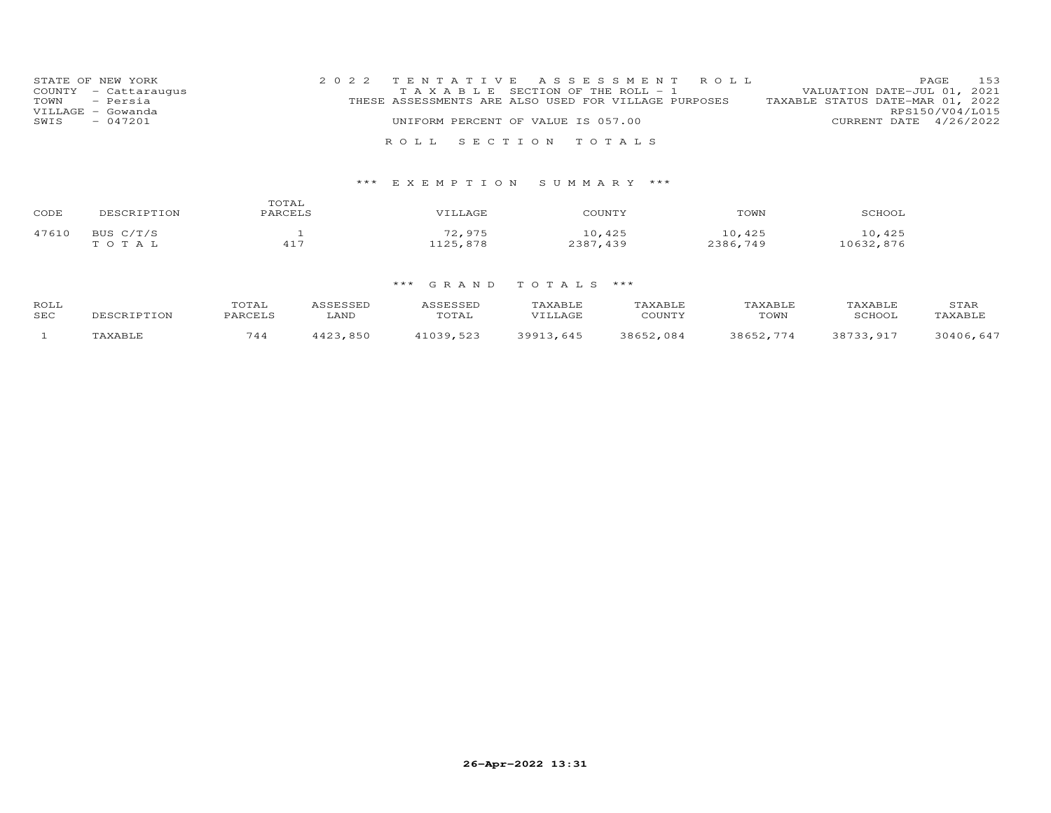STATE OF NEW YORK
COUNTY - Cattaraugus
TOWN - Persia
VILLAGE - Gowanda
SWIS - 047201

2022 TENTATIVE ASSESSMENT ROLL
TAXABLE SECTION OF THE ROLL - 1
THESE ASSESSMENTS ARE ALSO USED FOR VILLAGE PURPOSES
UNIFORM PERCENT OF VALUE IS 057.00

VALUATION DATE-JUL 01, 2021
TAXABLE STATUS DATE-MAR 01, 2022
RPS150/V04/L015
CURRENT DATE 4/26/2022

ROLL SECTION TOTALS

*** EXEMPTION SUMMARY ***

| CODE | DESCRIPTION | TOTAL PARCELS | VILLAGE | COUNTY | TOWN | SCHOOL |
|---|---|---|---|---|---|---|
| 47610 | BUS C/T/S | 1 | 72,975 | 10,425 | 10,425 | 10,425 |
| | TOTAL | 417 | 1125,878 | 2387,439 | 2386,749 | 10632,876 |

*** GRAND TOTALS ***

| ROLL SEC | DESCRIPTION | TOTAL PARCELS | ASSESSED LAND | ASSESSED TOTAL | TAXABLE VILLAGE | TAXABLE COUNTY | TAXABLE TOWN | TAXABLE SCHOOL | STAR TAXABLE |
|---|---|---|---|---|---|---|---|---|---|
| 1 | TAXABLE | 744 | 4423,850 | 41039,523 | 39913,645 | 38652,084 | 38652,774 | 38733,917 | 30406,647 |

26-Apr-2022 13:31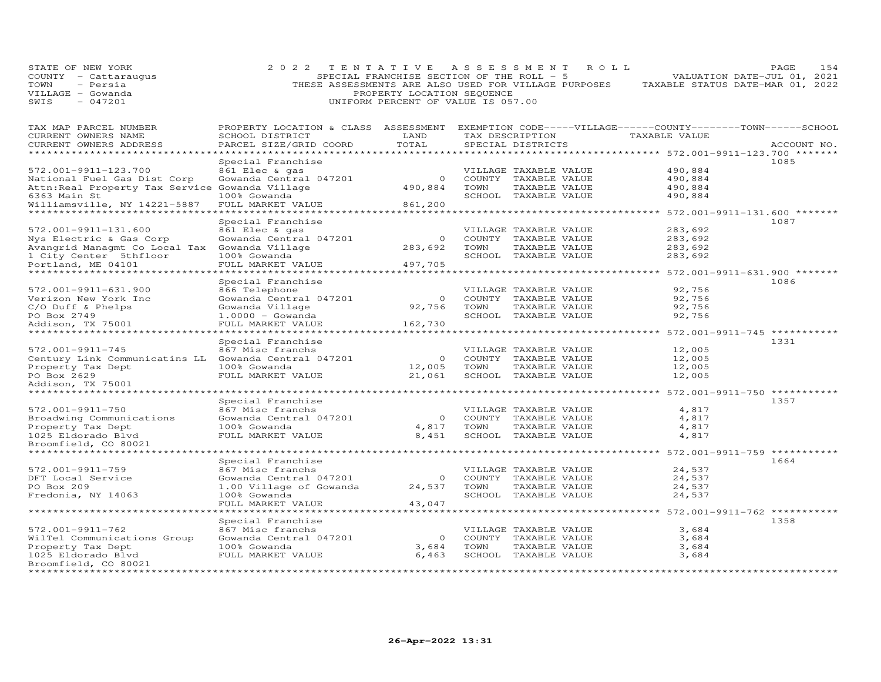STATE OF NEW YORK
COUNTY - Cattaraugus
TOWN - Persia
VILLAGE - Gowanda
SWIS - 047201

2022 TENTATIVE ASSESSMENT ROLL
SPECIAL FRANCHISE SECTION OF THE ROLL - 5
THESE ASSESSMENTS ARE ALSO USED FOR VILLAGE PURPOSES
PROPERTY LOCATION SEQUENCE
UNIFORM PERCENT OF VALUE IS 057.00

VALUATION DATE-JUL 01, 2021
TAXABLE STATUS DATE-MAR 01, 2022

| TAX MAP PARCEL NUMBER / CURRENT OWNERS NAME / CURRENT OWNERS ADDRESS | PROPERTY LOCATION & CLASS / SCHOOL DISTRICT / PARCEL SIZE/GRID COORD | ASSESSMENT LAND / TOTAL | EXEMPTION CODE / TAX DESCRIPTION / SPECIAL DISTRICTS | TAXABLE VALUE | ACCOUNT NO. |
|---|---|---|---|---|---|
| 572.001-9911-123.700 | Special Franchise | | | | 1085 |
| 572.001-9911-123.700 | 861 Elec & gas | | VILLAGE TAXABLE VALUE | 490,884 | |
| National Fuel Gas Dist Corp | Gowanda Central 047201 | 0 | COUNTY TAXABLE VALUE | 490,884 | |
| Attn:Real Property Tax Service | Gowanda Village | 490,884 | TOWN TAXABLE VALUE | 490,884 | |
| 6363 Main St | 100% Gowanda | | SCHOOL TAXABLE VALUE | 490,884 | |
| Williamsville, NY 14221-5887 | FULL MARKET VALUE | 861,200 | | | |
| 572.001-9911-131.600 | Special Franchise | | | | 1087 |
| 572.001-9911-131.600 | 861 Elec & gas | | VILLAGE TAXABLE VALUE | 283,692 | |
| Nys Electric & Gas Corp | Gowanda Central 047201 | 0 | COUNTY TAXABLE VALUE | 283,692 | |
| Avangrid Managmt Co Local Tax | Gowanda Village | 283,692 | TOWN TAXABLE VALUE | 283,692 | |
| 1 City Center 5thfloor | 100% Gowanda | | SCHOOL TAXABLE VALUE | 283,692 | |
| Portland, ME 04101 | FULL MARKET VALUE | 497,705 | | | |
| 572.001-9911-631.900 | Special Franchise | | | | 1086 |
| 572.001-9911-631.900 | 866 Telephone | | VILLAGE TAXABLE VALUE | 92,756 | |
| Verizon New York Inc | Gowanda Central 047201 | 0 | COUNTY TAXABLE VALUE | 92,756 | |
| C/O Duff & Phelps | Gowanda Village | 92,756 | TOWN TAXABLE VALUE | 92,756 | |
| PO Box 2749 | 1.0000 - Gowanda | | SCHOOL TAXABLE VALUE | 92,756 | |
| Addison, TX 75001 | FULL MARKET VALUE | 162,730 | | | |
| 572.001-9911-745 | Special Franchise | | | | 1331 |
| 572.001-9911-745 | 867 Misc franchs | | VILLAGE TAXABLE VALUE | 12,005 | |
| Century Link Communicatins LL | Gowanda Central 047201 | 0 | COUNTY TAXABLE VALUE | 12,005 | |
| Property Tax Dept | 100% Gowanda | 12,005 | TOWN TAXABLE VALUE | 12,005 | |
| PO Box 2629 | FULL MARKET VALUE | 21,061 | SCHOOL TAXABLE VALUE | 12,005 | |
| Addison, TX 75001 | | | | | |
| 572.001-9911-750 | Special Franchise | | | | 1357 |
| 572.001-9911-750 | 867 Misc franchs | | VILLAGE TAXABLE VALUE | 4,817 | |
| Broadwing Communications | Gowanda Central 047201 | 0 | COUNTY TAXABLE VALUE | 4,817 | |
| Property Tax Dept | 100% Gowanda | 4,817 | TOWN TAXABLE VALUE | 4,817 | |
| 1025 Eldorado Blvd | FULL MARKET VALUE | 8,451 | SCHOOL TAXABLE VALUE | 4,817 | |
| Broomfield, CO 80021 | | | | | |
| 572.001-9911-759 | Special Franchise | | | | 1664 |
| 572.001-9911-759 | 867 Misc franchs | | VILLAGE TAXABLE VALUE | 24,537 | |
| DFT Local Service | Gowanda Central 047201 | 0 | COUNTY TAXABLE VALUE | 24,537 | |
| PO Box 209 | 1.00 Village of Gowanda | 24,537 | TOWN TAXABLE VALUE | 24,537 | |
| Fredonia, NY 14063 | 100% Gowanda | | SCHOOL TAXABLE VALUE | 24,537 | |
| | FULL MARKET VALUE | 43,047 | | | |
| 572.001-9911-762 | Special Franchise | | | | 1358 |
| 572.001-9911-762 | 867 Misc franchs | | VILLAGE TAXABLE VALUE | 3,684 | |
| WilTel Communications Group | Gowanda Central 047201 | 0 | COUNTY TAXABLE VALUE | 3,684 | |
| Property Tax Dept | 100% Gowanda | 3,684 | TOWN TAXABLE VALUE | 3,684 | |
| 1025 Eldorado Blvd | FULL MARKET VALUE | 6,463 | SCHOOL TAXABLE VALUE | 3,684 | |
| Broomfield, CO 80021 | | | | | |

26-Apr-2022 13:31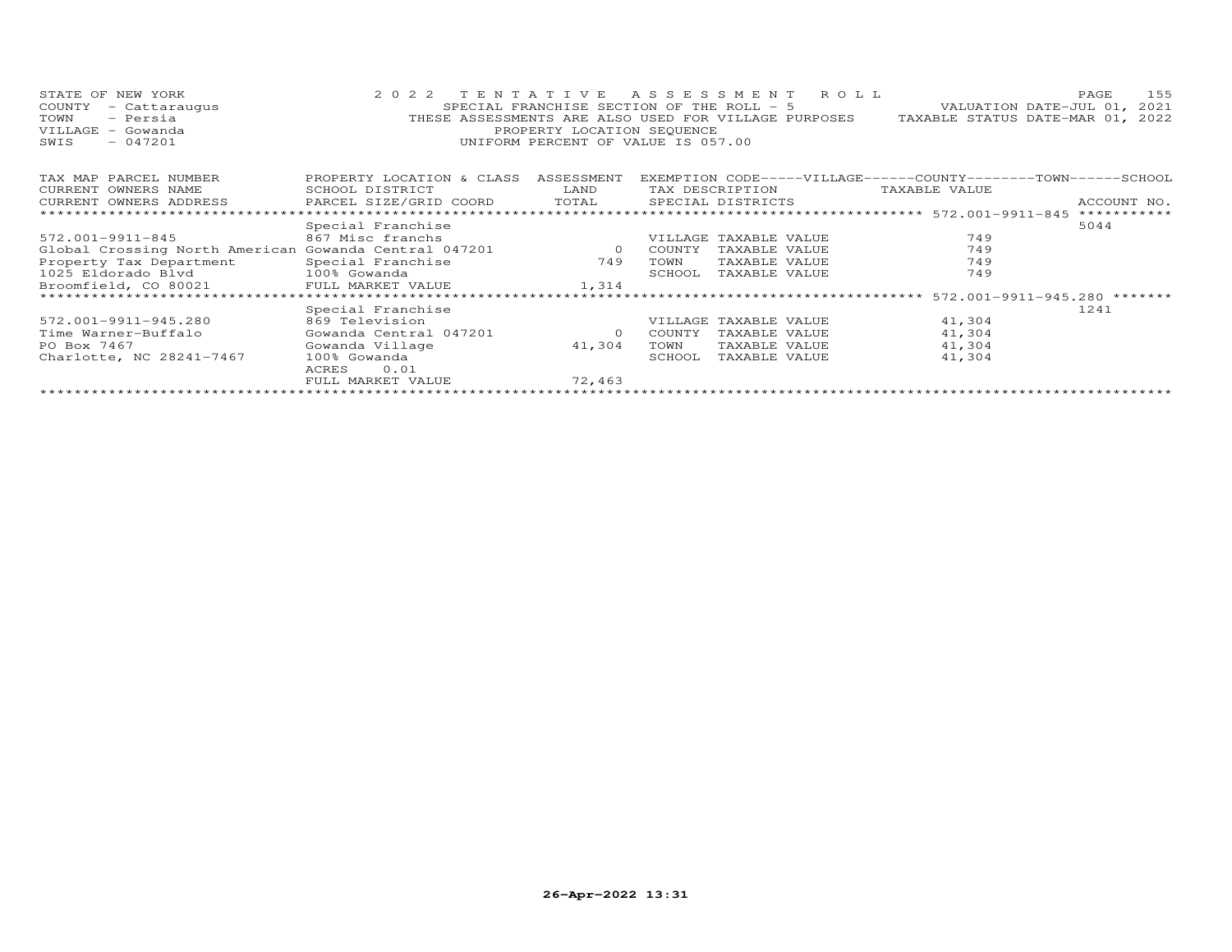STATE OF NEW YORK
COUNTY - Cattaraugus
TOWN - Persia
VILLAGE - Gowanda
SWIS - 047201

2022 TENTATIVE ASSESSMENT ROLL
SPECIAL FRANCHISE SECTION OF THE ROLL - 5
THESE ASSESSMENTS ARE ALSO USED FOR VILLAGE PURPOSES
PROPERTY LOCATION SEQUENCE
UNIFORM PERCENT OF VALUE IS 057.00

VALUATION DATE-JUL 01, 2021
TAXABLE STATUS DATE-MAR 01, 2022

| TAX MAP PARCEL NUMBER / CURRENT OWNERS NAME / CURRENT OWNERS ADDRESS | PROPERTY LOCATION & CLASS / SCHOOL DISTRICT / PARCEL SIZE/GRID COORD | ASSESSMENT LAND / TOTAL | EXEMPTION CODE / TAX DESCRIPTION / SPECIAL DISTRICTS | TAXABLE VALUE | ACCOUNT NO. |
|---|---|---|---|---|---|
| 572.001-9911-845 | Special Franchise | | | | 5044 |
| 572.001-9911-845 | 867 Misc franchs | | VILLAGE TAXABLE VALUE | 749 | |
| Global Crossing North American | Gowanda Central 047201 | 0 | COUNTY TAXABLE VALUE | 749 | |
| Property Tax Department | Special Franchise | 749 | TOWN TAXABLE VALUE | 749 | |
| 1025 Eldorado Blvd | 100% Gowanda | | SCHOOL TAXABLE VALUE | 749 | |
| Broomfield, CO 80021 | FULL MARKET VALUE | 1,314 | | | |
| 572.001-9911-945.280 | Special Franchise | | | | 1241 |
| 572.001-9911-945.280 | 869 Television | | VILLAGE TAXABLE VALUE | 41,304 | |
| Time Warner-Buffalo | Gowanda Central 047201 | 0 | COUNTY TAXABLE VALUE | 41,304 | |
| PO Box 7467 | Gowanda Village | 41,304 | TOWN TAXABLE VALUE | 41,304 | |
| Charlotte, NC 28241-7467 | 100% Gowanda | | SCHOOL TAXABLE VALUE | 41,304 | |
| | ACRES 0.01 | | | | |
| | FULL MARKET VALUE | 72,463 | | | |

26-Apr-2022 13:31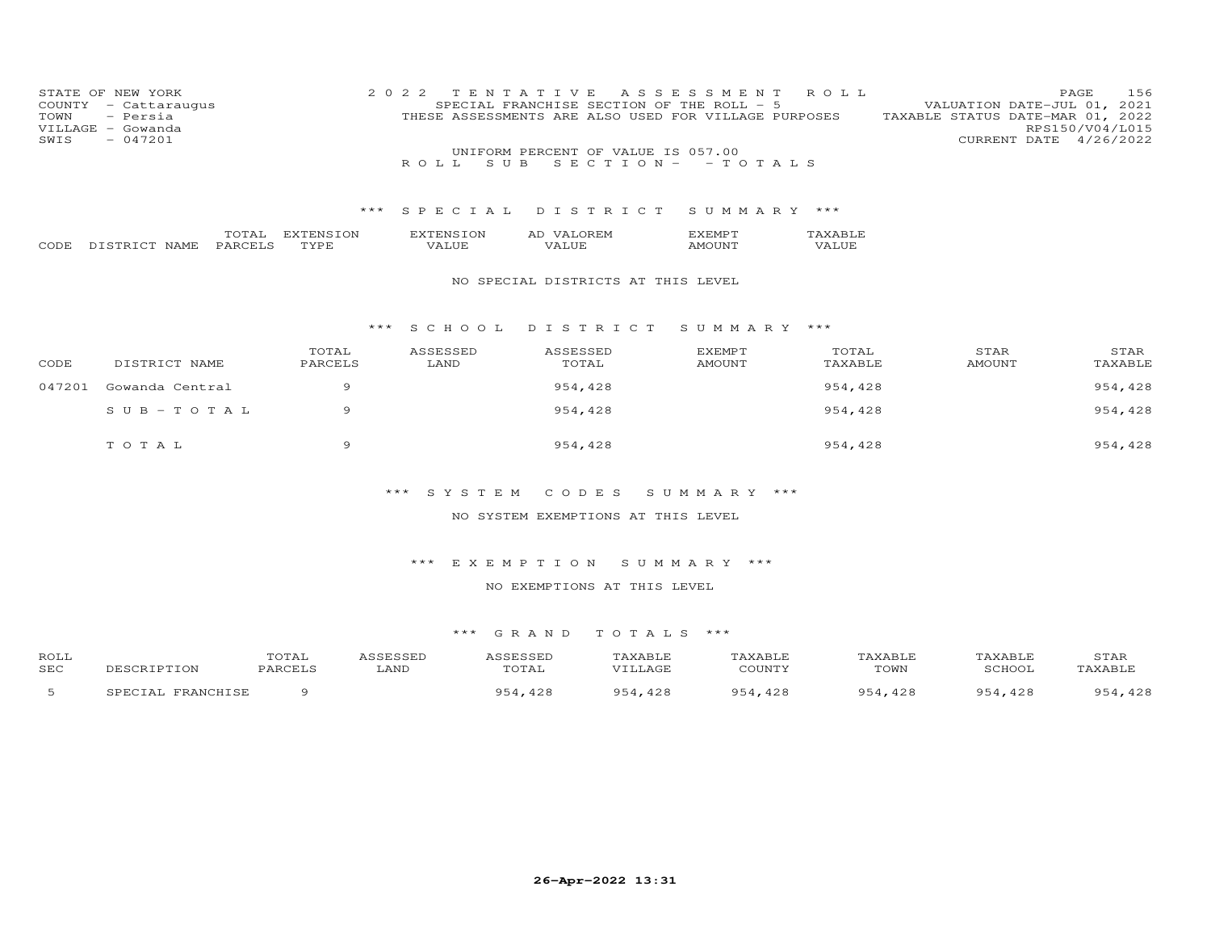STATE OF NEW YORK
COUNTY - Cattaraugus
TOWN - Persia
VILLAGE - Gowanda
SWIS - 047201

2022 TENTATIVE ASSESSMENT ROLL
SPECIAL FRANCHISE SECTION OF THE ROLL - 5
THESE ASSESSMENTS ARE ALSO USED FOR VILLAGE PURPOSES

VALUATION DATE-JUL 01, 2021
TAXABLE STATUS DATE-MAR 01, 2022
RPS150/V04/L015
CURRENT DATE 4/26/2022

UNIFORM PERCENT OF VALUE IS 057.00

ROLL SUB SECTION- - TOTALS

### *** SPECIAL DISTRICT SUMMARY ***

| CODE | DISTRICT NAME | TOTAL PARCELS | EXTENSION TYPE | EXTENSION VALUE | AD VALOREM VALUE | EXEMPT AMOUNT | TAXABLE VALUE |
|---|---|---|---|---|---|---|---|

NO SPECIAL DISTRICTS AT THIS LEVEL

### *** SCHOOL DISTRICT SUMMARY ***

| CODE | DISTRICT NAME | TOTAL PARCELS | ASSESSED LAND | ASSESSED TOTAL | EXEMPT AMOUNT | TOTAL TAXABLE | STAR AMOUNT | STAR TAXABLE |
|---|---|---|---|---|---|---|---|---|
| 047201 | Gowanda Central | 9 | | 954,428 | | 954,428 | | 954,428 |
| | SUB-TOTAL | 9 | | 954,428 | | 954,428 | | 954,428 |
| | TOTAL | 9 | | 954,428 | | 954,428 | | 954,428 |

### *** SYSTEM CODES SUMMARY ***

NO SYSTEM EXEMPTIONS AT THIS LEVEL

### *** EXEMPTION SUMMARY ***

NO EXEMPTIONS AT THIS LEVEL

### *** GRAND TOTALS ***

| ROLL SEC | DESCRIPTION | TOTAL PARCELS | ASSESSED LAND | ASSESSED TOTAL | TAXABLE VILLAGE | TAXABLE COUNTY | TAXABLE TOWN | TAXABLE SCHOOL | STAR TAXABLE |
|---|---|---|---|---|---|---|---|---|---|
| 5 | SPECIAL FRANCHISE | 9 | | 954,428 | 954,428 | 954,428 | 954,428 | 954,428 | 954,428 |

26-Apr-2022 13:31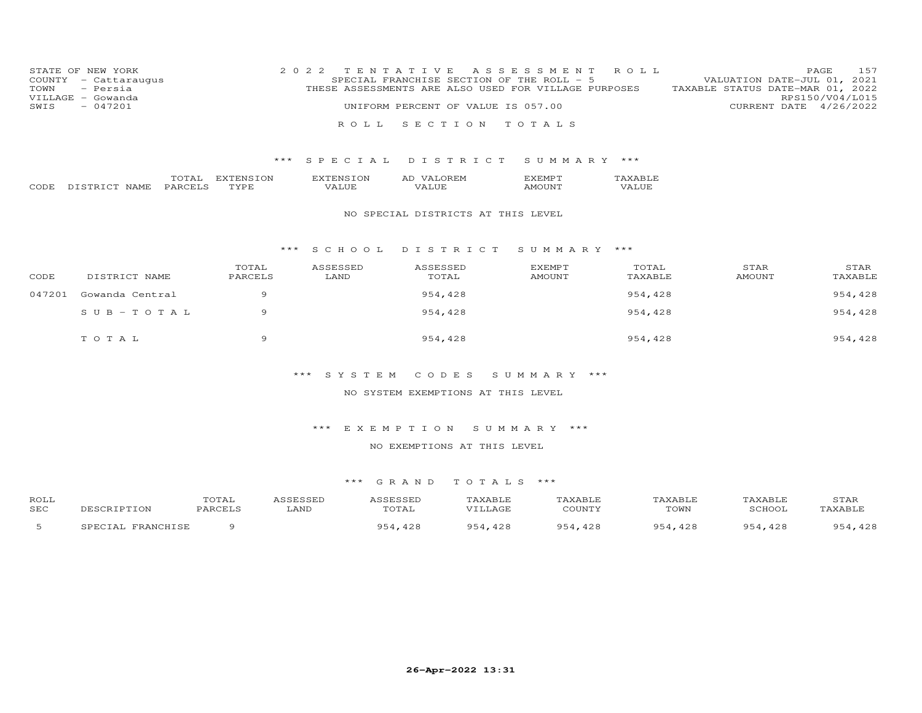STATE OF NEW YORK
COUNTY - Cattaraugus
TOWN - Persia
VILLAGE - Gowanda
SWIS - 047201

2022 TENTATIVE ASSESSMENT ROLL
SPECIAL FRANCHISE SECTION OF THE ROLL - 5
THESE ASSESSMENTS ARE ALSO USED FOR VILLAGE PURPOSES
UNIFORM PERCENT OF VALUE IS 057.00

VALUATION DATE-JUL 01, 2021
TAXABLE STATUS DATE-MAR 01, 2022
RPS150/V04/L015
CURRENT DATE 4/26/2022

# ROLL SECTION TOTALS

## *** SPECIAL DISTRICT SUMMARY ***

| CODE | DISTRICT NAME | TOTAL PARCELS | EXTENSION TYPE | EXTENSION VALUE | AD VALOREM VALUE | EXEMPT AMOUNT | TAXABLE VALUE |
|---|---|---|---|---|---|---|---|

NO SPECIAL DISTRICTS AT THIS LEVEL

## *** SCHOOL DISTRICT SUMMARY ***

| CODE | DISTRICT NAME | TOTAL PARCELS | ASSESSED LAND | ASSESSED TOTAL | EXEMPT AMOUNT | TOTAL TAXABLE | STAR AMOUNT | STAR TAXABLE |
|---|---|---|---|---|---|---|---|---|
| 047201 | Gowanda Central | 9 | | 954,428 | | 954,428 | | 954,428 |
| | SUB-TOTAL | 9 | | 954,428 | | 954,428 | | 954,428 |
| | TOTAL | 9 | | 954,428 | | 954,428 | | 954,428 |

## *** SYSTEM CODES SUMMARY ***

NO SYSTEM EXEMPTIONS AT THIS LEVEL

## *** EXEMPTION SUMMARY ***

NO EXEMPTIONS AT THIS LEVEL

## *** GRAND TOTALS ***

| ROLL SEC | DESCRIPTION | TOTAL PARCELS | ASSESSED LAND | ASSESSED TOTAL | TAXABLE VILLAGE | TAXABLE COUNTY | TAXABLE TOWN | TAXABLE SCHOOL | STAR TAXABLE |
|---|---|---|---|---|---|---|---|---|---|
| 5 | SPECIAL FRANCHISE | 9 | | 954,428 | 954,428 | 954,428 | 954,428 | 954,428 | 954,428 |

26-Apr-2022 13:31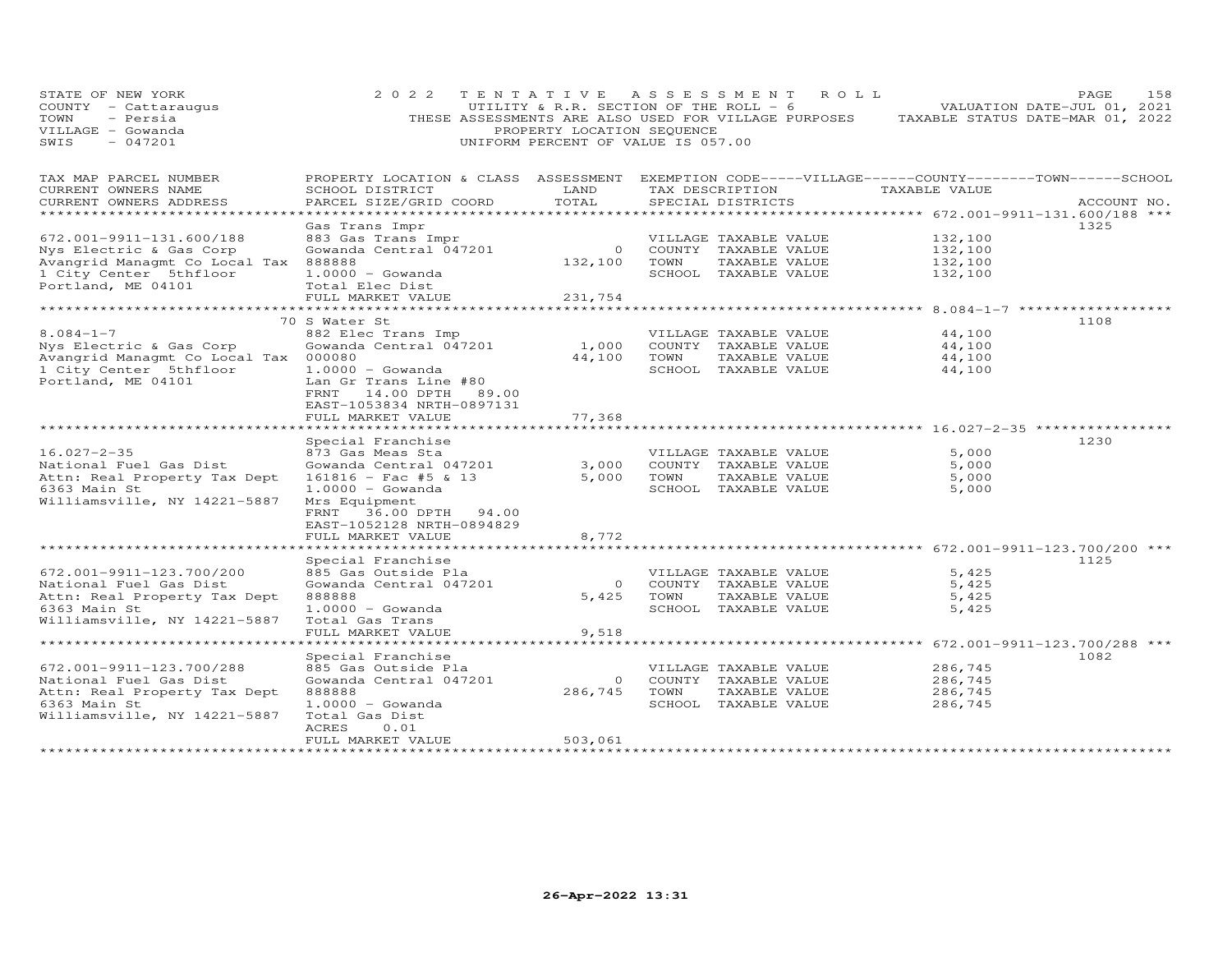STATE OF NEW YORK
COUNTY - Cattaraugus
TOWN - Persia
VILLAGE - Gowanda
SWIS - 047201

2022 TENTATIVE ASSESSMENT ROLL
UTILITY & R.R. SECTION OF THE ROLL - 6
THESE ASSESSMENTS ARE ALSO USED FOR VILLAGE PURPOSES
PROPERTY LOCATION SEQUENCE
UNIFORM PERCENT OF VALUE IS 057.00

VALUATION DATE-JUL 01, 2021
TAXABLE STATUS DATE-MAR 01, 2022

| TAX MAP PARCEL NUMBER / CURRENT OWNERS NAME / CURRENT OWNERS ADDRESS | PROPERTY LOCATION & CLASS / SCHOOL DISTRICT / PARCEL SIZE/GRID COORD | ASSESSMENT LAND | TOTAL | EXEMPTION CODE / TAX DESCRIPTION / SPECIAL DISTRICTS | TAXABLE VALUE | ACCOUNT NO. |
|---|---|---|---|---|---|---|
| **672.001-9911-131.600/188** | Gas Trans Impr | | | | | 1325 |
| 672.001-9911-131.600/188 | 883 Gas Trans Impr | | | VILLAGE TAXABLE VALUE | 132,100 | |
| Nys Electric & Gas Corp | Gowanda Central 047201 | 0 | | COUNTY TAXABLE VALUE | 132,100 | |
| Avangrid Managmt Co Local Tax | 888888 | | 132,100 | TOWN TAXABLE VALUE | 132,100 | |
| 1 City Center 5thfloor | 1.0000 - Gowanda | | | SCHOOL TAXABLE VALUE | 132,100 | |
| Portland, ME 04101 | Total Elec Dist | | | | | |
| | FULL MARKET VALUE | | 231,754 | | | |
| **8.084-1-7** | 70 S Water St | | | | | 1108 |
| 8.084-1-7 | 882 Elec Trans Imp | | | VILLAGE TAXABLE VALUE | 44,100 | |
| Nys Electric & Gas Corp | Gowanda Central 047201 | 1,000 | | COUNTY TAXABLE VALUE | 44,100 | |
| Avangrid Managmt Co Local Tax | 000080 | | 44,100 | TOWN TAXABLE VALUE | 44,100 | |
| 1 City Center 5thfloor | 1.0000 - Gowanda | | | SCHOOL TAXABLE VALUE | 44,100 | |
| Portland, ME 04101 | Lan Gr Trans Line #80 | | | | | |
| | FRNT 14.00 DPTH 89.00 | | | | | |
| | EAST-1053834 NRTH-0897131 | | | | | |
| | FULL MARKET VALUE | | 77,368 | | | |
| **16.027-2-35** | Special Franchise | | | | | 1230 |
| 16.027-2-35 | 873 Gas Meas Sta | | | VILLAGE TAXABLE VALUE | 5,000 | |
| National Fuel Gas Dist | Gowanda Central 047201 | 3,000 | | COUNTY TAXABLE VALUE | 5,000 | |
| Attn: Real Property Tax Dept | 161816 - Fac #5 & 13 | | 5,000 | TOWN TAXABLE VALUE | 5,000 | |
| 6363 Main St | 1.0000 - Gowanda | | | SCHOOL TAXABLE VALUE | 5,000 | |
| Williamsville, NY 14221-5887 | Mrs Equipment | | | | | |
| | FRNT 36.00 DPTH 94.00 | | | | | |
| | EAST-1052128 NRTH-0894829 | | | | | |
| | FULL MARKET VALUE | | 8,772 | | | |
| **672.001-9911-123.700/200** | Special Franchise | | | | | 1125 |
| 672.001-9911-123.700/200 | 885 Gas Outside Pla | | | VILLAGE TAXABLE VALUE | 5,425 | |
| National Fuel Gas Dist | Gowanda Central 047201 | 0 | | COUNTY TAXABLE VALUE | 5,425 | |
| Attn: Real Property Tax Dept | 888888 | | 5,425 | TOWN TAXABLE VALUE | 5,425 | |
| 6363 Main St | 1.0000 - Gowanda | | | SCHOOL TAXABLE VALUE | 5,425 | |
| Williamsville, NY 14221-5887 | Total Gas Trans | | | | | |
| | FULL MARKET VALUE | | 9,518 | | | |
| **672.001-9911-123.700/288** | Special Franchise | | | | | 1082 |
| 672.001-9911-123.700/288 | 885 Gas Outside Pla | | | VILLAGE TAXABLE VALUE | 286,745 | |
| National Fuel Gas Dist | Gowanda Central 047201 | 0 | | COUNTY TAXABLE VALUE | 286,745 | |
| Attn: Real Property Tax Dept | 888888 | | 286,745 | TOWN TAXABLE VALUE | 286,745 | |
| 6363 Main St | 1.0000 - Gowanda | | | SCHOOL TAXABLE VALUE | 286,745 | |
| Williamsville, NY 14221-5887 | Total Gas Dist | | | | | |
| | ACRES 0.01 | | | | | |
| | FULL MARKET VALUE | | 503,061 | | | |

26-Apr-2022 13:31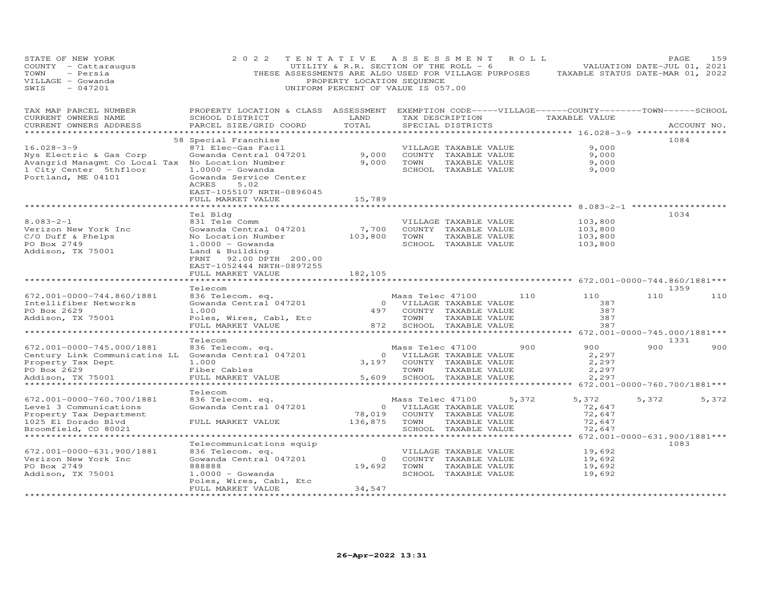STATE OF NEW YORK
COUNTY - Cattaraugus
TOWN - Persia
VILLAGE - Gowanda
SWIS - 047201

2022 TENTATIVE ASSESSMENT ROLL
UTILITY & R.R. SECTION OF THE ROLL - 6
THESE ASSESSMENTS ARE ALSO USED FOR VILLAGE PURPOSES
PROPERTY LOCATION SEQUENCE
UNIFORM PERCENT OF VALUE IS 057.00

VALUATION DATE-JUL 01, 2021
TAXABLE STATUS DATE-MAR 01, 2022

| TAX MAP PARCEL NUMBER / CURRENT OWNERS NAME / CURRENT OWNERS ADDRESS | PROPERTY LOCATION & CLASS / SCHOOL DISTRICT / PARCEL SIZE/GRID COORD | ASSESSMENT LAND | TOTAL | EXEMPTION CODE / TAX DESCRIPTION / SPECIAL DISTRICTS | VILLAGE | COUNTY / TAXABLE VALUE | TOWN | SCHOOL | ACCOUNT NO. |
|---|---|---|---|---|---|---|---|---|---|
| **16.028-3-9** | 58 Special Franchise | | | | | | | | 1084 |
| 16.028-3-9 | 871 Elec-Gas Facil | | | VILLAGE TAXABLE VALUE | | 9,000 | | | |
| Nys Electric & Gas Corp | Gowanda Central 047201 | 9,000 | | COUNTY TAXABLE VALUE | | 9,000 | | | |
| Avangrid Managmt Co Local Tax | No Location Number | | 9,000 | TOWN TAXABLE VALUE | | 9,000 | | | |
| 1 City Center 5thfloor | 1.0000 - Gowanda | | | SCHOOL TAXABLE VALUE | | 9,000 | | | |
| Portland, ME 04101 | Gowanda Service Center | | | | | | | | |
| | ACRES 5.02 | | | | | | | | |
| | EAST-1055107 NRTH-0896045 | | | | | | | | |
| | FULL MARKET VALUE | | 15,789 | | | | | | |
| **8.083-2-1** | Tel Bldg | | | | | | | | 1034 |
| 8.083-2-1 | 831 Tele Comm | | | VILLAGE TAXABLE VALUE | | 103,800 | | | |
| Verizon New York Inc | Gowanda Central 047201 | 7,700 | | COUNTY TAXABLE VALUE | | 103,800 | | | |
| C/O Duff & Phelps | No Location Number | | 103,800 | TOWN TAXABLE VALUE | | 103,800 | | | |
| PO Box 2749 | 1.0000 - Gowanda | | | SCHOOL TAXABLE VALUE | | 103,800 | | | |
| Addison, TX 75001 | Land & Building | | | | | | | | |
| | FRNT 92.00 DPTH 200.00 | | | | | | | | |
| | EAST-1052444 NRTH-0897255 | | | | | | | | |
| | FULL MARKET VALUE | | 182,105 | | | | | | |
| **672.001-0000-744.860/1881** | Telecom | | | | | | | | 1359 |
| 672.001-0000-744.860/1881 | 836 Telecom. eq. | | | Mass Telec 47100 | 110 | 110 | 110 | 110 | |
| Intellifiber Networks | Gowanda Central 047201 | 0 | | VILLAGE TAXABLE VALUE | | 387 | | | |
| PO Box 2629 | 1.000 | | 497 | COUNTY TAXABLE VALUE | | 387 | | | |
| Addison, TX 75001 | Poles, Wires, Cabl, Etc | | | TOWN TAXABLE VALUE | | 387 | | | |
| | FULL MARKET VALUE | | 872 | SCHOOL TAXABLE VALUE | | 387 | | | |
| **672.001-0000-745.000/1881** | Telecom | | | | | | | | 1331 |
| 672.001-0000-745.000/1881 | 836 Telecom. eq. | | | Mass Telec 47100 | 900 | 900 | 900 | 900 | |
| Century Link Communicatins LL | Gowanda Central 047201 | 0 | | VILLAGE TAXABLE VALUE | | 2,297 | | | |
| Property Tax Dept | 1.000 | | 3,197 | COUNTY TAXABLE VALUE | | 2,297 | | | |
| PO Box 2629 | Fiber Cables | | | TOWN TAXABLE VALUE | | 2,297 | | | |
| Addison, TX 75001 | FULL MARKET VALUE | | 5,609 | SCHOOL TAXABLE VALUE | | 2,297 | | | |
| **672.001-0000-760.700/1881** | Telecom | | | | | | | | |
| 672.001-0000-760.700/1881 | 836 Telecom. eq. | | | Mass Telec 47100 | 5,372 | 5,372 | 5,372 | 5,372 | |
| Level 3 Communications | Gowanda Central 047201 | 0 | | VILLAGE TAXABLE VALUE | | 72,647 | | | |
| Property Tax Department | | | 78,019 | COUNTY TAXABLE VALUE | | 72,647 | | | |
| 1025 El Dorado Blvd | FULL MARKET VALUE | | 136,875 | TOWN TAXABLE VALUE | | 72,647 | | | |
| Broomfield, CO 80021 | | | | SCHOOL TAXABLE VALUE | | 72,647 | | | |
| **672.001-0000-631.900/1881** | Telecommunications equip | | | | | | | | 1083 |
| 672.001-0000-631.900/1881 | 836 Telecom. eq. | | | VILLAGE TAXABLE VALUE | | 19,692 | | | |
| Verizon New York Inc | Gowanda Central 047201 | 0 | | COUNTY TAXABLE VALUE | | 19,692 | | | |
| PO Box 2749 | 888888 | | 19,692 | TOWN TAXABLE VALUE | | 19,692 | | | |
| Addison, TX 75001 | 1.0000 - Gowanda | | | SCHOOL TAXABLE VALUE | | 19,692 | | | |
| | Poles, Wires, Cabl, Etc | | | | | | | | |
| | FULL MARKET VALUE | | 34,547 | | | | | | |

26-Apr-2022 13:31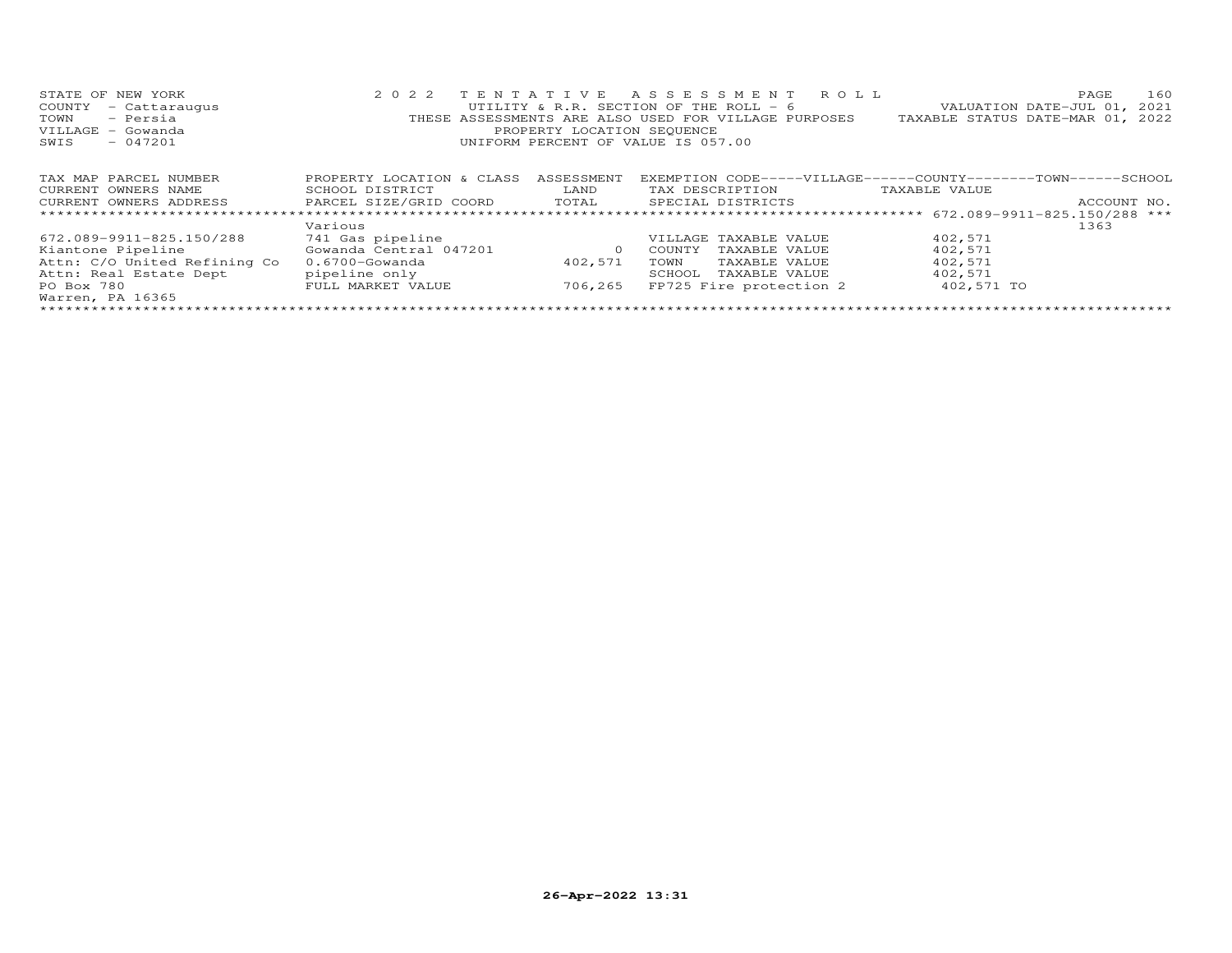STATE OF NEW YORK
COUNTY - Cattaraugus
TOWN - Persia
VILLAGE - Gowanda
SWIS - 047201

2022 TENTATIVE ASSESSMENT ROLL
UTILITY & R.R. SECTION OF THE ROLL - 6
THESE ASSESSMENTS ARE ALSO USED FOR VILLAGE PURPOSES
PROPERTY LOCATION SEQUENCE
UNIFORM PERCENT OF VALUE IS 057.00

VALUATION DATE-JUL 01, 2021
TAXABLE STATUS DATE-MAR 01, 2022

| TAX MAP PARCEL NUMBER<br>CURRENT OWNERS NAME<br>CURRENT OWNERS ADDRESS | PROPERTY LOCATION & CLASS<br>SCHOOL DISTRICT<br>PARCEL SIZE/GRID COORD | ASSESSMENT<br>LAND<br>TOTAL | EXEMPTION CODE-----VILLAGE------COUNTY--------TOWN------SCHOOL<br>TAX DESCRIPTION<br>SPECIAL DISTRICTS | TAXABLE VALUE | ACCOUNT NO. |
|---|---|---|---|---|---|
| ************* | | | | 672.089-9911-825.150/288 *** | |
| | Various | | | | 1363 |
| 672.089-9911-825.150/288 | 741 Gas pipeline | | VILLAGE TAXABLE VALUE | 402,571 | |
| Kiantone Pipeline | Gowanda Central 047201 | 0 | COUNTY TAXABLE VALUE | 402,571 | |
| Attn: C/O United Refining Co | 0.6700-Gowanda | 402,571 | TOWN TAXABLE VALUE | 402,571 | |
| Attn: Real Estate Dept | pipeline only | | SCHOOL TAXABLE VALUE | 402,571 | |
| PO Box 780 | FULL MARKET VALUE | 706,265 | FP725 Fire protection 2 | 402,571 TO | |
| Warren, PA 16365 | | | | | |

26-Apr-2022 13:31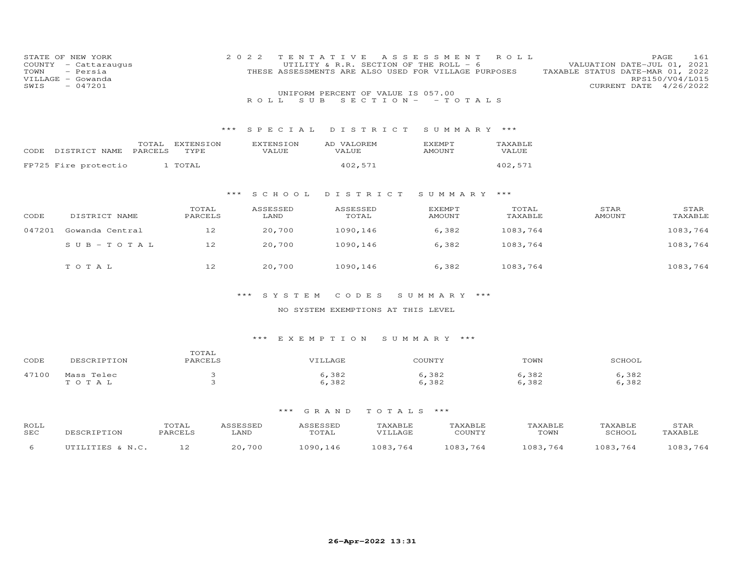STATE OF NEW YORK
COUNTY - Cattaraugus
TOWN - Persia
VILLAGE - Gowanda
SWIS - 047201

2022 TENTATIVE ASSESSMENT ROLL
UTILITY & R.R. SECTION OF THE ROLL - 6
THESE ASSESSMENTS ARE ALSO USED FOR VILLAGE PURPOSES

VALUATION DATE-JUL 01, 2021
TAXABLE STATUS DATE-MAR 01, 2022
RPS150/V04/L015
CURRENT DATE 4/26/2022

UNIFORM PERCENT OF VALUE IS 057.00

ROLL SUB SECTION- - TOTALS

### *** SPECIAL DISTRICT SUMMARY ***

| CODE DISTRICT NAME | TOTAL PARCELS | EXTENSION TYPE | EXTENSION VALUE | AD VALOREM VALUE | EXEMPT AMOUNT | TAXABLE VALUE |
|---|---|---|---|---|---|---|
| FP725 Fire protectio | 1 | TOTAL | | 402,571 | | 402,571 |

### *** SCHOOL DISTRICT SUMMARY ***

| CODE | DISTRICT NAME | TOTAL PARCELS | ASSESSED LAND | ASSESSED TOTAL | EXEMPT AMOUNT | TOTAL TAXABLE | STAR AMOUNT | STAR TAXABLE |
|---|---|---|---|---|---|---|---|---|
| 047201 | Gowanda Central | 12 | 20,700 | 1090,146 | 6,382 | 1083,764 | | 1083,764 |
| | SUB-TOTAL | 12 | 20,700 | 1090,146 | 6,382 | 1083,764 | | 1083,764 |
| | TOTAL | 12 | 20,700 | 1090,146 | 6,382 | 1083,764 | | 1083,764 |

### *** SYSTEM CODES SUMMARY ***

NO SYSTEM EXEMPTIONS AT THIS LEVEL

### *** EXEMPTION SUMMARY ***

| CODE | DESCRIPTION | TOTAL PARCELS | VILLAGE | COUNTY | TOWN | SCHOOL |
|---|---|---|---|---|---|---|
| 47100 | Mass Telec | 3 | 6,382 | 6,382 | 6,382 | 6,382 |
| | TOTAL | 3 | 6,382 | 6,382 | 6,382 | 6,382 |

### *** GRAND TOTALS ***

| ROLL SEC | DESCRIPTION | TOTAL PARCELS | ASSESSED LAND | ASSESSED TOTAL | TAXABLE VILLAGE | TAXABLE COUNTY | TAXABLE TOWN | TAXABLE SCHOOL | STAR TAXABLE |
|---|---|---|---|---|---|---|---|---|---|
| 6 | UTILITIES & N.C. | 12 | 20,700 | 1090,146 | 1083,764 | 1083,764 | 1083,764 | 1083,764 | 1083,764 |

26-Apr-2022 13:31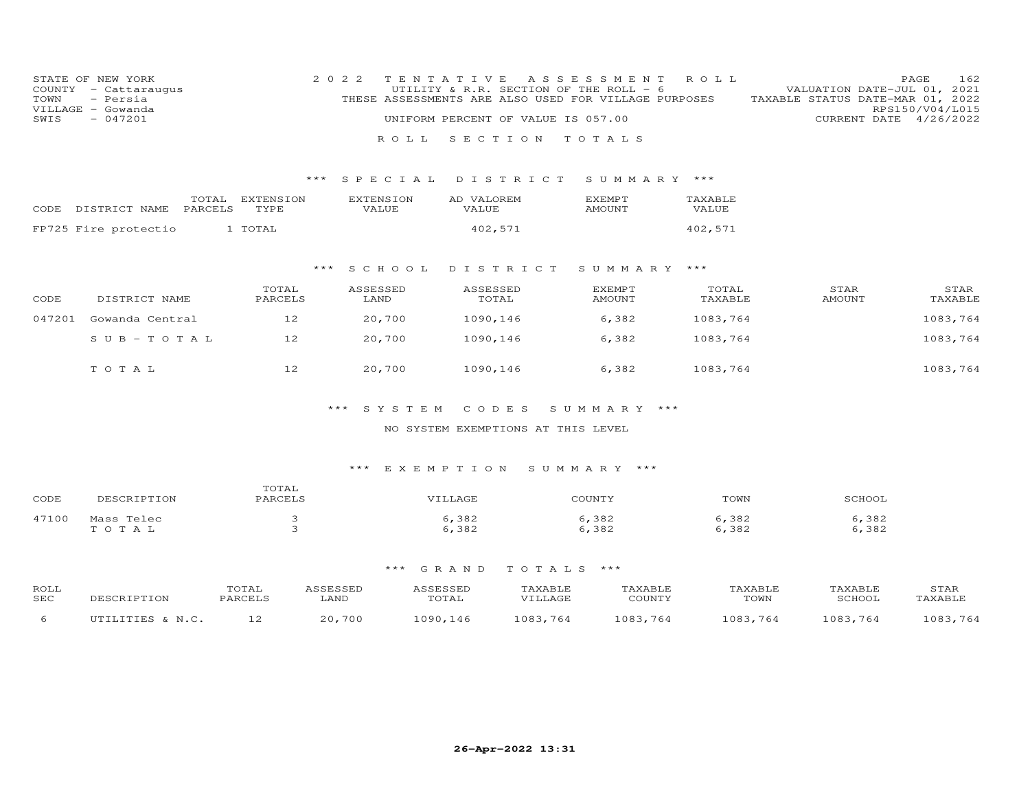STATE OF NEW YORK
COUNTY - Cattaraugus
TOWN - Persia
VILLAGE - Gowanda
SWIS - 047201

2022 TENTATIVE ASSESSMENT ROLL
UTILITY & R.R. SECTION OF THE ROLL - 6
THESE ASSESSMENTS ARE ALSO USED FOR VILLAGE PURPOSES
UNIFORM PERCENT OF VALUE IS 057.00

VALUATION DATE-JUL 01, 2021
TAXABLE STATUS DATE-MAR 01, 2022
RPS150/V04/L015
CURRENT DATE 4/26/2022

## ROLL SECTION TOTALS

### *** SPECIAL DISTRICT SUMMARY ***

| CODE | DISTRICT NAME | TOTAL PARCELS | EXTENSION TYPE | EXTENSION VALUE | AD VALOREM VALUE | EXEMPT AMOUNT | TAXABLE VALUE |
|---|---|---|---|---|---|---|---|
| FP725 | Fire protectio | 1 | TOTAL | | 402,571 | | 402,571 |

### *** SCHOOL DISTRICT SUMMARY ***

| CODE | DISTRICT NAME | TOTAL PARCELS | ASSESSED LAND | ASSESSED TOTAL | EXEMPT AMOUNT | TOTAL TAXABLE | STAR AMOUNT | STAR TAXABLE |
|---|---|---|---|---|---|---|---|---|
| 047201 | Gowanda Central | 12 | 20,700 | 1090,146 | 6,382 | 1083,764 | | 1083,764 |
| | SUB-TOTAL | 12 | 20,700 | 1090,146 | 6,382 | 1083,764 | | 1083,764 |
| | TOTAL | 12 | 20,700 | 1090,146 | 6,382 | 1083,764 | | 1083,764 |

### *** SYSTEM CODES SUMMARY ***

NO SYSTEM EXEMPTIONS AT THIS LEVEL

### *** EXEMPTION SUMMARY ***

| CODE | DESCRIPTION | TOTAL PARCELS | VILLAGE | COUNTY | TOWN | SCHOOL |
|---|---|---|---|---|---|---|
| 47100 | Mass Telec | 3 | 6,382 | 6,382 | 6,382 | 6,382 |
| | TOTAL | 3 | 6,382 | 6,382 | 6,382 | 6,382 |

### *** GRAND TOTALS ***

| ROLL SEC | DESCRIPTION | TOTAL PARCELS | ASSESSED LAND | ASSESSED TOTAL | TAXABLE VILLAGE | TAXABLE COUNTY | TAXABLE TOWN | TAXABLE SCHOOL | STAR TAXABLE |
|---|---|---|---|---|---|---|---|---|---|
| 6 | UTILITIES & N.C. | 12 | 20,700 | 1090,146 | 1083,764 | 1083,764 | 1083,764 | 1083,764 | 1083,764 |

26-Apr-2022 13:31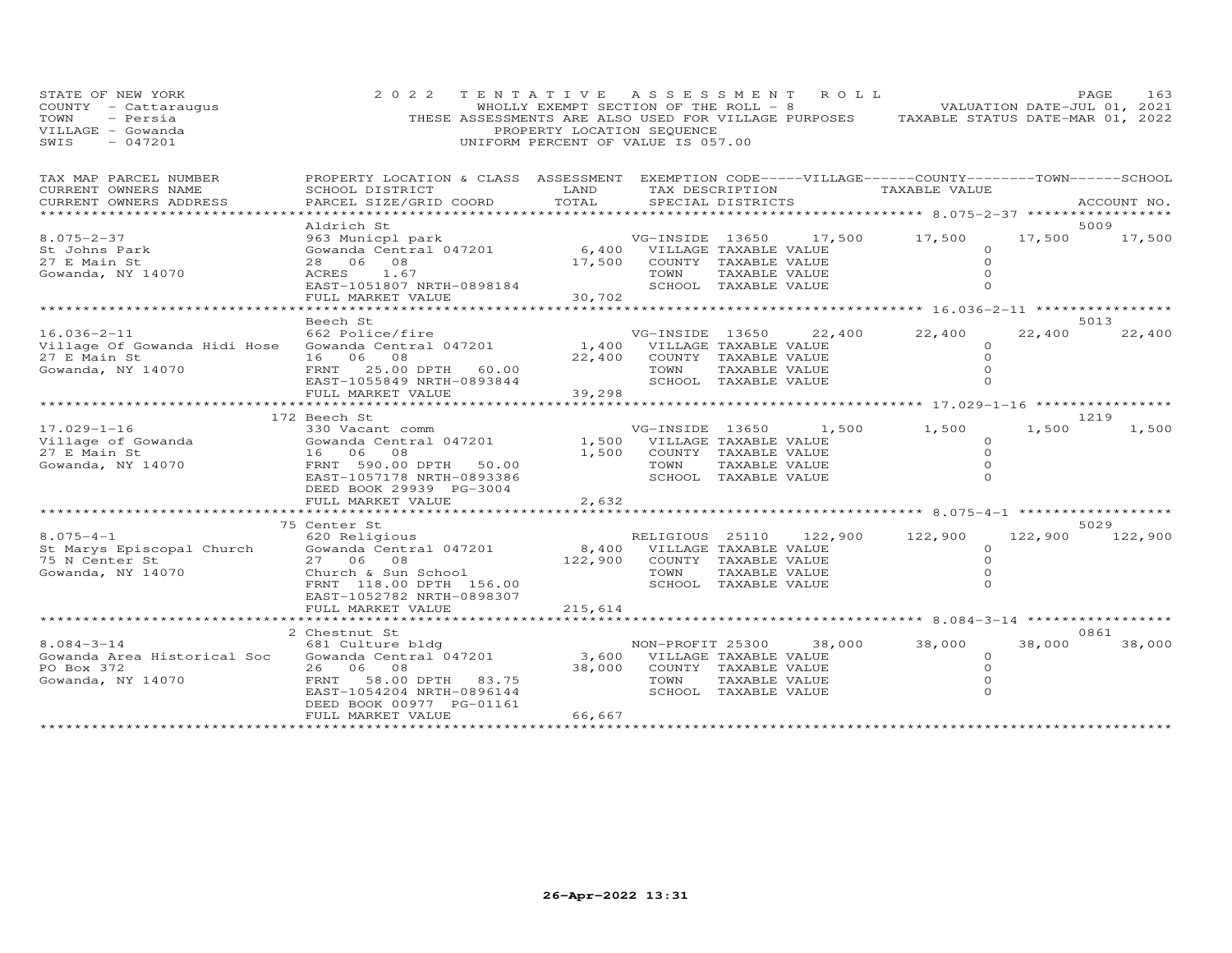STATE OF NEW YORK
COUNTY - Cattaraugus
TOWN - Persia
VILLAGE - Gowanda
SWIS - 047201

2022 TENTATIVE ASSESSMENT ROLL
WHOLLY EXEMPT SECTION OF THE ROLL - 8
THESE ASSESSMENTS ARE ALSO USED FOR VILLAGE PURPOSES
PROPERTY LOCATION SEQUENCE
UNIFORM PERCENT OF VALUE IS 057.00

VALUATION DATE-JUL 01, 2021
TAXABLE STATUS DATE-MAR 01, 2022

| TAX MAP PARCEL NUMBER / CURRENT OWNERS NAME / CURRENT OWNERS ADDRESS | PROPERTY LOCATION & CLASS / SCHOOL DISTRICT / PARCEL SIZE/GRID COORD | ASSESSMENT LAND / TOTAL | EXEMPTION CODE / TAX DESCRIPTION / SPECIAL DISTRICTS | VILLAGE | COUNTY | TOWN | SCHOOL | ACCOUNT NO. |
|---|---|---|---|---|---|---|---|---|
| 8.075-2-37 | Aldrich St | | | | | | | 5009 |
| St Johns Park | 963 Municpl park | | VG-INSIDE 13650 17,500 | 17,500 | 17,500 | | 17,500 | |
| 27 E Main St | Gowanda Central 047201 | 6,400 | VILLAGE TAXABLE VALUE | 0 | | | | |
| Gowanda, NY 14070 | 28 06 08 | 17,500 | COUNTY TAXABLE VALUE | | 0 | | | |
| | ACRES 1.67 | | TOWN TAXABLE VALUE | | | 0 | | |
| | EAST-1051807 NRTH-0898184 | | SCHOOL TAXABLE VALUE | | | | 0 | |
| | FULL MARKET VALUE | 30,702 | | | | | | |
| 16.036-2-11 | Beech St | | | | | | | 5013 |
| Village Of Gowanda Hidi Hose | 662 Police/fire | | VG-INSIDE 13650 22,400 | 22,400 | 22,400 | | 22,400 | |
| 27 E Main St | Gowanda Central 047201 | 1,400 | VILLAGE TAXABLE VALUE | 0 | | | | |
| Gowanda, NY 14070 | 16 06 08 | 22,400 | COUNTY TAXABLE VALUE | | 0 | | | |
| | FRNT 25.00 DPTH 60.00 | | TOWN TAXABLE VALUE | | | 0 | | |
| | EAST-1055849 NRTH-0893844 | | SCHOOL TAXABLE VALUE | | | | 0 | |
| | FULL MARKET VALUE | 39,298 | | | | | | |
| 17.029-1-16 | 172 Beech St | | | | | | | 1219 |
| Village of Gowanda | 330 Vacant comm | | VG-INSIDE 13650 1,500 | 1,500 | 1,500 | | 1,500 | |
| 27 E Main St | Gowanda Central 047201 | 1,500 | VILLAGE TAXABLE VALUE | 0 | | | | |
| Gowanda, NY 14070 | 16 06 08 | 1,500 | COUNTY TAXABLE VALUE | | 0 | | | |
| | FRNT 590.00 DPTH 50.00 | | TOWN TAXABLE VALUE | | | 0 | | |
| | EAST-1057178 NRTH-0893386 | | SCHOOL TAXABLE VALUE | | | | 0 | |
| | DEED BOOK 29939 PG-3004 | | | | | | | |
| | FULL MARKET VALUE | 2,632 | | | | | | |
| 8.075-4-1 | 75 Center St | | | | | | | 5029 |
| St Marys Episcopal Church | 620 Religious | | RELIGIOUS 25110 122,900 | 122,900 | 122,900 | | 122,900 | |
| 75 N Center St | Gowanda Central 047201 | 8,400 | VILLAGE TAXABLE VALUE | 0 | | | | |
| Gowanda, NY 14070 | 27 06 08 | 122,900 | COUNTY TAXABLE VALUE | | 0 | | | |
| | Church & Sun School | | TOWN TAXABLE VALUE | | | 0 | | |
| | FRNT 118.00 DPTH 156.00 | | SCHOOL TAXABLE VALUE | | | | 0 | |
| | EAST-1052782 NRTH-0898307 | | | | | | | |
| | FULL MARKET VALUE | 215,614 | | | | | | |
| 8.084-3-14 | 2 Chestnut St | | | | | | | 0861 |
| Gowanda Area Historical Soc | 681 Culture bldg | | NON-PROFIT 25300 38,000 | 38,000 | 38,000 | | 38,000 | |
| PO Box 372 | Gowanda Central 047201 | 3,600 | VILLAGE TAXABLE VALUE | 0 | | | | |
| Gowanda, NY 14070 | 26 06 08 | 38,000 | COUNTY TAXABLE VALUE | | 0 | | | |
| | FRNT 58.00 DPTH 83.75 | | TOWN TAXABLE VALUE | | | 0 | | |
| | EAST-1054204 NRTH-0896144 | | SCHOOL TAXABLE VALUE | | | | 0 | |
| | DEED BOOK 00977 PG-01161 | | | | | | | |
| | FULL MARKET VALUE | 66,667 | | | | | | |

26-Apr-2022 13:31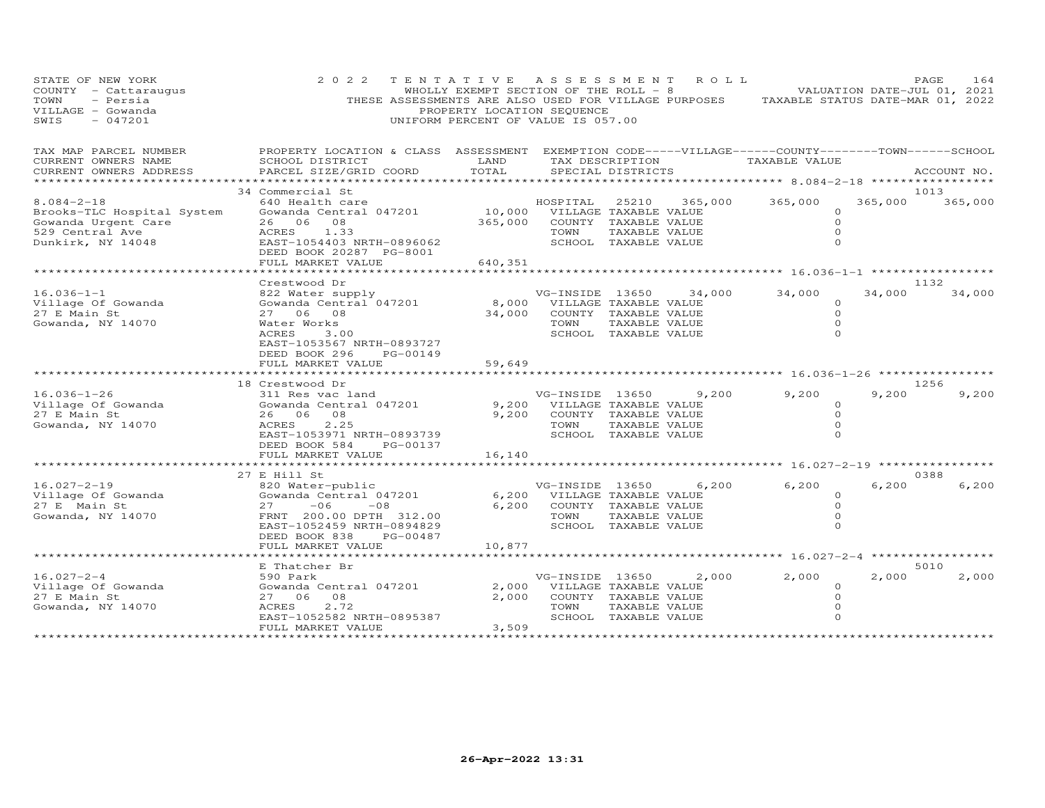STATE OF NEW YORK
COUNTY - Cattaraugus
TOWN - Persia
VILLAGE - Gowanda
SWIS - 047201

2022 TENTATIVE ASSESSMENT ROLL
WHOLLY EXEMPT SECTION OF THE ROLL - 8
THESE ASSESSMENTS ARE ALSO USED FOR VILLAGE PURPOSES
PROPERTY LOCATION SEQUENCE
UNIFORM PERCENT OF VALUE IS 057.00

VALUATION DATE-JUL 01, 2021
TAXABLE STATUS DATE-MAR 01, 2022

| TAX MAP PARCEL NUMBER / CURRENT OWNERS NAME / CURRENT OWNERS ADDRESS | PROPERTY LOCATION & CLASS / SCHOOL DISTRICT / PARCEL SIZE/GRID COORD | ASSESSMENT LAND | TOTAL | EXEMPTION CODE / TAX DESCRIPTION / SPECIAL DISTRICTS | VILLAGE | COUNTY | TOWN | SCHOOL | ACCOUNT NO. |
|---|---|---|---|---|---|---|---|---|---|
| 8.084-2-18 | 34 Commercial St | | | | | | | | 1013 |
| Brooks-TLC Hospital System | 640 Health care | | | HOSPITAL 25210 | 365,000 | 365,000 | 365,000 | 365,000 | |
| Gowanda Urgent Care | Gowanda Central 047201 | 10,000 | | VILLAGE TAXABLE VALUE | 0 | | | | |
| 529 Central Ave | 26 06 08 | | 365,000 | COUNTY TAXABLE VALUE | 0 | | | | |
| Dunkirk, NY 14048 | ACRES 1.33 | | | TOWN TAXABLE VALUE | 0 | | | | |
| | EAST-1054403 NRTH-0896062 | | | SCHOOL TAXABLE VALUE | 0 | | | | |
| | DEED BOOK 20287 PG-8001 | | | | | | | | |
| | FULL MARKET VALUE | | 640,351 | | | | | | |
| 16.036-1-1 | Crestwood Dr | | | | | | | | 1132 |
| Village Of Gowanda | 822 Water supply | | | VG-INSIDE 13650 | 34,000 | 34,000 | 34,000 | 34,000 | |
| 27 E Main St | Gowanda Central 047201 | 8,000 | | VILLAGE TAXABLE VALUE | 0 | | | | |
| Gowanda, NY 14070 | 27 06 08 | | 34,000 | COUNTY TAXABLE VALUE | 0 | | | | |
| | Water Works | | | TOWN TAXABLE VALUE | 0 | | | | |
| | ACRES 3.00 | | | SCHOOL TAXABLE VALUE | 0 | | | | |
| | EAST-1053567 NRTH-0893727 | | | | | | | | |
| | DEED BOOK 296 PG-00149 | | | | | | | | |
| | FULL MARKET VALUE | | 59,649 | | | | | | |
| 16.036-1-26 | 18 Crestwood Dr | | | | | | | | 1256 |
| Village Of Gowanda | 311 Res vac land | | | VG-INSIDE 13650 | 9,200 | 9,200 | 9,200 | 9,200 | |
| 27 E Main St | Gowanda Central 047201 | 9,200 | | VILLAGE TAXABLE VALUE | 0 | | | | |
| Gowanda, NY 14070 | 26 06 08 | | 9,200 | COUNTY TAXABLE VALUE | 0 | | | | |
| | ACRES 2.25 | | | TOWN TAXABLE VALUE | 0 | | | | |
| | EAST-1053971 NRTH-0893739 | | | SCHOOL TAXABLE VALUE | 0 | | | | |
| | DEED BOOK 584 PG-00137 | | | | | | | | |
| | FULL MARKET VALUE | | 16,140 | | | | | | |
| 16.027-2-19 | 27 E Hill St | | | | | | | | 0388 |
| Village Of Gowanda | 820 Water-public | | | VG-INSIDE 13650 | 6,200 | 6,200 | 6,200 | 6,200 | |
| 27 E Main St | Gowanda Central 047201 | 6,200 | | VILLAGE TAXABLE VALUE | 0 | | | | |
| Gowanda, NY 14070 | 27 -06 -08 | | 6,200 | COUNTY TAXABLE VALUE | 0 | | | | |
| | FRNT 200.00 DPTH 312.00 | | | TOWN TAXABLE VALUE | 0 | | | | |
| | EAST-1052459 NRTH-0894829 | | | SCHOOL TAXABLE VALUE | 0 | | | | |
| | DEED BOOK 838 PG-00487 | | | | | | | | |
| | FULL MARKET VALUE | | 10,877 | | | | | | |
| 16.027-2-4 | E Thatcher Br | | | | | | | | 5010 |
| Village Of Gowanda | 590 Park | | | VG-INSIDE 13650 | 2,000 | 2,000 | 2,000 | 2,000 | |
| 27 E Main St | Gowanda Central 047201 | 2,000 | | VILLAGE TAXABLE VALUE | 0 | | | | |
| Gowanda, NY 14070 | 27 06 08 | | 2,000 | COUNTY TAXABLE VALUE | 0 | | | | |
| | ACRES 2.72 | | | TOWN TAXABLE VALUE | 0 | | | | |
| | EAST-1052582 NRTH-0895387 | | | SCHOOL TAXABLE VALUE | 0 | | | | |
| | FULL MARKET VALUE | | 3,509 | | | | | | |

26-Apr-2022 13:31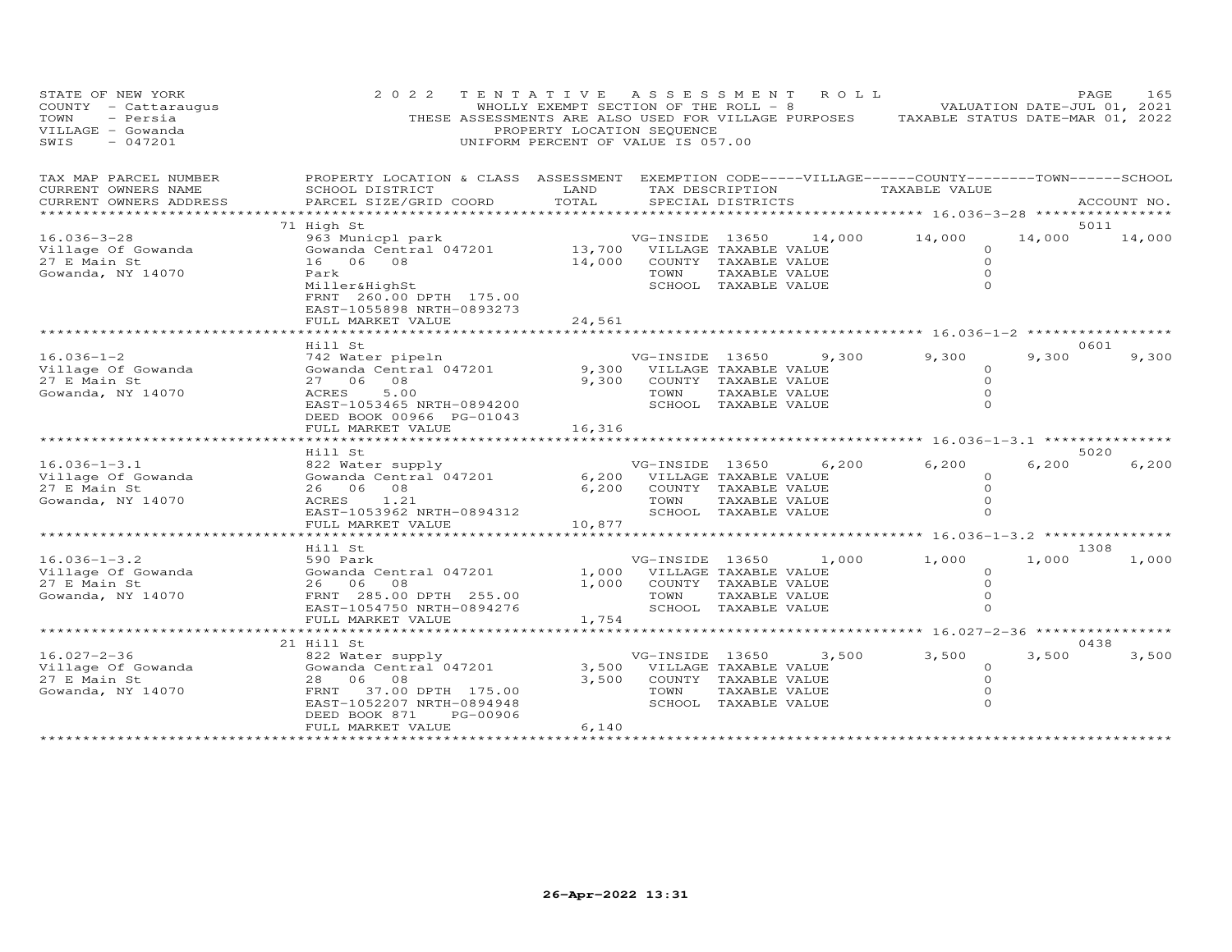STATE OF NEW YORK
COUNTY - Cattaraugus
TOWN - Persia
VILLAGE - Gowanda
SWIS - 047201

2022 TENTATIVE ASSESSMENT ROLL
WHOLLY EXEMPT SECTION OF THE ROLL - 8
THESE ASSESSMENTS ARE ALSO USED FOR VILLAGE PURPOSES
PROPERTY LOCATION SEQUENCE
UNIFORM PERCENT OF VALUE IS 057.00

VALUATION DATE-JUL 01, 2021
TAXABLE STATUS DATE-MAR 01, 2022

| TAX MAP PARCEL NUMBER / CURRENT OWNERS NAME / CURRENT OWNERS ADDRESS | PROPERTY LOCATION & CLASS / SCHOOL DISTRICT / PARCEL SIZE/GRID COORD | ASSESSMENT LAND | TOTAL | EXEMPTION CODE / TAX DESCRIPTION / SPECIAL DISTRICTS | VILLAGE | COUNTY | TOWN | SCHOOL / TAXABLE VALUE | ACCOUNT NO. |
|---|---|---|---|---|---|---|---|---|---|
| 16.036-3-28 | 71 High St | | | | | | | | 5011 |
| Village Of Gowanda | 963 Municpl park | | | VG-INSIDE 13650 | 14,000 | 14,000 | 14,000 | 14,000 | |
| 27 E Main St | Gowanda Central 047201 | 13,700 | | VILLAGE TAXABLE VALUE | | | | 0 | |
| Gowanda, NY 14070 | 16 06 08 | | 14,000 | COUNTY TAXABLE VALUE | | | | 0 | |
| | Park | | | TOWN TAXABLE VALUE | | | | 0 | |
| | Miller&HighSt | | | SCHOOL TAXABLE VALUE | | | | 0 | |
| | FRNT 260.00 DPTH 175.00 | | | | | | | | |
| | EAST-1055898 NRTH-0893273 | | | | | | | | |
| | FULL MARKET VALUE | | 24,561 | | | | | | |
| 16.036-1-2 | Hill St | | | | | | | | 0601 |
| Village Of Gowanda | 742 Water pipeln | | | VG-INSIDE 13650 | 9,300 | 9,300 | 9,300 | 9,300 | |
| 27 E Main St | Gowanda Central 047201 | 9,300 | | VILLAGE TAXABLE VALUE | | | | 0 | |
| Gowanda, NY 14070 | 27 06 08 | | 9,300 | COUNTY TAXABLE VALUE | | | | 0 | |
| | ACRES 5.00 | | | TOWN TAXABLE VALUE | | | | 0 | |
| | EAST-1053465 NRTH-0894200 | | | SCHOOL TAXABLE VALUE | | | | 0 | |
| | DEED BOOK 00966 PG-01043 | | | | | | | | |
| | FULL MARKET VALUE | | 16,316 | | | | | | |
| 16.036-1-3.1 | Hill St | | | | | | | | 5020 |
| Village Of Gowanda | 822 Water supply | | | VG-INSIDE 13650 | 6,200 | 6,200 | 6,200 | 6,200 | |
| 27 E Main St | Gowanda Central 047201 | 6,200 | | VILLAGE TAXABLE VALUE | | | | 0 | |
| Gowanda, NY 14070 | 26 06 08 | | 6,200 | COUNTY TAXABLE VALUE | | | | 0 | |
| | ACRES 1.21 | | | TOWN TAXABLE VALUE | | | | 0 | |
| | EAST-1053962 NRTH-0894312 | | | SCHOOL TAXABLE VALUE | | | | 0 | |
| | FULL MARKET VALUE | | 10,877 | | | | | | |
| 16.036-1-3.2 | Hill St | | | | | | | | 1308 |
| Village Of Gowanda | 590 Park | | | VG-INSIDE 13650 | 1,000 | 1,000 | 1,000 | 1,000 | |
| 27 E Main St | Gowanda Central 047201 | 1,000 | | VILLAGE TAXABLE VALUE | | | | 0 | |
| Gowanda, NY 14070 | 26 06 08 | | 1,000 | COUNTY TAXABLE VALUE | | | | 0 | |
| | FRNT 285.00 DPTH 255.00 | | | TOWN TAXABLE VALUE | | | | 0 | |
| | EAST-1054750 NRTH-0894276 | | | SCHOOL TAXABLE VALUE | | | | 0 | |
| | FULL MARKET VALUE | | 1,754 | | | | | | |
| 16.027-2-36 | 21 Hill St | | | | | | | | 0438 |
| Village Of Gowanda | 822 Water supply | | | VG-INSIDE 13650 | 3,500 | 3,500 | 3,500 | 3,500 | |
| 27 E Main St | Gowanda Central 047201 | 3,500 | | VILLAGE TAXABLE VALUE | | | | 0 | |
| Gowanda, NY 14070 | 28 06 08 | | 3,500 | COUNTY TAXABLE VALUE | | | | 0 | |
| | FRNT 37.00 DPTH 175.00 | | | TOWN TAXABLE VALUE | | | | 0 | |
| | EAST-1052207 NRTH-0894948 | | | SCHOOL TAXABLE VALUE | | | | 0 | |
| | DEED BOOK 871 PG-00906 | | | | | | | | |
| | FULL MARKET VALUE | | 6,140 | | | | | | |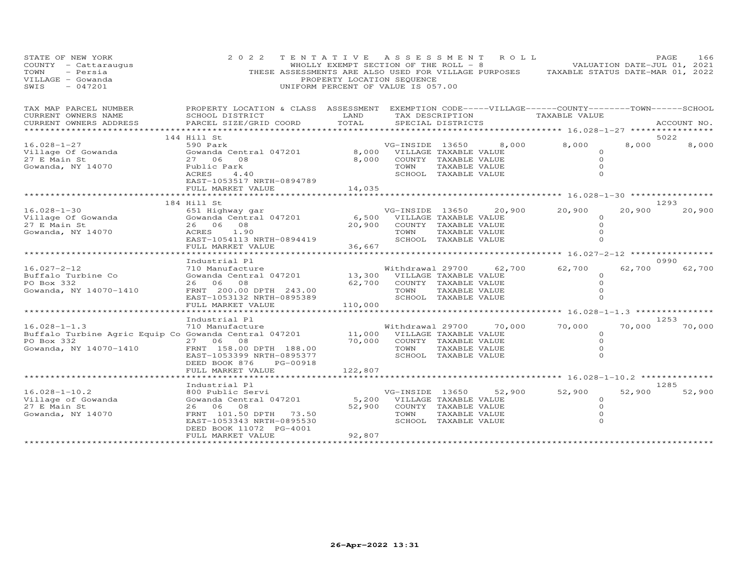STATE OF NEW YORK
COUNTY - Cattaraugus
TOWN - Persia
VILLAGE - Gowanda
SWIS - 047201

2022 TENTATIVE ASSESSMENT ROLL
WHOLLY EXEMPT SECTION OF THE ROLL - 8
THESE ASSESSMENTS ARE ALSO USED FOR VILLAGE PURPOSES
PROPERTY LOCATION SEQUENCE
UNIFORM PERCENT OF VALUE IS 057.00

VALUATION DATE-JUL 01, 2021
TAXABLE STATUS DATE-MAR 01, 2022

| TAX MAP PARCEL NUMBER / CURRENT OWNERS NAME / CURRENT OWNERS ADDRESS | PROPERTY LOCATION & CLASS / SCHOOL DISTRICT / PARCEL SIZE/GRID COORD | ASSESSMENT LAND / TOTAL | EXEMPTION CODE / TAX DESCRIPTION / SPECIAL DISTRICTS | VILLAGE | COUNTY | TOWN | SCHOOL | ACCOUNT NO. |
|---|---|---|---|---|---|---|---|---|
| 16.028-1-27 | 144 Hill St | | | | | | | 5022 |
| | 590 Park | | VG-INSIDE 13650 | 8,000 | 8,000 | 8,000 | 8,000 | |
| Village Of Gowanda | Gowanda Central 047201 | 8,000 | VILLAGE TAXABLE VALUE | 0 | | | | |
| 27 E Main St | 27 06 08 | 8,000 | COUNTY TAXABLE VALUE | | 0 | | | |
| Gowanda, NY 14070 | Public Park | | TOWN TAXABLE VALUE | | | 0 | | |
| | ACRES 4.40 | | SCHOOL TAXABLE VALUE | | | | 0 | |
| | EAST-1053517 NRTH-0894789 | | | | | | | |
| | FULL MARKET VALUE | 14,035 | | | | | | |
| 16.028-1-30 | 184 Hill St | | | | | | | 1293 |
| | 651 Highway gar | | VG-INSIDE 13650 | 20,900 | 20,900 | 20,900 | 20,900 | |
| Village Of Gowanda | Gowanda Central 047201 | 6,500 | VILLAGE TAXABLE VALUE | 0 | | | | |
| 27 E Main St | 26 06 08 | 20,900 | COUNTY TAXABLE VALUE | | 0 | | | |
| Gowanda, NY 14070 | ACRES 1.90 | | TOWN TAXABLE VALUE | | | 0 | | |
| | EAST-1054113 NRTH-0894419 | | SCHOOL TAXABLE VALUE | | | | 0 | |
| | FULL MARKET VALUE | 36,667 | | | | | | |
| 16.027-2-12 | Industrial Pl | | | | | | | 0990 |
| | 710 Manufacture | | Withdrawal 29700 | 62,700 | 62,700 | 62,700 | 62,700 | |
| Buffalo Turbine Co | Gowanda Central 047201 | 13,300 | VILLAGE TAXABLE VALUE | 0 | | | | |
| PO Box 332 | 26 06 08 | 62,700 | COUNTY TAXABLE VALUE | | 0 | | | |
| Gowanda, NY 14070-1410 | FRNT 200.00 DPTH 243.00 | | TOWN TAXABLE VALUE | | | 0 | | |
| | EAST-1053132 NRTH-0895389 | | SCHOOL TAXABLE VALUE | | | | 0 | |
| | FULL MARKET VALUE | 110,000 | | | | | | |
| 16.028-1-1.3 | Industrial Pl | | | | | | | 1253 |
| | 710 Manufacture | | Withdrawal 29700 | 70,000 | 70,000 | 70,000 | 70,000 | |
| Buffalo Turbine Agric Equip Co | Gowanda Central 047201 | 11,000 | VILLAGE TAXABLE VALUE | 0 | | | | |
| PO Box 332 | 27 06 08 | 70,000 | COUNTY TAXABLE VALUE | | 0 | | | |
| Gowanda, NY 14070-1410 | FRNT 158.00 DPTH 188.00 | | TOWN TAXABLE VALUE | | | 0 | | |
| | EAST-1053399 NRTH-0895377 | | SCHOOL TAXABLE VALUE | | | | 0 | |
| | DEED BOOK 876 PG-00918 | | | | | | | |
| | FULL MARKET VALUE | 122,807 | | | | | | |
| 16.028-1-10.2 | Industrial Pl | | | | | | | 1285 |
| | 800 Public Servi | | VG-INSIDE 13650 | 52,900 | 52,900 | 52,900 | 52,900 | |
| Village of Gowanda | Gowanda Central 047201 | 5,200 | VILLAGE TAXABLE VALUE | 0 | | | | |
| 27 E Main St | 26 06 08 | 52,900 | COUNTY TAXABLE VALUE | | 0 | | | |
| Gowanda, NY 14070 | FRNT 101.50 DPTH 73.50 | | TOWN TAXABLE VALUE | | | 0 | | |
| | EAST-1053343 NRTH-0895530 | | SCHOOL TAXABLE VALUE | | | | 0 | |
| | DEED BOOK 11072 PG-4001 | | | | | | | |
| | FULL MARKET VALUE | 92,807 | | | | | | |

26-Apr-2022 13:31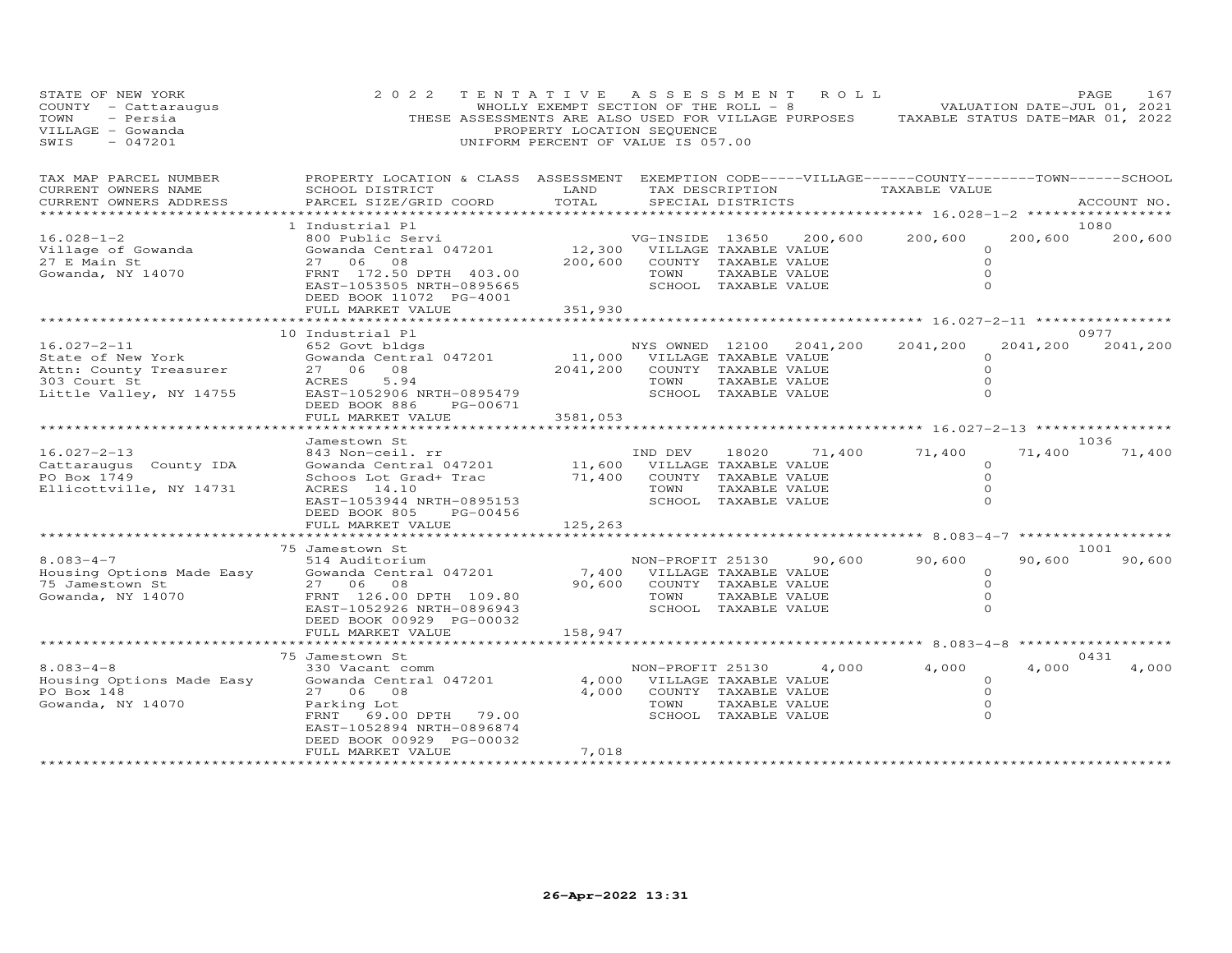STATE OF NEW YORK
COUNTY - Cattaraugus
TOWN - Persia
VILLAGE - Gowanda
SWIS - 047201

2022 TENTATIVE ASSESSMENT ROLL
WHOLLY EXEMPT SECTION OF THE ROLL - 8
THESE ASSESSMENTS ARE ALSO USED FOR VILLAGE PURPOSES
PROPERTY LOCATION SEQUENCE
UNIFORM PERCENT OF VALUE IS 057.00

VALUATION DATE-JUL 01, 2021
TAXABLE STATUS DATE-MAR 01, 2022

| TAX MAP PARCEL NUMBER / CURRENT OWNERS NAME / CURRENT OWNERS ADDRESS | PROPERTY LOCATION & CLASS / SCHOOL DISTRICT / PARCEL SIZE/GRID COORD | ASSESSMENT LAND / TOTAL | EXEMPTION CODE / TAX DESCRIPTION / SPECIAL DISTRICTS | | VILLAGE | COUNTY | TOWN | SCHOOL / ACCOUNT NO. |
|---|---|---|---|---|---|---|---|---|
| **16.028-1-2** | 1 Industrial Pl | | | | | | | 1080 |
| 16.028-1-2 | 800 Public Servi | | VG-INSIDE 13650 | 200,600 | 200,600 | 200,600 | | 200,600 |
| Village of Gowanda | Gowanda Central 047201 | 12,300 | VILLAGE TAXABLE VALUE | | 0 | | | |
| 27 E Main St | 27 06 08 | 200,600 | COUNTY TAXABLE VALUE | | 0 | | | |
| Gowanda, NY 14070 | FRNT 172.50 DPTH 403.00 | | TOWN TAXABLE VALUE | | 0 | | | |
| | EAST-1053505 NRTH-0895665 | | SCHOOL TAXABLE VALUE | | 0 | | | |
| | DEED BOOK 11072 PG-4001 | | | | | | | |
| | FULL MARKET VALUE | 351,930 | | | | | | |
| **16.027-2-11** | 10 Industrial Pl | | | | | | | 0977 |
| 16.027-2-11 | 652 Govt bldgs | | NYS OWNED 12100 | 2041,200 | 2041,200 | 2041,200 | | 2041,200 |
| State of New York | Gowanda Central 047201 | 11,000 | VILLAGE TAXABLE VALUE | | 0 | | | |
| Attn: County Treasurer | 27 06 08 | 2041,200 | COUNTY TAXABLE VALUE | | 0 | | | |
| 303 Court St | ACRES 5.94 | | TOWN TAXABLE VALUE | | 0 | | | |
| Little Valley, NY 14755 | EAST-1052906 NRTH-0895479 | | SCHOOL TAXABLE VALUE | | 0 | | | |
| | DEED BOOK 886 PG-00671 | | | | | | | |
| | FULL MARKET VALUE | 3581,053 | | | | | | |
| **16.027-2-13** | Jamestown St | | | | | | | 1036 |
| 16.027-2-13 | 843 Non-ceil. rr | | IND DEV 18020 | 71,400 | 71,400 | 71,400 | | 71,400 |
| Cattaraugus County IDA | Gowanda Central 047201 | 11,600 | VILLAGE TAXABLE VALUE | | 0 | | | |
| PO Box 1749 | Schoos Lot Grad+ Trac | 71,400 | COUNTY TAXABLE VALUE | | 0 | | | |
| Ellicottville, NY 14731 | ACRES 14.10 | | TOWN TAXABLE VALUE | | 0 | | | |
| | EAST-1053944 NRTH-0895153 | | SCHOOL TAXABLE VALUE | | 0 | | | |
| | DEED BOOK 805 PG-00456 | | | | | | | |
| | FULL MARKET VALUE | 125,263 | | | | | | |
| **8.083-4-7** | 75 Jamestown St | | | | | | | 1001 |
| 8.083-4-7 | 514 Auditorium | | NON-PROFIT 25130 | 90,600 | 90,600 | 90,600 | | 90,600 |
| Housing Options Made Easy | Gowanda Central 047201 | 7,400 | VILLAGE TAXABLE VALUE | | 0 | | | |
| 75 Jamestown St | 27 06 08 | 90,600 | COUNTY TAXABLE VALUE | | 0 | | | |
| Gowanda, NY 14070 | FRNT 126.00 DPTH 109.80 | | TOWN TAXABLE VALUE | | 0 | | | |
| | EAST-1052926 NRTH-0896943 | | SCHOOL TAXABLE VALUE | | 0 | | | |
| | DEED BOOK 00929 PG-00032 | | | | | | | |
| | FULL MARKET VALUE | 158,947 | | | | | | |
| **8.083-4-8** | 75 Jamestown St | | | | | | | 0431 |
| 8.083-4-8 | 330 Vacant comm | | NON-PROFIT 25130 | 4,000 | 4,000 | 4,000 | | 4,000 |
| Housing Options Made Easy | Gowanda Central 047201 | 4,000 | VILLAGE TAXABLE VALUE | | 0 | | | |
| PO Box 148 | 27 06 08 | 4,000 | COUNTY TAXABLE VALUE | | 0 | | | |
| Gowanda, NY 14070 | Parking Lot | | TOWN TAXABLE VALUE | | 0 | | | |
| | FRNT 69.00 DPTH 79.00 | | SCHOOL TAXABLE VALUE | | 0 | | | |
| | EAST-1052894 NRTH-0896874 | | | | | | | |
| | DEED BOOK 00929 PG-00032 | | | | | | | |
| | FULL MARKET VALUE | 7,018 | | | | | | |

26-Apr-2022 13:31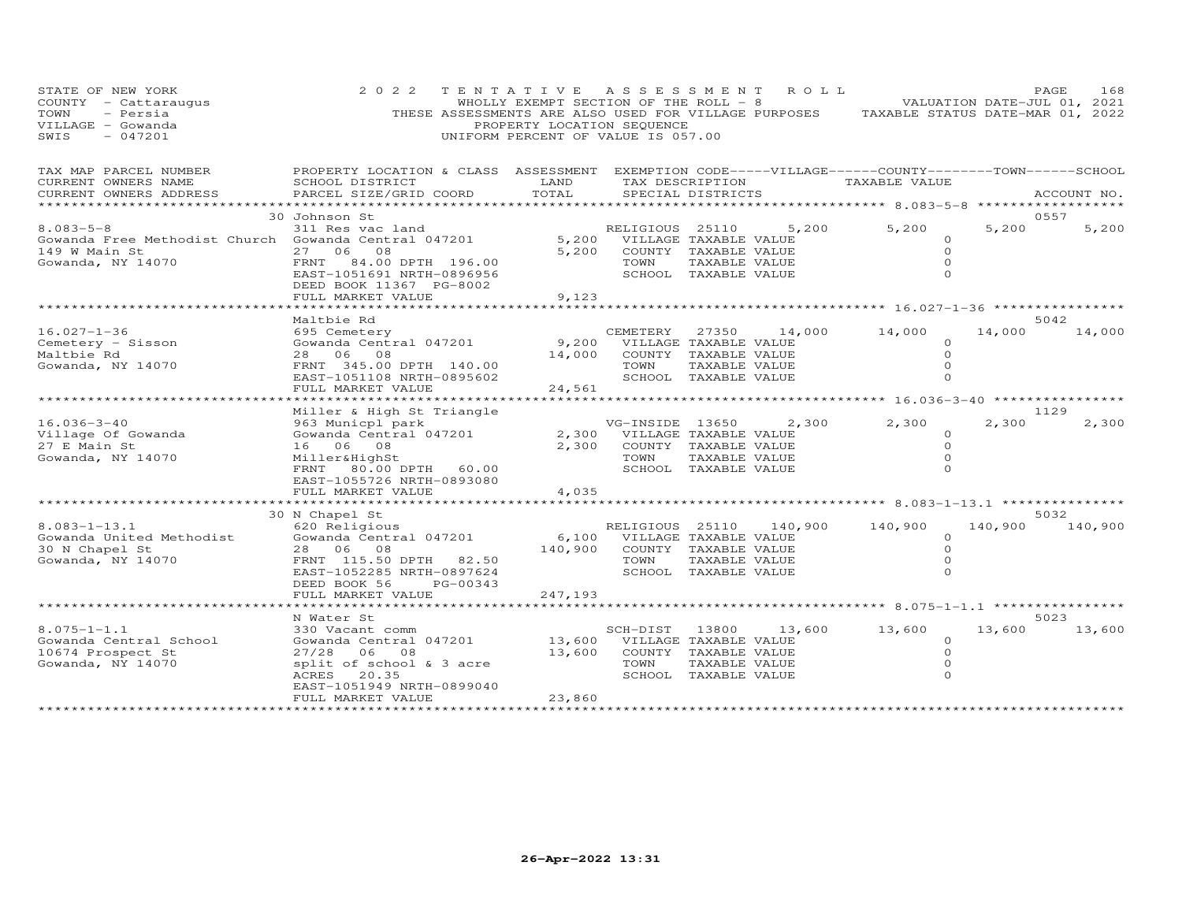STATE OF NEW YORK
COUNTY - Cattaraugus
TOWN - Persia
VILLAGE - Gowanda
SWIS - 047201

2022 TENTATIVE ASSESSMENT ROLL
WHOLLY EXEMPT SECTION OF THE ROLL - 8
THESE ASSESSMENTS ARE ALSO USED FOR VILLAGE PURPOSES
PROPERTY LOCATION SEQUENCE
UNIFORM PERCENT OF VALUE IS 057.00

VALUATION DATE-JUL 01, 2021
TAXABLE STATUS DATE-MAR 01, 2022

| TAX MAP PARCEL NUMBER / CURRENT OWNERS NAME / CURRENT OWNERS ADDRESS | PROPERTY LOCATION & CLASS / SCHOOL DISTRICT / PARCEL SIZE/GRID COORD | ASSESSMENT LAND | TOTAL | EXEMPTION CODE / TAX DESCRIPTION / SPECIAL DISTRICTS | VILLAGE | COUNTY | TOWN | SCHOOL | ACCOUNT NO. |
|---|---|---|---|---|---|---|---|---|---|
| **8.083-5-8** | 30 Johnson St | | | | | | | | 0557 |
| Gowanda Free Methodist Church | 311 Res vac land | | | RELIGIOUS 25110 | 5,200 | 5,200 | 5,200 | 5,200 | |
| 149 W Main St | Gowanda Central 047201 | 5,200 | | VILLAGE TAXABLE VALUE | 0 | | | | |
| Gowanda, NY 14070 | 27 06 08 | | 5,200 | COUNTY TAXABLE VALUE | 0 | | | | |
| | FRNT 84.00 DPTH 196.00 | | | TOWN TAXABLE VALUE | 0 | | | | |
| | EAST-1051691 NRTH-0896956 | | | SCHOOL TAXABLE VALUE | 0 | | | | |
| | DEED BOOK 11367 PG-8002 | | | | | | | | |
| | FULL MARKET VALUE | | 9,123 | | | | | | |
| **16.027-1-36** | Maltbie Rd | | | | | | | | 5042 |
| Cemetery - Sisson | 695 Cemetery | | | CEMETERY 27350 | 14,000 | 14,000 | 14,000 | 14,000 | |
| Maltbie Rd | Gowanda Central 047201 | 9,200 | | VILLAGE TAXABLE VALUE | 0 | | | | |
| Gowanda, NY 14070 | 28 06 08 | | 14,000 | COUNTY TAXABLE VALUE | 0 | | | | |
| | FRNT 345.00 DPTH 140.00 | | | TOWN TAXABLE VALUE | 0 | | | | |
| | EAST-1051108 NRTH-0895602 | | | SCHOOL TAXABLE VALUE | 0 | | | | |
| | FULL MARKET VALUE | | 24,561 | | | | | | |
| **16.036-3-40** | Miller & High St Triangle | | | | | | | | 1129 |
| Village Of Gowanda | 963 Municpl park | | | VG-INSIDE 13650 | 2,300 | 2,300 | 2,300 | 2,300 | |
| 27 E Main St | Gowanda Central 047201 | 2,300 | | VILLAGE TAXABLE VALUE | 0 | | | | |
| Gowanda, NY 14070 | 16 06 08 | | 2,300 | COUNTY TAXABLE VALUE | 0 | | | | |
| | Miller&HighSt | | | TOWN TAXABLE VALUE | 0 | | | | |
| | FRNT 80.00 DPTH 60.00 | | | SCHOOL TAXABLE VALUE | 0 | | | | |
| | EAST-1055726 NRTH-0893080 | | | | | | | | |
| | FULL MARKET VALUE | | 4,035 | | | | | | |
| **8.083-1-13.1** | 30 N Chapel St | | | | | | | | 5032 |
| Gowanda United Methodist | 620 Religious | | | RELIGIOUS 25110 | 140,900 | 140,900 | 140,900 | 140,900 | |
| 30 N Chapel St | Gowanda Central 047201 | 6,100 | | VILLAGE TAXABLE VALUE | 0 | | | | |
| Gowanda, NY 14070 | 28 06 08 | | 140,900 | COUNTY TAXABLE VALUE | 0 | | | | |
| | FRNT 115.50 DPTH 82.50 | | | TOWN TAXABLE VALUE | 0 | | | | |
| | EAST-1052285 NRTH-0897624 | | | SCHOOL TAXABLE VALUE | 0 | | | | |
| | DEED BOOK 56 PG-00343 | | | | | | | | |
| | FULL MARKET VALUE | | 247,193 | | | | | | |
| **8.075-1-1.1** | N Water St | | | | | | | | 5023 |
| Gowanda Central School | 330 Vacant comm | | | SCH-DIST 13800 | 13,600 | 13,600 | 13,600 | 13,600 | |
| 10674 Prospect St | Gowanda Central 047201 | 13,600 | | VILLAGE TAXABLE VALUE | 0 | | | | |
| Gowanda, NY 14070 | 27/28 06 08 | | 13,600 | COUNTY TAXABLE VALUE | 0 | | | | |
| | split of school & 3 acre | | | TOWN TAXABLE VALUE | 0 | | | | |
| | ACRES 20.35 | | | SCHOOL TAXABLE VALUE | 0 | | | | |
| | EAST-1051949 NRTH-0899040 | | | | | | | | |
| | FULL MARKET VALUE | | 23,860 | | | | | | |

26-Apr-2022 13:31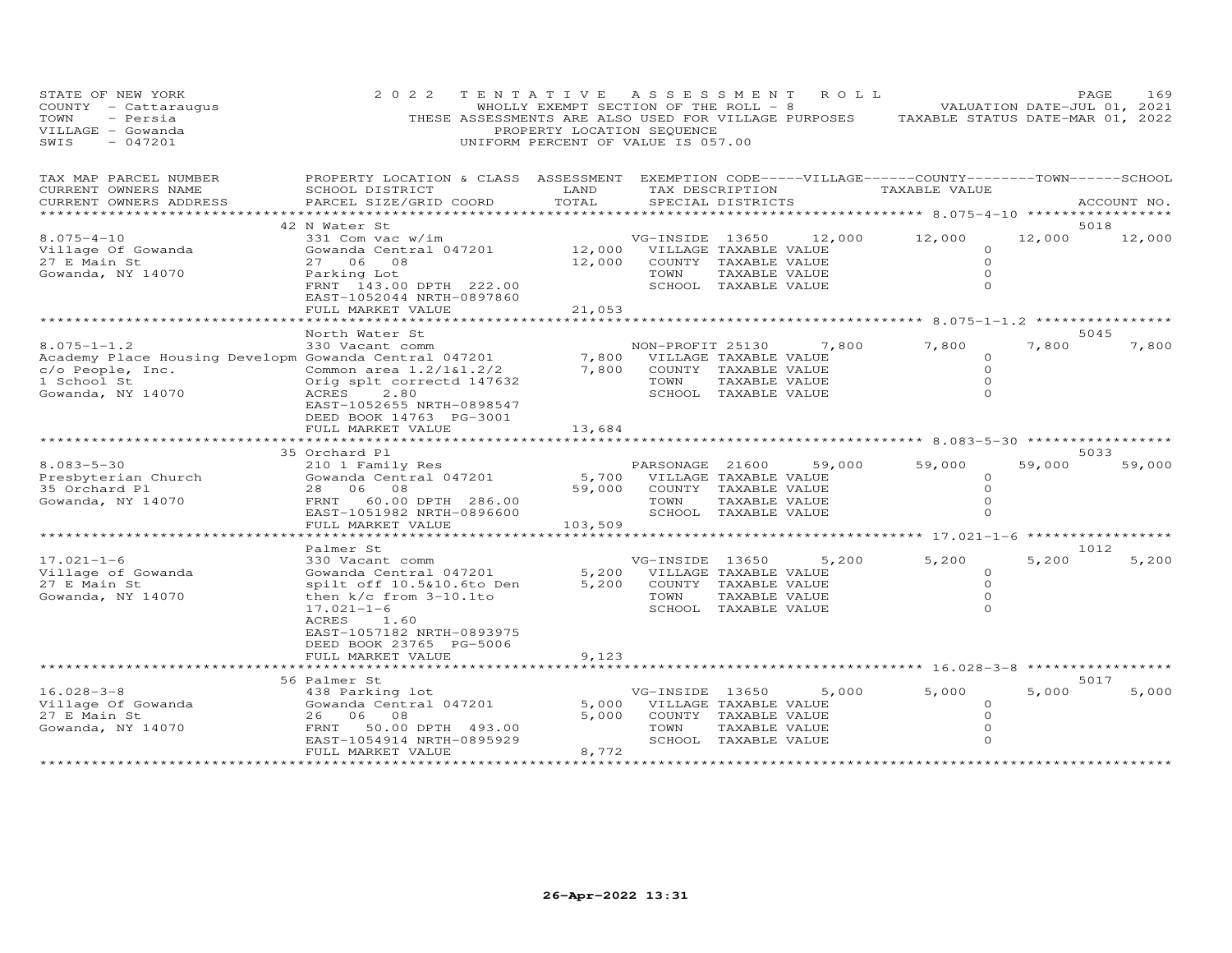STATE OF NEW YORK
COUNTY - Cattaraugus
TOWN - Persia
VILLAGE - Gowanda
SWIS - 047201

2022 TENTATIVE ASSESSMENT ROLL
WHOLLY EXEMPT SECTION OF THE ROLL - 8
THESE ASSESSMENTS ARE ALSO USED FOR VILLAGE PURPOSES
PROPERTY LOCATION SEQUENCE
UNIFORM PERCENT OF VALUE IS 057.00

VALUATION DATE-JUL 01, 2021
TAXABLE STATUS DATE-MAR 01, 2022

| TAX MAP PARCEL NUMBER / CURRENT OWNERS NAME / CURRENT OWNERS ADDRESS | PROPERTY LOCATION & CLASS / SCHOOL DISTRICT / PARCEL SIZE/GRID COORD | ASSESSMENT LAND / TOTAL | EXEMPTION CODE / TAX DESCRIPTION / SPECIAL DISTRICTS | VILLAGE | COUNTY | TOWN | SCHOOL | ACCOUNT NO. |
|---|---|---|---|---|---|---|---|---|
| 8.075-4-10 | 42 N Water St | | | | | | | 5018 |
| Village Of Gowanda | 331 Com vac w/im | | VG-INSIDE 13650 | 12,000 | 12,000 | 12,000 | 12,000 | |
| 27 E Main St | Gowanda Central 047201 | 12,000 | VILLAGE TAXABLE VALUE | 0 | | | | |
| Gowanda, NY 14070 | 27 06 08 | 12,000 | COUNTY TAXABLE VALUE | | 0 | | | |
| | Parking Lot | | TOWN TAXABLE VALUE | | | 0 | | |
| | FRNT 143.00 DPTH 222.00 | | SCHOOL TAXABLE VALUE | | | | 0 | |
| | EAST-1052044 NRTH-0897860 | | | | | | | |
| | FULL MARKET VALUE | 21,053 | | | | | | |
| 8.075-1-1.2 | North Water St | | | | | | | 5045 |
| Academy Place Housing Developm | 330 Vacant comm | | NON-PROFIT 25130 | 7,800 | 7,800 | 7,800 | 7,800 | |
| c/o People, Inc. | Gowanda Central 047201 | 7,800 | VILLAGE TAXABLE VALUE | 0 | | | | |
| 1 School St | Common area 1.2/1&1.2/2 | 7,800 | COUNTY TAXABLE VALUE | | 0 | | | |
| Gowanda, NY 14070 | Orig splt correctd 147632 | | TOWN TAXABLE VALUE | | | 0 | | |
| | ACRES 2.80 | | SCHOOL TAXABLE VALUE | | | | 0 | |
| | EAST-1052655 NRTH-0898547 | | | | | | | |
| | DEED BOOK 14763 PG-3001 | | | | | | | |
| | FULL MARKET VALUE | 13,684 | | | | | | |
| 8.083-5-30 | 35 Orchard Pl | | | | | | | 5033 |
| Presbyterian Church | 210 1 Family Res | | PARSONAGE 21600 | 59,000 | 59,000 | 59,000 | 59,000 | |
| 35 Orchard Pl | Gowanda Central 047201 | 5,700 | VILLAGE TAXABLE VALUE | 0 | | | | |
| Gowanda, NY 14070 | 28 06 08 | 59,000 | COUNTY TAXABLE VALUE | | 0 | | | |
| | FRNT 60.00 DPTH 286.00 | | TOWN TAXABLE VALUE | | | 0 | | |
| | EAST-1051982 NRTH-0896600 | | SCHOOL TAXABLE VALUE | | | | 0 | |
| | FULL MARKET VALUE | 103,509 | | | | | | |
| 17.021-1-6 | Palmer St | | | | | | | 1012 |
| Village of Gowanda | 330 Vacant comm | | VG-INSIDE 13650 | 5,200 | 5,200 | 5,200 | 5,200 | |
| 27 E Main St | Gowanda Central 047201 | 5,200 | VILLAGE TAXABLE VALUE | 0 | | | | |
| Gowanda, NY 14070 | spilt off 10.5&10.6to Den | 5,200 | COUNTY TAXABLE VALUE | | 0 | | | |
| | then k/c from 3-10.1to | | TOWN TAXABLE VALUE | | | 0 | | |
| | 17.021-1-6 | | SCHOOL TAXABLE VALUE | | | | 0 | |
| | ACRES 1.60 | | | | | | | |
| | EAST-1057182 NRTH-0893975 | | | | | | | |
| | DEED BOOK 23765 PG-5006 | | | | | | | |
| | FULL MARKET VALUE | 9,123 | | | | | | |
| 16.028-3-8 | 56 Palmer St | | | | | | | 5017 |
| Village Of Gowanda | 438 Parking lot | | VG-INSIDE 13650 | 5,000 | 5,000 | 5,000 | 5,000 | |
| 27 E Main St | Gowanda Central 047201 | 5,000 | VILLAGE TAXABLE VALUE | 0 | | | | |
| Gowanda, NY 14070 | 26 06 08 | 5,000 | COUNTY TAXABLE VALUE | | 0 | | | |
| | FRNT 50.00 DPTH 493.00 | | TOWN TAXABLE VALUE | | | 0 | | |
| | EAST-1054914 NRTH-0895929 | | SCHOOL TAXABLE VALUE | | | | 0 | |
| | FULL MARKET VALUE | 8,772 | | | | | | |

26-Apr-2022 13:31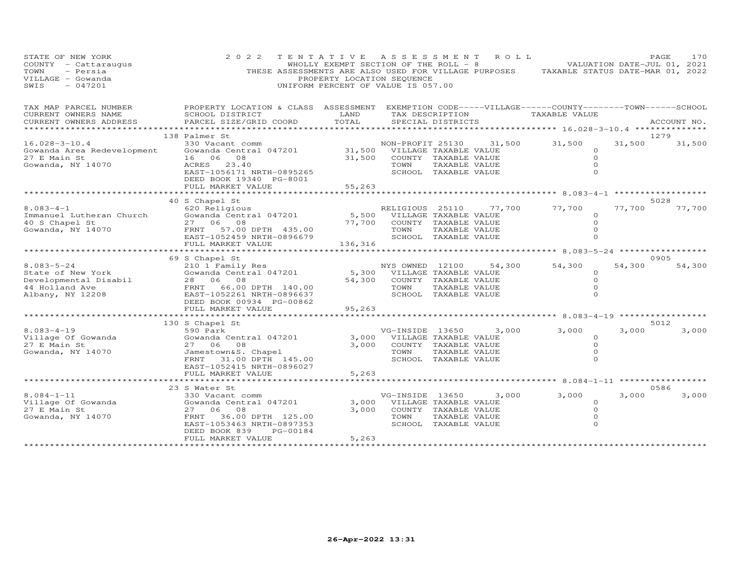STATE OF NEW YORK
COUNTY - Cattaraugus
TOWN - Persia
VILLAGE - Gowanda
SWIS - 047201

**2022 TENTATIVE ASSESSMENT ROLL**
WHOLLY EXEMPT SECTION OF THE ROLL - 8
THESE ASSESSMENTS ARE ALSO USED FOR VILLAGE PURPOSES
PROPERTY LOCATION SEQUENCE
UNIFORM PERCENT OF VALUE IS 057.00

VALUATION DATE-JUL 01, 2021
TAXABLE STATUS DATE-MAR 01, 2022

| TAX MAP PARCEL NUMBER / CURRENT OWNERS NAME / CURRENT OWNERS ADDRESS | PROPERTY LOCATION & CLASS / SCHOOL DISTRICT / PARCEL SIZE/GRID COORD | ASSESSMENT LAND / TOTAL | EXEMPTION CODE / TAX DESCRIPTION / SPECIAL DISTRICTS | VILLAGE | COUNTY | TOWN | SCHOOL | ACCOUNT NO. |
|---|---|---|---|---|---|---|---|---|
| 16.028-3-10.4 | 138 Palmer St | | | | | | | 1279 |
| Gowanda Area Redevelopment | 330 Vacant comm | | NON-PROFIT 25130 | 31,500 | 31,500 | 31,500 | 31,500 | |
| 27 E Main St | Gowanda Central 047201 | 31,500 | VILLAGE TAXABLE VALUE | 0 | | | | |
| Gowanda, NY 14070 | 16 06 08 | 31,500 | COUNTY TAXABLE VALUE | | 0 | | | |
| | ACRES 23.40 | | TOWN TAXABLE VALUE | | | 0 | | |
| | EAST-1056171 NRTH-0895265 | | SCHOOL TAXABLE VALUE | | | | 0 | |
| | DEED BOOK 19340 PG-8001 | | | | | | | |
| | FULL MARKET VALUE | 55,263 | | | | | | |
| 8.083-4-1 | 40 S Chapel St | | | | | | | 5028 |
| Immanuel Lutheran Church | 620 Religious | | RELIGIOUS 25110 | 77,700 | 77,700 | 77,700 | 77,700 | |
| 40 S Chapel St | Gowanda Central 047201 | 5,500 | VILLAGE TAXABLE VALUE | 0 | | | | |
| Gowanda, NY 14070 | 27 06 08 | 77,700 | COUNTY TAXABLE VALUE | | 0 | | | |
| | FRNT 57.00 DPTH 435.00 | | TOWN TAXABLE VALUE | | | 0 | | |
| | EAST-1052459 NRTH-0896679 | | SCHOOL TAXABLE VALUE | | | | 0 | |
| | FULL MARKET VALUE | 136,316 | | | | | | |
| 8.083-5-24 | 69 S Chapel St | | | | | | | 0905 |
| State of New York | 210 1 Family Res | | NYS OWNED 12100 | 54,300 | 54,300 | 54,300 | 54,300 | |
| Developmental Disabil | Gowanda Central 047201 | 5,300 | VILLAGE TAXABLE VALUE | 0 | | | | |
| 44 Holland Ave | 28 06 08 | 54,300 | COUNTY TAXABLE VALUE | | 0 | | | |
| Albany, NY 12208 | FRNT 66.00 DPTH 140.00 | | TOWN TAXABLE VALUE | | | 0 | | |
| | EAST-1052261 NRTH-0896637 | | SCHOOL TAXABLE VALUE | | | | 0 | |
| | DEED BOOK 00934 PG-00862 | | | | | | | |
| | FULL MARKET VALUE | 95,263 | | | | | | |
| 8.083-4-19 | 130 S Chapel St | | | | | | | 5012 |
| Village Of Gowanda | 590 Park | | VG-INSIDE 13650 | 3,000 | 3,000 | 3,000 | 3,000 | |
| 27 E Main St | Gowanda Central 047201 | 3,000 | VILLAGE TAXABLE VALUE | 0 | | | | |
| Gowanda, NY 14070 | 27 06 08 | 3,000 | COUNTY TAXABLE VALUE | | 0 | | | |
| | Jamestown&S. Chapel | | TOWN TAXABLE VALUE | | | 0 | | |
| | FRNT 31.00 DPTH 145.00 | | SCHOOL TAXABLE VALUE | | | | 0 | |
| | EAST-1052415 NRTH-0896027 | | | | | | | |
| | FULL MARKET VALUE | 5,263 | | | | | | |
| 8.084-1-11 | 23 S Water St | | | | | | | 0586 |
| Village Of Gowanda | 330 Vacant comm | | VG-INSIDE 13650 | 3,000 | 3,000 | 3,000 | 3,000 | |
| 27 E Main St | Gowanda Central 047201 | 3,000 | VILLAGE TAXABLE VALUE | 0 | | | | |
| Gowanda, NY 14070 | 27 06 08 | 3,000 | COUNTY TAXABLE VALUE | | 0 | | | |
| | FRNT 36.00 DPTH 125.00 | | TOWN TAXABLE VALUE | | | 0 | | |
| | EAST-1053463 NRTH-0897353 | | SCHOOL TAXABLE VALUE | | | | 0 | |
| | DEED BOOK 839 PG-00184 | | | | | | | |
| | FULL MARKET VALUE | 5,263 | | | | | | |

26-Apr-2022 13:31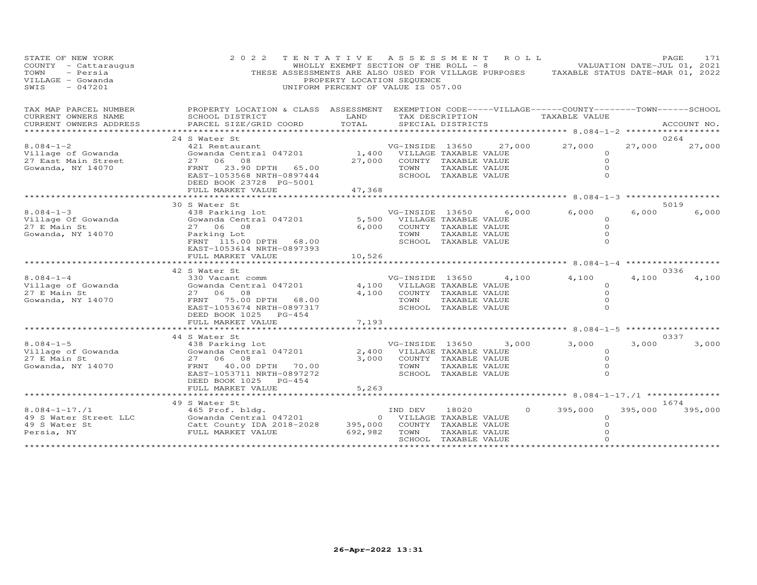STATE OF NEW YORK
COUNTY - Cattaraugus
TOWN - Persia
VILLAGE - Gowanda
SWIS - 047201

2022 TENTATIVE ASSESSMENT ROLL
WHOLLY EXEMPT SECTION OF THE ROLL - 8
THESE ASSESSMENTS ARE ALSO USED FOR VILLAGE PURPOSES
PROPERTY LOCATION SEQUENCE
UNIFORM PERCENT OF VALUE IS 057.00

VALUATION DATE-JUL 01, 2021
TAXABLE STATUS DATE-MAR 01, 2022

| TAX MAP PARCEL NUMBER / CURRENT OWNERS NAME / CURRENT OWNERS ADDRESS | PROPERTY LOCATION & CLASS / SCHOOL DISTRICT / PARCEL SIZE/GRID COORD | ASSESSMENT LAND / TOTAL | EXEMPTION CODE / TAX DESCRIPTION / SPECIAL DISTRICTS | | VILLAGE | COUNTY | TOWN | SCHOOL | ACCOUNT NO. |
|---|---|---|---|---|---|---|---|---|---|
| | 24 S Water St | | | | | | | | 0264 |
| 8.084-1-2 | 421 Restaurant | | VG-INSIDE 13650 | | 27,000 | 27,000 | 27,000 | 27,000 | |
| Village of Gowanda | Gowanda Central 047201 | 1,400 | VILLAGE TAXABLE VALUE | | 0 | | | | |
| 27 East Main Street | 27 06 08 | 27,000 | COUNTY TAXABLE VALUE | | 0 | | | | |
| Gowanda, NY 14070 | FRNT 23.90 DPTH 65.00 | | TOWN TAXABLE VALUE | | 0 | | | | |
| | EAST-1053568 NRTH-0897444 | | SCHOOL TAXABLE VALUE | | 0 | | | | |
| | DEED BOOK 23728 PG-5001 | | | | | | | | |
| | FULL MARKET VALUE | 47,368 | | | | | | | |
| | 30 S Water St | | | | | | | | 5019 |
| 8.084-1-3 | 438 Parking lot | | VG-INSIDE 13650 | | 6,000 | 6,000 | 6,000 | 6,000 | |
| Village Of Gowanda | Gowanda Central 047201 | 5,500 | VILLAGE TAXABLE VALUE | | 0 | | | | |
| 27 E Main St | 27 06 08 | 6,000 | COUNTY TAXABLE VALUE | | 0 | | | | |
| Gowanda, NY 14070 | Parking Lot | | TOWN TAXABLE VALUE | | 0 | | | | |
| | FRNT 115.00 DPTH 68.00 | | SCHOOL TAXABLE VALUE | | 0 | | | | |
| | EAST-1053614 NRTH-0897393 | | | | | | | | |
| | FULL MARKET VALUE | 10,526 | | | | | | | |
| | 42 S Water St | | | | | | | | 0336 |
| 8.084-1-4 | 330 Vacant comm | | VG-INSIDE 13650 | | 4,100 | 4,100 | 4,100 | 4,100 | |
| Village of Gowanda | Gowanda Central 047201 | 4,100 | VILLAGE TAXABLE VALUE | | 0 | | | | |
| 27 E Main St | 27 06 08 | 4,100 | COUNTY TAXABLE VALUE | | 0 | | | | |
| Gowanda, NY 14070 | FRNT 75.00 DPTH 68.00 | | TOWN TAXABLE VALUE | | 0 | | | | |
| | EAST-1053674 NRTH-0897317 | | SCHOOL TAXABLE VALUE | | 0 | | | | |
| | DEED BOOK 1025 PG-454 | | | | | | | | |
| | FULL MARKET VALUE | 7,193 | | | | | | | |
| | 44 S Water St | | | | | | | | 0337 |
| 8.084-1-5 | 438 Parking lot | | VG-INSIDE 13650 | | 3,000 | 3,000 | 3,000 | 3,000 | |
| Village of Gowanda | Gowanda Central 047201 | 2,400 | VILLAGE TAXABLE VALUE | | 0 | | | | |
| 27 E Main St | 27 06 08 | 3,000 | COUNTY TAXABLE VALUE | | 0 | | | | |
| Gowanda, NY 14070 | FRNT 40.00 DPTH 70.00 | | TOWN TAXABLE VALUE | | 0 | | | | |
| | EAST-1053711 NRTH-0897272 | | SCHOOL TAXABLE VALUE | | 0 | | | | |
| | DEED BOOK 1025 PG-454 | | | | | | | | |
| | FULL MARKET VALUE | 5,263 | | | | | | | |
| | 49 S Water St | | | | | | | | 1674 |
| 8.084-1-17./1 | 465 Prof. bldg. | | IND DEV 18020 | | 0 | 395,000 | 395,000 | 395,000 | |
| 49 S Water Street LLC | Gowanda Central 047201 | 0 | VILLAGE TAXABLE VALUE | | 0 | | | | |
| 49 S Water St | Catt County IDA 2018-2028 | 395,000 | COUNTY TAXABLE VALUE | | 0 | | | | |
| Persia, NY | FULL MARKET VALUE | 692,982 | TOWN TAXABLE VALUE | | 0 | | | | |
| | | | SCHOOL TAXABLE VALUE | | 0 | | | | |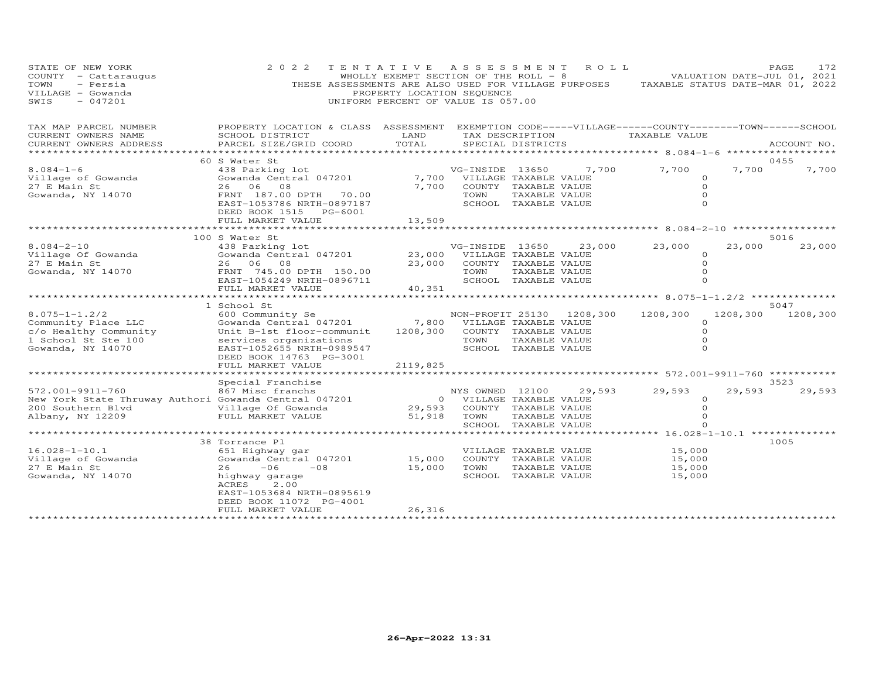STATE OF NEW YORK
COUNTY - Cattaraugus
TOWN - Persia
VILLAGE - Gowanda
SWIS - 047201

2022 TENTATIVE ASSESSMENT ROLL
WHOLLY EXEMPT SECTION OF THE ROLL - 8
THESE ASSESSMENTS ARE ALSO USED FOR VILLAGE PURPOSES
PROPERTY LOCATION SEQUENCE
UNIFORM PERCENT OF VALUE IS 057.00

VALUATION DATE-JUL 01, 2021
TAXABLE STATUS DATE-MAR 01, 2022

| TAX MAP PARCEL NUMBER / CURRENT OWNERS NAME / CURRENT OWNERS ADDRESS | PROPERTY LOCATION & CLASS / SCHOOL DISTRICT / PARCEL SIZE/GRID COORD | ASSESSMENT LAND / TOTAL | EXEMPTION CODE / TAX DESCRIPTION / SPECIAL DISTRICTS | VILLAGE | COUNTY | TOWN | SCHOOL | ACCOUNT NO. |
|---|---|---|---|---|---|---|---|---|
| **8.084-1-6** | 60 S Water St | | | | | | | 0455 |
| 8.084-1-6 | 438 Parking lot | | VG-INSIDE 13650 | 7,700 | 7,700 | 7,700 | 7,700 | |
| Village of Gowanda | Gowanda Central 047201 | 7,700 | VILLAGE TAXABLE VALUE | 0 | | | | |
| 27 E Main St | 26 06 08 | 7,700 | COUNTY TAXABLE VALUE | | 0 | | | |
| Gowanda, NY 14070 | FRNT 187.00 DPTH 70.00 | | TOWN TAXABLE VALUE | | | 0 | | |
| | EAST-1053786 NRTH-0897187 | | SCHOOL TAXABLE VALUE | | | | 0 | |
| | DEED BOOK 1515 PG-6001 | | | | | | | |
| | FULL MARKET VALUE | 13,509 | | | | | | |
| **8.084-2-10** | 100 S Water St | | | | | | | 5016 |
| 8.084-2-10 | 438 Parking lot | | VG-INSIDE 13650 | 23,000 | 23,000 | 23,000 | 23,000 | |
| Village Of Gowanda | Gowanda Central 047201 | 23,000 | VILLAGE TAXABLE VALUE | 0 | | | | |
| 27 E Main St | 26 06 08 | 23,000 | COUNTY TAXABLE VALUE | | 0 | | | |
| Gowanda, NY 14070 | FRNT 745.00 DPTH 150.00 | | TOWN TAXABLE VALUE | | | 0 | | |
| | EAST-1054249 NRTH-0896711 | | SCHOOL TAXABLE VALUE | | | | 0 | |
| | FULL MARKET VALUE | 40,351 | | | | | | |
| **8.075-1-1.2/2** | 1 School St | | | | | | | 5047 |
| 8.075-1-1.2/2 | 600 Community Se | | NON-PROFIT 25130 | 1208,300 | 1208,300 | 1208,300 | 1208,300 | |
| Community Place LLC | Gowanda Central 047201 | 7,800 | VILLAGE TAXABLE VALUE | 0 | | | | |
| c/o Healthy Community | Unit B-1st floor-communit | 1208,300 | COUNTY TAXABLE VALUE | | 0 | | | |
| 1 School St Ste 100 | services organizations | | TOWN TAXABLE VALUE | | | 0 | | |
| Gowanda, NY 14070 | EAST-1052655 NRTH-0989547 | | SCHOOL TAXABLE VALUE | | | | 0 | |
| | DEED BOOK 14763 PG-3001 | | | | | | | |
| | FULL MARKET VALUE | 2119,825 | | | | | | |
| **572.001-9911-760** | Special Franchise | | | | | | | 3523 |
| 572.001-9911-760 | 867 Misc franchs | | NYS OWNED 12100 | 29,593 | 29,593 | 29,593 | 29,593 | |
| New York State Thruway Authori | Gowanda Central 047201 | 0 | VILLAGE TAXABLE VALUE | 0 | | | | |
| 200 Southern Blvd | Village Of Gowanda | 29,593 | COUNTY TAXABLE VALUE | | 0 | | | |
| Albany, NY 12209 | FULL MARKET VALUE | 51,918 | TOWN TAXABLE VALUE | | | 0 | | |
| | | | SCHOOL TAXABLE VALUE | | | | 0 | |
| **16.028-1-10.1** | 38 Torrance Pl | | | | | | | 1005 |
| 16.028-1-10.1 | 651 Highway gar | | VILLAGE TAXABLE VALUE | 15,000 | | | | |
| Village of Gowanda | Gowanda Central 047201 | 15,000 | COUNTY TAXABLE VALUE | | 15,000 | | | |
| 27 E Main St | 26 -06 -08 | 15,000 | TOWN TAXABLE VALUE | | | 15,000 | | |
| Gowanda, NY 14070 | highway garage | | SCHOOL TAXABLE VALUE | | | | 15,000 | |
| | ACRES 2.00 | | | | | | | |
| | EAST-1053684 NRTH-0895619 | | | | | | | |
| | DEED BOOK 11072 PG-4001 | | | | | | | |
| | FULL MARKET VALUE | 26,316 | | | | | | |

26-Apr-2022 13:31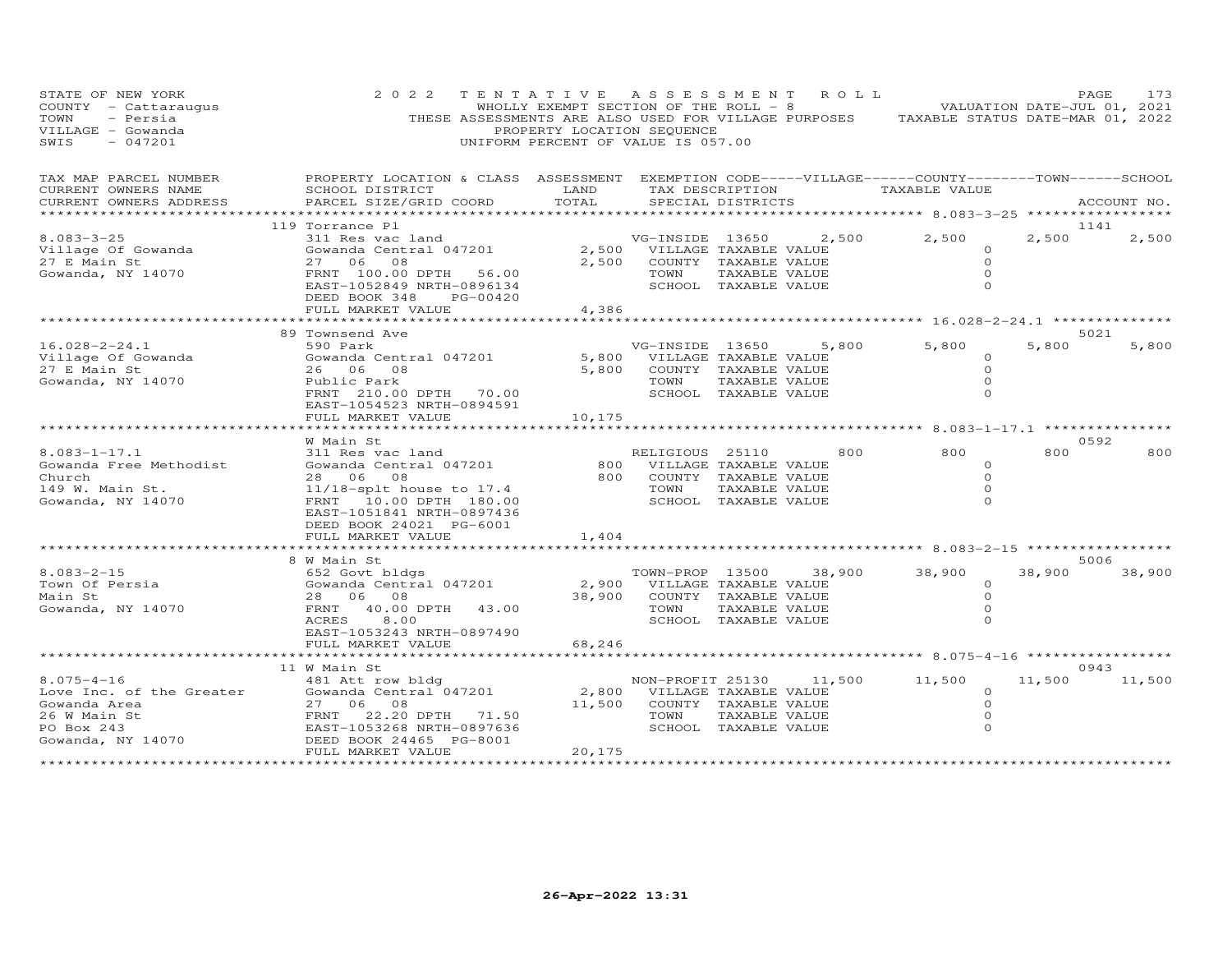STATE OF NEW YORK
COUNTY - Cattaraugus
TOWN - Persia
VILLAGE - Gowanda
SWIS - 047201

2022 TENTATIVE ASSESSMENT ROLL
WHOLLY EXEMPT SECTION OF THE ROLL - 8
THESE ASSESSMENTS ARE ALSO USED FOR VILLAGE PURPOSES
PROPERTY LOCATION SEQUENCE
UNIFORM PERCENT OF VALUE IS 057.00

VALUATION DATE-JUL 01, 2021
TAXABLE STATUS DATE-MAR 01, 2022

| TAX MAP PARCEL NUMBER / CURRENT OWNERS NAME / CURRENT OWNERS ADDRESS | PROPERTY LOCATION & CLASS / SCHOOL DISTRICT / PARCEL SIZE/GRID COORD | ASSESSMENT LAND | TOTAL | EXEMPTION CODE / TAX DESCRIPTION / SPECIAL DISTRICTS | VILLAGE | COUNTY | TOWN | SCHOOL | ACCOUNT NO. |
|---|---|---|---|---|---|---|---|---|---|
| **8.083-3-25** | 119 Torrance Pl | | | | | | | | 1141 |
| Village Of Gowanda | 311 Res vac land | | | VG-INSIDE 13650 | 2,500 | 2,500 | 2,500 | 2,500 | |
| 27 E Main St | Gowanda Central 047201 | 2,500 | | VILLAGE TAXABLE VALUE | 0 | | | | |
| Gowanda, NY 14070 | 27 06 08 | | 2,500 | COUNTY TAXABLE VALUE | | 0 | | | |
| | FRNT 100.00 DPTH 56.00 | | | TOWN TAXABLE VALUE | | | 0 | | |
| | EAST-1052849 NRTH-0896134 | | | SCHOOL TAXABLE VALUE | | | | 0 | |
| | DEED BOOK 348 PG-00420 | | | | | | | | |
| | FULL MARKET VALUE | | 4,386 | | | | | | |
| **16.028-2-24.1** | 89 Townsend Ave | | | | | | | | 5021 |
| Village Of Gowanda | 590 Park | | | VG-INSIDE 13650 | 5,800 | 5,800 | 5,800 | 5,800 | |
| 27 E Main St | Gowanda Central 047201 | 5,800 | | VILLAGE TAXABLE VALUE | 0 | | | | |
| Gowanda, NY 14070 | 26 06 08 | | 5,800 | COUNTY TAXABLE VALUE | | 0 | | | |
| | Public Park | | | TOWN TAXABLE VALUE | | | 0 | | |
| | FRNT 210.00 DPTH 70.00 | | | SCHOOL TAXABLE VALUE | | | | 0 | |
| | EAST-1054523 NRTH-0894591 | | | | | | | | |
| | FULL MARKET VALUE | | 10,175 | | | | | | |
| **8.083-1-17.1** | W Main St | | | | | | | | 0592 |
| Gowanda Free Methodist | 311 Res vac land | | | RELIGIOUS 25110 | 800 | 800 | 800 | 800 | |
| Church | Gowanda Central 047201 | 800 | | VILLAGE TAXABLE VALUE | 0 | | | | |
| 149 W. Main St. | 28 06 08 | | 800 | COUNTY TAXABLE VALUE | | 0 | | | |
| Gowanda, NY 14070 | 11/18-splt house to 17.4 | | | TOWN TAXABLE VALUE | | | 0 | | |
| | FRNT 10.00 DPTH 180.00 | | | SCHOOL TAXABLE VALUE | | | | 0 | |
| | EAST-1051841 NRTH-0897436 | | | | | | | | |
| | DEED BOOK 24021 PG-6001 | | | | | | | | |
| | FULL MARKET VALUE | | 1,404 | | | | | | |
| **8.083-2-15** | 8 W Main St | | | | | | | | 5006 |
| Town Of Persia | 652 Govt bldgs | | | TOWN-PROP 13500 | 38,900 | 38,900 | 38,900 | 38,900 | |
| Main St | Gowanda Central 047201 | 2,900 | | VILLAGE TAXABLE VALUE | 0 | | | | |
| Gowanda, NY 14070 | 28 06 08 | | 38,900 | COUNTY TAXABLE VALUE | | 0 | | | |
| | FRNT 40.00 DPTH 43.00 | | | TOWN TAXABLE VALUE | | | 0 | | |
| | ACRES 8.00 | | | SCHOOL TAXABLE VALUE | | | | 0 | |
| | EAST-1053243 NRTH-0897490 | | | | | | | | |
| | FULL MARKET VALUE | | 68,246 | | | | | | |
| **8.075-4-16** | 11 W Main St | | | | | | | | 0943 |
| Love Inc. of the Greater | 481 Att row bldg | | | NON-PROFIT 25130 | 11,500 | 11,500 | 11,500 | 11,500 | |
| Gowanda Area | Gowanda Central 047201 | 2,800 | | VILLAGE TAXABLE VALUE | 0 | | | | |
| 26 W Main St | 27 06 08 | | 11,500 | COUNTY TAXABLE VALUE | | 0 | | | |
| PO Box 243 | FRNT 22.20 DPTH 71.50 | | | TOWN TAXABLE VALUE | | | 0 | | |
| Gowanda, NY 14070 | EAST-1053268 NRTH-0897636 | | | SCHOOL TAXABLE VALUE | | | | 0 | |
| | DEED BOOK 24465 PG-8001 | | | | | | | | |
| | FULL MARKET VALUE | | 20,175 | | | | | | |

26-Apr-2022 13:31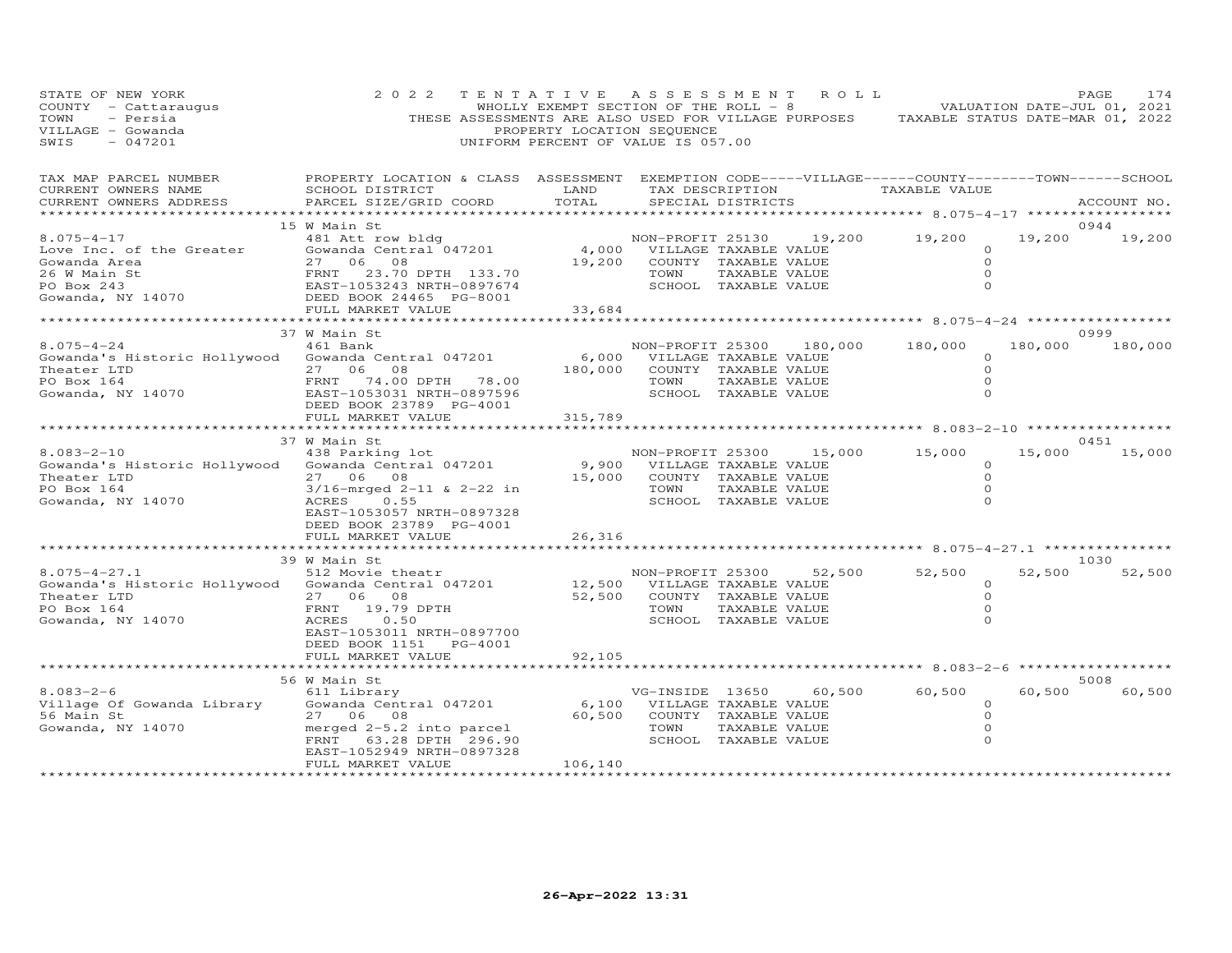STATE OF NEW YORK
COUNTY - Cattaraugus
TOWN - Persia
VILLAGE - Gowanda
SWIS - 047201

2 0 2 2 T E N T A T I V E A S S E S S M E N T R O L L
WHOLLY EXEMPT SECTION OF THE ROLL - 8
THESE ASSESSMENTS ARE ALSO USED FOR VILLAGE PURPOSES
PROPERTY LOCATION SEQUENCE
UNIFORM PERCENT OF VALUE IS 057.00

VALUATION DATE-JUL 01, 2021
TAXABLE STATUS DATE-MAR 01, 2022

| TAX MAP PARCEL NUMBER / CURRENT OWNERS NAME / CURRENT OWNERS ADDRESS | PROPERTY LOCATION & CLASS / SCHOOL DISTRICT / PARCEL SIZE/GRID COORD | ASSESSMENT LAND / TOTAL | EXEMPTION CODE / TAX DESCRIPTION / SPECIAL DISTRICTS | VILLAGE | COUNTY TAXABLE VALUE | TOWN | SCHOOL / ACCOUNT NO. |
|---|---|---|---|---|---|---|---|
| | 15 W Main St | | | | | | 0944 |
| 8.075-4-17 | 481 Att row bldg | | NON-PROFIT 25130 | 19,200 | 19,200 | 19,200 | 19,200 |
| Love Inc. of the Greater | Gowanda Central 047201 | 4,000 | VILLAGE TAXABLE VALUE | | 0 | | |
| Gowanda Area | 27 06 08 | 19,200 | COUNTY TAXABLE VALUE | | 0 | | |
| 26 W Main St | FRNT 23.70 DPTH 133.70 | | TOWN TAXABLE VALUE | | 0 | | |
| PO Box 243 | EAST-1053243 NRTH-0897674 | | SCHOOL TAXABLE VALUE | | 0 | | |
| Gowanda, NY 14070 | DEED BOOK 24465 PG-8001 | | | | | | |
| | FULL MARKET VALUE | 33,684 | | | | | |
| | 37 W Main St | | | | | | 0999 |
| 8.075-4-24 | 461 Bank | | NON-PROFIT 25300 | 180,000 | 180,000 | 180,000 | 180,000 |
| Gowanda's Historic Hollywood | Gowanda Central 047201 | 6,000 | VILLAGE TAXABLE VALUE | | 0 | | |
| Theater LTD | 27 06 08 | 180,000 | COUNTY TAXABLE VALUE | | 0 | | |
| PO Box 164 | FRNT 74.00 DPTH 78.00 | | TOWN TAXABLE VALUE | | 0 | | |
| Gowanda, NY 14070 | EAST-1053031 NRTH-0897596 | | SCHOOL TAXABLE VALUE | | 0 | | |
| | DEED BOOK 23789 PG-4001 | | | | | | |
| | FULL MARKET VALUE | 315,789 | | | | | |
| | 37 W Main St | | | | | | 0451 |
| 8.083-2-10 | 438 Parking lot | | NON-PROFIT 25300 | 15,000 | 15,000 | 15,000 | 15,000 |
| Gowanda's Historic Hollywood | Gowanda Central 047201 | 9,900 | VILLAGE TAXABLE VALUE | | 0 | | |
| Theater LTD | 27 06 08 | 15,000 | COUNTY TAXABLE VALUE | | 0 | | |
| PO Box 164 | 3/16-mrged 2-11 & 2-22 in | | TOWN TAXABLE VALUE | | 0 | | |
| Gowanda, NY 14070 | ACRES 0.55 | | SCHOOL TAXABLE VALUE | | 0 | | |
| | EAST-1053057 NRTH-0897328 | | | | | | |
| | DEED BOOK 23789 PG-4001 | | | | | | |
| | FULL MARKET VALUE | 26,316 | | | | | |
| | 39 W Main St | | | | | | 1030 |
| 8.075-4-27.1 | 512 Movie theatr | | NON-PROFIT 25300 | 52,500 | 52,500 | 52,500 | 52,500 |
| Gowanda's Historic Hollywood | Gowanda Central 047201 | 12,500 | VILLAGE TAXABLE VALUE | | 0 | | |
| Theater LTD | 27 06 08 | 52,500 | COUNTY TAXABLE VALUE | | 0 | | |
| PO Box 164 | FRNT 19.79 DPTH | | TOWN TAXABLE VALUE | | 0 | | |
| Gowanda, NY 14070 | ACRES 0.50 | | SCHOOL TAXABLE VALUE | | 0 | | |
| | EAST-1053011 NRTH-0897700 | | | | | | |
| | DEED BOOK 1151 PG-4001 | | | | | | |
| | FULL MARKET VALUE | 92,105 | | | | | |
| | 56 W Main St | | | | | | 5008 |
| 8.083-2-6 | 611 Library | | VG-INSIDE 13650 | 60,500 | 60,500 | 60,500 | 60,500 |
| Village Of Gowanda Library | Gowanda Central 047201 | 6,100 | VILLAGE TAXABLE VALUE | | 0 | | |
| 56 Main St | 27 06 08 | 60,500 | COUNTY TAXABLE VALUE | | 0 | | |
| Gowanda, NY 14070 | merged 2-5.2 into parcel | | TOWN TAXABLE VALUE | | 0 | | |
| | FRNT 63.28 DPTH 296.90 | | SCHOOL TAXABLE VALUE | | 0 | | |
| | EAST-1052949 NRTH-0897328 | | | | | | |
| | FULL MARKET VALUE | 106,140 | | | | | |

26-Apr-2022 13:31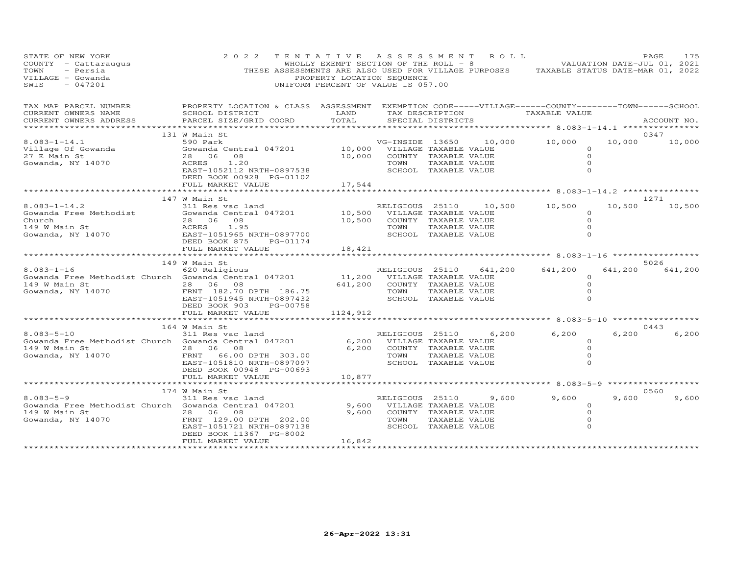STATE OF NEW YORK
COUNTY - Cattaraugus
TOWN - Persia
VILLAGE - Gowanda
SWIS - 047201

2022 TENTATIVE ASSESSMENT ROLL
WHOLLY EXEMPT SECTION OF THE ROLL - 8
THESE ASSESSMENTS ARE ALSO USED FOR VILLAGE PURPOSES
PROPERTY LOCATION SEQUENCE
UNIFORM PERCENT OF VALUE IS 057.00

VALUATION DATE-JUL 01, 2021
TAXABLE STATUS DATE-MAR 01, 2022

| TAX MAP PARCEL NUMBER / CURRENT OWNERS NAME / CURRENT OWNERS ADDRESS | PROPERTY LOCATION & CLASS / SCHOOL DISTRICT / PARCEL SIZE/GRID COORD | ASSESSMENT LAND / TOTAL | EXEMPTION CODE / TAX DESCRIPTION / SPECIAL DISTRICTS | VILLAGE | COUNTY | TOWN | SCHOOL | ACCOUNT NO. |
|---|---|---|---|---|---|---|---|---|
| 8.083-1-14.1 | 131 W Main St | | | | | | | 0347 |
| Village Of Gowanda | 590 Park | | VG-INSIDE 13650 | 10,000 | 10,000 | 10,000 | 10,000 | |
| 27 E Main St | Gowanda Central 047201 | 10,000 | VILLAGE TAXABLE VALUE | 0 | | | | |
| Gowanda, NY 14070 | 28 06 08 | 10,000 | COUNTY TAXABLE VALUE | | 0 | | | |
| | ACRES 1.20 | | TOWN TAXABLE VALUE | | | 0 | | |
| | EAST-1052112 NRTH-0897538 | | SCHOOL TAXABLE VALUE | | | | 0 | |
| | DEED BOOK 00928 PG-01102 | | | | | | | |
| | FULL MARKET VALUE | 17,544 | | | | | | |
| 8.083-1-14.2 | 147 W Main St | | | | | | | 1271 |
| Gowanda Free Methodist | 311 Res vac land | | RELIGIOUS 25110 | 10,500 | 10,500 | 10,500 | 10,500 | |
| Church | Gowanda Central 047201 | 10,500 | VILLAGE TAXABLE VALUE | 0 | | | | |
| 149 W Main St | 28 06 08 | 10,500 | COUNTY TAXABLE VALUE | | 0 | | | |
| Gowanda, NY 14070 | ACRES 1.95 | | TOWN TAXABLE VALUE | | | 0 | | |
| | EAST-1051965 NRTH-0897700 | | SCHOOL TAXABLE VALUE | | | | 0 | |
| | DEED BOOK 875 PG-01174 | | | | | | | |
| | FULL MARKET VALUE | 18,421 | | | | | | |
| 8.083-1-16 | 149 W Main St | | | | | | | 5026 |
| Gowanda Free Methodist Church | 620 Religious | | RELIGIOUS 25110 | 641,200 | 641,200 | 641,200 | 641,200 | |
| 149 W Main St | Gowanda Central 047201 | 11,200 | VILLAGE TAXABLE VALUE | 0 | | | | |
| Gowanda, NY 14070 | 28 06 08 | 641,200 | COUNTY TAXABLE VALUE | | 0 | | | |
| | FRNT 182.70 DPTH 186.75 | | TOWN TAXABLE VALUE | | | 0 | | |
| | EAST-1051945 NRTH-0897432 | | SCHOOL TAXABLE VALUE | | | | 0 | |
| | DEED BOOK 903 PG-00758 | | | | | | | |
| | FULL MARKET VALUE | 1124,912 | | | | | | |
| 8.083-5-10 | 164 W Main St | | | | | | | 0443 |
| Gowanda Free Methodist Church | 311 Res vac land | | RELIGIOUS 25110 | 6,200 | 6,200 | 6,200 | 6,200 | |
| 149 W Main St | Gowanda Central 047201 | 6,200 | VILLAGE TAXABLE VALUE | 0 | | | | |
| Gowanda, NY 14070 | 28 06 08 | 6,200 | COUNTY TAXABLE VALUE | | 0 | | | |
| | FRNT 66.00 DPTH 303.00 | | TOWN TAXABLE VALUE | | | 0 | | |
| | EAST-1051810 NRTH-0897097 | | SCHOOL TAXABLE VALUE | | | | 0 | |
| | DEED BOOK 00948 PG-00693 | | | | | | | |
| | FULL MARKET VALUE | 10,877 | | | | | | |
| 8.083-5-9 | 174 W Main St | | | | | | | 0560 |
| Gowanda Free Methodist Church | 311 Res vac land | | RELIGIOUS 25110 | 9,600 | 9,600 | 9,600 | 9,600 | |
| 149 W Main St | Gowanda Central 047201 | 9,600 | VILLAGE TAXABLE VALUE | 0 | | | | |
| Gowanda, NY 14070 | 28 06 08 | 9,600 | COUNTY TAXABLE VALUE | | 0 | | | |
| | FRNT 129.00 DPTH 202.00 | | TOWN TAXABLE VALUE | | | 0 | | |
| | EAST-1051721 NRTH-0897138 | | SCHOOL TAXABLE VALUE | | | | 0 | |
| | DEED BOOK 11367 PG-8002 | | | | | | | |
| | FULL MARKET VALUE | 16,842 | | | | | | |

26-Apr-2022 13:31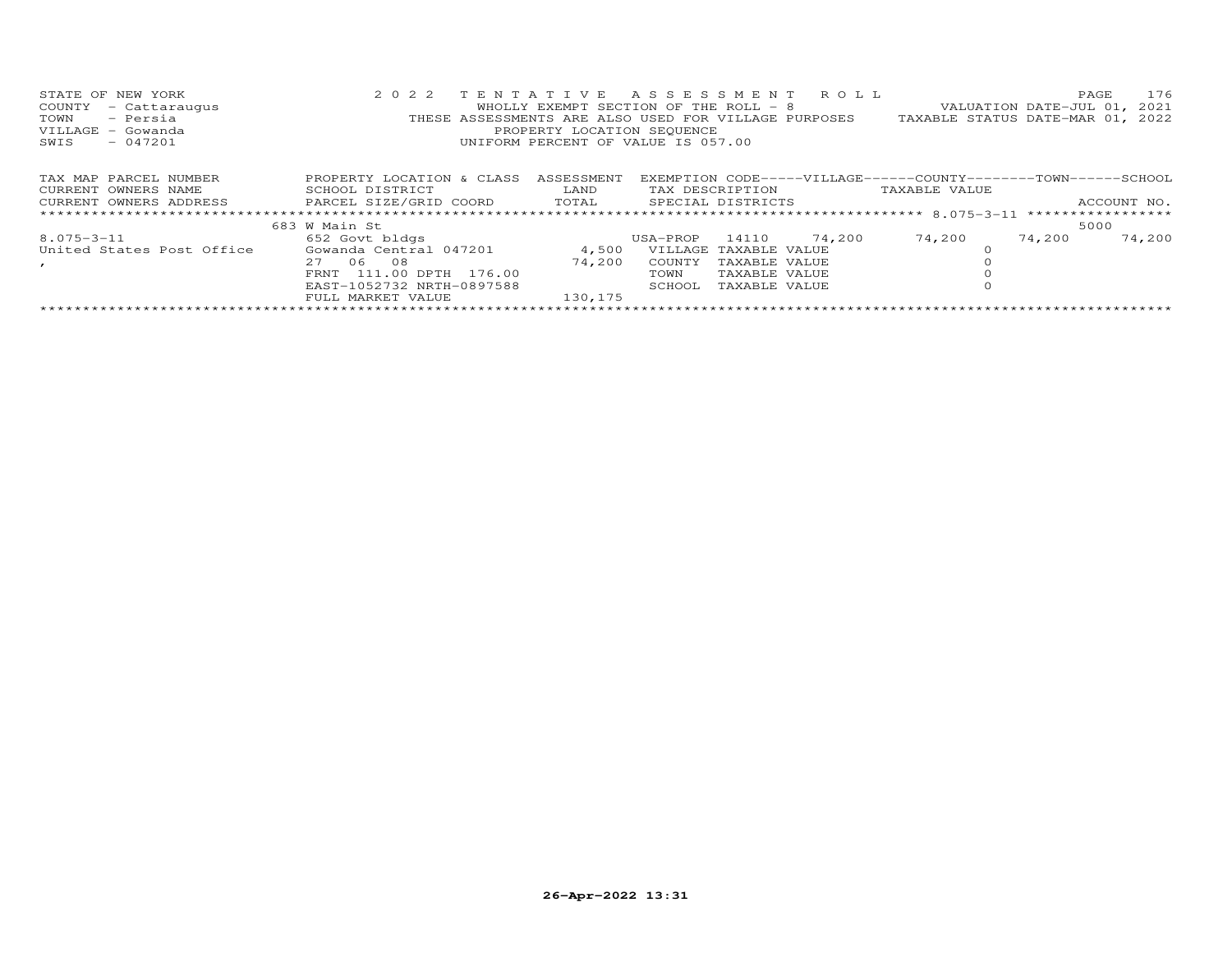STATE OF NEW YORK
COUNTY - Cattaraugus
TOWN - Persia
VILLAGE - Gowanda
SWIS - 047201

2022 TENTATIVE ASSESSMENT ROLL
WHOLLY EXEMPT SECTION OF THE ROLL - 8
THESE ASSESSMENTS ARE ALSO USED FOR VILLAGE PURPOSES
PROPERTY LOCATION SEQUENCE
UNIFORM PERCENT OF VALUE IS 057.00

VALUATION DATE-JUL 01, 2021
TAXABLE STATUS DATE-MAR 01, 2022

| TAX MAP PARCEL NUMBER / CURRENT OWNERS NAME / CURRENT OWNERS ADDRESS | PROPERTY LOCATION & CLASS / SCHOOL DISTRICT / PARCEL SIZE/GRID COORD | ASSESSMENT LAND / TOTAL | EXEMPTION CODE / TAX DESCRIPTION / SPECIAL DISTRICTS | | VILLAGE | COUNTY / TAXABLE VALUE | TOWN | SCHOOL / ACCOUNT NO. |
|---|---|---|---|---|---|---|---|---|
| 8.075-3-11 | 683 W Main St | | | | | | | 5000 |
| 8.075-3-11 | 652 Govt bldgs | | USA-PROP 14110 | | 74,200 | 74,200 | 74,200 | 74,200 |
| United States Post Office | Gowanda Central 047201 | 4,500 | VILLAGE TAXABLE VALUE | | | 0 | | |
| , | 27 06 08 | 74,200 | COUNTY TAXABLE VALUE | | | 0 | | |
| | FRNT 111.00 DPTH 176.00 | | TOWN TAXABLE VALUE | | | 0 | | |
| | EAST-1052732 NRTH-0897588 | | SCHOOL TAXABLE VALUE | | | 0 | | |
| | FULL MARKET VALUE | 130,175 | | | | | | |

26-Apr-2022 13:31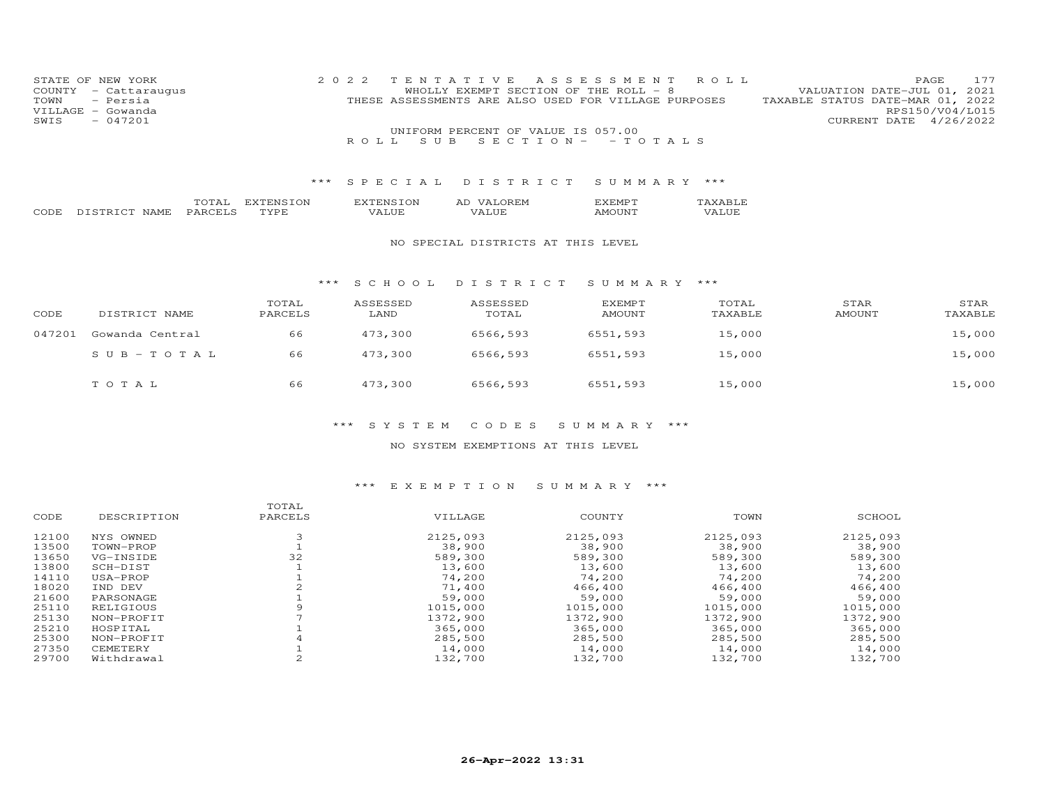STATE OF NEW YORK
COUNTY - Cattaraugus
TOWN - Persia
VILLAGE - Gowanda
SWIS - 047201

2022 TENTATIVE ASSESSMENT ROLL
WHOLLY EXEMPT SECTION OF THE ROLL - 8
THESE ASSESSMENTS ARE ALSO USED FOR VILLAGE PURPOSES

VALUATION DATE-JUL 01, 2021
TAXABLE STATUS DATE-MAR 01, 2022
RPS150/V04/L015
CURRENT DATE 4/26/2022

UNIFORM PERCENT OF VALUE IS 057.00

ROLL SUB SECTION- - TOTALS

## *** SPECIAL DISTRICT SUMMARY ***

| CODE | DISTRICT NAME | TOTAL PARCELS | EXTENSION TYPE | EXTENSION VALUE | AD VALOREM VALUE | EXEMPT AMOUNT | TAXABLE VALUE |
|---|---|---|---|---|---|---|---|

NO SPECIAL DISTRICTS AT THIS LEVEL

## *** SCHOOL DISTRICT SUMMARY ***

| CODE | DISTRICT NAME | TOTAL PARCELS | ASSESSED LAND | ASSESSED TOTAL | EXEMPT AMOUNT | TOTAL TAXABLE | STAR AMOUNT | STAR TAXABLE |
|---|---|---|---|---|---|---|---|---|
| 047201 | Gowanda Central | 66 | 473,300 | 6566,593 | 6551,593 | 15,000 | | 15,000 |
| | SUB-TOTAL | 66 | 473,300 | 6566,593 | 6551,593 | 15,000 | | 15,000 |
| | TOTAL | 66 | 473,300 | 6566,593 | 6551,593 | 15,000 | | 15,000 |

## *** SYSTEM CODES SUMMARY ***

NO SYSTEM EXEMPTIONS AT THIS LEVEL

## *** EXEMPTION SUMMARY ***

| CODE | DESCRIPTION | TOTAL PARCELS | VILLAGE | COUNTY | TOWN | SCHOOL |
|---|---|---|---|---|---|---|
| 12100 | NYS OWNED | 3 | 2125,093 | 2125,093 | 2125,093 | 2125,093 |
| 13500 | TOWN-PROP | 1 | 38,900 | 38,900 | 38,900 | 38,900 |
| 13650 | VG-INSIDE | 32 | 589,300 | 589,300 | 589,300 | 589,300 |
| 13800 | SCH-DIST | 1 | 13,600 | 13,600 | 13,600 | 13,600 |
| 14110 | USA-PROP | 1 | 74,200 | 74,200 | 74,200 | 74,200 |
| 18020 | IND DEV | 2 | 71,400 | 466,400 | 466,400 | 466,400 |
| 21600 | PARSONAGE | 1 | 59,000 | 59,000 | 59,000 | 59,000 |
| 25110 | RELIGIOUS | 9 | 1015,000 | 1015,000 | 1015,000 | 1015,000 |
| 25130 | NON-PROFIT | 7 | 1372,900 | 1372,900 | 1372,900 | 1372,900 |
| 25210 | HOSPITAL | 1 | 365,000 | 365,000 | 365,000 | 365,000 |
| 25300 | NON-PROFIT | 4 | 285,500 | 285,500 | 285,500 | 285,500 |
| 27350 | CEMETERY | 1 | 14,000 | 14,000 | 14,000 | 14,000 |
| 29700 | Withdrawal | 2 | 132,700 | 132,700 | 132,700 | 132,700 |

26-Apr-2022 13:31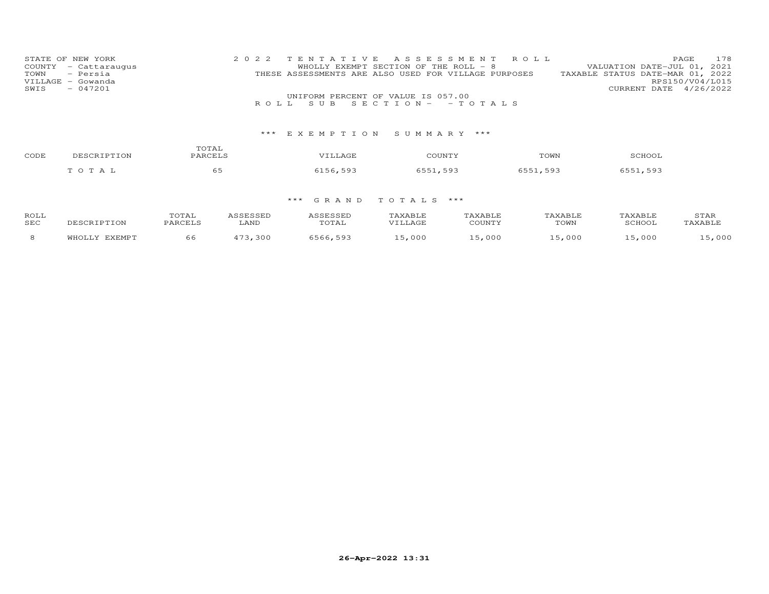STATE OF NEW YORK
COUNTY - Cattaraugus
TOWN - Persia
VILLAGE - Gowanda
SWIS - 047201

2022 TENTATIVE ASSESSMENT ROLL
WHOLLY EXEMPT SECTION OF THE ROLL - 8
THESE ASSESSMENTS ARE ALSO USED FOR VILLAGE PURPOSES

VALUATION DATE-JUL 01, 2021
TAXABLE STATUS DATE-MAR 01, 2022
RPS150/V04/L015
CURRENT DATE 4/26/2022

UNIFORM PERCENT OF VALUE IS 057.00

ROLL SUB SECTION - - TOTALS

### *** EXEMPTION SUMMARY ***

| CODE | DESCRIPTION | TOTAL PARCELS | VILLAGE | COUNTY | TOWN | SCHOOL |
|---|---|---|---|---|---|---|
| | TOTAL | 65 | 6156,593 | 6551,593 | 6551,593 | 6551,593 |

### *** GRAND TOTALS ***

| ROLL SEC | DESCRIPTION | TOTAL PARCELS | ASSESSED LAND | ASSESSED TOTAL | TAXABLE VILLAGE | TAXABLE COUNTY | TAXABLE TOWN | TAXABLE SCHOOL | STAR TAXABLE |
|---|---|---|---|---|---|---|---|---|---|
| 8 | WHOLLY EXEMPT | 66 | 473,300 | 6566,593 | 15,000 | 15,000 | 15,000 | 15,000 | 15,000 |

26-Apr-2022 13:31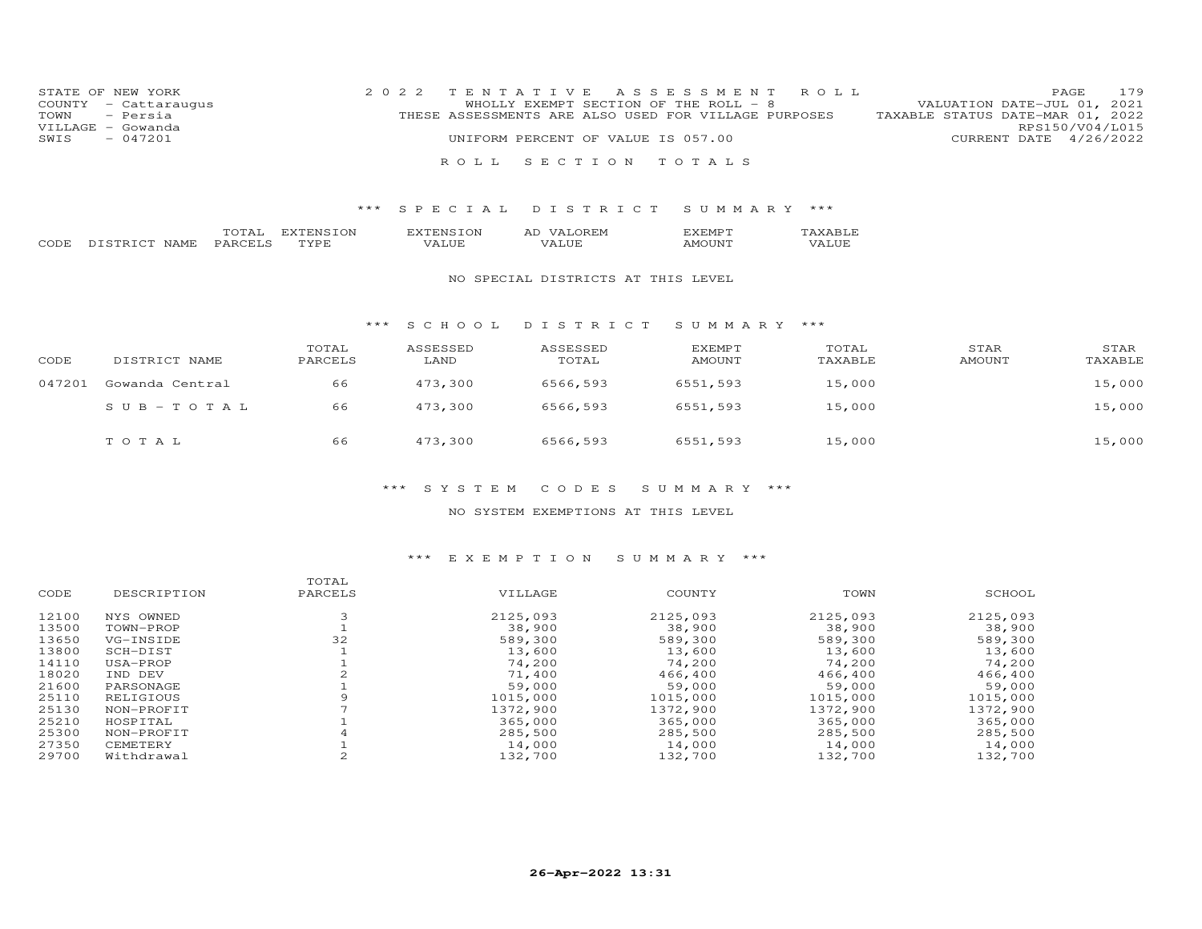STATE OF NEW YORK
COUNTY - Cattaraugus
TOWN - Persia
VILLAGE - Gowanda
SWIS - 047201

2022 TENTATIVE ASSESSMENT ROLL
WHOLLY EXEMPT SECTION OF THE ROLL - 8
THESE ASSESSMENTS ARE ALSO USED FOR VILLAGE PURPOSES
UNIFORM PERCENT OF VALUE IS 057.00

VALUATION DATE-JUL 01, 2021
TAXABLE STATUS DATE-MAR 01, 2022
RPS150/V04/L015
CURRENT DATE 4/26/2022

ROLL SECTION TOTALS

## *** SPECIAL DISTRICT SUMMARY ***

| CODE | DISTRICT NAME | TOTAL PARCELS | EXTENSION TYPE | EXTENSION VALUE | AD VALOREM VALUE | EXEMPT AMOUNT | TAXABLE VALUE |
|---|---|---|---|---|---|---|---|

NO SPECIAL DISTRICTS AT THIS LEVEL

## *** SCHOOL DISTRICT SUMMARY ***

| CODE | DISTRICT NAME | TOTAL PARCELS | ASSESSED LAND | ASSESSED TOTAL | EXEMPT AMOUNT | TOTAL TAXABLE | STAR AMOUNT | STAR TAXABLE |
|---|---|---|---|---|---|---|---|---|
| 047201 | Gowanda Central | 66 | 473,300 | 6566,593 | 6551,593 | 15,000 | | 15,000 |
| | SUB-TOTAL | 66 | 473,300 | 6566,593 | 6551,593 | 15,000 | | 15,000 |
| | TOTAL | 66 | 473,300 | 6566,593 | 6551,593 | 15,000 | | 15,000 |

## *** SYSTEM CODES SUMMARY ***

NO SYSTEM EXEMPTIONS AT THIS LEVEL

## *** EXEMPTION SUMMARY ***

| CODE | DESCRIPTION | TOTAL PARCELS | VILLAGE | COUNTY | TOWN | SCHOOL |
|---|---|---|---|---|---|---|
| 12100 | NYS OWNED | 3 | 2125,093 | 2125,093 | 2125,093 | 2125,093 |
| 13500 | TOWN-PROP | 1 | 38,900 | 38,900 | 38,900 | 38,900 |
| 13650 | VG-INSIDE | 32 | 589,300 | 589,300 | 589,300 | 589,300 |
| 13800 | SCH-DIST | 1 | 13,600 | 13,600 | 13,600 | 13,600 |
| 14110 | USA-PROP | 1 | 74,200 | 74,200 | 74,200 | 74,200 |
| 18020 | IND DEV | 2 | 71,400 | 466,400 | 466,400 | 466,400 |
| 21600 | PARSONAGE | 1 | 59,000 | 59,000 | 59,000 | 59,000 |
| 25110 | RELIGIOUS | 9 | 1015,000 | 1015,000 | 1015,000 | 1015,000 |
| 25130 | NON-PROFIT | 7 | 1372,900 | 1372,900 | 1372,900 | 1372,900 |
| 25210 | HOSPITAL | 1 | 365,000 | 365,000 | 365,000 | 365,000 |
| 25300 | NON-PROFIT | 4 | 285,500 | 285,500 | 285,500 | 285,500 |
| 27350 | CEMETERY | 1 | 14,000 | 14,000 | 14,000 | 14,000 |
| 29700 | Withdrawal | 2 | 132,700 | 132,700 | 132,700 | 132,700 |

26-Apr-2022 13:31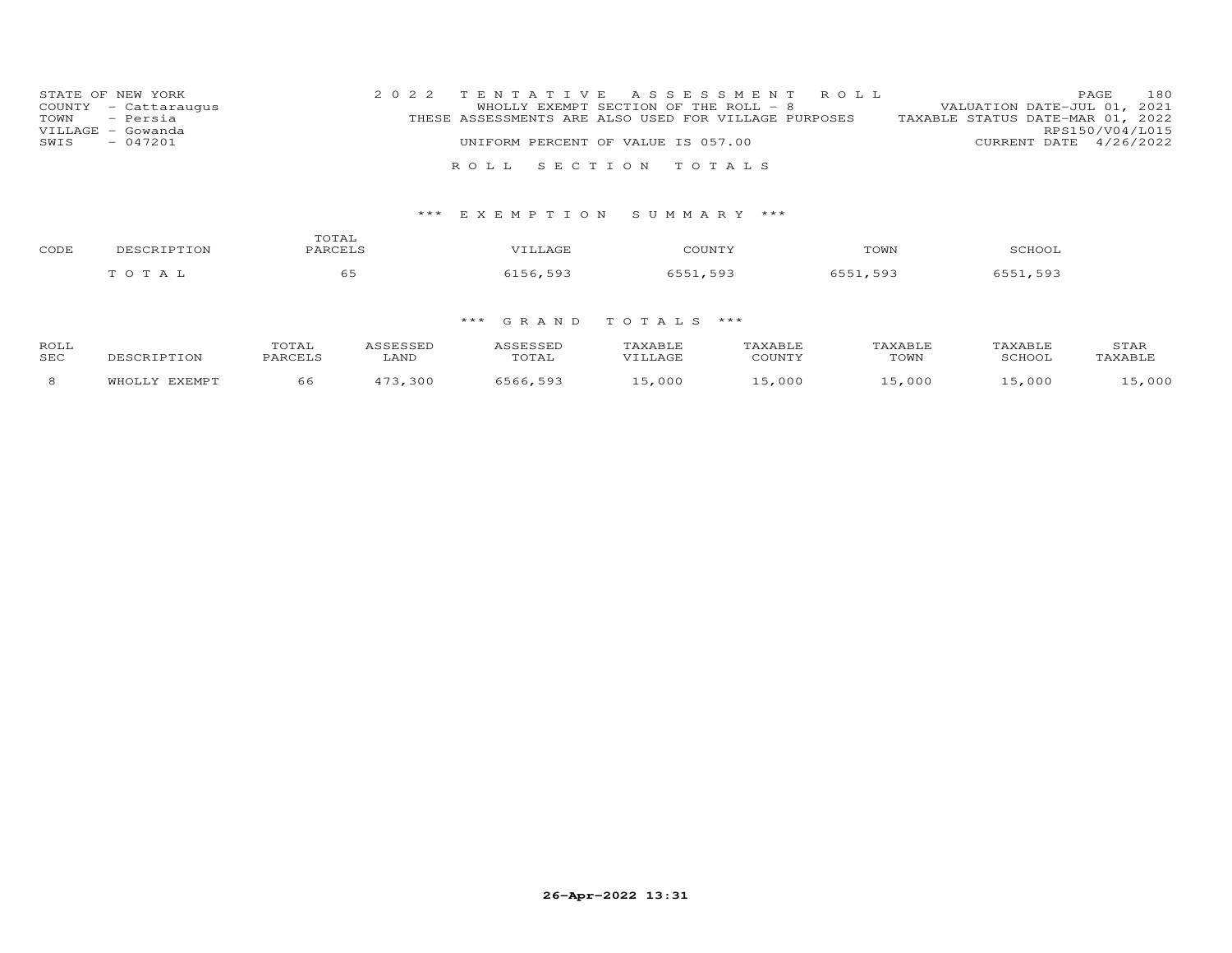STATE OF NEW YORK
COUNTY - Cattaraugus
TOWN - Persia
VILLAGE - Gowanda
SWIS - 047201

2022 TENTATIVE ASSESSMENT ROLL
WHOLLY EXEMPT SECTION OF THE ROLL - 8
THESE ASSESSMENTS ARE ALSO USED FOR VILLAGE PURPOSES
UNIFORM PERCENT OF VALUE IS 057.00

VALUATION DATE-JUL 01, 2021
TAXABLE STATUS DATE-MAR 01, 2022
RPS150/V04/L015
CURRENT DATE 4/26/2022

## ROLL SECTION TOTALS

### *** EXEMPTION SUMMARY ***

| CODE | DESCRIPTION | TOTAL PARCELS | VILLAGE | COUNTY | TOWN | SCHOOL |
|---|---|---|---|---|---|---|
| | TOTAL | 65 | 6156,593 | 6551,593 | 6551,593 | 6551,593 |

### *** GRAND TOTALS ***

| ROLL SEC | DESCRIPTION | TOTAL PARCELS | ASSESSED LAND | ASSESSED TOTAL | TAXABLE VILLAGE | TAXABLE COUNTY | TAXABLE TOWN | TAXABLE SCHOOL | STAR TAXABLE |
|---|---|---|---|---|---|---|---|---|---|
| 8 | WHOLLY EXEMPT | 66 | 473,300 | 6566,593 | 15,000 | 15,000 | 15,000 | 15,000 | 15,000 |

26-Apr-2022 13:31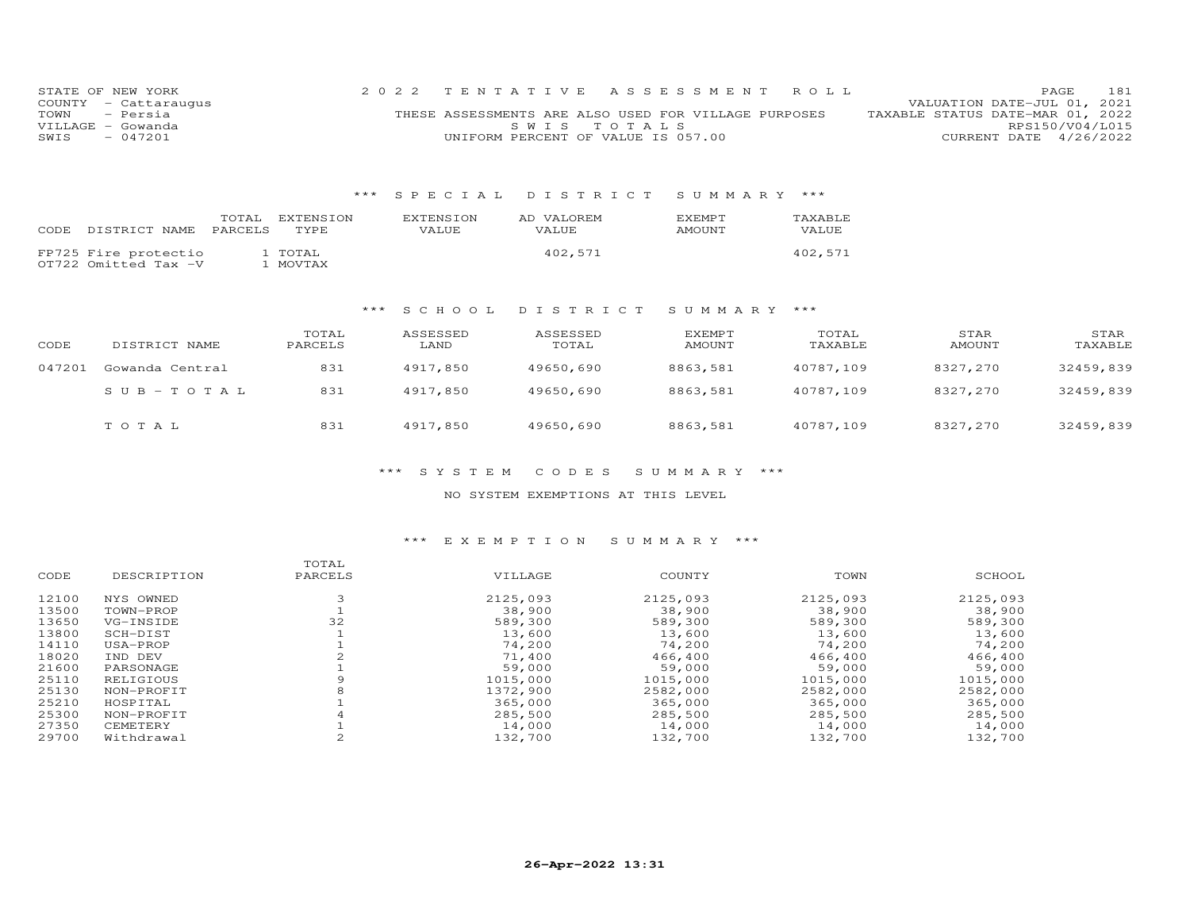STATE OF NEW YORK
COUNTY - Cattaraugus
TOWN - Persia
VILLAGE - Gowanda
SWIS - 047201

2022 TENTATIVE ASSESSMENT ROLL
THESE ASSESSMENTS ARE ALSO USED FOR VILLAGE PURPOSES
SWIS TOTALS
UNIFORM PERCENT OF VALUE IS 057.00

VALUATION DATE-JUL 01, 2021
TAXABLE STATUS DATE-MAR 01, 2022
RPS150/V04/L015
CURRENT DATE 4/26/2022

### *** SPECIAL DISTRICT SUMMARY ***

| CODE | DISTRICT NAME | TOTAL PARCELS | EXTENSION TYPE | EXTENSION VALUE | AD VALOREM VALUE | EXEMPT AMOUNT | TAXABLE VALUE |
|---|---|---|---|---|---|---|---|
| FP725 | Fire protectio | | 1 TOTAL | | 402,571 | | 402,571 |
| OT722 | Omitted Tax -V | | 1 MOVTAX | | | | |

### *** SCHOOL DISTRICT SUMMARY ***

| CODE | DISTRICT NAME | TOTAL PARCELS | ASSESSED LAND | ASSESSED TOTAL | EXEMPT AMOUNT | TOTAL TAXABLE | STAR AMOUNT | STAR TAXABLE |
|---|---|---|---|---|---|---|---|---|
| 047201 | Gowanda Central | 831 | 4917,850 | 49650,690 | 8863,581 | 40787,109 | 8327,270 | 32459,839 |
| | SUB-TOTAL | 831 | 4917,850 | 49650,690 | 8863,581 | 40787,109 | 8327,270 | 32459,839 |
| | TOTAL | 831 | 4917,850 | 49650,690 | 8863,581 | 40787,109 | 8327,270 | 32459,839 |

### *** SYSTEM CODES SUMMARY ***

NO SYSTEM EXEMPTIONS AT THIS LEVEL

### *** EXEMPTION SUMMARY ***

| CODE | DESCRIPTION | TOTAL PARCELS | VILLAGE | COUNTY | TOWN | SCHOOL |
|---|---|---|---|---|---|---|
| 12100 | NYS OWNED | 3 | 2125,093 | 2125,093 | 2125,093 | 2125,093 |
| 13500 | TOWN-PROP | 1 | 38,900 | 38,900 | 38,900 | 38,900 |
| 13650 | VG-INSIDE | 32 | 589,300 | 589,300 | 589,300 | 589,300 |
| 13800 | SCH-DIST | 1 | 13,600 | 13,600 | 13,600 | 13,600 |
| 14110 | USA-PROP | 1 | 74,200 | 74,200 | 74,200 | 74,200 |
| 18020 | IND DEV | 2 | 71,400 | 466,400 | 466,400 | 466,400 |
| 21600 | PARSONAGE | 1 | 59,000 | 59,000 | 59,000 | 59,000 |
| 25110 | RELIGIOUS | 9 | 1015,000 | 1015,000 | 1015,000 | 1015,000 |
| 25130 | NON-PROFIT | 8 | 1372,900 | 2582,000 | 2582,000 | 2582,000 |
| 25210 | HOSPITAL | 1 | 365,000 | 365,000 | 365,000 | 365,000 |
| 25300 | NON-PROFIT | 4 | 285,500 | 285,500 | 285,500 | 285,500 |
| 27350 | CEMETERY | 1 | 14,000 | 14,000 | 14,000 | 14,000 |
| 29700 | Withdrawal | 2 | 132,700 | 132,700 | 132,700 | 132,700 |

26-Apr-2022 13:31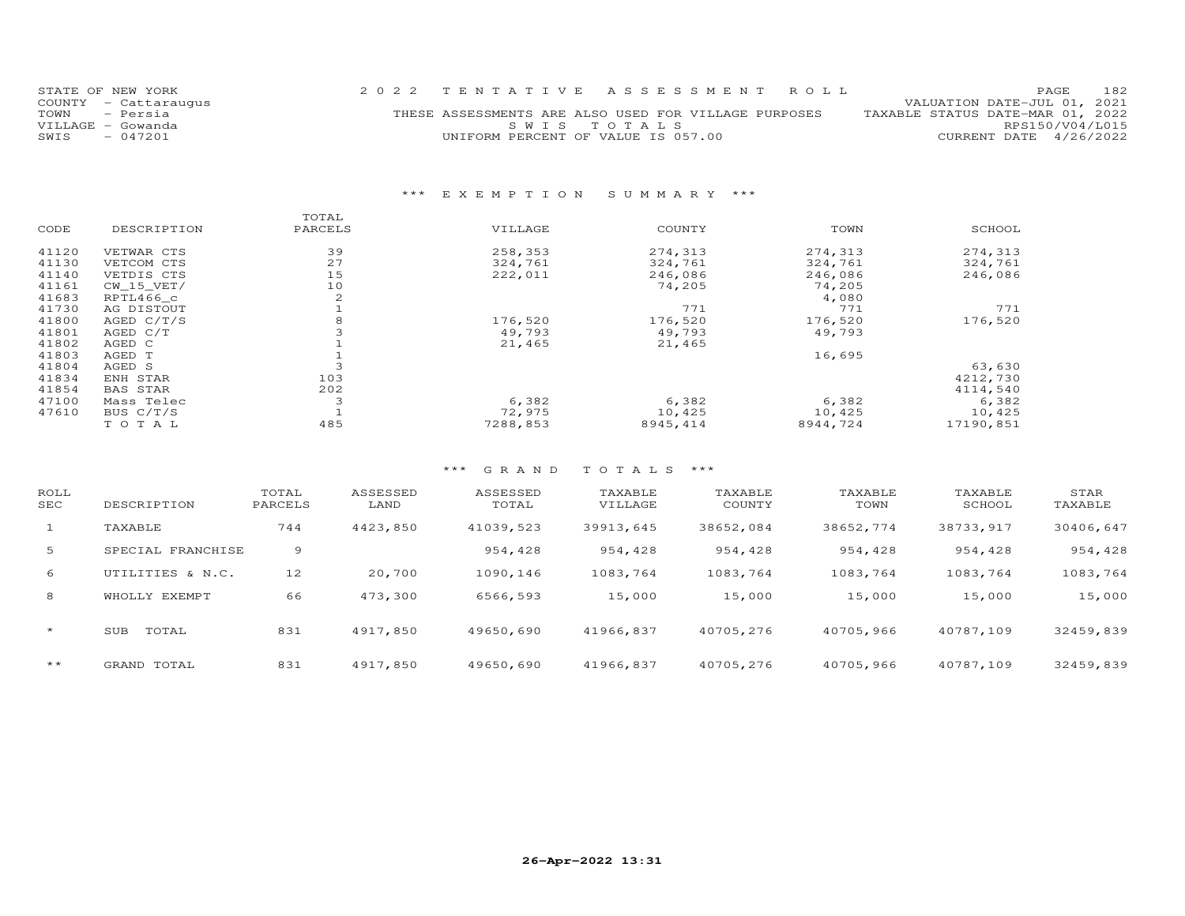STATE OF NEW YORK
COUNTY - Cattaraugus
TOWN - Persia
VILLAGE - Gowanda
SWIS - 047201

2022 TENTATIVE ASSESSMENT ROLL
THESE ASSESSMENTS ARE ALSO USED FOR VILLAGE PURPOSES
SWIS TOTALS
UNIFORM PERCENT OF VALUE IS 057.00

VALUATION DATE-JUL 01, 2021
TAXABLE STATUS DATE-MAR 01, 2022
RPS150/V04/L015
CURRENT DATE 4/26/2022

### *** EXEMPTION SUMMARY ***

| CODE | DESCRIPTION | TOTAL PARCELS | VILLAGE | COUNTY | TOWN | SCHOOL |
|---|---|---|---|---|---|---|
| 41120 | VETWAR CTS | 39 | 258,353 | 274,313 | 274,313 | 274,313 |
| 41130 | VETCOM CTS | 27 | 324,761 | 324,761 | 324,761 | 324,761 |
| 41140 | VETDIS CTS | 15 | 222,011 | 246,086 | 246,086 | 246,086 |
| 41161 | CW_15_VET/ | 10 | | 74,205 | 74,205 | |
| 41683 | RPTL466_c | 2 | | | 4,080 | |
| 41730 | AG DISTOUT | 1 | | 771 | 771 | 771 |
| 41800 | AGED C/T/S | 8 | 176,520 | 176,520 | 176,520 | 176,520 |
| 41801 | AGED C/T | 3 | 49,793 | 49,793 | 49,793 | |
| 41802 | AGED C | 1 | 21,465 | 21,465 | | |
| 41803 | AGED T | 1 | | | 16,695 | |
| 41804 | AGED S | 3 | | | | 63,630 |
| 41834 | ENH STAR | 103 | | | | 4212,730 |
| 41854 | BAS STAR | 202 | | | | 4114,540 |
| 47100 | Mass Telec | 3 | 6,382 | 6,382 | 6,382 | 6,382 |
| 47610 | BUS C/T/S | 1 | 72,975 | 10,425 | 10,425 | 10,425 |
| | TOTAL | 485 | 7288,853 | 8945,414 | 8944,724 | 17190,851 |

### *** GRAND TOTALS ***

| ROLL SEC | DESCRIPTION | TOTAL PARCELS | ASSESSED LAND | ASSESSED TOTAL | TAXABLE VILLAGE | TAXABLE COUNTY | TAXABLE TOWN | TAXABLE SCHOOL | STAR TAXABLE |
|---|---|---|---|---|---|---|---|---|---|
| 1 | TAXABLE | 744 | 4423,850 | 41039,523 | 39913,645 | 38652,084 | 38652,774 | 38733,917 | 30406,647 |
| 5 | SPECIAL FRANCHISE | 9 | | 954,428 | 954,428 | 954,428 | 954,428 | 954,428 | 954,428 |
| 6 | UTILITIES & N.C. | 12 | 20,700 | 1090,146 | 1083,764 | 1083,764 | 1083,764 | 1083,764 | 1083,764 |
| 8 | WHOLLY EXEMPT | 66 | 473,300 | 6566,593 | 15,000 | 15,000 | 15,000 | 15,000 | 15,000 |
| * | SUB TOTAL | 831 | 4917,850 | 49650,690 | 41966,837 | 40705,276 | 40705,966 | 40787,109 | 32459,839 |
| ** | GRAND TOTAL | 831 | 4917,850 | 49650,690 | 41966,837 | 40705,276 | 40705,966 | 40787,109 | 32459,839 |

26-Apr-2022 13:31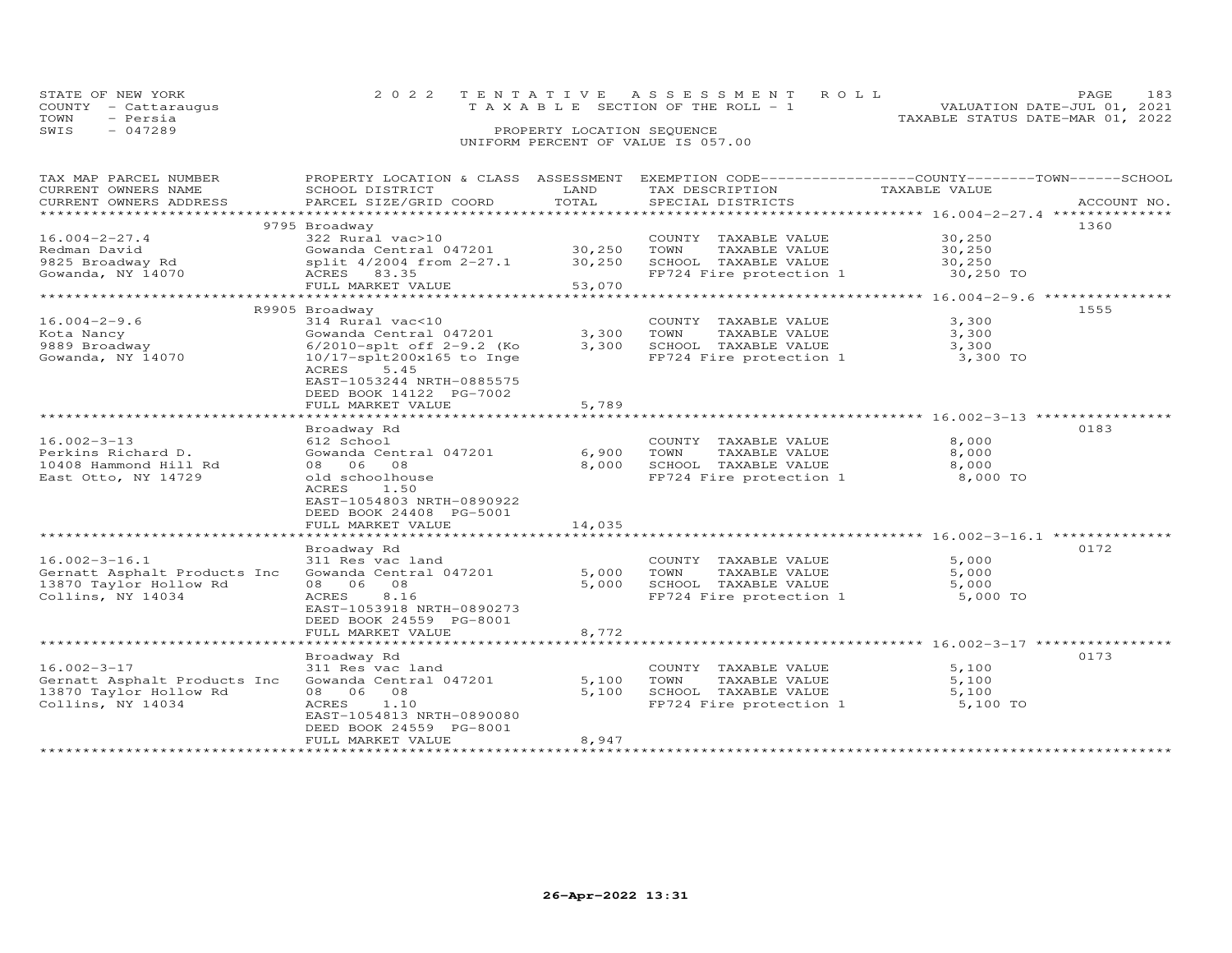STATE OF NEW YORK
COUNTY - Cattaraugus
TOWN - Persia
SWIS - 047289

2022 TENTATIVE ASSESSMENT ROLL
TAXABLE SECTION OF THE ROLL - 1
PROPERTY LOCATION SEQUENCE
UNIFORM PERCENT OF VALUE IS 057.00

VALUATION DATE-JUL 01, 2021
TAXABLE STATUS DATE-MAR 01, 2022

| TAX MAP PARCEL NUMBER / CURRENT OWNERS NAME / CURRENT OWNERS ADDRESS | PROPERTY LOCATION & CLASS / SCHOOL DISTRICT / PARCEL SIZE/GRID COORD | ASSESSMENT LAND / TOTAL | EXEMPTION CODE / TAX DESCRIPTION / SPECIAL DISTRICTS | TAXABLE VALUE | ACCOUNT NO. |
|---|---|---|---|---|---|
| | 9795 Broadway | | | | 1360 |
| 16.004-2-27.4 | 322 Rural vac>10 | | COUNTY TAXABLE VALUE | 30,250 | |
| Redman David | Gowanda Central 047201 | 30,250 | TOWN TAXABLE VALUE | 30,250 | |
| 9825 Broadway Rd | split 4/2004 from 2-27.1 | 30,250 | SCHOOL TAXABLE VALUE | 30,250 | |
| Gowanda, NY 14070 | ACRES 83.35 | | FP724 Fire protection 1 | 30,250 TO | |
| | FULL MARKET VALUE | 53,070 | | | |
| | R9905 Broadway | | | | 1555 |
| 16.004-2-9.6 | 314 Rural vac<10 | | COUNTY TAXABLE VALUE | 3,300 | |
| Kota Nancy | Gowanda Central 047201 | 3,300 | TOWN TAXABLE VALUE | 3,300 | |
| 9889 Broadway | 6/2010-splt off 2-9.2 (Ko | 3,300 | SCHOOL TAXABLE VALUE | 3,300 | |
| Gowanda, NY 14070 | 10/17-splt200x165 to Inge | | FP724 Fire protection 1 | 3,300 TO | |
| | ACRES 5.45 | | | | |
| | EAST-1053244 NRTH-0885575 | | | | |
| | DEED BOOK 14122 PG-7002 | | | | |
| | FULL MARKET VALUE | 5,789 | | | |
| | Broadway Rd | | | | 0183 |
| 16.002-3-13 | 612 School | | COUNTY TAXABLE VALUE | 8,000 | |
| Perkins Richard D. | Gowanda Central 047201 | 6,900 | TOWN TAXABLE VALUE | 8,000 | |
| 10408 Hammond Hill Rd | 08 06 08 | 8,000 | SCHOOL TAXABLE VALUE | 8,000 | |
| East Otto, NY 14729 | old schoolhouse | | FP724 Fire protection 1 | 8,000 TO | |
| | ACRES 1.50 | | | | |
| | EAST-1054803 NRTH-0890922 | | | | |
| | DEED BOOK 24408 PG-5001 | | | | |
| | FULL MARKET VALUE | 14,035 | | | |
| | Broadway Rd | | | | 0172 |
| 16.002-3-16.1 | 311 Res vac land | | COUNTY TAXABLE VALUE | 5,000 | |
| Gernatt Asphalt Products Inc | Gowanda Central 047201 | 5,000 | TOWN TAXABLE VALUE | 5,000 | |
| 13870 Taylor Hollow Rd | 08 06 08 | 5,000 | SCHOOL TAXABLE VALUE | 5,000 | |
| Collins, NY 14034 | ACRES 8.16 | | FP724 Fire protection 1 | 5,000 TO | |
| | EAST-1053918 NRTH-0890273 | | | | |
| | DEED BOOK 24559 PG-8001 | | | | |
| | FULL MARKET VALUE | 8,772 | | | |
| | Broadway Rd | | | | 0173 |
| 16.002-3-17 | 311 Res vac land | | COUNTY TAXABLE VALUE | 5,100 | |
| Gernatt Asphalt Products Inc | Gowanda Central 047201 | 5,100 | TOWN TAXABLE VALUE | 5,100 | |
| 13870 Taylor Hollow Rd | 08 06 08 | 5,100 | SCHOOL TAXABLE VALUE | 5,100 | |
| Collins, NY 14034 | ACRES 1.10 | | FP724 Fire protection 1 | 5,100 TO | |
| | EAST-1054813 NRTH-0890080 | | | | |
| | DEED BOOK 24559 PG-8001 | | | | |
| | FULL MARKET VALUE | 8,947 | | | |

26-Apr-2022 13:31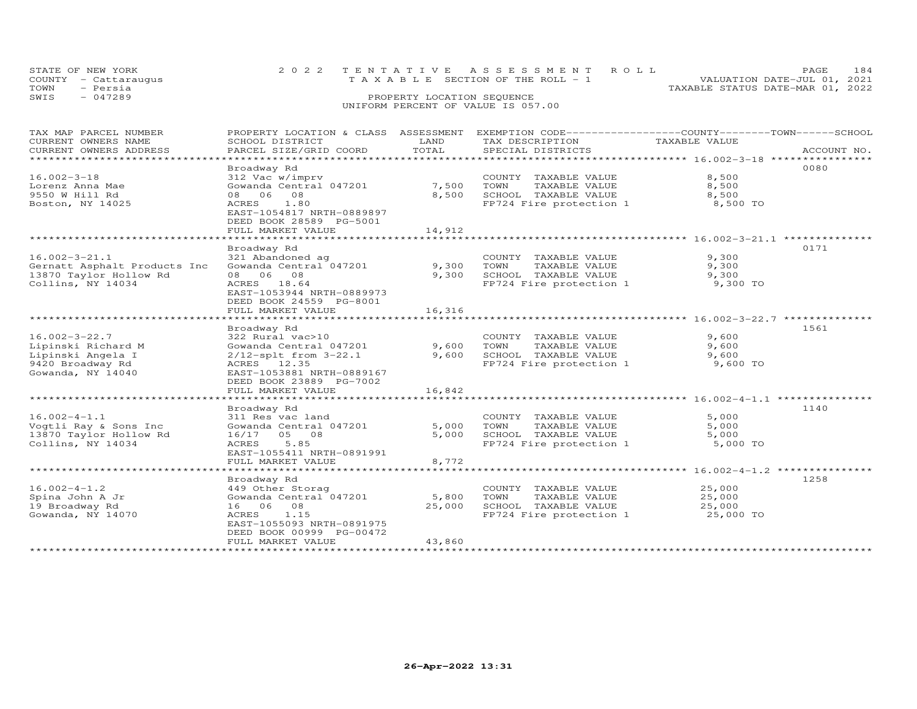STATE OF NEW YORK | 2022 TENTATIVE ASSESSMENT ROLL | VALUATION DATE-JUL 01, 2021
COUNTY - Cattaraugus | TAXABLE SECTION OF THE ROLL - 1 | TAXABLE STATUS DATE-MAR 01, 2022
TOWN - Persia | PROPERTY LOCATION SEQUENCE
SWIS - 047289 | UNIFORM PERCENT OF VALUE IS 057.00

| TAX MAP PARCEL NUMBER / CURRENT OWNERS NAME / CURRENT OWNERS ADDRESS | PROPERTY LOCATION & CLASS / SCHOOL DISTRICT / PARCEL SIZE/GRID COORD | ASSESSMENT LAND | TOTAL | EXEMPTION CODE / TAX DESCRIPTION / SPECIAL DISTRICTS | TAXABLE VALUE (COUNTY / TOWN / SCHOOL) | ACCOUNT NO. |
|---|---|---|---|---|---|---|
| 16.002-3-18 | Broadway Rd | | | | | 0080 |
| Lorenz Anna Mae | 312 Vac w/imprv | | | COUNTY TAXABLE VALUE | 8,500 | |
| 9550 W Hill Rd | Gowanda Central 047201 | 7,500 | | TOWN TAXABLE VALUE | 8,500 | |
| Boston, NY 14025 | 08 06 08 | | 8,500 | SCHOOL TAXABLE VALUE | 8,500 | |
| | ACRES 1.80 | | | FP724 Fire protection 1 | 8,500 TO | |
| | EAST-1054817 NRTH-0889897 | | | | | |
| | DEED BOOK 28589 PG-5001 | | | | | |
| | FULL MARKET VALUE | | 14,912 | | | |
| 16.002-3-21.1 | Broadway Rd | | | | | 0171 |
| Gernatt Asphalt Products Inc | 321 Abandoned ag | | | COUNTY TAXABLE VALUE | 9,300 | |
| 13870 Taylor Hollow Rd | Gowanda Central 047201 | 9,300 | | TOWN TAXABLE VALUE | 9,300 | |
| Collins, NY 14034 | 08 06 08 | | 9,300 | SCHOOL TAXABLE VALUE | 9,300 | |
| | ACRES 18.64 | | | FP724 Fire protection 1 | 9,300 TO | |
| | EAST-1053944 NRTH-0889973 | | | | | |
| | DEED BOOK 24559 PG-8001 | | | | | |
| | FULL MARKET VALUE | | 16,316 | | | |
| 16.002-3-22.7 | Broadway Rd | | | | | 1561 |
| Lipinski Richard M | 322 Rural vac>10 | | | COUNTY TAXABLE VALUE | 9,600 | |
| Lipinski Angela I | Gowanda Central 047201 | 9,600 | | TOWN TAXABLE VALUE | 9,600 | |
| 9420 Broadway Rd | 2/12-splt from 3-22.1 | | 9,600 | SCHOOL TAXABLE VALUE | 9,600 | |
| Gowanda, NY 14040 | ACRES 12.35 | | | FP724 Fire protection 1 | 9,600 TO | |
| | EAST-1053881 NRTH-0889167 | | | | | |
| | DEED BOOK 23889 PG-7002 | | | | | |
| | FULL MARKET VALUE | | 16,842 | | | |
| 16.002-4-1.1 | Broadway Rd | | | | | 1140 |
| Vogtli Ray & Sons Inc | 311 Res vac land | | | COUNTY TAXABLE VALUE | 5,000 | |
| 13870 Taylor Hollow Rd | Gowanda Central 047201 | 5,000 | | TOWN TAXABLE VALUE | 5,000 | |
| Collins, NY 14034 | 16/17 05 08 | | 5,000 | SCHOOL TAXABLE VALUE | 5,000 | |
| | ACRES 5.85 | | | FP724 Fire protection 1 | 5,000 TO | |
| | EAST-1055411 NRTH-0891991 | | | | | |
| | FULL MARKET VALUE | | 8,772 | | | |
| 16.002-4-1.2 | Broadway Rd | | | | | 1258 |
| Spina John A Jr | 449 Other Storag | | | COUNTY TAXABLE VALUE | 25,000 | |
| 19 Broadway Rd | Gowanda Central 047201 | 5,800 | | TOWN TAXABLE VALUE | 25,000 | |
| Gowanda, NY 14070 | 16 06 08 | | 25,000 | SCHOOL TAXABLE VALUE | 25,000 | |
| | ACRES 1.15 | | | FP724 Fire protection 1 | 25,000 TO | |
| | EAST-1055093 NRTH-0891975 | | | | | |
| | DEED BOOK 00999 PG-00472 | | | | | |
| | FULL MARKET VALUE | | 43,860 | | | |

26-Apr-2022 13:31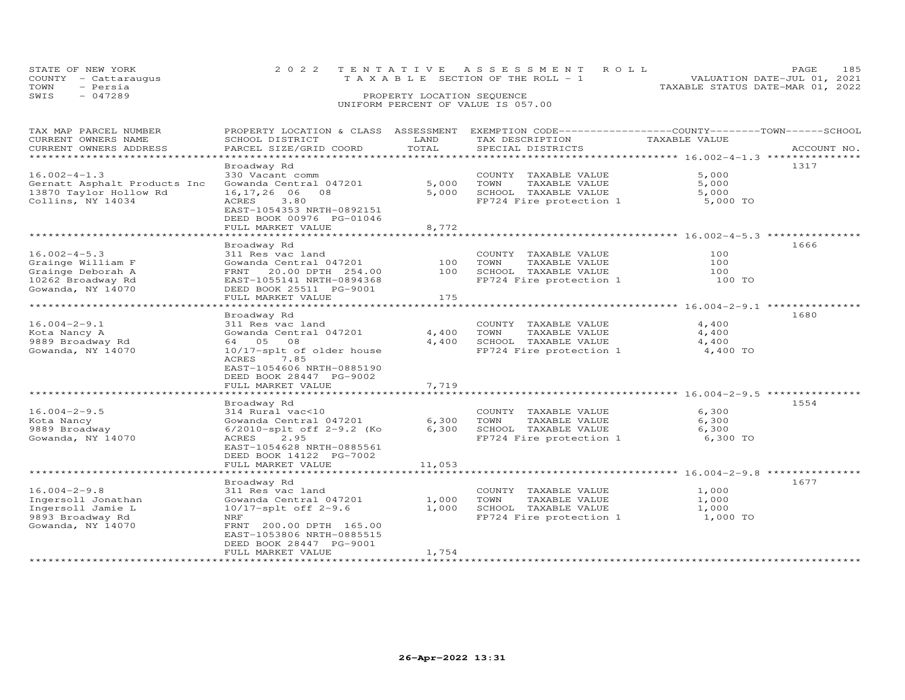STATE OF NEW YORK | COUNTY - Cattaraugus | TOWN - Persia | SWIS - 047289

**2022 TENTATIVE ASSESSMENT ROLL**
TAXABLE SECTION OF THE ROLL - 1
PROPERTY LOCATION SEQUENCE
UNIFORM PERCENT OF VALUE IS 057.00

VALUATION DATE-JUL 01, 2021
TAXABLE STATUS DATE-MAR 01, 2022

| TAX MAP PARCEL NUMBER / CURRENT OWNERS NAME / CURRENT OWNERS ADDRESS | PROPERTY LOCATION & CLASS / SCHOOL DISTRICT / PARCEL SIZE/GRID COORD | ASSESSMENT LAND | TOTAL | EXEMPTION CODE / TAX DESCRIPTION / SPECIAL DISTRICTS | TAXABLE VALUE | ACCOUNT NO. |
|---|---|---|---|---|---|---|
| 16.002-4-1.3 | Broadway Rd | | | | | 1317 |
| Gernatt Asphalt Products Inc | 330 Vacant comm | | | COUNTY TAXABLE VALUE | 5,000 | |
| 13870 Taylor Hollow Rd | Gowanda Central 047201 | 5,000 | | TOWN TAXABLE VALUE | 5,000 | |
| Collins, NY 14034 | 16,17,26 06 08 | | 5,000 | SCHOOL TAXABLE VALUE | 5,000 | |
| | ACRES 3.80 | | | FP724 Fire protection 1 | 5,000 TO | |
| | EAST-1054353 NRTH-0892151 | | | | | |
| | DEED BOOK 00976 PG-01046 | | | | | |
| | FULL MARKET VALUE | | 8,772 | | | |
| 16.002-4-5.3 | Broadway Rd | | | | | 1666 |
| Grainge William F | 311 Res vac land | | | COUNTY TAXABLE VALUE | 100 | |
| Grainge Deborah A | Gowanda Central 047201 | 100 | | TOWN TAXABLE VALUE | 100 | |
| 10262 Broadway Rd | FRNT 20.00 DPTH 254.00 | | 100 | SCHOOL TAXABLE VALUE | 100 | |
| Gowanda, NY 14070 | EAST-1055141 NRTH-0894368 | | | FP724 Fire protection 1 | 100 TO | |
| | DEED BOOK 25511 PG-9001 | | | | | |
| | FULL MARKET VALUE | | 175 | | | |
| 16.004-2-9.1 | Broadway Rd | | | | | 1680 |
| Kota Nancy A | 311 Res vac land | | | COUNTY TAXABLE VALUE | 4,400 | |
| 9889 Broadway Rd | Gowanda Central 047201 | 4,400 | | TOWN TAXABLE VALUE | 4,400 | |
| Gowanda, NY 14070 | 64 05 08 | | 4,400 | SCHOOL TAXABLE VALUE | 4,400 | |
| | 10/17-splt of older house | | | FP724 Fire protection 1 | 4,400 TO | |
| | ACRES 7.85 | | | | | |
| | EAST-1054606 NRTH-0885190 | | | | | |
| | DEED BOOK 28447 PG-9002 | | | | | |
| | FULL MARKET VALUE | | 7,719 | | | |
| 16.004-2-9.5 | Broadway Rd | | | | | 1554 |
| Kota Nancy | 314 Rural vac<10 | | | COUNTY TAXABLE VALUE | 6,300 | |
| 9889 Broadway | Gowanda Central 047201 | 6,300 | | TOWN TAXABLE VALUE | 6,300 | |
| Gowanda, NY 14070 | 6/2010-splt off 2-9.2 (Ko | | 6,300 | SCHOOL TAXABLE VALUE | 6,300 | |
| | ACRES 2.95 | | | FP724 Fire protection 1 | 6,300 TO | |
| | EAST-1054628 NRTH-0885561 | | | | | |
| | DEED BOOK 14122 PG-7002 | | | | | |
| | FULL MARKET VALUE | | 11,053 | | | |
| 16.004-2-9.8 | Broadway Rd | | | | | 1677 |
| Ingersoll Jonathan | 311 Res vac land | | | COUNTY TAXABLE VALUE | 1,000 | |
| Ingersoll Jamie L | Gowanda Central 047201 | 1,000 | | TOWN TAXABLE VALUE | 1,000 | |
| 9893 Broadway Rd | 10/17-splt off 2-9.6 | | 1,000 | SCHOOL TAXABLE VALUE | 1,000 | |
| Gowanda, NY 14070 | NRF | | | FP724 Fire protection 1 | 1,000 TO | |
| | FRNT 200.00 DPTH 165.00 | | | | | |
| | EAST-1053806 NRTH-0885515 | | | | | |
| | DEED BOOK 28447 PG-9001 | | | | | |
| | FULL MARKET VALUE | | 1,754 | | | |

26-Apr-2022 13:31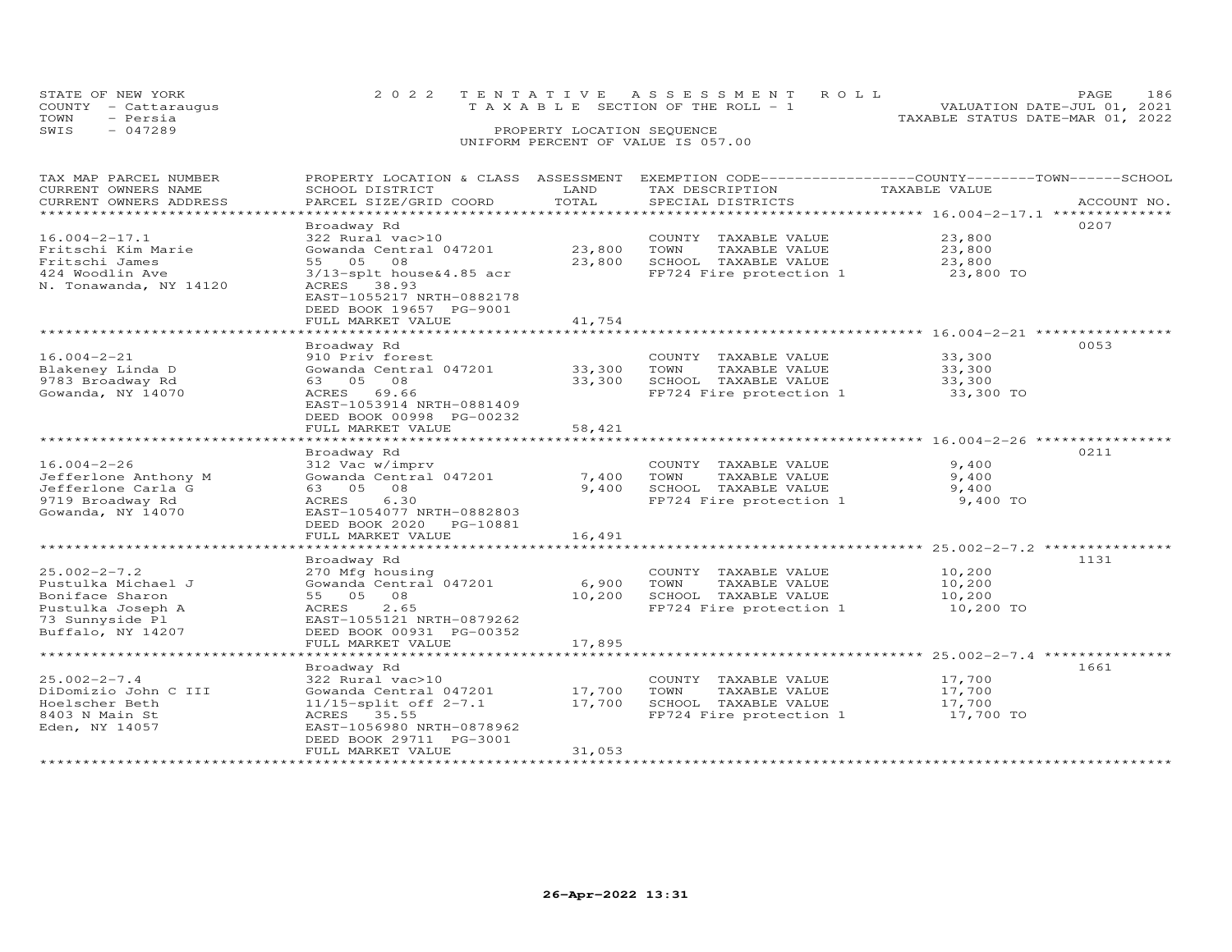STATE OF NEW YORK
COUNTY - Cattaraugus
TOWN - Persia
SWIS - 047289

2022 TENTATIVE ASSESSMENT ROLL
TAXABLE SECTION OF THE ROLL - 1
PROPERTY LOCATION SEQUENCE
UNIFORM PERCENT OF VALUE IS 057.00

VALUATION DATE-JUL 01, 2021
TAXABLE STATUS DATE-MAR 01, 2022

| TAX MAP PARCEL NUMBER / CURRENT OWNERS NAME / CURRENT OWNERS ADDRESS | PROPERTY LOCATION & CLASS / SCHOOL DISTRICT / PARCEL SIZE/GRID COORD | ASSESSMENT LAND | TOTAL | EXEMPTION CODE / TAX DESCRIPTION / SPECIAL DISTRICTS | COUNTY--------TOWN------SCHOOL TAXABLE VALUE | ACCOUNT NO. |
|---|---|---|---|---|---|---|
| **16.004-2-17.1** | Broadway Rd | | | | | 0207 |
| 16.004-2-17.1 | 322 Rural vac>10 | | | COUNTY TAXABLE VALUE | 23,800 | |
| Fritschi Kim Marie | Gowanda Central 047201 | 23,800 | | TOWN TAXABLE VALUE | 23,800 | |
| Fritschi James | 55 05 08 | | 23,800 | SCHOOL TAXABLE VALUE | 23,800 | |
| 424 Woodlin Ave | 3/13-splt house&4.85 acr | | | FP724 Fire protection 1 | 23,800 TO | |
| N. Tonawanda, NY 14120 | ACRES 38.93 | | | | | |
| | EAST-1055217 NRTH-0882178 | | | | | |
| | DEED BOOK 19657 PG-9001 | | | | | |
| | FULL MARKET VALUE | | 41,754 | | | |
| **16.004-2-21** | Broadway Rd | | | | | 0053 |
| 16.004-2-21 | 910 Priv forest | | | COUNTY TAXABLE VALUE | 33,300 | |
| Blakeney Linda D | Gowanda Central 047201 | 33,300 | | TOWN TAXABLE VALUE | 33,300 | |
| 9783 Broadway Rd | 63 05 08 | | 33,300 | SCHOOL TAXABLE VALUE | 33,300 | |
| Gowanda, NY 14070 | ACRES 69.66 | | | FP724 Fire protection 1 | 33,300 TO | |
| | EAST-1053914 NRTH-0881409 | | | | | |
| | DEED BOOK 00998 PG-00232 | | | | | |
| | FULL MARKET VALUE | | 58,421 | | | |
| **16.004-2-26** | Broadway Rd | | | | | 0211 |
| 16.004-2-26 | 312 Vac w/imprv | | | COUNTY TAXABLE VALUE | 9,400 | |
| Jefferlone Anthony M | Gowanda Central 047201 | 7,400 | | TOWN TAXABLE VALUE | 9,400 | |
| Jefferlone Carla G | 63 05 08 | | 9,400 | SCHOOL TAXABLE VALUE | 9,400 | |
| 9719 Broadway Rd | ACRES 6.30 | | | FP724 Fire protection 1 | 9,400 TO | |
| Gowanda, NY 14070 | EAST-1054077 NRTH-0882803 | | | | | |
| | DEED BOOK 2020 PG-10881 | | | | | |
| | FULL MARKET VALUE | | 16,491 | | | |
| **25.002-2-7.2** | Broadway Rd | | | | | 1131 |
| 25.002-2-7.2 | 270 Mfg housing | | | COUNTY TAXABLE VALUE | 10,200 | |
| Pustulka Michael J | Gowanda Central 047201 | 6,900 | | TOWN TAXABLE VALUE | 10,200 | |
| Boniface Sharon | 55 05 08 | | 10,200 | SCHOOL TAXABLE VALUE | 10,200 | |
| Pustulka Joseph A | ACRES 2.65 | | | FP724 Fire protection 1 | 10,200 TO | |
| 73 Sunnyside Pl | EAST-1055121 NRTH-0879262 | | | | | |
| Buffalo, NY 14207 | DEED BOOK 00931 PG-00352 | | | | | |
| | FULL MARKET VALUE | | 17,895 | | | |
| **25.002-2-7.4** | Broadway Rd | | | | | 1661 |
| 25.002-2-7.4 | 322 Rural vac>10 | | | COUNTY TAXABLE VALUE | 17,700 | |
| DiDomizio John C III | Gowanda Central 047201 | 17,700 | | TOWN TAXABLE VALUE | 17,700 | |
| Hoelscher Beth | 11/15-split off 2-7.1 | | 17,700 | SCHOOL TAXABLE VALUE | 17,700 | |
| 8403 N Main St | ACRES 35.55 | | | FP724 Fire protection 1 | 17,700 TO | |
| Eden, NY 14057 | EAST-1056980 NRTH-0878962 | | | | | |
| | DEED BOOK 29711 PG-3001 | | | | | |
| | FULL MARKET VALUE | | 31,053 | | | |

26-Apr-2022 13:31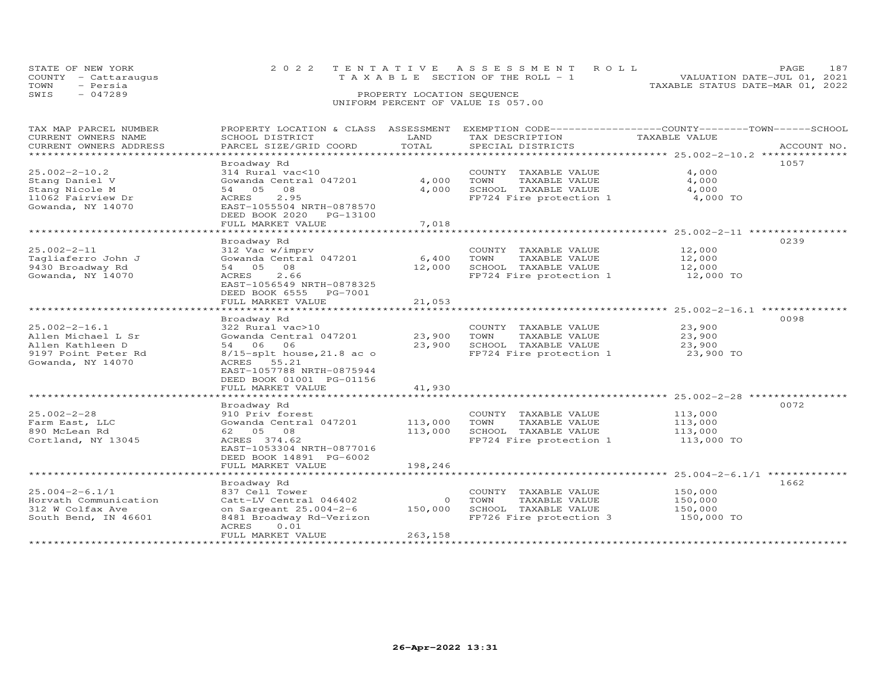STATE OF NEW YORK
COUNTY - Cattaraugus
TOWN - Persia
SWIS - 047289

2022 TENTATIVE ASSESSMENT ROLL
TAXABLE SECTION OF THE ROLL - 1
PROPERTY LOCATION SEQUENCE
UNIFORM PERCENT OF VALUE IS 057.00

VALUATION DATE-JUL 01, 2021
TAXABLE STATUS DATE-MAR 01, 2022

| TAX MAP PARCEL NUMBER / CURRENT OWNERS NAME / CURRENT OWNERS ADDRESS | PROPERTY LOCATION & CLASS / SCHOOL DISTRICT / PARCEL SIZE/GRID COORD | ASSESSMENT LAND / TOTAL | EXEMPTION CODE / TAX DESCRIPTION / SPECIAL DISTRICTS | COUNTY--------TOWN------SCHOOL TAXABLE VALUE | ACCOUNT NO. |
|---|---|---|---|---|---|
| 25.002-2-10.2 | Broadway Rd | | | | 1057 |
| 25.002-2-10.2 | 314 Rural vac<10 | | COUNTY TAXABLE VALUE | 4,000 | |
| Stang Daniel V | Gowanda Central 047201 | 4,000 | TOWN TAXABLE VALUE | 4,000 | |
| Stang Nicole M | 54 05 08 | 4,000 | SCHOOL TAXABLE VALUE | 4,000 | |
| 11062 Fairview Dr | ACRES 2.95 | | FP724 Fire protection 1 | 4,000 TO | |
| Gowanda, NY 14070 | EAST-1055504 NRTH-0878570 | | | | |
| | DEED BOOK 2020 PG-13100 | | | | |
| | FULL MARKET VALUE | 7,018 | | | |
| 25.002-2-11 | Broadway Rd | | | | 0239 |
| 25.002-2-11 | 312 Vac w/imprv | | COUNTY TAXABLE VALUE | 12,000 | |
| Tagliaferro John J | Gowanda Central 047201 | 6,400 | TOWN TAXABLE VALUE | 12,000 | |
| 9430 Broadway Rd | 54 05 08 | 12,000 | SCHOOL TAXABLE VALUE | 12,000 | |
| Gowanda, NY 14070 | ACRES 2.66 | | FP724 Fire protection 1 | 12,000 TO | |
| | EAST-1056549 NRTH-0878325 | | | | |
| | DEED BOOK 6555 PG-7001 | | | | |
| | FULL MARKET VALUE | 21,053 | | | |
| 25.002-2-16.1 | Broadway Rd | | | | 0098 |
| 25.002-2-16.1 | 322 Rural vac>10 | | COUNTY TAXABLE VALUE | 23,900 | |
| Allen Michael L Sr | Gowanda Central 047201 | 23,900 | TOWN TAXABLE VALUE | 23,900 | |
| Allen Kathleen D | 54 06 06 | 23,900 | SCHOOL TAXABLE VALUE | 23,900 | |
| 9197 Point Peter Rd | 8/15-splt house,21.8 ac o | | FP724 Fire protection 1 | 23,900 TO | |
| Gowanda, NY 14070 | ACRES 55.21 | | | | |
| | EAST-1057788 NRTH-0875944 | | | | |
| | DEED BOOK 01001 PG-01156 | | | | |
| | FULL MARKET VALUE | 41,930 | | | |
| 25.002-2-28 | Broadway Rd | | | | 0072 |
| 25.002-2-28 | 910 Priv forest | | COUNTY TAXABLE VALUE | 113,000 | |
| Farm East, LLC | Gowanda Central 047201 | 113,000 | TOWN TAXABLE VALUE | 113,000 | |
| 890 McLean Rd | 62 05 08 | 113,000 | SCHOOL TAXABLE VALUE | 113,000 | |
| Cortland, NY 13045 | ACRES 374.62 | | FP724 Fire protection 1 | 113,000 TO | |
| | EAST-1053304 NRTH-0877016 | | | | |
| | DEED BOOK 14891 PG-6002 | | | | |
| | FULL MARKET VALUE | 198,246 | | | |
| 25.004-2-6.1/1 | Broadway Rd | | | | 1662 |
| 25.004-2-6.1/1 | 837 Cell Tower | | COUNTY TAXABLE VALUE | 150,000 | |
| Horvath Communication | Catt-LV Central 046402 | 0 | TOWN TAXABLE VALUE | 150,000 | |
| 312 W Colfax Ave | on Sargeant 25.004-2-6 | 150,000 | SCHOOL TAXABLE VALUE | 150,000 | |
| South Bend, IN 46601 | 8481 Broadway Rd-Verizon | | FP726 Fire protection 3 | 150,000 TO | |
| | ACRES 0.01 | | | | |
| | FULL MARKET VALUE | 263,158 | | | |

26-Apr-2022 13:31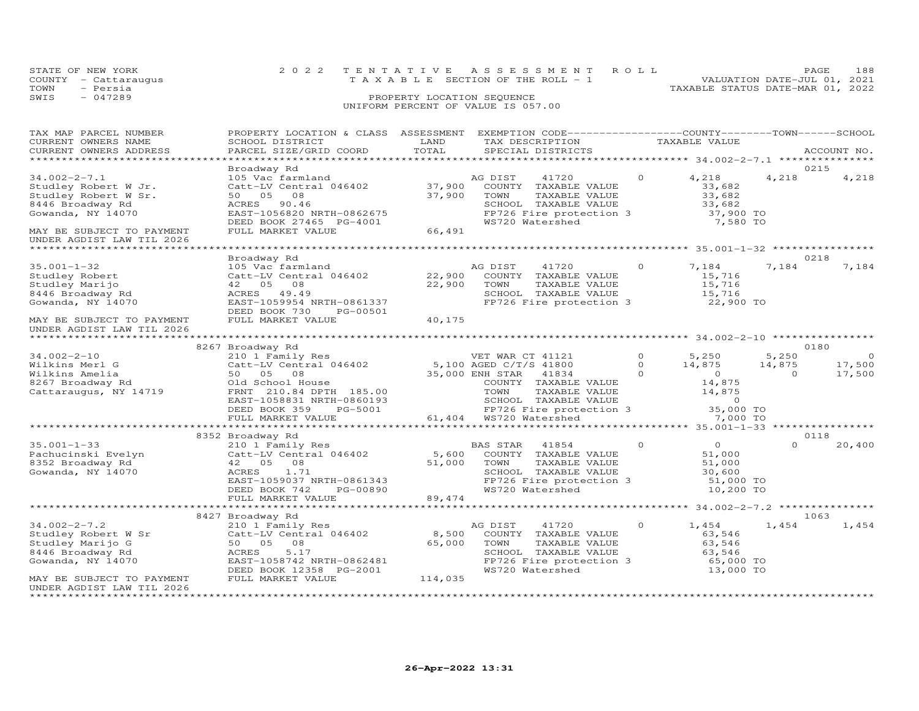STATE OF NEW YORK
COUNTY - Cattaraugus
TOWN - Persia
SWIS - 047289

2022 TENTATIVE ASSESSMENT ROLL
TAXABLE SECTION OF THE ROLL - 1
PROPERTY LOCATION SEQUENCE
UNIFORM PERCENT OF VALUE IS 057.00

VALUATION DATE-JUL 01, 2021
TAXABLE STATUS DATE-MAR 01, 2022

| TAX MAP PARCEL NUMBER / CURRENT OWNERS NAME / CURRENT OWNERS ADDRESS | PROPERTY LOCATION & CLASS / SCHOOL DISTRICT / PARCEL SIZE/GRID COORD | ASSESSMENT LAND / TOTAL | EXEMPTION CODE / TAX DESCRIPTION / SPECIAL DISTRICTS | | COUNTY TAXABLE VALUE | TOWN | SCHOOL | ACCOUNT NO. |
|---|---|---|---|---|---|---|---|---|
| | Broadway Rd | | | | | | | 0215 |
| 34.002-2-7.1 | 105 Vac farmland | | AG DIST 41720 | 0 | 4,218 | 4,218 | 4,218 | |
| Studley Robert W Jr. | Catt-LV Central 046402 | 37,900 | COUNTY TAXABLE VALUE | | 33,682 | | | |
| Studley Robert W Sr. | 50 05 08 | 37,900 | TOWN TAXABLE VALUE | | 33,682 | | | |
| 8446 Broadway Rd | ACRES 90.46 | | SCHOOL TAXABLE VALUE | | 33,682 | | | |
| Gowanda, NY 14070 | EAST-1056820 NRTH-0862675 | | FP726 Fire protection 3 | | 37,900 TO | | | |
| | DEED BOOK 27465 PG-4001 | | WS720 Watershed | | 7,580 TO | | | |
| MAY BE SUBJECT TO PAYMENT | FULL MARKET VALUE | 66,491 | | | | | | |
| UNDER AGDIST LAW TIL 2026 | | | | | | | | |
| | Broadway Rd | | | | | | | 0218 |
| 35.001-1-32 | 105 Vac farmland | | AG DIST 41720 | 0 | 7,184 | 7,184 | 7,184 | |
| Studley Robert | Catt-LV Central 046402 | 22,900 | COUNTY TAXABLE VALUE | | 15,716 | | | |
| Studley Marijo | 42 05 08 | 22,900 | TOWN TAXABLE VALUE | | 15,716 | | | |
| 8446 Broadway Rd | ACRES 49.49 | | SCHOOL TAXABLE VALUE | | 15,716 | | | |
| Gowanda, NY 14070 | EAST-1059954 NRTH-0861337 | | FP726 Fire protection 3 | | 22,900 TO | | | |
| | DEED BOOK 730 PG-00501 | | | | | | | |
| MAY BE SUBJECT TO PAYMENT | FULL MARKET VALUE | 40,175 | | | | | | |
| UNDER AGDIST LAW TIL 2026 | | | | | | | | |
| | 8267 Broadway Rd | | | | | | | 0180 |
| 34.002-2-10 | 210 1 Family Res | | VET WAR CT 41121 | 0 | 5,250 | 5,250 | 0 | |
| Wilkins Merl G | Catt-LV Central 046402 | 5,100 | AGED C/T/S 41800 | 0 | 14,875 | 14,875 | 17,500 | |
| Wilkins Amelia | 50 05 08 | 35,000 | ENH STAR 41834 | 0 | 0 | 0 | 17,500 | |
| 8267 Broadway Rd | Old School House | | COUNTY TAXABLE VALUE | | 14,875 | | | |
| Cattaraugus, NY 14719 | FRNT 210.84 DPTH 185.00 | | TOWN TAXABLE VALUE | | 14,875 | | | |
| | EAST-1058831 NRTH-0860193 | | SCHOOL TAXABLE VALUE | | 0 | | | |
| | DEED BOOK 359 PG-5001 | | FP726 Fire protection 3 | | 35,000 TO | | | |
| | FULL MARKET VALUE | 61,404 | WS720 Watershed | | 7,000 TO | | | |
| | 8352 Broadway Rd | | | | | | | 0118 |
| 35.001-1-33 | 210 1 Family Res | | BAS STAR 41854 | 0 | 0 | 0 | 20,400 | |
| Pachucinski Evelyn | Catt-LV Central 046402 | 5,600 | COUNTY TAXABLE VALUE | | 51,000 | | | |
| 8352 Broadway Rd | 42 05 08 | 51,000 | TOWN TAXABLE VALUE | | 51,000 | | | |
| Gowanda, NY 14070 | ACRES 1.71 | | SCHOOL TAXABLE VALUE | | 30,600 | | | |
| | EAST-1059037 NRTH-0861343 | | FP726 Fire protection 3 | | 51,000 TO | | | |
| | DEED BOOK 742 PG-00890 | | WS720 Watershed | | 10,200 TO | | | |
| | FULL MARKET VALUE | 89,474 | | | | | | |
| | 8427 Broadway Rd | | | | | | | 1063 |
| 34.002-2-7.2 | 210 1 Family Res | | AG DIST 41720 | 0 | 1,454 | 1,454 | 1,454 | |
| Studley Robert W Sr | Catt-LV Central 046402 | 8,500 | COUNTY TAXABLE VALUE | | 63,546 | | | |
| Studley Marijo G | 50 05 08 | 65,000 | TOWN TAXABLE VALUE | | 63,546 | | | |
| 8446 Broadway Rd | ACRES 5.17 | | SCHOOL TAXABLE VALUE | | 63,546 | | | |
| Gowanda, NY 14070 | EAST-1058742 NRTH-0862481 | | FP726 Fire protection 3 | | 65,000 TO | | | |
| | DEED BOOK 12358 PG-2001 | | WS720 Watershed | | 13,000 TO | | | |
| MAY BE SUBJECT TO PAYMENT | FULL MARKET VALUE | 114,035 | | | | | | |
| UNDER AGDIST LAW TIL 2026 | | | | | | | | |

26-Apr-2022 13:31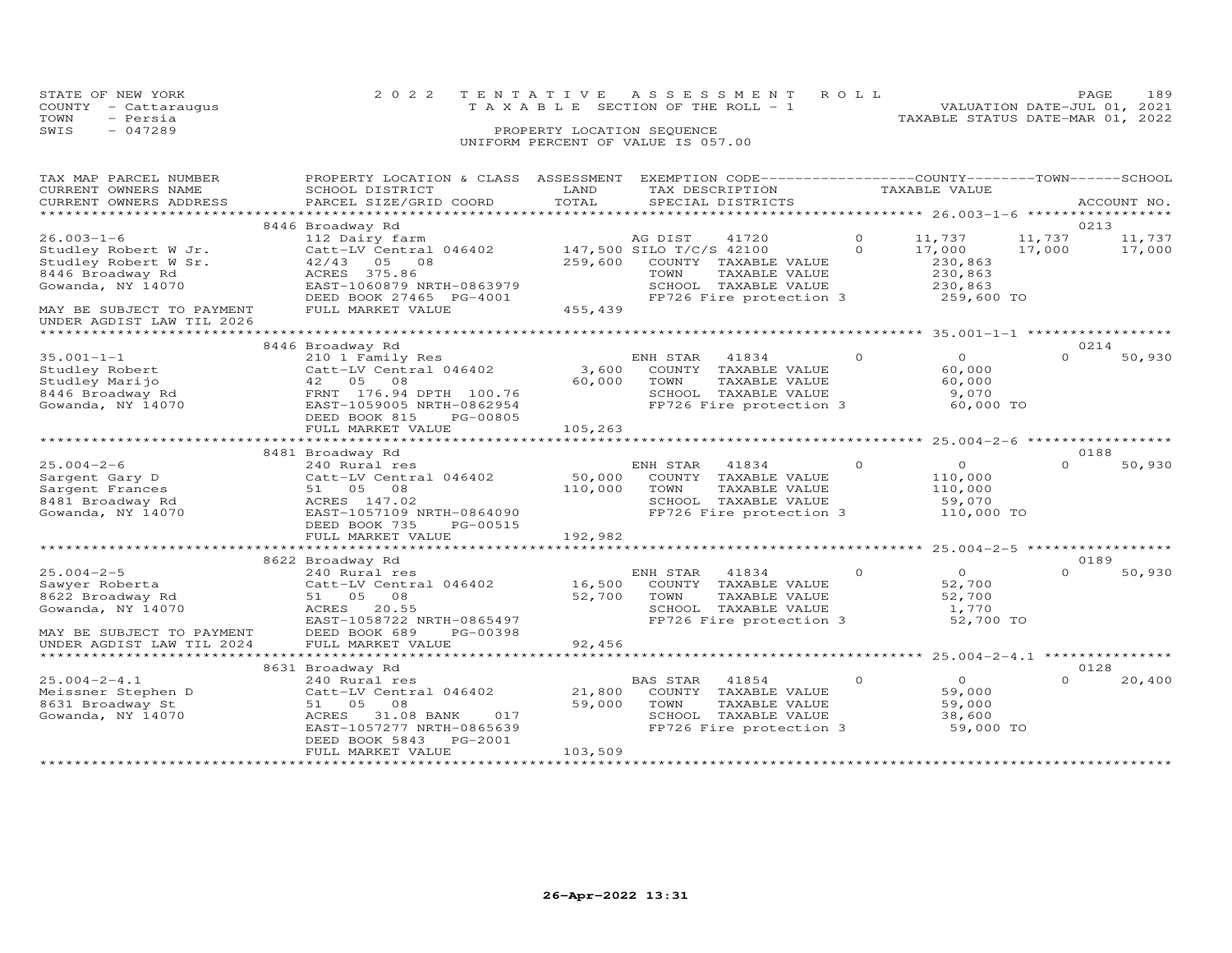STATE OF NEW YORK
COUNTY - Cattaraugus
TOWN - Persia
SWIS - 047289

2022 TENTATIVE ASSESSMENT ROLL
TAXABLE SECTION OF THE ROLL - 1
PROPERTY LOCATION SEQUENCE
UNIFORM PERCENT OF VALUE IS 057.00

VALUATION DATE-JUL 01, 2021
TAXABLE STATUS DATE-MAR 01, 2022

| TAX MAP PARCEL NUMBER / CURRENT OWNERS NAME / CURRENT OWNERS ADDRESS | PROPERTY LOCATION & CLASS / SCHOOL DISTRICT / PARCEL SIZE/GRID COORD | ASSESSMENT LAND / TOTAL | EXEMPTION CODE / TAX DESCRIPTION / SPECIAL DISTRICTS | COUNTY | TOWN | SCHOOL | ACCOUNT NO. |
|---|---|---|---|---|---|---|---|
| **26.003-1-6** | 8446 Broadway Rd | | | | | | 0213 |
| 26.003-1-6 | 112 Dairy farm | | AG DIST 41720 | 11,737 | 11,737 | 11,737 | |
| Studley Robert W Jr. | Catt-LV Central 046402 | 147,500 | SILO T/C/S 42100 | 17,000 | 17,000 | 17,000 | |
| Studley Robert W Sr. | 42/43 05 08 | 259,600 | COUNTY TAXABLE VALUE | 230,863 | | | |
| 8446 Broadway Rd | ACRES 375.86 | | TOWN TAXABLE VALUE | | 230,863 | | |
| Gowanda, NY 14070 | EAST-1060879 NRTH-0863979 | | SCHOOL TAXABLE VALUE | | | 230,863 | |
| | DEED BOOK 27465 PG-4001 | | FP726 Fire protection 3 | 259,600 TO | | | |
| MAY BE SUBJECT TO PAYMENT UNDER AGDIST LAW TIL 2026 | FULL MARKET VALUE | 455,439 | | | | | |
| **35.001-1-1** | 8446 Broadway Rd | | | | | | 0214 |
| 35.001-1-1 | 210 1 Family Res | | ENH STAR 41834 | 0 | 0 | 50,930 | |
| Studley Robert | Catt-LV Central 046402 | 3,600 | COUNTY TAXABLE VALUE | 60,000 | | | |
| Studley Marijo | 42 05 08 | 60,000 | TOWN TAXABLE VALUE | | 60,000 | | |
| 8446 Broadway Rd | FRNT 176.94 DPTH 100.76 | | SCHOOL TAXABLE VALUE | | | 9,070 | |
| Gowanda, NY 14070 | EAST-1059005 NRTH-0862954 | | FP726 Fire protection 3 | 60,000 TO | | | |
| | DEED BOOK 815 PG-00805 | | | | | | |
| | FULL MARKET VALUE | 105,263 | | | | | |
| **25.004-2-6** | 8481 Broadway Rd | | | | | | 0188 |
| 25.004-2-6 | 240 Rural res | | ENH STAR 41834 | 0 | 0 | 50,930 | |
| Sargent Gary D | Catt-LV Central 046402 | 50,000 | COUNTY TAXABLE VALUE | 110,000 | | | |
| Sargent Frances | 51 05 08 | 110,000 | TOWN TAXABLE VALUE | | 110,000 | | |
| 8481 Broadway Rd | ACRES 147.02 | | SCHOOL TAXABLE VALUE | | | 59,070 | |
| Gowanda, NY 14070 | EAST-1057109 NRTH-0864090 | | FP726 Fire protection 3 | 110,000 TO | | | |
| | DEED BOOK 735 PG-00515 | | | | | | |
| | FULL MARKET VALUE | 192,982 | | | | | |
| **25.004-2-5** | 8622 Broadway Rd | | | | | | 0189 |
| 25.004-2-5 | 240 Rural res | | ENH STAR 41834 | 0 | 0 | 50,930 | |
| Sawyer Roberta | Catt-LV Central 046402 | 16,500 | COUNTY TAXABLE VALUE | 52,700 | | | |
| 8622 Broadway Rd | 51 05 08 | 52,700 | TOWN TAXABLE VALUE | | 52,700 | | |
| Gowanda, NY 14070 | ACRES 20.55 | | SCHOOL TAXABLE VALUE | | | 1,770 | |
| | EAST-1058722 NRTH-0865497 | | FP726 Fire protection 3 | 52,700 TO | | | |
| MAY BE SUBJECT TO PAYMENT | DEED BOOK 689 PG-00398 | | | | | | |
| UNDER AGDIST LAW TIL 2024 | FULL MARKET VALUE | 92,456 | | | | | |
| **25.004-2-4.1** | 8631 Broadway Rd | | | | | | 0128 |
| 25.004-2-4.1 | 240 Rural res | | BAS STAR 41854 | 0 | 0 | 20,400 | |
| Meissner Stephen D | Catt-LV Central 046402 | 21,800 | COUNTY TAXABLE VALUE | 59,000 | | | |
| 8631 Broadway St | 51 05 08 | 59,000 | TOWN TAXABLE VALUE | | 59,000 | | |
| Gowanda, NY 14070 | ACRES 31.08 BANK 017 | | SCHOOL TAXABLE VALUE | | | 38,600 | |
| | EAST-1057277 NRTH-0865639 | | FP726 Fire protection 3 | 59,000 TO | | | |
| | DEED BOOK 5843 PG-2001 | | | | | | |
| | FULL MARKET VALUE | 103,509 | | | | | |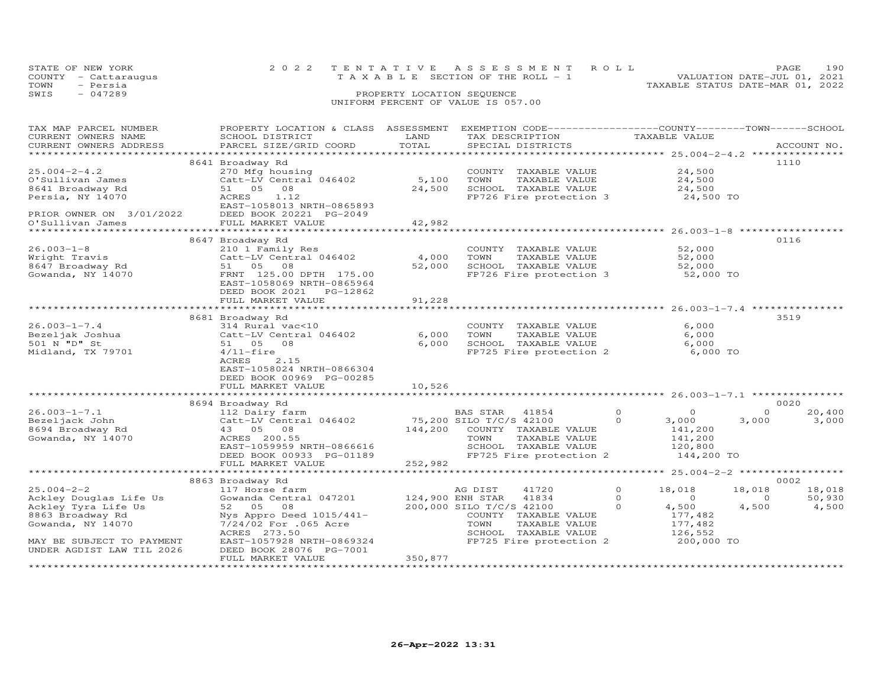STATE OF NEW YORK | 2022 TENTATIVE ASSESSMENT ROLL | VALUATION DATE-JUL 01, 2021
COUNTY - Cattaraugus | TAXABLE SECTION OF THE ROLL - 1 | TAXABLE STATUS DATE-MAR 01, 2022
TOWN - Persia | PROPERTY LOCATION SEQUENCE
SWIS - 047289 | UNIFORM PERCENT OF VALUE IS 057.00

| TAX MAP PARCEL NUMBER / CURRENT OWNERS NAME / CURRENT OWNERS ADDRESS | PROPERTY LOCATION & CLASS / SCHOOL DISTRICT / PARCEL SIZE/GRID COORD | ASSESSMENT LAND | ASSESSMENT TOTAL | EXEMPTION CODE / TAX DESCRIPTION / SPECIAL DISTRICTS | | COUNTY TAXABLE VALUE | TOWN | SCHOOL | ACCOUNT NO. |
|---|---|---|---|---|---|---|---|---|---|
| | 8641 Broadway Rd | | | | | | | | 1110 |
| 25.004-2-4.2 | 270 Mfg housing | | | COUNTY TAXABLE VALUE | | 24,500 | | | |
| O'Sullivan James | Catt-LV Central 046402 | 5,100 | | TOWN TAXABLE VALUE | | 24,500 | | | |
| 8641 Broadway Rd | 51 05 08 | | 24,500 | SCHOOL TAXABLE VALUE | | 24,500 | | | |
| Persia, NY 14070 | ACRES 1.12 | | | FP726 Fire protection 3 | | 24,500 TO | | | |
| | EAST-1058013 NRTH-0865893 | | | | | | | | |
| PRIOR OWNER ON 3/01/2022 | DEED BOOK 20221 PG-2049 | | | | | | | | |
| O'Sullivan James | FULL MARKET VALUE | | 42,982 | | | | | | |
| | 8647 Broadway Rd | | | | | | | | 0116 |
| 26.003-1-8 | 210 1 Family Res | | | COUNTY TAXABLE VALUE | | 52,000 | | | |
| Wright Travis | Catt-LV Central 046402 | 4,000 | | TOWN TAXABLE VALUE | | 52,000 | | | |
| 8647 Broadway Rd | 51 05 08 | | 52,000 | SCHOOL TAXABLE VALUE | | 52,000 | | | |
| Gowanda, NY 14070 | FRNT 125.00 DPTH 175.00 | | | FP726 Fire protection 3 | | 52,000 TO | | | |
| | EAST-1058069 NRTH-0865964 | | | | | | | | |
| | DEED BOOK 2021 PG-12862 | | | | | | | | |
| | FULL MARKET VALUE | | 91,228 | | | | | | |
| | 8681 Broadway Rd | | | | | | | | 3519 |
| 26.003-1-7.4 | 314 Rural vac<10 | | | COUNTY TAXABLE VALUE | | 6,000 | | | |
| Bezeljak Joshua | Catt-LV Central 046402 | 6,000 | | TOWN TAXABLE VALUE | | 6,000 | | | |
| 501 N "D" St | 51 05 08 | | 6,000 | SCHOOL TAXABLE VALUE | | 6,000 | | | |
| Midland, TX 79701 | 4/11-fire | | | FP725 Fire protection 2 | | 6,000 TO | | | |
| | ACRES 2.15 | | | | | | | | |
| | EAST-1058024 NRTH-0866304 | | | | | | | | |
| | DEED BOOK 00969 PG-00285 | | | | | | | | |
| | FULL MARKET VALUE | | 10,526 | | | | | | |
| | 8694 Broadway Rd | | | | | | | | 0020 |
| 26.003-1-7.1 | 112 Dairy farm | | | BAS STAR 41854 | 0 | 0 | 0 | 20,400 | |
| Bezeljack John | Catt-LV Central 046402 | 75,200 | | SILO T/C/S 42100 | 0 | 3,000 | 3,000 | 3,000 | |
| 8694 Broadway Rd | 43 05 08 | | 144,200 | COUNTY TAXABLE VALUE | | 141,200 | | | |
| Gowanda, NY 14070 | ACRES 200.55 | | | TOWN TAXABLE VALUE | | 141,200 | | | |
| | EAST-1059959 NRTH-0866616 | | | SCHOOL TAXABLE VALUE | | 120,800 | | | |
| | DEED BOOK 00933 PG-01189 | | | FP725 Fire protection 2 | | 144,200 TO | | | |
| | FULL MARKET VALUE | | 252,982 | | | | | | |
| | 8863 Broadway Rd | | | | | | | | 0002 |
| 25.004-2-2 | 117 Horse farm | | | AG DIST 41720 | 0 | 18,018 | 18,018 | 18,018 | |
| Ackley Douglas Life Us | Gowanda Central 047201 | 124,900 | | ENH STAR 41834 | 0 | 0 | 0 | 50,930 | |
| Ackley Tyra Life Us | 52 05 08 | | 200,000 | SILO T/C/S 42100 | 0 | 4,500 | 4,500 | 4,500 | |
| 8863 Broadway Rd | Nys Appro Deed 1015/441- | | | COUNTY TAXABLE VALUE | | 177,482 | | | |
| Gowanda, NY 14070 | 7/24/02 For .065 Acre | | | TOWN TAXABLE VALUE | | 177,482 | | | |
| | ACRES 273.50 | | | SCHOOL TAXABLE VALUE | | 126,552 | | | |
| MAY BE SUBJECT TO PAYMENT | EAST-1057928 NRTH-0869324 | | | FP725 Fire protection 2 | | 200,000 TO | | | |
| UNDER AGDIST LAW TIL 2026 | DEED BOOK 28076 PG-7001 | | | | | | | | |
| | FULL MARKET VALUE | | 350,877 | | | | | | |

26-Apr-2022 13:31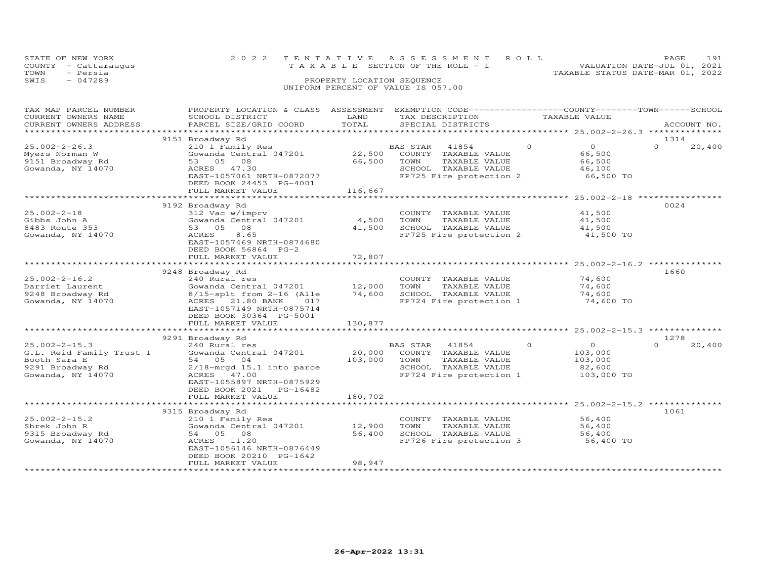STATE OF NEW YORK
COUNTY - Cattaraugus
TOWN - Persia
SWIS - 047289

2022 TENTATIVE ASSESSMENT ROLL
TAXABLE SECTION OF THE ROLL - 1
PROPERTY LOCATION SEQUENCE
UNIFORM PERCENT OF VALUE IS 057.00

VALUATION DATE-JUL 01, 2021
TAXABLE STATUS DATE-MAR 01, 2022

| TAX MAP PARCEL NUMBER / CURRENT OWNERS NAME / CURRENT OWNERS ADDRESS | PROPERTY LOCATION & CLASS / SCHOOL DISTRICT / PARCEL SIZE/GRID COORD | ASSESSMENT LAND | TOTAL | EXEMPTION CODE / TAX DESCRIPTION / SPECIAL DISTRICTS | COUNTY | TOWN | SCHOOL | TAXABLE VALUE | ACCOUNT NO. |
|---|---|---|---|---|---|---|---|---|---|
| | 9151 Broadway Rd | | | | | | | | 1314 |
| 25.002-2-26.3 | 210 1 Family Res | | | BAS STAR 41854 | 0 | 0 | 20,400 | | |
| Myers Norman W | Gowanda Central 047201 | 22,500 | | COUNTY TAXABLE VALUE | | | | 66,500 | |
| 9151 Broadway Rd | 53 05 08 | | 66,500 | TOWN TAXABLE VALUE | | | | 66,500 | |
| Gowanda, NY 14070 | ACRES 47.30 | | | SCHOOL TAXABLE VALUE | | | | 46,100 | |
| | EAST-1057061 NRTH-0872077 | | | FP725 Fire protection 2 | | | | 66,500 TO | |
| | DEED BOOK 24453 PG-4001 | | | | | | | | |
| | FULL MARKET VALUE | | 116,667 | | | | | | |
| | 9192 Broadway Rd | | | | | | | | 0024 |
| 25.002-2-18 | 312 Vac w/imprv | | | COUNTY TAXABLE VALUE | | | | 41,500 | |
| Gibbs John A | Gowanda Central 047201 | 4,500 | | TOWN TAXABLE VALUE | | | | 41,500 | |
| 8483 Route 353 | 53 05 08 | | 41,500 | SCHOOL TAXABLE VALUE | | | | 41,500 | |
| Gowanda, NY 14070 | ACRES 8.65 | | | FP725 Fire protection 2 | | | | 41,500 TO | |
| | EAST-1057469 NRTH-0874680 | | | | | | | | |
| | DEED BOOK 56864 PG-2 | | | | | | | | |
| | FULL MARKET VALUE | | 72,807 | | | | | | |
| | 9248 Broadway Rd | | | | | | | | 1660 |
| 25.002-2-16.2 | 240 Rural res | | | COUNTY TAXABLE VALUE | | | | 74,600 | |
| Darriet Laurent | Gowanda Central 047201 | 12,000 | | TOWN TAXABLE VALUE | | | | 74,600 | |
| 9248 Broadway Rd | 8/15-splt from 2-16 (Alle | | 74,600 | SCHOOL TAXABLE VALUE | | | | 74,600 | |
| Gowanda, NY 14070 | ACRES 21.80 BANK 017 | | | FP724 Fire protection 1 | | | | 74,600 TO | |
| | EAST-1057149 NRTH-0875714 | | | | | | | | |
| | DEED BOOK 30364 PG-5001 | | | | | | | | |
| | FULL MARKET VALUE | | 130,877 | | | | | | |
| | 9291 Broadway Rd | | | | | | | | 1278 |
| 25.002-2-15.3 | 240 Rural res | | | BAS STAR 41854 | 0 | 0 | 20,400 | | |
| G.L. Reid Family Trust I | Gowanda Central 047201 | 20,000 | | COUNTY TAXABLE VALUE | | | | 103,000 | |
| Booth Sara E | 54 05 04 | | 103,000 | TOWN TAXABLE VALUE | | | | 103,000 | |
| 9291 Broadway Rd | 2/18-mrgd 15.1 into parce | | | SCHOOL TAXABLE VALUE | | | | 82,600 | |
| Gowanda, NY 14070 | ACRES 47.00 | | | FP724 Fire protection 1 | | | | 103,000 TO | |
| | EAST-1055897 NRTH-0875929 | | | | | | | | |
| | DEED BOOK 2021 PG-16482 | | | | | | | | |
| | FULL MARKET VALUE | | 180,702 | | | | | | |
| | 9315 Broadway Rd | | | | | | | | 1061 |
| 25.002-2-15.2 | 210 1 Family Res | | | COUNTY TAXABLE VALUE | | | | 56,400 | |
| Shrek John R | Gowanda Central 047201 | 12,900 | | TOWN TAXABLE VALUE | | | | 56,400 | |
| 9315 Broadway Rd | 54 05 08 | | 56,400 | SCHOOL TAXABLE VALUE | | | | 56,400 | |
| Gowanda, NY 14070 | ACRES 11.20 | | | FP726 Fire protection 3 | | | | 56,400 TO | |
| | EAST-1056146 NRTH-0876449 | | | | | | | | |
| | DEED BOOK 20210 PG-1642 | | | | | | | | |
| | FULL MARKET VALUE | | 98,947 | | | | | | |

26-Apr-2022 13:31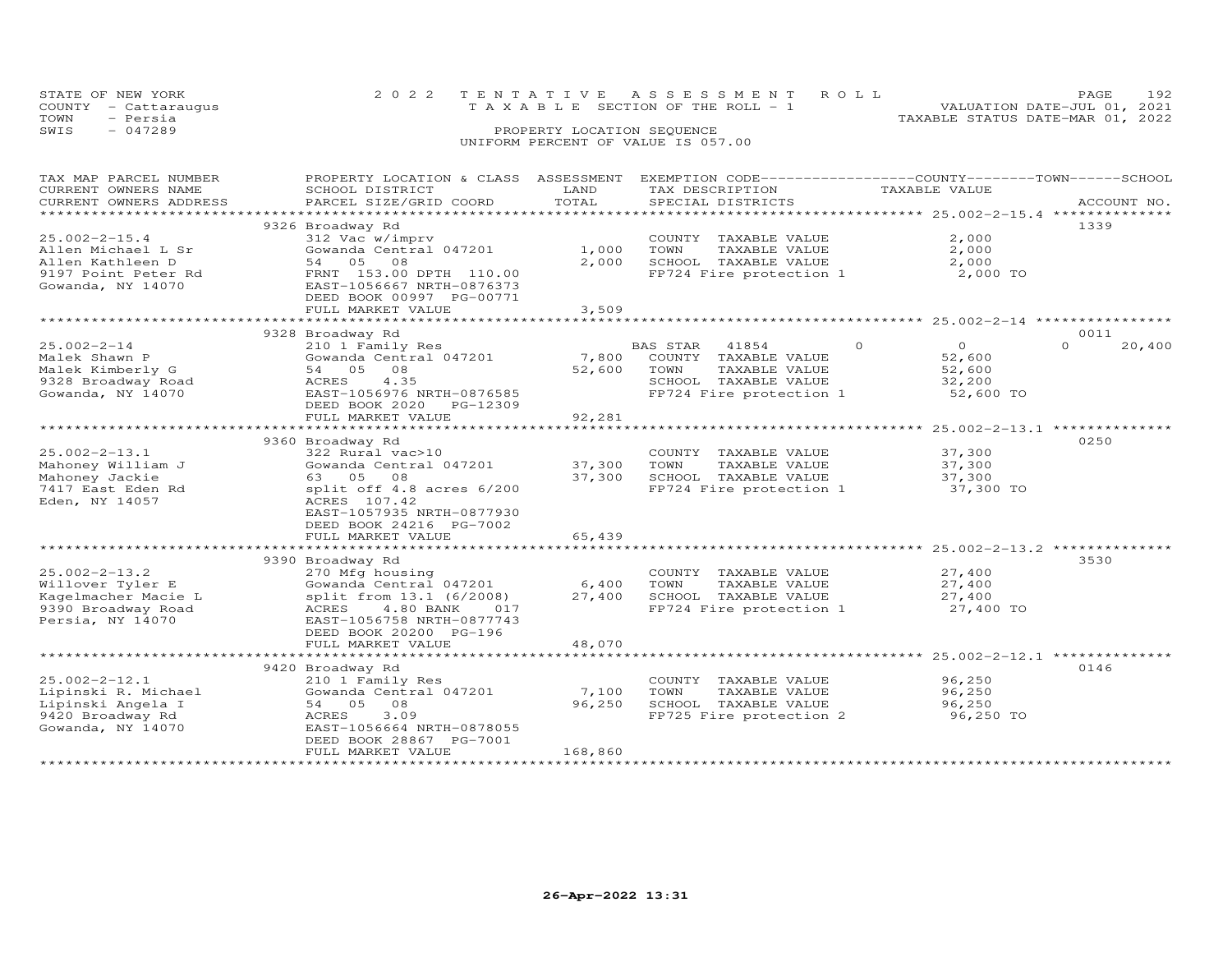STATE OF NEW YORK
COUNTY - Cattaraugus
TOWN - Persia
SWIS - 047289

2022 TENTATIVE ASSESSMENT ROLL
TAXABLE SECTION OF THE ROLL - 1
PROPERTY LOCATION SEQUENCE
UNIFORM PERCENT OF VALUE IS 057.00

VALUATION DATE-JUL 01, 2021
TAXABLE STATUS DATE-MAR 01, 2022

| TAX MAP PARCEL NUMBER / CURRENT OWNERS NAME / CURRENT OWNERS ADDRESS | PROPERTY LOCATION & CLASS / SCHOOL DISTRICT / PARCEL SIZE/GRID COORD | ASSESSMENT LAND / TOTAL | EXEMPTION CODE / TAX DESCRIPTION / SPECIAL DISTRICTS | COUNTY / TOWN / SCHOOL TAXABLE VALUE | ACCOUNT NO. |
|---|---|---|---|---|---|
| **25.002-2-15.4** | 9326 Broadway Rd | | | | 1339 |
| 25.002-2-15.4 | 312 Vac w/imprv | | COUNTY TAXABLE VALUE | 2,000 | |
| Allen Michael L Sr | Gowanda Central 047201 | 1,000 | TOWN TAXABLE VALUE | 2,000 | |
| Allen Kathleen D | 54 05 08 | 2,000 | SCHOOL TAXABLE VALUE | 2,000 | |
| 9197 Point Peter Rd | FRNT 153.00 DPTH 110.00 | | FP724 Fire protection 1 | 2,000 TO | |
| Gowanda, NY 14070 | EAST-1056667 NRTH-0876373 | | | | |
| | DEED BOOK 00997 PG-00771 | | | | |
| | FULL MARKET VALUE | 3,509 | | | |
| **25.002-2-14** | 9328 Broadway Rd | | | | 0011 |
| 25.002-2-14 | 210 1 Family Res | | BAS STAR 41854 | 0 / 0 / 20,400 | |
| Malek Shawn P | Gowanda Central 047201 | 7,800 | COUNTY TAXABLE VALUE | 52,600 | |
| Malek Kimberly G | 54 05 08 | 52,600 | TOWN TAXABLE VALUE | 52,600 | |
| 9328 Broadway Road | ACRES 4.35 | | SCHOOL TAXABLE VALUE | 32,200 | |
| Gowanda, NY 14070 | EAST-1056976 NRTH-0876585 | | FP724 Fire protection 1 | 52,600 TO | |
| | DEED BOOK 2020 PG-12309 | | | | |
| | FULL MARKET VALUE | 92,281 | | | |
| **25.002-2-13.1** | 9360 Broadway Rd | | | | 0250 |
| 25.002-2-13.1 | 322 Rural vac>10 | | COUNTY TAXABLE VALUE | 37,300 | |
| Mahoney William J | Gowanda Central 047201 | 37,300 | TOWN TAXABLE VALUE | 37,300 | |
| Mahoney Jackie | 63 05 08 | 37,300 | SCHOOL TAXABLE VALUE | 37,300 | |
| 7417 East Eden Rd | split off 4.8 acres 6/200 | | FP724 Fire protection 1 | 37,300 TO | |
| Eden, NY 14057 | ACRES 107.42 | | | | |
| | EAST-1057935 NRTH-0877930 | | | | |
| | DEED BOOK 24216 PG-7002 | | | | |
| | FULL MARKET VALUE | 65,439 | | | |
| **25.002-2-13.2** | 9390 Broadway Rd | | | | 3530 |
| 25.002-2-13.2 | 270 Mfg housing | | COUNTY TAXABLE VALUE | 27,400 | |
| Willover Tyler E | Gowanda Central 047201 | 6,400 | TOWN TAXABLE VALUE | 27,400 | |
| Kagelmacher Macie L | split from 13.1 (6/2008) | 27,400 | SCHOOL TAXABLE VALUE | 27,400 | |
| 9390 Broadway Road | ACRES 4.80 BANK 017 | | FP724 Fire protection 1 | 27,400 TO | |
| Persia, NY 14070 | EAST-1056758 NRTH-0877743 | | | | |
| | DEED BOOK 20200 PG-196 | | | | |
| | FULL MARKET VALUE | 48,070 | | | |
| **25.002-2-12.1** | 9420 Broadway Rd | | | | 0146 |
| 25.002-2-12.1 | 210 1 Family Res | | COUNTY TAXABLE VALUE | 96,250 | |
| Lipinski R. Michael | Gowanda Central 047201 | 7,100 | TOWN TAXABLE VALUE | 96,250 | |
| Lipinski Angela I | 54 05 08 | 96,250 | SCHOOL TAXABLE VALUE | 96,250 | |
| 9420 Broadway Rd | ACRES 3.09 | | FP725 Fire protection 2 | 96,250 TO | |
| Gowanda, NY 14070 | EAST-1056664 NRTH-0878055 | | | | |
| | DEED BOOK 28867 PG-7001 | | | | |
| | FULL MARKET VALUE | 168,860 | | | |

26-Apr-2022 13:31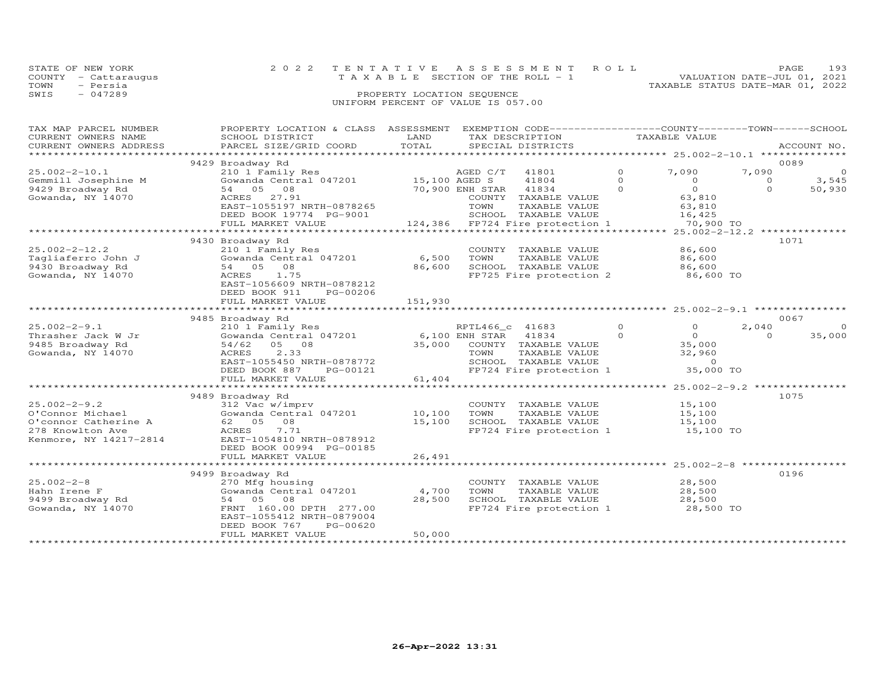STATE OF NEW YORK
COUNTY - Cattaraugus
TOWN - Persia
SWIS - 047289

2022 TENTATIVE ASSESSMENT ROLL
TAXABLE SECTION OF THE ROLL - 1
PROPERTY LOCATION SEQUENCE
UNIFORM PERCENT OF VALUE IS 057.00

VALUATION DATE-JUL 01, 2021
TAXABLE STATUS DATE-MAR 01, 2022

```
TAX MAP PARCEL NUMBER     PROPERTY LOCATION & CLASS  ASSESSMENT  EXEMPTION CODE------------------COUNTY--------TOWN------SCHOOL
CURRENT OWNERS NAME       SCHOOL DISTRICT               LAND      TAX DESCRIPTION            TAXABLE VALUE
CURRENT OWNERS ADDRESS    PARCEL SIZE/GRID COORD        TOTAL     SPECIAL DISTRICTS                                    ACCOUNT NO.
******************************************************************************************** 25.002-2-10.1 **************
                          9429 Broadway Rd                                                                           0089
25.002-2-10.1             210 1 Family Res                         AGED C/T   41801         0      7,090      7,090          0
Gemmill Josephine M       Gowanda Central 047201      15,100 AGED S     41804         0          0          0      3,545
9429 Broadway Rd          54  05  08                  70,900 ENH STAR   41834         0          0          0     50,930
Gowanda, NY 14070         ACRES    27.91                      COUNTY  TAXABLE VALUE             63,810
                          EAST-1055197 NRTH-0878265           TOWN    TAXABLE VALUE             63,810
                          DEED BOOK 19774  PG-9001            SCHOOL  TAXABLE VALUE             16,425
                          FULL MARKET VALUE          124,386  FP724 Fire protection 1          70,900 TO
******************************************************************************************** 25.002-2-12.2 **************
                          9430 Broadway Rd                                                                           1071
25.002-2-12.2             210 1 Family Res                         COUNTY  TAXABLE VALUE             86,600
Tagliaferro John J        Gowanda Central 047201       6,500    TOWN    TAXABLE VALUE             86,600
9430 Broadway Rd          54  05  08                  86,600    SCHOOL  TAXABLE VALUE             86,600
Gowanda, NY 14070         ACRES     1.75                         FP725 Fire protection 2          86,600 TO
                          EAST-1056609 NRTH-0878212
                          DEED BOOK 911    PG-00206
                          FULL MARKET VALUE          151,930
******************************************************************************************** 25.002-2-9.1 ***************
                          9485 Broadway Rd                                                                           0067
25.002-2-9.1              210 1 Family Res                         RPTL466_c  41683         0          0      2,040          0
Thrasher Jack W Jr        Gowanda Central 047201       6,100 ENH STAR   41834         0          0          0     35,000
9485 Broadway Rd          54/62  05  08               35,000    COUNTY  TAXABLE VALUE             35,000
Gowanda, NY 14070         ACRES     2.33                         TOWN    TAXABLE VALUE             32,960
                          EAST-1055450 NRTH-0878772              SCHOOL  TAXABLE VALUE                  0
                          DEED BOOK 887    PG-00121              FP724 Fire protection 1          35,000 TO
                          FULL MARKET VALUE           61,404
******************************************************************************************** 25.002-2-9.2 ***************
                          9489 Broadway Rd                                                                           1075
25.002-2-9.2              312 Vac w/imprv                          COUNTY  TAXABLE VALUE             15,100
O'Connor Michael          Gowanda Central 047201      10,100    TOWN    TAXABLE VALUE             15,100
O'connor Catherine A      62  05  08                  15,100    SCHOOL  TAXABLE VALUE             15,100
278 Knowlton Ave          ACRES     7.71                         FP724 Fire protection 1          15,100 TO
Kenmore, NY 14217-2814    EAST-1054810 NRTH-0878912
                          DEED BOOK 00994  PG-00185
                          FULL MARKET VALUE           26,491
******************************************************************************************** 25.002-2-8 *****************
                          9499 Broadway Rd                                                                           0196
25.002-2-8                270 Mfg housing                          COUNTY  TAXABLE VALUE             28,500
Hahn Irene F              Gowanda Central 047201       4,700    TOWN    TAXABLE VALUE             28,500
9499 Broadway Rd          54  05  08                  28,500    SCHOOL  TAXABLE VALUE             28,500
Gowanda, NY 14070         FRNT  160.00 DPTH  277.00              FP724 Fire protection 1          28,500 TO
                          EAST-1055412 NRTH-0879004
                          DEED BOOK 767    PG-00620
                          FULL MARKET VALUE           50,000
****************************************************************************************************************************
```

26-Apr-2022 13:31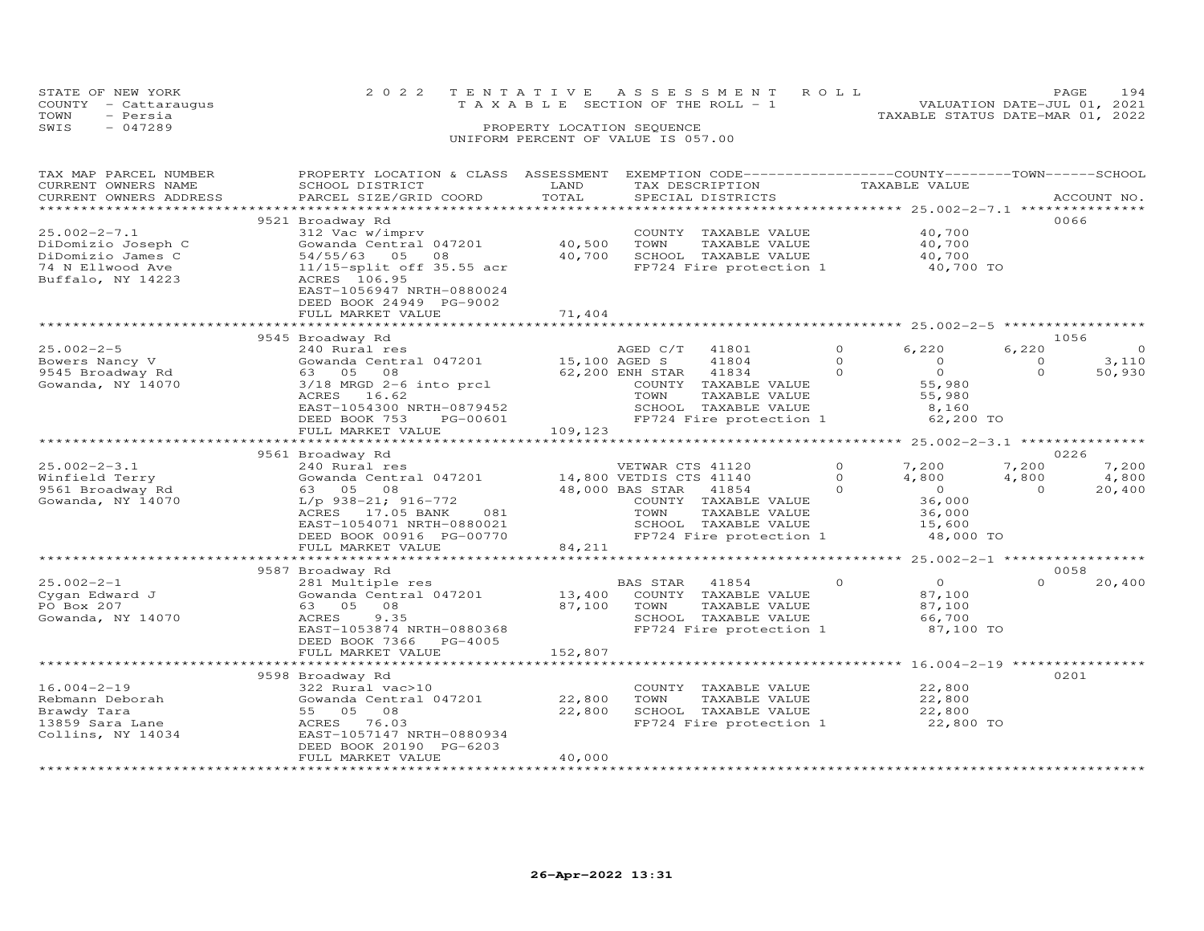STATE OF NEW YORK — 2022 TENTATIVE ASSESSMENT ROLL — TAXABLE SECTION OF THE ROLL - 1
COUNTY - Cattaraugus — VALUATION DATE-JUL 01, 2021
TOWN - Persia — TAXABLE STATUS DATE-MAR 01, 2022
SWIS - 047289 — PROPERTY LOCATION SEQUENCE — UNIFORM PERCENT OF VALUE IS 057.00

| TAX MAP PARCEL NUMBER / CURRENT OWNERS NAME / CURRENT OWNERS ADDRESS | PROPERTY LOCATION & CLASS / SCHOOL DISTRICT / PARCEL SIZE/GRID COORD | ASSESSMENT LAND / TOTAL | EXEMPTION CODE / TAX DESCRIPTION / SPECIAL DISTRICTS | COUNTY TAXABLE VALUE | TOWN | SCHOOL | ACCOUNT NO. |
|---|---|---|---|---|---|---|---|
| **25.002-2-7.1** | 9521 Broadway Rd | | | | | | 0066 |
| 25.002-2-7.1 | 312 Vac w/imprv | | COUNTY TAXABLE VALUE | 40,700 | | | |
| DiDomizio Joseph C | Gowanda Central 047201 | 40,500 | TOWN TAXABLE VALUE | 40,700 | | | |
| DiDomizio James C | 54/55/63 05 08 | 40,700 | SCHOOL TAXABLE VALUE | 40,700 | | | |
| 74 N Ellwood Ave | 11/15-split off 35.55 acr | | FP724 Fire protection 1 | 40,700 TO | | | |
| Buffalo, NY 14223 | ACRES 106.95 | | | | | | |
| | EAST-1056947 NRTH-0880024 | | | | | | |
| | DEED BOOK 24949 PG-9002 | | | | | | |
| | FULL MARKET VALUE | 71,404 | | | | | |
| **25.002-2-5** | 9545 Broadway Rd | | | | | | 1056 |
| 25.002-2-5 | 240 Rural res | | AGED C/T 41801 0 | 6,220 | 6,220 | 0 | |
| Bowers Nancy V | Gowanda Central 047201 | 15,100 | AGED S 41804 0 | 0 | 0 | 3,110 | |
| 9545 Broadway Rd | 63 05 08 | 62,200 | ENH STAR 41834 0 | 0 | 0 | 50,930 | |
| Gowanda, NY 14070 | 3/18 MRGD 2-6 into prcl | | COUNTY TAXABLE VALUE | 55,980 | | | |
| | ACRES 16.62 | | TOWN TAXABLE VALUE | 55,980 | | | |
| | EAST-1054300 NRTH-0879452 | | SCHOOL TAXABLE VALUE | 8,160 | | | |
| | DEED BOOK 753 PG-00601 | | FP724 Fire protection 1 | 62,200 TO | | | |
| | FULL MARKET VALUE | 109,123 | | | | | |
| **25.002-2-3.1** | 9561 Broadway Rd | | | | | | 0226 |
| 25.002-2-3.1 | 240 Rural res | | VETWAR CTS 41120 0 | 7,200 | 7,200 | 7,200 | |
| Winfield Terry | Gowanda Central 047201 | 14,800 | VETDIS CTS 41140 0 | 4,800 | 4,800 | 4,800 | |
| 9561 Broadway Rd | 63 05 08 | 48,000 | BAS STAR 41854 0 | 0 | 0 | 20,400 | |
| Gowanda, NY 14070 | L/p 938-21; 916-772 | | COUNTY TAXABLE VALUE | 36,000 | | | |
| | ACRES 17.05 BANK 081 | | TOWN TAXABLE VALUE | 36,000 | | | |
| | EAST-1054071 NRTH-0880021 | | SCHOOL TAXABLE VALUE | 15,600 | | | |
| | DEED BOOK 00916 PG-00770 | | FP724 Fire protection 1 | 48,000 TO | | | |
| | FULL MARKET VALUE | 84,211 | | | | | |
| **25.002-2-1** | 9587 Broadway Rd | | | | | | 0058 |
| 25.002-2-1 | 281 Multiple res | | BAS STAR 41854 0 | 0 | 0 | 20,400 | |
| Cygan Edward J | Gowanda Central 047201 | 13,400 | COUNTY TAXABLE VALUE | 87,100 | | | |
| PO Box 207 | 63 05 08 | 87,100 | TOWN TAXABLE VALUE | 87,100 | | | |
| Gowanda, NY 14070 | ACRES 9.35 | | SCHOOL TAXABLE VALUE | 66,700 | | | |
| | EAST-1053874 NRTH-0880368 | | FP724 Fire protection 1 | 87,100 TO | | | |
| | DEED BOOK 7366 PG-4005 | | | | | | |
| | FULL MARKET VALUE | 152,807 | | | | | |
| **16.004-2-19** | 9598 Broadway Rd | | | | | | 0201 |
| 16.004-2-19 | 322 Rural vac>10 | | COUNTY TAXABLE VALUE | 22,800 | | | |
| Rebmann Deborah | Gowanda Central 047201 | 22,800 | TOWN TAXABLE VALUE | 22,800 | | | |
| Brawdy Tara | 55 05 08 | 22,800 | SCHOOL TAXABLE VALUE | 22,800 | | | |
| 13859 Sara Lane | ACRES 76.03 | | FP724 Fire protection 1 | 22,800 TO | | | |
| Collins, NY 14034 | EAST-1057147 NRTH-0880934 | | | | | | |
| | DEED BOOK 20190 PG-6203 | | | | | | |
| | FULL MARKET VALUE | 40,000 | | | | | |

26-Apr-2022 13:31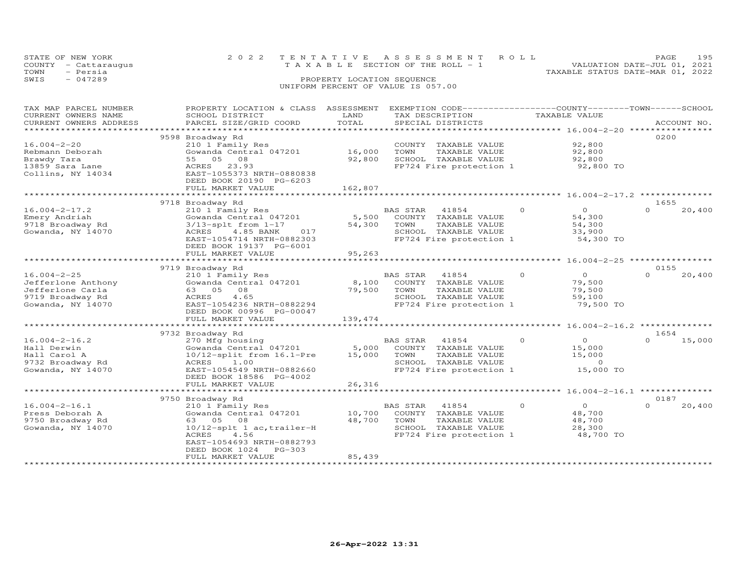STATE OF NEW YORK
COUNTY - Cattaraugus
TOWN - Persia
SWIS - 047289

2022 TENTATIVE ASSESSMENT ROLL
TAXABLE SECTION OF THE ROLL - 1
PROPERTY LOCATION SEQUENCE
UNIFORM PERCENT OF VALUE IS 057.00

VALUATION DATE-JUL 01, 2021
TAXABLE STATUS DATE-MAR 01, 2022

| TAX MAP PARCEL NUMBER / CURRENT OWNERS NAME / CURRENT OWNERS ADDRESS | PROPERTY LOCATION & CLASS / SCHOOL DISTRICT / PARCEL SIZE/GRID COORD | ASSESSMENT LAND / TOTAL | EXEMPTION CODE / TAX DESCRIPTION / SPECIAL DISTRICTS | COUNTY / TOWN / SCHOOL TAXABLE VALUE | ACCOUNT NO. |
|---|---|---|---|---|---|
| 16.004-2-20 | 9598 Broadway Rd | | | | 0200 |
| Rebmann Deborah | 210 1 Family Res | | COUNTY TAXABLE VALUE | 92,800 | |
| Brawdy Tara | Gowanda Central 047201 | 16,000 | TOWN TAXABLE VALUE | 92,800 | |
| 13859 Sara Lane | 55 05 08 | 92,800 | SCHOOL TAXABLE VALUE | 92,800 | |
| Collins, NY 14034 | ACRES 23.93 | | FP724 Fire protection 1 | 92,800 TO | |
| | EAST-1055373 NRTH-0880838 | | | | |
| | DEED BOOK 20190 PG-6203 | | | | |
| | FULL MARKET VALUE | 162,807 | | | |
| 16.004-2-17.2 | 9718 Broadway Rd | | | | 1655 |
| Emery Andriah | 210 1 Family Res | | BAS STAR 41854 | 0 0 0 | 0 20,400 |
| 9718 Broadway Rd | Gowanda Central 047201 | 5,500 | COUNTY TAXABLE VALUE | 54,300 | |
| Gowanda, NY 14070 | 3/13-splt from 1-17 | 54,300 | TOWN TAXABLE VALUE | 54,300 | |
| | ACRES 4.85 BANK 017 | | SCHOOL TAXABLE VALUE | 33,900 | |
| | EAST-1054714 NRTH-0882303 | | FP724 Fire protection 1 | 54,300 TO | |
| | DEED BOOK 19137 PG-6001 | | | | |
| | FULL MARKET VALUE | 95,263 | | | |
| 16.004-2-25 | 9719 Broadway Rd | | | | 0155 |
| Jefferlone Anthony | 210 1 Family Res | | BAS STAR 41854 | 0 0 0 | 0 20,400 |
| Jefferlone Carla | Gowanda Central 047201 | 8,100 | COUNTY TAXABLE VALUE | 79,500 | |
| 9719 Broadway Rd | 63 05 08 | 79,500 | TOWN TAXABLE VALUE | 79,500 | |
| Gowanda, NY 14070 | ACRES 4.65 | | SCHOOL TAXABLE VALUE | 59,100 | |
| | EAST-1054236 NRTH-0882294 | | FP724 Fire protection 1 | 79,500 TO | |
| | DEED BOOK 00996 PG-00047 | | | | |
| | FULL MARKET VALUE | 139,474 | | | |
| 16.004-2-16.2 | 9732 Broadway Rd | | | | 1654 |
| Hall Derwin | 270 Mfg housing | | BAS STAR 41854 | 0 0 0 | 0 15,000 |
| Hall Carol A | Gowanda Central 047201 | 5,000 | COUNTY TAXABLE VALUE | 15,000 | |
| 9732 Broadway Rd | 10/12-split from 16.1-Pre | 15,000 | TOWN TAXABLE VALUE | 15,000 | |
| Gowanda, NY 14070 | ACRES 1.00 | | SCHOOL TAXABLE VALUE | 0 | |
| | EAST-1054549 NRTH-0882660 | | FP724 Fire protection 1 | 15,000 TO | |
| | DEED BOOK 18586 PG-4002 | | | | |
| | FULL MARKET VALUE | 26,316 | | | |
| 16.004-2-16.1 | 9750 Broadway Rd | | | | 0187 |
| Press Deborah A | 210 1 Family Res | | BAS STAR 41854 | 0 0 0 | 0 20,400 |
| 9750 Broadway Rd | Gowanda Central 047201 | 10,700 | COUNTY TAXABLE VALUE | 48,700 | |
| Gowanda, NY 14070 | 63 05 08 | 48,700 | TOWN TAXABLE VALUE | 48,700 | |
| | 10/12-splt 1 ac,trailer-H | | SCHOOL TAXABLE VALUE | 28,300 | |
| | ACRES 4.56 | | FP724 Fire protection 1 | 48,700 TO | |
| | EAST-1054693 NRTH-0882793 | | | | |
| | DEED BOOK 1024 PG-303 | | | | |
| | FULL MARKET VALUE | 85,439 | | | |

26-Apr-2022 13:31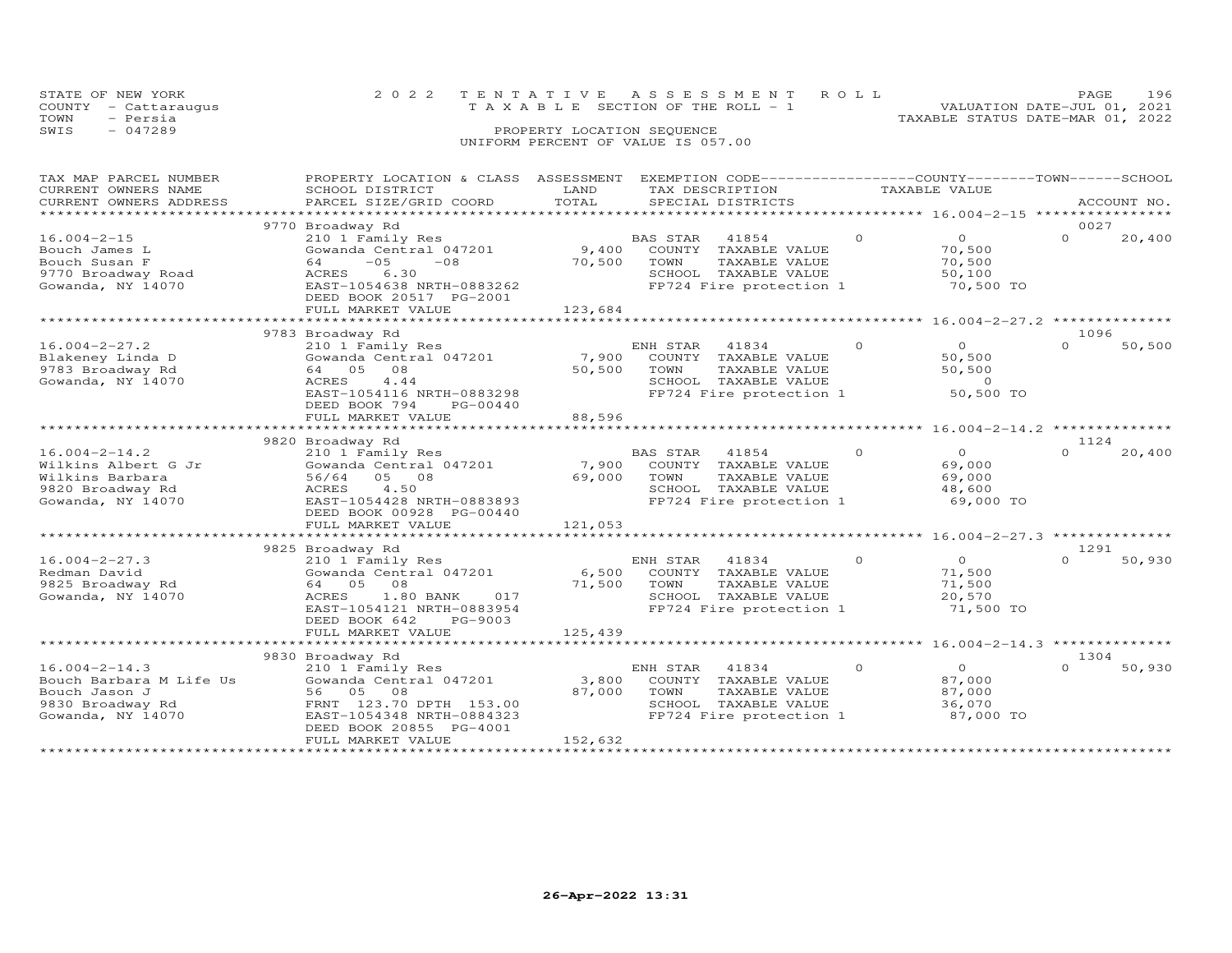STATE OF NEW YORK
COUNTY - Cattaraugus
TOWN - Persia
SWIS - 047289

2022 TENTATIVE ASSESSMENT ROLL
TAXABLE SECTION OF THE ROLL - 1
PROPERTY LOCATION SEQUENCE
UNIFORM PERCENT OF VALUE IS 057.00

VALUATION DATE-JUL 01, 2021
TAXABLE STATUS DATE-MAR 01, 2022

| TAX MAP PARCEL NUMBER / CURRENT OWNERS NAME / CURRENT OWNERS ADDRESS | PROPERTY LOCATION & CLASS / SCHOOL DISTRICT / PARCEL SIZE/GRID COORD | ASSESSMENT LAND / TOTAL | EXEMPTION CODE / TAX DESCRIPTION / SPECIAL DISTRICTS | COUNTY | TOWN | SCHOOL | ACCOUNT NO. |
|---|---|---|---|---|---|---|---|
| **16.004-2-15** | 9770 Broadway Rd | | | | | | 0027 |
| 16.004-2-15 | 210 1 Family Res | | BAS STAR 41854 | 0 | 0 | 0 | 20,400 |
| Bouch James L | Gowanda Central 047201 | 9,400 | COUNTY TAXABLE VALUE | 70,500 | | | |
| Bouch Susan F | 64 -05 -08 | 70,500 | TOWN TAXABLE VALUE | | 70,500 | | |
| 9770 Broadway Road | ACRES 6.30 | | SCHOOL TAXABLE VALUE | | | 50,100 | |
| Gowanda, NY 14070 | EAST-1054638 NRTH-0883262 | | FP724 Fire protection 1 | 70,500 TO | | | |
| | DEED BOOK 20517 PG-2001 | | | | | | |
| | FULL MARKET VALUE | 123,684 | | | | | |
| **16.004-2-27.2** | 9783 Broadway Rd | | | | | | 1096 |
| 16.004-2-27.2 | 210 1 Family Res | | ENH STAR 41834 | 0 | 0 | 0 | 50,500 |
| Blakeney Linda D | Gowanda Central 047201 | 7,900 | COUNTY TAXABLE VALUE | 50,500 | | | |
| 9783 Broadway Rd | 64 05 08 | 50,500 | TOWN TAXABLE VALUE | | 50,500 | | |
| Gowanda, NY 14070 | ACRES 4.44 | | SCHOOL TAXABLE VALUE | | | 0 | |
| | EAST-1054116 NRTH-0883298 | | FP724 Fire protection 1 | 50,500 TO | | | |
| | DEED BOOK 794 PG-00440 | | | | | | |
| | FULL MARKET VALUE | 88,596 | | | | | |
| **16.004-2-14.2** | 9820 Broadway Rd | | | | | | 1124 |
| 16.004-2-14.2 | 210 1 Family Res | | BAS STAR 41854 | 0 | 0 | 0 | 20,400 |
| Wilkins Albert G Jr | Gowanda Central 047201 | 7,900 | COUNTY TAXABLE VALUE | 69,000 | | | |
| Wilkins Barbara | 56/64 05 08 | 69,000 | TOWN TAXABLE VALUE | | 69,000 | | |
| 9820 Broadway Rd | ACRES 4.50 | | SCHOOL TAXABLE VALUE | | | 48,600 | |
| Gowanda, NY 14070 | EAST-1054428 NRTH-0883893 | | FP724 Fire protection 1 | 69,000 TO | | | |
| | DEED BOOK 00928 PG-00440 | | | | | | |
| | FULL MARKET VALUE | 121,053 | | | | | |
| **16.004-2-27.3** | 9825 Broadway Rd | | | | | | 1291 |
| 16.004-2-27.3 | 210 1 Family Res | | ENH STAR 41834 | 0 | 0 | 0 | 50,930 |
| Redman David | Gowanda Central 047201 | 6,500 | COUNTY TAXABLE VALUE | 71,500 | | | |
| 9825 Broadway Rd | 64 05 08 | 71,500 | TOWN TAXABLE VALUE | | 71,500 | | |
| Gowanda, NY 14070 | ACRES 1.80 BANK 017 | | SCHOOL TAXABLE VALUE | | | 20,570 | |
| | EAST-1054121 NRTH-0883954 | | FP724 Fire protection 1 | 71,500 TO | | | |
| | DEED BOOK 642 PG-9003 | | | | | | |
| | FULL MARKET VALUE | 125,439 | | | | | |
| **16.004-2-14.3** | 9830 Broadway Rd | | | | | | 1304 |
| 16.004-2-14.3 | 210 1 Family Res | | ENH STAR 41834 | 0 | 0 | 0 | 50,930 |
| Bouch Barbara M Life Us | Gowanda Central 047201 | 3,800 | COUNTY TAXABLE VALUE | 87,000 | | | |
| Bouch Jason J | 56 05 08 | 87,000 | TOWN TAXABLE VALUE | | 87,000 | | |
| 9830 Broadway Rd | FRNT 123.70 DPTH 153.00 | | SCHOOL TAXABLE VALUE | | | 36,070 | |
| Gowanda, NY 14070 | EAST-1054348 NRTH-0884323 | | FP724 Fire protection 1 | 87,000 TO | | | |
| | DEED BOOK 20855 PG-4001 | | | | | | |
| | FULL MARKET VALUE | 152,632 | | | | | |

26-Apr-2022 13:31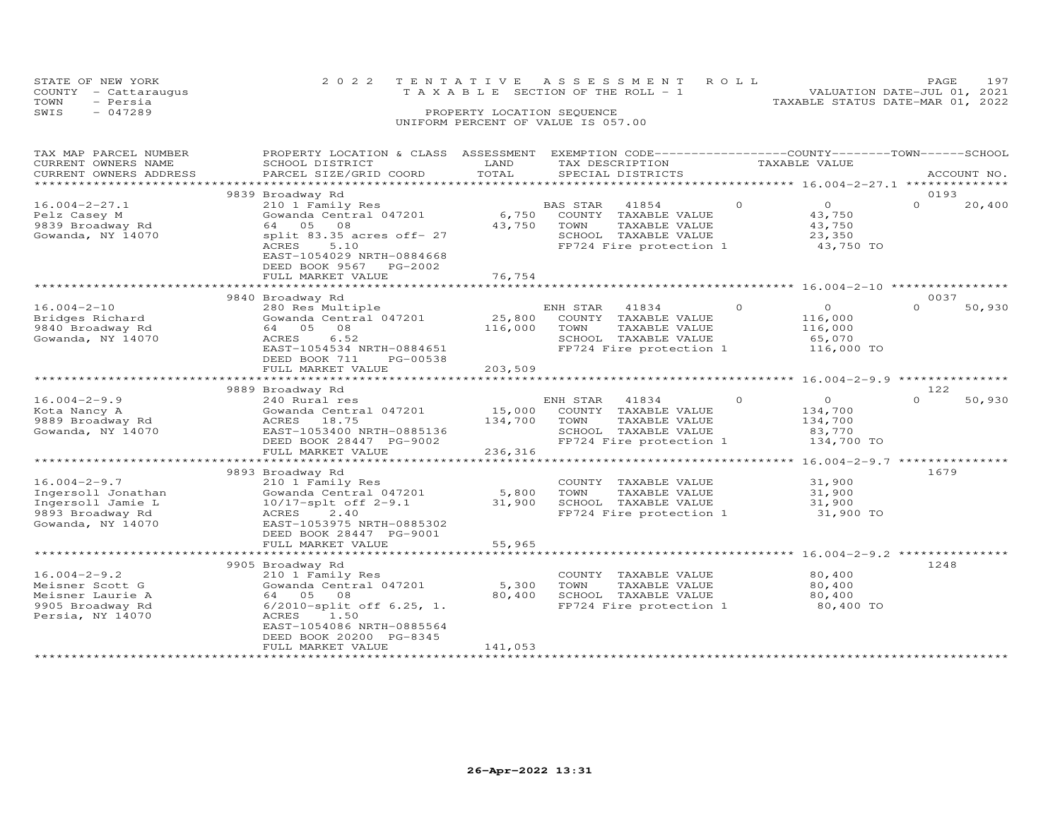STATE OF NEW YORK
COUNTY - Cattaraugus
TOWN - Persia
SWIS - 047289

2022 TENTATIVE ASSESSMENT ROLL
TAXABLE SECTION OF THE ROLL - 1
PROPERTY LOCATION SEQUENCE
UNIFORM PERCENT OF VALUE IS 057.00

VALUATION DATE-JUL 01, 2021
TAXABLE STATUS DATE-MAR 01, 2022

| TAX MAP PARCEL NUMBER / CURRENT OWNERS NAME / CURRENT OWNERS ADDRESS | PROPERTY LOCATION & CLASS / SCHOOL DISTRICT / PARCEL SIZE/GRID COORD | ASSESSMENT LAND / TOTAL | EXEMPTION CODE / TAX DESCRIPTION / SPECIAL DISTRICTS | COUNTY / TOWN / SCHOOL TAXABLE VALUE | ACCOUNT NO. |
|---|---|---|---|---|---|
| **16.004-2-27.1** | 9839 Broadway Rd | | | | 0193 |
| 16.004-2-27.1 | 210 1 Family Res | | BAS STAR 41854 | 0 / 0 / 0 | 20,400 |
| Pelz Casey M | Gowanda Central 047201 | 6,750 | COUNTY TAXABLE VALUE | 43,750 | |
| 9839 Broadway Rd | 64 05 08 | 43,750 | TOWN TAXABLE VALUE | 43,750 | |
| Gowanda, NY 14070 | split 83.35 acres off- 27 | | SCHOOL TAXABLE VALUE | 23,350 | |
| | ACRES 5.10 | | FP724 Fire protection 1 | 43,750 TO | |
| | EAST-1054029 NRTH-0884668 | | | | |
| | DEED BOOK 9567 PG-2002 | | | | |
| | FULL MARKET VALUE | 76,754 | | | |
| **16.004-2-10** | 9840 Broadway Rd | | | | 0037 |
| 16.004-2-10 | 280 Res Multiple | | ENH STAR 41834 | 0 / 0 / 0 | 50,930 |
| Bridges Richard | Gowanda Central 047201 | 25,800 | COUNTY TAXABLE VALUE | 116,000 | |
| 9840 Broadway Rd | 64 05 08 | 116,000 | TOWN TAXABLE VALUE | 116,000 | |
| Gowanda, NY 14070 | ACRES 6.52 | | SCHOOL TAXABLE VALUE | 65,070 | |
| | EAST-1054534 NRTH-0884651 | | FP724 Fire protection 1 | 116,000 TO | |
| | DEED BOOK 711 PG-00538 | | | | |
| | FULL MARKET VALUE | 203,509 | | | |
| **16.004-2-9.9** | 9889 Broadway Rd | | | | 122 |
| 16.004-2-9.9 | 240 Rural res | | ENH STAR 41834 | 0 / 0 / 0 | 50,930 |
| Kota Nancy A | Gowanda Central 047201 | 15,000 | COUNTY TAXABLE VALUE | 134,700 | |
| 9889 Broadway Rd | ACRES 18.75 | 134,700 | TOWN TAXABLE VALUE | 134,700 | |
| Gowanda, NY 14070 | EAST-1053400 NRTH-0885136 | | SCHOOL TAXABLE VALUE | 83,770 | |
| | DEED BOOK 28447 PG-9002 | | FP724 Fire protection 1 | 134,700 TO | |
| | FULL MARKET VALUE | 236,316 | | | |
| **16.004-2-9.7** | 9893 Broadway Rd | | | | 1679 |
| 16.004-2-9.7 | 210 1 Family Res | | COUNTY TAXABLE VALUE | 31,900 | |
| Ingersoll Jonathan | Gowanda Central 047201 | 5,800 | TOWN TAXABLE VALUE | 31,900 | |
| Ingersoll Jamie L | 10/17-splt off 2-9.1 | 31,900 | SCHOOL TAXABLE VALUE | 31,900 | |
| 9893 Broadway Rd | ACRES 2.40 | | FP724 Fire protection 1 | 31,900 TO | |
| Gowanda, NY 14070 | EAST-1053975 NRTH-0885302 | | | | |
| | DEED BOOK 28447 PG-9001 | | | | |
| | FULL MARKET VALUE | 55,965 | | | |
| **16.004-2-9.2** | 9905 Broadway Rd | | | | 1248 |
| 16.004-2-9.2 | 210 1 Family Res | | COUNTY TAXABLE VALUE | 80,400 | |
| Meisner Scott G | Gowanda Central 047201 | 5,300 | TOWN TAXABLE VALUE | 80,400 | |
| Meisner Laurie A | 64 05 08 | 80,400 | SCHOOL TAXABLE VALUE | 80,400 | |
| 9905 Broadway Rd | 6/2010-split off 6.25, 1. | | FP724 Fire protection 1 | 80,400 TO | |
| Persia, NY 14070 | ACRES 1.50 | | | | |
| | EAST-1054086 NRTH-0885564 | | | | |
| | DEED BOOK 20200 PG-8345 | | | | |
| | FULL MARKET VALUE | 141,053 | | | |

26-Apr-2022 13:31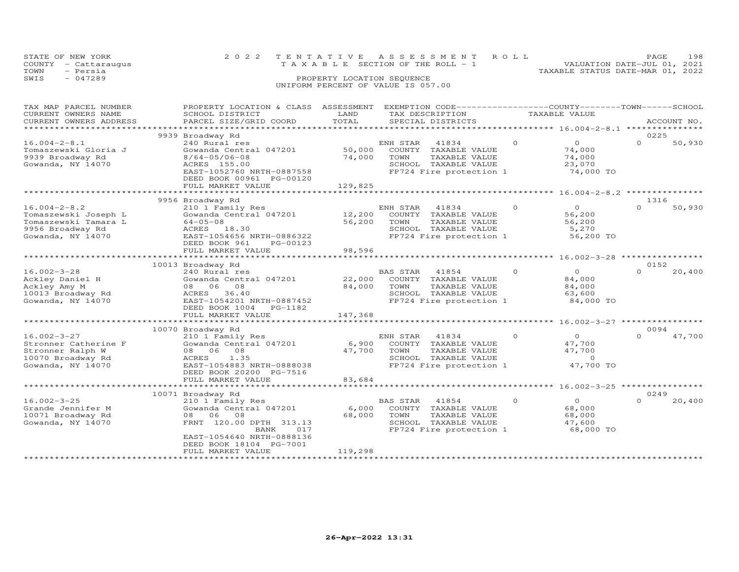STATE OF NEW YORK
COUNTY - Cattaraugus
TOWN - Persia
SWIS - 047289

2022 TENTATIVE ASSESSMENT ROLL
TAXABLE SECTION OF THE ROLL - 1
PROPERTY LOCATION SEQUENCE
UNIFORM PERCENT OF VALUE IS 057.00

VALUATION DATE-JUL 01, 2021
TAXABLE STATUS DATE-MAR 01, 2022

| TAX MAP PARCEL NUMBER / CURRENT OWNERS NAME / CURRENT OWNERS ADDRESS | PROPERTY LOCATION & CLASS / SCHOOL DISTRICT / PARCEL SIZE/GRID COORD | ASSESSMENT LAND / TOTAL | EXEMPTION CODE / TAX DESCRIPTION / SPECIAL DISTRICTS | COUNTY TAXABLE VALUE | TOWN | SCHOOL | ACCOUNT NO. |
|---|---|---|---|---|---|---|---|
| | 9939 Broadway Rd | | | | | | 0225 |
| 16.004-2-8.1 | 240 Rural res | | ENH STAR 41834 | 0 | 0 | 0 | 50,930 |
| Tomaszewski Gloria J | Gowanda Central 047201 | 50,000 | COUNTY TAXABLE VALUE | 74,000 | | | |
| 9939 Broadway Rd | 8/64-05/06-08 | 74,000 | TOWN TAXABLE VALUE | 74,000 | | | |
| Gowanda, NY 14070 | ACRES 155.00 | | SCHOOL TAXABLE VALUE | 23,070 | | | |
| | EAST-1052760 NRTH-0887558 | | FP724 Fire protection 1 | 74,000 TO | | | |
| | DEED BOOK 00961 PG-00120 | | | | | | |
| | FULL MARKET VALUE | 129,825 | | | | | |
| | 9956 Broadway Rd | | | | | | 1316 |
| 16.004-2-8.2 | 210 1 Family Res | | ENH STAR 41834 | 0 | 0 | 0 | 50,930 |
| Tomaszewski Joseph L | Gowanda Central 047201 | 12,200 | COUNTY TAXABLE VALUE | 56,200 | | | |
| Tomaszewski Tamara L | 64-05-08 | 56,200 | TOWN TAXABLE VALUE | 56,200 | | | |
| 9956 Broadway Rd | ACRES 18.30 | | SCHOOL TAXABLE VALUE | 5,270 | | | |
| Gowanda, NY 14070 | EAST-1054656 NRTH-0886322 | | FP724 Fire protection 1 | 56,200 TO | | | |
| | DEED BOOK 961 PG-00123 | | | | | | |
| | FULL MARKET VALUE | 98,596 | | | | | |
| | 10013 Broadway Rd | | | | | | 0152 |
| 16.002-3-28 | 240 Rural res | | BAS STAR 41854 | 0 | 0 | 0 | 20,400 |
| Ackley Daniel H | Gowanda Central 047201 | 22,000 | COUNTY TAXABLE VALUE | 84,000 | | | |
| Ackley Amy M | 08 06 08 | 84,000 | TOWN TAXABLE VALUE | 84,000 | | | |
| 10013 Broadway Rd | ACRES 36.40 | | SCHOOL TAXABLE VALUE | 63,600 | | | |
| Gowanda, NY 14070 | EAST-1054201 NRTH-0887452 | | FP724 Fire protection 1 | 84,000 TO | | | |
| | DEED BOOK 1004 PG-1182 | | | | | | |
| | FULL MARKET VALUE | 147,368 | | | | | |
| | 10070 Broadway Rd | | | | | | 0094 |
| 16.002-3-27 | 210 1 Family Res | | ENH STAR 41834 | 0 | 0 | 0 | 47,700 |
| Stronner Catherine F | Gowanda Central 047201 | 6,900 | COUNTY TAXABLE VALUE | 47,700 | | | |
| Stronner Ralph W | 08 06 08 | 47,700 | TOWN TAXABLE VALUE | 47,700 | | | |
| 10070 Broadway Rd | ACRES 1.35 | | SCHOOL TAXABLE VALUE | 0 | | | |
| Gowanda, NY 14070 | EAST-1054883 NRTH-0888038 | | FP724 Fire protection 1 | 47,700 TO | | | |
| | DEED BOOK 20200 PG-7516 | | | | | | |
| | FULL MARKET VALUE | 83,684 | | | | | |
| | 10071 Broadway Rd | | | | | | 0249 |
| 16.002-3-25 | 210 1 Family Res | | BAS STAR 41854 | 0 | 0 | 0 | 20,400 |
| Grande Jennifer M | Gowanda Central 047201 | 6,000 | COUNTY TAXABLE VALUE | 68,000 | | | |
| 10071 Broadway Rd | 08 06 08 | 68,000 | TOWN TAXABLE VALUE | 68,000 | | | |
| Gowanda, NY 14070 | FRNT 120.00 DPTH 313.13 | | SCHOOL TAXABLE VALUE | 47,600 | | | |
| | BANK 017 | | FP724 Fire protection 1 | 68,000 TO | | | |
| | EAST-1054640 NRTH-0888136 | | | | | | |
| | DEED BOOK 18104 PG-7001 | | | | | | |
| | FULL MARKET VALUE | 119,298 | | | | | |

26-Apr-2022 13:31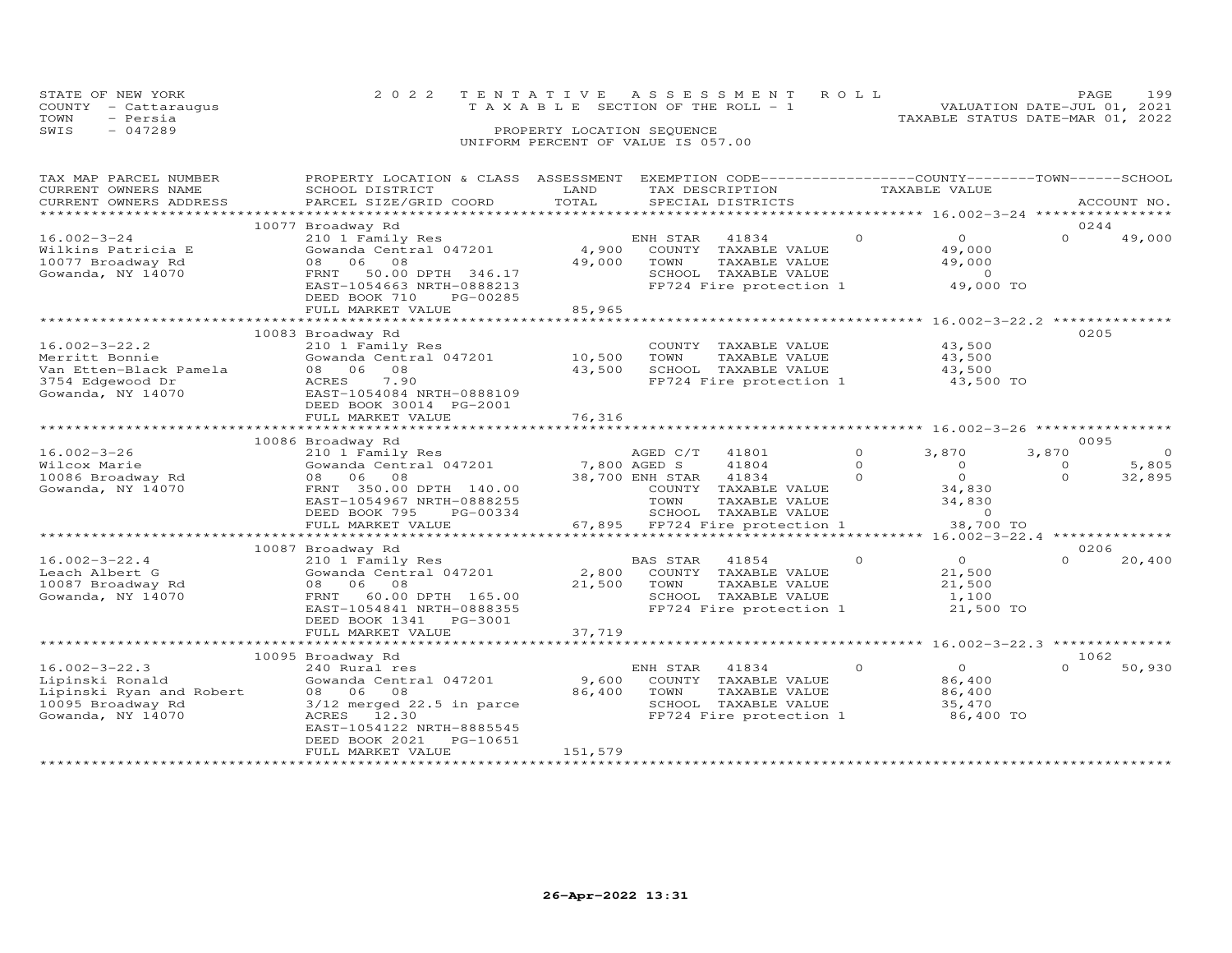STATE OF NEW YORK
COUNTY - Cattaraugus
TOWN - Persia
SWIS - 047289

2 0 2 2 T E N T A T I V E A S S E S S M E N T R O L L
T A X A B L E SECTION OF THE ROLL - 1
PROPERTY LOCATION SEQUENCE
UNIFORM PERCENT OF VALUE IS 057.00

VALUATION DATE-JUL 01, 2021
TAXABLE STATUS DATE-MAR 01, 2022

| TAX MAP PARCEL NUMBER / CURRENT OWNERS NAME / CURRENT OWNERS ADDRESS | PROPERTY LOCATION & CLASS / SCHOOL DISTRICT / PARCEL SIZE/GRID COORD | ASSESSMENT LAND / TOTAL | EXEMPTION CODE / TAX DESCRIPTION / SPECIAL DISTRICTS | | COUNTY TAXABLE VALUE | TOWN | SCHOOL | ACCOUNT NO. |
|---|---|---|---|---|---|---|---|---|
| | 10077 Broadway Rd | | | | | | | 0244 |
| 16.002-3-24 | 210 1 Family Res | | ENH STAR 41834 | 0 | 0 | 0 | 49,000 | |
| Wilkins Patricia E | Gowanda Central 047201 | 4,900 | COUNTY TAXABLE VALUE | | 49,000 | | | |
| 10077 Broadway Rd | 08 06 08 | 49,000 | TOWN TAXABLE VALUE | | 49,000 | | | |
| Gowanda, NY 14070 | FRNT 50.00 DPTH 346.17 | | SCHOOL TAXABLE VALUE | | 0 | | | |
| | EAST-1054663 NRTH-0888213 | | FP724 Fire protection 1 | | 49,000 TO | | | |
| | DEED BOOK 710 PG-00285 | | | | | | | |
| | FULL MARKET VALUE | 85,965 | | | | | | |
| | 10083 Broadway Rd | | | | | | | 0205 |
| 16.002-3-22.2 | 210 1 Family Res | | COUNTY TAXABLE VALUE | | 43,500 | | | |
| Merritt Bonnie | Gowanda Central 047201 | 10,500 | TOWN TAXABLE VALUE | | 43,500 | | | |
| Van Etten-Black Pamela | 08 06 08 | 43,500 | SCHOOL TAXABLE VALUE | | 43,500 | | | |
| 3754 Edgewood Dr | ACRES 7.90 | | FP724 Fire protection 1 | | 43,500 TO | | | |
| Gowanda, NY 14070 | EAST-1054084 NRTH-0888109 | | | | | | | |
| | DEED BOOK 30014 PG-2001 | | | | | | | |
| | FULL MARKET VALUE | 76,316 | | | | | | |
| | 10086 Broadway Rd | | | | | | | 0095 |
| 16.002-3-26 | 210 1 Family Res | | AGED C/T 41801 | 0 | 3,870 | 3,870 | 0 | |
| Wilcox Marie | Gowanda Central 047201 | 7,800 | AGED S 41804 | 0 | 0 | 0 | 5,805 | |
| 10086 Broadway Rd | 08 06 08 | 38,700 | ENH STAR 41834 | 0 | 0 | 0 | 32,895 | |
| Gowanda, NY 14070 | FRNT 350.00 DPTH 140.00 | | COUNTY TAXABLE VALUE | | 34,830 | | | |
| | EAST-1054967 NRTH-0888255 | | TOWN TAXABLE VALUE | | 34,830 | | | |
| | DEED BOOK 795 PG-00334 | | SCHOOL TAXABLE VALUE | | 0 | | | |
| | FULL MARKET VALUE | 67,895 | FP724 Fire protection 1 | | 38,700 TO | | | |
| | 10087 Broadway Rd | | | | | | | 0206 |
| 16.002-3-22.4 | 210 1 Family Res | | BAS STAR 41854 | 0 | 0 | 0 | 20,400 | |
| Leach Albert G | Gowanda Central 047201 | 2,800 | COUNTY TAXABLE VALUE | | 21,500 | | | |
| 10087 Broadway Rd | 08 06 08 | 21,500 | TOWN TAXABLE VALUE | | 21,500 | | | |
| Gowanda, NY 14070 | FRNT 60.00 DPTH 165.00 | | SCHOOL TAXABLE VALUE | | 1,100 | | | |
| | EAST-1054841 NRTH-0888355 | | FP724 Fire protection 1 | | 21,500 TO | | | |
| | DEED BOOK 1341 PG-3001 | | | | | | | |
| | FULL MARKET VALUE | 37,719 | | | | | | |
| | 10095 Broadway Rd | | | | | | | 1062 |
| 16.002-3-22.3 | 240 Rural res | | ENH STAR 41834 | 0 | 0 | 0 | 50,930 | |
| Lipinski Ronald | Gowanda Central 047201 | 9,600 | COUNTY TAXABLE VALUE | | 86,400 | | | |
| Lipinski Ryan and Robert | 08 06 08 | 86,400 | TOWN TAXABLE VALUE | | 86,400 | | | |
| 10095 Broadway Rd | 3/12 merged 22.5 in parce | | SCHOOL TAXABLE VALUE | | 35,470 | | | |
| Gowanda, NY 14070 | ACRES 12.30 | | FP724 Fire protection 1 | | 86,400 TO | | | |
| | EAST-1054122 NRTH-8885545 | | | | | | | |
| | DEED BOOK 2021 PG-10651 | | | | | | | |
| | FULL MARKET VALUE | 151,579 | | | | | | |

26-Apr-2022 13:31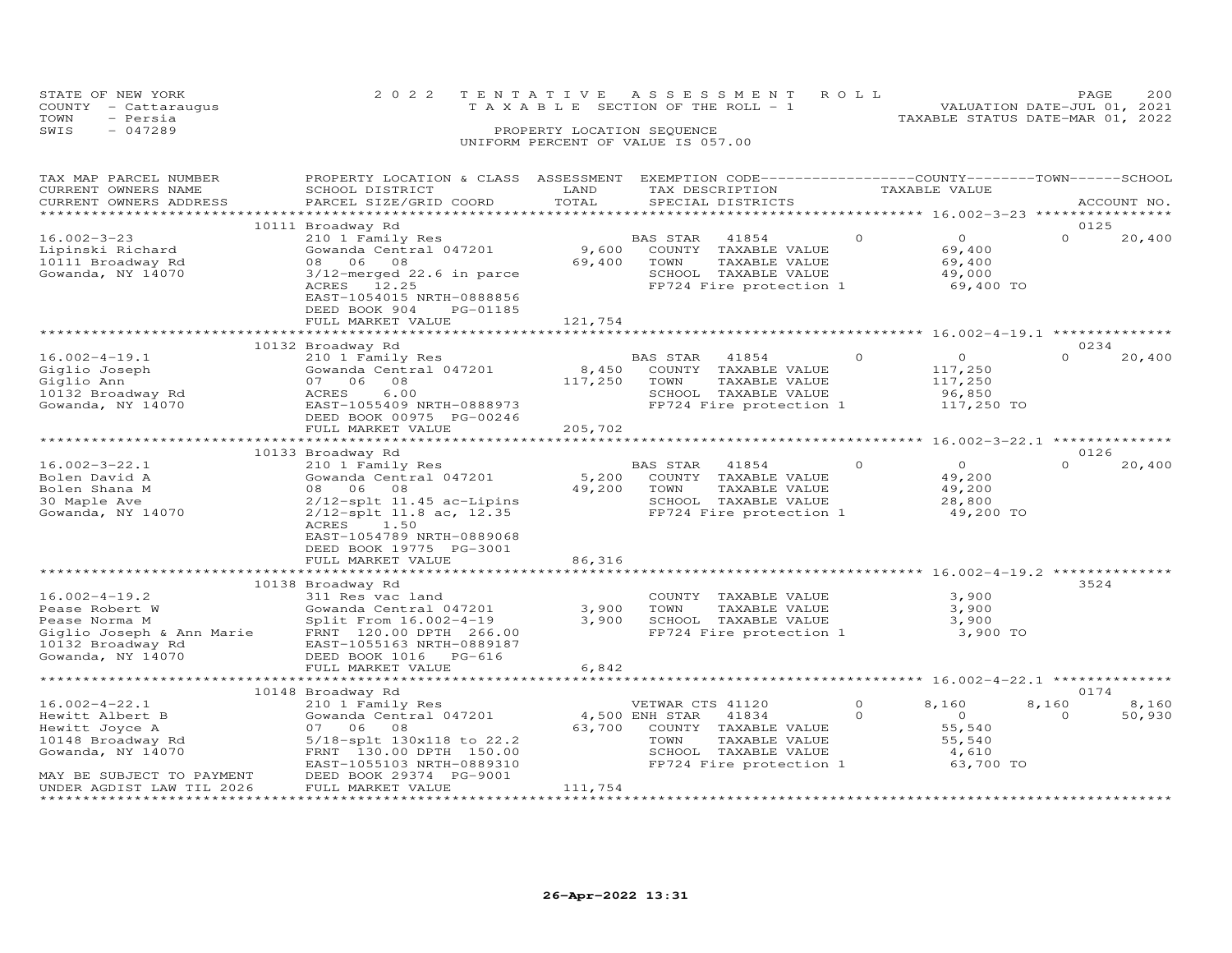STATE OF NEW YORK
COUNTY - Cattaraugus
TOWN - Persia
SWIS - 047289

2022 TENTATIVE ASSESSMENT ROLL
TAXABLE SECTION OF THE ROLL - 1
PROPERTY LOCATION SEQUENCE
UNIFORM PERCENT OF VALUE IS 057.00

VALUATION DATE-JUL 01, 2021
TAXABLE STATUS DATE-MAR 01, 2022

| TAX MAP PARCEL NUMBER / CURRENT OWNERS NAME / CURRENT OWNERS ADDRESS | PROPERTY LOCATION & CLASS / SCHOOL DISTRICT / PARCEL SIZE/GRID COORD | ASSESSMENT LAND / TOTAL | EXEMPTION CODE / TAX DESCRIPTION / SPECIAL DISTRICTS | COUNTY TAXABLE VALUE | TOWN | SCHOOL / ACCOUNT NO. |
|---|---|---|---|---|---|---|
| | 10111 Broadway Rd | | | | | 0125 |
| 16.002-3-23 | 210 1 Family Res | | BAS STAR 41854 0 | 0 | 0 | 20,400 |
| Lipinski Richard | Gowanda Central 047201 | 9,600 | COUNTY TAXABLE VALUE | 69,400 | | |
| 10111 Broadway Rd | 08 06 08 | 69,400 | TOWN TAXABLE VALUE | 69,400 | | |
| Gowanda, NY 14070 | 3/12-merged 22.6 in parce | | SCHOOL TAXABLE VALUE | 49,000 | | |
| | ACRES 12.25 | | FP724 Fire protection 1 | 69,400 TO | | |
| | EAST-1054015 NRTH-0888856 | | | | | |
| | DEED BOOK 904 PG-01185 | | | | | |
| | FULL MARKET VALUE | 121,754 | | | | |
| | 10132 Broadway Rd | | | | | 0234 |
| 16.002-4-19.1 | 210 1 Family Res | | BAS STAR 41854 0 | 0 | 0 | 20,400 |
| Giglio Joseph | Gowanda Central 047201 | 8,450 | COUNTY TAXABLE VALUE | 117,250 | | |
| Giglio Ann | 07 06 08 | 117,250 | TOWN TAXABLE VALUE | 117,250 | | |
| 10132 Broadway Rd | ACRES 6.00 | | SCHOOL TAXABLE VALUE | 96,850 | | |
| Gowanda, NY 14070 | EAST-1055409 NRTH-0888973 | | FP724 Fire protection 1 | 117,250 TO | | |
| | DEED BOOK 00975 PG-00246 | | | | | |
| | FULL MARKET VALUE | 205,702 | | | | |
| | 10133 Broadway Rd | | | | | 0126 |
| 16.002-3-22.1 | 210 1 Family Res | | BAS STAR 41854 0 | 0 | 0 | 20,400 |
| Bolen David A | Gowanda Central 047201 | 5,200 | COUNTY TAXABLE VALUE | 49,200 | | |
| Bolen Shana M | 08 06 08 | 49,200 | TOWN TAXABLE VALUE | 49,200 | | |
| 30 Maple Ave | 2/12-splt 11.45 ac-Lipins | | SCHOOL TAXABLE VALUE | 28,800 | | |
| Gowanda, NY 14070 | 2/12-splt 11.8 ac, 12.35 | | FP724 Fire protection 1 | 49,200 TO | | |
| | ACRES 1.50 | | | | | |
| | EAST-1054789 NRTH-0889068 | | | | | |
| | DEED BOOK 19775 PG-3001 | | | | | |
| | FULL MARKET VALUE | 86,316 | | | | |
| | 10138 Broadway Rd | | | | | 3524 |
| 16.002-4-19.2 | 311 Res vac land | | COUNTY TAXABLE VALUE | 3,900 | | |
| Pease Robert W | Gowanda Central 047201 | 3,900 | TOWN TAXABLE VALUE | 3,900 | | |
| Pease Norma M | Split From 16.002-4-19 | 3,900 | SCHOOL TAXABLE VALUE | 3,900 | | |
| Giglio Joseph & Ann Marie | FRNT 120.00 DPTH 266.00 | | FP724 Fire protection 1 | 3,900 TO | | |
| 10132 Broadway Rd | EAST-1055163 NRTH-0889187 | | | | | |
| Gowanda, NY 14070 | DEED BOOK 1016 PG-616 | | | | | |
| | FULL MARKET VALUE | 6,842 | | | | |
| | 10148 Broadway Rd | | | | | 0174 |
| 16.002-4-22.1 | 210 1 Family Res | | VETWAR CTS 41120 0 | 8,160 | 8,160 | 8,160 |
| Hewitt Albert B | Gowanda Central 047201 | 4,500 | ENH STAR 41834 0 | 0 | 0 | 50,930 |
| Hewitt Joyce A | 07 06 08 | 63,700 | COUNTY TAXABLE VALUE | 55,540 | | |
| 10148 Broadway Rd | 5/18-splt 130x118 to 22.2 | | TOWN TAXABLE VALUE | 55,540 | | |
| Gowanda, NY 14070 | FRNT 130.00 DPTH 150.00 | | SCHOOL TAXABLE VALUE | 4,610 | | |
| | EAST-1055103 NRTH-0889310 | | FP724 Fire protection 1 | 63,700 TO | | |
| MAY BE SUBJECT TO PAYMENT | DEED BOOK 29374 PG-9001 | | | | | |
| UNDER AGDIST LAW TIL 2026 | FULL MARKET VALUE | 111,754 | | | | |

26-Apr-2022 13:31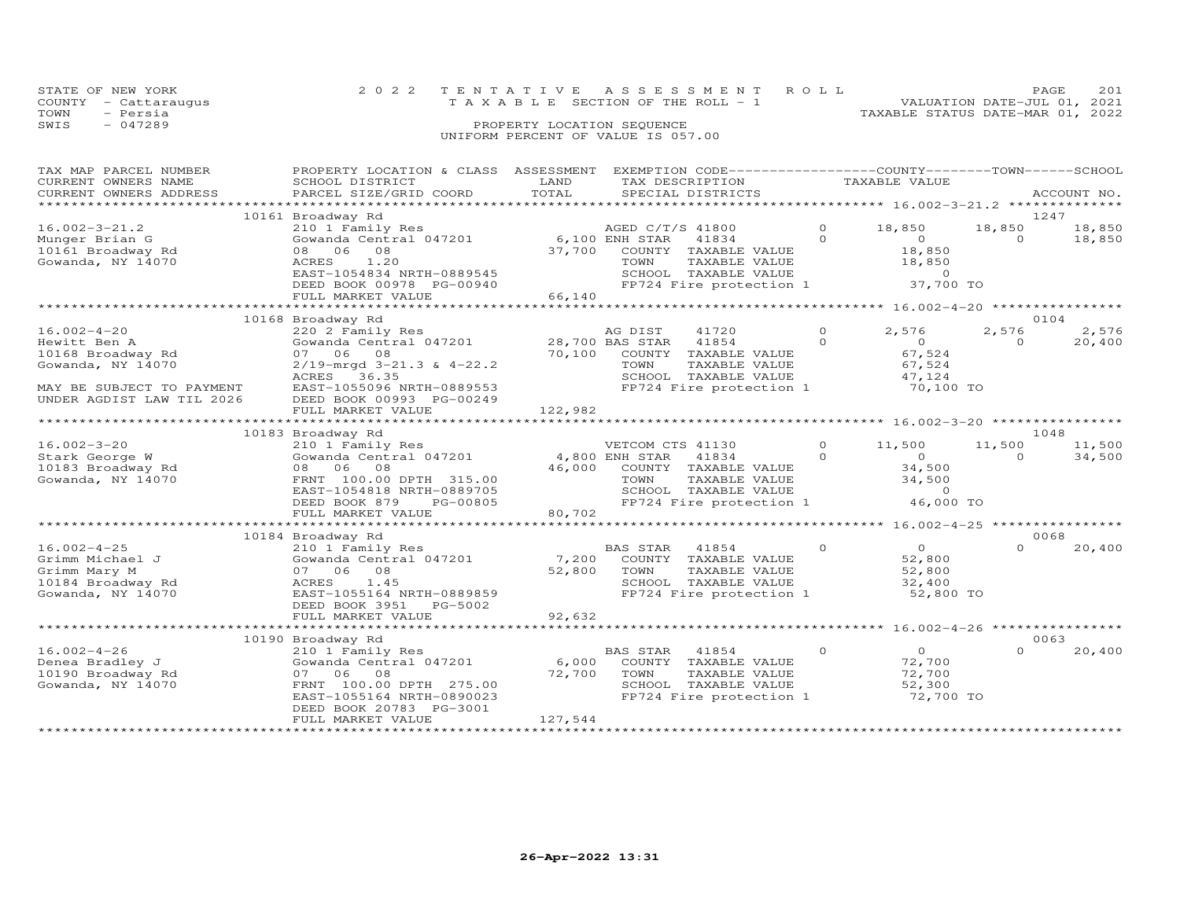STATE OF NEW YORK
COUNTY - Cattaraugus
TOWN - Persia
SWIS - 047289

2022 TENTATIVE ASSESSMENT ROLL
TAXABLE SECTION OF THE ROLL - 1
PROPERTY LOCATION SEQUENCE
UNIFORM PERCENT OF VALUE IS 057.00

VALUATION DATE-JUL 01, 2021
TAXABLE STATUS DATE-MAR 01, 2022

| TAX MAP PARCEL NUMBER / CURRENT OWNERS NAME / CURRENT OWNERS ADDRESS | PROPERTY LOCATION & CLASS / SCHOOL DISTRICT / PARCEL SIZE/GRID COORD | ASSESSMENT LAND | TOTAL | EXEMPTION CODE / TAX DESCRIPTION / SPECIAL DISTRICTS | COUNTY TAXABLE VALUE | TOWN | SCHOOL | ACCOUNT NO. |
|---|---|---|---|---|---|---|---|---|
| | 10161 Broadway Rd | | | | | | | 1247 |
| 16.002-3-21.2 | 210 1 Family Res | | | AGED C/T/S 41800 0 | 18,850 | 18,850 | 18,850 | |
| Munger Brian G | Gowanda Central 047201 | 6,100 | | ENH STAR 41834 0 | 0 | 0 | 18,850 | |
| 10161 Broadway Rd | 08 06 08 | | 37,700 | COUNTY TAXABLE VALUE | 18,850 | | | |
| Gowanda, NY 14070 | ACRES 1.20 | | | TOWN TAXABLE VALUE | 18,850 | | | |
| | EAST-1054834 NRTH-0889545 | | | SCHOOL TAXABLE VALUE | 0 | | | |
| | DEED BOOK 00978 PG-00940 | | | FP724 Fire protection 1 | 37,700 TO | | | |
| | FULL MARKET VALUE | | 66,140 | | | | | |
| | 10168 Broadway Rd | | | | | | | 0104 |
| 16.002-4-20 | 220 2 Family Res | | | AG DIST 41720 0 | 2,576 | 2,576 | 2,576 | |
| Hewitt Ben A | Gowanda Central 047201 | 28,700 | | BAS STAR 41854 0 | 0 | 0 | 20,400 | |
| 10168 Broadway Rd | 07 06 08 | | 70,100 | COUNTY TAXABLE VALUE | 67,524 | | | |
| Gowanda, NY 14070 | 2/19-mrgd 3-21.3 & 4-22.2 | | | TOWN TAXABLE VALUE | 67,524 | | | |
| | ACRES 36.35 | | | SCHOOL TAXABLE VALUE | 47,124 | | | |
| MAY BE SUBJECT TO PAYMENT | EAST-1055096 NRTH-0889553 | | | FP724 Fire protection 1 | 70,100 TO | | | |
| UNDER AGDIST LAW TIL 2026 | DEED BOOK 00993 PG-00249 | | | | | | | |
| | FULL MARKET VALUE | | 122,982 | | | | | |
| | 10183 Broadway Rd | | | | | | | 1048 |
| 16.002-3-20 | 210 1 Family Res | | | VETCOM CTS 41130 0 | 11,500 | 11,500 | 11,500 | |
| Stark George W | Gowanda Central 047201 | 4,800 | | ENH STAR 41834 0 | 0 | 0 | 34,500 | |
| 10183 Broadway Rd | 08 06 08 | | 46,000 | COUNTY TAXABLE VALUE | 34,500 | | | |
| Gowanda, NY 14070 | FRNT 100.00 DPTH 315.00 | | | TOWN TAXABLE VALUE | 34,500 | | | |
| | EAST-1054818 NRTH-0889705 | | | SCHOOL TAXABLE VALUE | 0 | | | |
| | DEED BOOK 879 PG-00805 | | | FP724 Fire protection 1 | 46,000 TO | | | |
| | FULL MARKET VALUE | | 80,702 | | | | | |
| | 10184 Broadway Rd | | | | | | | 0068 |
| 16.002-4-25 | 210 1 Family Res | | | BAS STAR 41854 0 | 0 | 0 | 20,400 | |
| Grimm Michael J | Gowanda Central 047201 | 7,200 | | COUNTY TAXABLE VALUE | 52,800 | | | |
| Grimm Mary M | 07 06 08 | | 52,800 | TOWN TAXABLE VALUE | 52,800 | | | |
| 10184 Broadway Rd | ACRES 1.45 | | | SCHOOL TAXABLE VALUE | 32,400 | | | |
| Gowanda, NY 14070 | EAST-1055164 NRTH-0889859 | | | FP724 Fire protection 1 | 52,800 TO | | | |
| | DEED BOOK 3951 PG-5002 | | | | | | | |
| | FULL MARKET VALUE | | 92,632 | | | | | |
| | 10190 Broadway Rd | | | | | | | 0063 |
| 16.002-4-26 | 210 1 Family Res | | | BAS STAR 41854 0 | 0 | 0 | 20,400 | |
| Denea Bradley J | Gowanda Central 047201 | 6,000 | | COUNTY TAXABLE VALUE | 72,700 | | | |
| 10190 Broadway Rd | 07 06 08 | | 72,700 | TOWN TAXABLE VALUE | 72,700 | | | |
| Gowanda, NY 14070 | FRNT 100.00 DPTH 275.00 | | | SCHOOL TAXABLE VALUE | 52,300 | | | |
| | EAST-1055164 NRTH-0890023 | | | FP724 Fire protection 1 | 72,700 TO | | | |
| | DEED BOOK 20783 PG-3001 | | | | | | | |
| | FULL MARKET VALUE | | 127,544 | | | | | |

26-Apr-2022 13:31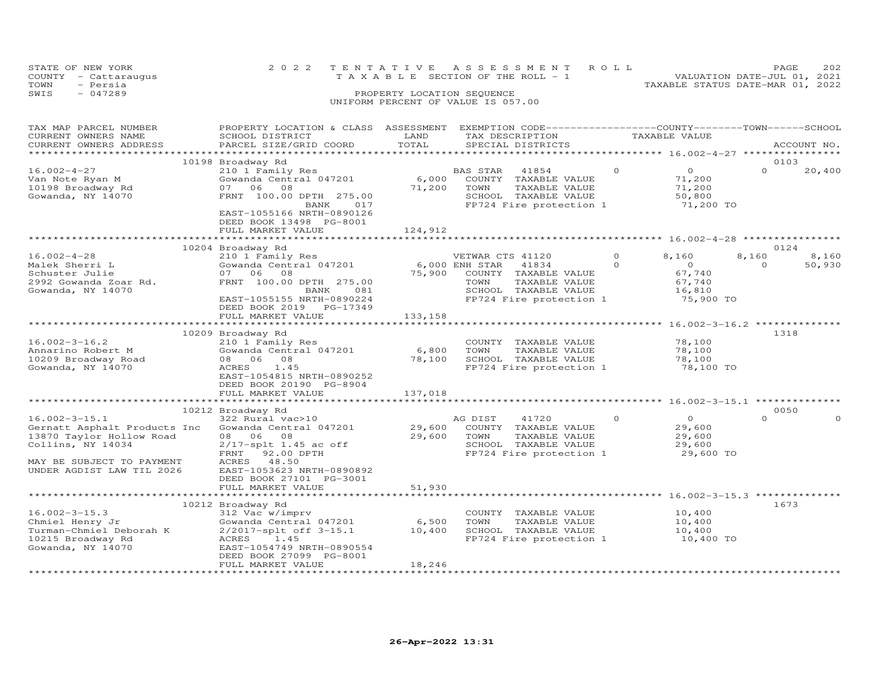STATE OF NEW YORK · COUNTY - Cattaraugus · TOWN - Persia · SWIS - 047289

2022 TENTATIVE ASSESSMENT ROLL
TAXABLE SECTION OF THE ROLL - 1
PROPERTY LOCATION SEQUENCE
UNIFORM PERCENT OF VALUE IS 057.00

VALUATION DATE-JUL 01, 2021
TAXABLE STATUS DATE-MAR 01, 2022

| TAX MAP PARCEL NUMBER / CURRENT OWNERS NAME / CURRENT OWNERS ADDRESS | PROPERTY LOCATION & CLASS / SCHOOL DISTRICT / PARCEL SIZE/GRID COORD | ASSESSMENT LAND / TOTAL | EXEMPTION CODE / TAX DESCRIPTION / SPECIAL DISTRICTS | COUNTY | TOWN | SCHOOL | ACCOUNT NO. |
|---|---|---|---|---|---|---|---|
| 16.002-4-27 | 10198 Broadway Rd | | | | | | 0103 |
| Van Note Ryan M | 210 1 Family Res | | BAS STAR 41854 | 0 | 0 | 20,400 | |
| 10198 Broadway Rd | Gowanda Central 047201 | 6,000 | COUNTY TAXABLE VALUE | 71,200 | | | |
| Gowanda, NY 14070 | 07 06 08 | 71,200 | TOWN TAXABLE VALUE | | 71,200 | | |
| | FRNT 100.00 DPTH 275.00 BANK 017 | | SCHOOL TAXABLE VALUE | | | 50,800 | |
| | EAST-1055166 NRTH-0890126 | | FP724 Fire protection 1 | 71,200 TO | | | |
| | DEED BOOK 13498 PG-8001 | | | | | | |
| | FULL MARKET VALUE | 124,912 | | | | | |
| 16.002-4-28 | 10204 Broadway Rd | | | | | | 0124 |
| Malek Sherri L | 210 1 Family Res | | VETWAR CTS 41120 | 8,160 | 8,160 | 8,160 | |
| Schuster Julie | Gowanda Central 047201 | 6,000 | ENH STAR 41834 | 0 | 0 | 50,930 | |
| 2992 Gowanda Zoar Rd. | 07 06 08 | 75,900 | COUNTY TAXABLE VALUE | 67,740 | | | |
| Gowanda, NY 14070 | FRNT 100.00 DPTH 275.00 BANK 081 | | TOWN TAXABLE VALUE | | 67,740 | | |
| | EAST-1055155 NRTH-0890224 | | SCHOOL TAXABLE VALUE | | | 16,810 | |
| | DEED BOOK 2019 PG-17349 | | FP724 Fire protection 1 | 75,900 TO | | | |
| | FULL MARKET VALUE | 133,158 | | | | | |
| 16.002-3-16.2 | 10209 Broadway Rd | | | | | | 1318 |
| Annarino Robert M | 210 1 Family Res | | COUNTY TAXABLE VALUE | 78,100 | | | |
| 10209 Broadway Road | Gowanda Central 047201 | 6,800 | TOWN TAXABLE VALUE | | 78,100 | | |
| Gowanda, NY 14070 | 08 06 08 | 78,100 | SCHOOL TAXABLE VALUE | | | 78,100 | |
| | ACRES 1.45 | | FP724 Fire protection 1 | 78,100 TO | | | |
| | EAST-1054815 NRTH-0890252 | | | | | | |
| | DEED BOOK 20190 PG-8904 | | | | | | |
| | FULL MARKET VALUE | 137,018 | | | | | |
| 16.002-3-15.1 | 10212 Broadway Rd | | | | | | 0050 |
| Gernatt Asphalt Products Inc | 322 Rural vac>10 | | AG DIST 41720 | 0 | 0 | 0 | |
| 13870 Taylor Hollow Road | Gowanda Central 047201 | 29,600 | COUNTY TAXABLE VALUE | 29,600 | | | |
| Collins, NY 14034 | 08 06 08 | 29,600 | TOWN TAXABLE VALUE | | 29,600 | | |
| | 2/17-splt 1.45 ac off | | SCHOOL TAXABLE VALUE | | | 29,600 | |
| MAY BE SUBJECT TO PAYMENT | FRNT 92.00 DPTH | | FP724 Fire protection 1 | 29,600 TO | | | |
| UNDER AGDIST LAW TIL 2026 | ACRES 48.50 | | | | | | |
| | EAST-1053623 NRTH-0890892 | | | | | | |
| | DEED BOOK 27101 PG-3001 | | | | | | |
| | FULL MARKET VALUE | 51,930 | | | | | |
| 16.002-3-15.3 | 10212 Broadway Rd | | | | | | 1673 |
| Chmiel Henry Jr | 312 Vac w/imprv | | COUNTY TAXABLE VALUE | 10,400 | | | |
| Turman-Chmiel Deborah K | Gowanda Central 047201 | 6,500 | TOWN TAXABLE VALUE | | 10,400 | | |
| 10215 Broadway Rd | 2/2017-splt off 3-15.1 | 10,400 | SCHOOL TAXABLE VALUE | | | 10,400 | |
| Gowanda, NY 14070 | ACRES 1.45 | | FP724 Fire protection 1 | 10,400 TO | | | |
| | EAST-1054749 NRTH-0890554 | | | | | | |
| | DEED BOOK 27099 PG-8001 | | | | | | |
| | FULL MARKET VALUE | 18,246 | | | | | |

26-Apr-2022 13:31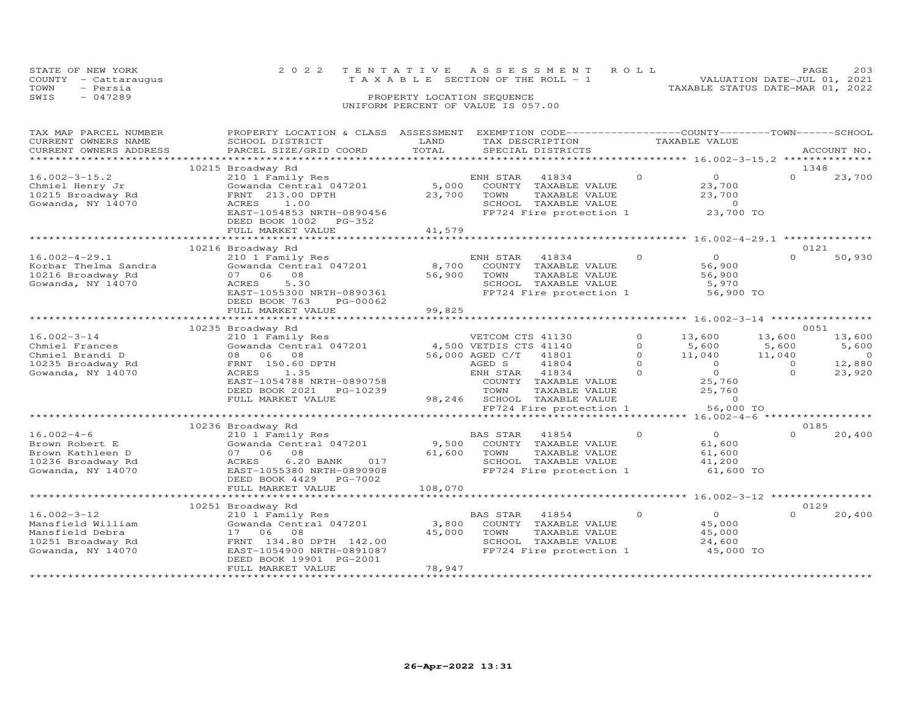STATE OF NEW YORK
COUNTY - Cattaraugus
TOWN - Persia
SWIS - 047289

2022 TENTATIVE ASSESSMENT ROLL
TAXABLE SECTION OF THE ROLL - 1
PROPERTY LOCATION SEQUENCE
UNIFORM PERCENT OF VALUE IS 057.00

VALUATION DATE-JUL 01, 2021
TAXABLE STATUS DATE-MAR 01, 2022

| TAX MAP PARCEL NUMBER / CURRENT OWNERS NAME / CURRENT OWNERS ADDRESS | PROPERTY LOCATION & CLASS / SCHOOL DISTRICT / PARCEL SIZE/GRID COORD | ASSESSMENT LAND | TOTAL | EXEMPTION CODE / TAX DESCRIPTION / SPECIAL DISTRICTS | | COUNTY TAXABLE VALUE | TOWN | SCHOOL / ACCOUNT NO. |
|---|---|---|---|---|---|---|---|---|
| | 10215 Broadway Rd | | | | | | | 1348 |
| 16.002-3-15.2 | 210 1 Family Res | | | ENH STAR 41834 | 0 | 0 | 0 | 23,700 |
| Chmiel Henry Jr | Gowanda Central 047201 | 5,000 | | COUNTY TAXABLE VALUE | | 23,700 | | |
| 10215 Broadway Rd | FRNT 213.00 DPTH | | 23,700 | TOWN TAXABLE VALUE | | 23,700 | | |
| Gowanda, NY 14070 | ACRES 1.00 | | | SCHOOL TAXABLE VALUE | | 0 | | |
| | EAST-1054853 NRTH-0890456 | | | FP724 Fire protection 1 | | 23,700 TO | | |
| | DEED BOOK 1002 PG-352 | | | | | | | |
| | FULL MARKET VALUE | | 41,579 | | | | | |
| | 10216 Broadway Rd | | | | | | | 0121 |
| 16.002-4-29.1 | 210 1 Family Res | | | ENH STAR 41834 | 0 | 0 | 0 | 50,930 |
| Korbar Thelma Sandra | Gowanda Central 047201 | 8,700 | | COUNTY TAXABLE VALUE | | 56,900 | | |
| 10216 Broadway Rd | 07 06 08 | | 56,900 | TOWN TAXABLE VALUE | | 56,900 | | |
| Gowanda, NY 14070 | ACRES 5.30 | | | SCHOOL TAXABLE VALUE | | 5,970 | | |
| | EAST-1055300 NRTH-0890361 | | | FP724 Fire protection 1 | | 56,900 TO | | |
| | DEED BOOK 763 PG-00062 | | | | | | | |
| | FULL MARKET VALUE | | 99,825 | | | | | |
| | 10235 Broadway Rd | | | | | | | 0051 |
| 16.002-3-14 | 210 1 Family Res | | | VETCOM CTS 41130 | 0 | 13,600 | 13,600 | 13,600 |
| Chmiel Frances | Gowanda Central 047201 | 4,500 | | VETDIS CTS 41140 | 0 | 5,600 | 5,600 | 5,600 |
| Chmiel Brandi D | 08 06 08 | | 56,000 | AGED C/T 41801 | 0 | 11,040 | 11,040 | 0 |
| 10235 Broadway Rd | FRNT 150.60 DPTH | | | AGED S 41804 | 0 | 0 | 0 | 12,880 |
| Gowanda, NY 14070 | ACRES 1.35 | | | ENH STAR 41834 | 0 | 0 | 0 | 23,920 |
| | EAST-1054788 NRTH-0890758 | | | COUNTY TAXABLE VALUE | | 25,760 | | |
| | DEED BOOK 2021 PG-10239 | | | TOWN TAXABLE VALUE | | 25,760 | | |
| | FULL MARKET VALUE | | 98,246 | SCHOOL TAXABLE VALUE | | 0 | | |
| | | | | FP724 Fire protection 1 | | 56,000 TO | | |
| | 10236 Broadway Rd | | | | | | | 0185 |
| 16.002-4-6 | 210 1 Family Res | | | BAS STAR 41854 | 0 | 0 | 0 | 20,400 |
| Brown Robert E | Gowanda Central 047201 | 9,500 | | COUNTY TAXABLE VALUE | | 61,600 | | |
| Brown Kathleen D | 07 06 08 | | 61,600 | TOWN TAXABLE VALUE | | 61,600 | | |
| 10236 Broadway Rd | ACRES 6.20 BANK 017 | | | SCHOOL TAXABLE VALUE | | 41,200 | | |
| Gowanda, NY 14070 | EAST-1055380 NRTH-0890908 | | | FP724 Fire protection 1 | | 61,600 TO | | |
| | DEED BOOK 4429 PG-7002 | | | | | | | |
| | FULL MARKET VALUE | | 108,070 | | | | | |
| | 10251 Broadway Rd | | | | | | | 0129 |
| 16.002-3-12 | 210 1 Family Res | | | BAS STAR 41854 | 0 | 0 | 0 | 20,400 |
| Mansfield William | Gowanda Central 047201 | 3,800 | | COUNTY TAXABLE VALUE | | 45,000 | | |
| Mansfield Debra | 17 06 08 | | 45,000 | TOWN TAXABLE VALUE | | 45,000 | | |
| 10251 Broadway Rd | FRNT 134.80 DPTH 142.00 | | | SCHOOL TAXABLE VALUE | | 24,600 | | |
| Gowanda, NY 14070 | EAST-1054900 NRTH-0891087 | | | FP724 Fire protection 1 | | 45,000 TO | | |
| | DEED BOOK 19901 PG-2001 | | | | | | | |
| | FULL MARKET VALUE | | 78,947 | | | | | |

26-Apr-2022 13:31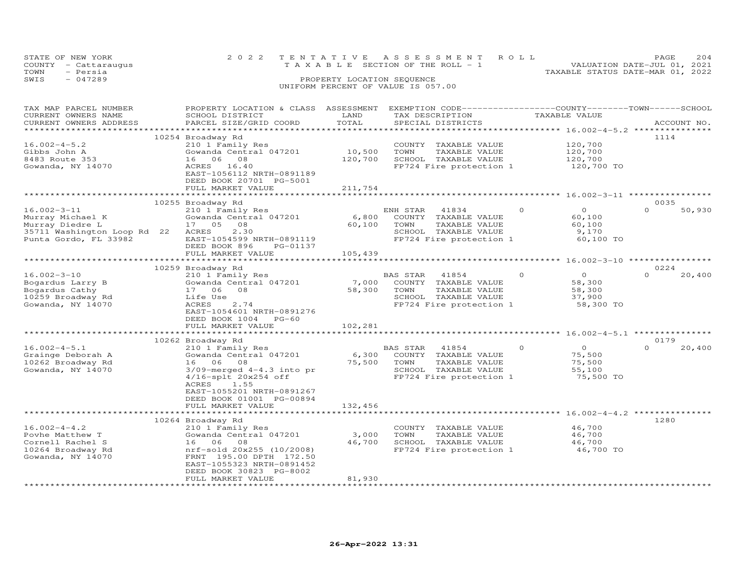STATE OF NEW YORK — 2022 TENTATIVE ASSESSMENT ROLL
COUNTY - Cattaraugus — TAXABLE SECTION OF THE ROLL - 1 — VALUATION DATE-JUL 01, 2021
TOWN - Persia — TAXABLE STATUS DATE-MAR 01, 2022
SWIS - 047289 — PROPERTY LOCATION SEQUENCE
UNIFORM PERCENT OF VALUE IS 057.00

| TAX MAP PARCEL NUMBER / CURRENT OWNERS NAME / CURRENT OWNERS ADDRESS | PROPERTY LOCATION & CLASS / SCHOOL DISTRICT / PARCEL SIZE/GRID COORD | ASSESSMENT LAND / TOTAL | EXEMPTION CODE / TAX DESCRIPTION / SPECIAL DISTRICTS | COUNTY / TOWN / SCHOOL TAXABLE VALUE | ACCOUNT NO. |
|---|---|---|---|---|---|
| | 10254 Broadway Rd | | | | 1114 |
| 16.002-4-5.2 | 210 1 Family Res | | COUNTY TAXABLE VALUE | 120,700 | |
| Gibbs John A | Gowanda Central 047201 | 10,500 | TOWN TAXABLE VALUE | 120,700 | |
| 8483 Route 353 | 16 06 08 | 120,700 | SCHOOL TAXABLE VALUE | 120,700 | |
| Gowanda, NY 14070 | ACRES 16.40 | | FP724 Fire protection 1 | 120,700 TO | |
| | EAST-1056112 NRTH-0891189 | | | | |
| | DEED BOOK 20701 PG-5001 | | | | |
| | FULL MARKET VALUE | 211,754 | | | |
| | 10255 Broadway Rd | | | | 0035 |
| 16.002-3-11 | 210 1 Family Res | | ENH STAR 41834 | 0 / 0 / 50,930 | |
| Murray Michael K | Gowanda Central 047201 | 6,800 | COUNTY TAXABLE VALUE | 60,100 | |
| Murray Diedre L | 17 05 08 | 60,100 | TOWN TAXABLE VALUE | 60,100 | |
| 35711 Washington Loop Rd 22 | ACRES 2.30 | | SCHOOL TAXABLE VALUE | 9,170 | |
| Punta Gordo, FL 33982 | EAST-1054599 NRTH-0891119 | | FP724 Fire protection 1 | 60,100 TO | |
| | DEED BOOK 896 PG-01137 | | | | |
| | FULL MARKET VALUE | 105,439 | | | |
| | 10259 Broadway Rd | | | | 0224 |
| 16.002-3-10 | 210 1 Family Res | | BAS STAR 41854 | 0 / 0 / 20,400 | |
| Bogardus Larry B | Gowanda Central 047201 | 7,000 | COUNTY TAXABLE VALUE | 58,300 | |
| Bogardus Cathy | 17 06 08 | 58,300 | TOWN TAXABLE VALUE | 58,300 | |
| 10259 Broadway Rd | Life Use | | SCHOOL TAXABLE VALUE | 37,900 | |
| Gowanda, NY 14070 | ACRES 2.74 | | FP724 Fire protection 1 | 58,300 TO | |
| | EAST-1054601 NRTH-0891276 | | | | |
| | DEED BOOK 1004 PG-60 | | | | |
| | FULL MARKET VALUE | 102,281 | | | |
| | 10262 Broadway Rd | | | | 0179 |
| 16.002-4-5.1 | 210 1 Family Res | | BAS STAR 41854 | 0 / 0 / 20,400 | |
| Grainge Deborah A | Gowanda Central 047201 | 6,300 | COUNTY TAXABLE VALUE | 75,500 | |
| 10262 Broadway Rd | 16 06 08 | 75,500 | TOWN TAXABLE VALUE | 75,500 | |
| Gowanda, NY 14070 | 3/09-merged 4-4.3 into pr | | SCHOOL TAXABLE VALUE | 55,100 | |
| | 4/16-splt 20x254 off | | FP724 Fire protection 1 | 75,500 TO | |
| | ACRES 1.55 | | | | |
| | EAST-1055201 NRTH-0891267 | | | | |
| | DEED BOOK 01001 PG-00894 | | | | |
| | FULL MARKET VALUE | 132,456 | | | |
| | 10264 Broadway Rd | | | | 1280 |
| 16.002-4-4.2 | 210 1 Family Res | | COUNTY TAXABLE VALUE | 46,700 | |
| Povhe Matthew T | Gowanda Central 047201 | 3,000 | TOWN TAXABLE VALUE | 46,700 | |
| Cornell Rachel S | 16 06 08 | 46,700 | SCHOOL TAXABLE VALUE | 46,700 | |
| 10264 Broadway Rd | nrf-sold 20x255 (10/2008) | | FP724 Fire protection 1 | 46,700 TO | |
| Gowanda, NY 14070 | FRNT 195.00 DPTH 172.50 | | | | |
| | EAST-1055323 NRTH-0891452 | | | | |
| | DEED BOOK 30823 PG-8002 | | | | |
| | FULL MARKET VALUE | 81,930 | | | |

26-Apr-2022 13:31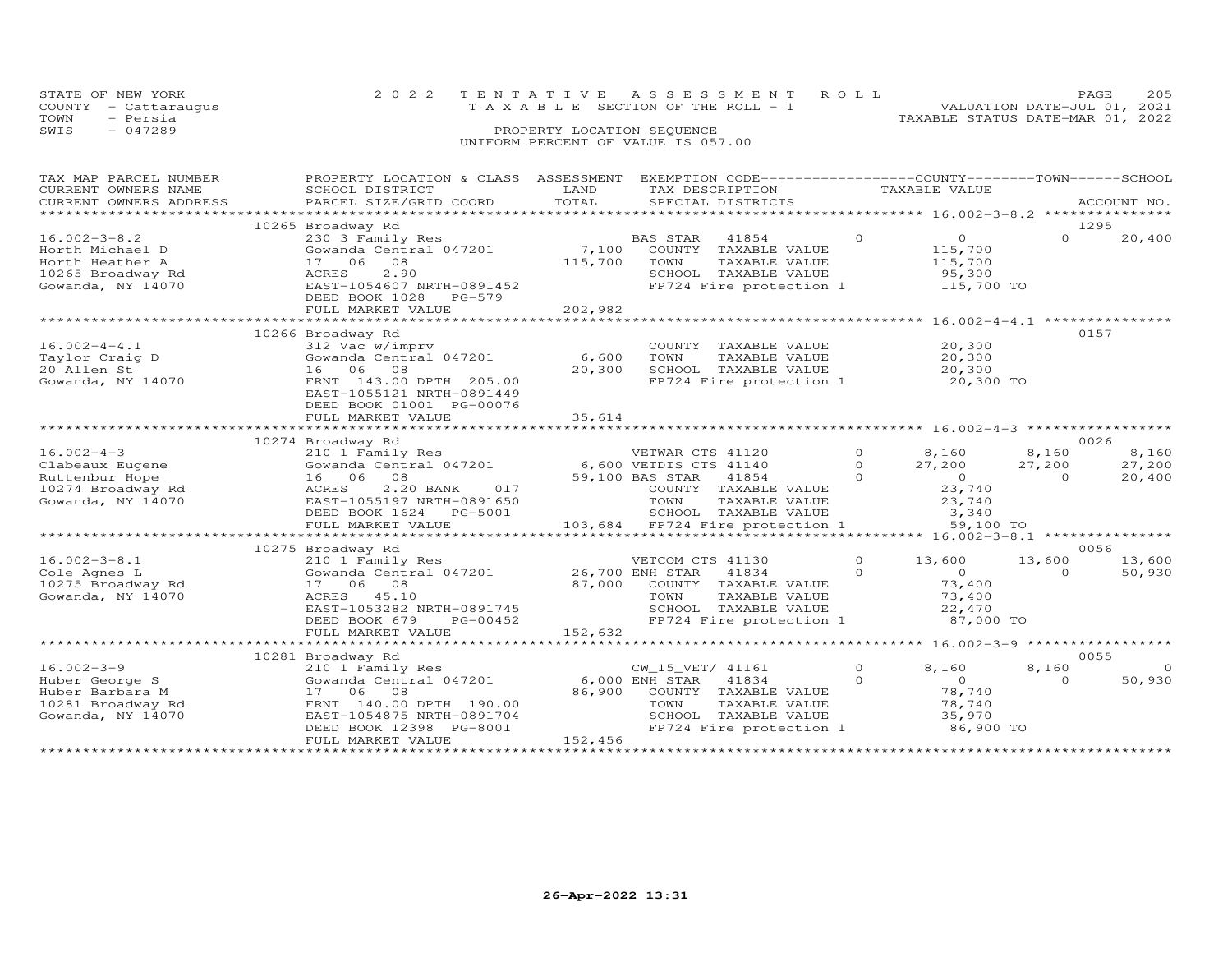STATE OF NEW YORK
COUNTY - Cattaraugus
TOWN - Persia
SWIS - 047289

2022 TENTATIVE ASSESSMENT ROLL
TAXABLE SECTION OF THE ROLL - 1
PROPERTY LOCATION SEQUENCE
UNIFORM PERCENT OF VALUE IS 057.00

VALUATION DATE-JUL 01, 2021
TAXABLE STATUS DATE-MAR 01, 2022

| TAX MAP PARCEL NUMBER / CURRENT OWNERS NAME / CURRENT OWNERS ADDRESS | PROPERTY LOCATION & CLASS / SCHOOL DISTRICT / PARCEL SIZE/GRID COORD | ASSESSMENT LAND | TOTAL | EXEMPTION CODE / TAX DESCRIPTION / SPECIAL DISTRICTS | | COUNTY TAXABLE VALUE | TOWN | SCHOOL / ACCOUNT NO. |
|---|---|---|---|---|---|---|---|---|
| 16.002-3-8.2 | 10265 Broadway Rd | | | | | | | 1295 |
| 16.002-3-8.2 | 230 3 Family Res | | | BAS STAR 41854 | 0 | 0 | 0 | 20,400 |
| Horth Michael D | Gowanda Central 047201 | 7,100 | | COUNTY TAXABLE VALUE | | 115,700 | | |
| Horth Heather A | 17 06 08 | | 115,700 | TOWN TAXABLE VALUE | | 115,700 | | |
| 10265 Broadway Rd | ACRES 2.90 | | | SCHOOL TAXABLE VALUE | | 95,300 | | |
| Gowanda, NY 14070 | EAST-1054607 NRTH-0891452 | | | FP724 Fire protection 1 | | 115,700 TO | | |
| | DEED BOOK 1028 PG-579 | | | | | | | |
| | FULL MARKET VALUE | | 202,982 | | | | | |
| 16.002-4-4.1 | 10266 Broadway Rd | | | | | | | 0157 |
| 16.002-4-4.1 | 312 Vac w/imprv | | | COUNTY TAXABLE VALUE | | 20,300 | | |
| Taylor Craig D | Gowanda Central 047201 | 6,600 | | TOWN TAXABLE VALUE | | 20,300 | | |
| 20 Allen St | 16 06 08 | | 20,300 | SCHOOL TAXABLE VALUE | | 20,300 | | |
| Gowanda, NY 14070 | FRNT 143.00 DPTH 205.00 | | | FP724 Fire protection 1 | | 20,300 TO | | |
| | EAST-1055121 NRTH-0891449 | | | | | | | |
| | DEED BOOK 01001 PG-00076 | | | | | | | |
| | FULL MARKET VALUE | | 35,614 | | | | | |
| 16.002-4-3 | 10274 Broadway Rd | | | | | | | 0026 |
| 16.002-4-3 | 210 1 Family Res | | | VETWAR CTS 41120 | 0 | 8,160 | 8,160 | 8,160 |
| Clabeaux Eugene | Gowanda Central 047201 | 6,600 | | VETDIS CTS 41140 | 0 | 27,200 | 27,200 | 27,200 |
| Ruttenbur Hope | 16 06 08 | | 59,100 | BAS STAR 41854 | 0 | 0 | 0 | 20,400 |
| 10274 Broadway Rd | ACRES 2.20 BANK 017 | | | COUNTY TAXABLE VALUE | | 23,740 | | |
| Gowanda, NY 14070 | EAST-1055197 NRTH-0891650 | | | TOWN TAXABLE VALUE | | 23,740 | | |
| | DEED BOOK 1624 PG-5001 | | | SCHOOL TAXABLE VALUE | | 3,340 | | |
| | FULL MARKET VALUE | | 103,684 | FP724 Fire protection 1 | | 59,100 TO | | |
| 16.002-3-8.1 | 10275 Broadway Rd | | | | | | | 0056 |
| 16.002-3-8.1 | 210 1 Family Res | | | VETCOM CTS 41130 | 0 | 13,600 | 13,600 | 13,600 |
| Cole Agnes L | Gowanda Central 047201 | 26,700 | | ENH STAR 41834 | 0 | 0 | 0 | 50,930 |
| 10275 Broadway Rd | 17 06 08 | | 87,000 | COUNTY TAXABLE VALUE | | 73,400 | | |
| Gowanda, NY 14070 | ACRES 45.10 | | | TOWN TAXABLE VALUE | | 73,400 | | |
| | EAST-1053282 NRTH-0891745 | | | SCHOOL TAXABLE VALUE | | 22,470 | | |
| | DEED BOOK 679 PG-00452 | | | FP724 Fire protection 1 | | 87,000 TO | | |
| | FULL MARKET VALUE | | 152,632 | | | | | |
| 16.002-3-9 | 10281 Broadway Rd | | | | | | | 0055 |
| 16.002-3-9 | 210 1 Family Res | | | CW_15_VET/ 41161 | 0 | 8,160 | 8,160 | 0 |
| Huber George S | Gowanda Central 047201 | 6,000 | | ENH STAR 41834 | 0 | 0 | 0 | 50,930 |
| Huber Barbara M | 17 06 08 | | 86,900 | COUNTY TAXABLE VALUE | | 78,740 | | |
| 10281 Broadway Rd | FRNT 140.00 DPTH 190.00 | | | TOWN TAXABLE VALUE | | 78,740 | | |
| Gowanda, NY 14070 | EAST-1054875 NRTH-0891704 | | | SCHOOL TAXABLE VALUE | | 35,970 | | |
| | DEED BOOK 12398 PG-8001 | | | FP724 Fire protection 1 | | 86,900 TO | | |
| | FULL MARKET VALUE | | 152,456 | | | | | |

26-Apr-2022 13:31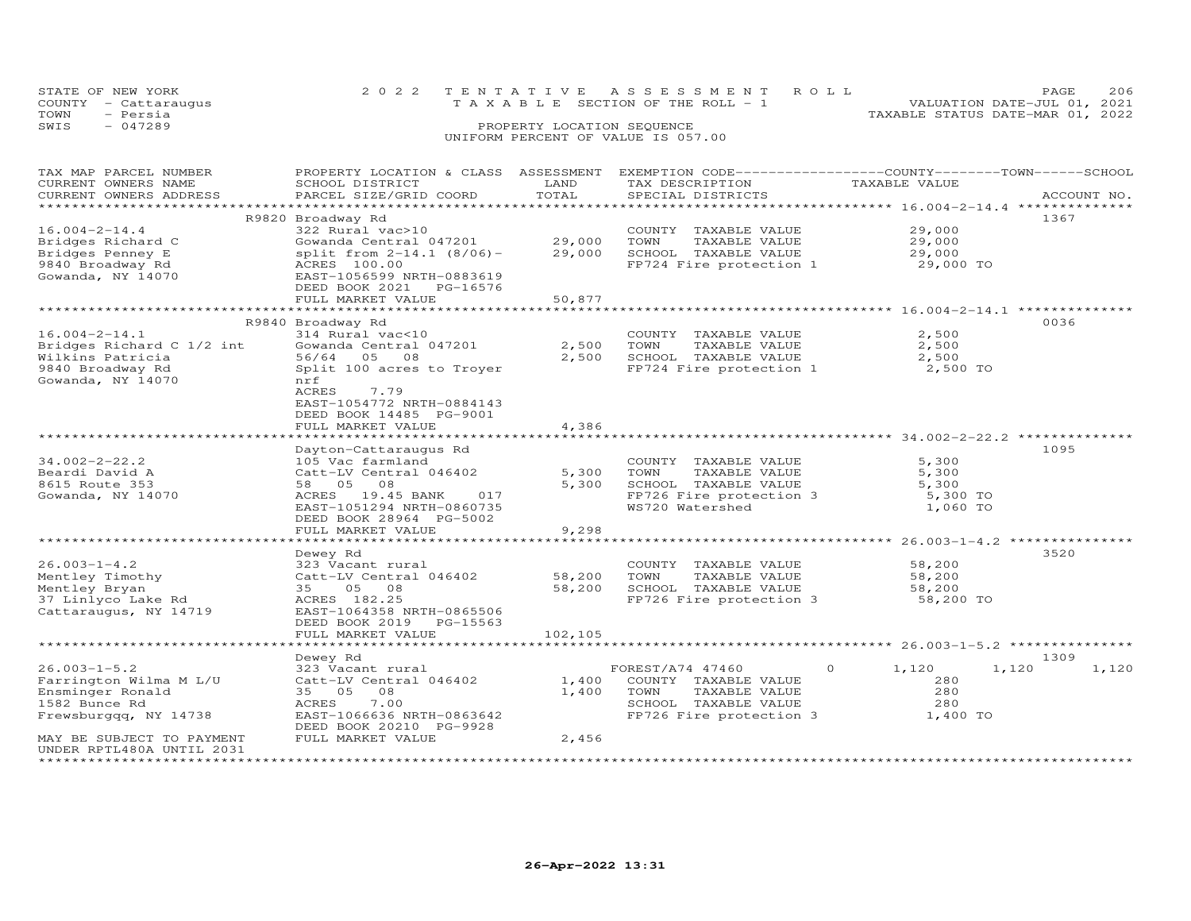STATE OF NEW YORK — 2022 TENTATIVE ASSESSMENT ROLL — TAXABLE SECTION OF THE ROLL - 1
COUNTY - Cattaraugus — VALUATION DATE-JUL 01, 2021
TOWN - Persia — TAXABLE STATUS DATE-MAR 01, 2022
SWIS - 047289 — PROPERTY LOCATION SEQUENCE — UNIFORM PERCENT OF VALUE IS 057.00

| TAX MAP PARCEL NUMBER / CURRENT OWNERS NAME / CURRENT OWNERS ADDRESS | PROPERTY LOCATION & CLASS / SCHOOL DISTRICT / PARCEL SIZE/GRID COORD | ASSESSMENT LAND / TOTAL | EXEMPTION CODE / TAX DESCRIPTION / SPECIAL DISTRICTS | COUNTY | TOWN | SCHOOL | TAXABLE VALUE | ACCOUNT NO. |
|---|---|---|---|---|---|---|---|---|
| 16.004-2-14.4 | R9820 Broadway Rd | | | | | | | 1367 |
| Bridges Richard C | 322 Rural vac>10 | | COUNTY TAXABLE VALUE | | | | 29,000 | |
| Bridges Penney E | Gowanda Central 047201 | 29,000 | TOWN TAXABLE VALUE | | | | 29,000 | |
| 9840 Broadway Rd | split from 2-14.1 (8/06)- | 29,000 | SCHOOL TAXABLE VALUE | | | | 29,000 | |
| Gowanda, NY 14070 | ACRES 100.00 | | FP724 Fire protection 1 | | | | 29,000 TO | |
| | EAST-1056599 NRTH-0883619 | | | | | | | |
| | DEED BOOK 2021 PG-16576 | | | | | | | |
| | FULL MARKET VALUE | 50,877 | | | | | | |
| 16.004-2-14.1 | R9840 Broadway Rd | | | | | | | 0036 |
| Bridges Richard C 1/2 int | 314 Rural vac<10 | | COUNTY TAXABLE VALUE | | | | 2,500 | |
| Wilkins Patricia | Gowanda Central 047201 | 2,500 | TOWN TAXABLE VALUE | | | | 2,500 | |
| 9840 Broadway Rd | 56/64 05 08 | 2,500 | SCHOOL TAXABLE VALUE | | | | 2,500 | |
| Gowanda, NY 14070 | Split 100 acres to Troyer | | FP724 Fire protection 1 | | | | 2,500 TO | |
| | nrf | | | | | | | |
| | ACRES 7.79 | | | | | | | |
| | EAST-1054772 NRTH-0884143 | | | | | | | |
| | DEED BOOK 14485 PG-9001 | | | | | | | |
| | FULL MARKET VALUE | 4,386 | | | | | | |
| 34.002-2-22.2 | Dayton-Cattaraugus Rd | | | | | | | 1095 |
| Beardi David A | 105 Vac farmland | | COUNTY TAXABLE VALUE | | | | 5,300 | |
| 8615 Route 353 | Catt-LV Central 046402 | 5,300 | TOWN TAXABLE VALUE | | | | 5,300 | |
| Gowanda, NY 14070 | 58 05 08 | 5,300 | SCHOOL TAXABLE VALUE | | | | 5,300 | |
| | ACRES 19.45 BANK 017 | | FP726 Fire protection 3 | | | | 5,300 TO | |
| | EAST-1051294 NRTH-0860735 | | WS720 Watershed | | | | 1,060 TO | |
| | DEED BOOK 28964 PG-5002 | | | | | | | |
| | FULL MARKET VALUE | 9,298 | | | | | | |
| 26.003-1-4.2 | Dewey Rd | | | | | | | 3520 |
| Mentley Timothy | 323 Vacant rural | | COUNTY TAXABLE VALUE | | | | 58,200 | |
| Mentley Bryan | Catt-LV Central 046402 | 58,200 | TOWN TAXABLE VALUE | | | | 58,200 | |
| 37 Linlyco Lake Rd | 35 05 08 | 58,200 | SCHOOL TAXABLE VALUE | | | | 58,200 | |
| Cattaraugus, NY 14719 | ACRES 182.25 | | FP726 Fire protection 3 | | | | 58,200 TO | |
| | EAST-1064358 NRTH-0865506 | | | | | | | |
| | DEED BOOK 2019 PG-15563 | | | | | | | |
| | FULL MARKET VALUE | 102,105 | | | | | | |
| 26.003-1-5.2 | Dewey Rd | | | | | | | 1309 |
| Farrington Wilma M L/U | 323 Vacant rural | | FOREST/A74 47460 0 | 1,120 | 1,120 | 1,120 | | |
| Ensminger Ronald | Catt-LV Central 046402 | 1,400 | COUNTY TAXABLE VALUE | | | | 280 | |
| 1582 Bunce Rd | 35 05 08 | 1,400 | TOWN TAXABLE VALUE | | | | 280 | |
| Frewsburgqq, NY 14738 | ACRES 7.00 | | SCHOOL TAXABLE VALUE | | | | 280 | |
| | EAST-1066636 NRTH-0863642 | | FP726 Fire protection 3 | | | | 1,400 TO | |
| | DEED BOOK 20210 PG-9928 | | | | | | | |
| MAY BE SUBJECT TO PAYMENT UNDER RPTL480A UNTIL 2031 | FULL MARKET VALUE | 2,456 | | | | | | |

26-Apr-2022 13:31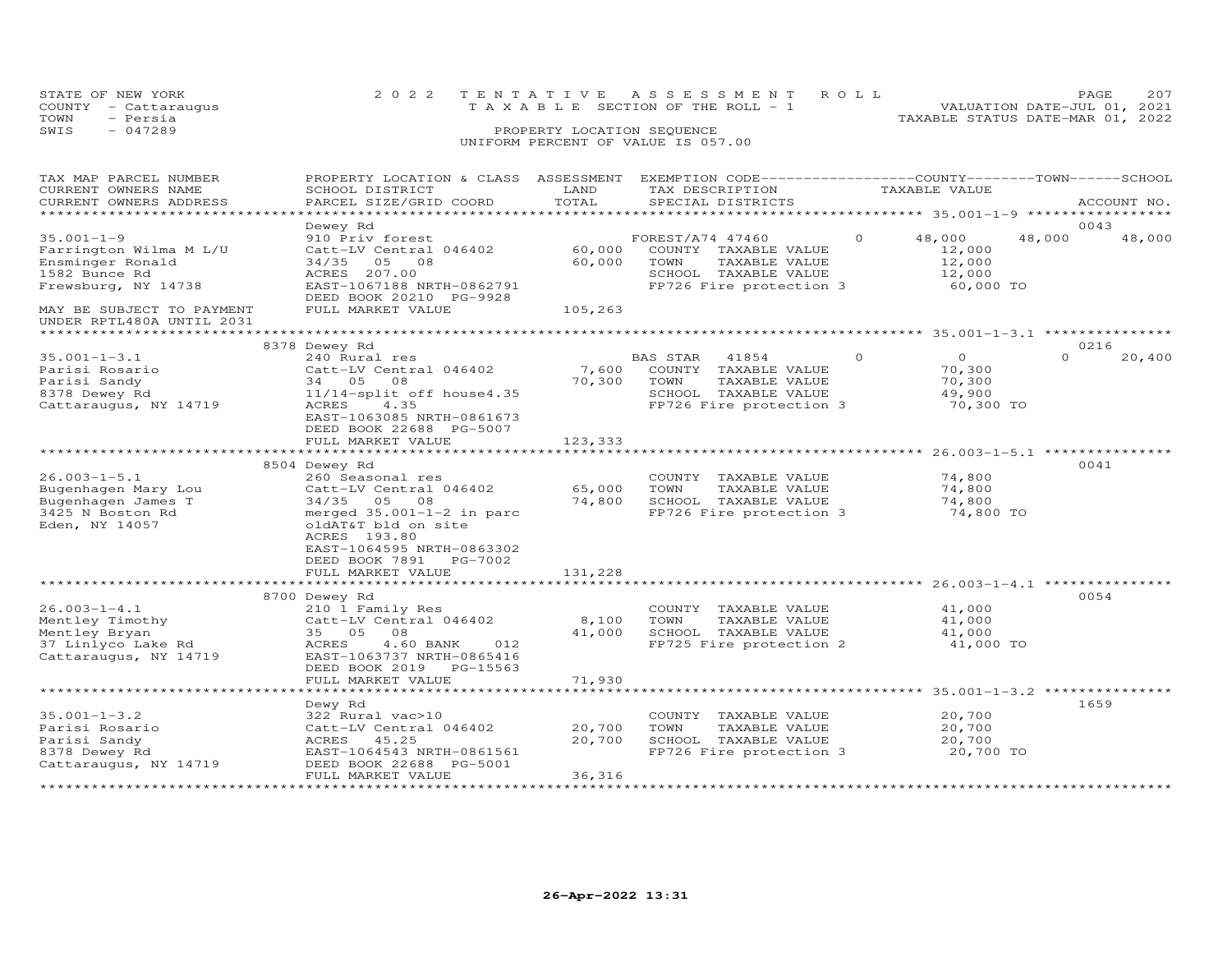STATE OF NEW YORK
COUNTY - Cattaraugus
TOWN - Persia
SWIS - 047289

2022 TENTATIVE ASSESSMENT ROLL
TAXABLE SECTION OF THE ROLL - 1
PROPERTY LOCATION SEQUENCE
UNIFORM PERCENT OF VALUE IS 057.00

VALUATION DATE-JUL 01, 2021
TAXABLE STATUS DATE-MAR 01, 2022

| TAX MAP PARCEL NUMBER / CURRENT OWNERS NAME / CURRENT OWNERS ADDRESS | PROPERTY LOCATION & CLASS / SCHOOL DISTRICT / PARCEL SIZE/GRID COORD | ASSESSMENT LAND / TOTAL | EXEMPTION CODE / TAX DESCRIPTION / SPECIAL DISTRICTS | COUNTY | TOWN | SCHOOL | ACCOUNT NO. |
|---|---|---|---|---|---|---|---|
| 35.001-1-9 | Dewey Rd | | | | | | 0043 |
| 35.001-1-9 | 910 Priv forest | | FOREST/A74 47460 0 | 48,000 | 48,000 | 48,000 | |
| Farrington Wilma M L/U | Catt-LV Central 046402 | 60,000 | COUNTY TAXABLE VALUE | 12,000 | | | |
| Ensminger Ronald | 34/35 05 08 | 60,000 | TOWN TAXABLE VALUE | | 12,000 | | |
| 1582 Bunce Rd | ACRES 207.00 | | SCHOOL TAXABLE VALUE | | | 12,000 | |
| Frewsburg, NY 14738 | EAST-1067188 NRTH-0862791 | | FP726 Fire protection 3 | 60,000 TO | | | |
| | DEED BOOK 20210 PG-9928 | | | | | | |
| MAY BE SUBJECT TO PAYMENT UNDER RPTL480A UNTIL 2031 | FULL MARKET VALUE | 105,263 | | | | | |
| 35.001-1-3.1 | 8378 Dewey Rd | | | | | | 0216 |
| 35.001-1-3.1 | 240 Rural res | | BAS STAR 41854 0 | 0 | 0 | 20,400 | |
| Parisi Rosario | Catt-LV Central 046402 | 7,600 | COUNTY TAXABLE VALUE | 70,300 | | | |
| Parisi Sandy | 34 05 08 | 70,300 | TOWN TAXABLE VALUE | | 70,300 | | |
| 8378 Dewey Rd | 11/14-split off house4.35 | | SCHOOL TAXABLE VALUE | | | 49,900 | |
| Cattaraugus, NY 14719 | ACRES 4.35 | | FP726 Fire protection 3 | 70,300 TO | | | |
| | EAST-1063085 NRTH-0861673 | | | | | | |
| | DEED BOOK 22688 PG-5007 | | | | | | |
| | FULL MARKET VALUE | 123,333 | | | | | |
| 26.003-1-5.1 | 8504 Dewey Rd | | | | | | 0041 |
| 26.003-1-5.1 | 260 Seasonal res | | COUNTY TAXABLE VALUE | 74,800 | | | |
| Bugenhagen Mary Lou | Catt-LV Central 046402 | 65,000 | TOWN TAXABLE VALUE | | 74,800 | | |
| Bugenhagen James T | 34/35 05 08 | 74,800 | SCHOOL TAXABLE VALUE | | | 74,800 | |
| 3425 N Boston Rd | merged 35.001-1-2 in parc | | FP726 Fire protection 3 | 74,800 TO | | | |
| Eden, NY 14057 | oldAT&T bld on site | | | | | | |
| | ACRES 193.80 | | | | | | |
| | EAST-1064595 NRTH-0863302 | | | | | | |
| | DEED BOOK 7891 PG-7002 | | | | | | |
| | FULL MARKET VALUE | 131,228 | | | | | |
| 26.003-1-4.1 | 8700 Dewey Rd | | | | | | 0054 |
| 26.003-1-4.1 | 210 1 Family Res | | COUNTY TAXABLE VALUE | 41,000 | | | |
| Mentley Timothy | Catt-LV Central 046402 | 8,100 | TOWN TAXABLE VALUE | | 41,000 | | |
| Mentley Bryan | 35 05 08 | 41,000 | SCHOOL TAXABLE VALUE | | | 41,000 | |
| 37 Linlyco Lake Rd | ACRES 4.60 BANK 012 | | FP725 Fire protection 2 | 41,000 TO | | | |
| Cattaraugus, NY 14719 | EAST-1063737 NRTH-0865416 | | | | | | |
| | DEED BOOK 2019 PG-15563 | | | | | | |
| | FULL MARKET VALUE | 71,930 | | | | | |
| 35.001-1-3.2 | Dewy Rd | | | | | | 1659 |
| 35.001-1-3.2 | 322 Rural vac>10 | | COUNTY TAXABLE VALUE | 20,700 | | | |
| Parisi Rosario | Catt-LV Central 046402 | 20,700 | TOWN TAXABLE VALUE | | 20,700 | | |
| Parisi Sandy | ACRES 45.25 | 20,700 | SCHOOL TAXABLE VALUE | | | 20,700 | |
| 8378 Dewey Rd | EAST-1064543 NRTH-0861561 | | FP726 Fire protection 3 | 20,700 TO | | | |
| Cattaraugus, NY 14719 | DEED BOOK 22688 PG-5001 | | | | | | |
| | FULL MARKET VALUE | 36,316 | | | | | |

26-Apr-2022 13:31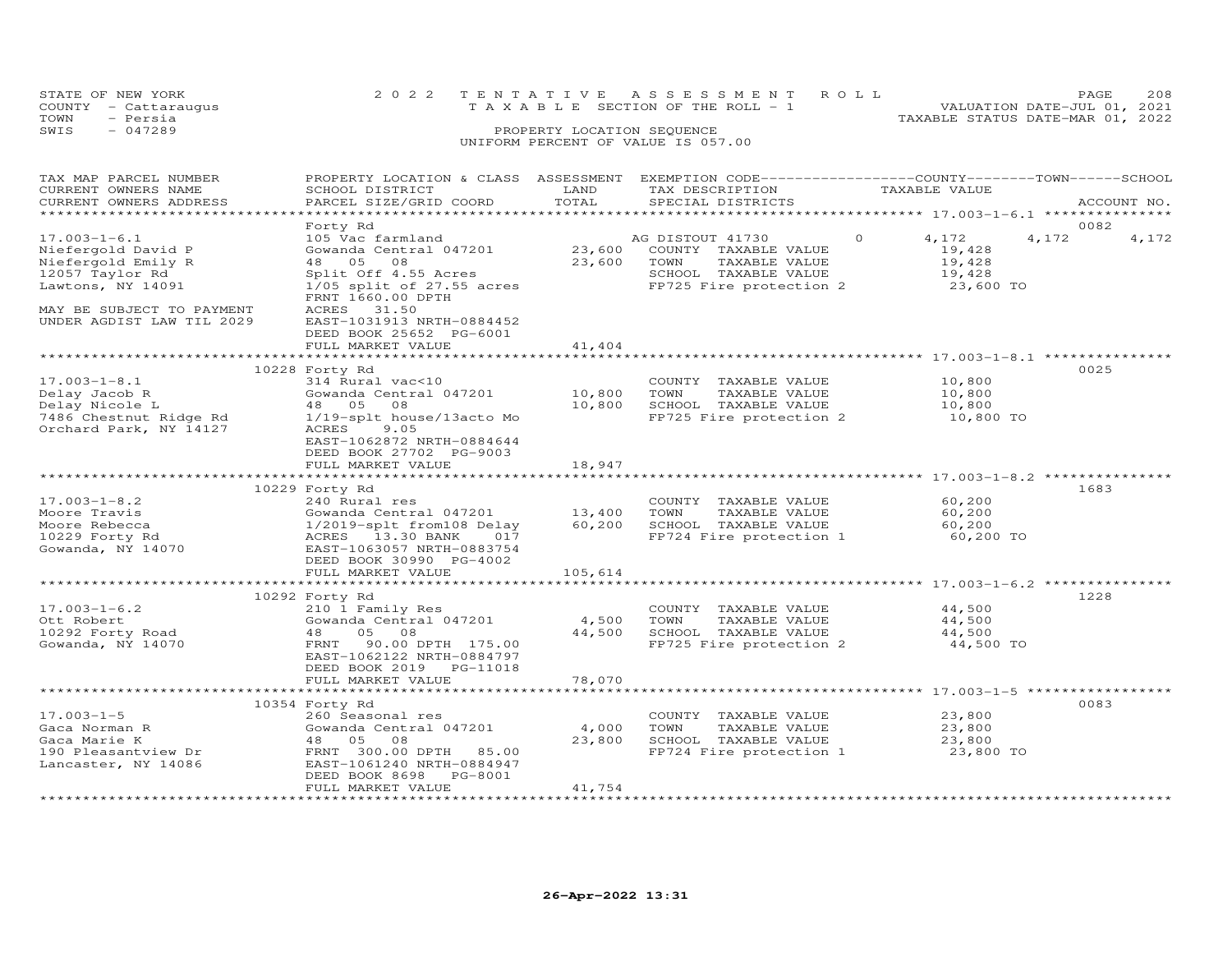STATE OF NEW YORK
COUNTY - Cattaraugus
TOWN - Persia
SWIS - 047289

2 0 2 2 T E N T A T I V E A S S E S S M E N T R O L L
T A X A B L E SECTION OF THE ROLL - 1
PROPERTY LOCATION SEQUENCE
UNIFORM PERCENT OF VALUE IS 057.00

VALUATION DATE-JUL 01, 2021
TAXABLE STATUS DATE-MAR 01, 2022

| TAX MAP PARCEL NUMBER / CURRENT OWNERS NAME / CURRENT OWNERS ADDRESS | PROPERTY LOCATION & CLASS / SCHOOL DISTRICT / PARCEL SIZE/GRID COORD | ASSESSMENT LAND / TOTAL | EXEMPTION CODE / TAX DESCRIPTION / SPECIAL DISTRICTS | COUNTY TAXABLE VALUE | TOWN | SCHOOL | ACCOUNT NO. |
|---|---|---|---|---|---|---|---|
| 17.003-1-6.1 | Forty Rd | | | | | | 0082 |
| 17.003-1-6.1 | 105 Vac farmland | | AG DISTOUT 41730 0 | 4,172 | 4,172 | 4,172 | |
| Niefergold David P | Gowanda Central 047201 | 23,600 | COUNTY TAXABLE VALUE | 19,428 | | | |
| Niefergold Emily R | 48 05 08 | 23,600 | TOWN TAXABLE VALUE | 19,428 | | | |
| 12057 Taylor Rd | Split Off 4.55 Acres | | SCHOOL TAXABLE VALUE | 19,428 | | | |
| Lawtons, NY 14091 | 1/05 split of 27.55 acres | | FP725 Fire protection 2 | 23,600 TO | | | |
| | FRNT 1660.00 DPTH | | | | | | |
| MAY BE SUBJECT TO PAYMENT | ACRES 31.50 | | | | | | |
| UNDER AGDIST LAW TIL 2029 | EAST-1031913 NRTH-0884452 | | | | | | |
| | DEED BOOK 25652 PG-6001 | | | | | | |
| | FULL MARKET VALUE | 41,404 | | | | | |
| 17.003-1-8.1 | 10228 Forty Rd | | | | | | 0025 |
| 17.003-1-8.1 | 314 Rural vac<10 | | COUNTY TAXABLE VALUE | 10,800 | | | |
| Delay Jacob R | Gowanda Central 047201 | 10,800 | TOWN TAXABLE VALUE | 10,800 | | | |
| Delay Nicole L | 48 05 08 | 10,800 | SCHOOL TAXABLE VALUE | 10,800 | | | |
| 7486 Chestnut Ridge Rd | 1/19-splt house/13acto Mo | | FP725 Fire protection 2 | 10,800 TO | | | |
| Orchard Park, NY 14127 | ACRES 9.05 | | | | | | |
| | EAST-1062872 NRTH-0884644 | | | | | | |
| | DEED BOOK 27702 PG-9003 | | | | | | |
| | FULL MARKET VALUE | 18,947 | | | | | |
| 17.003-1-8.2 | 10229 Forty Rd | | | | | | 1683 |
| 17.003-1-8.2 | 240 Rural res | | COUNTY TAXABLE VALUE | 60,200 | | | |
| Moore Travis | Gowanda Central 047201 | 13,400 | TOWN TAXABLE VALUE | 60,200 | | | |
| Moore Rebecca | 1/2019-splt from108 Delay | 60,200 | SCHOOL TAXABLE VALUE | 60,200 | | | |
| 10229 Forty Rd | ACRES 13.30 BANK 017 | | FP724 Fire protection 1 | 60,200 TO | | | |
| Gowanda, NY 14070 | EAST-1063057 NRTH-0883754 | | | | | | |
| | DEED BOOK 30990 PG-4002 | | | | | | |
| | FULL MARKET VALUE | 105,614 | | | | | |
| 17.003-1-6.2 | 10292 Forty Rd | | | | | | 1228 |
| 17.003-1-6.2 | 210 1 Family Res | | COUNTY TAXABLE VALUE | 44,500 | | | |
| Ott Robert | Gowanda Central 047201 | 4,500 | TOWN TAXABLE VALUE | 44,500 | | | |
| 10292 Forty Road | 48 05 08 | 44,500 | SCHOOL TAXABLE VALUE | 44,500 | | | |
| Gowanda, NY 14070 | FRNT 90.00 DPTH 175.00 | | FP725 Fire protection 2 | 44,500 TO | | | |
| | EAST-1062122 NRTH-0884797 | | | | | | |
| | DEED BOOK 2019 PG-11018 | | | | | | |
| | FULL MARKET VALUE | 78,070 | | | | | |
| 17.003-1-5 | 10354 Forty Rd | | | | | | 0083 |
| 17.003-1-5 | 260 Seasonal res | | COUNTY TAXABLE VALUE | 23,800 | | | |
| Gaca Norman R | Gowanda Central 047201 | 4,000 | TOWN TAXABLE VALUE | 23,800 | | | |
| Gaca Marie K | 48 05 08 | 23,800 | SCHOOL TAXABLE VALUE | 23,800 | | | |
| 190 Pleasantview Dr | FRNT 300.00 DPTH 85.00 | | FP724 Fire protection 1 | 23,800 TO | | | |
| Lancaster, NY 14086 | EAST-1061240 NRTH-0884947 | | | | | | |
| | DEED BOOK 8698 PG-8001 | | | | | | |
| | FULL MARKET VALUE | 41,754 | | | | | |

26-Apr-2022 13:31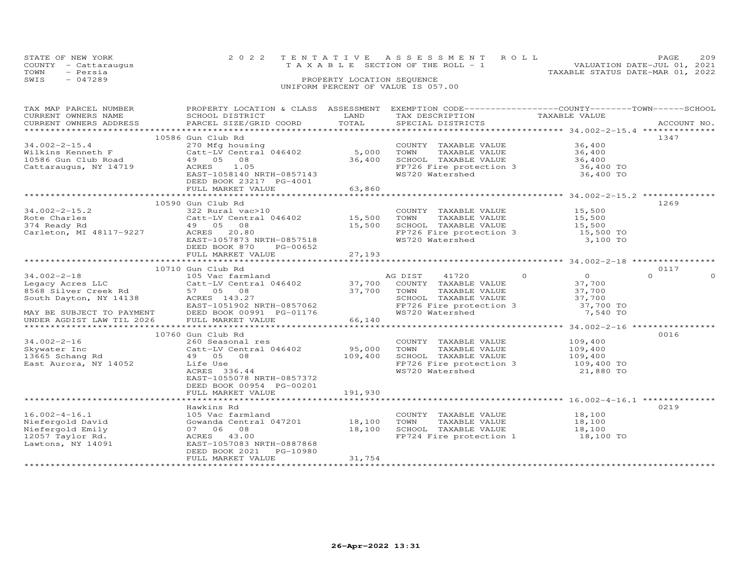STATE OF NEW YORK
COUNTY - Cattaraugus
TOWN - Persia
SWIS - 047289

2022 TENTATIVE ASSESSMENT ROLL
TAXABLE SECTION OF THE ROLL - 1
PROPERTY LOCATION SEQUENCE
UNIFORM PERCENT OF VALUE IS 057.00

VALUATION DATE-JUL 01, 2021
TAXABLE STATUS DATE-MAR 01, 2022

| TAX MAP PARCEL NUMBER / CURRENT OWNERS NAME / CURRENT OWNERS ADDRESS | PROPERTY LOCATION & CLASS / SCHOOL DISTRICT / PARCEL SIZE/GRID COORD | ASSESSMENT LAND / TOTAL | EXEMPTION CODE / TAX DESCRIPTION / SPECIAL DISTRICTS | COUNTY / TOWN / SCHOOL TAXABLE VALUE | ACCOUNT NO. |
|---|---|---|---|---|---|
| 34.002-2-15.4 | 10586 Gun Club Rd | | | | 1347 |
| | 270 Mfg housing | | COUNTY TAXABLE VALUE | 36,400 | |
| Wilkins Kenneth F | Catt-LV Central 046402 | 5,000 | TOWN TAXABLE VALUE | 36,400 | |
| 10586 Gun Club Road | 49 05 08 | 36,400 | SCHOOL TAXABLE VALUE | 36,400 | |
| Cattaraugus, NY 14719 | ACRES 1.05 | | FP726 Fire protection 3 | 36,400 TO | |
| | EAST-1058140 NRTH-0857143 | | WS720 Watershed | 36,400 TO | |
| | DEED BOOK 23217 PG-4001 | | | | |
| | FULL MARKET VALUE | 63,860 | | | |
| 34.002-2-15.2 | 10590 Gun Club Rd | | | | 1269 |
| | 322 Rural vac>10 | | COUNTY TAXABLE VALUE | 15,500 | |
| Rote Charles | Catt-LV Central 046402 | 15,500 | TOWN TAXABLE VALUE | 15,500 | |
| 374 Ready Rd | 49 05 08 | 15,500 | SCHOOL TAXABLE VALUE | 15,500 | |
| Carleton, MI 48117-9227 | ACRES 20.80 | | FP726 Fire protection 3 | 15,500 TO | |
| | EAST-1057873 NRTH-0857518 | | WS720 Watershed | 3,100 TO | |
| | DEED BOOK 870 PG-00652 | | | | |
| | FULL MARKET VALUE | 27,193 | | | |
| 34.002-2-18 | 10710 Gun Club Rd | | | | 0117 |
| | 105 Vac farmland | | AG DIST 41720 | 0 / 0 / 0 | |
| Legacy Acres LLC | Catt-LV Central 046402 | 37,700 | COUNTY TAXABLE VALUE | 37,700 | |
| 8568 Silver Creek Rd | 57 05 08 | 37,700 | TOWN TAXABLE VALUE | 37,700 | |
| South Dayton, NY 14138 | ACRES 143.27 | | SCHOOL TAXABLE VALUE | 37,700 | |
| | EAST-1051902 NRTH-0857062 | | FP726 Fire protection 3 | 37,700 TO | |
| MAY BE SUBJECT TO PAYMENT | DEED BOOK 00991 PG-01176 | | WS720 Watershed | 7,540 TO | |
| UNDER AGDIST LAW TIL 2026 | FULL MARKET VALUE | 66,140 | | | |
| 34.002-2-16 | 10760 Gun Club Rd | | | | 0016 |
| | 260 Seasonal res | | COUNTY TAXABLE VALUE | 109,400 | |
| Skywater Inc | Catt-LV Central 046402 | 95,000 | TOWN TAXABLE VALUE | 109,400 | |
| 13665 Schang Rd | 49 05 08 | 109,400 | SCHOOL TAXABLE VALUE | 109,400 | |
| East Aurora, NY 14052 | Life Use | | FP726 Fire protection 3 | 109,400 TO | |
| | ACRES 336.44 | | WS720 Watershed | 21,880 TO | |
| | EAST-1055078 NRTH-0857372 | | | | |
| | DEED BOOK 00954 PG-00201 | | | | |
| | FULL MARKET VALUE | 191,930 | | | |
| 16.002-4-16.1 | Hawkins Rd | | | | 0219 |
| | 105 Vac farmland | | COUNTY TAXABLE VALUE | 18,100 | |
| Niefergold David | Gowanda Central 047201 | 18,100 | TOWN TAXABLE VALUE | 18,100 | |
| Niefergold Emily | 07 06 08 | 18,100 | SCHOOL TAXABLE VALUE | 18,100 | |
| 12057 Taylor Rd. | ACRES 43.00 | | FP724 Fire protection 1 | 18,100 TO | |
| Lawtons, NY 14091 | EAST-1057083 NRTH-0887868 | | | | |
| | DEED BOOK 2021 PG-10980 | | | | |
| | FULL MARKET VALUE | 31,754 | | | |

26-Apr-2022 13:31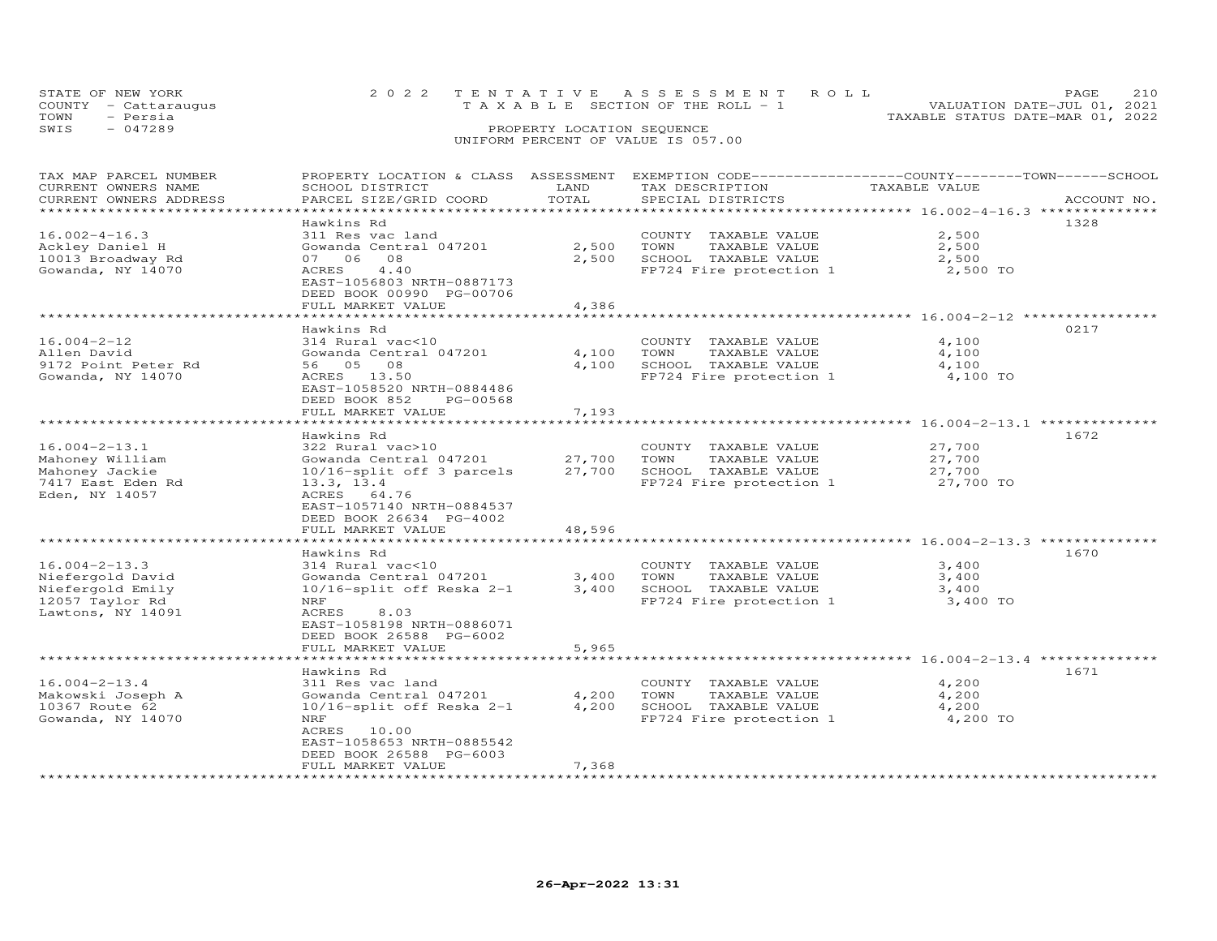STATE OF NEW YORK
COUNTY - Cattaraugus
TOWN - Persia
SWIS - 047289

2022 TENTATIVE ASSESSMENT ROLL
TAXABLE SECTION OF THE ROLL - 1
PROPERTY LOCATION SEQUENCE
UNIFORM PERCENT OF VALUE IS 057.00

VALUATION DATE-JUL 01, 2021
TAXABLE STATUS DATE-MAR 01, 2022

| TAX MAP PARCEL NUMBER / CURRENT OWNERS NAME / CURRENT OWNERS ADDRESS | PROPERTY LOCATION & CLASS / SCHOOL DISTRICT / PARCEL SIZE/GRID COORD | ASSESSMENT LAND / TOTAL | EXEMPTION CODE / TAX DESCRIPTION / SPECIAL DISTRICTS | TAXABLE VALUE | ACCOUNT NO. |
|---|---|---|---|---|---|
| | Hawkins Rd | | | | 1328 |
| 16.002-4-16.3 | 311 Res vac land | | COUNTY TAXABLE VALUE | 2,500 | |
| Ackley Daniel H | Gowanda Central 047201 | 2,500 | TOWN TAXABLE VALUE | 2,500 | |
| 10013 Broadway Rd | 07 06 08 | 2,500 | SCHOOL TAXABLE VALUE | 2,500 | |
| Gowanda, NY 14070 | ACRES 4.40 | | FP724 Fire protection 1 | 2,500 TO | |
| | EAST-1056803 NRTH-0887173 | | | | |
| | DEED BOOK 00990 PG-00706 | | | | |
| | FULL MARKET VALUE | 4,386 | | | |
| | Hawkins Rd | | | | 0217 |
| 16.004-2-12 | 314 Rural vac<10 | | COUNTY TAXABLE VALUE | 4,100 | |
| Allen David | Gowanda Central 047201 | 4,100 | TOWN TAXABLE VALUE | 4,100 | |
| 9172 Point Peter Rd | 56 05 08 | 4,100 | SCHOOL TAXABLE VALUE | 4,100 | |
| Gowanda, NY 14070 | ACRES 13.50 | | FP724 Fire protection 1 | 4,100 TO | |
| | EAST-1058520 NRTH-0884486 | | | | |
| | DEED BOOK 852 PG-00568 | | | | |
| | FULL MARKET VALUE | 7,193 | | | |
| | Hawkins Rd | | | | 1672 |
| 16.004-2-13.1 | 322 Rural vac>10 | | COUNTY TAXABLE VALUE | 27,700 | |
| Mahoney William | Gowanda Central 047201 | 27,700 | TOWN TAXABLE VALUE | 27,700 | |
| Mahoney Jackie | 10/16-split off 3 parcels | 27,700 | SCHOOL TAXABLE VALUE | 27,700 | |
| 7417 East Eden Rd | 13.3, 13.4 | | FP724 Fire protection 1 | 27,700 TO | |
| Eden, NY 14057 | ACRES 64.76 | | | | |
| | EAST-1057140 NRTH-0884537 | | | | |
| | DEED BOOK 26634 PG-4002 | | | | |
| | FULL MARKET VALUE | 48,596 | | | |
| | Hawkins Rd | | | | 1670 |
| 16.004-2-13.3 | 314 Rural vac<10 | | COUNTY TAXABLE VALUE | 3,400 | |
| Niefergold David | Gowanda Central 047201 | 3,400 | TOWN TAXABLE VALUE | 3,400 | |
| Niefergold Emily | 10/16-split off Reska 2-1 | 3,400 | SCHOOL TAXABLE VALUE | 3,400 | |
| 12057 Taylor Rd | NRF | | FP724 Fire protection 1 | 3,400 TO | |
| Lawtons, NY 14091 | ACRES 8.03 | | | | |
| | EAST-1058198 NRTH-0886071 | | | | |
| | DEED BOOK 26588 PG-6002 | | | | |
| | FULL MARKET VALUE | 5,965 | | | |
| | Hawkins Rd | | | | 1671 |
| 16.004-2-13.4 | 311 Res vac land | | COUNTY TAXABLE VALUE | 4,200 | |
| Makowski Joseph A | Gowanda Central 047201 | 4,200 | TOWN TAXABLE VALUE | 4,200 | |
| 10367 Route 62 | 10/16-split off Reska 2-1 | 4,200 | SCHOOL TAXABLE VALUE | 4,200 | |
| Gowanda, NY 14070 | NRF | | FP724 Fire protection 1 | 4,200 TO | |
| | ACRES 10.00 | | | | |
| | EAST-1058653 NRTH-0885542 | | | | |
| | DEED BOOK 26588 PG-6003 | | | | |
| | FULL MARKET VALUE | 7,368 | | | |

26-Apr-2022 13:31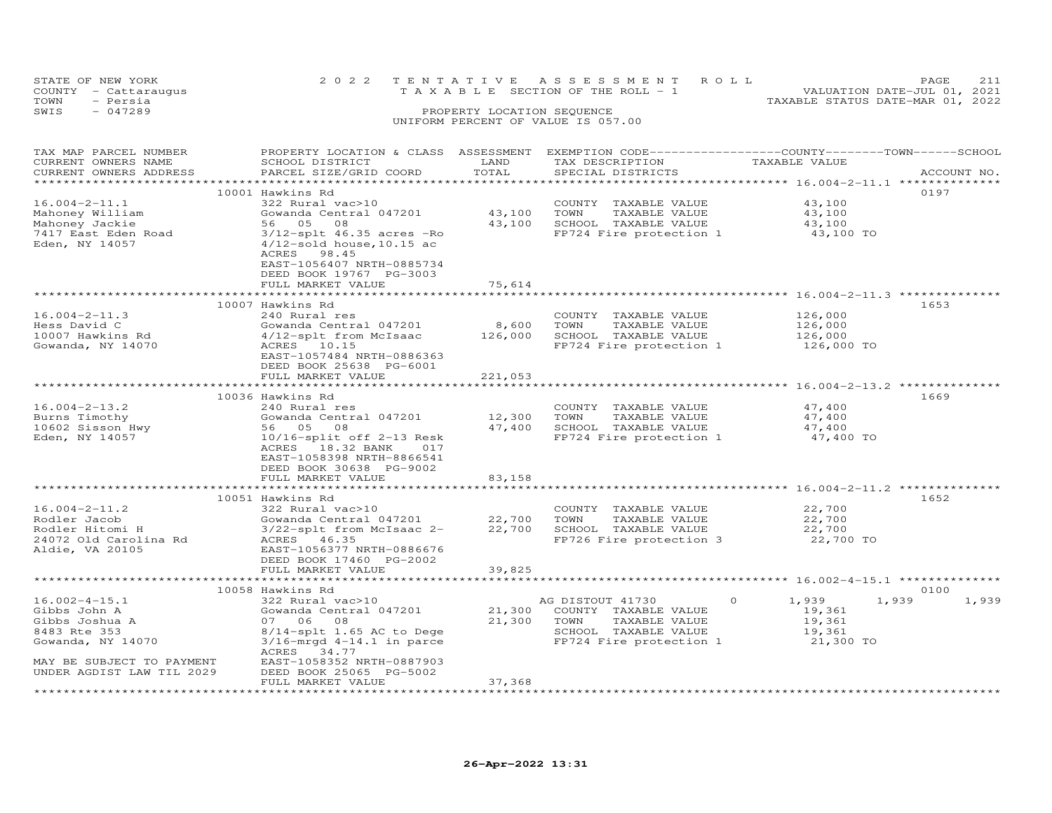STATE OF NEW YORK — 2022 TENTATIVE ASSESSMENT ROLL — VALUATION DATE-JUL 01, 2021
COUNTY - Cattaraugus — TAXABLE SECTION OF THE ROLL - 1 — TAXABLE STATUS DATE-MAR 01, 2022
TOWN - Persia
SWIS - 047289 — PROPERTY LOCATION SEQUENCE
UNIFORM PERCENT OF VALUE IS 057.00

| TAX MAP PARCEL NUMBER / CURRENT OWNERS NAME / CURRENT OWNERS ADDRESS | PROPERTY LOCATION & CLASS / SCHOOL DISTRICT / PARCEL SIZE/GRID COORD | ASSESSMENT LAND | TOTAL | EXEMPTION CODE / TAX DESCRIPTION / SPECIAL DISTRICTS | COUNTY | TOWN | SCHOOL | TAXABLE VALUE | ACCOUNT NO. |
|---|---|---|---|---|---|---|---|---|---|
| **16.004-2-11.1** | 10001 Hawkins Rd | | | | | | | | 0197 |
| 16.004-2-11.1 | 322 Rural vac>10 | | | COUNTY TAXABLE VALUE | | | | 43,100 | |
| Mahoney William | Gowanda Central 047201 | 43,100 | | TOWN TAXABLE VALUE | | | | 43,100 | |
| Mahoney Jackie | 56 05 08 | | 43,100 | SCHOOL TAXABLE VALUE | | | | 43,100 | |
| 7417 East Eden Road | 3/12-splt 46.35 acres -Ro | | | FP724 Fire protection 1 | | | | 43,100 TO | |
| Eden, NY 14057 | 4/12-sold house,10.15 ac | | | | | | | | |
| | ACRES 98.45 | | | | | | | | |
| | EAST-1056407 NRTH-0885734 | | | | | | | | |
| | DEED BOOK 19767 PG-3003 | | | | | | | | |
| | FULL MARKET VALUE | | 75,614 | | | | | | |
| **16.004-2-11.3** | 10007 Hawkins Rd | | | | | | | | 1653 |
| 16.004-2-11.3 | 240 Rural res | | | COUNTY TAXABLE VALUE | | | | 126,000 | |
| Hess David C | Gowanda Central 047201 | 8,600 | | TOWN TAXABLE VALUE | | | | 126,000 | |
| 10007 Hawkins Rd | 4/12-splt from McIsaac | | 126,000 | SCHOOL TAXABLE VALUE | | | | 126,000 | |
| Gowanda, NY 14070 | ACRES 10.15 | | | FP724 Fire protection 1 | | | | 126,000 TO | |
| | EAST-1057484 NRTH-0886363 | | | | | | | | |
| | DEED BOOK 25638 PG-6001 | | | | | | | | |
| | FULL MARKET VALUE | | 221,053 | | | | | | |
| **16.004-2-13.2** | 10036 Hawkins Rd | | | | | | | | 1669 |
| 16.004-2-13.2 | 240 Rural res | | | COUNTY TAXABLE VALUE | | | | 47,400 | |
| Burns Timothy | Gowanda Central 047201 | 12,300 | | TOWN TAXABLE VALUE | | | | 47,400 | |
| 10602 Sisson Hwy | 56 05 08 | | 47,400 | SCHOOL TAXABLE VALUE | | | | 47,400 | |
| Eden, NY 14057 | 10/16-split off 2-13 Resk | | | FP724 Fire protection 1 | | | | 47,400 TO | |
| | ACRES 18.32 BANK 017 | | | | | | | | |
| | EAST-1058398 NRTH-8866541 | | | | | | | | |
| | DEED BOOK 30638 PG-9002 | | | | | | | | |
| | FULL MARKET VALUE | | 83,158 | | | | | | |
| **16.004-2-11.2** | 10051 Hawkins Rd | | | | | | | | 1652 |
| 16.004-2-11.2 | 322 Rural vac>10 | | | COUNTY TAXABLE VALUE | | | | 22,700 | |
| Rodler Jacob | Gowanda Central 047201 | 22,700 | | TOWN TAXABLE VALUE | | | | 22,700 | |
| Rodler Hitomi H | 3/22-splt from McIsaac 2- | | 22,700 | SCHOOL TAXABLE VALUE | | | | 22,700 | |
| 24072 Old Carolina Rd | ACRES 46.35 | | | FP726 Fire protection 3 | | | | 22,700 TO | |
| Aldie, VA 20105 | EAST-1056377 NRTH-0886676 | | | | | | | | |
| | DEED BOOK 17460 PG-2002 | | | | | | | | |
| | FULL MARKET VALUE | | 39,825 | | | | | | |
| **16.002-4-15.1** | 10058 Hawkins Rd | | | | | | | | 0100 |
| 16.002-4-15.1 | 322 Rural vac>10 | | | AG DISTOUT 41730 0 | 1,939 | 1,939 | 1,939 | | |
| Gibbs John A | Gowanda Central 047201 | 21,300 | | COUNTY TAXABLE VALUE | | | | 19,361 | |
| Gibbs Joshua A | 07 06 08 | | 21,300 | TOWN TAXABLE VALUE | | | | 19,361 | |
| 8483 Rte 353 | 8/14-splt 1.65 AC to Dege | | | SCHOOL TAXABLE VALUE | | | | 19,361 | |
| Gowanda, NY 14070 | 3/16-mrgd 4-14.1 in parce | | | FP724 Fire protection 1 | | | | 21,300 TO | |
| | ACRES 34.77 | | | | | | | | |
| MAY BE SUBJECT TO PAYMENT | EAST-1058352 NRTH-0887903 | | | | | | | | |
| UNDER AGDIST LAW TIL 2029 | DEED BOOK 25065 PG-5002 | | | | | | | | |
| | FULL MARKET VALUE | | 37,368 | | | | | | |

26-Apr-2022 13:31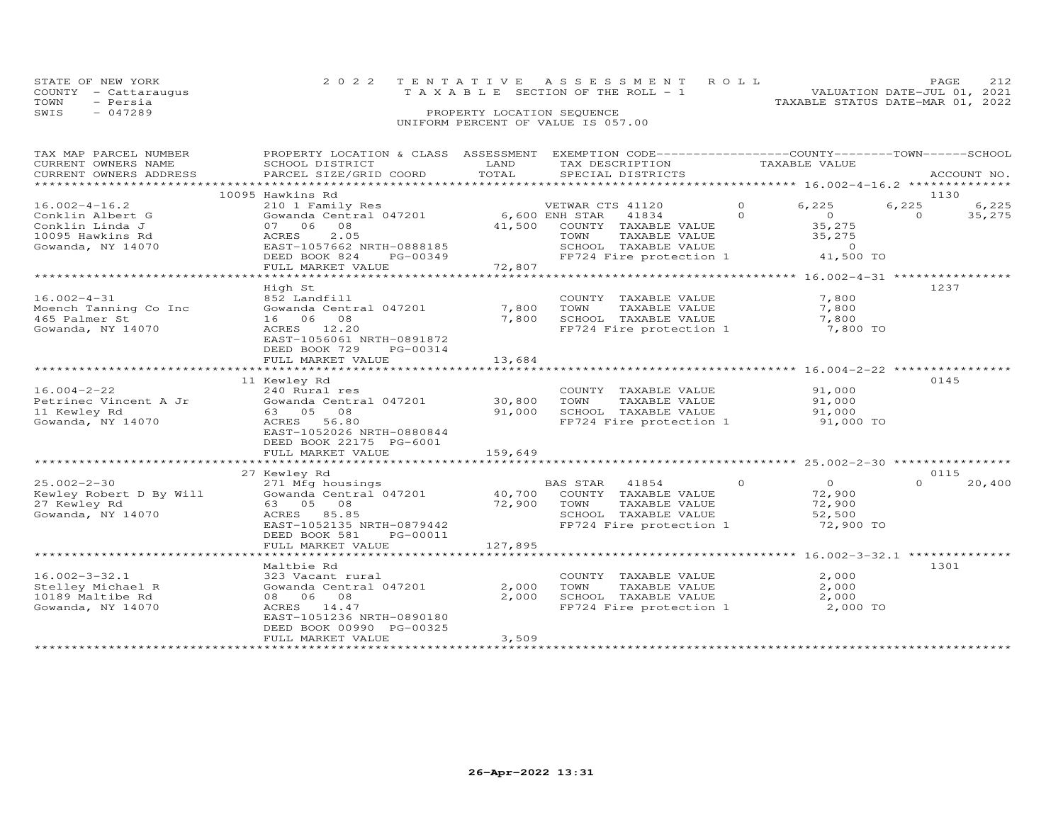STATE OF NEW YORK 2 0 2 2 T E N T A T I V E A S S E S S M E N T R O L L
COUNTY - Cattaraugus T A X A B L E SECTION OF THE ROLL - 1 VALUATION DATE-JUL 01, 2021
TOWN - Persia TAXABLE STATUS DATE-MAR 01, 2022
SWIS - 047289 PROPERTY LOCATION SEQUENCE
UNIFORM PERCENT OF VALUE IS 057.00

```
TAX MAP PARCEL NUMBER          PROPERTY LOCATION & CLASS  ASSESSMENT  EXEMPTION CODE------------------COUNTY--------TOWN------SCHOOL
CURRENT OWNERS NAME            SCHOOL DISTRICT               LAND      TAX DESCRIPTION             TAXABLE VALUE
CURRENT OWNERS ADDRESS         PARCEL SIZE/GRID COORD        TOTAL     SPECIAL DISTRICTS                                        ACCOUNT NO.
******************************************************************************************************* 16.002-4-16.2 **************
                               10095 Hawkins Rd                                                                                 1130
16.002-4-16.2                  210 1 Family Res                        VETWAR CTS 41120          0        6,225      6,225        6,225
Conklin Albert G               Gowanda Central 047201        6,600 ENH STAR    41834             0            0          0       35,275
Conklin Linda J                07  06  08                   41,500     COUNTY  TAXABLE VALUE                35,275
10095 Hawkins Rd               ACRES     2.05                          TOWN    TAXABLE VALUE                35,275
Gowanda, NY 14070              EAST-1057662 NRTH-0888185               SCHOOL  TAXABLE VALUE                     0
                               DEED BOOK 824     PG-00349              FP724 Fire protection 1              41,500 TO
                               FULL MARKET VALUE            72,807
******************************************************************************************************* 16.002-4-31 ****************
                               High St                                                                                          1237
16.002-4-31                    852 Landfill                            COUNTY  TAXABLE VALUE                 7,800
Moench Tanning Co Inc          Gowanda Central 047201        7,800     TOWN    TAXABLE VALUE                 7,800
465 Palmer St                  16  06  08                    7,800     SCHOOL  TAXABLE VALUE                 7,800
Gowanda, NY 14070              ACRES    12.20                          FP724 Fire protection 1               7,800 TO
                               EAST-1056061 NRTH-0891872
                               DEED BOOK 729     PG-00314
                               FULL MARKET VALUE            13,684
******************************************************************************************************* 16.004-2-22 ****************
                               11 Kewley Rd                                                                                     0145
16.004-2-22                    240 Rural res                           COUNTY  TAXABLE VALUE                91,000
Petrinec Vincent A Jr          Gowanda Central 047201       30,800     TOWN    TAXABLE VALUE                91,000
11 Kewley Rd                   63  05  08                   91,000     SCHOOL  TAXABLE VALUE                91,000
Gowanda, NY 14070              ACRES    56.80                          FP724 Fire protection 1              91,000 TO
                               EAST-1052026 NRTH-0880844
                               DEED BOOK 22175   PG-6001
                               FULL MARKET VALUE           159,649
******************************************************************************************************* 25.002-2-30 ****************
                               27 Kewley Rd                                                                                     0115
25.002-2-30                    271 Mfg housings                        BAS STAR    41854             0            0          0       20,400
Kewley Robert D By Will        Gowanda Central 047201       40,700     COUNTY  TAXABLE VALUE                72,900
27 Kewley Rd                   63  05  08                   72,900     TOWN    TAXABLE VALUE                72,900
Gowanda, NY 14070              ACRES    85.85                          SCHOOL  TAXABLE VALUE                52,500
                               EAST-1052135 NRTH-0879442               FP724 Fire protection 1              72,900 TO
                               DEED BOOK 581     PG-00011
                               FULL MARKET VALUE           127,895
******************************************************************************************************* 16.002-3-32.1 **************
                               Maltbie Rd                                                                                       1301
16.002-3-32.1                  323 Vacant rural                        COUNTY  TAXABLE VALUE                 2,000
Stelley Michael R              Gowanda Central 047201        2,000     TOWN    TAXABLE VALUE                 2,000
10189 Maltibe Rd               08  06  08                    2,000     SCHOOL  TAXABLE VALUE                 2,000
Gowanda, NY 14070              ACRES    14.47                          FP724 Fire protection 1               2,000 TO
                               EAST-1051236 NRTH-0890180
                               DEED BOOK 00990   PG-00325
                               FULL MARKET VALUE             3,509
************************************************************************************************************************************
```

26-Apr-2022 13:31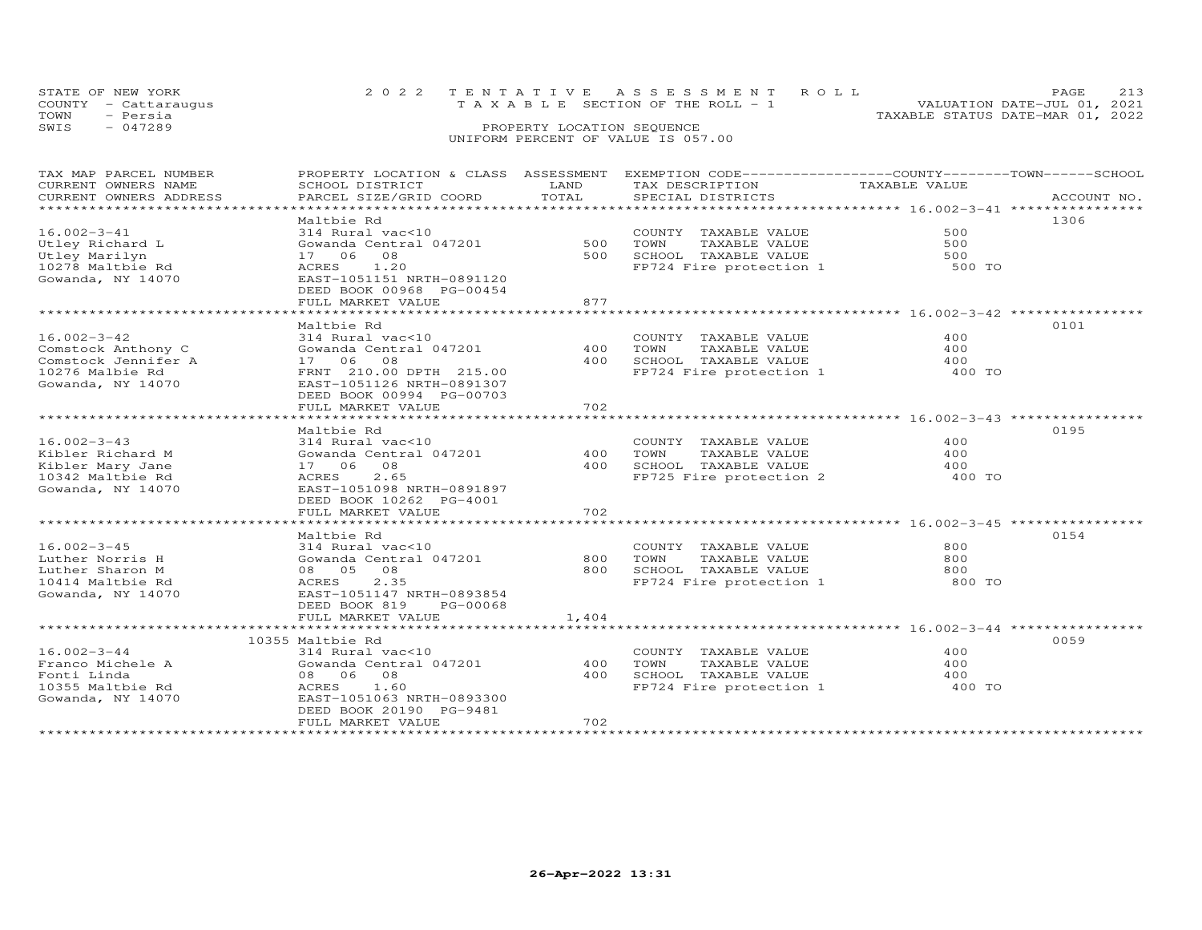STATE OF NEW YORK — 2022 TENTATIVE ASSESSMENT ROLL
COUNTY - Cattaraugus — TAXABLE SECTION OF THE ROLL - 1 — VALUATION DATE-JUL 01, 2021
TOWN - Persia — TAXABLE STATUS DATE-MAR 01, 2022
SWIS - 047289 — PROPERTY LOCATION SEQUENCE
UNIFORM PERCENT OF VALUE IS 057.00

| TAX MAP PARCEL NUMBER / CURRENT OWNERS NAME / CURRENT OWNERS ADDRESS | PROPERTY LOCATION & CLASS / SCHOOL DISTRICT / PARCEL SIZE/GRID COORD | ASSESSMENT LAND / TOTAL | EXEMPTION CODE / TAX DESCRIPTION / SPECIAL DISTRICTS | TAXABLE VALUE (COUNTY / TOWN / SCHOOL) | ACCOUNT NO. |
|---|---|---|---|---|---|
| 16.002-3-41 | Maltbie Rd | | | | 1306 |
| 16.002-3-41 | 314 Rural vac<10 | | COUNTY TAXABLE VALUE | 500 | |
| Utley Richard L | Gowanda Central 047201 | 500 | TOWN TAXABLE VALUE | 500 | |
| Utley Marilyn | 17 06 08 | 500 | SCHOOL TAXABLE VALUE | 500 | |
| 10278 Maltbie Rd | ACRES 1.20 | | FP724 Fire protection 1 | 500 TO | |
| Gowanda, NY 14070 | EAST-1051151 NRTH-0891120 | | | | |
| | DEED BOOK 00968 PG-00454 | | | | |
| | FULL MARKET VALUE | 877 | | | |
| 16.002-3-42 | Maltbie Rd | | | | 0101 |
| 16.002-3-42 | 314 Rural vac<10 | | COUNTY TAXABLE VALUE | 400 | |
| Comstock Anthony C | Gowanda Central 047201 | 400 | TOWN TAXABLE VALUE | 400 | |
| Comstock Jennifer A | 17 06 08 | 400 | SCHOOL TAXABLE VALUE | 400 | |
| 10276 Malbie Rd | FRNT 210.00 DPTH 215.00 | | FP724 Fire protection 1 | 400 TO | |
| Gowanda, NY 14070 | EAST-1051126 NRTH-0891307 | | | | |
| | DEED BOOK 00994 PG-00703 | | | | |
| | FULL MARKET VALUE | 702 | | | |
| 16.002-3-43 | Maltbie Rd | | | | 0195 |
| 16.002-3-43 | 314 Rural vac<10 | | COUNTY TAXABLE VALUE | 400 | |
| Kibler Richard M | Gowanda Central 047201 | 400 | TOWN TAXABLE VALUE | 400 | |
| Kibler Mary Jane | 17 06 08 | 400 | SCHOOL TAXABLE VALUE | 400 | |
| 10342 Maltbie Rd | ACRES 2.65 | | FP725 Fire protection 2 | 400 TO | |
| Gowanda, NY 14070 | EAST-1051098 NRTH-0891897 | | | | |
| | DEED BOOK 10262 PG-4001 | | | | |
| | FULL MARKET VALUE | 702 | | | |
| 16.002-3-45 | Maltbie Rd | | | | 0154 |
| 16.002-3-45 | 314 Rural vac<10 | | COUNTY TAXABLE VALUE | 800 | |
| Luther Norris H | Gowanda Central 047201 | 800 | TOWN TAXABLE VALUE | 800 | |
| Luther Sharon M | 08 05 08 | 800 | SCHOOL TAXABLE VALUE | 800 | |
| 10414 Maltbie Rd | ACRES 2.35 | | FP724 Fire protection 1 | 800 TO | |
| Gowanda, NY 14070 | EAST-1051147 NRTH-0893854 | | | | |
| | DEED BOOK 819 PG-00068 | | | | |
| | FULL MARKET VALUE | 1,404 | | | |
| 16.002-3-44 | 10355 Maltbie Rd | | | | 0059 |
| 16.002-3-44 | 314 Rural vac<10 | | COUNTY TAXABLE VALUE | 400 | |
| Franco Michele A | Gowanda Central 047201 | 400 | TOWN TAXABLE VALUE | 400 | |
| Fonti Linda | 08 06 08 | 400 | SCHOOL TAXABLE VALUE | 400 | |
| 10355 Maltbie Rd | ACRES 1.60 | | FP724 Fire protection 1 | 400 TO | |
| Gowanda, NY 14070 | EAST-1051063 NRTH-0893300 | | | | |
| | DEED BOOK 20190 PG-9481 | | | | |
| | FULL MARKET VALUE | 702 | | | |

26-Apr-2022 13:31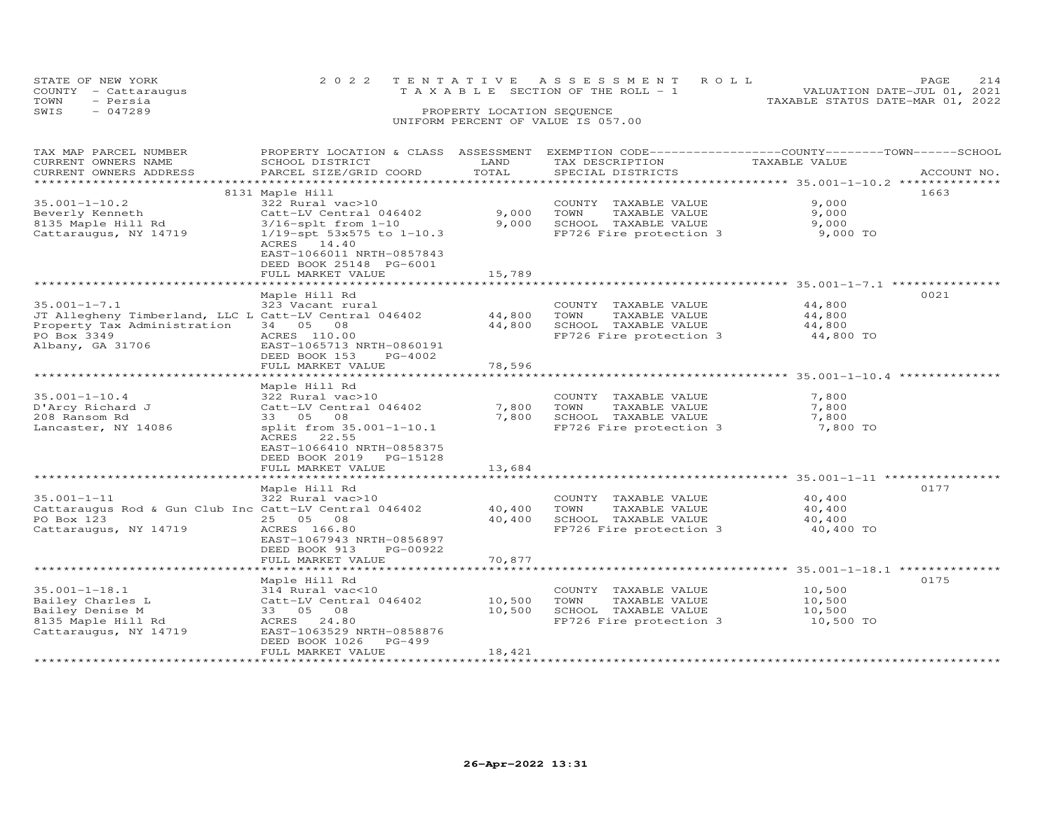STATE OF NEW YORK
COUNTY - Cattaraugus
TOWN - Persia
SWIS - 047289

2022 TENTATIVE ASSESSMENT ROLL
TAXABLE SECTION OF THE ROLL - 1
PROPERTY LOCATION SEQUENCE
UNIFORM PERCENT OF VALUE IS 057.00

VALUATION DATE-JUL 01, 2021
TAXABLE STATUS DATE-MAR 01, 2022

| TAX MAP PARCEL NUMBER / CURRENT OWNERS NAME / CURRENT OWNERS ADDRESS | PROPERTY LOCATION & CLASS / SCHOOL DISTRICT / PARCEL SIZE/GRID COORD | ASSESSMENT LAND / TOTAL | EXEMPTION CODE / TAX DESCRIPTION / SPECIAL DISTRICTS | TAXABLE VALUE (COUNTY / TOWN / SCHOOL) | ACCOUNT NO. |
|---|---|---|---|---|---|
| 35.001-1-10.2 | 8131 Maple Hill | | | | 1663 |
| 35.001-1-10.2 | 322 Rural vac>10 | | COUNTY TAXABLE VALUE | 9,000 | |
| Beverly Kenneth | Catt-LV Central 046402 | 9,000 | TOWN TAXABLE VALUE | 9,000 | |
| 8135 Maple Hill Rd | 3/16-splt from 1-10 | 9,000 | SCHOOL TAXABLE VALUE | 9,000 | |
| Cattaraugus, NY 14719 | 1/19-spt 53x575 to 1-10.3 | | FP726 Fire protection 3 | 9,000 TO | |
| | ACRES 14.40 | | | | |
| | EAST-1066011 NRTH-0857843 | | | | |
| | DEED BOOK 25148 PG-6001 | | | | |
| | FULL MARKET VALUE | 15,789 | | | |
| 35.001-1-7.1 | Maple Hill Rd | | | | 0021 |
| 35.001-1-7.1 | 323 Vacant rural | | COUNTY TAXABLE VALUE | 44,800 | |
| JT Allegheny Timberland, LLC L | Catt-LV Central 046402 | 44,800 | TOWN TAXABLE VALUE | 44,800 | |
| Property Tax Administration | 34 05 08 | 44,800 | SCHOOL TAXABLE VALUE | 44,800 | |
| PO Box 3349 | ACRES 110.00 | | FP726 Fire protection 3 | 44,800 TO | |
| Albany, GA 31706 | EAST-1065713 NRTH-0860191 | | | | |
| | DEED BOOK 153 PG-4002 | | | | |
| | FULL MARKET VALUE | 78,596 | | | |
| 35.001-1-10.4 | Maple Hill Rd | | | | |
| 35.001-1-10.4 | 322 Rural vac>10 | | COUNTY TAXABLE VALUE | 7,800 | |
| D'Arcy Richard J | Catt-LV Central 046402 | 7,800 | TOWN TAXABLE VALUE | 7,800 | |
| 208 Ransom Rd | 33 05 08 | 7,800 | SCHOOL TAXABLE VALUE | 7,800 | |
| Lancaster, NY 14086 | split from 35.001-1-10.1 | | FP726 Fire protection 3 | 7,800 TO | |
| | ACRES 22.55 | | | | |
| | EAST-1066410 NRTH-0858375 | | | | |
| | DEED BOOK 2019 PG-15128 | | | | |
| | FULL MARKET VALUE | 13,684 | | | |
| 35.001-1-11 | Maple Hill Rd | | | | 0177 |
| 35.001-1-11 | 322 Rural vac>10 | | COUNTY TAXABLE VALUE | 40,400 | |
| Cattaraugus Rod & Gun Club Inc | Catt-LV Central 046402 | 40,400 | TOWN TAXABLE VALUE | 40,400 | |
| PO Box 123 | 25 05 08 | 40,400 | SCHOOL TAXABLE VALUE | 40,400 | |
| Cattaraugus, NY 14719 | ACRES 166.80 | | FP726 Fire protection 3 | 40,400 TO | |
| | EAST-1067943 NRTH-0856897 | | | | |
| | DEED BOOK 913 PG-00922 | | | | |
| | FULL MARKET VALUE | 70,877 | | | |
| 35.001-1-18.1 | Maple Hill Rd | | | | 0175 |
| 35.001-1-18.1 | 314 Rural vac<10 | | COUNTY TAXABLE VALUE | 10,500 | |
| Bailey Charles L | Catt-LV Central 046402 | 10,500 | TOWN TAXABLE VALUE | 10,500 | |
| Bailey Denise M | 33 05 08 | 10,500 | SCHOOL TAXABLE VALUE | 10,500 | |
| 8135 Maple Hill Rd | ACRES 24.80 | | FP726 Fire protection 3 | 10,500 TO | |
| Cattaraugus, NY 14719 | EAST-1063529 NRTH-0858876 | | | | |
| | DEED BOOK 1026 PG-499 | | | | |
| | FULL MARKET VALUE | 18,421 | | | |

26-Apr-2022 13:31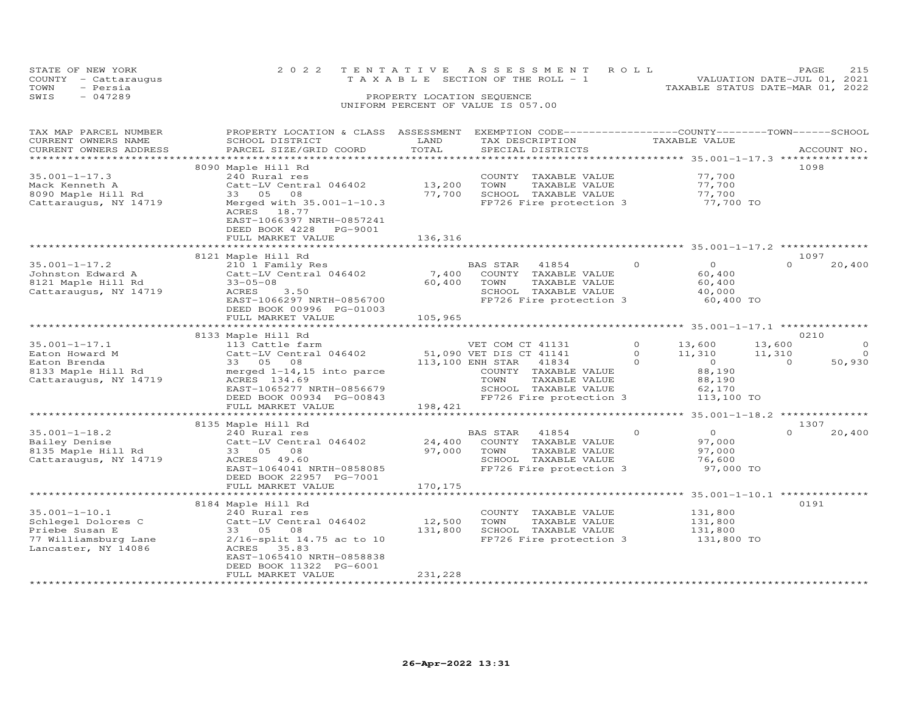STATE OF NEW YORK — 2022 TENTATIVE ASSESSMENT ROLL — PAGE 215
COUNTY - Cattaraugus — TAXABLE SECTION OF THE ROLL - 1 — VALUATION DATE-JUL 01, 2021
TOWN - Persia — TAXABLE STATUS DATE-MAR 01, 2022
SWIS - 047289 — PROPERTY LOCATION SEQUENCE
UNIFORM PERCENT OF VALUE IS 057.00

| TAX MAP PARCEL NUMBER / CURRENT OWNERS NAME / CURRENT OWNERS ADDRESS | PROPERTY LOCATION & CLASS / SCHOOL DISTRICT / PARCEL SIZE/GRID COORD | ASSESSMENT LAND / TOTAL | EXEMPTION CODE / TAX DESCRIPTION / SPECIAL DISTRICTS | COUNTY TAXABLE VALUE | TOWN | SCHOOL | ACCOUNT NO. |
|---|---|---|---|---|---|---|---|
| **35.001-1-17.3** | 8090 Maple Hill Rd | | | | | | 1098 |
| 35.001-1-17.3 | 240 Rural res | | COUNTY TAXABLE VALUE | 77,700 | | | |
| Mack Kenneth A | Catt-LV Central 046402 | 13,200 | TOWN TAXABLE VALUE | 77,700 | | | |
| 8090 Maple Hill Rd | 33 05 08 | 77,700 | SCHOOL TAXABLE VALUE | 77,700 | | | |
| Cattaraugus, NY 14719 | Merged with 35.001-1-10.3 | | FP726 Fire protection 3 | 77,700 TO | | | |
| | ACRES 18.77 | | | | | | |
| | EAST-1066397 NRTH-0857241 | | | | | | |
| | DEED BOOK 4228 PG-9001 | | | | | | |
| | FULL MARKET VALUE | 136,316 | | | | | |
| **35.001-1-17.2** | 8121 Maple Hill Rd | | | | | | 1097 |
| 35.001-1-17.2 | 210 1 Family Res | | BAS STAR 41854 0 | 0 | | 0 | 20,400 |
| Johnston Edward A | Catt-LV Central 046402 | 7,400 | COUNTY TAXABLE VALUE | 60,400 | | | |
| 8121 Maple Hill Rd | 33-05-08 | 60,400 | TOWN TAXABLE VALUE | 60,400 | | | |
| Cattaraugus, NY 14719 | ACRES 3.50 | | SCHOOL TAXABLE VALUE | 40,000 | | | |
| | EAST-1066297 NRTH-0856700 | | FP726 Fire protection 3 | 60,400 TO | | | |
| | DEED BOOK 00996 PG-01003 | | | | | | |
| | FULL MARKET VALUE | 105,965 | | | | | |
| **35.001-1-17.1** | 8133 Maple Hill Rd | | | | | | 0210 |
| 35.001-1-17.1 | 113 Cattle farm | | VET COM CT 41131 0 | 13,600 | 13,600 | | 0 |
| Eaton Howard M | Catt-LV Central 046402 | 51,090 | VET DIS CT 41141 0 | 11,310 | 11,310 | | 0 |
| Eaton Brenda | 33 05 08 | 113,100 | ENH STAR 41834 0 | 0 | 0 | | 50,930 |
| 8133 Maple Hill Rd | merged 1-14,15 into parce | | COUNTY TAXABLE VALUE | 88,190 | | | |
| Cattaraugus, NY 14719 | ACRES 134.69 | | TOWN TAXABLE VALUE | 88,190 | | | |
| | EAST-1065277 NRTH-0856679 | | SCHOOL TAXABLE VALUE | 62,170 | | | |
| | DEED BOOK 00934 PG-00843 | | FP726 Fire protection 3 | 113,100 TO | | | |
| | FULL MARKET VALUE | 198,421 | | | | | |
| **35.001-1-18.2** | 8135 Maple Hill Rd | | | | | | 1307 |
| 35.001-1-18.2 | 240 Rural res | | BAS STAR 41854 0 | 0 | | 0 | 20,400 |
| Bailey Denise | Catt-LV Central 046402 | 24,400 | COUNTY TAXABLE VALUE | 97,000 | | | |
| 8135 Maple Hill Rd | 33 05 08 | 97,000 | TOWN TAXABLE VALUE | 97,000 | | | |
| Cattaraugus, NY 14719 | ACRES 49.60 | | SCHOOL TAXABLE VALUE | 76,600 | | | |
| | EAST-1064041 NRTH-0858085 | | FP726 Fire protection 3 | 97,000 TO | | | |
| | DEED BOOK 22957 PG-7001 | | | | | | |
| | FULL MARKET VALUE | 170,175 | | | | | |
| **35.001-1-10.1** | 8184 Maple Hill Rd | | | | | | 0191 |
| 35.001-1-10.1 | 240 Rural res | | COUNTY TAXABLE VALUE | 131,800 | | | |
| Schlegel Dolores C | Catt-LV Central 046402 | 12,500 | TOWN TAXABLE VALUE | 131,800 | | | |
| Priebe Susan E | 33 05 08 | 131,800 | SCHOOL TAXABLE VALUE | 131,800 | | | |
| 77 Williamsburg Lane | 2/16-split 14.75 ac to 10 | | FP726 Fire protection 3 | 131,800 TO | | | |
| Lancaster, NY 14086 | ACRES 35.83 | | | | | | |
| | EAST-1065410 NRTH-0858838 | | | | | | |
| | DEED BOOK 11322 PG-6001 | | | | | | |
| | FULL MARKET VALUE | 231,228 | | | | | |

26-Apr-2022 13:31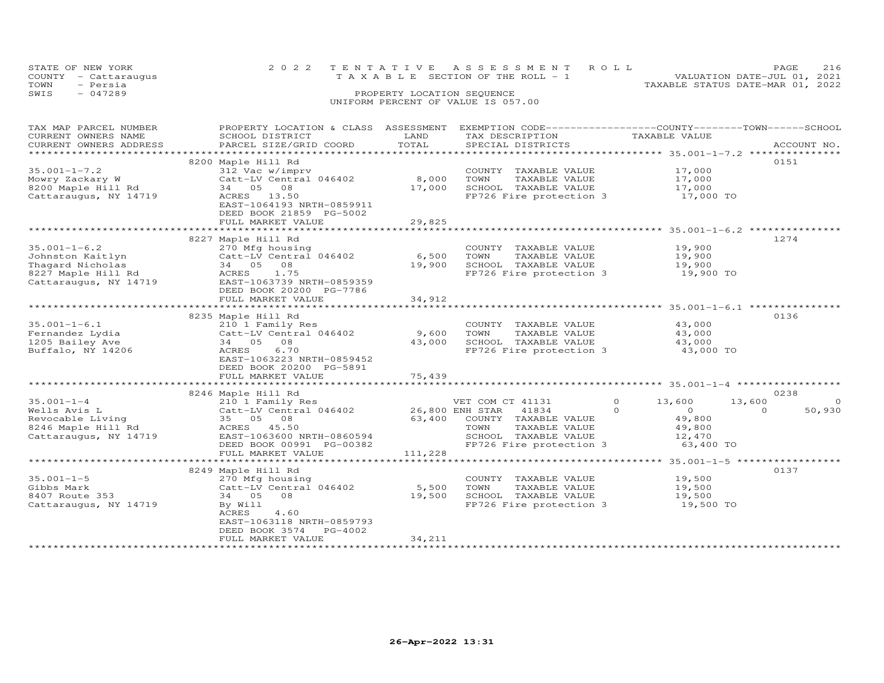STATE OF NEW YORK — 2022 TENTATIVE ASSESSMENT ROLL — VALUATION DATE-JUL 01, 2021
COUNTY - Cattaraugus — TAXABLE SECTION OF THE ROLL - 1 — TAXABLE STATUS DATE-MAR 01, 2022
TOWN - Persia
SWIS - 047289 — PROPERTY LOCATION SEQUENCE
UNIFORM PERCENT OF VALUE IS 057.00

| TAX MAP PARCEL NUMBER / CURRENT OWNERS NAME / CURRENT OWNERS ADDRESS | PROPERTY LOCATION & CLASS / SCHOOL DISTRICT / PARCEL SIZE/GRID COORD | ASSESSMENT LAND | TOTAL | EXEMPTION CODE / TAX DESCRIPTION / SPECIAL DISTRICTS | | COUNTY TAXABLE VALUE | TOWN | SCHOOL | ACCOUNT NO. |
|---|---|---|---|---|---|---|---|---|---|
| 35.001-1-7.2 | 8200 Maple Hill Rd | | | | | | | | 0151 |
| Mowry Zackary W | 312 Vac w/imprv | | | COUNTY TAXABLE VALUE | | 17,000 | | | |
| 8200 Maple Hill Rd | Catt-LV Central 046402 | 8,000 | | TOWN TAXABLE VALUE | | 17,000 | | | |
| Cattaraugus, NY 14719 | 34 05 08 | | 17,000 | SCHOOL TAXABLE VALUE | | 17,000 | | | |
| | ACRES 13.50 | | | FP726 Fire protection 3 | | 17,000 TO | | | |
| | EAST-1064193 NRTH-0859911 | | | | | | | | |
| | DEED BOOK 21859 PG-5002 | | | | | | | | |
| | FULL MARKET VALUE | | 29,825 | | | | | | |
| 35.001-1-6.2 | 8227 Maple Hill Rd | | | | | | | | 1274 |
| Johnston Kaitlyn | 270 Mfg housing | | | COUNTY TAXABLE VALUE | | 19,900 | | | |
| Thagard Nicholas | Catt-LV Central 046402 | 6,500 | | TOWN TAXABLE VALUE | | 19,900 | | | |
| 8227 Maple Hill Rd | 34 05 08 | | 19,900 | SCHOOL TAXABLE VALUE | | 19,900 | | | |
| Cattaraugus, NY 14719 | ACRES 1.75 | | | FP726 Fire protection 3 | | 19,900 TO | | | |
| | EAST-1063739 NRTH-0859359 | | | | | | | | |
| | DEED BOOK 20200 PG-7786 | | | | | | | | |
| | FULL MARKET VALUE | | 34,912 | | | | | | |
| 35.001-1-6.1 | 8235 Maple Hill Rd | | | | | | | | 0136 |
| Fernandez Lydia | 210 1 Family Res | | | COUNTY TAXABLE VALUE | | 43,000 | | | |
| 1205 Bailey Ave | Catt-LV Central 046402 | 9,600 | | TOWN TAXABLE VALUE | | 43,000 | | | |
| Buffalo, NY 14206 | 34 05 08 | | 43,000 | SCHOOL TAXABLE VALUE | | 43,000 | | | |
| | ACRES 6.70 | | | FP726 Fire protection 3 | | 43,000 TO | | | |
| | EAST-1063223 NRTH-0859452 | | | | | | | | |
| | DEED BOOK 20200 PG-5891 | | | | | | | | |
| | FULL MARKET VALUE | | 75,439 | | | | | | |
| 35.001-1-4 | 8246 Maple Hill Rd | | | | | | | | 0238 |
| Wells Avis L | 210 1 Family Res | | | VET COM CT 41131 | 0 | 13,600 | 13,600 | 0 | |
| Revocable Living | Catt-LV Central 046402 | 26,800 | | ENH STAR 41834 | 0 | 0 | 0 | 50,930 | |
| 8246 Maple Hill Rd | 35 05 08 | | 63,400 | COUNTY TAXABLE VALUE | | 49,800 | | | |
| Cattaraugus, NY 14719 | ACRES 45.50 | | | TOWN TAXABLE VALUE | | 49,800 | | | |
| | EAST-1063600 NRTH-0860594 | | | SCHOOL TAXABLE VALUE | | 12,470 | | | |
| | DEED BOOK 00991 PG-00382 | | | FP726 Fire protection 3 | | 63,400 TO | | | |
| | FULL MARKET VALUE | | 111,228 | | | | | | |
| 35.001-1-5 | 8249 Maple Hill Rd | | | | | | | | 0137 |
| Gibbs Mark | 270 Mfg housing | | | COUNTY TAXABLE VALUE | | 19,500 | | | |
| 8407 Route 353 | Catt-LV Central 046402 | 5,500 | | TOWN TAXABLE VALUE | | 19,500 | | | |
| Cattaraugus, NY 14719 | 34 05 08 | | 19,500 | SCHOOL TAXABLE VALUE | | 19,500 | | | |
| | By Will | | | FP726 Fire protection 3 | | 19,500 TO | | | |
| | ACRES 4.60 | | | | | | | | |
| | EAST-1063118 NRTH-0859793 | | | | | | | | |
| | DEED BOOK 3574 PG-4002 | | | | | | | | |
| | FULL MARKET VALUE | | 34,211 | | | | | | |

26-Apr-2022 13:31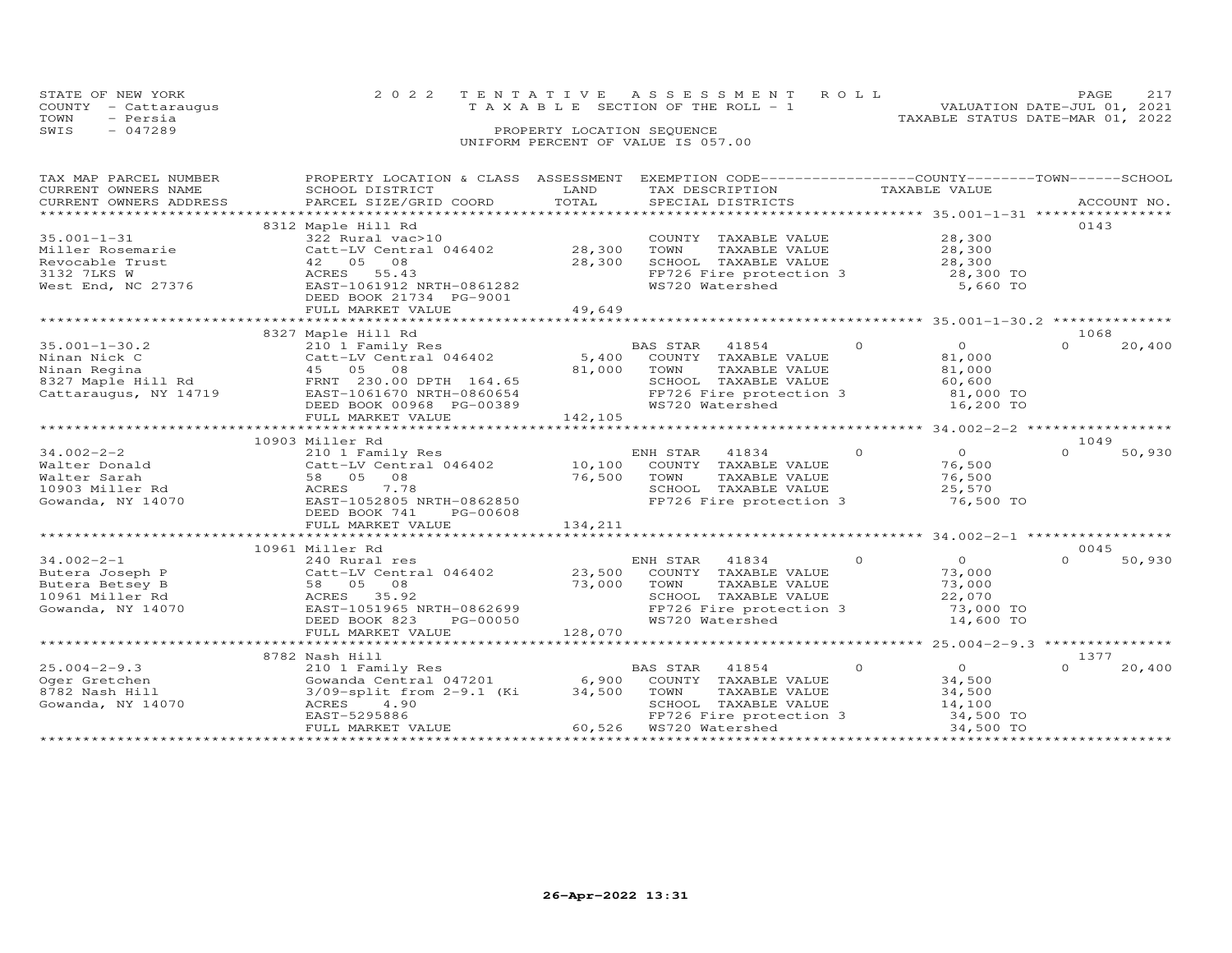STATE OF NEW YORK
COUNTY - Cattaraugus
TOWN - Persia
SWIS - 047289

2022 TENTATIVE ASSESSMENT ROLL
TAXABLE SECTION OF THE ROLL - 1
PROPERTY LOCATION SEQUENCE
UNIFORM PERCENT OF VALUE IS 057.00

VALUATION DATE-JUL 01, 2021
TAXABLE STATUS DATE-MAR 01, 2022

```
TAX MAP PARCEL NUMBER      PROPERTY LOCATION & CLASS  ASSESSMENT  EXEMPTION CODE------------------COUNTY--------TOWN------SCHOOL
CURRENT OWNERS NAME        SCHOOL DISTRICT               LAND     TAX DESCRIPTION              TAXABLE VALUE
CURRENT OWNERS ADDRESS     PARCEL SIZE/GRID COORD        TOTAL    SPECIAL DISTRICTS                                     ACCOUNT NO.
******************************************************************************************************* 35.001-1-31 ****************
                           8312 Maple Hill Rd                                                                           0143
35.001-1-31                322 Rural vac>10                       COUNTY  TAXABLE VALUE           28,300
Miller Rosemarie           Catt-LV Central 046402     28,300      TOWN    TAXABLE VALUE           28,300
Revocable Trust            42  05  08                 28,300      SCHOOL  TAXABLE VALUE           28,300
3132 7LKS W                ACRES  55.43                           FP726 Fire protection 3          28,300 TO
West End, NC 27376         EAST-1061912 NRTH-0861282              WS720 Watershed                   5,660 TO
                           DEED BOOK 21734  PG-9001
                           FULL MARKET VALUE          49,649
******************************************************************************************************* 35.001-1-30.2 **************
                           8327 Maple Hill Rd                                                                           1068
35.001-1-30.2              210 1 Family Res                       BAS STAR   41854        0         0            0      20,400
Ninan Nick C               Catt-LV Central 046402      5,400      COUNTY  TAXABLE VALUE           81,000
Ninan Regina               45  05  08                 81,000      TOWN    TAXABLE VALUE           81,000
8327 Maple Hill Rd         FRNT 230.00 DPTH 164.65                SCHOOL  TAXABLE VALUE           60,600
Cattaraugus, NY 14719      EAST-1061670 NRTH-0860654              FP726 Fire protection 3          81,000 TO
                           DEED BOOK 00968 PG-00389               WS720 Watershed                  16,200 TO
                           FULL MARKET VALUE         142,105
******************************************************************************************************* 34.002-2-2 *****************
                           10903 Miller Rd                                                                              1049
34.002-2-2                 210 1 Family Res                       ENH STAR   41834        0         0            0      50,930
Walter Donald              Catt-LV Central 046402     10,100      COUNTY  TAXABLE VALUE           76,500
Walter Sarah               58  05  08                 76,500      TOWN    TAXABLE VALUE           76,500
10903 Miller Rd            ACRES   7.78                           SCHOOL  TAXABLE VALUE           25,570
Gowanda, NY 14070          EAST-1052805 NRTH-0862850              FP726 Fire protection 3          76,500 TO
                           DEED BOOK 741    PG-00608
                           FULL MARKET VALUE         134,211
******************************************************************************************************* 34.002-2-1 *****************
                           10961 Miller Rd                                                                              0045
34.002-2-1                 240 Rural res                          ENH STAR   41834        0         0            0      50,930
Butera Joseph P            Catt-LV Central 046402     23,500      COUNTY  TAXABLE VALUE           73,000
Butera Betsey B            58  05  08                 73,000      TOWN    TAXABLE VALUE           73,000
10961 Miller Rd            ACRES  35.92                           SCHOOL  TAXABLE VALUE           22,070
Gowanda, NY 14070          EAST-1051965 NRTH-0862699              FP726 Fire protection 3          73,000 TO
                           DEED BOOK 823    PG-00050              WS720 Watershed                  14,600 TO
                           FULL MARKET VALUE         128,070
******************************************************************************************************* 25.004-2-9.3 ***************
                           8782 Nash Hill                                                                               1377
25.004-2-9.3               210 1 Family Res                       BAS STAR   41854        0         0            0      20,400
Oger Gretchen              Gowanda Central 047201      6,900      COUNTY  TAXABLE VALUE           34,500
8782 Nash Hill             3/09-split from 2-9.1 (Ki  34,500      TOWN    TAXABLE VALUE           34,500
Gowanda, NY 14070          ACRES   4.90                           SCHOOL  TAXABLE VALUE           14,100
                           EAST-5295886                           FP726 Fire protection 3          34,500 TO
                           FULL MARKET VALUE          60,526      WS720 Watershed                  34,500 TO
************************************************************************************************************************************
```

26-Apr-2022 13:31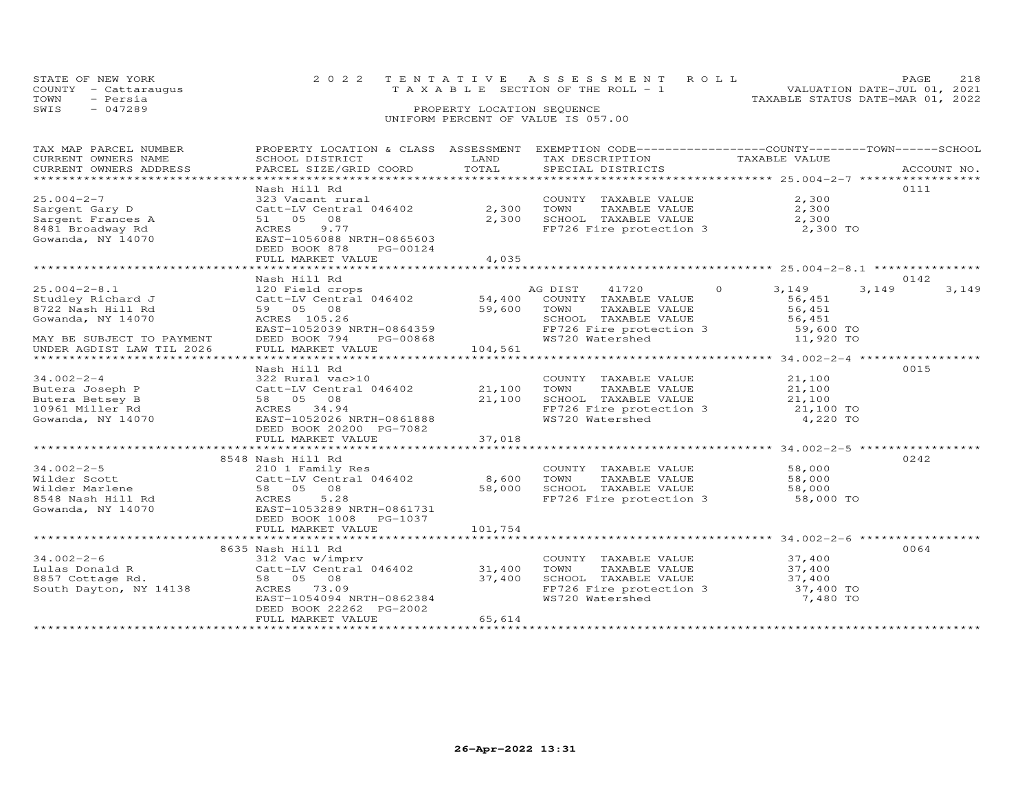STATE OF NEW YORK — 2022 TENTATIVE ASSESSMENT ROLL
COUNTY - Cattaraugus — TAXABLE SECTION OF THE ROLL - 1 — VALUATION DATE-JUL 01, 2021
TOWN - Persia — TAXABLE STATUS DATE-MAR 01, 2022
SWIS - 047289 — PROPERTY LOCATION SEQUENCE
UNIFORM PERCENT OF VALUE IS 057.00

| TAX MAP PARCEL NUMBER / CURRENT OWNERS NAME / CURRENT OWNERS ADDRESS | PROPERTY LOCATION & CLASS / SCHOOL DISTRICT / PARCEL SIZE/GRID COORD | ASSESSMENT LAND | TOTAL | EXEMPTION CODE / TAX DESCRIPTION / SPECIAL DISTRICTS | COUNTY TAXABLE VALUE | TOWN | SCHOOL | ACCOUNT NO. |
|---|---|---|---|---|---|---|---|---|
| 25.004-2-7 | Nash Hill Rd | | | | | | | 0111 |
| Sargent Gary D | 323 Vacant rural | | | COUNTY TAXABLE VALUE | 2,300 | | | |
| Sargent Frances A | Catt-LV Central 046402 | 2,300 | | TOWN TAXABLE VALUE | 2,300 | | | |
| 8481 Broadway Rd | 51 05 08 | | 2,300 | SCHOOL TAXABLE VALUE | 2,300 | | | |
| Gowanda, NY 14070 | ACRES 9.77 | | | FP726 Fire protection 3 | 2,300 TO | | | |
| | EAST-1056088 NRTH-0865603 | | | | | | | |
| | DEED BOOK 878 PG-00124 | | | | | | | |
| | FULL MARKET VALUE | | 4,035 | | | | | |
| 25.004-2-8.1 | Nash Hill Rd | | | | | | | 0142 |
| Studley Richard J | 120 Field crops | | | AG DIST 41720 0 | 3,149 | 3,149 | 3,149 | |
| 8722 Nash Hill Rd | Catt-LV Central 046402 | 54,400 | | COUNTY TAXABLE VALUE | 56,451 | | | |
| Gowanda, NY 14070 | 59 05 08 | | 59,600 | TOWN TAXABLE VALUE | 56,451 | | | |
| | ACRES 105.26 | | | SCHOOL TAXABLE VALUE | 56,451 | | | |
| | EAST-1052039 NRTH-0864359 | | | FP726 Fire protection 3 | 59,600 TO | | | |
| MAY BE SUBJECT TO PAYMENT | DEED BOOK 794 PG-00868 | | | WS720 Watershed | 11,920 TO | | | |
| UNDER AGDIST LAW TIL 2026 | FULL MARKET VALUE | | 104,561 | | | | | |
| 34.002-2-4 | Nash Hill Rd | | | | | | | 0015 |
| Butera Joseph P | 322 Rural vac>10 | | | COUNTY TAXABLE VALUE | 21,100 | | | |
| Butera Betsey B | Catt-LV Central 046402 | 21,100 | | TOWN TAXABLE VALUE | 21,100 | | | |
| 10961 Miller Rd | 58 05 08 | | 21,100 | SCHOOL TAXABLE VALUE | 21,100 | | | |
| Gowanda, NY 14070 | ACRES 34.94 | | | FP726 Fire protection 3 | 21,100 TO | | | |
| | EAST-1052026 NRTH-0861888 | | | WS720 Watershed | 4,220 TO | | | |
| | DEED BOOK 20200 PG-7082 | | | | | | | |
| | FULL MARKET VALUE | | 37,018 | | | | | |
| 34.002-2-5 | 8548 Nash Hill Rd | | | | | | | 0242 |
| Wilder Scott | 210 1 Family Res | | | COUNTY TAXABLE VALUE | 58,000 | | | |
| Wilder Marlene | Catt-LV Central 046402 | 8,600 | | TOWN TAXABLE VALUE | 58,000 | | | |
| 8548 Nash Hill Rd | 58 05 08 | | 58,000 | SCHOOL TAXABLE VALUE | 58,000 | | | |
| Gowanda, NY 14070 | ACRES 5.28 | | | FP726 Fire protection 3 | 58,000 TO | | | |
| | EAST-1053289 NRTH-0861731 | | | | | | | |
| | DEED BOOK 1008 PG-1037 | | | | | | | |
| | FULL MARKET VALUE | | 101,754 | | | | | |
| 34.002-2-6 | 8635 Nash Hill Rd | | | | | | | 0064 |
| Lulas Donald R | 312 Vac w/imprv | | | COUNTY TAXABLE VALUE | 37,400 | | | |
| 8857 Cottage Rd. | Catt-LV Central 046402 | 31,400 | | TOWN TAXABLE VALUE | 37,400 | | | |
| South Dayton, NY 14138 | 58 05 08 | | 37,400 | SCHOOL TAXABLE VALUE | 37,400 | | | |
| | ACRES 73.09 | | | FP726 Fire protection 3 | 37,400 TO | | | |
| | EAST-1054094 NRTH-0862384 | | | WS720 Watershed | 7,480 TO | | | |
| | DEED BOOK 22262 PG-2002 | | | | | | | |
| | FULL MARKET VALUE | | 65,614 | | | | | |

26-Apr-2022 13:31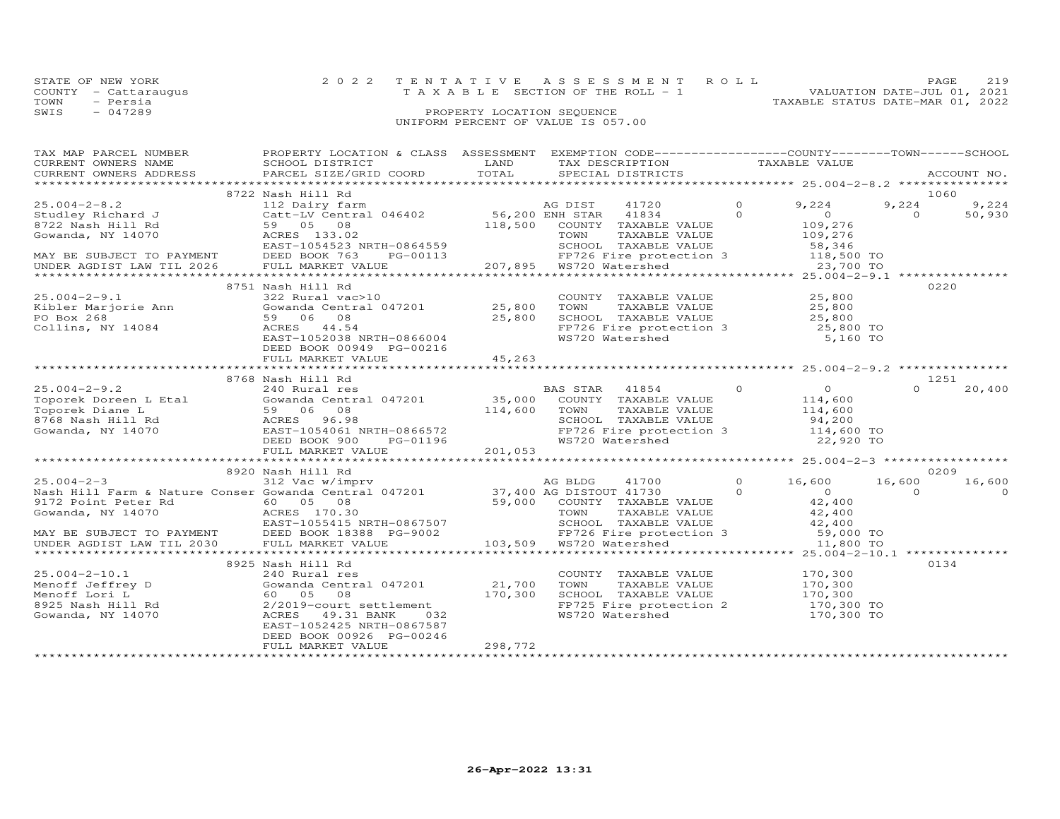STATE OF NEW YORK | COUNTY - Cattaraugus | TOWN - Persia | SWIS - 047289

2022 TENTATIVE ASSESSMENT ROLL
TAXABLE SECTION OF THE ROLL - 1
PROPERTY LOCATION SEQUENCE
UNIFORM PERCENT OF VALUE IS 057.00

VALUATION DATE-JUL 01, 2021
TAXABLE STATUS DATE-MAR 01, 2022

| TAX MAP PARCEL NUMBER / CURRENT OWNERS NAME / CURRENT OWNERS ADDRESS | PROPERTY LOCATION & CLASS / SCHOOL DISTRICT / PARCEL SIZE/GRID COORD | ASSESSMENT LAND / TOTAL | EXEMPTION CODE / TAX DESCRIPTION / SPECIAL DISTRICTS | COUNTY TAXABLE VALUE | TOWN | SCHOOL | ACCOUNT NO. |
|---|---|---|---|---|---|---|---|
| 25.004-2-8.2 | 8722 Nash Hill Rd | | | | | | 1060 |
| Studley Richard J | 112 Dairy farm | | AG DIST 41720 0 | 9,224 | 9,224 | 9,224 | |
| 8722 Nash Hill Rd | Catt-LV Central 046402 | 56,200 | ENH STAR 41834 0 | 0 | 0 | 50,930 | |
| Gowanda, NY 14070 | 59 05 08 | 118,500 | COUNTY TAXABLE VALUE | 109,276 | | | |
| | ACRES 133.02 | | TOWN TAXABLE VALUE | 109,276 | | | |
| | EAST-1054523 NRTH-0864559 | | SCHOOL TAXABLE VALUE | 58,346 | | | |
| MAY BE SUBJECT TO PAYMENT | DEED BOOK 763 PG-00113 | | FP726 Fire protection 3 | 118,500 TO | | | |
| UNDER AGDIST LAW TIL 2026 | FULL MARKET VALUE | 207,895 | WS720 Watershed | 23,700 TO | | | |
| 25.004-2-9.1 | 8751 Nash Hill Rd | | | | | | 0220 |
| Kibler Marjorie Ann | 322 Rural vac>10 | | COUNTY TAXABLE VALUE | 25,800 | | | |
| PO Box 268 | Gowanda Central 047201 | 25,800 | TOWN TAXABLE VALUE | 25,800 | | | |
| Collins, NY 14084 | 59 06 08 | 25,800 | SCHOOL TAXABLE VALUE | 25,800 | | | |
| | ACRES 44.54 | | FP726 Fire protection 3 | 25,800 TO | | | |
| | EAST-1052038 NRTH-0866004 | | WS720 Watershed | 5,160 TO | | | |
| | DEED BOOK 00949 PG-00216 | | | | | | |
| | FULL MARKET VALUE | 45,263 | | | | | |
| 25.004-2-9.2 | 8768 Nash Hill Rd | | | | | | 1251 |
| Toporek Doreen L Etal | 240 Rural res | | BAS STAR 41854 0 | 0 | 0 | 20,400 | |
| Toporek Diane L | Gowanda Central 047201 | 35,000 | COUNTY TAXABLE VALUE | 114,600 | | | |
| 8768 Nash Hill Rd | 59 06 08 | 114,600 | TOWN TAXABLE VALUE | 114,600 | | | |
| Gowanda, NY 14070 | ACRES 96.98 | | SCHOOL TAXABLE VALUE | 94,200 | | | |
| | EAST-1054061 NRTH-0866572 | | FP726 Fire protection 3 | 114,600 TO | | | |
| | DEED BOOK 900 PG-01196 | | WS720 Watershed | 22,920 TO | | | |
| | FULL MARKET VALUE | 201,053 | | | | | |
| 25.004-2-3 | 8920 Nash Hill Rd | | | | | | 0209 |
| Nash Hill Farm & Nature Conser | 312 Vac w/imprv | | AG BLDG 41700 0 | 16,600 | 16,600 | 16,600 | |
| 9172 Point Peter Rd | Gowanda Central 047201 | 37,400 | AG DISTOUT 41730 0 | 0 | 0 | 0 | |
| Gowanda, NY 14070 | 60 05 08 | 59,000 | COUNTY TAXABLE VALUE | 42,400 | | | |
| | ACRES 170.30 | | TOWN TAXABLE VALUE | 42,400 | | | |
| | EAST-1055415 NRTH-0867507 | | SCHOOL TAXABLE VALUE | 42,400 | | | |
| MAY BE SUBJECT TO PAYMENT | DEED BOOK 18388 PG-9002 | | FP726 Fire protection 3 | 59,000 TO | | | |
| UNDER AGDIST LAW TIL 2030 | FULL MARKET VALUE | 103,509 | WS720 Watershed | 11,800 TO | | | |
| 25.004-2-10.1 | 8925 Nash Hill Rd | | | | | | 0134 |
| Menoff Jeffrey D | 240 Rural res | | COUNTY TAXABLE VALUE | 170,300 | | | |
| Menoff Lori L | Gowanda Central 047201 | 21,700 | TOWN TAXABLE VALUE | 170,300 | | | |
| 8925 Nash Hill Rd | 60 05 08 | 170,300 | SCHOOL TAXABLE VALUE | 170,300 | | | |
| Gowanda, NY 14070 | 2/2019-court settlement | | FP725 Fire protection 2 | 170,300 TO | | | |
| | ACRES 49.31 BANK 032 | | WS720 Watershed | 170,300 TO | | | |
| | EAST-1052425 NRTH-0867587 | | | | | | |
| | DEED BOOK 00926 PG-00246 | | | | | | |
| | FULL MARKET VALUE | 298,772 | | | | | |

26-Apr-2022 13:31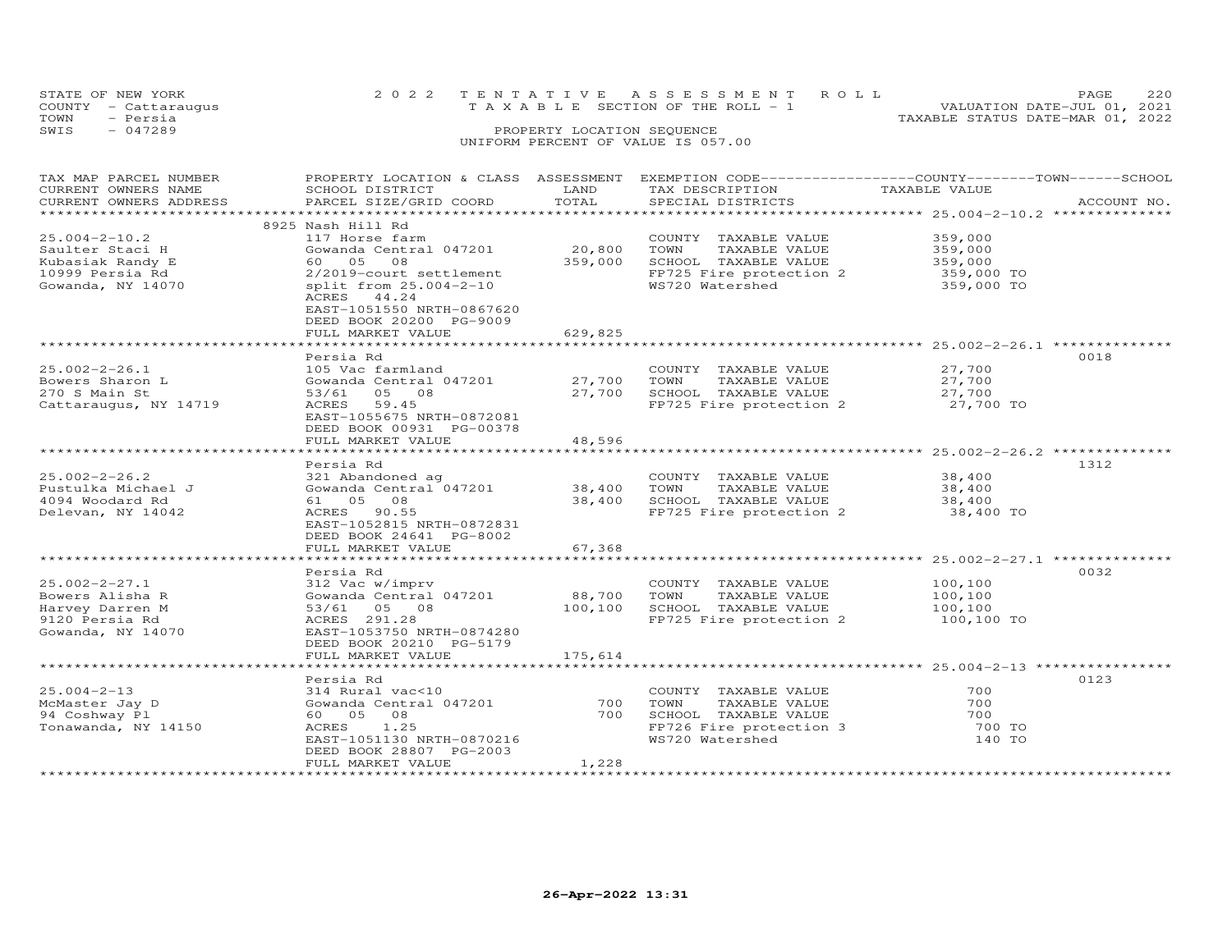STATE OF NEW YORK
COUNTY - Cattaraugus
TOWN - Persia
SWIS - 047289

2022 TENTATIVE ASSESSMENT ROLL
TAXABLE SECTION OF THE ROLL - 1
PROPERTY LOCATION SEQUENCE
UNIFORM PERCENT OF VALUE IS 057.00

VALUATION DATE-JUL 01, 2021
TAXABLE STATUS DATE-MAR 01, 2022

| TAX MAP PARCEL NUMBER / CURRENT OWNERS NAME / CURRENT OWNERS ADDRESS | PROPERTY LOCATION & CLASS / SCHOOL DISTRICT / PARCEL SIZE/GRID COORD | ASSESSMENT LAND / TOTAL | EXEMPTION CODE / TAX DESCRIPTION / SPECIAL DISTRICTS | TAXABLE VALUE | ACCOUNT NO. |
|---|---|---|---|---|---|
| 25.004-2-10.2 | 8925 Nash Hill Rd | | | | |
| Saulter Staci H | 117 Horse farm | | COUNTY TAXABLE VALUE | 359,000 | |
| Kubasiak Randy E | Gowanda Central 047201 | 20,800 | TOWN TAXABLE VALUE | 359,000 | |
| 10999 Persia Rd | 60 05 08 | 359,000 | SCHOOL TAXABLE VALUE | 359,000 | |
| Gowanda, NY 14070 | 2/2019-court settlement | | FP725 Fire protection 2 | 359,000 TO | |
| | split from 25.004-2-10 | | WS720 Watershed | 359,000 TO | |
| | ACRES 44.24 | | | | |
| | EAST-1051550 NRTH-0867620 | | | | |
| | DEED BOOK 20200 PG-9009 | | | | |
| | FULL MARKET VALUE | 629,825 | | | |
| 25.002-2-26.1 | Persia Rd | | | | 0018 |
| Bowers Sharon L | 105 Vac farmland | | COUNTY TAXABLE VALUE | 27,700 | |
| 270 S Main St | Gowanda Central 047201 | 27,700 | TOWN TAXABLE VALUE | 27,700 | |
| Cattaraugus, NY 14719 | 53/61 05 08 | 27,700 | SCHOOL TAXABLE VALUE | 27,700 | |
| | ACRES 59.45 | | FP725 Fire protection 2 | 27,700 TO | |
| | EAST-1055675 NRTH-0872081 | | | | |
| | DEED BOOK 00931 PG-00378 | | | | |
| | FULL MARKET VALUE | 48,596 | | | |
| 25.002-2-26.2 | Persia Rd | | | | 1312 |
| Pustulka Michael J | 321 Abandoned ag | | COUNTY TAXABLE VALUE | 38,400 | |
| 4094 Woodard Rd | Gowanda Central 047201 | 38,400 | TOWN TAXABLE VALUE | 38,400 | |
| Delevan, NY 14042 | 61 05 08 | 38,400 | SCHOOL TAXABLE VALUE | 38,400 | |
| | ACRES 90.55 | | FP725 Fire protection 2 | 38,400 TO | |
| | EAST-1052815 NRTH-0872831 | | | | |
| | DEED BOOK 24641 PG-8002 | | | | |
| | FULL MARKET VALUE | 67,368 | | | |
| 25.002-2-27.1 | Persia Rd | | | | 0032 |
| Bowers Alisha R | 312 Vac w/imprv | | COUNTY TAXABLE VALUE | 100,100 | |
| Harvey Darren M | Gowanda Central 047201 | 88,700 | TOWN TAXABLE VALUE | 100,100 | |
| 9120 Persia Rd | 53/61 05 08 | 100,100 | SCHOOL TAXABLE VALUE | 100,100 | |
| Gowanda, NY 14070 | ACRES 291.28 | | FP725 Fire protection 2 | 100,100 TO | |
| | EAST-1053750 NRTH-0874280 | | | | |
| | DEED BOOK 20210 PG-5179 | | | | |
| | FULL MARKET VALUE | 175,614 | | | |
| 25.004-2-13 | Persia Rd | | | | 0123 |
| McMaster Jay D | 314 Rural vac<10 | | COUNTY TAXABLE VALUE | 700 | |
| 94 Coshway Pl | Gowanda Central 047201 | 700 | TOWN TAXABLE VALUE | 700 | |
| Tonawanda, NY 14150 | 60 05 08 | 700 | SCHOOL TAXABLE VALUE | 700 | |
| | ACRES 1.25 | | FP726 Fire protection 3 | 700 TO | |
| | EAST-1051130 NRTH-0870216 | | WS720 Watershed | 140 TO | |
| | DEED BOOK 28807 PG-2003 | | | | |
| | FULL MARKET VALUE | 1,228 | | | |

26-Apr-2022 13:31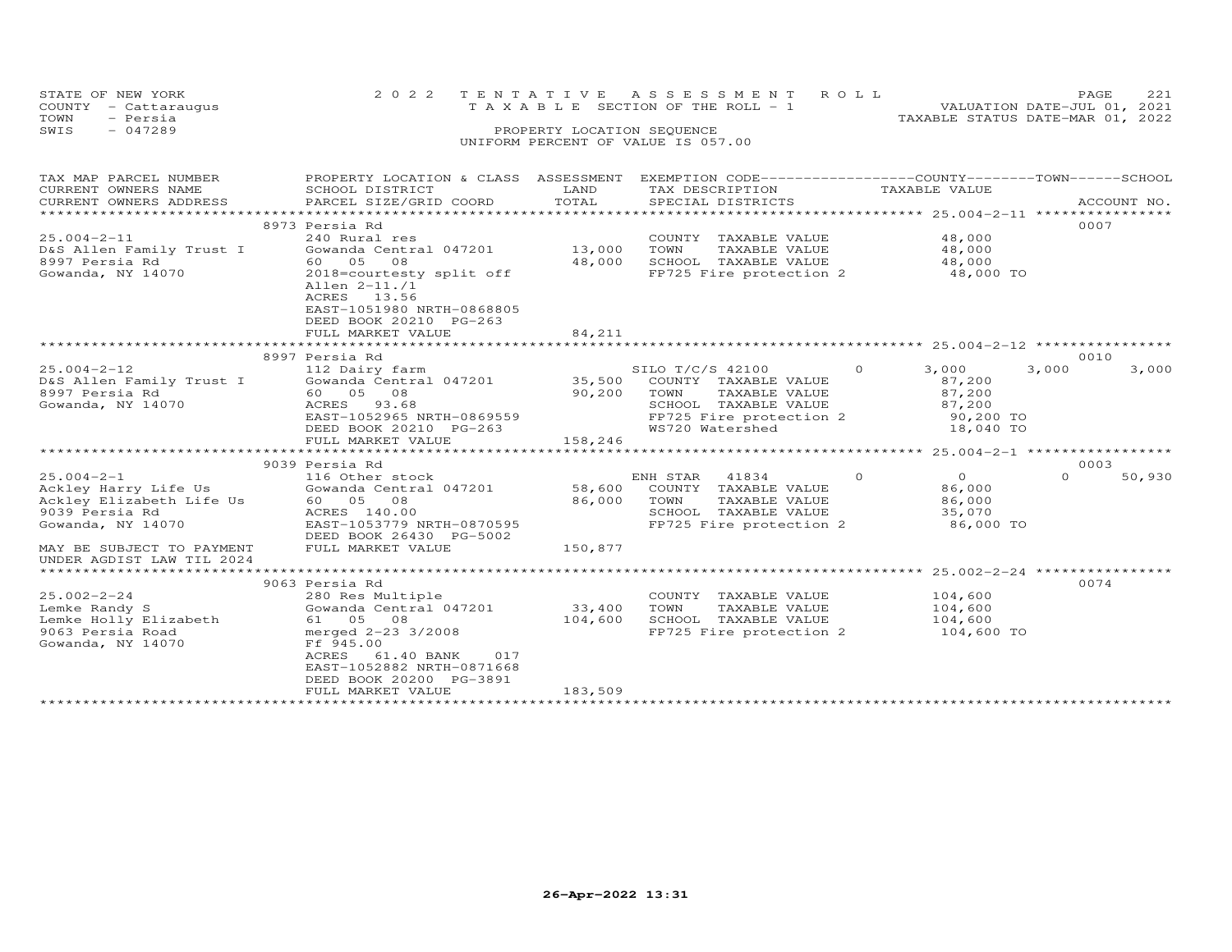STATE OF NEW YORK | 2 0 2 2 TENTATIVE ASSESSMENT ROLL | VALUATION DATE-JUL 01, 2021
COUNTY - Cattaraugus | TAXABLE SECTION OF THE ROLL - 1 | TAXABLE STATUS DATE-MAR 01, 2022
TOWN - Persia | PROPERTY LOCATION SEQUENCE
SWIS - 047289 | UNIFORM PERCENT OF VALUE IS 057.00

| TAX MAP PARCEL NUMBER / CURRENT OWNERS NAME / CURRENT OWNERS ADDRESS | PROPERTY LOCATION & CLASS / SCHOOL DISTRICT / PARCEL SIZE/GRID COORD | ASSESSMENT LAND / TOTAL | EXEMPTION CODE / TAX DESCRIPTION / SPECIAL DISTRICTS | | COUNTY TAXABLE VALUE | TOWN | SCHOOL / ACCOUNT NO. |
|---|---|---|---|---|---|---|---|
| | 8973 Persia Rd | | | | | | 0007 |
| 25.004-2-11 | 240 Rural res | | COUNTY TAXABLE VALUE | | 48,000 | | |
| D&S Allen Family Trust I | Gowanda Central 047201 | 13,000 | TOWN TAXABLE VALUE | | 48,000 | | |
| 8997 Persia Rd | 60 05 08 | 48,000 | SCHOOL TAXABLE VALUE | | 48,000 | | |
| Gowanda, NY 14070 | 2018=courtesty split off | | FP725 Fire protection 2 | | 48,000 TO | | |
| | Allen 2-11./1 | | | | | | |
| | ACRES 13.56 | | | | | | |
| | EAST-1051980 NRTH-0868805 | | | | | | |
| | DEED BOOK 20210 PG-263 | | | | | | |
| | FULL MARKET VALUE | 84,211 | | | | | |
| | 8997 Persia Rd | | | | | | 0010 |
| 25.004-2-12 | 112 Dairy farm | | SILO T/C/S 42100 | 0 | 3,000 | 3,000 | 3,000 |
| D&S Allen Family Trust I | Gowanda Central 047201 | 35,500 | COUNTY TAXABLE VALUE | | 87,200 | | |
| 8997 Persia Rd | 60 05 08 | 90,200 | TOWN TAXABLE VALUE | | 87,200 | | |
| Gowanda, NY 14070 | ACRES 93.68 | | SCHOOL TAXABLE VALUE | | 87,200 | | |
| | EAST-1052965 NRTH-0869559 | | FP725 Fire protection 2 | | 90,200 TO | | |
| | DEED BOOK 20210 PG-263 | | WS720 Watershed | | 18,040 TO | | |
| | FULL MARKET VALUE | 158,246 | | | | | |
| | 9039 Persia Rd | | | | | | 0003 |
| 25.004-2-1 | 116 Other stock | | ENH STAR 41834 | 0 | 0 | 0 | 50,930 |
| Ackley Harry Life Us | Gowanda Central 047201 | 58,600 | COUNTY TAXABLE VALUE | | 86,000 | | |
| Ackley Elizabeth Life Us | 60 05 08 | 86,000 | TOWN TAXABLE VALUE | | 86,000 | | |
| 9039 Persia Rd | ACRES 140.00 | | SCHOOL TAXABLE VALUE | | 35,070 | | |
| Gowanda, NY 14070 | EAST-1053779 NRTH-0870595 | | FP725 Fire protection 2 | | 86,000 TO | | |
| | DEED BOOK 26430 PG-5002 | | | | | | |
| MAY BE SUBJECT TO PAYMENT | FULL MARKET VALUE | 150,877 | | | | | |
| UNDER AGDIST LAW TIL 2024 | | | | | | | |
| | 9063 Persia Rd | | | | | | 0074 |
| 25.002-2-24 | 280 Res Multiple | | COUNTY TAXABLE VALUE | | 104,600 | | |
| Lemke Randy S | Gowanda Central 047201 | 33,400 | TOWN TAXABLE VALUE | | 104,600 | | |
| Lemke Holly Elizabeth | 61 05 08 | 104,600 | SCHOOL TAXABLE VALUE | | 104,600 | | |
| 9063 Persia Road | merged 2-23 3/2008 | | FP725 Fire protection 2 | | 104,600 TO | | |
| Gowanda, NY 14070 | Ff 945.00 | | | | | | |
| | ACRES 61.40 BANK 017 | | | | | | |
| | EAST-1052882 NRTH-0871668 | | | | | | |
| | DEED BOOK 20200 PG-3891 | | | | | | |
| | FULL MARKET VALUE | 183,509 | | | | | |

26-Apr-2022 13:31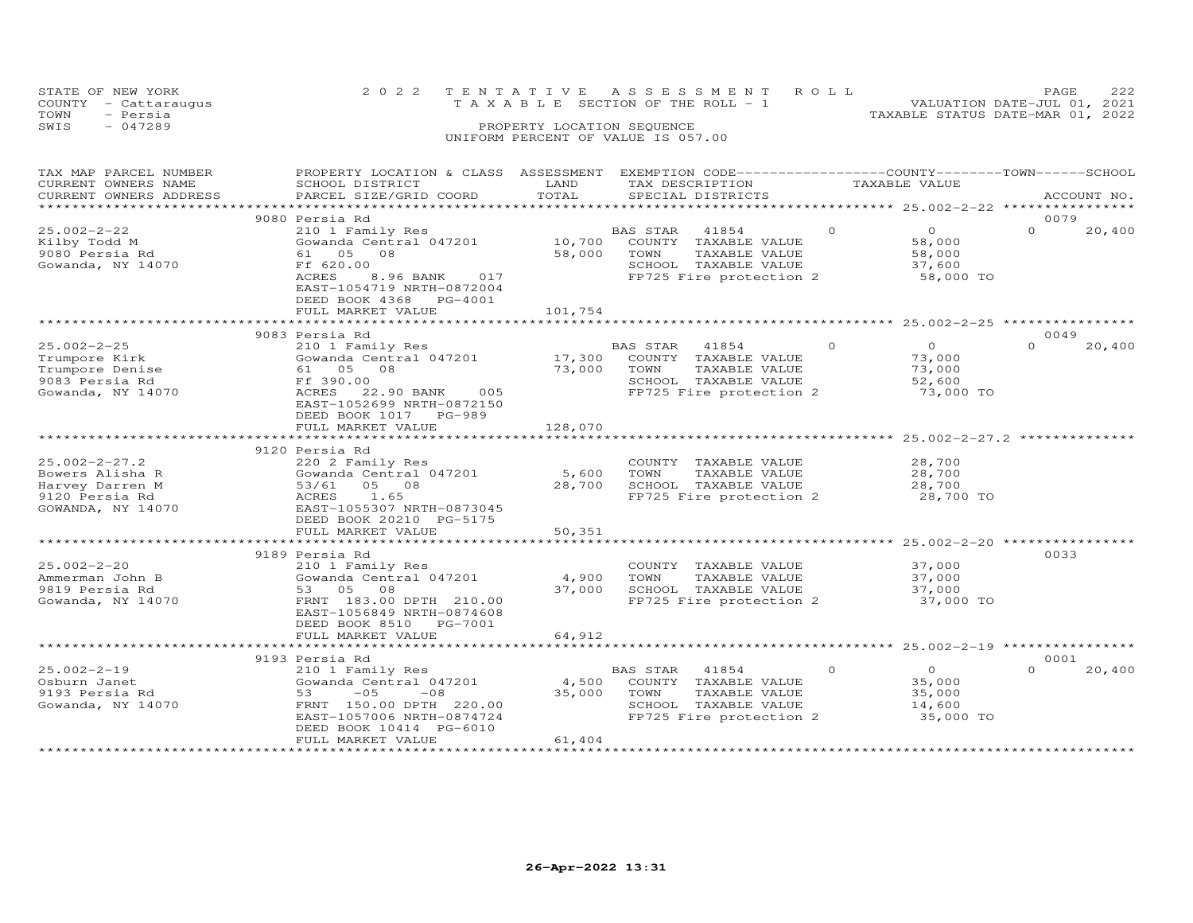STATE OF NEW YORK — 2022 TENTATIVE ASSESSMENT ROLL — PAGE 222
COUNTY - Cattaraugus — TAXABLE SECTION OF THE ROLL - 1 — VALUATION DATE-JUL 01, 2021
TOWN - Persia — TAXABLE STATUS DATE-MAR 01, 2022
SWIS - 047289 — PROPERTY LOCATION SEQUENCE
UNIFORM PERCENT OF VALUE IS 057.00

| TAX MAP PARCEL NUMBER / CURRENT OWNERS NAME / CURRENT OWNERS ADDRESS | PROPERTY LOCATION & CLASS / SCHOOL DISTRICT / PARCEL SIZE/GRID COORD | ASSESSMENT LAND / TOTAL | EXEMPTION CODE / TAX DESCRIPTION / SPECIAL DISTRICTS | COUNTY TAXABLE VALUE | TOWN | SCHOOL | ACCOUNT NO. |
|---|---|---|---|---|---|---|---|
| **25.002-2-22** | 9080 Persia Rd | | | | | | 0079 |
| Kilby Todd M | 210 1 Family Res | | BAS STAR 41854 | 0 | 0 | 20,400 | |
| 9080 Persia Rd | Gowanda Central 047201 | 10,700 | COUNTY TAXABLE VALUE | 58,000 | | | |
| Gowanda, NY 14070 | 61 05 08 | 58,000 | TOWN TAXABLE VALUE | 58,000 | | | |
| | Ff 620.00 | | SCHOOL TAXABLE VALUE | 37,600 | | | |
| | ACRES 8.96 BANK 017 | | FP725 Fire protection 2 | 58,000 TO | | | |
| | EAST-1054719 NRTH-0872004 | | | | | | |
| | DEED BOOK 4368 PG-4001 | | | | | | |
| | FULL MARKET VALUE | 101,754 | | | | | |
| **25.002-2-25** | 9083 Persia Rd | | | | | | 0049 |
| Trumpore Kirk | 210 1 Family Res | | BAS STAR 41854 | 0 | 0 | 20,400 | |
| Trumpore Denise | Gowanda Central 047201 | 17,300 | COUNTY TAXABLE VALUE | 73,000 | | | |
| 9083 Persia Rd | 61 05 08 | 73,000 | TOWN TAXABLE VALUE | 73,000 | | | |
| Gowanda, NY 14070 | Ff 390.00 | | SCHOOL TAXABLE VALUE | 52,600 | | | |
| | ACRES 22.90 BANK 005 | | FP725 Fire protection 2 | 73,000 TO | | | |
| | EAST-1052699 NRTH-0872150 | | | | | | |
| | DEED BOOK 1017 PG-989 | | | | | | |
| | FULL MARKET VALUE | 128,070 | | | | | |
| **25.002-2-27.2** | 9120 Persia Rd | | | | | | |
| Bowers Alisha R | 220 2 Family Res | | COUNTY TAXABLE VALUE | 28,700 | | | |
| Harvey Darren M | Gowanda Central 047201 | 5,600 | TOWN TAXABLE VALUE | 28,700 | | | |
| 9120 Persia Rd | 53/61 05 08 | 28,700 | SCHOOL TAXABLE VALUE | 28,700 | | | |
| GOWANDA, NY 14070 | ACRES 1.65 | | FP725 Fire protection 2 | 28,700 TO | | | |
| | EAST-1055307 NRTH-0873045 | | | | | | |
| | DEED BOOK 20210 PG-5175 | | | | | | |
| | FULL MARKET VALUE | 50,351 | | | | | |
| **25.002-2-20** | 9189 Persia Rd | | | | | | 0033 |
| Ammerman John B | 210 1 Family Res | | COUNTY TAXABLE VALUE | 37,000 | | | |
| 9819 Persia Rd | Gowanda Central 047201 | 4,900 | TOWN TAXABLE VALUE | 37,000 | | | |
| Gowanda, NY 14070 | 53 05 08 | 37,000 | SCHOOL TAXABLE VALUE | 37,000 | | | |
| | FRNT 183.00 DPTH 210.00 | | FP725 Fire protection 2 | 37,000 TO | | | |
| | EAST-1056849 NRTH-0874608 | | | | | | |
| | DEED BOOK 8510 PG-7001 | | | | | | |
| | FULL MARKET VALUE | 64,912 | | | | | |
| **25.002-2-19** | 9193 Persia Rd | | | | | | 0001 |
| Osburn Janet | 210 1 Family Res | | BAS STAR 41854 | 0 | 0 | 20,400 | |
| 9193 Persia Rd | Gowanda Central 047201 | 4,500 | COUNTY TAXABLE VALUE | 35,000 | | | |
| Gowanda, NY 14070 | 53 -05 -08 | 35,000 | TOWN TAXABLE VALUE | 35,000 | | | |
| | FRNT 150.00 DPTH 220.00 | | SCHOOL TAXABLE VALUE | 14,600 | | | |
| | EAST-1057006 NRTH-0874724 | | FP725 Fire protection 2 | 35,000 TO | | | |
| | DEED BOOK 10414 PG-6010 | | | | | | |
| | FULL MARKET VALUE | 61,404 | | | | | |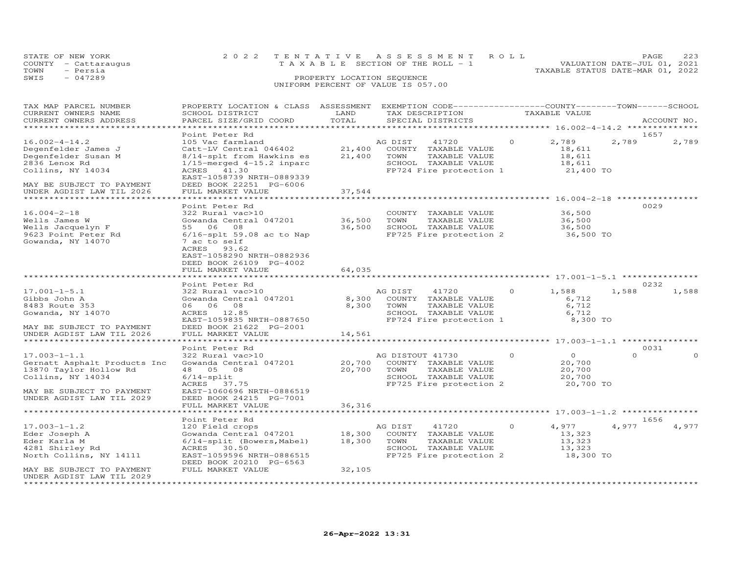STATE OF NEW YORK
COUNTY - Cattaraugus
TOWN - Persia
SWIS - 047289

2022 TENTATIVE ASSESSMENT ROLL
TAXABLE SECTION OF THE ROLL - 1
PROPERTY LOCATION SEQUENCE
UNIFORM PERCENT OF VALUE IS 057.00

VALUATION DATE-JUL 01, 2021
TAXABLE STATUS DATE-MAR 01, 2022

| TAX MAP PARCEL NUMBER / CURRENT OWNERS NAME / CURRENT OWNERS ADDRESS | PROPERTY LOCATION & CLASS / SCHOOL DISTRICT / PARCEL SIZE/GRID COORD | ASSESSMENT LAND / TOTAL | EXEMPTION CODE / TAX DESCRIPTION / SPECIAL DISTRICTS | COUNTY | TOWN | SCHOOL | TAXABLE VALUE / ACCOUNT NO. |
|---|---|---|---|---|---|---|---|
| 16.002-4-14.2 | Point Peter Rd | | | | | | 1657 |
| | 105 Vac farmland | | AG DIST 41720 | 2,789 | 2,789 | 2,789 | |
| Degenfelder James J | Catt-LV Central 046402 | 21,400 | COUNTY TAXABLE VALUE | | | | 18,611 |
| Degenfelder Susan M | 8/14-splt from Hawkins es | 21,400 | TOWN TAXABLE VALUE | | | | 18,611 |
| 2836 Lenox Rd | 1/15-merged 4-15.2 inparc | | SCHOOL TAXABLE VALUE | | | | 18,611 |
| Collins, NY 14034 | ACRES 41.30 | | FP724 Fire protection 1 | | | | 21,400 TO |
| | EAST-1058739 NRTH-0889339 | | | | | | |
| MAY BE SUBJECT TO PAYMENT | DEED BOOK 22251 PG-6006 | | | | | | |
| UNDER AGDIST LAW TIL 2026 | FULL MARKET VALUE | 37,544 | | | | | |
| 16.004-2-18 | Point Peter Rd | | | | | | 0029 |
| Wells James W | 322 Rural vac>10 | | COUNTY TAXABLE VALUE | | | | 36,500 |
| Wells Jacquelyn F | Gowanda Central 047201 | 36,500 | TOWN TAXABLE VALUE | | | | 36,500 |
| 9623 Point Peter Rd | 55 06 08 | 36,500 | SCHOOL TAXABLE VALUE | | | | 36,500 |
| Gowanda, NY 14070 | 6/16-splt 59.08 ac to Nap | | FP725 Fire protection 2 | | | | 36,500 TO |
| | 7 ac to self | | | | | | |
| | ACRES 93.62 | | | | | | |
| | EAST-1058290 NRTH-0882936 | | | | | | |
| | DEED BOOK 26109 PG-4002 | | | | | | |
| | FULL MARKET VALUE | 64,035 | | | | | |
| 17.001-1-5.1 | Point Peter Rd | | | | | | 0232 |
| Gibbs John A | 322 Rural vac>10 | | AG DIST 41720 | 1,588 | 1,588 | 1,588 | |
| 8483 Route 353 | Gowanda Central 047201 | 8,300 | COUNTY TAXABLE VALUE | | | | 6,712 |
| Gowanda, NY 14070 | 06 06 08 | 8,300 | TOWN TAXABLE VALUE | | | | 6,712 |
| | ACRES 12.85 | | SCHOOL TAXABLE VALUE | | | | 6,712 |
| | EAST-1059835 NRTH-0887650 | | FP724 Fire protection 1 | | | | 8,300 TO |
| MAY BE SUBJECT TO PAYMENT | DEED BOOK 21622 PG-2001 | | | | | | |
| UNDER AGDIST LAW TIL 2026 | FULL MARKET VALUE | 14,561 | | | | | |
| 17.003-1-1.1 | Point Peter Rd | | | | | | 0031 |
| Gernatt Asphalt Products Inc | 322 Rural vac>10 | | AG DISTOUT 41730 | 0 | 0 | 0 | |
| 13870 Taylor Hollow Rd | Gowanda Central 047201 | 20,700 | COUNTY TAXABLE VALUE | | | | 20,700 |
| Collins, NY 14034 | 48 05 08 | 20,700 | TOWN TAXABLE VALUE | | | | 20,700 |
| | 6/14-split | | SCHOOL TAXABLE VALUE | | | | 20,700 |
| | ACRES 37.75 | | FP725 Fire protection 2 | | | | 20,700 TO |
| MAY BE SUBJECT TO PAYMENT | EAST-1060696 NRTH-0886519 | | | | | | |
| UNDER AGDIST LAW TIL 2029 | DEED BOOK 24215 PG-7001 | | | | | | |
| | FULL MARKET VALUE | 36,316 | | | | | |
| 17.003-1-1.2 | Point Peter Rd | | | | | | 1656 |
| Eder Joseph A | 120 Field crops | | AG DIST 41720 | 4,977 | 4,977 | 4,977 | |
| Eder Karla M | Gowanda Central 047201 | 18,300 | COUNTY TAXABLE VALUE | | | | 13,323 |
| 4281 Shirley Rd | 6/14-split (Bowers,Mabel) | 18,300 | TOWN TAXABLE VALUE | | | | 13,323 |
| North Collins, NY 14111 | ACRES 30.50 | | SCHOOL TAXABLE VALUE | | | | 13,323 |
| | EAST-1059596 NRTH-0886515 | | FP725 Fire protection 2 | | | | 18,300 TO |
| | DEED BOOK 20210 PG-6563 | | | | | | |
| MAY BE SUBJECT TO PAYMENT | FULL MARKET VALUE | 32,105 | | | | | |
| UNDER AGDIST LAW TIL 2029 | | | | | | | |

26-Apr-2022 13:31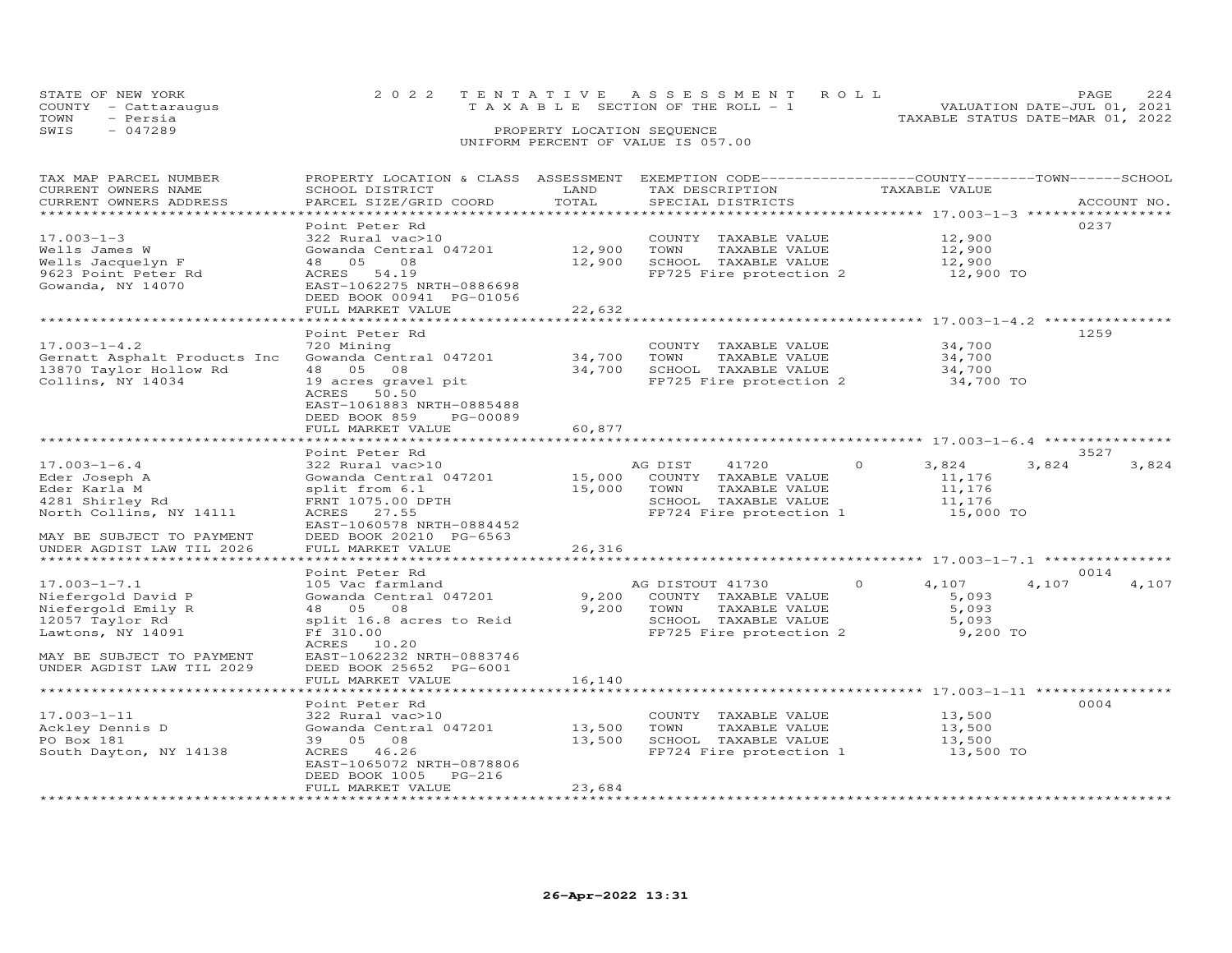STATE OF NEW YORK | 2022 TENTATIVE ASSESSMENT ROLL | VALUATION DATE-JUL 01, 2021
COUNTY - Cattaraugus | TAXABLE SECTION OF THE ROLL - 1 | TAXABLE STATUS DATE-MAR 01, 2022
TOWN - Persia | PROPERTY LOCATION SEQUENCE
SWIS - 047289 | UNIFORM PERCENT OF VALUE IS 057.00

| TAX MAP PARCEL NUMBER / CURRENT OWNERS NAME / CURRENT OWNERS ADDRESS | PROPERTY LOCATION & CLASS / SCHOOL DISTRICT / PARCEL SIZE/GRID COORD | ASSESSMENT LAND | TOTAL | EXEMPTION CODE / TAX DESCRIPTION / SPECIAL DISTRICTS | | COUNTY TAXABLE VALUE | TOWN | SCHOOL | ACCOUNT NO. |
|---|---|---|---|---|---|---|---|---|---|
| **17.003-1-3** | Point Peter Rd | | | | | | | | 0237 |
| 17.003-1-3 | 322 Rural vac>10 | | | COUNTY TAXABLE VALUE | | 12,900 | | | |
| Wells James W | Gowanda Central 047201 | 12,900 | | TOWN TAXABLE VALUE | | 12,900 | | | |
| Wells Jacquelyn F | 48 05 08 | | 12,900 | SCHOOL TAXABLE VALUE | | 12,900 | | | |
| 9623 Point Peter Rd | ACRES 54.19 | | | FP725 Fire protection 2 | | 12,900 TO | | | |
| Gowanda, NY 14070 | EAST-1062275 NRTH-0886698 | | | | | | | | |
| | DEED BOOK 00941 PG-01056 | | | | | | | | |
| | FULL MARKET VALUE | | 22,632 | | | | | | |
| **17.003-1-4.2** | Point Peter Rd | | | | | | | | 1259 |
| 17.003-1-4.2 | 720 Mining | | | COUNTY TAXABLE VALUE | | 34,700 | | | |
| Gernatt Asphalt Products Inc | Gowanda Central 047201 | 34,700 | | TOWN TAXABLE VALUE | | 34,700 | | | |
| 13870 Taylor Hollow Rd | 48 05 08 | | 34,700 | SCHOOL TAXABLE VALUE | | 34,700 | | | |
| Collins, NY 14034 | 19 acres gravel pit | | | FP725 Fire protection 2 | | 34,700 TO | | | |
| | ACRES 50.50 | | | | | | | | |
| | EAST-1061883 NRTH-0885488 | | | | | | | | |
| | DEED BOOK 859 PG-00089 | | | | | | | | |
| | FULL MARKET VALUE | | 60,877 | | | | | | |
| **17.003-1-6.4** | Point Peter Rd | | | | | | | | 3527 |
| 17.003-1-6.4 | 322 Rural vac>10 | | | AG DIST 41720 | 0 | 3,824 | 3,824 | 3,824 | |
| Eder Joseph A | Gowanda Central 047201 | 15,000 | | COUNTY TAXABLE VALUE | | 11,176 | | | |
| Eder Karla M | split from 6.1 | | 15,000 | TOWN TAXABLE VALUE | | 11,176 | | | |
| 4281 Shirley Rd | FRNT 1075.00 DPTH | | | SCHOOL TAXABLE VALUE | | 11,176 | | | |
| North Collins, NY 14111 | ACRES 27.55 | | | FP724 Fire protection 1 | | 15,000 TO | | | |
| | EAST-1060578 NRTH-0884452 | | | | | | | | |
| MAY BE SUBJECT TO PAYMENT | DEED BOOK 20210 PG-6563 | | | | | | | | |
| UNDER AGDIST LAW TIL 2026 | FULL MARKET VALUE | | 26,316 | | | | | | |
| **17.003-1-7.1** | Point Peter Rd | | | | | | | | 0014 |
| 17.003-1-7.1 | 105 Vac farmland | | | AG DISTOUT 41730 | 0 | 4,107 | 4,107 | 4,107 | |
| Niefergold David P | Gowanda Central 047201 | 9,200 | | COUNTY TAXABLE VALUE | | 5,093 | | | |
| Niefergold Emily R | 48 05 08 | | 9,200 | TOWN TAXABLE VALUE | | 5,093 | | | |
| 12057 Taylor Rd | split 16.8 acres to Reid | | | SCHOOL TAXABLE VALUE | | 5,093 | | | |
| Lawtons, NY 14091 | Ff 310.00 | | | FP725 Fire protection 2 | | 9,200 TO | | | |
| | ACRES 10.20 | | | | | | | | |
| MAY BE SUBJECT TO PAYMENT | EAST-1062232 NRTH-0883746 | | | | | | | | |
| UNDER AGDIST LAW TIL 2029 | DEED BOOK 25652 PG-6001 | | | | | | | | |
| | FULL MARKET VALUE | | 16,140 | | | | | | |
| **17.003-1-11** | Point Peter Rd | | | | | | | | 0004 |
| 17.003-1-11 | 322 Rural vac>10 | | | COUNTY TAXABLE VALUE | | 13,500 | | | |
| Ackley Dennis D | Gowanda Central 047201 | 13,500 | | TOWN TAXABLE VALUE | | 13,500 | | | |
| PO Box 181 | 39 05 08 | | 13,500 | SCHOOL TAXABLE VALUE | | 13,500 | | | |
| South Dayton, NY 14138 | ACRES 46.26 | | | FP724 Fire protection 1 | | 13,500 TO | | | |
| | EAST-1065072 NRTH-0878806 | | | | | | | | |
| | DEED BOOK 1005 PG-216 | | | | | | | | |
| | FULL MARKET VALUE | | 23,684 | | | | | | |

26-Apr-2022 13:31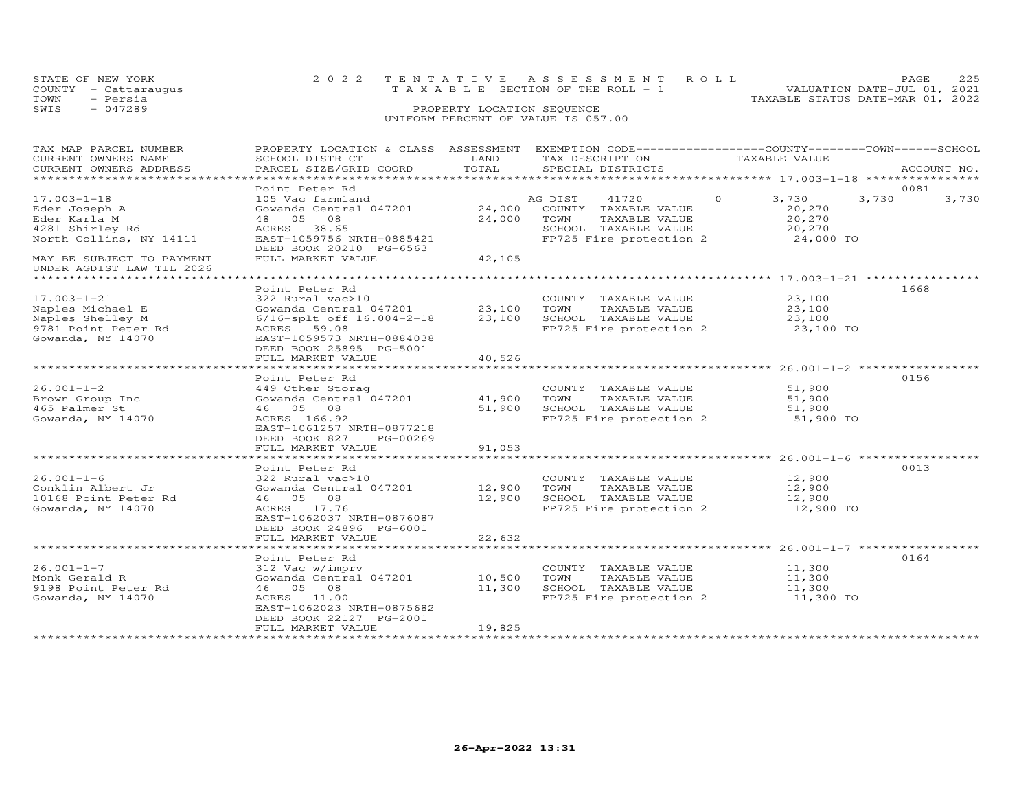STATE OF NEW YORK | 2022 TENTATIVE ASSESSMENT ROLL | VALUATION DATE-JUL 01, 2021
COUNTY - Cattaraugus | TAXABLE SECTION OF THE ROLL - 1 | TAXABLE STATUS DATE-MAR 01, 2022
TOWN - Persia | PROPERTY LOCATION SEQUENCE
SWIS - 047289 | UNIFORM PERCENT OF VALUE IS 057.00

| TAX MAP PARCEL NUMBER / CURRENT OWNERS NAME / CURRENT OWNERS ADDRESS | PROPERTY LOCATION & CLASS / SCHOOL DISTRICT / PARCEL SIZE/GRID COORD | ASSESSMENT LAND | TOTAL | EXEMPTION CODE / TAX DESCRIPTION / SPECIAL DISTRICTS | COUNTY | TOWN | SCHOOL | ACCOUNT NO. |
|---|---|---|---|---|---|---|---|---|
| **17.003-1-18** | Point Peter Rd | | | | | | | 0081 |
| 17.003-1-18 | 105 Vac farmland | | | AG DIST 41720 0 | 3,730 | 3,730 | 3,730 | |
| Eder Joseph A | Gowanda Central 047201 | 24,000 | | COUNTY TAXABLE VALUE | 20,270 | | | |
| Eder Karla M | 48 05 08 | | 24,000 | TOWN TAXABLE VALUE | | 20,270 | | |
| 4281 Shirley Rd | ACRES 38.65 | | | SCHOOL TAXABLE VALUE | | | 20,270 | |
| North Collins, NY 14111 | EAST-1059756 NRTH-0885421 | | | FP725 Fire protection 2 | 24,000 TO | | | |
| | DEED BOOK 20210 PG-6563 | | | | | | | |
| MAY BE SUBJECT TO PAYMENT | FULL MARKET VALUE | | 42,105 | | | | | |
| UNDER AGDIST LAW TIL 2026 | | | | | | | | |
| **17.003-1-21** | Point Peter Rd | | | | | | | 1668 |
| 17.003-1-21 | 322 Rural vac>10 | | | COUNTY TAXABLE VALUE | 23,100 | | | |
| Naples Michael E | Gowanda Central 047201 | 23,100 | | TOWN TAXABLE VALUE | | 23,100 | | |
| Naples Shelley M | 6/16-splt off 16.004-2-18 | | 23,100 | SCHOOL TAXABLE VALUE | | | 23,100 | |
| 9781 Point Peter Rd | ACRES 59.08 | | | FP725 Fire protection 2 | 23,100 TO | | | |
| Gowanda, NY 14070 | EAST-1059573 NRTH-0884038 | | | | | | | |
| | DEED BOOK 25895 PG-5001 | | | | | | | |
| | FULL MARKET VALUE | | 40,526 | | | | | |
| **26.001-1-2** | Point Peter Rd | | | | | | | 0156 |
| 26.001-1-2 | 449 Other Storag | | | COUNTY TAXABLE VALUE | 51,900 | | | |
| Brown Group Inc | Gowanda Central 047201 | 41,900 | | TOWN TAXABLE VALUE | | 51,900 | | |
| 465 Palmer St | 46 05 08 | | 51,900 | SCHOOL TAXABLE VALUE | | | 51,900 | |
| Gowanda, NY 14070 | ACRES 166.92 | | | FP725 Fire protection 2 | 51,900 TO | | | |
| | EAST-1061257 NRTH-0877218 | | | | | | | |
| | DEED BOOK 827 PG-00269 | | | | | | | |
| | FULL MARKET VALUE | | 91,053 | | | | | |
| **26.001-1-6** | Point Peter Rd | | | | | | | 0013 |
| 26.001-1-6 | 322 Rural vac>10 | | | COUNTY TAXABLE VALUE | 12,900 | | | |
| Conklin Albert Jr | Gowanda Central 047201 | 12,900 | | TOWN TAXABLE VALUE | | 12,900 | | |
| 10168 Point Peter Rd | 46 05 08 | | 12,900 | SCHOOL TAXABLE VALUE | | | 12,900 | |
| Gowanda, NY 14070 | ACRES 17.76 | | | FP725 Fire protection 2 | 12,900 TO | | | |
| | EAST-1062037 NRTH-0876087 | | | | | | | |
| | DEED BOOK 24896 PG-6001 | | | | | | | |
| | FULL MARKET VALUE | | 22,632 | | | | | |
| **26.001-1-7** | Point Peter Rd | | | | | | | 0164 |
| 26.001-1-7 | 312 Vac w/imprv | | | COUNTY TAXABLE VALUE | 11,300 | | | |
| Monk Gerald R | Gowanda Central 047201 | 10,500 | | TOWN TAXABLE VALUE | | 11,300 | | |
| 9198 Point Peter Rd | 46 05 08 | | 11,300 | SCHOOL TAXABLE VALUE | | | 11,300 | |
| Gowanda, NY 14070 | ACRES 11.00 | | | FP725 Fire protection 2 | 11,300 TO | | | |
| | EAST-1062023 NRTH-0875682 | | | | | | | |
| | DEED BOOK 22127 PG-2001 | | | | | | | |
| | FULL MARKET VALUE | | 19,825 | | | | | |

26-Apr-2022 13:31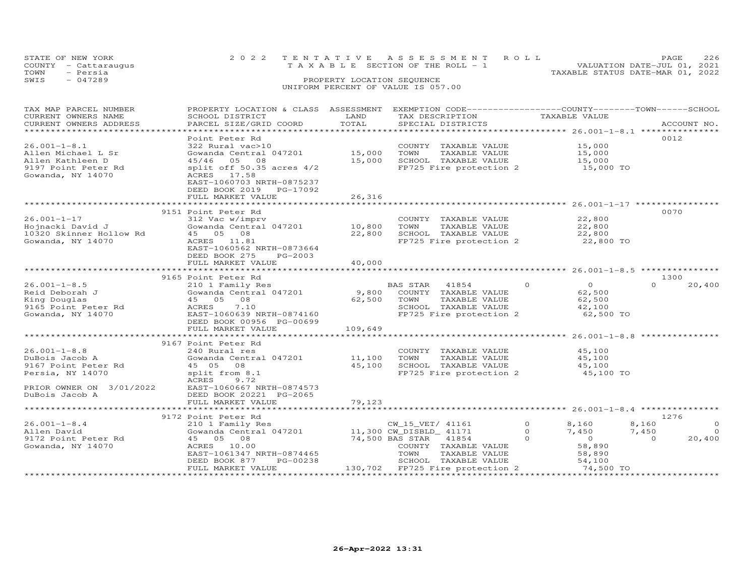STATE OF NEW YORK
COUNTY - Cattaraugus
TOWN - Persia
SWIS - 047289

2022 TENTATIVE ASSESSMENT ROLL
TAXABLE SECTION OF THE ROLL - 1
PROPERTY LOCATION SEQUENCE
UNIFORM PERCENT OF VALUE IS 057.00

VALUATION DATE-JUL 01, 2021
TAXABLE STATUS DATE-MAR 01, 2022

| TAX MAP PARCEL NUMBER / CURRENT OWNERS NAME / CURRENT OWNERS ADDRESS | PROPERTY LOCATION & CLASS / SCHOOL DISTRICT / PARCEL SIZE/GRID COORD | ASSESSMENT LAND | TOTAL | EXEMPTION CODE / TAX DESCRIPTION / SPECIAL DISTRICTS | COUNTY TAXABLE VALUE | TOWN | SCHOOL / ACCOUNT NO. |
|---|---|---|---|---|---|---|---|
| **26.001-1-8.1** | Point Peter Rd | | | | | | 0012 |
| Allen Michael L Sr | 322 Rural vac>10 | | | COUNTY TAXABLE VALUE | 15,000 | | |
| Allen Kathleen D | Gowanda Central 047201 | 15,000 | | TOWN TAXABLE VALUE | 15,000 | | |
| 9197 Point Peter Rd | 45/46 05 08 | | 15,000 | SCHOOL TAXABLE VALUE | 15,000 | | |
| Gowanda, NY 14070 | split off 50.35 acres 4/2 | | | FP725 Fire protection 2 | 15,000 TO | | |
| | ACRES 17.58 | | | | | | |
| | EAST-1060703 NRTH-0875237 | | | | | | |
| | DEED BOOK 2019 PG-17092 | | | | | | |
| | FULL MARKET VALUE | | 26,316 | | | | |
| **26.001-1-17** | 9151 Point Peter Rd | | | | | | 0070 |
| Hojnacki David J | 312 Vac w/imprv | | | COUNTY TAXABLE VALUE | 22,800 | | |
| 10320 Skinner Hollow Rd | Gowanda Central 047201 | 10,800 | | TOWN TAXABLE VALUE | 22,800 | | |
| Gowanda, NY 14070 | 45 05 08 | | 22,800 | SCHOOL TAXABLE VALUE | 22,800 | | |
| | ACRES 11.81 | | | FP725 Fire protection 2 | 22,800 TO | | |
| | EAST-1060562 NRTH-0873664 | | | | | | |
| | DEED BOOK 275 PG-2003 | | | | | | |
| | FULL MARKET VALUE | | 40,000 | | | | |
| **26.001-1-8.5** | 9165 Point Peter Rd | | | | | | 1300 |
| Reid Deborah J | 210 1 Family Res | | | BAS STAR 41854 | 0 | 0 | 0 / 20,400 |
| King Douglas | Gowanda Central 047201 | 9,800 | | COUNTY TAXABLE VALUE | 62,500 | | |
| 9165 Point Peter Rd | 45 05 08 | | 62,500 | TOWN TAXABLE VALUE | 62,500 | | |
| Gowanda, NY 14070 | ACRES 7.10 | | | SCHOOL TAXABLE VALUE | 42,100 | | |
| | EAST-1060639 NRTH-0874160 | | | FP725 Fire protection 2 | 62,500 TO | | |
| | DEED BOOK 00956 PG-00699 | | | | | | |
| | FULL MARKET VALUE | | 109,649 | | | | |
| **26.001-1-8.8** | 9167 Point Peter Rd | | | | | | |
| DuBois Jacob A | 240 Rural res | | | COUNTY TAXABLE VALUE | 45,100 | | |
| 9167 Point Peter Rd | Gowanda Central 047201 | 11,100 | | TOWN TAXABLE VALUE | 45,100 | | |
| Persia, NY 14070 | 45 05 08 | | 45,100 | SCHOOL TAXABLE VALUE | 45,100 | | |
| | split from 8.1 | | | FP725 Fire protection 2 | 45,100 TO | | |
| | ACRES 9.72 | | | | | | |
| PRIOR OWNER ON 3/01/2022 | EAST-1060667 NRTH-0874573 | | | | | | |
| DuBois Jacob A | DEED BOOK 20221 PG-2065 | | | | | | |
| | FULL MARKET VALUE | | 79,123 | | | | |
| **26.001-1-8.4** | 9172 Point Peter Rd | | | | | | 1276 |
| Allen David | 210 1 Family Res | | | CW_15_VET/ 41161 | 0 / 8,160 | 8,160 | 0 |
| 9172 Point Peter Rd | Gowanda Central 047201 | 11,300 | | CW_DISBLD_ 41171 | 0 / 7,450 | 7,450 | 0 |
| Gowanda, NY 14070 | 45 05 08 | | 74,500 | BAS STAR 41854 | 0 / 0 | 0 | 20,400 |
| | ACRES 10.00 | | | COUNTY TAXABLE VALUE | 58,890 | | |
| | EAST-1061347 NRTH-0874465 | | | TOWN TAXABLE VALUE | 58,890 | | |
| | DEED BOOK 877 PG-00238 | | | SCHOOL TAXABLE VALUE | 54,100 | | |
| | FULL MARKET VALUE | | 130,702 | FP725 Fire protection 2 | 74,500 TO | | |

26-Apr-2022 13:31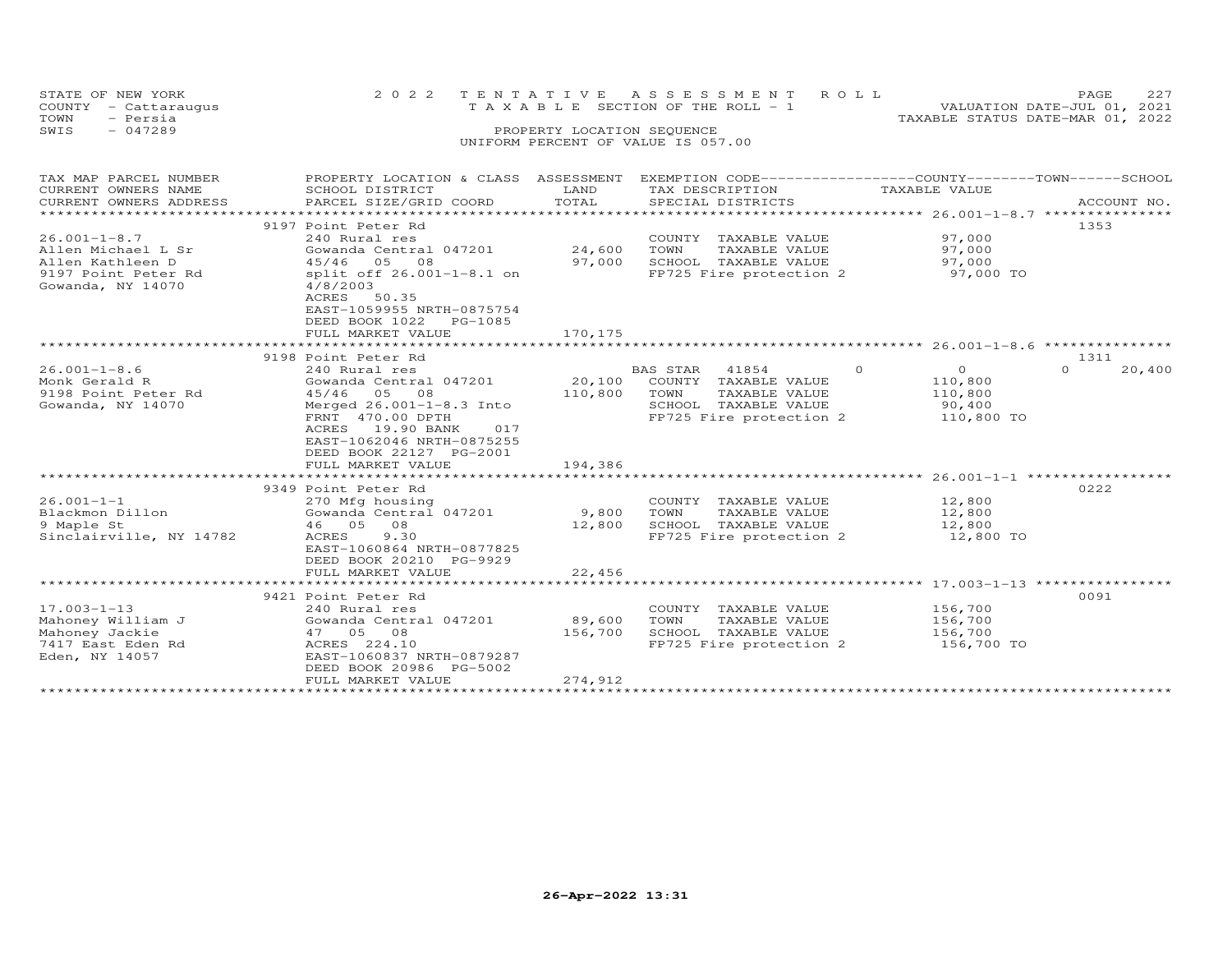STATE OF NEW YORK
COUNTY - Cattaraugus
TOWN - Persia
SWIS - 047289

2022 TENTATIVE ASSESSMENT ROLL
TAXABLE SECTION OF THE ROLL - 1
PROPERTY LOCATION SEQUENCE
UNIFORM PERCENT OF VALUE IS 057.00

VALUATION DATE-JUL 01, 2021
TAXABLE STATUS DATE-MAR 01, 2022

| TAX MAP PARCEL NUMBER / CURRENT OWNERS NAME / CURRENT OWNERS ADDRESS | PROPERTY LOCATION & CLASS / SCHOOL DISTRICT / PARCEL SIZE/GRID COORD | ASSESSMENT LAND / TOTAL | EXEMPTION CODE / TAX DESCRIPTION / SPECIAL DISTRICTS | COUNTY | TOWN | SCHOOL | TAXABLE VALUE | ACCOUNT NO. |
|---|---|---|---|---|---|---|---|---|
| 26.001-1-8.7 | 9197 Point Peter Rd | | | | | | | 1353 |
| Allen Michael L Sr | 240 Rural res | | COUNTY TAXABLE VALUE | | | | 97,000 | |
| Allen Kathleen D | Gowanda Central 047201 | 24,600 | TOWN TAXABLE VALUE | | | | 97,000 | |
| 9197 Point Peter Rd | 45/46 05 08 | 97,000 | SCHOOL TAXABLE VALUE | | | | 97,000 | |
| Gowanda, NY 14070 | split off 26.001-1-8.1 on 4/8/2003 | | FP725 Fire protection 2 | | | | 97,000 TO | |
| | ACRES 50.35 | | | | | | | |
| | EAST-1059955 NRTH-0875754 | | | | | | | |
| | DEED BOOK 1022 PG-1085 | | | | | | | |
| | FULL MARKET VALUE | 170,175 | | | | | | |
| 26.001-1-8.6 | 9198 Point Peter Rd | | | | | | | 1311 |
| Monk Gerald R | 240 Rural res | | BAS STAR 41854 | 0 | 0 | 20,400 | | |
| 9198 Point Peter Rd | Gowanda Central 047201 | 20,100 | COUNTY TAXABLE VALUE | | | | 110,800 | |
| Gowanda, NY 14070 | 45/46 05 08 | 110,800 | TOWN TAXABLE VALUE | | | | 110,800 | |
| | Merged 26.001-1-8.3 Into | | SCHOOL TAXABLE VALUE | | | | 90,400 | |
| | FRNT 470.00 DPTH | | FP725 Fire protection 2 | | | | 110,800 TO | |
| | ACRES 19.90 BANK 017 | | | | | | | |
| | EAST-1062046 NRTH-0875255 | | | | | | | |
| | DEED BOOK 22127 PG-2001 | | | | | | | |
| | FULL MARKET VALUE | 194,386 | | | | | | |
| 26.001-1-1 | 9349 Point Peter Rd | | | | | | | 0222 |
| Blackmon Dillon | 270 Mfg housing | | COUNTY TAXABLE VALUE | | | | 12,800 | |
| 9 Maple St | Gowanda Central 047201 | 9,800 | TOWN TAXABLE VALUE | | | | 12,800 | |
| Sinclairville, NY 14782 | 46 05 08 | 12,800 | SCHOOL TAXABLE VALUE | | | | 12,800 | |
| | ACRES 9.30 | | FP725 Fire protection 2 | | | | 12,800 TO | |
| | EAST-1060864 NRTH-0877825 | | | | | | | |
| | DEED BOOK 20210 PG-9929 | | | | | | | |
| | FULL MARKET VALUE | 22,456 | | | | | | |
| 17.003-1-13 | 9421 Point Peter Rd | | | | | | | 0091 |
| Mahoney William J | 240 Rural res | | COUNTY TAXABLE VALUE | | | | 156,700 | |
| Mahoney Jackie | Gowanda Central 047201 | 89,600 | TOWN TAXABLE VALUE | | | | 156,700 | |
| 7417 East Eden Rd | 47 05 08 | 156,700 | SCHOOL TAXABLE VALUE | | | | 156,700 | |
| Eden, NY 14057 | ACRES 224.10 | | FP725 Fire protection 2 | | | | 156,700 TO | |
| | EAST-1060837 NRTH-0879287 | | | | | | | |
| | DEED BOOK 20986 PG-5002 | | | | | | | |
| | FULL MARKET VALUE | 274,912 | | | | | | |

26-Apr-2022 13:31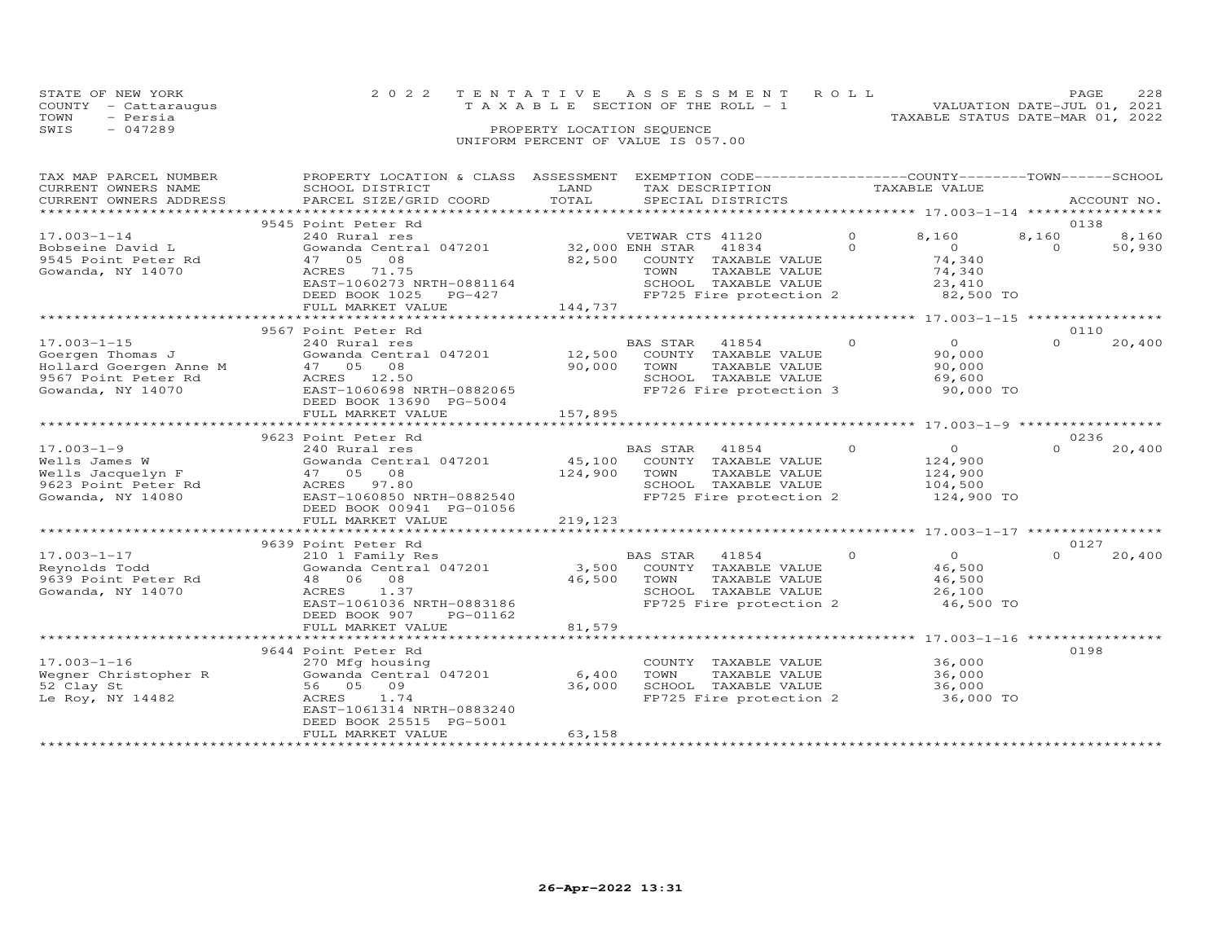STATE OF NEW YORK | 2022 TENTATIVE ASSESSMENT ROLL | PAGE 228
COUNTY - Cattaraugus | TAXABLE SECTION OF THE ROLL - 1 | VALUATION DATE-JUL 01, 2021
TOWN - Persia | | TAXABLE STATUS DATE-MAR 01, 2022
SWIS - 047289 | PROPERTY LOCATION SEQUENCE
UNIFORM PERCENT OF VALUE IS 057.00

| TAX MAP PARCEL NUMBER / CURRENT OWNERS NAME / CURRENT OWNERS ADDRESS | PROPERTY LOCATION & CLASS / SCHOOL DISTRICT / PARCEL SIZE/GRID COORD | ASSESSMENT LAND | ASSESSMENT TOTAL | EXEMPTION CODE / TAX DESCRIPTION / SPECIAL DISTRICTS | | COUNTY TAXABLE VALUE | TOWN | SCHOOL / ACCOUNT NO. |
|---|---|---|---|---|---|---|---|---|
| | 9545 Point Peter Rd | | | | | | | 0138 |
| 17.003-1-14 | 240 Rural res | | | VETWAR CTS 41120 | 0 | 8,160 | 8,160 | 8,160 |
| Bobseine David L | Gowanda Central 047201 | 32,000 | | ENH STAR 41834 | 0 | 0 | 0 | 50,930 |
| 9545 Point Peter Rd | 47 05 08 | | 82,500 | COUNTY TAXABLE VALUE | | 74,340 | | |
| Gowanda, NY 14070 | ACRES 71.75 | | | TOWN TAXABLE VALUE | | 74,340 | | |
| | EAST-1060273 NRTH-0881164 | | | SCHOOL TAXABLE VALUE | | 23,410 | | |
| | DEED BOOK 1025 PG-427 | | | FP725 Fire protection 2 | | 82,500 TO | | |
| | FULL MARKET VALUE | | 144,737 | | | | | |
| | 9567 Point Peter Rd | | | | | | | 0110 |
| 17.003-1-15 | 240 Rural res | | | BAS STAR 41854 | 0 | 0 | 0 | 20,400 |
| Goergen Thomas J | Gowanda Central 047201 | 12,500 | | COUNTY TAXABLE VALUE | | 90,000 | | |
| Hollard Goergen Anne M | 47 05 08 | | 90,000 | TOWN TAXABLE VALUE | | 90,000 | | |
| 9567 Point Peter Rd | ACRES 12.50 | | | SCHOOL TAXABLE VALUE | | 69,600 | | |
| Gowanda, NY 14070 | EAST-1060698 NRTH-0882065 | | | FP726 Fire protection 3 | | 90,000 TO | | |
| | DEED BOOK 13690 PG-5004 | | | | | | | |
| | FULL MARKET VALUE | | 157,895 | | | | | |
| | 9623 Point Peter Rd | | | | | | | 0236 |
| 17.003-1-9 | 240 Rural res | | | BAS STAR 41854 | 0 | 0 | 0 | 20,400 |
| Wells James W | Gowanda Central 047201 | 45,100 | | COUNTY TAXABLE VALUE | | 124,900 | | |
| Wells Jacquelyn F | 47 05 08 | | 124,900 | TOWN TAXABLE VALUE | | 124,900 | | |
| 9623 Point Peter Rd | ACRES 97.80 | | | SCHOOL TAXABLE VALUE | | 104,500 | | |
| Gowanda, NY 14080 | EAST-1060850 NRTH-0882540 | | | FP725 Fire protection 2 | | 124,900 TO | | |
| | DEED BOOK 00941 PG-01056 | | | | | | | |
| | FULL MARKET VALUE | | 219,123 | | | | | |
| | 9639 Point Peter Rd | | | | | | | 0127 |
| 17.003-1-17 | 210 1 Family Res | | | BAS STAR 41854 | 0 | 0 | 0 | 20,400 |
| Reynolds Todd | Gowanda Central 047201 | 3,500 | | COUNTY TAXABLE VALUE | | 46,500 | | |
| 9639 Point Peter Rd | 48 06 08 | | 46,500 | TOWN TAXABLE VALUE | | 46,500 | | |
| Gowanda, NY 14070 | ACRES 1.37 | | | SCHOOL TAXABLE VALUE | | 26,100 | | |
| | EAST-1061036 NRTH-0883186 | | | FP725 Fire protection 2 | | 46,500 TO | | |
| | DEED BOOK 907 PG-01162 | | | | | | | |
| | FULL MARKET VALUE | | 81,579 | | | | | |
| | 9644 Point Peter Rd | | | | | | | 0198 |
| 17.003-1-16 | 270 Mfg housing | | | COUNTY TAXABLE VALUE | | 36,000 | | |
| Wegner Christopher R | Gowanda Central 047201 | 6,400 | | TOWN TAXABLE VALUE | | 36,000 | | |
| 52 Clay St | 56 05 09 | | 36,000 | SCHOOL TAXABLE VALUE | | 36,000 | | |
| Le Roy, NY 14482 | ACRES 1.74 | | | FP725 Fire protection 2 | | 36,000 TO | | |
| | EAST-1061314 NRTH-0883240 | | | | | | | |
| | DEED BOOK 25515 PG-5001 | | | | | | | |
| | FULL MARKET VALUE | | 63,158 | | | | | |

26-Apr-2022 13:31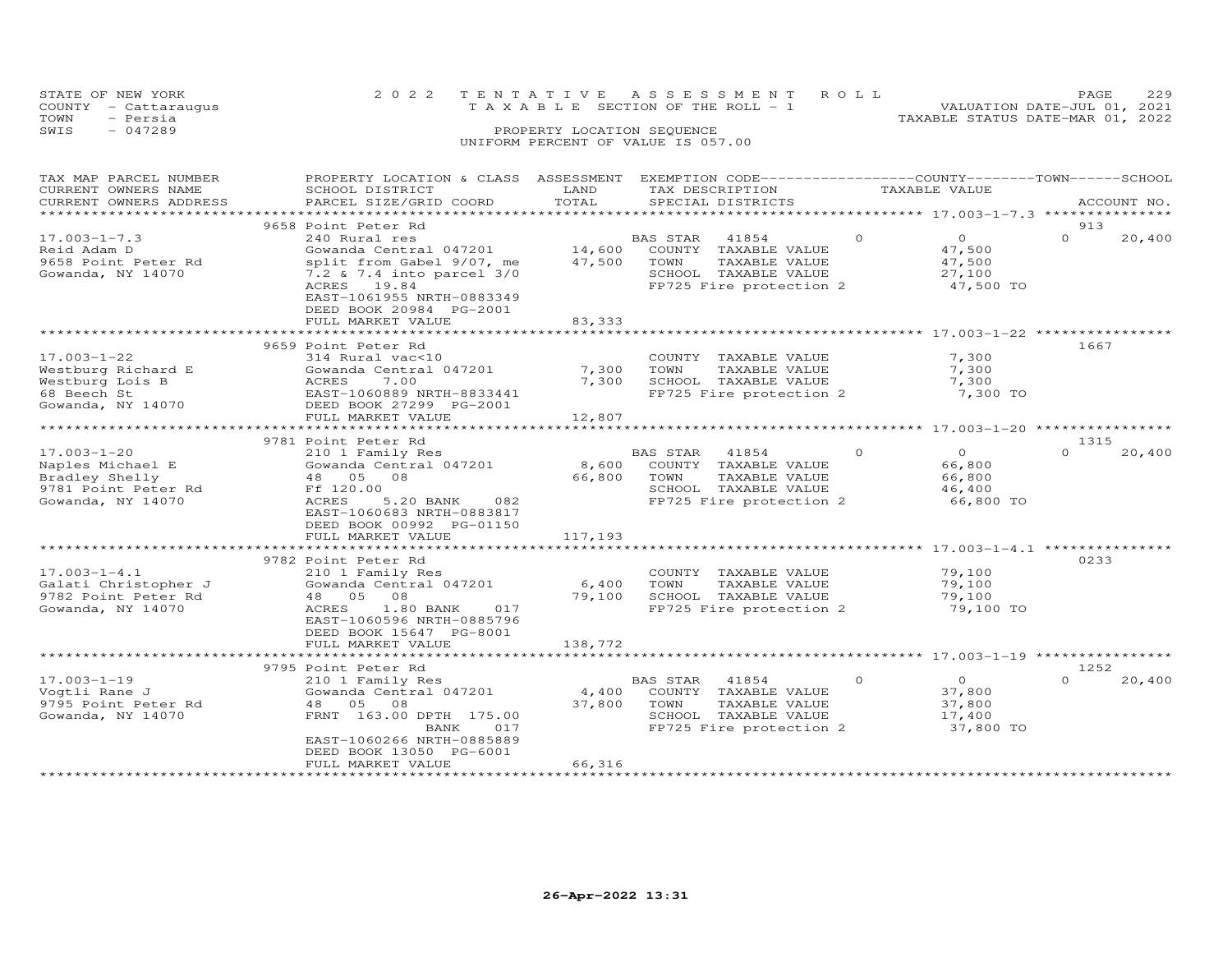STATE OF NEW YORK
COUNTY - Cattaraugus
TOWN - Persia
SWIS - 047289

2022 TENTATIVE ASSESSMENT ROLL
TAXABLE SECTION OF THE ROLL - 1
PROPERTY LOCATION SEQUENCE
UNIFORM PERCENT OF VALUE IS 057.00

VALUATION DATE-JUL 01, 2021
TAXABLE STATUS DATE-MAR 01, 2022

| TAX MAP PARCEL NUMBER / CURRENT OWNERS NAME / CURRENT OWNERS ADDRESS | PROPERTY LOCATION & CLASS / SCHOOL DISTRICT / PARCEL SIZE/GRID COORD | ASSESSMENT LAND | TOTAL | EXEMPTION CODE / TAX DESCRIPTION / SPECIAL DISTRICTS | | COUNTY TAXABLE VALUE | TOWN | SCHOOL / ACCOUNT NO. |
|---|---|---|---|---|---|---|---|---|
| | 9658 Point Peter Rd | | | | | | | 913 |
| 17.003-1-7.3 | 240 Rural res | | | BAS STAR 41854 | 0 | 0 | 0 | 20,400 |
| Reid Adam D | Gowanda Central 047201 | 14,600 | | COUNTY TAXABLE VALUE | | 47,500 | | |
| 9658 Point Peter Rd | split from Gabel 9/07, me | | 47,500 | TOWN TAXABLE VALUE | | 47,500 | | |
| Gowanda, NY 14070 | 7.2 & 7.4 into parcel 3/0 | | | SCHOOL TAXABLE VALUE | | 27,100 | | |
| | ACRES 19.84 | | | FP725 Fire protection 2 | | 47,500 TO | | |
| | EAST-1061955 NRTH-0883349 | | | | | | | |
| | DEED BOOK 20984 PG-2001 | | | | | | | |
| | FULL MARKET VALUE | | 83,333 | | | | | |
| | 9659 Point Peter Rd | | | | | | | 1667 |
| 17.003-1-22 | 314 Rural vac<10 | | | COUNTY TAXABLE VALUE | | 7,300 | | |
| Westburg Richard E | Gowanda Central 047201 | 7,300 | | TOWN TAXABLE VALUE | | 7,300 | | |
| Westburg Lois B | ACRES 7.00 | | 7,300 | SCHOOL TAXABLE VALUE | | 7,300 | | |
| 68 Beech St | EAST-1060889 NRTH-8833441 | | | FP725 Fire protection 2 | | 7,300 TO | | |
| Gowanda, NY 14070 | DEED BOOK 27299 PG-2001 | | | | | | | |
| | FULL MARKET VALUE | | 12,807 | | | | | |
| | 9781 Point Peter Rd | | | | | | | 1315 |
| 17.003-1-20 | 210 1 Family Res | | | BAS STAR 41854 | 0 | 0 | 0 | 20,400 |
| Naples Michael E | Gowanda Central 047201 | 8,600 | | COUNTY TAXABLE VALUE | | 66,800 | | |
| Bradley Shelly | 48 05 08 | | 66,800 | TOWN TAXABLE VALUE | | 66,800 | | |
| 9781 Point Peter Rd | Ff 120.00 | | | SCHOOL TAXABLE VALUE | | 46,400 | | |
| Gowanda, NY 14070 | ACRES 5.20 BANK 082 | | | FP725 Fire protection 2 | | 66,800 TO | | |
| | EAST-1060683 NRTH-0883817 | | | | | | | |
| | DEED BOOK 00992 PG-01150 | | | | | | | |
| | FULL MARKET VALUE | | 117,193 | | | | | |
| | 9782 Point Peter Rd | | | | | | | 0233 |
| 17.003-1-4.1 | 210 1 Family Res | | | COUNTY TAXABLE VALUE | | 79,100 | | |
| Galati Christopher J | Gowanda Central 047201 | 6,400 | | TOWN TAXABLE VALUE | | 79,100 | | |
| 9782 Point Peter Rd | 48 05 08 | | 79,100 | SCHOOL TAXABLE VALUE | | 79,100 | | |
| Gowanda, NY 14070 | ACRES 1.80 BANK 017 | | | FP725 Fire protection 2 | | 79,100 TO | | |
| | EAST-1060596 NRTH-0885796 | | | | | | | |
| | DEED BOOK 15647 PG-8001 | | | | | | | |
| | FULL MARKET VALUE | | 138,772 | | | | | |
| | 9795 Point Peter Rd | | | | | | | 1252 |
| 17.003-1-19 | 210 1 Family Res | | | BAS STAR 41854 | 0 | 0 | 0 | 20,400 |
| Vogtli Rane J | Gowanda Central 047201 | 4,400 | | COUNTY TAXABLE VALUE | | 37,800 | | |
| 9795 Point Peter Rd | 48 05 08 | | 37,800 | TOWN TAXABLE VALUE | | 37,800 | | |
| Gowanda, NY 14070 | FRNT 163.00 DPTH 175.00 | | | SCHOOL TAXABLE VALUE | | 17,400 | | |
| | BANK 017 | | | FP725 Fire protection 2 | | 37,800 TO | | |
| | EAST-1060266 NRTH-0885889 | | | | | | | |
| | DEED BOOK 13050 PG-6001 | | | | | | | |
| | FULL MARKET VALUE | | 66,316 | | | | | |

26-Apr-2022 13:31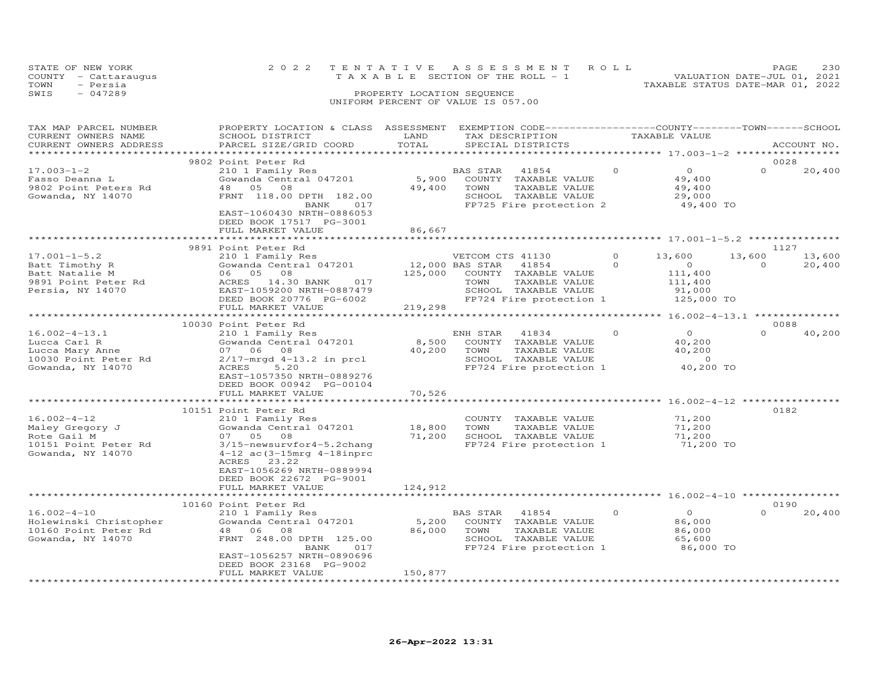STATE OF NEW YORK　　　　2022 TENTATIVE ASSESSMENT ROLL
COUNTY - Cattaraugus　　　　TAXABLE SECTION OF THE ROLL - 1　　　　VALUATION DATE-JUL 01, 2021
TOWN - Persia　　　　TAXABLE STATUS DATE-MAR 01, 2022
SWIS - 047289　　　　PROPERTY LOCATION SEQUENCE
UNIFORM PERCENT OF VALUE IS 057.00

| TAX MAP PARCEL NUMBER / CURRENT OWNERS NAME / CURRENT OWNERS ADDRESS | PROPERTY LOCATION & CLASS / SCHOOL DISTRICT / PARCEL SIZE/GRID COORD | ASSESSMENT LAND / TOTAL | EXEMPTION CODE / TAX DESCRIPTION / SPECIAL DISTRICTS | COUNTY TAXABLE VALUE | TOWN | SCHOOL / ACCOUNT NO. |
|---|---|---|---|---|---|---|
| | 9802 Point Peter Rd | | | | | 0028 |
| 17.003-1-2 | 210 1 Family Res | | BAS STAR 41854 | 0 | 0 | 0 / 20,400 |
| Fasso Deanna L | Gowanda Central 047201 | 5,900 | COUNTY TAXABLE VALUE | 49,400 | | |
| 9802 Point Peters Rd | 48 05 08 | 49,400 | TOWN TAXABLE VALUE | 49,400 | | |
| Gowanda, NY 14070 | FRNT 118.00 DPTH 182.00 | | SCHOOL TAXABLE VALUE | 29,000 | | |
| | BANK 017 | | FP725 Fire protection 2 | 49,400 TO | | |
| | EAST-1060430 NRTH-0886053 | | | | | |
| | DEED BOOK 17517 PG-3001 | | | | | |
| | FULL MARKET VALUE | 86,667 | | | | |
| | 9891 Point Peter Rd | | | | | 1127 |
| 17.001-1-5.2 | 210 1 Family Res | | VETCOM CTS 41130 | 0 | 13,600 | 13,600 / 13,600 |
| Batt Timothy R | Gowanda Central 047201 | 12,000 | BAS STAR 41854 | 0 | 0 | 0 / 20,400 |
| Batt Natalie M | 06 05 08 | 125,000 | COUNTY TAXABLE VALUE | 111,400 | | |
| 9891 Point Peter Rd | ACRES 14.30 BANK 017 | | TOWN TAXABLE VALUE | 111,400 | | |
| Persia, NY 14070 | EAST-1059200 NRTH-0887479 | | SCHOOL TAXABLE VALUE | 91,000 | | |
| | DEED BOOK 20776 PG-6002 | | FP724 Fire protection 1 | 125,000 TO | | |
| | FULL MARKET VALUE | 219,298 | | | | |
| | 10030 Point Peter Rd | | | | | 0088 |
| 16.002-4-13.1 | 210 1 Family Res | | ENH STAR 41834 | 0 | 0 | 0 / 40,200 |
| Lucca Carl R | Gowanda Central 047201 | 8,500 | COUNTY TAXABLE VALUE | 40,200 | | |
| Lucca Mary Anne | 07 06 08 | 40,200 | TOWN TAXABLE VALUE | 40,200 | | |
| 10030 Point Peter Rd | 2/17-mrgd 4-13.2 in prcl | | SCHOOL TAXABLE VALUE | 0 | | |
| Gowanda, NY 14070 | ACRES 5.20 | | FP724 Fire protection 1 | 40,200 TO | | |
| | EAST-1057350 NRTH-0889276 | | | | | |
| | DEED BOOK 00942 PG-00104 | | | | | |
| | FULL MARKET VALUE | 70,526 | | | | |
| | 10151 Point Peter Rd | | | | | 0182 |
| 16.002-4-12 | 210 1 Family Res | | COUNTY TAXABLE VALUE | 71,200 | | |
| Maley Gregory J | Gowanda Central 047201 | 18,800 | TOWN TAXABLE VALUE | 71,200 | | |
| Rote Gail M | 07 05 08 | 71,200 | SCHOOL TAXABLE VALUE | 71,200 | | |
| 10151 Point Peter Rd | 3/15-newsurvfor4-5.2chang | | FP724 Fire protection 1 | 71,200 TO | | |
| Gowanda, NY 14070 | 4-12 ac(3-15mrg 4-18inprc | | | | | |
| | ACRES 23.22 | | | | | |
| | EAST-1056269 NRTH-0889994 | | | | | |
| | DEED BOOK 22672 PG-9001 | | | | | |
| | FULL MARKET VALUE | 124,912 | | | | |
| | 10160 Point Peter Rd | | | | | 0190 |
| 16.002-4-10 | 210 1 Family Res | | BAS STAR 41854 | 0 | 0 | 0 / 20,400 |
| Holewinski Christopher | Gowanda Central 047201 | 5,200 | COUNTY TAXABLE VALUE | 86,000 | | |
| 10160 Point Peter Rd | 48 06 08 | 86,000 | TOWN TAXABLE VALUE | 86,000 | | |
| Gowanda, NY 14070 | FRNT 248.00 DPTH 125.00 | | SCHOOL TAXABLE VALUE | 65,600 | | |
| | BANK 017 | | FP724 Fire protection 1 | 86,000 TO | | |
| | EAST-1056257 NRTH-0890696 | | | | | |
| | DEED BOOK 23168 PG-9002 | | | | | |
| | FULL MARKET VALUE | 150,877 | | | | |

26-Apr-2022 13:31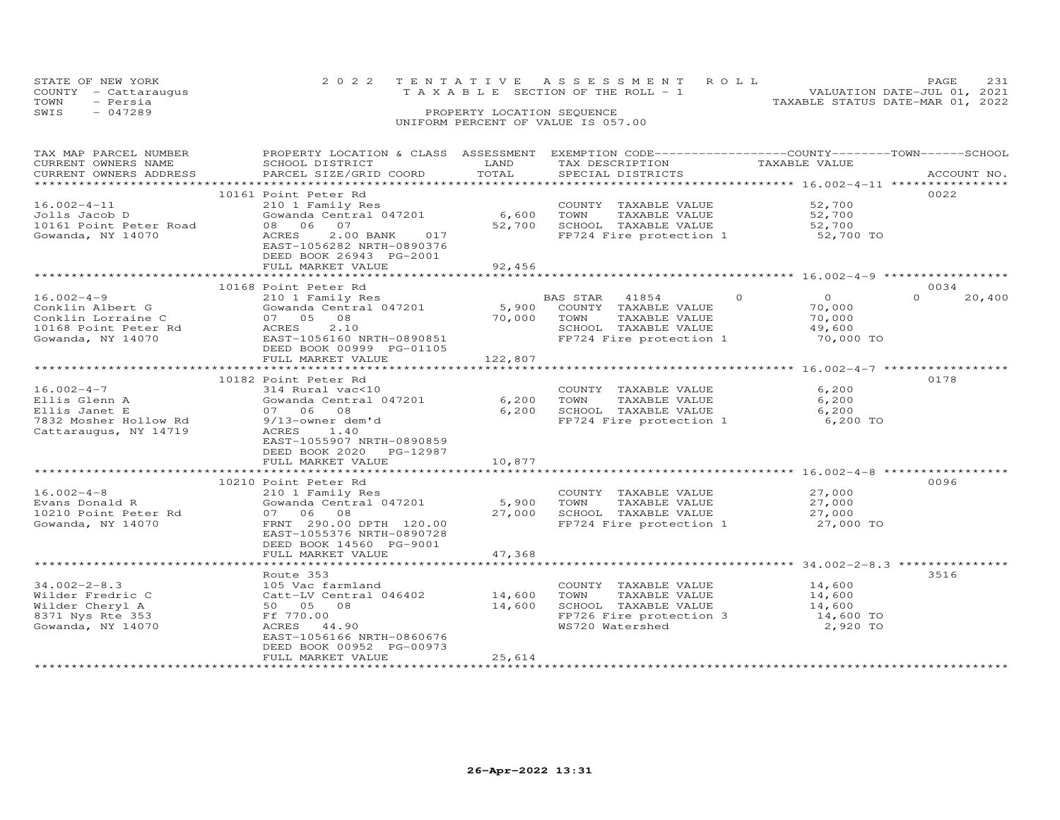STATE OF NEW YORK
COUNTY - Cattaraugus
TOWN - Persia
SWIS - 047289

2022 TENTATIVE ASSESSMENT ROLL
TAXABLE SECTION OF THE ROLL - 1
PROPERTY LOCATION SEQUENCE
UNIFORM PERCENT OF VALUE IS 057.00

VALUATION DATE-JUL 01, 2021
TAXABLE STATUS DATE-MAR 01, 2022

| TAX MAP PARCEL NUMBER / CURRENT OWNERS NAME / CURRENT OWNERS ADDRESS | PROPERTY LOCATION & CLASS / SCHOOL DISTRICT / PARCEL SIZE/GRID COORD | ASSESSMENT LAND / TOTAL | EXEMPTION CODE / TAX DESCRIPTION / SPECIAL DISTRICTS | COUNTY / TOWN / SCHOOL TAXABLE VALUE | ACCOUNT NO. |
|---|---|---|---|---|---|
| 16.002-4-11 | 10161 Point Peter Rd | | | | 0022 |
| Jolls Jacob D | 210 1 Family Res | | COUNTY TAXABLE VALUE | 52,700 | |
| 10161 Point Peter Road | Gowanda Central 047201 | 6,600 | TOWN TAXABLE VALUE | 52,700 | |
| Gowanda, NY 14070 | 08 06 07 | 52,700 | SCHOOL TAXABLE VALUE | 52,700 | |
| | ACRES 2.00 BANK 017 | | FP724 Fire protection 1 | 52,700 TO | |
| | EAST-1056282 NRTH-0890376 | | | | |
| | DEED BOOK 26943 PG-2001 | | | | |
| | FULL MARKET VALUE | 92,456 | | | |
| 16.002-4-9 | 10168 Point Peter Rd | | | | 0034 |
| Conklin Albert G | 210 1 Family Res | | BAS STAR 41854 | 0 0 0 20,400 | |
| Conklin Lorraine C | Gowanda Central 047201 | 5,900 | COUNTY TAXABLE VALUE | 70,000 | |
| 10168 Point Peter Rd | 07 05 08 | 70,000 | TOWN TAXABLE VALUE | 70,000 | |
| Gowanda, NY 14070 | ACRES 2.10 | | SCHOOL TAXABLE VALUE | 49,600 | |
| | EAST-1056160 NRTH-0890851 | | FP724 Fire protection 1 | 70,000 TO | |
| | DEED BOOK 00999 PG-01105 | | | | |
| | FULL MARKET VALUE | 122,807 | | | |
| 16.002-4-7 | 10182 Point Peter Rd | | | | 0178 |
| Ellis Glenn A | 314 Rural vac<10 | | COUNTY TAXABLE VALUE | 6,200 | |
| Ellis Janet E | Gowanda Central 047201 | 6,200 | TOWN TAXABLE VALUE | 6,200 | |
| 7832 Mosher Hollow Rd | 07 06 08 | 6,200 | SCHOOL TAXABLE VALUE | 6,200 | |
| Cattaraugus, NY 14719 | 9/13-owner dem'd | | FP724 Fire protection 1 | 6,200 TO | |
| | ACRES 1.40 | | | | |
| | EAST-1055907 NRTH-0890859 | | | | |
| | DEED BOOK 2020 PG-12987 | | | | |
| | FULL MARKET VALUE | 10,877 | | | |
| 16.002-4-8 | 10210 Point Peter Rd | | | | 0096 |
| Evans Donald R | 210 1 Family Res | | COUNTY TAXABLE VALUE | 27,000 | |
| 10210 Point Peter Rd | Gowanda Central 047201 | 5,900 | TOWN TAXABLE VALUE | 27,000 | |
| Gowanda, NY 14070 | 07 06 08 | 27,000 | SCHOOL TAXABLE VALUE | 27,000 | |
| | FRNT 290.00 DPTH 120.00 | | FP724 Fire protection 1 | 27,000 TO | |
| | EAST-1055376 NRTH-0890728 | | | | |
| | DEED BOOK 14560 PG-9001 | | | | |
| | FULL MARKET VALUE | 47,368 | | | |
| 34.002-2-8.3 | Route 353 | | | | 3516 |
| Wilder Fredric C | 105 Vac farmland | | COUNTY TAXABLE VALUE | 14,600 | |
| Wilder Cheryl A | Catt-LV Central 046402 | 14,600 | TOWN TAXABLE VALUE | 14,600 | |
| 8371 Nys Rte 353 | 50 05 08 | 14,600 | SCHOOL TAXABLE VALUE | 14,600 | |
| Gowanda, NY 14070 | Ff 770.00 | | FP726 Fire protection 3 | 14,600 TO | |
| | ACRES 44.90 | | WS720 Watershed | 2,920 TO | |
| | EAST-1056166 NRTH-0860676 | | | | |
| | DEED BOOK 00952 PG-00973 | | | | |
| | FULL MARKET VALUE | 25,614 | | | |

26-Apr-2022 13:31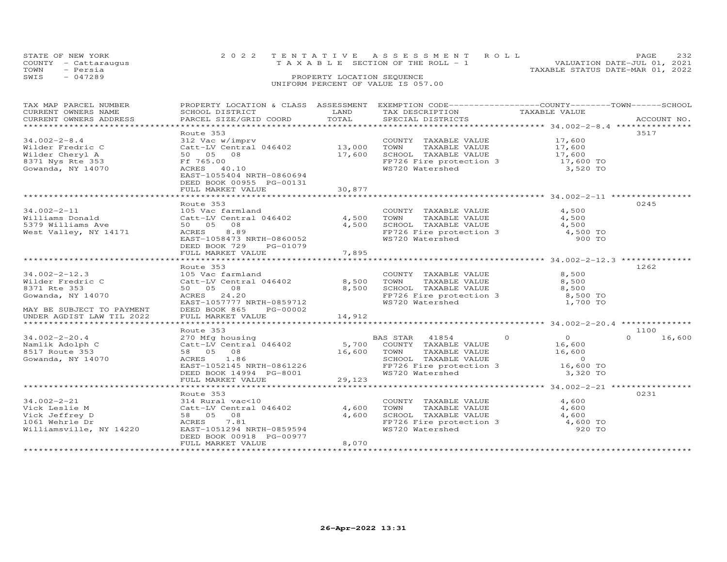STATE OF NEW YORK | COUNTY - Cattaraugus | TOWN - Persia | SWIS - 047289

2022 TENTATIVE ASSESSMENT ROLL
TAXABLE SECTION OF THE ROLL - 1
PROPERTY LOCATION SEQUENCE
UNIFORM PERCENT OF VALUE IS 057.00

VALUATION DATE-JUL 01, 2021
TAXABLE STATUS DATE-MAR 01, 2022

| TAX MAP PARCEL NUMBER / CURRENT OWNERS NAME / CURRENT OWNERS ADDRESS | PROPERTY LOCATION & CLASS / SCHOOL DISTRICT / PARCEL SIZE/GRID COORD | ASSESSMENT LAND / TOTAL | EXEMPTION CODE / TAX DESCRIPTION / SPECIAL DISTRICTS | COUNTY / TOWN / SCHOOL TAXABLE VALUE | ACCOUNT NO. |
|---|---|---|---|---|---|
| **34.002-2-8.4** | Route 353 | | | | 3517 |
| 34.002-2-8.4 | 312 Vac w/imprv | | COUNTY TAXABLE VALUE | 17,600 | |
| Wilder Fredric C | Catt-LV Central 046402 | 13,000 | TOWN TAXABLE VALUE | 17,600 | |
| Wilder Cheryl A | 50 05 08 | 17,600 | SCHOOL TAXABLE VALUE | 17,600 | |
| 8371 Nys Rte 353 | Ff 765.00 | | FP726 Fire protection 3 | 17,600 TO | |
| Gowanda, NY 14070 | ACRES 40.10 | | WS720 Watershed | 3,520 TO | |
| | EAST-1055404 NRTH-0860694 | | | | |
| | DEED BOOK 00955 PG-00131 | | | | |
| | FULL MARKET VALUE | 30,877 | | | |
| **34.002-2-11** | Route 353 | | | | 0245 |
| 34.002-2-11 | 105 Vac farmland | | COUNTY TAXABLE VALUE | 4,500 | |
| Williams Donald | Catt-LV Central 046402 | 4,500 | TOWN TAXABLE VALUE | 4,500 | |
| 5379 Williams Ave | 50 05 08 | 4,500 | SCHOOL TAXABLE VALUE | 4,500 | |
| West Valley, NY 14171 | ACRES 8.89 | | FP726 Fire protection 3 | 4,500 TO | |
| | EAST-1058473 NRTH-0860052 | | WS720 Watershed | 900 TO | |
| | DEED BOOK 729 PG-01079 | | | | |
| | FULL MARKET VALUE | 7,895 | | | |
| **34.002-2-12.3** | Route 353 | | | | 1262 |
| 34.002-2-12.3 | 105 Vac farmland | | COUNTY TAXABLE VALUE | 8,500 | |
| Wilder Fredric C | Catt-LV Central 046402 | 8,500 | TOWN TAXABLE VALUE | 8,500 | |
| 8371 Rte 353 | 50 05 08 | 8,500 | SCHOOL TAXABLE VALUE | 8,500 | |
| Gowanda, NY 14070 | ACRES 24.20 | | FP726 Fire protection 3 | 8,500 TO | |
| | EAST-1057777 NRTH-0859712 | | WS720 Watershed | 1,700 TO | |
| MAY BE SUBJECT TO PAYMENT | DEED BOOK 865 PG-00002 | | | | |
| UNDER AGDIST LAW TIL 2022 | FULL MARKET VALUE | 14,912 | | | |
| **34.002-2-20.4** | Route 353 | | | | 1100 |
| 34.002-2-20.4 | 270 Mfg housing | | BAS STAR 41854 | 0 / 0 / 0 | 16,600 |
| Namlik Adolph C | Catt-LV Central 046402 | 5,700 | COUNTY TAXABLE VALUE | 16,600 | |
| 8517 Route 353 | 58 05 08 | 16,600 | TOWN TAXABLE VALUE | 16,600 | |
| Gowanda, NY 14070 | ACRES 1.86 | | SCHOOL TAXABLE VALUE | 0 | |
| | EAST-1052145 NRTH-0861226 | | FP726 Fire protection 3 | 16,600 TO | |
| | DEED BOOK 14994 PG-8001 | | WS720 Watershed | 3,320 TO | |
| | FULL MARKET VALUE | 29,123 | | | |
| **34.002-2-21** | Route 353 | | | | 0231 |
| 34.002-2-21 | 314 Rural vac<10 | | COUNTY TAXABLE VALUE | 4,600 | |
| Vick Leslie M | Catt-LV Central 046402 | 4,600 | TOWN TAXABLE VALUE | 4,600 | |
| Vick Jeffrey D | 58 05 08 | 4,600 | SCHOOL TAXABLE VALUE | 4,600 | |
| 1061 Wehrle Dr | ACRES 7.81 | | FP726 Fire protection 3 | 4,600 TO | |
| Williamsville, NY 14220 | EAST-1051294 NRTH-0859594 | | WS720 Watershed | 920 TO | |
| | DEED BOOK 00918 PG-00977 | | | | |
| | FULL MARKET VALUE | 8,070 | | | |

26-Apr-2022 13:31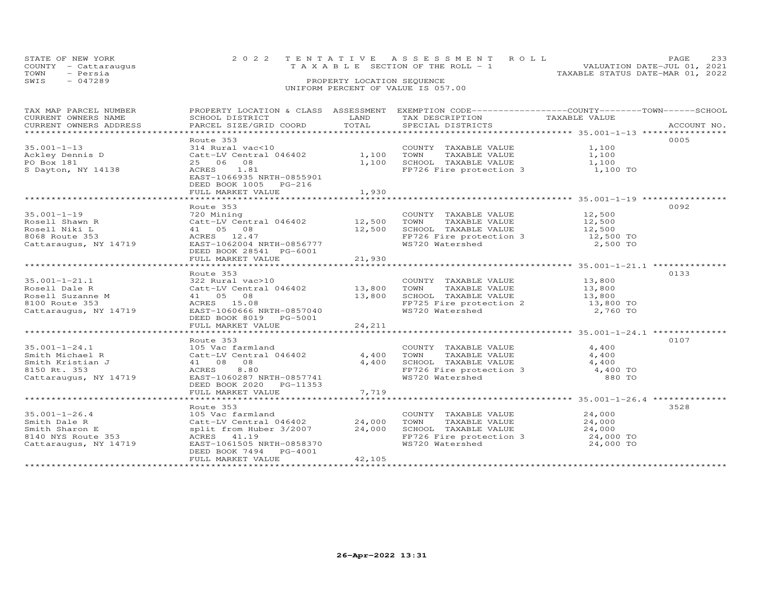STATE OF NEW YORK — 2022 TENTATIVE ASSESSMENT ROLL
COUNTY - Cattaraugus — TAXABLE SECTION OF THE ROLL - 1 — VALUATION DATE-JUL 01, 2021
TOWN - Persia — TAXABLE STATUS DATE-MAR 01, 2022
SWIS - 047289 — PROPERTY LOCATION SEQUENCE
UNIFORM PERCENT OF VALUE IS 057.00

| TAX MAP PARCEL NUMBER / CURRENT OWNERS NAME / CURRENT OWNERS ADDRESS | PROPERTY LOCATION & CLASS / SCHOOL DISTRICT / PARCEL SIZE/GRID COORD | ASSESSMENT LAND | TOTAL | EXEMPTION CODE / TAX DESCRIPTION / SPECIAL DISTRICTS | TAXABLE VALUE (COUNTY / TOWN / SCHOOL) | ACCOUNT NO. |
|---|---|---|---|---|---|---|
| **35.001-1-13** | Route 353 | | | | | 0005 |
| Ackley Dennis D | 314 Rural vac<10 | | | COUNTY TAXABLE VALUE | 1,100 | |
| PO Box 181 | Catt-LV Central 046402 | 1,100 | | TOWN TAXABLE VALUE | 1,100 | |
| S Dayton, NY 14138 | 25 06 08 | | 1,100 | SCHOOL TAXABLE VALUE | 1,100 | |
| | ACRES 1.81 | | | FP726 Fire protection 3 | 1,100 TO | |
| | EAST-1066935 NRTH-0855901 | | | | | |
| | DEED BOOK 1005 PG-216 | | | | | |
| | FULL MARKET VALUE | | 1,930 | | | |
| **35.001-1-19** | Route 353 | | | | | 0092 |
| Rosell Shawn R | 720 Mining | | | COUNTY TAXABLE VALUE | 12,500 | |
| Rosell Niki L | Catt-LV Central 046402 | 12,500 | | TOWN TAXABLE VALUE | 12,500 | |
| 8068 Route 353 | 41 05 08 | | 12,500 | SCHOOL TAXABLE VALUE | 12,500 | |
| Cattaraugus, NY 14719 | ACRES 12.47 | | | FP726 Fire protection 3 | 12,500 TO | |
| | EAST-1062004 NRTH-0856777 | | | WS720 Watershed | 2,500 TO | |
| | DEED BOOK 28541 PG-6001 | | | | | |
| | FULL MARKET VALUE | | 21,930 | | | |
| **35.001-1-21.1** | Route 353 | | | | | 0133 |
| Rosell Dale R | 322 Rural vac>10 | | | COUNTY TAXABLE VALUE | 13,800 | |
| Rosell Suzanne M | Catt-LV Central 046402 | 13,800 | | TOWN TAXABLE VALUE | 13,800 | |
| 8100 Route 353 | 41 05 08 | | 13,800 | SCHOOL TAXABLE VALUE | 13,800 | |
| Cattaraugus, NY 14719 | ACRES 15.08 | | | FP725 Fire protection 2 | 13,800 TO | |
| | EAST-1060666 NRTH-0857040 | | | WS720 Watershed | 2,760 TO | |
| | DEED BOOK 8019 PG-5001 | | | | | |
| | FULL MARKET VALUE | | 24,211 | | | |
| **35.001-1-24.1** | Route 353 | | | | | 0107 |
| Smith Michael R | 105 Vac farmland | | | COUNTY TAXABLE VALUE | 4,400 | |
| Smith Kristian J | Catt-LV Central 046402 | 4,400 | | TOWN TAXABLE VALUE | 4,400 | |
| 8150 Rt. 353 | 41 08 08 | | 4,400 | SCHOOL TAXABLE VALUE | 4,400 | |
| Cattaraugus, NY 14719 | ACRES 8.80 | | | FP726 Fire protection 3 | 4,400 TO | |
| | EAST-1060287 NRTH-0857741 | | | WS720 Watershed | 880 TO | |
| | DEED BOOK 2020 PG-11353 | | | | | |
| | FULL MARKET VALUE | | 7,719 | | | |
| **35.001-1-26.4** | Route 353 | | | | | 3528 |
| Smith Dale R | 105 Vac farmland | | | COUNTY TAXABLE VALUE | 24,000 | |
| Smith Sharon E | Catt-LV Central 046402 | 24,000 | | TOWN TAXABLE VALUE | 24,000 | |
| 8140 NYS Route 353 | split from Huber 3/2007 | | 24,000 | SCHOOL TAXABLE VALUE | 24,000 | |
| Cattaraugus, NY 14719 | ACRES 41.19 | | | FP726 Fire protection 3 | 24,000 TO | |
| | EAST-1061505 NRTH-0858370 | | | WS720 Watershed | 24,000 TO | |
| | DEED BOOK 7494 PG-4001 | | | | | |
| | FULL MARKET VALUE | | 42,105 | | | |

26-Apr-2022 13:31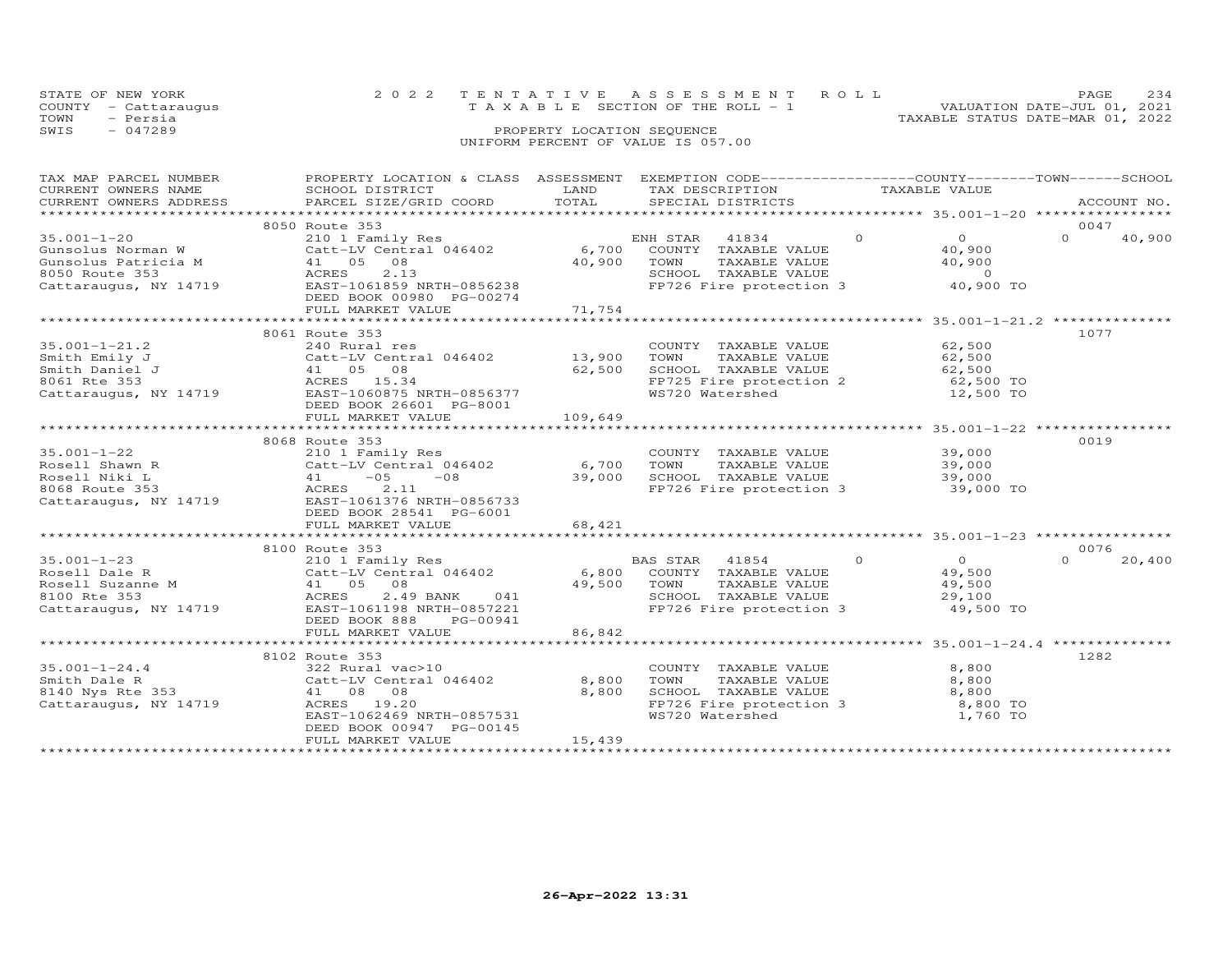STATE OF NEW YORK
COUNTY - Cattaraugus
TOWN - Persia
SWIS - 047289

2022 TENTATIVE ASSESSMENT ROLL
TAXABLE SECTION OF THE ROLL - 1
PROPERTY LOCATION SEQUENCE
UNIFORM PERCENT OF VALUE IS 057.00

VALUATION DATE-JUL 01, 2021
TAXABLE STATUS DATE-MAR 01, 2022

| TAX MAP PARCEL NUMBER / CURRENT OWNERS NAME / CURRENT OWNERS ADDRESS | PROPERTY LOCATION & CLASS / SCHOOL DISTRICT / PARCEL SIZE/GRID COORD | ASSESSMENT LAND / TOTAL | EXEMPTION CODE / TAX DESCRIPTION / SPECIAL DISTRICTS | COUNTY TAXABLE VALUE | TOWN | SCHOOL / ACCOUNT NO. |
|---|---|---|---|---|---|---|
| | 8050 Route 353 | | | | | 0047 |
| 35.001-1-20 | 210 1 Family Res | | ENH STAR 41834 | 0 | 0 | 40,900 |
| Gunsolus Norman W | Catt-LV Central 046402 | 6,700 | COUNTY TAXABLE VALUE | 40,900 | | |
| Gunsolus Patricia M | 41 05 08 | 40,900 | TOWN TAXABLE VALUE | 40,900 | | |
| 8050 Route 353 | ACRES 2.13 | | SCHOOL TAXABLE VALUE | 0 | | |
| Cattaraugus, NY 14719 | EAST-1061859 NRTH-0856238 | | FP726 Fire protection 3 | 40,900 TO | | |
| | DEED BOOK 00980 PG-00274 | | | | | |
| | FULL MARKET VALUE | 71,754 | | | | |
| | 8061 Route 353 | | | | | 1077 |
| 35.001-1-21.2 | 240 Rural res | | COUNTY TAXABLE VALUE | 62,500 | | |
| Smith Emily J | Catt-LV Central 046402 | 13,900 | TOWN TAXABLE VALUE | 62,500 | | |
| Smith Daniel J | 41 05 08 | 62,500 | SCHOOL TAXABLE VALUE | 62,500 | | |
| 8061 Rte 353 | ACRES 15.34 | | FP725 Fire protection 2 | 62,500 TO | | |
| Cattaraugus, NY 14719 | EAST-1060875 NRTH-0856377 | | WS720 Watershed | 12,500 TO | | |
| | DEED BOOK 26601 PG-8001 | | | | | |
| | FULL MARKET VALUE | 109,649 | | | | |
| | 8068 Route 353 | | | | | 0019 |
| 35.001-1-22 | 210 1 Family Res | | COUNTY TAXABLE VALUE | 39,000 | | |
| Rosell Shawn R | Catt-LV Central 046402 | 6,700 | TOWN TAXABLE VALUE | 39,000 | | |
| Rosell Niki L | 41 -05 -08 | 39,000 | SCHOOL TAXABLE VALUE | 39,000 | | |
| 8068 Route 353 | ACRES 2.11 | | FP726 Fire protection 3 | 39,000 TO | | |
| Cattaraugus, NY 14719 | EAST-1061376 NRTH-0856733 | | | | | |
| | DEED BOOK 28541 PG-6001 | | | | | |
| | FULL MARKET VALUE | 68,421 | | | | |
| | 8100 Route 353 | | | | | 0076 |
| 35.001-1-23 | 210 1 Family Res | | BAS STAR 41854 | 0 | 0 | 20,400 |
| Rosell Dale R | Catt-LV Central 046402 | 6,800 | COUNTY TAXABLE VALUE | 49,500 | | |
| Rosell Suzanne M | 41 05 08 | 49,500 | TOWN TAXABLE VALUE | 49,500 | | |
| 8100 Rte 353 | ACRES 2.49 BANK 041 | | SCHOOL TAXABLE VALUE | 29,100 | | |
| Cattaraugus, NY 14719 | EAST-1061198 NRTH-0857221 | | FP726 Fire protection 3 | 49,500 TO | | |
| | DEED BOOK 888 PG-00941 | | | | | |
| | FULL MARKET VALUE | 86,842 | | | | |
| | 8102 Route 353 | | | | | 1282 |
| 35.001-1-24.4 | 322 Rural vac>10 | | COUNTY TAXABLE VALUE | 8,800 | | |
| Smith Dale R | Catt-LV Central 046402 | 8,800 | TOWN TAXABLE VALUE | 8,800 | | |
| 8140 Nys Rte 353 | 41 08 08 | 8,800 | SCHOOL TAXABLE VALUE | 8,800 | | |
| Cattaraugus, NY 14719 | ACRES 19.20 | | FP726 Fire protection 3 | 8,800 TO | | |
| | EAST-1062469 NRTH-0857531 | | WS720 Watershed | 1,760 TO | | |
| | DEED BOOK 00947 PG-00145 | | | | | |
| | FULL MARKET VALUE | 15,439 | | | | |

26-Apr-2022 13:31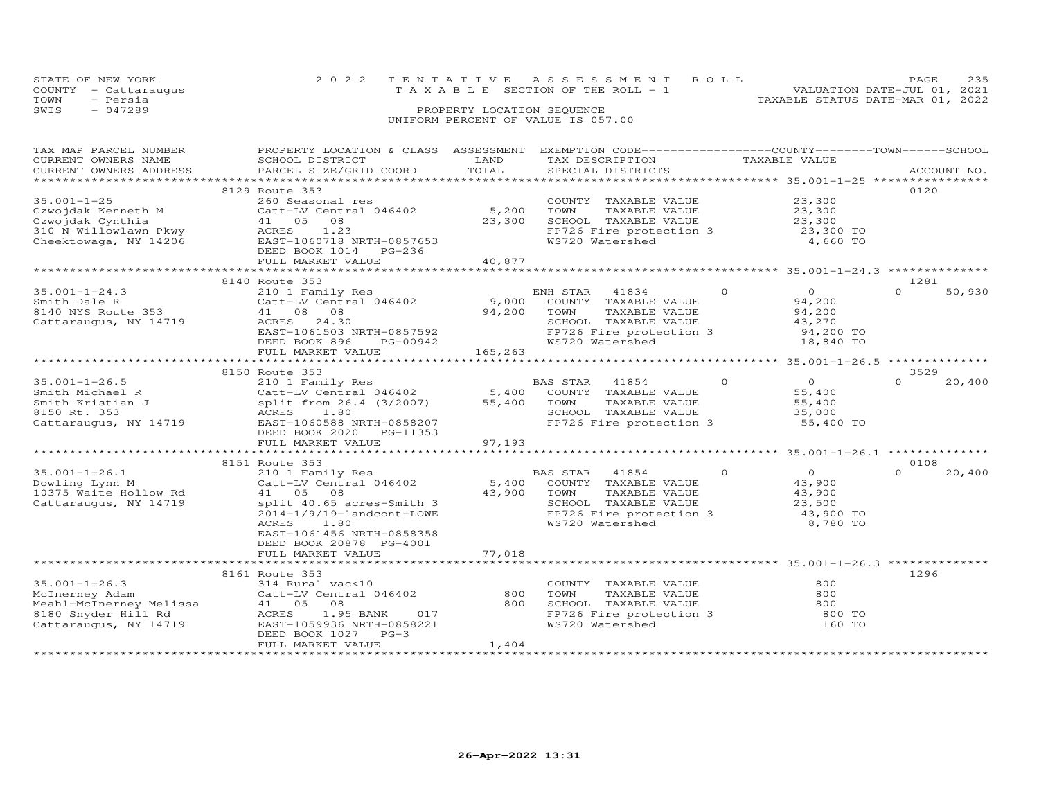STATE OF NEW YORK | 2022 TENTATIVE ASSESSMENT ROLL | VALUATION DATE-JUL 01, 2021
COUNTY - Cattaraugus | TAXABLE SECTION OF THE ROLL - 1 | TAXABLE STATUS DATE-MAR 01, 2022
TOWN - Persia | PROPERTY LOCATION SEQUENCE
SWIS - 047289 | UNIFORM PERCENT OF VALUE IS 057.00

| TAX MAP PARCEL NUMBER / CURRENT OWNERS NAME / CURRENT OWNERS ADDRESS | PROPERTY LOCATION & CLASS / SCHOOL DISTRICT / PARCEL SIZE/GRID COORD | ASSESSMENT LAND | TOTAL | EXEMPTION CODE / TAX DESCRIPTION / SPECIAL DISTRICTS | COUNTY / TOWN TAXABLE VALUE | SCHOOL | ACCOUNT NO. |
|---|---|---|---|---|---|---|---|
| | 8129 Route 353 | | | | | | 0120 |
| 35.001-1-25 | 260 Seasonal res | | | COUNTY TAXABLE VALUE | 23,300 | | |
| Czwojdak Kenneth M | Catt-LV Central 046402 | 5,200 | | TOWN TAXABLE VALUE | 23,300 | | |
| Czwojdak Cynthia | 41 05 08 | | 23,300 | SCHOOL TAXABLE VALUE | 23,300 | | |
| 310 N Willowlawn Pkwy | ACRES 1.23 | | | FP726 Fire protection 3 | 23,300 TO | | |
| Cheektowaga, NY 14206 | EAST-1060718 NRTH-0857653 | | | WS720 Watershed | 4,660 TO | | |
| | DEED BOOK 1014 PG-236 | | | | | | |
| | FULL MARKET VALUE | | 40,877 | | | | |
| | 8140 Route 353 | | | | | | 1281 |
| 35.001-1-24.3 | 210 1 Family Res | | | ENH STAR 41834 | 0 | 0 | 50,930 |
| Smith Dale R | Catt-LV Central 046402 | 9,000 | | COUNTY TAXABLE VALUE | 94,200 | | |
| 8140 NYS Route 353 | 41 08 08 | | 94,200 | TOWN TAXABLE VALUE | 94,200 | | |
| Cattaraugus, NY 14719 | ACRES 24.30 | | | SCHOOL TAXABLE VALUE | 43,270 | | |
| | EAST-1061503 NRTH-0857592 | | | FP726 Fire protection 3 | 94,200 TO | | |
| | DEED BOOK 896 PG-00942 | | | WS720 Watershed | 18,840 TO | | |
| | FULL MARKET VALUE | | 165,263 | | | | |
| | 8150 Route 353 | | | | | | 3529 |
| 35.001-1-26.5 | 210 1 Family Res | | | BAS STAR 41854 | 0 | 0 | 20,400 |
| Smith Michael R | Catt-LV Central 046402 | 5,400 | | COUNTY TAXABLE VALUE | 55,400 | | |
| Smith Kristian J | split from 26.4 (3/2007) | | 55,400 | TOWN TAXABLE VALUE | 55,400 | | |
| 8150 Rt. 353 | ACRES 1.80 | | | SCHOOL TAXABLE VALUE | 35,000 | | |
| Cattaraugus, NY 14719 | EAST-1060588 NRTH-0858207 | | | FP726 Fire protection 3 | 55,400 TO | | |
| | DEED BOOK 2020 PG-11353 | | | | | | |
| | FULL MARKET VALUE | | 97,193 | | | | |
| | 8151 Route 353 | | | | | | 0108 |
| 35.001-1-26.1 | 210 1 Family Res | | | BAS STAR 41854 | 0 | 0 | 20,400 |
| Dowling Lynn M | Catt-LV Central 046402 | 5,400 | | COUNTY TAXABLE VALUE | 43,900 | | |
| 10375 Waite Hollow Rd | 41 05 08 | | 43,900 | TOWN TAXABLE VALUE | 43,900 | | |
| Cattaraugus, NY 14719 | split 40.65 acres-Smith 3 | | | SCHOOL TAXABLE VALUE | 23,500 | | |
| | 2014-1/9/19-landcont-LOWE | | | FP726 Fire protection 3 | 43,900 TO | | |
| | ACRES 1.80 | | | WS720 Watershed | 8,780 TO | | |
| | EAST-1061456 NRTH-0858358 | | | | | | |
| | DEED BOOK 20878 PG-4001 | | | | | | |
| | FULL MARKET VALUE | | 77,018 | | | | |
| | 8161 Route 353 | | | | | | 1296 |
| 35.001-1-26.3 | 314 Rural vac<10 | | | COUNTY TAXABLE VALUE | 800 | | |
| McInerney Adam | Catt-LV Central 046402 | 800 | | TOWN TAXABLE VALUE | 800 | | |
| Meahl-McInerney Melissa | 41 05 08 | | 800 | SCHOOL TAXABLE VALUE | 800 | | |
| 8180 Snyder Hill Rd | ACRES 1.95 BANK 017 | | | FP726 Fire protection 3 | 800 TO | | |
| Cattaraugus, NY 14719 | EAST-1059936 NRTH-0858221 | | | WS720 Watershed | 160 TO | | |
| | DEED BOOK 1027 PG-3 | | | | | | |
| | FULL MARKET VALUE | | 1,404 | | | | |

26-Apr-2022 13:31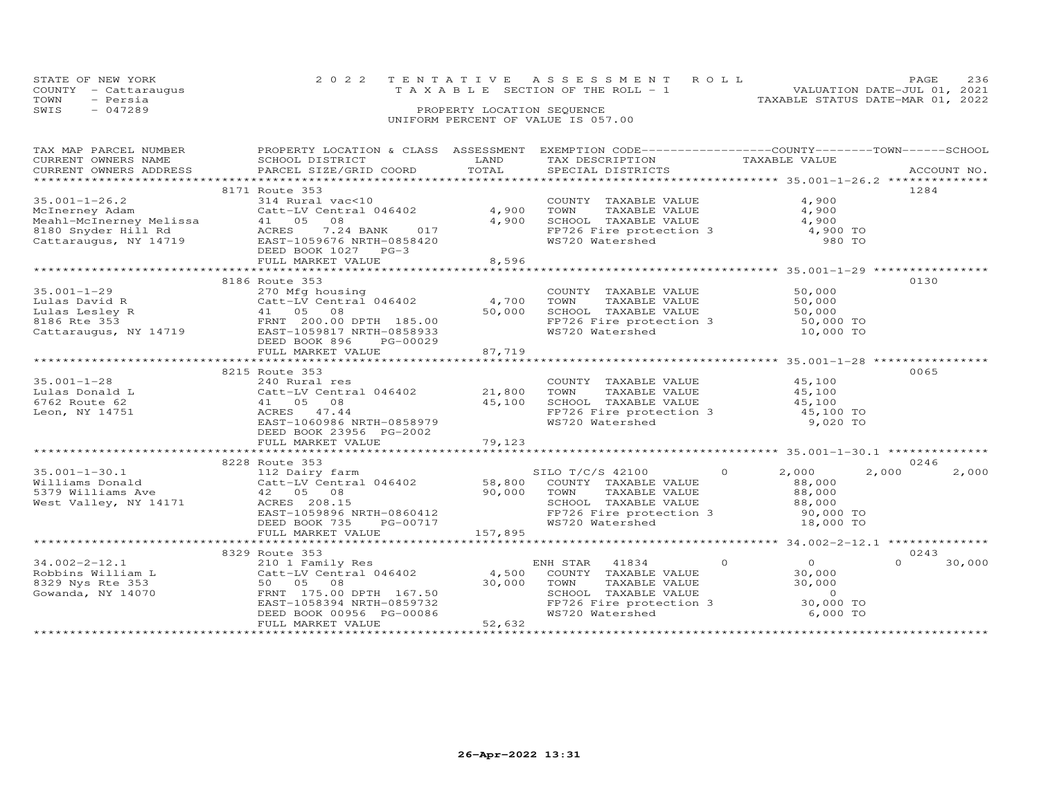STATE OF NEW YORK
COUNTY - Cattaraugus
TOWN - Persia
SWIS - 047289

2022 TENTATIVE ASSESSMENT ROLL
TAXABLE SECTION OF THE ROLL - 1
PROPERTY LOCATION SEQUENCE
UNIFORM PERCENT OF VALUE IS 057.00

VALUATION DATE-JUL 01, 2021
TAXABLE STATUS DATE-MAR 01, 2022

| TAX MAP PARCEL NUMBER / CURRENT OWNERS NAME / CURRENT OWNERS ADDRESS | PROPERTY LOCATION & CLASS / SCHOOL DISTRICT / PARCEL SIZE/GRID COORD | ASSESSMENT LAND | TOTAL | EXEMPTION CODE / TAX DESCRIPTION / SPECIAL DISTRICTS | COUNTY TAXABLE VALUE | TOWN | SCHOOL | ACCOUNT NO. |
|---|---|---|---|---|---|---|---|---|
| 35.001-1-26.2 | 8171 Route 353 | | | | | | | 1284 |
| McInerney Adam | 314 Rural vac<10 | | | COUNTY TAXABLE VALUE | 4,900 | | | |
| Meahl-McInerney Melissa | Catt-LV Central 046402 | 4,900 | | TOWN TAXABLE VALUE | 4,900 | | | |
| 8180 Snyder Hill Rd | 41 05 08 | | 4,900 | SCHOOL TAXABLE VALUE | 4,900 | | | |
| Cattaraugus, NY 14719 | ACRES 7.24 BANK 017 | | | FP726 Fire protection 3 | 4,900 TO | | | |
| | EAST-1059676 NRTH-0858420 | | | WS720 Watershed | 980 TO | | | |
| | DEED BOOK 1027 PG-3 | | | | | | | |
| | FULL MARKET VALUE | | 8,596 | | | | | |
| 35.001-1-29 | 8186 Route 353 | | | | | | | 0130 |
| Lulas David R | 270 Mfg housing | | | COUNTY TAXABLE VALUE | 50,000 | | | |
| Lulas Lesley R | Catt-LV Central 046402 | 4,700 | | TOWN TAXABLE VALUE | 50,000 | | | |
| 8186 Rte 353 | 41 05 08 | | 50,000 | SCHOOL TAXABLE VALUE | 50,000 | | | |
| Cattaraugus, NY 14719 | FRNT 200.00 DPTH 185.00 | | | FP726 Fire protection 3 | 50,000 TO | | | |
| | EAST-1059817 NRTH-0858933 | | | WS720 Watershed | 10,000 TO | | | |
| | DEED BOOK 896 PG-00029 | | | | | | | |
| | FULL MARKET VALUE | | 87,719 | | | | | |
| 35.001-1-28 | 8215 Route 353 | | | | | | | 0065 |
| Lulas Donald L | 240 Rural res | | | COUNTY TAXABLE VALUE | 45,100 | | | |
| 6762 Route 62 | Catt-LV Central 046402 | 21,800 | | TOWN TAXABLE VALUE | 45,100 | | | |
| Leon, NY 14751 | 41 05 08 | | 45,100 | SCHOOL TAXABLE VALUE | 45,100 | | | |
| | ACRES 47.44 | | | FP726 Fire protection 3 | 45,100 TO | | | |
| | EAST-1060986 NRTH-0858979 | | | WS720 Watershed | 9,020 TO | | | |
| | DEED BOOK 23956 PG-2002 | | | | | | | |
| | FULL MARKET VALUE | | 79,123 | | | | | |
| 35.001-1-30.1 | 8228 Route 353 | | | | | | | 0246 |
| Williams Donald | 112 Dairy farm | | | SILO T/C/S 42100 0 | 2,000 | 2,000 | 2,000 | |
| 5379 Williams Ave | Catt-LV Central 046402 | 58,800 | | COUNTY TAXABLE VALUE | 88,000 | | | |
| West Valley, NY 14171 | 42 05 08 | | 90,000 | TOWN TAXABLE VALUE | 88,000 | | | |
| | ACRES 208.15 | | | SCHOOL TAXABLE VALUE | 88,000 | | | |
| | EAST-1059896 NRTH-0860412 | | | FP726 Fire protection 3 | 90,000 TO | | | |
| | DEED BOOK 735 PG-00717 | | | WS720 Watershed | 18,000 TO | | | |
| | FULL MARKET VALUE | | 157,895 | | | | | |
| 34.002-2-12.1 | 8329 Route 353 | | | | | | | 0243 |
| Robbins William L | 210 1 Family Res | | | ENH STAR 41834 0 | 0 | 0 | 30,000 | |
| 8329 Nys Rte 353 | Catt-LV Central 046402 | 4,500 | | COUNTY TAXABLE VALUE | 30,000 | | | |
| Gowanda, NY 14070 | 50 05 08 | | 30,000 | TOWN TAXABLE VALUE | 30,000 | | | |
| | FRNT 175.00 DPTH 167.50 | | | SCHOOL TAXABLE VALUE | 0 | | | |
| | EAST-1058394 NRTH-0859732 | | | FP726 Fire protection 3 | 30,000 TO | | | |
| | DEED BOOK 00956 PG-00086 | | | WS720 Watershed | 6,000 TO | | | |
| | FULL MARKET VALUE | | 52,632 | | | | | |

26-Apr-2022 13:31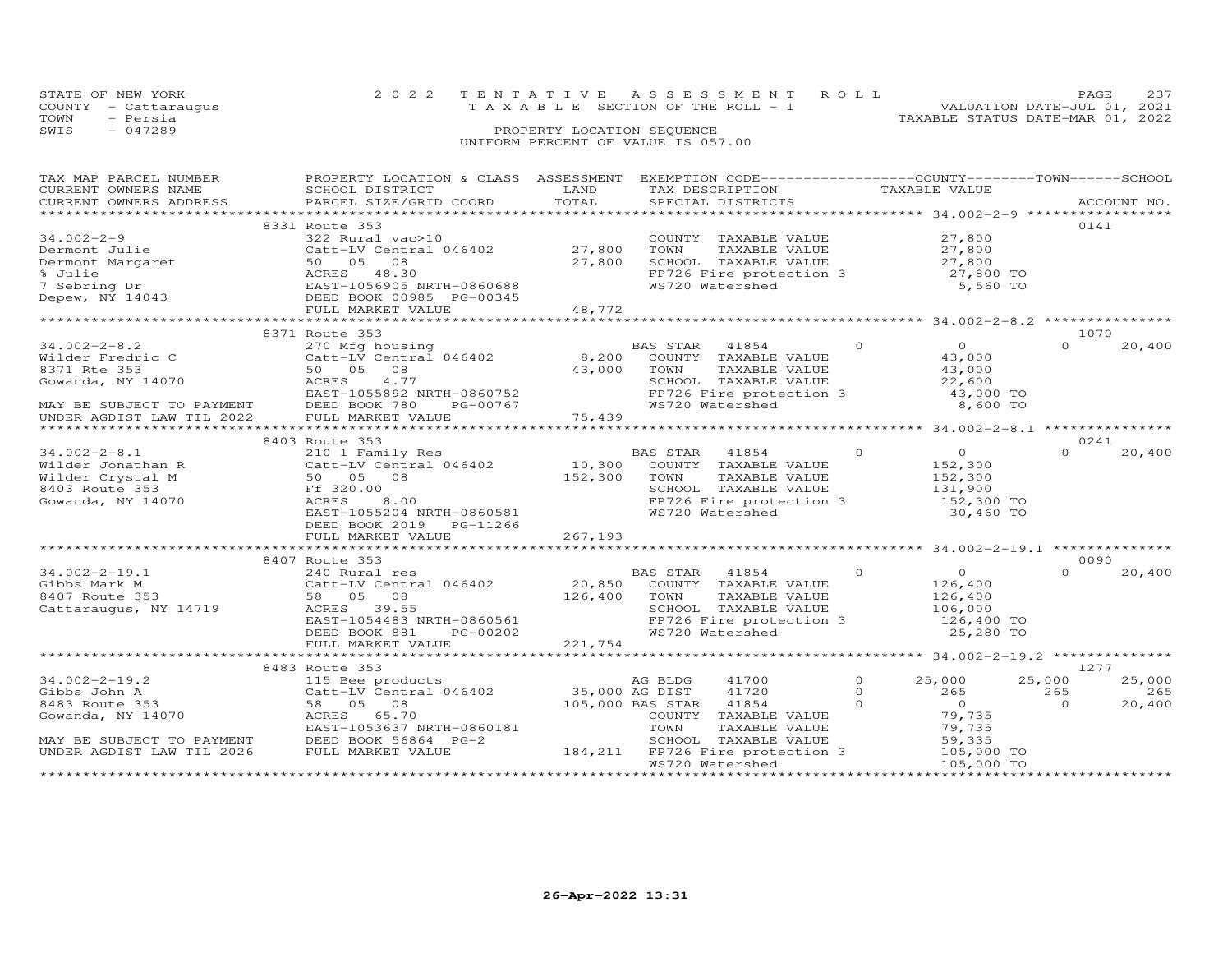STATE OF NEW YORK 2 0 2 2 T E N T A T I V E A S S E S S M E N T R O L L
COUNTY - Cattaraugus T A X A B L E SECTION OF THE ROLL - 1 VALUATION DATE-JUL 01, 2021
TOWN - Persia TAXABLE STATUS DATE-MAR 01, 2022
SWIS - 047289 PROPERTY LOCATION SEQUENCE
UNIFORM PERCENT OF VALUE IS 057.00

| TAX MAP PARCEL NUMBER / CURRENT OWNERS NAME / CURRENT OWNERS ADDRESS | PROPERTY LOCATION & CLASS / SCHOOL DISTRICT / PARCEL SIZE/GRID COORD | ASSESSMENT LAND / TOTAL | EXEMPTION CODE / TAX DESCRIPTION / SPECIAL DISTRICTS | | COUNTY TAXABLE VALUE | TOWN | SCHOOL / ACCOUNT NO. |
|---|---|---|---|---|---|---|---|
| | 8331 Route 353 | | | | | | 0141 |
| 34.002-2-9 | 322 Rural vac>10 | | COUNTY TAXABLE VALUE | | 27,800 | | |
| Dermont Julie | Catt-LV Central 046402 | 27,800 | TOWN TAXABLE VALUE | | 27,800 | | |
| Dermont Margaret | 50 05 08 | 27,800 | SCHOOL TAXABLE VALUE | | 27,800 | | |
| % Julie | ACRES 48.30 | | FP726 Fire protection 3 | | 27,800 TO | | |
| 7 Sebring Dr | EAST-1056905 NRTH-0860688 | | WS720 Watershed | | 5,560 TO | | |
| Depew, NY 14043 | DEED BOOK 00985 PG-00345 | | | | | | |
| | FULL MARKET VALUE | 48,772 | | | | | |
| | 8371 Route 353 | | | | | | 1070 |
| 34.002-2-8.2 | 270 Mfg housing | | BAS STAR 41854 | 0 | 0 | 0 | 20,400 |
| Wilder Fredric C | Catt-LV Central 046402 | 8,200 | COUNTY TAXABLE VALUE | | 43,000 | | |
| 8371 Rte 353 | 50 05 08 | 43,000 | TOWN TAXABLE VALUE | | 43,000 | | |
| Gowanda, NY 14070 | ACRES 4.77 | | SCHOOL TAXABLE VALUE | | 22,600 | | |
| | EAST-1055892 NRTH-0860752 | | FP726 Fire protection 3 | | 43,000 TO | | |
| MAY BE SUBJECT TO PAYMENT | DEED BOOK 780 PG-00767 | | WS720 Watershed | | 8,600 TO | | |
| UNDER AGDIST LAW TIL 2022 | FULL MARKET VALUE | 75,439 | | | | | |
| | 8403 Route 353 | | | | | | 0241 |
| 34.002-2-8.1 | 210 1 Family Res | | BAS STAR 41854 | 0 | 0 | 0 | 20,400 |
| Wilder Jonathan R | Catt-LV Central 046402 | 10,300 | COUNTY TAXABLE VALUE | | 152,300 | | |
| Wilder Crystal M | 50 05 08 | 152,300 | TOWN TAXABLE VALUE | | 152,300 | | |
| 8403 Route 353 | Ff 320.00 | | SCHOOL TAXABLE VALUE | | 131,900 | | |
| Gowanda, NY 14070 | ACRES 8.00 | | FP726 Fire protection 3 | | 152,300 TO | | |
| | EAST-1055204 NRTH-0860581 | | WS720 Watershed | | 30,460 TO | | |
| | DEED BOOK 2019 PG-11266 | | | | | | |
| | FULL MARKET VALUE | 267,193 | | | | | |
| | 8407 Route 353 | | | | | | 0090 |
| 34.002-2-19.1 | 240 Rural res | | BAS STAR 41854 | 0 | 0 | 0 | 20,400 |
| Gibbs Mark M | Catt-LV Central 046402 | 20,850 | COUNTY TAXABLE VALUE | | 126,400 | | |
| 8407 Route 353 | 58 05 08 | 126,400 | TOWN TAXABLE VALUE | | 126,400 | | |
| Cattaraugus, NY 14719 | ACRES 39.55 | | SCHOOL TAXABLE VALUE | | 106,000 | | |
| | EAST-1054483 NRTH-0860561 | | FP726 Fire protection 3 | | 126,400 TO | | |
| | DEED BOOK 881 PG-00202 | | WS720 Watershed | | 25,280 TO | | |
| | FULL MARKET VALUE | 221,754 | | | | | |
| | 8483 Route 353 | | | | | | 1277 |
| 34.002-2-19.2 | 115 Bee products | | AG BLDG 41700 | 0 | 25,000 | 25,000 | 25,000 |
| Gibbs John A | Catt-LV Central 046402 | 35,000 | AG DIST 41720 | 0 | 265 | 265 | 265 |
| 8483 Route 353 | 58 05 08 | 105,000 | BAS STAR 41854 | 0 | 0 | 0 | 20,400 |
| Gowanda, NY 14070 | ACRES 65.70 | | COUNTY TAXABLE VALUE | | 79,735 | | |
| | EAST-1053637 NRTH-0860181 | | TOWN TAXABLE VALUE | | 79,735 | | |
| MAY BE SUBJECT TO PAYMENT | DEED BOOK 56864 PG-2 | | SCHOOL TAXABLE VALUE | | 59,335 | | |
| UNDER AGDIST LAW TIL 2026 | FULL MARKET VALUE | 184,211 | FP726 Fire protection 3 | | 105,000 TO | | |
| | | | WS720 Watershed | | 105,000 TO | | |

26-Apr-2022 13:31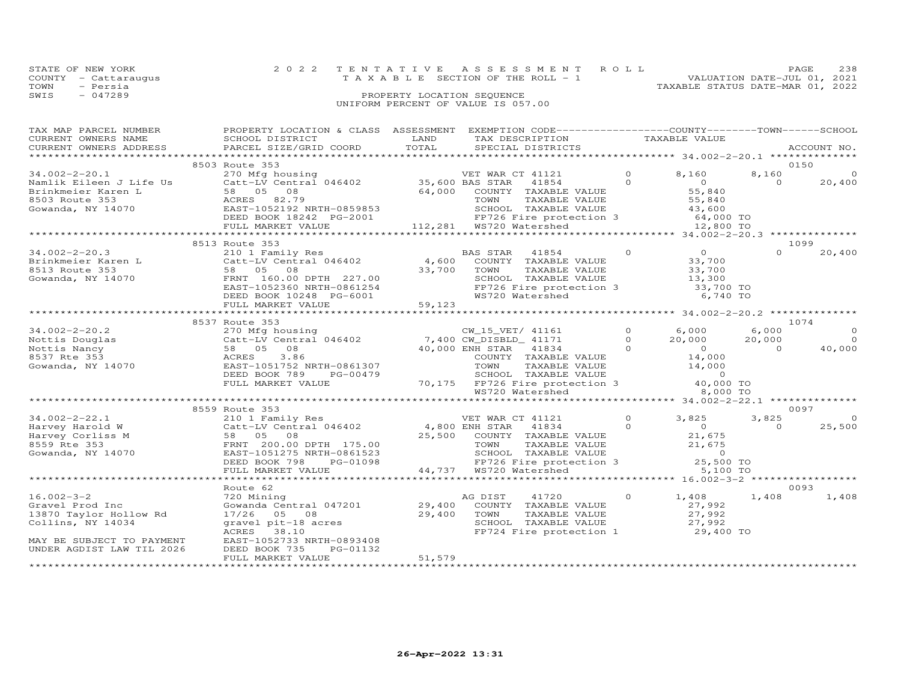STATE OF NEW YORK 2022 TENTATIVE ASSESSMENT ROLL
COUNTY - Cattaraugus T A X A B L E SECTION OF THE ROLL - 1 VALUATION DATE-JUL 01, 2021
TOWN - Persia TAXABLE STATUS DATE-MAR 01, 2022
SWIS - 047289 PROPERTY LOCATION SEQUENCE
UNIFORM PERCENT OF VALUE IS 057.00

| TAX MAP PARCEL NUMBER / CURRENT OWNERS NAME / CURRENT OWNERS ADDRESS | PROPERTY LOCATION & CLASS / SCHOOL DISTRICT / PARCEL SIZE/GRID COORD | ASSESSMENT LAND / TOTAL | EXEMPTION CODE / TAX DESCRIPTION / SPECIAL DISTRICTS | | COUNTY TAXABLE VALUE | TOWN | SCHOOL / ACCOUNT NO. |
|---|---|---|---|---|---|---|---|
| | 8503 Route 353 | | | | | | 0150 |
| 34.002-2-20.1 | 270 Mfg housing | | VET WAR CT 41121 | 0 | 8,160 | 8,160 | 0 |
| Namlik Eileen J Life Us | Catt-LV Central 046402 | 35,600 | BAS STAR 41854 | 0 | 0 | 0 | 20,400 |
| Brinkmeier Karen L | 58 05 08 | 64,000 | COUNTY TAXABLE VALUE | | 55,840 | | |
| 8503 Route 353 | ACRES 82.79 | | TOWN TAXABLE VALUE | | 55,840 | | |
| Gowanda, NY 14070 | EAST-1052192 NRTH-0859853 | | SCHOOL TAXABLE VALUE | | 43,600 | | |
| | DEED BOOK 18242 PG-2001 | | FP726 Fire protection 3 | | 64,000 TO | | |
| | FULL MARKET VALUE | 112,281 | WS720 Watershed | | 12,800 TO | | |
| | 8513 Route 353 | | | | | | 1099 |
| 34.002-2-20.3 | 210 1 Family Res | | BAS STAR 41854 | 0 | 0 | 0 | 20,400 |
| Brinkmeier Karen L | Catt-LV Central 046402 | 4,600 | COUNTY TAXABLE VALUE | | 33,700 | | |
| 8513 Route 353 | 58 05 08 | 33,700 | TOWN TAXABLE VALUE | | 33,700 | | |
| Gowanda, NY 14070 | FRNT 160.00 DPTH 227.00 | | SCHOOL TAXABLE VALUE | | 13,300 | | |
| | EAST-1052360 NRTH-0861254 | | FP726 Fire protection 3 | | 33,700 TO | | |
| | DEED BOOK 10248 PG-6001 | | WS720 Watershed | | 6,740 TO | | |
| | FULL MARKET VALUE | 59,123 | | | | | |
| | 8537 Route 353 | | | | | | 1074 |
| 34.002-2-20.2 | 270 Mfg housing | | CW_15_VET/ 41161 | 0 | 6,000 | 6,000 | 0 |
| Nottis Douglas | Catt-LV Central 046402 | 7,400 | CW_DISBLD_ 41171 | 0 | 20,000 | 20,000 | 0 |
| Nottis Nancy | 58 05 08 | 40,000 | ENH STAR 41834 | 0 | 0 | 0 | 40,000 |
| 8537 Rte 353 | ACRES 3.86 | | COUNTY TAXABLE VALUE | | 14,000 | | |
| Gowanda, NY 14070 | EAST-1051752 NRTH-0861307 | | TOWN TAXABLE VALUE | | 14,000 | | |
| | DEED BOOK 789 PG-00479 | | SCHOOL TAXABLE VALUE | | 0 | | |
| | FULL MARKET VALUE | 70,175 | FP726 Fire protection 3 | | 40,000 TO | | |
| | | | WS720 Watershed | | 8,000 TO | | |
| | 8559 Route 353 | | | | | | 0097 |
| 34.002-2-22.1 | 210 1 Family Res | | VET WAR CT 41121 | 0 | 3,825 | 3,825 | 0 |
| Harvey Harold W | Catt-LV Central 046402 | 4,800 | ENH STAR 41834 | 0 | 0 | 0 | 25,500 |
| Harvey Corliss M | 58 05 08 | 25,500 | COUNTY TAXABLE VALUE | | 21,675 | | |
| 8559 Rte 353 | FRNT 200.00 DPTH 175.00 | | TOWN TAXABLE VALUE | | 21,675 | | |
| Gowanda, NY 14070 | EAST-1051275 NRTH-0861523 | | SCHOOL TAXABLE VALUE | | 0 | | |
| | DEED BOOK 798 PG-01098 | | FP726 Fire protection 3 | | 25,500 TO | | |
| | FULL MARKET VALUE | 44,737 | WS720 Watershed | | 5,100 TO | | |
| | Route 62 | | | | | | 0093 |
| 16.002-3-2 | 720 Mining | | AG DIST 41720 | 0 | 1,408 | 1,408 | 1,408 |
| Gravel Prod Inc | Gowanda Central 047201 | 29,400 | COUNTY TAXABLE VALUE | | 27,992 | | |
| 13870 Taylor Hollow Rd | 17/26 05 08 | 29,400 | TOWN TAXABLE VALUE | | 27,992 | | |
| Collins, NY 14034 | gravel pit-18 acres | | SCHOOL TAXABLE VALUE | | 27,992 | | |
| | ACRES 38.10 | | FP724 Fire protection 1 | | 29,400 TO | | |
| MAY BE SUBJECT TO PAYMENT | EAST-1052733 NRTH-0893408 | | | | | | |
| UNDER AGDIST LAW TIL 2026 | DEED BOOK 735 PG-01132 | | | | | | |
| | FULL MARKET VALUE | 51,579 | | | | | |

26-Apr-2022 13:31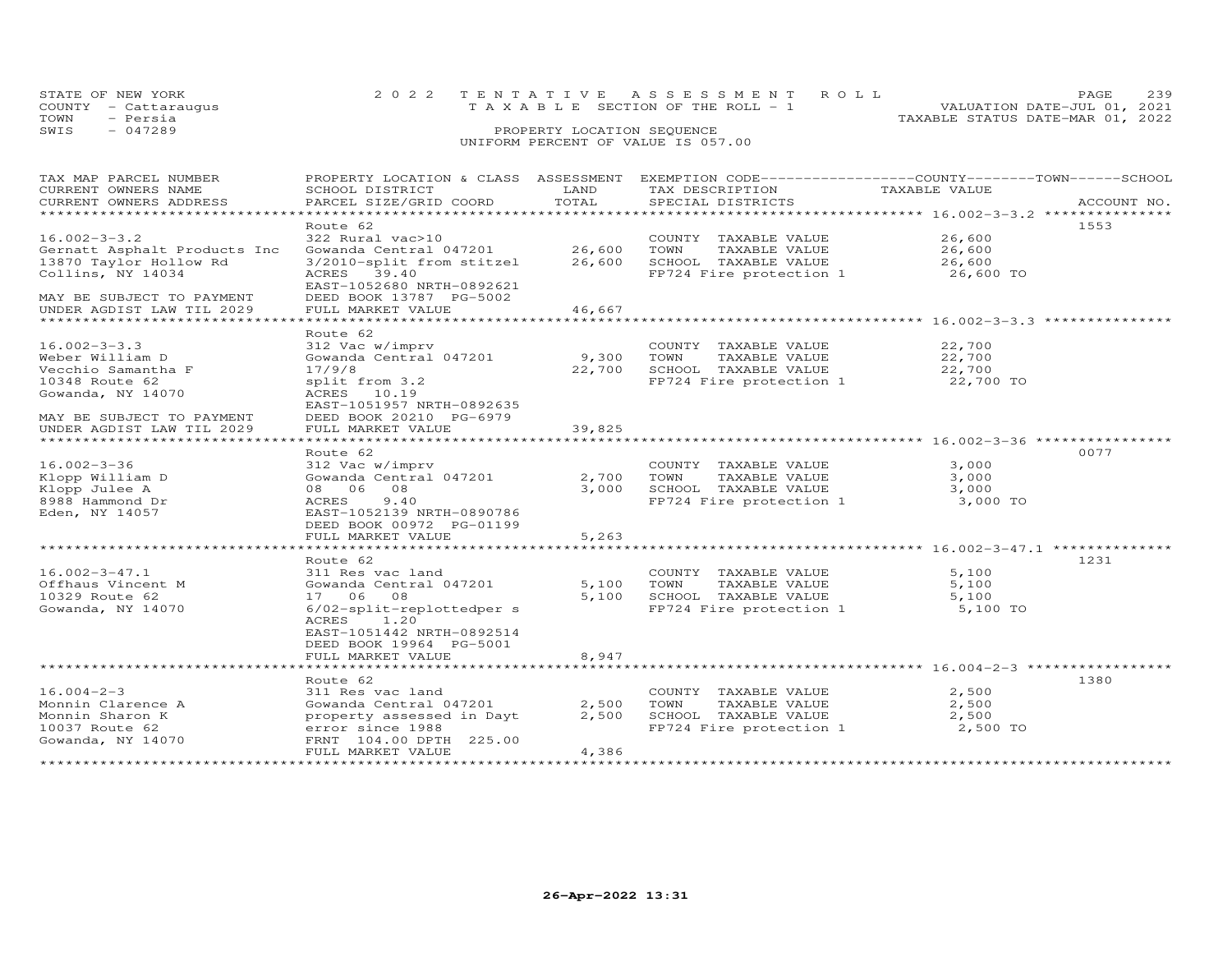STATE OF NEW YORK — 2022 TENTATIVE ASSESSMENT ROLL
COUNTY - Cattaraugus — TAXABLE SECTION OF THE ROLL - 1 — VALUATION DATE-JUL 01, 2021
TOWN - Persia — TAXABLE STATUS DATE-MAR 01, 2022
SWIS - 047289 — PROPERTY LOCATION SEQUENCE
UNIFORM PERCENT OF VALUE IS 057.00

| TAX MAP PARCEL NUMBER / CURRENT OWNERS NAME / CURRENT OWNERS ADDRESS | PROPERTY LOCATION & CLASS / SCHOOL DISTRICT / PARCEL SIZE/GRID COORD | ASSESSMENT LAND | TOTAL | EXEMPTION CODE / TAX DESCRIPTION / SPECIAL DISTRICTS | TAXABLE VALUE (COUNTY/TOWN/SCHOOL) | ACCOUNT NO. |
|---|---|---|---|---|---|---|
| **16.002-3-3.2** | Route 62 | | | | | 1553 |
| 16.002-3-3.2 | 322 Rural vac>10 | | | COUNTY TAXABLE VALUE | 26,600 | |
| Gernatt Asphalt Products Inc | Gowanda Central 047201 | 26,600 | | TOWN TAXABLE VALUE | 26,600 | |
| 13870 Taylor Hollow Rd | 3/2010-split from stitzel | | 26,600 | SCHOOL TAXABLE VALUE | 26,600 | |
| Collins, NY 14034 | ACRES 39.40 | | | FP724 Fire protection 1 | 26,600 TO | |
| | EAST-1052680 NRTH-0892621 | | | | | |
| MAY BE SUBJECT TO PAYMENT | DEED BOOK 13787 PG-5002 | | | | | |
| UNDER AGDIST LAW TIL 2029 | FULL MARKET VALUE | | 46,667 | | | |
| **16.002-3-3.3** | Route 62 | | | | | |
| 16.002-3-3.3 | 312 Vac w/imprv | | | COUNTY TAXABLE VALUE | 22,700 | |
| Weber William D | Gowanda Central 047201 | 9,300 | | TOWN TAXABLE VALUE | 22,700 | |
| Vecchio Samantha F | 17/9/8 | | 22,700 | SCHOOL TAXABLE VALUE | 22,700 | |
| 10348 Route 62 | split from 3.2 | | | FP724 Fire protection 1 | 22,700 TO | |
| Gowanda, NY 14070 | ACRES 10.19 | | | | | |
| | EAST-1051957 NRTH-0892635 | | | | | |
| MAY BE SUBJECT TO PAYMENT | DEED BOOK 20210 PG-6979 | | | | | |
| UNDER AGDIST LAW TIL 2029 | FULL MARKET VALUE | | 39,825 | | | |
| **16.002-3-36** | Route 62 | | | | | 0077 |
| 16.002-3-36 | 312 Vac w/imprv | | | COUNTY TAXABLE VALUE | 3,000 | |
| Klopp William D | Gowanda Central 047201 | 2,700 | | TOWN TAXABLE VALUE | 3,000 | |
| Klopp Julee A | 08 06 08 | | 3,000 | SCHOOL TAXABLE VALUE | 3,000 | |
| 8988 Hammond Dr | ACRES 9.40 | | | FP724 Fire protection 1 | 3,000 TO | |
| Eden, NY 14057 | EAST-1052139 NRTH-0890786 | | | | | |
| | DEED BOOK 00972 PG-01199 | | | | | |
| | FULL MARKET VALUE | | 5,263 | | | |
| **16.002-3-47.1** | Route 62 | | | | | 1231 |
| 16.002-3-47.1 | 311 Res vac land | | | COUNTY TAXABLE VALUE | 5,100 | |
| Offhaus Vincent M | Gowanda Central 047201 | 5,100 | | TOWN TAXABLE VALUE | 5,100 | |
| 10329 Route 62 | 17 06 08 | | 5,100 | SCHOOL TAXABLE VALUE | 5,100 | |
| Gowanda, NY 14070 | 6/02-split-replottedper s | | | FP724 Fire protection 1 | 5,100 TO | |
| | ACRES 1.20 | | | | | |
| | EAST-1051442 NRTH-0892514 | | | | | |
| | DEED BOOK 19964 PG-5001 | | | | | |
| | FULL MARKET VALUE | | 8,947 | | | |
| **16.004-2-3** | Route 62 | | | | | 1380 |
| 16.004-2-3 | 311 Res vac land | | | COUNTY TAXABLE VALUE | 2,500 | |
| Monnin Clarence A | Gowanda Central 047201 | 2,500 | | TOWN TAXABLE VALUE | 2,500 | |
| Monnin Sharon K | property assessed in Dayt | | 2,500 | SCHOOL TAXABLE VALUE | 2,500 | |
| 10037 Route 62 | error since 1988 | | | FP724 Fire protection 1 | 2,500 TO | |
| Gowanda, NY 14070 | FRNT 104.00 DPTH 225.00 | | | | | |
| | FULL MARKET VALUE | | 4,386 | | | |

26-Apr-2022 13:31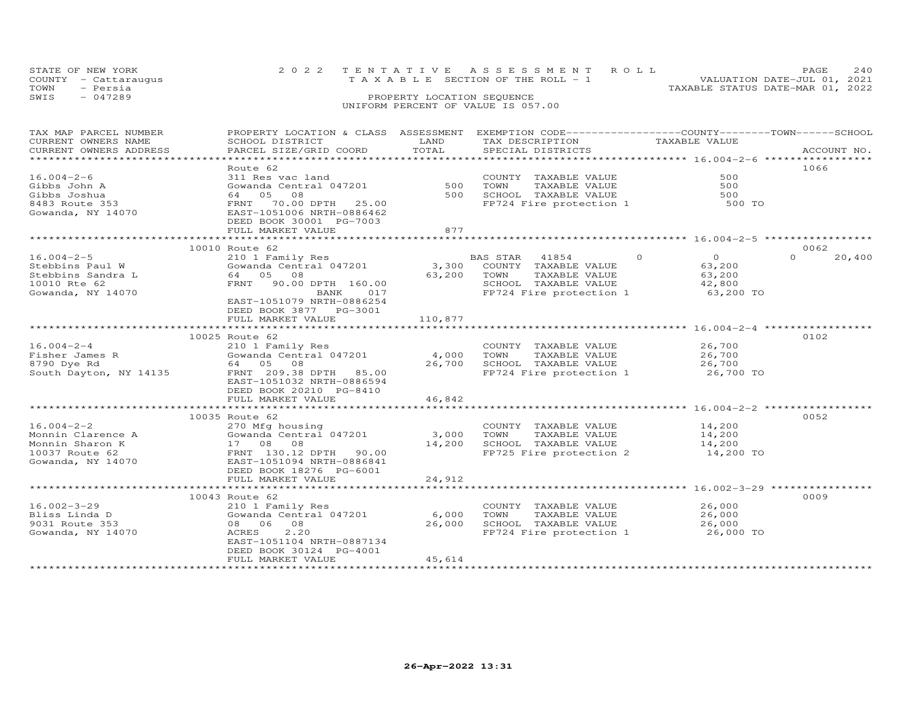STATE OF NEW YORK
COUNTY - Cattaraugus
TOWN - Persia
SWIS - 047289

# 2022 TENTATIVE ASSESSMENT ROLL
TAXABLE SECTION OF THE ROLL - 1

PROPERTY LOCATION SEQUENCE
UNIFORM PERCENT OF VALUE IS 057.00

VALUATION DATE-JUL 01, 2021
TAXABLE STATUS DATE-MAR 01, 2022

| TAX MAP PARCEL NUMBER / CURRENT OWNERS NAME / CURRENT OWNERS ADDRESS | PROPERTY LOCATION & CLASS / SCHOOL DISTRICT / PARCEL SIZE/GRID COORD | ASSESSMENT LAND / TOTAL | EXEMPTION CODE / TAX DESCRIPTION / SPECIAL DISTRICTS | COUNTY | TOWN | SCHOOL | ACCOUNT NO. |
|---|---|---|---|---|---|---|---|
| **16.004-2-6** | Route 62 | | | | | | 1066 |
| 16.004-2-6 | 311 Res vac land | | COUNTY TAXABLE VALUE | 500 | | | |
| Gibbs John A | Gowanda Central 047201 | 500 | TOWN TAXABLE VALUE | | 500 | | |
| Gibbs Joshua | 64 05 08 | 500 | SCHOOL TAXABLE VALUE | | | 500 | |
| 8483 Route 353 | FRNT 70.00 DPTH 25.00 | | FP724 Fire protection 1 | 500 TO | | | |
| Gowanda, NY 14070 | EAST-1051006 NRTH-0886462 | | | | | | |
| | DEED BOOK 30001 PG-7003 | | | | | | |
| | FULL MARKET VALUE | 877 | | | | | |
| **16.004-2-5** | 10010 Route 62 | | | | | | 0062 |
| 16.004-2-5 | 210 1 Family Res | | BAS STAR 41854 | 0 | 0 | 20,400 | |
| Stebbins Paul W | Gowanda Central 047201 | 3,300 | COUNTY TAXABLE VALUE | 63,200 | | | |
| Stebbins Sandra L | 64 05 08 | 63,200 | TOWN TAXABLE VALUE | | 63,200 | | |
| 10010 Rte 62 | FRNT 90.00 DPTH 160.00 | | SCHOOL TAXABLE VALUE | | | 42,800 | |
| Gowanda, NY 14070 | BANK 017 | | FP724 Fire protection 1 | 63,200 TO | | | |
| | EAST-1051079 NRTH-0886254 | | | | | | |
| | DEED BOOK 3877 PG-3001 | | | | | | |
| | FULL MARKET VALUE | 110,877 | | | | | |
| **16.004-2-4** | 10025 Route 62 | | | | | | 0102 |
| 16.004-2-4 | 210 1 Family Res | | COUNTY TAXABLE VALUE | 26,700 | | | |
| Fisher James R | Gowanda Central 047201 | 4,000 | TOWN TAXABLE VALUE | | 26,700 | | |
| 8790 Dye Rd | 64 05 08 | 26,700 | SCHOOL TAXABLE VALUE | | | 26,700 | |
| South Dayton, NY 14135 | FRNT 209.38 DPTH 85.00 | | FP724 Fire protection 1 | 26,700 TO | | | |
| | EAST-1051032 NRTH-0886594 | | | | | | |
| | DEED BOOK 20210 PG-8410 | | | | | | |
| | FULL MARKET VALUE | 46,842 | | | | | |
| **16.004-2-2** | 10035 Route 62 | | | | | | 0052 |
| 16.004-2-2 | 270 Mfg housing | | COUNTY TAXABLE VALUE | 14,200 | | | |
| Monnin Clarence A | Gowanda Central 047201 | 3,000 | TOWN TAXABLE VALUE | | 14,200 | | |
| Monnin Sharon K | 17 08 08 | 14,200 | SCHOOL TAXABLE VALUE | | | 14,200 | |
| 10037 Route 62 | FRNT 130.12 DPTH 90.00 | | FP725 Fire protection 2 | 14,200 TO | | | |
| Gowanda, NY 14070 | EAST-1051094 NRTH-0886841 | | | | | | |
| | DEED BOOK 18276 PG-6001 | | | | | | |
| | FULL MARKET VALUE | 24,912 | | | | | |
| **16.002-3-29** | 10043 Route 62 | | | | | | 0009 |
| 16.002-3-29 | 210 1 Family Res | | COUNTY TAXABLE VALUE | 26,000 | | | |
| Bliss Linda D | Gowanda Central 047201 | 6,000 | TOWN TAXABLE VALUE | | 26,000 | | |
| 9031 Route 353 | 08 06 08 | 26,000 | SCHOOL TAXABLE VALUE | | | 26,000 | |
| Gowanda, NY 14070 | ACRES 2.20 | | FP724 Fire protection 1 | 26,000 TO | | | |
| | EAST-1051104 NRTH-0887134 | | | | | | |
| | DEED BOOK 30124 PG-4001 | | | | | | |
| | FULL MARKET VALUE | 45,614 | | | | | |

26-Apr-2022 13:31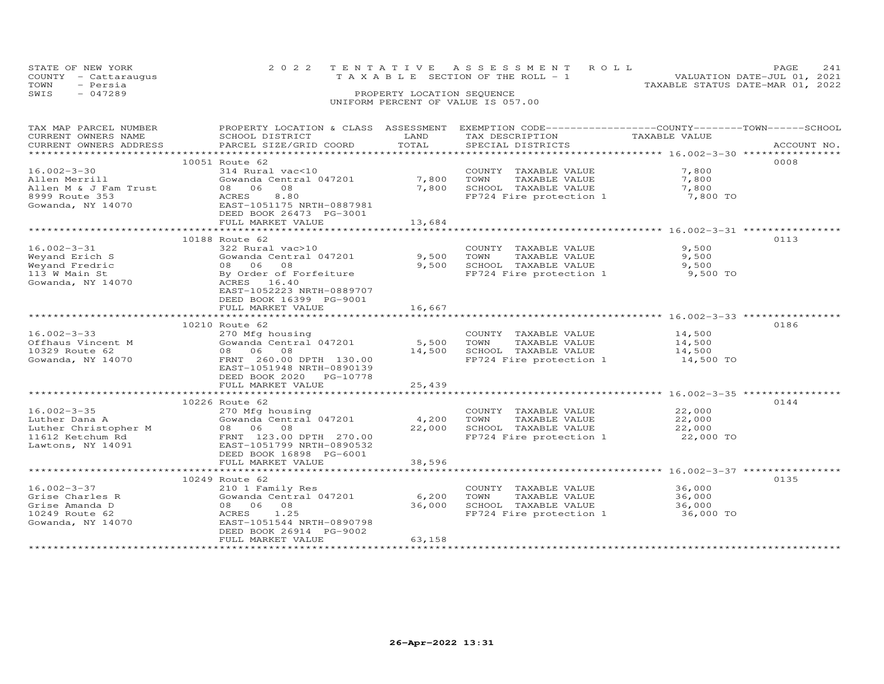STATE OF NEW YORK
COUNTY - Cattaraugus
TOWN - Persia
SWIS - 047289

2022 TENTATIVE ASSESSMENT ROLL
TAXABLE SECTION OF THE ROLL - 1
PROPERTY LOCATION SEQUENCE
UNIFORM PERCENT OF VALUE IS 057.00

VALUATION DATE-JUL 01, 2021
TAXABLE STATUS DATE-MAR 01, 2022

| TAX MAP PARCEL NUMBER / CURRENT OWNERS NAME / CURRENT OWNERS ADDRESS | PROPERTY LOCATION & CLASS / SCHOOL DISTRICT / PARCEL SIZE/GRID COORD | ASSESSMENT LAND | ASSESSMENT TOTAL | EXEMPTION CODE / TAX DESCRIPTION / SPECIAL DISTRICTS | TAXABLE VALUE | ACCOUNT NO. |
|---|---|---|---|---|---|---|
| 16.002-3-30 | 10051 Route 62 | | | | | 0008 |
| Allen Merrill | 314 Rural vac<10 | | | COUNTY TAXABLE VALUE | 7,800 | |
| Allen M & J Fam Trust | Gowanda Central 047201 | 7,800 | | TOWN TAXABLE VALUE | 7,800 | |
| 8999 Route 353 | 08 06 08 | | 7,800 | SCHOOL TAXABLE VALUE | 7,800 | |
| Gowanda, NY 14070 | ACRES 8.80 | | | FP724 Fire protection 1 | 7,800 TO | |
| | EAST-1051175 NRTH-0887981 | | | | | |
| | DEED BOOK 26473 PG-3001 | | | | | |
| | FULL MARKET VALUE | | 13,684 | | | |
| 16.002-3-31 | 10188 Route 62 | | | | | 0113 |
| Weyand Erich S | 322 Rural vac>10 | | | COUNTY TAXABLE VALUE | 9,500 | |
| Weyand Fredric | Gowanda Central 047201 | 9,500 | | TOWN TAXABLE VALUE | 9,500 | |
| 113 W Main St | 08 06 08 | | 9,500 | SCHOOL TAXABLE VALUE | 9,500 | |
| Gowanda, NY 14070 | By Order of Forfeiture | | | FP724 Fire protection 1 | 9,500 TO | |
| | ACRES 16.40 | | | | | |
| | EAST-1052223 NRTH-0889707 | | | | | |
| | DEED BOOK 16399 PG-9001 | | | | | |
| | FULL MARKET VALUE | | 16,667 | | | |
| 16.002-3-33 | 10210 Route 62 | | | | | 0186 |
| Offhaus Vincent M | 270 Mfg housing | | | COUNTY TAXABLE VALUE | 14,500 | |
| 10329 Route 62 | Gowanda Central 047201 | 5,500 | | TOWN TAXABLE VALUE | 14,500 | |
| Gowanda, NY 14070 | 08 06 08 | | 14,500 | SCHOOL TAXABLE VALUE | 14,500 | |
| | FRNT 260.00 DPTH 130.00 | | | FP724 Fire protection 1 | 14,500 TO | |
| | EAST-1051948 NRTH-0890139 | | | | | |
| | DEED BOOK 2020 PG-10778 | | | | | |
| | FULL MARKET VALUE | | 25,439 | | | |
| 16.002-3-35 | 10226 Route 62 | | | | | 0144 |
| Luther Dana A | 270 Mfg housing | | | COUNTY TAXABLE VALUE | 22,000 | |
| Luther Christopher M | Gowanda Central 047201 | 4,200 | | TOWN TAXABLE VALUE | 22,000 | |
| 11612 Ketchum Rd | 08 06 08 | | 22,000 | SCHOOL TAXABLE VALUE | 22,000 | |
| Lawtons, NY 14091 | FRNT 123.00 DPTH 270.00 | | | FP724 Fire protection 1 | 22,000 TO | |
| | EAST-1051799 NRTH-0890532 | | | | | |
| | DEED BOOK 16898 PG-6001 | | | | | |
| | FULL MARKET VALUE | | 38,596 | | | |
| 16.002-3-37 | 10249 Route 62 | | | | | 0135 |
| Grise Charles R | 210 1 Family Res | | | COUNTY TAXABLE VALUE | 36,000 | |
| Grise Amanda D | Gowanda Central 047201 | 6,200 | | TOWN TAXABLE VALUE | 36,000 | |
| 10249 Route 62 | 08 06 08 | | 36,000 | SCHOOL TAXABLE VALUE | 36,000 | |
| Gowanda, NY 14070 | ACRES 1.25 | | | FP724 Fire protection 1 | 36,000 TO | |
| | EAST-1051544 NRTH-0890798 | | | | | |
| | DEED BOOK 26914 PG-9002 | | | | | |
| | FULL MARKET VALUE | | 63,158 | | | |

26-Apr-2022 13:31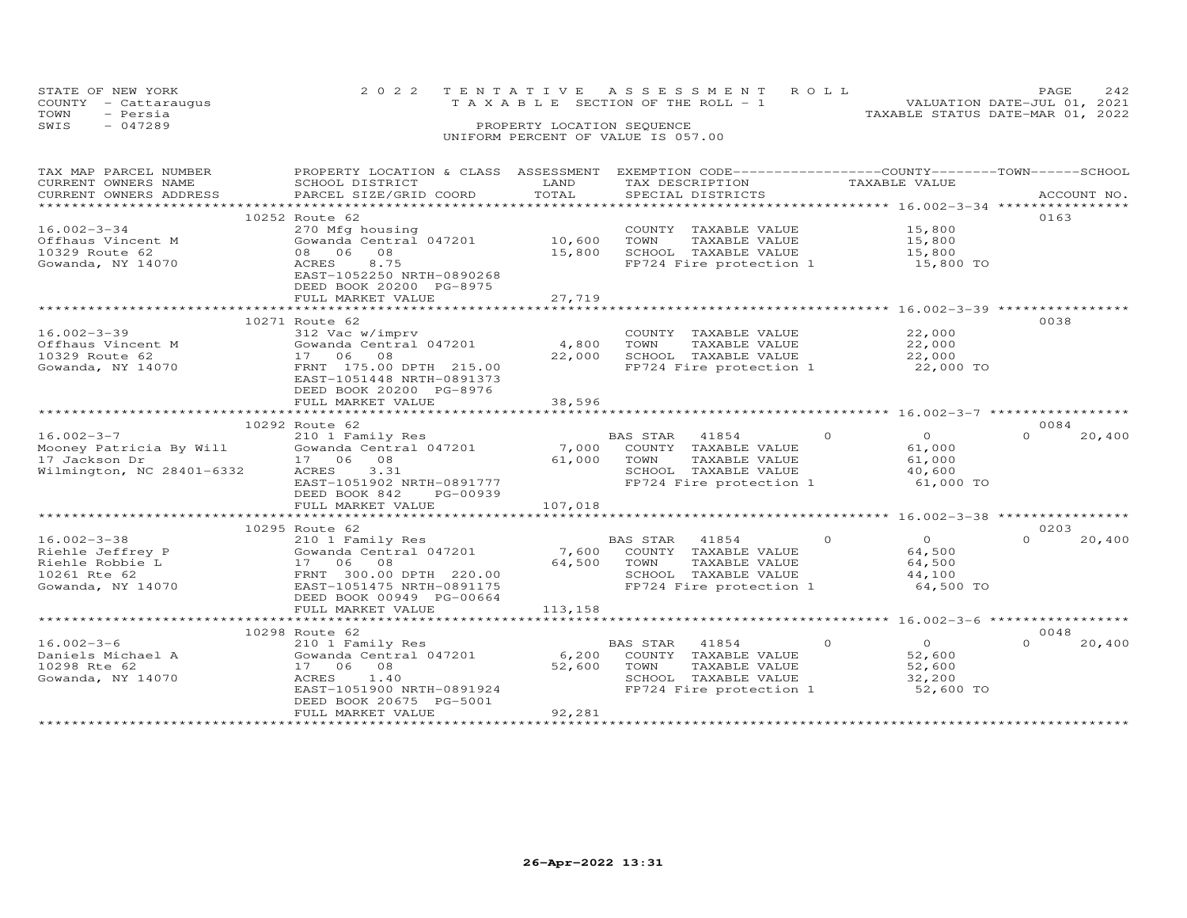STATE OF NEW YORK
COUNTY - Cattaraugus
TOWN - Persia
SWIS - 047289

2022 TENTATIVE ASSESSMENT ROLL
TAXABLE SECTION OF THE ROLL - 1
PROPERTY LOCATION SEQUENCE
UNIFORM PERCENT OF VALUE IS 057.00

VALUATION DATE-JUL 01, 2021
TAXABLE STATUS DATE-MAR 01, 2022

| TAX MAP PARCEL NUMBER / CURRENT OWNERS NAME / CURRENT OWNERS ADDRESS | PROPERTY LOCATION & CLASS / SCHOOL DISTRICT / PARCEL SIZE/GRID COORD | ASSESSMENT LAND | TOTAL | EXEMPTION CODE / TAX DESCRIPTION / SPECIAL DISTRICTS | COUNTY | TOWN | SCHOOL | TAXABLE VALUE | ACCOUNT NO. |
|---|---|---|---|---|---|---|---|---|---|
| **16.002-3-34** | 10252 Route 62 | | | | | | | | 0163 |
| Offhaus Vincent M | 270 Mfg housing | | | COUNTY TAXABLE VALUE | | | | 15,800 | |
| 10329 Route 62 | Gowanda Central 047201 | 10,600 | | TOWN TAXABLE VALUE | | | | 15,800 | |
| Gowanda, NY 14070 | 08 06 08 | | 15,800 | SCHOOL TAXABLE VALUE | | | | 15,800 | |
| | ACRES 8.75 | | | FP724 Fire protection 1 | | | | 15,800 TO | |
| | EAST-1052250 NRTH-0890268 | | | | | | | | |
| | DEED BOOK 20200 PG-8975 | | | | | | | | |
| | FULL MARKET VALUE | | 27,719 | | | | | | |
| **16.002-3-39** | 10271 Route 62 | | | | | | | | 0038 |
| Offhaus Vincent M | 312 Vac w/imprv | | | COUNTY TAXABLE VALUE | | | | 22,000 | |
| 10329 Route 62 | Gowanda Central 047201 | 4,800 | | TOWN TAXABLE VALUE | | | | 22,000 | |
| Gowanda, NY 14070 | 17 06 08 | | 22,000 | SCHOOL TAXABLE VALUE | | | | 22,000 | |
| | FRNT 175.00 DPTH 215.00 | | | FP724 Fire protection 1 | | | | 22,000 TO | |
| | EAST-1051448 NRTH-0891373 | | | | | | | | |
| | DEED BOOK 20200 PG-8976 | | | | | | | | |
| | FULL MARKET VALUE | | 38,596 | | | | | | |
| **16.002-3-7** | 10292 Route 62 | | | | | | | | 0084 |
| Mooney Patricia By Will | 210 1 Family Res | | | BAS STAR 41854 | 0 | 0 | 20,400 | | |
| 17 Jackson Dr | Gowanda Central 047201 | 7,000 | | COUNTY TAXABLE VALUE | | | | 61,000 | |
| Wilmington, NC 28401-6332 | 17 06 08 | | 61,000 | TOWN TAXABLE VALUE | | | | 61,000 | |
| | ACRES 3.31 | | | SCHOOL TAXABLE VALUE | | | | 40,600 | |
| | EAST-1051902 NRTH-0891777 | | | FP724 Fire protection 1 | | | | 61,000 TO | |
| | DEED BOOK 842 PG-00939 | | | | | | | | |
| | FULL MARKET VALUE | | 107,018 | | | | | | |
| **16.002-3-38** | 10295 Route 62 | | | | | | | | 0203 |
| Riehle Jeffrey P | 210 1 Family Res | | | BAS STAR 41854 | 0 | 0 | 20,400 | | |
| Riehle Robbie L | Gowanda Central 047201 | 7,600 | | COUNTY TAXABLE VALUE | | | | 64,500 | |
| 10261 Rte 62 | 17 06 08 | | 64,500 | TOWN TAXABLE VALUE | | | | 64,500 | |
| Gowanda, NY 14070 | FRNT 300.00 DPTH 220.00 | | | SCHOOL TAXABLE VALUE | | | | 44,100 | |
| | EAST-1051475 NRTH-0891175 | | | FP724 Fire protection 1 | | | | 64,500 TO | |
| | DEED BOOK 00949 PG-00664 | | | | | | | | |
| | FULL MARKET VALUE | | 113,158 | | | | | | |
| **16.002-3-6** | 10298 Route 62 | | | | | | | | 0048 |
| Daniels Michael A | 210 1 Family Res | | | BAS STAR 41854 | 0 | 0 | 20,400 | | |
| 10298 Rte 62 | Gowanda Central 047201 | 6,200 | | COUNTY TAXABLE VALUE | | | | 52,600 | |
| Gowanda, NY 14070 | 17 06 08 | | 52,600 | TOWN TAXABLE VALUE | | | | 52,600 | |
| | ACRES 1.40 | | | SCHOOL TAXABLE VALUE | | | | 32,200 | |
| | EAST-1051900 NRTH-0891924 | | | FP724 Fire protection 1 | | | | 52,600 TO | |
| | DEED BOOK 20675 PG-5001 | | | | | | | | |
| | FULL MARKET VALUE | | 92,281 | | | | | | |

26-Apr-2022 13:31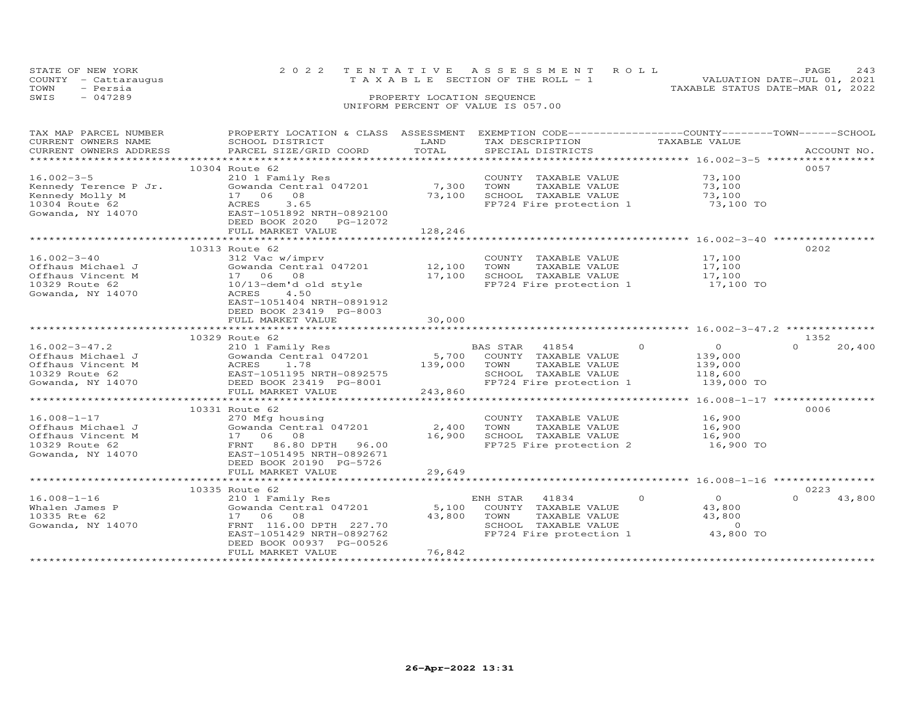STATE OF NEW YORK — 2022 TENTATIVE ASSESSMENT ROLL — VALUATION DATE-JUL 01, 2021
COUNTY - Cattaraugus — TAXABLE SECTION OF THE ROLL - 1 — TAXABLE STATUS DATE-MAR 01, 2022
TOWN - Persia — PROPERTY LOCATION SEQUENCE
SWIS - 047289 — UNIFORM PERCENT OF VALUE IS 057.00

| TAX MAP PARCEL NUMBER / CURRENT OWNERS NAME / CURRENT OWNERS ADDRESS | PROPERTY LOCATION & CLASS / SCHOOL DISTRICT / PARCEL SIZE/GRID COORD | ASSESSMENT LAND | TOTAL | EXEMPTION CODE / TAX DESCRIPTION / SPECIAL DISTRICTS | COUNTY | TOWN | SCHOOL | TAXABLE VALUE | ACCOUNT NO. |
|---|---|---|---|---|---|---|---|---|---|
| **16.002-3-5** | 10304 Route 62 | | | | | | | | 0057 |
| Kennedy Terence P Jr. | 210 1 Family Res | | | COUNTY TAXABLE VALUE | | | | 73,100 | |
| Kennedy Molly M | Gowanda Central 047201 | 7,300 | | TOWN TAXABLE VALUE | | | | 73,100 | |
| 10304 Route 62 | 17 06 08 | | 73,100 | SCHOOL TAXABLE VALUE | | | | 73,100 | |
| Gowanda, NY 14070 | ACRES 3.65 | | | FP724 Fire protection 1 | | | | 73,100 TO | |
| | EAST-1051892 NRTH-0892100 | | | | | | | | |
| | DEED BOOK 2020 PG-12072 | | | | | | | | |
| | FULL MARKET VALUE | | 128,246 | | | | | | |
| **16.002-3-40** | 10313 Route 62 | | | | | | | | 0202 |
| Offhaus Michael J | 312 Vac w/imprv | | | COUNTY TAXABLE VALUE | | | | 17,100 | |
| Offhaus Vincent M | Gowanda Central 047201 | 12,100 | | TOWN TAXABLE VALUE | | | | 17,100 | |
| 10329 Route 62 | 17 06 08 | | 17,100 | SCHOOL TAXABLE VALUE | | | | 17,100 | |
| Gowanda, NY 14070 | 10/13-dem'd old style | | | FP724 Fire protection 1 | | | | 17,100 TO | |
| | ACRES 4.50 | | | | | | | | |
| | EAST-1051404 NRTH-0891912 | | | | | | | | |
| | DEED BOOK 23419 PG-8003 | | | | | | | | |
| | FULL MARKET VALUE | | 30,000 | | | | | | |
| **16.002-3-47.2** | 10329 Route 62 | | | | | | | | 1352 |
| Offhaus Michael J | 210 1 Family Res | | | BAS STAR 41854 | 0 | 0 | 20,400 | | |
| Offhaus Vincent M | Gowanda Central 047201 | 5,700 | | COUNTY TAXABLE VALUE | | | | 139,000 | |
| 10329 Route 62 | ACRES 1.78 | | 139,000 | TOWN TAXABLE VALUE | | | | 139,000 | |
| Gowanda, NY 14070 | EAST-1051195 NRTH-0892575 | | | SCHOOL TAXABLE VALUE | | | | 118,600 | |
| | DEED BOOK 23419 PG-8001 | | | FP724 Fire protection 1 | | | | 139,000 TO | |
| | FULL MARKET VALUE | | 243,860 | | | | | | |
| **16.008-1-17** | 10331 Route 62 | | | | | | | | 0006 |
| Offhaus Michael J | 270 Mfg housing | | | COUNTY TAXABLE VALUE | | | | 16,900 | |
| Offhaus Vincent M | Gowanda Central 047201 | 2,400 | | TOWN TAXABLE VALUE | | | | 16,900 | |
| 10329 Route 62 | 17 06 08 | | 16,900 | SCHOOL TAXABLE VALUE | | | | 16,900 | |
| Gowanda, NY 14070 | FRNT 86.80 DPTH 96.00 | | | FP725 Fire protection 2 | | | | 16,900 TO | |
| | EAST-1051495 NRTH-0892671 | | | | | | | | |
| | DEED BOOK 20190 PG-5726 | | | | | | | | |
| | FULL MARKET VALUE | | 29,649 | | | | | | |
| **16.008-1-16** | 10335 Route 62 | | | | | | | | 0223 |
| Whalen James P | 210 1 Family Res | | | ENH STAR 41834 | 0 | 0 | 43,800 | | |
| 10335 Rte 62 | Gowanda Central 047201 | 5,100 | | COUNTY TAXABLE VALUE | | | | 43,800 | |
| Gowanda, NY 14070 | 17 06 08 | | 43,800 | TOWN TAXABLE VALUE | | | | 43,800 | |
| | FRNT 116.00 DPTH 227.70 | | | SCHOOL TAXABLE VALUE | | | | 0 | |
| | EAST-1051429 NRTH-0892762 | | | FP724 Fire protection 1 | | | | 43,800 TO | |
| | DEED BOOK 00937 PG-00526 | | | | | | | | |
| | FULL MARKET VALUE | | 76,842 | | | | | | |

26-Apr-2022 13:31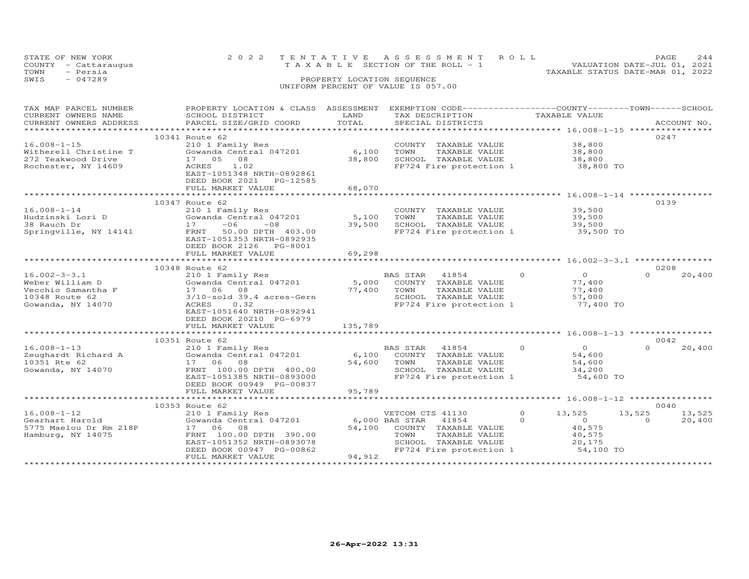STATE OF NEW YORK
COUNTY - Cattaraugus
TOWN - Persia
SWIS - 047289

2022 TENTATIVE ASSESSMENT ROLL
TAXABLE SECTION OF THE ROLL - 1
PROPERTY LOCATION SEQUENCE
UNIFORM PERCENT OF VALUE IS 057.00

VALUATION DATE-JUL 01, 2021
TAXABLE STATUS DATE-MAR 01, 2022

| TAX MAP PARCEL NUMBER / CURRENT OWNERS NAME / CURRENT OWNERS ADDRESS | PROPERTY LOCATION & CLASS / SCHOOL DISTRICT / PARCEL SIZE/GRID COORD | ASSESSMENT LAND / TOTAL | EXEMPTION CODE / TAX DESCRIPTION / SPECIAL DISTRICTS | COUNTY | TOWN | SCHOOL | ACCOUNT NO. |
|---|---|---|---|---|---|---|---|
| **16.008-1-15** | 10341 Route 62 | | | | | | 0247 |
| Witherell Christine T | 210 1 Family Res | | COUNTY TAXABLE VALUE | 38,800 | | | |
| 272 Teakwood Drive | Gowanda Central 047201 | 6,100 | TOWN TAXABLE VALUE | | 38,800 | | |
| Rochester, NY 14609 | 17 05 08 | 38,800 | SCHOOL TAXABLE VALUE | | | 38,800 | |
| | ACRES 1.02 | | FP724 Fire protection 1 | 38,800 TO | | | |
| | EAST-1051348 NRTH-0892861 | | | | | | |
| | DEED BOOK 2021 PG-12585 | | | | | | |
| | FULL MARKET VALUE | 68,070 | | | | | |
| **16.008-1-14** | 10347 Route 62 | | | | | | 0139 |
| Hudzinski Lori D | 210 1 Family Res | | COUNTY TAXABLE VALUE | 39,500 | | | |
| 38 Rauch Dr | Gowanda Central 047201 | 5,100 | TOWN TAXABLE VALUE | | 39,500 | | |
| Springville, NY 14141 | 17 -06 -08 | 39,500 | SCHOOL TAXABLE VALUE | | | 39,500 | |
| | FRNT 50.00 DPTH 403.00 | | FP724 Fire protection 1 | 39,500 TO | | | |
| | EAST-1051353 NRTH-0892935 | | | | | | |
| | DEED BOOK 2126 PG-8001 | | | | | | |
| | FULL MARKET VALUE | 69,298 | | | | | |
| **16.002-3-3.1** | 10348 Route 62 | | | | | | 0208 |
| Weber William D | 210 1 Family Res | | BAS STAR 41854 | 0 | 0 | 20,400 | |
| Vecchio Samantha F | Gowanda Central 047201 | 5,000 | COUNTY TAXABLE VALUE | 77,400 | | | |
| 10348 Route 62 | 17 06 08 | 77,400 | TOWN TAXABLE VALUE | | 77,400 | | |
| Gowanda, NY 14070 | 3/10-sold 39.4 acres-Gern | | SCHOOL TAXABLE VALUE | | | 57,000 | |
| | ACRES 0.32 | | FP724 Fire protection 1 | 77,400 TO | | | |
| | EAST-1051640 NRTH-0892941 | | | | | | |
| | DEED BOOK 20210 PG-6979 | | | | | | |
| | FULL MARKET VALUE | 135,789 | | | | | |
| **16.008-1-13** | 10351 Route 62 | | | | | | 0042 |
| Zeughardt Richard A | 210 1 Family Res | | BAS STAR 41854 | 0 | 0 | 20,400 | |
| 10351 Rte 62 | Gowanda Central 047201 | 6,100 | COUNTY TAXABLE VALUE | 54,600 | | | |
| Gowanda, NY 14070 | 17 06 08 | 54,600 | TOWN TAXABLE VALUE | | 54,600 | | |
| | FRNT 100.00 DPTH 400.00 | | SCHOOL TAXABLE VALUE | | | 34,200 | |
| | EAST-1051385 NRTH-0893000 | | FP724 Fire protection 1 | 54,600 TO | | | |
| | DEED BOOK 00949 PG-00837 | | | | | | |
| | FULL MARKET VALUE | 95,789 | | | | | |
| **16.008-1-12** | 10353 Route 62 | | | | | | 0040 |
| Gearhart Harold | 210 1 Family Res | | VETCOM CTS 41130 | 13,525 | 13,525 | 13,525 | |
| 5775 Maelou Dr Rm 218P | Gowanda Central 047201 | 6,000 | BAS STAR 41854 | 0 | 0 | 20,400 | |
| Hamburg, NY 14075 | 17 06 08 | 54,100 | COUNTY TAXABLE VALUE | 40,575 | | | |
| | FRNT 100.00 DPTH 390.00 | | TOWN TAXABLE VALUE | | 40,575 | | |
| | EAST-1051352 NRTH-0893078 | | SCHOOL TAXABLE VALUE | | | 20,175 | |
| | DEED BOOK 00947 PG-00862 | | FP724 Fire protection 1 | 54,100 TO | | | |
| | FULL MARKET VALUE | 94,912 | | | | | |

26-Apr-2022 13:31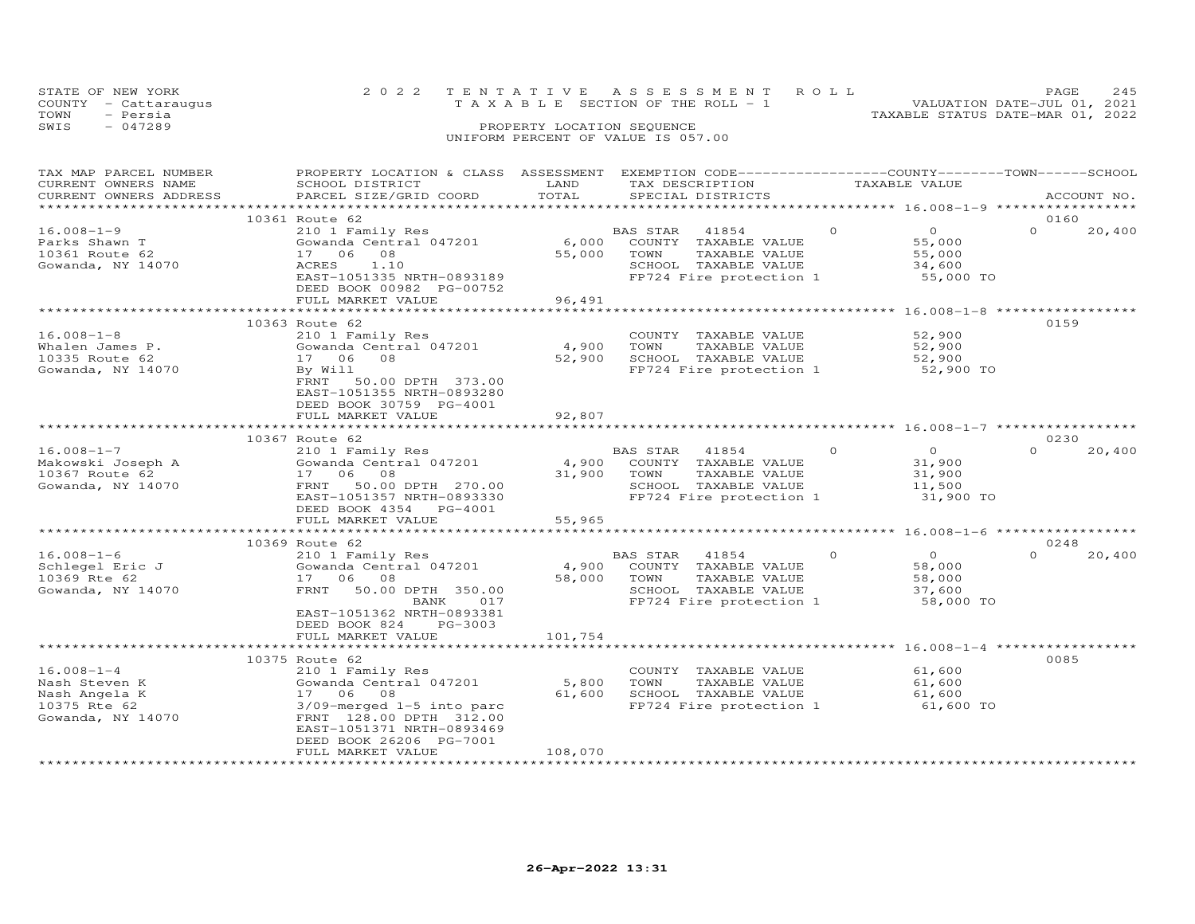STATE OF NEW YORK — 2022 TENTATIVE ASSESSMENT ROLL — TAXABLE SECTION OF THE ROLL - 1
COUNTY - Cattaraugus — VALUATION DATE-JUL 01, 2021
TOWN - Persia — TAXABLE STATUS DATE-MAR 01, 2022
SWIS - 047289 — PROPERTY LOCATION SEQUENCE
UNIFORM PERCENT OF VALUE IS 057.00

| TAX MAP PARCEL NUMBER / CURRENT OWNERS NAME / CURRENT OWNERS ADDRESS | PROPERTY LOCATION & CLASS / SCHOOL DISTRICT / PARCEL SIZE/GRID COORD | ASSESSMENT LAND | TOTAL | EXEMPTION CODE / TAX DESCRIPTION / SPECIAL DISTRICTS | COUNTY TAXABLE VALUE | TOWN | SCHOOL | ACCOUNT NO. |
|---|---|---|---|---|---|---|---|---|
| | 10361 Route 62 | | | | | | | 0160 |
| 16.008-1-9 | 210 1 Family Res | | | BAS STAR 41854 | 0 | 0 | 0 | 20,400 |
| Parks Shawn T | Gowanda Central 047201 | 6,000 | | COUNTY TAXABLE VALUE | 55,000 | | | |
| 10361 Route 62 | 17 06 08 | | 55,000 | TOWN TAXABLE VALUE | 55,000 | | | |
| Gowanda, NY 14070 | ACRES 1.10 | | | SCHOOL TAXABLE VALUE | 34,600 | | | |
| | EAST-1051335 NRTH-0893189 | | | FP724 Fire protection 1 | 55,000 TO | | | |
| | DEED BOOK 00982 PG-00752 | | | | | | | |
| | FULL MARKET VALUE | | 96,491 | | | | | |
| | 10363 Route 62 | | | | | | | 0159 |
| 16.008-1-8 | 210 1 Family Res | | | COUNTY TAXABLE VALUE | 52,900 | | | |
| Whalen James P. | Gowanda Central 047201 | 4,900 | | TOWN TAXABLE VALUE | 52,900 | | | |
| 10335 Route 62 | 17 06 08 | | 52,900 | SCHOOL TAXABLE VALUE | 52,900 | | | |
| Gowanda, NY 14070 | By Will | | | FP724 Fire protection 1 | 52,900 TO | | | |
| | FRNT 50.00 DPTH 373.00 | | | | | | | |
| | EAST-1051355 NRTH-0893280 | | | | | | | |
| | DEED BOOK 30759 PG-4001 | | | | | | | |
| | FULL MARKET VALUE | | 92,807 | | | | | |
| | 10367 Route 62 | | | | | | | 0230 |
| 16.008-1-7 | 210 1 Family Res | | | BAS STAR 41854 | 0 | 0 | 0 | 20,400 |
| Makowski Joseph A | Gowanda Central 047201 | 4,900 | | COUNTY TAXABLE VALUE | 31,900 | | | |
| 10367 Route 62 | 17 06 08 | | 31,900 | TOWN TAXABLE VALUE | 31,900 | | | |
| Gowanda, NY 14070 | FRNT 50.00 DPTH 270.00 | | | SCHOOL TAXABLE VALUE | 11,500 | | | |
| | EAST-1051357 NRTH-0893330 | | | FP724 Fire protection 1 | 31,900 TO | | | |
| | DEED BOOK 4354 PG-4001 | | | | | | | |
| | FULL MARKET VALUE | | 55,965 | | | | | |
| | 10369 Route 62 | | | | | | | 0248 |
| 16.008-1-6 | 210 1 Family Res | | | BAS STAR 41854 | 0 | 0 | 0 | 20,400 |
| Schlegel Eric J | Gowanda Central 047201 | 4,900 | | COUNTY TAXABLE VALUE | 58,000 | | | |
| 10369 Rte 62 | 17 06 08 | | 58,000 | TOWN TAXABLE VALUE | 58,000 | | | |
| Gowanda, NY 14070 | FRNT 50.00 DPTH 350.00 | | | SCHOOL TAXABLE VALUE | 37,600 | | | |
| | BANK 017 | | | FP724 Fire protection 1 | 58,000 TO | | | |
| | EAST-1051362 NRTH-0893381 | | | | | | | |
| | DEED BOOK 824 PG-3003 | | | | | | | |
| | FULL MARKET VALUE | | 101,754 | | | | | |
| | 10375 Route 62 | | | | | | | 0085 |
| 16.008-1-4 | 210 1 Family Res | | | COUNTY TAXABLE VALUE | 61,600 | | | |
| Nash Steven K | Gowanda Central 047201 | 5,800 | | TOWN TAXABLE VALUE | 61,600 | | | |
| Nash Angela K | 17 06 08 | | 61,600 | SCHOOL TAXABLE VALUE | 61,600 | | | |
| 10375 Rte 62 | 3/09-merged 1-5 into parc | | | FP724 Fire protection 1 | 61,600 TO | | | |
| Gowanda, NY 14070 | FRNT 128.00 DPTH 312.00 | | | | | | | |
| | EAST-1051371 NRTH-0893469 | | | | | | | |
| | DEED BOOK 26206 PG-7001 | | | | | | | |
| | FULL MARKET VALUE | | 108,070 | | | | | |

26-Apr-2022 13:31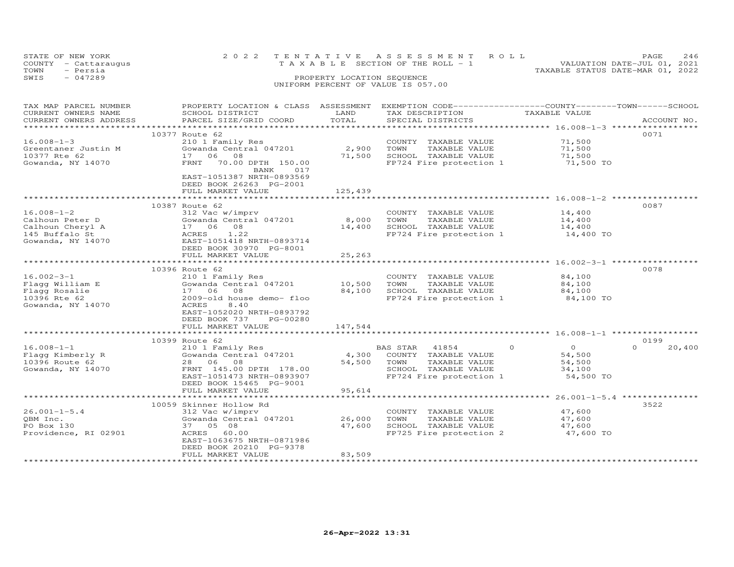STATE OF NEW YORK | COUNTY - Cattaraugus | TOWN - Persia | SWIS - 047289

2022 TENTATIVE ASSESSMENT ROLL
TAXABLE SECTION OF THE ROLL - 1
PROPERTY LOCATION SEQUENCE
UNIFORM PERCENT OF VALUE IS 057.00

VALUATION DATE-JUL 01, 2021
TAXABLE STATUS DATE-MAR 01, 2022

| TAX MAP PARCEL NUMBER / CURRENT OWNERS NAME / CURRENT OWNERS ADDRESS | PROPERTY LOCATION & CLASS / SCHOOL DISTRICT / PARCEL SIZE/GRID COORD | ASSESSMENT LAND | TOTAL | EXEMPTION CODE / TAX DESCRIPTION / SPECIAL DISTRICTS | COUNTY | TOWN | SCHOOL | TAXABLE VALUE | ACCOUNT NO. |
|---|---|---|---|---|---|---|---|---|---|
| **16.008-1-3** | 10377 Route 62 | | | | | | | | 0071 |
| Greentaner Justin M | 210 1 Family Res | | | COUNTY TAXABLE VALUE | | | | 71,500 | |
| 10377 Rte 62 | Gowanda Central 047201 | 2,900 | | TOWN TAXABLE VALUE | | | | 71,500 | |
| Gowanda, NY 14070 | 17 06 08 | | 71,500 | SCHOOL TAXABLE VALUE | | | | 71,500 | |
| | FRNT 70.00 DPTH 150.00 BANK 017 | | | FP724 Fire protection 1 | | | | 71,500 TO | |
| | EAST-1051387 NRTH-0893569 | | | | | | | | |
| | DEED BOOK 26263 PG-2001 | | | | | | | | |
| | FULL MARKET VALUE | | 125,439 | | | | | | |
| **16.008-1-2** | 10387 Route 62 | | | | | | | | 0087 |
| Calhoun Peter D | 312 Vac w/imprv | | | COUNTY TAXABLE VALUE | | | | 14,400 | |
| Calhoun Cheryl A | Gowanda Central 047201 | 8,000 | | TOWN TAXABLE VALUE | | | | 14,400 | |
| 145 Buffalo St | 17 06 08 | | 14,400 | SCHOOL TAXABLE VALUE | | | | 14,400 | |
| Gowanda, NY 14070 | ACRES 1.22 | | | FP724 Fire protection 1 | | | | 14,400 TO | |
| | EAST-1051418 NRTH-0893714 | | | | | | | | |
| | DEED BOOK 30970 PG-8001 | | | | | | | | |
| | FULL MARKET VALUE | | 25,263 | | | | | | |
| **16.002-3-1** | 10396 Route 62 | | | | | | | | 0078 |
| Flagg William E | 210 1 Family Res | | | COUNTY TAXABLE VALUE | | | | 84,100 | |
| Flagg Rosalie | Gowanda Central 047201 | 10,500 | | TOWN TAXABLE VALUE | | | | 84,100 | |
| 10396 Rte 62 | 17 06 08 | | 84,100 | SCHOOL TAXABLE VALUE | | | | 84,100 | |
| Gowanda, NY 14070 | 2009-old house demo- floo | | | FP724 Fire protection 1 | | | | 84,100 TO | |
| | ACRES 8.40 | | | | | | | | |
| | EAST-1052020 NRTH-0893792 | | | | | | | | |
| | DEED BOOK 737 PG-00280 | | | | | | | | |
| | FULL MARKET VALUE | | 147,544 | | | | | | |
| **16.008-1-1** | 10399 Route 62 | | | | | | | | 0199 |
| Flagg Kimberly R | 210 1 Family Res | | | BAS STAR 41854 | 0 | 0 | 20,400 | | |
| 10396 Route 62 | Gowanda Central 047201 | 4,300 | | COUNTY TAXABLE VALUE | | | | 54,500 | |
| Gowanda, NY 14070 | 28 06 08 | | 54,500 | TOWN TAXABLE VALUE | | | | 54,500 | |
| | FRNT 145.00 DPTH 178.00 | | | SCHOOL TAXABLE VALUE | | | | 34,100 | |
| | EAST-1051473 NRTH-0893907 | | | FP724 Fire protection 1 | | | | 54,500 TO | |
| | DEED BOOK 15465 PG-9001 | | | | | | | | |
| | FULL MARKET VALUE | | 95,614 | | | | | | |
| **26.001-1-5.4** | 10059 Skinner Hollow Rd | | | | | | | | 3522 |
| QBM Inc. | 312 Vac w/imprv | | | COUNTY TAXABLE VALUE | | | | 47,600 | |
| PO Box 130 | Gowanda Central 047201 | 26,000 | | TOWN TAXABLE VALUE | | | | 47,600 | |
| Providence, RI 02901 | 37 05 08 | | 47,600 | SCHOOL TAXABLE VALUE | | | | 47,600 | |
| | ACRES 60.00 | | | FP725 Fire protection 2 | | | | 47,600 TO | |
| | EAST-1063675 NRTH-0871986 | | | | | | | | |
| | DEED BOOK 20210 PG-9378 | | | | | | | | |
| | FULL MARKET VALUE | | 83,509 | | | | | | |

26-Apr-2022 13:31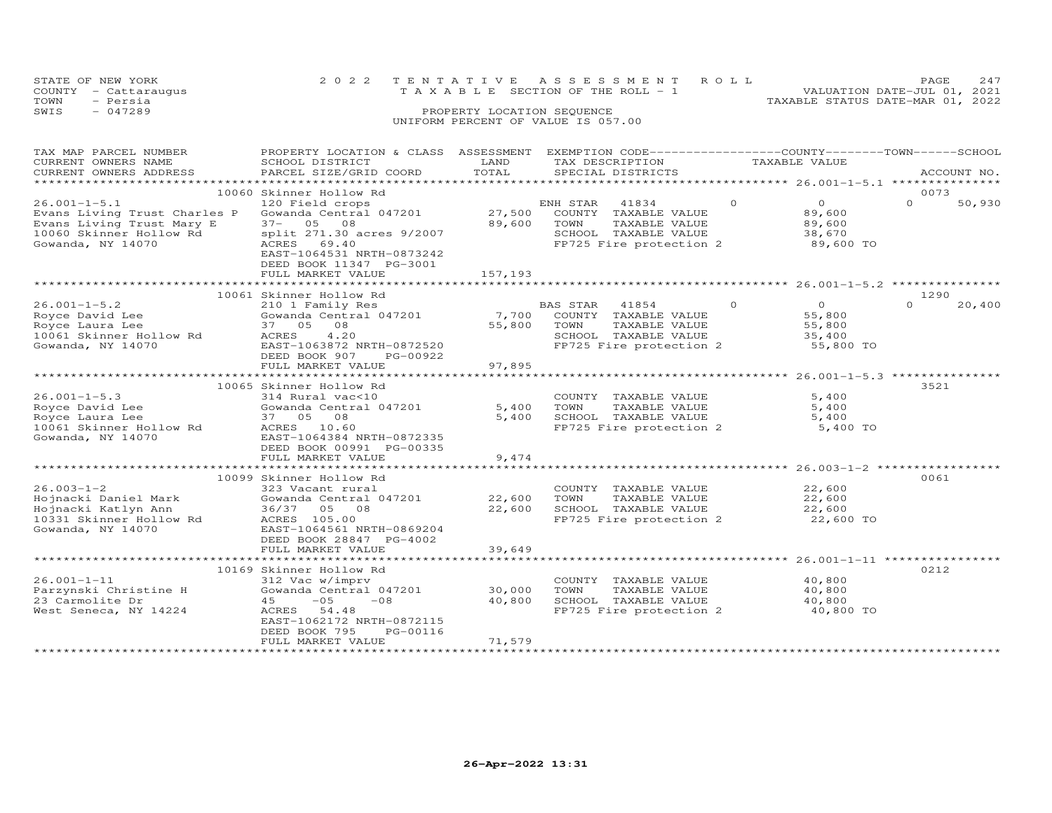STATE OF NEW YORK
COUNTY - Cattaraugus
TOWN - Persia
SWIS - 047289

2022 TENTATIVE ASSESSMENT ROLL
TAXABLE SECTION OF THE ROLL - 1
PROPERTY LOCATION SEQUENCE
UNIFORM PERCENT OF VALUE IS 057.00

VALUATION DATE-JUL 01, 2021
TAXABLE STATUS DATE-MAR 01, 2022

| TAX MAP PARCEL NUMBER / CURRENT OWNERS NAME / CURRENT OWNERS ADDRESS | PROPERTY LOCATION & CLASS / SCHOOL DISTRICT / PARCEL SIZE/GRID COORD | ASSESSMENT LAND / TOTAL | EXEMPTION CODE / TAX DESCRIPTION / SPECIAL DISTRICTS | COUNTY | TOWN | SCHOOL | TAXABLE VALUE | ACCOUNT NO. |
|---|---|---|---|---|---|---|---|---|
| **26.001-1-5.1** | 10060 Skinner Hollow Rd | | | | | | | 0073 |
| 26.001-1-5.1 | 120 Field crops | | ENH STAR 41834 | 0 | 0 | 0 | | 50,930 |
| Evans Living Trust Charles P | Gowanda Central 047201 | 27,500 | COUNTY TAXABLE VALUE | | | | 89,600 | |
| Evans Living Trust Mary E | 37- 05 08 | 89,600 | TOWN TAXABLE VALUE | | | | 89,600 | |
| 10060 Skinner Hollow Rd | split 271.30 acres 9/2007 | | SCHOOL TAXABLE VALUE | | | | 38,670 | |
| Gowanda, NY 14070 | ACRES 69.40 | | FP725 Fire protection 2 | | | | 89,600 TO | |
| | EAST-1064531 NRTH-0873242 | | | | | | | |
| | DEED BOOK 11347 PG-3001 | | | | | | | |
| | FULL MARKET VALUE | 157,193 | | | | | | |
| **26.001-1-5.2** | 10061 Skinner Hollow Rd | | | | | | | 1290 |
| 26.001-1-5.2 | 210 1 Family Res | | BAS STAR 41854 | 0 | 0 | 0 | | 20,400 |
| Royce David Lee | Gowanda Central 047201 | 7,700 | COUNTY TAXABLE VALUE | | | | 55,800 | |
| Royce Laura Lee | 37 05 08 | 55,800 | TOWN TAXABLE VALUE | | | | 55,800 | |
| 10061 Skinner Hollow Rd | ACRES 4.20 | | SCHOOL TAXABLE VALUE | | | | 35,400 | |
| Gowanda, NY 14070 | EAST-1063872 NRTH-0872520 | | FP725 Fire protection 2 | | | | 55,800 TO | |
| | DEED BOOK 907 PG-00922 | | | | | | | |
| | FULL MARKET VALUE | 97,895 | | | | | | |
| **26.001-1-5.3** | 10065 Skinner Hollow Rd | | | | | | | 3521 |
| 26.001-1-5.3 | 314 Rural vac<10 | | COUNTY TAXABLE VALUE | | | | 5,400 | |
| Royce David Lee | Gowanda Central 047201 | 5,400 | TOWN TAXABLE VALUE | | | | 5,400 | |
| Royce Laura Lee | 37 05 08 | 5,400 | SCHOOL TAXABLE VALUE | | | | 5,400 | |
| 10061 Skinner Hollow Rd | ACRES 10.60 | | FP725 Fire protection 2 | | | | 5,400 TO | |
| Gowanda, NY 14070 | EAST-1064384 NRTH-0872335 | | | | | | | |
| | DEED BOOK 00991 PG-00335 | | | | | | | |
| | FULL MARKET VALUE | 9,474 | | | | | | |
| **26.003-1-2** | 10099 Skinner Hollow Rd | | | | | | | 0061 |
| 26.003-1-2 | 323 Vacant rural | | COUNTY TAXABLE VALUE | | | | 22,600 | |
| Hojnacki Daniel Mark | Gowanda Central 047201 | 22,600 | TOWN TAXABLE VALUE | | | | 22,600 | |
| Hojnacki Katlyn Ann | 36/37 05 08 | 22,600 | SCHOOL TAXABLE VALUE | | | | 22,600 | |
| 10331 Skinner Hollow Rd | ACRES 105.00 | | FP725 Fire protection 2 | | | | 22,600 TO | |
| Gowanda, NY 14070 | EAST-1064561 NRTH-0869204 | | | | | | | |
| | DEED BOOK 28847 PG-4002 | | | | | | | |
| | FULL MARKET VALUE | 39,649 | | | | | | |
| **26.001-1-11** | 10169 Skinner Hollow Rd | | | | | | | 0212 |
| 26.001-1-11 | 312 Vac w/imprv | | COUNTY TAXABLE VALUE | | | | 40,800 | |
| Parzynski Christine H | Gowanda Central 047201 | 30,000 | TOWN TAXABLE VALUE | | | | 40,800 | |
| 23 Carmolite Dr | 45 -05 -08 | 40,800 | SCHOOL TAXABLE VALUE | | | | 40,800 | |
| West Seneca, NY 14224 | ACRES 54.48 | | FP725 Fire protection 2 | | | | 40,800 TO | |
| | EAST-1062172 NRTH-0872115 | | | | | | | |
| | DEED BOOK 795 PG-00116 | | | | | | | |
| | FULL MARKET VALUE | 71,579 | | | | | | |

26-Apr-2022 13:31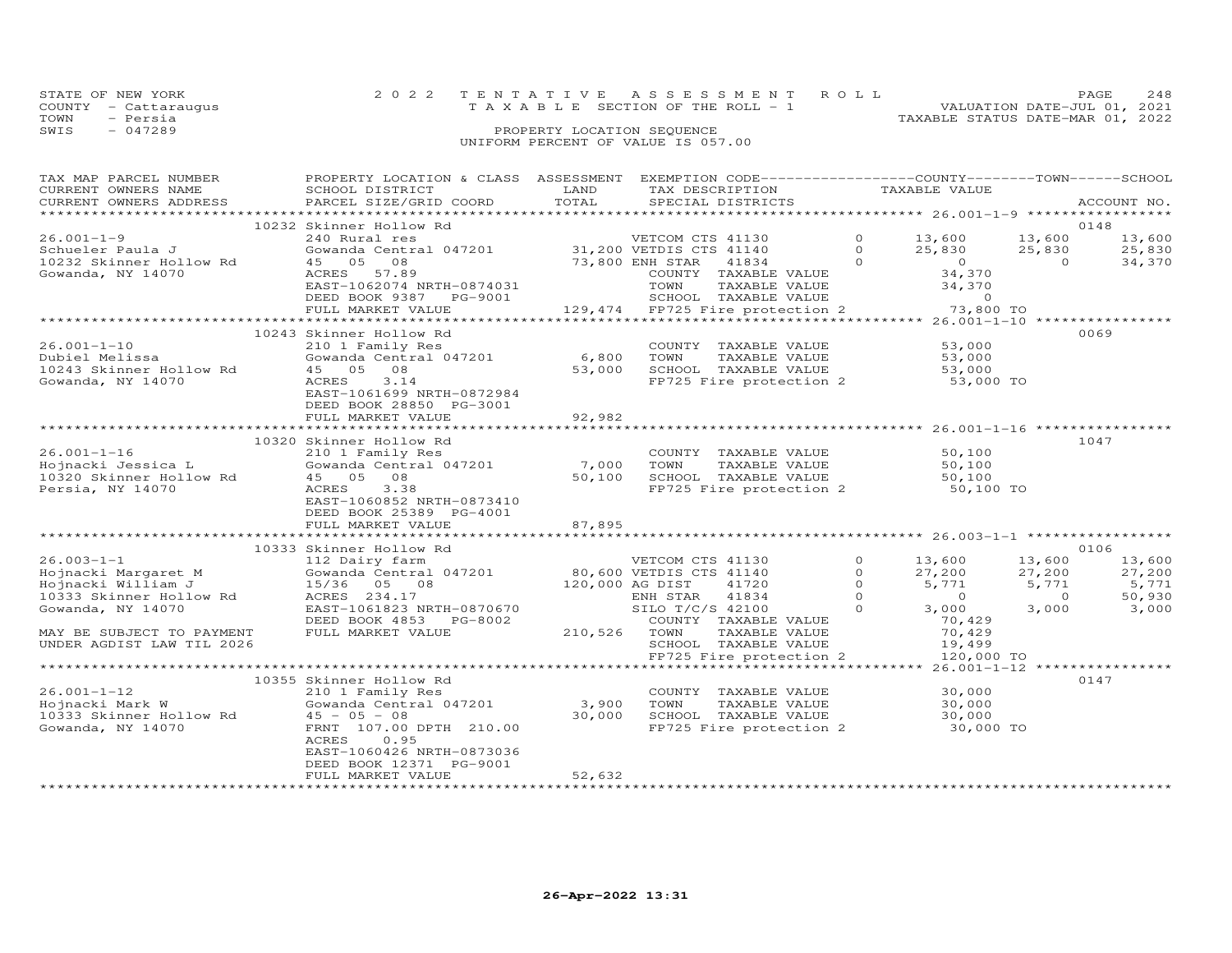STATE OF NEW YORK
COUNTY - Cattaraugus
TOWN - Persia
SWIS - 047289

2022 TENTATIVE ASSESSMENT ROLL
TAXABLE SECTION OF THE ROLL - 1
PROPERTY LOCATION SEQUENCE
UNIFORM PERCENT OF VALUE IS 057.00

VALUATION DATE-JUL 01, 2021
TAXABLE STATUS DATE-MAR 01, 2022

| TAX MAP PARCEL NUMBER / CURRENT OWNERS NAME / CURRENT OWNERS ADDRESS | PROPERTY LOCATION & CLASS / SCHOOL DISTRICT / PARCEL SIZE/GRID COORD | ASSESSMENT LAND | TOTAL | EXEMPTION CODE / TAX DESCRIPTION / SPECIAL DISTRICTS | | COUNTY TAXABLE VALUE | TOWN | SCHOOL | ACCOUNT NO. |
|---|---|---|---|---|---|---|---|---|---|
| **26.001-1-9** | 10232 Skinner Hollow Rd | | | | | | | | 0148 |
| 26.001-1-9 | 240 Rural res | | | VETCOM CTS 41130 | 0 | 13,600 | 13,600 | 13,600 | |
| Schueler Paula J | Gowanda Central 047201 | 31,200 | | VETDIS CTS 41140 | 0 | 25,830 | 25,830 | 25,830 | |
| 10232 Skinner Hollow Rd | 45 05 08 | | 73,800 | ENH STAR 41834 | 0 | 0 | 0 | 34,370 | |
| Gowanda, NY 14070 | ACRES 57.89 | | | COUNTY TAXABLE VALUE | | 34,370 | | | |
| | EAST-1062074 NRTH-0874031 | | | TOWN TAXABLE VALUE | | 34,370 | | | |
| | DEED BOOK 9387 PG-9001 | | | SCHOOL TAXABLE VALUE | | 0 | | | |
| | FULL MARKET VALUE | | 129,474 | FP725 Fire protection 2 | | 73,800 TO | | | |
| **26.001-1-10** | 10243 Skinner Hollow Rd | | | | | | | | 0069 |
| 26.001-1-10 | 210 1 Family Res | | | COUNTY TAXABLE VALUE | | 53,000 | | | |
| Dubiel Melissa | Gowanda Central 047201 | 6,800 | | TOWN TAXABLE VALUE | | 53,000 | | | |
| 10243 Skinner Hollow Rd | 45 05 08 | | 53,000 | SCHOOL TAXABLE VALUE | | 53,000 | | | |
| Gowanda, NY 14070 | ACRES 3.14 | | | FP725 Fire protection 2 | | 53,000 TO | | | |
| | EAST-1061699 NRTH-0872984 | | | | | | | | |
| | DEED BOOK 28850 PG-3001 | | | | | | | | |
| | FULL MARKET VALUE | | 92,982 | | | | | | |
| **26.001-1-16** | 10320 Skinner Hollow Rd | | | | | | | | 1047 |
| 26.001-1-16 | 210 1 Family Res | | | COUNTY TAXABLE VALUE | | 50,100 | | | |
| Hojnacki Jessica L | Gowanda Central 047201 | 7,000 | | TOWN TAXABLE VALUE | | 50,100 | | | |
| 10320 Skinner Hollow Rd | 45 05 08 | | 50,100 | SCHOOL TAXABLE VALUE | | 50,100 | | | |
| Persia, NY 14070 | ACRES 3.38 | | | FP725 Fire protection 2 | | 50,100 TO | | | |
| | EAST-1060852 NRTH-0873410 | | | | | | | | |
| | DEED BOOK 25389 PG-4001 | | | | | | | | |
| | FULL MARKET VALUE | | 87,895 | | | | | | |
| **26.003-1-1** | 10333 Skinner Hollow Rd | | | | | | | | 0106 |
| 26.003-1-1 | 112 Dairy farm | | | VETCOM CTS 41130 | 0 | 13,600 | 13,600 | 13,600 | |
| Hojnacki Margaret M | Gowanda Central 047201 | 80,600 | | VETDIS CTS 41140 | 0 | 27,200 | 27,200 | 27,200 | |
| Hojnacki William J | 15/36 05 08 | | 120,000 | AG DIST 41720 | 0 | 5,771 | 5,771 | 5,771 | |
| 10333 Skinner Hollow Rd | ACRES 234.17 | | | ENH STAR 41834 | 0 | 0 | 0 | 50,930 | |
| Gowanda, NY 14070 | EAST-1061823 NRTH-0870670 | | | SILO T/C/S 42100 | 0 | 3,000 | 3,000 | 3,000 | |
| | DEED BOOK 4853 PG-8002 | | | COUNTY TAXABLE VALUE | | 70,429 | | | |
| MAY BE SUBJECT TO PAYMENT | FULL MARKET VALUE | | 210,526 | TOWN TAXABLE VALUE | | 70,429 | | | |
| UNDER AGDIST LAW TIL 2026 | | | | SCHOOL TAXABLE VALUE | | 19,499 | | | |
| | | | | FP725 Fire protection 2 | | 120,000 TO | | | |
| **26.001-1-12** | 10355 Skinner Hollow Rd | | | | | | | | 0147 |
| 26.001-1-12 | 210 1 Family Res | | | COUNTY TAXABLE VALUE | | 30,000 | | | |
| Hojnacki Mark W | Gowanda Central 047201 | 3,900 | | TOWN TAXABLE VALUE | | 30,000 | | | |
| 10333 Skinner Hollow Rd | 45 - 05 - 08 | | 30,000 | SCHOOL TAXABLE VALUE | | 30,000 | | | |
| Gowanda, NY 14070 | FRNT 107.00 DPTH 210.00 | | | FP725 Fire protection 2 | | 30,000 TO | | | |
| | ACRES 0.95 | | | | | | | | |
| | EAST-1060426 NRTH-0873036 | | | | | | | | |
| | DEED BOOK 12371 PG-9001 | | | | | | | | |
| | FULL MARKET VALUE | | 52,632 | | | | | | |

26-Apr-2022 13:31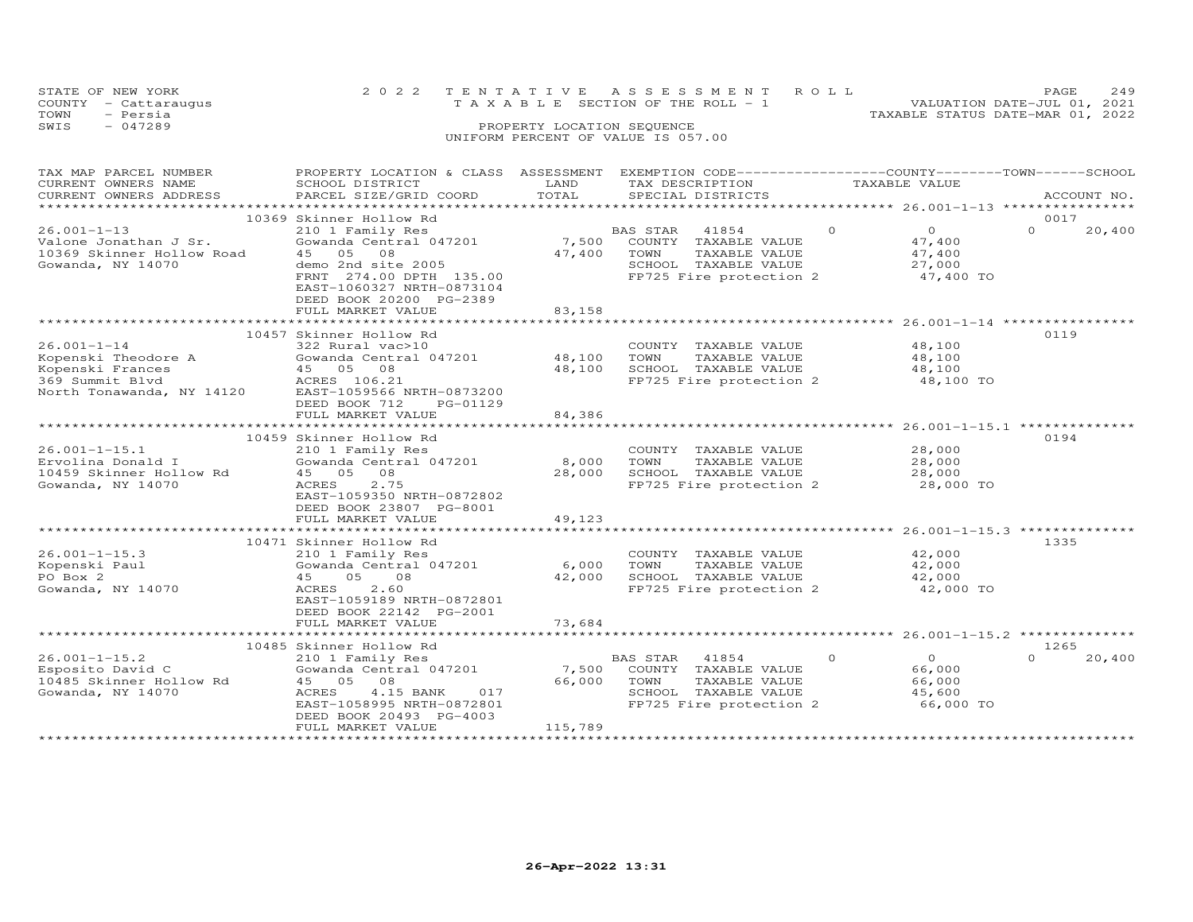STATE OF NEW YORK
COUNTY - Cattaraugus
TOWN - Persia
SWIS - 047289

2022 TENTATIVE ASSESSMENT ROLL
TAXABLE SECTION OF THE ROLL - 1
PROPERTY LOCATION SEQUENCE
UNIFORM PERCENT OF VALUE IS 057.00

VALUATION DATE-JUL 01, 2021
TAXABLE STATUS DATE-MAR 01, 2022

| TAX MAP PARCEL NUMBER / CURRENT OWNERS NAME / CURRENT OWNERS ADDRESS | PROPERTY LOCATION & CLASS / SCHOOL DISTRICT / PARCEL SIZE/GRID COORD | ASSESSMENT LAND / TOTAL | EXEMPTION CODE / TAX DESCRIPTION / SPECIAL DISTRICTS | COUNTY / TOWN / SCHOOL TAXABLE VALUE | ACCOUNT NO. |
|---|---|---|---|---|---|
| | 10369 Skinner Hollow Rd | | | | 0017 |
| 26.001-1-13 | 210 1 Family Res | | BAS STAR 41854 0 | 0 0 | 20,400 |
| Valone Jonathan J Sr. | Gowanda Central 047201 | 7,500 | COUNTY TAXABLE VALUE | 47,400 | |
| 10369 Skinner Hollow Road | 45 05 08 | 47,400 | TOWN TAXABLE VALUE | 47,400 | |
| Gowanda, NY 14070 | demo 2nd site 2005 | | SCHOOL TAXABLE VALUE | 27,000 | |
| | FRNT 274.00 DPTH 135.00 | | FP725 Fire protection 2 | 47,400 TO | |
| | EAST-1060327 NRTH-0873104 | | | | |
| | DEED BOOK 20200 PG-2389 | | | | |
| | FULL MARKET VALUE | 83,158 | | | |
| | 10457 Skinner Hollow Rd | | | | 0119 |
| 26.001-1-14 | 322 Rural vac>10 | | COUNTY TAXABLE VALUE | 48,100 | |
| Kopenski Theodore A | Gowanda Central 047201 | 48,100 | TOWN TAXABLE VALUE | 48,100 | |
| Kopenski Frances | 45 05 08 | 48,100 | SCHOOL TAXABLE VALUE | 48,100 | |
| 369 Summit Blvd | ACRES 106.21 | | FP725 Fire protection 2 | 48,100 TO | |
| North Tonawanda, NY 14120 | EAST-1059566 NRTH-0873200 | | | | |
| | DEED BOOK 712 PG-01129 | | | | |
| | FULL MARKET VALUE | 84,386 | | | |
| | 10459 Skinner Hollow Rd | | | | 0194 |
| 26.001-1-15.1 | 210 1 Family Res | | COUNTY TAXABLE VALUE | 28,000 | |
| Ervolina Donald I | Gowanda Central 047201 | 8,000 | TOWN TAXABLE VALUE | 28,000 | |
| 10459 Skinner Hollow Rd | 45 05 08 | 28,000 | SCHOOL TAXABLE VALUE | 28,000 | |
| Gowanda, NY 14070 | ACRES 2.75 | | FP725 Fire protection 2 | 28,000 TO | |
| | EAST-1059350 NRTH-0872802 | | | | |
| | DEED BOOK 23807 PG-8001 | | | | |
| | FULL MARKET VALUE | 49,123 | | | |
| | 10471 Skinner Hollow Rd | | | | 1335 |
| 26.001-1-15.3 | 210 1 Family Res | | COUNTY TAXABLE VALUE | 42,000 | |
| Kopenski Paul | Gowanda Central 047201 | 6,000 | TOWN TAXABLE VALUE | 42,000 | |
| PO Box 2 | 45 05 08 | 42,000 | SCHOOL TAXABLE VALUE | 42,000 | |
| Gowanda, NY 14070 | ACRES 2.60 | | FP725 Fire protection 2 | 42,000 TO | |
| | EAST-1059189 NRTH-0872801 | | | | |
| | DEED BOOK 22142 PG-2001 | | | | |
| | FULL MARKET VALUE | 73,684 | | | |
| | 10485 Skinner Hollow Rd | | | | 1265 |
| 26.001-1-15.2 | 210 1 Family Res | | BAS STAR 41854 0 | 0 0 | 20,400 |
| Esposito David C | Gowanda Central 047201 | 7,500 | COUNTY TAXABLE VALUE | 66,000 | |
| 10485 Skinner Hollow Rd | 45 05 08 | 66,000 | TOWN TAXABLE VALUE | 66,000 | |
| Gowanda, NY 14070 | ACRES 4.15 BANK 017 | | SCHOOL TAXABLE VALUE | 45,600 | |
| | EAST-1058995 NRTH-0872801 | | FP725 Fire protection 2 | 66,000 TO | |
| | DEED BOOK 20493 PG-4003 | | | | |
| | FULL MARKET VALUE | 115,789 | | | |

26-Apr-2022 13:31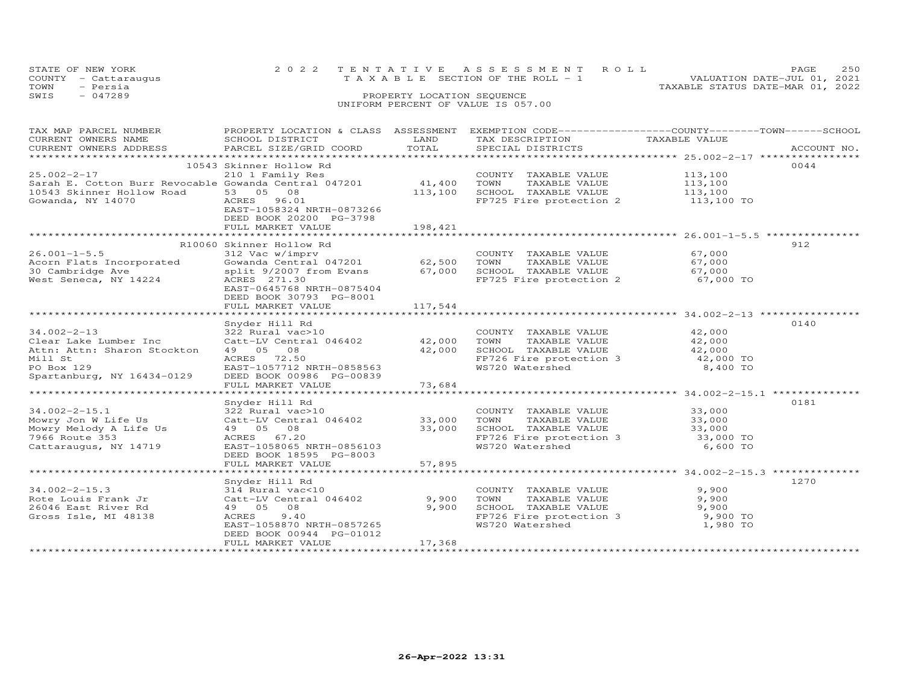STATE OF NEW YORK | 2022 TENTATIVE ASSESSMENT ROLL | VALUATION DATE-JUL 01, 2021
COUNTY - Cattaraugus | TAXABLE SECTION OF THE ROLL - 1 | TAXABLE STATUS DATE-MAR 01, 2022
TOWN - Persia | PROPERTY LOCATION SEQUENCE
SWIS - 047289 | UNIFORM PERCENT OF VALUE IS 057.00

| TAX MAP PARCEL NUMBER / CURRENT OWNERS NAME / CURRENT OWNERS ADDRESS | PROPERTY LOCATION & CLASS / SCHOOL DISTRICT / PARCEL SIZE/GRID COORD | ASSESSMENT LAND | TOTAL | EXEMPTION CODE / TAX DESCRIPTION / SPECIAL DISTRICTS | TAXABLE VALUE | ACCOUNT NO. |
|---|---|---|---|---|---|---|
| 25.002-2-17 | 10543 Skinner Hollow Rd | | | | | 0044 |
| | 210 1 Family Res | | | COUNTY TAXABLE VALUE | 113,100 | |
| Sarah E. Cotton Burr Revocable | Gowanda Central 047201 | 41,400 | | TOWN TAXABLE VALUE | 113,100 | |
| 10543 Skinner Hollow Road | 53 05 08 | | 113,100 | SCHOOL TAXABLE VALUE | 113,100 | |
| Gowanda, NY 14070 | ACRES 96.01 | | | FP725 Fire protection 2 | 113,100 TO | |
| | EAST-1058324 NRTH-0873266 | | | | | |
| | DEED BOOK 20200 PG-3798 | | | | | |
| | FULL MARKET VALUE | | 198,421 | | | |
| 26.001-1-5.5 | R10060 Skinner Hollow Rd | | | | | 912 |
| | 312 Vac w/imprv | | | COUNTY TAXABLE VALUE | 67,000 | |
| Acorn Flats Incorporated | Gowanda Central 047201 | 62,500 | | TOWN TAXABLE VALUE | 67,000 | |
| 30 Cambridge Ave | split 9/2007 from Evans | | 67,000 | SCHOOL TAXABLE VALUE | 67,000 | |
| West Seneca, NY 14224 | ACRES 271.30 | | | FP725 Fire protection 2 | 67,000 TO | |
| | EAST-0645768 NRTH-0875404 | | | | | |
| | DEED BOOK 30793 PG-8001 | | | | | |
| | FULL MARKET VALUE | | 117,544 | | | |
| 34.002-2-13 | Snyder Hill Rd | | | | | 0140 |
| | 322 Rural vac>10 | | | COUNTY TAXABLE VALUE | 42,000 | |
| Clear Lake Lumber Inc | Catt-LV Central 046402 | 42,000 | | TOWN TAXABLE VALUE | 42,000 | |
| Attn: Attn: Sharon Stockton | 49 05 08 | | 42,000 | SCHOOL TAXABLE VALUE | 42,000 | |
| Mill St | ACRES 72.50 | | | FP726 Fire protection 3 | 42,000 TO | |
| PO Box 129 | EAST-1057712 NRTH-0858563 | | | WS720 Watershed | 8,400 TO | |
| Spartanburg, NY 16434-0129 | DEED BOOK 00986 PG-00839 | | | | | |
| | FULL MARKET VALUE | | 73,684 | | | |
| 34.002-2-15.1 | Snyder Hill Rd | | | | | 0181 |
| | 322 Rural vac>10 | | | COUNTY TAXABLE VALUE | 33,000 | |
| Mowry Jon W Life Us | Catt-LV Central 046402 | 33,000 | | TOWN TAXABLE VALUE | 33,000 | |
| Mowry Melody A Life Us | 49 05 08 | | 33,000 | SCHOOL TAXABLE VALUE | 33,000 | |
| 7966 Route 353 | ACRES 67.20 | | | FP726 Fire protection 3 | 33,000 TO | |
| Cattaraugus, NY 14719 | EAST-1058065 NRTH-0856103 | | | WS720 Watershed | 6,600 TO | |
| | DEED BOOK 18595 PG-8003 | | | | | |
| | FULL MARKET VALUE | | 57,895 | | | |
| 34.002-2-15.3 | Snyder Hill Rd | | | | | 1270 |
| | 314 Rural vac<10 | | | COUNTY TAXABLE VALUE | 9,900 | |
| Rote Louis Frank Jr | Catt-LV Central 046402 | 9,900 | | TOWN TAXABLE VALUE | 9,900 | |
| 26046 East River Rd | 49 05 08 | | 9,900 | SCHOOL TAXABLE VALUE | 9,900 | |
| Gross Isle, MI 48138 | ACRES 9.40 | | | FP726 Fire protection 3 | 9,900 TO | |
| | EAST-1058870 NRTH-0857265 | | | WS720 Watershed | 1,980 TO | |
| | DEED BOOK 00944 PG-01012 | | | | | |
| | FULL MARKET VALUE | | 17,368 | | | |

26-Apr-2022 13:31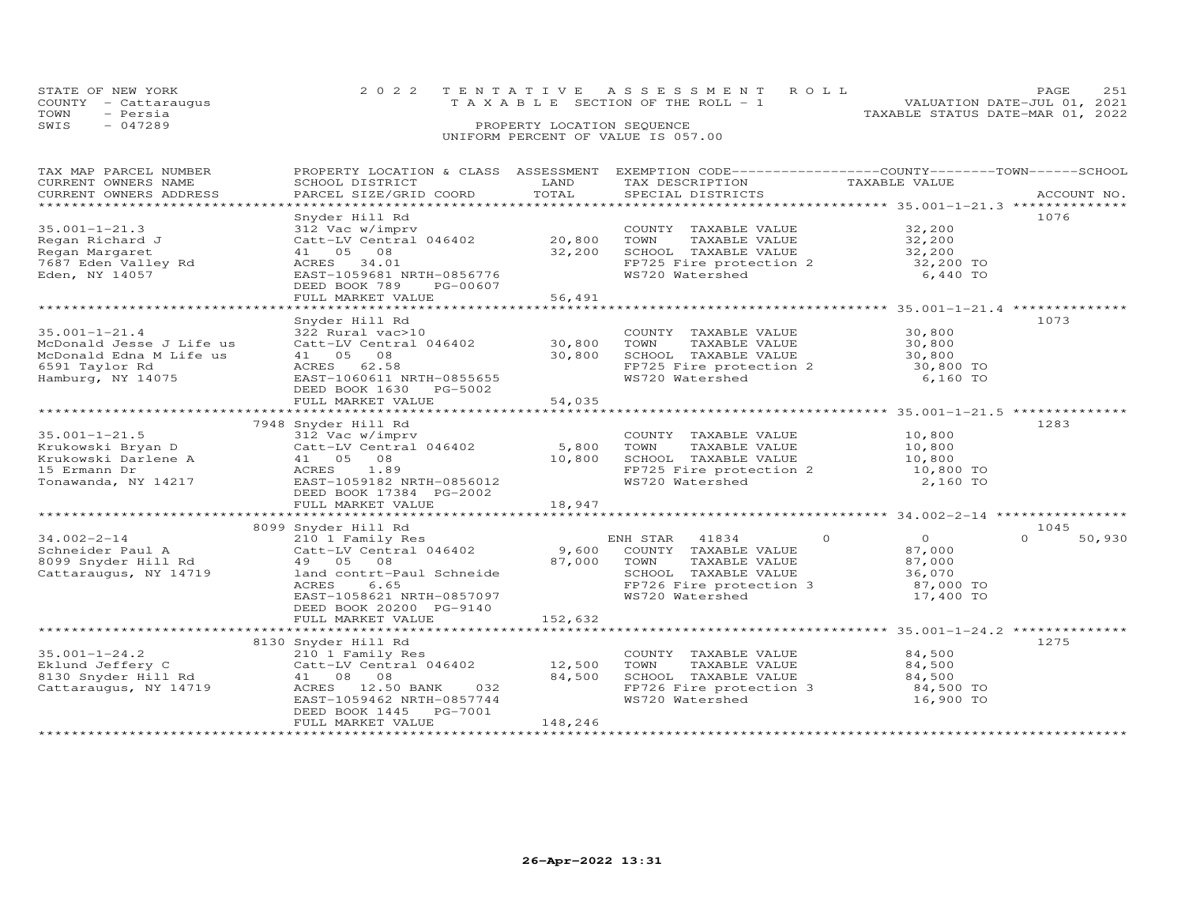STATE OF NEW YORK
COUNTY - Cattaraugus
TOWN - Persia
SWIS - 047289

2 0 2 2 T E N T A T I V E A S S E S S M E N T R O L L
T A X A B L E SECTION OF THE ROLL - 1
PROPERTY LOCATION SEQUENCE
UNIFORM PERCENT OF VALUE IS 057.00

VALUATION DATE-JUL 01, 2021
TAXABLE STATUS DATE-MAR 01, 2022

| TAX MAP PARCEL NUMBER / CURRENT OWNERS NAME / CURRENT OWNERS ADDRESS | PROPERTY LOCATION & CLASS / SCHOOL DISTRICT / PARCEL SIZE/GRID COORD | ASSESSMENT LAND / TOTAL | EXEMPTION CODE / TAX DESCRIPTION / SPECIAL DISTRICTS | COUNTY | TOWN | SCHOOL TAXABLE VALUE | ACCOUNT NO. |
|---|---|---|---|---|---|---|---|
| **35.001-1-21.3** | Snyder Hill Rd | | | | | | 1076 |
| 35.001-1-21.3 | 312 Vac w/imprv | | COUNTY TAXABLE VALUE | 32,200 | | | |
| Regan Richard J | Catt-LV Central 046402 | 20,800 | TOWN TAXABLE VALUE | | 32,200 | | |
| Regan Margaret | 41 05 08 | 32,200 | SCHOOL TAXABLE VALUE | | | 32,200 | |
| 7687 Eden Valley Rd | ACRES 34.01 | | FP725 Fire protection 2 | 32,200 TO | | | |
| Eden, NY 14057 | EAST-1059681 NRTH-0856776 | | WS720 Watershed | 6,440 TO | | | |
| | DEED BOOK 789 PG-00607 | | | | | | |
| | FULL MARKET VALUE | 56,491 | | | | | |
| **35.001-1-21.4** | Snyder Hill Rd | | | | | | 1073 |
| 35.001-1-21.4 | 322 Rural vac>10 | | COUNTY TAXABLE VALUE | 30,800 | | | |
| McDonald Jesse J Life us | Catt-LV Central 046402 | 30,800 | TOWN TAXABLE VALUE | | 30,800 | | |
| McDonald Edna M Life us | 41 05 08 | 30,800 | SCHOOL TAXABLE VALUE | | | 30,800 | |
| 6591 Taylor Rd | ACRES 62.58 | | FP725 Fire protection 2 | 30,800 TO | | | |
| Hamburg, NY 14075 | EAST-1060611 NRTH-0855655 | | WS720 Watershed | 6,160 TO | | | |
| | DEED BOOK 1630 PG-5002 | | | | | | |
| | FULL MARKET VALUE | 54,035 | | | | | |
| **35.001-1-21.5** | 7948 Snyder Hill Rd | | | | | | 1283 |
| 35.001-1-21.5 | 312 Vac w/imprv | | COUNTY TAXABLE VALUE | 10,800 | | | |
| Krukowski Bryan D | Catt-LV Central 046402 | 5,800 | TOWN TAXABLE VALUE | | 10,800 | | |
| Krukowski Darlene A | 41 05 08 | 10,800 | SCHOOL TAXABLE VALUE | | | 10,800 | |
| 15 Ermann Dr | ACRES 1.89 | | FP725 Fire protection 2 | 10,800 TO | | | |
| Tonawanda, NY 14217 | EAST-1059182 NRTH-0856012 | | WS720 Watershed | 2,160 TO | | | |
| | DEED BOOK 17384 PG-2002 | | | | | | |
| | FULL MARKET VALUE | 18,947 | | | | | |
| **34.002-2-14** | 8099 Snyder Hill Rd | | | | | | 1045 |
| 34.002-2-14 | 210 1 Family Res | | ENH STAR 41834 | 0 | 0 | 50,930 | |
| Schneider Paul A | Catt-LV Central 046402 | 9,600 | COUNTY TAXABLE VALUE | 87,000 | | | |
| 8099 Snyder Hill Rd | 49 05 08 | 87,000 | TOWN TAXABLE VALUE | | 87,000 | | |
| Cattaraugus, NY 14719 | land contrt-Paul Schneide | | SCHOOL TAXABLE VALUE | | | 36,070 | |
| | ACRES 6.65 | | FP726 Fire protection 3 | 87,000 TO | | | |
| | EAST-1058621 NRTH-0857097 | | WS720 Watershed | 17,400 TO | | | |
| | DEED BOOK 20200 PG-9140 | | | | | | |
| | FULL MARKET VALUE | 152,632 | | | | | |
| **35.001-1-24.2** | 8130 Snyder Hill Rd | | | | | | 1275 |
| 35.001-1-24.2 | 210 1 Family Res | | COUNTY TAXABLE VALUE | 84,500 | | | |
| Eklund Jeffery C | Catt-LV Central 046402 | 12,500 | TOWN TAXABLE VALUE | | 84,500 | | |
| 8130 Snyder Hill Rd | 41 08 08 | 84,500 | SCHOOL TAXABLE VALUE | | | 84,500 | |
| Cattaraugus, NY 14719 | ACRES 12.50 BANK 032 | | FP726 Fire protection 3 | 84,500 TO | | | |
| | EAST-1059462 NRTH-0857744 | | WS720 Watershed | 16,900 TO | | | |
| | DEED BOOK 1445 PG-7001 | | | | | | |
| | FULL MARKET VALUE | 148,246 | | | | | |

26-Apr-2022 13:31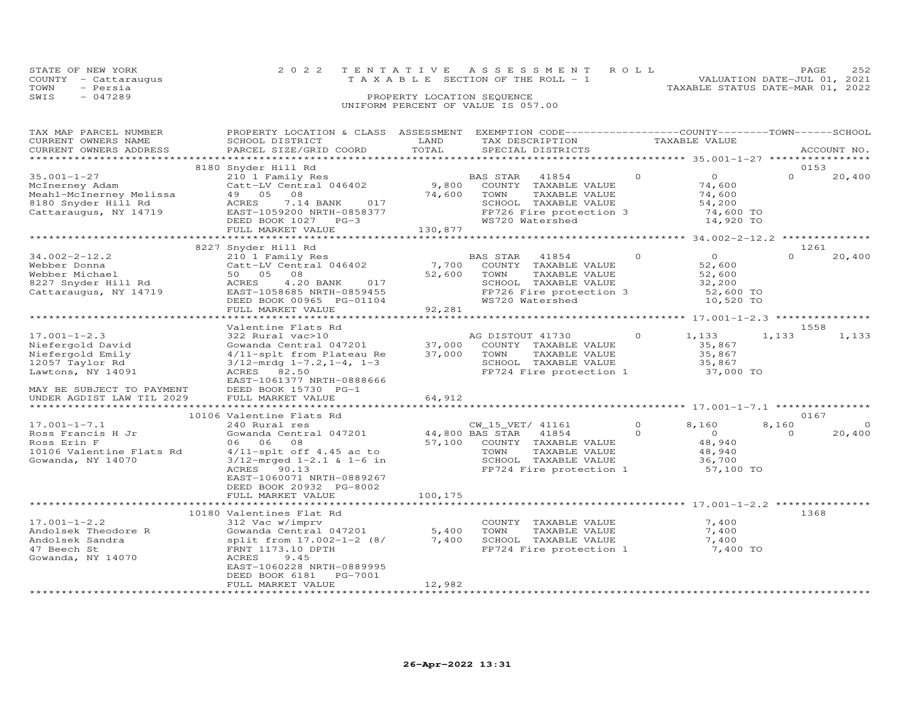STATE OF NEW YORK — 2022 TENTATIVE ASSESSMENT ROLL
COUNTY - Cattaraugus — TAXABLE SECTION OF THE ROLL - 1 — VALUATION DATE-JUL 01, 2021
TOWN - Persia — TAXABLE STATUS DATE-MAR 01, 2022
SWIS - 047289 — PROPERTY LOCATION SEQUENCE
UNIFORM PERCENT OF VALUE IS 057.00

```
TAX MAP PARCEL NUMBER          PROPERTY LOCATION & CLASS  ASSESSMENT  EXEMPTION CODE------------------COUNTY--------TOWN------SCHOOL
CURRENT OWNERS NAME            SCHOOL DISTRICT               LAND      TAX DESCRIPTION              TAXABLE VALUE
CURRENT OWNERS ADDRESS         PARCEL SIZE/GRID COORD        TOTAL     SPECIAL DISTRICTS                                        ACCOUNT NO.
******************************************************************************************************* 35.001-1-27 *****************
                          8180 Snyder Hill Rd                                                                                  0153
35.001-1-27                    210 1 Family Res                         BAS STAR   41854          0           0           0      20,400
McInerney Adam                 Catt-LV Central 046402        9,800     COUNTY  TAXABLE VALUE              74,600
Meahl-McInerney Melissa        49  05  08                   74,600     TOWN    TAXABLE VALUE              74,600
8180 Snyder Hill Rd            ACRES     7.14 BANK     017              SCHOOL  TAXABLE VALUE              54,200
Cattaraugus, NY 14719          EAST-1059200 NRTH-0858377                FP726 Fire protection 3            74,600 TO
                               DEED BOOK 1027    PG-3                   WS720 Watershed                    14,920 TO
                               FULL MARKET VALUE            130,877
******************************************************************************************************* 34.002-2-12.2 ***************
                          8227 Snyder Hill Rd                                                                                  1261
34.002-2-12.2                  210 1 Family Res                         BAS STAR   41854          0           0           0      20,400
Webber Donna                   Catt-LV Central 046402        7,700     COUNTY  TAXABLE VALUE              52,600
Webber Michael                 50  05  08                   52,600     TOWN    TAXABLE VALUE              52,600
8227 Snyder Hill Rd            ACRES     4.20 BANK     017              SCHOOL  TAXABLE VALUE              32,200
Cattaraugus, NY 14719          EAST-1058685 NRTH-0859455                FP726 Fire protection 3            52,600 TO
                               DEED BOOK 00965 PG-01104                 WS720 Watershed                    10,520 TO
                               FULL MARKET VALUE             92,281
******************************************************************************************************* 17.001-1-2.3 ****************
                               Valentine Flats Rd                                                                              1558
17.001-1-2.3                   322 Rural vac>10                         AG DISTOUT 41730          0       1,133       1,133       1,133
Niefergold David               Gowanda Central 047201       37,000     COUNTY  TAXABLE VALUE              35,867
Niefergold Emily               4/11-splt from Plateau Re    37,000     TOWN    TAXABLE VALUE              35,867
12057 Taylor Rd                3/12-mrdg 1-7.2,1-4, 1-3                 SCHOOL  TAXABLE VALUE              35,867
Lawtons, NY 14091              ACRES    82.50                           FP724 Fire protection 1            37,000 TO
                               EAST-1061377 NRTH-0888666
MAY BE SUBJECT TO PAYMENT      DEED BOOK 15730 PG-1
UNDER AGDIST LAW TIL 2029      FULL MARKET VALUE             64,912
******************************************************************************************************* 17.001-1-7.1 ****************
                         10106 Valentine Flats Rd                                                                              0167
17.001-1-7.1                   240 Rural res                            CW_15_VET/ 41161          0       8,160       8,160           0
Ross Francis H Jr              Gowanda Central 047201       44,800 BAS STAR   41854               0           0           0      20,400
Ross Erin F                    06  06  08                   57,100     COUNTY  TAXABLE VALUE              48,940
10106 Valentine Flats Rd       4/11-splt off 4.45 ac to                 TOWN    TAXABLE VALUE              48,940
Gowanda, NY 14070              3/12-mrged 1-2.1 & 1-6 in                SCHOOL  TAXABLE VALUE              36,700
                               ACRES    90.13                           FP724 Fire protection 1            57,100 TO
                               EAST-1060071 NRTH-0889267
                               DEED BOOK 20932 PG-8002
                               FULL MARKET VALUE            100,175
******************************************************************************************************* 17.001-1-2.2 ****************
                         10180 Valentines Flat Rd                                                                              1368
17.001-1-2.2                   312 Vac w/imprv                          COUNTY  TAXABLE VALUE               7,400
Andolsek Theodore R            Gowanda Central 047201        5,400     TOWN    TAXABLE VALUE               7,400
Andolsek Sandra                split from 17.002-1-2 (8/     7,400     SCHOOL  TAXABLE VALUE               7,400
47 Beech St                    FRNT 1173.10 DPTH                        FP724 Fire protection 1             7,400 TO
Gowanda, NY 14070              ACRES     9.45
                               EAST-1060228 NRTH-0889995
                               DEED BOOK 6181    PG-7001
                               FULL MARKET VALUE             12,982
*************************************************************************************************************************************
```

26-Apr-2022 13:31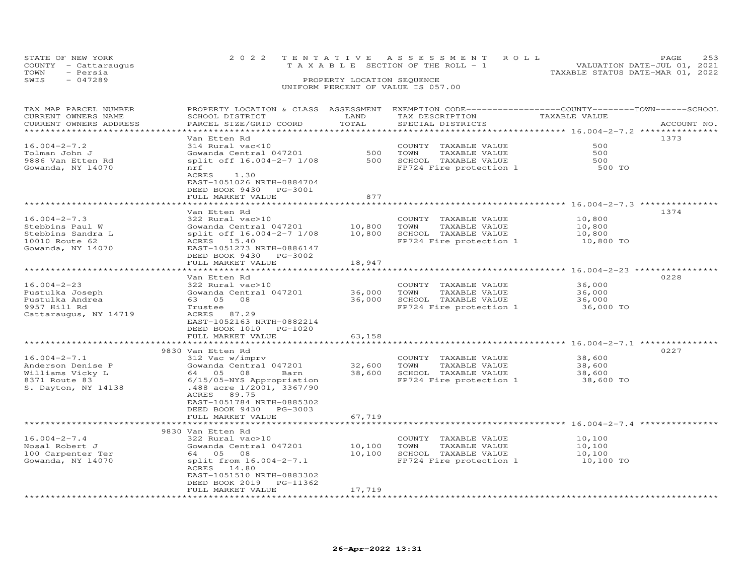STATE OF NEW YORK
COUNTY - Cattaraugus
TOWN - Persia
SWIS - 047289

2022 TENTATIVE ASSESSMENT ROLL
TAXABLE SECTION OF THE ROLL - 1

PROPERTY LOCATION SEQUENCE
UNIFORM PERCENT OF VALUE IS 057.00

VALUATION DATE-JUL 01, 2021
TAXABLE STATUS DATE-MAR 01, 2022

| TAX MAP PARCEL NUMBER / CURRENT OWNERS NAME / CURRENT OWNERS ADDRESS | PROPERTY LOCATION & CLASS / SCHOOL DISTRICT / PARCEL SIZE/GRID COORD | ASSESSMENT LAND | TOTAL | EXEMPTION CODE / TAX DESCRIPTION / SPECIAL DISTRICTS | TAXABLE VALUE (COUNTY / TOWN / SCHOOL) | ACCOUNT NO. |
|---|---|---|---|---|---|---|
| 16.004-2-7.2 | Van Etten Rd | | | | | 1373 |
| 16.004-2-7.2 | 314 Rural vac<10 | | | COUNTY TAXABLE VALUE | 500 | |
| Tolman John J | Gowanda Central 047201 | 500 | | TOWN TAXABLE VALUE | 500 | |
| 9886 Van Etten Rd | split off 16.004-2-7 1/08 | | 500 | SCHOOL TAXABLE VALUE | 500 | |
| Gowanda, NY 14070 | nrf | | | FP724 Fire protection 1 | 500 TO | |
| | ACRES 1.30 | | | | | |
| | EAST-1051026 NRTH-0884704 | | | | | |
| | DEED BOOK 9430 PG-3001 | | | | | |
| | FULL MARKET VALUE | | 877 | | | |
| 16.004-2-7.3 | Van Etten Rd | | | | | 1374 |
| 16.004-2-7.3 | 322 Rural vac>10 | | | COUNTY TAXABLE VALUE | 10,800 | |
| Stebbins Paul W | Gowanda Central 047201 | 10,800 | | TOWN TAXABLE VALUE | 10,800 | |
| Stebbins Sandra L | split off 16.004-2-7 1/08 | | 10,800 | SCHOOL TAXABLE VALUE | 10,800 | |
| 10010 Route 62 | ACRES 15.40 | | | FP724 Fire protection 1 | 10,800 TO | |
| Gowanda, NY 14070 | EAST-1051273 NRTH-0886147 | | | | | |
| | DEED BOOK 9430 PG-3002 | | | | | |
| | FULL MARKET VALUE | | 18,947 | | | |
| 16.004-2-23 | Van Etten Rd | | | | | 0228 |
| 16.004-2-23 | 322 Rural vac>10 | | | COUNTY TAXABLE VALUE | 36,000 | |
| Pustulka Joseph | Gowanda Central 047201 | 36,000 | | TOWN TAXABLE VALUE | 36,000 | |
| Pustulka Andrea | 63 05 08 | | 36,000 | SCHOOL TAXABLE VALUE | 36,000 | |
| 9957 Hill Rd | Trustee | | | FP724 Fire protection 1 | 36,000 TO | |
| Cattaraugus, NY 14719 | ACRES 87.29 | | | | | |
| | EAST-1052163 NRTH-0882214 | | | | | |
| | DEED BOOK 1010 PG-1020 | | | | | |
| | FULL MARKET VALUE | | 63,158 | | | |
| 16.004-2-7.1 | 9830 Van Etten Rd | | | | | 0227 |
| 16.004-2-7.1 | 312 Vac w/imprv | | | COUNTY TAXABLE VALUE | 38,600 | |
| Anderson Denise P | Gowanda Central 047201 | 32,600 | | TOWN TAXABLE VALUE | 38,600 | |
| Williams Vicky L | 64 05 08 Barn | | 38,600 | SCHOOL TAXABLE VALUE | 38,600 | |
| 8371 Route 83 | 6/15/05-NYS Appropriation | | | FP724 Fire protection 1 | 38,600 TO | |
| S. Dayton, NY 14138 | .488 acre 1/2001, 3367/90 | | | | | |
| | ACRES 89.75 | | | | | |
| | EAST-1051784 NRTH-0885302 | | | | | |
| | DEED BOOK 9430 PG-3003 | | | | | |
| | FULL MARKET VALUE | | 67,719 | | | |
| 16.004-2-7.4 | 9830 Van Etten Rd | | | | | |
| 16.004-2-7.4 | 322 Rural vac>10 | | | COUNTY TAXABLE VALUE | 10,100 | |
| Nosal Robert J | Gowanda Central 047201 | 10,100 | | TOWN TAXABLE VALUE | 10,100 | |
| 100 Carpenter Ter | 64 05 08 | | 10,100 | SCHOOL TAXABLE VALUE | 10,100 | |
| Gowanda, NY 14070 | split from 16.004-2-7.1 | | | FP724 Fire protection 1 | 10,100 TO | |
| | ACRES 14.80 | | | | | |
| | EAST-1051510 NRTH-0883302 | | | | | |
| | DEED BOOK 2019 PG-11362 | | | | | |
| | FULL MARKET VALUE | | 17,719 | | | |

26-Apr-2022 13:31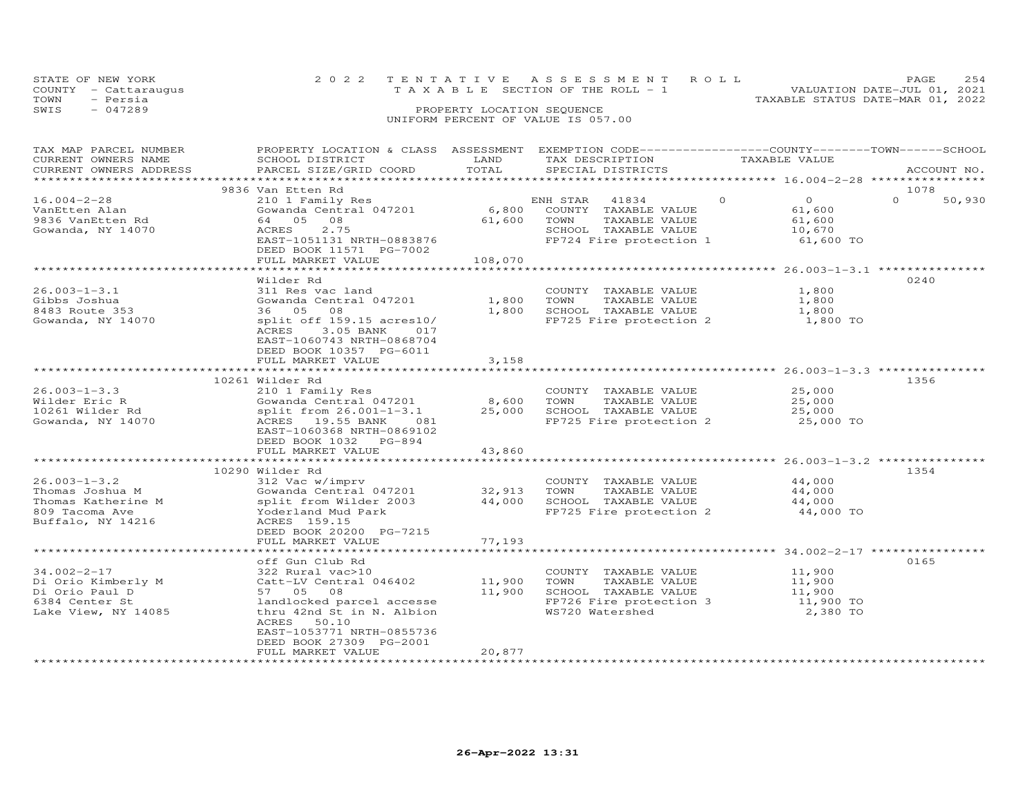STATE OF NEW YORK
COUNTY - Cattaraugus
TOWN - Persia
SWIS - 047289

2022 TENTATIVE ASSESSMENT ROLL
TAXABLE SECTION OF THE ROLL - 1
PROPERTY LOCATION SEQUENCE
UNIFORM PERCENT OF VALUE IS 057.00

VALUATION DATE-JUL 01, 2021
TAXABLE STATUS DATE-MAR 01, 2022

| TAX MAP PARCEL NUMBER / CURRENT OWNERS NAME / CURRENT OWNERS ADDRESS | PROPERTY LOCATION & CLASS / SCHOOL DISTRICT / PARCEL SIZE/GRID COORD | ASSESSMENT LAND / TOTAL | EXEMPTION CODE / TAX DESCRIPTION / SPECIAL DISTRICTS | COUNTY | TOWN | SCHOOL / TAXABLE VALUE | ACCOUNT NO. |
|---|---|---|---|---|---|---|---|
| | 9836 Van Etten Rd | | | | | | 1078 |
| 16.004-2-28 | 210 1 Family Res | | ENH STAR 41834 | 0 | 0 | 0 50,930 | |
| VanEtten Alan | Gowanda Central 047201 | 6,800 | COUNTY TAXABLE VALUE | | | 61,600 | |
| 9836 VanEtten Rd | 64 05 08 | 61,600 | TOWN TAXABLE VALUE | | | 61,600 | |
| Gowanda, NY 14070 | ACRES 2.75 | | SCHOOL TAXABLE VALUE | | | 10,670 | |
| | EAST-1051131 NRTH-0883876 | | FP724 Fire protection 1 | | | 61,600 TO | |
| | DEED BOOK 11571 PG-7002 | | | | | | |
| | FULL MARKET VALUE | 108,070 | | | | | |
| | Wilder Rd | | | | | | 0240 |
| 26.003-1-3.1 | 311 Res vac land | | COUNTY TAXABLE VALUE | | | 1,800 | |
| Gibbs Joshua | Gowanda Central 047201 | 1,800 | TOWN TAXABLE VALUE | | | 1,800 | |
| 8483 Route 353 | 36 05 08 | 1,800 | SCHOOL TAXABLE VALUE | | | 1,800 | |
| Gowanda, NY 14070 | split off 159.15 acres10/ | | FP725 Fire protection 2 | | | 1,800 TO | |
| | ACRES 3.05 BANK 017 | | | | | | |
| | EAST-1060743 NRTH-0868704 | | | | | | |
| | DEED BOOK 10357 PG-6011 | | | | | | |
| | FULL MARKET VALUE | 3,158 | | | | | |
| | 10261 Wilder Rd | | | | | | 1356 |
| 26.003-1-3.3 | 210 1 Family Res | | COUNTY TAXABLE VALUE | | | 25,000 | |
| Wilder Eric R | Gowanda Central 047201 | 8,600 | TOWN TAXABLE VALUE | | | 25,000 | |
| 10261 Wilder Rd | split from 26.001-1-3.1 | 25,000 | SCHOOL TAXABLE VALUE | | | 25,000 | |
| Gowanda, NY 14070 | ACRES 19.55 BANK 081 | | FP725 Fire protection 2 | | | 25,000 TO | |
| | EAST-1060368 NRTH-0869102 | | | | | | |
| | DEED BOOK 1032 PG-894 | | | | | | |
| | FULL MARKET VALUE | 43,860 | | | | | |
| | 10290 Wilder Rd | | | | | | 1354 |
| 26.003-1-3.2 | 312 Vac w/imprv | | COUNTY TAXABLE VALUE | | | 44,000 | |
| Thomas Joshua M | Gowanda Central 047201 | 32,913 | TOWN TAXABLE VALUE | | | 44,000 | |
| Thomas Katherine M | split from Wilder 2003 | 44,000 | SCHOOL TAXABLE VALUE | | | 44,000 | |
| 809 Tacoma Ave | Yoderland Mud Park | | FP725 Fire protection 2 | | | 44,000 TO | |
| Buffalo, NY 14216 | ACRES 159.15 | | | | | | |
| | DEED BOOK 20200 PG-7215 | | | | | | |
| | FULL MARKET VALUE | 77,193 | | | | | |
| | off Gun Club Rd | | | | | | 0165 |
| 34.002-2-17 | 322 Rural vac>10 | | COUNTY TAXABLE VALUE | | | 11,900 | |
| Di Orio Kimberly M | Catt-LV Central 046402 | 11,900 | TOWN TAXABLE VALUE | | | 11,900 | |
| Di Orio Paul D | 57 05 08 | 11,900 | SCHOOL TAXABLE VALUE | | | 11,900 | |
| 6384 Center St | landlocked parcel accesse | | FP726 Fire protection 3 | | | 11,900 TO | |
| Lake View, NY 14085 | thru 42nd St in N. Albion | | WS720 Watershed | | | 2,380 TO | |
| | ACRES 50.10 | | | | | | |
| | EAST-1053771 NRTH-0855736 | | | | | | |
| | DEED BOOK 27309 PG-2001 | | | | | | |
| | FULL MARKET VALUE | 20,877 | | | | | |

26-Apr-2022 13:31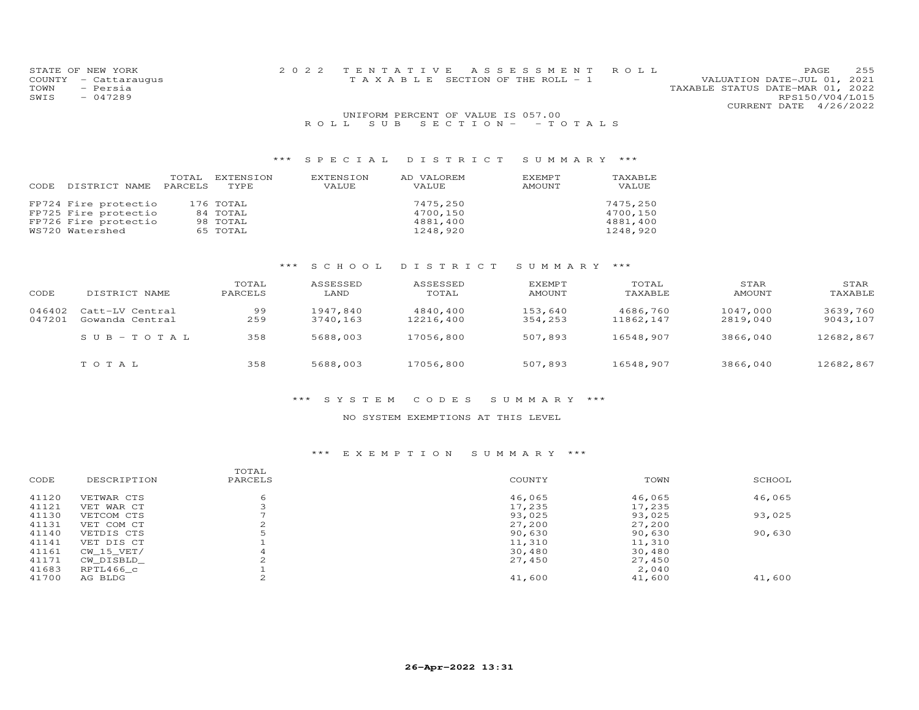STATE OF NEW YORK
COUNTY - Cattaraugus
TOWN - Persia
SWIS - 047289

2 0 2 2 TENTATIVE ASSESSMENT ROLL
TAXABLE SECTION OF THE ROLL - 1

VALUATION DATE-JUL 01, 2021
TAXABLE STATUS DATE-MAR 01, 2022
RPS150/V04/L015
CURRENT DATE 4/26/2022

UNIFORM PERCENT OF VALUE IS 057.00

ROLL SUB SECTION- - TOTALS

### *** SPECIAL DISTRICT SUMMARY ***

| CODE | DISTRICT NAME | TOTAL PARCELS | EXTENSION TYPE | EXTENSION VALUE | AD VALOREM VALUE | EXEMPT AMOUNT | TAXABLE VALUE |
|---|---|---|---|---|---|---|---|
| FP724 | Fire protectio | 176 | TOTAL | | 7475,250 | | 7475,250 |
| FP725 | Fire protectio | 84 | TOTAL | | 4700,150 | | 4700,150 |
| FP726 | Fire protectio | 98 | TOTAL | | 4881,400 | | 4881,400 |
| WS720 | Watershed | 65 | TOTAL | | 1248,920 | | 1248,920 |

### *** SCHOOL DISTRICT SUMMARY ***

| CODE | DISTRICT NAME | TOTAL PARCELS | ASSESSED LAND | ASSESSED TOTAL | EXEMPT AMOUNT | TOTAL TAXABLE | STAR AMOUNT | STAR TAXABLE |
|---|---|---|---|---|---|---|---|---|
| 046402 | Catt-LV Central | 99 | 1947,840 | 4840,400 | 153,640 | 4686,760 | 1047,000 | 3639,760 |
| 047201 | Gowanda Central | 259 | 3740,163 | 12216,400 | 354,253 | 11862,147 | 2819,040 | 9043,107 |
| | SUB-TOTAL | 358 | 5688,003 | 17056,800 | 507,893 | 16548,907 | 3866,040 | 12682,867 |
| | TOTAL | 358 | 5688,003 | 17056,800 | 507,893 | 16548,907 | 3866,040 | 12682,867 |

### *** SYSTEM CODES SUMMARY ***

NO SYSTEM EXEMPTIONS AT THIS LEVEL

### *** EXEMPTION SUMMARY ***

| CODE | DESCRIPTION | TOTAL PARCELS | COUNTY | TOWN | SCHOOL |
|---|---|---|---|---|---|
| 41120 | VETWAR CTS | 6 | 46,065 | 46,065 | 46,065 |
| 41121 | VET WAR CT | 3 | 17,235 | 17,235 | |
| 41130 | VETCOM CTS | 7 | 93,025 | 93,025 | 93,025 |
| 41131 | VET COM CT | 2 | 27,200 | 27,200 | |
| 41140 | VETDIS CTS | 5 | 90,630 | 90,630 | 90,630 |
| 41141 | VET DIS CT | 1 | 11,310 | 11,310 | |
| 41161 | CW_15_VET/ | 4 | 30,480 | 30,480 | |
| 41171 | CW_DISBLD_ | 2 | 27,450 | 27,450 | |
| 41683 | RPTL466_c | 1 | | 2,040 | |
| 41700 | AG BLDG | 2 | 41,600 | 41,600 | 41,600 |

26-Apr-2022 13:31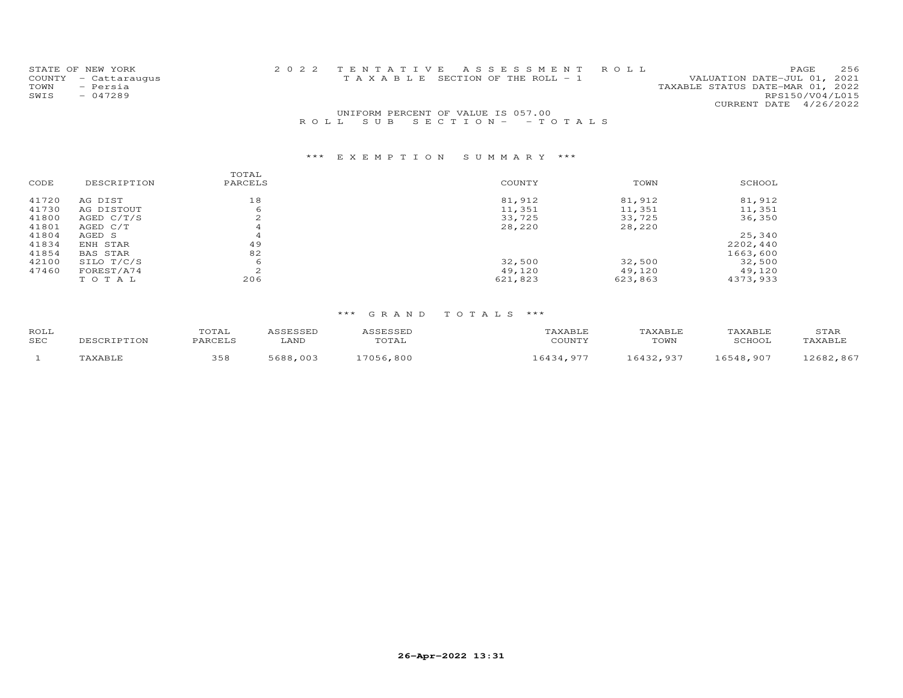STATE OF NEW YORK
COUNTY - Cattaraugus
TOWN - Persia
SWIS - 047289

2022 TENTATIVE ASSESSMENT ROLL
TAXABLE SECTION OF THE ROLL - 1

VALUATION DATE-JUL 01, 2021
TAXABLE STATUS DATE-MAR 01, 2022
RPS150/V04/L015
CURRENT DATE 4/26/2022

UNIFORM PERCENT OF VALUE IS 057.00

ROLL SUB SECTION - - TOTALS

### *** EXEMPTION SUMMARY ***

| CODE | DESCRIPTION | TOTAL PARCELS | COUNTY | TOWN | SCHOOL |
|---|---|---|---|---|---|
| 41720 | AG DIST | 18 | 81,912 | 81,912 | 81,912 |
| 41730 | AG DISTOUT | 6 | 11,351 | 11,351 | 11,351 |
| 41800 | AGED C/T/S | 2 | 33,725 | 33,725 | 36,350 |
| 41801 | AGED C/T | 4 | 28,220 | 28,220 | |
| 41804 | AGED S | 4 | | | 25,340 |
| 41834 | ENH STAR | 49 | | | 2202,440 |
| 41854 | BAS STAR | 82 | | | 1663,600 |
| 42100 | SILO T/C/S | 6 | 32,500 | 32,500 | 32,500 |
| 47460 | FOREST/A74 | 2 | 49,120 | 49,120 | 49,120 |
| | TOTAL | 206 | 621,823 | 623,863 | 4373,933 |

### *** GRAND TOTALS ***

| ROLL SEC | DESCRIPTION | TOTAL PARCELS | ASSESSED LAND | ASSESSED TOTAL | TAXABLE COUNTY | TAXABLE TOWN | TAXABLE SCHOOL | STAR TAXABLE |
|---|---|---|---|---|---|---|---|---|
| 1 | TAXABLE | 358 | 5688,003 | 17056,800 | 16434,977 | 16432,937 | 16548,907 | 12682,867 |

26-Apr-2022 13:31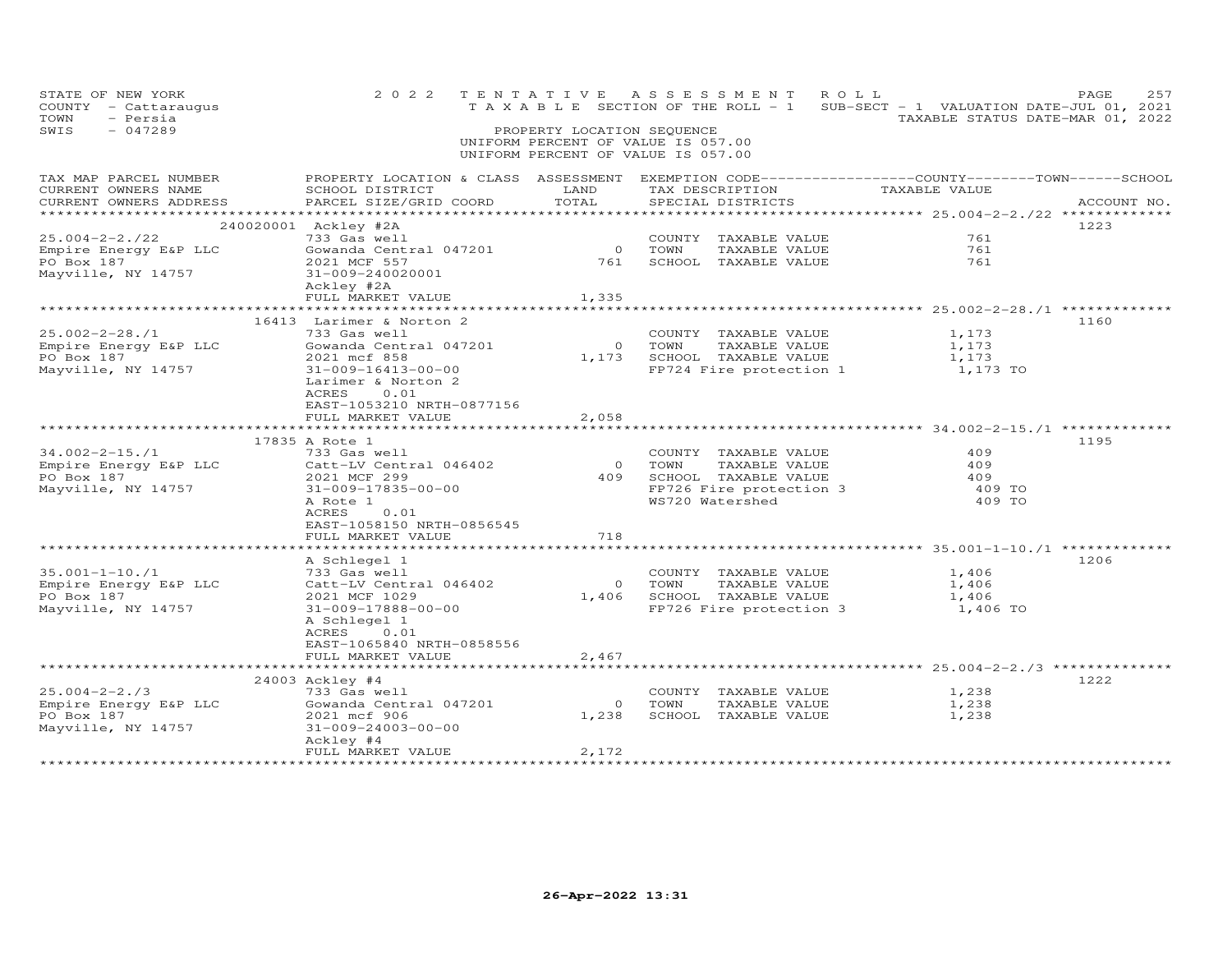STATE OF NEW YORK
COUNTY - Cattaraugus
TOWN - Persia
SWIS - 047289

2022 TENTATIVE ASSESSMENT ROLL
TAXABLE SECTION OF THE ROLL - 1
SUB-SECT - 1 VALUATION DATE-JUL 01, 2021
TAXABLE STATUS DATE-MAR 01, 2022

PROPERTY LOCATION SEQUENCE
UNIFORM PERCENT OF VALUE IS 057.00
UNIFORM PERCENT OF VALUE IS 057.00

| TAX MAP PARCEL NUMBER / CURRENT OWNERS NAME / CURRENT OWNERS ADDRESS | PROPERTY LOCATION & CLASS / SCHOOL DISTRICT / PARCEL SIZE/GRID COORD | ASSESSMENT LAND / TOTAL | EXEMPTION CODE / TAX DESCRIPTION / SPECIAL DISTRICTS | COUNTY / TOWN / SCHOOL TAXABLE VALUE | ACCOUNT NO. |
|---|---|---|---|---|---|
| 25.004-2-2./22 | 240020001 Ackley #2A | | | | 1223 |
| 25.004-2-2./22 | 733 Gas well | | COUNTY TAXABLE VALUE | 761 | |
| Empire Energy E&P LLC | Gowanda Central 047201 | 0 | TOWN TAXABLE VALUE | 761 | |
| PO Box 187 | 2021 MCF 557 | 761 | SCHOOL TAXABLE VALUE | 761 | |
| Mayville, NY 14757 | 31-009-240020001 | | | | |
| | Ackley #2A | | | | |
| | FULL MARKET VALUE | 1,335 | | | |
| 25.002-2-28./1 | 16413 Larimer & Norton 2 | | | | 1160 |
| 25.002-2-28./1 | 733 Gas well | | COUNTY TAXABLE VALUE | 1,173 | |
| Empire Energy E&P LLC | Gowanda Central 047201 | 0 | TOWN TAXABLE VALUE | 1,173 | |
| PO Box 187 | 2021 mcf 858 | 1,173 | SCHOOL TAXABLE VALUE | 1,173 | |
| Mayville, NY 14757 | 31-009-16413-00-00 | | FP724 Fire protection 1 | 1,173 TO | |
| | Larimer & Norton 2 | | | | |
| | ACRES 0.01 | | | | |
| | EAST-1053210 NRTH-0877156 | | | | |
| | FULL MARKET VALUE | 2,058 | | | |
| 34.002-2-15./1 | 17835 A Rote 1 | | | | 1195 |
| 34.002-2-15./1 | 733 Gas well | | COUNTY TAXABLE VALUE | 409 | |
| Empire Energy E&P LLC | Catt-LV Central 046402 | 0 | TOWN TAXABLE VALUE | 409 | |
| PO Box 187 | 2021 MCF 299 | 409 | SCHOOL TAXABLE VALUE | 409 | |
| Mayville, NY 14757 | 31-009-17835-00-00 | | FP726 Fire protection 3 | 409 TO | |
| | A Rote 1 | | WS720 Watershed | 409 TO | |
| | ACRES 0.01 | | | | |
| | EAST-1058150 NRTH-0856545 | | | | |
| | FULL MARKET VALUE | 718 | | | |
| 35.001-1-10./1 | A Schlegel 1 | | | | 1206 |
| 35.001-1-10./1 | 733 Gas well | | COUNTY TAXABLE VALUE | 1,406 | |
| Empire Energy E&P LLC | Catt-LV Central 046402 | 0 | TOWN TAXABLE VALUE | 1,406 | |
| PO Box 187 | 2021 MCF 1029 | 1,406 | SCHOOL TAXABLE VALUE | 1,406 | |
| Mayville, NY 14757 | 31-009-17888-00-00 | | FP726 Fire protection 3 | 1,406 TO | |
| | A Schlegel 1 | | | | |
| | ACRES 0.01 | | | | |
| | EAST-1065840 NRTH-0858556 | | | | |
| | FULL MARKET VALUE | 2,467 | | | |
| 25.004-2-2./3 | 24003 Ackley #4 | | | | 1222 |
| 25.004-2-2./3 | 733 Gas well | | COUNTY TAXABLE VALUE | 1,238 | |
| Empire Energy E&P LLC | Gowanda Central 047201 | 0 | TOWN TAXABLE VALUE | 1,238 | |
| PO Box 187 | 2021 mcf 906 | 1,238 | SCHOOL TAXABLE VALUE | 1,238 | |
| Mayville, NY 14757 | 31-009-24003-00-00 | | | | |
| | Ackley #4 | | | | |
| | FULL MARKET VALUE | 2,172 | | | |

26-Apr-2022 13:31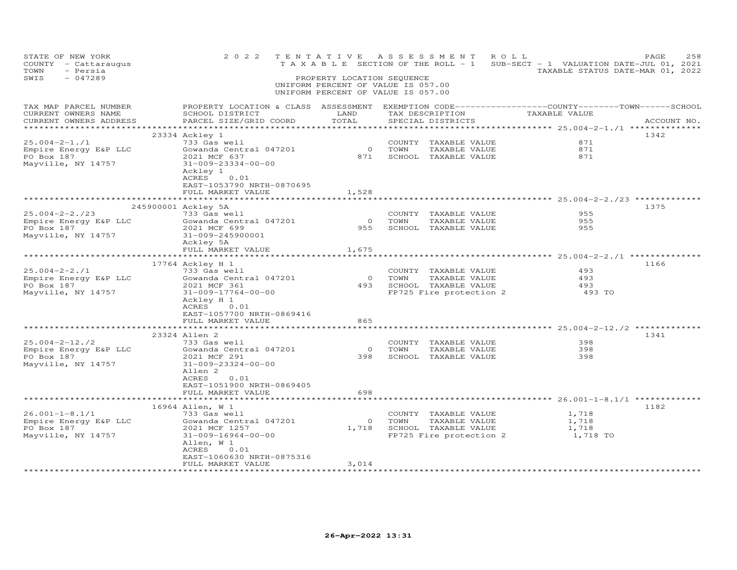STATE OF NEW YORK
COUNTY - Cattaraugus
TOWN - Persia
SWIS - 047289

2022 TENTATIVE ASSESSMENT ROLL
TAXABLE SECTION OF THE ROLL - 1
SUB-SECT - 1 VALUATION DATE-JUL 01, 2021
TAXABLE STATUS DATE-MAR 01, 2022

PROPERTY LOCATION SEQUENCE
UNIFORM PERCENT OF VALUE IS 057.00
UNIFORM PERCENT OF VALUE IS 057.00

| TAX MAP PARCEL NUMBER / CURRENT OWNERS NAME / CURRENT OWNERS ADDRESS | PROPERTY LOCATION & CLASS / SCHOOL DISTRICT / PARCEL SIZE/GRID COORD | ASSESSMENT LAND | TOTAL | EXEMPTION CODE / TAX DESCRIPTION / SPECIAL DISTRICTS | COUNTY / TOWN / SCHOOL TAXABLE VALUE | ACCOUNT NO. |
|---|---|---|---|---|---|---|
| 25.004-2-1./1 | 23334 Ackley 1 | | | | | 1342 |
| 25.004-2-1./1 | 733 Gas well | | | COUNTY TAXABLE VALUE | 871 | |
| Empire Energy E&P LLC | Gowanda Central 047201 | 0 | | TOWN TAXABLE VALUE | 871 | |
| PO Box 187 | 2021 MCF 637 | | 871 | SCHOOL TAXABLE VALUE | 871 | |
| Mayville, NY 14757 | 31-009-23334-00-00 | | | | | |
| | Ackley 1 | | | | | |
| | ACRES 0.01 | | | | | |
| | EAST-1053790 NRTH-0870695 | | | | | |
| | FULL MARKET VALUE | | 1,528 | | | |
| 25.004-2-2./23 | 245900001 Ackley 5A | | | | | 1375 |
| 25.004-2-2./23 | 733 Gas well | | | COUNTY TAXABLE VALUE | 955 | |
| Empire Energy E&P LLC | Gowanda Central 047201 | 0 | | TOWN TAXABLE VALUE | 955 | |
| PO Box 187 | 2021 MCF 699 | | 955 | SCHOOL TAXABLE VALUE | 955 | |
| Mayville, NY 14757 | 31-009-245900001 | | | | | |
| | Ackley 5A | | | | | |
| | FULL MARKET VALUE | | 1,675 | | | |
| 25.004-2-2./1 | 17764 Ackley H 1 | | | | | 1166 |
| 25.004-2-2./1 | 733 Gas well | | | COUNTY TAXABLE VALUE | 493 | |
| Empire Energy E&P LLC | Gowanda Central 047201 | 0 | | TOWN TAXABLE VALUE | 493 | |
| PO Box 187 | 2021 MCF 361 | | 493 | SCHOOL TAXABLE VALUE | 493 | |
| Mayville, NY 14757 | 31-009-17764-00-00 | | | FP725 Fire protection 2 | 493 TO | |
| | Ackley H 1 | | | | | |
| | ACRES 0.01 | | | | | |
| | EAST-1057700 NRTH-0869416 | | | | | |
| | FULL MARKET VALUE | | 865 | | | |
| 25.004-2-12./2 | 23324 Allen 2 | | | | | 1341 |
| 25.004-2-12./2 | 733 Gas well | | | COUNTY TAXABLE VALUE | 398 | |
| Empire Energy E&P LLC | Gowanda Central 047201 | 0 | | TOWN TAXABLE VALUE | 398 | |
| PO Box 187 | 2021 MCF 291 | | 398 | SCHOOL TAXABLE VALUE | 398 | |
| Mayville, NY 14757 | 31-009-23324-00-00 | | | | | |
| | Allen 2 | | | | | |
| | ACRES 0.01 | | | | | |
| | EAST-1051900 NRTH-0869405 | | | | | |
| | FULL MARKET VALUE | | 698 | | | |
| 26.001-1-8.1/1 | 16964 Allen, W 1 | | | | | 1182 |
| 26.001-1-8.1/1 | 733 Gas well | | | COUNTY TAXABLE VALUE | 1,718 | |
| Empire Energy E&P LLC | Gowanda Central 047201 | 0 | | TOWN TAXABLE VALUE | 1,718 | |
| PO Box 187 | 2021 MCF 1257 | | 1,718 | SCHOOL TAXABLE VALUE | 1,718 | |
| Mayville, NY 14757 | 31-009-16964-00-00 | | | FP725 Fire protection 2 | 1,718 TO | |
| | Allen, W 1 | | | | | |
| | ACRES 0.01 | | | | | |
| | EAST-1060630 NRTH-0875316 | | | | | |
| | FULL MARKET VALUE | | 3,014 | | | |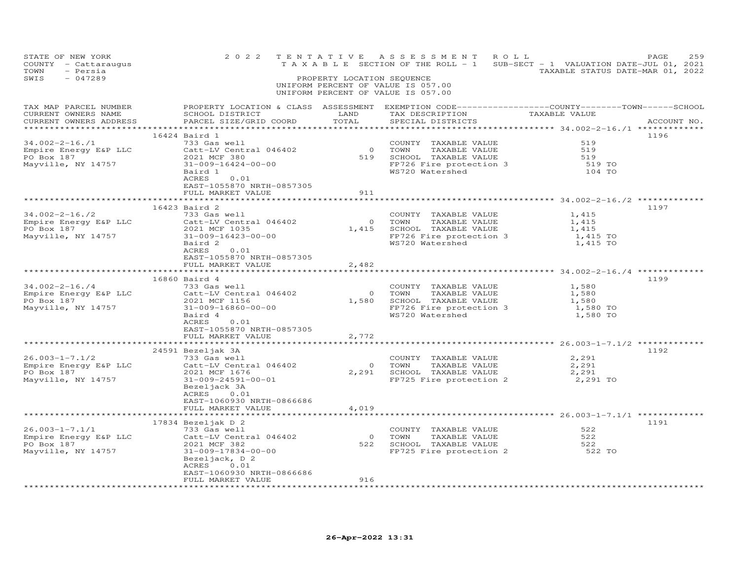STATE OF NEW YORK — 2022 TENTATIVE ASSESSMENT ROLL
COUNTY - Cattaraugus — TAXABLE SECTION OF THE ROLL - 1 — SUB-SECT - 1 VALUATION DATE-JUL 01, 2021
TOWN - Persia — TAXABLE STATUS DATE-MAR 01, 2022
SWIS - 047289 — PROPERTY LOCATION SEQUENCE
UNIFORM PERCENT OF VALUE IS 057.00
UNIFORM PERCENT OF VALUE IS 057.00

| TAX MAP PARCEL NUMBER / CURRENT OWNERS NAME / CURRENT OWNERS ADDRESS | PROPERTY LOCATION & CLASS / SCHOOL DISTRICT / PARCEL SIZE/GRID COORD | ASSESSMENT LAND / TOTAL | EXEMPTION CODE / TAX DESCRIPTION / SPECIAL DISTRICTS | TAXABLE VALUE (COUNTY / TOWN / SCHOOL) | ACCOUNT NO. |
|---|---|---|---|---|---|
| **34.002-2-16./1** | 16424 Baird 1 | | | | 1196 |
| 34.002-2-16./1 | 733 Gas well | | COUNTY TAXABLE VALUE | 519 | |
| Empire Energy E&P LLC | Catt-LV Central 046402 | 0 | TOWN TAXABLE VALUE | 519 | |
| PO Box 187 | 2021 MCF 380 | 519 | SCHOOL TAXABLE VALUE | 519 | |
| Mayville, NY 14757 | 31-009-16424-00-00 | | FP726 Fire protection 3 | 519 TO | |
| | Baird 1 | | WS720 Watershed | 104 TO | |
| | ACRES 0.01 | | | | |
| | EAST-1055870 NRTH-0857305 | | | | |
| | FULL MARKET VALUE | 911 | | | |
| **34.002-2-16./2** | 16423 Baird 2 | | | | 1197 |
| 34.002-2-16./2 | 733 Gas well | | COUNTY TAXABLE VALUE | 1,415 | |
| Empire Energy E&P LLC | Catt-LV Central 046402 | 0 | TOWN TAXABLE VALUE | 1,415 | |
| PO Box 187 | 2021 MCF 1035 | 1,415 | SCHOOL TAXABLE VALUE | 1,415 | |
| Mayville, NY 14757 | 31-009-16423-00-00 | | FP726 Fire protection 3 | 1,415 TO | |
| | Baird 2 | | WS720 Watershed | 1,415 TO | |
| | ACRES 0.01 | | | | |
| | EAST-1055870 NRTH-0857305 | | | | |
| | FULL MARKET VALUE | 2,482 | | | |
| **34.002-2-16./4** | 16860 Baird 4 | | | | 1199 |
| 34.002-2-16./4 | 733 Gas well | | COUNTY TAXABLE VALUE | 1,580 | |
| Empire Energy E&P LLC | Catt-LV Central 046402 | 0 | TOWN TAXABLE VALUE | 1,580 | |
| PO Box 187 | 2021 MCF 1156 | 1,580 | SCHOOL TAXABLE VALUE | 1,580 | |
| Mayville, NY 14757 | 31-009-16860-00-00 | | FP726 Fire protection 3 | 1,580 TO | |
| | Baird 4 | | WS720 Watershed | 1,580 TO | |
| | ACRES 0.01 | | | | |
| | EAST-1055870 NRTH-0857305 | | | | |
| | FULL MARKET VALUE | 2,772 | | | |
| **26.003-1-7.1/2** | 24591 Bezeljak 3A | | | | 1192 |
| 26.003-1-7.1/2 | 733 Gas well | | COUNTY TAXABLE VALUE | 2,291 | |
| Empire Energy E&P LLC | Catt-LV Central 046402 | 0 | TOWN TAXABLE VALUE | 2,291 | |
| PO Box 187 | 2021 MCF 1676 | 2,291 | SCHOOL TAXABLE VALUE | 2,291 | |
| Mayville, NY 14757 | 31-009-24591-00-01 | | FP725 Fire protection 2 | 2,291 TO | |
| | Bezeljack 3A | | | | |
| | ACRES 0.01 | | | | |
| | EAST-1060930 NRTH-0866686 | | | | |
| | FULL MARKET VALUE | 4,019 | | | |
| **26.003-1-7.1/1** | 17834 Bezeljak D 2 | | | | 1191 |
| 26.003-1-7.1/1 | 733 Gas well | | COUNTY TAXABLE VALUE | 522 | |
| Empire Energy E&P LLC | Catt-LV Central 046402 | 0 | TOWN TAXABLE VALUE | 522 | |
| PO Box 187 | 2021 MCF 382 | 522 | SCHOOL TAXABLE VALUE | 522 | |
| Mayville, NY 14757 | 31-009-17834-00-00 | | FP725 Fire protection 2 | 522 TO | |
| | Bezeljack, D 2 | | | | |
| | ACRES 0.01 | | | | |
| | EAST-1060930 NRTH-0866686 | | | | |
| | FULL MARKET VALUE | 916 | | | |

26-Apr-2022 13:31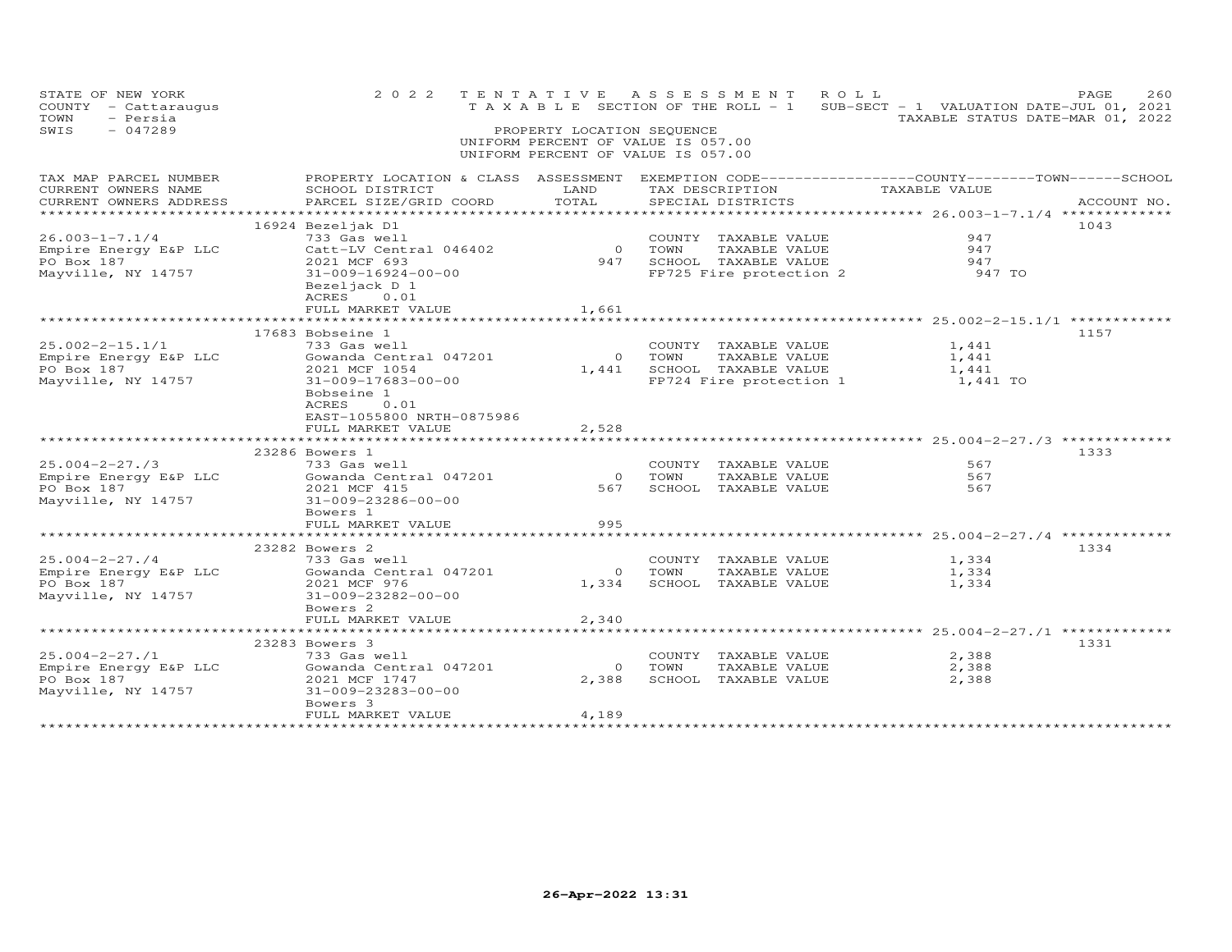STATE OF NEW YORK
COUNTY - Cattaraugus
TOWN - Persia
SWIS - 047289

2022 TENTATIVE ASSESSMENT ROLL
TAXABLE SECTION OF THE ROLL - 1
SUB-SECT - 1 VALUATION DATE-JUL 01, 2021
TAXABLE STATUS DATE-MAR 01, 2022

PROPERTY LOCATION SEQUENCE
UNIFORM PERCENT OF VALUE IS 057.00
UNIFORM PERCENT OF VALUE IS 057.00

| TAX MAP PARCEL NUMBER / CURRENT OWNERS NAME / CURRENT OWNERS ADDRESS | PROPERTY LOCATION & CLASS / SCHOOL DISTRICT / PARCEL SIZE/GRID COORD | ASSESSMENT LAND | TOTAL | EXEMPTION CODE / TAX DESCRIPTION / SPECIAL DISTRICTS | TAXABLE VALUE (COUNTY / TOWN / SCHOOL) | ACCOUNT NO. |
|---|---|---|---|---|---|---|
| 26.003-1-7.1/4 | 16924 Bezeljak D1 | | | | | 1043 |
| 26.003-1-7.1/4 | 733 Gas well | | | COUNTY TAXABLE VALUE | 947 | |
| Empire Energy E&P LLC | Catt-LV Central 046402 | 0 | | TOWN TAXABLE VALUE | 947 | |
| PO Box 187 | 2021 MCF 693 | | 947 | SCHOOL TAXABLE VALUE | 947 | |
| Mayville, NY 14757 | 31-009-16924-00-00 | | | FP725 Fire protection 2 | 947 TO | |
| | Bezeljack D 1 | | | | | |
| | ACRES 0.01 | | | | | |
| | FULL MARKET VALUE | | 1,661 | | | |
| 25.002-2-15.1/1 | 17683 Bobseine 1 | | | | | 1157 |
| 25.002-2-15.1/1 | 733 Gas well | | | COUNTY TAXABLE VALUE | 1,441 | |
| Empire Energy E&P LLC | Gowanda Central 047201 | 0 | | TOWN TAXABLE VALUE | 1,441 | |
| PO Box 187 | 2021 MCF 1054 | | 1,441 | SCHOOL TAXABLE VALUE | 1,441 | |
| Mayville, NY 14757 | 31-009-17683-00-00 | | | FP724 Fire protection 1 | 1,441 TO | |
| | Bobseine 1 | | | | | |
| | ACRES 0.01 | | | | | |
| | EAST-1055800 NRTH-0875986 | | | | | |
| | FULL MARKET VALUE | | 2,528 | | | |
| 25.004-2-27./3 | 23286 Bowers 1 | | | | | 1333 |
| 25.004-2-27./3 | 733 Gas well | | | COUNTY TAXABLE VALUE | 567 | |
| Empire Energy E&P LLC | Gowanda Central 047201 | 0 | | TOWN TAXABLE VALUE | 567 | |
| PO Box 187 | 2021 MCF 415 | | 567 | SCHOOL TAXABLE VALUE | 567 | |
| Mayville, NY 14757 | 31-009-23286-00-00 | | | | | |
| | Bowers 1 | | | | | |
| | FULL MARKET VALUE | | 995 | | | |
| 25.004-2-27./4 | 23282 Bowers 2 | | | | | 1334 |
| 25.004-2-27./4 | 733 Gas well | | | COUNTY TAXABLE VALUE | 1,334 | |
| Empire Energy E&P LLC | Gowanda Central 047201 | 0 | | TOWN TAXABLE VALUE | 1,334 | |
| PO Box 187 | 2021 MCF 976 | | 1,334 | SCHOOL TAXABLE VALUE | 1,334 | |
| Mayville, NY 14757 | 31-009-23282-00-00 | | | | | |
| | Bowers 2 | | | | | |
| | FULL MARKET VALUE | | 2,340 | | | |
| 25.004-2-27./1 | 23283 Bowers 3 | | | | | 1331 |
| 25.004-2-27./1 | 733 Gas well | | | COUNTY TAXABLE VALUE | 2,388 | |
| Empire Energy E&P LLC | Gowanda Central 047201 | 0 | | TOWN TAXABLE VALUE | 2,388 | |
| PO Box 187 | 2021 MCF 1747 | | 2,388 | SCHOOL TAXABLE VALUE | 2,388 | |
| Mayville, NY 14757 | 31-009-23283-00-00 | | | | | |
| | Bowers 3 | | | | | |
| | FULL MARKET VALUE | | 4,189 | | | |

26-Apr-2022 13:31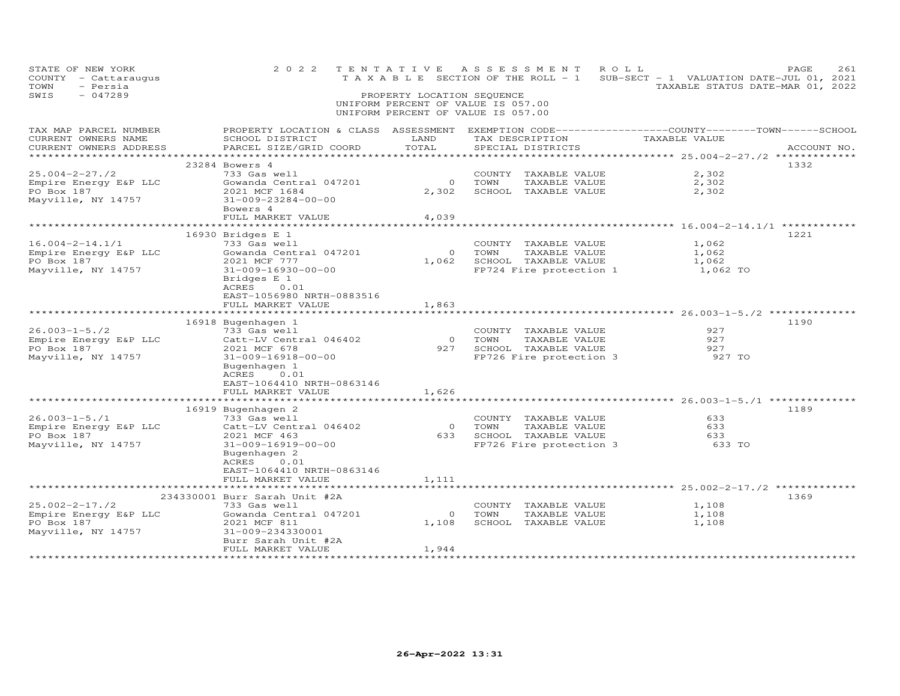STATE OF NEW YORK
COUNTY - Cattaraugus
TOWN - Persia
SWIS - 047289

2022 TENTATIVE ASSESSMENT ROLL
TAXABLE SECTION OF THE ROLL - 1
PROPERTY LOCATION SEQUENCE
UNIFORM PERCENT OF VALUE IS 057.00
UNIFORM PERCENT OF VALUE IS 057.00

SUB-SECT - 1 VALUATION DATE-JUL 01, 2021
TAXABLE STATUS DATE-MAR 01, 2022

| TAX MAP PARCEL NUMBER / CURRENT OWNERS NAME / CURRENT OWNERS ADDRESS | PROPERTY LOCATION & CLASS / SCHOOL DISTRICT / PARCEL SIZE/GRID COORD | ASSESSMENT LAND / TOTAL | EXEMPTION CODE / TAX DESCRIPTION / SPECIAL DISTRICTS | TAXABLE VALUE (COUNTY / TOWN / SCHOOL) | ACCOUNT NO. |
|---|---|---|---|---|---|
| 25.004-2-27./2 | 23284 Bowers 4 | | | | 1332 |
| 25.004-2-27./2 | 733 Gas well | | COUNTY TAXABLE VALUE | 2,302 | |
| Empire Energy E&P LLC | Gowanda Central 047201 | 0 | TOWN TAXABLE VALUE | 2,302 | |
| PO Box 187 | 2021 MCF 1684 | 2,302 | SCHOOL TAXABLE VALUE | 2,302 | |
| Mayville, NY 14757 | 31-009-23284-00-00 | | | | |
| | Bowers 4 | | | | |
| | FULL MARKET VALUE | 4,039 | | | |
| 16.004-2-14.1/1 | 16930 Bridges E 1 | | | | 1221 |
| 16.004-2-14.1/1 | 733 Gas well | | COUNTY TAXABLE VALUE | 1,062 | |
| Empire Energy E&P LLC | Gowanda Central 047201 | 0 | TOWN TAXABLE VALUE | 1,062 | |
| PO Box 187 | 2021 MCF 777 | 1,062 | SCHOOL TAXABLE VALUE | 1,062 | |
| Mayville, NY 14757 | 31-009-16930-00-00 | | FP724 Fire protection 1 | 1,062 TO | |
| | Bridges E 1 | | | | |
| | ACRES 0.01 | | | | |
| | EAST-1056980 NRTH-0883516 | | | | |
| | FULL MARKET VALUE | 1,863 | | | |
| 26.003-1-5./2 | 16918 Bugenhagen 1 | | | | 1190 |
| 26.003-1-5./2 | 733 Gas well | | COUNTY TAXABLE VALUE | 927 | |
| Empire Energy E&P LLC | Catt-LV Central 046402 | 0 | TOWN TAXABLE VALUE | 927 | |
| PO Box 187 | 2021 MCF 678 | 927 | SCHOOL TAXABLE VALUE | 927 | |
| Mayville, NY 14757 | 31-009-16918-00-00 | | FP726 Fire protection 3 | 927 TO | |
| | Bugenhagen 1 | | | | |
| | ACRES 0.01 | | | | |
| | EAST-1064410 NRTH-0863146 | | | | |
| | FULL MARKET VALUE | 1,626 | | | |
| 26.003-1-5./1 | 16919 Bugenhagen 2 | | | | 1189 |
| 26.003-1-5./1 | 733 Gas well | | COUNTY TAXABLE VALUE | 633 | |
| Empire Energy E&P LLC | Catt-LV Central 046402 | 0 | TOWN TAXABLE VALUE | 633 | |
| PO Box 187 | 2021 MCF 463 | 633 | SCHOOL TAXABLE VALUE | 633 | |
| Mayville, NY 14757 | 31-009-16919-00-00 | | FP726 Fire protection 3 | 633 TO | |
| | Bugenhagen 2 | | | | |
| | ACRES 0.01 | | | | |
| | EAST-1064410 NRTH-0863146 | | | | |
| | FULL MARKET VALUE | 1,111 | | | |
| 25.002-2-17./2 | 234330001 Burr Sarah Unit #2A | | | | 1369 |
| 25.002-2-17./2 | 733 Gas well | | COUNTY TAXABLE VALUE | 1,108 | |
| Empire Energy E&P LLC | Gowanda Central 047201 | 0 | TOWN TAXABLE VALUE | 1,108 | |
| PO Box 187 | 2021 MCF 811 | 1,108 | SCHOOL TAXABLE VALUE | 1,108 | |
| Mayville, NY 14757 | 31-009-234330001 | | | | |
| | Burr Sarah Unit #2A | | | | |
| | FULL MARKET VALUE | 1,944 | | | |

26-Apr-2022 13:31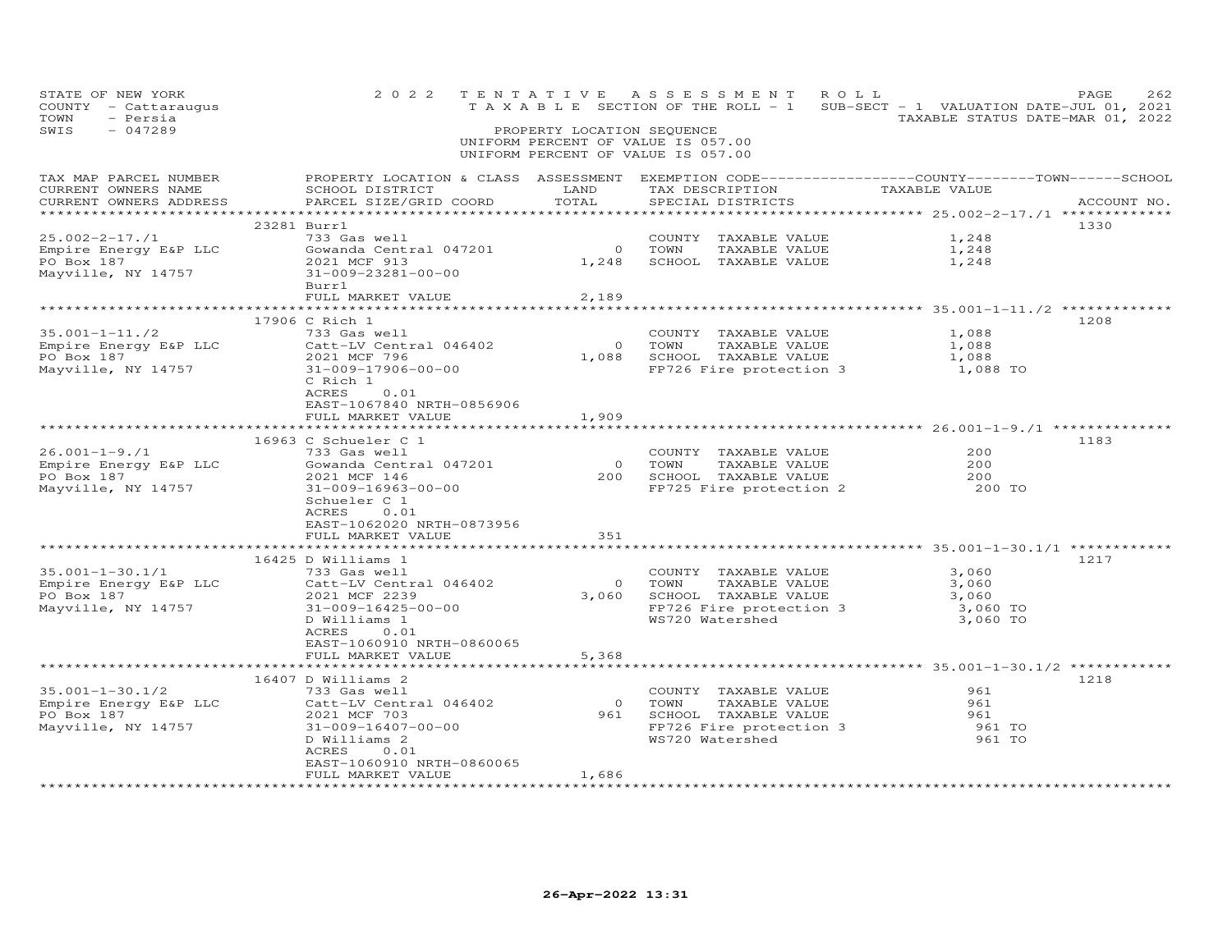STATE OF NEW YORK
COUNTY - Cattaraugus
TOWN - Persia
SWIS - 047289

2022 TENTATIVE ASSESSMENT ROLL
TAXABLE SECTION OF THE ROLL - 1
SUB-SECT - 1 VALUATION DATE-JUL 01, 2021
TAXABLE STATUS DATE-MAR 01, 2022

PROPERTY LOCATION SEQUENCE
UNIFORM PERCENT OF VALUE IS 057.00
UNIFORM PERCENT OF VALUE IS 057.00

| TAX MAP PARCEL NUMBER / CURRENT OWNERS NAME / CURRENT OWNERS ADDRESS | PROPERTY LOCATION & CLASS / SCHOOL DISTRICT / PARCEL SIZE/GRID COORD | ASSESSMENT LAND | TOTAL | EXEMPTION CODE / TAX DESCRIPTION / SPECIAL DISTRICTS | COUNTY / TOWN / SCHOOL TAXABLE VALUE | ACCOUNT NO. |
|---|---|---|---|---|---|---|
| 25.002-2-17./1 | 23281 Burrl | | | | | 1330 |
| 25.002-2-17./1 | 733 Gas well | | | COUNTY TAXABLE VALUE | 1,248 | |
| Empire Energy E&P LLC | Gowanda Central 047201 | 0 | | TOWN TAXABLE VALUE | 1,248 | |
| PO Box 187 | 2021 MCF 913 | | 1,248 | SCHOOL TAXABLE VALUE | 1,248 | |
| Mayville, NY 14757 | 31-009-23281-00-00 | | | | | |
| | Burrl | | | | | |
| | FULL MARKET VALUE | | 2,189 | | | |
| 35.001-1-11./2 | 17906 C Rich 1 | | | | | 1208 |
| 35.001-1-11./2 | 733 Gas well | | | COUNTY TAXABLE VALUE | 1,088 | |
| Empire Energy E&P LLC | Catt-LV Central 046402 | 0 | | TOWN TAXABLE VALUE | 1,088 | |
| PO Box 187 | 2021 MCF 796 | | 1,088 | SCHOOL TAXABLE VALUE | 1,088 | |
| Mayville, NY 14757 | 31-009-17906-00-00 | | | FP726 Fire protection 3 | 1,088 TO | |
| | C Rich 1 | | | | | |
| | ACRES 0.01 | | | | | |
| | EAST-1067840 NRTH-0856906 | | | | | |
| | FULL MARKET VALUE | | 1,909 | | | |
| 26.001-1-9./1 | 16963 C Schueler C 1 | | | | | 1183 |
| 26.001-1-9./1 | 733 Gas well | | | COUNTY TAXABLE VALUE | 200 | |
| Empire Energy E&P LLC | Gowanda Central 047201 | 0 | | TOWN TAXABLE VALUE | 200 | |
| PO Box 187 | 2021 MCF 146 | | 200 | SCHOOL TAXABLE VALUE | 200 | |
| Mayville, NY 14757 | 31-009-16963-00-00 | | | FP725 Fire protection 2 | 200 TO | |
| | Schueler C 1 | | | | | |
| | ACRES 0.01 | | | | | |
| | EAST-1062020 NRTH-0873956 | | | | | |
| | FULL MARKET VALUE | | 351 | | | |
| 35.001-1-30.1/1 | 16425 D Williams 1 | | | | | 1217 |
| 35.001-1-30.1/1 | 733 Gas well | | | COUNTY TAXABLE VALUE | 3,060 | |
| Empire Energy E&P LLC | Catt-LV Central 046402 | 0 | | TOWN TAXABLE VALUE | 3,060 | |
| PO Box 187 | 2021 MCF 2239 | | 3,060 | SCHOOL TAXABLE VALUE | 3,060 | |
| Mayville, NY 14757 | 31-009-16425-00-00 | | | FP726 Fire protection 3 | 3,060 TO | |
| | D Williams 1 | | | WS720 Watershed | 3,060 TO | |
| | ACRES 0.01 | | | | | |
| | EAST-1060910 NRTH-0860065 | | | | | |
| | FULL MARKET VALUE | | 5,368 | | | |
| 35.001-1-30.1/2 | 16407 D Williams 2 | | | | | 1218 |
| 35.001-1-30.1/2 | 733 Gas well | | | COUNTY TAXABLE VALUE | 961 | |
| Empire Energy E&P LLC | Catt-LV Central 046402 | 0 | | TOWN TAXABLE VALUE | 961 | |
| PO Box 187 | 2021 MCF 703 | | 961 | SCHOOL TAXABLE VALUE | 961 | |
| Mayville, NY 14757 | 31-009-16407-00-00 | | | FP726 Fire protection 3 | 961 TO | |
| | D Williams 2 | | | WS720 Watershed | 961 TO | |
| | ACRES 0.01 | | | | | |
| | EAST-1060910 NRTH-0860065 | | | | | |
| | FULL MARKET VALUE | | 1,686 | | | |

26-Apr-2022 13:31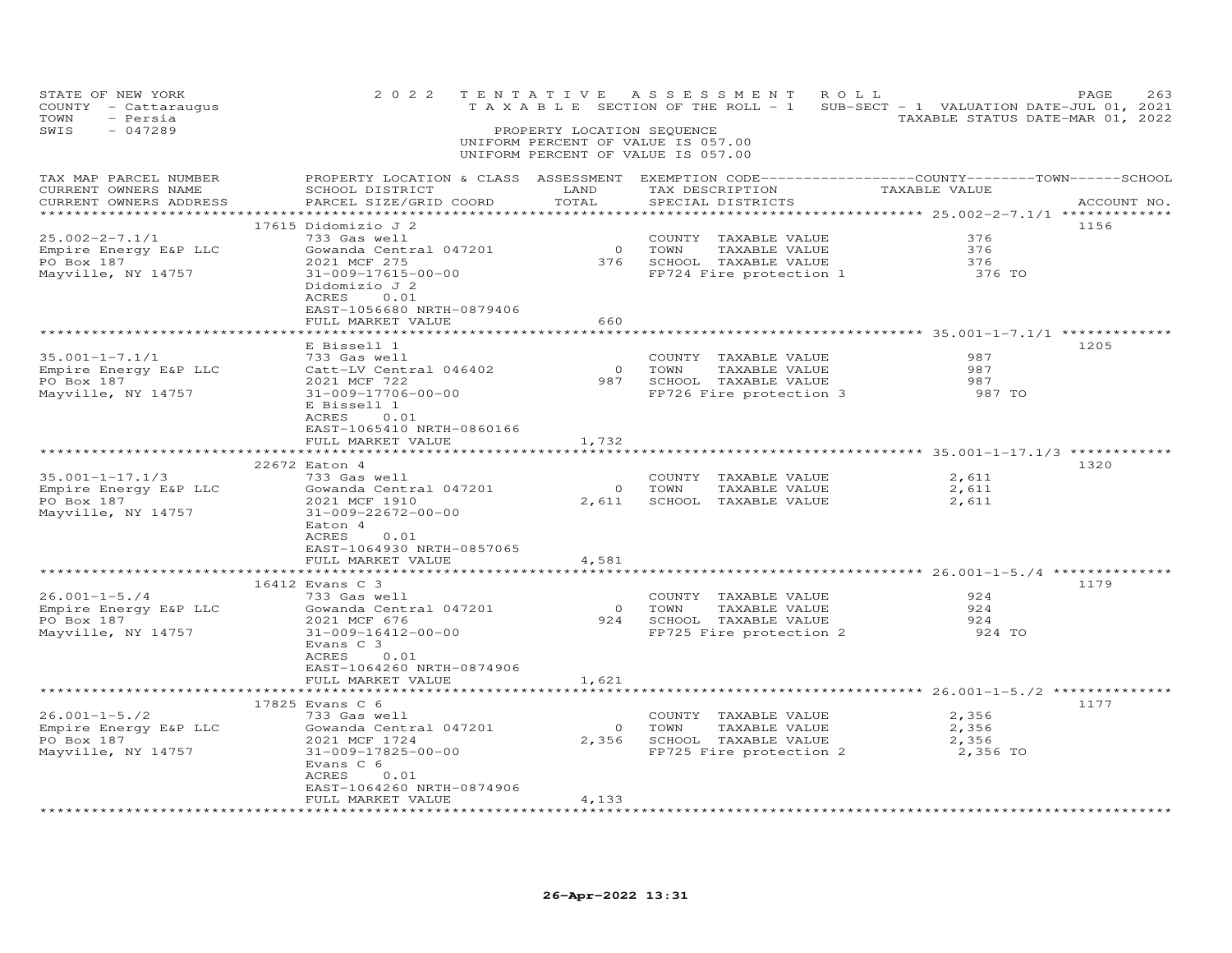STATE OF NEW YORK — 2022 TENTATIVE ASSESSMENT ROLL
COUNTY - Cattaraugus — TAXABLE SECTION OF THE ROLL - 1 — SUB-SECT - 1 VALUATION DATE-JUL 01, 2021
TOWN - Persia — TAXABLE STATUS DATE-MAR 01, 2022
SWIS - 047289

PROPERTY LOCATION SEQUENCE
UNIFORM PERCENT OF VALUE IS 057.00
UNIFORM PERCENT OF VALUE IS 057.00

| TAX MAP PARCEL NUMBER / CURRENT OWNERS NAME / CURRENT OWNERS ADDRESS | PROPERTY LOCATION & CLASS / SCHOOL DISTRICT / PARCEL SIZE/GRID COORD | ASSESSMENT LAND / TOTAL | EXEMPTION CODE / TAX DESCRIPTION / SPECIAL DISTRICTS | TAXABLE VALUE (COUNTY / TOWN / SCHOOL) | ACCOUNT NO. |
|---|---|---|---|---|---|
| 25.002-2-7.1/1 | 17615 Didomizio J 2 | | | | 1156 |
| Empire Energy E&P LLC | 733 Gas well | | COUNTY TAXABLE VALUE | 376 | |
| PO Box 187 | Gowanda Central 047201 | 0 | TOWN TAXABLE VALUE | 376 | |
| Mayville, NY 14757 | 2021 MCF 275 | 376 | SCHOOL TAXABLE VALUE | 376 | |
| | 31-009-17615-00-00 | | FP724 Fire protection 1 | 376 TO | |
| | Didomizio J 2 | | | | |
| | ACRES 0.01 | | | | |
| | EAST-1056680 NRTH-0879406 | | | | |
| | FULL MARKET VALUE | 660 | | | |
| 35.001-1-7.1/1 | E Bissell 1 | | | | 1205 |
| Empire Energy E&P LLC | 733 Gas well | | COUNTY TAXABLE VALUE | 987 | |
| PO Box 187 | Catt-LV Central 046402 | 0 | TOWN TAXABLE VALUE | 987 | |
| Mayville, NY 14757 | 2021 MCF 722 | 987 | SCHOOL TAXABLE VALUE | 987 | |
| | 31-009-17706-00-00 | | FP726 Fire protection 3 | 987 TO | |
| | E Bissell 1 | | | | |
| | ACRES 0.01 | | | | |
| | EAST-1065410 NRTH-0860166 | | | | |
| | FULL MARKET VALUE | 1,732 | | | |
| 35.001-1-17.1/3 | 22672 Eaton 4 | | | | 1320 |
| Empire Energy E&P LLC | 733 Gas well | | COUNTY TAXABLE VALUE | 2,611 | |
| PO Box 187 | Gowanda Central 047201 | 0 | TOWN TAXABLE VALUE | 2,611 | |
| Mayville, NY 14757 | 2021 MCF 1910 | 2,611 | SCHOOL TAXABLE VALUE | 2,611 | |
| | 31-009-22672-00-00 | | | | |
| | Eaton 4 | | | | |
| | ACRES 0.01 | | | | |
| | EAST-1064930 NRTH-0857065 | | | | |
| | FULL MARKET VALUE | 4,581 | | | |
| 26.001-1-5./4 | 16412 Evans C 3 | | | | 1179 |
| Empire Energy E&P LLC | 733 Gas well | | COUNTY TAXABLE VALUE | 924 | |
| PO Box 187 | Gowanda Central 047201 | 0 | TOWN TAXABLE VALUE | 924 | |
| Mayville, NY 14757 | 2021 MCF 676 | 924 | SCHOOL TAXABLE VALUE | 924 | |
| | 31-009-16412-00-00 | | FP725 Fire protection 2 | 924 TO | |
| | Evans C 3 | | | | |
| | ACRES 0.01 | | | | |
| | EAST-1064260 NRTH-0874906 | | | | |
| | FULL MARKET VALUE | 1,621 | | | |
| 26.001-1-5./2 | 17825 Evans C 6 | | | | 1177 |
| Empire Energy E&P LLC | 733 Gas well | | COUNTY TAXABLE VALUE | 2,356 | |
| PO Box 187 | Gowanda Central 047201 | 0 | TOWN TAXABLE VALUE | 2,356 | |
| Mayville, NY 14757 | 2021 MCF 1724 | 2,356 | SCHOOL TAXABLE VALUE | 2,356 | |
| | 31-009-17825-00-00 | | FP725 Fire protection 2 | 2,356 TO | |
| | Evans C 6 | | | | |
| | ACRES 0.01 | | | | |
| | EAST-1064260 NRTH-0874906 | | | | |
| | FULL MARKET VALUE | 4,133 | | | |

26-Apr-2022 13:31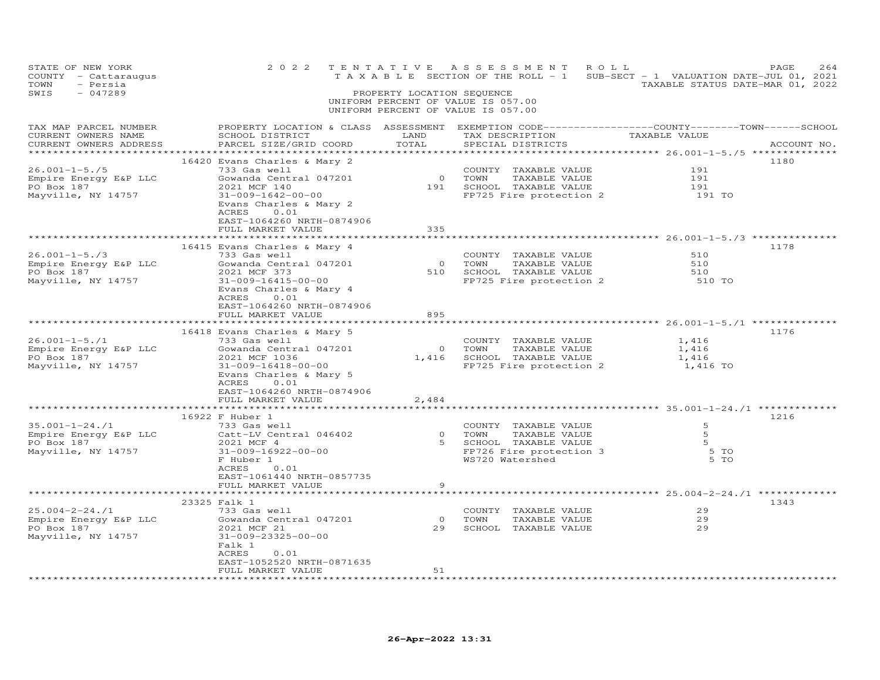STATE OF NEW YORK
COUNTY - Cattaraugus
TOWN - Persia
SWIS - 047289

2022 TENTATIVE ASSESSMENT ROLL
TAXABLE SECTION OF THE ROLL - 1
PROPERTY LOCATION SEQUENCE
UNIFORM PERCENT OF VALUE IS 057.00

SUB-SECT - 1 VALUATION DATE-JUL 01, 2021
TAXABLE STATUS DATE-MAR 01, 2022

| TAX MAP PARCEL NUMBER / CURRENT OWNERS NAME / CURRENT OWNERS ADDRESS | PROPERTY LOCATION & CLASS / SCHOOL DISTRICT / PARCEL SIZE/GRID COORD | ASSESSMENT LAND / TOTAL | EXEMPTION CODE / TAX DESCRIPTION / SPECIAL DISTRICTS | COUNTY--------TOWN------SCHOOL TAXABLE VALUE | ACCOUNT NO. |
|---|---|---|---|---|---|
| 26.001-1-5./5 | 16420 Evans Charles & Mary 2 | | | | 1180 |
| | 733 Gas well | | COUNTY TAXABLE VALUE | 191 | |
| Empire Energy E&P LLC | Gowanda Central 047201 | 0 | TOWN TAXABLE VALUE | 191 | |
| PO Box 187 | 2021 MCF 140 | 191 | SCHOOL TAXABLE VALUE | 191 | |
| Mayville, NY 14757 | 31-009-1642-00-00 | | FP725 Fire protection 2 | 191 TO | |
| | Evans Charles & Mary 2 | | | | |
| | ACRES 0.01 | | | | |
| | EAST-1064260 NRTH-0874906 | | | | |
| | FULL MARKET VALUE | 335 | | | |
| 26.001-1-5./3 | 16415 Evans Charles & Mary 4 | | | | 1178 |
| | 733 Gas well | | COUNTY TAXABLE VALUE | 510 | |
| Empire Energy E&P LLC | Gowanda Central 047201 | 0 | TOWN TAXABLE VALUE | 510 | |
| PO Box 187 | 2021 MCF 373 | 510 | SCHOOL TAXABLE VALUE | 510 | |
| Mayville, NY 14757 | 31-009-16415-00-00 | | FP725 Fire protection 2 | 510 TO | |
| | Evans Charles & Mary 4 | | | | |
| | ACRES 0.01 | | | | |
| | EAST-1064260 NRTH-0874906 | | | | |
| | FULL MARKET VALUE | 895 | | | |
| 26.001-1-5./1 | 16418 Evans Charles & Mary 5 | | | | 1176 |
| | 733 Gas well | | COUNTY TAXABLE VALUE | 1,416 | |
| Empire Energy E&P LLC | Gowanda Central 047201 | 0 | TOWN TAXABLE VALUE | 1,416 | |
| PO Box 187 | 2021 MCF 1036 | 1,416 | SCHOOL TAXABLE VALUE | 1,416 | |
| Mayville, NY 14757 | 31-009-16418-00-00 | | FP725 Fire protection 2 | 1,416 TO | |
| | Evans Charles & Mary 5 | | | | |
| | ACRES 0.01 | | | | |
| | EAST-1064260 NRTH-0874906 | | | | |
| | FULL MARKET VALUE | 2,484 | | | |
| 35.001-1-24./1 | 16922 F Huber 1 | | | | 1216 |
| | 733 Gas well | | COUNTY TAXABLE VALUE | 5 | |
| Empire Energy E&P LLC | Catt-LV Central 046402 | 0 | TOWN TAXABLE VALUE | 5 | |
| PO Box 187 | 2021 MCF 4 | 5 | SCHOOL TAXABLE VALUE | 5 | |
| Mayville, NY 14757 | 31-009-16922-00-00 | | FP726 Fire protection 3 | 5 TO | |
| | F Huber 1 | | WS720 Watershed | 5 TO | |
| | ACRES 0.01 | | | | |
| | EAST-1061440 NRTH-0857735 | | | | |
| | FULL MARKET VALUE | 9 | | | |
| 25.004-2-24./1 | 23325 Falk 1 | | | | 1343 |
| | 733 Gas well | | COUNTY TAXABLE VALUE | 29 | |
| Empire Energy E&P LLC | Gowanda Central 047201 | 0 | TOWN TAXABLE VALUE | 29 | |
| PO Box 187 | 2021 MCF 21 | 29 | SCHOOL TAXABLE VALUE | 29 | |
| Mayville, NY 14757 | 31-009-23325-00-00 | | | | |
| | Falk 1 | | | | |
| | ACRES 0.01 | | | | |
| | EAST-1052520 NRTH-0871635 | | | | |
| | FULL MARKET VALUE | 51 | | | |

26-Apr-2022 13:31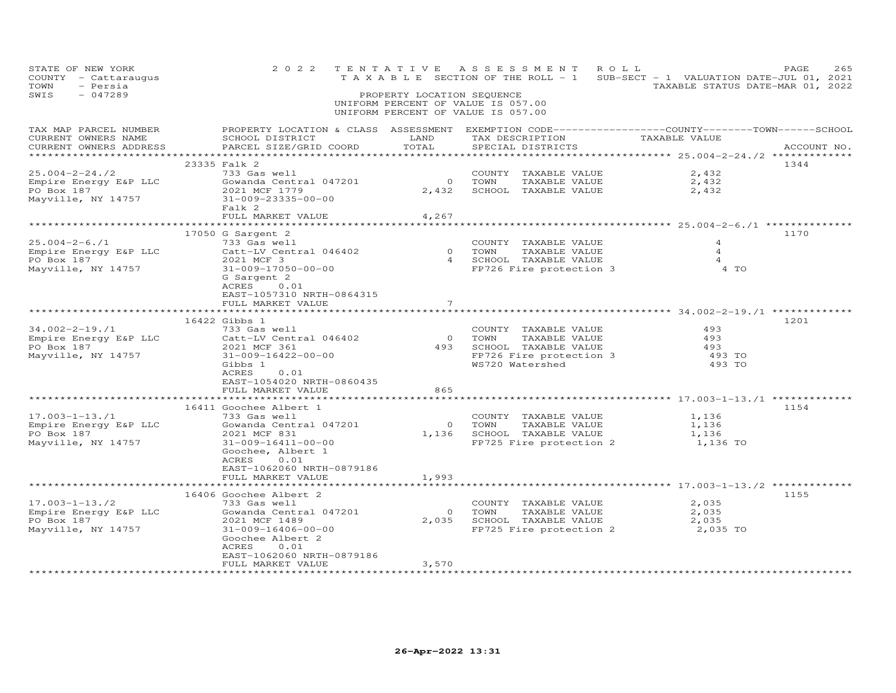STATE OF NEW YORK
COUNTY - Cattaraugus
TOWN - Persia
SWIS - 047289

2022 TENTATIVE ASSESSMENT ROLL
TAXABLE SECTION OF THE ROLL - 1
PROPERTY LOCATION SEQUENCE
UNIFORM PERCENT OF VALUE IS 057.00
UNIFORM PERCENT OF VALUE IS 057.00

SUB-SECT - 1 VALUATION DATE-JUL 01, 2021
TAXABLE STATUS DATE-MAR 01, 2022

| TAX MAP PARCEL NUMBER / CURRENT OWNERS NAME / CURRENT OWNERS ADDRESS | PROPERTY LOCATION & CLASS / SCHOOL DISTRICT / PARCEL SIZE/GRID COORD | ASSESSMENT LAND | TOTAL | EXEMPTION CODE / TAX DESCRIPTION / SPECIAL DISTRICTS | TAXABLE VALUE | ACCOUNT NO. |
|---|---|---|---|---|---|---|
| 25.004-2-24./2 | 23335 Falk 2 | | | | | 1344 |
| 25.004-2-24./2 | 733 Gas well | | | COUNTY TAXABLE VALUE | 2,432 | |
| Empire Energy E&P LLC | Gowanda Central 047201 | 0 | | TOWN TAXABLE VALUE | 2,432 | |
| PO Box 187 | 2021 MCF 1779 | | 2,432 | SCHOOL TAXABLE VALUE | 2,432 | |
| Mayville, NY 14757 | 31-009-23335-00-00 | | | | | |
| | Falk 2 | | | | | |
| | FULL MARKET VALUE | | 4,267 | | | |
| 25.004-2-6./1 | 17050 G Sargent 2 | | | | | 1170 |
| 25.004-2-6./1 | 733 Gas well | | | COUNTY TAXABLE VALUE | 4 | |
| Empire Energy E&P LLC | Catt-LV Central 046402 | 0 | | TOWN TAXABLE VALUE | 4 | |
| PO Box 187 | 2021 MCF 3 | | 4 | SCHOOL TAXABLE VALUE | 4 | |
| Mayville, NY 14757 | 31-009-17050-00-00 | | | FP726 Fire protection 3 | 4 TO | |
| | G Sargent 2 | | | | | |
| | ACRES 0.01 | | | | | |
| | EAST-1057310 NRTH-0864315 | | | | | |
| | FULL MARKET VALUE | | 7 | | | |
| 34.002-2-19./1 | 16422 Gibbs 1 | | | | | 1201 |
| 34.002-2-19./1 | 733 Gas well | | | COUNTY TAXABLE VALUE | 493 | |
| Empire Energy E&P LLC | Catt-LV Central 046402 | 0 | | TOWN TAXABLE VALUE | 493 | |
| PO Box 187 | 2021 MCF 361 | | 493 | SCHOOL TAXABLE VALUE | 493 | |
| Mayville, NY 14757 | 31-009-16422-00-00 | | | FP726 Fire protection 3 | 493 TO | |
| | Gibbs 1 | | | WS720 Watershed | 493 TO | |
| | ACRES 0.01 | | | | | |
| | EAST-1054020 NRTH-0860435 | | | | | |
| | FULL MARKET VALUE | | 865 | | | |
| 17.003-1-13./1 | 16411 Goochee Albert 1 | | | | | 1154 |
| 17.003-1-13./1 | 733 Gas well | | | COUNTY TAXABLE VALUE | 1,136 | |
| Empire Energy E&P LLC | Gowanda Central 047201 | 0 | | TOWN TAXABLE VALUE | 1,136 | |
| PO Box 187 | 2021 MCF 831 | | 1,136 | SCHOOL TAXABLE VALUE | 1,136 | |
| Mayville, NY 14757 | 31-009-16411-00-00 | | | FP725 Fire protection 2 | 1,136 TO | |
| | Goochee, Albert 1 | | | | | |
| | ACRES 0.01 | | | | | |
| | EAST-1062060 NRTH-0879186 | | | | | |
| | FULL MARKET VALUE | | 1,993 | | | |
| 17.003-1-13./2 | 16406 Goochee Albert 2 | | | | | 1155 |
| 17.003-1-13./2 | 733 Gas well | | | COUNTY TAXABLE VALUE | 2,035 | |
| Empire Energy E&P LLC | Gowanda Central 047201 | 0 | | TOWN TAXABLE VALUE | 2,035 | |
| PO Box 187 | 2021 MCF 1489 | | 2,035 | SCHOOL TAXABLE VALUE | 2,035 | |
| Mayville, NY 14757 | 31-009-16406-00-00 | | | FP725 Fire protection 2 | 2,035 TO | |
| | Goochee Albert 2 | | | | | |
| | ACRES 0.01 | | | | | |
| | EAST-1062060 NRTH-0879186 | | | | | |
| | FULL MARKET VALUE | | 3,570 | | | |

26-Apr-2022 13:31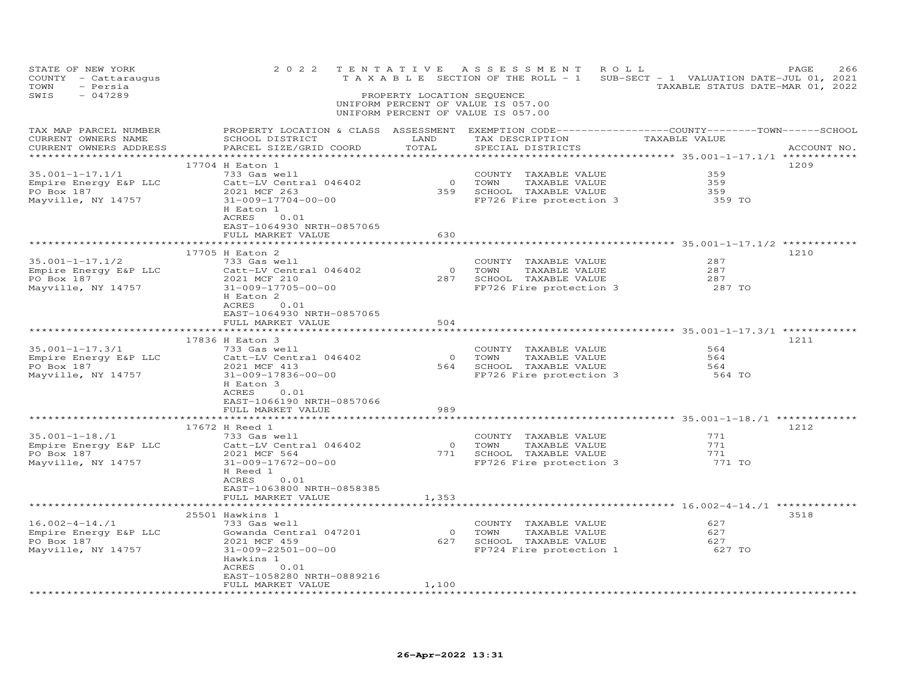STATE OF NEW YORK
COUNTY - Cattaraugus
TOWN - Persia
SWIS - 047289

2022 TENTATIVE ASSESSMENT ROLL
TAXABLE SECTION OF THE ROLL - 1
SUB-SECT - 1 VALUATION DATE-JUL 01, 2021
TAXABLE STATUS DATE-MAR 01, 2022

PROPERTY LOCATION SEQUENCE
UNIFORM PERCENT OF VALUE IS 057.00
UNIFORM PERCENT OF VALUE IS 057.00

| TAX MAP PARCEL NUMBER / CURRENT OWNERS NAME / CURRENT OWNERS ADDRESS | PROPERTY LOCATION & CLASS / SCHOOL DISTRICT / PARCEL SIZE/GRID COORD | ASSESSMENT LAND / TOTAL | EXEMPTION CODE / TAX DESCRIPTION / SPECIAL DISTRICTS | TAXABLE VALUE (COUNTY / TOWN / SCHOOL) | ACCOUNT NO. |
|---|---|---|---|---|---|
| **35.001-1-17.1/1** | 17704 H Eaton 1 | | | | 1209 |
| 35.001-1-17.1/1 | 733 Gas well | | COUNTY TAXABLE VALUE | 359 | |
| Empire Energy E&P LLC | Catt-LV Central 046402 | 0 | TOWN TAXABLE VALUE | 359 | |
| PO Box 187 | 2021 MCF 263 | 359 | SCHOOL TAXABLE VALUE | 359 | |
| Mayville, NY 14757 | 31-009-17704-00-00 | | FP726 Fire protection 3 | 359 TO | |
| | H Eaton 1 | | | | |
| | ACRES 0.01 | | | | |
| | EAST-1064930 NRTH-0857065 | | | | |
| | FULL MARKET VALUE | 630 | | | |
| **35.001-1-17.1/2** | 17705 H Eaton 2 | | | | 1210 |
| 35.001-1-17.1/2 | 733 Gas well | | COUNTY TAXABLE VALUE | 287 | |
| Empire Energy E&P LLC | Catt-LV Central 046402 | 0 | TOWN TAXABLE VALUE | 287 | |
| PO Box 187 | 2021 MCF 210 | 287 | SCHOOL TAXABLE VALUE | 287 | |
| Mayville, NY 14757 | 31-009-17705-00-00 | | FP726 Fire protection 3 | 287 TO | |
| | H Eaton 2 | | | | |
| | ACRES 0.01 | | | | |
| | EAST-1064930 NRTH-0857065 | | | | |
| | FULL MARKET VALUE | 504 | | | |
| **35.001-1-17.3/1** | 17836 H Eaton 3 | | | | 1211 |
| 35.001-1-17.3/1 | 733 Gas well | | COUNTY TAXABLE VALUE | 564 | |
| Empire Energy E&P LLC | Catt-LV Central 046402 | 0 | TOWN TAXABLE VALUE | 564 | |
| PO Box 187 | 2021 MCF 413 | 564 | SCHOOL TAXABLE VALUE | 564 | |
| Mayville, NY 14757 | 31-009-17836-00-00 | | FP726 Fire protection 3 | 564 TO | |
| | H Eaton 3 | | | | |
| | ACRES 0.01 | | | | |
| | EAST-1066190 NRTH-0857066 | | | | |
| | FULL MARKET VALUE | 989 | | | |
| **35.001-1-18./1** | 17672 H Reed 1 | | | | 1212 |
| 35.001-1-18./1 | 733 Gas well | | COUNTY TAXABLE VALUE | 771 | |
| Empire Energy E&P LLC | Catt-LV Central 046402 | 0 | TOWN TAXABLE VALUE | 771 | |
| PO Box 187 | 2021 MCF 564 | 771 | SCHOOL TAXABLE VALUE | 771 | |
| Mayville, NY 14757 | 31-009-17672-00-00 | | FP726 Fire protection 3 | 771 TO | |
| | H Reed 1 | | | | |
| | ACRES 0.01 | | | | |
| | EAST-1063800 NRTH-0858385 | | | | |
| | FULL MARKET VALUE | 1,353 | | | |
| **16.002-4-14./1** | 25501 Hawkins 1 | | | | 3518 |
| 16.002-4-14./1 | 733 Gas well | | COUNTY TAXABLE VALUE | 627 | |
| Empire Energy E&P LLC | Gowanda Central 047201 | 0 | TOWN TAXABLE VALUE | 627 | |
| PO Box 187 | 2021 MCF 459 | 627 | SCHOOL TAXABLE VALUE | 627 | |
| Mayville, NY 14757 | 31-009-22501-00-00 | | FP724 Fire protection 1 | 627 TO | |
| | Hawkins 1 | | | | |
| | ACRES 0.01 | | | | |
| | EAST-1058280 NRTH-0889216 | | | | |
| | FULL MARKET VALUE | 1,100 | | | |

26-Apr-2022 13:31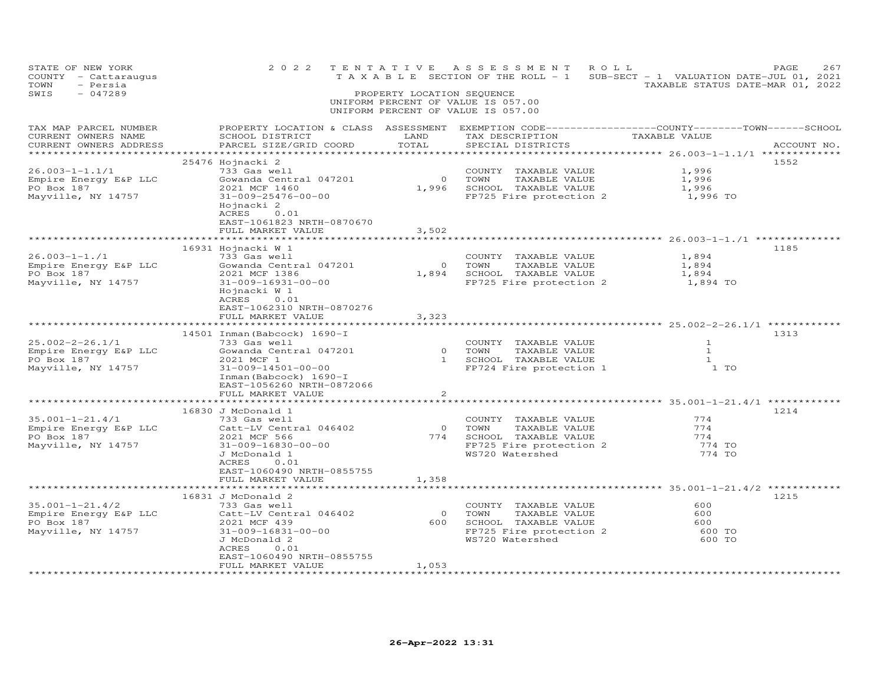STATE OF NEW YORK — 2022 TENTATIVE ASSESSMENT ROLL
COUNTY - Cattaraugus — TAXABLE SECTION OF THE ROLL - 1 — SUB-SECT - 1 VALUATION DATE-JUL 01, 2021
TOWN - Persia — TAXABLE STATUS DATE-MAR 01, 2022
SWIS - 047289 — PROPERTY LOCATION SEQUENCE
UNIFORM PERCENT OF VALUE IS 057.00
UNIFORM PERCENT OF VALUE IS 057.00

| TAX MAP PARCEL NUMBER / CURRENT OWNERS NAME / CURRENT OWNERS ADDRESS | PROPERTY LOCATION & CLASS / SCHOOL DISTRICT / PARCEL SIZE/GRID COORD | ASSESSMENT LAND | TOTAL | EXEMPTION CODE / TAX DESCRIPTION / SPECIAL DISTRICTS | TAXABLE VALUE (COUNTY/TOWN/SCHOOL) | ACCOUNT NO. |
|---|---|---|---|---|---|---|
| 26.003-1-1.1/1 | 25476 Hojnacki 2 | | | | | 1552 |
| Empire Energy E&P LLC | 733 Gas well | | | COUNTY TAXABLE VALUE | 1,996 | |
| PO Box 187 | Gowanda Central 047201 | 0 | | TOWN TAXABLE VALUE | 1,996 | |
| Mayville, NY 14757 | 2021 MCF 1460 | | 1,996 | SCHOOL TAXABLE VALUE | 1,996 | |
| | 31-009-25476-00-00 | | | FP725 Fire protection 2 | 1,996 TO | |
| | Hojnacki 2 | | | | | |
| | ACRES 0.01 | | | | | |
| | EAST-1061823 NRTH-0870670 | | | | | |
| | FULL MARKET VALUE | | 3,502 | | | |
| 26.003-1-1./1 | 16931 Hojnacki W 1 | | | | | 1185 |
| Empire Energy E&P LLC | 733 Gas well | | | COUNTY TAXABLE VALUE | 1,894 | |
| PO Box 187 | Gowanda Central 047201 | 0 | | TOWN TAXABLE VALUE | 1,894 | |
| Mayville, NY 14757 | 2021 MCF 1386 | | 1,894 | SCHOOL TAXABLE VALUE | 1,894 | |
| | 31-009-16931-00-00 | | | FP725 Fire protection 2 | 1,894 TO | |
| | Hojnacki W 1 | | | | | |
| | ACRES 0.01 | | | | | |
| | EAST-1062310 NRTH-0870276 | | | | | |
| | FULL MARKET VALUE | | 3,323 | | | |
| 25.002-2-26.1/1 | 14501 Inman(Babcock) 1690-I | | | | | 1313 |
| Empire Energy E&P LLC | 733 Gas well | | | COUNTY TAXABLE VALUE | 1 | |
| PO Box 187 | Gowanda Central 047201 | 0 | | TOWN TAXABLE VALUE | 1 | |
| Mayville, NY 14757 | 2021 MCF 1 | | 1 | SCHOOL TAXABLE VALUE | 1 | |
| | 31-009-14501-00-00 | | | FP724 Fire protection 1 | 1 TO | |
| | Inman(Babcock) 1690-I | | | | | |
| | EAST-1056260 NRTH-0872066 | | | | | |
| | FULL MARKET VALUE | | 2 | | | |
| 35.001-1-21.4/1 | 16830 J McDonald 1 | | | | | 1214 |
| Empire Energy E&P LLC | 733 Gas well | | | COUNTY TAXABLE VALUE | 774 | |
| PO Box 187 | Catt-LV Central 046402 | 0 | | TOWN TAXABLE VALUE | 774 | |
| Mayville, NY 14757 | 2021 MCF 566 | | 774 | SCHOOL TAXABLE VALUE | 774 | |
| | 31-009-16830-00-00 | | | FP725 Fire protection 2 | 774 TO | |
| | J McDonald 1 | | | WS720 Watershed | 774 TO | |
| | ACRES 0.01 | | | | | |
| | EAST-1060490 NRTH-0855755 | | | | | |
| | FULL MARKET VALUE | | 1,358 | | | |
| 35.001-1-21.4/2 | 16831 J McDonald 2 | | | | | 1215 |
| Empire Energy E&P LLC | 733 Gas well | | | COUNTY TAXABLE VALUE | 600 | |
| PO Box 187 | Catt-LV Central 046402 | 0 | | TOWN TAXABLE VALUE | 600 | |
| Mayville, NY 14757 | 2021 MCF 439 | | 600 | SCHOOL TAXABLE VALUE | 600 | |
| | 31-009-16831-00-00 | | | FP725 Fire protection 2 | 600 TO | |
| | J McDonald 2 | | | WS720 Watershed | 600 TO | |
| | ACRES 0.01 | | | | | |
| | EAST-1060490 NRTH-0855755 | | | | | |
| | FULL MARKET VALUE | | 1,053 | | | |

26-Apr-2022 13:31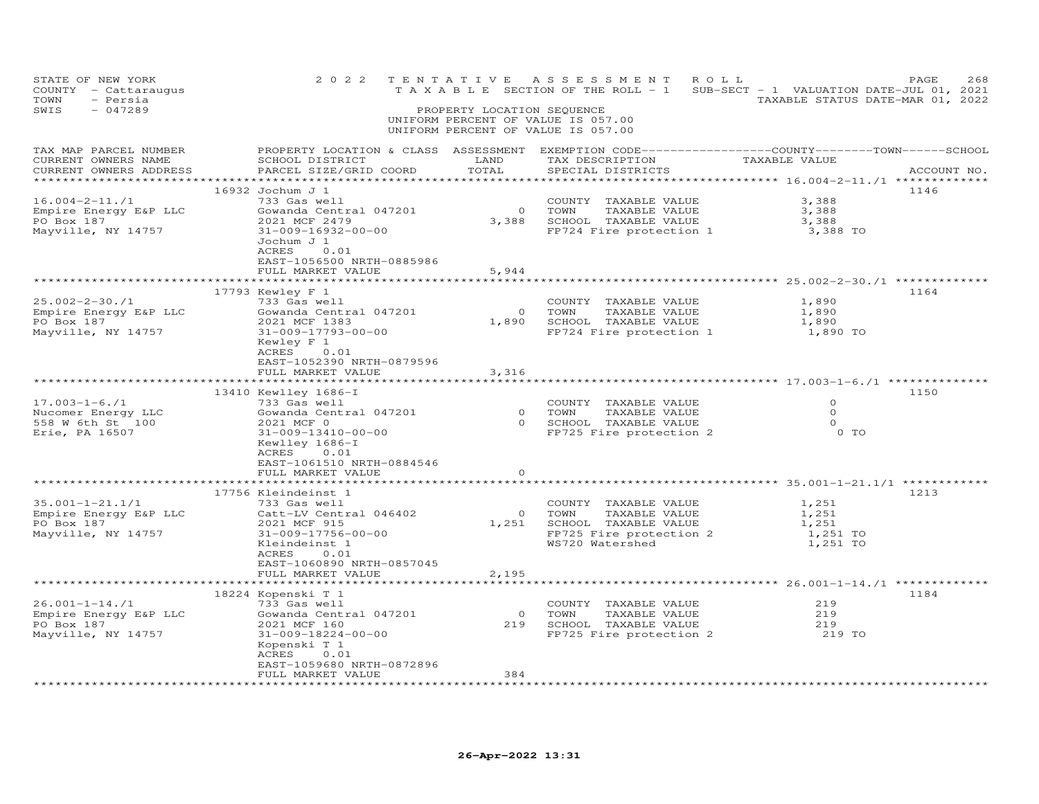STATE OF NEW YORK — COUNTY - Cattaraugus — TOWN - Persia — SWIS - 047289

2022 TENTATIVE ASSESSMENT ROLL
TAXABLE SECTION OF THE ROLL - 1 — SUB-SECT - 1 VALUATION DATE-JUL 01, 2021 — TAXABLE STATUS DATE-MAR 01, 2022

PROPERTY LOCATION SEQUENCE
UNIFORM PERCENT OF VALUE IS 057.00
UNIFORM PERCENT OF VALUE IS 057.00

| TAX MAP PARCEL NUMBER / CURRENT OWNERS NAME / CURRENT OWNERS ADDRESS | PROPERTY LOCATION & CLASS / SCHOOL DISTRICT / PARCEL SIZE/GRID COORD | ASSESSMENT LAND / TOTAL | EXEMPTION CODE / TAX DESCRIPTION / SPECIAL DISTRICTS | TAXABLE VALUE (COUNTY / TOWN / SCHOOL) | ACCOUNT NO. |
|---|---|---|---|---|---|
| 16.004-2-11./1 | 16932 Jochum J 1 | | | | 1146 |
| 16.004-2-11./1 | 733 Gas well | | COUNTY TAXABLE VALUE | 3,388 | |
| Empire Energy E&P LLC | Gowanda Central 047201 | 0 | TOWN TAXABLE VALUE | 3,388 | |
| PO Box 187 | 2021 MCF 2479 | 3,388 | SCHOOL TAXABLE VALUE | 3,388 | |
| Mayville, NY 14757 | 31-009-16932-00-00 | | FP724 Fire protection 1 | 3,388 TO | |
| | Jochum J 1 | | | | |
| | ACRES 0.01 | | | | |
| | EAST-1056500 NRTH-0885986 | | | | |
| | FULL MARKET VALUE | 5,944 | | | |
| 25.002-2-30./1 | 17793 Kewley F 1 | | | | 1164 |
| 25.002-2-30./1 | 733 Gas well | | COUNTY TAXABLE VALUE | 1,890 | |
| Empire Energy E&P LLC | Gowanda Central 047201 | 0 | TOWN TAXABLE VALUE | 1,890 | |
| PO Box 187 | 2021 MCF 1383 | 1,890 | SCHOOL TAXABLE VALUE | 1,890 | |
| Mayville, NY 14757 | 31-009-17793-00-00 | | FP724 Fire protection 1 | 1,890 TO | |
| | Kewley F 1 | | | | |
| | ACRES 0.01 | | | | |
| | EAST-1052390 NRTH-0879596 | | | | |
| | FULL MARKET VALUE | 3,316 | | | |
| 17.003-1-6./1 | 13410 Kewlley 1686-I | | | | 1150 |
| 17.003-1-6./1 | 733 Gas well | | COUNTY TAXABLE VALUE | 0 | |
| Nucomer Energy LLC | Gowanda Central 047201 | 0 | TOWN TAXABLE VALUE | 0 | |
| 558 W 6th St 100 | 2021 MCF 0 | 0 | SCHOOL TAXABLE VALUE | 0 | |
| Erie, PA 16507 | 31-009-13410-00-00 | | FP725 Fire protection 2 | 0 TO | |
| | Kewlley 1686-I | | | | |
| | ACRES 0.01 | | | | |
| | EAST-1061510 NRTH-0884546 | | | | |
| | FULL MARKET VALUE | 0 | | | |
| 35.001-1-21.1/1 | 17756 Kleindeinst 1 | | | | 1213 |
| 35.001-1-21.1/1 | 733 Gas well | | COUNTY TAXABLE VALUE | 1,251 | |
| Empire Energy E&P LLC | Catt-LV Central 046402 | 0 | TOWN TAXABLE VALUE | 1,251 | |
| PO Box 187 | 2021 MCF 915 | 1,251 | SCHOOL TAXABLE VALUE | 1,251 | |
| Mayville, NY 14757 | 31-009-17756-00-00 | | FP725 Fire protection 2 | 1,251 TO | |
| | Kleindeinst 1 | | WS720 Watershed | 1,251 TO | |
| | ACRES 0.01 | | | | |
| | EAST-1060890 NRTH-0857045 | | | | |
| | FULL MARKET VALUE | 2,195 | | | |
| 26.001-1-14./1 | 18224 Kopenski T 1 | | | | 1184 |
| 26.001-1-14./1 | 733 Gas well | | COUNTY TAXABLE VALUE | 219 | |
| Empire Energy E&P LLC | Gowanda Central 047201 | 0 | TOWN TAXABLE VALUE | 219 | |
| PO Box 187 | 2021 MCF 160 | 219 | SCHOOL TAXABLE VALUE | 219 | |
| Mayville, NY 14757 | 31-009-18224-00-00 | | FP725 Fire protection 2 | 219 TO | |
| | Kopenski T 1 | | | | |
| | ACRES 0.01 | | | | |
| | EAST-1059680 NRTH-0872896 | | | | |
| | FULL MARKET VALUE | 384 | | | |

26-Apr-2022 13:31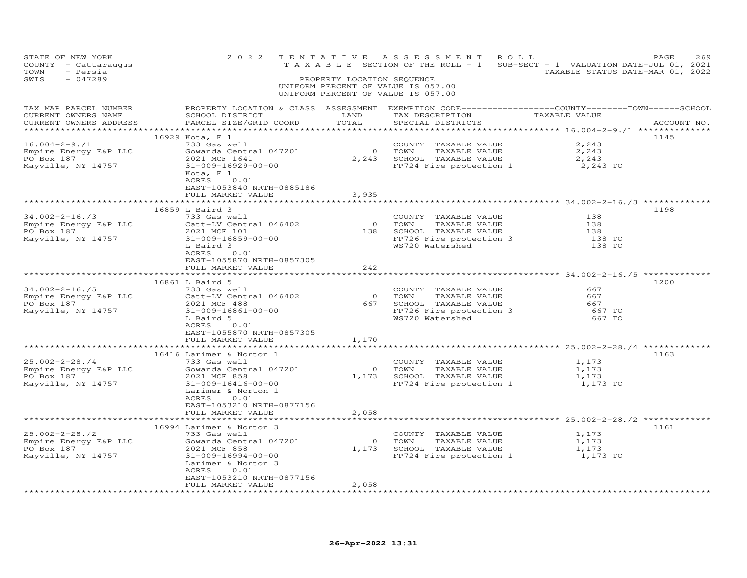STATE OF NEW YORK — 2022 TENTATIVE ASSESSMENT ROLL
COUNTY - Cattaraugus — TAXABLE SECTION OF THE ROLL - 1 — SUB-SECT - 1 VALUATION DATE-JUL 01, 2021
TOWN - Persia — TAXABLE STATUS DATE-MAR 01, 2022
SWIS - 047289 — PROPERTY LOCATION SEQUENCE
UNIFORM PERCENT OF VALUE IS 057.00
UNIFORM PERCENT OF VALUE IS 057.00

| TAX MAP PARCEL NUMBER / CURRENT OWNERS NAME / CURRENT OWNERS ADDRESS | PROPERTY LOCATION & CLASS / SCHOOL DISTRICT / PARCEL SIZE/GRID COORD | ASSESSMENT LAND / TOTAL | EXEMPTION CODE / TAX DESCRIPTION / SPECIAL DISTRICTS | TAXABLE VALUE | ACCOUNT NO. |
|---|---|---|---|---|---|
| 16.004-2-9./1 | 16929 Kota, F 1 | | | | 1145 |
| Empire Energy E&P LLC | 733 Gas well | | COUNTY TAXABLE VALUE | 2,243 | |
| PO Box 187 | Gowanda Central 047201 | 0 | TOWN TAXABLE VALUE | 2,243 | |
| Mayville, NY 14757 | 2021 MCF 1641 | 2,243 | SCHOOL TAXABLE VALUE | 2,243 | |
| | 31-009-16929-00-00 | | FP724 Fire protection 1 | 2,243 TO | |
| | Kota, F 1 | | | | |
| | ACRES 0.01 | | | | |
| | EAST-1053840 NRTH-0885186 | | | | |
| | FULL MARKET VALUE | 3,935 | | | |
| 34.002-2-16./3 | 16859 L Baird 3 | | | | 1198 |
| Empire Energy E&P LLC | 733 Gas well | | COUNTY TAXABLE VALUE | 138 | |
| PO Box 187 | Catt-LV Central 046402 | 0 | TOWN TAXABLE VALUE | 138 | |
| Mayville, NY 14757 | 2021 MCF 101 | 138 | SCHOOL TAXABLE VALUE | 138 | |
| | 31-009-16859-00-00 | | FP726 Fire protection 3 | 138 TO | |
| | L Baird 3 | | WS720 Watershed | 138 TO | |
| | ACRES 0.01 | | | | |
| | EAST-1055870 NRTH-0857305 | | | | |
| | FULL MARKET VALUE | 242 | | | |
| 34.002-2-16./5 | 16861 L Baird 5 | | | | 1200 |
| Empire Energy E&P LLC | 733 Gas well | | COUNTY TAXABLE VALUE | 667 | |
| PO Box 187 | Catt-LV Central 046402 | 0 | TOWN TAXABLE VALUE | 667 | |
| Mayville, NY 14757 | 2021 MCF 488 | 667 | SCHOOL TAXABLE VALUE | 667 | |
| | 31-009-16861-00-00 | | FP726 Fire protection 3 | 667 TO | |
| | L Baird 5 | | WS720 Watershed | 667 TO | |
| | ACRES 0.01 | | | | |
| | EAST-1055870 NRTH-0857305 | | | | |
| | FULL MARKET VALUE | 1,170 | | | |
| 25.002-2-28./4 | 16416 Larimer & Norton 1 | | | | 1163 |
| Empire Energy E&P LLC | 733 Gas well | | COUNTY TAXABLE VALUE | 1,173 | |
| PO Box 187 | Gowanda Central 047201 | 0 | TOWN TAXABLE VALUE | 1,173 | |
| Mayville, NY 14757 | 2021 MCF 858 | 1,173 | SCHOOL TAXABLE VALUE | 1,173 | |
| | 31-009-16416-00-00 | | FP724 Fire protection 1 | 1,173 TO | |
| | Larimer & Norton 1 | | | | |
| | ACRES 0.01 | | | | |
| | EAST-1053210 NRTH-0877156 | | | | |
| | FULL MARKET VALUE | 2,058 | | | |
| 25.002-2-28./2 | 16994 Larimer & Norton 3 | | | | 1161 |
| Empire Energy E&P LLC | 733 Gas well | | COUNTY TAXABLE VALUE | 1,173 | |
| PO Box 187 | Gowanda Central 047201 | 0 | TOWN TAXABLE VALUE | 1,173 | |
| Mayville, NY 14757 | 2021 MCF 858 | 1,173 | SCHOOL TAXABLE VALUE | 1,173 | |
| | 31-009-16994-00-00 | | FP724 Fire protection 1 | 1,173 TO | |
| | Larimer & Norton 3 | | | | |
| | ACRES 0.01 | | | | |
| | EAST-1053210 NRTH-0877156 | | | | |
| | FULL MARKET VALUE | 2,058 | | | |

26-Apr-2022 13:31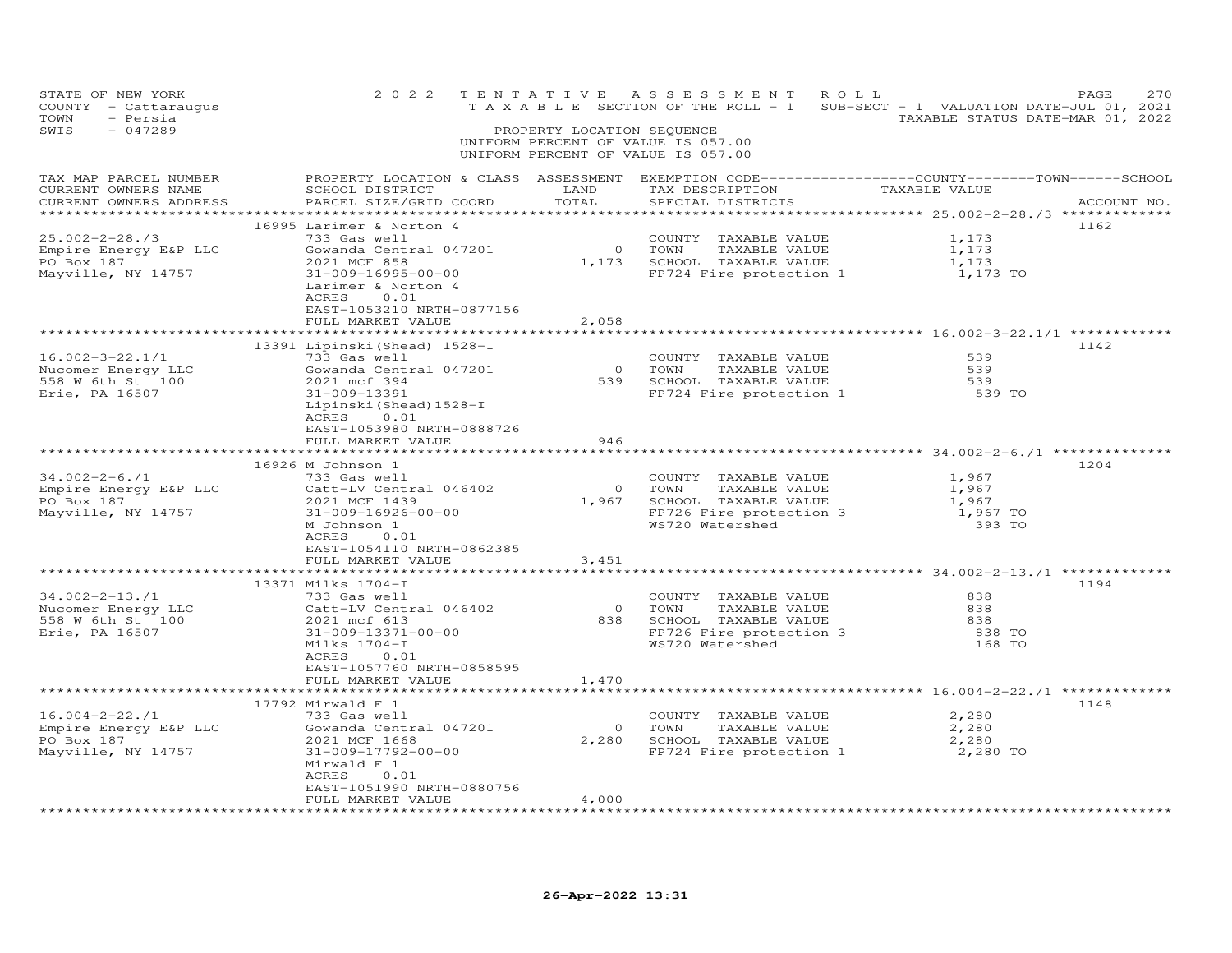STATE OF NEW YORK
COUNTY - Cattaraugus
TOWN - Persia
SWIS - 047289

2022 TENTATIVE ASSESSMENT ROLL
TAXABLE SECTION OF THE ROLL - 1
SUB-SECT - 1 VALUATION DATE-JUL 01, 2021
TAXABLE STATUS DATE-MAR 01, 2022

PROPERTY LOCATION SEQUENCE
UNIFORM PERCENT OF VALUE IS 057.00
UNIFORM PERCENT OF VALUE IS 057.00

| TAX MAP PARCEL NUMBER / CURRENT OWNERS NAME / CURRENT OWNERS ADDRESS | PROPERTY LOCATION & CLASS / SCHOOL DISTRICT / PARCEL SIZE/GRID COORD | ASSESSMENT LAND / TOTAL | EXEMPTION CODE / TAX DESCRIPTION / SPECIAL DISTRICTS | TAXABLE VALUE | ACCOUNT NO. |
|---|---|---|---|---|---|
| 25.002-2-28./3 | 16995 Larimer & Norton 4 | | | | 1162 |
| 25.002-2-28./3 | 733 Gas well | | COUNTY TAXABLE VALUE | 1,173 | |
| Empire Energy E&P LLC | Gowanda Central 047201 | 0 | TOWN TAXABLE VALUE | 1,173 | |
| PO Box 187 | 2021 MCF 858 | 1,173 | SCHOOL TAXABLE VALUE | 1,173 | |
| Mayville, NY 14757 | 31-009-16995-00-00 | | FP724 Fire protection 1 | 1,173 TO | |
| | Larimer & Norton 4 | | | | |
| | ACRES 0.01 | | | | |
| | EAST-1053210 NRTH-0877156 | | | | |
| | FULL MARKET VALUE | 2,058 | | | |
| 16.002-3-22.1/1 | 13391 Lipinski(Shead) 1528-I | | | | 1142 |
| 16.002-3-22.1/1 | 733 Gas well | | COUNTY TAXABLE VALUE | 539 | |
| Nucomer Energy LLC | Gowanda Central 047201 | 0 | TOWN TAXABLE VALUE | 539 | |
| 558 W 6th St 100 | 2021 mcf 394 | 539 | SCHOOL TAXABLE VALUE | 539 | |
| Erie, PA 16507 | 31-009-13391 | | FP724 Fire protection 1 | 539 TO | |
| | Lipinski(Shead)1528-I | | | | |
| | ACRES 0.01 | | | | |
| | EAST-1053980 NRTH-0888726 | | | | |
| | FULL MARKET VALUE | 946 | | | |
| 34.002-2-6./1 | 16926 M Johnson 1 | | | | 1204 |
| 34.002-2-6./1 | 733 Gas well | | COUNTY TAXABLE VALUE | 1,967 | |
| Empire Energy E&P LLC | Catt-LV Central 046402 | 0 | TOWN TAXABLE VALUE | 1,967 | |
| PO Box 187 | 2021 MCF 1439 | 1,967 | SCHOOL TAXABLE VALUE | 1,967 | |
| Mayville, NY 14757 | 31-009-16926-00-00 | | FP726 Fire protection 3 | 1,967 TO | |
| | M Johnson 1 | | WS720 Watershed | 393 TO | |
| | ACRES 0.01 | | | | |
| | EAST-1054110 NRTH-0862385 | | | | |
| | FULL MARKET VALUE | 3,451 | | | |
| 34.002-2-13./1 | 13371 Milks 1704-I | | | | 1194 |
| 34.002-2-13./1 | 733 Gas well | | COUNTY TAXABLE VALUE | 838 | |
| Nucomer Energy LLC | Catt-LV Central 046402 | 0 | TOWN TAXABLE VALUE | 838 | |
| 558 W 6th St 100 | 2021 mcf 613 | 838 | SCHOOL TAXABLE VALUE | 838 | |
| Erie, PA 16507 | 31-009-13371-00-00 | | FP726 Fire protection 3 | 838 TO | |
| | Milks 1704-I | | WS720 Watershed | 168 TO | |
| | ACRES 0.01 | | | | |
| | EAST-1057760 NRTH-0858595 | | | | |
| | FULL MARKET VALUE | 1,470 | | | |
| 16.004-2-22./1 | 17792 Mirwald F 1 | | | | 1148 |
| 16.004-2-22./1 | 733 Gas well | | COUNTY TAXABLE VALUE | 2,280 | |
| Empire Energy E&P LLC | Gowanda Central 047201 | 0 | TOWN TAXABLE VALUE | 2,280 | |
| PO Box 187 | 2021 MCF 1668 | 2,280 | SCHOOL TAXABLE VALUE | 2,280 | |
| Mayville, NY 14757 | 31-009-17792-00-00 | | FP724 Fire protection 1 | 2,280 TO | |
| | Mirwald F 1 | | | | |
| | ACRES 0.01 | | | | |
| | EAST-1051990 NRTH-0880756 | | | | |
| | FULL MARKET VALUE | 4,000 | | | |

26-Apr-2022 13:31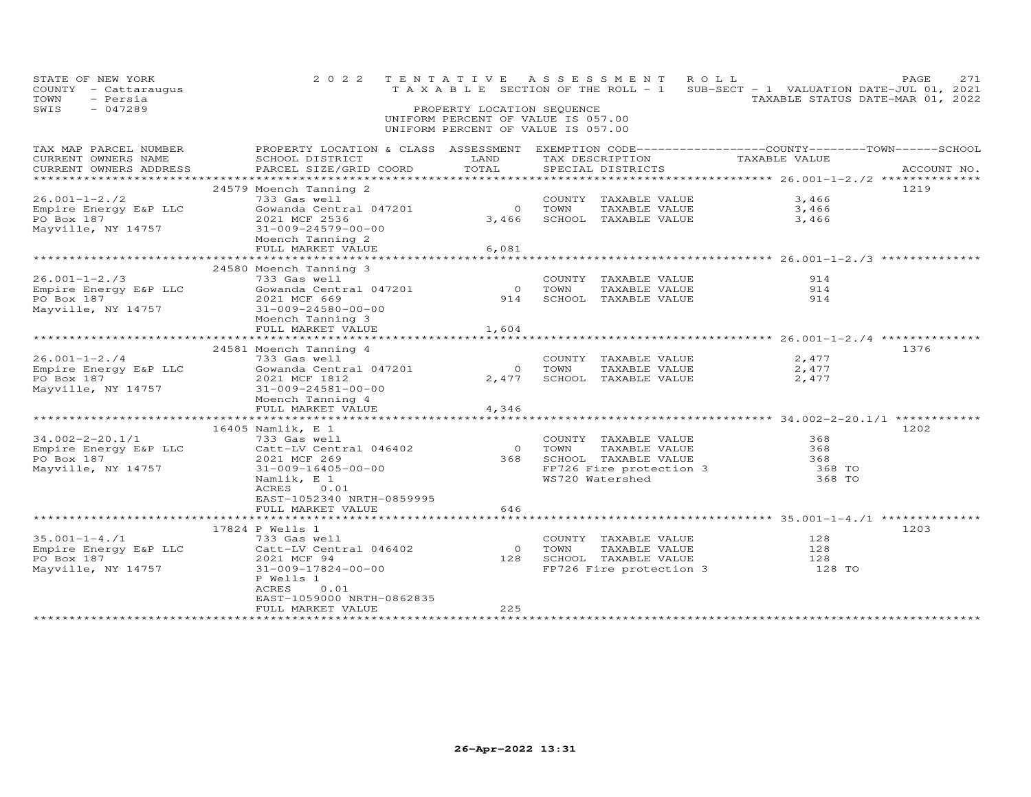STATE OF NEW YORK
COUNTY - Cattaraugus
TOWN - Persia
SWIS - 047289

2022 TENTATIVE ASSESSMENT ROLL
TAXABLE SECTION OF THE ROLL - 1
SUB-SECT - 1 VALUATION DATE-JUL 01, 2021
TAXABLE STATUS DATE-MAR 01, 2022

PROPERTY LOCATION SEQUENCE
UNIFORM PERCENT OF VALUE IS 057.00
UNIFORM PERCENT OF VALUE IS 057.00

| TAX MAP PARCEL NUMBER / CURRENT OWNERS NAME / CURRENT OWNERS ADDRESS | PROPERTY LOCATION & CLASS / SCHOOL DISTRICT / PARCEL SIZE/GRID COORD | ASSESSMENT LAND / TOTAL | EXEMPTION CODE / TAX DESCRIPTION / SPECIAL DISTRICTS | TAXABLE VALUE (COUNTY / TOWN / SCHOOL) | ACCOUNT NO. |
|---|---|---|---|---|---|
| **26.001-1-2./2** | 24579 Moench Tanning 2 | | | | 1219 |
| 26.001-1-2./2 | 733 Gas well | | COUNTY TAXABLE VALUE | 3,466 | |
| Empire Energy E&P LLC | Gowanda Central 047201 | 0 | TOWN TAXABLE VALUE | 3,466 | |
| PO Box 187 | 2021 MCF 2536 | 3,466 | SCHOOL TAXABLE VALUE | 3,466 | |
| Mayville, NY 14757 | 31-009-24579-00-00 | | | | |
| | Moench Tanning 2 | | | | |
| | FULL MARKET VALUE | 6,081 | | | |
| **26.001-1-2./3** | 24580 Moench Tanning 3 | | | | |
| 26.001-1-2./3 | 733 Gas well | | COUNTY TAXABLE VALUE | 914 | |
| Empire Energy E&P LLC | Gowanda Central 047201 | 0 | TOWN TAXABLE VALUE | 914 | |
| PO Box 187 | 2021 MCF 669 | 914 | SCHOOL TAXABLE VALUE | 914 | |
| Mayville, NY 14757 | 31-009-24580-00-00 | | | | |
| | Moench Tanning 3 | | | | |
| | FULL MARKET VALUE | 1,604 | | | |
| **26.001-1-2./4** | 24581 Moench Tanning 4 | | | | 1376 |
| 26.001-1-2./4 | 733 Gas well | | COUNTY TAXABLE VALUE | 2,477 | |
| Empire Energy E&P LLC | Gowanda Central 047201 | 0 | TOWN TAXABLE VALUE | 2,477 | |
| PO Box 187 | 2021 MCF 1812 | 2,477 | SCHOOL TAXABLE VALUE | 2,477 | |
| Mayville, NY 14757 | 31-009-24581-00-00 | | | | |
| | Moench Tanning 4 | | | | |
| | FULL MARKET VALUE | 4,346 | | | |
| **34.002-2-20.1/1** | 16405 Namlik, E 1 | | | | 1202 |
| 34.002-2-20.1/1 | 733 Gas well | | COUNTY TAXABLE VALUE | 368 | |
| Empire Energy E&P LLC | Catt-LV Central 046402 | 0 | TOWN TAXABLE VALUE | 368 | |
| PO Box 187 | 2021 MCF 269 | 368 | SCHOOL TAXABLE VALUE | 368 | |
| Mayville, NY 14757 | 31-009-16405-00-00 | | FP726 Fire protection 3 | 368 TO | |
| | Namlik, E 1 | | WS720 Watershed | 368 TO | |
| | ACRES 0.01 | | | | |
| | EAST-1052340 NRTH-0859995 | | | | |
| | FULL MARKET VALUE | 646 | | | |
| **35.001-1-4./1** | 17824 P Wells 1 | | | | 1203 |
| 35.001-1-4./1 | 733 Gas well | | COUNTY TAXABLE VALUE | 128 | |
| Empire Energy E&P LLC | Catt-LV Central 046402 | 0 | TOWN TAXABLE VALUE | 128 | |
| PO Box 187 | 2021 MCF 94 | 128 | SCHOOL TAXABLE VALUE | 128 | |
| Mayville, NY 14757 | 31-009-17824-00-00 | | FP726 Fire protection 3 | 128 TO | |
| | P Wells 1 | | | | |
| | ACRES 0.01 | | | | |
| | EAST-1059000 NRTH-0862835 | | | | |
| | FULL MARKET VALUE | 225 | | | |

26-Apr-2022 13:31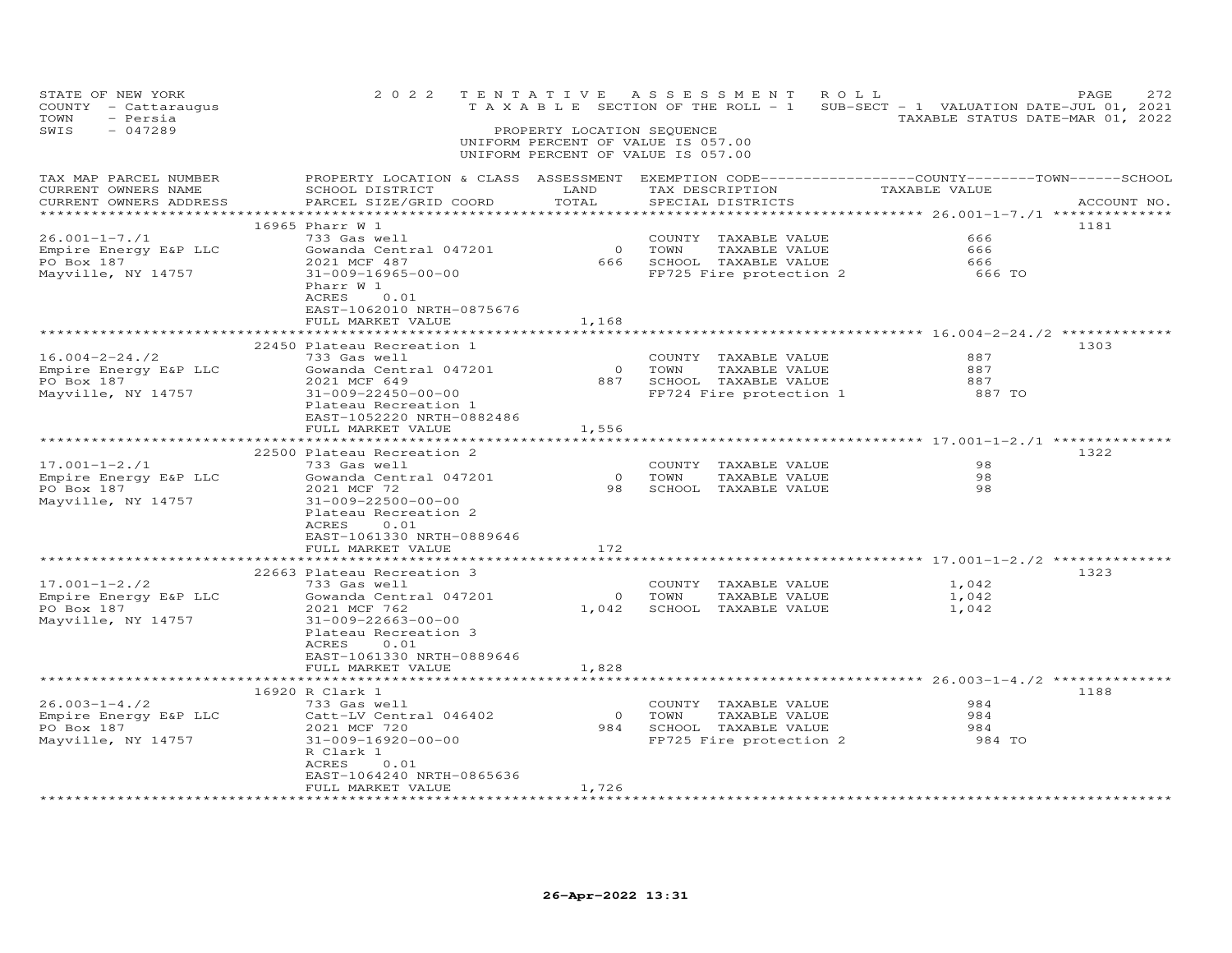STATE OF NEW YORK — 2022 TENTATIVE ASSESSMENT ROLL
COUNTY - Cattaraugus — TAXABLE SECTION OF THE ROLL - 1 — SUB-SECT - 1 VALUATION DATE-JUL 01, 2021
TOWN - Persia — TAXABLE STATUS DATE-MAR 01, 2022
SWIS - 047289 — PROPERTY LOCATION SEQUENCE
UNIFORM PERCENT OF VALUE IS 057.00
UNIFORM PERCENT OF VALUE IS 057.00

| TAX MAP PARCEL NUMBER / CURRENT OWNERS NAME / CURRENT OWNERS ADDRESS | PROPERTY LOCATION & CLASS / SCHOOL DISTRICT / PARCEL SIZE/GRID COORD | ASSESSMENT LAND | TOTAL | EXEMPTION CODE / TAX DESCRIPTION / SPECIAL DISTRICTS | TAXABLE VALUE (COUNTY / TOWN / SCHOOL) | ACCOUNT NO. |
|---|---|---|---|---|---|---|
| 26.001-1-7./1 | 16965 Pharr W 1 | | | | | 1181 |
| 26.001-1-7./1 | 733 Gas well | | | COUNTY TAXABLE VALUE | 666 | |
| Empire Energy E&P LLC | Gowanda Central 047201 | 0 | | TOWN TAXABLE VALUE | 666 | |
| PO Box 187 | 2021 MCF 487 | | 666 | SCHOOL TAXABLE VALUE | 666 | |
| Mayville, NY 14757 | 31-009-16965-00-00 | | | FP725 Fire protection 2 | 666 TO | |
| | Pharr W 1 | | | | | |
| | ACRES 0.01 | | | | | |
| | EAST-1062010 NRTH-0875676 | | | | | |
| | FULL MARKET VALUE | | 1,168 | | | |
| 16.004-2-24./2 | 22450 Plateau Recreation 1 | | | | | 1303 |
| 16.004-2-24./2 | 733 Gas well | | | COUNTY TAXABLE VALUE | 887 | |
| Empire Energy E&P LLC | Gowanda Central 047201 | 0 | | TOWN TAXABLE VALUE | 887 | |
| PO Box 187 | 2021 MCF 649 | | 887 | SCHOOL TAXABLE VALUE | 887 | |
| Mayville, NY 14757 | 31-009-22450-00-00 | | | FP724 Fire protection 1 | 887 TO | |
| | Plateau Recreation 1 | | | | | |
| | EAST-1052220 NRTH-0882486 | | | | | |
| | FULL MARKET VALUE | | 1,556 | | | |
| 17.001-1-2./1 | 22500 Plateau Recreation 2 | | | | | 1322 |
| 17.001-1-2./1 | 733 Gas well | | | COUNTY TAXABLE VALUE | 98 | |
| Empire Energy E&P LLC | Gowanda Central 047201 | 0 | | TOWN TAXABLE VALUE | 98 | |
| PO Box 187 | 2021 MCF 72 | | 98 | SCHOOL TAXABLE VALUE | 98 | |
| Mayville, NY 14757 | 31-009-22500-00-00 | | | | | |
| | Plateau Recreation 2 | | | | | |
| | ACRES 0.01 | | | | | |
| | EAST-1061330 NRTH-0889646 | | | | | |
| | FULL MARKET VALUE | | 172 | | | |
| 17.001-1-2./2 | 22663 Plateau Recreation 3 | | | | | 1323 |
| 17.001-1-2./2 | 733 Gas well | | | COUNTY TAXABLE VALUE | 1,042 | |
| Empire Energy E&P LLC | Gowanda Central 047201 | 0 | | TOWN TAXABLE VALUE | 1,042 | |
| PO Box 187 | 2021 MCF 762 | | 1,042 | SCHOOL TAXABLE VALUE | 1,042 | |
| Mayville, NY 14757 | 31-009-22663-00-00 | | | | | |
| | Plateau Recreation 3 | | | | | |
| | ACRES 0.01 | | | | | |
| | EAST-1061330 NRTH-0889646 | | | | | |
| | FULL MARKET VALUE | | 1,828 | | | |
| 26.003-1-4./2 | 16920 R Clark 1 | | | | | 1188 |
| 26.003-1-4./2 | 733 Gas well | | | COUNTY TAXABLE VALUE | 984 | |
| Empire Energy E&P LLC | Catt-LV Central 046402 | 0 | | TOWN TAXABLE VALUE | 984 | |
| PO Box 187 | 2021 MCF 720 | | 984 | SCHOOL TAXABLE VALUE | 984 | |
| Mayville, NY 14757 | 31-009-16920-00-00 | | | FP725 Fire protection 2 | 984 TO | |
| | R Clark 1 | | | | | |
| | ACRES 0.01 | | | | | |
| | EAST-1064240 NRTH-0865636 | | | | | |
| | FULL MARKET VALUE | | 1,726 | | | |

26-Apr-2022 13:31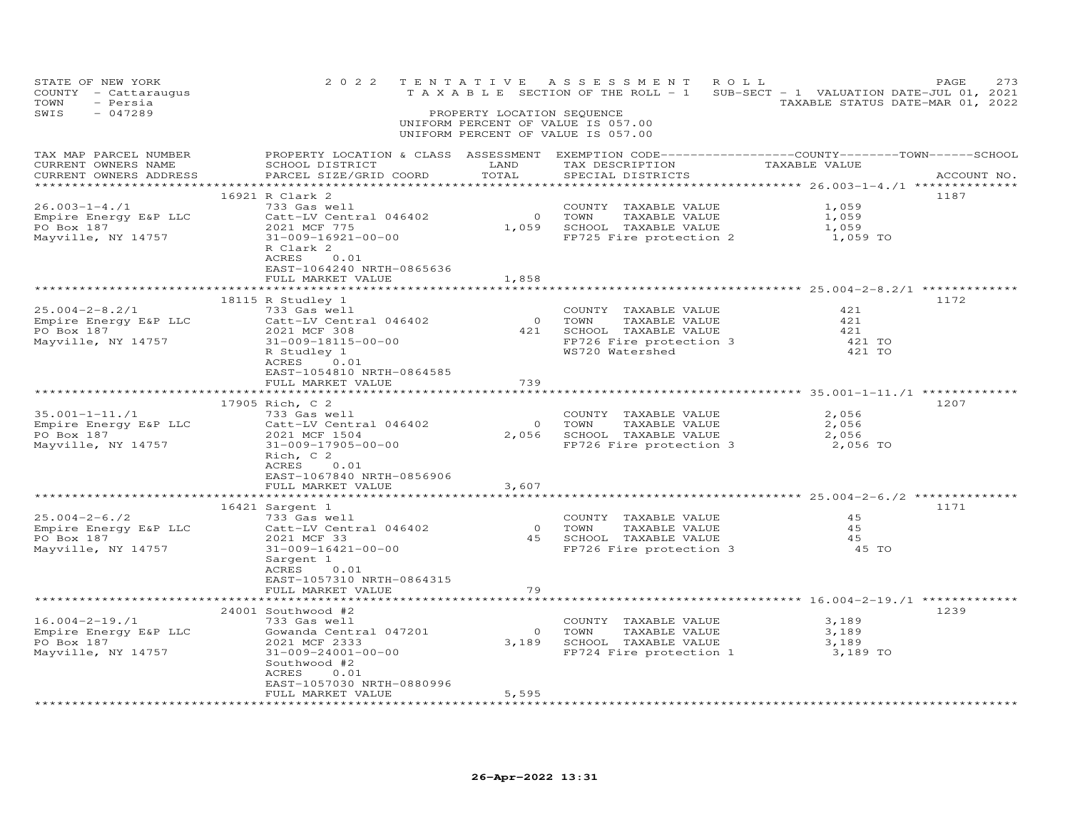STATE OF NEW YORK
COUNTY - Cattaraugus
TOWN - Persia
SWIS - 047289

2022 TENTATIVE ASSESSMENT ROLL
TAXABLE SECTION OF THE ROLL - 1
SUB-SECT - 1 VALUATION DATE-JUL 01, 2021
TAXABLE STATUS DATE-MAR 01, 2022

PROPERTY LOCATION SEQUENCE
UNIFORM PERCENT OF VALUE IS 057.00
UNIFORM PERCENT OF VALUE IS 057.00

| TAX MAP PARCEL NUMBER / CURRENT OWNERS NAME / CURRENT OWNERS ADDRESS | PROPERTY LOCATION & CLASS / SCHOOL DISTRICT / PARCEL SIZE/GRID COORD | ASSESSMENT LAND | TOTAL | EXEMPTION CODE / TAX DESCRIPTION / SPECIAL DISTRICTS | TAXABLE VALUE (COUNTY / TOWN / SCHOOL) | ACCOUNT NO. |
|---|---|---|---|---|---|---|
| 26.003-1-4./1 | 16921 R Clark 2 | | | | | 1187 |
| Empire Energy E&P LLC | 733 Gas well | | | COUNTY TAXABLE VALUE | 1,059 | |
| PO Box 187 | Catt-LV Central 046402 | 0 | | TOWN TAXABLE VALUE | 1,059 | |
| Mayville, NY 14757 | 2021 MCF 775 | | 1,059 | SCHOOL TAXABLE VALUE | 1,059 | |
| | 31-009-16921-00-00 | | | FP725 Fire protection 2 | 1,059 TO | |
| | R Clark 2 | | | | | |
| | ACRES 0.01 | | | | | |
| | EAST-1064240 NRTH-0865636 | | | | | |
| | FULL MARKET VALUE | | 1,858 | | | |
| 25.004-2-8.2/1 | 18115 R Studley 1 | | | | | 1172 |
| Empire Energy E&P LLC | 733 Gas well | | | COUNTY TAXABLE VALUE | 421 | |
| PO Box 187 | Catt-LV Central 046402 | 0 | | TOWN TAXABLE VALUE | 421 | |
| Mayville, NY 14757 | 2021 MCF 308 | | 421 | SCHOOL TAXABLE VALUE | 421 | |
| | 31-009-18115-00-00 | | | FP726 Fire protection 3 | 421 TO | |
| | R Studley 1 | | | WS720 Watershed | 421 TO | |
| | ACRES 0.01 | | | | | |
| | EAST-1054810 NRTH-0864585 | | | | | |
| | FULL MARKET VALUE | | 739 | | | |
| 35.001-1-11./1 | 17905 Rich, C 2 | | | | | 1207 |
| Empire Energy E&P LLC | 733 Gas well | | | COUNTY TAXABLE VALUE | 2,056 | |
| PO Box 187 | Catt-LV Central 046402 | 0 | | TOWN TAXABLE VALUE | 2,056 | |
| Mayville, NY 14757 | 2021 MCF 1504 | | 2,056 | SCHOOL TAXABLE VALUE | 2,056 | |
| | 31-009-17905-00-00 | | | FP726 Fire protection 3 | 2,056 TO | |
| | Rich, C 2 | | | | | |
| | ACRES 0.01 | | | | | |
| | EAST-1067840 NRTH-0856906 | | | | | |
| | FULL MARKET VALUE | | 3,607 | | | |
| 25.004-2-6./2 | 16421 Sargent 1 | | | | | 1171 |
| Empire Energy E&P LLC | 733 Gas well | | | COUNTY TAXABLE VALUE | 45 | |
| PO Box 187 | Catt-LV Central 046402 | 0 | | TOWN TAXABLE VALUE | 45 | |
| Mayville, NY 14757 | 2021 MCF 33 | | 45 | SCHOOL TAXABLE VALUE | 45 | |
| | 31-009-16421-00-00 | | | FP726 Fire protection 3 | 45 TO | |
| | Sargent 1 | | | | | |
| | ACRES 0.01 | | | | | |
| | EAST-1057310 NRTH-0864315 | | | | | |
| | FULL MARKET VALUE | | 79 | | | |
| 16.004-2-19./1 | 24001 Southwood #2 | | | | | 1239 |
| Empire Energy E&P LLC | 733 Gas well | | | COUNTY TAXABLE VALUE | 3,189 | |
| PO Box 187 | Gowanda Central 047201 | 0 | | TOWN TAXABLE VALUE | 3,189 | |
| Mayville, NY 14757 | 2021 MCF 2333 | | 3,189 | SCHOOL TAXABLE VALUE | 3,189 | |
| | 31-009-24001-00-00 | | | FP724 Fire protection 1 | 3,189 TO | |
| | Southwood #2 | | | | | |
| | ACRES 0.01 | | | | | |
| | EAST-1057030 NRTH-0880996 | | | | | |
| | FULL MARKET VALUE | | 5,595 | | | |

26-Apr-2022 13:31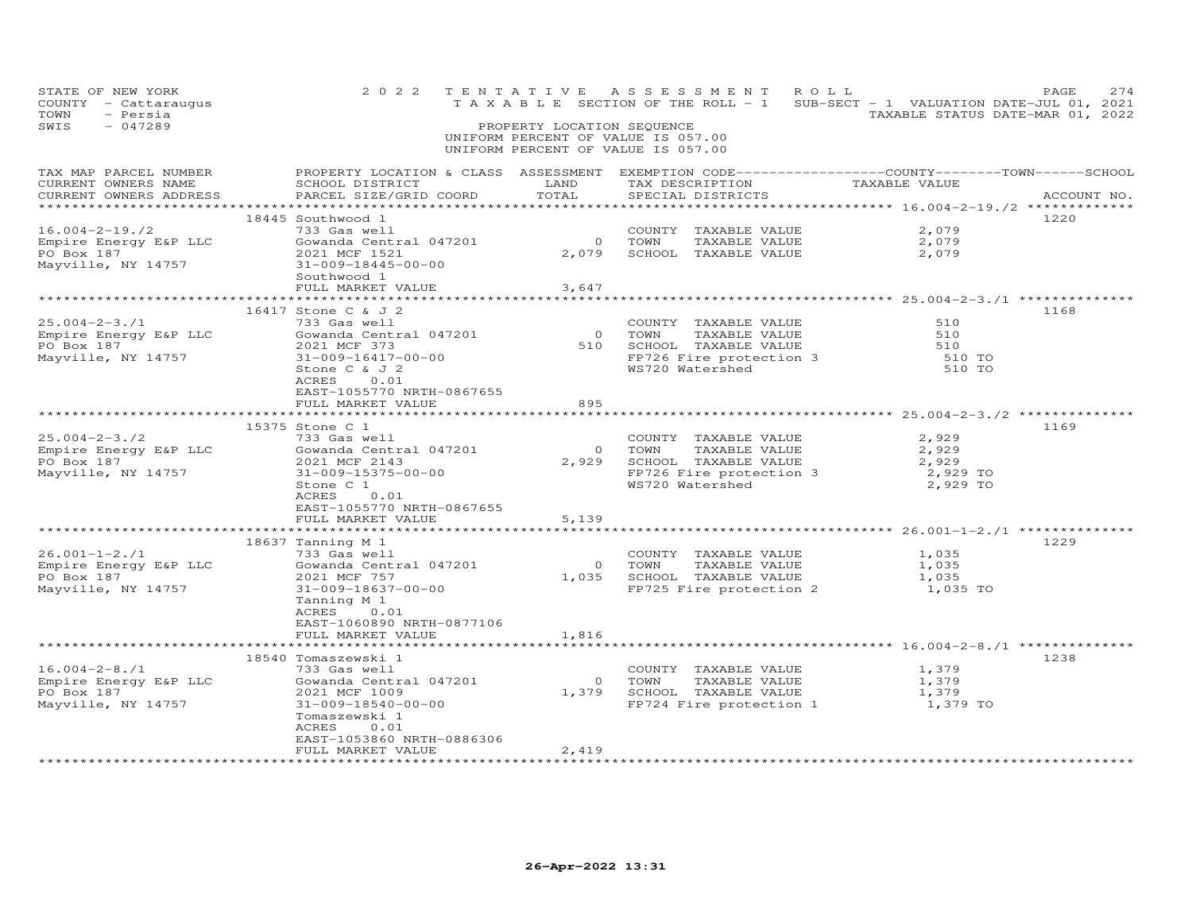STATE OF NEW YORK
COUNTY - Cattaraugus
TOWN - Persia
SWIS - 047289

2022 TENTATIVE ASSESSMENT ROLL
TAXABLE SECTION OF THE ROLL - 1
PROPERTY LOCATION SEQUENCE
UNIFORM PERCENT OF VALUE IS 057.00
UNIFORM PERCENT OF VALUE IS 057.00

SUB-SECT - 1 VALUATION DATE-JUL 01, 2021
TAXABLE STATUS DATE-MAR 01, 2022

| TAX MAP PARCEL NUMBER / CURRENT OWNERS NAME / CURRENT OWNERS ADDRESS | PROPERTY LOCATION & CLASS / SCHOOL DISTRICT / PARCEL SIZE/GRID COORD | ASSESSMENT LAND | TOTAL | EXEMPTION CODE / TAX DESCRIPTION / SPECIAL DISTRICTS | COUNTY / TOWN / SCHOOL TAXABLE VALUE | ACCOUNT NO. |
|---|---|---|---|---|---|---|
| 16.004-2-19./2 | 18445 Southwood 1 | | | | | 1220 |
| 16.004-2-19./2 | 733 Gas well | | | COUNTY TAXABLE VALUE | 2,079 | |
| Empire Energy E&P LLC | Gowanda Central 047201 | 0 | | TOWN TAXABLE VALUE | 2,079 | |
| PO Box 187 | 2021 MCF 1521 | | 2,079 | SCHOOL TAXABLE VALUE | 2,079 | |
| Mayville, NY 14757 | 31-009-18445-00-00 | | | | | |
| | Southwood 1 | | | | | |
| | FULL MARKET VALUE | | 3,647 | | | |
| 25.004-2-3./1 | 16417 Stone C & J 2 | | | | | 1168 |
| 25.004-2-3./1 | 733 Gas well | | | COUNTY TAXABLE VALUE | 510 | |
| Empire Energy E&P LLC | Gowanda Central 047201 | 0 | | TOWN TAXABLE VALUE | 510 | |
| PO Box 187 | 2021 MCF 373 | | 510 | SCHOOL TAXABLE VALUE | 510 | |
| Mayville, NY 14757 | 31-009-16417-00-00 | | | FP726 Fire protection 3 | 510 TO | |
| | Stone C & J 2 | | | WS720 Watershed | 510 TO | |
| | ACRES 0.01 | | | | | |
| | EAST-1055770 NRTH-0867655 | | | | | |
| | FULL MARKET VALUE | | 895 | | | |
| 25.004-2-3./2 | 15375 Stone C 1 | | | | | 1169 |
| 25.004-2-3./2 | 733 Gas well | | | COUNTY TAXABLE VALUE | 2,929 | |
| Empire Energy E&P LLC | Gowanda Central 047201 | 0 | | TOWN TAXABLE VALUE | 2,929 | |
| PO Box 187 | 2021 MCF 2143 | | 2,929 | SCHOOL TAXABLE VALUE | 2,929 | |
| Mayville, NY 14757 | 31-009-15375-00-00 | | | FP726 Fire protection 3 | 2,929 TO | |
| | Stone C 1 | | | WS720 Watershed | 2,929 TO | |
| | ACRES 0.01 | | | | | |
| | EAST-1055770 NRTH-0867655 | | | | | |
| | FULL MARKET VALUE | | 5,139 | | | |
| 26.001-1-2./1 | 18637 Tanning M 1 | | | | | 1229 |
| 26.001-1-2./1 | 733 Gas well | | | COUNTY TAXABLE VALUE | 1,035 | |
| Empire Energy E&P LLC | Gowanda Central 047201 | 0 | | TOWN TAXABLE VALUE | 1,035 | |
| PO Box 187 | 2021 MCF 757 | | 1,035 | SCHOOL TAXABLE VALUE | 1,035 | |
| Mayville, NY 14757 | 31-009-18637-00-00 | | | FP725 Fire protection 2 | 1,035 TO | |
| | Tanning M 1 | | | | | |
| | ACRES 0.01 | | | | | |
| | EAST-1060890 NRTH-0877106 | | | | | |
| | FULL MARKET VALUE | | 1,816 | | | |
| 16.004-2-8./1 | 18540 Tomaszewski 1 | | | | | 1238 |
| 16.004-2-8./1 | 733 Gas well | | | COUNTY TAXABLE VALUE | 1,379 | |
| Empire Energy E&P LLC | Gowanda Central 047201 | 0 | | TOWN TAXABLE VALUE | 1,379 | |
| PO Box 187 | 2021 MCF 1009 | | 1,379 | SCHOOL TAXABLE VALUE | 1,379 | |
| Mayville, NY 14757 | 31-009-18540-00-00 | | | FP724 Fire protection 1 | 1,379 TO | |
| | Tomaszewski 1 | | | | | |
| | ACRES 0.01 | | | | | |
| | EAST-1053860 NRTH-0886306 | | | | | |
| | FULL MARKET VALUE | | 2,419 | | | |

26-Apr-2022 13:31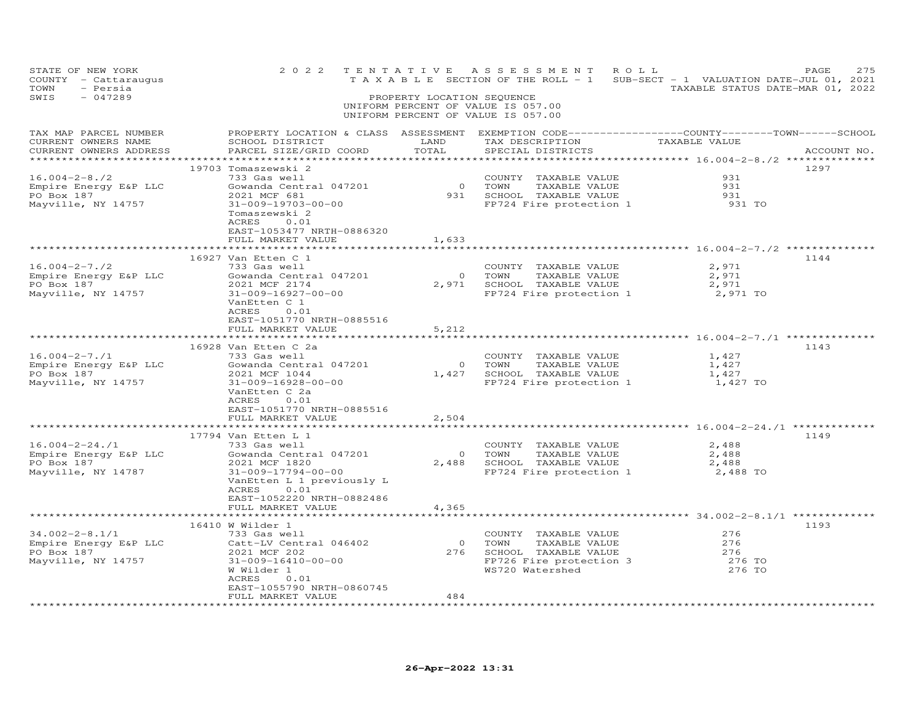STATE OF NEW YORK | 2022 TENTATIVE ASSESSMENT ROLL | PAGE 275
COUNTY - Cattaraugus | TAXABLE SECTION OF THE ROLL - 1 | SUB-SECT - 1 VALUATION DATE-JUL 01, 2021
TOWN - Persia | | TAXABLE STATUS DATE-MAR 01, 2022
SWIS - 047289 | PROPERTY LOCATION SEQUENCE

UNIFORM PERCENT OF VALUE IS 057.00
UNIFORM PERCENT OF VALUE IS 057.00

| TAX MAP PARCEL NUMBER / CURRENT OWNERS NAME / CURRENT OWNERS ADDRESS | PROPERTY LOCATION & CLASS / SCHOOL DISTRICT / PARCEL SIZE/GRID COORD | ASSESSMENT LAND / TOTAL | EXEMPTION CODE / TAX DESCRIPTION / SPECIAL DISTRICTS | COUNTY / TOWN / SCHOOL TAXABLE VALUE | ACCOUNT NO. |
|---|---|---|---|---|---|
| **16.004-2-8./2** | 19703 Tomaszewski 2 | | | | 1297 |
| 16.004-2-8./2 | 733 Gas well | | COUNTY TAXABLE VALUE | 931 | |
| Empire Energy E&P LLC | Gowanda Central 047201 | 0 | TOWN TAXABLE VALUE | 931 | |
| PO Box 187 | 2021 MCF 681 | 931 | SCHOOL TAXABLE VALUE | 931 | |
| Mayville, NY 14757 | 31-009-19703-00-00 | | FP724 Fire protection 1 | 931 TO | |
| | Tomaszewski 2 | | | | |
| | ACRES 0.01 | | | | |
| | EAST-1053477 NRTH-0886320 | | | | |
| | FULL MARKET VALUE | 1,633 | | | |
| **16.004-2-7./2** | 16927 Van Etten C 1 | | | | 1144 |
| 16.004-2-7./2 | 733 Gas well | | COUNTY TAXABLE VALUE | 2,971 | |
| Empire Energy E&P LLC | Gowanda Central 047201 | 0 | TOWN TAXABLE VALUE | 2,971 | |
| PO Box 187 | 2021 MCF 2174 | 2,971 | SCHOOL TAXABLE VALUE | 2,971 | |
| Mayville, NY 14757 | 31-009-16927-00-00 | | FP724 Fire protection 1 | 2,971 TO | |
| | VanEtten C 1 | | | | |
| | ACRES 0.01 | | | | |
| | EAST-1051770 NRTH-0885516 | | | | |
| | FULL MARKET VALUE | 5,212 | | | |
| **16.004-2-7./1** | 16928 Van Etten C 2a | | | | 1143 |
| 16.004-2-7./1 | 733 Gas well | | COUNTY TAXABLE VALUE | 1,427 | |
| Empire Energy E&P LLC | Gowanda Central 047201 | 0 | TOWN TAXABLE VALUE | 1,427 | |
| PO Box 187 | 2021 MCF 1044 | 1,427 | SCHOOL TAXABLE VALUE | 1,427 | |
| Mayville, NY 14757 | 31-009-16928-00-00 | | FP724 Fire protection 1 | 1,427 TO | |
| | VanEtten C 2a | | | | |
| | ACRES 0.01 | | | | |
| | EAST-1051770 NRTH-0885516 | | | | |
| | FULL MARKET VALUE | 2,504 | | | |
| **16.004-2-24./1** | 17794 Van Etten L 1 | | | | 1149 |
| 16.004-2-24./1 | 733 Gas well | | COUNTY TAXABLE VALUE | 2,488 | |
| Empire Energy E&P LLC | Gowanda Central 047201 | 0 | TOWN TAXABLE VALUE | 2,488 | |
| PO Box 187 | 2021 MCF 1820 | 2,488 | SCHOOL TAXABLE VALUE | 2,488 | |
| Mayville, NY 14787 | 31-009-17794-00-00 | | FP724 Fire protection 1 | 2,488 TO | |
| | VanEtten L 1 previously L | | | | |
| | ACRES 0.01 | | | | |
| | EAST-1052220 NRTH-0882486 | | | | |
| | FULL MARKET VALUE | 4,365 | | | |
| **34.002-2-8.1/1** | 16410 W Wilder 1 | | | | 1193 |
| 34.002-2-8.1/1 | 733 Gas well | | COUNTY TAXABLE VALUE | 276 | |
| Empire Energy E&P LLC | Catt-LV Central 046402 | 0 | TOWN TAXABLE VALUE | 276 | |
| PO Box 187 | 2021 MCF 202 | 276 | SCHOOL TAXABLE VALUE | 276 | |
| Mayville, NY 14757 | 31-009-16410-00-00 | | FP726 Fire protection 3 | 276 TO | |
| | W Wilder 1 | | WS720 Watershed | 276 TO | |
| | ACRES 0.01 | | | | |
| | EAST-1055790 NRTH-0860745 | | | | |
| | FULL MARKET VALUE | 484 | | | |

26-Apr-2022 13:31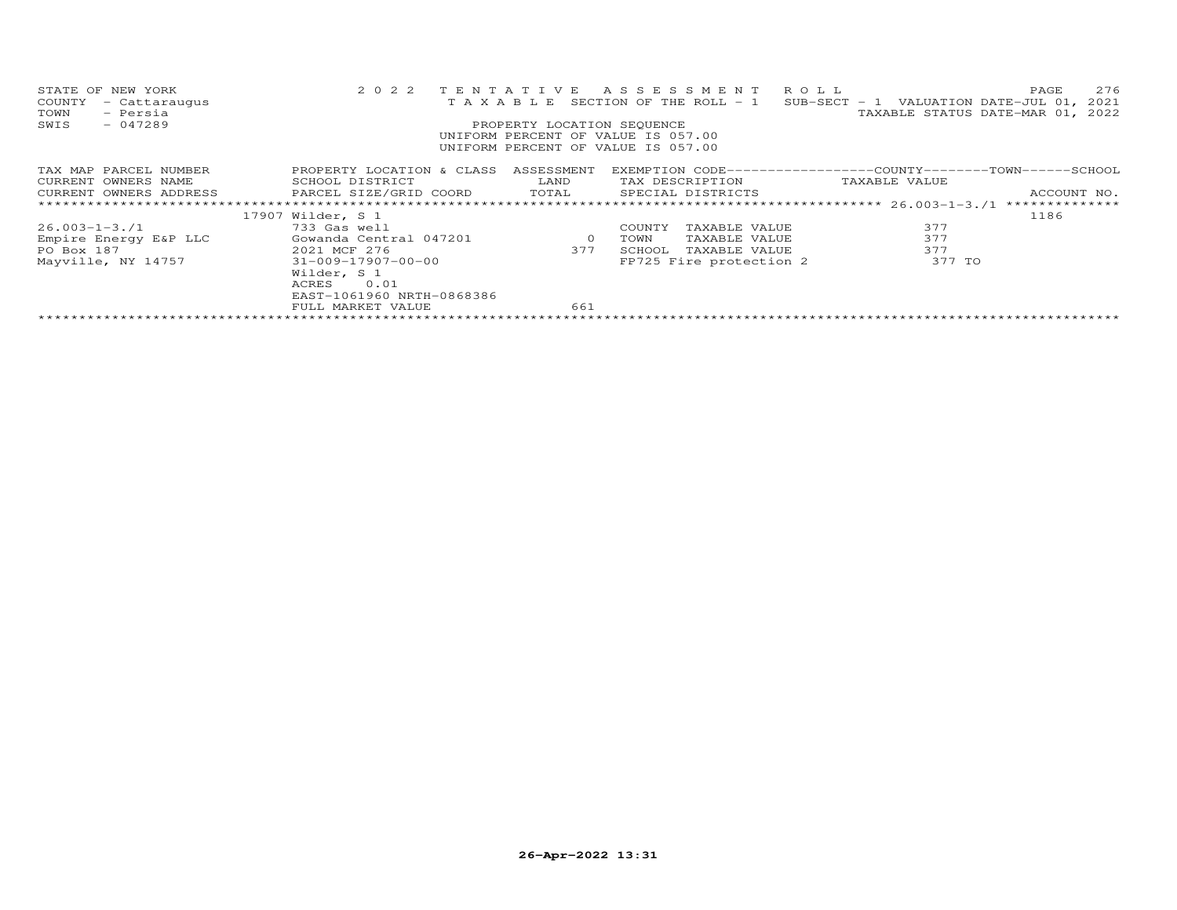STATE OF NEW YORK
COUNTY - Cattaraugus
TOWN - Persia
SWIS - 047289

2022 TENTATIVE ASSESSMENT ROLL
TAXABLE SECTION OF THE ROLL - 1
SUB-SECT - 1 VALUATION DATE-JUL 01, 2021
TAXABLE STATUS DATE-MAR 01, 2022

PROPERTY LOCATION SEQUENCE
UNIFORM PERCENT OF VALUE IS 057.00
UNIFORM PERCENT OF VALUE IS 057.00

| TAX MAP PARCEL NUMBER<br>CURRENT OWNERS NAME<br>CURRENT OWNERS ADDRESS | PROPERTY LOCATION & CLASS<br>SCHOOL DISTRICT<br>PARCEL SIZE/GRID COORD | ASSESSMENT<br>LAND<br>TOTAL | EXEMPTION CODE<br>TAX DESCRIPTION<br>SPECIAL DISTRICTS | COUNTY--------TOWN------SCHOOL<br>TAXABLE VALUE | ACCOUNT NO. |
|---|---|---|---|---|---|
| 26.003-1-3./1 | 17907 Wilder, S 1 | | | 26.003-1-3./1 | 1186 |
| | 733 Gas well | | COUNTY TAXABLE VALUE | 377 | |
| Empire Energy E&P LLC | Gowanda Central 047201 | 0 | TOWN TAXABLE VALUE | 377 | |
| PO Box 187 | 2021 MCF 276 | 377 | SCHOOL TAXABLE VALUE | 377 | |
| Mayville, NY 14757 | 31-009-17907-00-00 | | FP725 Fire protection 2 | 377 TO | |
| | Wilder, S 1 | | | | |
| | ACRES 0.01 | | | | |
| | EAST-1061960 NRTH-0868386 | | | | |
| | FULL MARKET VALUE | 661 | | | |

26-Apr-2022 13:31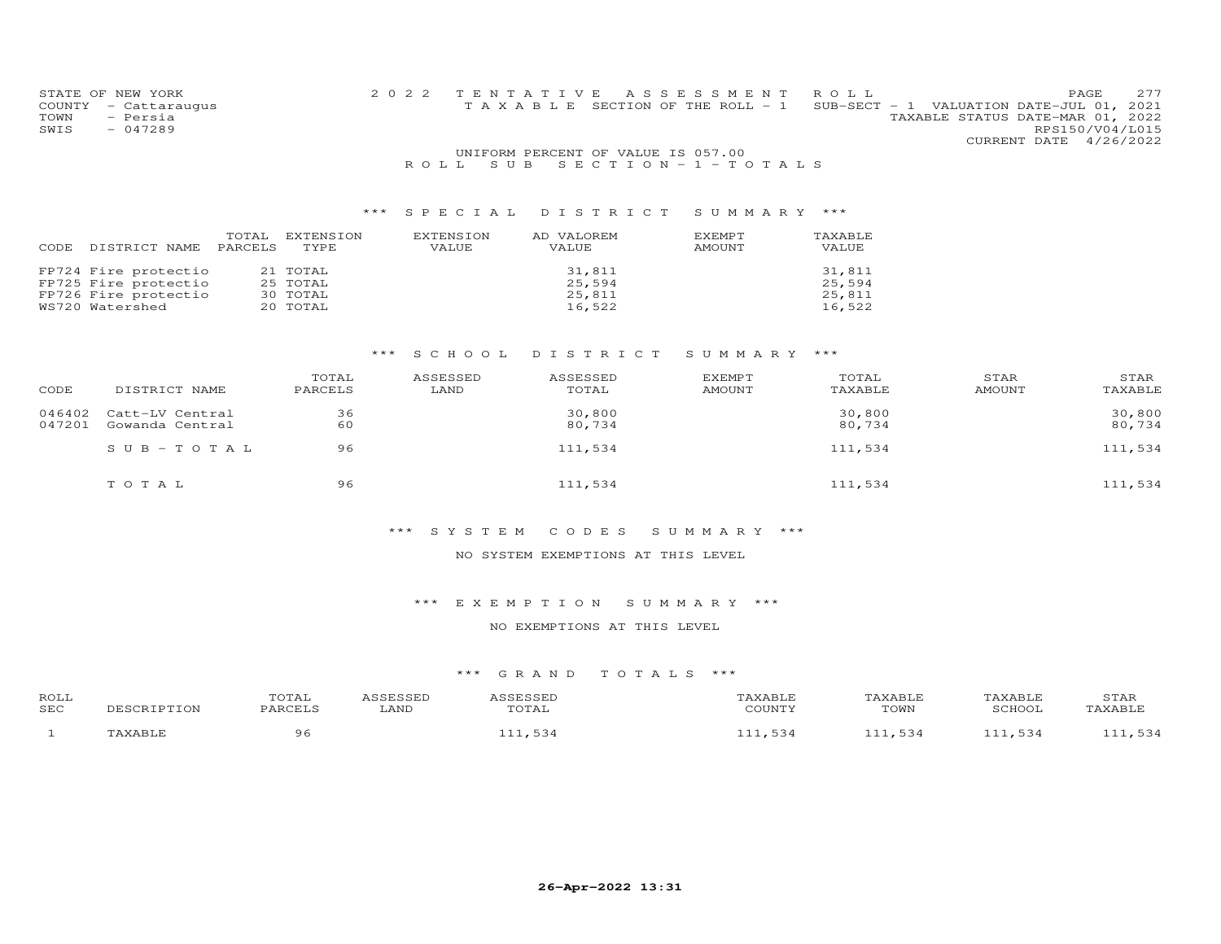STATE OF NEW YORK
COUNTY - Cattaraugus
TOWN - Persia
SWIS - 047289

2022 TENTATIVE ASSESSMENT ROLL
TAXABLE SECTION OF THE ROLL - 1 SUB-SECT - 1 VALUATION DATE-JUL 01, 2021
TAXABLE STATUS DATE-MAR 01, 2022
RPS150/V04/L015
CURRENT DATE 4/26/2022

UNIFORM PERCENT OF VALUE IS 057.00

ROLL SUB SECTION-1-TOTALS

*** SPECIAL DISTRICT SUMMARY ***

| CODE | DISTRICT NAME | TOTAL PARCELS | EXTENSION TYPE | EXTENSION VALUE | AD VALOREM VALUE | EXEMPT AMOUNT | TAXABLE VALUE |
|---|---|---|---|---|---|---|---|
| FP724 | Fire protectio | 21 | TOTAL | | 31,811 | | 31,811 |
| FP725 | Fire protectio | 25 | TOTAL | | 25,594 | | 25,594 |
| FP726 | Fire protectio | 30 | TOTAL | | 25,811 | | 25,811 |
| WS720 | Watershed | 20 | TOTAL | | 16,522 | | 16,522 |

*** SCHOOL DISTRICT SUMMARY ***

| CODE | DISTRICT NAME | TOTAL PARCELS | ASSESSED LAND | ASSESSED TOTAL | EXEMPT AMOUNT | TOTAL TAXABLE | STAR AMOUNT | STAR TAXABLE |
|---|---|---|---|---|---|---|---|---|
| 046402 | Catt-LV Central | 36 | | 30,800 | | 30,800 | | 30,800 |
| 047201 | Gowanda Central | 60 | | 80,734 | | 80,734 | | 80,734 |
| | SUB-TOTAL | 96 | | 111,534 | | 111,534 | | 111,534 |
| | TOTAL | 96 | | 111,534 | | 111,534 | | 111,534 |

*** SYSTEM CODES SUMMARY ***

NO SYSTEM EXEMPTIONS AT THIS LEVEL

*** EXEMPTION SUMMARY ***

NO EXEMPTIONS AT THIS LEVEL

*** GRAND TOTALS ***

| ROLL SEC | DESCRIPTION | TOTAL PARCELS | ASSESSED LAND | ASSESSED TOTAL | TAXABLE COUNTY | TAXABLE TOWN | TAXABLE SCHOOL | STAR TAXABLE |
|---|---|---|---|---|---|---|---|---|
| 1 | TAXABLE | 96 | | 111,534 | 111,534 | 111,534 | 111,534 | 111,534 |

26-Apr-2022 13:31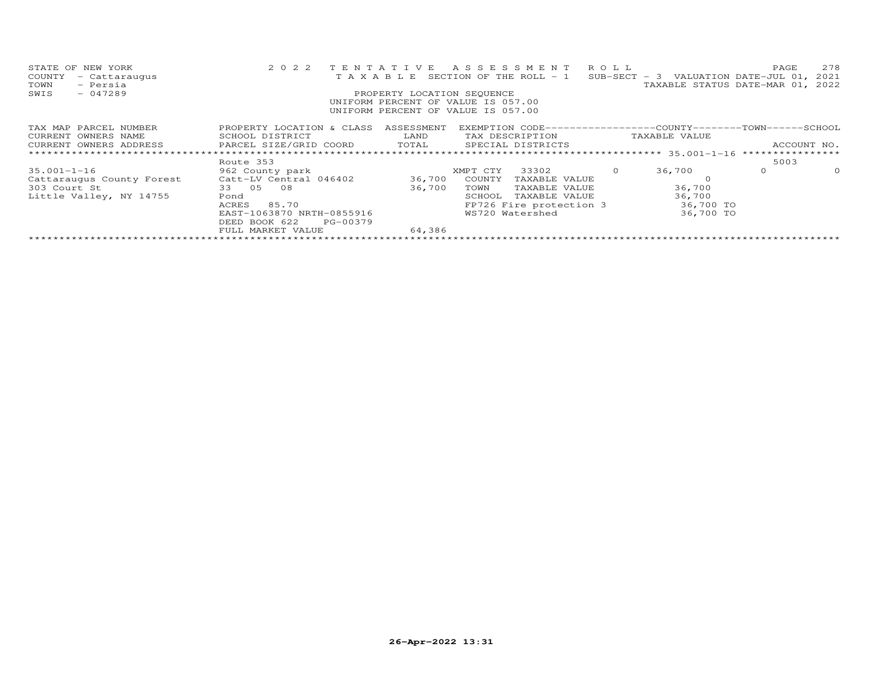STATE OF NEW YORK
COUNTY - Cattaraugus
TOWN - Persia
SWIS - 047289

2022 TENTATIVE ASSESSMENT ROLL
TAXABLE SECTION OF THE ROLL - 1
SUB-SECT - 3 VALUATION DATE-JUL 01, 2021
TAXABLE STATUS DATE-MAR 01, 2022

PROPERTY LOCATION SEQUENCE
UNIFORM PERCENT OF VALUE IS 057.00
UNIFORM PERCENT OF VALUE IS 057.00

| TAX MAP PARCEL NUMBER / CURRENT OWNERS NAME / CURRENT OWNERS ADDRESS | PROPERTY LOCATION & CLASS / SCHOOL DISTRICT / PARCEL SIZE/GRID COORD | ASSESSMENT LAND / TOTAL | EXEMPTION CODE / TAX DESCRIPTION / SPECIAL DISTRICTS | COUNTY TAXABLE VALUE | TOWN | SCHOOL | ACCOUNT NO. |
|---|---|---|---|---|---|---|---|
| 35.001-1-16 | Route 353 | | | | | | 5003 |
| 35.001-1-16 | 962 County park | | XMPT CTY 33302 0 | 36,700 | 0 | 0 | |
| Cattaraugus County Forest | Catt-LV Central 046402 | 36,700 | COUNTY TAXABLE VALUE | 0 | | | |
| 303 Court St | 33 05 08 | 36,700 | TOWN TAXABLE VALUE | 36,700 | | | |
| Little Valley, NY 14755 | Pond | | SCHOOL TAXABLE VALUE | 36,700 | | | |
| | ACRES 85.70 | | FP726 Fire protection 3 | 36,700 TO | | | |
| | EAST-1063870 NRTH-0855916 | | WS720 Watershed | 36,700 TO | | | |
| | DEED BOOK 622 PG-00379 | | | | | | |
| | FULL MARKET VALUE | 64,386 | | | | | |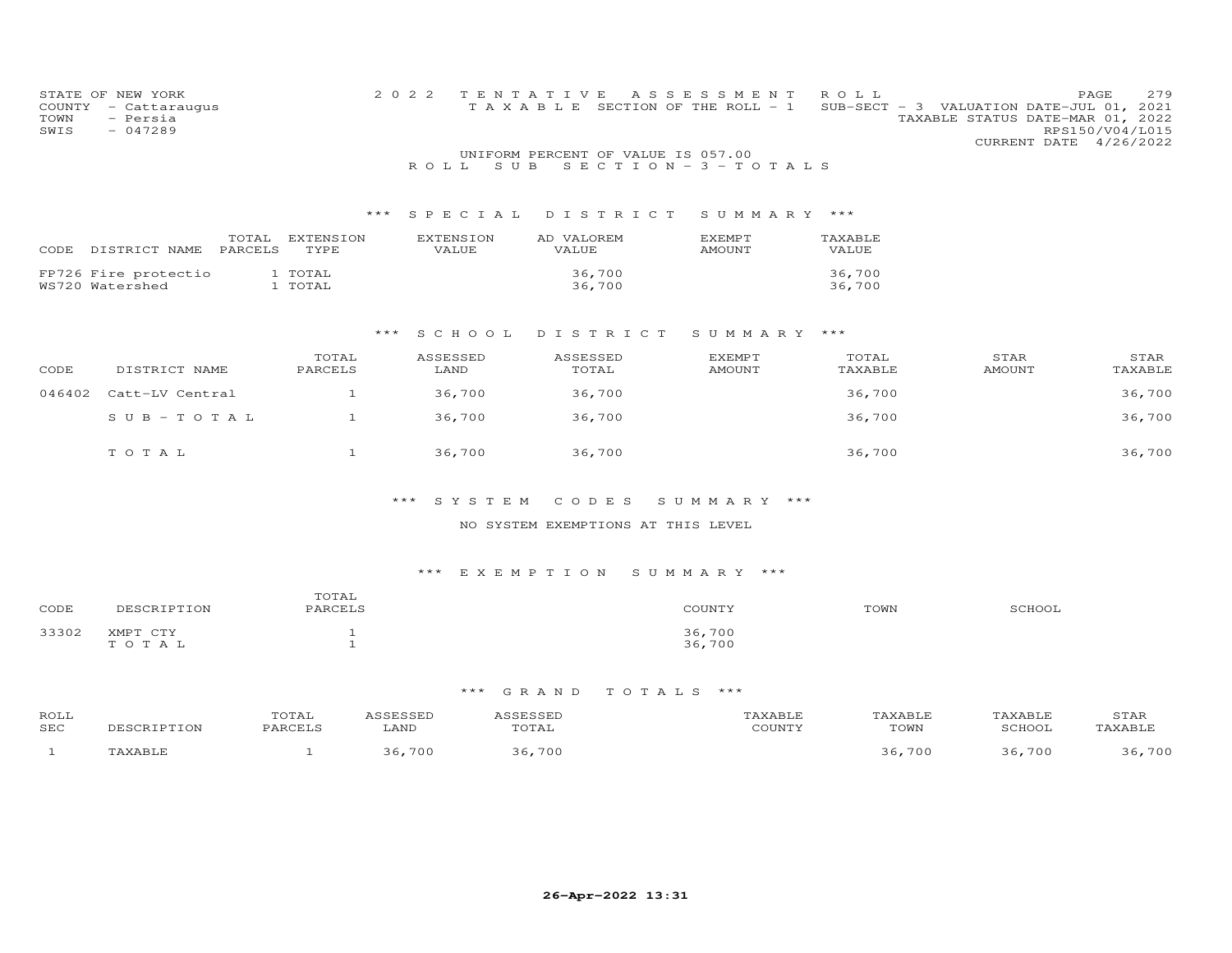STATE OF NEW YORK
COUNTY - Cattaraugus
TOWN - Persia
SWIS - 047289

2022 TENTATIVE ASSESSMENT ROLL
TAXABLE SECTION OF THE ROLL - 1   SUB-SECT - 3 VALUATION DATE-JUL 01, 2021
TAXABLE STATUS DATE-MAR 01, 2022
RPS150/V04/L015
CURRENT DATE 4/26/2022

UNIFORM PERCENT OF VALUE IS 057.00

ROLL SUB SECTION - 3 - TOTALS

*** SPECIAL DISTRICT SUMMARY ***

| CODE | DISTRICT NAME | TOTAL PARCELS | EXTENSION TYPE | EXTENSION VALUE | AD VALOREM VALUE | EXEMPT AMOUNT | TAXABLE VALUE |
|---|---|---|---|---|---|---|---|
| FP726 | Fire protectio | 1 | TOTAL | | 36,700 | | 36,700 |
| WS720 | Watershed | 1 | TOTAL | | 36,700 | | 36,700 |

*** SCHOOL DISTRICT SUMMARY ***

| CODE | DISTRICT NAME | TOTAL PARCELS | ASSESSED LAND | ASSESSED TOTAL | EXEMPT AMOUNT | TOTAL TAXABLE | STAR AMOUNT | STAR TAXABLE |
|---|---|---|---|---|---|---|---|---|
| 046402 | Catt-LV Central | 1 | 36,700 | 36,700 | | 36,700 | | 36,700 |
| | SUB-TOTAL | 1 | 36,700 | 36,700 | | 36,700 | | 36,700 |
| | TOTAL | 1 | 36,700 | 36,700 | | 36,700 | | 36,700 |

*** SYSTEM CODES SUMMARY ***

NO SYSTEM EXEMPTIONS AT THIS LEVEL

*** EXEMPTION SUMMARY ***

| CODE | DESCRIPTION | TOTAL PARCELS | COUNTY | TOWN | SCHOOL |
|---|---|---|---|---|---|
| 33302 | XMPT CTY | 1 | 36,700 | | |
| | TOTAL | 1 | 36,700 | | |

*** GRAND TOTALS ***

| ROLL SEC | DESCRIPTION | TOTAL PARCELS | ASSESSED LAND | ASSESSED TOTAL | TAXABLE COUNTY | TAXABLE TOWN | TAXABLE SCHOOL | STAR TAXABLE |
|---|---|---|---|---|---|---|---|---|
| 1 | TAXABLE | 1 | 36,700 | 36,700 | | 36,700 | 36,700 | 36,700 |

26-Apr-2022 13:31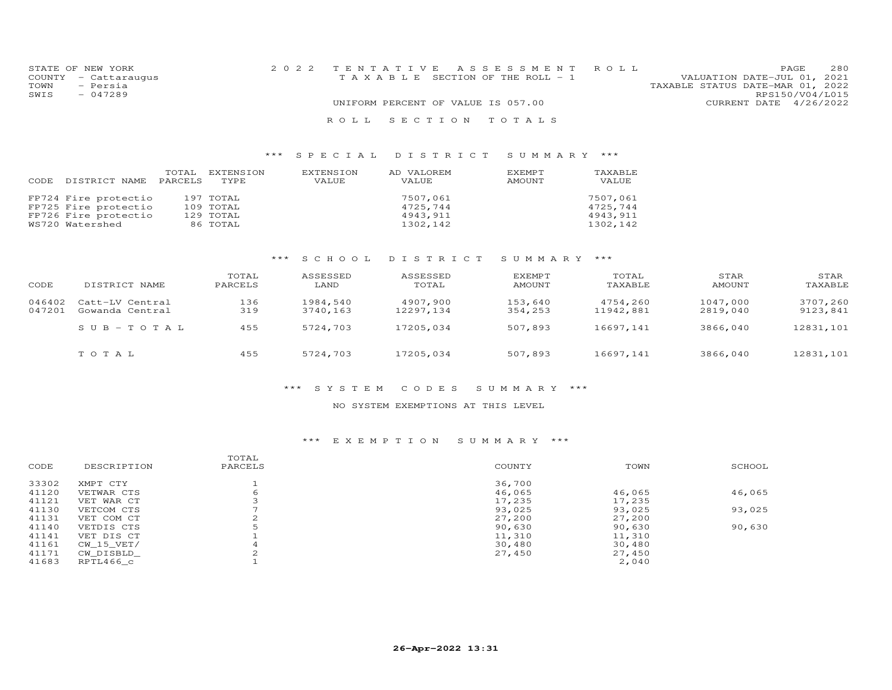STATE OF NEW YORK
COUNTY - Cattaraugus
TOWN - Persia
SWIS - 047289

2022 TENTATIVE ASSESSMENT ROLL
TAXABLE SECTION OF THE ROLL - 1
UNIFORM PERCENT OF VALUE IS 057.00

VALUATION DATE-JUL 01, 2021
TAXABLE STATUS DATE-MAR 01, 2022
RPS150/V04/L015
CURRENT DATE 4/26/2022

## ROLL SECTION TOTALS

### *** SPECIAL DISTRICT SUMMARY ***

| CODE | DISTRICT NAME | TOTAL PARCELS | EXTENSION TYPE | EXTENSION VALUE | AD VALOREM VALUE | EXEMPT AMOUNT | TAXABLE VALUE |
|---|---|---|---|---|---|---|---|
| FP724 | Fire protectio | 197 | TOTAL | | 7507,061 | | 7507,061 |
| FP725 | Fire protectio | 109 | TOTAL | | 4725,744 | | 4725,744 |
| FP726 | Fire protectio | 129 | TOTAL | | 4943,911 | | 4943,911 |
| WS720 | Watershed | 86 | TOTAL | | 1302,142 | | 1302,142 |

### *** SCHOOL DISTRICT SUMMARY ***

| CODE | DISTRICT NAME | TOTAL PARCELS | ASSESSED LAND | ASSESSED TOTAL | EXEMPT AMOUNT | TOTAL TAXABLE | STAR AMOUNT | STAR TAXABLE |
|---|---|---|---|---|---|---|---|---|
| 046402 | Catt-LV Central | 136 | 1984,540 | 4907,900 | 153,640 | 4754,260 | 1047,000 | 3707,260 |
| 047201 | Gowanda Central | 319 | 3740,163 | 12297,134 | 354,253 | 11942,881 | 2819,040 | 9123,841 |
| | SUB-TOTAL | 455 | 5724,703 | 17205,034 | 507,893 | 16697,141 | 3866,040 | 12831,101 |
| | TOTAL | 455 | 5724,703 | 17205,034 | 507,893 | 16697,141 | 3866,040 | 12831,101 |

### *** SYSTEM CODES SUMMARY ***

NO SYSTEM EXEMPTIONS AT THIS LEVEL

### *** EXEMPTION SUMMARY ***

| CODE | DESCRIPTION | TOTAL PARCELS | COUNTY | TOWN | SCHOOL |
|---|---|---|---|---|---|
| 33302 | XMPT CTY | 1 | 36,700 | | |
| 41120 | VETWAR CTS | 6 | 46,065 | 46,065 | 46,065 |
| 41121 | VET WAR CT | 3 | 17,235 | 17,235 | |
| 41130 | VETCOM CTS | 7 | 93,025 | 93,025 | 93,025 |
| 41131 | VET COM CT | 2 | 27,200 | 27,200 | |
| 41140 | VETDIS CTS | 5 | 90,630 | 90,630 | 90,630 |
| 41141 | VET DIS CT | 1 | 11,310 | 11,310 | |
| 41161 | CW_15_VET/ | 4 | 30,480 | 30,480 | |
| 41171 | CW_DISBLD_ | 2 | 27,450 | 27,450 | |
| 41683 | RPTL466_c | 1 | | 2,040 | |

26-Apr-2022 13:31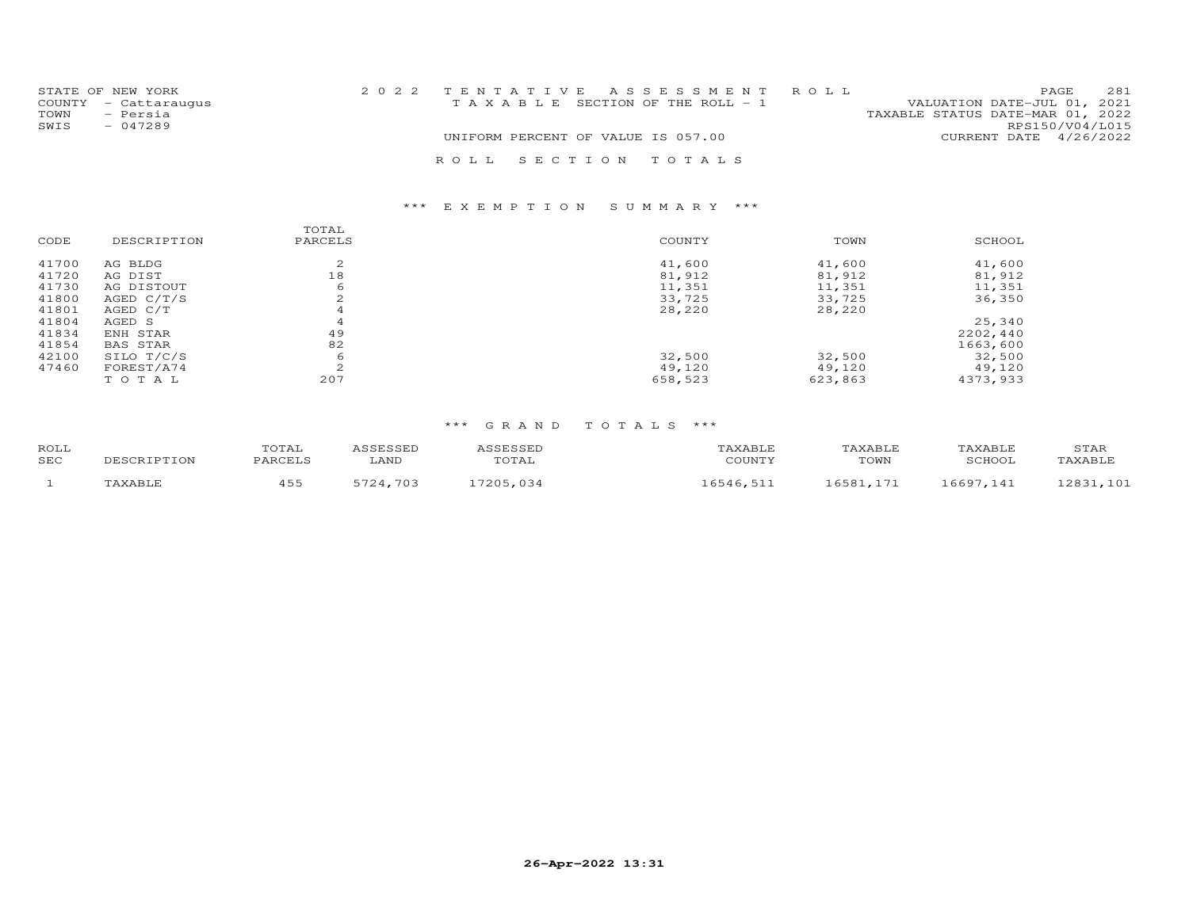STATE OF NEW YORK
COUNTY - Cattaraugus
TOWN - Persia
SWIS - 047289

2022 TENTATIVE ASSESSMENT ROLL
TAXABLE SECTION OF THE ROLL - 1
UNIFORM PERCENT OF VALUE IS 057.00

VALUATION DATE-JUL 01, 2021
TAXABLE STATUS DATE-MAR 01, 2022
RPS150/V04/L015
CURRENT DATE 4/26/2022

ROLL SECTION TOTALS

*** EXEMPTION SUMMARY ***

| CODE | DESCRIPTION | TOTAL PARCELS | COUNTY | TOWN | SCHOOL |
|---|---|---|---|---|---|
| 41700 | AG BLDG | 2 | 41,600 | 41,600 | 41,600 |
| 41720 | AG DIST | 18 | 81,912 | 81,912 | 81,912 |
| 41730 | AG DISTOUT | 6 | 11,351 | 11,351 | 11,351 |
| 41800 | AGED C/T/S | 2 | 33,725 | 33,725 | 36,350 |
| 41801 | AGED C/T | 4 | 28,220 | 28,220 | |
| 41804 | AGED S | 4 | | | 25,340 |
| 41834 | ENH STAR | 49 | | | 2202,440 |
| 41854 | BAS STAR | 82 | | | 1663,600 |
| 42100 | SILO T/C/S | 6 | 32,500 | 32,500 | 32,500 |
| 47460 | FOREST/A74 | 2 | 49,120 | 49,120 | 49,120 |
| | TOTAL | 207 | 658,523 | 623,863 | 4373,933 |

*** GRAND TOTALS ***

| ROLL SEC | DESCRIPTION | TOTAL PARCELS | ASSESSED LAND | ASSESSED TOTAL | TAXABLE COUNTY | TAXABLE TOWN | TAXABLE SCHOOL | STAR TAXABLE |
|---|---|---|---|---|---|---|---|---|
| 1 | TAXABLE | 455 | 5724,703 | 17205,034 | 16546,511 | 16581,171 | 16697,141 | 12831,101 |

26-Apr-2022 13:31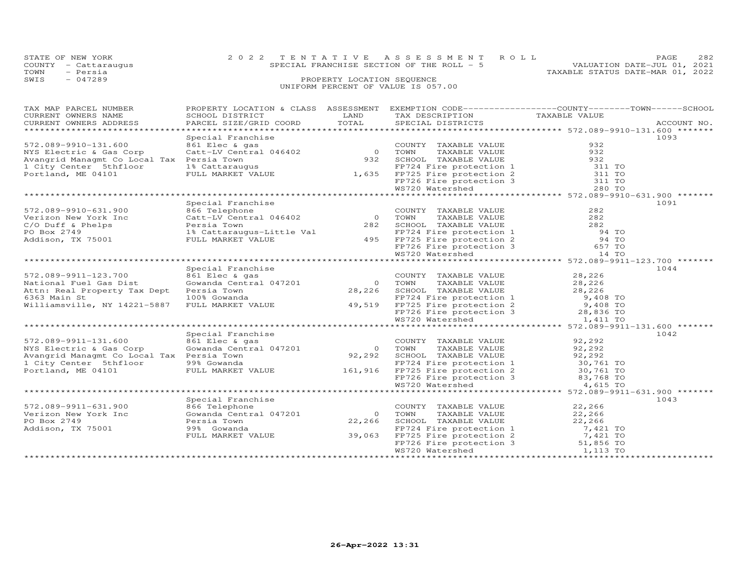STATE OF NEW YORK | 2022 TENTATIVE ASSESSMENT ROLL | VALUATION DATE-JUL 01, 2021
COUNTY - Cattaraugus | SPECIAL FRANCHISE SECTION OF THE ROLL - 5 | TAXABLE STATUS DATE-MAR 01, 2022
TOWN - Persia | PROPERTY LOCATION SEQUENCE
SWIS - 047289 | UNIFORM PERCENT OF VALUE IS 057.00

| TAX MAP PARCEL NUMBER / CURRENT OWNERS NAME / CURRENT OWNERS ADDRESS | PROPERTY LOCATION & CLASS / SCHOOL DISTRICT / PARCEL SIZE/GRID COORD | ASSESSMENT LAND / TOTAL | EXEMPTION CODE / TAX DESCRIPTION / SPECIAL DISTRICTS | COUNTY--------TOWN------SCHOOL TAXABLE VALUE | ACCOUNT NO. |
|---|---|---|---|---|---|
| **572.089-9910-131.600** | Special Franchise | | | | 1093 |
| 572.089-9910-131.600 | 861 Elec & gas | | COUNTY TAXABLE VALUE | 932 | |
| NYS Electric & Gas Corp | Catt-LV Central 046402 | 0 | TOWN TAXABLE VALUE | 932 | |
| Avangrid Managmt Co Local Tax | Persia Town | 932 | SCHOOL TAXABLE VALUE | 932 | |
| 1 City Center 5thfloor | 1% Cattaraugus | | FP724 Fire protection 1 | 311 TO | |
| Portland, ME 04101 | FULL MARKET VALUE | 1,635 | FP725 Fire protection 2 | 311 TO | |
| | | | FP726 Fire protection 3 | 311 TO | |
| | | | WS720 Watershed | 280 TO | |
| **572.089-9910-631.900** | Special Franchise | | | | 1091 |
| 572.089-9910-631.900 | 866 Telephone | | COUNTY TAXABLE VALUE | 282 | |
| Verizon New York Inc | Catt-LV Central 046402 | 0 | TOWN TAXABLE VALUE | 282 | |
| C/O Duff & Phelps | Persia Town | 282 | SCHOOL TAXABLE VALUE | 282 | |
| PO Box 2749 | 1% Cattaraugus-Little Val | | FP724 Fire protection 1 | 94 TO | |
| Addison, TX 75001 | FULL MARKET VALUE | 495 | FP725 Fire protection 2 | 94 TO | |
| | | | FP726 Fire protection 3 | 657 TO | |
| | | | WS720 Watershed | 14 TO | |
| **572.089-9911-123.700** | Special Franchise | | | | 1044 |
| 572.089-9911-123.700 | 861 Elec & gas | | COUNTY TAXABLE VALUE | 28,226 | |
| National Fuel Gas Dist | Gowanda Central 047201 | 0 | TOWN TAXABLE VALUE | 28,226 | |
| Attn: Real Property Tax Dept | Persia Town | 28,226 | SCHOOL TAXABLE VALUE | 28,226 | |
| 6363 Main St | 100% Gowanda | | FP724 Fire protection 1 | 9,408 TO | |
| Williamsville, NY 14221-5887 | FULL MARKET VALUE | 49,519 | FP725 Fire protection 2 | 9,408 TO | |
| | | | FP726 Fire protection 3 | 28,836 TO | |
| | | | WS720 Watershed | 1,411 TO | |
| **572.089-9911-131.600** | Special Franchise | | | | 1042 |
| 572.089-9911-131.600 | 861 Elec & gas | | COUNTY TAXABLE VALUE | 92,292 | |
| NYS Electric & Gas Corp | Gowanda Central 047201 | 0 | TOWN TAXABLE VALUE | 92,292 | |
| Avangrid Managmt Co Local Tax | Persia Town | 92,292 | SCHOOL TAXABLE VALUE | 92,292 | |
| 1 City Center 5thfloor | 99% Gowanda | | FP724 Fire protection 1 | 30,761 TO | |
| Portland, ME 04101 | FULL MARKET VALUE | 161,916 | FP725 Fire protection 2 | 30,761 TO | |
| | | | FP726 Fire protection 3 | 83,768 TO | |
| | | | WS720 Watershed | 4,615 TO | |
| **572.089-9911-631.900** | Special Franchise | | | | 1043 |
| 572.089-9911-631.900 | 866 Telephone | | COUNTY TAXABLE VALUE | 22,266 | |
| Verizon New York Inc | Gowanda Central 047201 | 0 | TOWN TAXABLE VALUE | 22,266 | |
| PO Box 2749 | Persia Town | 22,266 | SCHOOL TAXABLE VALUE | 22,266 | |
| Addison, TX 75001 | 99% Gowanda | | FP724 Fire protection 1 | 7,421 TO | |
| | FULL MARKET VALUE | 39,063 | FP725 Fire protection 2 | 7,421 TO | |
| | | | FP726 Fire protection 3 | 51,856 TO | |
| | | | WS720 Watershed | 1,113 TO | |

26-Apr-2022 13:31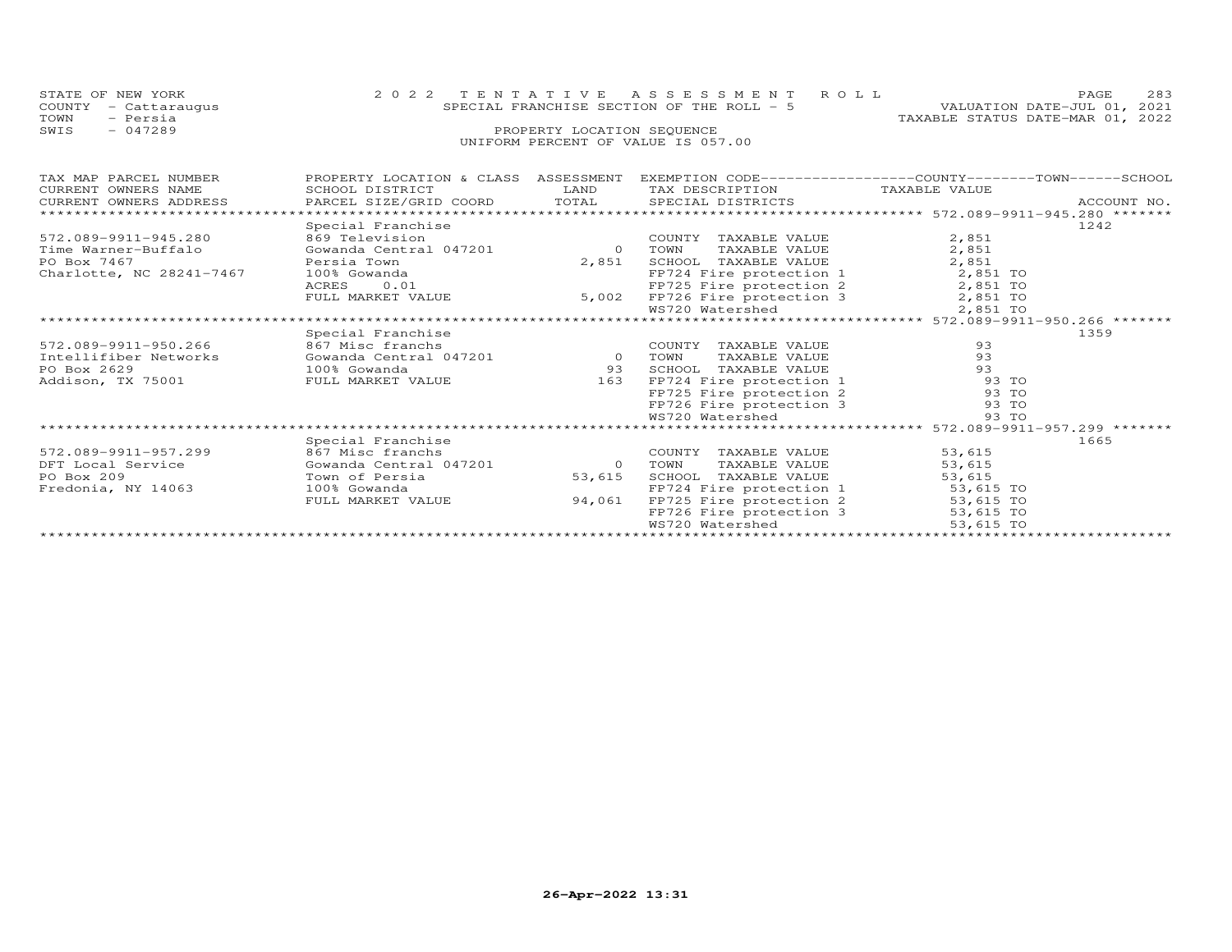STATE OF NEW YORK
COUNTY - Cattaraugus
TOWN - Persia
SWIS - 047289

2022 TENTATIVE ASSESSMENT ROLL
SPECIAL FRANCHISE SECTION OF THE ROLL - 5
PROPERTY LOCATION SEQUENCE
UNIFORM PERCENT OF VALUE IS 057.00

VALUATION DATE-JUL 01, 2021
TAXABLE STATUS DATE-MAR 01, 2022

| TAX MAP PARCEL NUMBER / CURRENT OWNERS NAME / CURRENT OWNERS ADDRESS | PROPERTY LOCATION & CLASS / SCHOOL DISTRICT / PARCEL SIZE/GRID COORD | ASSESSMENT LAND / TOTAL | EXEMPTION CODE / TAX DESCRIPTION / SPECIAL DISTRICTS | TAXABLE VALUE | ACCOUNT NO. |
|---|---|---|---|---|---|
| **572.089-9911-945.280** | Special Franchise | | | | 1242 |
| 572.089-9911-945.280 | 869 Television | | COUNTY TAXABLE VALUE | 2,851 | |
| Time Warner-Buffalo | Gowanda Central 047201 | 0 | TOWN TAXABLE VALUE | 2,851 | |
| PO Box 7467 | Persia Town | 2,851 | SCHOOL TAXABLE VALUE | 2,851 | |
| Charlotte, NC 28241-7467 | 100% Gowanda | | FP724 Fire protection 1 | 2,851 TO | |
| | ACRES 0.01 | | FP725 Fire protection 2 | 2,851 TO | |
| | FULL MARKET VALUE | 5,002 | FP726 Fire protection 3 | 2,851 TO | |
| | | | WS720 Watershed | 2,851 TO | |
| **572.089-9911-950.266** | Special Franchise | | | | 1359 |
| 572.089-9911-950.266 | 867 Misc franchs | | COUNTY TAXABLE VALUE | 93 | |
| Intellifiber Networks | Gowanda Central 047201 | 0 | TOWN TAXABLE VALUE | 93 | |
| PO Box 2629 | 100% Gowanda | 93 | SCHOOL TAXABLE VALUE | 93 | |
| Addison, TX 75001 | FULL MARKET VALUE | 163 | FP724 Fire protection 1 | 93 TO | |
| | | | FP725 Fire protection 2 | 93 TO | |
| | | | FP726 Fire protection 3 | 93 TO | |
| | | | WS720 Watershed | 93 TO | |
| **572.089-9911-957.299** | Special Franchise | | | | 1665 |
| 572.089-9911-957.299 | 867 Misc franchs | | COUNTY TAXABLE VALUE | 53,615 | |
| DFT Local Service | Gowanda Central 047201 | 0 | TOWN TAXABLE VALUE | 53,615 | |
| PO Box 209 | Town of Persia | 53,615 | SCHOOL TAXABLE VALUE | 53,615 | |
| Fredonia, NY 14063 | 100% Gowanda | | FP724 Fire protection 1 | 53,615 TO | |
| | FULL MARKET VALUE | 94,061 | FP725 Fire protection 2 | 53,615 TO | |
| | | | FP726 Fire protection 3 | 53,615 TO | |
| | | | WS720 Watershed | 53,615 TO | |

26-Apr-2022 13:31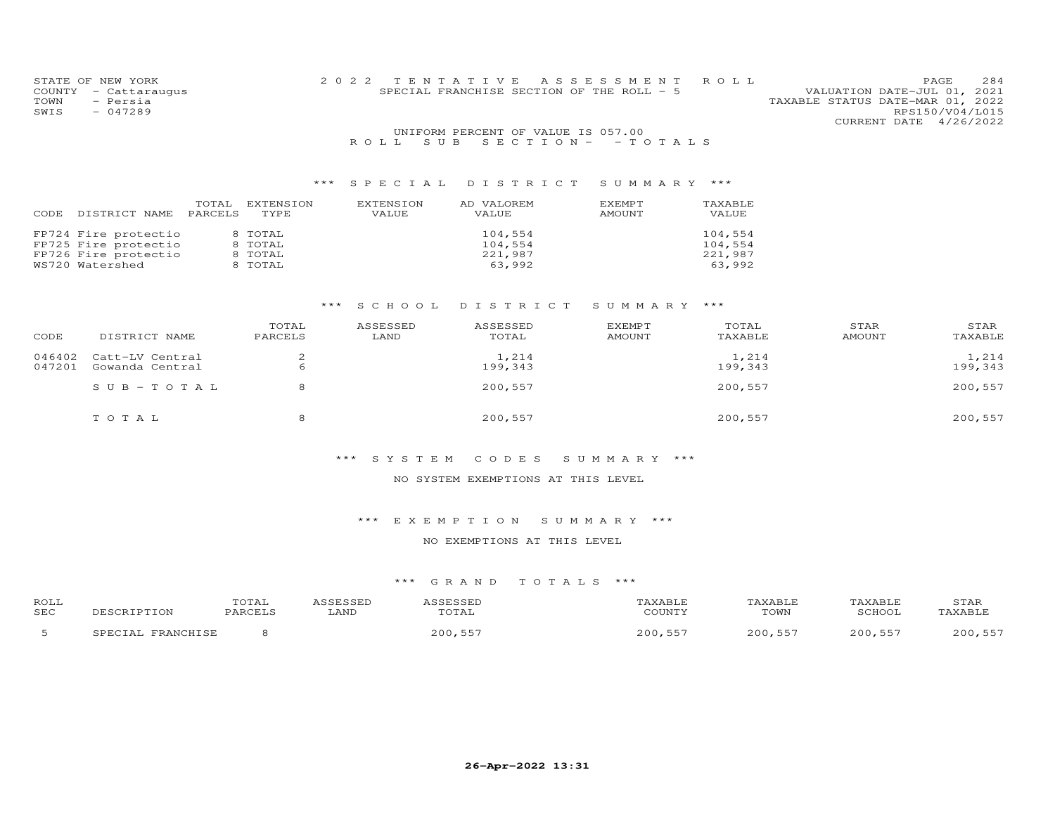STATE OF NEW YORK
COUNTY - Cattaraugus
TOWN - Persia
SWIS - 047289

2022 TENTATIVE ASSESSMENT ROLL
SPECIAL FRANCHISE SECTION OF THE ROLL - 5

VALUATION DATE-JUL 01, 2021
TAXABLE STATUS DATE-MAR 01, 2022
RPS150/V04/L015
CURRENT DATE 4/26/2022

UNIFORM PERCENT OF VALUE IS 057.00

ROLL SUB SECTION- - TOTALS

### *** SPECIAL DISTRICT SUMMARY ***

| CODE | DISTRICT NAME | TOTAL PARCELS | EXTENSION TYPE | EXTENSION VALUE | AD VALOREM VALUE | EXEMPT AMOUNT | TAXABLE VALUE |
|---|---|---|---|---|---|---|---|
| FP724 | Fire protectio | 8 | TOTAL | | 104,554 | | 104,554 |
| FP725 | Fire protectio | 8 | TOTAL | | 104,554 | | 104,554 |
| FP726 | Fire protectio | 8 | TOTAL | | 221,987 | | 221,987 |
| WS720 | Watershed | 8 | TOTAL | | 63,992 | | 63,992 |

### *** SCHOOL DISTRICT SUMMARY ***

| CODE | DISTRICT NAME | TOTAL PARCELS | ASSESSED LAND | ASSESSED TOTAL | EXEMPT AMOUNT | TOTAL TAXABLE | STAR AMOUNT | STAR TAXABLE |
|---|---|---|---|---|---|---|---|---|
| 046402 | Catt-LV Central | 2 | | 1,214 | | 1,214 | | 1,214 |
| 047201 | Gowanda Central | 6 | | 199,343 | | 199,343 | | 199,343 |
| | SUB-TOTAL | 8 | | 200,557 | | 200,557 | | 200,557 |
| | TOTAL | 8 | | 200,557 | | 200,557 | | 200,557 |

### *** SYSTEM CODES SUMMARY ***

NO SYSTEM EXEMPTIONS AT THIS LEVEL

### *** EXEMPTION SUMMARY ***

NO EXEMPTIONS AT THIS LEVEL

### *** GRAND TOTALS ***

| ROLL SEC | DESCRIPTION | TOTAL PARCELS | ASSESSED LAND | ASSESSED TOTAL | TAXABLE COUNTY | TAXABLE TOWN | TAXABLE SCHOOL | STAR TAXABLE |
|---|---|---|---|---|---|---|---|---|
| 5 | SPECIAL FRANCHISE | 8 | | 200,557 | 200,557 | 200,557 | 200,557 | 200,557 |

26-Apr-2022 13:31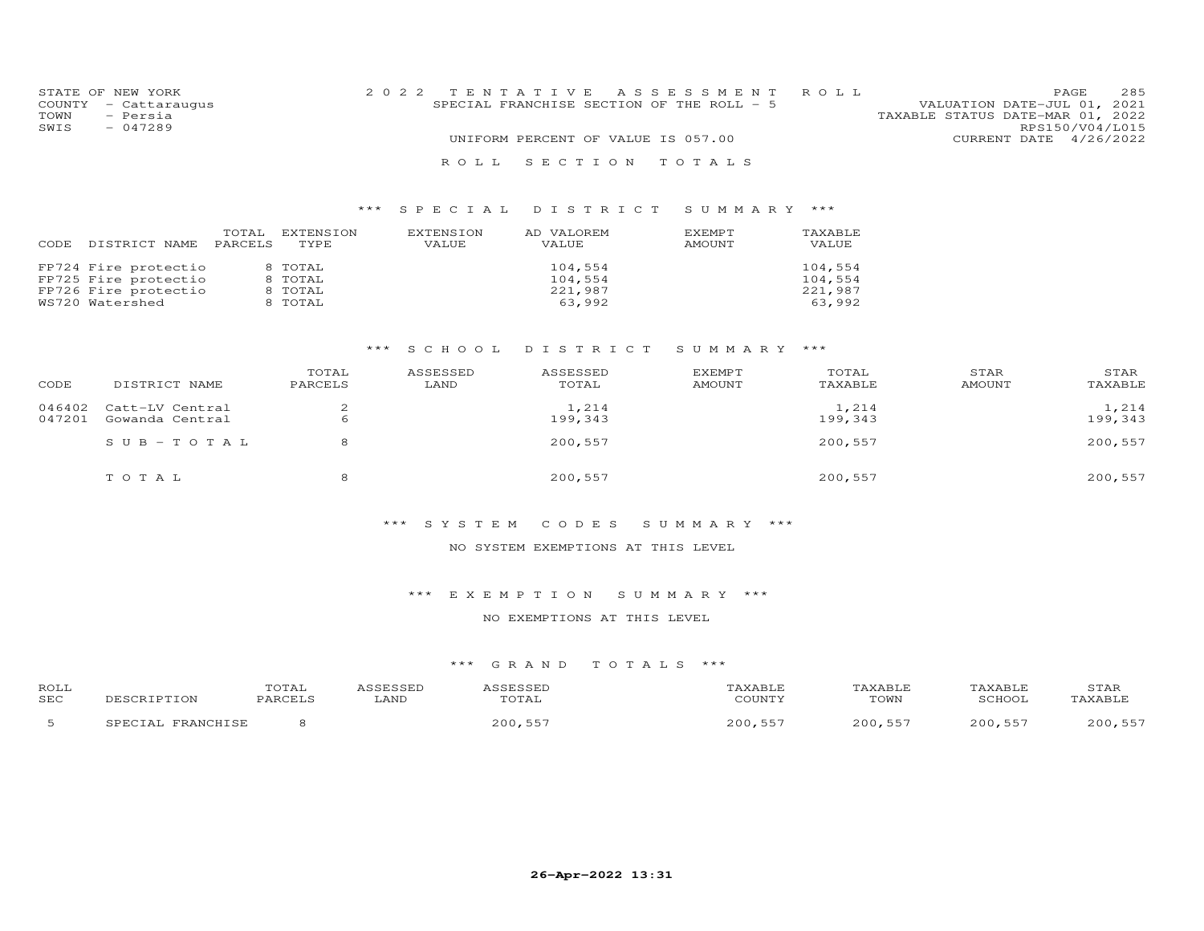STATE OF NEW YORK
COUNTY - Cattaraugus
TOWN - Persia
SWIS - 047289

# 2022 TENTATIVE ASSESSMENT ROLL
SPECIAL FRANCHISE SECTION OF THE ROLL - 5

UNIFORM PERCENT OF VALUE IS 057.00

VALUATION DATE-JUL 01, 2021
TAXABLE STATUS DATE-MAR 01, 2022
RPS150/V04/L015
CURRENT DATE 4/26/2022

## ROLL SECTION TOTALS

### *** SPECIAL DISTRICT SUMMARY ***

| CODE | DISTRICT NAME | TOTAL PARCELS | EXTENSION TYPE | EXTENSION VALUE | AD VALOREM VALUE | EXEMPT AMOUNT | TAXABLE VALUE |
|---|---|---|---|---|---|---|---|
| FP724 | Fire protectio | 8 | TOTAL | | 104,554 | | 104,554 |
| FP725 | Fire protectio | 8 | TOTAL | | 104,554 | | 104,554 |
| FP726 | Fire protectio | 8 | TOTAL | | 221,987 | | 221,987 |
| WS720 | Watershed | 8 | TOTAL | | 63,992 | | 63,992 |

### *** SCHOOL DISTRICT SUMMARY ***

| CODE | DISTRICT NAME | TOTAL PARCELS | ASSESSED LAND | ASSESSED TOTAL | EXEMPT AMOUNT | TOTAL TAXABLE | STAR AMOUNT | STAR TAXABLE |
|---|---|---|---|---|---|---|---|---|
| 046402 | Catt-LV Central | 2 | | 1,214 | | 1,214 | | 1,214 |
| 047201 | Gowanda Central | 6 | | 199,343 | | 199,343 | | 199,343 |
| | SUB-TOTAL | 8 | | 200,557 | | 200,557 | | 200,557 |
| | TOTAL | 8 | | 200,557 | | 200,557 | | 200,557 |

### *** SYSTEM CODES SUMMARY ***

NO SYSTEM EXEMPTIONS AT THIS LEVEL

### *** EXEMPTION SUMMARY ***

NO EXEMPTIONS AT THIS LEVEL

### *** GRAND TOTALS ***

| ROLL SEC | DESCRIPTION | TOTAL PARCELS | ASSESSED LAND | ASSESSED TOTAL | TAXABLE COUNTY | TAXABLE TOWN | TAXABLE SCHOOL | STAR TAXABLE |
|---|---|---|---|---|---|---|---|---|
| 5 | SPECIAL FRANCHISE | 8 | | 200,557 | 200,557 | 200,557 | 200,557 | 200,557 |

**26-Apr-2022 13:31**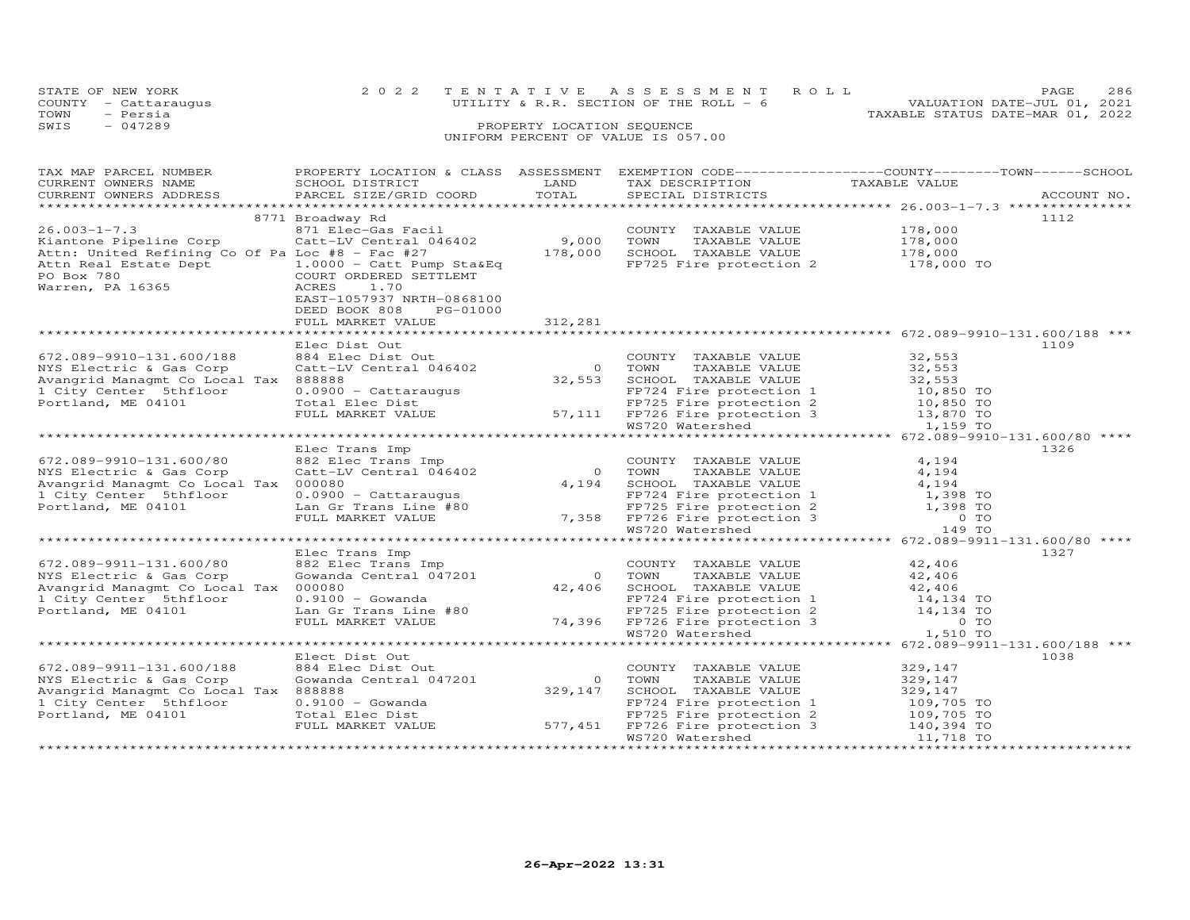STATE OF NEW YORK — COUNTY - Cattaraugus — TOWN - Persia — SWIS - 047289

2022 TENTATIVE ASSESSMENT ROLL
UTILITY & R.R. SECTION OF THE ROLL - 6
PROPERTY LOCATION SEQUENCE
UNIFORM PERCENT OF VALUE IS 057.00

VALUATION DATE-JUL 01, 2021
TAXABLE STATUS DATE-MAR 01, 2022

| TAX MAP PARCEL NUMBER / CURRENT OWNERS NAME / CURRENT OWNERS ADDRESS | PROPERTY LOCATION & CLASS / SCHOOL DISTRICT / PARCEL SIZE/GRID COORD | ASSESSMENT LAND | ASSESSMENT TOTAL | EXEMPTION CODE / TAX DESCRIPTION / SPECIAL DISTRICTS | TAXABLE VALUE (COUNTY / TOWN / SCHOOL) | ACCOUNT NO. |
|---|---|---|---|---|---|---|
| 26.003-1-7.3 | 8771 Broadway Rd | | | | | 1112 |
| Kiantone Pipeline Corp | 871 Elec-Gas Facil | | | COUNTY TAXABLE VALUE | 178,000 | |
| Attn: United Refining Co Of Pa | Catt-LV Central 046402 | 9,000 | | TOWN TAXABLE VALUE | 178,000 | |
| Attn Real Estate Dept | Loc #8 - Fac #27 | | 178,000 | SCHOOL TAXABLE VALUE | 178,000 | |
| PO Box 780 | 1.0000 - Catt Pump Sta&Eq | | | FP725 Fire protection 2 | 178,000 TO | |
| Warren, PA 16365 | COURT ORDERED SETTLEMT | | | | | |
| | ACRES 1.70 | | | | | |
| | EAST-1057937 NRTH-0868100 | | | | | |
| | DEED BOOK 808 PG-01000 | | | | | |
| | FULL MARKET VALUE | | 312,281 | | | |
| 672.089-9910-131.600/188 | Elec Dist Out | | | | | 1109 |
| NYS Electric & Gas Corp | 884 Elec Dist Out | | | COUNTY TAXABLE VALUE | 32,553 | |
| Avangrid Managmt Co Local Tax | Catt-LV Central 046402 | 0 | | TOWN TAXABLE VALUE | 32,553 | |
| 1 City Center 5thfloor | 888888 | | 32,553 | SCHOOL TAXABLE VALUE | 32,553 | |
| Portland, ME 04101 | 0.0900 - Cattaraugus | | | FP724 Fire protection 1 | 10,850 TO | |
| | Total Elec Dist | | | FP725 Fire protection 2 | 10,850 TO | |
| | FULL MARKET VALUE | | 57,111 | FP726 Fire protection 3 | 13,870 TO | |
| | | | | WS720 Watershed | 1,159 TO | |
| 672.089-9910-131.600/80 | Elec Trans Imp | | | | | 1326 |
| NYS Electric & Gas Corp | 882 Elec Trans Imp | | | COUNTY TAXABLE VALUE | 4,194 | |
| Avangrid Managmt Co Local Tax | Catt-LV Central 046402 | 0 | | TOWN TAXABLE VALUE | 4,194 | |
| 1 City Center 5thfloor | 000080 | | 4,194 | SCHOOL TAXABLE VALUE | 4,194 | |
| Portland, ME 04101 | 0.0900 - Cattaraugus | | | FP724 Fire protection 1 | 1,398 TO | |
| | Lan Gr Trans Line #80 | | | FP725 Fire protection 2 | 1,398 TO | |
| | FULL MARKET VALUE | | 7,358 | FP726 Fire protection 3 | 0 TO | |
| | | | | WS720 Watershed | 149 TO | |
| 672.089-9911-131.600/80 | Elec Trans Imp | | | | | 1327 |
| NYS Electric & Gas Corp | 882 Elec Trans Imp | | | COUNTY TAXABLE VALUE | 42,406 | |
| Avangrid Managmt Co Local Tax | Gowanda Central 047201 | 0 | | TOWN TAXABLE VALUE | 42,406 | |
| 1 City Center 5thfloor | 000080 | | 42,406 | SCHOOL TAXABLE VALUE | 42,406 | |
| Portland, ME 04101 | 0.9100 - Gowanda | | | FP724 Fire protection 1 | 14,134 TO | |
| | Lan Gr Trans Line #80 | | | FP725 Fire protection 2 | 14,134 TO | |
| | FULL MARKET VALUE | | 74,396 | FP726 Fire protection 3 | 0 TO | |
| | | | | WS720 Watershed | 1,510 TO | |
| 672.089-9911-131.600/188 | Elect Dist Out | | | | | 1038 |
| NYS Electric & Gas Corp | 884 Elec Dist Out | | | COUNTY TAXABLE VALUE | 329,147 | |
| Avangrid Managmt Co Local Tax | Gowanda Central 047201 | 0 | | TOWN TAXABLE VALUE | 329,147 | |
| 1 City Center 5thfloor | 888888 | | 329,147 | SCHOOL TAXABLE VALUE | 329,147 | |
| Portland, ME 04101 | 0.9100 - Gowanda | | | FP724 Fire protection 1 | 109,705 TO | |
| | Total Elec Dist | | | FP725 Fire protection 2 | 109,705 TO | |
| | FULL MARKET VALUE | | 577,451 | FP726 Fire protection 3 | 140,394 TO | |
| | | | | WS720 Watershed | 11,718 TO | |

26-Apr-2022 13:31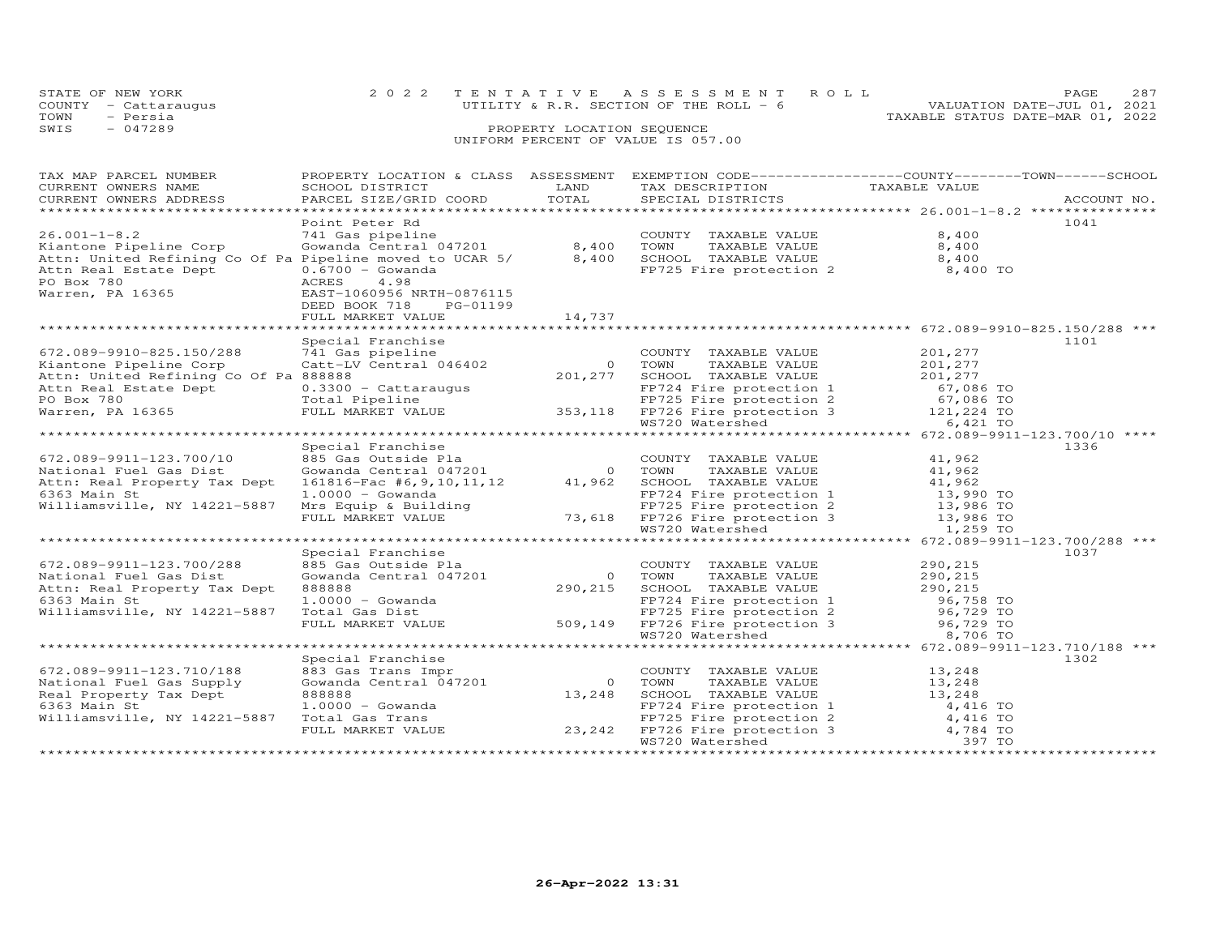STATE OF NEW YORK  
COUNTY - Cattaraugus  
TOWN - Persia  
SWIS - 047289

**2022 TENTATIVE ASSESSMENT ROLL**  
UTILITY & R.R. SECTION OF THE ROLL - 6  
PROPERTY LOCATION SEQUENCE  
UNIFORM PERCENT OF VALUE IS 057.00

VALUATION DATE-JUL 01, 2021  
TAXABLE STATUS DATE-MAR 01, 2022

| TAX MAP PARCEL NUMBER / CURRENT OWNERS NAME / CURRENT OWNERS ADDRESS | PROPERTY LOCATION & CLASS / SCHOOL DISTRICT / PARCEL SIZE/GRID COORD | ASSESSMENT LAND / TOTAL | EXEMPTION CODE / TAX DESCRIPTION / SPECIAL DISTRICTS | COUNTY / TOWN / SCHOOL TAXABLE VALUE | ACCOUNT NO. |
|---|---|---|---|---|---|
| **26.001-1-8.2** | Point Peter Rd | | | | 1041 |
| 26.001-1-8.2 | 741 Gas pipeline | | COUNTY TAXABLE VALUE | 8,400 | |
| Kiantone Pipeline Corp | Gowanda Central 047201 | 8,400 | TOWN TAXABLE VALUE | 8,400 | |
| Attn: United Refining Co Of Pa | Pipeline moved to UCAR 5/ | 8,400 | SCHOOL TAXABLE VALUE | 8,400 | |
| Attn Real Estate Dept | 0.6700 - Gowanda | | FP725 Fire protection 2 | 8,400 TO | |
| PO Box 780 | ACRES 4.98 | | | | |
| Warren, PA 16365 | EAST-1060956 NRTH-0876115 | | | | |
| | DEED BOOK 718 PG-01199 | | | | |
| | FULL MARKET VALUE | 14,737 | | | |
| **672.089-9910-825.150/288** | Special Franchise | | | | 1101 |
| 672.089-9910-825.150/288 | 741 Gas pipeline | | COUNTY TAXABLE VALUE | 201,277 | |
| Kiantone Pipeline Corp | Catt-LV Central 046402 | 0 | TOWN TAXABLE VALUE | 201,277 | |
| Attn: United Refining Co Of Pa | 888888 | 201,277 | SCHOOL TAXABLE VALUE | 201,277 | |
| Attn Real Estate Dept | 0.3300 - Cattaraugus | | FP724 Fire protection 1 | 67,086 TO | |
| PO Box 780 | Total Pipeline | | FP725 Fire protection 2 | 67,086 TO | |
| Warren, PA 16365 | FULL MARKET VALUE | 353,118 | FP726 Fire protection 3 | 121,224 TO | |
| | | | WS720 Watershed | 6,421 TO | |
| **672.089-9911-123.700/10** | Special Franchise | | | | 1336 |
| 672.089-9911-123.700/10 | 885 Gas Outside Pla | | COUNTY TAXABLE VALUE | 41,962 | |
| National Fuel Gas Dist | Gowanda Central 047201 | 0 | TOWN TAXABLE VALUE | 41,962 | |
| Attn: Real Property Tax Dept | 161816-Fac #6,9,10,11,12 | 41,962 | SCHOOL TAXABLE VALUE | 41,962 | |
| 6363 Main St | 1.0000 - Gowanda | | FP724 Fire protection 1 | 13,990 TO | |
| Williamsville, NY 14221-5887 | Mrs Equip & Building | | FP725 Fire protection 2 | 13,986 TO | |
| | FULL MARKET VALUE | 73,618 | FP726 Fire protection 3 | 13,986 TO | |
| | | | WS720 Watershed | 1,259 TO | |
| **672.089-9911-123.700/288** | Special Franchise | | | | 1037 |
| 672.089-9911-123.700/288 | 885 Gas Outside Pla | | COUNTY TAXABLE VALUE | 290,215 | |
| National Fuel Gas Dist | Gowanda Central 047201 | 0 | TOWN TAXABLE VALUE | 290,215 | |
| Attn: Real Property Tax Dept | 888888 | 290,215 | SCHOOL TAXABLE VALUE | 290,215 | |
| 6363 Main St | 1.0000 - Gowanda | | FP724 Fire protection 1 | 96,758 TO | |
| Williamsville, NY 14221-5887 | Total Gas Dist | | FP725 Fire protection 2 | 96,729 TO | |
| | FULL MARKET VALUE | 509,149 | FP726 Fire protection 3 | 96,729 TO | |
| | | | WS720 Watershed | 8,706 TO | |
| **672.089-9911-123.710/188** | Special Franchise | | | | 1302 |
| 672.089-9911-123.710/188 | 883 Gas Trans Impr | | COUNTY TAXABLE VALUE | 13,248 | |
| National Fuel Gas Supply | Gowanda Central 047201 | 0 | TOWN TAXABLE VALUE | 13,248 | |
| Real Property Tax Dept | 888888 | 13,248 | SCHOOL TAXABLE VALUE | 13,248 | |
| 6363 Main St | 1.0000 - Gowanda | | FP724 Fire protection 1 | 4,416 TO | |
| Williamsville, NY 14221-5887 | Total Gas Trans | | FP725 Fire protection 2 | 4,416 TO | |
| | FULL MARKET VALUE | 23,242 | FP726 Fire protection 3 | 4,784 TO | |
| | | | WS720 Watershed | 397 TO | |

26-Apr-2022 13:31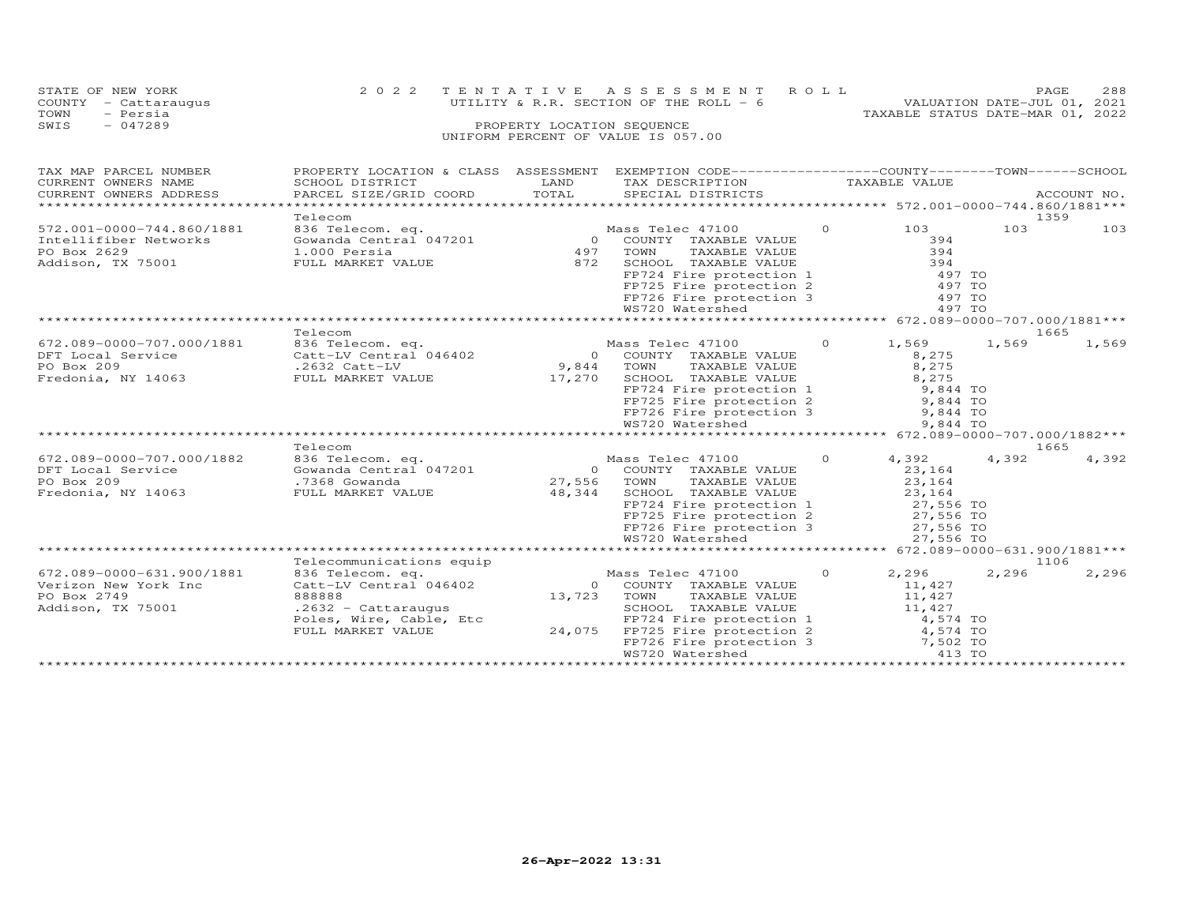STATE OF NEW YORK — 2022 TENTATIVE ASSESSMENT ROLL — PAGE 288
COUNTY - Cattaraugus — UTILITY & R.R. SECTION OF THE ROLL - 6 — VALUATION DATE-JUL 01, 2021
TOWN - Persia — TAXABLE STATUS DATE-MAR 01, 2022
SWIS - 047289 — PROPERTY LOCATION SEQUENCE
UNIFORM PERCENT OF VALUE IS 057.00

| TAX MAP PARCEL NUMBER / CURRENT OWNERS NAME / CURRENT OWNERS ADDRESS | PROPERTY LOCATION & CLASS / SCHOOL DISTRICT / PARCEL SIZE/GRID COORD | ASSESSMENT LAND / TOTAL | EXEMPTION CODE / TAX DESCRIPTION / SPECIAL DISTRICTS | COUNTY TAXABLE VALUE | TOWN | SCHOOL | ACCOUNT NO. |
|---|---|---|---|---|---|---|---|
| ******** 572.001-0000-744.860/1881 *** | Telecom | | | | | | 1359 |
| 572.001-0000-744.860/1881 | 836 Telecom. eq. | | Mass Telec 47100 0 | 103 | 103 | 103 | |
| Intellifiber Networks | Gowanda Central 047201 | 0 | COUNTY TAXABLE VALUE | 394 | | | |
| PO Box 2629 | 1.000 Persia | 497 | TOWN TAXABLE VALUE | 394 | | | |
| Addison, TX 75001 | FULL MARKET VALUE | 872 | SCHOOL TAXABLE VALUE | 394 | | | |
| | | | FP724 Fire protection 1 | 497 TO | | | |
| | | | FP725 Fire protection 2 | 497 TO | | | |
| | | | FP726 Fire protection 3 | 497 TO | | | |
| | | | WS720 Watershed | 497 TO | | | |
| ******** 672.089-0000-707.000/1881 *** | Telecom | | | | | | 1665 |
| 672.089-0000-707.000/1881 | 836 Telecom. eq. | | Mass Telec 47100 0 | 1,569 | 1,569 | 1,569 | |
| DFT Local Service | Catt-LV Central 046402 | 0 | COUNTY TAXABLE VALUE | 8,275 | | | |
| PO Box 209 | .2632 Catt-LV | 9,844 | TOWN TAXABLE VALUE | 8,275 | | | |
| Fredonia, NY 14063 | FULL MARKET VALUE | 17,270 | SCHOOL TAXABLE VALUE | 8,275 | | | |
| | | | FP724 Fire protection 1 | 9,844 TO | | | |
| | | | FP725 Fire protection 2 | 9,844 TO | | | |
| | | | FP726 Fire protection 3 | 9,844 TO | | | |
| | | | WS720 Watershed | 9,844 TO | | | |
| ******** 672.089-0000-707.000/1882 *** | Telecom | | | | | | 1665 |
| 672.089-0000-707.000/1882 | 836 Telecom. eq. | | Mass Telec 47100 0 | 4,392 | 4,392 | 4,392 | |
| DFT Local Service | Gowanda Central 047201 | 0 | COUNTY TAXABLE VALUE | 23,164 | | | |
| PO Box 209 | .7368 Gowanda | 27,556 | TOWN TAXABLE VALUE | 23,164 | | | |
| Fredonia, NY 14063 | FULL MARKET VALUE | 48,344 | SCHOOL TAXABLE VALUE | 23,164 | | | |
| | | | FP724 Fire protection 1 | 27,556 TO | | | |
| | | | FP725 Fire protection 2 | 27,556 TO | | | |
| | | | FP726 Fire protection 3 | 27,556 TO | | | |
| | | | WS720 Watershed | 27,556 TO | | | |
| ******** 672.089-0000-631.900/1881 *** | Telecommunications equip | | | | | | 1106 |
| 672.089-0000-631.900/1881 | 836 Telecom. eq. | | Mass Telec 47100 0 | 2,296 | 2,296 | 2,296 | |
| Verizon New York Inc | Catt-LV Central 046402 | 0 | COUNTY TAXABLE VALUE | 11,427 | | | |
| PO Box 2749 | 888888 | 13,723 | TOWN TAXABLE VALUE | 11,427 | | | |
| Addison, TX 75001 | .2632 - Cattaraugus | | SCHOOL TAXABLE VALUE | 11,427 | | | |
| | Poles, Wire, Cable, Etc | | FP724 Fire protection 1 | 4,574 TO | | | |
| | FULL MARKET VALUE | 24,075 | FP725 Fire protection 2 | 4,574 TO | | | |
| | | | FP726 Fire protection 3 | 7,502 TO | | | |
| | | | WS720 Watershed | 413 TO | | | |

26-Apr-2022 13:31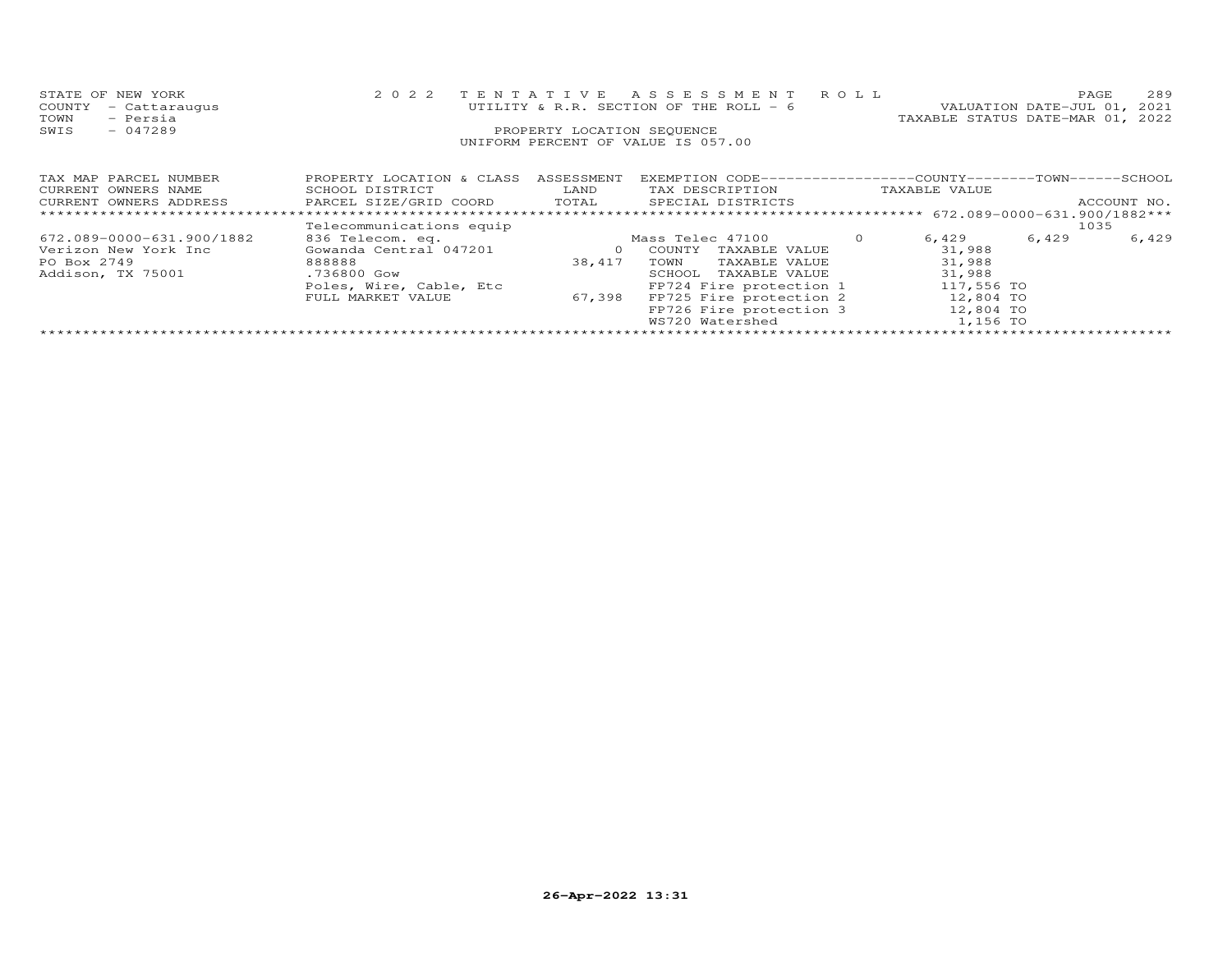STATE OF NEW YORK
COUNTY - Cattaraugus
TOWN - Persia
SWIS - 047289

2022 TENTATIVE ASSESSMENT ROLL
UTILITY & R.R. SECTION OF THE ROLL - 6
PROPERTY LOCATION SEQUENCE
UNIFORM PERCENT OF VALUE IS 057.00

VALUATION DATE-JUL 01, 2021
TAXABLE STATUS DATE-MAR 01, 2022

| TAX MAP PARCEL NUMBER<br>CURRENT OWNERS NAME<br>CURRENT OWNERS ADDRESS | PROPERTY LOCATION & CLASS<br>SCHOOL DISTRICT<br>PARCEL SIZE/GRID COORD | ASSESSMENT<br>LAND<br>TOTAL | EXEMPTION CODE<br>TAX DESCRIPTION<br>SPECIAL DISTRICTS | | COUNTY<br>TAXABLE VALUE | TOWN | SCHOOL<br>ACCOUNT NO. |
|---|---|---|---|---|---|---|---|
| | Telecommunications equip | | | | 672.089-0000-631.900/1882 | | 1035 |
| 672.089-0000-631.900/1882 | 836 Telecom. eq. | | Mass Telec 47100 | 0 | 6,429 | 6,429 | 6,429 |
| Verizon New York Inc | Gowanda Central 047201 | 0 | COUNTY TAXABLE VALUE | | 31,988 | | |
| PO Box 2749 | 888888 | 38,417 | TOWN TAXABLE VALUE | | 31,988 | | |
| Addison, TX 75001 | .736800 Gow | | SCHOOL TAXABLE VALUE | | 31,988 | | |
| | Poles, Wire, Cable, Etc | | FP724 Fire protection 1 | | 117,556 TO | | |
| | FULL MARKET VALUE | 67,398 | FP725 Fire protection 2 | | 12,804 TO | | |
| | | | FP726 Fire protection 3 | | 12,804 TO | | |
| | | | WS720 Watershed | | 1,156 TO | | |

26-Apr-2022 13:31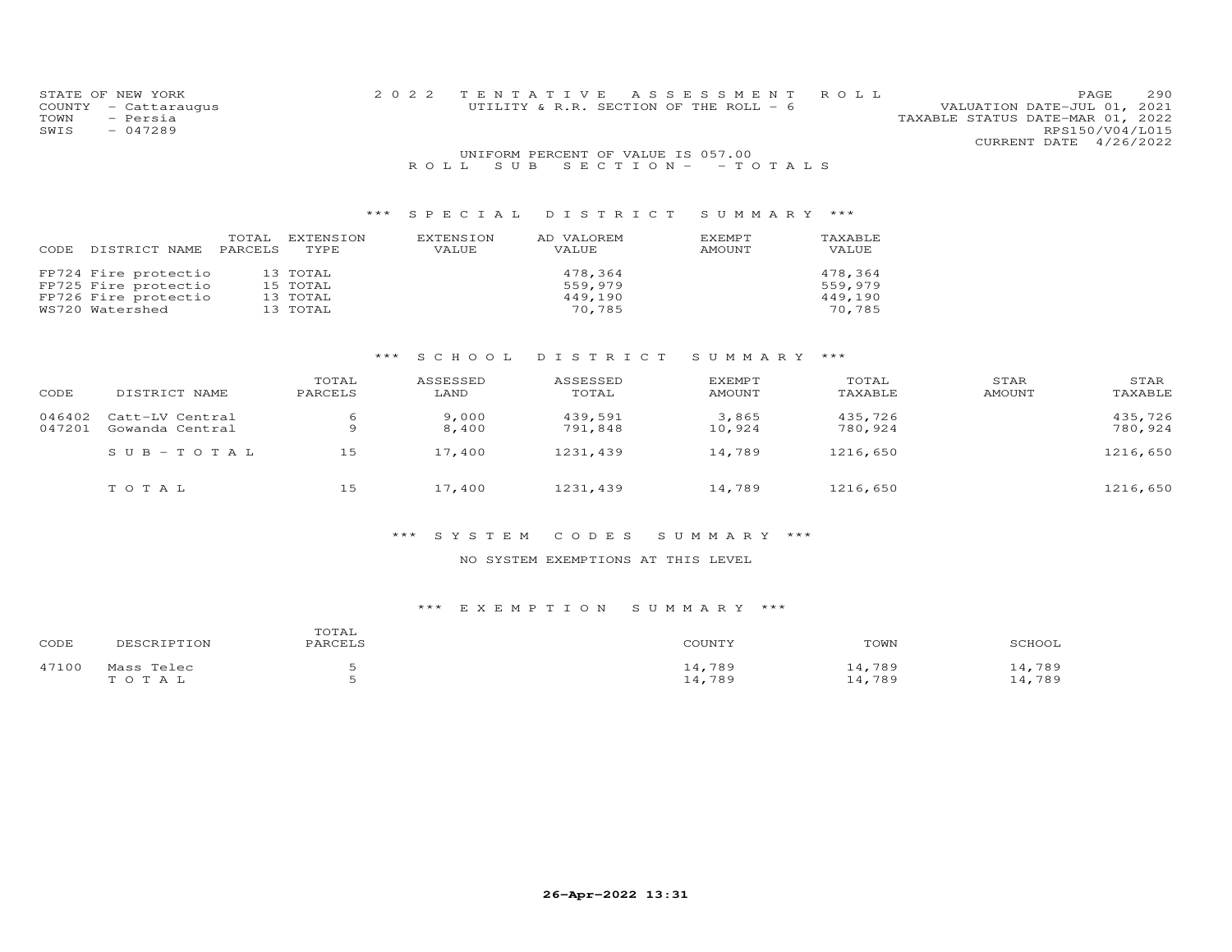STATE OF NEW YORK
COUNTY - Cattaraugus
TOWN - Persia
SWIS - 047289

2022 TENTATIVE ASSESSMENT ROLL
UTILITY & R.R. SECTION OF THE ROLL - 6

VALUATION DATE-JUL 01, 2021
TAXABLE STATUS DATE-MAR 01, 2022
RPS150/V04/L015
CURRENT DATE 4/26/2022

UNIFORM PERCENT OF VALUE IS 057.00

ROLL SUB SECTION- - TOTALS

### *** SPECIAL DISTRICT SUMMARY ***

| CODE | DISTRICT NAME | TOTAL PARCELS | EXTENSION TYPE | EXTENSION VALUE | AD VALOREM VALUE | EXEMPT AMOUNT | TAXABLE VALUE |
|---|---|---|---|---|---|---|---|
| FP724 | Fire protectio | 13 | TOTAL | | 478,364 | | 478,364 |
| FP725 | Fire protectio | 15 | TOTAL | | 559,979 | | 559,979 |
| FP726 | Fire protectio | 13 | TOTAL | | 449,190 | | 449,190 |
| WS720 | Watershed | 13 | TOTAL | | 70,785 | | 70,785 |

### *** SCHOOL DISTRICT SUMMARY ***

| CODE | DISTRICT NAME | TOTAL PARCELS | ASSESSED LAND | ASSESSED TOTAL | EXEMPT AMOUNT | TOTAL TAXABLE | STAR AMOUNT | STAR TAXABLE |
|---|---|---|---|---|---|---|---|---|
| 046402 | Catt-LV Central | 6 | 9,000 | 439,591 | 3,865 | 435,726 | | 435,726 |
| 047201 | Gowanda Central | 9 | 8,400 | 791,848 | 10,924 | 780,924 | | 780,924 |
| | SUB-TOTAL | 15 | 17,400 | 1231,439 | 14,789 | 1216,650 | | 1216,650 |
| | TOTAL | 15 | 17,400 | 1231,439 | 14,789 | 1216,650 | | 1216,650 |

### *** SYSTEM CODES SUMMARY ***

NO SYSTEM EXEMPTIONS AT THIS LEVEL

### *** EXEMPTION SUMMARY ***

| CODE | DESCRIPTION | TOTAL PARCELS | COUNTY | TOWN | SCHOOL |
|---|---|---|---|---|---|
| 47100 | Mass Telec | 5 | 14,789 | 14,789 | 14,789 |
| | TOTAL | 5 | 14,789 | 14,789 | 14,789 |

26-Apr-2022 13:31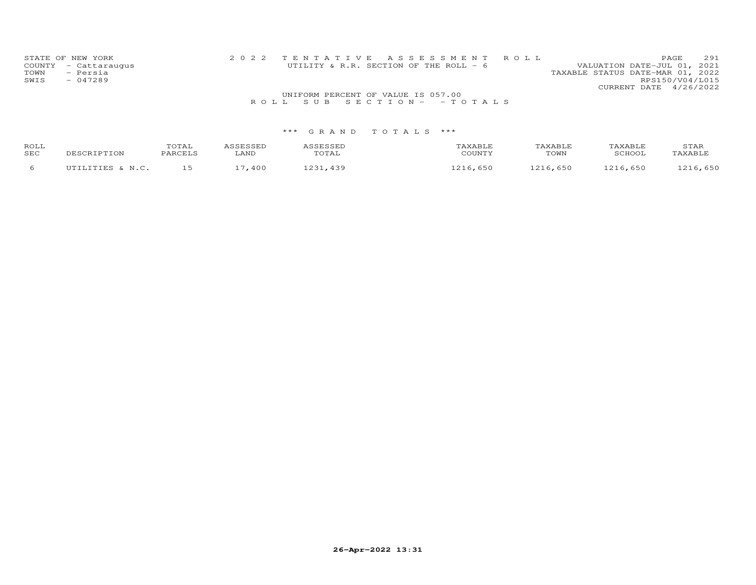STATE OF NEW YORK
COUNTY - Cattaraugus
TOWN - Persia
SWIS - 047289

2 0 2 2 T E N T A T I V E A S S E S S M E N T R O L L
UTILITY & R.R. SECTION OF THE ROLL - 6

VALUATION DATE-JUL 01, 2021
TAXABLE STATUS DATE-MAR 01, 2022
RPS150/V04/L015
CURRENT DATE 4/26/2022

UNIFORM PERCENT OF VALUE IS 057.00

R O L L S U B S E C T I O N - - T O T A L S

\*\*\* G R A N D T O T A L S \*\*\*

| ROLL SEC | DESCRIPTION | TOTAL PARCELS | ASSESSED LAND | ASSESSED TOTAL | TAXABLE COUNTY | TAXABLE TOWN | TAXABLE SCHOOL | STAR TAXABLE |
|---|---|---|---|---|---|---|---|---|
| 6 | UTILITIES & N.C. | 15 | 17,400 | 1231,439 | 1216,650 | 1216,650 | 1216,650 | 1216,650 |

26-Apr-2022 13:31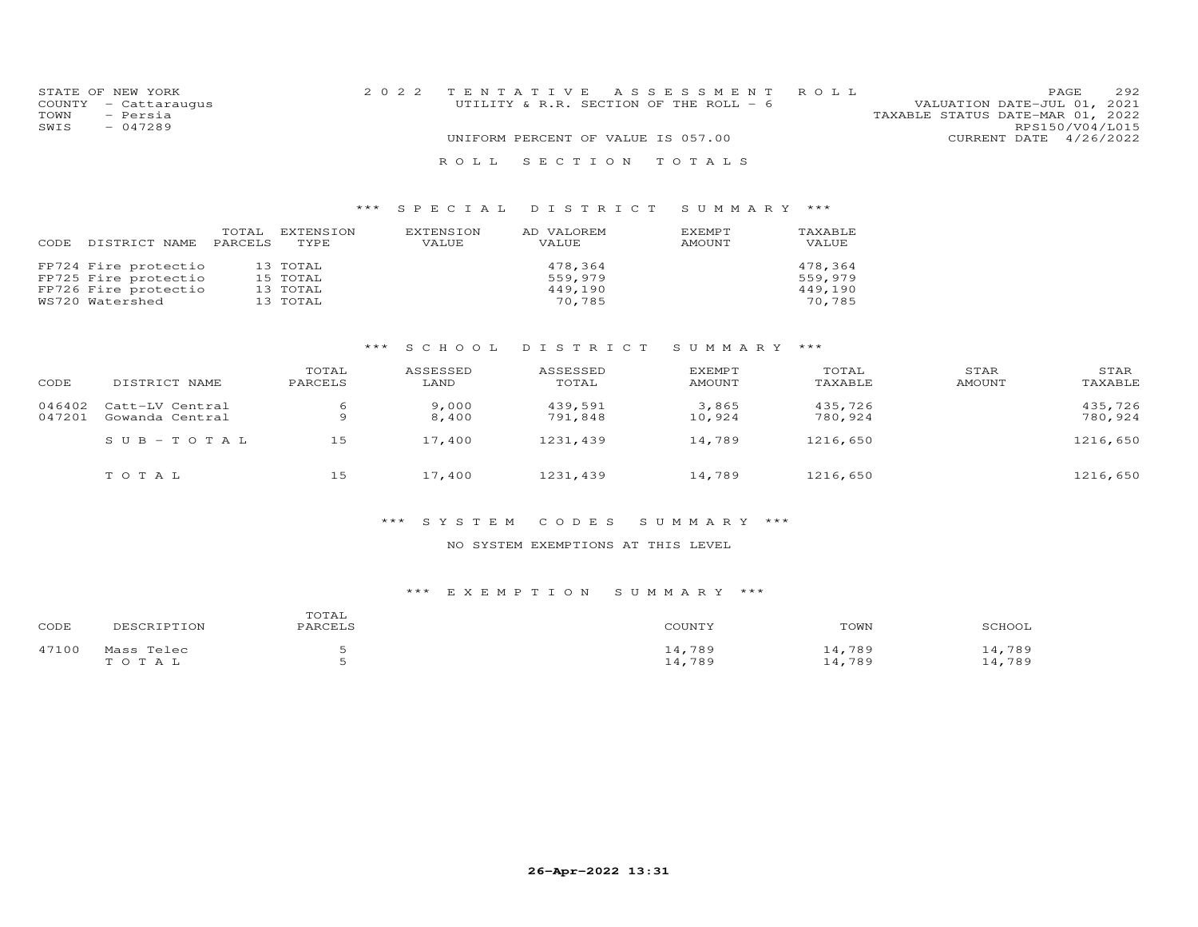STATE OF NEW YORK
COUNTY - Cattaraugus
TOWN - Persia
SWIS - 047289

2022 TENTATIVE ASSESSMENT ROLL
UTILITY & R.R. SECTION OF THE ROLL - 6

VALUATION DATE-JUL 01, 2021
TAXABLE STATUS DATE-MAR 01, 2022
RPS150/V04/L015
CURRENT DATE 4/26/2022

UNIFORM PERCENT OF VALUE IS 057.00

## ROLL SECTION TOTALS

### *** SPECIAL DISTRICT SUMMARY ***

| CODE | DISTRICT NAME | TOTAL PARCELS | EXTENSION TYPE | EXTENSION VALUE | AD VALOREM VALUE | EXEMPT AMOUNT | TAXABLE VALUE |
|---|---|---|---|---|---|---|---|
| FP724 | Fire protectio | 13 | TOTAL | | 478,364 | | 478,364 |
| FP725 | Fire protectio | 15 | TOTAL | | 559,979 | | 559,979 |
| FP726 | Fire protectio | 13 | TOTAL | | 449,190 | | 449,190 |
| WS720 | Watershed | 13 | TOTAL | | 70,785 | | 70,785 |

### *** SCHOOL DISTRICT SUMMARY ***

| CODE | DISTRICT NAME | TOTAL PARCELS | ASSESSED LAND | ASSESSED TOTAL | EXEMPT AMOUNT | TOTAL TAXABLE | STAR AMOUNT | STAR TAXABLE |
|---|---|---|---|---|---|---|---|---|
| 046402 | Catt-LV Central | 6 | 9,000 | 439,591 | 3,865 | 435,726 | | 435,726 |
| 047201 | Gowanda Central | 9 | 8,400 | 791,848 | 10,924 | 780,924 | | 780,924 |
| | SUB-TOTAL | 15 | 17,400 | 1231,439 | 14,789 | 1216,650 | | 1216,650 |
| | TOTAL | 15 | 17,400 | 1231,439 | 14,789 | 1216,650 | | 1216,650 |

### *** SYSTEM CODES SUMMARY ***

NO SYSTEM EXEMPTIONS AT THIS LEVEL

### *** EXEMPTION SUMMARY ***

| CODE | DESCRIPTION | TOTAL PARCELS | COUNTY | TOWN | SCHOOL |
|---|---|---|---|---|---|
| 47100 | Mass Telec | 5 | 14,789 | 14,789 | 14,789 |
| | TOTAL | 5 | 14,789 | 14,789 | 14,789 |

26-Apr-2022 13:31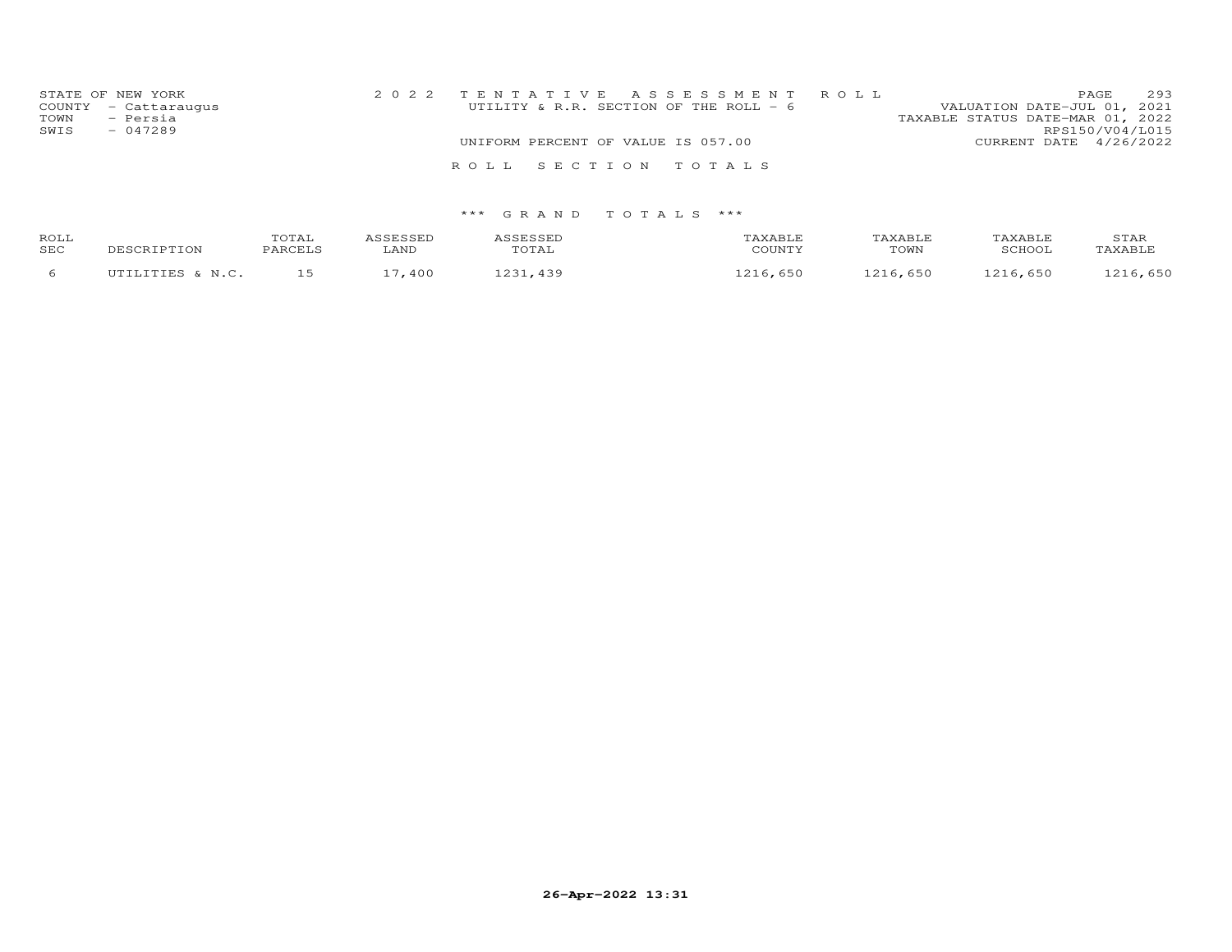STATE OF NEW YORK
COUNTY - Cattaraugus
TOWN - Persia
SWIS - 047289

2022 TENTATIVE ASSESSMENT ROLL
UTILITY & R.R. SECTION OF THE ROLL - 6
UNIFORM PERCENT OF VALUE IS 057.00

VALUATION DATE-JUL 01, 2021
TAXABLE STATUS DATE-MAR 01, 2022
RPS150/V04/L015
CURRENT DATE 4/26/2022

ROLL SECTION TOTALS

*** GRAND TOTALS ***

| ROLL SEC | DESCRIPTION | TOTAL PARCELS | ASSESSED LAND | ASSESSED TOTAL | TAXABLE COUNTY | TAXABLE TOWN | TAXABLE SCHOOL | STAR TAXABLE |
|---|---|---|---|---|---|---|---|---|
| 6 | UTILITIES & N.C. | 15 | 17,400 | 1231,439 | 1216,650 | 1216,650 | 1216,650 | 1216,650 |

26-Apr-2022 13:31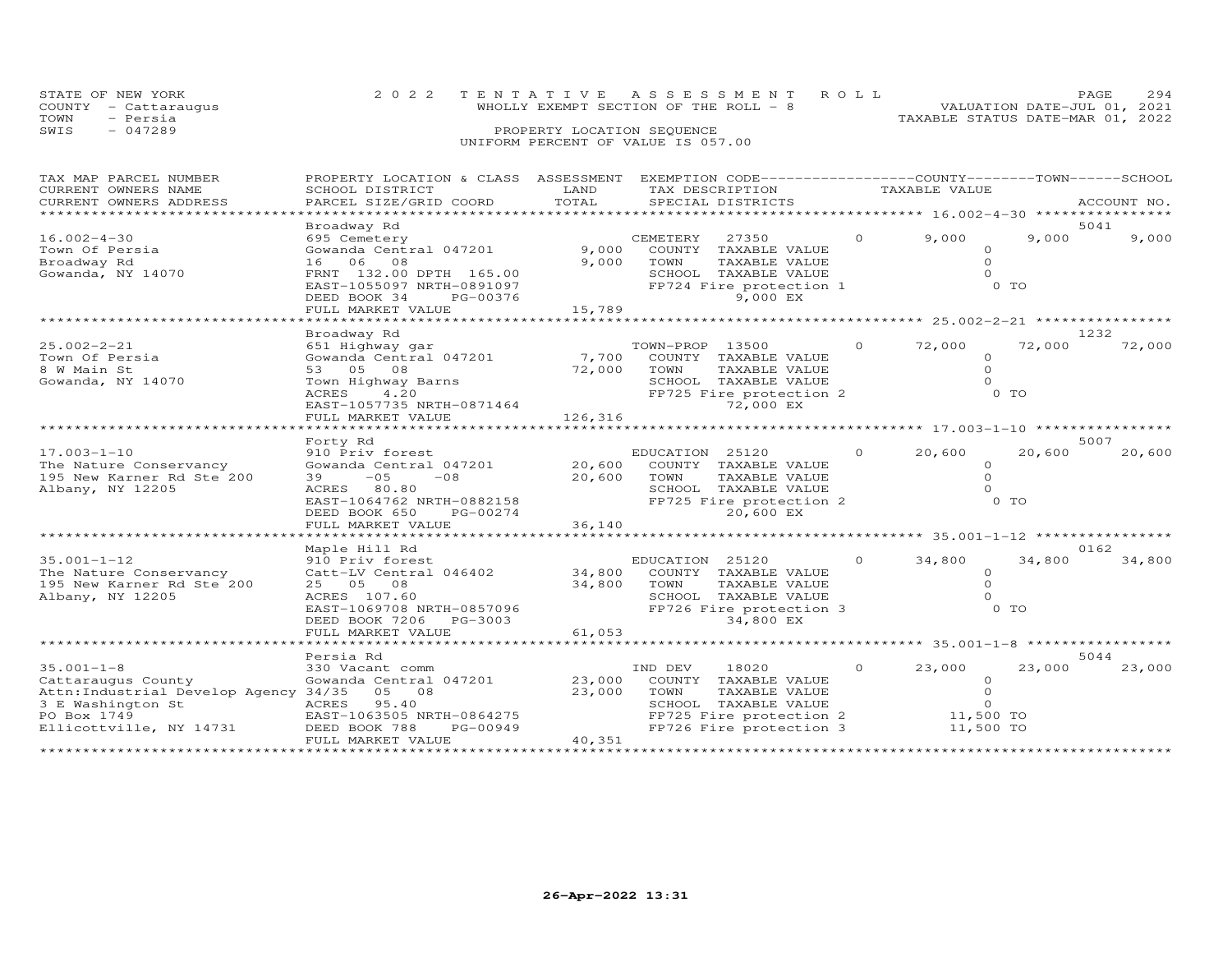STATE OF NEW YORK
COUNTY - Cattaraugus
TOWN - Persia
SWIS - 047289

2022 TENTATIVE ASSESSMENT ROLL
WHOLLY EXEMPT SECTION OF THE ROLL - 8
PROPERTY LOCATION SEQUENCE
UNIFORM PERCENT OF VALUE IS 057.00

VALUATION DATE-JUL 01, 2021
TAXABLE STATUS DATE-MAR 01, 2022

| TAX MAP PARCEL NUMBER / CURRENT OWNERS NAME / CURRENT OWNERS ADDRESS | PROPERTY LOCATION & CLASS / SCHOOL DISTRICT / PARCEL SIZE/GRID COORD | ASSESSMENT LAND / TOTAL | EXEMPTION CODE / TAX DESCRIPTION / SPECIAL DISTRICTS | | COUNTY TAXABLE VALUE | TOWN | SCHOOL / ACCOUNT NO. |
|---|---|---|---|---|---|---|---|
| 16.002-4-30 | Broadway Rd | | | | | | 5041 |
| 16.002-4-30 | 695 Cemetery | | CEMETERY 27350 | 0 | 9,000 | 9,000 | 9,000 |
| Town Of Persia | Gowanda Central 047201 | 9,000 | COUNTY TAXABLE VALUE | | 0 | | |
| Broadway Rd | 16 06 08 | 9,000 | TOWN TAXABLE VALUE | | 0 | | |
| Gowanda, NY 14070 | FRNT 132.00 DPTH 165.00 | | SCHOOL TAXABLE VALUE | | 0 | | |
| | EAST-1055097 NRTH-0891097 | | FP724 Fire protection 1 | | 0 TO | | |
| | DEED BOOK 34 PG-00376 | | 9,000 EX | | | | |
| | FULL MARKET VALUE | 15,789 | | | | | |
| 25.002-2-21 | Broadway Rd | | | | | | 1232 |
| 25.002-2-21 | 651 Highway gar | | TOWN-PROP 13500 | 0 | 72,000 | 72,000 | 72,000 |
| Town Of Persia | Gowanda Central 047201 | 7,700 | COUNTY TAXABLE VALUE | | 0 | | |
| 8 W Main St | 53 05 08 | 72,000 | TOWN TAXABLE VALUE | | 0 | | |
| Gowanda, NY 14070 | Town Highway Barns | | SCHOOL TAXABLE VALUE | | 0 | | |
| | ACRES 4.20 | | FP725 Fire protection 2 | | 0 TO | | |
| | EAST-1057735 NRTH-0871464 | | 72,000 EX | | | | |
| | FULL MARKET VALUE | 126,316 | | | | | |
| 17.003-1-10 | Forty Rd | | | | | | 5007 |
| 17.003-1-10 | 910 Priv forest | | EDUCATION 25120 | 0 | 20,600 | 20,600 | 20,600 |
| The Nature Conservancy | Gowanda Central 047201 | 20,600 | COUNTY TAXABLE VALUE | | 0 | | |
| 195 New Karner Rd Ste 200 | 39 -05 -08 | 20,600 | TOWN TAXABLE VALUE | | 0 | | |
| Albany, NY 12205 | ACRES 80.80 | | SCHOOL TAXABLE VALUE | | 0 | | |
| | EAST-1064762 NRTH-0882158 | | FP725 Fire protection 2 | | 0 TO | | |
| | DEED BOOK 650 PG-00274 | | 20,600 EX | | | | |
| | FULL MARKET VALUE | 36,140 | | | | | |
| 35.001-1-12 | Maple Hill Rd | | | | | | 0162 |
| 35.001-1-12 | 910 Priv forest | | EDUCATION 25120 | 0 | 34,800 | 34,800 | 34,800 |
| The Nature Conservancy | Catt-LV Central 046402 | 34,800 | COUNTY TAXABLE VALUE | | 0 | | |
| 195 New Karner Rd Ste 200 | 25 05 08 | 34,800 | TOWN TAXABLE VALUE | | 0 | | |
| Albany, NY 12205 | ACRES 107.60 | | SCHOOL TAXABLE VALUE | | 0 | | |
| | EAST-1069708 NRTH-0857096 | | FP726 Fire protection 3 | | 0 TO | | |
| | DEED BOOK 7206 PG-3003 | | 34,800 EX | | | | |
| | FULL MARKET VALUE | 61,053 | | | | | |
| 35.001-1-8 | Persia Rd | | | | | | 5044 |
| 35.001-1-8 | 330 Vacant comm | | IND DEV 18020 | 0 | 23,000 | 23,000 | 23,000 |
| Cattaraugus County | Gowanda Central 047201 | 23,000 | COUNTY TAXABLE VALUE | | 0 | | |
| Attn:Industrial Develop Agency | 34/35 05 08 | 23,000 | TOWN TAXABLE VALUE | | 0 | | |
| 3 E Washington St | ACRES 95.40 | | SCHOOL TAXABLE VALUE | | 0 | | |
| PO Box 1749 | EAST-1063505 NRTH-0864275 | | FP725 Fire protection 2 | | 11,500 TO | | |
| Ellicottville, NY 14731 | DEED BOOK 788 PG-00949 | | FP726 Fire protection 3 | | 11,500 TO | | |
| | FULL MARKET VALUE | 40,351 | | | | | |

26-Apr-2022 13:31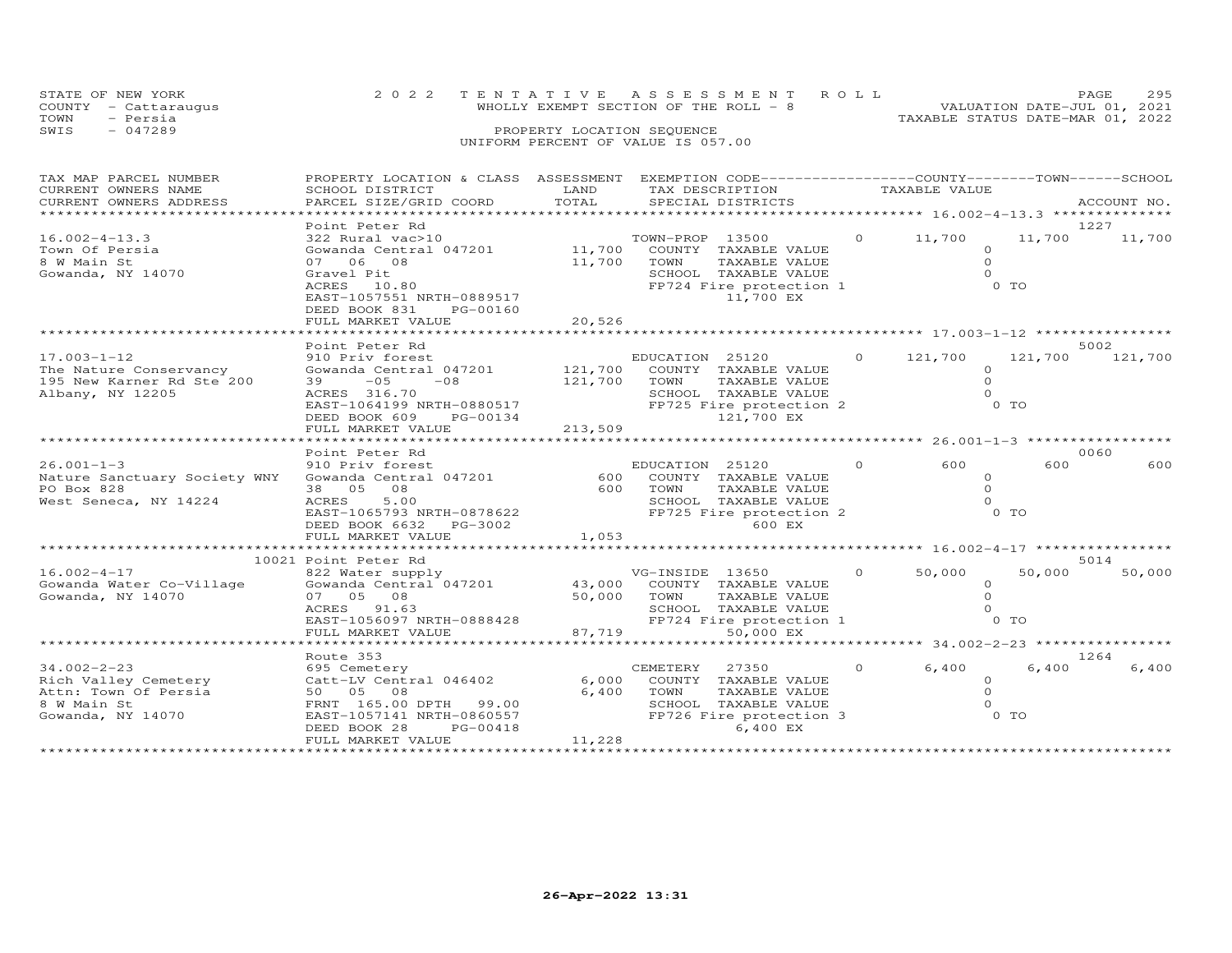STATE OF NEW YORK
COUNTY - Cattaraugus
TOWN - Persia
SWIS - 047289

2022 TENTATIVE ASSESSMENT ROLL
WHOLLY EXEMPT SECTION OF THE ROLL - 8
PROPERTY LOCATION SEQUENCE
UNIFORM PERCENT OF VALUE IS 057.00

VALUATION DATE-JUL 01, 2021
TAXABLE STATUS DATE-MAR 01, 2022

| TAX MAP PARCEL NUMBER / CURRENT OWNERS NAME / CURRENT OWNERS ADDRESS | PROPERTY LOCATION & CLASS / SCHOOL DISTRICT / PARCEL SIZE/GRID COORD | ASSESSMENT LAND / TOTAL | EXEMPTION CODE / TAX DESCRIPTION / SPECIAL DISTRICTS | COUNTY | TOWN | SCHOOL | ACCOUNT NO. |
|---|---|---|---|---|---|---|---|
| 16.002-4-13.3 | Point Peter Rd | | | | | | 1227 |
| 16.002-4-13.3 | 322 Rural vac>10 | | TOWN-PROP 13500 0 | 11,700 | 11,700 | 11,700 | |
| Town Of Persia | Gowanda Central 047201 | 11,700 | COUNTY TAXABLE VALUE | 0 | | | |
| 8 W Main St | 07 06 08 | 11,700 | TOWN TAXABLE VALUE | 0 | | | |
| Gowanda, NY 14070 | Gravel Pit | | SCHOOL TAXABLE VALUE | 0 | | | |
| | ACRES 10.80 | | FP724 Fire protection 1 | 0 TO | | | |
| | EAST-1057551 NRTH-0889517 | | 11,700 EX | | | | |
| | DEED BOOK 831 PG-00160 | | | | | | |
| | FULL MARKET VALUE | 20,526 | | | | | |
| 17.003-1-12 | Point Peter Rd | | | | | | 5002 |
| 17.003-1-12 | 910 Priv forest | | EDUCATION 25120 0 | 121,700 | 121,700 | 121,700 | |
| The Nature Conservancy | Gowanda Central 047201 | 121,700 | COUNTY TAXABLE VALUE | 0 | | | |
| 195 New Karner Rd Ste 200 | 39 -05 -08 | 121,700 | TOWN TAXABLE VALUE | 0 | | | |
| Albany, NY 12205 | ACRES 316.70 | | SCHOOL TAXABLE VALUE | 0 | | | |
| | EAST-1064199 NRTH-0880517 | | FP725 Fire protection 2 | 0 TO | | | |
| | DEED BOOK 609 PG-00134 | | 121,700 EX | | | | |
| | FULL MARKET VALUE | 213,509 | | | | | |
| 26.001-1-3 | Point Peter Rd | | | | | | 0060 |
| 26.001-1-3 | 910 Priv forest | | EDUCATION 25120 0 | 600 | 600 | 600 | |
| Nature Sanctuary Society WNY | Gowanda Central 047201 | 600 | COUNTY TAXABLE VALUE | 0 | | | |
| PO Box 828 | 38 05 08 | 600 | TOWN TAXABLE VALUE | 0 | | | |
| West Seneca, NY 14224 | ACRES 5.00 | | SCHOOL TAXABLE VALUE | 0 | | | |
| | EAST-1065793 NRTH-0878622 | | FP725 Fire protection 2 | 0 TO | | | |
| | DEED BOOK 6632 PG-3002 | | 600 EX | | | | |
| | FULL MARKET VALUE | 1,053 | | | | | |
| 16.002-4-17 | 10021 Point Peter Rd | | | | | | 5014 |
| 16.002-4-17 | 822 Water supply | | VG-INSIDE 13650 0 | 50,000 | 50,000 | 50,000 | |
| Gowanda Water Co-Village | Gowanda Central 047201 | 43,000 | COUNTY TAXABLE VALUE | 0 | | | |
| Gowanda, NY 14070 | 07 05 08 | 50,000 | TOWN TAXABLE VALUE | 0 | | | |
| | ACRES 91.63 | | SCHOOL TAXABLE VALUE | 0 | | | |
| | EAST-1056097 NRTH-0888428 | | FP724 Fire protection 1 | 0 TO | | | |
| | FULL MARKET VALUE | 87,719 | 50,000 EX | | | | |
| 34.002-2-23 | Route 353 | | | | | | 1264 |
| 34.002-2-23 | 695 Cemetery | | CEMETERY 27350 0 | 6,400 | 6,400 | 6,400 | |
| Rich Valley Cemetery | Catt-LV Central 046402 | 6,000 | COUNTY TAXABLE VALUE | 0 | | | |
| Attn: Town Of Persia | 50 05 08 | 6,400 | TOWN TAXABLE VALUE | 0 | | | |
| 8 W Main St | FRNT 165.00 DPTH 99.00 | | SCHOOL TAXABLE VALUE | 0 | | | |
| Gowanda, NY 14070 | EAST-1057141 NRTH-0860557 | | FP726 Fire protection 3 | 0 TO | | | |
| | DEED BOOK 28 PG-00418 | | 6,400 EX | | | | |
| | FULL MARKET VALUE | 11,228 | | | | | |

26-Apr-2022 13:31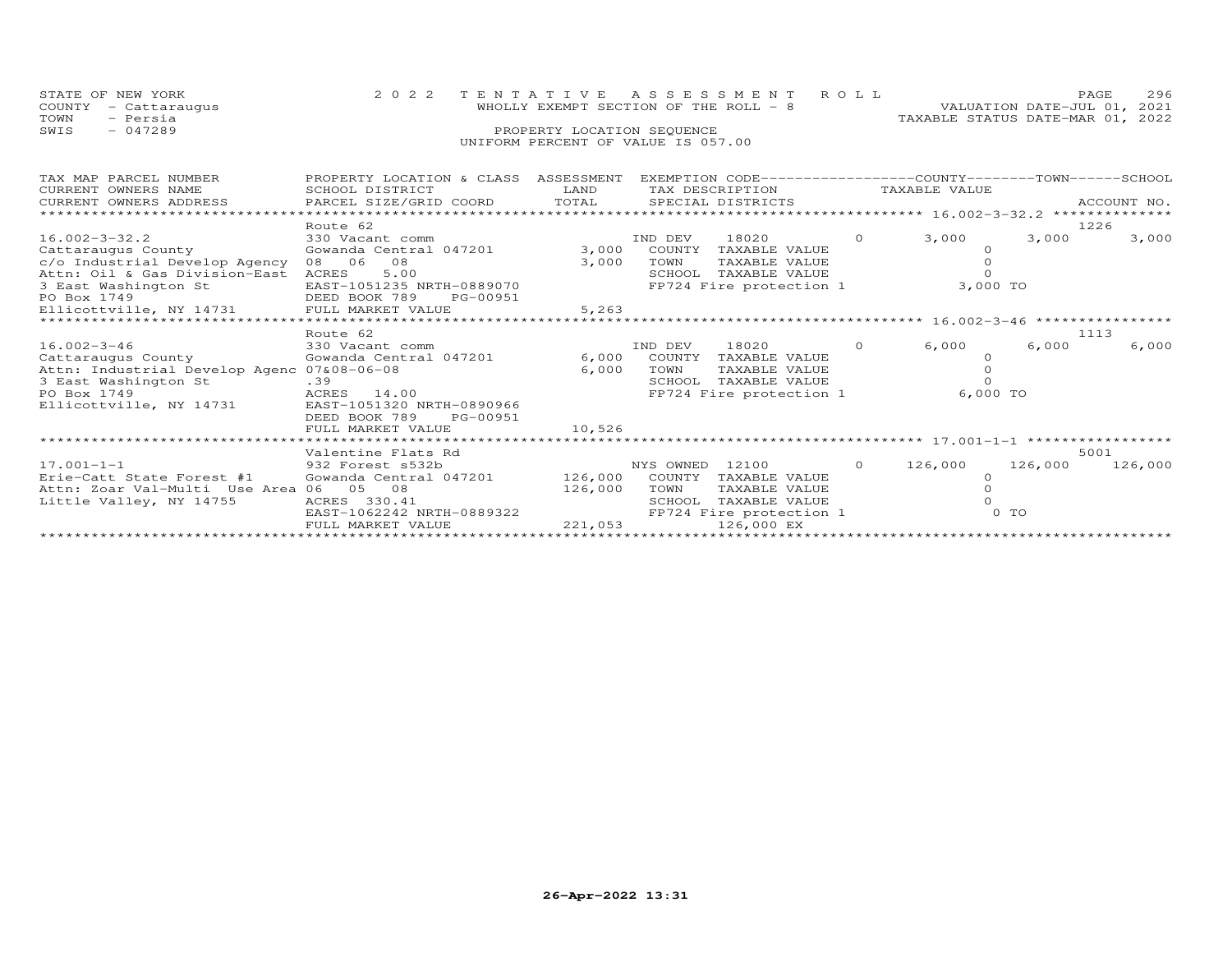STATE OF NEW YORK | 2022 TENTATIVE ASSESSMENT ROLL | PAGE 296
COUNTY - Cattaraugus | WHOLLY EXEMPT SECTION OF THE ROLL - 8 | VALUATION DATE-JUL 01, 2021
TOWN - Persia | | TAXABLE STATUS DATE-MAR 01, 2022
SWIS - 047289 | PROPERTY LOCATION SEQUENCE
UNIFORM PERCENT OF VALUE IS 057.00

| TAX MAP PARCEL NUMBER / CURRENT OWNERS NAME / CURRENT OWNERS ADDRESS | PROPERTY LOCATION & CLASS / SCHOOL DISTRICT / PARCEL SIZE/GRID COORD | ASSESSMENT LAND / TOTAL | EXEMPTION CODE / TAX DESCRIPTION / SPECIAL DISTRICTS | COUNTY TAXABLE VALUE | TOWN | SCHOOL ACCOUNT NO. |
|---|---|---|---|---|---|---|
| **16.002-3-32.2** | Route 62 | | | | | 1226 |
| 16.002-3-32.2 | 330 Vacant comm | | IND DEV 18020 0 | 3,000 | 3,000 | 3,000 |
| Cattaraugus County | Gowanda Central 047201 | 3,000 | COUNTY TAXABLE VALUE | 0 | | |
| c/o Industrial Develop Agency | 08 06 08 | 3,000 | TOWN TAXABLE VALUE | 0 | | |
| Attn: Oil & Gas Division-East | ACRES 5.00 | | SCHOOL TAXABLE VALUE | 0 | | |
| 3 East Washington St | EAST-1051235 NRTH-0889070 | | FP724 Fire protection 1 | 3,000 TO | | |
| PO Box 1749 | DEED BOOK 789 PG-00951 | | | | | |
| Ellicottville, NY 14731 | FULL MARKET VALUE | 5,263 | | | | |
| **16.002-3-46** | Route 62 | | | | | 1113 |
| 16.002-3-46 | 330 Vacant comm | | IND DEV 18020 0 | 6,000 | 6,000 | 6,000 |
| Cattaraugus County | Gowanda Central 047201 | 6,000 | COUNTY TAXABLE VALUE | 0 | | |
| Attn: Industrial Develop Agenc | 07&08-06-08 | 6,000 | TOWN TAXABLE VALUE | 0 | | |
| 3 East Washington St | .39 | | SCHOOL TAXABLE VALUE | 0 | | |
| PO Box 1749 | ACRES 14.00 | | FP724 Fire protection 1 | 6,000 TO | | |
| Ellicottville, NY 14731 | EAST-1051320 NRTH-0890966 | | | | | |
| | DEED BOOK 789 PG-00951 | | | | | |
| | FULL MARKET VALUE | 10,526 | | | | |
| **17.001-1-1** | Valentine Flats Rd | | | | | 5001 |
| 17.001-1-1 | 932 Forest s532b | | NYS OWNED 12100 0 | 126,000 | 126,000 | 126,000 |
| Erie-Catt State Forest #1 | Gowanda Central 047201 | 126,000 | COUNTY TAXABLE VALUE | 0 | | |
| Attn: Zoar Val-Multi Use Area | 06 05 08 | 126,000 | TOWN TAXABLE VALUE | 0 | | |
| Little Valley, NY 14755 | ACRES 330.41 | | SCHOOL TAXABLE VALUE | 0 | | |
| | EAST-1062242 NRTH-0889322 | | FP724 Fire protection 1 | 0 TO | | |
| | FULL MARKET VALUE | 221,053 | 126,000 EX | | | |

26-Apr-2022 13:31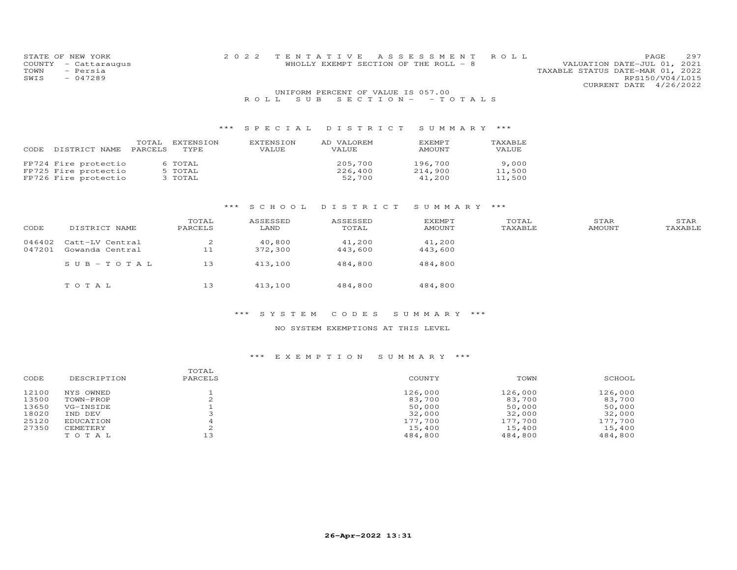STATE OF NEW YORK
COUNTY - Cattaraugus
TOWN - Persia
SWIS - 047289

2022 TENTATIVE ASSESSMENT ROLL
WHOLLY EXEMPT SECTION OF THE ROLL - 8

VALUATION DATE-JUL 01, 2021
TAXABLE STATUS DATE-MAR 01, 2022
RPS150/V04/L015
CURRENT DATE 4/26/2022

UNIFORM PERCENT OF VALUE IS 057.00

ROLL SUB SECTION- - TOTALS

### *** SPECIAL DISTRICT SUMMARY ***

| CODE | DISTRICT NAME | TOTAL PARCELS | EXTENSION TYPE | EXTENSION VALUE | AD VALOREM VALUE | EXEMPT AMOUNT | TAXABLE VALUE |
|---|---|---|---|---|---|---|---|
| FP724 | Fire protectio | 6 | TOTAL | | 205,700 | 196,700 | 9,000 |
| FP725 | Fire protectio | 5 | TOTAL | | 226,400 | 214,900 | 11,500 |
| FP726 | Fire protectio | 3 | TOTAL | | 52,700 | 41,200 | 11,500 |

### *** SCHOOL DISTRICT SUMMARY ***

| CODE | DISTRICT NAME | TOTAL PARCELS | ASSESSED LAND | ASSESSED TOTAL | EXEMPT AMOUNT | TOTAL TAXABLE | STAR AMOUNT | STAR TAXABLE |
|---|---|---|---|---|---|---|---|---|
| 046402 | Catt-LV Central | 2 | 40,800 | 41,200 | 41,200 | | | |
| 047201 | Gowanda Central | 11 | 372,300 | 443,600 | 443,600 | | | |
| | SUB-TOTAL | 13 | 413,100 | 484,800 | 484,800 | | | |
| | TOTAL | 13 | 413,100 | 484,800 | 484,800 | | | |

### *** SYSTEM CODES SUMMARY ***

NO SYSTEM EXEMPTIONS AT THIS LEVEL

### *** EXEMPTION SUMMARY ***

| CODE | DESCRIPTION | TOTAL PARCELS | COUNTY | TOWN | SCHOOL |
|---|---|---|---|---|---|
| 12100 | NYS OWNED | 1 | 126,000 | 126,000 | 126,000 |
| 13500 | TOWN-PROP | 2 | 83,700 | 83,700 | 83,700 |
| 13650 | VG-INSIDE | 1 | 50,000 | 50,000 | 50,000 |
| 18020 | IND DEV | 3 | 32,000 | 32,000 | 32,000 |
| 25120 | EDUCATION | 4 | 177,700 | 177,700 | 177,700 |
| 27350 | CEMETERY | 2 | 15,400 | 15,400 | 15,400 |
| | TOTAL | 13 | 484,800 | 484,800 | 484,800 |

26-Apr-2022 13:31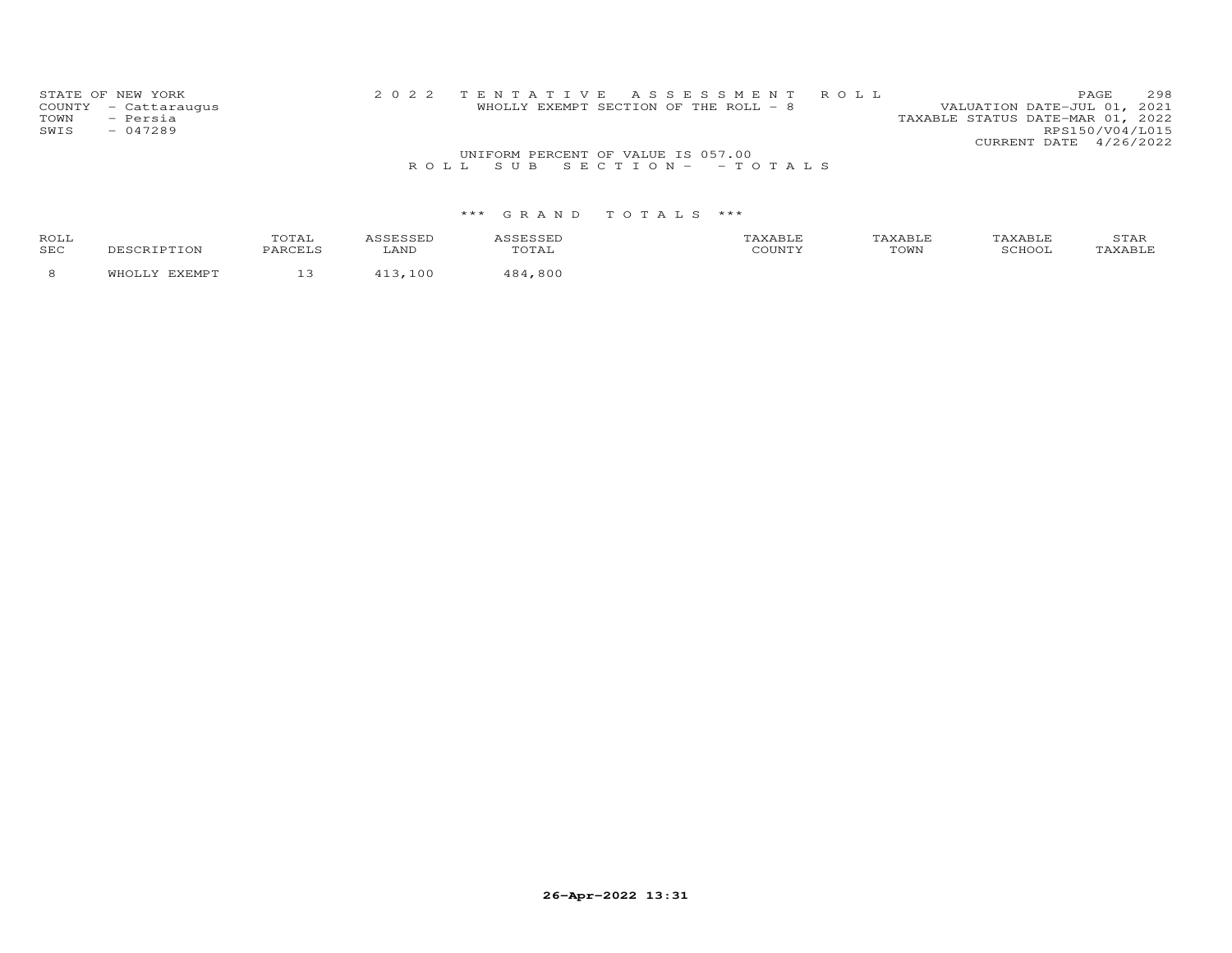STATE OF NEW YORK
COUNTY - Cattaraugus
TOWN - Persia
SWIS - 047289

2022 TENTATIVE ASSESSMENT ROLL
WHOLLY EXEMPT SECTION OF THE ROLL - 8

VALUATION DATE-JUL 01, 2021
TAXABLE STATUS DATE-MAR 01, 2022
RPS150/V04/L015
CURRENT DATE 4/26/2022

UNIFORM PERCENT OF VALUE IS 057.00

ROLL SUB SECTION - - TOTALS

*** GRAND TOTALS ***

| ROLL SEC | DESCRIPTION | TOTAL PARCELS | ASSESSED LAND | ASSESSED TOTAL | TAXABLE COUNTY | TAXABLE TOWN | TAXABLE SCHOOL | STAR TAXABLE |
|---|---|---|---|---|---|---|---|---|
| 8 | WHOLLY EXEMPT | 13 | 413,100 | 484,800 | | | | |

26-Apr-2022 13:31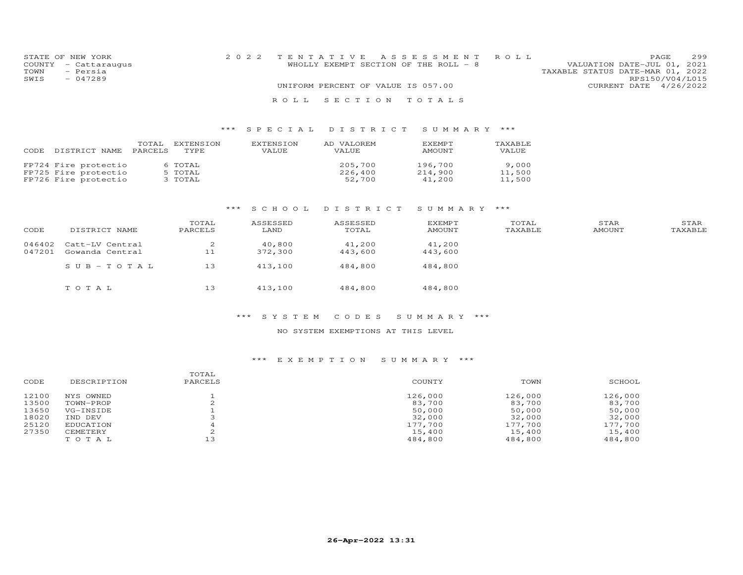STATE OF NEW YORK
COUNTY - Cattaraugus
TOWN - Persia
SWIS - 047289

2022 TENTATIVE ASSESSMENT ROLL
WHOLLY EXEMPT SECTION OF THE ROLL - 8

UNIFORM PERCENT OF VALUE IS 057.00

VALUATION DATE-JUL 01, 2021
TAXABLE STATUS DATE-MAR 01, 2022
RPS150/V04/L015
CURRENT DATE 4/26/2022

ROLL SECTION TOTALS

## *** SPECIAL DISTRICT SUMMARY ***

| CODE | DISTRICT NAME | TOTAL PARCELS | EXTENSION TYPE | EXTENSION VALUE | AD VALOREM VALUE | EXEMPT AMOUNT | TAXABLE VALUE |
|---|---|---|---|---|---|---|---|
| FP724 | Fire protectio | 6 | TOTAL | | 205,700 | 196,700 | 9,000 |
| FP725 | Fire protectio | 5 | TOTAL | | 226,400 | 214,900 | 11,500 |
| FP726 | Fire protectio | 3 | TOTAL | | 52,700 | 41,200 | 11,500 |

## *** SCHOOL DISTRICT SUMMARY ***

| CODE | DISTRICT NAME | TOTAL PARCELS | ASSESSED LAND | ASSESSED TOTAL | EXEMPT AMOUNT | TOTAL TAXABLE | STAR AMOUNT | STAR TAXABLE |
|---|---|---|---|---|---|---|---|---|
| 046402 | Catt-LV Central | 2 | 40,800 | 41,200 | 41,200 | | | |
| 047201 | Gowanda Central | 11 | 372,300 | 443,600 | 443,600 | | | |
| | SUB-TOTAL | 13 | 413,100 | 484,800 | 484,800 | | | |
| | TOTAL | 13 | 413,100 | 484,800 | 484,800 | | | |

## *** SYSTEM CODES SUMMARY ***

NO SYSTEM EXEMPTIONS AT THIS LEVEL

## *** EXEMPTION SUMMARY ***

| CODE | DESCRIPTION | TOTAL PARCELS | COUNTY | TOWN | SCHOOL |
|---|---|---|---|---|---|
| 12100 | NYS OWNED | 1 | 126,000 | 126,000 | 126,000 |
| 13500 | TOWN-PROP | 2 | 83,700 | 83,700 | 83,700 |
| 13650 | VG-INSIDE | 1 | 50,000 | 50,000 | 50,000 |
| 18020 | IND DEV | 3 | 32,000 | 32,000 | 32,000 |
| 25120 | EDUCATION | 4 | 177,700 | 177,700 | 177,700 |
| 27350 | CEMETERY | 2 | 15,400 | 15,400 | 15,400 |
| | TOTAL | 13 | 484,800 | 484,800 | 484,800 |

26-Apr-2022 13:31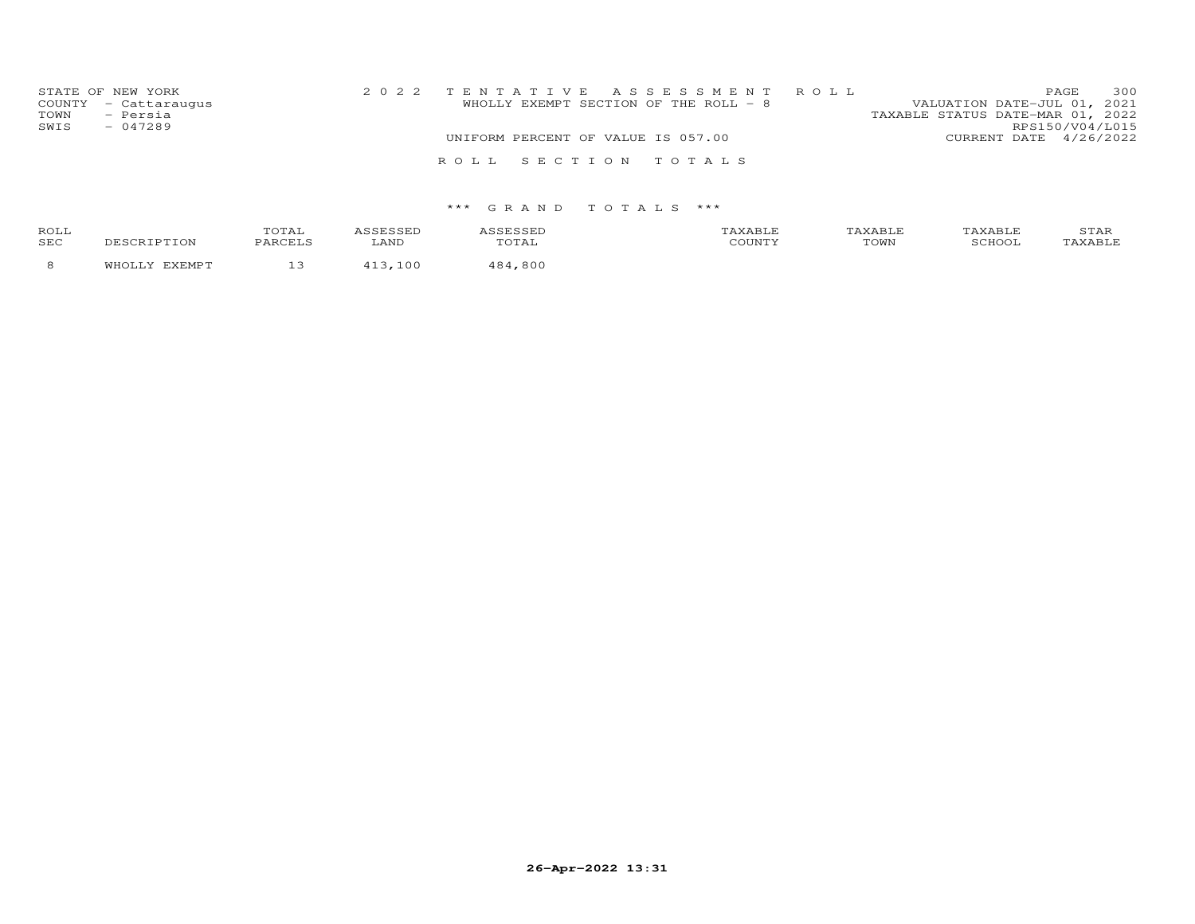STATE OF NEW YORK
COUNTY - Cattaraugus
TOWN - Persia
SWIS - 047289

2022 TENTATIVE ASSESSMENT ROLL
WHOLLY EXEMPT SECTION OF THE ROLL - 8
UNIFORM PERCENT OF VALUE IS 057.00

VALUATION DATE-JUL 01, 2021
TAXABLE STATUS DATE-MAR 01, 2022
RPS150/V04/L015
CURRENT DATE 4/26/2022

ROLL SECTION TOTALS

*** GRAND TOTALS ***

| ROLL SEC | DESCRIPTION | TOTAL PARCELS | ASSESSED LAND | ASSESSED TOTAL | TAXABLE COUNTY | TAXABLE TOWN | TAXABLE SCHOOL | STAR TAXABLE |
|---|---|---|---|---|---|---|---|---|
| 8 | WHOLLY EXEMPT | 13 | 413,100 | 484,800 | | | | |

26-Apr-2022 13:31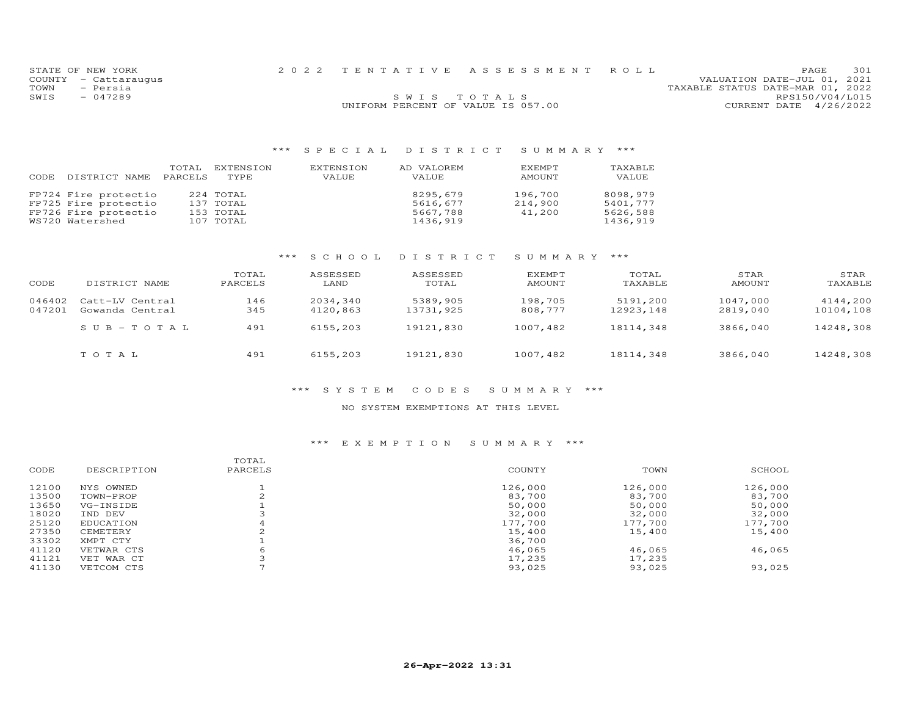STATE OF NEW YORK
COUNTY - Cattaraugus
TOWN - Persia
SWIS - 047289

2022 TENTATIVE ASSESSMENT ROLL

SWIS TOTALS

UNIFORM PERCENT OF VALUE IS 057.00

VALUATION DATE-JUL 01, 2021
TAXABLE STATUS DATE-MAR 01, 2022
RPS150/V04/L015
CURRENT DATE 4/26/2022

## *** SPECIAL DISTRICT SUMMARY ***

| CODE | DISTRICT NAME | TOTAL PARCELS | EXTENSION TYPE | EXTENSION VALUE | AD VALOREM VALUE | EXEMPT AMOUNT | TAXABLE VALUE |
|---|---|---|---|---|---|---|---|
| FP724 | Fire protectio | 224 | TOTAL | | 8295,679 | 196,700 | 8098,979 |
| FP725 | Fire protectio | 137 | TOTAL | | 5616,677 | 214,900 | 5401,777 |
| FP726 | Fire protectio | 153 | TOTAL | | 5667,788 | 41,200 | 5626,588 |
| WS720 | Watershed | 107 | TOTAL | | 1436,919 | | 1436,919 |

## *** SCHOOL DISTRICT SUMMARY ***

| CODE | DISTRICT NAME | TOTAL PARCELS | ASSESSED LAND | ASSESSED TOTAL | EXEMPT AMOUNT | TOTAL TAXABLE | STAR AMOUNT | STAR TAXABLE |
|---|---|---|---|---|---|---|---|---|
| 046402 | Catt-LV Central | 146 | 2034,340 | 5389,905 | 198,705 | 5191,200 | 1047,000 | 4144,200 |
| 047201 | Gowanda Central | 345 | 4120,863 | 13731,925 | 808,777 | 12923,148 | 2819,040 | 10104,108 |
| | SUB-TOTAL | 491 | 6155,203 | 19121,830 | 1007,482 | 18114,348 | 3866,040 | 14248,308 |
| | TOTAL | 491 | 6155,203 | 19121,830 | 1007,482 | 18114,348 | 3866,040 | 14248,308 |

## *** SYSTEM CODES SUMMARY ***

NO SYSTEM EXEMPTIONS AT THIS LEVEL

## *** EXEMPTION SUMMARY ***

| CODE | DESCRIPTION | TOTAL PARCELS | COUNTY | TOWN | SCHOOL |
|---|---|---|---|---|---|
| 12100 | NYS OWNED | 1 | 126,000 | 126,000 | 126,000 |
| 13500 | TOWN-PROP | 2 | 83,700 | 83,700 | 83,700 |
| 13650 | VG-INSIDE | 1 | 50,000 | 50,000 | 50,000 |
| 18020 | IND DEV | 3 | 32,000 | 32,000 | 32,000 |
| 25120 | EDUCATION | 4 | 177,700 | 177,700 | 177,700 |
| 27350 | CEMETERY | 2 | 15,400 | 15,400 | 15,400 |
| 33302 | XMPT CTY | 1 | 36,700 | | |
| 41120 | VETWAR CTS | 6 | 46,065 | 46,065 | 46,065 |
| 41121 | VET WAR CT | 3 | 17,235 | 17,235 | |
| 41130 | VETCOM CTS | 7 | 93,025 | 93,025 | 93,025 |

26-Apr-2022 13:31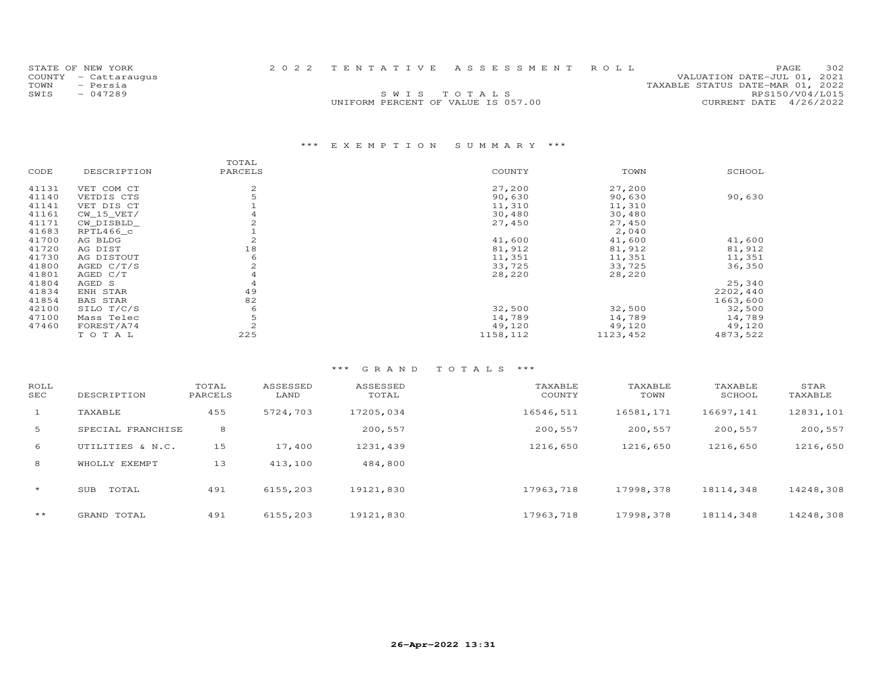STATE OF NEW YORK
COUNTY - Cattaraugus
TOWN - Persia
SWIS - 047289

2 0 2 2 T E N T A T I V E A S S E S S M E N T R O L L

S W I S T O T A L S

UNIFORM PERCENT OF VALUE IS 057.00

VALUATION DATE-JUL 01, 2021
TAXABLE STATUS DATE-MAR 01, 2022
RPS150/V04/L015
CURRENT DATE 4/26/2022

## *** E X E M P T I O N S U M M A R Y ***

| CODE | DESCRIPTION | TOTAL PARCELS | COUNTY | TOWN | SCHOOL |
|---|---|---|---|---|---|
| 41131 | VET COM CT | 2 | 27,200 | 27,200 | |
| 41140 | VETDIS CTS | 5 | 90,630 | 90,630 | 90,630 |
| 41141 | VET DIS CT | 1 | 11,310 | 11,310 | |
| 41161 | CW_15_VET/ | 4 | 30,480 | 30,480 | |
| 41171 | CW_DISBLD_ | 2 | 27,450 | 27,450 | |
| 41683 | RPTL466_c | 1 | | 2,040 | |
| 41700 | AG BLDG | 2 | 41,600 | 41,600 | 41,600 |
| 41720 | AG DIST | 18 | 81,912 | 81,912 | 81,912 |
| 41730 | AG DISTOUT | 6 | 11,351 | 11,351 | 11,351 |
| 41800 | AGED C/T/S | 2 | 33,725 | 33,725 | 36,350 |
| 41801 | AGED C/T | 4 | 28,220 | 28,220 | |
| 41804 | AGED S | 4 | | | 25,340 |
| 41834 | ENH STAR | 49 | | | 2202,440 |
| 41854 | BAS STAR | 82 | | | 1663,600 |
| 42100 | SILO T/C/S | 6 | 32,500 | 32,500 | 32,500 |
| 47100 | Mass Telec | 5 | 14,789 | 14,789 | 14,789 |
| 47460 | FOREST/A74 | 2 | 49,120 | 49,120 | 49,120 |
| | T O T A L | 225 | 1158,112 | 1123,452 | 4873,522 |

## *** G R A N D T O T A L S ***

| ROLL SEC | DESCRIPTION | TOTAL PARCELS | ASSESSED LAND | ASSESSED TOTAL | TAXABLE COUNTY | TAXABLE TOWN | TAXABLE SCHOOL | STAR TAXABLE |
|---|---|---|---|---|---|---|---|---|
| 1 | TAXABLE | 455 | 5724,703 | 17205,034 | 16546,511 | 16581,171 | 16697,141 | 12831,101 |
| 5 | SPECIAL FRANCHISE | 8 | | 200,557 | 200,557 | 200,557 | 200,557 | 200,557 |
| 6 | UTILITIES & N.C. | 15 | 17,400 | 1231,439 | 1216,650 | 1216,650 | 1216,650 | 1216,650 |
| 8 | WHOLLY EXEMPT | 13 | 413,100 | 484,800 | | | | |
| * | SUB TOTAL | 491 | 6155,203 | 19121,830 | 17963,718 | 17998,378 | 18114,348 | 14248,308 |
| ** | GRAND TOTAL | 491 | 6155,203 | 19121,830 | 17963,718 | 17998,378 | 18114,348 | 14248,308 |

26-Apr-2022 13:31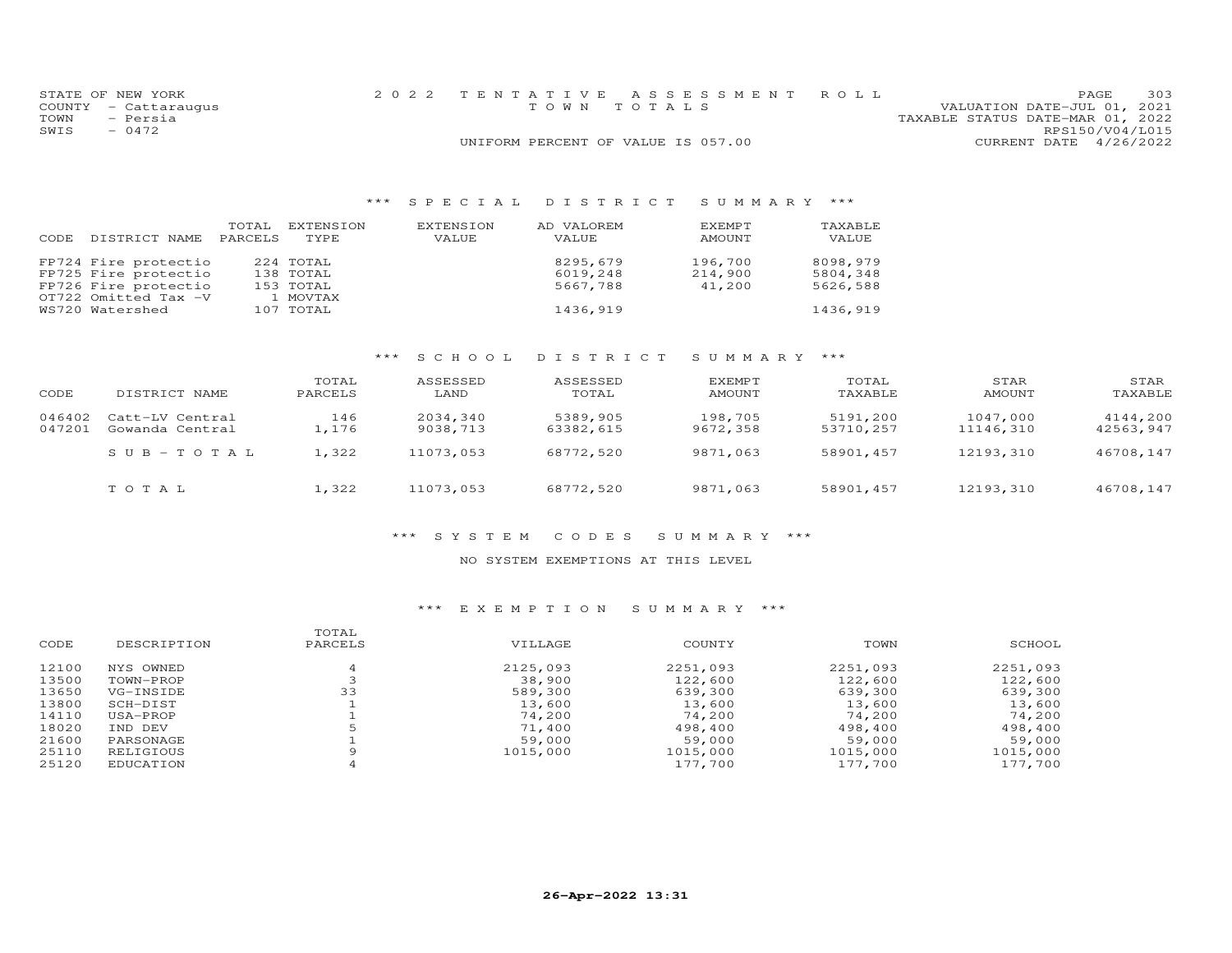STATE OF NEW YORK
COUNTY - Cattaraugus
TOWN - Persia
SWIS - 0472

2022 TENTATIVE ASSESSMENT ROLL
TOWN TOTALS
UNIFORM PERCENT OF VALUE IS 057.00

VALUATION DATE-JUL 01, 2021
TAXABLE STATUS DATE-MAR 01, 2022
RPS150/V04/L015
CURRENT DATE 4/26/2022

## *** SPECIAL DISTRICT SUMMARY ***

| CODE | DISTRICT NAME | TOTAL PARCELS | EXTENSION TYPE | EXTENSION VALUE | AD VALOREM VALUE | EXEMPT AMOUNT | TAXABLE VALUE |
|---|---|---|---|---|---|---|---|
| FP724 | Fire protectio | 224 | TOTAL | | 8295,679 | 196,700 | 8098,979 |
| FP725 | Fire protectio | 138 | TOTAL | | 6019,248 | 214,900 | 5804,348 |
| FP726 | Fire protectio | 153 | TOTAL | | 5667,788 | 41,200 | 5626,588 |
| OT722 | Omitted Tax -V | 1 | MOVTAX | | | | |
| WS720 | Watershed | 107 | TOTAL | | 1436,919 | | 1436,919 |

## *** SCHOOL DISTRICT SUMMARY ***

| CODE | DISTRICT NAME | TOTAL PARCELS | ASSESSED LAND | ASSESSED TOTAL | EXEMPT AMOUNT | TOTAL TAXABLE | STAR AMOUNT | STAR TAXABLE |
|---|---|---|---|---|---|---|---|---|
| 046402 | Catt-LV Central | 146 | 2034,340 | 5389,905 | 198,705 | 5191,200 | 1047,000 | 4144,200 |
| 047201 | Gowanda Central | 1,176 | 9038,713 | 63382,615 | 9672,358 | 53710,257 | 11146,310 | 42563,947 |
| | SUB-TOTAL | 1,322 | 11073,053 | 68772,520 | 9871,063 | 58901,457 | 12193,310 | 46708,147 |
| | TOTAL | 1,322 | 11073,053 | 68772,520 | 9871,063 | 58901,457 | 12193,310 | 46708,147 |

## *** SYSTEM CODES SUMMARY ***

NO SYSTEM EXEMPTIONS AT THIS LEVEL

## *** EXEMPTION SUMMARY ***

| CODE | DESCRIPTION | TOTAL PARCELS | VILLAGE | COUNTY | TOWN | SCHOOL |
|---|---|---|---|---|---|---|
| 12100 | NYS OWNED | 4 | 2125,093 | 2251,093 | 2251,093 | 2251,093 |
| 13500 | TOWN-PROP | 3 | 38,900 | 122,600 | 122,600 | 122,600 |
| 13650 | VG-INSIDE | 33 | 589,300 | 639,300 | 639,300 | 639,300 |
| 13800 | SCH-DIST | 1 | 13,600 | 13,600 | 13,600 | 13,600 |
| 14110 | USA-PROP | 1 | 74,200 | 74,200 | 74,200 | 74,200 |
| 18020 | IND DEV | 5 | 71,400 | 498,400 | 498,400 | 498,400 |
| 21600 | PARSONAGE | 1 | 59,000 | 59,000 | 59,000 | 59,000 |
| 25110 | RELIGIOUS | 9 | 1015,000 | 1015,000 | 1015,000 | 1015,000 |
| 25120 | EDUCATION | 4 | | 177,700 | 177,700 | 177,700 |

26-Apr-2022 13:31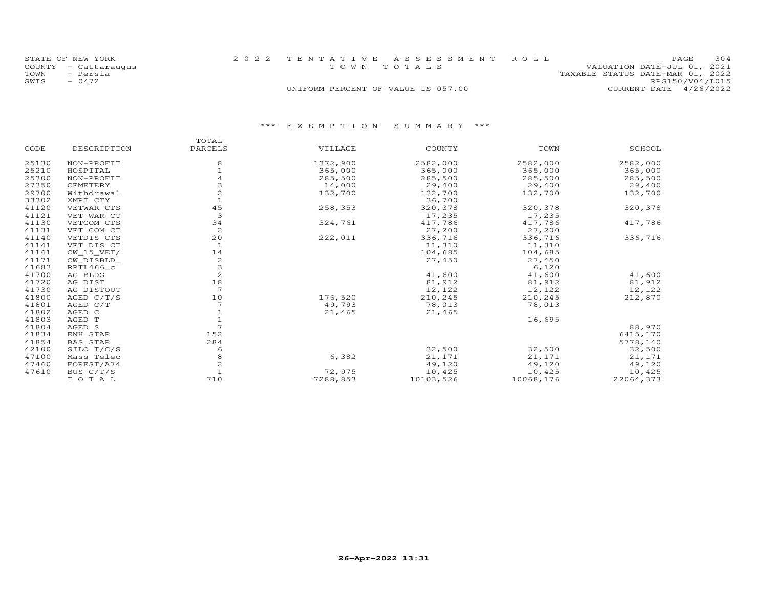STATE OF NEW YORK
COUNTY - Cattaraugus
TOWN - Persia
SWIS - 0472

2022 TENTATIVE ASSESSMENT ROLL
TOWN TOTALS
UNIFORM PERCENT OF VALUE IS 057.00

VALUATION DATE-JUL 01, 2021
TAXABLE STATUS DATE-MAR 01, 2022
RPS150/V04/L015
CURRENT DATE 4/26/2022

### *** EXEMPTION SUMMARY ***

| CODE | DESCRIPTION | TOTAL PARCELS | VILLAGE | COUNTY | TOWN | SCHOOL |
|---|---|---|---|---|---|---|
| 25130 | NON-PROFIT | 8 | 1372,900 | 2582,000 | 2582,000 | 2582,000 |
| 25210 | HOSPITAL | 1 | 365,000 | 365,000 | 365,000 | 365,000 |
| 25300 | NON-PROFIT | 4 | 285,500 | 285,500 | 285,500 | 285,500 |
| 27350 | CEMETERY | 3 | 14,000 | 29,400 | 29,400 | 29,400 |
| 29700 | Withdrawal | 2 | 132,700 | 132,700 | 132,700 | 132,700 |
| 33302 | XMPT CTY | 1 | | 36,700 | | |
| 41120 | VETWAR CTS | 45 | 258,353 | 320,378 | 320,378 | 320,378 |
| 41121 | VET WAR CT | 3 | | 17,235 | 17,235 | |
| 41130 | VETCOM CTS | 34 | 324,761 | 417,786 | 417,786 | 417,786 |
| 41131 | VET COM CT | 2 | | 27,200 | 27,200 | |
| 41140 | VETDIS CTS | 20 | 222,011 | 336,716 | 336,716 | 336,716 |
| 41141 | VET DIS CT | 1 | | 11,310 | 11,310 | |
| 41161 | CW_15_VET/ | 14 | | 104,685 | 104,685 | |
| 41171 | CW_DISBLD_ | 2 | | 27,450 | 27,450 | |
| 41683 | RPTL466_c | 3 | | | 6,120 | |
| 41700 | AG BLDG | 2 | | 41,600 | 41,600 | 41,600 |
| 41720 | AG DIST | 18 | | 81,912 | 81,912 | 81,912 |
| 41730 | AG DISTOUT | 7 | | 12,122 | 12,122 | 12,122 |
| 41800 | AGED C/T/S | 10 | 176,520 | 210,245 | 210,245 | 212,870 |
| 41801 | AGED C/T | 7 | 49,793 | 78,013 | 78,013 | |
| 41802 | AGED C | 1 | 21,465 | 21,465 | | |
| 41803 | AGED T | 1 | | | 16,695 | |
| 41804 | AGED S | 7 | | | | 88,970 |
| 41834 | ENH STAR | 152 | | | | 6415,170 |
| 41854 | BAS STAR | 284 | | | | 5778,140 |
| 42100 | SILO T/C/S | 6 | | 32,500 | 32,500 | 32,500 |
| 47100 | Mass Telec | 8 | 6,382 | 21,171 | 21,171 | 21,171 |
| 47460 | FOREST/A74 | 2 | | 49,120 | 49,120 | 49,120 |
| 47610 | BUS C/T/S | 1 | 72,975 | 10,425 | 10,425 | 10,425 |
| | TOTAL | 710 | 7288,853 | 10103,526 | 10068,176 | 22064,373 |

26-Apr-2022 13:31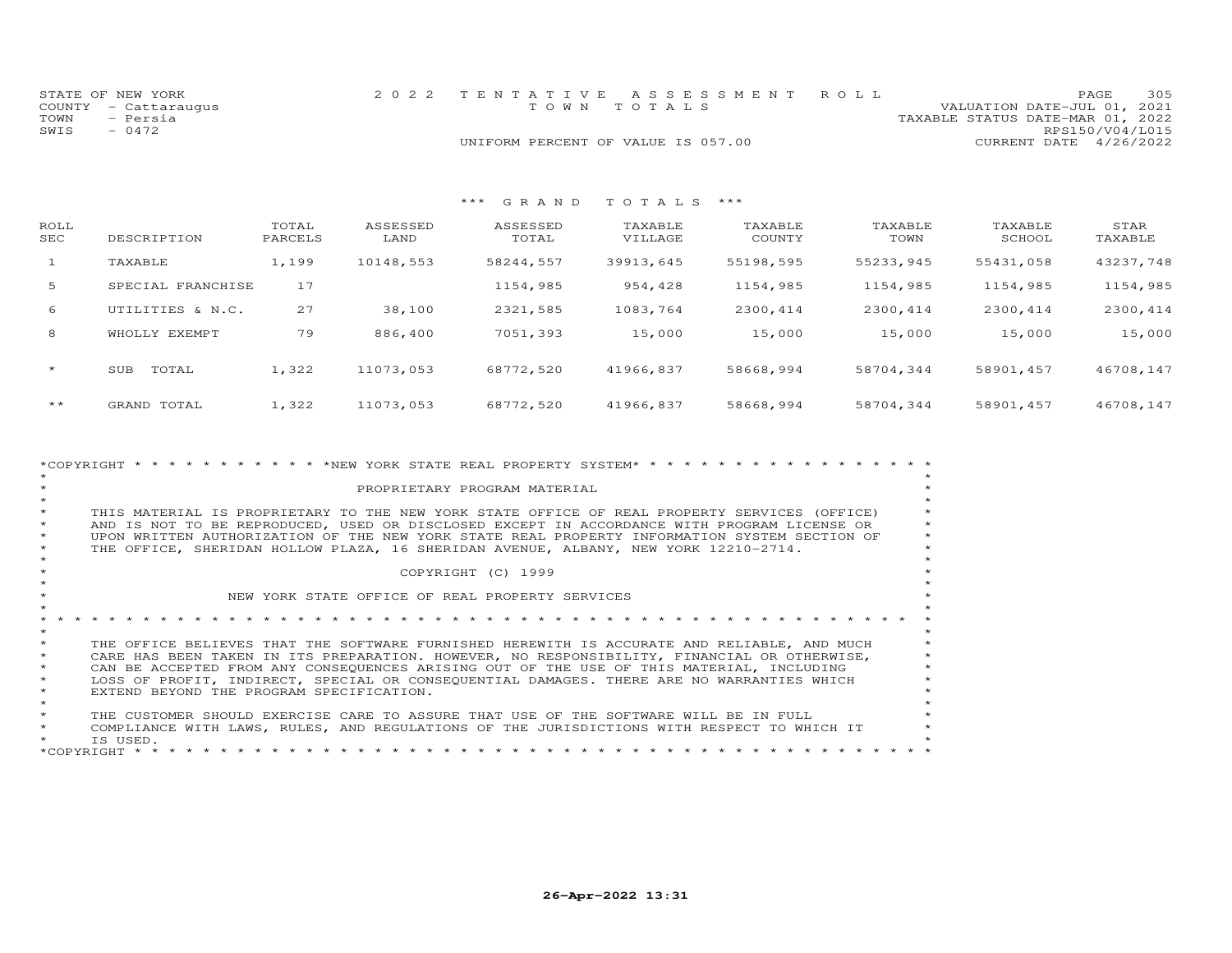STATE OF NEW YORK
COUNTY - Cattaraugus
TOWN - Persia
SWIS - 0472

2 0 2 2 T E N T A T I V E A S S E S S M E N T R O L L
T O W N T O T A L S
UNIFORM PERCENT OF VALUE IS 057.00

VALUATION DATE-JUL 01, 2021
TAXABLE STATUS DATE-MAR 01, 2022
RPS150/V04/L015
CURRENT DATE 4/26/2022

*** G R A N D T O T A L S ***

| ROLL SEC | DESCRIPTION | TOTAL PARCELS | ASSESSED LAND | ASSESSED TOTAL | TAXABLE VILLAGE | TAXABLE COUNTY | TAXABLE TOWN | TAXABLE SCHOOL | STAR TAXABLE |
|---|---|---|---|---|---|---|---|---|---|
| 1 | TAXABLE | 1,199 | 10148,553 | 58244,557 | 39913,645 | 55198,595 | 55233,945 | 55431,058 | 43237,748 |
| 5 | SPECIAL FRANCHISE | 17 | | 1154,985 | 954,428 | 1154,985 | 1154,985 | 1154,985 | 1154,985 |
| 6 | UTILITIES & N.C. | 27 | 38,100 | 2321,585 | 1083,764 | 2300,414 | 2300,414 | 2300,414 | 2300,414 |
| 8 | WHOLLY EXEMPT | 79 | 886,400 | 7051,393 | 15,000 | 15,000 | 15,000 | 15,000 | 15,000 |
| * | SUB TOTAL | 1,322 | 11073,053 | 68772,520 | 41966,837 | 58668,994 | 58704,344 | 58901,457 | 46708,147 |
| ** | GRAND TOTAL | 1,322 | 11073,053 | 68772,520 | 41966,837 | 58668,994 | 58704,344 | 58901,457 | 46708,147 |

*COPYRIGHT * * * * * * * * * * * *NEW YORK STATE REAL PROPERTY SYSTEM* * * * * * * * * * * * * * * * * *

PROPRIETARY PROGRAM MATERIAL

THIS MATERIAL IS PROPRIETARY TO THE NEW YORK STATE OFFICE OF REAL PROPERTY SERVICES (OFFICE) AND IS NOT TO BE REPRODUCED, USED OR DISCLOSED EXCEPT IN ACCORDANCE WITH PROGRAM LICENSE OR UPON WRITTEN AUTHORIZATION OF THE NEW YORK STATE REAL PROPERTY INFORMATION SYSTEM SECTION OF THE OFFICE, SHERIDAN HOLLOW PLAZA, 16 SHERIDAN AVENUE, ALBANY, NEW YORK 12210-2714.

COPYRIGHT (C) 1999

NEW YORK STATE OFFICE OF REAL PROPERTY SERVICES

THE OFFICE BELIEVES THAT THE SOFTWARE FURNISHED HEREWITH IS ACCURATE AND RELIABLE, AND MUCH CARE HAS BEEN TAKEN IN ITS PREPARATION. HOWEVER, NO RESPONSIBILITY, FINANCIAL OR OTHERWISE, CAN BE ACCEPTED FROM ANY CONSEQUENCES ARISING OUT OF THE USE OF THIS MATERIAL, INCLUDING LOSS OF PROFIT, INDIRECT, SPECIAL OR CONSEQUENTIAL DAMAGES. THERE ARE NO WARRANTIES WHICH EXTEND BEYOND THE PROGRAM SPECIFICATION.

THE CUSTOMER SHOULD EXERCISE CARE TO ASSURE THAT USE OF THE SOFTWARE WILL BE IN FULL COMPLIANCE WITH LAWS, RULES, AND REGULATIONS OF THE JURISDICTIONS WITH RESPECT TO WHICH IT IS USED.

*COPYRIGHT * * * * * * * * * * * * * * * * * * * * * * * * * * * * * * * * * * * * * * * * * * * * *

26-Apr-2022 13:31